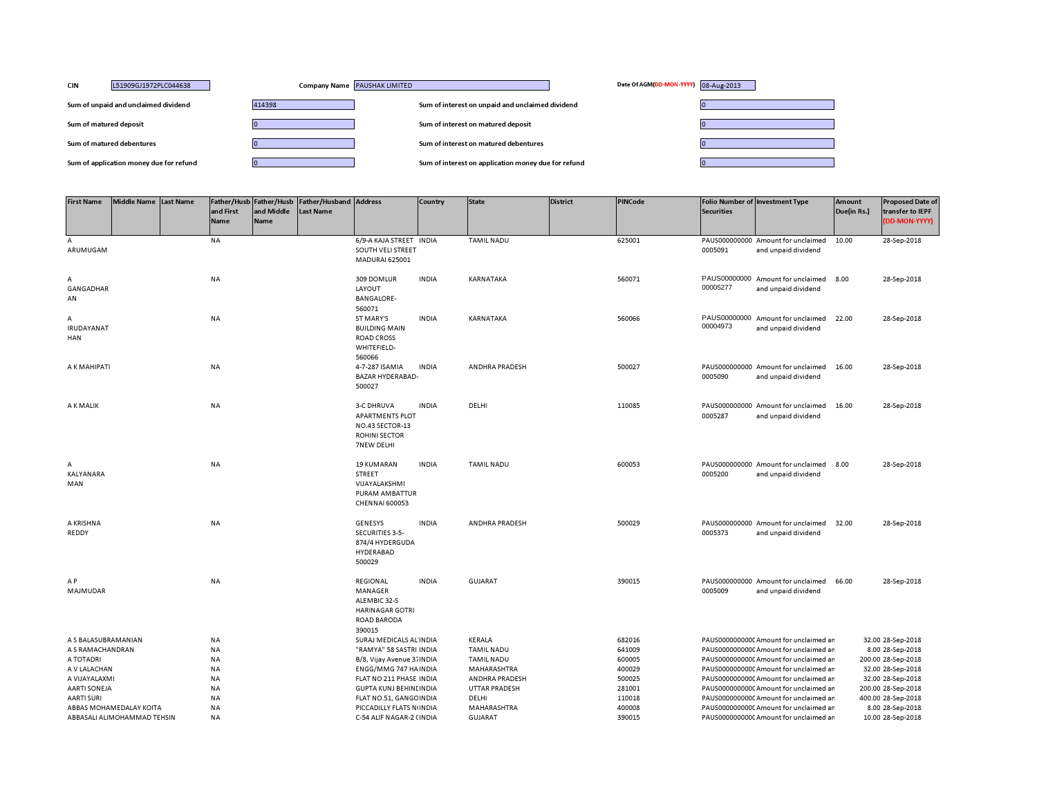| CIN | L51909GJ1972PLC044638 | Company Name | PAUSHAK LIMITED | Date Of AGM(DD-MON-YYYY) | 08-Aug-2013 |
|---|---|---|---|---|---|

| | | | |
|---|---|---|---|
| Sum of unpaid and unclaimed dividend | 414398 | Sum of interest on unpaid and unclaimed dividend | 0 |
| Sum of matured deposit | 0 | Sum of interest on matured deposit | 0 |
| Sum of matured debentures | 0 | Sum of interest on matured debentures | 0 |
| Sum of application money due for refund | 0 | Sum of interest on application money due for refund | 0 |

| First Name | Middle Name | Last Name | Father/Husband First Name | Father/Husband Middle Name | Father/Husband Last Name | Address | Country | State | District | PINCode | Folio Number of Securities | Investment Type | Amount Due(in Rs.) | Proposed Date of transfer to IEPF (DD-MON-YYYY) |
|---|---|---|---|---|---|---|---|---|---|---|---|---|---|---|
| A ARUMUGAM | | | NA | | | 6/9-A KAJA STREET SOUTH VELI STREET MADURAI 625001 | INDIA | TAMIL NADU | | 625001 | PAUS0000000000005091 | Amount for unclaimed and unpaid dividend | 10.00 | 28-Sep-2018 |
| A GANGADHARAN | | | NA | | | 309 DOMLUR LAYOUT BANGALORE-560071 | INDIA | KARNATAKA | | 560071 | PAUS0000000000005277 | Amount for unclaimed and unpaid dividend | 8.00 | 28-Sep-2018 |
| A IRUDAYANATHAN | | | NA | | | ST MARY'S BUILDING MAIN ROAD CROSS WHITEFIELD-560066 | INDIA | KARNATAKA | | 560066 | PAUS0000000000004973 | Amount for unclaimed and unpaid dividend | 22.00 | 28-Sep-2018 |
| A K MAHIPATI | | | NA | | | 4-7-287 ISAMIA BAZAR HYDERABAD-500027 | INDIA | ANDHRA PRADESH | | 500027 | PAUS0000000000005090 | Amount for unclaimed and unpaid dividend | 16.00 | 28-Sep-2018 |
| A K MALIK | | | NA | | | 3-C DHRUVA APARTMENTS PLOT NO.43 SECTOR-13 ROHINI SECTOR 7NEW DELHI | INDIA | DELHI | | 110085 | PAUS0000000000005287 | Amount for unclaimed and unpaid dividend | 16.00 | 28-Sep-2018 |
| A KALYANARAMAN | | | NA | | | 19 KUMARAN STREET VIJAYALAKSHMI PURAM AMBATTUR CHENNAI 600053 | INDIA | TAMIL NADU | | 600053 | PAUS0000000000005200 | Amount for unclaimed and unpaid dividend | 8.00 | 28-Sep-2018 |
| A KRISHNA REDDY | | | NA | | | GENESYS SECURITIES 3-5-874/4 HYDERGUDA HYDERABAD 500029 | INDIA | ANDHRA PRADESH | | 500029 | PAUS0000000000005373 | Amount for unclaimed and unpaid dividend | 32.00 | 28-Sep-2018 |
| A P MAJMUDAR | | | NA | | | REGIONAL MANAGER ALEMBIC 32-S HARINAGAR GOTRI ROAD BARODA 390015 | INDIA | GUJARAT | | 390015 | PAUS0000000000005009 | Amount for unclaimed and unpaid dividend | 66.00 | 28-Sep-2018 |
| A S BALASUBRAMANIAN | | | NA | | | SURAJ MEDICALS AL' | INDIA | KERALA | | 682016 | PAUS0000000000( | Amount for unclaimed an | 32.00 | 28-Sep-2018 |
| A S RAMACHANDRAN | | | NA | | | "RAMYA" 58 SASTRI | INDIA | TAMIL NADU | | 641009 | PAUS0000000000( | Amount for unclaimed an | 8.00 | 28-Sep-2018 |
| A TOTADRI | | | NA | | | B/8, Vijay Avenue 37 | INDIA | TAMIL NADU | | 600005 | PAUS0000000000( | Amount for unclaimed an | 200.00 | 28-Sep-2018 |
| A V LALACHAN | | | NA | | | ENGG/MMG 747 HA | INDIA | MAHARASHTRA | | 400029 | PAUS0000000000( | Amount for unclaimed an | 32.00 | 28-Sep-2018 |
| A VIJAYALAXMI | | | NA | | | FLAT NO 211 PHASE | INDIA | ANDHRA PRADESH | | 500025 | PAUS0000000000( | Amount for unclaimed an | 32.00 | 28-Sep-2018 |
| AARTI SONEJA | | | NA | | | GUPTA KUNJ BEHIN( | INDIA | UTTAR PRADESH | | 281001 | PAUS0000000000( | Amount for unclaimed an | 200.00 | 28-Sep-2018 |
| AARTI SURI | | | NA | | | FLAT NO.51, GANGO | INDIA | DELHI | | 110018 | PAUS0000000000( | Amount for unclaimed an | 400.00 | 28-Sep-2018 |
| ABBAS MOHAMEDALAY KOITA | | | NA | | | PICCADILLY FLATS N | INDIA | MAHARASHTRA | | 400008 | PAUS0000000000( | Amount for unclaimed an | 8.00 | 28-Sep-2018 |
| ABBASALI ALIMOHAMMAD TEHSIN | | | NA | | | C-54 ALIF NAGAR-2 ( | INDIA | GUJARAT | | 390015 | PAUS0000000000( | Amount for unclaimed an | 10.00 | 28-Sep-2018 |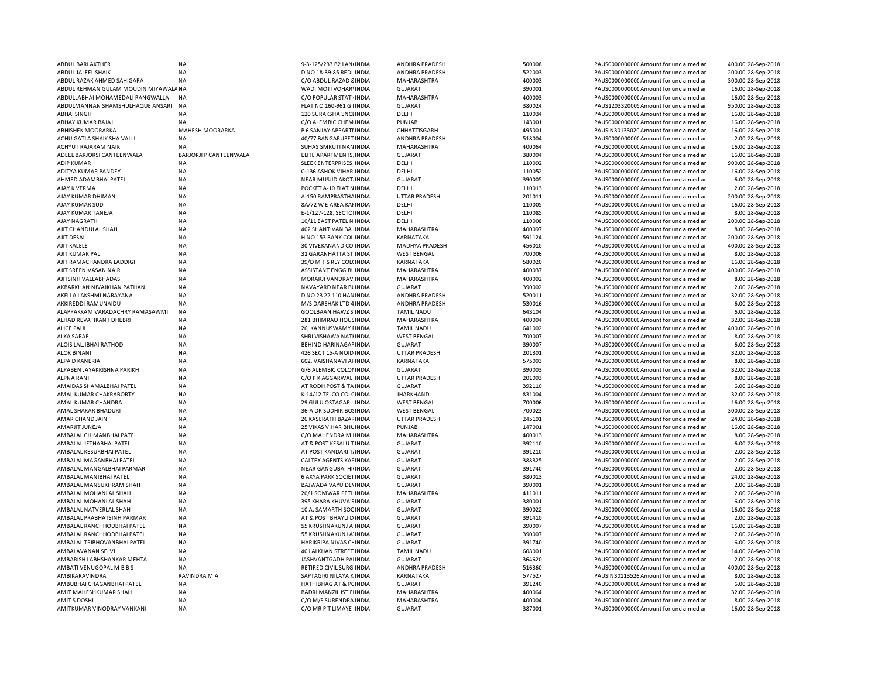| | | | | | | | | |
|---|---|---|---|---|---|---|---|---|
| ABDUL BARI AKTHER | NA | 9-3-125/233 B2 LAN(INDIA | ANDHRA PRADESH | 500008 | PAUS0000000000C Amount for unclaimed an | 400.00 | 28-Sep-2018 |
| ABDUL JALEEL SHAIK | NA | D NO 18-39-85 REDL INDIA | ANDHRA PRADESH | 522003 | PAUS0000000000C Amount for unclaimed an | 200.00 | 28-Sep-2018 |
| ABDUL RAZAK AHMED SAHIGARA | NA | C/O ABDUL RAZAD &INDIA | MAHARASHTRA | 400003 | PAUS0000000000C Amount for unclaimed an | 300.00 | 28-Sep-2018 |
| ABDUL REHMAN GULAM MOUDIN MIYAWALA | NA | WADI MOTI VOHAR\INDIA | GUJARAT | 390001 | PAUS0000000000C Amount for unclaimed an | 16.00 | 28-Sep-2018 |
| ABDULLABHAI MOHAMEDALI RANGWALLA | NA | C/O POPULAR STATIINDIA | MAHARASHTRA | 400003 | PAUS0000000000C Amount for unclaimed an | 16.00 | 28-Sep-2018 |
| ABDULMANNAN SHAMSHULHAQUE ANSARI | NA | FLAT NO 160-961 G HINDIA | GUJARAT | 380024 | PAUS12033200005 Amount for unclaimed an | 950.00 | 28-Sep-2018 |
| ABHAI SINGH | NA | 120 SURAKSHA ENCLINDIA | DELHI | 110034 | PAUS0000000000C Amount for unclaimed an | 16.00 | 28-Sep-2018 |
| ABHAY KUMAR BAJAJ | NA | C/O ALEMBIC CHEM INDIA | PUNJAB | 143001 | PAUS0000000000C Amount for unclaimed an | 16.00 | 28-Sep-2018 |
| ABHISHEK MOORARKA | MAHESH MOORARKA | P 6 SANJAY APPARTMINDIA | CHHATTISGARH | 495001 | PAUSIN30133020 Amount for unclaimed an | 16.00 | 28-Sep-2018 |
| ACHU GATLA SHAIK SHA VALLI | NA | 40/77 BANGARUPET INDIA | ANDHRA PRADESH | 518004 | PAUS0000000000C Amount for unclaimed an | 2.00 | 28-Sep-2018 |
| ACHYUT RAJARAM NAIK | NA | SUHAS SMRUTI NAN INDIA | MAHARASHTRA | 400064 | PAUS0000000000C Amount for unclaimed an | 16.00 | 28-Sep-2018 |
| ADEEL BARJORSI CANTEENWALA | BARJORJI P CANTEENWALA | ELITE APARTMENTS, INDIA | GUJARAT | 380004 | PAUS0000000000C Amount for unclaimed an | 16.00 | 28-Sep-2018 |
| ADIP KUMAR | NA | SLEEK ENTERPRISES INDIA | DELHI | 110092 | PAUS0000000000C Amount for unclaimed an | 900.00 | 28-Sep-2018 |
| ADITYA KUMAR PANDEY | NA | C-136 ASHOK VIHAR INDIA | DELHI | 110052 | PAUS0000000000C Amount for unclaimed an | 16.00 | 28-Sep-2018 |
| AHMED ADAMBHAI PATEL | NA | NEAR MUSJID AKOT/INDIA | GUJARAT | 390005 | PAUS0000000000C Amount for unclaimed an | 6.00 | 28-Sep-2018 |
| AJAY K VERMA | NA | POCKET A-10 FLAT N INDIA | DELHI | 110013 | PAUS0000000000C Amount for unclaimed an | 2.00 | 28-Sep-2018 |
| AJAY KUMAR DHIMAN | NA | A-150 RAMPRASTHA INDIA | UTTAR PRADESH | 201011 | PAUS0000000000C Amount for unclaimed an | 200.00 | 28-Sep-2018 |
| AJAY KUMAR SUD | NA | 8A/72 W E AREA KAF INDIA | DELHI | 110005 | PAUS0000000000C Amount for unclaimed an | 16.00 | 28-Sep-2018 |
| AJAY KUMAR TANEJA | NA | E-1/127-128, SECTOI INDIA | DELHI | 110085 | PAUS0000000000C Amount for unclaimed an | 8.00 | 28-Sep-2018 |
| AJAY NAGRATH | NA | 10/11 EAST PATEL N INDIA | DELHI | 110008 | PAUS0000000000C Amount for unclaimed an | 200.00 | 28-Sep-2018 |
| AJIT CHANDULAL SHAH | NA | 402 SHANTIVAN 3A I INDIA | MAHARASHTRA | 400097 | PAUS0000000000C Amount for unclaimed an | 8.00 | 28-Sep-2018 |
| AJIT DESAI | NA | H NO 153 BANK COL INDIA | KARNATAKA | 591124 | PAUS0000000000C Amount for unclaimed an | 200.00 | 28-Sep-2018 |
| AJIT KALELE | NA | 30 VIVEKANAND COI INDIA | MADHYA PRADESH | 456010 | PAUS0000000000C Amount for unclaimed an | 400.00 | 28-Sep-2018 |
| AJIT KUMAR PAL | NA | 31 GARANHATTA STI INDIA | WEST BENGAL | 700006 | PAUS0000000000C Amount for unclaimed an | 8.00 | 28-Sep-2018 |
| AJIT RAMACHANDRA LADDIGI | NA | 39/D M T S RLY COLC INDIA | KARNATAKA | 580020 | PAUS0000000000C Amount for unclaimed an | 16.00 | 28-Sep-2018 |
| AJIT SREENIVASAN NAIR | NA | ASSISTANT ENGG BU INDIA | MAHARASHTRA | 400037 | PAUS0000000000C Amount for unclaimed an | 400.00 | 28-Sep-2018 |
| AJITSINH VALLABHADAS | NA | MORARJI VANDRAV.INDIA | MAHARASHTRA | 400002 | PAUS0000000000C Amount for unclaimed an | 8.00 | 28-Sep-2018 |
| AKBARKHAN NIVAJKHAN PATHAN | NA | NAVAYARD NEAR BL INDIA | GUJARAT | 390002 | PAUS0000000000C Amount for unclaimed an | 2.00 | 28-Sep-2018 |
| AKELLA LAKSHMI NARAYANA | NA | D NO 23 22 110 HAN INDIA | ANDHRA PRADESH | 520011 | PAUS0000000000C Amount for unclaimed an | 32.00 | 28-Sep-2018 |
| AKKIREDDI RAMUNAIDU | NA | M/S DARSHAK LTD 4 INDIA | ANDHRA PRADESH | 530016 | PAUS0000000000C Amount for unclaimed an | 6.00 | 28-Sep-2018 |
| ALAPPAKKAM VARADACHRY RAMASAWMI | NA | GOOLBAAN HAWZ SI INDIA | TAMIL NADU | 643104 | PAUS0000000000C Amount for unclaimed an | 6.00 | 28-Sep-2018 |
| ALHAD REVATIKANT DHEBRI | NA | 281 BHIMRAO HOUS INDIA | MAHARASHTRA | 400004 | PAUS0000000000C Amount for unclaimed an | 32.00 | 28-Sep-2018 |
| ALICE PAUL | NA | 26, KANNUSWAMY F INDIA | TAMIL NADU | 641002 | PAUS0000000000C Amount for unclaimed an | 400.00 | 28-Sep-2018 |
| ALKA SARAF | NA | SHRI VISHAWA NATH INDIA | WEST BENGAL | 700007 | PAUS0000000000C Amount for unclaimed an | 8.00 | 28-Sep-2018 |
| ALOIS LALJIBHAI RATHOD | NA | BEHIND HARINAGAR INDIA | GUJARAT | 390007 | PAUS0000000000C Amount for unclaimed an | 6.00 | 28-Sep-2018 |
| ALOK BINANI | NA | 426 SECT 15-A NOID INDIA | UTTAR PRADESH | 201301 | PAUS0000000000C Amount for unclaimed an | 32.00 | 28-Sep-2018 |
| ALPA D KANERIA | NA | 602, VAISHANAVI AP INDIA | KARNATAKA | 575003 | PAUS0000000000C Amount for unclaimed an | 8.00 | 28-Sep-2018 |
| ALPABEN JAYAKRISHNA PARIKH | NA | G/6 ALEMBIC COLON INDIA | GUJARAT | 390003 | PAUS0000000000C Amount for unclaimed an | 32.00 | 28-Sep-2018 |
| ALPNA RANI | NA | C/O P K AGGARWAL INDIA | UTTAR PRADESH | 201003 | PAUS0000000000C Amount for unclaimed an | 8.00 | 28-Sep-2018 |
| AMAIDAS SHAMALBHAI PATEL | NA | AT RODH POST & TA INDIA | GUJARAT | 392110 | PAUS0000000000C Amount for unclaimed an | 6.00 | 28-Sep-2018 |
| AMAL KUMAR CHAKRABORTY | NA | K-14/12 TELCO COLC INDIA | JHARKHAND | 831004 | PAUS0000000000C Amount for unclaimed an | 32.00 | 28-Sep-2018 |
| AMAL KUMAR CHANDRA | NA | 29 GULU OSTAGAR L INDIA | WEST BENGAL | 700006 | PAUS0000000000C Amount for unclaimed an | 16.00 | 28-Sep-2018 |
| AMAL SHAKAR BHADURI | NA | 36-A DR SUDHIR BOS INDIA | WEST BENGAL | 700023 | PAUS0000000000C Amount for unclaimed an | 300.00 | 28-Sep-2018 |
| AMAR CHAND JAIN | NA | 26 KASERATH BAZAR INDIA | UTTAR PRADESH | 245101 | PAUS0000000000C Amount for unclaimed an | 24.00 | 28-Sep-2018 |
| AMARJIT JUNEJA | NA | 25 VIKAS VIHAR BHU INDIA | PUNJAB | 147001 | PAUS0000000000C Amount for unclaimed an | 16.00 | 28-Sep-2018 |
| AMBALAL CHIMANBHAI PATEL | NA | C/O MAHENDRA M I INDIA | MAHARASHTRA | 400013 | PAUS0000000000C Amount for unclaimed an | 8.00 | 28-Sep-2018 |
| AMBALAL JETHABHAI PATEL | NA | AT & POST KESALU T INDIA | GUJARAT | 392110 | PAUS0000000000C Amount for unclaimed an | 6.00 | 28-Sep-2018 |
| AMBALAL KESURBHAI PATEL | NA | AT POST KANDARI T/INDIA | GUJARAT | 391210 | PAUS0000000000C Amount for unclaimed an | 2.00 | 28-Sep-2018 |
| AMBALAL MAGANBHAI PATEL | NA | CALTEX AGENTS KAR INDIA | GUJARAT | 388325 | PAUS0000000000C Amount for unclaimed an | 2.00 | 28-Sep-2018 |
| AMBALAL MANGALBHAI PARMAR | NA | NEAR GANGUBAI HI INDIA | GUJARAT | 391740 | PAUS0000000000C Amount for unclaimed an | 2.00 | 28-Sep-2018 |
| AMBALAL MANIBHAI PATEL | NA | 6 AXYA PARK SOCIET INDIA | GUJARAT | 380013 | PAUS0000000000C Amount for unclaimed an | 24.00 | 28-Sep-2018 |
| AMBALAL MANSUKHRAM SHAH | NA | BAJWADA VAYU DE\INDIA | GUJARAT | 390001 | PAUS0000000000C Amount for unclaimed an | 2.00 | 28-Sep-2018 |
| AMBALAL MOHANLAL SHAH | NA | 20/1 SOMWAR PETH INDIA | MAHARASHTRA | 411011 | PAUS0000000000C Amount for unclaimed an | 2.00 | 28-Sep-2018 |
| AMBALAL MOHANLAL SHAH | NA | 395 KHARA KHUVA'S INDIA | GUJARAT | 380001 | PAUS0000000000C Amount for unclaimed an | 6.00 | 28-Sep-2018 |
| AMBALAL NATVERLAL SHAH | NA | 10 A, SAMARTH SOC INDIA | GUJARAT | 390022 | PAUS0000000000C Amount for unclaimed an | 16.00 | 28-Sep-2018 |
| AMBALAL PRABHATSINH PARMAR | NA | AT & POST BHAYLI D INDIA | GUJARAT | 391410 | PAUS0000000000C Amount for unclaimed an | 2.00 | 28-Sep-2018 |
| AMBALAL RANCHHODBHAI PATEL | NA | 55 KRUSHNAKUNJ A'INDIA | GUJARAT | 390007 | PAUS0000000000C Amount for unclaimed an | 16.00 | 28-Sep-2018 |
| AMBALAL RANCHHODBHAI PATEL | NA | 55 KRUSHNAKUNJ A'INDIA | GUJARAT | 390007 | PAUS0000000000C Amount for unclaimed an | 2.00 | 28-Sep-2018 |
| AMBALAL TRIBHOVANBHAI PATEL | NA | HARIKRIPA NIVAS CI INDIA | GUJARAT | 391740 | PAUS0000000000C Amount for unclaimed an | 6.00 | 28-Sep-2018 |
| AMBALAVANAN SELVI | NA | 40 LALKHAN STREET INDIA | TAMIL NADU | 608001 | PAUS0000000000C Amount for unclaimed an | 14.00 | 28-Sep-2018 |
| AMBARISH LABHSHANKAR MEHTA | NA | JASHVANTGADH PA INDIA | GUJARAT | 364620 | PAUS0000000000C Amount for unclaimed an | 2.00 | 28-Sep-2018 |
| AMBATI VENUGOPAL M B B S | NA | RETIRED CIVIL SURG INDIA | ANDHRA PRADESH | 516360 | PAUS0000000000C Amount for unclaimed an | 400.00 | 28-Sep-2018 |
| AMBIKARAVINDRA | RAVINDRA M A | SAPTAGIRI NILAYA K INDIA | KARNATAKA | 577527 | PAUSIN30113526 Amount for unclaimed an | 8.00 | 28-Sep-2018 |
| AMBUBHAI CHAGANBHAI PATEL | NA | HATHIBHAG AT & PC INDIA | GUJARAT | 391240 | PAUS0000000000C Amount for unclaimed an | 6.00 | 28-Sep-2018 |
| AMIT MAHESHKUMAR SHAH | NA | BADRI MANZIL IST FI INDIA | MAHARASHTRA | 400064 | PAUS0000000000C Amount for unclaimed an | 32.00 | 28-Sep-2018 |
| AMIT S DOSHI | NA | C/O M/S SURENDRA INDIA | MAHARASHTRA | 400004 | PAUS0000000000C Amount for unclaimed an | 8.00 | 28-Sep-2018 |
| AMITKUMAR VINODRAY VANKANI | NA | C/O MR P T LIMAYE INDIA | GUJARAT | 387001 | PAUS0000000000C Amount for unclaimed an | 16.00 | 28-Sep-2018 |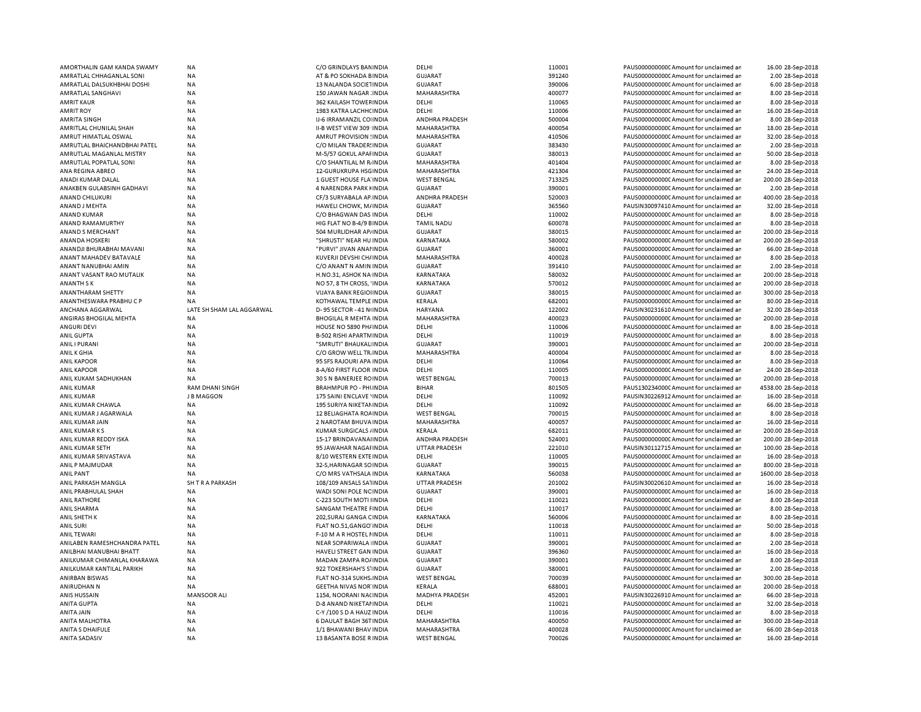| | | | | | | | | |
|---|---|---|---|---|---|---|---|---|
| AMORTHALIN GAM KANDA SWAMY | NA | C/O GRINDLAYS BANINDIA | DELHI | 110001 | PAUS0000000000C Amount for unclaimed an | 16.00 | 28-Sep-2018 |
| AMRATLAL CHHAGANLAL SONI | NA | AT & PO SOKHADA BINDIA | GUJARAT | 391240 | PAUS0000000000C Amount for unclaimed an | 2.00 | 28-Sep-2018 |
| AMRATLAL DALSUKHBHAI DOSHI | NA | 13 NALANDA SOCIETINDIA | GUJARAT | 390006 | PAUS0000000000C Amount for unclaimed an | 6.00 | 28-Sep-2018 |
| AMRATLAL SANGHAVI | NA | 150 JAWAN NAGAR :INDIA | MAHARASHTRA | 400077 | PAUS0000000000C Amount for unclaimed an | 8.00 | 28-Sep-2018 |
| AMRIT KAUR | NA | 362 KAILASH TOWERINDIA | DELHI | 110065 | PAUS0000000000C Amount for unclaimed an | 8.00 | 28-Sep-2018 |
| AMRIT ROY | NA | 1983 KATRA LACHHCINDIA | DELHI | 110006 | PAUS0000000000C Amount for unclaimed an | 16.00 | 28-Sep-2018 |
| AMRITA SINGH | NA | IJ-6 IRRAMANZIL COIINDIA | ANDHRA PRADESH | 500004 | PAUS0000000000C Amount for unclaimed an | 8.00 | 28-Sep-2018 |
| AMRITLAL CHUNILAL SHAH | NA | II-B WEST VIEW 309 :INDIA | MAHARASHTRA | 400054 | PAUS0000000000C Amount for unclaimed an | 18.00 | 28-Sep-2018 |
| AMRUT HIMATLAL OSWAL | NA | AMRUT PROVISION !INDIA | MAHARASHTRA | 410506 | PAUS0000000000C Amount for unclaimed an | 32.00 | 28-Sep-2018 |
| AMRUTLAL BHAICHANDBHAI PATEL | NA | C/O MILAN TRADERSINDIA | GUJARAT | 383430 | PAUS0000000000C Amount for unclaimed an | 2.00 | 28-Sep-2018 |
| AMRUTLAL MAGANLAL MISTRY | NA | M-5/57 GOKUL APAFINDIA | GUJARAT | 380013 | PAUS0000000000C Amount for unclaimed an | 50.00 | 28-Sep-2018 |
| AMRUTLAL POPATLAL SONI | NA | C/O SHANTILAL M RINDIA | MAHARASHTRA | 401404 | PAUS0000000000C Amount for unclaimed an | 8.00 | 28-Sep-2018 |
| ANA REGINA ABREO | NA | 12-GURUKRUPA HSGINDIA | MAHARASHTRA | 421304 | PAUS0000000000C Amount for unclaimed an | 24.00 | 28-Sep-2018 |
| ANADI KUMAR DALAL | NA | 1 GUEST HOUSE FLA INDIA | WEST BENGAL | 713325 | PAUS0000000000C Amount for unclaimed an | 200.00 | 28-Sep-2018 |
| ANAKBEN GULABSINH GADHAVI | NA | 4 NARENDRA PARK KINDIA | GUJARAT | 390001 | PAUS0000000000C Amount for unclaimed an | 2.00 | 28-Sep-2018 |
| ANAND CHILUKURI | NA | CF/3 SURYABALA AP.INDIA | ANDHRA PRADESH | 520003 | PAUS0000000000C Amount for unclaimed an | 400.00 | 28-Sep-2018 |
| ANAND J MEHTA | NA | HAWELI CHOWK, M/INDIA | GUJARAT | 365560 | PAUSIN30097410 Amount for unclaimed an | 32.00 | 28-Sep-2018 |
| ANAND KUMAR | NA | C/O BHAGWAN DAS INDIA | DELHI | 110002 | PAUS0000000000C Amount for unclaimed an | 8.00 | 28-Sep-2018 |
| ANAND RAMAMURTHY | NA | HIG FLAT NO B-4/9 BINDIA | TAMIL NADU | 600078 | PAUS0000000000C Amount for unclaimed an | 8.00 | 28-Sep-2018 |
| ANAND S MERCHANT | NA | 504 MURLIDHAR AP/INDIA | GUJARAT | 380015 | PAUS0000000000C Amount for unclaimed an | 200.00 | 28-Sep-2018 |
| ANANDA HOSKERI | NA | "SHRUSTI" NEAR HU INDIA | KARNATAKA | 580002 | PAUS0000000000C Amount for unclaimed an | 200.00 | 28-Sep-2018 |
| ANANDJI BHURABHAI MAVANI | NA | "PURVI" JIVAN ANA INDIA | GUJARAT | 360001 | PAUS0000000000C Amount for unclaimed an | 66.00 | 28-Sep-2018 |
| ANANT MAHADEV BATAVALE | NA | KUVERJI DEVSHI CHAINDIA | MAHARASHTRA | 400028 | PAUS0000000000C Amount for unclaimed an | 8.00 | 28-Sep-2018 |
| ANANT NANUBHAI AMIN | NA | C/O ANANT N AMIN INDIA | GUJARAT | 391410 | PAUS0000000000C Amount for unclaimed an | 2.00 | 28-Sep-2018 |
| ANANT VASANT RAO MUTALIK | NA | H.NO.31, ASHOK NA INDIA | KARNATAKA | 580032 | PAUS0000000000C Amount for unclaimed an | 200.00 | 28-Sep-2018 |
| ANANTH S K | NA | NO 57, 8 TH CROSS, 'INDIA | KARNATAKA | 570012 | PAUS0000000000C Amount for unclaimed an | 200.00 | 28-Sep-2018 |
| ANANTHARAM SHETTY | NA | VIJAYA BANK REGIOIINDIA | GUJARAT | 380015 | PAUS0000000000C Amount for unclaimed an | 300.00 | 28-Sep-2018 |
| ANANTHESWARA PRABHU C P | NA | KOTHAWAL TEMPLE INDIA | KERALA | 682001 | PAUS0000000000C Amount for unclaimed an | 80.00 | 28-Sep-2018 |
| ANCHANA AGGARWAL | LATE SH SHAM LAL AGGARWAL | D- 95 SECTOR - 41 NINDIA | HARYANA | 122002 | PAUSIN30231610 Amount for unclaimed an | 32.00 | 28-Sep-2018 |
| ANGIRAS BHOGILAL MEHTA | NA | BHOGILAL R MEHTA INDIA | MAHARASHTRA | 400023 | PAUS0000000000C Amount for unclaimed an | 200.00 | 28-Sep-2018 |
| ANGURI DEVI | NA | HOUSE NO 5890 PH/INDIA | DELHI | 110006 | PAUS0000000000C Amount for unclaimed an | 8.00 | 28-Sep-2018 |
| ANIL GUPTA | NA | B-502 RISHI APARTMINDIA | DELHI | 110019 | PAUS0000000000C Amount for unclaimed an | 8.00 | 28-Sep-2018 |
| ANIL I PURANI | NA | "SMRUTI" BHAUKALIINDIA | GUJARAT | 390001 | PAUS0000000000C Amount for unclaimed an | 200.00 | 28-Sep-2018 |
| ANIL K GHIA | NA | C/O GROW WELL TR.INDIA | MAHARASHTRA | 400004 | PAUS0000000000C Amount for unclaimed an | 8.00 | 28-Sep-2018 |
| ANIL KAPOOR | NA | 95 SFS RAJOURI APA INDIA | DELHI | 110064 | PAUS0000000000C Amount for unclaimed an | 8.00 | 28-Sep-2018 |
| ANIL KAPOOR | NA | 8-A/60 FIRST FLOOR INDIA | DELHI | 110005 | PAUS0000000000C Amount for unclaimed an | 24.00 | 28-Sep-2018 |
| ANIL KUKAM SADHUKHAN | NA | 30 S N BANERJEE ROINDIA | WEST BENGAL | 700013 | PAUS0000000000C Amount for unclaimed an | 200.00 | 28-Sep-2018 |
| ANIL KUMAR | RAM DHANI SINGH | BRAHMPUR PO - PHIINDIA | BIHAR | 801505 | PAUS1302340000C Amount for unclaimed an | 4538.00 | 28-Sep-2018 |
| ANIL KUMAR | J B MAGGON | 175 SAINI ENCLAVE 'INDIA | DELHI | 110092 | PAUSIN30226912 Amount for unclaimed an | 16.00 | 28-Sep-2018 |
| ANIL KUMAR CHAWLA | NA | 195 SURIYA NIKETANINDIA | DELHI | 110092 | PAUS0000000000C Amount for unclaimed an | 66.00 | 28-Sep-2018 |
| ANIL KUMAR J AGARWALA | NA | 12 BELIAGHATA ROAINDIA | WEST BENGAL | 700015 | PAUS0000000000C Amount for unclaimed an | 8.00 | 28-Sep-2018 |
| ANIL KUMAR JAIN | NA | 2 NAROTAM BHUVAINDIA | MAHARASHTRA | 400057 | PAUS0000000000C Amount for unclaimed an | 16.00 | 28-Sep-2018 |
| ANIL KUMAR K S | NA | KUMAR SURGICALS /INDIA | KERALA | 682011 | PAUS0000000000C Amount for unclaimed an | 200.00 | 28-Sep-2018 |
| ANIL KUMAR REDDY ISKA | NA | 15-17 BRINDAVANAIINDIA | ANDHRA PRADESH | 524001 | PAUS0000000000C Amount for unclaimed an | 200.00 | 28-Sep-2018 |
| ANIL KUMAR SETH | NA | 95 JAWAHAR NAGAFINDIA | UTTAR PRADESH | 221010 | PAUSIN30112715 Amount for unclaimed an | 100.00 | 28-Sep-2018 |
| ANIL KUMAR SRIVASTAVA | NA | 8/10 WESTERN EXTE INDIA | DELHI | 110005 | PAUS0000000000C Amount for unclaimed an | 16.00 | 28-Sep-2018 |
| ANIL P MAJMUDAR | NA | 32-S,HARINAGAR SOINDIA | GUJARAT | 390015 | PAUS0000000000C Amount for unclaimed an | 800.00 | 28-Sep-2018 |
| ANIL PANT | NA | C/O MRS VATHSALA INDIA | KARNATAKA | 560038 | PAUS0000000000C Amount for unclaimed an | 1600.00 | 28-Sep-2018 |
| ANIL PARKASH MANGLA | SH T R A PARKASH | 108/109 ANSALS SAIINDIA | UTTAR PRADESH | 201002 | PAUSIN30020610 Amount for unclaimed an | 16.00 | 28-Sep-2018 |
| ANIL PRABHULAL SHAH | NA | WADI SONI POLE NCINDIA | GUJARAT | 390001 | PAUS0000000000C Amount for unclaimed an | 16.00 | 28-Sep-2018 |
| ANIL RATHORE | NA | C-223 SOUTH MOTI IINDIA | DELHI | 110021 | PAUS0000000000C Amount for unclaimed an | 8.00 | 28-Sep-2018 |
| ANIL SHARMA | NA | SANGAM THEATRE FINDIA | DELHI | 110017 | PAUS0000000000C Amount for unclaimed an | 8.00 | 28-Sep-2018 |
| ANIL SHETH K | NA | 202,SURAJ GANGA CINDIA | KARNATAKA | 560006 | PAUS0000000000C Amount for unclaimed an | 8.00 | 28-Sep-2018 |
| ANIL SURI | NA | FLAT NO.51,GANGO INDIA | DELHI | 110018 | PAUS0000000000C Amount for unclaimed an | 50.00 | 28-Sep-2018 |
| ANIL TEWARI | NA | F-10 M A R HOSTEL INDIA | DELHI | 110011 | PAUS0000000000C Amount for unclaimed an | 8.00 | 28-Sep-2018 |
| ANILABEN RAMESHCHANDRA PATEL | NA | NEAR SOPARIWALA IINDIA | GUJARAT | 390001 | PAUS0000000000C Amount for unclaimed an | 2.00 | 28-Sep-2018 |
| ANILBHAI MANUBHAI BHATT | NA | HAVELI STREET GAN INDIA | GUJARAT | 396360 | PAUS0000000000C Amount for unclaimed an | 16.00 | 28-Sep-2018 |
| ANILKUMAR CHIMANLAL KHARAWA | NA | MADAN ZAMPA RO/INDIA | GUJARAT | 390001 | PAUS0000000000C Amount for unclaimed an | 8.00 | 28-Sep-2018 |
| ANILKUMAR KANTILAL PARIKH | NA | 922 TOKERSHAH'S S'INDIA | GUJARAT | 380001 | PAUS0000000000C Amount for unclaimed an | 2.00 | 28-Sep-2018 |
| ANIRBAN BISWAS | NA | FLAT NO-314 SUKHS.INDIA | WEST BENGAL | 700039 | PAUS0000000000C Amount for unclaimed an | 300.00 | 28-Sep-2018 |
| ANIRUDHAN N | NA | GEETHA NIVAS NOR INDIA | KERALA | 688001 | PAUS0000000000C Amount for unclaimed an | 200.00 | 28-Sep-2018 |
| ANIS HUSSAIN | MANSOOR ALI | 1154, NOORANI NACINDIA | MADHYA PRADESH | 452001 | PAUSIN30226910 Amount for unclaimed an | 66.00 | 28-Sep-2018 |
| ANITA GUPTA | NA | D-8 ANAND NIKETANINDIA | DELHI | 110021 | PAUS0000000000C Amount for unclaimed an | 32.00 | 28-Sep-2018 |
| ANITA JAIN | NA | C-Y /100 S D A HAUZ INDIA | DELHI | 110016 | PAUS0000000000C Amount for unclaimed an | 8.00 | 28-Sep-2018 |
| ANITA MALHOTRA | NA | 6 DAULAT BAGH 36TINDIA | MAHARASHTRA | 400050 | PAUS0000000000C Amount for unclaimed an | 300.00 | 28-Sep-2018 |
| ANITA S DHAIFULE | NA | 1/1 BHAWANI BHAV INDIA | MAHARASHTRA | 400028 | PAUS0000000000C Amount for unclaimed an | 66.00 | 28-Sep-2018 |
| ANITA SADASIV | NA | 13 BASANTA BOSE R INDIA | WEST BENGAL | 700026 | PAUS0000000000C Amount for unclaimed an | 16.00 | 28-Sep-2018 |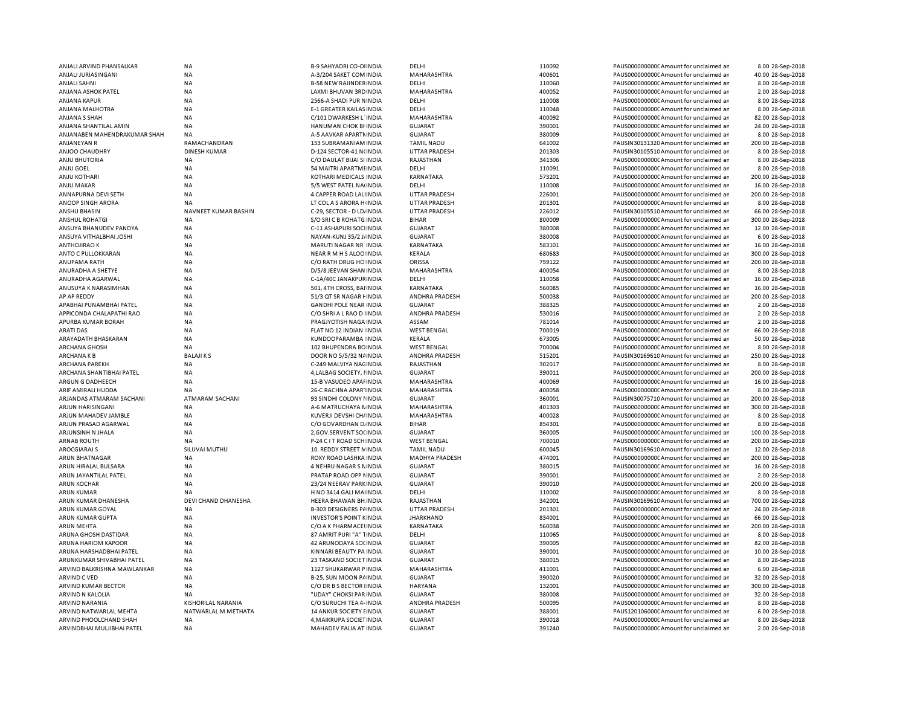| | | | | | | | | | |
|---|---|---|---|---|---|---|---|---|---|
| ANJALI ARVIND PHANSALKAR | NA | B-9 SAHYADRI CO-OIINDIA | DELHI | 110092 | PAUS0000000000 | Amount for unclaimed an | 8.00 | 28-Sep-2018 |
| ANJALI JURIASINGANI | NA | A-3/204 SAKET COM INDIA | MAHARASHTRA | 400601 | PAUS0000000000 | Amount for unclaimed an | 40.00 | 28-Sep-2018 |
| ANJALI SAHNI | NA | B-58 NEW RAJINDERINDIA | DELHI | 110060 | PAUS0000000000 | Amount for unclaimed an | 8.00 | 28-Sep-2018 |
| ANJANA ASHOK PATEL | NA | LAXMI BHUVAN 3RDINDIA | MAHARASHTRA | 400052 | PAUS0000000000 | Amount for unclaimed an | 2.00 | 28-Sep-2018 |
| ANJANA KAPUR | NA | 2566-A SHADI PUR NINDIA | DELHI | 110008 | PAUS0000000000 | Amount for unclaimed an | 8.00 | 28-Sep-2018 |
| ANJANA MALHOTRA | NA | E-1 GREATER KAILAS INDIA | DELHI | 110048 | PAUS0000000000 | Amount for unclaimed an | 8.00 | 28-Sep-2018 |
| ANJANA S SHAH | NA | C/101 DWARKESH L`INDIA | MAHARASHTRA | 400092 | PAUS0000000000 | Amount for unclaimed an | 82.00 | 28-Sep-2018 |
| ANJANA SHANTILAL AMIN | NA | HANUMAN CHOK BHINDIA | GUJARAT | 390001 | PAUS0000000000 | Amount for unclaimed an | 24.00 | 28-Sep-2018 |
| ANJANABEN MAHENDRAKUMAR SHAH | NA | A-5 AAVKAR APARTMINDIA | GUJARAT | 380009 | PAUS0000000000 | Amount for unclaimed an | 8.00 | 28-Sep-2018 |
| ANJANEYAN R | RAMACHANDRAN | 153 SUBRAMANIAM INDIA | TAMIL NADU | 641002 | PAUSIN30131320 | Amount for unclaimed an | 200.00 | 28-Sep-2018 |
| ANJOO CHAUDHRY | DINESH KUMAR | D-124 SECTOR-41 NINDIA | UTTAR PRADESH | 201303 | PAUSIN30105510 | Amount for unclaimed an | 8.00 | 28-Sep-2018 |
| ANJU BHUTORIA | NA | C/O DAULAT BIJAI SI INDIA | RAJASTHAN | 341306 | PAUS0000000000 | Amount for unclaimed an | 8.00 | 28-Sep-2018 |
| ANJU GOEL | NA | 54 MAITRI APARTMEINDIA | DELHI | 110091 | PAUS0000000000 | Amount for unclaimed an | 8.00 | 28-Sep-2018 |
| ANJU KOTHARI | NA | KOTHARI MEDICALS INDIA | KARNATAKA | 573201 | PAUS0000000000 | Amount for unclaimed an | 200.00 | 28-Sep-2018 |
| ANJU MAKAR | NA | 5/5 WEST PATEL NAIINDIA | DELHI | 110008 | PAUS0000000000 | Amount for unclaimed an | 16.00 | 28-Sep-2018 |
| ANNAPURNA DEVI SETH | NA | 4 CAPPER ROAD LALIINDIA | UTTAR PRADESH | 226001 | PAUS0000000000 | Amount for unclaimed an | 200.00 | 28-Sep-2018 |
| ANOOP SINGH ARORA | NA | LT COL A S ARORA HINDIA | UTTAR PRADESH | 201301 | PAUS0000000000 | Amount for unclaimed an | 8.00 | 28-Sep-2018 |
| ANSHU BHASIN | NAVNEET KUMAR BASHIN | C-29, SECTOR - D LDINDIA | UTTAR PRADESH | 226012 | PAUSIN30105510 | Amount for unclaimed an | 66.00 | 28-Sep-2018 |
| ANSHUL ROHATGI | NA | S/O SRI C B ROHATG INDIA | BIHAR | 800009 | PAUS0000000000 | Amount for unclaimed an | 300.00 | 28-Sep-2018 |
| ANSUYA BHANUDEV PANDYA | NA | C-11 ASHAPURI SOCIINDIA | GUJARAT | 380008 | PAUS0000000000 | Amount for unclaimed an | 12.00 | 28-Sep-2018 |
| ANSUYA VITHALBHAI JOSHI | NA | NAYAN-KUNJ 35/2 JINDIA | GUJARAT | 380008 | PAUS0000000000 | Amount for unclaimed an | 6.00 | 28-Sep-2018 |
| ANTHOJIRAO K | NA | MARUTI NAGAR NR INDIA | KARNATAKA | 583101 | PAUS0000000000 | Amount for unclaimed an | 16.00 | 28-Sep-2018 |
| ANTO C PULLOKKARAN | NA | NEAR R M H S ALOOIINDIA | KERALA | 680683 | PAUS0000000000 | Amount for unclaimed an | 300.00 | 28-Sep-2018 |
| ANUPAMA RATH | NA | C/O RATH DRUG HOINDIA | ORISSA | 759122 | PAUS0000000000 | Amount for unclaimed an | 200.00 | 28-Sep-2018 |
| ANURADHA A SHETYE | NA | D/5/8 JEEVAN SHAN INDIA | MAHARASHTRA | 400054 | PAUS0000000000 | Amount for unclaimed an | 8.00 | 28-Sep-2018 |
| ANURADHA AGARWAL | NA | C-1A/40C JANAKPURINDIA | DELHI | 110058 | PAUS0000000000 | Amount for unclaimed an | 16.00 | 28-Sep-2018 |
| ANUSUYA K NARASIMHAN | NA | 501, 4TH CROSS, BAIINDIA | KARNATAKA | 560085 | PAUS0000000000 | Amount for unclaimed an | 16.00 | 28-Sep-2018 |
| AP AP REDDY | NA | 51/3 QT SR NAGAR HINDIA | ANDHRA PRADESH | 500038 | PAUS0000000000 | Amount for unclaimed an | 200.00 | 28-Sep-2018 |
| APABHAI PUNAMBHAI PATEL | NA | GANDHI POLE NEAR INDIA | GUJARAT | 388325 | PAUS0000000000 | Amount for unclaimed an | 2.00 | 28-Sep-2018 |
| APPICONDA CHALAPATHI RAO | NA | C/O SHRI A L RAO D IINDIA | ANDHRA PRADESH | 530016 | PAUS0000000000 | Amount for unclaimed an | 2.00 | 28-Sep-2018 |
| APURBA KUMAR BORAH | NA | PRAGJYOTISH NAGA INDIA | ASSAM | 781014 | PAUS0000000000 | Amount for unclaimed an | 2.00 | 28-Sep-2018 |
| ARATI DAS | NA | FLAT NO 12 INDIAN IINDIA | WEST BENGAL | 700019 | PAUS0000000000 | Amount for unclaimed an | 66.00 | 28-Sep-2018 |
| ARAYADATH BHASKARAN | NA | KUNDOOPARAMBA IINDIA | KERALA | 673005 | PAUS0000000000 | Amount for unclaimed an | 50.00 | 28-Sep-2018 |
| ARCHANA GHOSH | NA | 102 BHUPENDRA BOINDIA | WEST BENGAL | 700004 | PAUS0000000000 | Amount for unclaimed an | 8.00 | 28-Sep-2018 |
| ARCHANA K B | BALAJI K S | DOOR NO 5/5/32 NAINDIA | ANDHRA PRADESH | 515201 | PAUSIN30169610 | Amount for unclaimed an | 250.00 | 28-Sep-2018 |
| ARCHANA PAREKH | NA | C-249 MALVIYA NAGINDIA | RAJASTHAN | 302017 | PAUS0000000000 | Amount for unclaimed an | 8.00 | 28-Sep-2018 |
| ARCHANA SHANTIBHAI PATEL | NA | 4,LALBAG SOCIETY, INDIA | GUJARAT | 390011 | PAUS0000000000 | Amount for unclaimed an | 200.00 | 28-Sep-2018 |
| ARGUN G DADHEECH | NA | 15-B VASUDEO APAFINDIA | MAHARASHTRA | 400069 | PAUS0000000000 | Amount for unclaimed an | 16.00 | 28-Sep-2018 |
| ARIF AMIRALI HUDDA | NA | 26-C RACHNA APARTINDIA | MAHARASHTRA | 400058 | PAUS0000000000 | Amount for unclaimed an | 8.00 | 28-Sep-2018 |
| ARJANDAS ATMARAM SACHANI | ATMARAM SACHANI | 93 SINDHI COLONY FINDIA | GUJARAT | 360001 | PAUSIN30075710 | Amount for unclaimed an | 200.00 | 28-Sep-2018 |
| ARJUN HARISINGANI | NA | A-6 MATRUCHAYA MINDIA | MAHARASHTRA | 401303 | PAUS0000000000 | Amount for unclaimed an | 300.00 | 28-Sep-2018 |
| ARJUN MAHADEV JAMBLE | NA | KUVERJI DEVSHI CHAINDIA | MAHARASHTRA | 400028 | PAUS0000000000 | Amount for unclaimed an | 8.00 | 28-Sep-2018 |
| ARJUN PRASAD AGARWAL | NA | C/O GOVARDHAN DAINDIA | BIHAR | 854301 | PAUS0000000000 | Amount for unclaimed an | 8.00 | 28-Sep-2018 |
| ARJUNSINH N JHALA | NA | 2,GOV.SERVENT SOCINDIA | GUJARAT | 360005 | PAUS0000000000 | Amount for unclaimed an | 100.00 | 28-Sep-2018 |
| ARNAB ROUTH | NA | P-24 C I T ROAD SCHIINDIA | WEST BENGAL | 700010 | PAUS0000000000 | Amount for unclaimed an | 200.00 | 28-Sep-2018 |
| AROCGIARAJ S | SILUVAI MUTHU | 10. REDDY STREET VINDIA | TAMIL NADU | 600045 | PAUSIN30169610 | Amount for unclaimed an | 12.00 | 28-Sep-2018 |
| ARUN BHATNAGAR | NA | ROXY ROAD LASHKA INDIA | MADHYA PRADESH | 474001 | PAUS0000000000 | Amount for unclaimed an | 200.00 | 28-Sep-2018 |
| ARUN HIRALAL BULSARA | NA | 4 NEHRU NAGAR S NINDIA | GUJARAT | 380015 | PAUS0000000000 | Amount for unclaimed an | 16.00 | 28-Sep-2018 |
| ARUN JAYANTILAL PATEL | NA | PRATAP ROAD OPP NINDIA | GUJARAT | 390001 | PAUS0000000000 | Amount for unclaimed an | 2.00 | 28-Sep-2018 |
| ARUN KOCHAR | NA | 23/24 NEERAV PARKINDIA | GUJARAT | 390010 | PAUS0000000000 | Amount for unclaimed an | 200.00 | 28-Sep-2018 |
| ARUN KUMAR | NA | H NO 3414 GALI MAIINDIA | DELHI | 110002 | PAUS0000000000 | Amount for unclaimed an | 8.00 | 28-Sep-2018 |
| ARUN KUMAR DHANESHA | DEVI CHAND DHANESHA | HEERA BHAWAN BHINDIA | RAJASTHAN | 342001 | PAUSIN30169610 | Amount for unclaimed an | 700.00 | 28-Sep-2018 |
| ARUN KUMAR GOYAL | NA | B-303 DESIGNERS PAINDIA | UTTAR PRADESH | 201301 | PAUS0000000000 | Amount for unclaimed an | 24.00 | 28-Sep-2018 |
| ARUN KUMAR GUPTA | NA | INVESTOR'S POINT KINDIA | JHARKHAND | 834001 | PAUS0000000000 | Amount for unclaimed an | 66.00 | 28-Sep-2018 |
| ARUN MEHTA | NA | C/O A K PHARMACEUINDIA | KARNATAKA | 560038 | PAUS0000000000 | Amount for unclaimed an | 200.00 | 28-Sep-2018 |
| ARUNA GHOSH DASTIDAR | NA | 87 AMRIT PURI "A" TINDIA | DELHI | 110065 | PAUS0000000000 | Amount for unclaimed an | 8.00 | 28-Sep-2018 |
| ARUNA HARIOM KAPOOR | NA | 42 ARUNODAYA SOCINDIA | GUJARAT | 390005 | PAUS0000000000 | Amount for unclaimed an | 82.00 | 28-Sep-2018 |
| ARUNA HARSHADBHAI PATEL | NA | KINNARI BEAUTY PA INDIA | GUJARAT | 390001 | PAUS0000000000 | Amount for unclaimed an | 10.00 | 28-Sep-2018 |
| ARUNKUMAR SHIVABHAI PATEL | NA | 23 TASKAND SOCIET INDIA | GUJARAT | 380015 | PAUS0000000000 | Amount for unclaimed an | 8.00 | 28-Sep-2018 |
| ARVIND BALKRISHNA MAWLANKAR | NA | 1127 SHUKARWAR P INDIA | MAHARASHTRA | 411001 | PAUS0000000000 | Amount for unclaimed an | 6.00 | 28-Sep-2018 |
| ARVIND C VED | NA | B-25, SUN MOON PAINDIA | GUJARAT | 390020 | PAUS0000000000 | Amount for unclaimed an | 32.00 | 28-Sep-2018 |
| ARVIND KUMAR BECTOR | NA | C/O DR B S BECTOR IINDIA | HARYANA | 132001 | PAUS0000000000 | Amount for unclaimed an | 300.00 | 28-Sep-2018 |
| ARVIND N KALOLIA | NA | "UDAY" CHOKSI PAR INDIA | GUJARAT | 380008 | PAUS0000000000 | Amount for unclaimed an | 32.00 | 28-Sep-2018 |
| ARVIND NARANIA | KISHORILAL NARANIA | C/O SURUCHI TEA 4-INDIA | ANDHRA PRADESH | 500095 | PAUS0000000000 | Amount for unclaimed an | 8.00 | 28-Sep-2018 |
| ARVIND NATWARLAL MEHTA | NATWARLAL M METHATA | 14 ANKUR SOCIETY EINDIA | GUJARAT | 388001 | PAUS1201060000 | Amount for unclaimed an | 6.00 | 28-Sep-2018 |
| ARVIND PHOOLCHAND SHAH | NA | 4,MAIKRUPA SOCIETINDIA | GUJARAT | 390018 | PAUS0000000000 | Amount for unclaimed an | 8.00 | 28-Sep-2018 |
| ARVINDBHAI MULJIBHAI PATEL | NA | MAHADEV FALIA AT INDIA | GUJARAT | 391240 | PAUS0000000000 | Amount for unclaimed an | 2.00 | 28-Sep-2018 |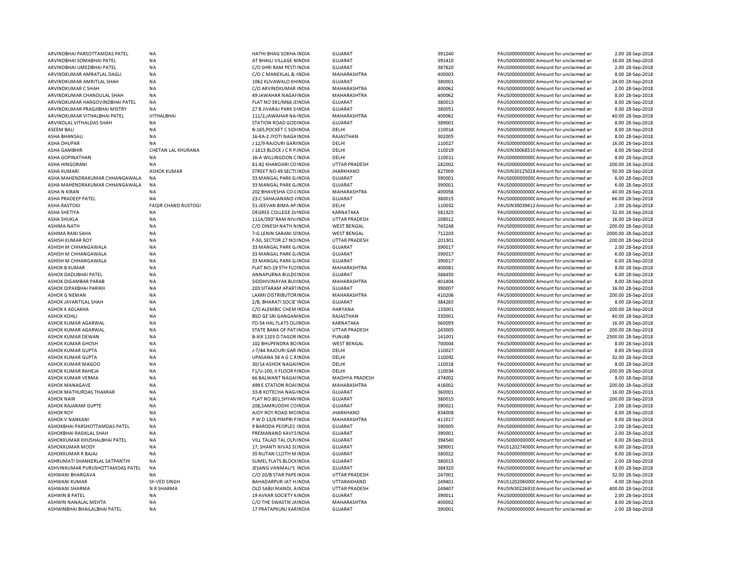| | | | | | | | |
|---|---|---|---|---|---|---|---|
| ARVINDBHAI PARSOTTAMDAS PATEL | NA | HATHI BHAG SOKHA INDIA | GUJARAT | 391240 | PAUS0000000000C Amount for unclaimed an | 2.00 | 28-Sep-2018 |
| ARVINDBHAI SOMABHAI PATEL | NA | AT BHAILI VILLAGE NINDIA | GUJARAT | 391410 | PAUS0000000000C Amount for unclaimed an | 16.00 | 28-Sep-2018 |
| ARVINDBHAI UMEDBHAI PATEL | NA | C/O SHRI RAM PESTIINDIA | GUJARAT | 387620 | PAUS0000000000C Amount for unclaimed an | 2.00 | 28-Sep-2018 |
| ARVINDKUMAR AMRATLAL DAGLI | NA | C/O C MANEKLAL & INDIA | MAHARASHTRA | 400003 | PAUS0000000000C Amount for unclaimed an | 8.00 | 28-Sep-2018 |
| ARVINDKUMAR AMRITLAL SHAH | NA | 1062 KUVAWALO KHINDIA | GUJARAT | 380001 | PAUS0000000000C Amount for unclaimed an | 24.00 | 28-Sep-2018 |
| ARVINDKUMAR C SHAH | NA | C/O ARVINDKUMAR INDIA | MAHARASHTRA | 400062 | PAUS0000000000C Amount for unclaimed an | 2.00 | 28-Sep-2018 |
| ARVINDKUMAR CHANDULAL SHAH | NA | 49 JAWAHAR NAGAFINDIA | MAHARASHTRA | 400062 | PAUS0000000000C Amount for unclaimed an | 8.00 | 28-Sep-2018 |
| ARVINDKUMAR HARGOVINDBHAI PATEL | NA | FLAT NO 391/M66 JEINDIA | GUJARAT | 380013 | PAUS0000000000C Amount for unclaimed an | 8.00 | 28-Sep-2018 |
| ARVINDKUMAR PRAGJIBHAI MISTRY | NA | 27 B JIVARAJ PARK SIINDIA | GUJARAT | 380051 | PAUS0000000000C Amount for unclaimed an | 8.00 | 28-Sep-2018 |
| ARVINDKUMAR VITHALBHAI PATEL | VITHALBHAI | 111/2,JAWAHAR NAINDIA | MAHARASHTRA | 400062 | PAUS0000000000C Amount for unclaimed an | 40.00 | 28-Sep-2018 |
| ARVINDLAL VITHALDAS SHAH | NA | STATION ROAD GODINDIA | GUJARAT | 389001 | PAUS0000000000C Amount for unclaimed an | 8.00 | 28-Sep-2018 |
| ASEEM BALI | NA | B-165,POCKET C SIDIINDIA | DELHI | 110014 | PAUS0000000000C Amount for unclaimed an | 8.00 | 28-Sep-2018 |
| ASHA BHANSALI | NA | 16-KA-2 JYOTI NAGA INDIA | RAJASTHAN | 302005 | PAUS0000000000C Amount for unclaimed an | 8.00 | 28-Sep-2018 |
| ASHA DHUPAR | NA | J 12/9 RAJOURI GARIINDIA | DELHI | 110027 | PAUS0000000000C Amount for unclaimed an | 16.00 | 28-Sep-2018 |
| ASHA GAMBHIR | CHETAN LAL KHURANA | J 1813 BLOCK J C R P.INDIA | DELHI | 110019 | PAUSIN30068510 Amount for unclaimed an | 8.00 | 28-Sep-2018 |
| ASHA GOPINATHAN | NA | 16-A WILLINGDON C INDIA | DELHI | 110011 | PAUS0000000000C Amount for unclaimed an | 8.00 | 28-Sep-2018 |
| ASHA HINGORANI | NA | 81-82 KHANDARI CO INDIA | UTTAR PRADESH | 282002 | PAUS0000000000C Amount for unclaimed an | 200.00 | 28-Sep-2018 |
| ASHA KUMARI | ASHOK KUMAR | STREET NO 49 SECT INDIA | JHARKHAND | 827009 | PAUSIN30125028 Amount for unclaimed an | 50.00 | 28-Sep-2018 |
| ASHA MAHENDRAKUMAR CHHANGAWALA | NA | 33 MANGAL PARK G/INDIA | GUJARAT | 390001 | PAUS0000000000C Amount for unclaimed an | 6.00 | 28-Sep-2018 |
| ASHA MAHENDRAKUMAR CHHANGAWALA | NA | 33 MANGAL PARK G/INDIA | GUJARAT | 390001 | PAUS0000000000C Amount for unclaimed an | 6.00 | 28-Sep-2018 |
| ASHA N KIRAN | NA | 202 BHAVESHA CO-CINDIA | MAHARASHTRA | 400058 | PAUS0000000000C Amount for unclaimed an | 40.00 | 28-Sep-2018 |
| ASHA PRADEEP PATEL | NA | 23-C SAHAJANAND /INDIA | GUJARAT | 380015 | PAUS0000000000C Amount for unclaimed an | 66.00 | 28-Sep-2018 |
| ASHA RASTOGI | FAQIR CHAND RUSTOGI | 51-JEEVAN BIMA AP INDIA | DELHI | 110032 | PAUSIN30039412 Amount for unclaimed an | 2.00 | 28-Sep-2018 |
| ASHA SHETIYA | NA | DEGREE COLLEGE D/INDIA | KARNATAKA | 581325 | PAUS0000000000C Amount for unclaimed an | 32.00 | 28-Sep-2018 |
| ASHA SHUKLA | NA | 111A/393"RAM NIV/INDIA | UTTAR PRADESH | 208012 | PAUS0000000000C Amount for unclaimed an | 16.00 | 28-Sep-2018 |
| ASHIMA NATH | NA | C/O DINESH NATH NINDIA | WEST BENGAL | 743248 | PAUS0000000000C Amount for unclaimed an | 200.00 | 28-Sep-2018 |
| ASHIMA RANI SAHA | NA | 7-G LENIN SARANI SIINDIA | WEST BENGAL | 712203 | PAUS0000000000C Amount for unclaimed an | 2000.00 | 28-Sep-2018 |
| ASHISH KUMAR ROY | NA | F-50, SECTOR 27 NOIINDIA | UTTAR PRADESH | 201301 | PAUS0000000000C Amount for unclaimed an | 200.00 | 28-Sep-2018 |
| ASHISH M CHHANGAWALA | NA | 33 MANGAL PARK G/INDIA | GUJARAT | 390017 | PAUS0000000000C Amount for unclaimed an | 2.00 | 28-Sep-2018 |
| ASHISH M CHHANGAWALA | NA | 33 MANGAL PARK G/INDIA | GUJARAT | 390017 | PAUS0000000000C Amount for unclaimed an | 6.00 | 28-Sep-2018 |
| ASHISH M CHHANGAWALA | NA | 33 MANGAL PARK G/INDIA | GUJARAT | 390017 | PAUS0000000000C Amount for unclaimed an | 6.00 | 28-Sep-2018 |
| ASHOK B KUMAR | NA | FLAT NO-19 5TH FLOINDIA | MAHARASHTRA | 400081 | PAUS0000000000C Amount for unclaimed an | 8.00 | 28-Sep-2018 |
| ASHOK DADUBHAI PATEL | NA | ANNAPURNA BULDCINDIA | GUJARAT | 388450 | PAUS0000000000C Amount for unclaimed an | 6.00 | 28-Sep-2018 |
| ASHOK DIGAMBAR PARAB | NA | SIDDHIVINAYAK BUIIINDIA | MAHARASHTRA | 401404 | PAUS0000000000C Amount for unclaimed an | 8.00 | 28-Sep-2018 |
| ASHOK DIPAKBHAI PARIKH | NA | 203 SITARAM APARTINDIA | GUJARAT | 390007 | PAUS0000000000C Amount for unclaimed an | 16.00 | 28-Sep-2018 |
| ASHOK G NEMAN | NA | LAXMI DISTRIBUTORINDIA | MAHARASHTRA | 410206 | PAUS0000000000C Amount for unclaimed an | 200.00 | 28-Sep-2018 |
| ASHOK JAYANTILAL SHAH | NA | 2/B, BHARATI SOCIE INDIA | GUJARAT | 384265 | PAUS0000000000C Amount for unclaimed an | 8.00 | 28-Sep-2018 |
| ASHOK K ADLAKHA | NA | C/O ALEMBIC CHEM INDIA | HARYANA | 133001 | PAUS0000000000C Amount for unclaimed an | 200.00 | 28-Sep-2018 |
| ASHOK KOHLI | NA | BSO GE SRI GANGANINDIA | RAJASTHAN | 335001 | PAUS0000000000C Amount for unclaimed an | 40.00 | 28-Sep-2018 |
| ASHOK KUMAR AGARWAL | NA | FD-54 HAL FLATS OLIINDIA | KARNATAKA | 560093 | PAUS0000000000C Amount for unclaimed an | 16.00 | 28-Sep-2018 |
| ASHOK KUMAR AGARWAL | NA | STATE BANK OF PATIINDIA | UTTAR PRADESH | 243005 | PAUS0000000000C Amount for unclaimed an | 200.00 | 28-Sep-2018 |
| ASHOK KUMAR DEWAN | NA | B-XIX 1103 D TAGOR INDIA | PUNJAB | 141001 | PAUS0000000000C Amount for unclaimed an | 2500.00 | 28-Sep-2018 |
| ASHOK KUMAR GHOSH | NA | 102 BHUPENDRA BOINDIA | WEST BENGAL | 700004 | PAUS0000000000C Amount for unclaimed an | 8.00 | 28-Sep-2018 |
| ASHOK KUMAR GUPTA | NA | J-7/44 RAJOURI GAR INDIA | DELHI | 110027 | PAUS0000000000C Amount for unclaimed an | 8.00 | 28-Sep-2018 |
| ASHOK KUMAR GUPTA | NA | UPASANA 58 A G C RINDIA | DELHI | 110092 | PAUS0000000000C Amount for unclaimed an | 32.00 | 28-Sep-2018 |
| ASHOK KUMAR MAGOO | NA | 30/14 ASHOK NAGAFINDIA | DELHI | 110018 | PAUS0000000000C Amount for unclaimed an | 8.00 | 28-Sep-2018 |
| ASHOK KUMAR RAHEJA | NA | F1/U-100, II FLOOR NINDIA | DELHI | 110034 | PAUS0000000000C Amount for unclaimed an | 200.00 | 28-Sep-2018 |
| ASHOK KUMAR VERMA | NA | 66 BALWANT NAGAFINDIA | MADHYA PRADESH | 474002 | PAUS0000000000C Amount for unclaimed an | 8.00 | 28-Sep-2018 |
| ASHOK MANAGAVE | NA | 499 E STATION ROAI INDIA | MAHARASHTRA | 416002 | PAUS0000000000C Amount for unclaimed an | 200.00 | 28-Sep-2018 |
| ASHOK MATHURDAS THAKRAR | NA | 33-B KOTECHA NAG/INDIA | GUJARAT | 360001 | PAUS0000000000C Amount for unclaimed an | 16.00 | 28-Sep-2018 |
| ASHOK NAIR | NA | FLAT NO.801,SHYAMINDIA | GUJARAT | 380015 | PAUS0000000000C Amount for unclaimed an | 200.00 | 28-Sep-2018 |
| ASHOK RAJARAM GUPTE | NA | 208,SAMRUDDHI COINDIA | GUJARAT | 390021 | PAUS0000000000C Amount for unclaimed an | 2.00 | 28-Sep-2018 |
| ASHOK ROY | NA | AJOY ROY ROAD MOINDIA | JHARKHAND | 834008 | PAUS0000000000C Amount for unclaimed an | 8.00 | 28-Sep-2018 |
| ASHOK V NANKANI | NA | P W D 13/8 PIMPRI PINDIA | MAHARASHTRA | 411017 | PAUS0000000000C Amount for unclaimed an | 8.00 | 28-Sep-2018 |
| ASHOKBHAI PARSHOTTAMDAS PATEL | NA | 9 BARODA PEOPLES INDIA | GUJARAT | 390005 | PAUS0000000000C Amount for unclaimed an | 2.00 | 28-Sep-2018 |
| ASHOKBHAI RASIKLAL SHAH | NA | PREMANAND KAVI'SINDIA | GUJARAT | 390001 | PAUS0000000000C Amount for unclaimed an | 2.00 | 28-Sep-2018 |
| ASHOKKUMAR KHUSHALBHAI PATEL | NA | VILL TALAD TAL OLPINDIA | GUJARAT | 394540 | PAUS0000000000C Amount for unclaimed an | 8.00 | 28-Sep-2018 |
| ASHOKKUMAR MODY | NA | 17, SHANTI NIVAS SCINDIA | GUJARAT | 389001 | PAUS1202740000C Amount for unclaimed an | 6.00 | 28-Sep-2018 |
| ASHOKKUMAR R BAJAJ | NA | 35 NUTAN CLOTH M INDIA | GUJARAT | 380022 | PAUS0000000000C Amount for unclaimed an | 8.00 | 28-Sep-2018 |
| ASHRUMATI SHANKERLAL SATPANTHI | NA | SUMEL FLATS BLOCKINDIA | GUJARAT | 380015 | PAUS0000000000C Amount for unclaimed an | 2.00 | 28-Sep-2018 |
| ASHVINKUMAR PURUSHOTTAMDAS PATEL | NA | JESANG VANMALI'S INDIA | GUJARAT | 384320 | PAUS0000000000C Amount for unclaimed an | 8.00 | 28-Sep-2018 |
| ASHWANI BHARGAVA | NA | C/O 20/B STAR PAPE INDIA | UTTAR PRADESH | 247001 | PAUS0000000000C Amount for unclaimed an | 32.00 | 28-Sep-2018 |
| ASHWANI KUMAR | Sh VED SINGH | BAHADARPUR JAT H.INDIA | UTTARAKHAND | 249401 | PAUS1202060000C Amount for unclaimed an | 4.00 | 28-Sep-2018 |
| ASHWANI SHARMA | N R SHARMA | OLD SABJI MANDI, AINDIA | UTTAR PRADESH | 249407 | PAUSIN30226910 Amount for unclaimed an | 400.00 | 28-Sep-2018 |
| ASHWIN B PATEL | NA | 19 AVKAR SOCIETY NINDIA | GUJARAT | 390011 | PAUS0000000000C Amount for unclaimed an | 2.00 | 28-Sep-2018 |
| ASHWIN NANALAL MEHTA | NA | C/O THE SWASTIK JAINDIA | MAHARASHTRA | 400002 | PAUS0000000000C Amount for unclaimed an | 8.00 | 28-Sep-2018 |
| ASHWINBHAI BHAILALBHAI PATEL | NA | 17 PRATAPKUNJ KARINDIA | GUJARAT | 390001 | PAUS0000000000C Amount for unclaimed an | 2.00 | 28-Sep-2018 |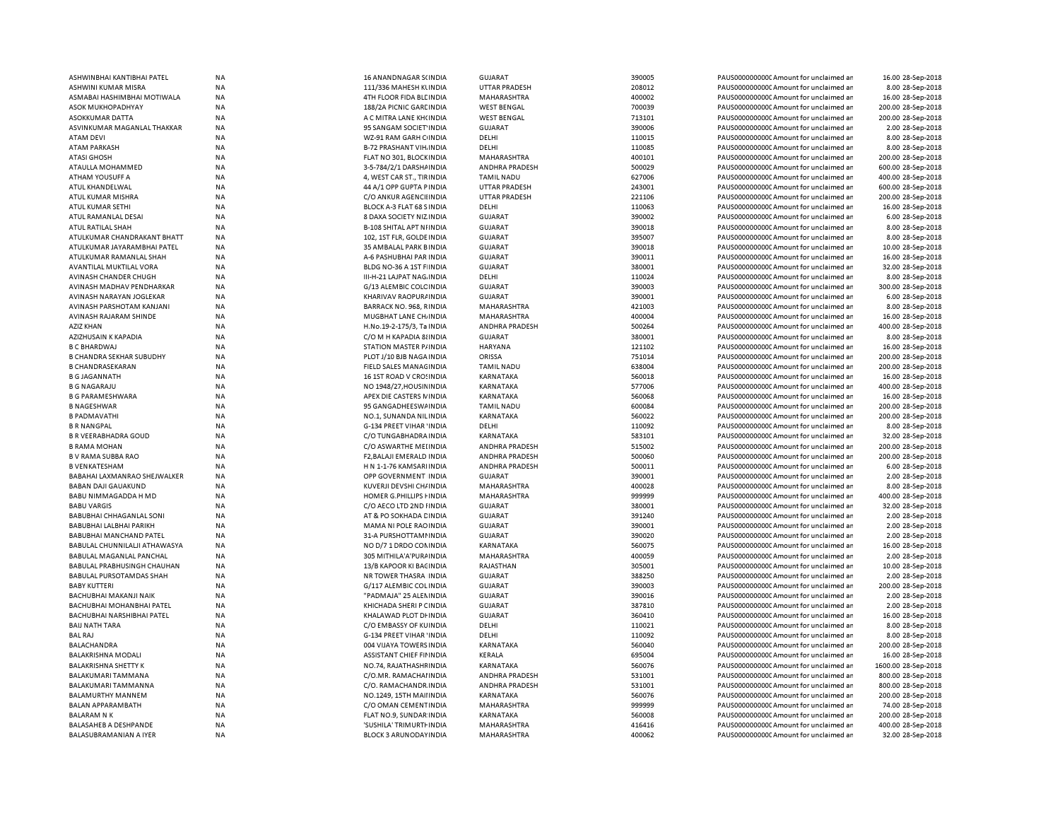| | | | | | | | | | |
|---|---|---|---|---|---|---|---|---|---|
| ASHWINBHAI KANTIBHAI PATEL | NA | 16 ANANDNAGAR SOINDIA | GUJARAT | 390005 | PAUS00000000000 Amount for unclaimed an | 16.00 | 28-Sep-2018 |
| ASHWINI KUMAR MISRA | NA | 111/336 MAHESH KUINDIA | UTTAR PRADESH | 208012 | PAUS00000000000 Amount for unclaimed an | 8.00 | 28-Sep-2018 |
| ASMABAI HASHIMBHAI MOTIWALA | NA | 4TH FLOOR FIDA BLDINDIA | MAHARASHTRA | 400002 | PAUS00000000000 Amount for unclaimed an | 16.00 | 28-Sep-2018 |
| ASOK MUKHOPADHYAY | NA | 188/2A PICNIC GARDINDIA | WEST BENGAL | 700039 | PAUS00000000000 Amount for unclaimed an | 200.00 | 28-Sep-2018 |
| ASOKKUMAR DATTA | NA | A C MITRA LANE KHOINDIA | WEST BENGAL | 713101 | PAUS00000000000 Amount for unclaimed an | 200.00 | 28-Sep-2018 |
| ASVINKUMAR MAGANLAL THAKKAR | NA | 95 SANGAM SOCIETYINDIA | GUJARAT | 390006 | PAUS00000000000 Amount for unclaimed an | 2.00 | 28-Sep-2018 |
| ATAM DEVI | NA | WZ-91 RAM GARH COINDIA | DELHI | 110015 | PAUS00000000000 Amount for unclaimed an | 8.00 | 28-Sep-2018 |
| ATAM PARKASH | NA | B-72 PRASHANT VIHAINDIA | DELHI | 110085 | PAUS00000000000 Amount for unclaimed an | 8.00 | 28-Sep-2018 |
| ATASI GHOSH | NA | FLAT NO 301, BLOCKINDIA | MAHARASHTRA | 400101 | PAUS00000000000 Amount for unclaimed an | 200.00 | 28-Sep-2018 |
| ATAULLA MOHAMMED | NA | 3-5-784/2/1 DARSHAINDIA | ANDHRA PRADESH | 500029 | PAUS00000000000 Amount for unclaimed an | 600.00 | 28-Sep-2018 |
| ATHAM YOUSUFF A | NA | 4, WEST CAR ST., TIRINDIA | TAMIL NADU | 627006 | PAUS00000000000 Amount for unclaimed an | 400.00 | 28-Sep-2018 |
| ATUL KHANDELWAL | NA | 44 A/1 OPP GUPTA PINDIA | UTTAR PRADESH | 243001 | PAUS00000000000 Amount for unclaimed an | 600.00 | 28-Sep-2018 |
| ATUL KUMAR MISHRA | NA | C/O ANKUR AGENCIEINDIA | UTTAR PRADESH | 221106 | PAUS00000000000 Amount for unclaimed an | 200.00 | 28-Sep-2018 |
| ATUL KUMAR SETHI | NA | BLOCK A-3 FLAT 68 SINDIA | DELHI | 110063 | PAUS00000000000 Amount for unclaimed an | 16.00 | 28-Sep-2018 |
| ATUL RAMANLAL DESAI | NA | 8 DAXA SOCIETY NIZINDIA | GUJARAT | 390002 | PAUS00000000000 Amount for unclaimed an | 6.00 | 28-Sep-2018 |
| ATUL RATILAL SHAH | NA | B-108 SHITAL APT NIINDIA | GUJARAT | 390018 | PAUS00000000000 Amount for unclaimed an | 8.00 | 28-Sep-2018 |
| ATULKUMAR CHANDRAKANT BHATT | NA | 102, 1ST FLR, GOLDEINDIA | GUJARAT | 395007 | PAUS00000000000 Amount for unclaimed an | 8.00 | 28-Sep-2018 |
| ATULKUMAR JAYARAMBHAI PATEL | NA | 35 AMBALAL PARK BINDIA | GUJARAT | 390018 | PAUS00000000000 Amount for unclaimed an | 10.00 | 28-Sep-2018 |
| ATULKUMAR RAMANLAL SHAH | NA | A-6 PASHUBHAI PARKINDIA | GUJARAT | 390011 | PAUS00000000000 Amount for unclaimed an | 16.00 | 28-Sep-2018 |
| AVANTILAL MUKTILAL VORA | NA | BLDG NO-36 A 1ST FIINDIA | GUJARAT | 380001 | PAUS00000000000 Amount for unclaimed an | 32.00 | 28-Sep-2018 |
| AVINASH CHANDER CHUGH | NA | III-H-21 LAJPAT NAGINDIA | DELHI | 110024 | PAUS00000000000 Amount for unclaimed an | 8.00 | 28-Sep-2018 |
| AVINASH MADHAV PENDHARKAR | NA | G/13 ALEMBIC COLOINDIA | GUJARAT | 390003 | PAUS00000000000 Amount for unclaimed an | 300.00 | 28-Sep-2018 |
| AVINASH NARAYAN JOGLEKAR | NA | KHARIVAV RAOPURAINDIA | GUJARAT | 390001 | PAUS00000000000 Amount for unclaimed an | 6.00 | 28-Sep-2018 |
| AVINASH PARSHOTAM KANJANI | NA | BARRACK NO. 968, RINDIA | MAHARASHTRA | 421003 | PAUS00000000000 Amount for unclaimed an | 8.00 | 28-Sep-2018 |
| AVINASH RAJARAM SHINDE | NA | MUGBHAT LANE CHAINDIA | MAHARASHTRA | 400004 | PAUS00000000000 Amount for unclaimed an | 16.00 | 28-Sep-2018 |
| AZIZ KHAN | NA | H.No.19-2-175/3, TaINDIA | ANDHRA PRADESH | 500264 | PAUS00000000000 Amount for unclaimed an | 400.00 | 28-Sep-2018 |
| AZIZHUSAIN K KAPADIA | NA | C/O M H KAPADIA 8&INDIA | GUJARAT | 380001 | PAUS00000000000 Amount for unclaimed an | 8.00 | 28-Sep-2018 |
| B C BHARDWAJ | NA | STATION MASTER PAINDIA | HARYANA | 121102 | PAUS00000000000 Amount for unclaimed an | 16.00 | 28-Sep-2018 |
| B CHANDRA SEKHAR SUBUDHY | NA | PLOT J/10 BJB NAGAINDIA | ORISSA | 751014 | PAUS00000000000 Amount for unclaimed an | 200.00 | 28-Sep-2018 |
| B CHANDRASEKARAN | NA | FIELD SALES MANAGINDIA | TAMIL NADU | 638004 | PAUS00000000000 Amount for unclaimed an | 200.00 | 28-Sep-2018 |
| B G JAGANNATH | NA | 16 1ST ROAD V CROSINDIA | KARNATAKA | 560018 | PAUS00000000000 Amount for unclaimed an | 16.00 | 28-Sep-2018 |
| B G NAGARAJU | NA | NO 1948/27,HOUSININDIA | KARNATAKA | 577006 | PAUS00000000000 Amount for unclaimed an | 400.00 | 28-Sep-2018 |
| B G PARAMESHWARA | NA | APEX DIE CASTERS MINDIA | KARNATAKA | 560068 | PAUS00000000000 Amount for unclaimed an | 16.00 | 28-Sep-2018 |
| B NAGESHWAR | NA | 95 GANGADHEESWAINDIA | TAMIL NADU | 600084 | PAUS00000000000 Amount for unclaimed an | 200.00 | 28-Sep-2018 |
| B PADMAVATHI | NA | NO.1, SUNANDA NILINDIA | KARNATAKA | 560022 | PAUS00000000000 Amount for unclaimed an | 200.00 | 28-Sep-2018 |
| B R NANGPAL | NA | G-134 PREET VIHAR 'INDIA | DELHI | 110092 | PAUS00000000000 Amount for unclaimed an | 8.00 | 28-Sep-2018 |
| B R VEERABHADRA GOUD | NA | C/O TUNGABHADRAINDIA | KARNATAKA | 583101 | PAUS00000000000 Amount for unclaimed an | 32.00 | 28-Sep-2018 |
| B RAMA MOHAN | NA | C/O ASWARTHE MEDINDIA | ANDHRA PRADESH | 515002 | PAUS00000000000 Amount for unclaimed an | 200.00 | 28-Sep-2018 |
| B V RAMA SUBBA RAO | NA | F2,BALAJI EMERALD INDIA | ANDHRA PRADESH | 500060 | PAUS00000000000 Amount for unclaimed an | 200.00 | 28-Sep-2018 |
| B VENKATESHAM | NA | H N 1-1-76 KAMSARIINDIA | ANDHRA PRADESH | 500011 | PAUS00000000000 Amount for unclaimed an | 6.00 | 28-Sep-2018 |
| BABAHAI LAXMANRAO SHEJWALKER | NA | OPP GOVERNMENT INDIA | GUJARAT | 390001 | PAUS00000000000 Amount for unclaimed an | 2.00 | 28-Sep-2018 |
| BABAN DAJI GAUAKUND | NA | KUVERJI DEVSHI CHAINDIA | MAHARASHTRA | 400028 | PAUS00000000000 Amount for unclaimed an | 8.00 | 28-Sep-2018 |
| BABU NIMMAGADDA H MD | NA | HOMER G.PHILLIPS HINDIA | MAHARASHTRA | 999999 | PAUS00000000000 Amount for unclaimed an | 400.00 | 28-Sep-2018 |
| BABU VARGIS | NA | C/O AECO LTD 2ND FINDIA | GUJARAT | 380001 | PAUS00000000000 Amount for unclaimed an | 32.00 | 28-Sep-2018 |
| BABUBHAI CHHAGANLAL SONI | NA | AT & PO SOKHADA DINDIA | GUJARAT | 391240 | PAUS00000000000 Amount for unclaimed an | 2.00 | 28-Sep-2018 |
| BABUBHAI LALBHAI PARIKH | NA | MAMA NI POLE RAOIINDIA | GUJARAT | 390001 | PAUS00000000000 Amount for unclaimed an | 2.00 | 28-Sep-2018 |
| BABUBHAI MANCHAND PATEL | NA | 31-A PURSHOTTAMNINDIA | GUJARAT | 390020 | PAUS00000000000 Amount for unclaimed an | 2.00 | 28-Sep-2018 |
| BABULAL CHUNNILALJI ATHAWASYA | NA | NO D/7 1 DRDO COLINDIA | KARNATAKA | 560075 | PAUS00000000000 Amount for unclaimed an | 16.00 | 28-Sep-2018 |
| BABULAL MAGANLAL PANCHAL | NA | 305 MITHILA'A'PURAINDIA | MAHARASHTRA | 400059 | PAUS00000000000 Amount for unclaimed an | 2.00 | 28-Sep-2018 |
| BABULAL PRABHUSINGH CHAUHAN | NA | 13/B KAPOOR KI BAGINDIA | RAJASTHAN | 305001 | PAUS00000000000 Amount for unclaimed an | 10.00 | 28-Sep-2018 |
| BABULAL PURSOTAMDAS SHAH | NA | NR TOWER THASRA INDIA | GUJARAT | 388250 | PAUS00000000000 Amount for unclaimed an | 2.00 | 28-Sep-2018 |
| BABY KUTTERI | NA | G/117 ALEMBIC COLOINDIA | GUJARAT | 390003 | PAUS00000000000 Amount for unclaimed an | 200.00 | 28-Sep-2018 |
| BACHUBHAI MAKANJI NAIK | NA | "PADMAJA" 25 ALEMINDIA | GUJARAT | 390016 | PAUS00000000000 Amount for unclaimed an | 2.00 | 28-Sep-2018 |
| BACHUBHAI MOHANBHAI PATEL | NA | KHICHADA SHERI P OINDIA | GUJARAT | 387810 | PAUS00000000000 Amount for unclaimed an | 2.00 | 28-Sep-2018 |
| BACHUBHAI NARSHIBHAI PATEL | NA | KHALAWAD PLOT DHINDIA | GUJARAT | 360410 | PAUS00000000000 Amount for unclaimed an | 16.00 | 28-Sep-2018 |
| BAIJ NATH TARA | NA | C/O EMBASSY OF KUINDIA | DELHI | 110021 | PAUS00000000000 Amount for unclaimed an | 8.00 | 28-Sep-2018 |
| BAL RAJ | NA | G-134 PREET VIHAR 'INDIA | DELHI | 110092 | PAUS00000000000 Amount for unclaimed an | 8.00 | 28-Sep-2018 |
| BALACHANDRA | NA | 004 VIJAYA TOWERSINDIA | KARNATAKA | 560040 | PAUS00000000000 Amount for unclaimed an | 200.00 | 28-Sep-2018 |
| BALAKRISHNA MODALI | NA | ASSISTANT CHIEF FIIINDIA | KERALA | 695004 | PAUS00000000000 Amount for unclaimed an | 16.00 | 28-Sep-2018 |
| BALAKRISHNA SHETTY K | NA | NO.74, RAJATHASHRINDIA | KARNATAKA | 560076 | PAUS00000000000 Amount for unclaimed an | 1600.00 | 28-Sep-2018 |
| BALAKUMARI TAMMANA | NA | C/O.MR. RAMACHANINDIA | ANDHRA PRADESH | 531001 | PAUS00000000000 Amount for unclaimed an | 800.00 | 28-Sep-2018 |
| BALAKUMARI TAMMANNA | NA | C/O. RAMACHANDRAINDIA | ANDHRA PRADESH | 531001 | PAUS00000000000 Amount for unclaimed an | 800.00 | 28-Sep-2018 |
| BALAMURTHY MANNEM | NA | NO.1249, 15TH MAIIINDIA | KARNATAKA | 560076 | PAUS00000000000 Amount for unclaimed an | 200.00 | 28-Sep-2018 |
| BALAN APPARAMBATH | NA | C/O OMAN CEMENTINDIA | MAHARASHTRA | 999999 | PAUS00000000000 Amount for unclaimed an | 74.00 | 28-Sep-2018 |
| BALARAM N K | NA | FLAT NO.9, SUNDARINDIA | KARNATAKA | 560008 | PAUS00000000000 Amount for unclaimed an | 200.00 | 28-Sep-2018 |
| BALASAHEB A DESHPANDE | NA | 'SUSHILA' TRIMURTHINDIA | MAHARASHTRA | 416416 | PAUS00000000000 Amount for unclaimed an | 400.00 | 28-Sep-2018 |
| BALASUBRAMANIAN A IYER | NA | BLOCK 3 ARUNODAYINDIA | MAHARASHTRA | 400062 | PAUS00000000000 Amount for unclaimed an | 32.00 | 28-Sep-2018 |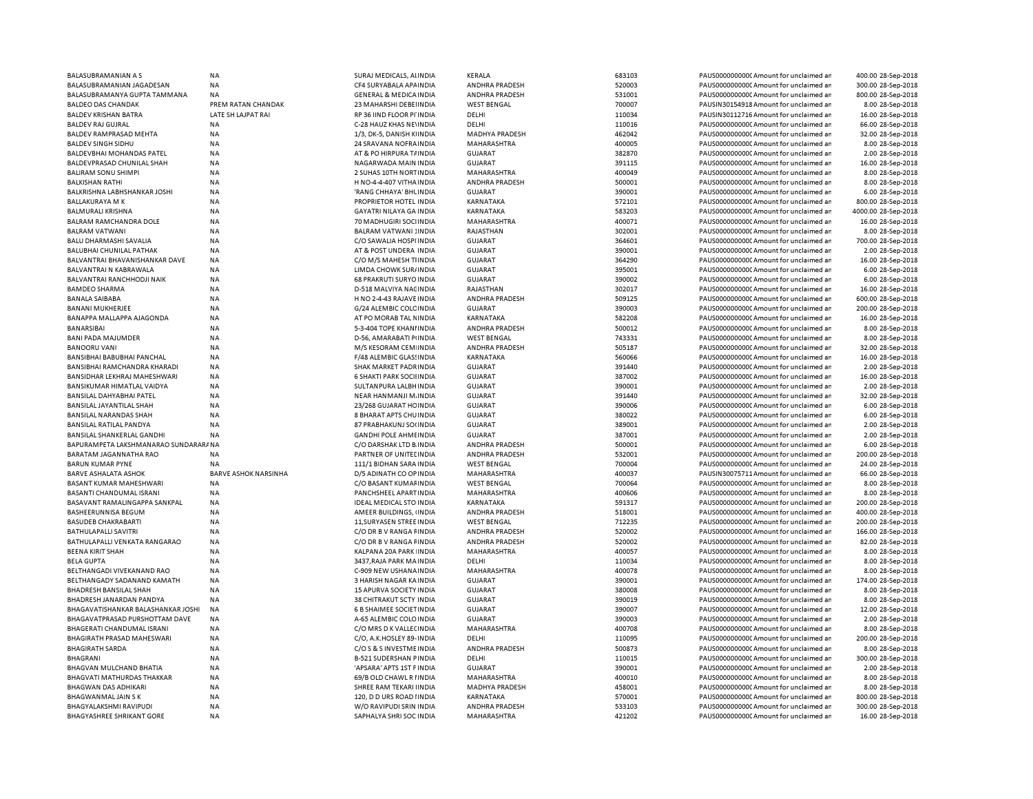| | | | | | | | | | |
|---|---|---|---|---|---|---|---|---|---|
| BALASUBRAMANIAN A S | NA | SURAJ MEDICALS, AIINDIA | KERALA | 683103 | PAUS0000000000Amount for unclaimed an | 400.00 28-Sep-2018 |
| BALASUBRAMANIAN JAGADESAN | NA | CF4 SURYABALA APAINDIA | ANDHRA PRADESH | 520003 | PAUS0000000000Amount for unclaimed an | 300.00 28-Sep-2018 |
| BALASUBRAMANYA GUPTA TAMMANA | NA | GENERAL & MEDICAINDIA | ANDHRA PRADESH | 531001 | PAUS0000000000Amount for unclaimed an | 800.00 28-Sep-2018 |
| BALDEO DAS CHANDAK | PREM RATAN CHANDAK | 23 MAHARSHI DEBEIINDIA | WEST BENGAL | 700007 | PAUSIN30154918Amount for unclaimed an | 8.00 28-Sep-2018 |
| BALDEV KRISHAN BATRA | LATE SH LAJPAT RAI | RP 36 IIND FLOOR PIINDIA | DELHI | 110034 | PAUSIN30112716Amount for unclaimed an | 16.00 28-Sep-2018 |
| BALDEV RAJ GUJRAL | NA | C-28 HAUZ KHAS NEINDIA | DELHI | 110016 | PAUS0000000000Amount for unclaimed an | 66.00 28-Sep-2018 |
| BALDEV RAMPRASAD MEHTA | NA | 1/3, DK-5, DANISH KIINDIA | MADHYA PRADESH | 462042 | PAUS0000000000Amount for unclaimed an | 32.00 28-Sep-2018 |
| BALDEV SINGH SIDHU | NA | 24 SRAVANA NOFRAINDIA | MAHARASHTRA | 400005 | PAUS0000000000Amount for unclaimed an | 8.00 28-Sep-2018 |
| BALDEVBHAI MOHANDAS PATEL | NA | AT & PO HIRPURA TAINDIA | GUJARAT | 382870 | PAUS0000000000Amount for unclaimed an | 2.00 28-Sep-2018 |
| BALDEVPRASAD CHUNILAL SHAH | NA | NAGARWADA MAIN INDIA | GUJARAT | 391115 | PAUS0000000000Amount for unclaimed an | 16.00 28-Sep-2018 |
| BALIRAM SONU SHIMPI | NA | 2 SUHAS 10TH NORTINDIA | MAHARASHTRA | 400049 | PAUS0000000000Amount for unclaimed an | 8.00 28-Sep-2018 |
| BALKISHAN RATHI | NA | H NO-4-4-407 VITHAINDIA | ANDHRA PRADESH | 500001 | PAUS0000000000Amount for unclaimed an | 8.00 28-Sep-2018 |
| BALKRISHNA LABHSHANKAR JOSHI | NA | 'RANG CHHAYA' BHLINDIA | GUJARAT | 390001 | PAUS0000000000Amount for unclaimed an | 6.00 28-Sep-2018 |
| BALLAKURAYA M K | NA | PROPRIETOR HOTEL INDIA | KARNATAKA | 572101 | PAUS0000000000Amount for unclaimed an | 800.00 28-Sep-2018 |
| BALMURALI KRISHNA | NA | GAYATRI NILAYA GA INDIA | KARNATAKA | 583203 | PAUS0000000000Amount for unclaimed an | 4000.00 28-Sep-2018 |
| BALRAM RAMCHANDRA DOLE | NA | 70 MADHUGIRI SOCIINDIA | MAHARASHTRA | 400071 | PAUS0000000000Amount for unclaimed an | 16.00 28-Sep-2018 |
| BALRAM VATWANI | NA | BALRAM VATWANI :INDIA | RAJASTHAN | 302001 | PAUS0000000000Amount for unclaimed an | 8.00 28-Sep-2018 |
| BALU DHARMASHI SAVALIA | NA | C/O SAWALIA HOSPIINDIA | GUJARAT | 364601 | PAUS0000000000Amount for unclaimed an | 700.00 28-Sep-2018 |
| BALUBHAI CHUNILAL PATHAK | NA | AT & POST UNDERA INDIA | GUJARAT | 390001 | PAUS0000000000Amount for unclaimed an | 2.00 28-Sep-2018 |
| BALVANTRAI BHAVANISHANKAR DAVE | NA | C/O M/S MAHESH TIINDIA | GUJARAT | 364290 | PAUS0000000000Amount for unclaimed an | 16.00 28-Sep-2018 |
| BALVANTRAI N KABRAWALA | NA | LIMDA CHOWK SURAINDIA | GUJARAT | 395001 | PAUS0000000000Amount for unclaimed an | 6.00 28-Sep-2018 |
| BALVANTRAI RANCHHODJI NAIK | NA | 68 PRAKRUTI SURYO INDIA | GUJARAT | 390002 | PAUS0000000000Amount for unclaimed an | 6.00 28-Sep-2018 |
| BAMDEO SHARMA | NA | D-518 MALVIYA NAGINDIA | RAJASTHAN | 302017 | PAUS0000000000Amount for unclaimed an | 16.00 28-Sep-2018 |
| BANALA SAIBABA | NA | H NO 2-4-43 RAJAVE INDIA | ANDHRA PRADESH | 509125 | PAUS0000000000Amount for unclaimed an | 600.00 28-Sep-2018 |
| BANANI MUKHERJEE | NA | G/24 ALEMBIC COLCINDIA | GUJARAT | 390003 | PAUS0000000000Amount for unclaimed an | 200.00 28-Sep-2018 |
| BANAPPA MALLAPPA AJAGONDA | NA | AT PO MORAB TAL NINDIA | KARNATAKA | 582208 | PAUS0000000000Amount for unclaimed an | 16.00 28-Sep-2018 |
| BANARSIBAI | NA | 5-3-404 TOPE KHANHINDIA | ANDHRA PRADESH | 500012 | PAUS0000000000Amount for unclaimed an | 8.00 28-Sep-2018 |
| BANI PADA MAJUMDER | NA | D-56, AMARABATI PIINDIA | WEST BENGAL | 743331 | PAUS0000000000Amount for unclaimed an | 8.00 28-Sep-2018 |
| BANOORU VANI | NA | M/S KESORAM CEMIINDIA | ANDHRA PRADESH | 505187 | PAUS0000000000Amount for unclaimed an | 32.00 28-Sep-2018 |
| BANSIBHAI BABUBHAI PANCHAL | NA | F/48 ALEMBIC GLASSINDIA | KARNATAKA | 560066 | PAUS0000000000Amount for unclaimed an | 16.00 28-Sep-2018 |
| BANSIBHAI RAMCHANDRA KHARADI | NA | SHAK MARKET PADRINDIA | GUJARAT | 391440 | PAUS0000000000Amount for unclaimed an | 2.00 28-Sep-2018 |
| BANSIDHAR LEKHRAJ MAHESHWARI | NA | 6 SHAKTI PARK SOCIEINDIA | GUJARAT | 387002 | PAUS0000000000Amount for unclaimed an | 16.00 28-Sep-2018 |
| BANSIKUMAR HIMATLAL VAIDYA | NA | SULTANPURA LALBHINDIA | GUJARAT | 390001 | PAUS0000000000Amount for unclaimed an | 2.00 28-Sep-2018 |
| BANSILAL DAHYABHAI PATEL | NA | NEAR HANMANJI M.INDIA | GUJARAT | 391440 | PAUS0000000000Amount for unclaimed an | 32.00 28-Sep-2018 |
| BANSILAL JAYANTILAL SHAH | NA | 23/268 GUJARAT HOINDIA | GUJARAT | 390006 | PAUS0000000000Amount for unclaimed an | 6.00 28-Sep-2018 |
| BANSILAL NARANDAS SHAH | NA | 8 BHARAT APTS CHUINDIA | GUJARAT | 380022 | PAUS0000000000Amount for unclaimed an | 6.00 28-Sep-2018 |
| BANSILAL RATILAL PANDYA | NA | 87 PRABHAKUNJ SOCINDIA | GUJARAT | 389001 | PAUS0000000000Amount for unclaimed an | 2.00 28-Sep-2018 |
| BANSILAL SHANKERLAL GANDHI | NA | GANDHI POLE AHMEINDIA | GUJARAT | 387001 | PAUS0000000000Amount for unclaimed an | 2.00 28-Sep-2018 |
| BAPURAMPETA LAKSHMANARAO SUNDARARANA | | C/O DARSHAK LTD B.INDIA | ANDHRA PRADESH | 500001 | PAUS0000000000Amount for unclaimed an | 6.00 28-Sep-2018 |
| BARATAM JAGANNATHA RAO | NA | PARTNER OF UNITECINDIA | ANDHRA PRADESH | 532001 | PAUS0000000000Amount for unclaimed an | 200.00 28-Sep-2018 |
| BARUN KUMAR PYNE | NA | 111/1 BIDHAN SARA INDIA | WEST BENGAL | 700004 | PAUS0000000000Amount for unclaimed an | 24.00 28-Sep-2018 |
| BARVE ASHALATA ASHOK | BARVE ASHOK NARSINHA | D/5 ADINATH CO OPINDIA | MAHARASHTRA | 400037 | PAUSIN30075711Amount for unclaimed an | 66.00 28-Sep-2018 |
| BASANT KUMAR MAHESHWARI | NA | C/O BASANT KUMARINDIA | WEST BENGAL | 700064 | PAUS0000000000Amount for unclaimed an | 8.00 28-Sep-2018 |
| BASANTI CHANDUMAL ISRANI | NA | PANCHSHEEL APARTINDIA | MAHARASHTRA | 400606 | PAUS0000000000Amount for unclaimed an | 8.00 28-Sep-2018 |
| BASAVANT RAMALINGAPPA SANKPAL | NA | IDEAL MEDICAL STO INDIA | KARNATAKA | 591317 | PAUS0000000000Amount for unclaimed an | 200.00 28-Sep-2018 |
| BASHEERUNNISA BEGUM | NA | AMEER BUILDINGS, (INDIA | ANDHRA PRADESH | 518001 | PAUS0000000000Amount for unclaimed an | 400.00 28-Sep-2018 |
| BASUDEB CHAKRABARTI | NA | 11,SURYASEN STREE INDIA | WEST BENGAL | 712235 | PAUS0000000000Amount for unclaimed an | 200.00 28-Sep-2018 |
| BATHULAPALLI SAVITRI | NA | C/O DR B V RANGA RINDIA | ANDHRA PRADESH | 520002 | PAUS0000000000Amount for unclaimed an | 166.00 28-Sep-2018 |
| BATHULAPALLI VENKATA RANGARAO | NA | C/O DR B V RANGA RINDIA | ANDHRA PRADESH | 520002 | PAUS0000000000Amount for unclaimed an | 82.00 28-Sep-2018 |
| BEENA KIRIT SHAH | NA | KALPANA 20A PARK IINDIA | MAHARASHTRA | 400057 | PAUS0000000000Amount for unclaimed an | 8.00 28-Sep-2018 |
| BELA GUPTA | NA | 3437,RAJA PARK MAINDIA | DELHI | 110034 | PAUS0000000000Amount for unclaimed an | 8.00 28-Sep-2018 |
| BELTHANGADI VIVEKANAND RAO | NA | C-909 NEW USHANAINDIA | MAHARASHTRA | 400078 | PAUS0000000000Amount for unclaimed an | 8.00 28-Sep-2018 |
| BELTHANGADY SADANAND KAMATH | NA | 3 HARISH NAGAR KAINDIA | GUJARAT | 390001 | PAUS0000000000Amount for unclaimed an | 174.00 28-Sep-2018 |
| BHADRESH BANSILAL SHAH | NA | 15 APURVA SOCIETY INDIA | GUJARAT | 380008 | PAUS0000000000Amount for unclaimed an | 8.00 28-Sep-2018 |
| BHADRESH JANARDAN PANDYA | NA | 38 CHITRAKUT SCTY INDIA | GUJARAT | 390019 | PAUS0000000000Amount for unclaimed an | 8.00 28-Sep-2018 |
| BHAGAVATISHANKAR BALASHANKAR JOSHI | NA | 6 B SHAIMEE SOCIETINDIA | GUJARAT | 390007 | PAUS0000000000Amount for unclaimed an | 12.00 28-Sep-2018 |
| BHAGAVATPRASAD PURSHOTTAM DAVE | NA | A-65 ALEMBIC COLOINDIA | GUJARAT | 390003 | PAUS0000000000Amount for unclaimed an | 2.00 28-Sep-2018 |
| BHAGERATI CHANDUMAL ISRANI | NA | C/O MRS D K VALLECINDIA | MAHARASHTRA | 400708 | PAUS0000000000Amount for unclaimed an | 8.00 28-Sep-2018 |
| BHAGIRATH PRASAD MAHESWARI | NA | C/O, A.K.HOSLEY 89-INDIA | DELHI | 110095 | PAUS0000000000Amount for unclaimed an | 200.00 28-Sep-2018 |
| BHAGIRATH SARDA | NA | C/O S & S INVESTMEINDIA | ANDHRA PRADESH | 500873 | PAUS0000000000Amount for unclaimed an | 8.00 28-Sep-2018 |
| BHAGRANI | NA | B-521 SUDERSHAN PINDIA | DELHI | 110015 | PAUS0000000000Amount for unclaimed an | 300.00 28-Sep-2018 |
| BHAGVAN MULCHAND BHATIA | NA | 'APSARA' APTS 1ST FINDIA | GUJARAT | 390001 | PAUS0000000000Amount for unclaimed an | 2.00 28-Sep-2018 |
| BHAGVATI MATHURDAS THAKKAR | NA | 69/B OLD CHAWL R IINDIA | MAHARASHTRA | 400010 | PAUS0000000000Amount for unclaimed an | 8.00 28-Sep-2018 |
| BHAGWAN DAS ADHIKARI | NA | SHREE RAM TEKARI IINDIA | MADHYA PRADESH | 458001 | PAUS0000000000Amount for unclaimed an | 8.00 28-Sep-2018 |
| BHAGWANMAL JAIN S K | NA | 120, D D URS ROAD IINDIA | KARNATAKA | 570001 | PAUS0000000000Amount for unclaimed an | 800.00 28-Sep-2018 |
| BHAGYALAKSHMI RAVIPUDI | NA | W/O RAVIPUDI SRIN INDIA | ANDHRA PRADESH | 533103 | PAUS0000000000Amount for unclaimed an | 300.00 28-Sep-2018 |
| BHAGYASHREE SHRIKANT GORE | NA | SAPHALYA SHRI SOC INDIA | MAHARASHTRA | 421202 | PAUS0000000000Amount for unclaimed an | 16.00 28-Sep-2018 |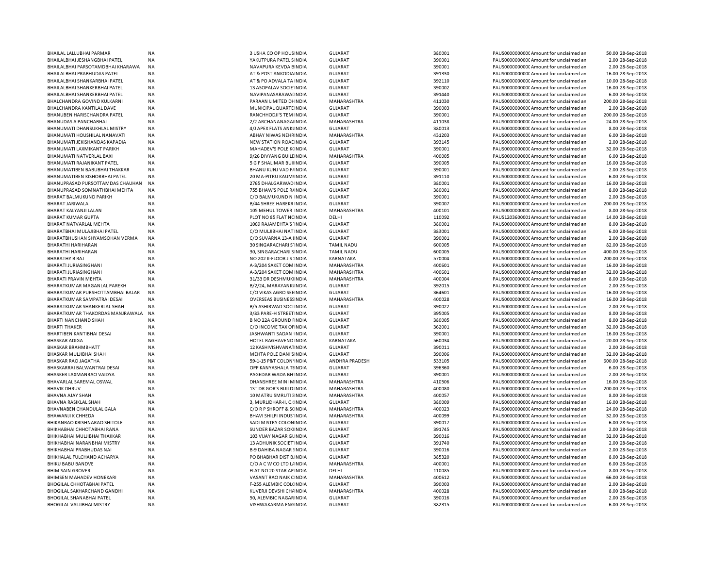| | | | | | | | | |
|---|---|---|---|---|---|---|---|---|
| BHAILAL LALLUBHAI PARMAR | NA | 3 USHA CO OP HOUSINDIA | GUJARAT | 380001 | PAUS0000000000C | Amount for unclaimed an | 50.00 | 28-Sep-2018 |
| BHAILALBHAI JESHANGBHAI PATEL | NA | YAKUTPURA PATEL SINDIA | GUJARAT | 390001 | PAUS0000000000C | Amount for unclaimed an | 2.00 | 28-Sep-2018 |
| BHAILALBHAI PARSOTAMDBHAI KHARAWA | NA | NAVAPURA KEVDA BINDIA | GUJARAT | 390001 | PAUS0000000000C | Amount for unclaimed an | 2.00 | 28-Sep-2018 |
| BHAILALBHAI PRABHUDAS PATEL | NA | AT & POST ANKODIAINDIA | GUJARAT | 391330 | PAUS0000000000C | Amount for unclaimed an | 16.00 | 28-Sep-2018 |
| BHAILALBHAI SHANKARBHAI PATEL | NA | AT & PO ADVALA TA INDIA | GUJARAT | 392110 | PAUS0000000000C | Amount for unclaimed an | 10.00 | 28-Sep-2018 |
| BHAILALBHAI SHANKERBHAI PATEL | NA | 13 ASOPALAV SOCIE INDIA | GUJARAT | 390002 | PAUS0000000000C | Amount for unclaimed an | 16.00 | 28-Sep-2018 |
| BHAILALBHAI SHANKERBHAI PATEL | NA | NAVIPANASARAWAIINDIA | GUJARAT | 391440 | PAUS0000000000C | Amount for unclaimed an | 6.00 | 28-Sep-2018 |
| BHALCHANDRA GOVIND KULKARNI | NA | PARAAN LIMITED DHINDIA | MAHARASHTRA | 411030 | PAUS0000000000C | Amount for unclaimed an | 200.00 | 28-Sep-2018 |
| BHALCHANDRA KANTILAL DAVE | NA | MUNICIPAL QUARTEINDIA | GUJARAT | 390003 | PAUS0000000000C | Amount for unclaimed an | 2.00 | 28-Sep-2018 |
| BHANUBEN HARISCHANDRA PATEL | NA | RANCHHODJI'S TEM INDIA | GUJARAT | 390001 | PAUS0000000000C | Amount for unclaimed an | 200.00 | 28-Sep-2018 |
| BHANUDAS A PANCHABHAI | NA | 2/2 ARCHANANAGAIINDIA | MAHARASHTRA | 411038 | PAUS0000000000C | Amount for unclaimed an | 24.00 | 28-Sep-2018 |
| BHANUMATI DHANSUKHLAL MISTRY | NA | 4/J APEX FLATS ANKIINDIA | GUJARAT | 380013 | PAUS0000000000C | Amount for unclaimed an | 8.00 | 28-Sep-2018 |
| BHANUMATI HOUSHILAL NANAVATI | NA | ABHAY NIWAS NEHRINDIA | MAHARASHTRA | 431203 | PAUS0000000000C | Amount for unclaimed an | 6.00 | 28-Sep-2018 |
| BHANUMATI JEKISHANDAS KAPADIA | NA | NEW STATION ROACINDIA | GUJARAT | 393145 | PAUS0000000000C | Amount for unclaimed an | 2.00 | 28-Sep-2018 |
| BHANUMATI LAXMIKANT PARIKH | NA | MAHADEV'S POLE KIINDIA | GUJARAT | 390001 | PAUS0000000000C | Amount for unclaimed an | 32.00 | 28-Sep-2018 |
| BHANUMATI NATVERLAL BAXI | NA | 9/26 DIVYANG BUILCINDIA | MAHARASHTRA | 400005 | PAUS0000000000C | Amount for unclaimed an | 6.00 | 28-Sep-2018 |
| BHANUMATI RAJANIKANT PATEL | NA | 5 G F SHALIMAR BUIINDIA | GUJARAT | 390005 | PAUS0000000000C | Amount for unclaimed an | 16.00 | 28-Sep-2018 |
| BHANUMATIBEN BABUBHAI THAKKAR | NA | BHANU KUNJ VAD F/INDIA | GUJARAT | 390001 | PAUS0000000000C | Amount for unclaimed an | 2.00 | 28-Sep-2018 |
| BHANUMATIBEN KISHORBHAI PATEL | NA | 20 MA-PITRU KAUMIINDIA | GUJARAT | 391110 | PAUS0000000000C | Amount for unclaimed an | 6.00 | 28-Sep-2018 |
| BHANUPRASAD PURSOTTAMDAS CHAUHAN | NA | 2765 DHALGARWADINDIA | GUJARAT | 380001 | PAUS0000000000C | Amount for unclaimed an | 16.00 | 28-Sep-2018 |
| BHANUPRASAD SOMNATHBHAI MEHTA | NA | 755 BHAW'S POLE R/INDIA | GUJARAT | 380001 | PAUS0000000000C | Amount for unclaimed an | 8.00 | 28-Sep-2018 |
| BHARAT BALMUKUND PARIKH | NA | C/O BALMUKUND N INDIA | GUJARAT | 390001 | PAUS0000000000C | Amount for unclaimed an | 2.00 | 28-Sep-2018 |
| BHARAT JARIWALA | NA | B/44 SHREE HAREKR INDIA | GUJARAT | 390007 | PAUS0000000000C | Amount for unclaimed an | 200.00 | 28-Sep-2018 |
| BHARAT KALYANJI LALAN | NA | 105 MEHUL TOWER INDIA | MAHARASHTRA | 400101 | PAUS0000000000C | Amount for unclaimed an | 8.00 | 28-Sep-2018 |
| BHARAT KUMAR GUPTA | NA | PLOT NO 85 FLAT NCINDIA | DELHI | 110092 | PAUS12036000001 | Amount for unclaimed an | 14.00 | 28-Sep-2018 |
| BHARAT NATVARLAL MEHTA | NA | 1069 RAJAMEHTA'S INDIA | GUJARAT | 380001 | PAUS0000000000C | Amount for unclaimed an | 8.00 | 28-Sep-2018 |
| BHARATBHAI MULAJIBHAI PATEL | NA | C/O MULJIBHAI NAT INDIA | GUJARAT | 383001 | PAUS0000000000C | Amount for unclaimed an | 6.00 | 28-Sep-2018 |
| BHARATBHUSHAN SHYAMSOHAN VERMA | NA | C/O SUVARNA 13-A IINDIA | GUJARAT | 390001 | PAUS0000000000C | Amount for unclaimed an | 2.00 | 28-Sep-2018 |
| BHARATHI HARIHARAN | NA | 30 SINGARACHARI S INDIA | TAMIL NADU | 600005 | PAUS0000000000C | Amount for unclaimed an | 82.00 | 28-Sep-2018 |
| BHARATHI HARIHARAN | NA | 30, SINGARACHARI SINDIA | TAMIL NADU | 600005 | PAUS0000000000C | Amount for unclaimed an | 400.00 | 28-Sep-2018 |
| BHARATHY B RAJ | NA | NO 202 II-FLOOR J S INDIA | KARNATAKA | 570004 | PAUS0000000000C | Amount for unclaimed an | 200.00 | 28-Sep-2018 |
| BHARATI JURIASINGHANI | NA | A-3/204 SAKET COM INDIA | MAHARASHTRA | 400601 | PAUS0000000000C | Amount for unclaimed an | 16.00 | 28-Sep-2018 |
| BHARATI JURIASINGHANI | NA | A-3/204 SAKET COM INDIA | MAHARASHTRA | 400601 | PAUS0000000000C | Amount for unclaimed an | 32.00 | 28-Sep-2018 |
| BHARATI PRAVIN MEHTA | NA | 31/33 DR DESHMUKIINDIA | MAHARASHTRA | 400004 | PAUS0000000000C | Amount for unclaimed an | 8.00 | 28-Sep-2018 |
| BHARATKUMAR MAGANLAL PAREKH | NA | B/2/24, MARAYANKIINDIA | GUJARAT | 392015 | PAUS0000000000C | Amount for unclaimed an | 2.00 | 28-Sep-2018 |
| BHARATKUMAR PURSHOTTAMBHAI BALAR | NA | C/O VIKAS AGRO SEEINDIA | GUJARAT | 364601 | PAUS0000000000C | Amount for unclaimed an | 16.00 | 28-Sep-2018 |
| BHARATKUMAR SAMPATRAI DESAI | NA | OVERSEAS BUSINESSINDIA | MAHARASHTRA | 400028 | PAUS0000000000C | Amount for unclaimed an | 16.00 | 28-Sep-2018 |
| BHARATKUMAR SHANKERLAL SHAH | NA | B/5 ASHIRWAD SOCIINDIA | GUJARAT | 390022 | PAUS0000000000C | Amount for unclaimed an | 2.00 | 28-Sep-2018 |
| BHARATKUMAR THAKORDAS MANJRAWALA | NA | 3/83 PARE-H STREETINDIA | GUJARAT | 395005 | PAUS0000000000C | Amount for unclaimed an | 8.00 | 28-Sep-2018 |
| BHARTI NANCHAND SHAH | NA | B NO 22A GROUND FINDIA | GUJARAT | 380005 | PAUS0000000000C | Amount for unclaimed an | 8.00 | 28-Sep-2018 |
| BHARTI THAKER | NA | C/O INCOME TAX OFINDIA | GUJARAT | 362001 | PAUS0000000000C | Amount for unclaimed an | 32.00 | 28-Sep-2018 |
| BHARTIBEN KANTIBHAI DESAI | NA | JASHWANTI SADAN INDIA | GUJARAT | 390001 | PAUS0000000000C | Amount for unclaimed an | 16.00 | 28-Sep-2018 |
| BHASKAR ADIGA | NA | HOTEL RAGHAVEND INDIA | KARNATAKA | 560034 | PAUS0000000000C | Amount for unclaimed an | 20.00 | 28-Sep-2018 |
| BHASKAR BRAHMBHATT | NA | 12 KASHIVISHVANATINDIA | GUJARAT | 390011 | PAUS0000000000C | Amount for unclaimed an | 2.00 | 28-Sep-2018 |
| BHASKAR MULJIBHAI SHAH | NA | MEHTA POLE DANI'SINDIA | GUJARAT | 390006 | PAUS0000000000C | Amount for unclaimed an | 32.00 | 28-Sep-2018 |
| BHASKAR RAO JAGATHA | NA | 59-1-15 P&T COLON INDIA | ANDHRA PRADESH | 533105 | PAUS0000000000C | Amount for unclaimed an | 600.00 | 28-Sep-2018 |
| BHASKARRAI BALWANTRAI DESAI | NA | OPP KANYASHALA TIINDIA | GUJARAT | 396360 | PAUS0000000000C | Amount for unclaimed an | 6.00 | 28-Sep-2018 |
| BHASKER LAXMANRAO VAIDYA | NA | PAGEDAR WADA BH INDIA | GUJARAT | 390001 | PAUS0000000000C | Amount for unclaimed an | 2.00 | 28-Sep-2018 |
| BHAVARLAL SAREMAL OSWAL | NA | DHANSHREE MINI MINDIA | MAHARASHTRA | 410506 | PAUS0000000000C | Amount for unclaimed an | 16.00 | 28-Sep-2018 |
| BHAVIK DHRUV | NA | 1ST DR GOR'S BUILD INDIA | MAHARASHTRA | 400080 | PAUS0000000000C | Amount for unclaimed an | 200.00 | 28-Sep-2018 |
| BHAVNA AJAY SHAH | NA | 10 MATRU SMRUTI INDIA | MAHARASHTRA | 400057 | PAUS0000000000C | Amount for unclaimed an | 8.00 | 28-Sep-2018 |
| BHAVNA RASIKLAL SHAH | NA | 3, MURLIDHAR-II, C.INDIA | GUJARAT | 380009 | PAUS0000000000C | Amount for unclaimed an | 16.00 | 28-Sep-2018 |
| BHAVNABEN CHANDULAL GALA | NA | C/O R P SHROFF & SCINDIA | MAHARASHTRA | 400023 | PAUS0000000000C | Amount for unclaimed an | 24.00 | 28-Sep-2018 |
| BHAWANJI K CHHEDA | NA | BHAVI SHILPI INDUS INDIA | MAHARASHTRA | 400099 | PAUS0000000000C | Amount for unclaimed an | 32.00 | 28-Sep-2018 |
| BHIKANRAO KRISHNARAO SHITOLE | NA | SADI MISTRY COLONINDIA | GUJARAT | 390017 | PAUS0000000000C | Amount for unclaimed an | 6.00 | 28-Sep-2018 |
| BHIKHABHAI CHHOTABHAI RANA | NA | SUNDER BAZAR SOKIINDIA | GUJARAT | 391745 | PAUS0000000000C | Amount for unclaimed an | 2.00 | 28-Sep-2018 |
| BHIKHABHAI MULJIBHAI THAKKAR | NA | 103 VIJAY NAGAR GIINDIA | GUJARAT | 390016 | PAUS0000000000C | Amount for unclaimed an | 32.00 | 28-Sep-2018 |
| BHIKHABHAI NARANBHAI MISTRY | NA | 13 ADHUNIK SOCIET INDIA | GUJARAT | 391740 | PAUS0000000000C | Amount for unclaimed an | 2.00 | 28-Sep-2018 |
| BHIKHABHAI PRABHUDAS NAI | NA | B-9 DAHIBA NAGAR INDIA | GUJARAT | 390016 | PAUS0000000000C | Amount for unclaimed an | 2.00 | 28-Sep-2018 |
| BHIKHALAL FULCHAND ACHARYA | NA | PO BHABHAR DIST B.INDIA | GUJARAT | 385320 | PAUS0000000000C | Amount for unclaimed an | 8.00 | 28-Sep-2018 |
| BHIKU BABU BANDVE | NA | C/O A C W CO LTD L/INDIA | MAHARASHTRA | 400001 | PAUS0000000000C | Amount for unclaimed an | 6.00 | 28-Sep-2018 |
| BHIM SAIN GROVER | NA | FLAT NO 20 STAR APINDIA | DELHI | 110085 | PAUS0000000000C | Amount for unclaimed an | 8.00 | 28-Sep-2018 |
| BHIMSEN MAHADEV HONEKARI | NA | VASANT RAO NAIK CINDIA | MAHARASHTRA | 400612 | PAUS0000000000C | Amount for unclaimed an | 66.00 | 28-Sep-2018 |
| BHOGILAL CHHOTABHAI PATEL | NA | F-255 ALEMBIC COLCINDIA | GUJARAT | 390003 | PAUS0000000000C | Amount for unclaimed an | 2.00 | 28-Sep-2018 |
| BHOGILAL SAKHARCHAND GANDHI | NA | KUVERJI DEVSHI CH/INDIA | MAHARASHTRA | 400028 | PAUS0000000000C | Amount for unclaimed an | 8.00 | 28-Sep-2018 |
| BHOGILAL SHANABHAI PATEL | NA | 50, ALEMBIC NAGARINDIA | GUJARAT | 390016 | PAUS0000000000C | Amount for unclaimed an | 2.00 | 28-Sep-2018 |
| BHOGILAL VALJIBHAI MISTRY | NA | VISHWAKARMA ENGINDIA | GUJARAT | 382315 | PAUS0000000000C | Amount for unclaimed an | 6.00 | 28-Sep-2018 |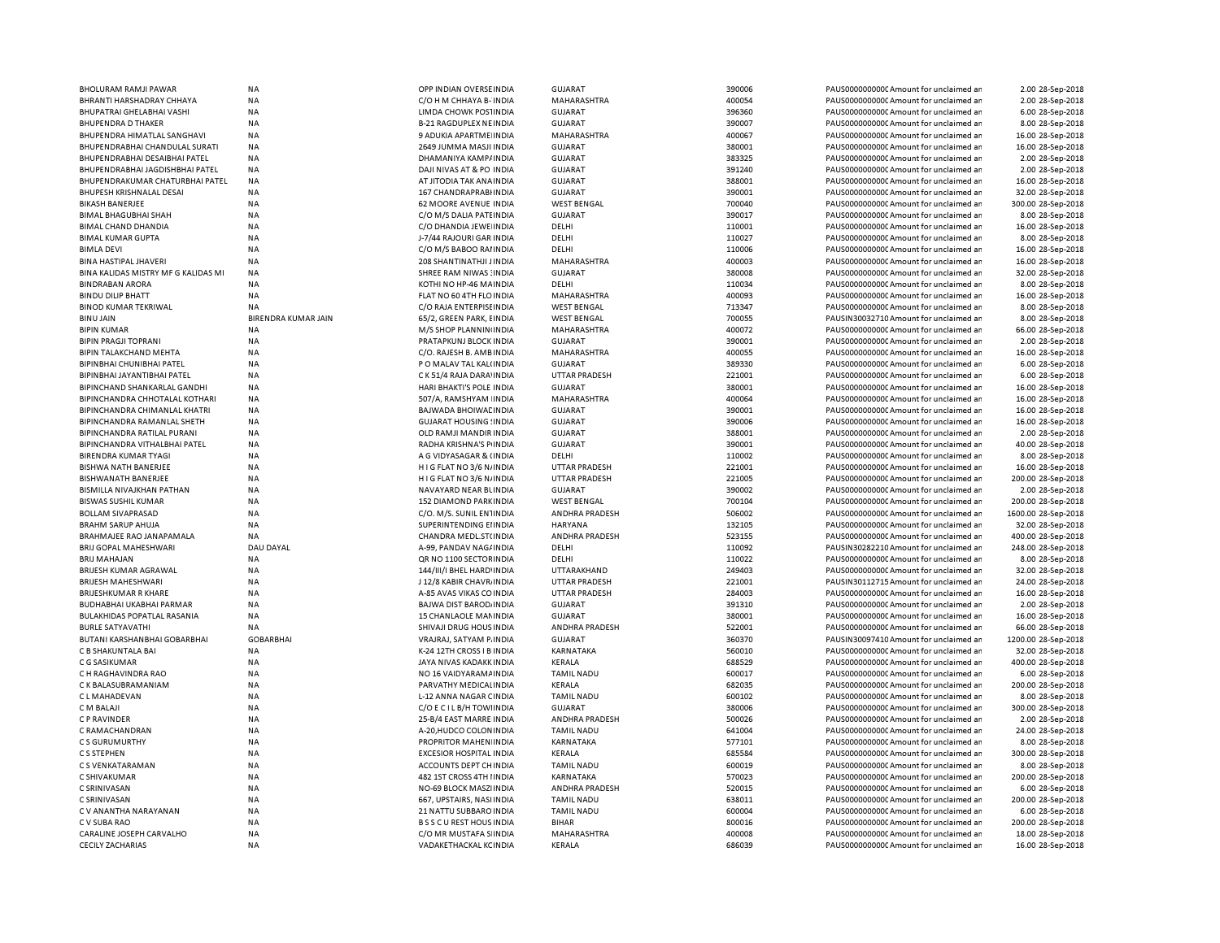| | | | | | | | | |
|---|---|---|---|---|---|---|---|---|
| BHOLURAM RAMJI PAWAR | NA | OPP INDIAN OVERSEINDIA | GUJARAT | 390006 | PAUS0000000000C Amount for unclaimed ar | 2.00 | 28-Sep-2018 |
| BHRANTI HARSHADRAY CHHAYA | NA | C/O H M CHHAYA B-INDIA | MAHARASHTRA | 400054 | PAUS0000000000C Amount for unclaimed ar | 2.00 | 28-Sep-2018 |
| BHUPATRAI GHELABHAI VASHI | NA | LIMDA CHOWK POSTINDIA | GUJARAT | 396360 | PAUS0000000000C Amount for unclaimed ar | 6.00 | 28-Sep-2018 |
| BHUPENDRA D THAKER | NA | B-21 RAGDUPLEX NEINDIA | GUJARAT | 390007 | PAUS0000000000C Amount for unclaimed ar | 8.00 | 28-Sep-2018 |
| BHUPENDRA HIMATLAL SANGHAVI | NA | 9 ADUKIA APARTMEINDIA | MAHARASHTRA | 400067 | PAUS0000000000C Amount for unclaimed ar | 16.00 | 28-Sep-2018 |
| BHUPENDRABHAI CHANDULAL SURATI | NA | 2649 JUMMA MASJI INDIA | GUJARAT | 380001 | PAUS0000000000C Amount for unclaimed ar | 16.00 | 28-Sep-2018 |
| BHUPENDRABHAI DESAIBHAI PATEL | NA | DHAMANIYA KAMPAINDIA | GUJARAT | 383325 | PAUS0000000000C Amount for unclaimed ar | 2.00 | 28-Sep-2018 |
| BHUPENDRABHAI JAGDISHBHAI PATEL | NA | DAJI NIVAS AT & PO INDIA | GUJARAT | 391240 | PAUS0000000000C Amount for unclaimed ar | 2.00 | 28-Sep-2018 |
| BHUPENDRAKUMAR CHATURBHAI PATEL | NA | AT JITODIA TAK ANAINDIA | GUJARAT | 388001 | PAUS0000000000C Amount for unclaimed ar | 16.00 | 28-Sep-2018 |
| BHUPESH KRISHNALAL DESAI | NA | 167 CHANDRAPRABHINDIA | GUJARAT | 390001 | PAUS0000000000C Amount for unclaimed ar | 32.00 | 28-Sep-2018 |
| BIKASH BANERJEE | NA | 62 MOORE AVENUE INDIA | WEST BENGAL | 700040 | PAUS0000000000C Amount for unclaimed ar | 300.00 | 28-Sep-2018 |
| BIMAL BHAGUBHAI SHAH | NA | C/O M/S DALIA PATEINDIA | GUJARAT | 390017 | PAUS0000000000C Amount for unclaimed ar | 8.00 | 28-Sep-2018 |
| BIMAL CHAND DHANDIA | NA | C/O DHANDIA JEWELINDIA | DELHI | 110001 | PAUS0000000000C Amount for unclaimed ar | 16.00 | 28-Sep-2018 |
| BIMAL KUMAR GUPTA | NA | J-7/44 RAJOURI GAR INDIA | DELHI | 110027 | PAUS0000000000C Amount for unclaimed ar | 8.00 | 28-Sep-2018 |
| BIMLA DEVI | NA | C/O M/S BABOO RAIINDIA | DELHI | 110006 | PAUS0000000000C Amount for unclaimed ar | 16.00 | 28-Sep-2018 |
| BINA HASTIPAL JHAVERI | NA | 208 SHANTINATHJI JINDIA | MAHARASHTRA | 400003 | PAUS0000000000C Amount for unclaimed ar | 16.00 | 28-Sep-2018 |
| BINA KALIDAS MISTRY MF G KALIDAS MI | NA | SHREE RAM NIWAS INDIA | GUJARAT | 380008 | PAUS0000000000C Amount for unclaimed ar | 32.00 | 28-Sep-2018 |
| BINDRABAN ARORA | NA | KOTHI NO HP-46 MAINDIA | DELHI | 110034 | PAUS0000000000C Amount for unclaimed ar | 8.00 | 28-Sep-2018 |
| BINDU DILIP BHATT | NA | FLAT NO 60 4TH FLOINDIA | MAHARASHTRA | 400093 | PAUS0000000000C Amount for unclaimed ar | 16.00 | 28-Sep-2018 |
| BINOD KUMAR TEKRIWAL | NA | C/O RAJA ENTERPISEINDIA | WEST BENGAL | 713347 | PAUS0000000000C Amount for unclaimed ar | 8.00 | 28-Sep-2018 |
| BINU JAIN | BIRENDRA KUMAR JAIN | 65/2, GREEN PARK, EINDIA | WEST BENGAL | 700055 | PAUSIN30032710 Amount for unclaimed ar | 8.00 | 28-Sep-2018 |
| BIPIN KUMAR | NA | M/S SHOP PLANNININDIA | MAHARASHTRA | 400072 | PAUS0000000000C Amount for unclaimed ar | 66.00 | 28-Sep-2018 |
| BIPIN PRAGJI TOPRANI | NA | PRATAPKUNJ BLOCK INDIA | GUJARAT | 390001 | PAUS0000000000C Amount for unclaimed ar | 2.00 | 28-Sep-2018 |
| BIPIN TALAKCHAND MEHTA | NA | C/O. RAJESH B. AMBINDIA | MAHARASHTRA | 400055 | PAUS0000000000C Amount for unclaimed ar | 16.00 | 28-Sep-2018 |
| BIPINBHAI CHUNIBHAI PATEL | NA | P O MALAV TAL KALIINDIA | GUJARAT | 389330 | PAUS0000000000C Amount for unclaimed ar | 6.00 | 28-Sep-2018 |
| BIPINBHAI JAYANTIBHAI PATEL | NA | C K 51/4 RAJA DARAINDIA | UTTAR PRADESH | 221001 | PAUS0000000000C Amount for unclaimed ar | 6.00 | 28-Sep-2018 |
| BIPINCHAND SHANKARLAL GANDHI | NA | HARI BHAKTI'S POLE INDIA | GUJARAT | 380001 | PAUS0000000000C Amount for unclaimed ar | 16.00 | 28-Sep-2018 |
| BIPINCHANDRA CHHOTALAL KOTHARI | NA | 507/A, RAMSHYAM INDIA | MAHARASHTRA | 400064 | PAUS0000000000C Amount for unclaimed ar | 16.00 | 28-Sep-2018 |
| BIPINCHANDRA CHIMANLAL KHATRI | NA | BAJWADA BHOIWACINDIA | GUJARAT | 390001 | PAUS0000000000C Amount for unclaimed ar | 16.00 | 28-Sep-2018 |
| BIPINCHANDRA RAMANLAL SHETH | NA | GUJARAT HOUSING INDIA | GUJARAT | 390006 | PAUS0000000000C Amount for unclaimed ar | 16.00 | 28-Sep-2018 |
| BIPINCHANDRA RATILAL PURANI | NA | OLD RAMJI MANDIR INDIA | GUJARAT | 388001 | PAUS0000000000C Amount for unclaimed ar | 2.00 | 28-Sep-2018 |
| BIPINCHANDRA VITHALBHAI PATEL | NA | RADHA KRISHNA'S PINDIA | GUJARAT | 390001 | PAUS0000000000C Amount for unclaimed ar | 40.00 | 28-Sep-2018 |
| BIRENDRA KUMAR TYAGI | NA | A G VIDYASAGAR & CINDIA | DELHI | 110002 | PAUS0000000000C Amount for unclaimed ar | 8.00 | 28-Sep-2018 |
| BISHWA NATH BANERJEE | NA | H I G FLAT NO 3/6 NINDIA | UTTAR PRADESH | 221001 | PAUS0000000000C Amount for unclaimed ar | 16.00 | 28-Sep-2018 |
| BISHWANATH BANERJEE | NA | H I G FLAT NO 3/6 NINDIA | UTTAR PRADESH | 221005 | PAUS0000000000C Amount for unclaimed ar | 200.00 | 28-Sep-2018 |
| BISMILLA NIVAJKHAN PATHAN | NA | NAVAYARD NEAR BLINDIA | GUJARAT | 390002 | PAUS0000000000C Amount for unclaimed ar | 2.00 | 28-Sep-2018 |
| BISWAS SUSHIL KUMAR | NA | 152 DIAMOND PARKINDIA | WEST BENGAL | 700104 | PAUS0000000000C Amount for unclaimed ar | 200.00 | 28-Sep-2018 |
| BOLLAM SIVAPRASAD | NA | C/O. M/S. SUNIL ENINDIA | ANDHRA PRADESH | 506002 | PAUS0000000000C Amount for unclaimed ar | 1600.00 | 28-Sep-2018 |
| BRAHM SARUP AHUJA | NA | SUPERINTENDING EINDIA | HARYANA | 132105 | PAUS0000000000C Amount for unclaimed ar | 32.00 | 28-Sep-2018 |
| BRAHMAJEE RAO JANAPAMALA | NA | CHANDRA MEDL.STINDIA | ANDHRA PRADESH | 523155 | PAUS0000000000C Amount for unclaimed ar | 400.00 | 28-Sep-2018 |
| BRIJ GOPAL MAHESHWARI | DAU DAYAL | A-99, PANDAV NAGAINDIA | DELHI | 110092 | PAUSIN30282210 Amount for unclaimed ar | 248.00 | 28-Sep-2018 |
| BRIJ MAHAJAN | NA | QR NO 1100 SECTORINDIA | DELHI | 110022 | PAUS0000000000C Amount for unclaimed ar | 8.00 | 28-Sep-2018 |
| BRIJESH KUMAR AGRAWAL | NA | 144/III/I BHEL HARDIINDIA | UTTARAKHAND | 249403 | PAUS0000000000C Amount for unclaimed ar | 32.00 | 28-Sep-2018 |
| BRIJESH MAHESHWARI | NA | J 12/8 KABIR CHAVRINDIA | UTTAR PRADESH | 221001 | PAUSIN30112715 Amount for unclaimed ar | 24.00 | 28-Sep-2018 |
| BRIJESHKUMAR R KHARE | NA | A-85 AVAS VIKAS COINDIA | UTTAR PRADESH | 284003 | PAUS0000000000C Amount for unclaimed ar | 16.00 | 28-Sep-2018 |
| BUDHABHAI UKABHAI PARMAR | NA | BAJWA DIST BARODAINDIA | GUJARAT | 391310 | PAUS0000000000C Amount for unclaimed ar | 2.00 | 28-Sep-2018 |
| BULAKHIDAS POPATLAL RASANIA | NA | 15 CHANLAOLE MANINDIA | GUJARAT | 380001 | PAUS0000000000C Amount for unclaimed ar | 16.00 | 28-Sep-2018 |
| BURLE SATYAVATHI | NA | SHIVAJI DRUG HOUSINDIA | ANDHRA PRADESH | 522001 | PAUS0000000000C Amount for unclaimed ar | 66.00 | 28-Sep-2018 |
| BUTANI KARSHANBHAI GOBARBHAI | GOBARBHAI | VRAJRAJ, SATYAM PAINDIA | GUJARAT | 360370 | PAUSIN30097410 Amount for unclaimed ar | 1200.00 | 28-Sep-2018 |
| C B SHAKUNTALA BAI | NA | K-24 12TH CROSS I B INDIA | KARNATAKA | 560010 | PAUS0000000000C Amount for unclaimed ar | 32.00 | 28-Sep-2018 |
| C G SASIKUMAR | NA | JAYA NIVAS KADAKKINDIA | KERALA | 688529 | PAUS0000000000C Amount for unclaimed ar | 400.00 | 28-Sep-2018 |
| C H RAGHAVINDRA RAO | NA | NO 16 VAIDYARAMAINDIA | TAMIL NADU | 600017 | PAUS0000000000C Amount for unclaimed ar | 6.00 | 28-Sep-2018 |
| C K BALASUBRAMANIAM | NA | PARVATHY MEDICALINDIA | KERALA | 682035 | PAUS0000000000C Amount for unclaimed ar | 200.00 | 28-Sep-2018 |
| C L MAHADEVAN | NA | L-12 ANNA NAGAR CINDIA | TAMIL NADU | 600102 | PAUS0000000000C Amount for unclaimed ar | 8.00 | 28-Sep-2018 |
| C M BALAJI | NA | C/O E C I L B/H TOWIINDIA | GUJARAT | 380006 | PAUS0000000000C Amount for unclaimed ar | 300.00 | 28-Sep-2018 |
| C P RAVINDER | NA | 25-B/4 EAST MARRE INDIA | ANDHRA PRADESH | 500026 | PAUS0000000000C Amount for unclaimed ar | 2.00 | 28-Sep-2018 |
| C RAMACHANDRAN | NA | A-20,HUDCO COLONINDIA | TAMIL NADU | 641004 | PAUS0000000000C Amount for unclaimed ar | 24.00 | 28-Sep-2018 |
| C S GURUMURTHY | NA | PROPRITOR MAHENIINDIA | KARNATAKA | 577101 | PAUS0000000000C Amount for unclaimed ar | 8.00 | 28-Sep-2018 |
| C S STEPHEN | NA | EXCESIOR HOSPITAL INDIA | KERALA | 685584 | PAUS0000000000C Amount for unclaimed ar | 300.00 | 28-Sep-2018 |
| C S VENKATARAMAN | NA | ACCOUNTS DEPT CHINDIA | TAMIL NADU | 600019 | PAUS0000000000C Amount for unclaimed ar | 8.00 | 28-Sep-2018 |
| C SHIVAKUMAR | NA | 482 1ST CROSS 4TH INDIA | KARNATAKA | 570023 | PAUS0000000000C Amount for unclaimed ar | 200.00 | 28-Sep-2018 |
| C SRINIVASAN | NA | NO-69 BLOCK MASZIINDIA | ANDHRA PRADESH | 520015 | PAUS0000000000C Amount for unclaimed ar | 6.00 | 28-Sep-2018 |
| C SRINIVASAN | NA | 667, UPSTAIRS, NASIINDIA | TAMIL NADU | 638011 | PAUS0000000000C Amount for unclaimed ar | 200.00 | 28-Sep-2018 |
| C V ANANTHA NARAYANAN | NA | 21 NATTU SUBBARO INDIA | TAMIL NADU | 600004 | PAUS0000000000C Amount for unclaimed ar | 6.00 | 28-Sep-2018 |
| C V SUBA RAO | NA | B S S C U REST HOUSINDIA | BIHAR | 800016 | PAUS0000000000C Amount for unclaimed ar | 200.00 | 28-Sep-2018 |
| CARALINE JOSEPH CARVALHO | NA | C/O MR MUSTAFA SIINDIA | MAHARASHTRA | 400008 | PAUS0000000000C Amount for unclaimed ar | 18.00 | 28-Sep-2018 |
| CECILY ZACHARIAS | NA | VADAKETHACKAL KCINDIA | KERALA | 686039 | PAUS0000000000C Amount for unclaimed ar | 16.00 | 28-Sep-2018 |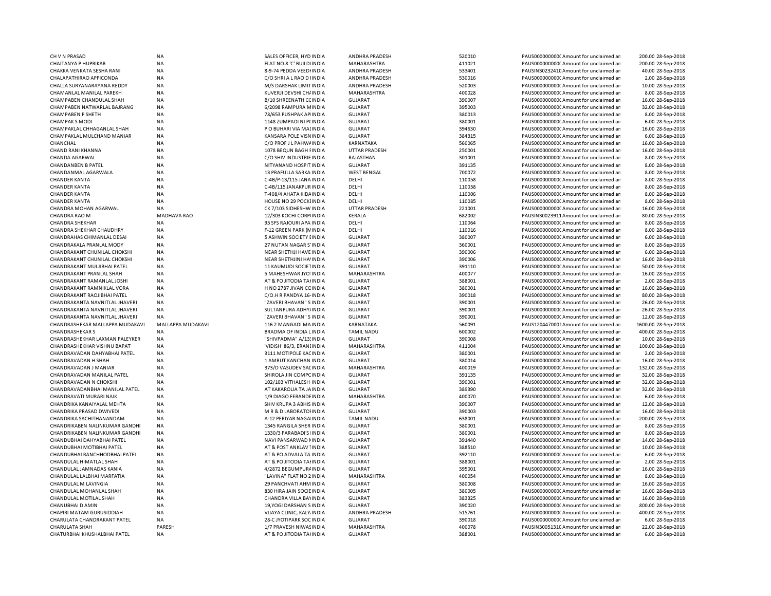| | | | | | | | | | |
|---|---|---|---|---|---|---|---|---|---|
| CH V N PRASAD | NA | SALES OFFICER, HYD INDIA | ANDHRA PRADESH | 520010 | PAUS0000000000C Amount for unclaimed an | 200.00 | 28-Sep-2018 |
| CHAITANYA P HUPRIKAR | NA | FLAT NO.8 'C' BUILDIINDIA | MAHARASHTRA | 411021 | PAUS0000000000C Amount for unclaimed an | 200.00 | 28-Sep-2018 |
| CHAKKA VENKATA SESHA RANI | NA | 8-9-74 PEDDA VEEDHINDIA | ANDHRA PRADESH | 533401 | PAUSIN30232410 Amount for unclaimed an | 40.00 | 28-Sep-2018 |
| CHALAPATHIRAO APPICONDA | NA | C/O SHRI A L RAO D IINDIA | ANDHRA PRADESH | 530016 | PAUS0000000000C Amount for unclaimed an | 2.00 | 28-Sep-2018 |
| CHALLA SURYANARAYANA REDDY | NA | M/S DARSHAK LIMITINDIA | ANDHRA PRADESH | 520003 | PAUS0000000000C Amount for unclaimed an | 10.00 | 28-Sep-2018 |
| CHAMANLAL MANILAL PAREKH | NA | KUVERJI DEVSHI CHAINDIA | MAHARASHTRA | 400028 | PAUS0000000000C Amount for unclaimed an | 8.00 | 28-Sep-2018 |
| CHAMPABEN CHANDULAL SHAH | NA | B/10 SHREENATH CCINDIA | GUJARAT | 390007 | PAUS0000000000C Amount for unclaimed an | 16.00 | 28-Sep-2018 |
| CHAMPABEN NATWARLAL BAJRANG | NA | 6/2098 RAMPURA MINDIA | GUJARAT | 395003 | PAUS0000000000C Amount for unclaimed an | 32.00 | 28-Sep-2018 |
| CHAMPABEN P SHETH | NA | 78/653 PUSHPAK APINDIA | GUJARAT | 380013 | PAUS0000000000C Amount for unclaimed an | 8.00 | 28-Sep-2018 |
| CHAMPAK S MODI | NA | 1148 ZUMPADI NI PCINDIA | GUJARAT | 380001 | PAUS0000000000C Amount for unclaimed an | 6.00 | 28-Sep-2018 |
| CHAMPAKLAL CHHAGANLAL SHAH | NA | P O BUHARI VIA MAIINDIA | GUJARAT | 394630 | PAUS0000000000C Amount for unclaimed an | 16.00 | 28-Sep-2018 |
| CHAMPAKLAL MULCHAND MANIAR | NA | KANSARA POLE VISNINDIA | GUJARAT | 384315 | PAUS0000000000C Amount for unclaimed an | 6.00 | 28-Sep-2018 |
| CHANCHAL | NA | C/O PROF J L PAHWAINDIA | KARNATAKA | 560065 | PAUS0000000000C Amount for unclaimed an | 16.00 | 28-Sep-2018 |
| CHAND RANI KHANNA | NA | 1078 BEQUN BAGH EINDIA | UTTAR PRADESH | 250001 | PAUS0000000000C Amount for unclaimed an | 16.00 | 28-Sep-2018 |
| CHANDA AGARWAL | NA | C/O SHIV INDUSTRIEINDIA | RAJASTHAN | 301001 | PAUS0000000000C Amount for unclaimed an | 8.00 | 28-Sep-2018 |
| CHANDANBEN B PATEL | NA | NITYANAND HOSPITINDIA | GUJARAT | 391135 | PAUS0000000000C Amount for unclaimed an | 8.00 | 28-Sep-2018 |
| CHANDANMAL AGARWALA | NA | 13 PRAFULLA SARKA INDIA | WEST BENGAL | 700072 | PAUS0000000000C Amount for unclaimed an | 8.00 | 28-Sep-2018 |
| CHANDER KANTA | NA | C-4B/P-13/115 JANA INDIA | DELHI | 110058 | PAUS0000000000C Amount for unclaimed an | 8.00 | 28-Sep-2018 |
| CHANDER KANTA | NA | C-4B/115 JANAKPURINDIA | DELHI | 110058 | PAUS0000000000C Amount for unclaimed an | 8.00 | 28-Sep-2018 |
| CHANDER KANTA | NA | T-408/4 AHATA KIDAINDIA | DELHI | 110006 | PAUS0000000000C Amount for unclaimed an | 8.00 | 28-Sep-2018 |
| CHANDER KANTA | NA | HOUSE NO 29 POCKIINDIA | DELHI | 110085 | PAUS0000000000C Amount for unclaimed an | 8.00 | 28-Sep-2018 |
| CHANDRA MOHAN AGARWAL | NA | CK 7/103 SIDHESHWINDIA | UTTAR PRADESH | 221001 | PAUS0000000000C Amount for unclaimed an | 16.00 | 28-Sep-2018 |
| CHANDRA RAO M | MADHAVA RAO | 12/303 KOCHI CORPIINDIA | KERALA | 682002 | PAUSIN30023911 Amount for unclaimed an | 80.00 | 28-Sep-2018 |
| CHANDRA SHEKHAR | NA | 95 SFS RAJOURI APA INDIA | DELHI | 110064 | PAUS0000000000C Amount for unclaimed an | 8.00 | 28-Sep-2018 |
| CHANDRA SHEKHAR CHAUDHRY | NA | F-12 GREEN PARK (NINDIA | DELHI | 110016 | PAUS0000000000C Amount for unclaimed an | 8.00 | 28-Sep-2018 |
| CHANDRAHAS CHIMANLAL DESAI | NA | 5 ASHWIN SOCIETY EINDIA | GUJARAT | 380007 | PAUS0000000000C Amount for unclaimed an | 6.00 | 28-Sep-2018 |
| CHANDRAKALA PRANLAL MODY | NA | 27 NUTAN NAGAR S'INDIA | GUJARAT | 360001 | PAUS0000000000C Amount for unclaimed an | 8.00 | 28-Sep-2018 |
| CHANDRAKANT CHUNILAL CHOKSHI | NA | NEAR SHETHJI HAVEINDIA | GUJARAT | 390006 | PAUS0000000000C Amount for unclaimed an | 6.00 | 28-Sep-2018 |
| CHANDRAKANT CHUNILAL CHOKSHI | NA | NEAR SHETHJINI HAINDIA | GUJARAT | 390006 | PAUS0000000000C Amount for unclaimed an | 16.00 | 28-Sep-2018 |
| CHANDRAKANT MULJIBHAI PATEL | NA | 11 KAUMUDI SOCIETINDIA | GUJARAT | 391110 | PAUS0000000000C Amount for unclaimed an | 50.00 | 28-Sep-2018 |
| CHANDRAKANT PRANLAL SHAH | NA | 5 MAHESHWAR JYO'INDIA | MAHARASHTRA | 400077 | PAUS0000000000C Amount for unclaimed an | 16.00 | 28-Sep-2018 |
| CHANDRAKANT RAMANLAL JOSHI | NA | AT & PO JITODIA TAHINDIA | GUJARAT | 388001 | PAUS0000000000C Amount for unclaimed an | 2.00 | 28-Sep-2018 |
| CHANDRAKANT RAMNIKLAL VORA | NA | H NO 2787 JIVAN CCINDIA | GUJARAT | 380001 | PAUS0000000000C Amount for unclaimed an | 16.00 | 28-Sep-2018 |
| CHANDRAKANT RAOJIBHAI PATEL | NA | C/O.H R PANDYA 16-INDIA | GUJARAT | 390018 | PAUS0000000000C Amount for unclaimed an | 80.00 | 28-Sep-2018 |
| CHANDRAKANTA NAVNITLAL JHAVERI | NA | "ZAVERI BHAVAN" S INDIA | GUJARAT | 390001 | PAUS0000000000C Amount for unclaimed an | 26.00 | 28-Sep-2018 |
| CHANDRAKANTA NAVNITLAL JHAVERI | NA | SULTANPURA ADHYJINDIA | GUJARAT | 390001 | PAUS0000000000C Amount for unclaimed an | 26.00 | 28-Sep-2018 |
| CHANDRAKANTA NAVNITLAL JHAVERI | NA | "ZAVERI BHAVAN" S INDIA | GUJARAT | 390001 | PAUS0000000000C Amount for unclaimed an | 12.00 | 28-Sep-2018 |
| CHANDRASHEKAR MALLAPPA MUDAKAVI | MALLAPPA MUDAKAVI | 116 2 MANGADI MAINDIA | KARNATAKA | 560091 | PAUS12044700001 Amount for unclaimed an | 1600.00 | 28-Sep-2018 |
| CHANDRASHEKAR S | NA | BRADMA OF INDIA LINDIA | TAMIL NADU | 600002 | PAUS0000000000C Amount for unclaimed an | 400.00 | 28-Sep-2018 |
| CHANDRASHEKHAR LAXMAN PALEYKER | NA | "SHIVPADMA" A/13:INDIA | GUJARAT | 390008 | PAUS0000000000C Amount for unclaimed an | 10.00 | 28-Sep-2018 |
| CHANDRASHEKHAR VISHNU BAPAT | NA | 'VIDISH' 86/3, ERANIINDIA | MAHARASHTRA | 411004 | PAUS0000000000C Amount for unclaimed an | 100.00 | 28-Sep-2018 |
| CHANDRAVADAN DAHYABHAI PATEL | NA | 3111 MOTIPOLE KACINDIA | GUJARAT | 380001 | PAUS0000000000C Amount for unclaimed an | 2.00 | 28-Sep-2018 |
| CHANDRAVADAN H SHAH | NA | 1 AMRUT KANCHAN INDIA | GUJARAT | 380014 | PAUS0000000000C Amount for unclaimed an | 16.00 | 28-Sep-2018 |
| CHANDRAVADAN J MANIAR | NA | 373/D VASUDEV SACINDIA | MAHARASHTRA | 400019 | PAUS0000000000C Amount for unclaimed an | 132.00 | 28-Sep-2018 |
| CHANDRAVADAN MANILAL PATEL | NA | SHIROLA JIN COMPCINDIA | GUJARAT | 391135 | PAUS0000000000C Amount for unclaimed an | 32.00 | 28-Sep-2018 |
| CHANDRAVADAN N CHOKSHI | NA | 102/103 VITHALESH INDIA | GUJARAT | 390001 | PAUS0000000000C Amount for unclaimed an | 32.00 | 28-Sep-2018 |
| CHANDRAVADANBHAI MANILAL PATEL | NA | AT KAKAROLIA TA JAINDIA | GUJARAT | 389390 | PAUS0000000000C Amount for unclaimed an | 32.00 | 28-Sep-2018 |
| CHANDRAVATI MURARI NAIK | NA | 1/9 DIAGO FERANDEINDIA | MAHARASHTRA | 400070 | PAUS0000000000C Amount for unclaimed an | 6.00 | 28-Sep-2018 |
| CHANDRIKA KANAIYALAL MEHTA | NA | SHIV KRUPA 3 ABHIS INDIA | GUJARAT | 390007 | PAUS0000000000C Amount for unclaimed an | 12.00 | 28-Sep-2018 |
| CHANDRIKA PRASAD DWIVEDI | NA | M R & D LABORATOIINDIA | GUJARAT | 390003 | PAUS0000000000C Amount for unclaimed an | 16.00 | 28-Sep-2018 |
| CHANDRIKA SACHITHANANDAM | NA | A-12 PERIYAR NAGAIINDIA | TAMIL NADU | 638001 | PAUS0000000000C Amount for unclaimed an | 200.00 | 28-Sep-2018 |
| CHANDRIKABEN NALINKUMAR GANDHI | NA | 1345 RANGILA SHER INDIA | GUJARAT | 380001 | PAUS0000000000C Amount for unclaimed an | 8.00 | 28-Sep-2018 |
| CHANDRIKABEN NALINKUMAR GANDHI | NA | 1330/3 PARABADI'S IINDIA | GUJARAT | 380001 | PAUS0000000000C Amount for unclaimed an | 8.00 | 28-Sep-2018 |
| CHANDUBHAI DAHYABHAI PATEL | NA | NAVI PANSARWAD NINDIA | GUJARAT | 391440 | PAUS0000000000C Amount for unclaimed an | 14.00 | 28-Sep-2018 |
| CHANDUBHAI MOTIBHAI PATEL | NA | AT & POST ANKLAV 'INDIA | GUJARAT | 388510 | PAUS0000000000C Amount for unclaimed an | 10.00 | 28-Sep-2018 |
| CHANDUBHAI RANCHHODBHAI PATEL | NA | AT & PO ADVALA TA INDIA | GUJARAT | 392110 | PAUS0000000000C Amount for unclaimed an | 6.00 | 28-Sep-2018 |
| CHANDULAL HIMATLAL SHAH | NA | AT & PO JITODIA TAHINDIA | GUJARAT | 388001 | PAUS0000000000C Amount for unclaimed an | 2.00 | 28-Sep-2018 |
| CHANDULAL JAMNADAS KANIA | NA | 4/2872 BEGUMPURAINDIA | GUJARAT | 395001 | PAUS0000000000C Amount for unclaimed an | 16.00 | 28-Sep-2018 |
| CHANDULAL LALBHAI MARFATIA | NA | "LAVINA" FLAT NO 2INDIA | MAHARASHTRA | 400054 | PAUS0000000000C Amount for unclaimed an | 8.00 | 28-Sep-2018 |
| CHANDULAL M LAVINGIA | NA | 29 PANCHVATI AHM INDIA | GUJARAT | 380008 | PAUS0000000000C Amount for unclaimed an | 16.00 | 28-Sep-2018 |
| CHANDULAL MOHANLAL SHAH | NA | 830 HIRA JAIN SOCIEINDIA | GUJARAT | 380005 | PAUS0000000000C Amount for unclaimed an | 16.00 | 28-Sep-2018 |
| CHANDULAL MOTILAL SHAH | NA | CHANDRA VILLA BAINDIA | GUJARAT | 383325 | PAUS0000000000C Amount for unclaimed an | 16.00 | 28-Sep-2018 |
| CHANUBHAI D AMIN | NA | 19,YOGI DARSHAN S INDIA | GUJARAT | 390020 | PAUS0000000000C Amount for unclaimed an | 800.00 | 28-Sep-2018 |
| CHAPIRI MATAM GURUSIDDIAH | NA | VIJAYA CLINIC, KALY.INDIA | ANDHRA PRADESH | 515761 | PAUS0000000000C Amount for unclaimed an | 400.00 | 28-Sep-2018 |
| CHARULATA CHANDRAKANT PATEL | NA | 28-C JYOTIPARK SOCINDIA | GUJARAT | 390018 | PAUS0000000000C Amount for unclaimed an | 6.00 | 28-Sep-2018 |
| CHARULATA SHAH | PARESH | 1/7 PRAVESH NIWASINDIA | MAHARASHTRA | 400078 | PAUSIN30051310 Amount for unclaimed an | 22.00 | 28-Sep-2018 |
| CHATURBHAI KHUSHALBHAI PATEL | NA | AT & PO JITODIA TAHINDIA | GUJARAT | 388001 | PAUS0000000000C Amount for unclaimed an | 6.00 | 28-Sep-2018 |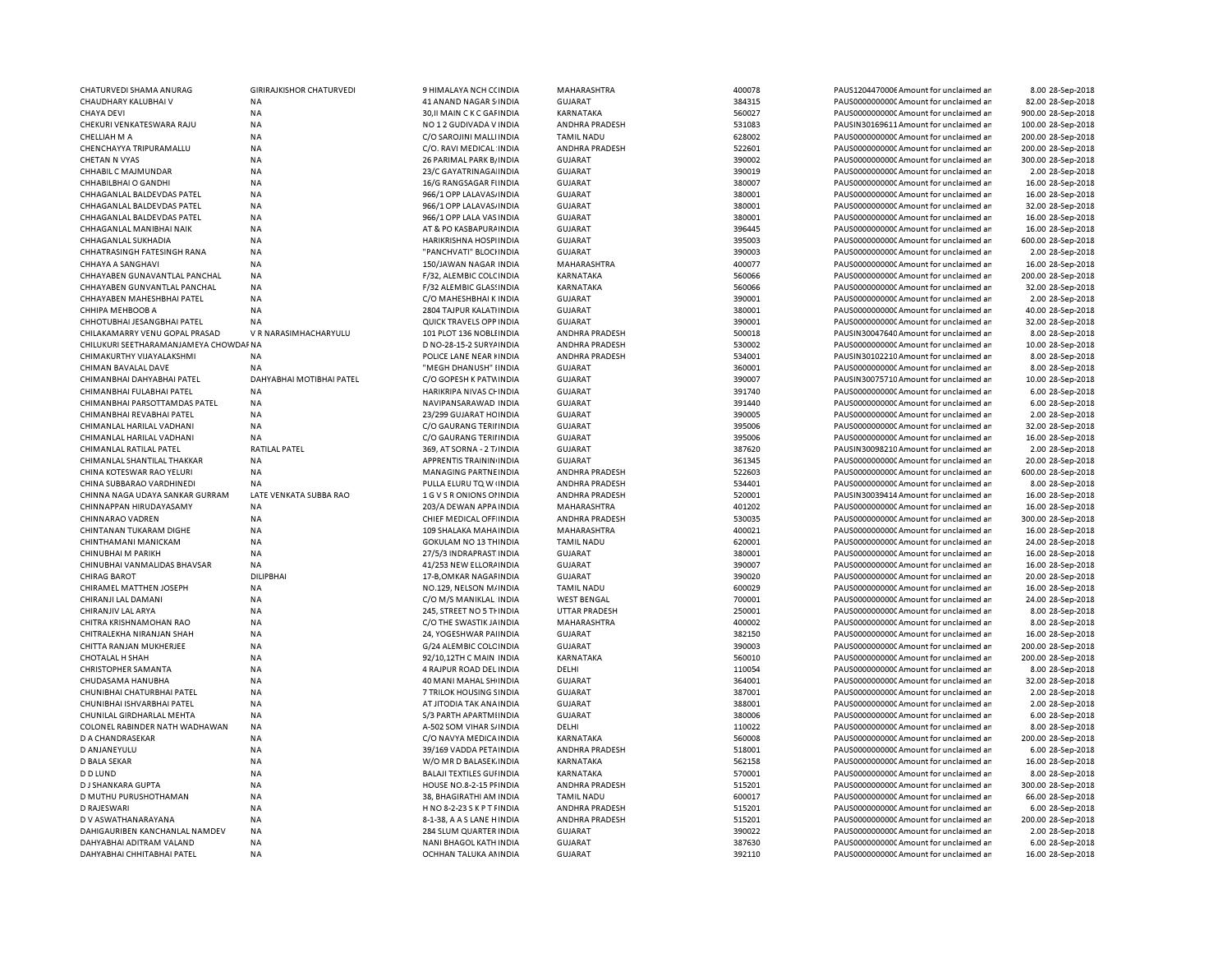| | | | | | | | | | |
|---|---|---|---|---|---|---|---|---|---|
| CHATURVEDI SHAMA ANURAG | GIRIRAJKISHOR CHATURVEDI | 9 HIMALAYA NCH CCINDIA | MAHARASHTRA | 400078 | PAUS120447000€Amount for unclaimed an | 8.00 | 28-Sep-2018 |
| CHAUDHARY KALUBHAI V | NA | 41 ANAND NAGAR S INDIA | GUJARAT | 384315 | PAUS0000000000CAmount for unclaimed an | 82.00 | 28-Sep-2018 |
| CHAYA DEVI | NA | 30,II MAIN C K C GAFINDIA | KARNATAKA | 560027 | PAUS0000000000CAmount for unclaimed an | 900.00 | 28-Sep-2018 |
| CHEKURI VENKATESWARA RAJU | NA | NO 1 2 GUDIVADA V INDIA | ANDHRA PRADESH | 531083 | PAUSIN30169611Amount for unclaimed an | 100.00 | 28-Sep-2018 |
| CHELLIAH M A | NA | C/O SAROJINI MALLIINDIA | TAMIL NADU | 628002 | PAUS0000000000CAmount for unclaimed an | 200.00 | 28-Sep-2018 |
| CHENCHAYYA TRIPURAMALLU | NA | C/O. RAVI MEDICAL INDIA | ANDHRA PRADESH | 522601 | PAUS0000000000CAmount for unclaimed an | 200.00 | 28-Sep-2018 |
| CHETAN N VYAS | NA | 26 PARIMAL PARK B/INDIA | GUJARAT | 390002 | PAUS0000000000CAmount for unclaimed an | 300.00 | 28-Sep-2018 |
| CHHABIL C MAJMUNDAR | NA | 23/C GAYATRINAGAIINDIA | GUJARAT | 390019 | PAUS0000000000CAmount for unclaimed an | 2.00 | 28-Sep-2018 |
| CHHABILBHAI O GANDHI | NA | 16/G RANGSAGAR FIINDIA | GUJARAT | 380007 | PAUS0000000000CAmount for unclaimed an | 16.00 | 28-Sep-2018 |
| CHHAGANLAL BALDEVDAS PATEL | NA | 966/1 OPP LALAVAS/INDIA | GUJARAT | 380001 | PAUS0000000000CAmount for unclaimed an | 16.00 | 28-Sep-2018 |
| CHHAGANLAL BALDEVDAS PATEL | NA | 966/1 OPP LALAVAS/INDIA | GUJARAT | 380001 | PAUS0000000000CAmount for unclaimed an | 32.00 | 28-Sep-2018 |
| CHHAGANLAL BALDEVDAS PATEL | NA | 966/1 OPP LALA VASINDIA | GUJARAT | 380001 | PAUS0000000000CAmount for unclaimed an | 16.00 | 28-Sep-2018 |
| CHHAGANLAL MANIBHAI NAIK | NA | AT & PO KASBAPURAINDIA | GUJARAT | 396445 | PAUS0000000000CAmount for unclaimed an | 16.00 | 28-Sep-2018 |
| CHHAGANLAL SUKHADIA | NA | HARIKRISHNA HOSPIINDIA | GUJARAT | 395003 | PAUS0000000000CAmount for unclaimed an | 600.00 | 28-Sep-2018 |
| CHHATRASINGH FATESINGH RANA | NA | "PANCHVATI" BLOCIINDIA | GUJARAT | 390003 | PAUS0000000000CAmount for unclaimed an | 2.00 | 28-Sep-2018 |
| CHHAYA A SANGHAVI | NA | 150/JAWAN NAGAR INDIA | MAHARASHTRA | 400077 | PAUS0000000000CAmount for unclaimed an | 16.00 | 28-Sep-2018 |
| CHHAYABEN GUNAVANTLAL PANCHAL | NA | F/32, ALEMBIC COLCINDIA | KARNATAKA | 560066 | PAUS0000000000CAmount for unclaimed an | 200.00 | 28-Sep-2018 |
| CHHAYABEN GUNVANTLAL PANCHAL | NA | F/32 ALEMBIC GLASINDIA | KARNATAKA | 560066 | PAUS0000000000CAmount for unclaimed an | 32.00 | 28-Sep-2018 |
| CHHAYABEN MAHESHBHAI PATEL | NA | C/O MAHESHBHAI K INDIA | GUJARAT | 390001 | PAUS0000000000CAmount for unclaimed an | 2.00 | 28-Sep-2018 |
| CHHIPA MEHBOOB A | NA | 2804 TAJPUR KALATIINDIA | GUJARAT | 380001 | PAUS0000000000CAmount for unclaimed an | 40.00 | 28-Sep-2018 |
| CHHOTUBHAI JESANGBHAI PATEL | NA | QUICK TRAVELS OPP INDIA | GUJARAT | 390001 | PAUS0000000000CAmount for unclaimed an | 32.00 | 28-Sep-2018 |
| CHILAKAMARRY VENU GOPAL PRASAD | V R NARASIMHACHARYULU | 101 PLOT 136 NOBLEINDIA | ANDHRA PRADESH | 500018 | PAUSIN30047640Amount for unclaimed an | 8.00 | 28-Sep-2018 |
| CHILUKURI SEETHARAMANJAMEYA CHOWDAFNA | | D NO-28-15-2 SURYAINDIA | ANDHRA PRADESH | 530002 | PAUS0000000000CAmount for unclaimed an | 10.00 | 28-Sep-2018 |
| CHIMAKURTHY VIJAYALAKSHMI | NA | POLICE LANE NEAR HINDIA | ANDHRA PRADESH | 534001 | PAUSIN30102210Amount for unclaimed an | 8.00 | 28-Sep-2018 |
| CHIMAN BAVALAL DAVE | NA | "MEGH DHANUSH" IINDIA | GUJARAT | 360001 | PAUS0000000000CAmount for unclaimed an | 8.00 | 28-Sep-2018 |
| CHIMANBHAI DAHYABHAI PATEL | DAHYABHAI MOTIBHAI PATEL | C/O GOPESH K PATWINDIA | GUJARAT | 390007 | PAUSIN30075710Amount for unclaimed an | 10.00 | 28-Sep-2018 |
| CHIMANBHAI FULABHAI PATEL | NA | HARIKRIPA NIVAS CHINDIA | GUJARAT | 391740 | PAUS0000000000CAmount for unclaimed an | 6.00 | 28-Sep-2018 |
| CHIMANBHAI PARSOTTAMDAS PATEL | NA | NAVIPANSARAWAD INDIA | GUJARAT | 391440 | PAUS0000000000CAmount for unclaimed an | 6.00 | 28-Sep-2018 |
| CHIMANBHAI REVABHAI PATEL | NA | 23/299 GUJARAT HOINDIA | GUJARAT | 390005 | PAUS0000000000CAmount for unclaimed an | 2.00 | 28-Sep-2018 |
| CHIMANLAL HARILAL VADHANI | NA | C/O GAURANG TERIINDIA | GUJARAT | 395006 | PAUS0000000000CAmount for unclaimed an | 32.00 | 28-Sep-2018 |
| CHIMANLAL HARILAL VADHANI | NA | C/O GAURANG TERIINDIA | GUJARAT | 395006 | PAUS0000000000CAmount for unclaimed an | 16.00 | 28-Sep-2018 |
| CHIMANLAL RATILAL PATEL | RATILAL PATEL | 369, AT SORNA - 2 T/INDIA | GUJARAT | 387620 | PAUSIN30098210Amount for unclaimed an | 2.00 | 28-Sep-2018 |
| CHIMANLAL SHANTILAL THAKKAR | NA | APPRENTIS TRAININIINDIA | GUJARAT | 361345 | PAUS0000000000CAmount for unclaimed an | 20.00 | 28-Sep-2018 |
| CHINA KOTESWAR RAO YELURI | NA | MANAGING PARTNEINDIA | ANDHRA PRADESH | 522603 | PAUS0000000000CAmount for unclaimed an | 600.00 | 28-Sep-2018 |
| CHINA SUBBARAO VARDHINEDI | NA | PULLA ELURU TQ W INDIA | ANDHRA PRADESH | 534401 | PAUS0000000000CAmount for unclaimed an | 8.00 | 28-Sep-2018 |
| CHINNA NAGA UDAYA SANKAR GURRAM | LATE VENKATA SUBBA RAO | 1 G V S R ONIONS OINDIA | ANDHRA PRADESH | 520001 | PAUSIN30039414Amount for unclaimed an | 16.00 | 28-Sep-2018 |
| CHINNAPPAN HIRUDAYASAMY | NA | 203/A DEWAN APPAINDIA | MAHARASHTRA | 401202 | PAUS0000000000CAmount for unclaimed an | 16.00 | 28-Sep-2018 |
| CHINNARAO VADREN | NA | CHIEF MEDICAL OFFIINDIA | ANDHRA PRADESH | 530035 | PAUS0000000000CAmount for unclaimed an | 300.00 | 28-Sep-2018 |
| CHINTANAN TUKARAM DIGHE | NA | 109 SHALAKA MAHAINDIA | MAHARASHTRA | 400021 | PAUS0000000000CAmount for unclaimed an | 16.00 | 28-Sep-2018 |
| CHINTHAMANI MANICKAM | NA | GOKULAM NO 13 THINDIA | TAMIL NADU | 620001 | PAUS0000000000CAmount for unclaimed an | 24.00 | 28-Sep-2018 |
| CHINUBHAI M PARIKH | NA | 27/5/3 INDRAPRAST INDIA | GUJARAT | 380001 | PAUS0000000000CAmount for unclaimed an | 16.00 | 28-Sep-2018 |
| CHINUBHAI VANMALIDAS BHAVSAR | NA | 41/253 NEW ELLORAINDIA | GUJARAT | 390007 | PAUS0000000000CAmount for unclaimed an | 16.00 | 28-Sep-2018 |
| CHIRAG BAROT | DILIPBHAI | 17-B,OMKAR NAGARINDIA | GUJARAT | 390020 | PAUS0000000000CAmount for unclaimed an | 20.00 | 28-Sep-2018 |
| CHIRAMEL MATTHEN JOSEPH | NA | NO.129, NELSON MAINDIA | TAMIL NADU | 600029 | PAUS0000000000CAmount for unclaimed an | 16.00 | 28-Sep-2018 |
| CHIRANJI LAL DAMANI | NA | C/O M/S MANIKLAL INDIA | WEST BENGAL | 700001 | PAUS0000000000CAmount for unclaimed an | 24.00 | 28-Sep-2018 |
| CHIRANJIV LAL ARYA | NA | 245, STREET NO 5 THINDIA | UTTAR PRADESH | 250001 | PAUS0000000000CAmount for unclaimed an | 8.00 | 28-Sep-2018 |
| CHITRA KRISHNAMOHAN RAO | NA | C/O THE SWASTIK JAINDIA | MAHARASHTRA | 400002 | PAUS0000000000CAmount for unclaimed an | 8.00 | 28-Sep-2018 |
| CHITRALEKHA NIRANJAN SHAH | NA | 24, YOGESHWAR PAIINDIA | GUJARAT | 382150 | PAUS0000000000CAmount for unclaimed an | 16.00 | 28-Sep-2018 |
| CHITTA RANJAN MUKHERJEE | NA | G/24 ALEMBIC COLCINDIA | GUJARAT | 390003 | PAUS0000000000CAmount for unclaimed an | 200.00 | 28-Sep-2018 |
| CHOTALAL H SHAH | NA | 92/10,12TH C MAIN INDIA | KARNATAKA | 560010 | PAUS0000000000CAmount for unclaimed an | 200.00 | 28-Sep-2018 |
| CHRISTOPHER SAMANTA | NA | 4 RAJPUR ROAD DELINDIA | DELHI | 110054 | PAUS0000000000CAmount for unclaimed an | 8.00 | 28-Sep-2018 |
| CHUDASAMA HANUBHA | NA | 40 MANI MAHAL SHIINDIA | GUJARAT | 364001 | PAUS0000000000CAmount for unclaimed an | 32.00 | 28-Sep-2018 |
| CHUNIBHAI CHATURBHAI PATEL | NA | 7 TRILOK HOUSING SINDIA | GUJARAT | 387001 | PAUS0000000000CAmount for unclaimed an | 2.00 | 28-Sep-2018 |
| CHUNIBHAI ISHVARBHAI PATEL | NA | AT JITODIA TAK ANAINDIA | GUJARAT | 388001 | PAUS0000000000CAmount for unclaimed an | 2.00 | 28-Sep-2018 |
| CHUNILAL GIRDHARLAL MEHTA | NA | S/3 PARTH APARTMEINDIA | GUJARAT | 380006 | PAUS0000000000CAmount for unclaimed an | 6.00 | 28-Sep-2018 |
| COLONEL RABINDER NATH WADHAWAN | NA | A-502 SOM VIHAR S/INDIA | DELHI | 110022 | PAUS0000000000CAmount for unclaimed an | 8.00 | 28-Sep-2018 |
| D A CHANDRASEKAR | NA | C/O NAVYA MEDICAINDIA | KARNATAKA | 560008 | PAUS0000000000CAmount for unclaimed an | 200.00 | 28-Sep-2018 |
| D ANJANEYULU | NA | 39/169 VADDA PETAINDIA | ANDHRA PRADESH | 518001 | PAUS0000000000CAmount for unclaimed an | 6.00 | 28-Sep-2018 |
| D BALA SEKAR | NA | W/O MR D BALASEK.INDIA | KARNATAKA | 562158 | PAUS0000000000CAmount for unclaimed an | 16.00 | 28-Sep-2018 |
| D D LUND | NA | BALAJI TEXTILES GUIINDIA | KARNATAKA | 570001 | PAUS0000000000CAmount for unclaimed an | 8.00 | 28-Sep-2018 |
| D J SHANKARA GUPTA | NA | HOUSE NO.8-2-15 PIINDIA | ANDHRA PRADESH | 515201 | PAUS0000000000CAmount for unclaimed an | 300.00 | 28-Sep-2018 |
| D MUTHU PURUSHOTHAMAN | NA | 38, BHAGIRATHI AM INDIA | TAMIL NADU | 600017 | PAUS0000000000CAmount for unclaimed an | 66.00 | 28-Sep-2018 |
| D RAJESWARI | NA | H NO 8-2-23 S K P T FINDIA | ANDHRA PRADESH | 515201 | PAUS0000000000CAmount for unclaimed an | 6.00 | 28-Sep-2018 |
| D V ASWATHANARAYANA | NA | 8-1-38, A A S LANE HINDIA | ANDHRA PRADESH | 515201 | PAUS0000000000CAmount for unclaimed an | 200.00 | 28-Sep-2018 |
| DAHIGAURIBEN KANCHANLAL NAMDEV | NA | 284 SLUM QUARTER INDIA | GUJARAT | 390022 | PAUS0000000000CAmount for unclaimed an | 2.00 | 28-Sep-2018 |
| DAHYABHAI ADITRAM VALAND | NA | NANI BHAGOL KATH INDIA | GUJARAT | 387630 | PAUS0000000000CAmount for unclaimed an | 6.00 | 28-Sep-2018 |
| DAHYABHAI CHHITABHAI PATEL | NA | OCHHAN TALUKA ANINDIA | GUJARAT | 392110 | PAUS0000000000CAmount for unclaimed an | 16.00 | 28-Sep-2018 |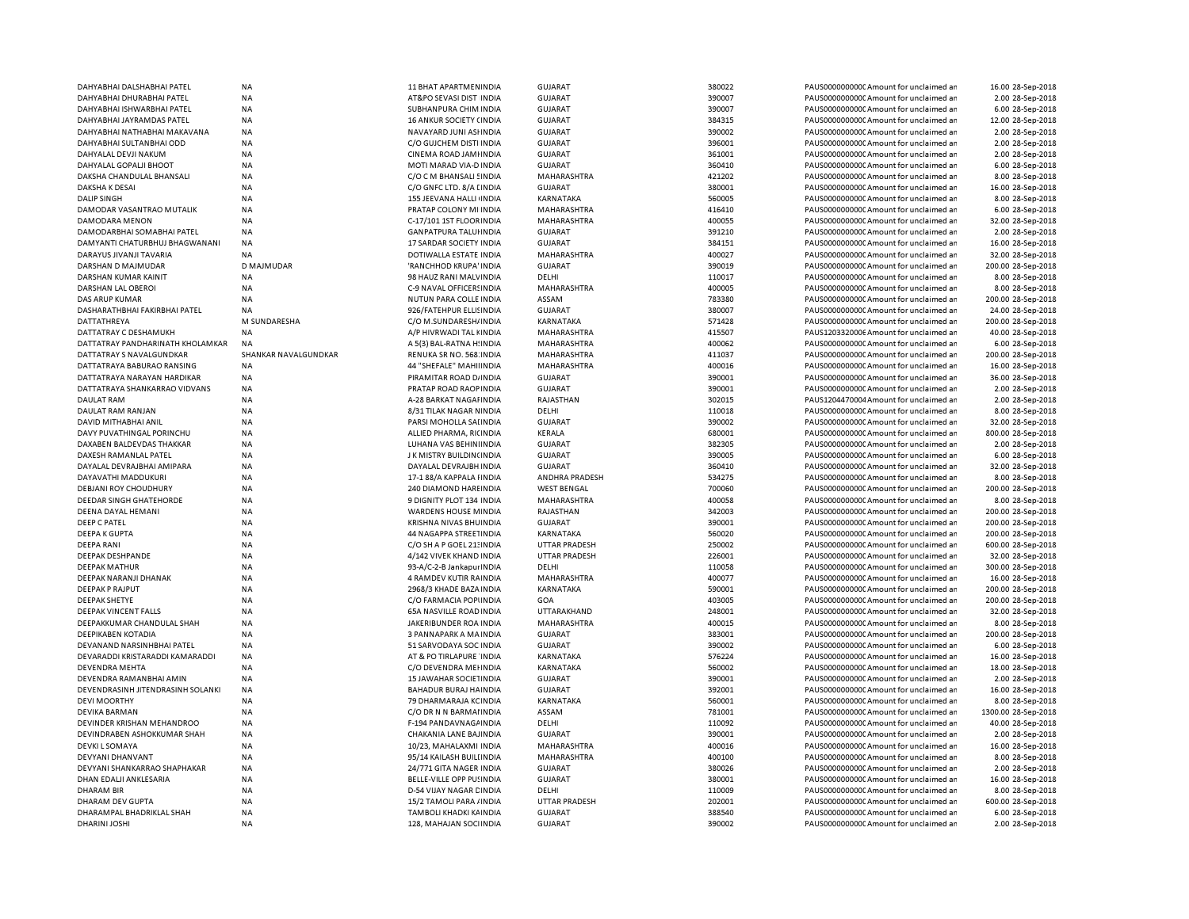| | | | | | | | | | |
|---|---|---|---|---|---|---|---|---|---|
| DAHYABHAI DALSHABHAI PATEL | NA | 11 BHAT APARTMENINDIA | GUJARAT | 380022 | PAUS00000000000 | Amount for unclaimed an | 16.00 | 28-Sep-2018 |
| DAHYABHAI DHURABHAI PATEL | NA | AT&PO SEVASI DIST INDIA | GUJARAT | 390007 | PAUS00000000000 | Amount for unclaimed an | 2.00 | 28-Sep-2018 |
| DAHYABHAI ISHWARBHAI PATEL | NA | SUBHANPURA CHIM INDIA | GUJARAT | 390007 | PAUS00000000000 | Amount for unclaimed an | 6.00 | 28-Sep-2018 |
| DAHYABHAI JAYRAMDAS PATEL | NA | 16 ANKUR SOCIETY CINDIA | GUJARAT | 384315 | PAUS00000000000 | Amount for unclaimed an | 12.00 | 28-Sep-2018 |
| DAHYABHAI NATHABHAI MAKAVANA | NA | NAVAYARD JUNI ASHINDIA | GUJARAT | 390002 | PAUS00000000000 | Amount for unclaimed an | 2.00 | 28-Sep-2018 |
| DAHYABHAI SULTANBHAI ODD | NA | C/O GUJCHEM DISTI INDIA | GUJARAT | 396001 | PAUS00000000000 | Amount for unclaimed an | 2.00 | 28-Sep-2018 |
| DAHYALAL DEVJI NAKUM | NA | CINEMA ROAD JAMIINDIA | GUJARAT | 361001 | PAUS00000000000 | Amount for unclaimed an | 2.00 | 28-Sep-2018 |
| DAHYALAL GOPALJI BHOOT | NA | MOTI MARAD VIA-D INDIA | GUJARAT | 360410 | PAUS00000000000 | Amount for unclaimed an | 6.00 | 28-Sep-2018 |
| DAKSHA CHANDULAL BHANSALI | NA | C/O C M BHANSALI SINDIA | MAHARASHTRA | 421202 | PAUS00000000000 | Amount for unclaimed an | 8.00 | 28-Sep-2018 |
| DAKSHA K DESAI | NA | C/O GNFC LTD. 8/A CINDIA | GUJARAT | 380001 | PAUS00000000000 | Amount for unclaimed an | 16.00 | 28-Sep-2018 |
| DALIP SINGH | NA | 155 JEEVANA HALLI INDIA | KARNATAKA | 560005 | PAUS00000000000 | Amount for unclaimed an | 8.00 | 28-Sep-2018 |
| DAMODAR VASANTRAO MUTALIK | NA | PRATAP COLONY MI INDIA | MAHARASHTRA | 416410 | PAUS00000000000 | Amount for unclaimed an | 6.00 | 28-Sep-2018 |
| DAMODARA MENON | NA | C-17/101 1ST FLOORINDIA | MAHARASHTRA | 400055 | PAUS00000000000 | Amount for unclaimed an | 32.00 | 28-Sep-2018 |
| DAMODARBHAI SOMABHAI PATEL | NA | GANPATPURA TALUIINDIA | GUJARAT | 391210 | PAUS00000000000 | Amount for unclaimed an | 2.00 | 28-Sep-2018 |
| DAMYANTI CHATURBHUJ BHAGWANANI | NA | 17 SARDAR SOCIETY INDIA | GUJARAT | 384151 | PAUS00000000000 | Amount for unclaimed an | 16.00 | 28-Sep-2018 |
| DARAYUS JIVANJI TAVARIA | NA | DOTIWALLA ESTATE INDIA | MAHARASHTRA | 400027 | PAUS00000000000 | Amount for unclaimed an | 32.00 | 28-Sep-2018 |
| DARSHAN D MAJMUDAR | D MAJMUDAR | 'RANCHHOD KRUPA' INDIA | GUJARAT | 390019 | PAUS00000000000 | Amount for unclaimed an | 200.00 | 28-Sep-2018 |
| DARSHAN KUMAR KAINIT | NA | 98 HAUZ RANI MALVINDIA | DELHI | 110017 | PAUS00000000000 | Amount for unclaimed an | 8.00 | 28-Sep-2018 |
| DARSHAN LAL OBEROI | NA | C-9 NAVAL OFFICERSINDIA | MAHARASHTRA | 400005 | PAUS00000000000 | Amount for unclaimed an | 8.00 | 28-Sep-2018 |
| DAS ARUP KUMAR | NA | NUTUN PARA COLLE INDIA | ASSAM | 783380 | PAUS00000000000 | Amount for unclaimed an | 200.00 | 28-Sep-2018 |
| DASHARATHBHAI FAKIRBHAI PATEL | NA | 926/FATEHPUR ELLISINDIA | GUJARAT | 380007 | PAUS00000000000 | Amount for unclaimed an | 24.00 | 28-Sep-2018 |
| DATTATHREYA | M SUNDARESHA | C/O M.SUNDARESHAINDIA | KARNATAKA | 571428 | PAUS00000000000 | Amount for unclaimed an | 200.00 | 28-Sep-2018 |
| DATTATRAY C DESHAMUKH | NA | A/P HIVRWADI TAL KINDIA | MAHARASHTRA | 415507 | PAUS12033200000 | Amount for unclaimed an | 40.00 | 28-Sep-2018 |
| DATTATRAY PANDHARINATH KHOLAMKAR | NA | A 5(3) BAL-RATNA HINDIA | MAHARASHTRA | 400062 | PAUS00000000000 | Amount for unclaimed an | 6.00 | 28-Sep-2018 |
| DATTATRAY S NAVALGUNDKAR | SHANKAR NAVALGUNDKAR | RENUKA SR NO. 568 INDIA | MAHARASHTRA | 411037 | PAUS00000000000 | Amount for unclaimed an | 200.00 | 28-Sep-2018 |
| DATTATRAYA BABURAO RANSING | NA | 44 "SHEFALE" MAHIIINDIA | MAHARASHTRA | 400016 | PAUS00000000000 | Amount for unclaimed an | 16.00 | 28-Sep-2018 |
| DATTATRAYA NARAYAN HARDIKAR | NA | PIRAMITAR ROAD DINDIA | GUJARAT | 390001 | PAUS00000000000 | Amount for unclaimed an | 36.00 | 28-Sep-2018 |
| DATTATRAYA SHANKARRAO VIDVANS | NA | PRATAP ROAD RAOPINDIA | GUJARAT | 390001 | PAUS00000000000 | Amount for unclaimed an | 2.00 | 28-Sep-2018 |
| DAULAT RAM | NA | A-28 BARKAT NAGARINDIA | RAJASTHAN | 302015 | PAUS12044700004 | Amount for unclaimed an | 2.00 | 28-Sep-2018 |
| DAULAT RAM RANJAN | NA | 8/31 TILAK NAGAR NINDIA | DELHI | 110018 | PAUS00000000000 | Amount for unclaimed an | 8.00 | 28-Sep-2018 |
| DAVID MITHABHAI ANIL | NA | PARSI MOHOLLA SAIINDIA | GUJARAT | 390002 | PAUS00000000000 | Amount for unclaimed an | 32.00 | 28-Sep-2018 |
| DAVY PUVATHINGAL PORINCHU | NA | ALLIED PHARMA, RICINDIA | KERALA | 680001 | PAUS00000000000 | Amount for unclaimed an | 800.00 | 28-Sep-2018 |
| DAXABEN BALDEVDAS THAKKAR | NA | LUHANA VAS BEHINIINDIA | GUJARAT | 382305 | PAUS00000000000 | Amount for unclaimed an | 2.00 | 28-Sep-2018 |
| DAXESH RAMANLAL PATEL | NA | J K MISTRY BUILDINCINDIA | GUJARAT | 390005 | PAUS00000000000 | Amount for unclaimed an | 6.00 | 28-Sep-2018 |
| DAYALAL DEVRAJBHAI AMIPARA | NA | DAYALAL DEVRAJBH INDIA | GUJARAT | 360410 | PAUS00000000000 | Amount for unclaimed an | 32.00 | 28-Sep-2018 |
| DAYAVATHI MADDUKURI | NA | 17-1 88/A KAPPALA FINDIA | ANDHRA PRADESH | 534275 | PAUS00000000000 | Amount for unclaimed an | 8.00 | 28-Sep-2018 |
| DEBJANI ROY CHOUDHURY | NA | 240 DIAMOND HAREINDIA | WEST BENGAL | 700060 | PAUS00000000000 | Amount for unclaimed an | 200.00 | 28-Sep-2018 |
| DEEDAR SINGH GHATEHORDE | NA | 9 DIGNITY PLOT 134 INDIA | MAHARASHTRA | 400058 | PAUS00000000000 | Amount for unclaimed an | 8.00 | 28-Sep-2018 |
| DEENA DAYAL HEMANI | NA | WARDENS HOUSE MINDIA | RAJASTHAN | 342003 | PAUS00000000000 | Amount for unclaimed an | 200.00 | 28-Sep-2018 |
| DEEP C PATEL | NA | KRISHNA NIVAS BHUINDIA | GUJARAT | 390001 | PAUS00000000000 | Amount for unclaimed an | 200.00 | 28-Sep-2018 |
| DEEPA K GUPTA | NA | 44 NAGAPPA STREETINDIA | KARNATAKA | 560020 | PAUS00000000000 | Amount for unclaimed an | 200.00 | 28-Sep-2018 |
| DEEPA RANI | NA | C/O SH A P GOEL 21:INDIA | UTTAR PRADESH | 250002 | PAUS00000000000 | Amount for unclaimed an | 600.00 | 28-Sep-2018 |
| DEEPAK DESHPANDE | NA | 4/142 VIVEK KHAND INDIA | UTTAR PRADESH | 226001 | PAUS00000000000 | Amount for unclaimed an | 32.00 | 28-Sep-2018 |
| DEEPAK MATHUR | NA | 93-A/C-2-B JankapurIINDIA | DELHI | 110058 | PAUS00000000000 | Amount for unclaimed an | 300.00 | 28-Sep-2018 |
| DEEPAK NARANJI DHANAK | NA | 4 RAMDEV KUTIR RAINDIA | MAHARASHTRA | 400077 | PAUS00000000000 | Amount for unclaimed an | 16.00 | 28-Sep-2018 |
| DEEPAK P RAJPUT | NA | 2968/3 KHADE BAZAINDIA | KARNATAKA | 590001 | PAUS00000000000 | Amount for unclaimed an | 200.00 | 28-Sep-2018 |
| DEEPAK SHETYE | NA | C/O FARMACIA POPIINDIA | GOA | 403005 | PAUS00000000000 | Amount for unclaimed an | 200.00 | 28-Sep-2018 |
| DEEPAK VINCENT FALLS | NA | 65A NASVILLE ROADINDIA | UTTARAKHAND | 248001 | PAUS00000000000 | Amount for unclaimed an | 32.00 | 28-Sep-2018 |
| DEEPAKKUMAR CHANDULAL SHAH | NA | JAKERIBUNDER ROA INDIA | MAHARASHTRA | 400015 | PAUS00000000000 | Amount for unclaimed an | 8.00 | 28-Sep-2018 |
| DEEPIKABEN KOTADIA | NA | 3 PANNAPARK A MAINDIA | GUJARAT | 383001 | PAUS00000000000 | Amount for unclaimed an | 200.00 | 28-Sep-2018 |
| DEVANAND NARSINHBHAI PATEL | NA | 51 SARVODAYA SOC INDIA | GUJARAT | 390002 | PAUS00000000000 | Amount for unclaimed an | 6.00 | 28-Sep-2018 |
| DEVARADDI KRISTARADDI KAMARADDI | NA | AT & PO TIRLAPURE INDIA | KARNATAKA | 576224 | PAUS00000000000 | Amount for unclaimed an | 16.00 | 28-Sep-2018 |
| DEVENDRA MEHTA | NA | C/O DEVENDRA MEHINDIA | KARNATAKA | 560002 | PAUS00000000000 | Amount for unclaimed an | 18.00 | 28-Sep-2018 |
| DEVENDRA RAMANBHAI AMIN | NA | 15 JAWAHAR SOCIETINDIA | GUJARAT | 390001 | PAUS00000000000 | Amount for unclaimed an | 2.00 | 28-Sep-2018 |
| DEVENDRASINH JITENDRASINH SOLANKI | NA | BAHADUR BURAJ HAINDIA | GUJARAT | 392001 | PAUS00000000000 | Amount for unclaimed an | 16.00 | 28-Sep-2018 |
| DEVI MOORTHY | NA | 79 DHARMARAJA KCINDIA | KARNATAKA | 560001 | PAUS00000000000 | Amount for unclaimed an | 8.00 | 28-Sep-2018 |
| DEVIKA BARMAN | NA | C/O DR N N BARMAIINDIA | ASSAM | 781001 | PAUS00000000000 | Amount for unclaimed an | 1300.00 | 28-Sep-2018 |
| DEVINDER KRISHAN MEHANDROO | NA | F-194 PANDAVNAGAINDIA | DELHI | 110092 | PAUS00000000000 | Amount for unclaimed an | 40.00 | 28-Sep-2018 |
| DEVINDRABEN ASHOKKUMAR SHAH | NA | CHAKANIA LANE BAJINDIA | GUJARAT | 390001 | PAUS00000000000 | Amount for unclaimed an | 2.00 | 28-Sep-2018 |
| DEVKI L SOMAYA | NA | 10/23, MAHALAXMI INDIA | MAHARASHTRA | 400016 | PAUS00000000000 | Amount for unclaimed an | 16.00 | 28-Sep-2018 |
| DEVYANI DHANVANT | NA | 95/14 KAILASH BUILCINDIA | MAHARASHTRA | 400100 | PAUS00000000000 | Amount for unclaimed an | 8.00 | 28-Sep-2018 |
| DEVYANI SHANKARRAO SHAPHAKAR | NA | 24/771 GITA NAGER INDIA | GUJARAT | 380026 | PAUS00000000000 | Amount for unclaimed an | 2.00 | 28-Sep-2018 |
| DHAN EDALJI ANKLESARIA | NA | BELLE-VILLE OPP PU:INDIA | GUJARAT | 380001 | PAUS00000000000 | Amount for unclaimed an | 16.00 | 28-Sep-2018 |
| DHARAM BIR | NA | D-54 VIJAY NAGAR DINDIA | DELHI | 110009 | PAUS00000000000 | Amount for unclaimed an | 8.00 | 28-Sep-2018 |
| DHARAM DEV GUPTA | NA | 15/2 TAMOLI PARA INDIA | UTTAR PRADESH | 202001 | PAUS00000000000 | Amount for unclaimed an | 600.00 | 28-Sep-2018 |
| DHARAMPAL BHADRIKLAL SHAH | NA | TAMBOLI KHADKI KAINDIA | GUJARAT | 388540 | PAUS00000000000 | Amount for unclaimed an | 6.00 | 28-Sep-2018 |
| DHARINI JOSHI | NA | 128, MAHAJAN SOCIINDIA | GUJARAT | 390002 | PAUS00000000000 | Amount for unclaimed an | 2.00 | 28-Sep-2018 |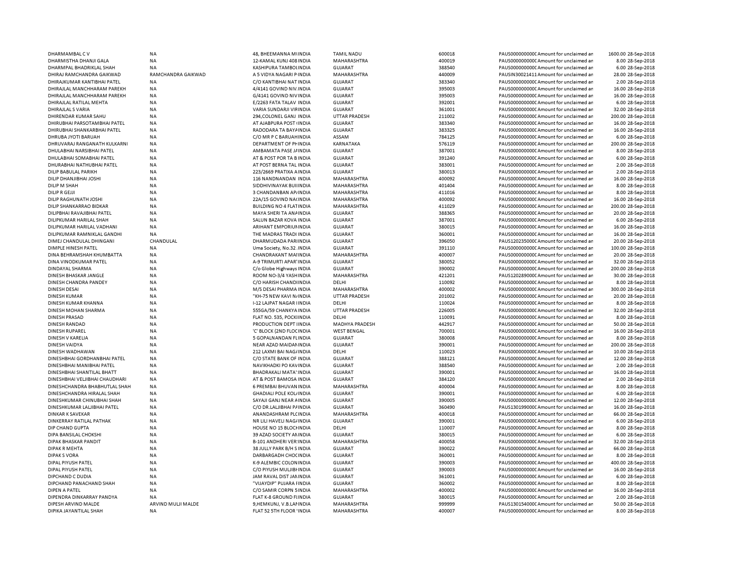| | | | | | | | | |
|---|---|---|---|---|---|---|---|---|
| DHARMAMBAL C V | NA | 48, BHEEMANNA MUINDIA | TAMIL NADU | 600018 | PAUS0000000000C Amount for unclaimed an | 1600.00 | 28-Sep-2018 |
| DHARMISTHA DHANJI GALA | NA | 12-KAMAL KUNJ 408 INDIA | MAHARASHTRA | 400019 | PAUS0000000000C Amount for unclaimed an | 8.00 | 28-Sep-2018 |
| DHARMPAL BHADRIKLAL SHAH | NA | KASHIPURA TAMBOLINDIA | GUJARAT | 388540 | PAUS0000000000C Amount for unclaimed an | 6.00 | 28-Sep-2018 |
| DHIRAJ RAMCHANDRA GAIKWAD | RAMCHANDRA GAIKWAD | A 5 VIDYA NAGARI PINDIA | MAHARASHTRA | 440009 | PAUSIN30021411 Amount for unclaimed an | 28.00 | 28-Sep-2018 |
| DHIRAJKUMAR KANTIBHAI PATEL | NA | C/O KANTIBHAI NATINDIA | GUJARAT | 383340 | PAUS0000000000C Amount for unclaimed an | 2.00 | 28-Sep-2018 |
| DHIRAJLAL MANCHHARAM PAREKH | NA | 4/4141 GOVIND NIV.INDIA | GUJARAT | 395003 | PAUS0000000000C Amount for unclaimed an | 16.00 | 28-Sep-2018 |
| DHIRAJLAL MANCHHARAM PAREKH | NA | G/4141 GOVIND NIVINDIA | GUJARAT | 395003 | PAUS0000000000C Amount for unclaimed an | 16.00 | 28-Sep-2018 |
| DHIRAJLAL RATILAL MEHTA | NA | E/2263 FATA TALAV INDIA | GUJARAT | 392001 | PAUS0000000000C Amount for unclaimed an | 6.00 | 28-Sep-2018 |
| DHIRAJLAL S VARIA | NA | VARIA SUNDARJI VIRINDIA | GUJARAT | 361001 | PAUS0000000000C Amount for unclaimed an | 32.00 | 28-Sep-2018 |
| DHIRENDAR KUMAR SAHU | NA | 294,COLONEL GANJ INDIA | UTTAR PRADESH | 211002 | PAUS0000000000C Amount for unclaimed an | 200.00 | 28-Sep-2018 |
| DHIRUBHAI PARSOTAMBHAI PATEL | NA | AT AJABPURA POST INDIA | GUJARAT | 383340 | PAUS0000000000C Amount for unclaimed an | 16.00 | 28-Sep-2018 |
| DHIRUBHAI SHANKARBHAI PATEL | NA | RADODARA TA BAYAINDIA | GUJARAT | 383325 | PAUS0000000000C Amount for unclaimed an | 16.00 | 28-Sep-2018 |
| DHRUBA JYOTI BARUAH | NA | C/O MR P C BARUAHINDIA | ASSAM | 784125 | PAUS0000000000C Amount for unclaimed an | 6.00 | 28-Sep-2018 |
| DHRUVARAJ RANGANATH KULKARNI | NA | DEPARTMENT OF PHINDIA | KARNATAKA | 576119 | PAUS0000000000C Amount for unclaimed an | 200.00 | 28-Sep-2018 |
| DHULABHAI NARSIBHAI PATEL | NA | AMBAMATA PASE JAINDIA | GUJARAT | 387001 | PAUS0000000000C Amount for unclaimed an | 8.00 | 28-Sep-2018 |
| DHULABHAI SOMABHAI PATEL | NA | AT & POST POR TA BINDIA | GUJARAT | 391240 | PAUS0000000000C Amount for unclaimed an | 6.00 | 28-Sep-2018 |
| DHURABHAI NATHUBHAI PATEL | NA | AT POST BERNA TAL INDIA | GUJARAT | 383001 | PAUS0000000000C Amount for unclaimed an | 2.00 | 28-Sep-2018 |
| DILIP BABULAL PARIKH | NA | 223/2669 PRATIXA AINDIA | GUJARAT | 380013 | PAUS0000000000C Amount for unclaimed an | 2.00 | 28-Sep-2018 |
| DILIP DHANJIBHAI JOSHI | NA | 116 NANDNANDAN INDIA | MAHARASHTRA | 400092 | PAUS0000000000C Amount for unclaimed an | 16.00 | 28-Sep-2018 |
| DILIP M SHAH | NA | SIDDHIVINAYAK BUIINDIA | MAHARASHTRA | 401404 | PAUS0000000000C Amount for unclaimed an | 8.00 | 28-Sep-2018 |
| DILIP R GEJJI | NA | 3 CHANDANBAN APINDIA | MAHARASHTRA | 411016 | PAUS0000000000C Amount for unclaimed an | 8.00 | 28-Sep-2018 |
| DILIP RAGHUNATH JOSHI | NA | 22A/15 GOVIND NAINDIA | MAHARASHTRA | 400092 | PAUS0000000000C Amount for unclaimed an | 16.00 | 28-Sep-2018 |
| DILIP SHANKARRAO BIDKAR | NA | BUILDING NO 4 FLATINDIA | MAHARASHTRA | 411029 | PAUS0000000000C Amount for unclaimed an | 200.00 | 28-Sep-2018 |
| DILIPBHAI RAVAJIBHAI PATEL | NA | MAYA SHERI TA ANAINDIA | GUJARAT | 388365 | PAUS0000000000C Amount for unclaimed an | 20.00 | 28-Sep-2018 |
| DILIPKUMAR HARILAL SHAH | NA | SALUN BAZAR KOVA INDIA | GUJARAT | 387001 | PAUS0000000000C Amount for unclaimed an | 6.00 | 28-Sep-2018 |
| DILIPKUMAR HARILAL VADHANI | NA | ARIHANT EMPORIUMINDIA | GUJARAT | 380015 | PAUS0000000000C Amount for unclaimed an | 16.00 | 28-Sep-2018 |
| DILIPKUMAR RAMNIKLAL GANDHI | NA | THE MADRAS TRADI INDIA | GUJARAT | 360001 | PAUS0000000000C Amount for unclaimed an | 16.00 | 28-Sep-2018 |
| DIMEJ CHANDULAL DHINGANI | CHANDULAL | DHARMUDADA PARIINDIA | GUJARAT | 396050 | PAUS1202350000C Amount for unclaimed an | 20.00 | 28-Sep-2018 |
| DIMPLE HINESH PATEL | NA | Uma Society, No.32 .INDIA | GUJARAT | 391110 | PAUS0000000000C Amount for unclaimed an | 100.00 | 28-Sep-2018 |
| DINA BEHRAMSHAH KHUMBATTA | NA | CHANDRAKANT MAINDIA | MAHARASHTRA | 400007 | PAUS0000000000C Amount for unclaimed an | 20.00 | 28-Sep-2018 |
| DINA VINODKUMAR PATEL | NA | A-9 TRIMURTI APARTINDIA | GUJARAT | 380052 | PAUS0000000000C Amount for unclaimed an | 32.00 | 28-Sep-2018 |
| DINDAYAL SHARMA | NA | C/o Globe Highways INDIA | GUJARAT | 390002 | PAUS0000000000C Amount for unclaimed an | 200.00 | 28-Sep-2018 |
| DINESH BHASKAR JANGLE | NA | ROOM NO-3/4 YASHINDIA | MAHARASHTRA | 421201 | PAUS1202890000C Amount for unclaimed an | 30.00 | 28-Sep-2018 |
| DINESH CHANDRA PANDEY | NA | C/O HARISH CHANDIINDIA | DELHI | 110092 | PAUS0000000000C Amount for unclaimed an | 8.00 | 28-Sep-2018 |
| DINESH DESAI | NA | M/S DESAI PHARMA INDIA | MAHARASHTRA | 400002 | PAUS0000000000C Amount for unclaimed an | 300.00 | 28-Sep-2018 |
| DINESH KUMAR | NA | "KH-75 NEW KAVI NAINDIA | UTTAR PRADESH | 201002 | PAUS0000000000C Amount for unclaimed an | 20.00 | 28-Sep-2018 |
| DINESH KUMAR KHANNA | NA | I-12 LAJPAT NAGAR IINDIA | DELHI | 110024 | PAUS0000000000C Amount for unclaimed an | 8.00 | 28-Sep-2018 |
| DINESH MOHAN SHARMA | NA | 555GA/59 CHANKYAINDIA | UTTAR PRADESH | 226005 | PAUS0000000000C Amount for unclaimed an | 32.00 | 28-Sep-2018 |
| DINESH PRASAD | NA | FLAT NO. 535, POCKIINDIA | DELHI | 110091 | PAUS0000000000C Amount for unclaimed an | 8.00 | 28-Sep-2018 |
| DINESH RANDAD | NA | PRODUCTION DEPT IINDIA | MADHYA PRADESH | 442917 | PAUS0000000000C Amount for unclaimed an | 50.00 | 28-Sep-2018 |
| DINESH RUPAREL | NA | 'C' BLOCK (2ND FLOCINDIA | WEST BENGAL | 700001 | PAUS0000000000C Amount for unclaimed an | 16.00 | 28-Sep-2018 |
| DINESH V KARELIA | NA | 5 GOPALNANDAN FLINDIA | GUJARAT | 380008 | PAUS0000000000C Amount for unclaimed an | 8.00 | 28-Sep-2018 |
| DINESH VAIDYA | NA | NEAR AZAD MAIDANINDIA | GUJARAT | 390001 | PAUS0000000000C Amount for unclaimed an | 200.00 | 28-Sep-2018 |
| DINESH WADHAWAN | NA | 212 LAXMI BAI NAGAINDIA | DELHI | 110023 | PAUS0000000000C Amount for unclaimed an | 10.00 | 28-Sep-2018 |
| DINESHBHAI GORDHANBHAI PATEL | NA | C/O STATE BANK OF INDIA | GUJARAT | 388121 | PAUS0000000000C Amount for unclaimed an | 12.00 | 28-Sep-2018 |
| DINESHBHAI MANIBHAI PATEL | NA | NAVIKHADKI PO KAVINDIA | GUJARAT | 388540 | PAUS0000000000C Amount for unclaimed an | 2.00 | 28-Sep-2018 |
| DINESHBHAI SHANTILAL BHATT | NA | BHADRAKALI MATA' INDIA | GUJARAT | 390001 | PAUS0000000000C Amount for unclaimed an | 16.00 | 28-Sep-2018 |
| DINESHBHAI VELJIBHAI CHAUDHARI | NA | AT & POST BAMOSA INDIA | GUJARAT | 384120 | PAUS0000000000C Amount for unclaimed an | 2.00 | 28-Sep-2018 |
| DINESHCHANDRA BHABHUTLAL SHAH | NA | 6 PREMBAI BHUVANINDIA | MAHARASHTRA | 400004 | PAUS0000000000C Amount for unclaimed an | 8.00 | 28-Sep-2018 |
| DINESHCHANDRA HIRALAL SHAH | NA | GHADIALI POLE KOLINDIA | GUJARAT | 390001 | PAUS0000000000C Amount for unclaimed an | 6.00 | 28-Sep-2018 |
| DINESHKUMAR CHINUBHAI SHAH | NA | SAYAJI GANJ NEAR AINDIA | GUJARAT | 390005 | PAUS0000000000C Amount for unclaimed an | 12.00 | 28-Sep-2018 |
| DINESHKUMAR LALJIBHAI PATEL | NA | C/O DR.LALJIBHAI PAINDIA | GUJARAT | 360490 | PAUS1301990000C Amount for unclaimed an | 16.00 | 28-Sep-2018 |
| DINKAR K SAVEKAR | NA | ANANDASHRAM PLCINDIA | MAHARASHTRA | 400018 | PAUS0000000000C Amount for unclaimed an | 66.00 | 28-Sep-2018 |
| DINKERRAY RATILAL PATHAK | NA | NR LILI HAVELI NAGAINDIA | GUJARAT | 390001 | PAUS0000000000C Amount for unclaimed an | 6.00 | 28-Sep-2018 |
| DIP CHAND GUPTA | NA | HOUSE NO 15 BLOCHINDIA | DELHI | 110007 | PAUS0000000000C Amount for unclaimed an | 8.00 | 28-Sep-2018 |
| DIPA BANSILAL CHOKSHI | NA | 39 AZAD SOCIETY AMINDIA | GUJARAT | 380015 | PAUS0000000000C Amount for unclaimed an | 6.00 | 28-Sep-2018 |
| DIPAK BHASKAR PANDIT | NA | B-101 ANDHERI VERSINDIA | MAHARASHTRA | 400058 | PAUS0000000000C Amount for unclaimed an | 32.00 | 28-Sep-2018 |
| DIPAK R MEHTA | NA | 38 JULLY PARK B/H SINDIA | GUJARAT | 390022 | PAUS0000000000C Amount for unclaimed an | 66.00 | 28-Sep-2018 |
| DIPAK S VORA | NA | DARBARGADH CHOCINDIA | GUJARAT | 360001 | PAUS0000000000C Amount for unclaimed an | 8.00 | 28-Sep-2018 |
| DIPAL PIYUSH PATEL | NA | K-9 ALEMBIC COLONINDIA | GUJARAT | 390003 | PAUS0000000000C Amount for unclaimed an | 400.00 | 28-Sep-2018 |
| DIPAL PIYUSH PATEL | NA | C/O PIYUSH MULJIBHINDIA | GUJARAT | 390003 | PAUS0000000000C Amount for unclaimed an | 16.00 | 28-Sep-2018 |
| DIPCHAND C DUDIA | NA | JAM RAVAL DIST JAMINDIA | GUJARAT | 361001 | PAUS0000000000C Amount for unclaimed an | 6.00 | 28-Sep-2018 |
| DIPCHAND PANACHAND SHAH | NA | "VIJAYDIP" PUJARA FINDIA | GUJARAT | 360002 | PAUS0000000000C Amount for unclaimed an | 8.00 | 28-Sep-2018 |
| DIPEN A PATEL | NA | C/O SAMIR CORPN 5INDIA | MAHARASHTRA | 400002 | PAUS0000000000C Amount for unclaimed an | 16.00 | 28-Sep-2018 |
| DIPENDRA DINKARRAY PANDYA | NA | FLAT K-8 GROUND FIINDIA | GUJARAT | 380015 | PAUS0000000000C Amount for unclaimed an | 2.00 | 28-Sep-2018 |
| DIPESH ARVIND MALDE | ARVIND MULJI MALDE | 9,HEMKUNJ, V.B.LANINDIA | MAHARASHTRA | 999999 | PAUS1301540000C Amount for unclaimed an | 50.00 | 28-Sep-2018 |
| DIPIKA JAYANTILAL SHAH | NA | FLAT 52 5TH FLOOR 'INDIA | MAHARASHTRA | 400007 | PAUS0000000000C Amount for unclaimed an | 8.00 | 28-Sep-2018 |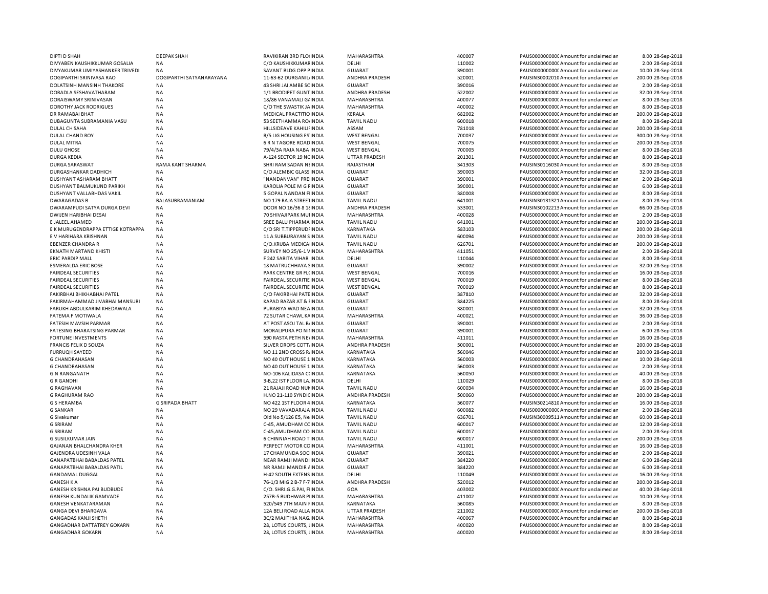| | | | | | | | | | |
|---|---|---|---|---|---|---|---|---|---|
| DIPTI D SHAH | DEEPAK SHAH | RAVIKIRAN 3RD FLOINDIA | MAHARASHTRA | 400007 | PAUS0000000000C | Amount for unclaimed an | 8.00 | 28-Sep-2018 |
| DIVYABEN KAUSHIKKUMAR GOSALIA | NA | C/O KAUSHIKKUMAINDIA | DELHI | 110002 | PAUS0000000000C | Amount for unclaimed an | 2.00 | 28-Sep-2018 |
| DIVYAKUMAR UMIYASHANKER TRIVEDI | NA | SAVANT BLDG OPP PINDIA | GUJARAT | 390001 | PAUS0000000000C | Amount for unclaimed an | 10.00 | 28-Sep-2018 |
| DOGIPARTHI SRINIVASA RAO | DOGIPARTHI SATYANARAYANA | 11-63-62 DURGANILINDIA | ANDHRA PRADESH | 520001 | PAUSIN30002010 | Amount for unclaimed an | 200.00 | 28-Sep-2018 |
| DOLATSINH MANSINH THAKORE | NA | 43 SHRI JAI AMBE SCINDIA | GUJARAT | 390016 | PAUS0000000000C | Amount for unclaimed an | 2.00 | 28-Sep-2018 |
| DORADLA SESHAVATHARAM | NA | 1/1 BRODIPET GUNTINDIA | ANDHRA PRADESH | 522002 | PAUS0000000000C | Amount for unclaimed an | 32.00 | 28-Sep-2018 |
| DORAISWAMY SRINIVASAN | NA | 18/86 VANAMALI GAINDIA | MAHARASHTRA | 400077 | PAUS0000000000C | Amount for unclaimed an | 8.00 | 28-Sep-2018 |
| DOROTHY JACK RODRIGUES | NA | C/O THE SWASTIK JAINDIA | MAHARASHTRA | 400002 | PAUS0000000000C | Amount for unclaimed an | 8.00 | 28-Sep-2018 |
| DR RAMABAI BHAT | NA | MEDICAL PRACTITIOINDIA | KERALA | 682002 | PAUS0000000000C | Amount for unclaimed an | 200.00 | 28-Sep-2018 |
| DUBAGUNTA SUBRAMANIA VASU | NA | 53 SEETHAMMA ROAINDIA | TAMIL NADU | 600018 | PAUS0000000000C | Amount for unclaimed an | 8.00 | 28-Sep-2018 |
| DULAL CH SAHA | NA | HILLSIDEAVE KAHILIINDIA | ASSAM | 781018 | PAUS0000000000C | Amount for unclaimed an | 200.00 | 28-Sep-2018 |
| DULAL CHAND ROY | NA | R/5 LIG HOUSING ESINDIA | WEST BENGAL | 700037 | PAUS0000000000C | Amount for unclaimed an | 300.00 | 28-Sep-2018 |
| DULAL MITRA | NA | 6 R N TAGORE ROADINDIA | WEST BENGAL | 700075 | PAUS0000000000C | Amount for unclaimed an | 200.00 | 28-Sep-2018 |
| DULU GHOSE | NA | 79/4/3A RAJA NABA INDIA | WEST BENGAL | 700005 | PAUS0000000000C | Amount for unclaimed an | 8.00 | 28-Sep-2018 |
| DURGA KEDIA | NA | A-124 SECTOR 19 NCINDIA | UTTAR PRADESH | 201301 | PAUS0000000000C | Amount for unclaimed an | 8.00 | 28-Sep-2018 |
| DURGA SARASWAT | RAMA KANT SHARMA | SHRI RAM SADAN NIINDIA | RAJASTHAN | 341303 | PAUSIN30116030 | Amount for unclaimed an | 8.00 | 28-Sep-2018 |
| DURGASHANKAR DADHICH | NA | C/O ALEMBIC GLASS INDIA | GUJARAT | 390003 | PAUS0000000000C | Amount for unclaimed an | 32.00 | 28-Sep-2018 |
| DUSHYANT ASHARAM BHATT | NA | "NANDANVAN" PRE INDIA | GUJARAT | 390001 | PAUS0000000000C | Amount for unclaimed an | 2.00 | 28-Sep-2018 |
| DUSHYANT BALMUKUND PARIKH | NA | KAROLIA POLE M G FINDIA | GUJARAT | 390001 | PAUS0000000000C | Amount for unclaimed an | 6.00 | 28-Sep-2018 |
| DUSHYANT VALLABHDAS VAKIL | NA | 5 GOPAL NANDAN FINDIA | GUJARAT | 380008 | PAUS0000000000C | Amount for unclaimed an | 8.00 | 28-Sep-2018 |
| DWARAGADAS B | BALASUBRAMANIAM | NO 179 RAJA STREETINDIA | TAMIL NADU | 641001 | PAUSIN30131321 | Amount for unclaimed an | 8.00 | 28-Sep-2018 |
| DWARAMPUDI SATYA DURGA DEVI | NA | DOOR NO 16/36 8 1INDIA | ANDHRA PRADESH | 533001 | PAUSIN30102213 | Amount for unclaimed an | 66.00 | 28-Sep-2018 |
| DWIJEN HARIBHAI DESAI | NA | 70 SHIVAJIPARK MUINDIA | MAHARASHTRA | 400028 | PAUS0000000000C | Amount for unclaimed an | 2.00 | 28-Sep-2018 |
| E JALEEL AHAMED | NA | SREE BALU PHARMAINDIA | TAMIL NADU | 641001 | PAUS0000000000C | Amount for unclaimed an | 200.00 | 28-Sep-2018 |
| E K MURUGENDRAPPA ETTIGE KOTRAPPA | NA | C/O SRI T.TIPPERUDINDIA | KARNATAKA | 583103 | PAUS0000000000C | Amount for unclaimed an | 200.00 | 28-Sep-2018 |
| E V HARIHARA KRISHNAN | NA | 11 A SUBBURAYAN SINDIA | TAMIL NADU | 600094 | PAUS0000000000C | Amount for unclaimed an | 200.00 | 28-Sep-2018 |
| EBENZER CHANDRA R | NA | C/O.KRUBA MEDICA INDIA | TAMIL NADU | 626701 | PAUS0000000000C | Amount for unclaimed an | 200.00 | 28-Sep-2018 |
| EKNATH MARTAND KHISTI | NA | SURVEY NO 25/6-1 VINDIA | MAHARASHTRA | 411051 | PAUS0000000000C | Amount for unclaimed an | 2.00 | 28-Sep-2018 |
| ERIC PARDIP MALL | NA | F 242 SARITA VIHAR INDIA | DELHI | 110044 | PAUS0000000000C | Amount for unclaimed an | 8.00 | 28-Sep-2018 |
| ESMERALDA ERIC BOSE | NA | 18 MATRUCHHAYA SINDIA | GUJARAT | 390002 | PAUS0000000000C | Amount for unclaimed an | 32.00 | 28-Sep-2018 |
| FAIRDEAL SECURITIES | NA | PARK CENTRE GR FLINDIA | WEST BENGAL | 700016 | PAUS0000000000C | Amount for unclaimed an | 16.00 | 28-Sep-2018 |
| FAIRDEAL SECURITIES | NA | FAIRDEAL SECURITIEINDIA | WEST BENGAL | 700019 | PAUS0000000000C | Amount for unclaimed an | 8.00 | 28-Sep-2018 |
| FAIRDEAL SECURITIES | NA | FAIRDEAL SECURITIEINDIA | WEST BENGAL | 700019 | PAUS0000000000C | Amount for unclaimed an | 8.00 | 28-Sep-2018 |
| FAKIRBHAI BHIKHABHAI PATEL | NA | C/O FAKIRBHAI PATEINDIA | GUJARAT | 387810 | PAUS0000000000C | Amount for unclaimed an | 32.00 | 28-Sep-2018 |
| FAKIRMAHAMMAD JIVABHAI MANSURI | NA | KAPAD BAZAR AT & FINDIA | GUJARAT | 384225 | PAUS0000000000C | Amount for unclaimed an | 8.00 | 28-Sep-2018 |
| FARUKH ABDULKARIM KHEDAWALA | NA | PURABIYA WAD NEAINDIA | GUJARAT | 380001 | PAUS0000000000C | Amount for unclaimed an | 32.00 | 28-Sep-2018 |
| FATEMA F MOTIWALA | NA | 72 SUTAR CHAWL KAINDIA | MAHARASHTRA | 400021 | PAUS0000000000C | Amount for unclaimed an | 36.00 | 28-Sep-2018 |
| FATESIH MAVSIH PARMAR | NA | AT POST ASOJ TAL BAINDIA | GUJARAT | 390001 | PAUS0000000000C | Amount for unclaimed an | 2.00 | 28-Sep-2018 |
| FATESING BHARATSING PARMAR | NA | MORALIPURA PO NIINDIA | GUJARAT | 390001 | PAUS0000000000C | Amount for unclaimed an | 6.00 | 28-Sep-2018 |
| FORTUNE INVESTMENTS | NA | 590 RASTA PETH NEINDIA | MAHARASHTRA | 411011 | PAUS0000000000C | Amount for unclaimed an | 16.00 | 28-Sep-2018 |
| FRANCIS FELIX D SOUZA | NA | SILVER DROPS COTT.INDIA | ANDHRA PRADESH | 500001 | PAUS0000000000C | Amount for unclaimed an | 200.00 | 28-Sep-2018 |
| FURRUQH SAYEED | NA | NO 11 2ND CROSS RAINDIA | KARNATAKA | 560046 | PAUS0000000000C | Amount for unclaimed an | 200.00 | 28-Sep-2018 |
| G CHANDRAHASAN | NA | NO 40 OUT HOUSE 1INDIA | KARNATAKA | 560003 | PAUS0000000000C | Amount for unclaimed an | 10.00 | 28-Sep-2018 |
| G CHANDRAHASAN | NA | NO 40 OUT HOUSE 1INDIA | KARNATAKA | 560003 | PAUS0000000000C | Amount for unclaimed an | 2.00 | 28-Sep-2018 |
| G N RANGANATH | NA | NO-106 KALIDASA CIINDIA | KARNATAKA | 560050 | PAUS0000000000C | Amount for unclaimed an | 40.00 | 28-Sep-2018 |
| G R GANDHI | NA | 3-B,22 IST FLOOR LA.INDIA | DELHI | 110029 | PAUS0000000000C | Amount for unclaimed an | 8.00 | 28-Sep-2018 |
| G RAGHAVAN | NA | 21 RAJAJI ROAD NUINDIA | TAMIL NADU | 600034 | PAUS0000000000C | Amount for unclaimed an | 16.00 | 28-Sep-2018 |
| G RAGHURAM RAO | NA | H.NO 21-110 SYNDICINDIA | ANDHRA PRADESH | 500060 | PAUS0000000000C | Amount for unclaimed an | 200.00 | 28-Sep-2018 |
| G S HERAMBA | G SRIPADA BHATT | NO 422 1ST FLOOR 4INDIA | KARNATAKA | 560077 | PAUSIN30214810 | Amount for unclaimed an | 16.00 | 28-Sep-2018 |
| G SANKAR | NA | NO 29 VAVADARAJAINDIA | TAMIL NADU | 600082 | PAUS0000000000C | Amount for unclaimed an | 2.00 | 28-Sep-2018 |
| G Sivakumar | NA | Old No 5/126 E5, NeINDIA | TAMIL NADU | 636701 | PAUSIN30009511 | Amount for unclaimed an | 60.00 | 28-Sep-2018 |
| G SRIRAM | NA | C-45, AMUDHAM CCINDIA | TAMIL NADU | 600017 | PAUS0000000000C | Amount for unclaimed an | 12.00 | 28-Sep-2018 |
| G SRIRAM | NA | C-45,AMUDHAM COINDIA | TAMIL NADU | 600017 | PAUS0000000000C | Amount for unclaimed an | 2.00 | 28-Sep-2018 |
| G SUSILKUMAR JAIN | NA | 6 CHINNIAH ROAD TINDIA | TAMIL NADU | 600017 | PAUS0000000000C | Amount for unclaimed an | 200.00 | 28-Sep-2018 |
| GAJANAN BHALCHANDRA KHER | NA | PERFECT MOTOR CCINDIA | MAHARASHTRA | 411001 | PAUS0000000000C | Amount for unclaimed an | 16.00 | 28-Sep-2018 |
| GAJENDRA UDESINH VALA | NA | 17 CHAMUNDA SOC INDIA | GUJARAT | 390021 | PAUS0000000000C | Amount for unclaimed an | 2.00 | 28-Sep-2018 |
| GANAPATBHAI BABALDAS PATEL | NA | NEAR RAMJI MANDIINDIA | GUJARAT | 384220 | PAUS0000000000C | Amount for unclaimed an | 6.00 | 28-Sep-2018 |
| GANAPATBHAI BABALDAS PATIL | NA | NR RAMJI MANDIR AINDIA | GUJARAT | 384220 | PAUS0000000000C | Amount for unclaimed an | 6.00 | 28-Sep-2018 |
| GANDAMAL DUGGAL | NA | H-42 SOUTH EXTENSINDIA | DELHI | 110049 | PAUS0000000000C | Amount for unclaimed an | 16.00 | 28-Sep-2018 |
| GANESH K A | NA | 76-1/3 MIG 2 B-7 F-7INDIA | ANDHRA PRADESH | 520012 | PAUS0000000000C | Amount for unclaimed an | 200.00 | 28-Sep-2018 |
| GANESH KRISHNA PAI BUDBUDE | NA | C/O. SHRI.G.G.PAI, FINDIA | GOA | 403002 | PAUS0000000000C | Amount for unclaimed an | 40.00 | 28-Sep-2018 |
| GANESH KUNDALIK GAMVADE | NA | 257B-5 BUDHWAR PIINDIA | MAHARASHTRA | 411002 | PAUS0000000000C | Amount for unclaimed an | 10.00 | 28-Sep-2018 |
| GANESH VENKATARAMAN | NA | 520/549 7TH MAIN FINDIA | KARNATAKA | 560085 | PAUS0000000000C | Amount for unclaimed an | 8.00 | 28-Sep-2018 |
| GANGA DEVI BHARGAVA | NA | 12A BELI ROAD ALLAINDIA | UTTAR PRADESH | 211002 | PAUS0000000000C | Amount for unclaimed an | 200.00 | 28-Sep-2018 |
| GANGADAS KANJI SHETH | NA | 3C/2 MAJITHIA NAG.INDIA | MAHARASHTRA | 400067 | PAUS0000000000C | Amount for unclaimed an | 8.00 | 28-Sep-2018 |
| GANGADHAR DATTATREY GOKARN | NA | 28, LOTUS COURTS, .INDIA | MAHARASHTRA | 400020 | PAUS0000000000C | Amount for unclaimed an | 8.00 | 28-Sep-2018 |
| GANGADHAR GOKARN | NA | 28, LOTUS COURTS, .INDIA | MAHARASHTRA | 400020 | PAUS0000000000C | Amount for unclaimed an | 8.00 | 28-Sep-2018 |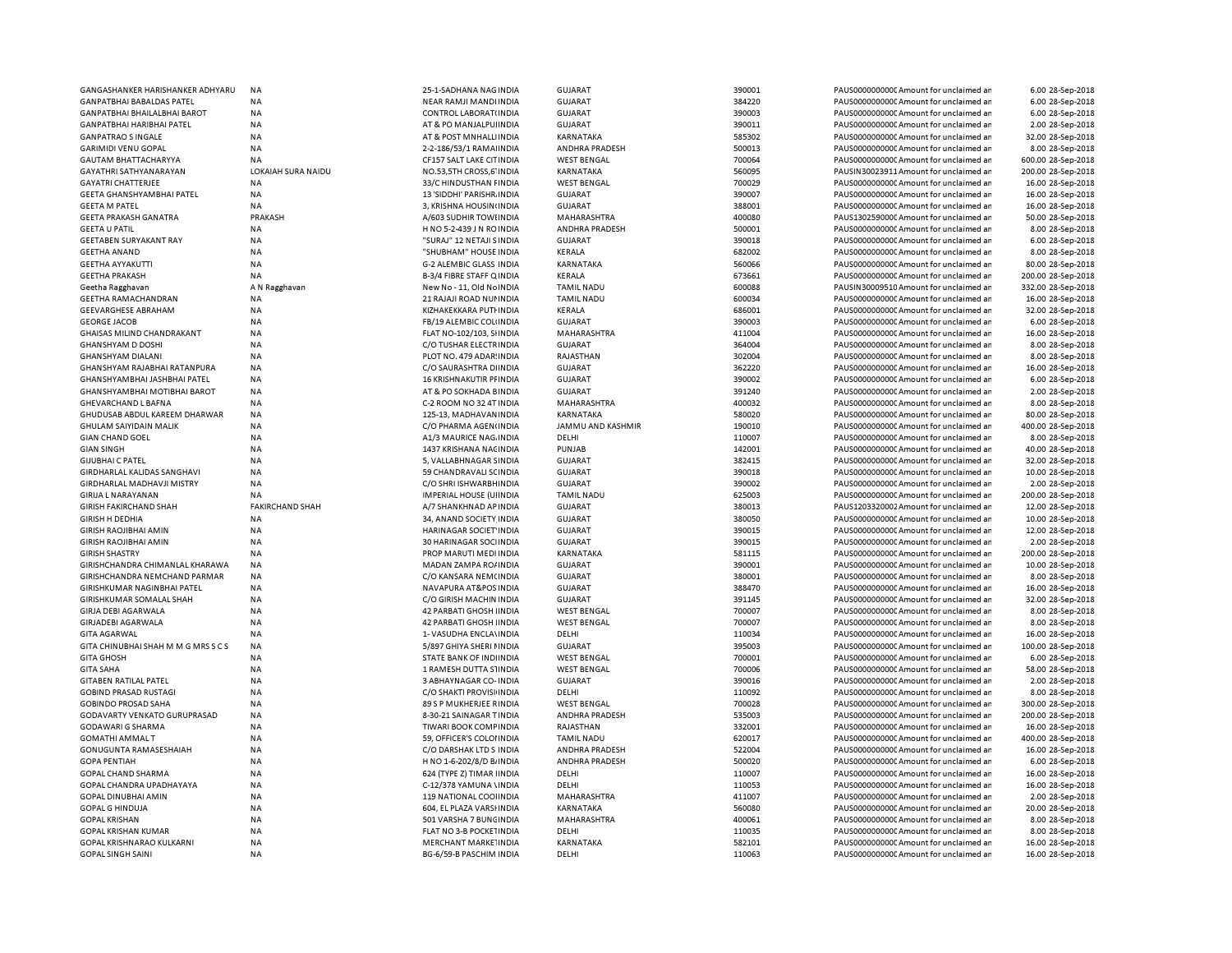| | | | | | | | | | |
|---|---|---|---|---|---|---|---|---|---|
| GANGASHANKER HARISHANKER ADHYARU | NA | 25-1-SADHANA NAG INDIA | GUJARAT | 390001 | PAUS0000000000C Amount for unclaimed ar | 6.00 | 28-Sep-2018 |
| GANPATBHAI BABALDAS PATEL | NA | NEAR RAMJI MANDI INDIA | GUJARAT | 384220 | PAUS0000000000C Amount for unclaimed ar | 6.00 | 28-Sep-2018 |
| GANPATBHAI BHAILALBHAI BAROT | NA | CONTROL LABORAT(INDIA | GUJARAT | 390003 | PAUS0000000000C Amount for unclaimed ar | 6.00 | 28-Sep-2018 |
| GANPATBHAI HARIBHAI PATEL | NA | AT & PO MANJALPUI INDIA | GUJARAT | 390011 | PAUS0000000000C Amount for unclaimed ar | 2.00 | 28-Sep-2018 |
| GANPATRAO S INGALE | NA | AT & POST MNHALLI INDIA | KARNATAKA | 585302 | PAUS0000000000C Amount for unclaimed ar | 32.00 | 28-Sep-2018 |
| GARIMIDI VENU GOPAL | NA | 2-2-186/53/1 RAMAI INDIA | ANDHRA PRADESH | 500013 | PAUS0000000000C Amount for unclaimed ar | 8.00 | 28-Sep-2018 |
| GAUTAM BHATTACHARYYA | NA | CF157 SALT LAKE CIT INDIA | WEST BENGAL | 700064 | PAUS0000000000C Amount for unclaimed ar | 600.00 | 28-Sep-2018 |
| GAYATHRI SATHYANARAYAN | LOKAIAH SURA NAIDU | NO.53,5TH CROSS,6' INDIA | KARNATAKA | 560095 | PAUSIN30023911 Amount for unclaimed ar | 200.00 | 28-Sep-2018 |
| GAYATRI CHATTERJEE | NA | 33/C HINDUSTHAN F INDIA | WEST BENGAL | 700029 | PAUS0000000000C Amount for unclaimed ar | 16.00 | 28-Sep-2018 |
| GEETA GHANSHYAMBHAI PATEL | NA | 13 'SIDDHI' PARISHR INDIA | GUJARAT | 390007 | PAUS0000000000C Amount for unclaimed ar | 16.00 | 28-Sep-2018 |
| GEETA M PATEL | NA | 3, KRISHNA HOUSIN INDIA | GUJARAT | 388001 | PAUS0000000000C Amount for unclaimed ar | 16.00 | 28-Sep-2018 |
| GEETA PRAKASH GANATRA | PRAKASH | A/603 SUDHIR TOWI INDIA | MAHARASHTRA | 400080 | PAUS1302590000C Amount for unclaimed ar | 50.00 | 28-Sep-2018 |
| GEETA U PATIL | NA | H NO 5-2-439 J N RO INDIA | ANDHRA PRADESH | 500001 | PAUS0000000000C Amount for unclaimed ar | 8.00 | 28-Sep-2018 |
| GEETABEN SURYAKANT RAY | NA | "SURAJ" 12 NETAJI S INDIA | GUJARAT | 390018 | PAUS0000000000C Amount for unclaimed ar | 6.00 | 28-Sep-2018 |
| GEETHA ANAND | NA | "SHUBHAM" HOUSE INDIA | KERALA | 682002 | PAUS0000000000C Amount for unclaimed ar | 8.00 | 28-Sep-2018 |
| GEETHA AYYAKUTTI | NA | G-2 ALEMBIC GLASS INDIA | KARNATAKA | 560066 | PAUS0000000000C Amount for unclaimed ar | 80.00 | 28-Sep-2018 |
| GEETHA PRAKASH | NA | B-3/4 FIBRE STAFF Q INDIA | KERALA | 673661 | PAUS0000000000C Amount for unclaimed ar | 200.00 | 28-Sep-2018 |
| Geetha Ragghavan | A N Ragghavan | New No - 11, Old No INDIA | TAMIL NADU | 600088 | PAUSIN30009510 Amount for unclaimed ar | 332.00 | 28-Sep-2018 |
| GEETHA RAMACHANDRAN | NA | 21 RAJAJI ROAD NUI INDIA | TAMIL NADU | 600034 | PAUS0000000000C Amount for unclaimed ar | 16.00 | 28-Sep-2018 |
| GEEVARGHESE ABRAHAM | NA | KIZHAKEKKARA PUTI INDIA | KERALA | 686001 | PAUS0000000000C Amount for unclaimed ar | 32.00 | 28-Sep-2018 |
| GEORGE JACOB | NA | FB/19 ALEMBIC COL INDIA | GUJARAT | 390003 | PAUS0000000000C Amount for unclaimed ar | 6.00 | 28-Sep-2018 |
| GHAISAS MILIND CHANDRAKANT | NA | FLAT NO-102/103, S INDIA | MAHARASHTRA | 411004 | PAUS0000000000C Amount for unclaimed ar | 16.00 | 28-Sep-2018 |
| GHANSHYAM D DOSHI | NA | C/O TUSHAR ELECTR INDIA | GUJARAT | 364004 | PAUS0000000000C Amount for unclaimed ar | 8.00 | 28-Sep-2018 |
| GHANSHYAM DIALANI | NA | PLOT NO. 479 ADAR INDIA | RAJASTHAN | 302004 | PAUS0000000000C Amount for unclaimed ar | 8.00 | 28-Sep-2018 |
| GHANSHYAM RAJABHAI RATANPURA | NA | C/O SAURASHTRA D INDIA | GUJARAT | 362220 | PAUS0000000000C Amount for unclaimed ar | 16.00 | 28-Sep-2018 |
| GHANSHYAMBHAI JASHBHAI PATEL | NA | 16 KRISHNAKUTIR P INDIA | GUJARAT | 390002 | PAUS0000000000C Amount for unclaimed ar | 6.00 | 28-Sep-2018 |
| GHANSHYAMBHAI MOTIBHAI BAROT | NA | AT & PO SOKHADA B INDIA | GUJARAT | 391240 | PAUS0000000000C Amount for unclaimed ar | 2.00 | 28-Sep-2018 |
| GHEVARCHAND L BAFNA | NA | C-2 ROOM NO 32 4T INDIA | MAHARASHTRA | 400032 | PAUS0000000000C Amount for unclaimed ar | 8.00 | 28-Sep-2018 |
| GHUDUSAB ABDUL KAREEM DHARWAR | NA | 125-13, MADHAVAN INDIA | KARNATAKA | 580020 | PAUS0000000000C Amount for unclaimed ar | 80.00 | 28-Sep-2018 |
| GHULAM SAIYIDAIN MALIK | NA | C/O PHARMA AGEN( INDIA | JAMMU AND KASHMIR | 190010 | PAUS0000000000C Amount for unclaimed ar | 400.00 | 28-Sep-2018 |
| GIAN CHAND GOEL | NA | A1/3 MAURICE NAG INDIA | DELHI | 110007 | PAUS0000000000C Amount for unclaimed ar | 8.00 | 28-Sep-2018 |
| GIAN SINGH | NA | 1437 KRISHANA NAG INDIA | PUNJAB | 142001 | PAUS0000000000C Amount for unclaimed ar | 40.00 | 28-Sep-2018 |
| GIJUBHAI C PATEL | NA | 5, VALLABHNAGAR S INDIA | GUJARAT | 382415 | PAUS0000000000C Amount for unclaimed ar | 32.00 | 28-Sep-2018 |
| GIRDHARLAL KALIDAS SANGHAVI | NA | 59 CHANDRAVALI SC INDIA | GUJARAT | 390018 | PAUS0000000000C Amount for unclaimed ar | 10.00 | 28-Sep-2018 |
| GIRDHARLAL MADHAVJI MISTRY | NA | C/O SHRI ISHWARBH INDIA | GUJARAT | 390002 | PAUS0000000000C Amount for unclaimed ar | 2.00 | 28-Sep-2018 |
| GIRIJA L NARAYANAN | NA | IMPERIAL HOUSE (U INDIA | TAMIL NADU | 625003 | PAUS0000000000C Amount for unclaimed ar | 200.00 | 28-Sep-2018 |
| GIRISH FAKIRCHAND SHAH | FAKIRCHAND SHAH | A/7 SHANKHNAD AP INDIA | GUJARAT | 380013 | PAUS1203320002 Amount for unclaimed ar | 12.00 | 28-Sep-2018 |
| GIRISH H DEDHIA | NA | 34, ANAND SOCIETY INDIA | GUJARAT | 380050 | PAUS0000000000C Amount for unclaimed ar | 10.00 | 28-Sep-2018 |
| GIRISH RAOJIBHAI AMIN | NA | HARINAGAR SOCIET' INDIA | GUJARAT | 390015 | PAUS0000000000C Amount for unclaimed ar | 12.00 | 28-Sep-2018 |
| GIRISH RAOJIBHAI AMIN | NA | 30 HARINAGAR SOCI INDIA | GUJARAT | 390015 | PAUS0000000000C Amount for unclaimed ar | 2.00 | 28-Sep-2018 |
| GIRISH SHASTRY | NA | PROP MARUTI MEDI INDIA | KARNATAKA | 581115 | PAUS0000000000C Amount for unclaimed ar | 200.00 | 28-Sep-2018 |
| GIRISHCHANDRA CHIMANLAL KHARAWA | NA | MADAN ZAMPA RO/ INDIA | GUJARAT | 390001 | PAUS0000000000C Amount for unclaimed ar | 10.00 | 28-Sep-2018 |
| GIRISHCHANDRA NEMCHAND PARMAR | NA | C/O KANSARA NEMC INDIA | GUJARAT | 380001 | PAUS0000000000C Amount for unclaimed ar | 8.00 | 28-Sep-2018 |
| GIRISHKUMAR NAGINBHAI PATEL | NA | NAVAPURA AT&POS INDIA | GUJARAT | 388470 | PAUS0000000000C Amount for unclaimed ar | 16.00 | 28-Sep-2018 |
| GIRISHKUMAR SOMALAL SHAH | NA | C/O GIRISH MACHIN INDIA | GUJARAT | 391145 | PAUS0000000000C Amount for unclaimed ar | 32.00 | 28-Sep-2018 |
| GIRJA DEBI AGARWALA | NA | 42 PARBATI GHOSH I INDIA | WEST BENGAL | 700007 | PAUS0000000000C Amount for unclaimed ar | 8.00 | 28-Sep-2018 |
| GIRJADEBI AGARWALA | NA | 42 PARBATI GHOSH I INDIA | WEST BENGAL | 700007 | PAUS0000000000C Amount for unclaimed ar | 8.00 | 28-Sep-2018 |
| GITA AGARWAL | NA | 1- VASUDHA ENCLA\ INDIA | DELHI | 110034 | PAUS0000000000C Amount for unclaimed ar | 16.00 | 28-Sep-2018 |
| GITA CHINUBHAI SHAH M M G MRS S C S | NA | 5/897 GHIYA SHERI I INDIA | GUJARAT | 395003 | PAUS0000000000C Amount for unclaimed ar | 100.00 | 28-Sep-2018 |
| GITA GHOSH | NA | STATE BANK OF IND INDIA | WEST BENGAL | 700001 | PAUS0000000000C Amount for unclaimed ar | 6.00 | 28-Sep-2018 |
| GITA SAHA | NA | 1 RAMESH DUTTA S' INDIA | WEST BENGAL | 700006 | PAUS0000000000C Amount for unclaimed ar | 58.00 | 28-Sep-2018 |
| GITABEN RATILAL PATEL | NA | 3 ABHAYNAGAR CO- INDIA | GUJARAT | 390016 | PAUS0000000000C Amount for unclaimed ar | 2.00 | 28-Sep-2018 |
| GOBIND PRASAD RUSTAGI | NA | C/O SHAKTI PROVISI INDIA | DELHI | 110092 | PAUS0000000000C Amount for unclaimed ar | 8.00 | 28-Sep-2018 |
| GOBINDO PROSAD SAHA | NA | 89 S P MUKHERJEE R INDIA | WEST BENGAL | 700028 | PAUS0000000000C Amount for unclaimed ar | 300.00 | 28-Sep-2018 |
| GODAVARTY VENKATO GURUPRASAD | NA | 8-30-21 SAINAGAR T INDIA | ANDHRA PRADESH | 535003 | PAUS0000000000C Amount for unclaimed ar | 200.00 | 28-Sep-2018 |
| GODAWARI G SHARMA | NA | TIWARI BOOK COMP INDIA | RAJASTHAN | 332001 | PAUS0000000000C Amount for unclaimed ar | 16.00 | 28-Sep-2018 |
| GOMATHI AMMAL T | NA | 59, OFFICER'S COLO INDIA | TAMIL NADU | 620017 | PAUS0000000000C Amount for unclaimed ar | 400.00 | 28-Sep-2018 |
| GONUGUNTA RAMASESHAIAH | NA | C/O DARSHAK LTD S INDIA | ANDHRA PRADESH | 522004 | PAUS0000000000C Amount for unclaimed ar | 16.00 | 28-Sep-2018 |
| GOPA PENTIAH | NA | H NO 1-6-202/8/D B INDIA | ANDHRA PRADESH | 500020 | PAUS0000000000C Amount for unclaimed ar | 6.00 | 28-Sep-2018 |
| GOPAL CHAND SHARMA | NA | 624 (TYPE Z) TIMAR I INDIA | DELHI | 110007 | PAUS0000000000C Amount for unclaimed ar | 16.00 | 28-Sep-2018 |
| GOPAL CHANDRA UPADHAYAYA | NA | C-12/378 YAMUNA \ INDIA | DELHI | 110053 | PAUS0000000000C Amount for unclaimed ar | 16.00 | 28-Sep-2018 |
| GOPAL DINUBHAI AMIN | NA | 119 NATIONAL COO INDIA | MAHARASHTRA | 411007 | PAUS0000000000C Amount for unclaimed ar | 2.00 | 28-Sep-2018 |
| GOPAL G HINDUJA | NA | 604, EL PLAZA VARS INDIA | KARNATAKA | 560080 | PAUS0000000000C Amount for unclaimed ar | 20.00 | 28-Sep-2018 |
| GOPAL KRISHAN | NA | 501 VARSHA 7 BUNG INDIA | MAHARASHTRA | 400061 | PAUS0000000000C Amount for unclaimed ar | 8.00 | 28-Sep-2018 |
| GOPAL KRISHAN KUMAR | NA | FLAT NO 3-B POCKET INDIA | DELHI | 110035 | PAUS0000000000C Amount for unclaimed ar | 8.00 | 28-Sep-2018 |
| GOPAL KRISHNARAO KULKARNI | NA | MERCHANT MARKET INDIA | KARNATAKA | 582101 | PAUS0000000000C Amount for unclaimed ar | 16.00 | 28-Sep-2018 |
| GOPAL SINGH SAINI | NA | BG-6/59-B PASCHIM INDIA | DELHI | 110063 | PAUS0000000000C Amount for unclaimed ar | 16.00 | 28-Sep-2018 |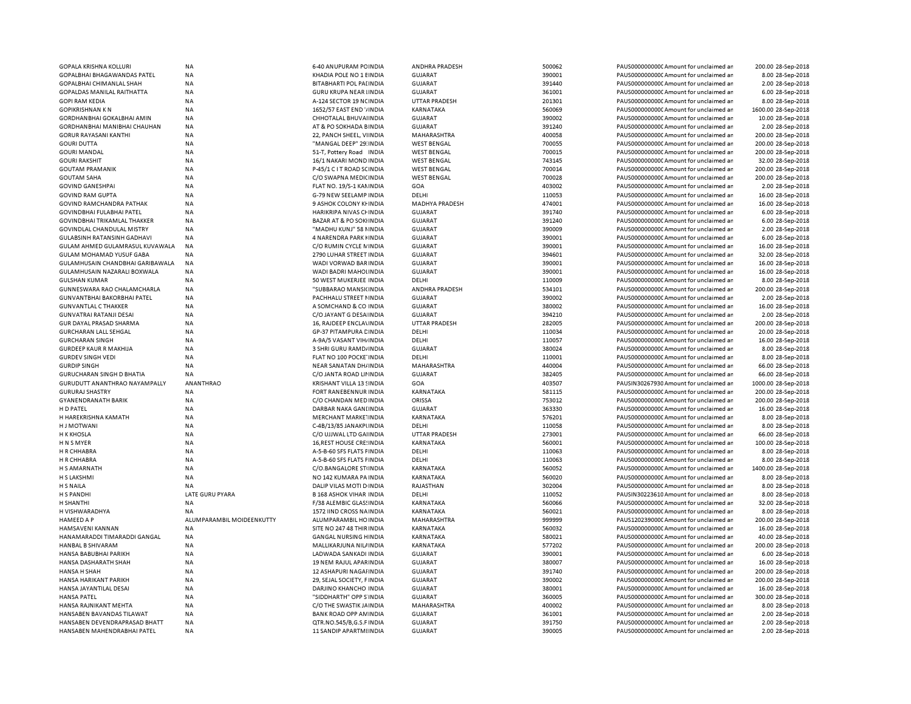| | | | | | | | | | |
|---|---|---|---|---|---|---|---|---|---|
| GOPALA KRISHNA KOLLURI | NA | 6-40 ANUPURAM POINDIA | ANDHRA PRADESH | 500062 | PAUS000000000C | Amount for unclaimed ar | 200.00 | 28-Sep-2018 |
| GOPALBHAI BHAGAWANDAS PATEL | NA | KHADIA POLE NO 1 EINDIA | GUJARAT | 390001 | PAUS000000000C | Amount for unclaimed ar | 8.00 | 28-Sep-2018 |
| GOPALBHAI CHIMANLAL SHAH | NA | BITABHARTI POL PAIINDIA | GUJARAT | 391440 | PAUS000000000C | Amount for unclaimed ar | 2.00 | 28-Sep-2018 |
| GOPALDAS MANILAL RAITHATTA | NA | GURU KRUPA NEAR IINDIA | GUJARAT | 361001 | PAUS000000000C | Amount for unclaimed ar | 6.00 | 28-Sep-2018 |
| GOPI RAM KEDIA | NA | A-124 SECTOR 19 NCINDIA | UTTAR PRADESH | 201301 | PAUS000000000C | Amount for unclaimed ar | 8.00 | 28-Sep-2018 |
| GOPIKRISHNAN K N | NA | 1652/57 EAST END 'INDIA | KARNATAKA | 560069 | PAUS000000000C | Amount for unclaimed ar | 1600.00 | 28-Sep-2018 |
| GORDHANBHAI GOKALBHAI AMIN | NA | CHHOTALAL BHUVAIINDIA | GUJARAT | 390002 | PAUS000000000C | Amount for unclaimed ar | 10.00 | 28-Sep-2018 |
| GORDHANBHAI MANIBHAI CHAUHAN | NA | AT & PO SOKHADA BINDIA | GUJARAT | 391240 | PAUS000000000C | Amount for unclaimed ar | 2.00 | 28-Sep-2018 |
| GORUR RAYASANI KANTHI | NA | 22, PANCH SHEEL, VIINDIA | MAHARASHTRA | 400058 | PAUS000000000C | Amount for unclaimed ar | 200.00 | 28-Sep-2018 |
| GOURI DUTTA | NA | "MANGAL DEEP" 29:INDIA | WEST BENGAL | 700055 | PAUS000000000C | Amount for unclaimed ar | 200.00 | 28-Sep-2018 |
| GOURI MANDAL | NA | 51-T, Pottery Road INDIA | WEST BENGAL | 700015 | PAUS000000000C | Amount for unclaimed ar | 200.00 | 28-Sep-2018 |
| GOURI RAKSHIT | NA | 16/1 NAKARI MOND INDIA | WEST BENGAL | 743145 | PAUS000000000C | Amount for unclaimed ar | 32.00 | 28-Sep-2018 |
| GOUTAM PRAMANIK | NA | P-45/1 C I T ROAD SCINDIA | WEST BENGAL | 700014 | PAUS000000000C | Amount for unclaimed ar | 200.00 | 28-Sep-2018 |
| GOUTAM SAHA | NA | C/O SWAPNA MEDICINDIA | WEST BENGAL | 700028 | PAUS000000000C | Amount for unclaimed ar | 200.00 | 28-Sep-2018 |
| GOVIND GANESHPAI | NA | FLAT NO. 19/S-1 KAINDIA | GOA | 403002 | PAUS000000000C | Amount for unclaimed ar | 2.00 | 28-Sep-2018 |
| GOVIND RAM GUPTA | NA | G-79 NEW SEELAMP INDIA | DELHI | 110053 | PAUS000000000C | Amount for unclaimed ar | 16.00 | 28-Sep-2018 |
| GOVIND RAMCHANDRA PATHAK | NA | 9 ASHOK COLONY KHINDIA | MADHYA PRADESH | 474001 | PAUS000000000C | Amount for unclaimed ar | 16.00 | 28-Sep-2018 |
| GOVINDBHAI FULABHAI PATEL | NA | HARIKRIPA NIVAS CHINDIA | GUJARAT | 391740 | PAUS000000000C | Amount for unclaimed ar | 6.00 | 28-Sep-2018 |
| GOVINDBHAI TRIKAMLAL THAKKER | NA | BAZAR AT & PO SOKIINDIA | GUJARAT | 391240 | PAUS000000000C | Amount for unclaimed ar | 6.00 | 28-Sep-2018 |
| GOVINDLAL CHANDULAL MISTRY | NA | "MADHU KUNJ" 58 NINDIA | GUJARAT | 390009 | PAUS000000000C | Amount for unclaimed ar | 2.00 | 28-Sep-2018 |
| GULABSINH RATANSINH GADHAVI | NA | 4 NARENDRA PARK NINDIA | GUJARAT | 390001 | PAUS000000000C | Amount for unclaimed ar | 6.00 | 28-Sep-2018 |
| GULAM AHMED GULAMRASUL KUVAWALA | NA | C/O RUMIN CYCLE MINDIA | GUJARAT | 390001 | PAUS000000000C | Amount for unclaimed ar | 16.00 | 28-Sep-2018 |
| GULAM MOHAMAD YUSUF GABA | NA | 2790 LUHAR STREET INDIA | GUJARAT | 394601 | PAUS000000000C | Amount for unclaimed ar | 32.00 | 28-Sep-2018 |
| GULAMHUSAIN CHANDBHAI GARIBAWALA | NA | WADI VORWAD BARINDIA | GUJARAT | 390001 | PAUS000000000C | Amount for unclaimed ar | 16.00 | 28-Sep-2018 |
| GULAMHUSAIN NAZARALI BOXWALA | NA | WADI BADRI MAHOIINDIA | GUJARAT | 390001 | PAUS000000000C | Amount for unclaimed ar | 16.00 | 28-Sep-2018 |
| GULSHAN KUMAR | NA | 50 WEST MUKERJEE INDIA | DELHI | 110009 | PAUS000000000C | Amount for unclaimed ar | 8.00 | 28-Sep-2018 |
| GUNNESWARA RAO CHALAMCHARLA | NA | "SUBBARAO MANSICINDIA | ANDHRA PRADESH | 534101 | PAUS000000000C | Amount for unclaimed ar | 200.00 | 28-Sep-2018 |
| GUNVANTBHAI BAKORBHAI PATEL | NA | PACHHALU STREET NINDIA | GUJARAT | 390002 | PAUS000000000C | Amount for unclaimed ar | 2.00 | 28-Sep-2018 |
| GUNVANTLAL C THAKKER | NA | A SOMCHAND & CO INDIA | GUJARAT | 380002 | PAUS000000000C | Amount for unclaimed ar | 16.00 | 28-Sep-2018 |
| GUNVATRAI RATANJI DESAI | NA | C/O JAYANT G DESAIINDIA | GUJARAT | 394210 | PAUS000000000C | Amount for unclaimed ar | 2.00 | 28-Sep-2018 |
| GUR DAYAL PRASAD SHARMA | NA | 16, RAJDEEP ENCLAVINDIA | UTTAR PRADESH | 282005 | PAUS000000000C | Amount for unclaimed ar | 200.00 | 28-Sep-2018 |
| GURCHARAN LALL SEHGAL | NA | GP-37 PITAMPURA DINDIA | DELHI | 110034 | PAUS000000000C | Amount for unclaimed ar | 20.00 | 28-Sep-2018 |
| GURCHARAN SINGH | NA | A-9A/5 VASANT VIHAINDIA | DELHI | 110057 | PAUS000000000C | Amount for unclaimed ar | 16.00 | 28-Sep-2018 |
| GURDEEP KAUR R MAKHIJA | NA | 3 SHRI GURU RAMDAINDIA | GUJARAT | 380024 | PAUS000000000C | Amount for unclaimed ar | 8.00 | 28-Sep-2018 |
| GURDEV SINGH VEDI | NA | FLAT NO 100 POCKE'INDIA | DELHI | 110001 | PAUS000000000C | Amount for unclaimed ar | 8.00 | 28-Sep-2018 |
| GURDIP SINGH | NA | NEAR SANATAN DHAINDIA | MAHARASHTRA | 440004 | PAUS000000000C | Amount for unclaimed ar | 66.00 | 28-Sep-2018 |
| GURUCHARAN SINGH D BHATIA | NA | C/O JANTA ROAD LIFINDIA | GUJARAT | 382405 | PAUS000000000C | Amount for unclaimed ar | 66.00 | 28-Sep-2018 |
| GURUDUTT ANANTHRAO NAYAMPALLY | ANANTHRAO | KRISHANT VILLA 13 SINDIA | GOA | 403507 | PAUSIN30267930 | Amount for unclaimed ar | 1000.00 | 28-Sep-2018 |
| GURURAJ SHASTRY | NA | FORT RANEBENNUR INDIA | KARNATAKA | 581115 | PAUS000000000C | Amount for unclaimed ar | 200.00 | 28-Sep-2018 |
| GYANENDRANATH BARIK | NA | C/O CHANDAN MEDINDIA | ORISSA | 753012 | PAUS000000000C | Amount for unclaimed ar | 200.00 | 28-Sep-2018 |
| H D PATEL | NA | DARBAR NAKA GANIINDIA | GUJARAT | 363330 | PAUS000000000C | Amount for unclaimed ar | 16.00 | 28-Sep-2018 |
| H HAREKRISHNA KAMATH | NA | MERCHANT MARKETINDIA | KARNATAKA | 576201 | PAUS000000000C | Amount for unclaimed ar | 8.00 | 28-Sep-2018 |
| H J MOTWANI | NA | C-4B/13/85 JANAKPLINDIA | DELHI | 110058 | PAUS000000000C | Amount for unclaimed ar | 8.00 | 28-Sep-2018 |
| H K KHOSLA | NA | C/O UJJWAL LTD GAIINDIA | UTTAR PRADESH | 273001 | PAUS000000000C | Amount for unclaimed ar | 66.00 | 28-Sep-2018 |
| H N S MYER | NA | 16,REST HOUSE CRESINDIA | KARNATAKA | 560001 | PAUS000000000C | Amount for unclaimed ar | 100.00 | 28-Sep-2018 |
| H R CHHABRA | NA | A-5-B-60 SFS FLATS PINDIA | DELHI | 110063 | PAUS000000000C | Amount for unclaimed ar | 8.00 | 28-Sep-2018 |
| H R CHHABRA | NA | A-5-B-60 SFS FLATS PINDIA | DELHI | 110063 | PAUS000000000C | Amount for unclaimed ar | 8.00 | 28-Sep-2018 |
| H S AMARNATH | NA | C/O.BANGALORE STINDIA | KARNATAKA | 560052 | PAUS000000000C | Amount for unclaimed ar | 1400.00 | 28-Sep-2018 |
| H S LAKSHMI | NA | NO 142 KUMARA PA INDIA | KARNATAKA | 560020 | PAUS000000000C | Amount for unclaimed ar | 8.00 | 28-Sep-2018 |
| H S NAILA | NA | DALIP VILAS MOTI DINDIA | RAJASTHAN | 302004 | PAUS000000000C | Amount for unclaimed ar | 8.00 | 28-Sep-2018 |
| H S PANDHI | LATE GURU PYARA | B 168 ASHOK VIHAR INDIA | DELHI | 110052 | PAUSIN30223610 | Amount for unclaimed ar | 8.00 | 28-Sep-2018 |
| H SHANTHI | NA | F/38 ALEMBIC GLASSINDIA | KARNATAKA | 560066 | PAUS000000000C | Amount for unclaimed ar | 32.00 | 28-Sep-2018 |
| H VISHWARADHYA | NA | 1572 IIND CROSS NAINDIA | KARNATAKA | 560021 | PAUS000000000C | Amount for unclaimed ar | 8.00 | 28-Sep-2018 |
| HAMEED A P | ALUMPARAMBIL MOIDEENKUTTY | ALUMPARAMBIL HOINDIA | MAHARASHTRA | 999999 | PAUS120239000C | Amount for unclaimed ar | 200.00 | 28-Sep-2018 |
| HAMSAVENI KANNAN | NA | SITE NO 247 48 THIRINDIA | KARNATAKA | 560032 | PAUS000000000C | Amount for unclaimed ar | 16.00 | 28-Sep-2018 |
| HANAMARADDI TIMARADDI GANGAL | NA | GANGAL NURSING HINDIA | KARNATAKA | 580021 | PAUS000000000C | Amount for unclaimed ar | 40.00 | 28-Sep-2018 |
| HANBAL B SHIVARAM | NA | MALLIKARJUNA NILAINDIA | KARNATAKA | 577202 | PAUS000000000C | Amount for unclaimed ar | 200.00 | 28-Sep-2018 |
| HANSA BABUBHAI PARIKH | NA | LADWADA SANKADI INDIA | GUJARAT | 390001 | PAUS000000000C | Amount for unclaimed ar | 6.00 | 28-Sep-2018 |
| HANSA DASHARATH SHAH | NA | 19 NEM RAJUL APARINDIA | GUJARAT | 380007 | PAUS000000000C | Amount for unclaimed ar | 16.00 | 28-Sep-2018 |
| HANSA H SHAH | NA | 12 ASHAPURI NAGAFINDIA | GUJARAT | 391740 | PAUS000000000C | Amount for unclaimed ar | 200.00 | 28-Sep-2018 |
| HANSA HARIKANT PARIKH | NA | 29, SEJAL SOCIETY, FINDIA | GUJARAT | 390002 | PAUS000000000C | Amount for unclaimed ar | 200.00 | 28-Sep-2018 |
| HANSA JAYANTILAL DESAI | NA | DARJINO KHANCHO INDIA | GUJARAT | 380001 | PAUS000000000C | Amount for unclaimed ar | 16.00 | 28-Sep-2018 |
| HANSA PATEL | NA | "SIDDHARTH" OPP S INDIA | GUJARAT | 360005 | PAUS000000000C | Amount for unclaimed ar | 300.00 | 28-Sep-2018 |
| HANSA RAJNIKANT MEHTA | NA | C/O THE SWASTIK JAINDIA | MAHARASHTRA | 400002 | PAUS000000000C | Amount for unclaimed ar | 8.00 | 28-Sep-2018 |
| HANSABEN BAVANDAS TILAWAT | NA | BANK ROAD OPP AMINDIA | GUJARAT | 361001 | PAUS000000000C | Amount for unclaimed ar | 2.00 | 28-Sep-2018 |
| HANSABEN DEVENDRAPRASAD BHATT | NA | QTR.NO.545/B,G.S.FINDIA | GUJARAT | 391750 | PAUS000000000C | Amount for unclaimed ar | 2.00 | 28-Sep-2018 |
| HANSABEN MAHENDRABHAI PATEL | NA | 11 SANDIP APARTMEINDIA | GUJARAT | 390005 | PAUS000000000C | Amount for unclaimed ar | 2.00 | 28-Sep-2018 |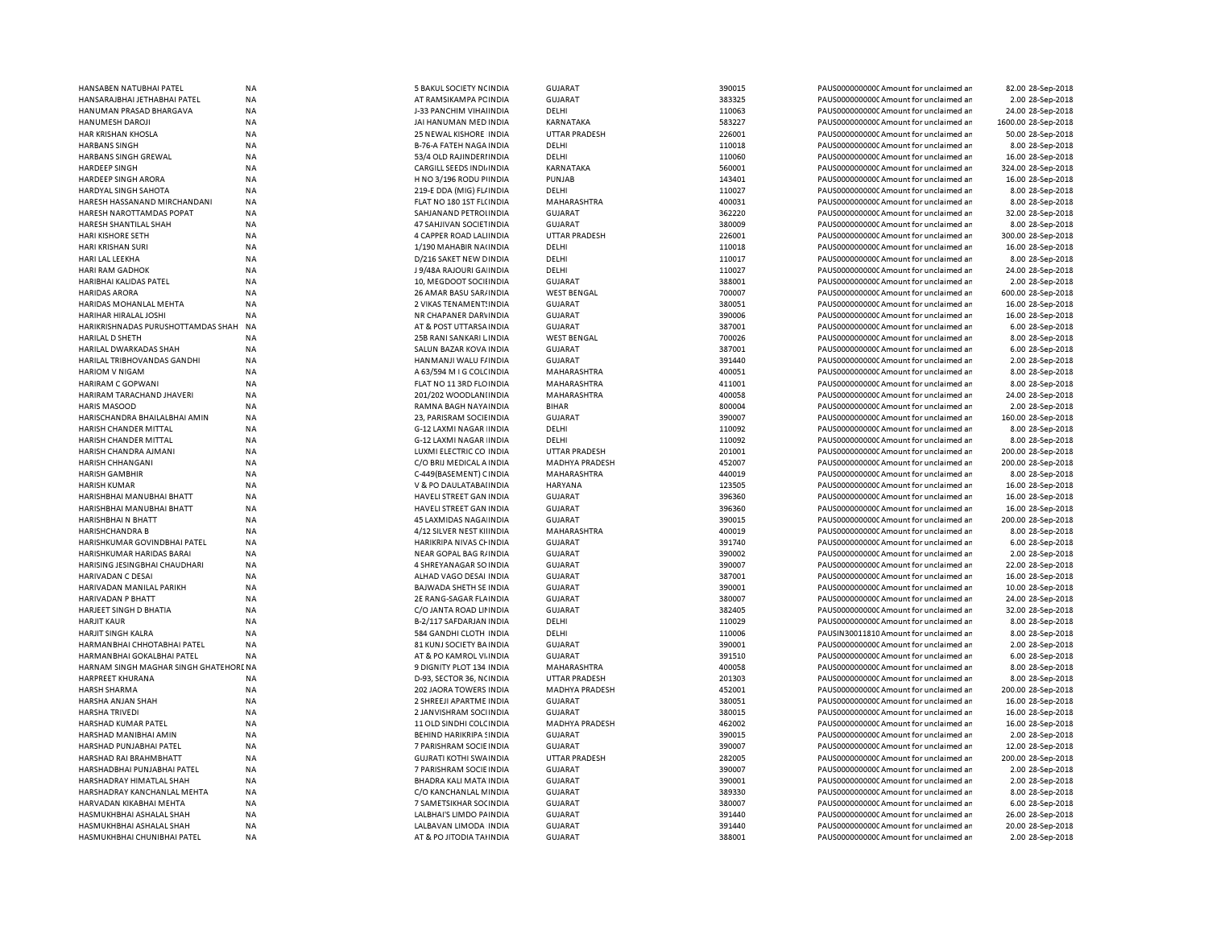| | | | | | | | | |
|---|---|---|---|---|---|---|---|---|
| HANSABEN NATUBHAI PATEL | NA | 5 BAKUL SOCIETY NCINDIA | GUJARAT | 390015 | PAUS0000000000C | Amount for unclaimed an | 82.00 | 28-Sep-2018 |
| HANSARAJBHAI JETHABHAI PATEL | NA | AT RAMSIKAMPA PCINDIA | GUJARAT | 383325 | PAUS0000000000C | Amount for unclaimed an | 2.00 | 28-Sep-2018 |
| HANUMAN PRASAD BHARGAVA | NA | J-33 PANCHIM VIHAIINDIA | DELHI | 110063 | PAUS0000000000C | Amount for unclaimed an | 24.00 | 28-Sep-2018 |
| HANUMESH DAROJI | NA | JAI HANUMAN MED INDIA | KARNATAKA | 583227 | PAUS0000000000C | Amount for unclaimed an | 1600.00 | 28-Sep-2018 |
| HAR KRISHAN KHOSLA | NA | 25 NEWAL KISHORE INDIA | UTTAR PRADESH | 226001 | PAUS0000000000C | Amount for unclaimed an | 50.00 | 28-Sep-2018 |
| HARBANS SINGH | NA | B-76-A FATEH NAGA INDIA | DELHI | 110018 | PAUS0000000000C | Amount for unclaimed an | 8.00 | 28-Sep-2018 |
| HARBANS SINGH GREWAL | NA | 53/4 OLD RAJINDERIINDIA | DELHI | 110060 | PAUS0000000000C | Amount for unclaimed an | 16.00 | 28-Sep-2018 |
| HARDEEP SINGH | NA | CARGILL SEEDS INDIINDIA | KARNATAKA | 560001 | PAUS0000000000C | Amount for unclaimed an | 324.00 | 28-Sep-2018 |
| HARDEEP SINGH ARORA | NA | H NO 3/196 RODU PIINDIA | PUNJAB | 143401 | PAUS0000000000C | Amount for unclaimed an | 16.00 | 28-Sep-2018 |
| HARDYAL SINGH SAHOTA | NA | 219-E DDA (MIG) FLIINDIA | DELHI | 110027 | PAUS0000000000C | Amount for unclaimed an | 8.00 | 28-Sep-2018 |
| HARESH HASSANAND MIRCHANDANI | NA | FLAT NO 180 1ST FLCINDIA | MAHARASHTRA | 400031 | PAUS0000000000C | Amount for unclaimed an | 8.00 | 28-Sep-2018 |
| HARESH NAROTTAMDAS POPAT | NA | SAHJANAND PETROIINDIA | GUJARAT | 362220 | PAUS0000000000C | Amount for unclaimed an | 32.00 | 28-Sep-2018 |
| HARESH SHANTILAL SHAH | NA | 47 SAHJIVAN SOCIETINDIA | GUJARAT | 380009 | PAUS0000000000C | Amount for unclaimed an | 8.00 | 28-Sep-2018 |
| HARI KISHORE SETH | NA | 4 CAPPER ROAD LALIINDIA | UTTAR PRADESH | 226001 | PAUS0000000000C | Amount for unclaimed an | 300.00 | 28-Sep-2018 |
| HARI KRISHAN SURI | NA | 1/190 MAHABIR NAGINDIA | DELHI | 110018 | PAUS0000000000C | Amount for unclaimed an | 16.00 | 28-Sep-2018 |
| HARI LAL LEEKHA | NA | D/216 SAKET NEW DINDIA | DELHI | 110017 | PAUS0000000000C | Amount for unclaimed an | 8.00 | 28-Sep-2018 |
| HARI RAM GADHOK | NA | J 9/48A RAJOURI GAIINDIA | DELHI | 110027 | PAUS0000000000C | Amount for unclaimed an | 24.00 | 28-Sep-2018 |
| HARIBHAI KALIDAS PATEL | NA | 10, MEGDOOT SOCIEINDIA | GUJARAT | 388001 | PAUS0000000000C | Amount for unclaimed an | 2.00 | 28-Sep-2018 |
| HARIDAS ARORA | NA | 26 AMAR BASU SARIINDIA | WEST BENGAL | 700007 | PAUS0000000000C | Amount for unclaimed an | 600.00 | 28-Sep-2018 |
| HARIDAS MOHANLAL MEHTA | NA | 2 VIKAS TENAMENTIINDIA | GUJARAT | 380051 | PAUS0000000000C | Amount for unclaimed an | 16.00 | 28-Sep-2018 |
| HARIHAR HIRALAL JOSHI | NA | NR CHAPANER DARVINDIA | GUJARAT | 390006 | PAUS0000000000C | Amount for unclaimed an | 16.00 | 28-Sep-2018 |
| HARIKRISHNADAS PURUSHOTTAMDAS SHAH | NA | AT & POST UTTARSAINDIA | GUJARAT | 387001 | PAUS0000000000C | Amount for unclaimed an | 6.00 | 28-Sep-2018 |
| HARILAL D SHETH | NA | 25B RANI SANKARI LINDIA | WEST BENGAL | 700026 | PAUS0000000000C | Amount for unclaimed an | 8.00 | 28-Sep-2018 |
| HARILAL DWARKADAS SHAH | NA | SALUN BAZAR KOVA INDIA | GUJARAT | 387001 | PAUS0000000000C | Amount for unclaimed an | 6.00 | 28-Sep-2018 |
| HARILAL TRIBHOVANDAS GANDHI | NA | HANMANJI WALU FAINDIA | GUJARAT | 391440 | PAUS0000000000C | Amount for unclaimed an | 2.00 | 28-Sep-2018 |
| HARIOM V NIGAM | NA | A 63/594 M I G COLCINDIA | MAHARASHTRA | 400051 | PAUS0000000000C | Amount for unclaimed an | 8.00 | 28-Sep-2018 |
| HARIRAM C GOPWANI | NA | FLAT NO 11 3RD FLOINDIA | MAHARASHTRA | 411001 | PAUS0000000000C | Amount for unclaimed an | 8.00 | 28-Sep-2018 |
| HARIRAM TARACHAND JHAVERI | NA | 201/202 WOODLANIINDIA | MAHARASHTRA | 400058 | PAUS0000000000C | Amount for unclaimed an | 24.00 | 28-Sep-2018 |
| HARIS MASOOD | NA | RAMNA BAGH NAYAINDIA | BIHAR | 800004 | PAUS0000000000C | Amount for unclaimed an | 2.00 | 28-Sep-2018 |
| HARISCHANDRA BHAILALBHAI AMIN | NA | 23, PARISRAM SOCIEINDIA | GUJARAT | 390007 | PAUS0000000000C | Amount for unclaimed an | 160.00 | 28-Sep-2018 |
| HARISH CHANDER MITTAL | NA | G-12 LAXMI NAGAR IINDIA | DELHI | 110092 | PAUS0000000000C | Amount for unclaimed an | 8.00 | 28-Sep-2018 |
| HARISH CHANDER MITTAL | NA | G-12 LAXMI NAGAR IINDIA | DELHI | 110092 | PAUS0000000000C | Amount for unclaimed an | 8.00 | 28-Sep-2018 |
| HARISH CHANDRA AJMANI | NA | LUXMI ELECTRIC CO INDIA | UTTAR PRADESH | 201001 | PAUS0000000000C | Amount for unclaimed an | 200.00 | 28-Sep-2018 |
| HARISH CHHANGANI | NA | C/O BRIJ MEDICAL A INDIA | MADHYA PRADESH | 452007 | PAUS0000000000C | Amount for unclaimed an | 200.00 | 28-Sep-2018 |
| HARISH GAMBHIR | NA | C-449(BASEMENT) CINDIA | MAHARASHTRA | 440019 | PAUS0000000000C | Amount for unclaimed an | 8.00 | 28-Sep-2018 |
| HARISH KUMAR | NA | V & PO DAULATABAIINDIA | HARYANA | 123505 | PAUS0000000000C | Amount for unclaimed an | 16.00 | 28-Sep-2018 |
| HARISHBHAI MANUBHAI BHATT | NA | HAVELI STREET GAN INDIA | GUJARAT | 396360 | PAUS0000000000C | Amount for unclaimed an | 16.00 | 28-Sep-2018 |
| HARISHBHAI MANUBHAI BHATT | NA | HAVELI STREET GAN INDIA | GUJARAT | 396360 | PAUS0000000000C | Amount for unclaimed an | 16.00 | 28-Sep-2018 |
| HARISHBHAI N BHATT | NA | 45 LAXMIDAS NAGAIINDIA | GUJARAT | 390015 | PAUS0000000000C | Amount for unclaimed an | 200.00 | 28-Sep-2018 |
| HARISHCHANDRA B | NA | 4/12 SILVER NEST KIINDIA | MAHARASHTRA | 400019 | PAUS0000000000C | Amount for unclaimed an | 8.00 | 28-Sep-2018 |
| HARISHKUMAR GOVINDBHAI PATEL | NA | HARIKRIPA NIVAS CHINDIA | GUJARAT | 391740 | PAUS0000000000C | Amount for unclaimed an | 6.00 | 28-Sep-2018 |
| HARISHKUMAR HARIDAS BARAI | NA | NEAR GOPAL BAG RAINDIA | GUJARAT | 390002 | PAUS0000000000C | Amount for unclaimed an | 2.00 | 28-Sep-2018 |
| HARISING JESINGBHAI CHAUDHARI | NA | 4 SHREYANAGAR SO INDIA | GUJARAT | 390007 | PAUS0000000000C | Amount for unclaimed an | 22.00 | 28-Sep-2018 |
| HARIVADAN C DESAI | NA | ALHAD VAGO DESAI INDIA | GUJARAT | 387001 | PAUS0000000000C | Amount for unclaimed an | 16.00 | 28-Sep-2018 |
| HARIVADAN MANILAL PARIKH | NA | BAJWADA SHETH SE INDIA | GUJARAT | 390001 | PAUS0000000000C | Amount for unclaimed an | 10.00 | 28-Sep-2018 |
| HARIVADAN P BHATT | NA | 2E RANG-SAGAR FLAINDIA | GUJARAT | 380007 | PAUS0000000000C | Amount for unclaimed an | 24.00 | 28-Sep-2018 |
| HARJEET SINGH D BHATIA | NA | C/O JANTA ROAD LININDIA | GUJARAT | 382405 | PAUS0000000000C | Amount for unclaimed an | 32.00 | 28-Sep-2018 |
| HARJIT KAUR | NA | B-2/117 SAFDARJAN INDIA | DELHI | 110029 | PAUS0000000000C | Amount for unclaimed an | 8.00 | 28-Sep-2018 |
| HARJIT SINGH KALRA | NA | 584 GANDHI CLOTH INDIA | DELHI | 110006 | PAUSIN30011810 | Amount for unclaimed an | 8.00 | 28-Sep-2018 |
| HARMANBHAI CHHOTABHAI PATEL | NA | 81 KUNJ SOCIETY BAINDIA | GUJARAT | 390001 | PAUS0000000000C | Amount for unclaimed an | 2.00 | 28-Sep-2018 |
| HARMANBHAI GOKALBHAI PATEL | NA | AT & PO KAMROL VIINDIA | GUJARAT | 391510 | PAUS0000000000C | Amount for unclaimed an | 6.00 | 28-Sep-2018 |
| HARNAM SINGH MAGHAR SINGH GHATEHORI | NA | 9 DIGNITY PLOT 134 INDIA | MAHARASHTRA | 400058 | PAUS0000000000C | Amount for unclaimed an | 8.00 | 28-Sep-2018 |
| HARPREET KHURANA | NA | D-93, SECTOR 36, NCINDIA | UTTAR PRADESH | 201303 | PAUS0000000000C | Amount for unclaimed an | 8.00 | 28-Sep-2018 |
| HARSH SHARMA | NA | 202 JAORA TOWERS INDIA | MADHYA PRADESH | 452001 | PAUS0000000000C | Amount for unclaimed an | 200.00 | 28-Sep-2018 |
| HARSHA ANJAN SHAH | NA | 2 SHREEJI APARTME INDIA | GUJARAT | 380051 | PAUS0000000000C | Amount for unclaimed an | 16.00 | 28-Sep-2018 |
| HARSHA TRIVEDI | NA | 2 JANVISHRAM SOCIINDIA | GUJARAT | 380015 | PAUS0000000000C | Amount for unclaimed an | 16.00 | 28-Sep-2018 |
| HARSHAD KUMAR PATEL | NA | 11 OLD SINDHI COLCINDIA | MADHYA PRADESH | 462002 | PAUS0000000000C | Amount for unclaimed an | 16.00 | 28-Sep-2018 |
| HARSHAD MANIBHAI AMIN | NA | BEHIND HARIKRIPA SINDIA | GUJARAT | 390015 | PAUS0000000000C | Amount for unclaimed an | 2.00 | 28-Sep-2018 |
| HARSHAD PUNJABHAI PATEL | NA | 7 PARISHRAM SOCIE INDIA | GUJARAT | 390007 | PAUS0000000000C | Amount for unclaimed an | 12.00 | 28-Sep-2018 |
| HARSHAD RAI BRAHMBHATT | NA | GUJRATI KOTHI SWAINDIA | UTTAR PRADESH | 282005 | PAUS0000000000C | Amount for unclaimed an | 200.00 | 28-Sep-2018 |
| HARSHADBHAI PUNJABHAI PATEL | NA | 7 PARISHRAM SOCIE INDIA | GUJARAT | 390007 | PAUS0000000000C | Amount for unclaimed an | 2.00 | 28-Sep-2018 |
| HARSHADRAY HIMATLAL SHAH | NA | BHADRA KALI MATA INDIA | GUJARAT | 390001 | PAUS0000000000C | Amount for unclaimed an | 2.00 | 28-Sep-2018 |
| HARSHADRAY KANCHANLAL MEHTA | NA | C/O KANCHANLAL MINDIA | GUJARAT | 389330 | PAUS0000000000C | Amount for unclaimed an | 8.00 | 28-Sep-2018 |
| HARVADAN KIKABHAI MEHTA | NA | 7 SAMETSIKHAR SOCINDIA | GUJARAT | 380007 | PAUS0000000000C | Amount for unclaimed an | 6.00 | 28-Sep-2018 |
| HASMUKHBHAI ASHALAL SHAH | NA | LALBHAI'S LIMDO PAINDIA | GUJARAT | 391440 | PAUS0000000000C | Amount for unclaimed an | 26.00 | 28-Sep-2018 |
| HASMUKHBHAI ASHALAL SHAH | NA | LALBAVAN LIMODA INDIA | GUJARAT | 391440 | PAUS0000000000C | Amount for unclaimed an | 20.00 | 28-Sep-2018 |
| HASMUKHBHAI CHUNIBHAI PATEL | NA | AT & PO JITODIA TAHINDIA | GUJARAT | 388001 | PAUS0000000000C | Amount for unclaimed an | 2.00 | 28-Sep-2018 |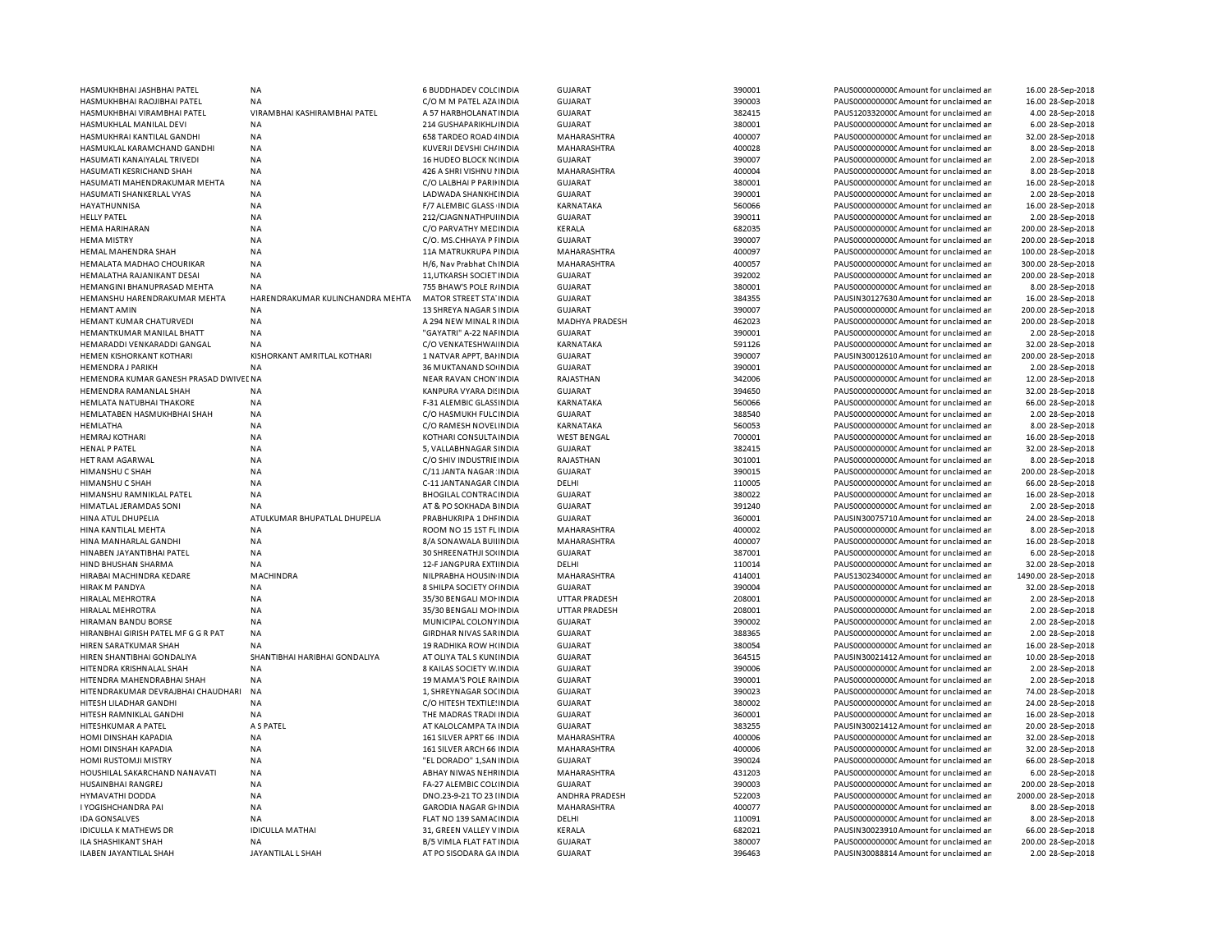| | | | | | | | | | |
|---|---|---|---|---|---|---|---|---|---|
| HASMUKHBHAI JASHBHAI PATEL | NA | 6 BUDDHADEV COLCINDIA | GUJARAT | 390001 | PAUS0000000000C Amount for unclaimed an | 16.00 | 28-Sep-2018 |
| HASMUKHBHAI RAOJIBHAI PATEL | NA | C/O M M PATEL AZAINDIA | GUJARAT | 390003 | PAUS0000000000C Amount for unclaimed an | 16.00 | 28-Sep-2018 |
| HASMUKHBHAI VIRAMBHAI PATEL | VIRAMBHAI KASHIRAMBHAI PATEL | A 57 HARBHOLANATINDIA | GUJARAT | 382415 | PAUS1203320000C Amount for unclaimed an | 4.00 | 28-Sep-2018 |
| HASMUKHLAL MANILAL DEVI | NA | 214 GUSHAPARIKHLAINDIA | GUJARAT | 380001 | PAUS0000000000C Amount for unclaimed an | 6.00 | 28-Sep-2018 |
| HASMUKHRAI KANTILAL GANDHI | NA | 658 TARDEO ROAD 4INDIA | MAHARASHTRA | 400007 | PAUS0000000000C Amount for unclaimed an | 32.00 | 28-Sep-2018 |
| HASMUKLAL KARAMCHAND GANDHI | NA | KUVERJI DEVSHI CHAINDIA | MAHARASHTRA | 400028 | PAUS0000000000C Amount for unclaimed an | 8.00 | 28-Sep-2018 |
| HASUMATI KANAIYALAL TRIVEDI | NA | 16 HUDEO BLOCK NINDIA | GUJARAT | 390007 | PAUS0000000000C Amount for unclaimed an | 2.00 | 28-Sep-2018 |
| HASUMATI KESRICHAND SHAH | NA | 426 A SHRI VISHNU INDIA | MAHARASHTRA | 400004 | PAUS0000000000C Amount for unclaimed an | 8.00 | 28-Sep-2018 |
| HASUMATI MAHENDRAKUMAR MEHTA | NA | C/O LALBHAI P PARIINDIA | GUJARAT | 380001 | PAUS0000000000C Amount for unclaimed an | 16.00 | 28-Sep-2018 |
| HASUMATI SHANKERLAL VYAS | NA | LADWADA SHANKHEINDIA | GUJARAT | 390001 | PAUS0000000000C Amount for unclaimed an | 2.00 | 28-Sep-2018 |
| HAYATHUNNISA | NA | F/7 ALEMBIC GLASS INDIA | KARNATAKA | 560066 | PAUS0000000000C Amount for unclaimed an | 16.00 | 28-Sep-2018 |
| HELLY PATEL | NA | 212/CJAGNNATHPUIINDIA | GUJARAT | 390011 | PAUS0000000000C Amount for unclaimed an | 2.00 | 28-Sep-2018 |
| HEMA HARIHARAN | NA | C/O PARVATHY MECINDIA | KERALA | 682035 | PAUS0000000000C Amount for unclaimed an | 200.00 | 28-Sep-2018 |
| HEMA MISTRY | NA | C/O. MS.CHHAYA P INDIA | GUJARAT | 390007 | PAUS0000000000C Amount for unclaimed an | 200.00 | 28-Sep-2018 |
| HEMAL MAHENDRA SHAH | NA | 11A MATRUKRUPA PINDIA | MAHARASHTRA | 400097 | PAUS0000000000C Amount for unclaimed an | 100.00 | 28-Sep-2018 |
| HEMALATA MADHAO CHOURIKAR | NA | H/6, Nav Prabhat ChINDIA | MAHARASHTRA | 400057 | PAUS0000000000C Amount for unclaimed an | 300.00 | 28-Sep-2018 |
| HEMALATHA RAJANIKANT DESAI | NA | 11,UTKARSH SOCIETINDIA | GUJARAT | 392002 | PAUS0000000000C Amount for unclaimed an | 200.00 | 28-Sep-2018 |
| HEMANGINI BHANUPRASAD MEHTA | NA | 755 BHAW'S POLE RINDIA | GUJARAT | 380001 | PAUS0000000000C Amount for unclaimed an | 8.00 | 28-Sep-2018 |
| HEMANSHU HARENDRAKUMAR MEHTA | HARENDRAKUMAR KULINCHANDRA MEHTA | MATOR STREET STAINDIA | GUJARAT | 384355 | PAUSIN30127630 Amount for unclaimed an | 16.00 | 28-Sep-2018 |
| HEMANT AMIN | NA | 13 SHREYA NAGAR SINDIA | GUJARAT | 390007 | PAUS0000000000C Amount for unclaimed an | 200.00 | 28-Sep-2018 |
| HEMANT KUMAR CHATURVEDI | NA | A 294 NEW MINAL RINDIA | MADHYA PRADESH | 462023 | PAUS0000000000C Amount for unclaimed an | 200.00 | 28-Sep-2018 |
| HEMANTKUMAR MANILAL BHATT | NA | "GAYATRI" A-22 NAFINDIA | GUJARAT | 390001 | PAUS0000000000C Amount for unclaimed an | 2.00 | 28-Sep-2018 |
| HEMARADDI VENKARADDI GANGAL | NA | C/O VENKATESHWAIINDIA | KARNATAKA | 591126 | PAUS0000000000C Amount for unclaimed an | 32.00 | 28-Sep-2018 |
| HEMEN KISHORKANT KOTHARI | KISHORKANT AMRITLAL KOTHARI | 1 NATVAR APPT, BAIINDIA | GUJARAT | 390007 | PAUSIN30012610 Amount for unclaimed an | 200.00 | 28-Sep-2018 |
| HEMENDRA J PARIKH | NA | 36 MUKTANAND SOINDIA | GUJARAT | 390001 | PAUS0000000000C Amount for unclaimed an | 2.00 | 28-Sep-2018 |
| HEMENDRA KUMAR GANESH PRASAD DWIVEDI | NA | NEAR RAVAN CHONINDIA | RAJASTHAN | 342006 | PAUS0000000000C Amount for unclaimed an | 12.00 | 28-Sep-2018 |
| HEMENDRA RAMANLAL SHAH | NA | KANPURA VYARA DISINDIA | GUJARAT | 394650 | PAUS0000000000C Amount for unclaimed an | 32.00 | 28-Sep-2018 |
| HEMLATA NATUBHAI THAKORE | NA | F-31 ALEMBIC GLASSINDIA | KARNATAKA | 560066 | PAUS0000000000C Amount for unclaimed an | 66.00 | 28-Sep-2018 |
| HEMLATABEN HASMUKHBHAI SHAH | NA | C/O HASMUKH FULCINDIA | GUJARAT | 388540 | PAUS0000000000C Amount for unclaimed an | 2.00 | 28-Sep-2018 |
| HEMLATHA | NA | C/O RAMESH NOVELINDIA | KARNATAKA | 560053 | PAUS0000000000C Amount for unclaimed an | 8.00 | 28-Sep-2018 |
| HEMRAJ KOTHARI | NA | KOTHARI CONSULTAINDIA | WEST BENGAL | 700001 | PAUS0000000000C Amount for unclaimed an | 16.00 | 28-Sep-2018 |
| HENAL P PATEL | NA | 5, VALLABHNAGAR SINDIA | GUJARAT | 382415 | PAUS0000000000C Amount for unclaimed an | 32.00 | 28-Sep-2018 |
| HET RAM AGARWAL | NA | C/O SHIV INDUSTRIEINDIA | RAJASTHAN | 301001 | PAUS0000000000C Amount for unclaimed an | 8.00 | 28-Sep-2018 |
| HIMANSHU C SHAH | NA | C/11 JANTA NAGAR INDIA | GUJARAT | 390015 | PAUS0000000000C Amount for unclaimed an | 200.00 | 28-Sep-2018 |
| HIMANSHU C SHAH | NA | C-11 JANTANAGAR CINDIA | DELHI | 110005 | PAUS0000000000C Amount for unclaimed an | 66.00 | 28-Sep-2018 |
| HIMANSHU RAMNIKLAL PATEL | NA | BHOGILAL CONTRACINDIA | GUJARAT | 380022 | PAUS0000000000C Amount for unclaimed an | 16.00 | 28-Sep-2018 |
| HIMATLAL JERAMDAS SONI | NA | AT & PO SOKHADA BINDIA | GUJARAT | 391240 | PAUS0000000000C Amount for unclaimed an | 2.00 | 28-Sep-2018 |
| HINA ATUL DHUPELIA | ATULKUMAR BHUPATLAL DHUPELIA | PRABHUKRIPA 1 DHINDIA | GUJARAT | 360001 | PAUSIN30075710 Amount for unclaimed an | 24.00 | 28-Sep-2018 |
| HINA KANTILAL MEHTA | NA | ROOM NO 15 1ST FLINDIA | MAHARASHTRA | 400002 | PAUS0000000000C Amount for unclaimed an | 8.00 | 28-Sep-2018 |
| HINA MANHARLAL GANDHI | NA | 8/A SONAWALA BUIIINDIA | MAHARASHTRA | 400007 | PAUS0000000000C Amount for unclaimed an | 16.00 | 28-Sep-2018 |
| HINABEN JAYANTIBHAI PATEL | NA | 30 SHREENATHJI SOINDIA | GUJARAT | 387001 | PAUS0000000000C Amount for unclaimed an | 6.00 | 28-Sep-2018 |
| HIND BHUSHAN SHARMA | NA | 12-F JANGPURA EXTIINDIA | DELHI | 110014 | PAUS0000000000C Amount for unclaimed an | 32.00 | 28-Sep-2018 |
| HIRABAI MACHINDRA KEDARE | MACHINDRA | NILPRABHA HOUSININDIA | MAHARASHTRA | 414001 | PAUS1302340000C Amount for unclaimed an | 1490.00 | 28-Sep-2018 |
| HIRAK M PANDYA | NA | 8 SHILPA SOCIETY OINDIA | GUJARAT | 390004 | PAUS0000000000C Amount for unclaimed an | 32.00 | 28-Sep-2018 |
| HIRALAL MEHROTRA | NA | 35/30 BENGALI MOHINDIA | UTTAR PRADESH | 208001 | PAUS0000000000C Amount for unclaimed an | 2.00 | 28-Sep-2018 |
| HIRALAL MEHROTRA | NA | 35/30 BENGALI MOHINDIA | UTTAR PRADESH | 208001 | PAUS0000000000C Amount for unclaimed an | 2.00 | 28-Sep-2018 |
| HIRAMAN BANDU BORSE | NA | MUNICIPAL COLONYINDIA | GUJARAT | 390002 | PAUS0000000000C Amount for unclaimed an | 2.00 | 28-Sep-2018 |
| HIRANBHAI GIRISH PATEL MF G G R PAT | NA | GIRDHAR NIVAS SARINDIA | GUJARAT | 388365 | PAUS0000000000C Amount for unclaimed an | 2.00 | 28-Sep-2018 |
| HIREN SARATKUMAR SHAH | NA | 19 RADHIKA ROW HINDIA | GUJARAT | 380054 | PAUS0000000000C Amount for unclaimed an | 16.00 | 28-Sep-2018 |
| HIREN SHANTIBHAI GONDALIYA | SHANTIBHAI HARIBHAI GONDALIYA | AT OLIYA TAL S KUNIINDIA | GUJARAT | 364515 | PAUSIN30021412 Amount for unclaimed an | 10.00 | 28-Sep-2018 |
| HITENDRA KRISHNALAL SHAH | NA | 8 KAILAS SOCIETY WINDIA | GUJARAT | 390006 | PAUS0000000000C Amount for unclaimed an | 2.00 | 28-Sep-2018 |
| HITENDRA MAHENDRABHAI SHAH | NA | 19 MAMA'S POLE RAINDIA | GUJARAT | 390001 | PAUS0000000000C Amount for unclaimed an | 2.00 | 28-Sep-2018 |
| HITENDRAKUMAR DEVRAJBHAI CHAUDHARI | NA | 1, SHREYNAGAR SOCINDIA | GUJARAT | 390023 | PAUS0000000000C Amount for unclaimed an | 74.00 | 28-Sep-2018 |
| HITESH LILADHAR GANDHI | NA | C/O HITESH TEXTILEINDIA | GUJARAT | 380002 | PAUS0000000000C Amount for unclaimed an | 24.00 | 28-Sep-2018 |
| HITESH RAMNIKLAL GANDHI | NA | THE MADRAS TRADIINDIA | GUJARAT | 360001 | PAUS0000000000C Amount for unclaimed an | 16.00 | 28-Sep-2018 |
| HITESHKUMAR A PATEL | A S PATEL | AT KALOLCAMPA TAINDIA | GUJARAT | 383255 | PAUSIN30021412 Amount for unclaimed an | 20.00 | 28-Sep-2018 |
| HOMI DINSHAH KAPADIA | NA | 161 SILVER APRT 66 INDIA | MAHARASHTRA | 400006 | PAUS0000000000C Amount for unclaimed an | 32.00 | 28-Sep-2018 |
| HOMI DINSHAH KAPADIA | NA | 161 SILVER ARCH 66 INDIA | MAHARASHTRA | 400006 | PAUS0000000000C Amount for unclaimed an | 32.00 | 28-Sep-2018 |
| HOMI RUSTOMJI MISTRY | NA | "EL DORADO" 1,SANINDIA | GUJARAT | 390024 | PAUS0000000000C Amount for unclaimed an | 66.00 | 28-Sep-2018 |
| HOUSHILAL SAKARCHAND NANAVATI | NA | ABHAY NIWAS NEHRINDIA | MAHARASHTRA | 431203 | PAUS0000000000C Amount for unclaimed an | 6.00 | 28-Sep-2018 |
| HUSAINBHAI RANGREJ | NA | FA-27 ALEMBIC COLIINDIA | GUJARAT | 390003 | PAUS0000000000C Amount for unclaimed an | 200.00 | 28-Sep-2018 |
| HYMAVATHI DODDA | NA | DNO.23-9-21 TO 23 IINDIA | ANDHRA PRADESH | 522003 | PAUS0000000000C Amount for unclaimed an | 2000.00 | 28-Sep-2018 |
| I YOGISHCHANDRA PAI | NA | GARODIA NAGAR GHINDIA | MAHARASHTRA | 400077 | PAUS0000000000C Amount for unclaimed an | 8.00 | 28-Sep-2018 |
| IDA GONSALVES | NA | FLAT NO 139 SAMAINDIA | DELHI | 110091 | PAUS0000000000C Amount for unclaimed an | 8.00 | 28-Sep-2018 |
| IDICULLA K MATHEWS DR | IDICULLA MATHAI | 31, GREEN VALLEY VINDIA | KERALA | 682021 | PAUSIN30023910 Amount for unclaimed an | 66.00 | 28-Sep-2018 |
| ILA SHASHIKANT SHAH | NA | B/5 VIMLA FLAT FATINDIA | GUJARAT | 380007 | PAUS0000000000C Amount for unclaimed an | 200.00 | 28-Sep-2018 |
| ILABEN JAYANTILAL SHAH | JAYANTILAL L SHAH | AT PO SISODARA GA INDIA | GUJARAT | 396463 | PAUSIN30088814 Amount for unclaimed an | 2.00 | 28-Sep-2018 |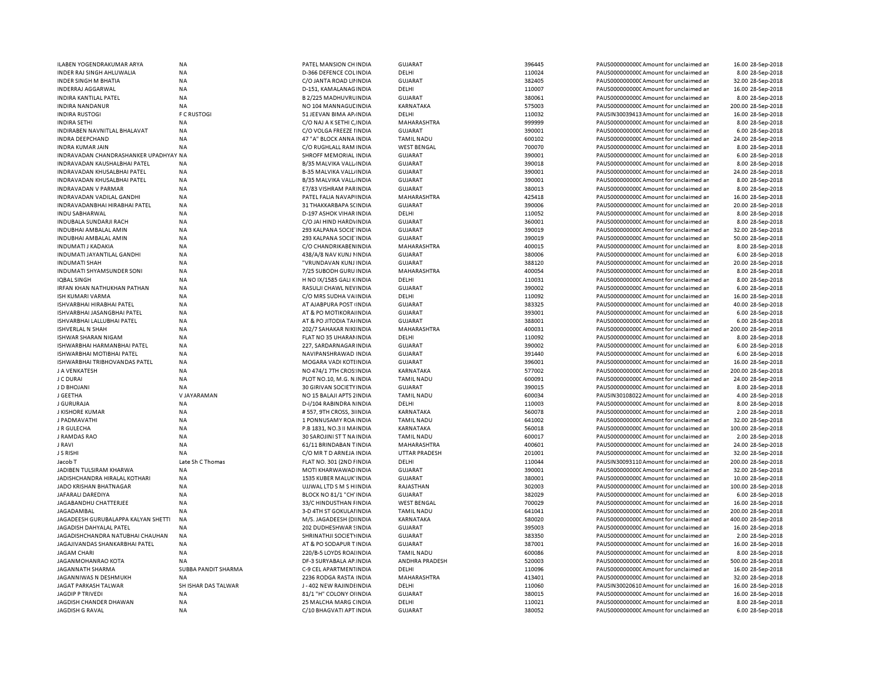| | | | | | | | | | |
|---|---|---|---|---|---|---|---|---|---|
| ILABEN YOGENDRAKUMAR ARYA | NA | PATEL MANSION CH INDIA | GUJARAT | 396445 | PAUS0000000000C Amount for unclaimed an | 16.00 | 28-Sep-2018 |
| INDER RAJ SINGH AHLUWALIA | NA | D-366 DEFENCE COLINDIA | DELHI | 110024 | PAUS0000000000C Amount for unclaimed an | 8.00 | 28-Sep-2018 |
| INDER SINGH M BHATIA | NA | C/O JANTA ROAD LINDIA | GUJARAT | 382405 | PAUS0000000000C Amount for unclaimed an | 32.00 | 28-Sep-2018 |
| INDERRAJ AGGARWAL | NA | D-151, KAMALANAG INDIA | DELHI | 110007 | PAUS0000000000C Amount for unclaimed an | 16.00 | 28-Sep-2018 |
| INDIRA KANTILAL PATEL | NA | B 2/225 MADHUVRUINDIA | GUJARAT | 380061 | PAUS0000000000C Amount for unclaimed an | 8.00 | 28-Sep-2018 |
| INDIRA NANDANUR | NA | NO 104 MANNAGUCINDIA | KARNATAKA | 575003 | PAUS0000000000C Amount for unclaimed an | 200.00 | 28-Sep-2018 |
| INDIRA RUSTOGI | F C RUSTOGI | 51 JEEVAN BIMA APINDIA | DELHI | 110032 | PAUSIN30039413 Amount for unclaimed an | 16.00 | 28-Sep-2018 |
| INDIRA SETHI | NA | C/O NAJ A K SETHI C,INDIA | MAHARASHTRA | 999999 | PAUS0000000000C Amount for unclaimed an | 8.00 | 28-Sep-2018 |
| INDIRABEN NAVNITLAL BHALAVAT | NA | C/O VOLGA FREEZE IINDIA | GUJARAT | 390001 | PAUS0000000000C Amount for unclaimed an | 6.00 | 28-Sep-2018 |
| INDRA DEEPCHAND | NA | 47 "A" BLOCK ANNA INDIA | TAMIL NADU | 600102 | PAUS0000000000C Amount for unclaimed an | 24.00 | 28-Sep-2018 |
| INDRA KUMAR JAIN | NA | C/O RUGHLALL RAM INDIA | WEST BENGAL | 700070 | PAUS0000000000C Amount for unclaimed an | 8.00 | 28-Sep-2018 |
| INDRAVADAN CHANDRASHANKER UPADHYAY | NA | SHROFF MEMORIAL INDIA | GUJARAT | 390001 | PAUS0000000000C Amount for unclaimed an | 6.00 | 28-Sep-2018 |
| INDRAVADAN KAUSHALBHAI PATEL | NA | B/35 MALVIKA VALLINDIA | GUJARAT | 390018 | PAUS0000000000C Amount for unclaimed an | 8.00 | 28-Sep-2018 |
| INDRAVADAN KHUSALBHAI PATEL | NA | B-35 MALVIKA VALLINDIA | GUJARAT | 390001 | PAUS0000000000C Amount for unclaimed an | 24.00 | 28-Sep-2018 |
| INDRAVADAN KHUSALBHAI PATEL | NA | B/35 MALVIKA VALLINDIA | GUJARAT | 390001 | PAUS0000000000C Amount for unclaimed an | 8.00 | 28-Sep-2018 |
| INDRAVADAN V PARMAR | NA | E7/83 VISHRAM PARINDIA | GUJARAT | 380013 | PAUS0000000000C Amount for unclaimed an | 8.00 | 28-Sep-2018 |
| INDRAVADAN VADILAL GANDHI | NA | PATEL FALIA NAVAPIINDIA | MAHARASHTRA | 425418 | PAUS0000000000C Amount for unclaimed an | 16.00 | 28-Sep-2018 |
| INDRAVADANBHAI HIRABHAI PATEL | NA | 31 THAKKARBAPA SCINDIA | GUJARAT | 390006 | PAUS0000000000C Amount for unclaimed an | 20.00 | 28-Sep-2018 |
| INDU SABHARWAL | NA | D-197 ASHOK VIHAR INDIA | DELHI | 110052 | PAUS0000000000C Amount for unclaimed an | 8.00 | 28-Sep-2018 |
| INDUBALA SUNDARJI RACH | NA | C/O JAI HIND HARDVINDIA | GUJARAT | 360001 | PAUS0000000000C Amount for unclaimed an | 8.00 | 28-Sep-2018 |
| INDUBHAI AMBALAL AMIN | NA | 293 KALPANA SOCIE INDIA | GUJARAT | 390019 | PAUS0000000000C Amount for unclaimed an | 32.00 | 28-Sep-2018 |
| INDUBHAI AMBALAL AMIN | NA | 293 KALPANA SOCIE INDIA | GUJARAT | 390019 | PAUS0000000000C Amount for unclaimed an | 50.00 | 28-Sep-2018 |
| INDUMATI J KADAKIA | NA | C/O CHANDRIKABENINDIA | MAHARASHTRA | 400015 | PAUS0000000000C Amount for unclaimed an | 8.00 | 28-Sep-2018 |
| INDUMATI JAYANTILAL GANDHI | NA | 438/A/8 NAV KUNJ NINDIA | GUJARAT | 380006 | PAUS0000000000C Amount for unclaimed an | 6.00 | 28-Sep-2018 |
| INDUMATI SHAH | NA | "VRUNDAVAN KUNJ INDIA | GUJARAT | 388120 | PAUS0000000000C Amount for unclaimed an | 20.00 | 28-Sep-2018 |
| INDUMATI SHYAMSUNDER SONI | NA | 7/25 SUBODH GURU INDIA | MAHARASHTRA | 400054 | PAUS0000000000C Amount for unclaimed an | 8.00 | 28-Sep-2018 |
| IQBAL SINGH | NA | H NO IX/1585 GALI KINDIA | DELHI | 110031 | PAUS0000000000C Amount for unclaimed an | 8.00 | 28-Sep-2018 |
| IRFAN KHAN NATHUKHAN PATHAN | NA | RASULJI CHAWL NEVINDIA | GUJARAT | 390002 | PAUS0000000000C Amount for unclaimed an | 6.00 | 28-Sep-2018 |
| ISH KUMARI VARMA | NA | C/O MRS SUDHA VAIINDIA | DELHI | 110092 | PAUS0000000000C Amount for unclaimed an | 16.00 | 28-Sep-2018 |
| ISHVARBHAI HIRABHAI PATEL | NA | AT AJABPURA POST INDIA | GUJARAT | 383325 | PAUS0000000000C Amount for unclaimed an | 40.00 | 28-Sep-2018 |
| ISHVARBHAI JASANGBHAI PATEL | NA | AT & PO MOTIKORAIINDIA | GUJARAT | 393001 | PAUS0000000000C Amount for unclaimed an | 6.00 | 28-Sep-2018 |
| ISHVARBHAI LALLUBHAI PATEL | NA | AT & PO JITODIA TAHINDIA | GUJARAT | 388001 | PAUS0000000000C Amount for unclaimed an | 6.00 | 28-Sep-2018 |
| ISHVERLAL N SHAH | NA | 202/7 SAHAKAR NIKIINDIA | MAHARASHTRA | 400031 | PAUS0000000000C Amount for unclaimed an | 200.00 | 28-Sep-2018 |
| ISHWAR SHARAN NIGAM | NA | FLAT NO 35 UHARANINDIA | DELHI | 110092 | PAUS0000000000C Amount for unclaimed an | 8.00 | 28-Sep-2018 |
| ISHWARBHAI HARMANBHAI PATEL | NA | 227, SARDARNAGAR INDIA | GUJARAT | 390002 | PAUS0000000000C Amount for unclaimed an | 6.00 | 28-Sep-2018 |
| ISHWARBHAI MOTIBHAI PATEL | NA | NAVIPANSHRAWAD INDIA | GUJARAT | 391440 | PAUS0000000000C Amount for unclaimed an | 6.00 | 28-Sep-2018 |
| ISHWARBHAI TRIBHOVANDAS PATEL | NA | MOGARA VADI KOTEINDIA | GUJARAT | 396001 | PAUS0000000000C Amount for unclaimed an | 16.00 | 28-Sep-2018 |
| J A VENKATESH | NA | NO 474/1 7TH CROSINDIA | KARNATAKA | 577002 | PAUS0000000000C Amount for unclaimed an | 200.00 | 28-Sep-2018 |
| J C DURAI | NA | PLOT NO.10, M.G. N.INDIA | TAMIL NADU | 600091 | PAUS0000000000C Amount for unclaimed an | 24.00 | 28-Sep-2018 |
| J D BHOJANI | NA | 30 GIRIVAN SOCIETYINDIA | GUJARAT | 390015 | PAUS0000000000C Amount for unclaimed an | 8.00 | 28-Sep-2018 |
| J GEETHA | V JAYARAMAN | NO 15 BALAJI APTS 2INDIA | TAMIL NADU | 600034 | PAUSIN30108022 Amount for unclaimed an | 4.00 | 28-Sep-2018 |
| J GURURAJA | NA | D-I/104 RABINDRA NINDIA | DELHI | 110003 | PAUS0000000000C Amount for unclaimed an | 8.00 | 28-Sep-2018 |
| J KISHORE KUMAR | NA | # 557, 9TH CROSS, 3IINDIA | KARNATAKA | 560078 | PAUS0000000000C Amount for unclaimed an | 2.00 | 28-Sep-2018 |
| J PADMAVATHI | NA | 1 PONNUSAMY ROA INDIA | TAMIL NADU | 641002 | PAUS0000000000C Amount for unclaimed an | 32.00 | 28-Sep-2018 |
| J R GULECHA | NA | P.B 1831, NO.3 II MAINDIA | KARNATAKA | 560018 | PAUS0000000000C Amount for unclaimed an | 100.00 | 28-Sep-2018 |
| J RAMDAS RAO | NA | 30 SAROJINI ST T NAINDIA | TAMIL NADU | 600017 | PAUS0000000000C Amount for unclaimed an | 2.00 | 28-Sep-2018 |
| J RAVI | NA | 61/11 BRINDABAN TINDIA | MAHARASHTRA | 400601 | PAUS0000000000C Amount for unclaimed an | 24.00 | 28-Sep-2018 |
| J S RISHI | NA | C/O MR T D ARNEJA INDIA | UTTAR PRADESH | 201001 | PAUS0000000000C Amount for unclaimed an | 32.00 | 28-Sep-2018 |
| Jacob T | Late Sh C Thomas | FLAT NO. 301 (2ND FINDIA | DELHI | 110044 | PAUSIN30093110 Amount for unclaimed an | 200.00 | 28-Sep-2018 |
| JADIBEN TULSIRAM KHARWA | NA | MOTI KHARWAWAD INDIA | GUJARAT | 390001 | PAUS0000000000C Amount for unclaimed an | 32.00 | 28-Sep-2018 |
| JADISHCHANDRA HIRALAL KOTHARI | NA | 1535 KUBER MALUK'INDIA | GUJARAT | 380001 | PAUS0000000000C Amount for unclaimed an | 10.00 | 28-Sep-2018 |
| JADO KRISHAN BHATNAGAR | NA | UJJWAL LTD S M S HIINDIA | RAJASTHAN | 302003 | PAUS0000000000C Amount for unclaimed an | 100.00 | 28-Sep-2018 |
| JAFARALI DAREDIYA | NA | BLOCK NO 81/1 "CH'INDIA | GUJARAT | 382029 | PAUS0000000000C Amount for unclaimed an | 6.00 | 28-Sep-2018 |
| JAGABANDHU CHATTERJEE | NA | 33/C HINDUSTHAN FINDIA | WEST BENGAL | 700029 | PAUS0000000000C Amount for unclaimed an | 16.00 | 28-Sep-2018 |
| JAGADAMBAL | NA | 3-D 4TH ST GOKULAIINDIA | TAMIL NADU | 641041 | PAUS0000000000C Amount for unclaimed an | 200.00 | 28-Sep-2018 |
| JAGADEESH GURUBALAPPA KALYAN SHETTI | NA | M/S. JAGADEESH (DIINDIA | KARNATAKA | 580020 | PAUS0000000000C Amount for unclaimed an | 400.00 | 28-Sep-2018 |
| JAGADISH DAHYALAL PATEL | NA | 202 DUDHESHWAR SINDIA | GUJARAT | 395003 | PAUS0000000000C Amount for unclaimed an | 16.00 | 28-Sep-2018 |
| JAGADISHCHANDRA NATUBHAI CHAUHAN | NA | SHRINATHJI SOCIETYINDIA | GUJARAT | 383350 | PAUS0000000000C Amount for unclaimed an | 2.00 | 28-Sep-2018 |
| JAGAJIVANDAS SHANKARBHAI PATEL | NA | AT & PO SODAPUR TINDIA | GUJARAT | 387001 | PAUS0000000000C Amount for unclaimed an | 16.00 | 28-Sep-2018 |
| JAGAM CHARI | NA | 220/B-5 LOYDS ROAIINDIA | TAMIL NADU | 600086 | PAUS0000000000C Amount for unclaimed an | 8.00 | 28-Sep-2018 |
| JAGANMOHANRAO KOTA | NA | DF-3 SURYABALA AP.INDIA | ANDHRA PRADESH | 520003 | PAUS0000000000C Amount for unclaimed an | 500.00 | 28-Sep-2018 |
| JAGANNATH SHARMA | SUBBA PANDIT SHARMA | C-9 CEL APARTMENTINDIA | DELHI | 110096 | PAUS0000000000C Amount for unclaimed an | 16.00 | 28-Sep-2018 |
| JAGANNIWAS N DESHMUKH | NA | 2236 RODGA RASTA INDIA | MAHARASHTRA | 413401 | PAUS0000000000C Amount for unclaimed an | 32.00 | 28-Sep-2018 |
| JAGAT PARKASH TALWAR | SH ISHAR DAS TALWAR | J - 402 NEW RAJINDEINDIA | DELHI | 110060 | PAUSIN30020610 Amount for unclaimed an | 16.00 | 28-Sep-2018 |
| JAGDIP P TRIVEDI | NA | 81/1 "H" COLONY OIINDIA | GUJARAT | 380015 | PAUS0000000000C Amount for unclaimed an | 16.00 | 28-Sep-2018 |
| JAGDISH CHANDER DHAWAN | NA | 25 MALCHA MARG CINDIA | DELHI | 110021 | PAUS0000000000C Amount for unclaimed an | 8.00 | 28-Sep-2018 |
| JAGDISH G RAVAL | NA | C/10 BHAGVATI APT INDIA | GUJARAT | 380052 | PAUS0000000000C Amount for unclaimed an | 6.00 | 28-Sep-2018 |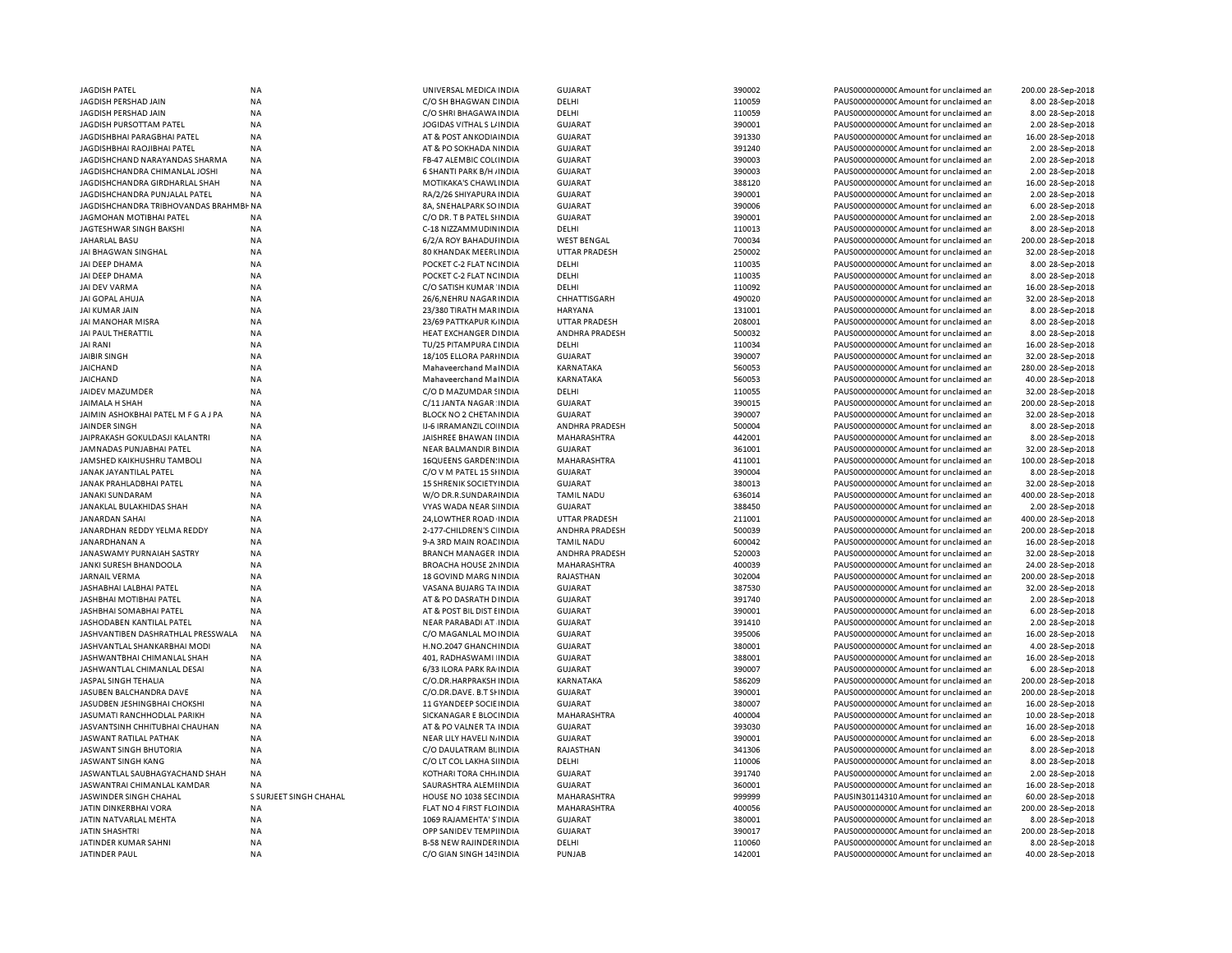| | | | | | | | | |
|---|---|---|---|---|---|---|---|---|
| JAGDISH PATEL | NA | UNIVERSAL MEDICA INDIA | GUJARAT | 390002 | PAUS0000000000 | Amount for unclaimed an | 200.00 | 28-Sep-2018 |
| JAGDISH PERSHAD JAIN | NA | C/O SH BHAGWAN CINDIA | DELHI | 110059 | PAUS0000000000 | Amount for unclaimed an | 8.00 | 28-Sep-2018 |
| JAGDISH PERSHAD JAIN | NA | C/O SHRI BHAGAWAINDIA | DELHI | 110059 | PAUS0000000000 | Amount for unclaimed an | 8.00 | 28-Sep-2018 |
| JAGDISH PURSOTTAM PATEL | NA | JOGIDAS VITHAL S LINDIA | GUJARAT | 390001 | PAUS0000000000 | Amount for unclaimed an | 2.00 | 28-Sep-2018 |
| JAGDISHBHAI PARAGBHAI PATEL | NA | AT & POST ANKODIAINDIA | GUJARAT | 391330 | PAUS0000000000 | Amount for unclaimed an | 16.00 | 28-Sep-2018 |
| JAGDISHBHAI RAOJIBHAI PATEL | NA | AT & PO SOKHADA NINDIA | GUJARAT | 391240 | PAUS0000000000 | Amount for unclaimed an | 2.00 | 28-Sep-2018 |
| JAGDISHCHAND NARAYANDAS SHARMA | NA | FB-47 ALEMBIC COLINDIA | GUJARAT | 390003 | PAUS0000000000 | Amount for unclaimed an | 2.00 | 28-Sep-2018 |
| JAGDISHCHANDRA CHIMANLAL JOSHI | NA | 6 SHANTI PARK B/H INDIA | GUJARAT | 390003 | PAUS0000000000 | Amount for unclaimed an | 2.00 | 28-Sep-2018 |
| JAGDISHCHANDRA GIRDHARLAL SHAH | NA | MOTIKAKA'S CHAWLINDIA | GUJARAT | 388120 | PAUS0000000000 | Amount for unclaimed an | 16.00 | 28-Sep-2018 |
| JAGDISHCHANDRA PUNJALAL PATEL | NA | RA/2/26 SHIYAPURA INDIA | GUJARAT | 390001 | PAUS0000000000 | Amount for unclaimed an | 2.00 | 28-Sep-2018 |
| JAGDISHCHANDRA TRIBHOVANDAS BRAHMBH | NA | 8A, SNEHALPARK SO INDIA | GUJARAT | 390006 | PAUS0000000000 | Amount for unclaimed an | 6.00 | 28-Sep-2018 |
| JAGMOHAN MOTIBHAI PATEL | NA | C/O DR. T B PATEL SIINDIA | GUJARAT | 390001 | PAUS0000000000 | Amount for unclaimed an | 2.00 | 28-Sep-2018 |
| JAGTESHWAR SINGH BAKSHI | NA | C-18 NIZZAMMUDININDIA | DELHI | 110013 | PAUS0000000000 | Amount for unclaimed an | 8.00 | 28-Sep-2018 |
| JAHARLAL BASU | NA | 6/2/A ROY BAHADUHINDIA | WEST BENGAL | 700034 | PAUS0000000000 | Amount for unclaimed an | 200.00 | 28-Sep-2018 |
| JAI BHAGWAN SINGHAL | NA | 80 KHANDAK MEERUINDIA | UTTAR PRADESH | 250002 | PAUS0000000000 | Amount for unclaimed an | 32.00 | 28-Sep-2018 |
| JAI DEEP DHAMA | NA | POCKET C-2 FLAT NCINDIA | DELHI | 110035 | PAUS0000000000 | Amount for unclaimed an | 8.00 | 28-Sep-2018 |
| JAI DEEP DHAMA | NA | POCKET C-2 FLAT NCINDIA | DELHI | 110035 | PAUS0000000000 | Amount for unclaimed an | 8.00 | 28-Sep-2018 |
| JAI DEV VARMA | NA | C/O SATISH KUMAR INDIA | DELHI | 110092 | PAUS0000000000 | Amount for unclaimed an | 16.00 | 28-Sep-2018 |
| JAI GOPAL AHUJA | NA | 26/6,NEHRU NAGAR INDIA | CHHATTISGARH | 490020 | PAUS0000000000 | Amount for unclaimed an | 32.00 | 28-Sep-2018 |
| JAI KUMAR JAIN | NA | 23/380 TIRATH MARINDIA | HARYANA | 131001 | PAUS0000000000 | Amount for unclaimed an | 8.00 | 28-Sep-2018 |
| JAI MANOHAR MISRA | NA | 23/69 PATTKAPUR KINDIA | UTTAR PRADESH | 208001 | PAUS0000000000 | Amount for unclaimed an | 8.00 | 28-Sep-2018 |
| JAI PAUL THERATTIL | NA | HEAT EXCHANGER DINDIA | ANDHRA PRADESH | 500032 | PAUS0000000000 | Amount for unclaimed an | 8.00 | 28-Sep-2018 |
| JAI RANI | NA | TU/25 PITAMPURA DINDIA | DELHI | 110034 | PAUS0000000000 | Amount for unclaimed an | 16.00 | 28-Sep-2018 |
| JAIBIR SINGH | NA | 18/105 ELLORA PARKINDIA | GUJARAT | 390007 | PAUS0000000000 | Amount for unclaimed an | 32.00 | 28-Sep-2018 |
| JAICHAND | NA | Mahaveerchand MaINDIA | KARNATAKA | 560053 | PAUS0000000000 | Amount for unclaimed an | 280.00 | 28-Sep-2018 |
| JAICHAND | NA | Mahaveerchand MaINDIA | KARNATAKA | 560053 | PAUS0000000000 | Amount for unclaimed an | 40.00 | 28-Sep-2018 |
| JAIDEV MAZUMDER | NA | C/O D MAZUMDAR SINDIA | DELHI | 110055 | PAUS0000000000 | Amount for unclaimed an | 32.00 | 28-Sep-2018 |
| JAIMALA H SHAH | NA | C/11 JANTA NAGAR INDIA | GUJARAT | 390015 | PAUS0000000000 | Amount for unclaimed an | 200.00 | 28-Sep-2018 |
| JAIMIN ASHOKBHAI PATEL M F G A J PA | NA | BLOCK NO 2 CHETANINDIA | GUJARAT | 390007 | PAUS0000000000 | Amount for unclaimed an | 32.00 | 28-Sep-2018 |
| JAINDER SINGH | NA | IJ-6 IRRAMANZIL COIINDIA | ANDHRA PRADESH | 500004 | PAUS0000000000 | Amount for unclaimed an | 8.00 | 28-Sep-2018 |
| JAIPRAKASH GOKULDASJI KALANTRI | NA | JAISHREE BHAWAN INDIA | MAHARASHTRA | 442001 | PAUS0000000000 | Amount for unclaimed an | 8.00 | 28-Sep-2018 |
| JAMNADAS PUNJABHAI PATEL | NA | NEAR BALMANDIR BINDIA | GUJARAT | 361001 | PAUS0000000000 | Amount for unclaimed an | 32.00 | 28-Sep-2018 |
| JAMSHED KAIKHUSHRU TAMBOLI | NA | 16QUEENS GARDENINDIA | MAHARASHTRA | 411001 | PAUS0000000000 | Amount for unclaimed an | 100.00 | 28-Sep-2018 |
| JANAK JAYANTILAL PATEL | NA | C/O V M PATEL 15 SIINDIA | GUJARAT | 390004 | PAUS0000000000 | Amount for unclaimed an | 8.00 | 28-Sep-2018 |
| JANAK PRAHLADBHAI PATEL | NA | 15 SHRENIK SOCIETYINDIA | GUJARAT | 380013 | PAUS0000000000 | Amount for unclaimed an | 32.00 | 28-Sep-2018 |
| JANAKI SUNDARAM | NA | W/O DR.R.SUNDARAINDIA | TAMIL NADU | 636014 | PAUS0000000000 | Amount for unclaimed an | 400.00 | 28-Sep-2018 |
| JANAKLAL BULAKHIDAS SHAH | NA | VYAS WADA NEAR SIINDIA | GUJARAT | 388450 | PAUS0000000000 | Amount for unclaimed an | 2.00 | 28-Sep-2018 |
| JANARDAN SAHAI | NA | 24,LOWTHER ROAD INDIA | UTTAR PRADESH | 211001 | PAUS0000000000 | Amount for unclaimed an | 400.00 | 28-Sep-2018 |
| JANARDHAN REDDY YELMA REDDY | NA | 2-177-CHILDREN'S CIINDIA | ANDHRA PRADESH | 500039 | PAUS0000000000 | Amount for unclaimed an | 200.00 | 28-Sep-2018 |
| JANARDHANAN A | NA | 9-A 3RD MAIN ROACINDIA | TAMIL NADU | 600042 | PAUS0000000000 | Amount for unclaimed an | 16.00 | 28-Sep-2018 |
| JANASWAMY PURNAIAH SASTRY | NA | BRANCH MANAGER INDIA | ANDHRA PRADESH | 520003 | PAUS0000000000 | Amount for unclaimed an | 32.00 | 28-Sep-2018 |
| JANKI SURESH BHANDOOLA | NA | BROACHA HOUSE 2NINDIA | MAHARASHTRA | 400039 | PAUS0000000000 | Amount for unclaimed an | 24.00 | 28-Sep-2018 |
| JARNAIL VERMA | NA | 18 GOVIND MARG NINDIA | RAJASTHAN | 302004 | PAUS0000000000 | Amount for unclaimed an | 200.00 | 28-Sep-2018 |
| JASHABHAI LALBHAI PATEL | NA | VASANA BUJARG TA INDIA | GUJARAT | 387530 | PAUS0000000000 | Amount for unclaimed an | 32.00 | 28-Sep-2018 |
| JASHBHAI MOTIBHAI PATEL | NA | AT & PO DASRATH DINDIA | GUJARAT | 391740 | PAUS0000000000 | Amount for unclaimed an | 2.00 | 28-Sep-2018 |
| JASHBHAI SOMABHAI PATEL | NA | AT & POST BIL DIST EINDIA | GUJARAT | 390001 | PAUS0000000000 | Amount for unclaimed an | 6.00 | 28-Sep-2018 |
| JASHODABEN KANTILAL PATEL | NA | NEAR PARABADI AT INDIA | GUJARAT | 391410 | PAUS0000000000 | Amount for unclaimed an | 2.00 | 28-Sep-2018 |
| JASHVANTIBEN DASHRATHLAL PRESSWALA | NA | C/O MAGANLAL MOINDIA | GUJARAT | 395006 | PAUS0000000000 | Amount for unclaimed an | 16.00 | 28-Sep-2018 |
| JASHVANTLAL SHANKARBHAI MODI | NA | H.NO.2047 GHANCHINDIA | GUJARAT | 380001 | PAUS0000000000 | Amount for unclaimed an | 4.00 | 28-Sep-2018 |
| JASHWANTBHAI CHIMANLAL SHAH | NA | 401, RADHASWAMI INDIA | GUJARAT | 388001 | PAUS0000000000 | Amount for unclaimed an | 16.00 | 28-Sep-2018 |
| JASHWANTLAL CHIMANLAL DESAI | NA | 6/33 ILORA PARK RAINDIA | GUJARAT | 390007 | PAUS0000000000 | Amount for unclaimed an | 6.00 | 28-Sep-2018 |
| JASPAL SINGH TEHALIA | NA | C/O.DR.HARPRAKSH INDIA | KARNATAKA | 586209 | PAUS0000000000 | Amount for unclaimed an | 200.00 | 28-Sep-2018 |
| JASUBEN BALCHANDRA DAVE | NA | C/O.DR.DAVE. B.T SHINDIA | GUJARAT | 390001 | PAUS0000000000 | Amount for unclaimed an | 200.00 | 28-Sep-2018 |
| JASUDBEN JESHINGBHAI CHOKSHI | NA | 11 GYANDEEP SOCIEINDIA | GUJARAT | 380007 | PAUS0000000000 | Amount for unclaimed an | 16.00 | 28-Sep-2018 |
| JASUMATI RANCHHODLAL PARIKH | NA | SICKANAGAR E BLOCINDIA | MAHARASHTRA | 400004 | PAUS0000000000 | Amount for unclaimed an | 10.00 | 28-Sep-2018 |
| JASVANTSINH CHHITUBHAI CHAUHAN | NA | AT & PO VALNER TA INDIA | GUJARAT | 393030 | PAUS0000000000 | Amount for unclaimed an | 16.00 | 28-Sep-2018 |
| JASWANT RATILAL PATHAK | NA | NEAR LILY HAVELI NINDIA | GUJARAT | 390001 | PAUS0000000000 | Amount for unclaimed an | 6.00 | 28-Sep-2018 |
| JASWANT SINGH BHUTORIA | NA | C/O DAULATRAM BLINDIA | RAJASTHAN | 341306 | PAUS0000000000 | Amount for unclaimed an | 8.00 | 28-Sep-2018 |
| JASWANT SINGH KANG | NA | C/O LT COL LAKHA SIINDIA | DELHI | 110006 | PAUS0000000000 | Amount for unclaimed an | 8.00 | 28-Sep-2018 |
| JASWANTLAL SAUBHAGYACHAND SHAH | NA | KOTHARI TORA CHHINDIA | GUJARAT | 391740 | PAUS0000000000 | Amount for unclaimed an | 2.00 | 28-Sep-2018 |
| JASWANTRAI CHIMANLAL KAMDAR | NA | SAURASHTRA ALEMIINDIA | GUJARAT | 360001 | PAUS0000000000 | Amount for unclaimed an | 16.00 | 28-Sep-2018 |
| JASWINDER SINGH CHAHAL | S SURJEET SINGH CHAHAL | HOUSE NO 1038 SECINDIA | MAHARASHTRA | 999999 | PAUSIN30114310 | Amount for unclaimed an | 60.00 | 28-Sep-2018 |
| JATIN DINKERBHAI VORA | NA | FLAT NO 4 FIRST FLOINDIA | MAHARASHTRA | 400056 | PAUS0000000000 | Amount for unclaimed an | 200.00 | 28-Sep-2018 |
| JATIN NATVARLAL MEHTA | NA | 1069 RAJAMEHTA' SINDIA | GUJARAT | 380001 | PAUS0000000000 | Amount for unclaimed an | 8.00 | 28-Sep-2018 |
| JATIN SHASHTRI | NA | OPP SANIDEV TEMPIINDIA | GUJARAT | 390017 | PAUS0000000000 | Amount for unclaimed an | 200.00 | 28-Sep-2018 |
| JATINDER KUMAR SAHNI | NA | B-58 NEW RAJINDERINDIA | DELHI | 110060 | PAUS0000000000 | Amount for unclaimed an | 8.00 | 28-Sep-2018 |
| JATINDER PAUL | NA | C/O GIAN SINGH 142INDIA | PUNJAB | 142001 | PAUS0000000000 | Amount for unclaimed an | 40.00 | 28-Sep-2018 |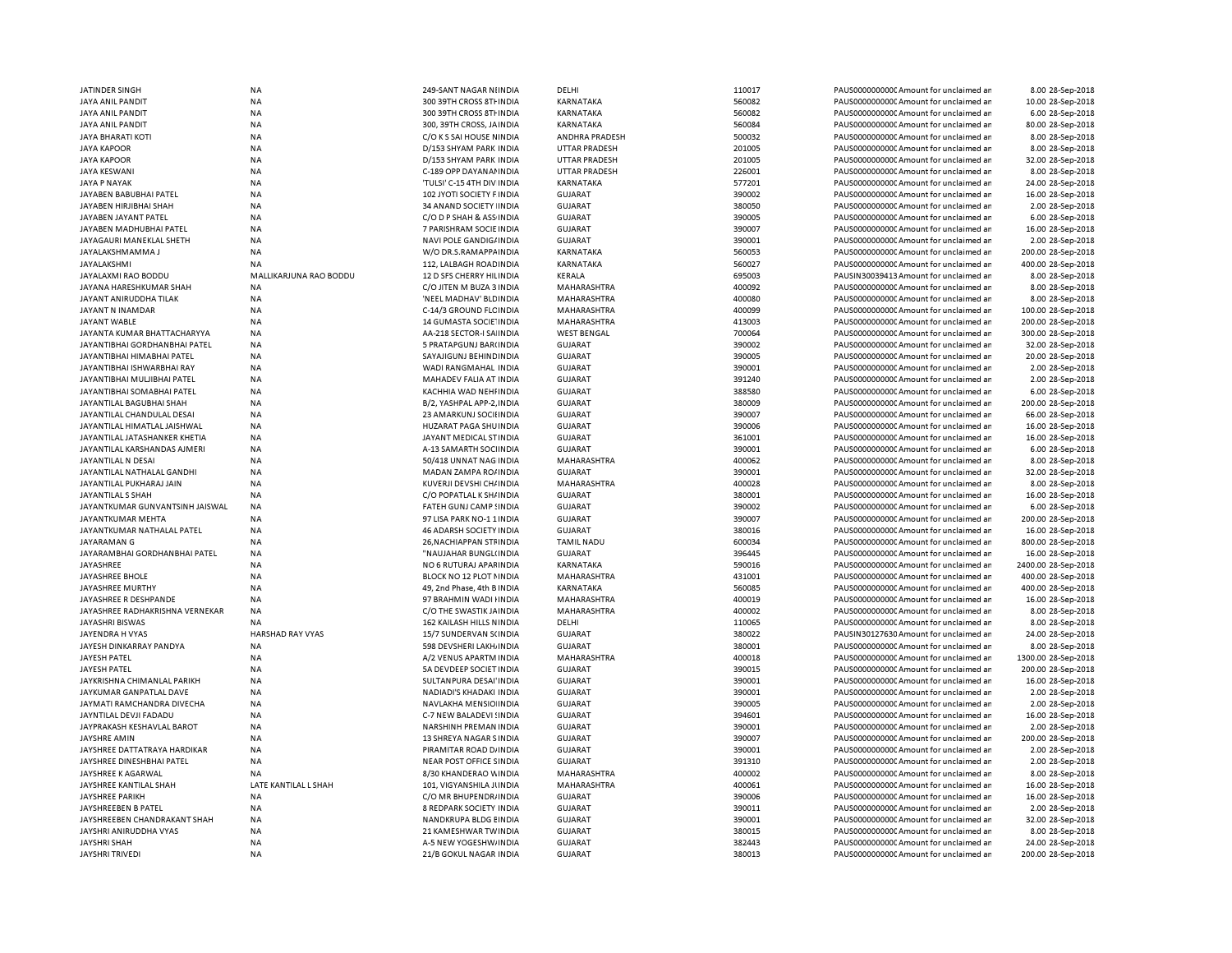| | | | | | | | | | |
|---|---|---|---|---|---|---|---|---|---|
| JATINDER SINGH | NA | 249-SANT NAGAR NIINDIA | DELHI | 110017 | PAUS0000000000C | Amount for unclaimed an | 8.00 | 28-Sep-2018 |
| JAYA ANIL PANDIT | NA | 300 39TH CROSS 8THINDIA | KARNATAKA | 560082 | PAUS0000000000C | Amount for unclaimed an | 10.00 | 28-Sep-2018 |
| JAYA ANIL PANDIT | NA | 300 39TH CROSS 8THINDIA | KARNATAKA | 560082 | PAUS0000000000C | Amount for unclaimed an | 6.00 | 28-Sep-2018 |
| JAYA ANIL PANDIT | NA | 300, 39TH CROSS, JAINDIA | KARNATAKA | 560084 | PAUS0000000000C | Amount for unclaimed an | 80.00 | 28-Sep-2018 |
| JAYA BHARATI KOTI | NA | C/O K S SAI HOUSE NINDIA | ANDHRA PRADESH | 500032 | PAUS0000000000C | Amount for unclaimed an | 8.00 | 28-Sep-2018 |
| JAYA KAPOOR | NA | D/153 SHYAM PARK INDIA | UTTAR PRADESH | 201005 | PAUS0000000000C | Amount for unclaimed an | 8.00 | 28-Sep-2018 |
| JAYA KAPOOR | NA | D/153 SHYAM PARK INDIA | UTTAR PRADESH | 201005 | PAUS0000000000C | Amount for unclaimed an | 32.00 | 28-Sep-2018 |
| JAYA KESWANI | NA | C-189 OPP DAYANANINDIA | UTTAR PRADESH | 226001 | PAUS0000000000C | Amount for unclaimed an | 8.00 | 28-Sep-2018 |
| JAYA P NAYAK | NA | 'TULSI' C-15 4TH DIV INDIA | KARNATAKA | 577201 | PAUS0000000000C | Amount for unclaimed an | 24.00 | 28-Sep-2018 |
| JAYABEN BABUBHAI PATEL | NA | 102 JYOTI SOCIETY FINDIA | GUJARAT | 390002 | PAUS0000000000C | Amount for unclaimed an | 16.00 | 28-Sep-2018 |
| JAYABEN HIRJIBHAI SHAH | NA | 34 ANAND SOCIETY IINDIA | GUJARAT | 380050 | PAUS0000000000C | Amount for unclaimed an | 2.00 | 28-Sep-2018 |
| JAYABEN JAYANT PATEL | NA | C/O D P SHAH & ASSINDIA | GUJARAT | 390005 | PAUS0000000000C | Amount for unclaimed an | 6.00 | 28-Sep-2018 |
| JAYABEN MADHUBHAI PATEL | NA | 7 PARISHRAM SOCIE INDIA | GUJARAT | 390007 | PAUS0000000000C | Amount for unclaimed an | 16.00 | 28-Sep-2018 |
| JAYAGAURI MANEKLAL SHETH | NA | NAVI POLE GANDIGAINDIA | GUJARAT | 390001 | PAUS0000000000C | Amount for unclaimed an | 2.00 | 28-Sep-2018 |
| JAYALAKSHMAMMA J | NA | W/O DR.S.RAMAPPAINDIA | KARNATAKA | 560053 | PAUS0000000000C | Amount for unclaimed an | 200.00 | 28-Sep-2018 |
| JAYALAKSHMI | NA | 112, LALBAGH ROADINDIA | KARNATAKA | 560027 | PAUS0000000000C | Amount for unclaimed an | 400.00 | 28-Sep-2018 |
| JAYALAXMI RAO BODDU | MALLIKARJUNA RAO BODDU | 12 D SFS CHERRY HILINDIA | KERALA | 695003 | PAUSIN30039413 | Amount for unclaimed an | 8.00 | 28-Sep-2018 |
| JAYANA HARESHKUMAR SHAH | NA | C/O JITEN M BUZA 3 INDIA | MAHARASHTRA | 400092 | PAUS0000000000C | Amount for unclaimed an | 8.00 | 28-Sep-2018 |
| JAYANT ANIRUDDHA TILAK | NA | 'NEEL MADHAV' BLDINDIA | MAHARASHTRA | 400080 | PAUS0000000000C | Amount for unclaimed an | 8.00 | 28-Sep-2018 |
| JAYANT N INAMDAR | NA | C-14/3 GROUND FLCINDIA | MAHARASHTRA | 400099 | PAUS0000000000C | Amount for unclaimed an | 100.00 | 28-Sep-2018 |
| JAYANT WABLE | NA | 14 GUMASTA SOCIE INDIA | MAHARASHTRA | 413003 | PAUS0000000000C | Amount for unclaimed an | 200.00 | 28-Sep-2018 |
| JAYANTA KUMAR BHATTACHARYYA | NA | AA-218 SECTOR-I SAIINDIA | WEST BENGAL | 700064 | PAUS0000000000C | Amount for unclaimed an | 300.00 | 28-Sep-2018 |
| JAYANTIBHAI GORDHANBHAI PATEL | NA | 5 PRATAPGUNJ BARINDIA | GUJARAT | 390002 | PAUS0000000000C | Amount for unclaimed an | 32.00 | 28-Sep-2018 |
| JAYANTIBHAI HIMABHAI PATEL | NA | SAYAJIGUNJ BEHINDINDIA | GUJARAT | 390005 | PAUS0000000000C | Amount for unclaimed an | 20.00 | 28-Sep-2018 |
| JAYANTIBHAI ISHWARBHAI RAY | NA | WADI RANGMAHAL INDIA | GUJARAT | 390001 | PAUS0000000000C | Amount for unclaimed an | 2.00 | 28-Sep-2018 |
| JAYANTIBHAI MULJIBHAI PATEL | NA | MAHADEV FALIA AT INDIA | GUJARAT | 391240 | PAUS0000000000C | Amount for unclaimed an | 2.00 | 28-Sep-2018 |
| JAYANTIBHAI SOMABHAI PATEL | NA | KACHHIA WAD NEHFINDIA | GUJARAT | 388580 | PAUS0000000000C | Amount for unclaimed an | 6.00 | 28-Sep-2018 |
| JAYANTILAL BAGUBHAI SHAH | NA | B/2, YASHPAL APP-2,INDIA | GUJARAT | 380009 | PAUS0000000000C | Amount for unclaimed an | 200.00 | 28-Sep-2018 |
| JAYANTILAL CHANDULAL DESAI | NA | 23 AMARKUNJ SOCIEINDIA | GUJARAT | 390007 | PAUS0000000000C | Amount for unclaimed an | 66.00 | 28-Sep-2018 |
| JAYANTILAL HIMATLAL JAISHWAL | NA | HUZARAT PAGA SHUINDIA | GUJARAT | 390006 | PAUS0000000000C | Amount for unclaimed an | 16.00 | 28-Sep-2018 |
| JAYANTILAL JATASHANKER KHETIA | NA | JAYANT MEDICAL STINDIA | GUJARAT | 361001 | PAUS0000000000C | Amount for unclaimed an | 16.00 | 28-Sep-2018 |
| JAYANTILAL KARSHANDAS AJMERI | NA | A-13 SAMARTH SOCIINDIA | GUJARAT | 390001 | PAUS0000000000C | Amount for unclaimed an | 6.00 | 28-Sep-2018 |
| JAYANTILAL N DESAI | NA | 50/418 UNNAT NAG INDIA | MAHARASHTRA | 400062 | PAUS0000000000C | Amount for unclaimed an | 8.00 | 28-Sep-2018 |
| JAYANTILAL NATHALAL GANDHI | NA | MADAN ZAMPA ROAINDIA | GUJARAT | 390001 | PAUS0000000000C | Amount for unclaimed an | 32.00 | 28-Sep-2018 |
| JAYANTILAL PUKHARAJ JAIN | NA | KUVERJI DEVSHI CHAINDIA | MAHARASHTRA | 400028 | PAUS0000000000C | Amount for unclaimed an | 8.00 | 28-Sep-2018 |
| JAYANTILAL S SHAH | NA | C/O POPATLAL K SHAINDIA | GUJARAT | 380001 | PAUS0000000000C | Amount for unclaimed an | 16.00 | 28-Sep-2018 |
| JAYANTKUMAR GUNVANTSINH JAISWAL | NA | FATEH GUNJ CAMP SINDIA | GUJARAT | 390002 | PAUS0000000000C | Amount for unclaimed an | 6.00 | 28-Sep-2018 |
| JAYANTKUMAR MEHTA | NA | 97 LISA PARK NO-1 1INDIA | GUJARAT | 390007 | PAUS0000000000C | Amount for unclaimed an | 200.00 | 28-Sep-2018 |
| JAYANTKUMAR NATHALAL PATEL | NA | 46 ADARSH SOCIETY INDIA | GUJARAT | 380016 | PAUS0000000000C | Amount for unclaimed an | 16.00 | 28-Sep-2018 |
| JAYARAMAN G | NA | 26,NACHIAPPAN STRINDIA | TAMIL NADU | 600034 | PAUS0000000000C | Amount for unclaimed an | 800.00 | 28-Sep-2018 |
| JAYARAMBHAI GORDHANBHAI PATEL | NA | "NAUJAHAR BUNGLOINDIA | GUJARAT | 396445 | PAUS0000000000C | Amount for unclaimed an | 16.00 | 28-Sep-2018 |
| JAYASHREE | NA | NO 6 RUTURAJ APARINDIA | KARNATAKA | 590016 | PAUS0000000000C | Amount for unclaimed an | 2400.00 | 28-Sep-2018 |
| JAYASHREE BHOLE | NA | BLOCK NO 12 PLOT NINDIA | MAHARASHTRA | 431001 | PAUS0000000000C | Amount for unclaimed an | 400.00 | 28-Sep-2018 |
| JAYASHREE MURTHY | NA | 49, 2nd Phase, 4th B INDIA | KARNATAKA | 560085 | PAUS0000000000C | Amount for unclaimed an | 400.00 | 28-Sep-2018 |
| JAYASHREE R DESHPANDE | NA | 97 BRAHMIN WADI NINDIA | MAHARASHTRA | 400019 | PAUS0000000000C | Amount for unclaimed an | 16.00 | 28-Sep-2018 |
| JAYASHREE RADHAKRISHNA VERNEKAR | NA | C/O THE SWASTIK JAINDIA | MAHARASHTRA | 400002 | PAUS0000000000C | Amount for unclaimed an | 8.00 | 28-Sep-2018 |
| JAYASHRI BISWAS | NA | 162 KAILASH HILLS NINDIA | DELHI | 110065 | PAUS0000000000C | Amount for unclaimed an | 8.00 | 28-Sep-2018 |
| JAYENDRA H VYAS | HARSHAD RAY VYAS | 15/7 SUNDERVAN SCINDIA | GUJARAT | 380022 | PAUSIN30127630 | Amount for unclaimed an | 24.00 | 28-Sep-2018 |
| JAYESH DINKARRAY PANDYA | NA | 598 DEVSHERI LAKHAINDIA | GUJARAT | 380001 | PAUS0000000000C | Amount for unclaimed an | 8.00 | 28-Sep-2018 |
| JAYESH PATEL | NA | A/2 VENUS APARTM INDIA | MAHARASHTRA | 400018 | PAUS0000000000C | Amount for unclaimed an | 1300.00 | 28-Sep-2018 |
| JAYESH PATEL | NA | 5A DEVDEEP SOCIET INDIA | GUJARAT | 390015 | PAUS0000000000C | Amount for unclaimed an | 200.00 | 28-Sep-2018 |
| JAYKRISHNA CHIMANLAL PARIKH | NA | SULTANPURA DESAI'INDIA | GUJARAT | 390001 | PAUS0000000000C | Amount for unclaimed an | 16.00 | 28-Sep-2018 |
| JAYKUMAR GANPATLAL DAVE | NA | NADIADI'S KHADAKI INDIA | GUJARAT | 390001 | PAUS0000000000C | Amount for unclaimed an | 2.00 | 28-Sep-2018 |
| JAYMATI RAMCHANDRA DIVECHA | NA | NAVLAKHA MENSIOIINDIA | GUJARAT | 390005 | PAUS0000000000C | Amount for unclaimed an | 2.00 | 28-Sep-2018 |
| JAYNTILAL DEVJI FADADU | NA | C-7 NEW BALADEVI SINDIA | GUJARAT | 394601 | PAUS0000000000C | Amount for unclaimed an | 16.00 | 28-Sep-2018 |
| JAYPRAKASH KESHAVLAL BAROT | NA | NARSHINH PREMAN INDIA | GUJARAT | 390001 | PAUS0000000000C | Amount for unclaimed an | 2.00 | 28-Sep-2018 |
| JAYSHRE AMIN | NA | 13 SHREYA NAGAR SINDIA | GUJARAT | 390007 | PAUS0000000000C | Amount for unclaimed an | 200.00 | 28-Sep-2018 |
| JAYSHREE DATTATRAYA HARDIKAR | NA | PIRAMITAR ROAD DAINDIA | GUJARAT | 390001 | PAUS0000000000C | Amount for unclaimed an | 2.00 | 28-Sep-2018 |
| JAYSHREE DINESHBHAI PATEL | NA | NEAR POST OFFICE SINDIA | GUJARAT | 391310 | PAUS0000000000C | Amount for unclaimed an | 2.00 | 28-Sep-2018 |
| JAYSHREE K AGARWAL | NA | 8/30 KHANDERAO WINDIA | MAHARASHTRA | 400002 | PAUS0000000000C | Amount for unclaimed an | 8.00 | 28-Sep-2018 |
| JAYSHREE KANTILAL SHAH | LATE KANTILAL L SHAH | 101, VIGYANSHILA JIINDIA | MAHARASHTRA | 400061 | PAUS0000000000C | Amount for unclaimed an | 16.00 | 28-Sep-2018 |
| JAYSHREE PARIKH | NA | C/O MR BHUPENDRAINDIA | GUJARAT | 390006 | PAUS0000000000C | Amount for unclaimed an | 16.00 | 28-Sep-2018 |
| JAYSHREEBEN B PATEL | NA | 8 REDPARK SOCIETY INDIA | GUJARAT | 390011 | PAUS0000000000C | Amount for unclaimed an | 2.00 | 28-Sep-2018 |
| JAYSHREEBEN CHANDRAKANT SHAH | NA | NANDKRUPA BLDG EINDIA | GUJARAT | 390001 | PAUS0000000000C | Amount for unclaimed an | 32.00 | 28-Sep-2018 |
| JAYSHRI ANIRUDDHA VYAS | NA | 21 KAMESHWAR TWINDIA | GUJARAT | 380015 | PAUS0000000000C | Amount for unclaimed an | 8.00 | 28-Sep-2018 |
| JAYSHRI SHAH | NA | A-5 NEW YOGESHWAINDIA | GUJARAT | 382443 | PAUS0000000000C | Amount for unclaimed an | 24.00 | 28-Sep-2018 |
| JAYSHRI TRIVEDI | NA | 21/B GOKUL NAGAR INDIA | GUJARAT | 380013 | PAUS0000000000C | Amount for unclaimed an | 200.00 | 28-Sep-2018 |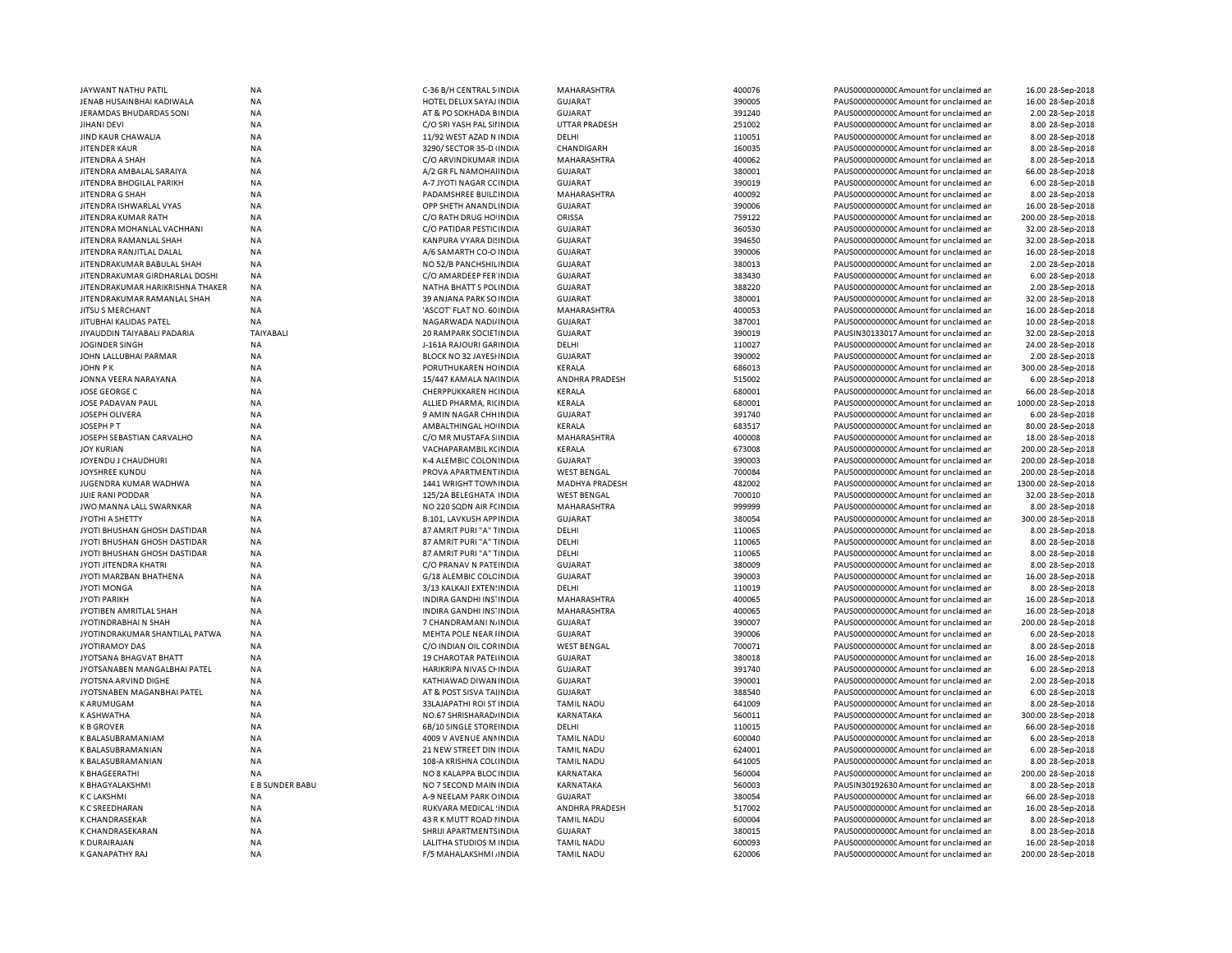| | | | | | | | | |
|---|---|---|---|---|---|---|---|---|
| JAYWANT NATHU PATIL | NA | C-36 B/H CENTRAL S INDIA | MAHARASHTRA | 400076 | PAUS00000000000 Amount for unclaimed an | 16.00 | 28-Sep-2018 |
| JENAB HUSAINBHAI KADIWALA | NA | HOTEL DELUX SAYAJ INDIA | GUJARAT | 390005 | PAUS00000000000 Amount for unclaimed an | 16.00 | 28-Sep-2018 |
| JERAMDAS BHUDARDAS SONI | NA | AT & PO SOKHADA B INDIA | GUJARAT | 391240 | PAUS00000000000 Amount for unclaimed an | 2.00 | 28-Sep-2018 |
| JIHANI DEVI | NA | C/O SRI YASH PAL SI INDIA | UTTAR PRADESH | 251002 | PAUS00000000000 Amount for unclaimed an | 8.00 | 28-Sep-2018 |
| JIND KAUR CHAWALIA | NA | 11/92 WEST AZAD N INDIA | DELHI | 110051 | PAUS00000000000 Amount for unclaimed an | 8.00 | 28-Sep-2018 |
| JITENDER KAUR | NA | 3290/ SECTOR 35-D INDIA | CHANDIGARH | 160035 | PAUS00000000000 Amount for unclaimed an | 8.00 | 28-Sep-2018 |
| JITENDRA A SHAH | NA | C/O ARVINDKUMAR INDIA | MAHARASHTRA | 400062 | PAUS00000000000 Amount for unclaimed an | 8.00 | 28-Sep-2018 |
| JITENDRA AMBALAL SARAIYA | NA | A/2 GR FL NAMOHA INDIA | GUJARAT | 380001 | PAUS00000000000 Amount for unclaimed an | 66.00 | 28-Sep-2018 |
| JITENDRA BHOGILAL PARIKH | NA | A-7 JYOTI NAGAR C INDIA | GUJARAT | 390019 | PAUS00000000000 Amount for unclaimed an | 6.00 | 28-Sep-2018 |
| JITENDRA G SHAH | NA | PADAMSHREE BUILD INDIA | MAHARASHTRA | 400092 | PAUS00000000000 Amount for unclaimed an | 8.00 | 28-Sep-2018 |
| JITENDRA ISHWARLAL VYAS | NA | OPP SHETH ANANDL INDIA | GUJARAT | 390006 | PAUS00000000000 Amount for unclaimed an | 16.00 | 28-Sep-2018 |
| JITENDRA KUMAR RATH | NA | C/O RATH DRUG HO INDIA | ORISSA | 759122 | PAUS00000000000 Amount for unclaimed an | 200.00 | 28-Sep-2018 |
| JITENDRA MOHANLAL VACHHANI | NA | C/O PATIDAR PESTIC INDIA | GUJARAT | 360530 | PAUS00000000000 Amount for unclaimed an | 32.00 | 28-Sep-2018 |
| JITENDRA RAMANLAL SHAH | NA | KANPURA VYARA DI INDIA | GUJARAT | 394650 | PAUS00000000000 Amount for unclaimed an | 32.00 | 28-Sep-2018 |
| JITENDRA RANJITLAL DALAL | NA | A/6 SAMARTH CO-O INDIA | GUJARAT | 390006 | PAUS00000000000 Amount for unclaimed an | 16.00 | 28-Sep-2018 |
| JITENDRAKUMAR BABULAL SHAH | NA | NO 52/B PANCHSHIL INDIA | GUJARAT | 380013 | PAUS00000000000 Amount for unclaimed an | 2.00 | 28-Sep-2018 |
| JITENDRAKUMAR GIRDHARLAL DOSHI | NA | C/O AMARDEEP FER INDIA | GUJARAT | 383430 | PAUS00000000000 Amount for unclaimed an | 6.00 | 28-Sep-2018 |
| JITENDRAKUMAR HARIKRISHNA THAKER | NA | NATHA BHATT S POL INDIA | GUJARAT | 388220 | PAUS00000000000 Amount for unclaimed an | 2.00 | 28-Sep-2018 |
| JITENDRAKUMAR RAMANLAL SHAH | NA | 39 ANJANA PARK SO INDIA | GUJARAT | 380001 | PAUS00000000000 Amount for unclaimed an | 32.00 | 28-Sep-2018 |
| JITSU S MERCHANT | NA | 'ASCOT' FLAT NO. 60 INDIA | MAHARASHTRA | 400053 | PAUS00000000000 Amount for unclaimed an | 16.00 | 28-Sep-2018 |
| JITUBHAI KALIDAS PATEL | NA | NAGARWADA NADI INDIA | GUJARAT | 387001 | PAUS00000000000 Amount for unclaimed an | 10.00 | 28-Sep-2018 |
| JIYAUDDIN TAIYABALI PADARIA | TAIYABALI | 20 RAMPARK SOCIET INDIA | GUJARAT | 390019 | PAUSIN30133017 Amount for unclaimed an | 32.00 | 28-Sep-2018 |
| JOGINDER SINGH | NA | J-161A RAJOURI GAR INDIA | DELHI | 110027 | PAUS00000000000 Amount for unclaimed an | 24.00 | 28-Sep-2018 |
| JOHN LALLUBHAI PARMAR | NA | BLOCK NO 32 JAYESH INDIA | GUJARAT | 390002 | PAUS00000000000 Amount for unclaimed an | 2.00 | 28-Sep-2018 |
| JOHN P K | NA | PORUTHUKAREN HO INDIA | KERALA | 686013 | PAUS00000000000 Amount for unclaimed an | 300.00 | 28-Sep-2018 |
| JONNA VEERA NARAYANA | NA | 15/447 KAMALA NA INDIA | ANDHRA PRADESH | 515002 | PAUS00000000000 Amount for unclaimed an | 6.00 | 28-Sep-2018 |
| JOSE GEORGE C | NA | CHERPPUKKAREN H INDIA | KERALA | 680001 | PAUS00000000000 Amount for unclaimed an | 66.00 | 28-Sep-2018 |
| JOSE PADAVAN PAUL | NA | ALLIED PHARMA, RI INDIA | KERALA | 680001 | PAUS00000000000 Amount for unclaimed an | 1000.00 | 28-Sep-2018 |
| JOSEPH OLIVERA | NA | 9 AMIN NAGAR CHH INDIA | GUJARAT | 391740 | PAUS00000000000 Amount for unclaimed an | 6.00 | 28-Sep-2018 |
| JOSEPH P T | NA | AMBALTHINGAL HO INDIA | KERALA | 683517 | PAUS00000000000 Amount for unclaimed an | 80.00 | 28-Sep-2018 |
| JOSEPH SEBASTIAN CARVALHO | NA | C/O MR MUSTAFA S INDIA | MAHARASHTRA | 400008 | PAUS00000000000 Amount for unclaimed an | 18.00 | 28-Sep-2018 |
| JOY KURIAN | NA | VACHAPARAMBIL K INDIA | KERALA | 673008 | PAUS00000000000 Amount for unclaimed an | 200.00 | 28-Sep-2018 |
| JOYENDU J CHAUDHURI | NA | K-4 ALEMBIC COLON INDIA | GUJARAT | 390003 | PAUS00000000000 Amount for unclaimed an | 200.00 | 28-Sep-2018 |
| JOYSHREE KUNDU | NA | PROVA APARTMENT INDIA | WEST BENGAL | 700084 | PAUS00000000000 Amount for unclaimed an | 200.00 | 28-Sep-2018 |
| JUGENDRA KUMAR WADHWA | NA | 1441 WRIGHT TOWN INDIA | MADHYA PRADESH | 482002 | PAUS00000000000 Amount for unclaimed an | 1300.00 | 28-Sep-2018 |
| JUIE RANI PODDAR | NA | 125/2A BELEGHATA INDIA | WEST BENGAL | 700010 | PAUS00000000000 Amount for unclaimed an | 32.00 | 28-Sep-2018 |
| JWO MANNA LALL SWARNKAR | NA | NO 220 SQDN AIR F INDIA | MAHARASHTRA | 999999 | PAUS00000000000 Amount for unclaimed an | 8.00 | 28-Sep-2018 |
| JYOTHI A SHETTY | NA | B.101, LAVKUSH APP INDIA | GUJARAT | 380054 | PAUS00000000000 Amount for unclaimed an | 300.00 | 28-Sep-2018 |
| JYOTI BHUSHAN GHOSH DASTIDAR | NA | 87 AMRIT PURI "A" T INDIA | DELHI | 110065 | PAUS00000000000 Amount for unclaimed an | 8.00 | 28-Sep-2018 |
| JYOTI BHUSHAN GHOSH DASTIDAR | NA | 87 AMRIT PURI "A" T INDIA | DELHI | 110065 | PAUS00000000000 Amount for unclaimed an | 8.00 | 28-Sep-2018 |
| JYOTI BHUSHAN GHOSH DASTIDAR | NA | 87 AMRIT PURI "A" T INDIA | DELHI | 110065 | PAUS00000000000 Amount for unclaimed an | 8.00 | 28-Sep-2018 |
| JYOTI JITENDRA KHATRI | NA | C/O PRANAV N PATE INDIA | GUJARAT | 380009 | PAUS00000000000 Amount for unclaimed an | 8.00 | 28-Sep-2018 |
| JYOTI MARZBAN BHATHENA | NA | G/18 ALEMBIC COLC INDIA | GUJARAT | 390003 | PAUS00000000000 Amount for unclaimed an | 16.00 | 28-Sep-2018 |
| JYOTI MONGA | NA | 3/13 KALKAJI EXTEN INDIA | DELHI | 110019 | PAUS00000000000 Amount for unclaimed an | 8.00 | 28-Sep-2018 |
| JYOTI PARIKH | NA | INDIRA GANDHI INS INDIA | MAHARASHTRA | 400065 | PAUS00000000000 Amount for unclaimed an | 16.00 | 28-Sep-2018 |
| JYOTIBEN AMRITLAL SHAH | NA | INDIRA GANDHI INS INDIA | MAHARASHTRA | 400065 | PAUS00000000000 Amount for unclaimed an | 16.00 | 28-Sep-2018 |
| JYOTINDRABHAI N SHAH | NA | 7 CHANDRAMANI N INDIA | GUJARAT | 390007 | PAUS00000000000 Amount for unclaimed an | 200.00 | 28-Sep-2018 |
| JYOTINDRAKUMAR SHANTILAL PATWA | NA | MEHTA POLE NEAR I INDIA | GUJARAT | 390006 | PAUS00000000000 Amount for unclaimed an | 6.00 | 28-Sep-2018 |
| JYOTIRAMOY DAS | NA | C/O INDIAN OIL COR INDIA | WEST BENGAL | 700071 | PAUS00000000000 Amount for unclaimed an | 8.00 | 28-Sep-2018 |
| JYOTSANA BHAGVAT BHATT | NA | 19 CHAROTAR PATE INDIA | GUJARAT | 380018 | PAUS00000000000 Amount for unclaimed an | 16.00 | 28-Sep-2018 |
| JYOTSANABEN MANGALBHAI PATEL | NA | HARIKRIPA NIVAS C INDIA | GUJARAT | 391740 | PAUS00000000000 Amount for unclaimed an | 6.00 | 28-Sep-2018 |
| JYOTSNA ARVIND DIGHE | NA | KATHIAWAD DIWAN INDIA | GUJARAT | 390001 | PAUS00000000000 Amount for unclaimed an | 2.00 | 28-Sep-2018 |
| JYOTSNABEN MAGANBHAI PATEL | NA | AT & POST SISVA TA INDIA | GUJARAT | 388540 | PAUS00000000000 Amount for unclaimed an | 6.00 | 28-Sep-2018 |
| K ARUMUGAM | NA | 33LAJAPATHI ROI ST INDIA | TAMIL NADU | 641009 | PAUS00000000000 Amount for unclaimed an | 8.00 | 28-Sep-2018 |
| K ASHWATHA | NA | NO.67 SHRISHARAD INDIA | KARNATAKA | 560011 | PAUS00000000000 Amount for unclaimed an | 300.00 | 28-Sep-2018 |
| K B GROVER | NA | 6B/10 SINGLE STORE INDIA | DELHI | 110015 | PAUS00000000000 Amount for unclaimed an | 66.00 | 28-Sep-2018 |
| K BALASUBRAMANIAM | NA | 4009 V AVENUE AN INDIA | TAMIL NADU | 600040 | PAUS00000000000 Amount for unclaimed an | 6.00 | 28-Sep-2018 |
| K BALASUBRAMANIAN | NA | 21 NEW STREET DIN INDIA | TAMIL NADU | 624001 | PAUS00000000000 Amount for unclaimed an | 6.00 | 28-Sep-2018 |
| K BALASUBRAMANIAN | NA | 108-A KRISHNA COL INDIA | TAMIL NADU | 641005 | PAUS00000000000 Amount for unclaimed an | 8.00 | 28-Sep-2018 |
| K BHAGEERATHI | NA | NO 8 KALAPPA BLOC INDIA | KARNATAKA | 560004 | PAUS00000000000 Amount for unclaimed an | 200.00 | 28-Sep-2018 |
| K BHAGYALAKSHMI | E B SUNDER BABU | NO 7 SECOND MAIN INDIA | KARNATAKA | 560003 | PAUSIN30192630 Amount for unclaimed an | 8.00 | 28-Sep-2018 |
| K C LAKSHMI | NA | A-9 NEELAM PARK O INDIA | GUJARAT | 380054 | PAUS00000000000 Amount for unclaimed an | 66.00 | 28-Sep-2018 |
| K C SREEDHARAN | NA | RUKVARA MEDICAL INDIA | ANDHRA PRADESH | 517002 | PAUS00000000000 Amount for unclaimed an | 16.00 | 28-Sep-2018 |
| K CHANDRASEKAR | NA | 43 R K MUTT ROAD INDIA | TAMIL NADU | 600004 | PAUS00000000000 Amount for unclaimed an | 8.00 | 28-Sep-2018 |
| K CHANDRASEKARAN | NA | SHRIJI APARTMENTS INDIA | GUJARAT | 380015 | PAUS00000000000 Amount for unclaimed an | 8.00 | 28-Sep-2018 |
| K DURAIRAJAN | NA | LALITHA STUDIOS M INDIA | TAMIL NADU | 600093 | PAUS00000000000 Amount for unclaimed an | 16.00 | 28-Sep-2018 |
| K GANAPATHY RAJ | NA | F/5 MAHALAKSHMI INDIA | TAMIL NADU | 620006 | PAUS00000000000 Amount for unclaimed an | 200.00 | 28-Sep-2018 |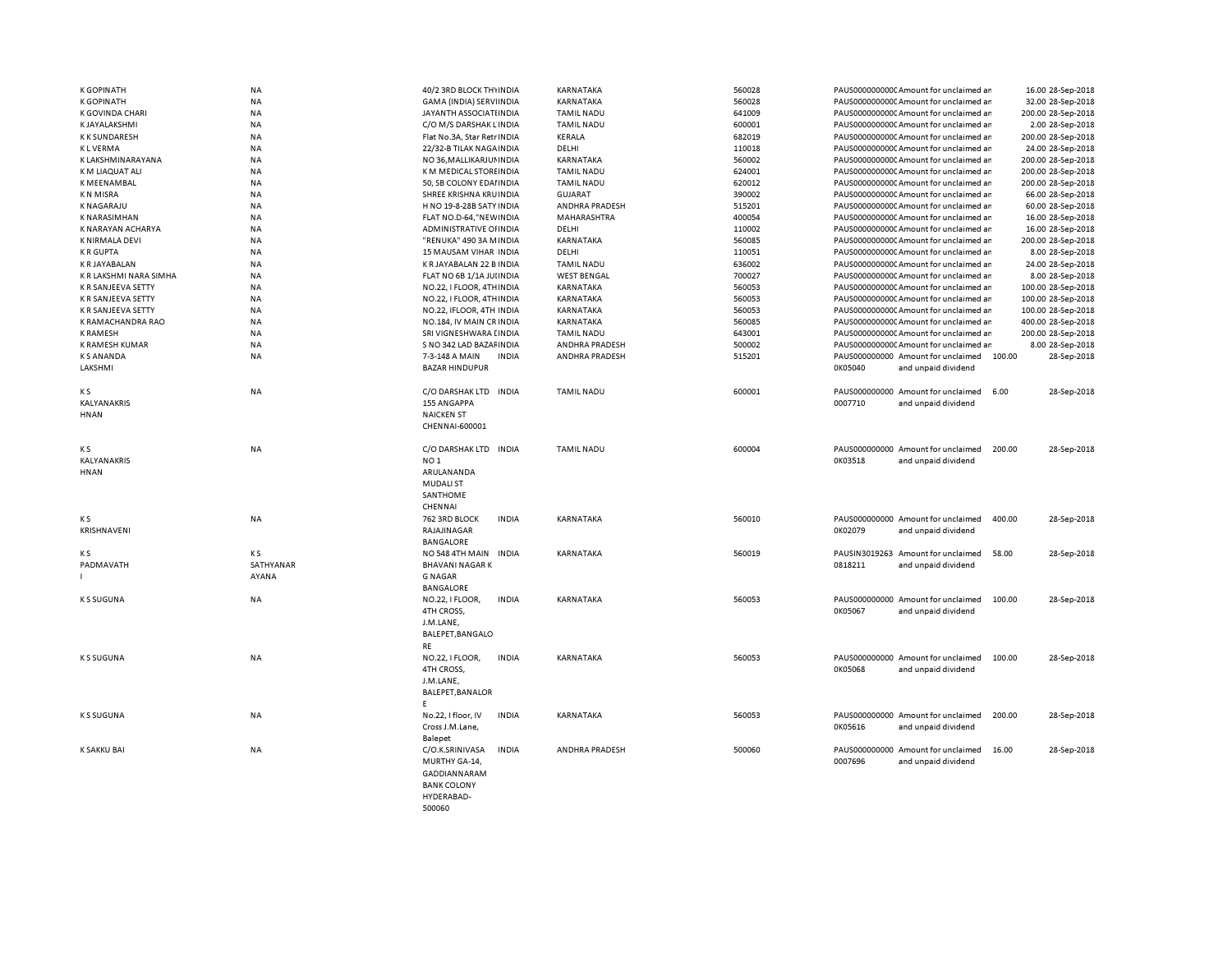| | | | | | | | | | |
|---|---|---|---|---|---|---|---|---|---|
| K GOPINATH | NA | 40/2 3RD BLOCK THYINDIA | | KARNATAKA | 560028 | PAUS0000000000C | Amount for unclaimed an | 16.00 | 28-Sep-2018 |
| K GOPINATH | NA | GAMA (INDIA) SERVIINDIA | | KARNATAKA | 560028 | PAUS0000000000C | Amount for unclaimed an | 32.00 | 28-Sep-2018 |
| K GOVINDA CHARI | NA | JAYANTH ASSOCIATEINDIA | | TAMIL NADU | 641009 | PAUS0000000000C | Amount for unclaimed an | 200.00 | 28-Sep-2018 |
| K JAYALAKSHMI | NA | C/O M/S DARSHAK LINDIA | | TAMIL NADU | 600001 | PAUS0000000000C | Amount for unclaimed an | 2.00 | 28-Sep-2018 |
| K K SUNDARESH | NA | Flat No.3A, Star RetrINDIA | | KERALA | 682019 | PAUS0000000000C | Amount for unclaimed an | 200.00 | 28-Sep-2018 |
| K L VERMA | NA | 22/32-B TILAK NAGAINDIA | | DELHI | 110018 | PAUS0000000000C | Amount for unclaimed an | 24.00 | 28-Sep-2018 |
| K LAKSHMINARAYANA | NA | NO 36,MALLIKARJUNINDIA | | KARNATAKA | 560002 | PAUS0000000000C | Amount for unclaimed an | 200.00 | 28-Sep-2018 |
| K M LIAQUAT ALI | NA | K M MEDICAL STOREINDIA | | TAMIL NADU | 624001 | PAUS0000000000C | Amount for unclaimed an | 200.00 | 28-Sep-2018 |
| K MEENAMBAL | NA | 50, SB COLONY EDAIINDIA | | TAMIL NADU | 620012 | PAUS0000000000C | Amount for unclaimed an | 200.00 | 28-Sep-2018 |
| K N MISRA | NA | SHREE KRISHNA KRUINDIA | | GUJARAT | 390002 | PAUS0000000000C | Amount for unclaimed an | 66.00 | 28-Sep-2018 |
| K NAGARAJU | NA | H NO 19-8-28B SATY INDIA | | ANDHRA PRADESH | 515201 | PAUS0000000000C | Amount for unclaimed an | 60.00 | 28-Sep-2018 |
| K NARASIMHAN | NA | FLAT NO.D-64,"NEWINDIA | | MAHARASHTRA | 400054 | PAUS0000000000C | Amount for unclaimed an | 16.00 | 28-Sep-2018 |
| K NARAYAN ACHARYA | NA | ADMINISTRATIVE OFINDIA | | DELHI | 110002 | PAUS0000000000C | Amount for unclaimed an | 16.00 | 28-Sep-2018 |
| K NIRMALA DEVI | NA | "RENUKA" 490 3A MINDIA | | KARNATAKA | 560085 | PAUS0000000000C | Amount for unclaimed an | 200.00 | 28-Sep-2018 |
| K R GUPTA | NA | 15 MAUSAM VIHAR INDIA | | DELHI | 110051 | PAUS0000000000C | Amount for unclaimed an | 8.00 | 28-Sep-2018 |
| K R JAYABALAN | NA | K R JAYABALAN 22 B INDIA | | TAMIL NADU | 636002 | PAUS0000000000C | Amount for unclaimed an | 24.00 | 28-Sep-2018 |
| K R LAKSHMI NARA SIMHA | NA | FLAT NO 6B 1/1A JUIINDIA | | WEST BENGAL | 700027 | PAUS0000000000C | Amount for unclaimed an | 8.00 | 28-Sep-2018 |
| K R SANJEEVA SETTY | NA | NO.22, I FLOOR, 4THINDIA | | KARNATAKA | 560053 | PAUS0000000000C | Amount for unclaimed an | 100.00 | 28-Sep-2018 |
| K R SANJEEVA SETTY | NA | NO.22, I FLOOR, 4THINDIA | | KARNATAKA | 560053 | PAUS0000000000C | Amount for unclaimed an | 100.00 | 28-Sep-2018 |
| K R SANJEEVA SETTY | NA | NO.22, IFLOOR, 4TH INDIA | | KARNATAKA | 560053 | PAUS0000000000C | Amount for unclaimed an | 100.00 | 28-Sep-2018 |
| K RAMACHANDRA RAO | NA | NO.184, IV MAIN CR INDIA | | KARNATAKA | 560085 | PAUS0000000000C | Amount for unclaimed an | 400.00 | 28-Sep-2018 |
| K RAMESH | NA | SRI VIGNESHWARA CINDIA | | TAMIL NADU | 643001 | PAUS0000000000C | Amount for unclaimed an | 200.00 | 28-Sep-2018 |
| K RAMESH KUMAR | NA | S NO 342 LAD BAZARINDIA | | ANDHRA PRADESH | 500002 | PAUS0000000000C | Amount for unclaimed an | 8.00 | 28-Sep-2018 |
| K S ANANDA LAKSHMI | NA | 7-3-148 A MAIN BAZAR HINDUPUR | INDIA | ANDHRA PRADESH | 515201 | PAUS0000000000K05040 | Amount for unclaimed and unpaid dividend | 100.00 | 28-Sep-2018 |
| K S KALYANAKRIS HNAN | NA | C/O DARSHAK LTD 155 ANGAPPA NAICKEN ST CHENNAI-600001 | INDIA | TAMIL NADU | 600001 | PAUS0000000000007710 | Amount for unclaimed and unpaid dividend | 6.00 | 28-Sep-2018 |
| K S KALYANAKRIS HNAN | NA | C/O DARSHAK LTD NO 1 ARULANANDA MUDALI ST SANTHOME CHENNAI | INDIA | TAMIL NADU | 600004 | PAUS0000000000K03518 | Amount for unclaimed and unpaid dividend | 200.00 | 28-Sep-2018 |
| K S KRISHNAVENI | NA | 762 3RD BLOCK RAJAJINAGAR BANGALORE | INDIA | KARNATAKA | 560010 | PAUS0000000000K02079 | Amount for unclaimed and unpaid dividend | 400.00 | 28-Sep-2018 |
| K S PADMAVATH I | K S SATHYANAR AYANA | NO 548 4TH MAIN BHAVANI NAGAR K G NAGAR BANGALORE | INDIA | KARNATAKA | 560019 | PAUSIN30192630818211 | Amount for unclaimed and unpaid dividend | 58.00 | 28-Sep-2018 |
| K S SUGUNA | NA | NO.22, I FLOOR, 4TH CROSS, J.M.LANE, BALEPET,BANGALO RE | INDIA | KARNATAKA | 560053 | PAUS0000000000K05067 | Amount for unclaimed and unpaid dividend | 100.00 | 28-Sep-2018 |
| K S SUGUNA | NA | NO.22, I FLOOR, 4TH CROSS, J.M.LANE, BALEPET,BANALOR E | INDIA | KARNATAKA | 560053 | PAUS0000000000K05068 | Amount for unclaimed and unpaid dividend | 100.00 | 28-Sep-2018 |
| K S SUGUNA | NA | No.22, I floor, IV Cross J.M.Lane, Balepet | INDIA | KARNATAKA | 560053 | PAUS0000000000K05616 | Amount for unclaimed and unpaid dividend | 200.00 | 28-Sep-2018 |
| K SAKKU BAI | NA | C/O.K.SRINIVASA MURTHY GA-14, GADDIANNARAM BANK COLONY HYDERABAD-500060 | INDIA | ANDHRA PRADESH | 500060 | PAUS0000000000007696 | Amount for unclaimed and unpaid dividend | 16.00 | 28-Sep-2018 |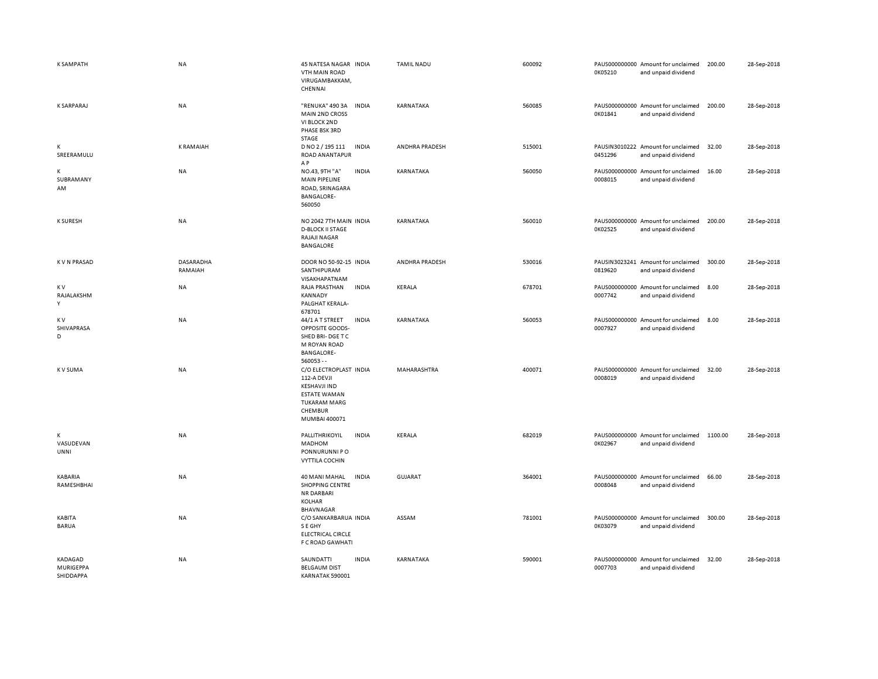| | | | | | | | | | |
|---|---|---|---|---|---|---|---|---|---|
| K SAMPATH | NA | 45 NATESA NAGAR VTH MAIN ROAD VIRUGAMBAKKAM, CHENNAI | INDIA | TAMIL NADU | 600092 | PAUS0000000000K05210 | Amount for unclaimed and unpaid dividend | 200.00 | 28-Sep-2018 |
| K SARPARAJ | NA | "RENUKA" 490 3A MAIN 2ND CROSS VI BLOCK 2ND PHASE BSK 3RD STAGE | INDIA | KARNATAKA | 560085 | PAUS0000000000K01841 | Amount for unclaimed and unpaid dividend | 200.00 | 28-Sep-2018 |
| K SREERAMULU | K RAMAIAH | D NO 2 / 195 111 ROAD ANANTAPUR A P | INDIA | ANDHRA PRADESH | 515001 | PAUSIN30102220451296 | Amount for unclaimed and unpaid dividend | 32.00 | 28-Sep-2018 |
| K SUBRAMANYAM | NA | NO.43, 9TH "A" MAIN PIPELINE ROAD, SRINAGARA BANGALORE-560050 | INDIA | KARNATAKA | 560050 | PAUS00000000000008015 | Amount for unclaimed and unpaid dividend | 16.00 | 28-Sep-2018 |
| K SURESH | NA | NO 2042 7TH MAIN D-BLOCK II STAGE RAJAJI NAGAR BANGALORE | INDIA | KARNATAKA | 560010 | PAUS0000000000K02525 | Amount for unclaimed and unpaid dividend | 200.00 | 28-Sep-2018 |
| K V N PRASAD | DASARADHA RAMAIAH | DOOR NO 50-92-15 SANTHIPURAM VISAKHAPATNAM | INDIA | ANDHRA PRADESH | 530016 | PAUSIN30232410819620 | Amount for unclaimed and unpaid dividend | 300.00 | 28-Sep-2018 |
| K V RAJALAKSHMY | NA | RAJA PRASTHAN KANNADY PALGHAT KERALA-678701 | INDIA | KERALA | 678701 | PAUS00000000000007742 | Amount for unclaimed and unpaid dividend | 8.00 | 28-Sep-2018 |
| K V SHIVAPRASAD | NA | 44/1 A T STREET OPPOSITE GOODS-SHED BRI- DGE T C M ROYAN ROAD BANGALORE-560053 - - | INDIA | KARNATAKA | 560053 | PAUS00000000000007927 | Amount for unclaimed and unpaid dividend | 8.00 | 28-Sep-2018 |
| K V SUMA | NA | C/O ELECTROPLAST 112-A DEVJI KESHAVJI IND ESTATE WAMAN TUKARAM MARG CHEMBUR MUMBAI 400071 | INDIA | MAHARASHTRA | 400071 | PAUS00000000000008019 | Amount for unclaimed and unpaid dividend | 32.00 | 28-Sep-2018 |
| K VASUDEVAN UNNI | NA | PALLITHRIKOYIL MADHOM PONNURUNNI P O VYTTILA COCHIN | INDIA | KERALA | 682019 | PAUS0000000000K02967 | Amount for unclaimed and unpaid dividend | 1100.00 | 28-Sep-2018 |
| KABARIA RAMESHBHAI | NA | 40 MANI MAHAL SHOPPING CENTRE NR DARBARI KOLHAR BHAVNAGAR | INDIA | GUJARAT | 364001 | PAUS00000000000008048 | Amount for unclaimed and unpaid dividend | 66.00 | 28-Sep-2018 |
| KABITA BARUA | NA | C/O SANKARBARUA S E GHY ELECTRICAL CIRCLE F C ROAD GAWHATI | INDIA | ASSAM | 781001 | PAUS0000000000K03079 | Amount for unclaimed and unpaid dividend | 300.00 | 28-Sep-2018 |
| KADAGAD MURIGEPPA SHIDDAPPA | NA | SAUNDATTI BELGAUM DIST KARNATAK 590001 | INDIA | KARNATAKA | 590001 | PAUS00000000000007703 | Amount for unclaimed and unpaid dividend | 32.00 | 28-Sep-2018 |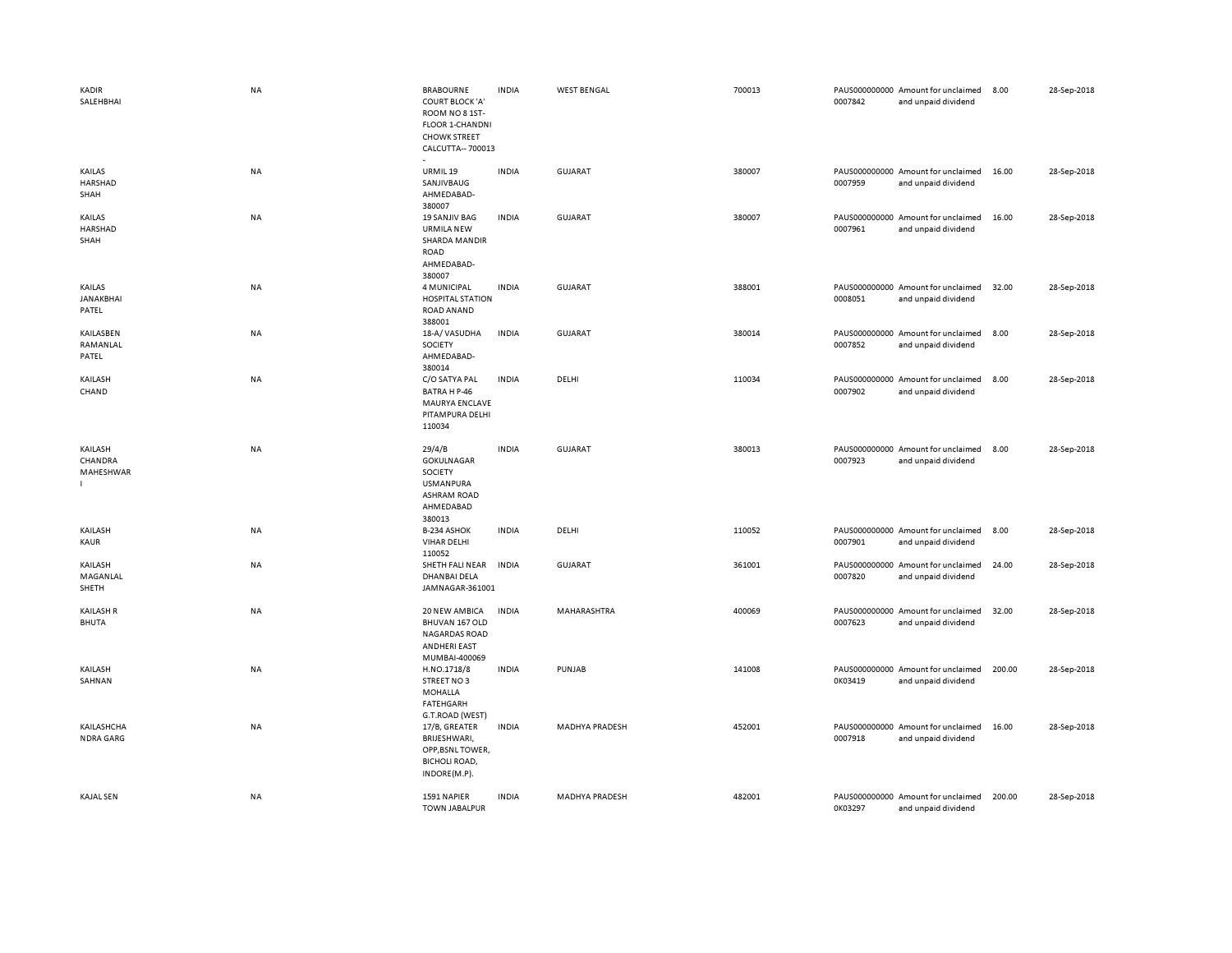| | | | | | | | | | |
|---|---|---|---|---|---|---|---|---|---|
| KADIR SALEHBHAI | NA | BRABOURNE COURT BLOCK 'A' ROOM NO 8 1ST-FLOOR 1-CHANDNI CHOWK STREET CALCUTTA-- 700013 - | INDIA | WEST BENGAL | 700013 | PAUS0000000000007842 | Amount for unclaimed and unpaid dividend | 8.00 | 28-Sep-2018 |
| KAILAS HARSHAD SHAH | NA | URMIL 19 SANJIVBAUG AHMEDABAD-380007 | INDIA | GUJARAT | 380007 | PAUS0000000000007959 | Amount for unclaimed and unpaid dividend | 16.00 | 28-Sep-2018 |
| KAILAS HARSHAD SHAH | NA | 19 SANJIV BAG URMILA NEW SHARDA MANDIR ROAD AHMEDABAD-380007 | INDIA | GUJARAT | 380007 | PAUS0000000000007961 | Amount for unclaimed and unpaid dividend | 16.00 | 28-Sep-2018 |
| KAILAS JANAKBHAI PATEL | NA | 4 MUNICIPAL HOSPITAL STATION ROAD ANAND 388001 | INDIA | GUJARAT | 388001 | PAUS0000000000008051 | Amount for unclaimed and unpaid dividend | 32.00 | 28-Sep-2018 |
| KAILASBEN RAMANLAL PATEL | NA | 18-A/ VASUDHA SOCIETY AHMEDABAD-380014 | INDIA | GUJARAT | 380014 | PAUS0000000000007852 | Amount for unclaimed and unpaid dividend | 8.00 | 28-Sep-2018 |
| KAILASH CHAND | NA | C/O SATYA PAL BATRA H P-46 MAURYA ENCLAVE PITAMPURA DELHI 110034 | INDIA | DELHI | 110034 | PAUS0000000000007902 | Amount for unclaimed and unpaid dividend | 8.00 | 28-Sep-2018 |
| KAILASH CHANDRA MAHESHWARI | NA | 29/4/B GOKULNAGAR SOCIETY USMANPURA ASHRAM ROAD AHMEDABAD 380013 | INDIA | GUJARAT | 380013 | PAUS0000000000007923 | Amount for unclaimed and unpaid dividend | 8.00 | 28-Sep-2018 |
| KAILASH KAUR | NA | B-234 ASHOK VIHAR DELHI 110052 | INDIA | DELHI | 110052 | PAUS0000000000007901 | Amount for unclaimed and unpaid dividend | 8.00 | 28-Sep-2018 |
| KAILASH MAGANLAL SHETH | NA | SHETH FALI NEAR DHANBAI DELA JAMNAGAR-361001 | INDIA | GUJARAT | 361001 | PAUS0000000000007820 | Amount for unclaimed and unpaid dividend | 24.00 | 28-Sep-2018 |
| KAILASH R BHUTA | NA | 20 NEW AMBICA BHUVAN 167 OLD NAGARDAS ROAD ANDHERI EAST MUMBAI-400069 | INDIA | MAHARASHTRA | 400069 | PAUS0000000000007623 | Amount for unclaimed and unpaid dividend | 32.00 | 28-Sep-2018 |
| KAILASH SAHNAN | NA | H.NO.1718/8 STREET NO 3 MOHALLA FATEHGARH G.T.ROAD (WEST) | INDIA | PUNJAB | 141008 | PAUS0000000000K03419 | Amount for unclaimed and unpaid dividend | 200.00 | 28-Sep-2018 |
| KAILASHCHANDRA GARG | NA | 17/B, GREATER BRIJESHWARI, OPP,BSNL TOWER, BICHOLI ROAD, INDORE(M.P). | INDIA | MADHYA PRADESH | 452001 | PAUS0000000000007918 | Amount for unclaimed and unpaid dividend | 16.00 | 28-Sep-2018 |
| KAJAL SEN | NA | 1591 NAPIER TOWN JABALPUR | INDIA | MADHYA PRADESH | 482001 | PAUS0000000000K03297 | Amount for unclaimed and unpaid dividend | 200.00 | 28-Sep-2018 |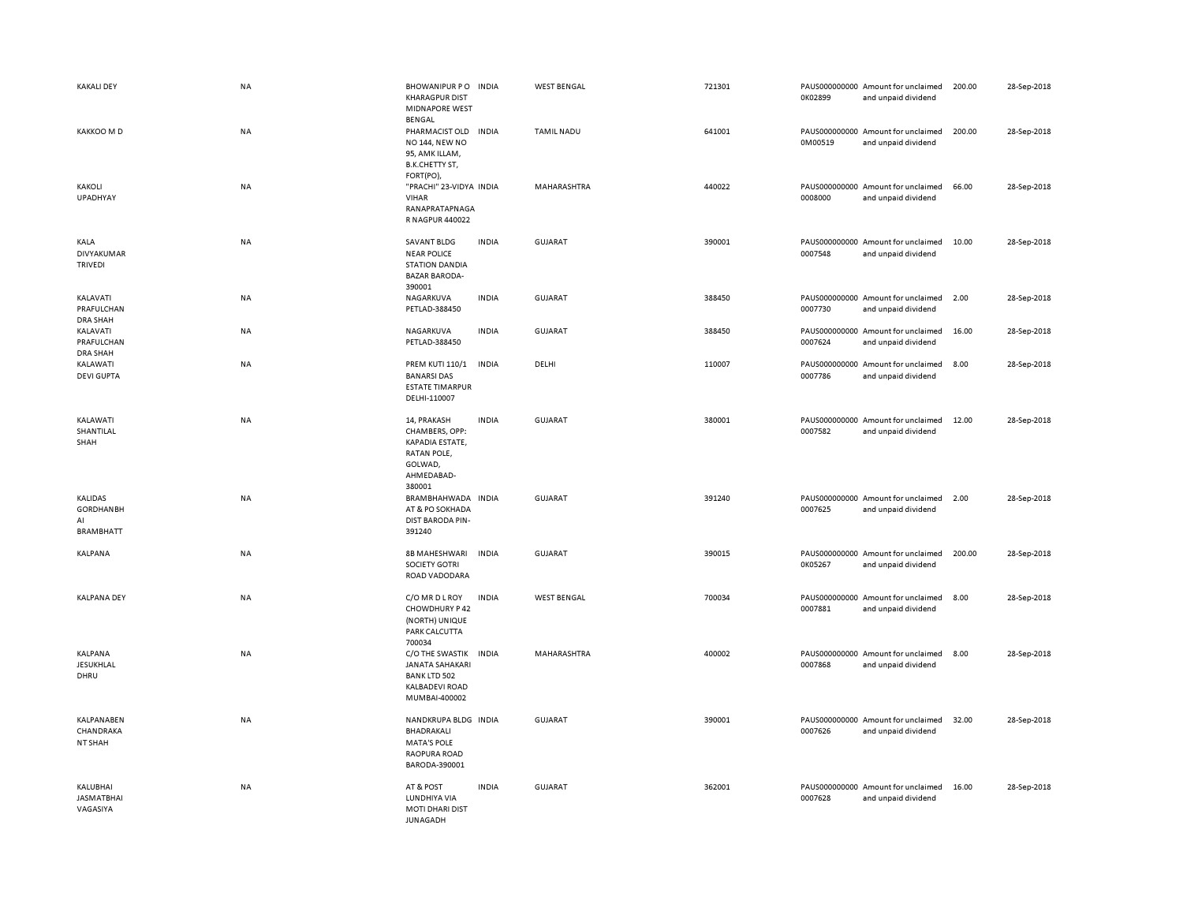| | | | | | | | | | |
|---|---|---|---|---|---|---|---|---|---|
| KAKALI DEY | NA | BHOWANIPUR P O KHARAGPUR DIST MIDNAPORE WEST BENGAL | INDIA | WEST BENGAL | 721301 | PAUS0000000000K02899 | Amount for unclaimed and unpaid dividend | 200.00 | 28-Sep-2018 |
| KAKKOO M D | NA | PHARMACIST OLD NO 144, NEW NO 95, AMK ILLAM, B.K.CHETTY ST, FORT(PO), | INDIA | TAMIL NADU | 641001 | PAUS0000000000M00519 | Amount for unclaimed and unpaid dividend | 200.00 | 28-Sep-2018 |
| KAKOLI UPADHYAY | NA | "PRACHI" 23-VIDYA VIHAR RANAPRATAPNAGAR NAGPUR 440022 | INDIA | MAHARASHTRA | 440022 | PAUS0000000000008000 | Amount for unclaimed and unpaid dividend | 66.00 | 28-Sep-2018 |
| KALA DIVYAKUMAR TRIVEDI | NA | SAVANT BLDG NEAR POLICE STATION DANDIA BAZAR BARODA-390001 | INDIA | GUJARAT | 390001 | PAUS0000000000007548 | Amount for unclaimed and unpaid dividend | 10.00 | 28-Sep-2018 |
| KALAVATI PRAFULCHANDRA SHAH | NA | NAGARKUVA PETLAD-388450 | INDIA | GUJARAT | 388450 | PAUS0000000000007730 | Amount for unclaimed and unpaid dividend | 2.00 | 28-Sep-2018 |
| KALAVATI PRAFULCHANDRA SHAH | NA | NAGARKUVA PETLAD-388450 | INDIA | GUJARAT | 388450 | PAUS0000000000007624 | Amount for unclaimed and unpaid dividend | 16.00 | 28-Sep-2018 |
| KALAWATI DEVI GUPTA | NA | PREM KUTI 110/1 BANARSI DAS ESTATE TIMARPUR DELHI-110007 | INDIA | DELHI | 110007 | PAUS0000000000007786 | Amount for unclaimed and unpaid dividend | 8.00 | 28-Sep-2018 |
| KALAWATI SHANTILAL SHAH | NA | 14, PRAKASH CHAMBERS, OPP: KAPADIA ESTATE, RATAN POLE, GOLWAD, AHMEDABAD-380001 | INDIA | GUJARAT | 380001 | PAUS0000000000007582 | Amount for unclaimed and unpaid dividend | 12.00 | 28-Sep-2018 |
| KALIDAS GORDHANBHAI BRAMBHATT | NA | BRAMBHAHWADA AT & PO SOKHADA DIST BARODA PIN-391240 | INDIA | GUJARAT | 391240 | PAUS0000000000007625 | Amount for unclaimed and unpaid dividend | 2.00 | 28-Sep-2018 |
| KALPANA | NA | 8B MAHESHWARI SOCIETY GOTRI ROAD VADODARA | INDIA | GUJARAT | 390015 | PAUS0000000000K05267 | Amount for unclaimed and unpaid dividend | 200.00 | 28-Sep-2018 |
| KALPANA DEY | NA | C/O MR D L ROY CHOWDHURY P 42 (NORTH) UNIQUE PARK CALCUTTA 700034 | INDIA | WEST BENGAL | 700034 | PAUS0000000000007881 | Amount for unclaimed and unpaid dividend | 8.00 | 28-Sep-2018 |
| KALPANA JESUKHLAL DHRU | NA | C/O THE SWASTIK JANATA SAHAKARI BANK LTD 502 KALBADEVI ROAD MUMBAI-400002 | INDIA | MAHARASHTRA | 400002 | PAUS0000000000007868 | Amount for unclaimed and unpaid dividend | 8.00 | 28-Sep-2018 |
| KALPANABEN CHANDRAKANT SHAH | NA | NANDKRUPA BLDG BHADRAKALI MATA'S POLE RAOPURA ROAD BARODA-390001 | INDIA | GUJARAT | 390001 | PAUS0000000000007626 | Amount for unclaimed and unpaid dividend | 32.00 | 28-Sep-2018 |
| KALUBHAI JASMATBHAI VAGASIYA | NA | AT & POST LUNDHIYA VIA MOTI DHARI DIST JUNAGADH | INDIA | GUJARAT | 362001 | PAUS0000000000007628 | Amount for unclaimed and unpaid dividend | 16.00 | 28-Sep-2018 |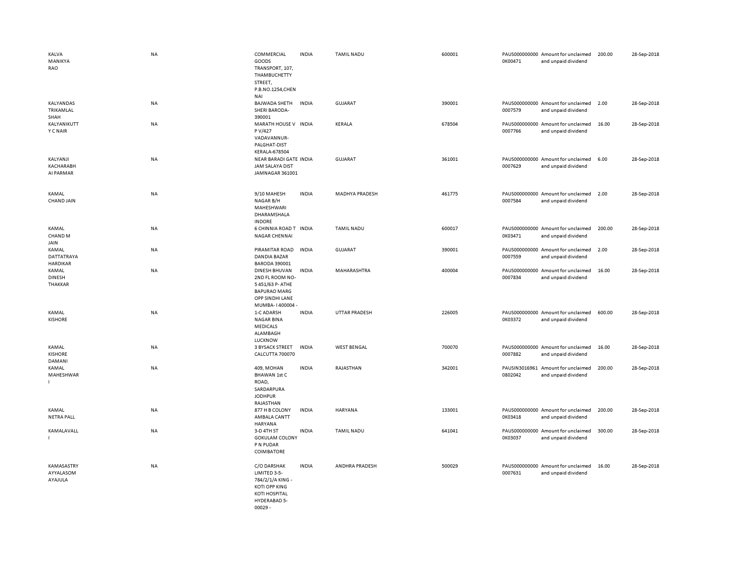| | | | | | | | | | |
|---|---|---|---|---|---|---|---|---|---|
| KALVA MANIKYA RAO | NA | COMMERCIAL GOODS TRANSPORT, 107, THAMBUCHETTY STREET, P.B.NO.1254,CHENNAI | INDIA | TAMIL NADU | 600001 | PAUS0000000000K00471 | Amount for unclaimed and unpaid dividend | 200.00 | 28-Sep-2018 |
| KALYANDAS TRIKAMLAL SHAH | NA | BAJWADA SHETH SHERI BARODA-390001 | INDIA | GUJARAT | 390001 | PAUS00000000000007579 | Amount for unclaimed and unpaid dividend | 2.00 | 28-Sep-2018 |
| KALYANIKUTTY C NAIR | NA | MARATH HOUSE V P V/427 VADAVANNUR-PALGHAT-DIST KERALA-678504 | INDIA | KERALA | 678504 | PAUS00000000000007766 | Amount for unclaimed and unpaid dividend | 16.00 | 28-Sep-2018 |
| KALYANJI KACHARABHAI PARMAR | NA | NEAR BARADI GATE JAM SALAYA DIST JAMNAGAR 361001 | INDIA | GUJARAT | 361001 | PAUS00000000000007629 | Amount for unclaimed and unpaid dividend | 6.00 | 28-Sep-2018 |
| KAMAL CHAND JAIN | NA | 9/10 MAHESH NAGAR B/H MAHESHWARI DHARAMSHALA INDORE | INDIA | MADHYA PRADESH | 461775 | PAUS00000000000007584 | Amount for unclaimed and unpaid dividend | 2.00 | 28-Sep-2018 |
| KAMAL CHAND M JAIN | NA | 6 CHINNIA ROAD T NAGAR CHENNAI | INDIA | TAMIL NADU | 600017 | PAUS0000000000K03471 | Amount for unclaimed and unpaid dividend | 200.00 | 28-Sep-2018 |
| KAMAL DATTATRAYA HARDIKAR | NA | PIRAMITAR ROAD DANDIA BAZAR BARODA 390001 | INDIA | GUJARAT | 390001 | PAUS00000000000007559 | Amount for unclaimed and unpaid dividend | 2.00 | 28-Sep-2018 |
| KAMAL DINESH THAKKAR | NA | DINESH BHUVAN 2ND FL ROOM NO-5 451/63 P- ATHE BAPURAO MARG OPP SINDHI LANE MUMBA- I 400004 - | INDIA | MAHARASHTRA | 400004 | PAUS00000000000007834 | Amount for unclaimed and unpaid dividend | 16.00 | 28-Sep-2018 |
| KAMAL KISHORE | NA | 1-C ADARSH NAGAR BINA MEDICALS ALAMBAGH LUCKNOW | INDIA | UTTAR PRADESH | 226005 | PAUS0000000000K03372 | Amount for unclaimed and unpaid dividend | 600.00 | 28-Sep-2018 |
| KAMAL KISHORE DAMANI | NA | 3 BYSACK STREET CALCUTTA 700070 | INDIA | WEST BENGAL | 700070 | PAUS00000000000007882 | Amount for unclaimed and unpaid dividend | 16.00 | 28-Sep-2018 |
| KAMAL MAHESHWARI | NA | 409, MOHAN BHAWAN 1st C ROAD, SARDARPURA JODHPUR RAJASTHAN | INDIA | RAJASTHAN | 342001 | PAUSIN30169610802042 | Amount for unclaimed and unpaid dividend | 200.00 | 28-Sep-2018 |
| KAMAL NETRA PALL | NA | 877 H B COLONY AMBALA CANTT HARYANA | INDIA | HARYANA | 133001 | PAUS0000000000K03418 | Amount for unclaimed and unpaid dividend | 200.00 | 28-Sep-2018 |
| KAMALAVALLI | NA | 3-D 4TH ST GOKULAM COLONY P N PUDAR COIMBATORE | INDIA | TAMIL NADU | 641041 | PAUS0000000000K03037 | Amount for unclaimed and unpaid dividend | 300.00 | 28-Sep-2018 |
| KAMASASTRY AYYALASOMAYAJULA | NA | C/O DARSHAK LIMITED 3-5-784/2/1/A KING - KOTI OPP KING KOTI HOSPITAL HYDERABAD 5-00029 - | INDIA | ANDHRA PRADESH | 500029 | PAUS00000000000007631 | Amount for unclaimed and unpaid dividend | 16.00 | 28-Sep-2018 |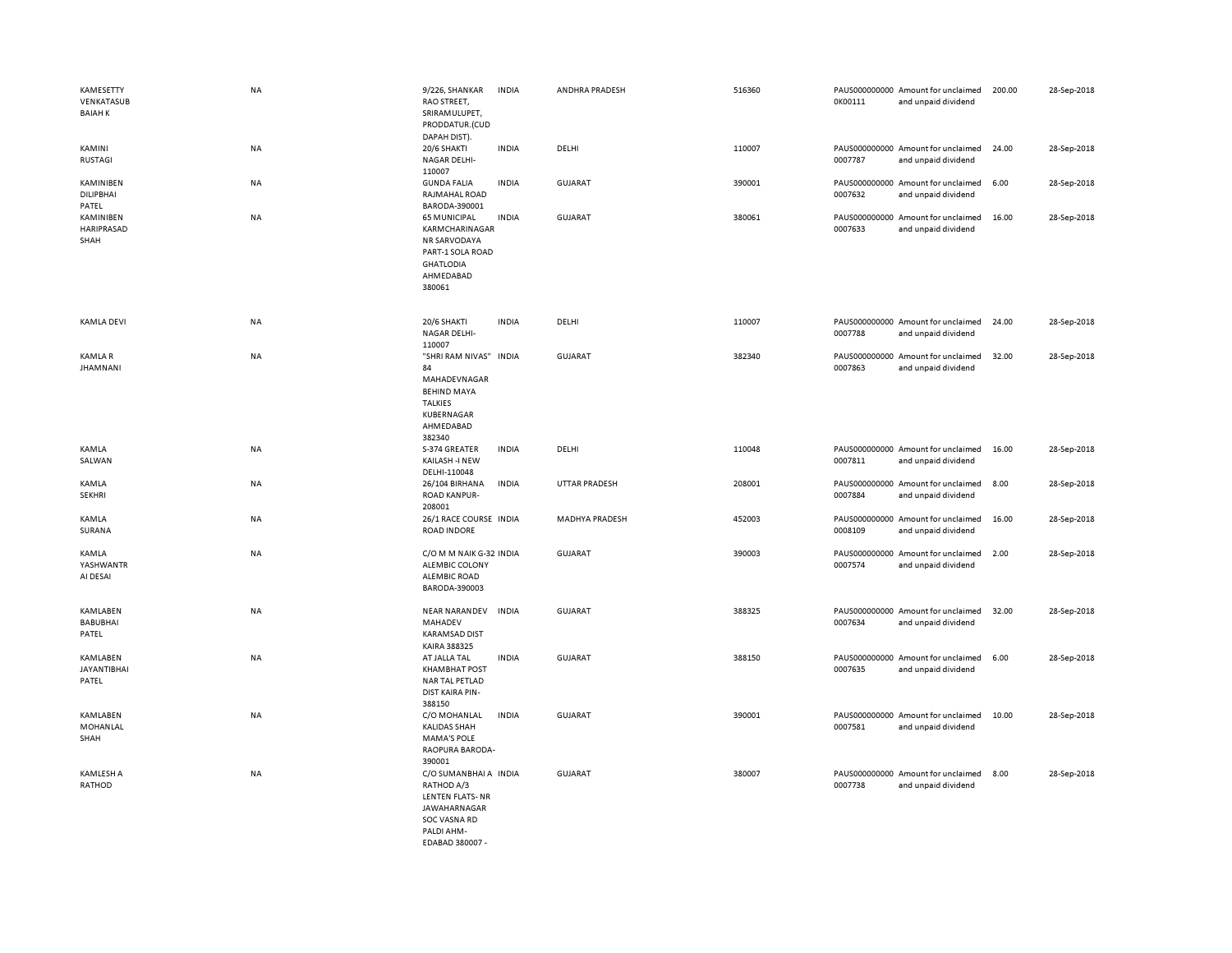| | | | | | | | | | |
|---|---|---|---|---|---|---|---|---|---|
| KAMESETTY VENKATASUB BAIAH K | NA | 9/226, SHANKAR RAO STREET, SRIRAMULUPET, PRODDATUR.(CUD DAPAH DIST). | INDIA | ANDHRA PRADESH | 516360 | PAUS0000000000K00111 | Amount for unclaimed and unpaid dividend | 200.00 | 28-Sep-2018 |
| KAMINI RUSTAGI | NA | 20/6 SHAKTI NAGAR DELHI-110007 | INDIA | DELHI | 110007 | PAUS0000000000007787 | Amount for unclaimed and unpaid dividend | 24.00 | 28-Sep-2018 |
| KAMINIBEN DILIPBHAI PATEL | NA | GUNDA FALIA RAJMAHAL ROAD BARODA-390001 | INDIA | GUJARAT | 390001 | PAUS0000000000007632 | Amount for unclaimed and unpaid dividend | 6.00 | 28-Sep-2018 |
| KAMINIBEN HARIPRASAD SHAH | NA | 65 MUNICIPAL KARMCHARINAGAR NR SARVODAYA PART-1 SOLA ROAD GHATLODIA AHMEDABAD 380061 | INDIA | GUJARAT | 380061 | PAUS0000000000007633 | Amount for unclaimed and unpaid dividend | 16.00 | 28-Sep-2018 |
| KAMLA DEVI | NA | 20/6 SHAKTI NAGAR DELHI-110007 | INDIA | DELHI | 110007 | PAUS0000000000007788 | Amount for unclaimed and unpaid dividend | 24.00 | 28-Sep-2018 |
| KAMLA R JHAMNANI | NA | "SHRI RAM NIVAS" 84 MAHADEVNAGAR BEHIND MAYA TALKIES KUBERNAGAR AHMEDABAD 382340 | INDIA | GUJARAT | 382340 | PAUS0000000000007863 | Amount for unclaimed and unpaid dividend | 32.00 | 28-Sep-2018 |
| KAMLA SALWAN | NA | S-374 GREATER KAILASH -I NEW DELHI-110048 | INDIA | DELHI | 110048 | PAUS0000000000007811 | Amount for unclaimed and unpaid dividend | 16.00 | 28-Sep-2018 |
| KAMLA SEKHRI | NA | 26/104 BIRHANA ROAD KANPUR-208001 | INDIA | UTTAR PRADESH | 208001 | PAUS0000000000007884 | Amount for unclaimed and unpaid dividend | 8.00 | 28-Sep-2018 |
| KAMLA SURANA | NA | 26/1 RACE COURSE ROAD INDORE | INDIA | MADHYA PRADESH | 452003 | PAUS0000000000008109 | Amount for unclaimed and unpaid dividend | 16.00 | 28-Sep-2018 |
| KAMLA YASHWANTR AI DESAI | NA | C/O M M NAIK G-32 ALEMBIC COLONY ALEMBIC ROAD BARODA-390003 | INDIA | GUJARAT | 390003 | PAUS0000000000007574 | Amount for unclaimed and unpaid dividend | 2.00 | 28-Sep-2018 |
| KAMLABEN BABUBHAI PATEL | NA | NEAR NARANDEV MAHADEV KARAMSAD DIST KAIRA 388325 | INDIA | GUJARAT | 388325 | PAUS0000000000007634 | Amount for unclaimed and unpaid dividend | 32.00 | 28-Sep-2018 |
| KAMLABEN JAYANTIBHAI PATEL | NA | AT JALLA TAL KHAMBHAT POST NAR TAL PETLAD DIST KAIRA PIN-388150 | INDIA | GUJARAT | 388150 | PAUS0000000000007635 | Amount for unclaimed and unpaid dividend | 6.00 | 28-Sep-2018 |
| KAMLABEN MOHANLAL SHAH | NA | C/O MOHANLAL KALIDAS SHAH MAMA'S POLE RAOPURA BARODA-390001 | INDIA | GUJARAT | 390001 | PAUS0000000000007581 | Amount for unclaimed and unpaid dividend | 10.00 | 28-Sep-2018 |
| KAMLESH A RATHOD | NA | C/O SUMANBHAI A RATHOD A/3 LENTEN FLATS- NR JAWAHARNAGAR SOC VASNA RD PALDI AHM-EDABAD 380007 - | INDIA | GUJARAT | 380007 | PAUS0000000000007738 | Amount for unclaimed and unpaid dividend | 8.00 | 28-Sep-2018 |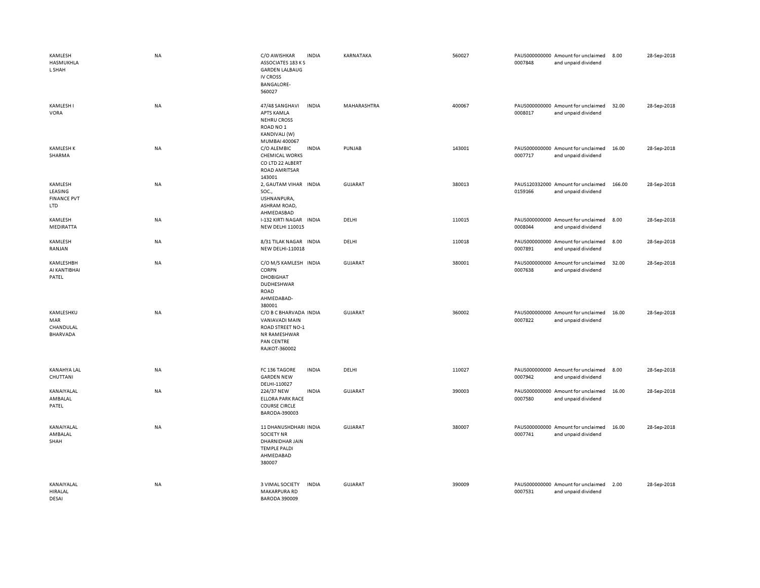| | | | | | | | | | |
|---|---|---|---|---|---|---|---|---|---|
| KAMLESH HASMUKHLAL SHAH | NA | C/O AWISHKAR ASSOCIATES 183 K S GARDEN LALBAUG IV CROSS BANGALORE-560027 | INDIA | KARNATAKA | 560027 | PAUS0000000000007848 | Amount for unclaimed and unpaid dividend | 8.00 | 28-Sep-2018 |
| KAMLESH I VORA | NA | 47/48 SANGHAVI APTS KAMLA NEHRU CROSS ROAD NO 1 KANDIVALI (W) MUMBAI 400067 | INDIA | MAHARASHTRA | 400067 | PAUS0000000000008017 | Amount for unclaimed and unpaid dividend | 32.00 | 28-Sep-2018 |
| KAMLESH K SHARMA | NA | C/O ALEMBIC CHEMICAL WORKS CO LTD 22 ALBERT ROAD AMRITSAR 143001 | INDIA | PUNJAB | 143001 | PAUS0000000000007717 | Amount for unclaimed and unpaid dividend | 16.00 | 28-Sep-2018 |
| KAMLESH LEASING FINANCE PVT LTD | NA | 2, GAUTAM VIHAR SOC., USHNANPURA, ASHRAM ROAD, AHMEDASBAD | INDIA | GUJARAT | 380013 | PAUS1203320000159166 | Amount for unclaimed and unpaid dividend | 166.00 | 28-Sep-2018 |
| KAMLESH MEDIRATTA | NA | I-132 KIRTI NAGAR NEW DELHI 110015 | INDIA | DELHI | 110015 | PAUS0000000000008044 | Amount for unclaimed and unpaid dividend | 8.00 | 28-Sep-2018 |
| KAMLESH RANJAN | NA | 8/31 TILAK NAGAR NEW DELHI-110018 | INDIA | DELHI | 110018 | PAUS0000000000007891 | Amount for unclaimed and unpaid dividend | 8.00 | 28-Sep-2018 |
| KAMLESHBHAI KANTIBHAI PATEL | NA | C/O M/S KAMLESH CORPN DHOBIGHAT DUDHESHWAR ROAD AHMEDABAD-380001 | INDIA | GUJARAT | 380001 | PAUS0000000000007638 | Amount for unclaimed and unpaid dividend | 32.00 | 28-Sep-2018 |
| KAMLESHKUMAR CHANDULAL BHARVADA | NA | C/O B C BHARVADA VANIAVADI MAIN ROAD STREET NO-1 NR RAMESHWAR PAN CENTRE RAJKOT-360002 | INDIA | GUJARAT | 360002 | PAUS0000000000007822 | Amount for unclaimed and unpaid dividend | 16.00 | 28-Sep-2018 |
| KANAHYA LAL CHUTTANI | NA | FC 136 TAGORE GARDEN NEW DELHI-110027 | INDIA | DELHI | 110027 | PAUS0000000000007942 | Amount for unclaimed and unpaid dividend | 8.00 | 28-Sep-2018 |
| KANAIYALAL AMBALAL PATEL | NA | 224/37 NEW ELLORA PARK RACE COURSE CIRCLE BARODA-390003 | INDIA | GUJARAT | 390003 | PAUS0000000000007580 | Amount for unclaimed and unpaid dividend | 16.00 | 28-Sep-2018 |
| KANAIYALAL AMBALAL SHAH | NA | 11 DHANUSHDHARI SOCIETY NR DHARNIDHAR JAIN TEMPLE PALDI AHMEDABAD 380007 | INDIA | GUJARAT | 380007 | PAUS0000000000007741 | Amount for unclaimed and unpaid dividend | 16.00 | 28-Sep-2018 |
| KANAIYALAL HIRALAL DESAI | NA | 3 VIMAL SOCIETY MAKARPURA RD BARODA 390009 | INDIA | GUJARAT | 390009 | PAUS0000000000007531 | Amount for unclaimed and unpaid dividend | 2.00 | 28-Sep-2018 |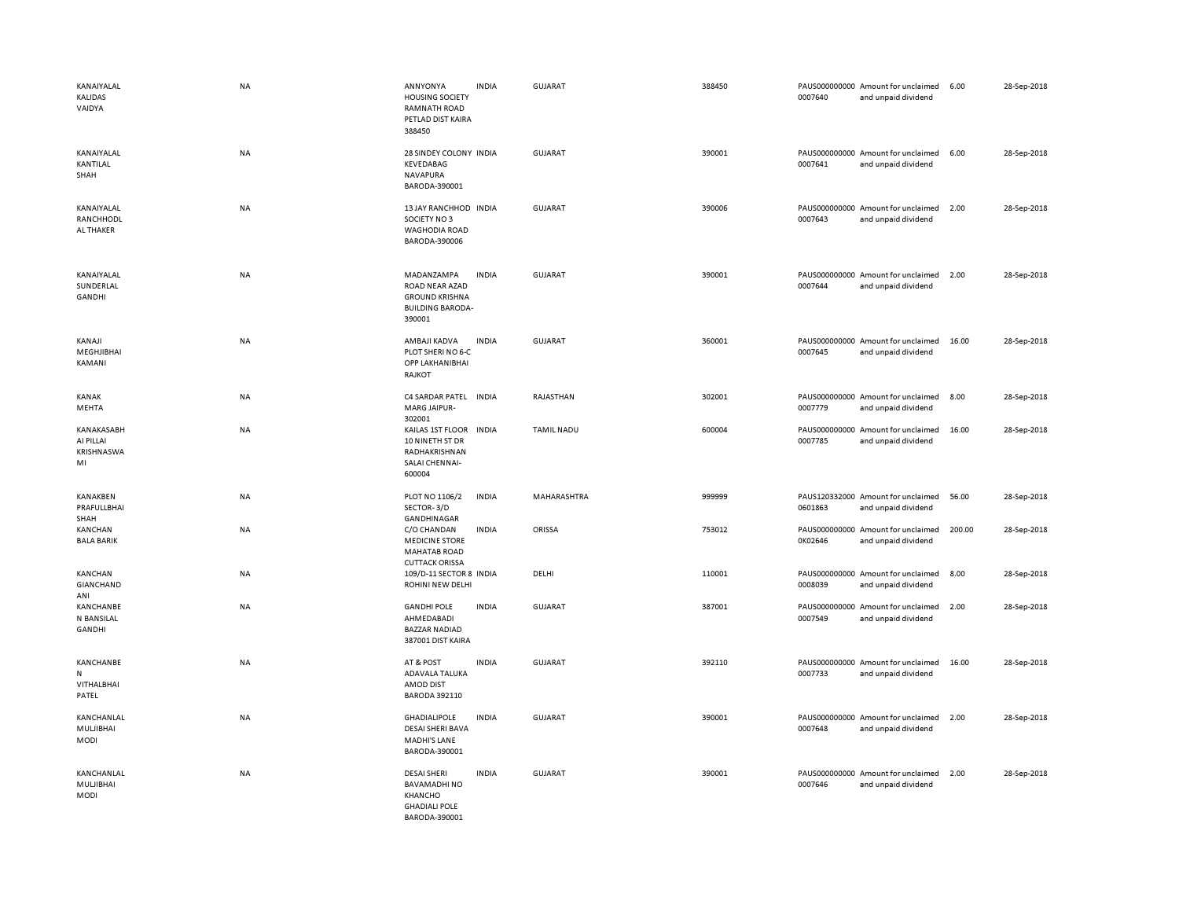| | | | | | | | | | |
|---|---|---|---|---|---|---|---|---|---|
| KANAIYALAL KALIDAS VAIDYA | NA | ANNYONYA HOUSING SOCIETY RAMNATH ROAD PETLAD DIST KAIRA 388450 | INDIA | GUJARAT | 388450 | PAUS000000000 0007640 | Amount for unclaimed and unpaid dividend | 6.00 | 28-Sep-2018 |
| KANAIYALAL KANTILAL SHAH | NA | 28 SINDEY COLONY KEVEDABAG NAVAPURA BARODA-390001 | INDIA | GUJARAT | 390001 | PAUS000000000 0007641 | Amount for unclaimed and unpaid dividend | 6.00 | 28-Sep-2018 |
| KANAIYALAL RANCHHODL AL THAKER | NA | 13 JAY RANCHHOD SOCIETY NO 3 WAGHODIA ROAD BARODA-390006 | INDIA | GUJARAT | 390006 | PAUS000000000 0007643 | Amount for unclaimed and unpaid dividend | 2.00 | 28-Sep-2018 |
| KANAIYALAL SUNDERLAL GANDHI | NA | MADANZAMPA ROAD NEAR AZAD GROUND KRISHNA BUILDING BARODA-390001 | INDIA | GUJARAT | 390001 | PAUS000000000 0007644 | Amount for unclaimed and unpaid dividend | 2.00 | 28-Sep-2018 |
| KANAJI MEGHJIBHAI KAMANI | NA | AMBAJI KADVA PLOT SHERI NO 6-C OPP LAKHANIBHAI RAJKOT | INDIA | GUJARAT | 360001 | PAUS000000000 0007645 | Amount for unclaimed and unpaid dividend | 16.00 | 28-Sep-2018 |
| KANAK MEHTA | NA | C4 SARDAR PATEL MARG JAIPUR-302001 | INDIA | RAJASTHAN | 302001 | PAUS000000000 0007779 | Amount for unclaimed and unpaid dividend | 8.00 | 28-Sep-2018 |
| KANAKASABH AI PILLAI KRISHNASWA MI | NA | KAILAS 1ST FLOOR 10 NINETH ST DR RADHAKRISHNAN SALAI CHENNAI-600004 | INDIA | TAMIL NADU | 600004 | PAUS000000000 0007785 | Amount for unclaimed and unpaid dividend | 16.00 | 28-Sep-2018 |
| KANAKBEN PRAFULLBHAI SHAH | NA | PLOT NO 1106/2 SECTOR- 3/D GANDHINAGAR | INDIA | MAHARASHTRA | 999999 | PAUS120332000 0601863 | Amount for unclaimed and unpaid dividend | 56.00 | 28-Sep-2018 |
| KANCHAN BALA BARIK | NA | C/O CHANDAN MEDICINE STORE MAHATAB ROAD CUTTACK ORISSA | INDIA | ORISSA | 753012 | PAUS000000000 0K02646 | Amount for unclaimed and unpaid dividend | 200.00 | 28-Sep-2018 |
| KANCHAN GIANCHAND ANI | NA | 109/D-11 SECTOR 8 ROHINI NEW DELHI | INDIA | DELHI | 110001 | PAUS000000000 0008039 | Amount for unclaimed and unpaid dividend | 8.00 | 28-Sep-2018 |
| KANCHANBE N BANSILAL GANDHI | NA | GANDHI POLE AHMEDABADI BAZZAR NADIAD 387001 DIST KAIRA | INDIA | GUJARAT | 387001 | PAUS000000000 0007549 | Amount for unclaimed and unpaid dividend | 2.00 | 28-Sep-2018 |
| KANCHANBE N VITHALBHAI PATEL | NA | AT & POST ADAVALA TALUKA AMOD DIST BARODA 392110 | INDIA | GUJARAT | 392110 | PAUS000000000 0007733 | Amount for unclaimed and unpaid dividend | 16.00 | 28-Sep-2018 |
| KANCHANLAL MULJIBHAI MODI | NA | GHADIALIPOLE DESAI SHERI BAVA MADHI'S LANE BARODA-390001 | INDIA | GUJARAT | 390001 | PAUS000000000 0007648 | Amount for unclaimed and unpaid dividend | 2.00 | 28-Sep-2018 |
| KANCHANLAL MULJIBHAI MODI | NA | DESAI SHERI BAVAMADHI NO KHANCHO GHADIALI POLE BARODA-390001 | INDIA | GUJARAT | 390001 | PAUS000000000 0007646 | Amount for unclaimed and unpaid dividend | 2.00 | 28-Sep-2018 |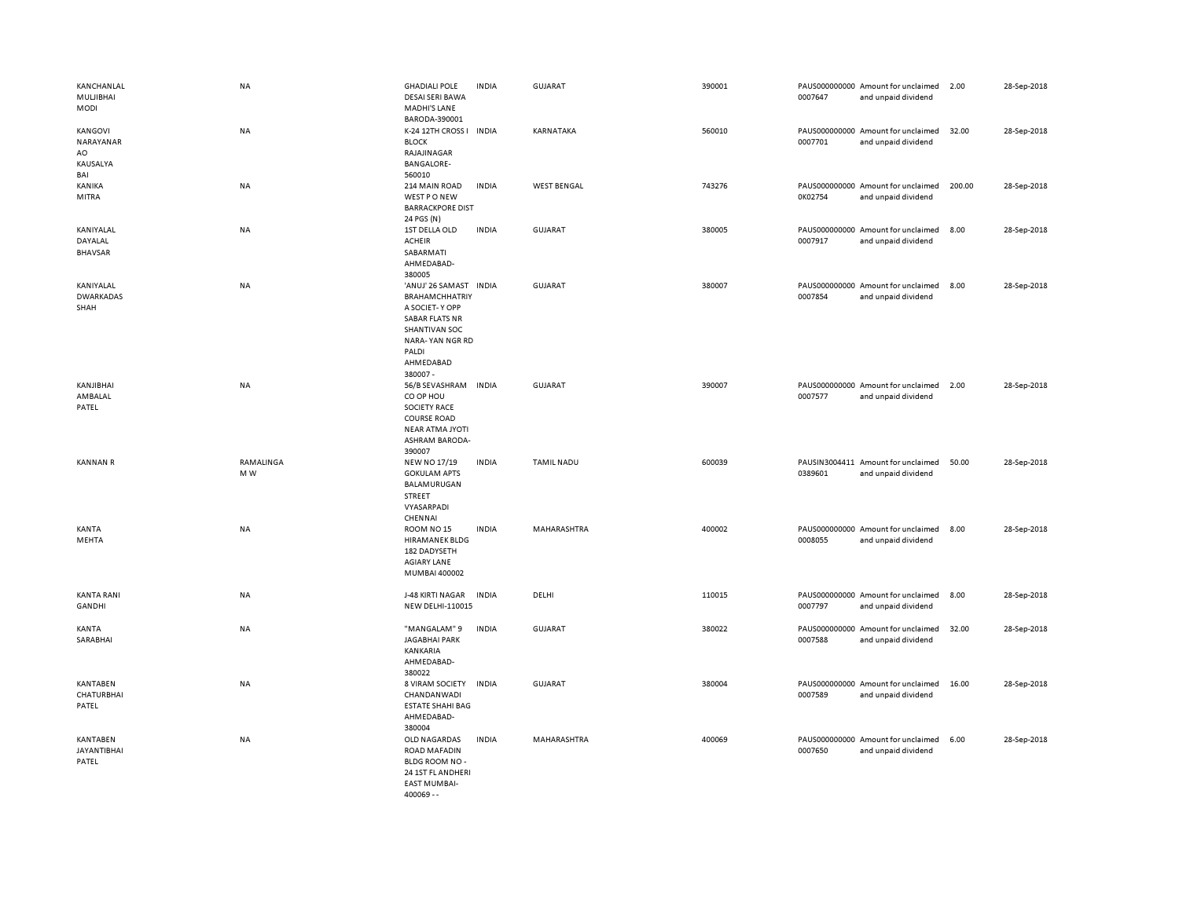| | | | | | | | | | |
|---|---|---|---|---|---|---|---|---|---|
| KANCHANLAL MULJIBHAI MODI | NA | GHADIALI POLE DESAI SERI BAWA MADHI'S LANE BARODA-390001 | INDIA | GUJARAT | 390001 | PAUS0000000000007647 | Amount for unclaimed and unpaid dividend | 2.00 | 28-Sep-2018 |
| KANGOVI NARAYANAR AO KAUSALYA BAI | NA | K-24 12TH CROSS I BLOCK RAJAJINAGAR BANGALORE-560010 | INDIA | KARNATAKA | 560010 | PAUS0000000000007701 | Amount for unclaimed and unpaid dividend | 32.00 | 28-Sep-2018 |
| KANIKA MITRA | NA | 214 MAIN ROAD WEST P O NEW BARRACKPORE DIST 24 PGS (N) | INDIA | WEST BENGAL | 743276 | PAUS0000000000K02754 | Amount for unclaimed and unpaid dividend | 200.00 | 28-Sep-2018 |
| KANIYALAL DAYALAL BHAVSAR | NA | 1ST DELLA OLD ACHEIR SABARMATI AHMEDABAD-380005 | INDIA | GUJARAT | 380005 | PAUS0000000000007917 | Amount for unclaimed and unpaid dividend | 8.00 | 28-Sep-2018 |
| KANIYALAL DWARKADAS SHAH | NA | 'ANUJ' 26 SAMAST BRAHAMCHHATRIY A SOCIET- Y OPP SABAR FLATS NR SHANTIVAN SOC NARA- YAN NGR RD PALDI AHMEDABAD 380007 - | INDIA | GUJARAT | 380007 | PAUS0000000000007854 | Amount for unclaimed and unpaid dividend | 8.00 | 28-Sep-2018 |
| KANJIBHAI AMBALAL PATEL | NA | 56/B SEVASHRAM CO OP HOU SOCIETY RACE COURSE ROAD NEAR ATMA JYOTI ASHRAM BARODA-390007 | INDIA | GUJARAT | 390007 | PAUS0000000000007577 | Amount for unclaimed and unpaid dividend | 2.00 | 28-Sep-2018 |
| KANNAN R | RAMALINGA M W | NEW NO 17/19 GOKULAM APTS BALAMURUGAN STREET VYASARPADI CHENNAI | INDIA | TAMIL NADU | 600039 | PAUSIN30044110389601 | Amount for unclaimed and unpaid dividend | 50.00 | 28-Sep-2018 |
| KANTA MEHTA | NA | ROOM NO 15 HIRAMANEK BLDG 182 DADYSETH AGIARY LANE MUMBAI 400002 | INDIA | MAHARASHTRA | 400002 | PAUS0000000000008055 | Amount for unclaimed and unpaid dividend | 8.00 | 28-Sep-2018 |
| KANTA RANI GANDHI | NA | J-48 KIRTI NAGAR NEW DELHI-110015 | INDIA | DELHI | 110015 | PAUS0000000000007797 | Amount for unclaimed and unpaid dividend | 8.00 | 28-Sep-2018 |
| KANTA SARABHAI | NA | "MANGALAM" 9 JAGABHAI PARK KANKARIA AHMEDABAD-380022 | INDIA | GUJARAT | 380022 | PAUS0000000000007588 | Amount for unclaimed and unpaid dividend | 32.00 | 28-Sep-2018 |
| KANTABEN CHATURBHAI PATEL | NA | 8 VIRAM SOCIETY CHANDANWADI ESTATE SHAHI BAG AHMEDABAD-380004 | INDIA | GUJARAT | 380004 | PAUS0000000000007589 | Amount for unclaimed and unpaid dividend | 16.00 | 28-Sep-2018 |
| KANTABEN JAYANTIBHAI PATEL | NA | OLD NAGARDAS ROAD MAFADIN BLDG ROOM NO - 24 1ST FL ANDHERI EAST MUMBAI-400069 - - | INDIA | MAHARASHTRA | 400069 | PAUS0000000000007650 | Amount for unclaimed and unpaid dividend | 6.00 | 28-Sep-2018 |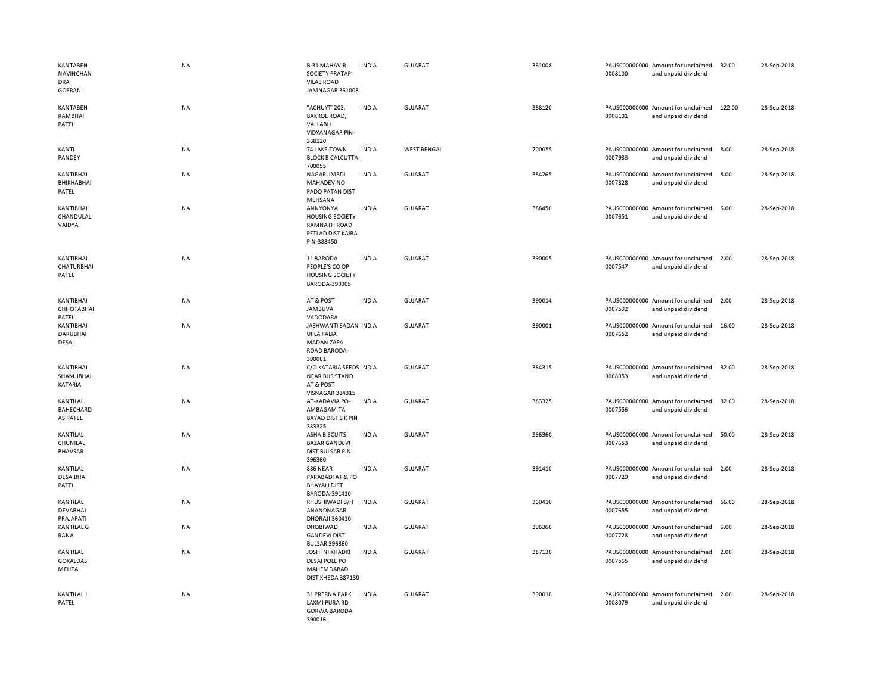| | | | | | | | | | |
|---|---|---|---|---|---|---|---|---|---|
| KANTABEN NAVINCHAN DRA GOSRANI | NA | B-31 MAHAVIR SOCIETY PRATAP VILAS ROAD JAMNAGAR 361008 | INDIA | GUJARAT | 361008 | PAUS000000000 0008100 | Amount for unclaimed and unpaid dividend | 32.00 | 28-Sep-2018 |
| KANTABEN RAMBHAI PATEL | NA | "ACHUYT' 203, BAKROL ROAD, VALLABH VIDYANAGAR PIN-388120 | INDIA | GUJARAT | 388120 | PAUS000000000 0008101 | Amount for unclaimed and unpaid dividend | 122.00 | 28-Sep-2018 |
| KANTI PANDEY | NA | 74 LAKE-TOWN BLOCK B CALCUTTA-700055 | INDIA | WEST BENGAL | 700055 | PAUS000000000 0007933 | Amount for unclaimed and unpaid dividend | 8.00 | 28-Sep-2018 |
| KANTIBHAI BHIKHABHAI PATEL | NA | NAGARLIMBDI MAHADEV NO PADO PATAN DIST MEHSANA | INDIA | GUJARAT | 384265 | PAUS000000000 0007828 | Amount for unclaimed and unpaid dividend | 8.00 | 28-Sep-2018 |
| KANTIBHAI CHANDULAL VAIDYA | NA | ANNYONYA HOUSING SOCIETY RAMNATH ROAD PETLAD DIST KAIRA PIN-388450 | INDIA | GUJARAT | 388450 | PAUS000000000 0007651 | Amount for unclaimed and unpaid dividend | 6.00 | 28-Sep-2018 |
| KANTIBHAI CHATURBHAI PATEL | NA | 11 BARODA PEOPLE'S CO OP HOUSING SOCIETY BARODA-390005 | INDIA | GUJARAT | 390005 | PAUS000000000 0007547 | Amount for unclaimed and unpaid dividend | 2.00 | 28-Sep-2018 |
| KANTIBHAI CHHOTABHAI PATEL | NA | AT & POST JAMBUVA VADODARA | INDIA | GUJARAT | 390014 | PAUS000000000 0007592 | Amount for unclaimed and unpaid dividend | 2.00 | 28-Sep-2018 |
| KANTIBHAI DARUBHAI DESAI | NA | JASHWANTI SADAN UPLA FALIA MADAN ZAPA ROAD BARODA-390001 | INDIA | GUJARAT | 390001 | PAUS000000000 0007652 | Amount for unclaimed and unpaid dividend | 16.00 | 28-Sep-2018 |
| KANTIBHAI SHAMJIBHAI KATARIA | NA | C/O KATARIA SEEDS NEAR BUS STAND AT & POST VISNAGAR 384315 | INDIA | GUJARAT | 384315 | PAUS000000000 0008053 | Amount for unclaimed and unpaid dividend | 32.00 | 28-Sep-2018 |
| KANTILAL BAHECHARD AS PATEL | NA | AT-KADAVIA PO-AMBAGAM TA BAYAD DIST S K PIN 383325 | INDIA | GUJARAT | 383325 | PAUS000000000 0007556 | Amount for unclaimed and unpaid dividend | 32.00 | 28-Sep-2018 |
| KANTILAL CHUNILAL BHAVSAR | NA | ASHA BISCUITS BAZAR GANDEVI DIST BULSAR PIN-396360 | INDIA | GUJARAT | 396360 | PAUS000000000 0007653 | Amount for unclaimed and unpaid dividend | 50.00 | 28-Sep-2018 |
| KANTILAL DESAIBHAI PATEL | NA | 886 NEAR PARABADI AT & PO BHAYALI DIST BARODA-391410 | INDIA | GUJARAT | 391410 | PAUS000000000 0007729 | Amount for unclaimed and unpaid dividend | 2.00 | 28-Sep-2018 |
| KANTILAL DEVABHAI PRAJAPATI | NA | RHUSHIWADI B/H ANANDNAGAR DHORAJI 360410 | INDIA | GUJARAT | 360410 | PAUS000000000 0007655 | Amount for unclaimed and unpaid dividend | 66.00 | 28-Sep-2018 |
| KANTILAL G RANA | NA | DHOBIWAD GANDEVI DIST BULSAR 396360 | INDIA | GUJARAT | 396360 | PAUS000000000 0007728 | Amount for unclaimed and unpaid dividend | 6.00 | 28-Sep-2018 |
| KANTILAL GOKALDAS MEHTA | NA | JOSHI NI KHADKI DESAI POLE PO MAHEMDABAD DIST KHEDA 387130 | INDIA | GUJARAT | 387130 | PAUS000000000 0007565 | Amount for unclaimed and unpaid dividend | 2.00 | 28-Sep-2018 |
| KANTILAL J PATEL | NA | 31 PRERNA PARK LAXMI PURA RD GORWA BARODA 390016 | INDIA | GUJARAT | 390016 | PAUS000000000 0008079 | Amount for unclaimed and unpaid dividend | 2.00 | 28-Sep-2018 |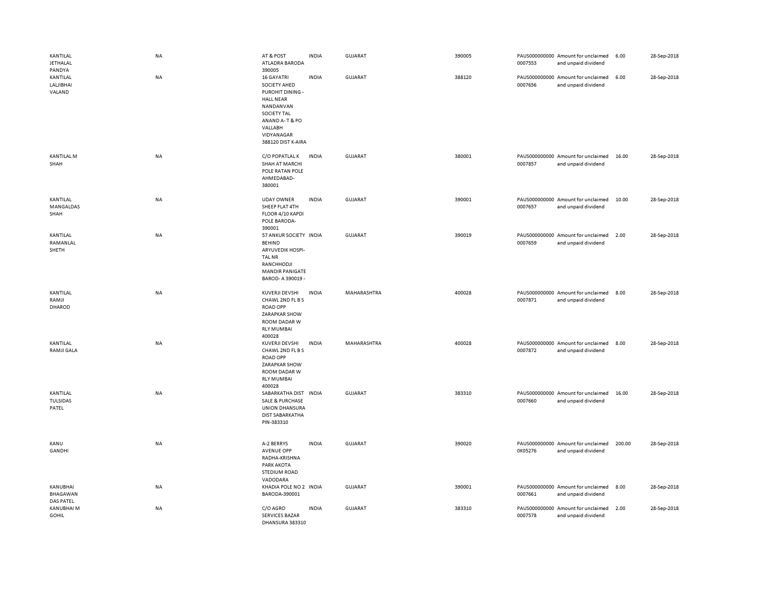| | | | | | | | | | |
|---|---|---|---|---|---|---|---|---|---|
| KANTILAL JETHALAL PANDYA | NA | AT & POST ATLADRA BARODA 390005 | INDIA | GUJARAT | 390005 | PAUS0000000000007553 | Amount for unclaimed and unpaid dividend | 6.00 | 28-Sep-2018 |
| KANTILAL LALJIBHAI VALAND | NA | 16 GAYATRI SOCIETY AHED PUROHIT DINING - HALL NEAR NANDANVAN SOCIETY TAL ANAND A- T & PO VALLABH VIDYANAGAR 388120 DIST K-AIRA | INDIA | GUJARAT | 388120 | PAUS0000000000007656 | Amount for unclaimed and unpaid dividend | 6.00 | 28-Sep-2018 |
| KANTILAL M SHAH | NA | C/O POPATLAL K SHAH AT MARCHI POLE RATAN POLE AHMEDABAD-380001 | INDIA | GUJARAT | 380001 | PAUS0000000000007857 | Amount for unclaimed and unpaid dividend | 16.00 | 28-Sep-2018 |
| KANTILAL MANGALDAS SHAH | NA | UDAY OWNER SHEEP FLAT 4TH FLOOR 4/10 KAPDI POLE BARODA-390001 | INDIA | GUJARAT | 390001 | PAUS0000000000007657 | Amount for unclaimed and unpaid dividend | 10.00 | 28-Sep-2018 |
| KANTILAL RAMANLAL SHETH | NA | 57 ANKUR SOCIETY BEHIND ARYUVEDIK HOSPI-TAL NR RANCHHODJI MANDIR PANIGATE BAROD- A 390019 - | INDIA | GUJARAT | 390019 | PAUS0000000000007659 | Amount for unclaimed and unpaid dividend | 2.00 | 28-Sep-2018 |
| KANTILAL RAMJI DHAROD | NA | KUVERJI DEVSHI CHAWL 2ND FL B S ROAD OPP ZARAPKAR SHOW ROOM DADAR W RLY MUMBAI 400028 | INDIA | MAHARASHTRA | 400028 | PAUS0000000000007871 | Amount for unclaimed and unpaid dividend | 8.00 | 28-Sep-2018 |
| KANTILAL RAMJI GALA | NA | KUVERJI DEVSHI CHAWL 2ND FL B S ROAD OPP ZARAPKAR SHOW ROOM DADAR W RLY MUMBAI 400028 | INDIA | MAHARASHTRA | 400028 | PAUS0000000000007872 | Amount for unclaimed and unpaid dividend | 8.00 | 28-Sep-2018 |
| KANTILAL TULSIDAS PATEL | NA | SABARKATHA DIST SALE & PURCHASE UNION DHANSURA DIST SABARKATHA PIN-383310 | INDIA | GUJARAT | 383310 | PAUS0000000000007660 | Amount for unclaimed and unpaid dividend | 16.00 | 28-Sep-2018 |
| KANU GANDHI | NA | A-2 BERRYS AVENUE OPP RADHA-KRISHNA PARK AKOTA STEDIUM ROAD VADODARA | INDIA | GUJARAT | 390020 | PAUS0000000000K05276 | Amount for unclaimed and unpaid dividend | 200.00 | 28-Sep-2018 |
| KANUBHAI BHAGAWAN DAS PATEL | NA | KHADIA POLE NO 2 BARODA-390001 | INDIA | GUJARAT | 390001 | PAUS0000000000007661 | Amount for unclaimed and unpaid dividend | 8.00 | 28-Sep-2018 |
| KANUBHAI M GOHIL | NA | C/O AGRO SERVICES BAZAR DHANSURA 383310 | INDIA | GUJARAT | 383310 | PAUS0000000000007578 | Amount for unclaimed and unpaid dividend | 2.00 | 28-Sep-2018 |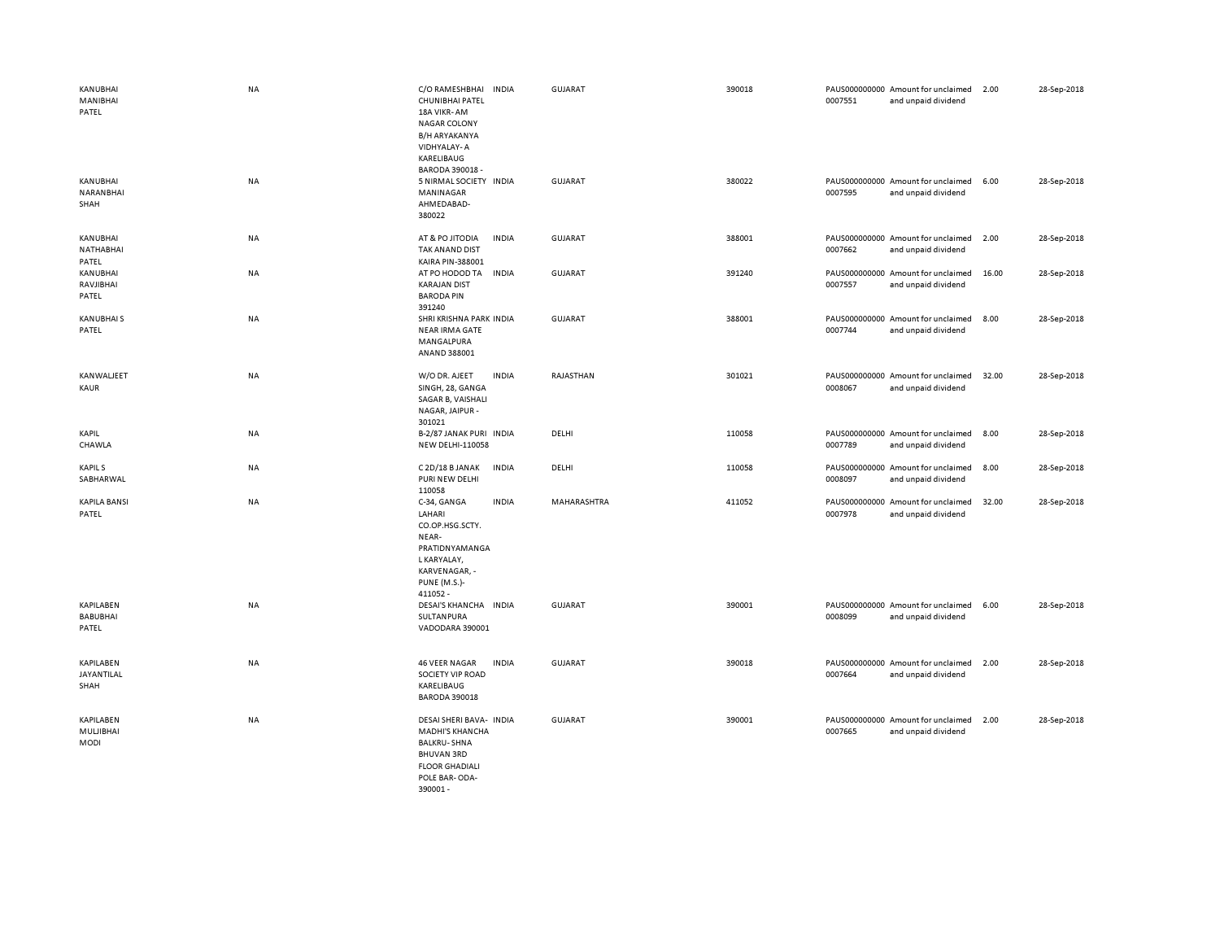| | | | | | | | | | |
|---|---|---|---|---|---|---|---|---|---|
| KANUBHAI MANIBHAI PATEL | NA | C/O RAMESHBHAI CHUNIBHAI PATEL 18A VIKR- AM NAGAR COLONY B/H ARYAKANYA VIDHYALAY- A KARELIBAUG BARODA 390018 - | INDIA | GUJARAT | 390018 | PAUS0000000000007551 | Amount for unclaimed and unpaid dividend | 2.00 | 28-Sep-2018 |
| KANUBHAI NARANBHAI SHAH | NA | 5 NIRMAL SOCIETY MANINAGAR AHMEDABAD-380022 | INDIA | GUJARAT | 380022 | PAUS0000000000007595 | Amount for unclaimed and unpaid dividend | 6.00 | 28-Sep-2018 |
| KANUBHAI NATHABHAI PATEL | NA | AT & PO JITODIA TAK ANAND DIST KAIRA PIN-388001 | INDIA | GUJARAT | 388001 | PAUS0000000000007662 | Amount for unclaimed and unpaid dividend | 2.00 | 28-Sep-2018 |
| KANUBHAI RAVJIBHAI PATEL | NA | AT PO HODOD TA KARAJAN DIST BARODA PIN 391240 | INDIA | GUJARAT | 391240 | PAUS0000000000007557 | Amount for unclaimed and unpaid dividend | 16.00 | 28-Sep-2018 |
| KANUBHAI S PATEL | NA | SHRI KRISHNA PARK NEAR IRMA GATE MANGALPURA ANAND 388001 | INDIA | GUJARAT | 388001 | PAUS0000000000007744 | Amount for unclaimed and unpaid dividend | 8.00 | 28-Sep-2018 |
| KANWALJEET KAUR | NA | W/O DR. AJEET SINGH, 28, GANGA SAGAR B, VAISHALI NAGAR, JAIPUR - 301021 | INDIA | RAJASTHAN | 301021 | PAUS0000000000008067 | Amount for unclaimed and unpaid dividend | 32.00 | 28-Sep-2018 |
| KAPIL CHAWLA | NA | B-2/87 JANAK PURI NEW DELHI-110058 | INDIA | DELHI | 110058 | PAUS0000000000007789 | Amount for unclaimed and unpaid dividend | 8.00 | 28-Sep-2018 |
| KAPIL S SABHARWAL | NA | C 2D/18 B JANAK PURI NEW DELHI 110058 | INDIA | DELHI | 110058 | PAUS0000000000008097 | Amount for unclaimed and unpaid dividend | 8.00 | 28-Sep-2018 |
| KAPILA BANSI PATEL | NA | C-34, GANGA LAHARI CO.OP.HSG.SCTY. NEAR-PRATIDNYAMANGAL KARYALAY, KARVENAGAR, - PUNE (M.S.)- 411052 - | INDIA | MAHARASHTRA | 411052 | PAUS0000000000007978 | Amount for unclaimed and unpaid dividend | 32.00 | 28-Sep-2018 |
| KAPILABEN BABUBHAI PATEL | NA | DESAI'S KHANCHA SULTANPURA VADODARA 390001 | INDIA | GUJARAT | 390001 | PAUS0000000000008099 | Amount for unclaimed and unpaid dividend | 6.00 | 28-Sep-2018 |
| KAPILABEN JAYANTILAL SHAH | NA | 46 VEER NAGAR SOCIETY VIP ROAD KARELIBAUG BARODA 390018 | INDIA | GUJARAT | 390018 | PAUS0000000000007664 | Amount for unclaimed and unpaid dividend | 2.00 | 28-Sep-2018 |
| KAPILABEN MULJIBHAI MODI | NA | DESAI SHERI BAVA- MADHI'S KHANCHA BALKRU- SHNA BHUVAN 3RD FLOOR GHADIALI POLE BAR- ODA- 390001 - | INDIA | GUJARAT | 390001 | PAUS0000000000007665 | Amount for unclaimed and unpaid dividend | 2.00 | 28-Sep-2018 |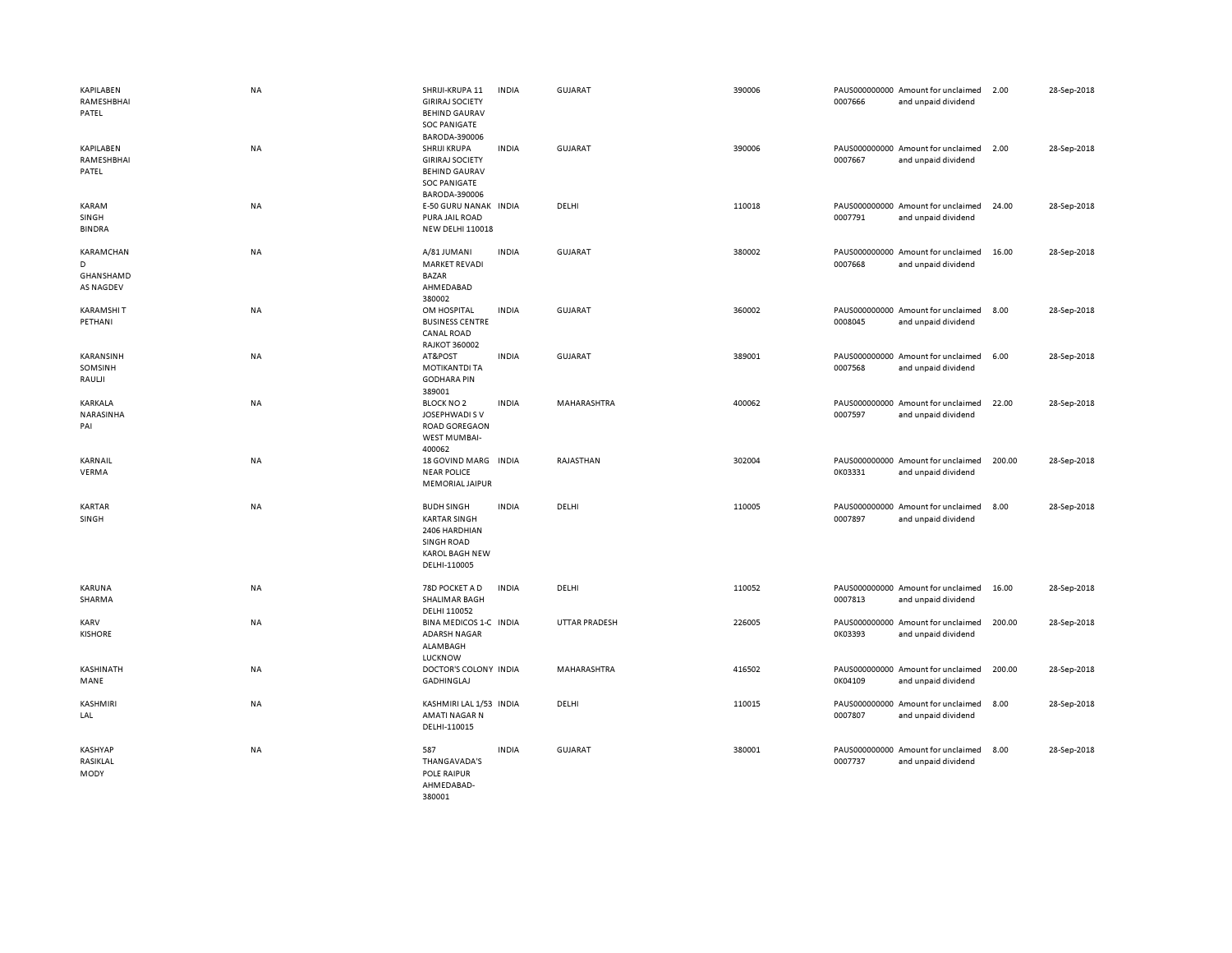| | | | | | | | | | |
|---|---|---|---|---|---|---|---|---|---|
| KAPILABEN RAMESHBHAI PATEL | NA | SHRIJI-KRUPA 11 GIRIRAJ SOCIETY BEHIND GAURAV SOC PANIGATE BARODA-390006 | INDIA | GUJARAT | 390006 | PAUS0000000000007666 | Amount for unclaimed and unpaid dividend | 2.00 | 28-Sep-2018 |
| KAPILABEN RAMESHBHAI PATEL | NA | SHRIJI KRUPA GIRIRAJ SOCIETY BEHIND GAURAV SOC PANIGATE BARODA-390006 | INDIA | GUJARAT | 390006 | PAUS0000000000007667 | Amount for unclaimed and unpaid dividend | 2.00 | 28-Sep-2018 |
| KARAM SINGH BINDRA | NA | E-50 GURU NANAK PURA JAIL ROAD NEW DELHI 110018 | INDIA | DELHI | 110018 | PAUS0000000000007791 | Amount for unclaimed and unpaid dividend | 24.00 | 28-Sep-2018 |
| KARAMCHAND GHANSHAMDAS NAGDEV | NA | A/81 JUMANI MARKET REVADI BAZAR AHMEDABAD 380002 | INDIA | GUJARAT | 380002 | PAUS0000000000007668 | Amount for unclaimed and unpaid dividend | 16.00 | 28-Sep-2018 |
| KARAMSHI T PETHANI | NA | OM HOSPITAL BUSINESS CENTRE CANAL ROAD RAJKOT 360002 | INDIA | GUJARAT | 360002 | PAUS0000000000008045 | Amount for unclaimed and unpaid dividend | 8.00 | 28-Sep-2018 |
| KARANSINH SOMSINH RAULJI | NA | AT&POST MOTIKANTDI TA GODHARA PIN 389001 | INDIA | GUJARAT | 389001 | PAUS0000000000007568 | Amount for unclaimed and unpaid dividend | 6.00 | 28-Sep-2018 |
| KARKALA NARASINHA PAI | NA | BLOCK NO 2 JOSEPHWADI S V ROAD GOREGAON WEST MUMBAI-400062 | INDIA | MAHARASHTRA | 400062 | PAUS0000000000007597 | Amount for unclaimed and unpaid dividend | 22.00 | 28-Sep-2018 |
| KARNAIL VERMA | NA | 18 GOVIND MARG NEAR POLICE MEMORIAL JAIPUR | INDIA | RAJASTHAN | 302004 | PAUS0000000000K03331 | Amount for unclaimed and unpaid dividend | 200.00 | 28-Sep-2018 |
| KARTAR SINGH | NA | BUDH SINGH KARTAR SINGH 2406 HARDHIAN SINGH ROAD KAROL BAGH NEW DELHI-110005 | INDIA | DELHI | 110005 | PAUS0000000000007897 | Amount for unclaimed and unpaid dividend | 8.00 | 28-Sep-2018 |
| KARUNA SHARMA | NA | 78D POCKET A D SHALIMAR BAGH DELHI 110052 | INDIA | DELHI | 110052 | PAUS0000000000007813 | Amount for unclaimed and unpaid dividend | 16.00 | 28-Sep-2018 |
| KARV KISHORE | NA | BINA MEDICOS 1-C ADARSH NAGAR ALAMBAGH LUCKNOW | INDIA | UTTAR PRADESH | 226005 | PAUS0000000000K03393 | Amount for unclaimed and unpaid dividend | 200.00 | 28-Sep-2018 |
| KASHINATH MANE | NA | DOCTOR'S COLONY GADHINGLAJ | INDIA | MAHARASHTRA | 416502 | PAUS0000000000K04109 | Amount for unclaimed and unpaid dividend | 200.00 | 28-Sep-2018 |
| KASHMIRI LAL | NA | KASHMIRI LAL 1/53 AMATI NAGAR N DELHI-110015 | INDIA | DELHI | 110015 | PAUS0000000000007807 | Amount for unclaimed and unpaid dividend | 8.00 | 28-Sep-2018 |
| KASHYAP RASIKLAL MODY | NA | 587 THANGAVADA'S POLE RAIPUR AHMEDABAD-380001 | INDIA | GUJARAT | 380001 | PAUS0000000000007737 | Amount for unclaimed and unpaid dividend | 8.00 | 28-Sep-2018 |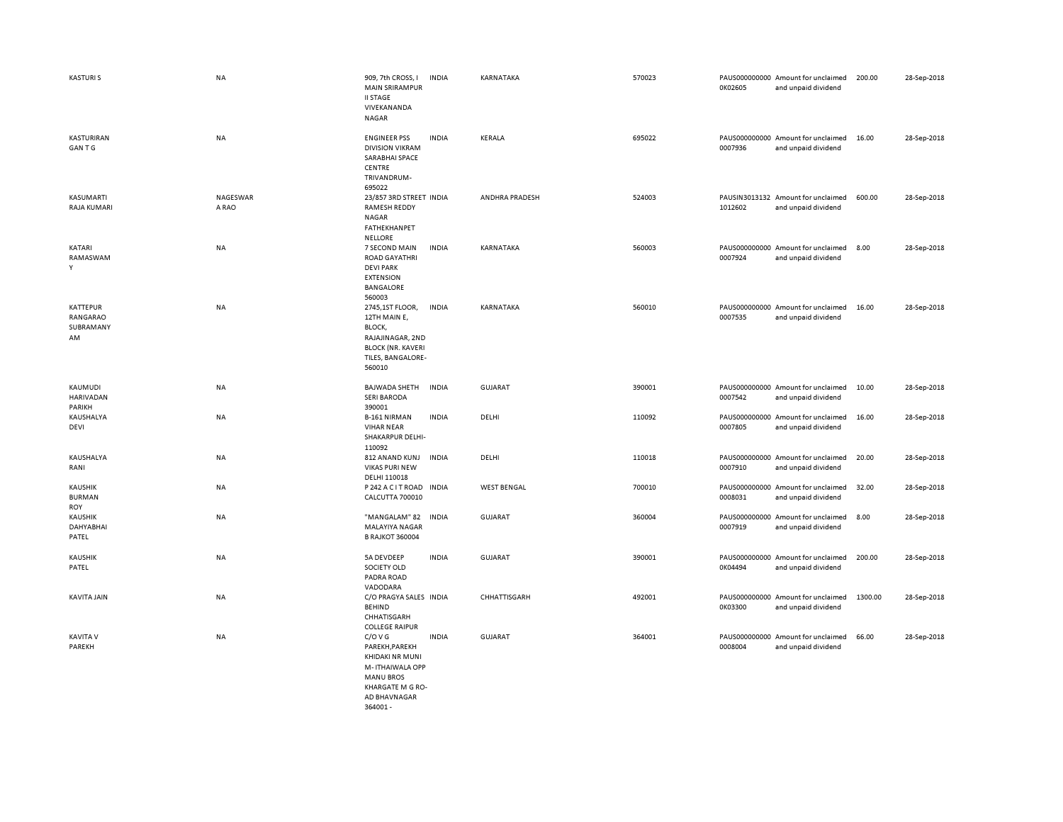| | | | | | | | | | |
|---|---|---|---|---|---|---|---|---|---|
| KASTURI S | NA | 909, 7th CROSS, I MAIN SRIRAMPUR II STAGE VIVEKANANDA NAGAR | INDIA | KARNATAKA | 570023 | PAUS0000000000K02605 | Amount for unclaimed and unpaid dividend | 200.00 | 28-Sep-2018 |
| KASTURIRAN GAN T G | NA | ENGINEER PSS DIVISION VIKRAM SARABHAI SPACE CENTRE TRIVANDRUM-695022 | INDIA | KERALA | 695022 | PAUS0000000000007936 | Amount for unclaimed and unpaid dividend | 16.00 | 28-Sep-2018 |
| KASUMARTI RAJA KUMARI | NAGESWAR A RAO | 23/857 3RD STREET RAMESH REDDY NAGAR FATHEKHANPET NELLORE | INDIA | ANDHRA PRADESH | 524003 | PAUSIN30131321012602 | Amount for unclaimed and unpaid dividend | 600.00 | 28-Sep-2018 |
| KATARI RAMASWAM Y | NA | 7 SECOND MAIN ROAD GAYATHRI DEVI PARK EXTENSION BANGALORE 560003 | INDIA | KARNATAKA | 560003 | PAUS0000000000007924 | Amount for unclaimed and unpaid dividend | 8.00 | 28-Sep-2018 |
| KATTEPUR RANGARAO SUBRAMANY AM | NA | 2745,1ST FLOOR, 12TH MAIN E, BLOCK, RAJAJINAGAR, 2ND BLOCK (NR. KAVERI TILES, BANGALORE-560010 | INDIA | KARNATAKA | 560010 | PAUS0000000000007535 | Amount for unclaimed and unpaid dividend | 16.00 | 28-Sep-2018 |
| KAUMUDI HARIVADAN PARIKH | NA | BAJWADA SHETH SERI BARODA 390001 | INDIA | GUJARAT | 390001 | PAUS0000000000007542 | Amount for unclaimed and unpaid dividend | 10.00 | 28-Sep-2018 |
| KAUSHALYA DEVI | NA | B-161 NIRMAN VIHAR NEAR SHAKARPUR DELHI-110092 | INDIA | DELHI | 110092 | PAUS0000000000007805 | Amount for unclaimed and unpaid dividend | 16.00 | 28-Sep-2018 |
| KAUSHALYA RANI | NA | 812 ANAND KUNJ VIKAS PURI NEW DELHI 110018 | INDIA | DELHI | 110018 | PAUS0000000000007910 | Amount for unclaimed and unpaid dividend | 20.00 | 28-Sep-2018 |
| KAUSHIK BURMAN ROY | NA | P 242 A C I T ROAD CALCUTTA 700010 | INDIA | WEST BENGAL | 700010 | PAUS0000000000008031 | Amount for unclaimed and unpaid dividend | 32.00 | 28-Sep-2018 |
| KAUSHIK DAHYABHAI PATEL | NA | "MANGALAM" 82 MALAYIYA NAGAR B RAJKOT 360004 | INDIA | GUJARAT | 360004 | PAUS0000000000007919 | Amount for unclaimed and unpaid dividend | 8.00 | 28-Sep-2018 |
| KAUSHIK PATEL | NA | 5A DEVDEEP SOCIETY OLD PADRA ROAD VADODARA | INDIA | GUJARAT | 390001 | PAUS0000000000K04494 | Amount for unclaimed and unpaid dividend | 200.00 | 28-Sep-2018 |
| KAVITA JAIN | NA | C/O PRAGYA SALES BEHIND CHHATISGARH COLLEGE RAIPUR | INDIA | CHHATTISGARH | 492001 | PAUS0000000000K03300 | Amount for unclaimed and unpaid dividend | 1300.00 | 28-Sep-2018 |
| KAVITA V PAREKH | NA | C/O V G PAREKH,PAREKH KHIDAKI NR MUNI M- ITHAIWALA OPP MANU BROS KHARGATE M G RO-AD BHAVNAGAR 364001 - | INDIA | GUJARAT | 364001 | PAUS0000000000008004 | Amount for unclaimed and unpaid dividend | 66.00 | 28-Sep-2018 |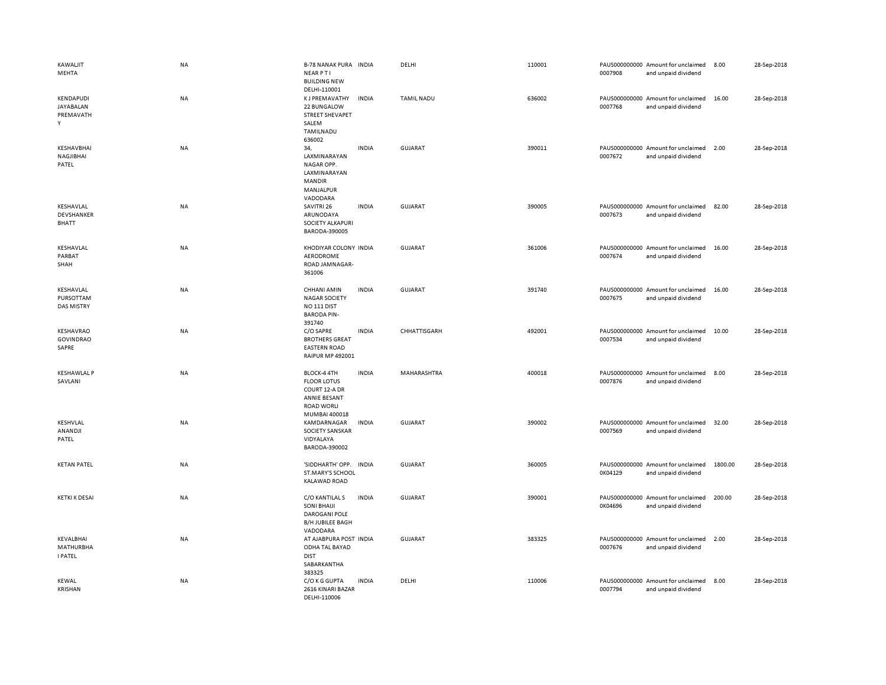| | | | | | | | | | |
|---|---|---|---|---|---|---|---|---|---|
| KAWALJIT MEHTA | NA | B-78 NANAK PURA NEAR P T I BUILDING NEW DELHI-110001 | INDIA | DELHI | 110001 | PAUS0000000000007908 | Amount for unclaimed and unpaid dividend | 8.00 | 28-Sep-2018 |
| KENDAPUDI JAYABALAN PREMAVATHY | NA | K J PREMAVATHY 22 BUNGALOW STREET SHEVAPET SALEM TAMILNADU 636002 | INDIA | TAMIL NADU | 636002 | PAUS0000000000007768 | Amount for unclaimed and unpaid dividend | 16.00 | 28-Sep-2018 |
| KESHAVBHAI NAGJIBHAI PATEL | NA | 34, LAXMINARAYAN NAGAR OPP. LAXMINARAYAN MANDIR MANJALPUR VADODARA | INDIA | GUJARAT | 390011 | PAUS0000000000007672 | Amount for unclaimed and unpaid dividend | 2.00 | 28-Sep-2018 |
| KESHAVLAL DEVSHANKER BHATT | NA | SAVITRI 26 ARUNODAYA SOCIETY ALKAPURI BARODA-390005 | INDIA | GUJARAT | 390005 | PAUS0000000000007673 | Amount for unclaimed and unpaid dividend | 82.00 | 28-Sep-2018 |
| KESHAVLAL PARBAT SHAH | NA | KHODIYAR COLONY AERODROME ROAD JAMNAGAR-361006 | INDIA | GUJARAT | 361006 | PAUS0000000000007674 | Amount for unclaimed and unpaid dividend | 16.00 | 28-Sep-2018 |
| KESHAVLAL PURSOTTAM DAS MISTRY | NA | CHHANI AMIN NAGAR SOCIETY NO 111 DIST BARODA PIN-391740 | INDIA | GUJARAT | 391740 | PAUS0000000000007675 | Amount for unclaimed and unpaid dividend | 16.00 | 28-Sep-2018 |
| KESHAVRAO GOVINDRAO SAPRE | NA | C/O SAPRE BROTHERS GREAT EASTERN ROAD RAIPUR MP 492001 | INDIA | CHHATTISGARH | 492001 | PAUS0000000000007534 | Amount for unclaimed and unpaid dividend | 10.00 | 28-Sep-2018 |
| KESHAWLAL P SAVLANI | NA | BLOCK-4 4TH FLOOR LOTUS COURT 12-A DR ANNIE BESANT ROAD WORLI MUMBAI 400018 | INDIA | MAHARASHTRA | 400018 | PAUS0000000000007876 | Amount for unclaimed and unpaid dividend | 8.00 | 28-Sep-2018 |
| KESHVLAL ANANDJI PATEL | NA | KAMDARNAGAR SOCIETY SANSKAR VIDYALAYA BARODA-390002 | INDIA | GUJARAT | 390002 | PAUS0000000000007569 | Amount for unclaimed and unpaid dividend | 32.00 | 28-Sep-2018 |
| KETAN PATEL | NA | 'SIDDHARTH' OPP. ST.MARY'S SCHOOL KALAWAD ROAD | INDIA | GUJARAT | 360005 | PAUS0000000000K04129 | Amount for unclaimed and unpaid dividend | 1800.00 | 28-Sep-2018 |
| KETKI K DESAI | NA | C/O KANTILAL S SONI BHAIJI DAROGANI POLE B/H JUBILEE BAGH VADODARA | INDIA | GUJARAT | 390001 | PAUS0000000000K04696 | Amount for unclaimed and unpaid dividend | 200.00 | 28-Sep-2018 |
| KEVALBHAI MATHURBHAI PATEL | NA | AT AJABPURA POST ODHA TAL BAYAD DIST SABARKANTHA 383325 | INDIA | GUJARAT | 383325 | PAUS0000000000007676 | Amount for unclaimed and unpaid dividend | 2.00 | 28-Sep-2018 |
| KEWAL KRISHAN | NA | C/O K G GUPTA 2616 KINARI BAZAR DELHI-110006 | INDIA | DELHI | 110006 | PAUS0000000000007794 | Amount for unclaimed and unpaid dividend | 8.00 | 28-Sep-2018 |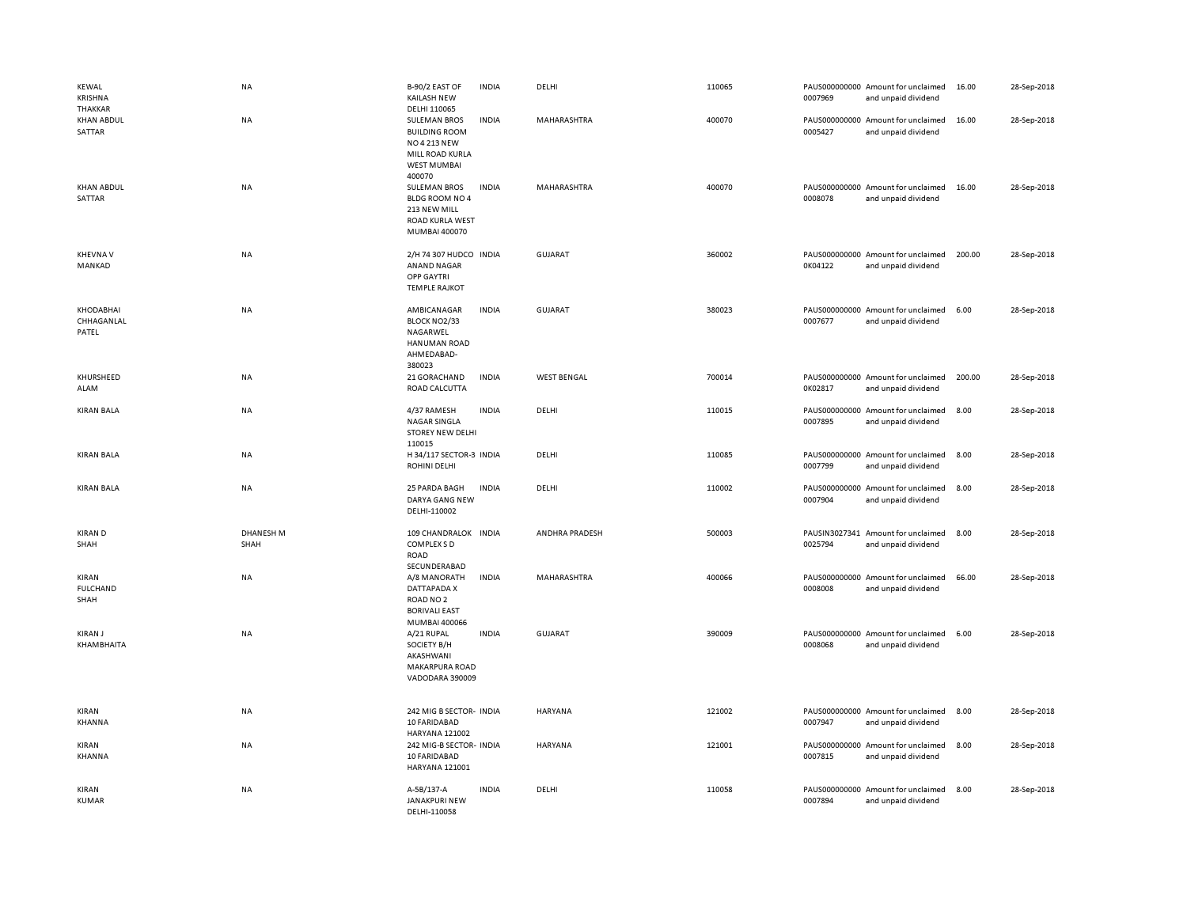| | | | | | | | | | |
|---|---|---|---|---|---|---|---|---|---|
| KEWAL KRISHNA THAKKAR | NA | B-90/2 EAST OF KAILASH NEW DELHI 110065 | INDIA | DELHI | 110065 | PAUS0000000000 0007969 | Amount for unclaimed and unpaid dividend | 16.00 | 28-Sep-2018 |
| KHAN ABDUL SATTAR | NA | SULEMAN BROS BUILDING ROOM NO 4 213 NEW MILL ROAD KURLA WEST MUMBAI 400070 | INDIA | MAHARASHTRA | 400070 | PAUS0000000000 0005427 | Amount for unclaimed and unpaid dividend | 16.00 | 28-Sep-2018 |
| KHAN ABDUL SATTAR | NA | SULEMAN BROS BLDG ROOM NO 4 213 NEW MILL ROAD KURLA WEST MUMBAI 400070 | INDIA | MAHARASHTRA | 400070 | PAUS0000000000 0008078 | Amount for unclaimed and unpaid dividend | 16.00 | 28-Sep-2018 |
| KHEVNA V MANKAD | NA | 2/H 74 307 HUDCO ANAND NAGAR OPP GAYTRI TEMPLE RAJKOT | INDIA | GUJARAT | 360002 | PAUS0000000000 0K04122 | Amount for unclaimed and unpaid dividend | 200.00 | 28-Sep-2018 |
| KHODABHAI CHHAGANLAL PATEL | NA | AMBICANAGAR BLOCK NO2/33 NAGARWEL HANUMAN ROAD AHMEDABAD-380023 | INDIA | GUJARAT | 380023 | PAUS0000000000 0007677 | Amount for unclaimed and unpaid dividend | 6.00 | 28-Sep-2018 |
| KHURSHEED ALAM | NA | 21 GORACHAND ROAD CALCUTTA | INDIA | WEST BENGAL | 700014 | PAUS0000000000 0K02817 | Amount for unclaimed and unpaid dividend | 200.00 | 28-Sep-2018 |
| KIRAN BALA | NA | 4/37 RAMESH NAGAR SINGLA STOREY NEW DELHI 110015 | INDIA | DELHI | 110015 | PAUS0000000000 0007895 | Amount for unclaimed and unpaid dividend | 8.00 | 28-Sep-2018 |
| KIRAN BALA | NA | H 34/117 SECTOR-3 ROHINI DELHI | INDIA | DELHI | 110085 | PAUS0000000000 0007799 | Amount for unclaimed and unpaid dividend | 8.00 | 28-Sep-2018 |
| KIRAN BALA | NA | 25 PARDA BAGH DARYA GANG NEW DELHI-110002 | INDIA | DELHI | 110002 | PAUS0000000000 0007904 | Amount for unclaimed and unpaid dividend | 8.00 | 28-Sep-2018 |
| KIRAN D SHAH | DHANESH M SHAH | 109 CHANDRALOK COMPLEX S D ROAD SECUNDERABAD | INDIA | ANDHRA PRADESH | 500003 | PAUSIN3027341 0025794 | Amount for unclaimed and unpaid dividend | 8.00 | 28-Sep-2018 |
| KIRAN FULCHAND SHAH | NA | A/8 MANORATH DATTAPADA X ROAD NO 2 BORIVALI EAST MUMBAI 400066 | INDIA | MAHARASHTRA | 400066 | PAUS0000000000 0008008 | Amount for unclaimed and unpaid dividend | 66.00 | 28-Sep-2018 |
| KIRAN J KHAMBHAITA | NA | A/21 RUPAL SOCIETY B/H AKASHWANI MAKARPURA ROAD VADODARA 390009 | INDIA | GUJARAT | 390009 | PAUS0000000000 0008068 | Amount for unclaimed and unpaid dividend | 6.00 | 28-Sep-2018 |
| KIRAN KHANNA | NA | 242 MIG B SECTOR-10 FARIDABAD HARYANA 121002 | INDIA | HARYANA | 121002 | PAUS0000000000 0007947 | Amount for unclaimed and unpaid dividend | 8.00 | 28-Sep-2018 |
| KIRAN KHANNA | NA | 242 MIG-B SECTOR-10 FARIDABAD HARYANA 121001 | INDIA | HARYANA | 121001 | PAUS0000000000 0007815 | Amount for unclaimed and unpaid dividend | 8.00 | 28-Sep-2018 |
| KIRAN KUMAR | NA | A-5B/137-A JANAKPURI NEW DELHI-110058 | INDIA | DELHI | 110058 | PAUS0000000000 0007894 | Amount for unclaimed and unpaid dividend | 8.00 | 28-Sep-2018 |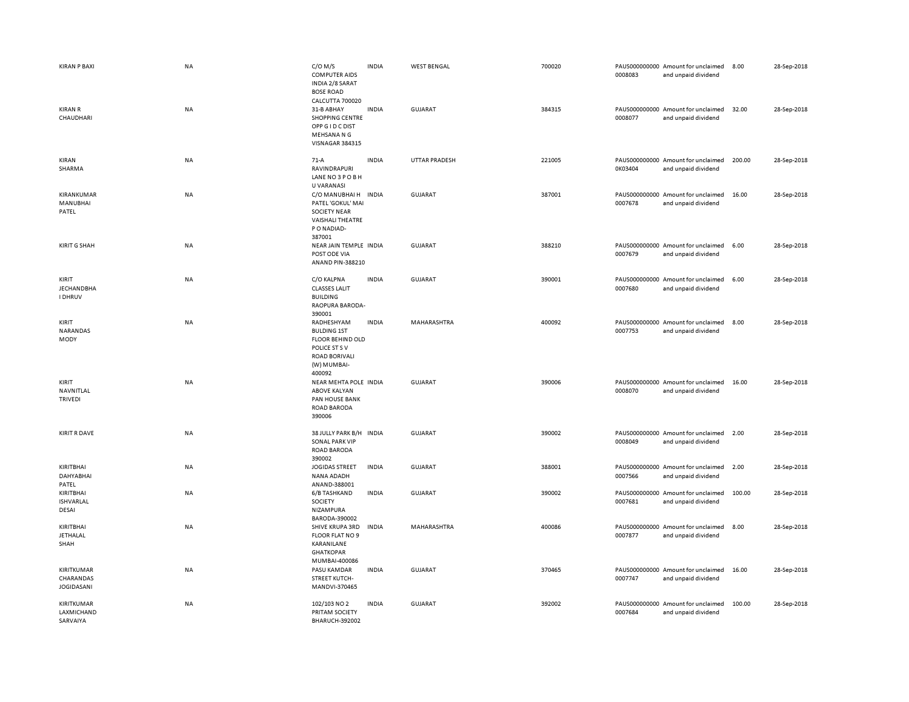| | | | | | | | | | |
|---|---|---|---|---|---|---|---|---|---|
| KIRAN P BAXI | NA | C/O M/S COMPUTER AIDS INDIA 2/8 SARAT BOSE ROAD CALCUTTA 700020 | INDIA | WEST BENGAL | 700020 | PAUS000000000 0008083 | Amount for unclaimed and unpaid dividend | 8.00 | 28-Sep-2018 |
| KIRAN R CHAUDHARI | NA | 31-B ABHAY SHOPPING CENTRE OPP G I D C DIST MEHSANA N G VISNAGAR 384315 | INDIA | GUJARAT | 384315 | PAUS000000000 0008077 | Amount for unclaimed and unpaid dividend | 32.00 | 28-Sep-2018 |
| KIRAN SHARMA | NA | 71-A RAVINDRAPURI LANE NO 3 P O B H U VARANASI | INDIA | UTTAR PRADESH | 221005 | PAUS000000000 0K03404 | Amount for unclaimed and unpaid dividend | 200.00 | 28-Sep-2018 |
| KIRANKUMAR MANUBHAI PATEL | NA | C/O MANUBHAI H PATEL 'GOKUL' MAI SOCIETY NEAR VAISHALI THEATRE P O NADIAD-387001 | INDIA | GUJARAT | 387001 | PAUS000000000 0007678 | Amount for unclaimed and unpaid dividend | 16.00 | 28-Sep-2018 |
| KIRIT G SHAH | NA | NEAR JAIN TEMPLE POST ODE VIA ANAND PIN-388210 | INDIA | GUJARAT | 388210 | PAUS000000000 0007679 | Amount for unclaimed and unpaid dividend | 6.00 | 28-Sep-2018 |
| KIRIT JECHANDBHA I DHRUV | NA | C/O KALPNA CLASSES LALIT BUILDING RAOPURA BARODA-390001 | INDIA | GUJARAT | 390001 | PAUS000000000 0007680 | Amount for unclaimed and unpaid dividend | 6.00 | 28-Sep-2018 |
| KIRIT NARANDAS MODY | NA | RADHESHYAM BULDING 1ST FLOOR BEHIND OLD POLICE ST S V ROAD BORIVALI (W) MUMBAI-400092 | INDIA | MAHARASHTRA | 400092 | PAUS000000000 0007753 | Amount for unclaimed and unpaid dividend | 8.00 | 28-Sep-2018 |
| KIRIT NAVNITLAL TRIVEDI | NA | NEAR MEHTA POLE ABOVE KALYAN PAN HOUSE BANK ROAD BARODA 390006 | INDIA | GUJARAT | 390006 | PAUS000000000 0008070 | Amount for unclaimed and unpaid dividend | 16.00 | 28-Sep-2018 |
| KIRIT R DAVE | NA | 38 JULLY PARK B/H SONAL PARK VIP ROAD BARODA 390002 | INDIA | GUJARAT | 390002 | PAUS000000000 0008049 | Amount for unclaimed and unpaid dividend | 2.00 | 28-Sep-2018 |
| KIRITBHAI DAHYABHAI PATEL | NA | JOGIDAS STREET NANA ADADH ANAND-388001 | INDIA | GUJARAT | 388001 | PAUS000000000 0007566 | Amount for unclaimed and unpaid dividend | 2.00 | 28-Sep-2018 |
| KIRITBHAI ISHVARLAL DESAI | NA | 6/B TASHKAND SOCIETY NIZAMPURA BARODA-390002 | INDIA | GUJARAT | 390002 | PAUS000000000 0007681 | Amount for unclaimed and unpaid dividend | 100.00 | 28-Sep-2018 |
| KIRITBHAI JETHALAL SHAH | NA | SHIVE KRUPA 3RD FLOOR FLAT NO 9 KARANILANE GHATKOPAR MUMBAI-400086 | INDIA | MAHARASHTRA | 400086 | PAUS000000000 0007877 | Amount for unclaimed and unpaid dividend | 8.00 | 28-Sep-2018 |
| KIRITKUMAR CHARANDAS JOGIDASANI | NA | PASU KAMDAR STREET KUTCH-MANDVI-370465 | INDIA | GUJARAT | 370465 | PAUS000000000 0007747 | Amount for unclaimed and unpaid dividend | 16.00 | 28-Sep-2018 |
| KIRITKUMAR LAXMICHAND SARVAIYA | NA | 102/103 NO 2 PRITAM SOCIETY BHARUCH-392002 | INDIA | GUJARAT | 392002 | PAUS000000000 0007684 | Amount for unclaimed and unpaid dividend | 100.00 | 28-Sep-2018 |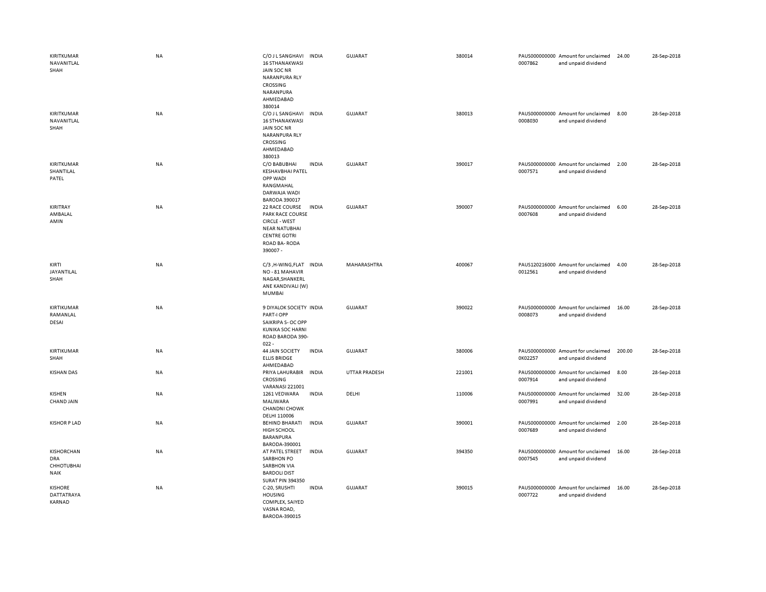| | | | | | | | | | |
|---|---|---|---|---|---|---|---|---|---|
| KIRITKUMAR NAVANITLAL SHAH | NA | C/O J L SANGHAVI 16 STHANAKWASI JAIN SOC NR NARANPURA RLY CROSSING NARANPURA AHMEDABAD 380014 | INDIA | GUJARAT | 380014 | PAUS0000000000007862 | Amount for unclaimed and unpaid dividend | 24.00 | 28-Sep-2018 |
| KIRITKUMAR NAVANITLAL SHAH | NA | C/O J L SANGHAVI 16 STHANAKWASI JAIN SOC NR NARANPURA RLY CROSSING AHMEDABAD 380013 | INDIA | GUJARAT | 380013 | PAUS0000000000008030 | Amount for unclaimed and unpaid dividend | 8.00 | 28-Sep-2018 |
| KIRITKUMAR SHANTILAL PATEL | NA | C/O BABUBHAI KESHAVBHAI PATEL OPP WADI RANGMAHAL DARWAJA WADI BARODA 390017 | INDIA | GUJARAT | 390017 | PAUS0000000000007571 | Amount for unclaimed and unpaid dividend | 2.00 | 28-Sep-2018 |
| KIRITRAY AMBALAL AMIN | NA | 22 RACE COURSE PARK RACE COURSE CIRCLE - WEST NEAR NATUBHAI CENTRE GOTRI ROAD BA- RODA 390007 - | INDIA | GUJARAT | 390007 | PAUS0000000000007608 | Amount for unclaimed and unpaid dividend | 6.00 | 28-Sep-2018 |
| KIRTI JAYANTILAL SHAH | NA | C/3 ,H-WING,FLAT NO - 81 MAHAVIR NAGAR,SHANKERL ANE KANDIVALI (W) MUMBAI | INDIA | MAHARASHTRA | 400067 | PAUS1202160000012561 | Amount for unclaimed and unpaid dividend | 4.00 | 28-Sep-2018 |
| KIRTIKUMAR RAMANLAL DESAI | NA | 9 DIYALOK SOCIETY PART-I OPP SAIKRIPA S- OC OPP KUNIKA SOC HARNI ROAD BARODA 390-022 - | INDIA | GUJARAT | 390022 | PAUS0000000000008073 | Amount for unclaimed and unpaid dividend | 16.00 | 28-Sep-2018 |
| KIRTIKUMAR SHAH | NA | 44 JAIN SOCIETY ELLIS BRIDGE AHMEDABAD | INDIA | GUJARAT | 380006 | PAUS0000000000K02257 | Amount for unclaimed and unpaid dividend | 200.00 | 28-Sep-2018 |
| KISHAN DAS | NA | PRIYA LAHURABIR CROSSING VARANASI 221001 | INDIA | UTTAR PRADESH | 221001 | PAUS0000000000007914 | Amount for unclaimed and unpaid dividend | 8.00 | 28-Sep-2018 |
| KISHEN CHAND JAIN | NA | 1261 VEDWARA MALIWARA CHANDNI CHOWK DELHI 110006 | INDIA | DELHI | 110006 | PAUS0000000000007991 | Amount for unclaimed and unpaid dividend | 32.00 | 28-Sep-2018 |
| KISHOR P LAD | NA | BEHIND BHARATI HIGH SCHOOL BARANPURA BARODA-390001 | INDIA | GUJARAT | 390001 | PAUS0000000000007689 | Amount for unclaimed and unpaid dividend | 2.00 | 28-Sep-2018 |
| KISHORCHANDRA CHHOTUBHAI NAIK | NA | AT PATEL STREET SARBHON PO SARBHON VIA BARDOLI DIST SURAT PIN 394350 | INDIA | GUJARAT | 394350 | PAUS0000000000007545 | Amount for unclaimed and unpaid dividend | 16.00 | 28-Sep-2018 |
| KISHORE DATTATRAYA KARNAD | NA | C-20, SRUSHTI HOUSING COMPLEX, SAIYED VASNA ROAD, BARODA-390015 | INDIA | GUJARAT | 390015 | PAUS0000000000007722 | Amount for unclaimed and unpaid dividend | 16.00 | 28-Sep-2018 |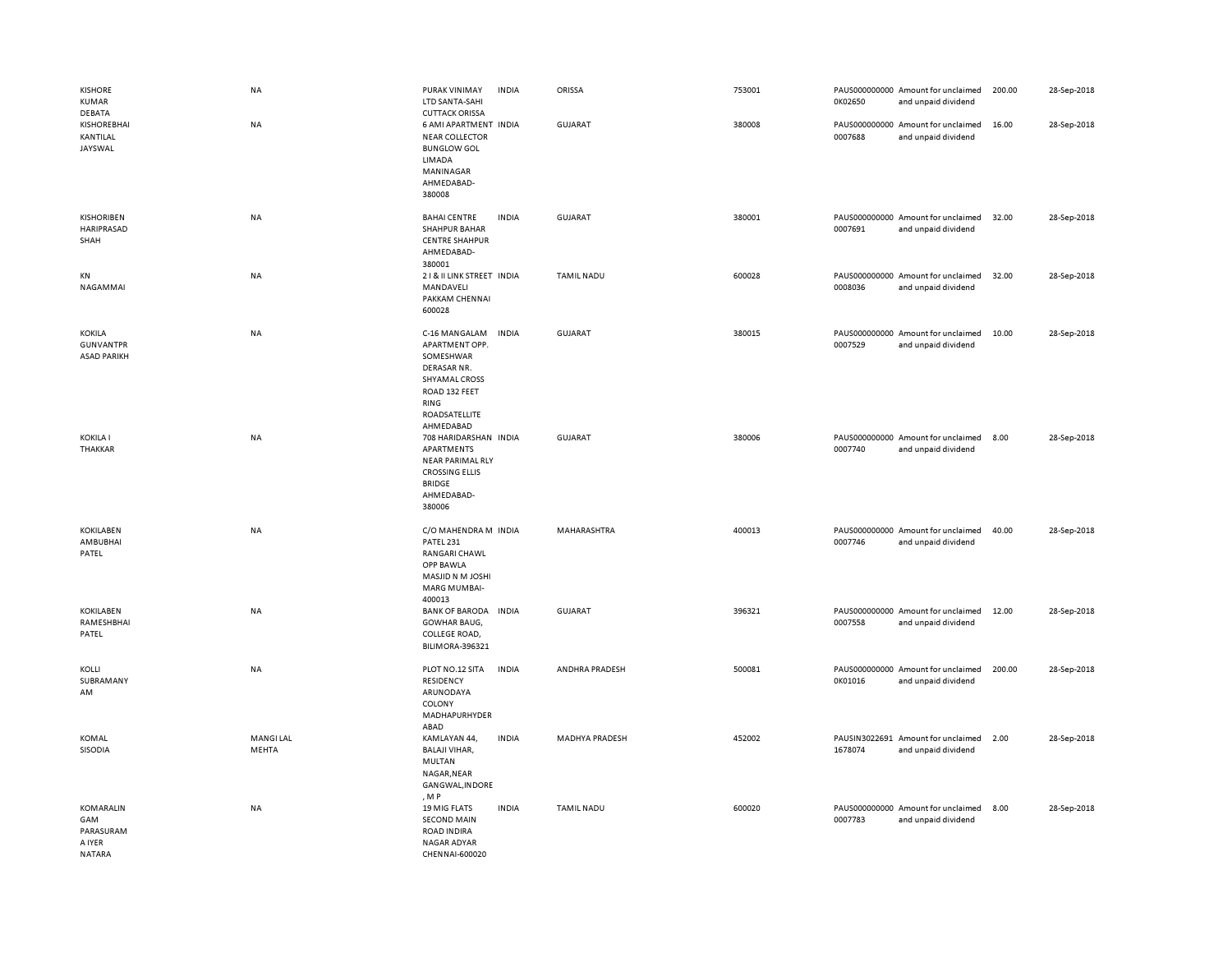| | | | | | | | | | |
|---|---|---|---|---|---|---|---|---|---|
| KISHORE KUMAR DEBATA | NA | PURAK VINIMAY LTD SANTA-SAHI CUTTACK ORISSA | INDIA | ORISSA | 753001 | PAUS0000000000K02650 | Amount for unclaimed and unpaid dividend | 200.00 | 28-Sep-2018 |
| KISHOREBHAI KANTILAL JAYSWAL | NA | 6 AMI APARTMENT NEAR COLLECTOR BUNGLOW GOL LIMADA MANINAGAR AHMEDABAD-380008 | INDIA | GUJARAT | 380008 | PAUS0000000000007688 | Amount for unclaimed and unpaid dividend | 16.00 | 28-Sep-2018 |
| KISHORIBEN HARIPRASAD SHAH | NA | BAHAI CENTRE SHAHPUR BAHAR CENTRE SHAHPUR AHMEDABAD-380001 | INDIA | GUJARAT | 380001 | PAUS0000000000007691 | Amount for unclaimed and unpaid dividend | 32.00 | 28-Sep-2018 |
| KN NAGAMMAI | NA | 2 I & II LINK STREET MANDAVELI PAKKAM CHENNAI 600028 | INDIA | TAMIL NADU | 600028 | PAUS0000000000008036 | Amount for unclaimed and unpaid dividend | 32.00 | 28-Sep-2018 |
| KOKILA GUNVANTPR ASAD PARIKH | NA | C-16 MANGALAM APARTMENT OPP. SOMESHWAR DERASAR NR. SHYAMAL CROSS ROAD 132 FEET RING ROADSATELLITE AHMEDABAD | INDIA | GUJARAT | 380015 | PAUS0000000000007529 | Amount for unclaimed and unpaid dividend | 10.00 | 28-Sep-2018 |
| KOKILA I THAKKAR | NA | 708 HARIDARSHAN APARTMENTS NEAR PARIMAL RLY CROSSING ELLIS BRIDGE AHMEDABAD-380006 | INDIA | GUJARAT | 380006 | PAUS0000000000007740 | Amount for unclaimed and unpaid dividend | 8.00 | 28-Sep-2018 |
| KOKILABEN AMBUBHAI PATEL | NA | C/O MAHENDRA M PATEL 231 RANGARI CHAWL OPP BAWLA MASJID N M JOSHI MARG MUMBAI-400013 | INDIA | MAHARASHTRA | 400013 | PAUS0000000000007746 | Amount for unclaimed and unpaid dividend | 40.00 | 28-Sep-2018 |
| KOKILABEN RAMESHBHAI PATEL | NA | BANK OF BARODA GOWHAR BAUG, COLLEGE ROAD, BILIMORA-396321 | INDIA | GUJARAT | 396321 | PAUS0000000000007558 | Amount for unclaimed and unpaid dividend | 12.00 | 28-Sep-2018 |
| KOLLI SUBRAMANYAM | NA | PLOT NO.12 SITA RESIDENCY ARUNODAYA COLONY MADHAPURHYDERABAD | INDIA | ANDHRA PRADESH | 500081 | PAUS0000000000K01016 | Amount for unclaimed and unpaid dividend | 200.00 | 28-Sep-2018 |
| KOMAL SISODIA | MANGI LAL MEHTA | KAMLAYAN 44, BALAJI VIHAR, MULTAN NAGAR,NEAR GANGWAL,INDORE, M P | INDIA | MADHYA PRADESH | 452002 | PAUSIN30226911678074 | Amount for unclaimed and unpaid dividend | 2.00 | 28-Sep-2018 |
| KOMARALINGAM PARASURAM A IYER NATARA | NA | 19 MIG FLATS SECOND MAIN ROAD INDIRA NAGAR ADYAR CHENNAI-600020 | INDIA | TAMIL NADU | 600020 | PAUS0000000000007783 | Amount for unclaimed and unpaid dividend | 8.00 | 28-Sep-2018 |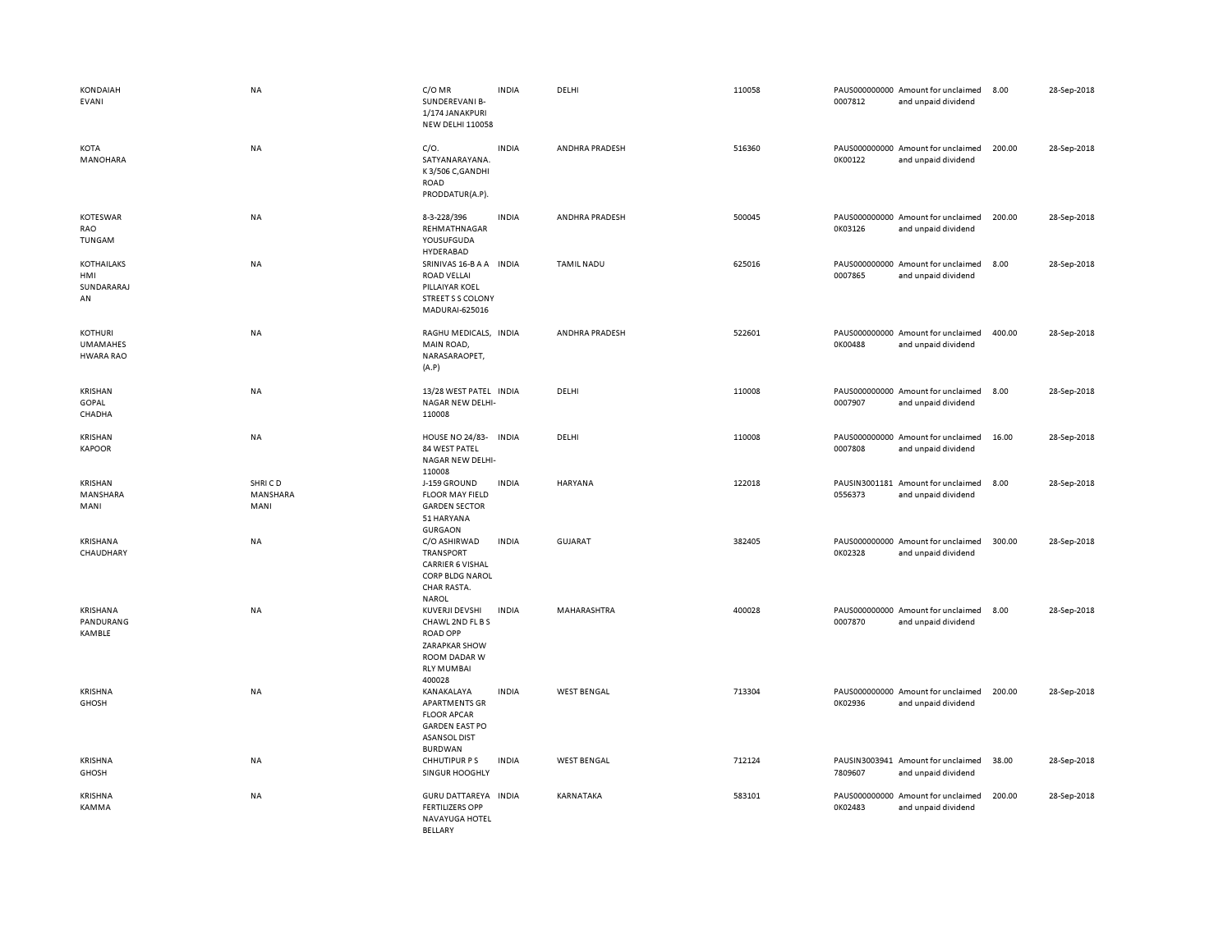| | | | | | | | | | |
|---|---|---|---|---|---|---|---|---|---|
| KONDAIAH EVANI | NA | C/O MR SUNDEREVANI B-1/174 JANAKPURI NEW DELHI 110058 | INDIA | DELHI | 110058 | PAUS0000000000007812 | Amount for unclaimed and unpaid dividend | 8.00 | 28-Sep-2018 |
| KOTA MANOHARA | NA | C/O. SATYANARAYANA. K 3/506 C,GANDHI ROAD PRODDATUR(A.P). | INDIA | ANDHRA PRADESH | 516360 | PAUS0000000000K00122 | Amount for unclaimed and unpaid dividend | 200.00 | 28-Sep-2018 |
| KOTESWAR RAO TUNGAM | NA | 8-3-228/396 REHMATHNAGAR YOUSUFGUDA HYDERABAD | INDIA | ANDHRA PRADESH | 500045 | PAUS0000000000K03126 | Amount for unclaimed and unpaid dividend | 200.00 | 28-Sep-2018 |
| KOTHAILAKSHMI SUNDARARAJAN | NA | SRINIVAS 16-B A A ROAD VELLAI PILLAIYAR KOEL STREET S S COLONY MADURAI-625016 | INDIA | TAMIL NADU | 625016 | PAUS0000000000007865 | Amount for unclaimed and unpaid dividend | 8.00 | 28-Sep-2018 |
| KOTHURI UMAMAHESHWARA RAO | NA | RAGHU MEDICALS, MAIN ROAD, NARASARAOPET, (A.P) | INDIA | ANDHRA PRADESH | 522601 | PAUS0000000000K00488 | Amount for unclaimed and unpaid dividend | 400.00 | 28-Sep-2018 |
| KRISHAN GOPAL CHADHA | NA | 13/28 WEST PATEL NAGAR NEW DELHI-110008 | INDIA | DELHI | 110008 | PAUS0000000000007907 | Amount for unclaimed and unpaid dividend | 8.00 | 28-Sep-2018 |
| KRISHAN KAPOOR | NA | HOUSE NO 24/83-84 WEST PATEL NAGAR NEW DELHI-110008 | INDIA | DELHI | 110008 | PAUS0000000000007808 | Amount for unclaimed and unpaid dividend | 16.00 | 28-Sep-2018 |
| KRISHAN MANSHARA MANI | SHRI C D MANSHARA MANI | J-159 GROUND FLOOR MAY FIELD GARDEN SECTOR 51 HARYANA GURGAON | INDIA | HARYANA | 122018 | PAUSIN30011810556373 | Amount for unclaimed and unpaid dividend | 8.00 | 28-Sep-2018 |
| KRISHANA CHAUDHARY | NA | C/O ASHIRWAD TRANSPORT CARRIER 6 VISHAL CORP BLDG NAROL CHAR RASTA. NAROL | INDIA | GUJARAT | 382405 | PAUS0000000000K02328 | Amount for unclaimed and unpaid dividend | 300.00 | 28-Sep-2018 |
| KRISHANA PANDURANG KAMBLE | NA | KUVERJI DEVSHI CHAWL 2ND FL B S ROAD OPP ZARAPKAR SHOW ROOM DADAR W RLY MUMBAI 400028 | INDIA | MAHARASHTRA | 400028 | PAUS0000000000007870 | Amount for unclaimed and unpaid dividend | 8.00 | 28-Sep-2018 |
| KRISHNA GHOSH | NA | KANAKALAYA APARTMENTS GR FLOOR APCAR GARDEN EAST PO ASANSOL DIST BURDWAN | INDIA | WEST BENGAL | 713304 | PAUS0000000000K02936 | Amount for unclaimed and unpaid dividend | 200.00 | 28-Sep-2018 |
| KRISHNA GHOSH | NA | CHHUTIPUR P S SINGUR HOOGHLY | INDIA | WEST BENGAL | 712124 | PAUSIN30039417809607 | Amount for unclaimed and unpaid dividend | 38.00 | 28-Sep-2018 |
| KRISHNA KAMMA | NA | GURU DATTAREYA FERTILIZERS OPP NAVAYUGA HOTEL BELLARY | INDIA | KARNATAKA | 583101 | PAUS0000000000K02483 | Amount for unclaimed and unpaid dividend | 200.00 | 28-Sep-2018 |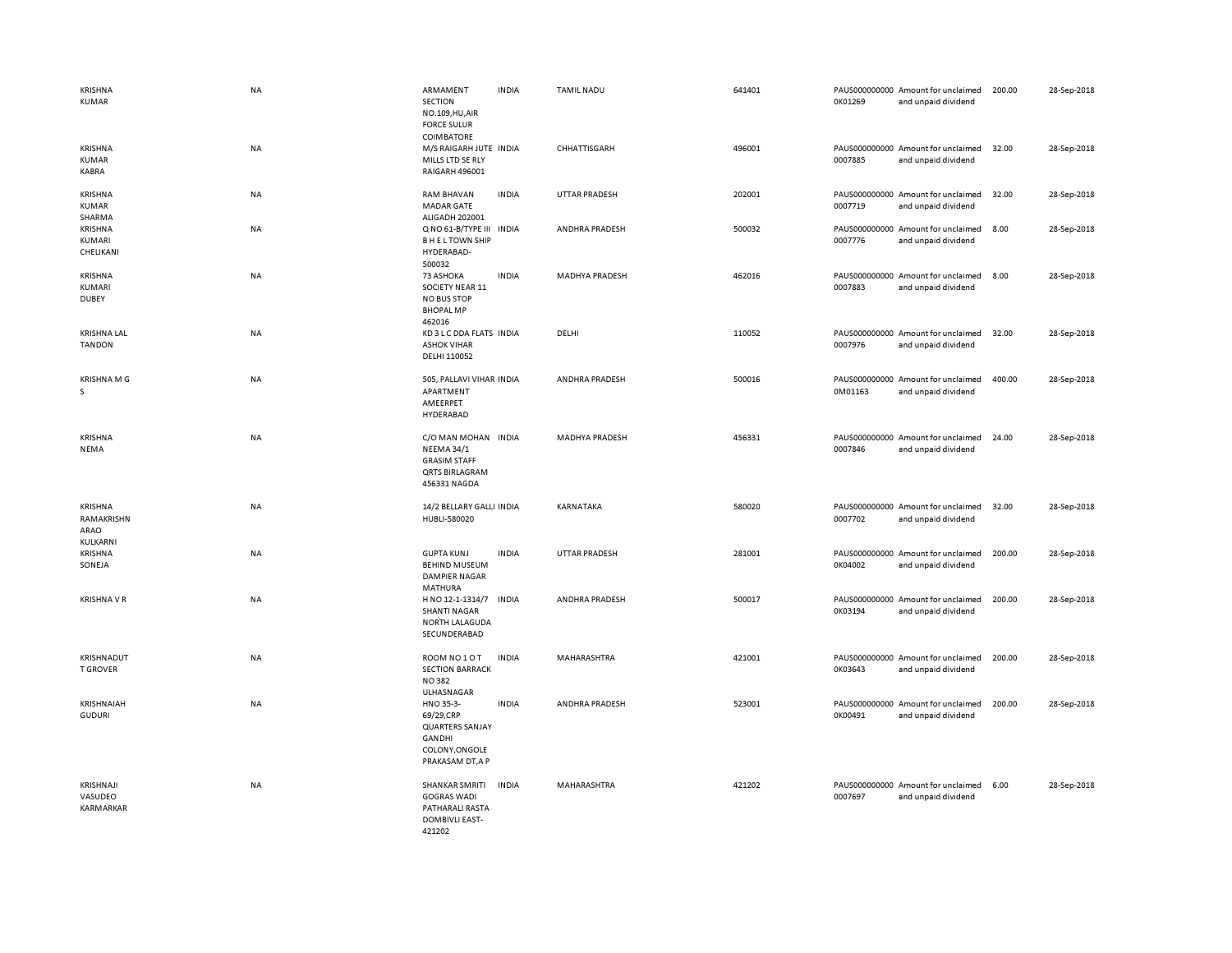| | | | | | | | | | |
|---|---|---|---|---|---|---|---|---|---|
| KRISHNA KUMAR | NA | ARMAMENT SECTION NO.109,HU,AIR FORCE SULUR COIMBATORE | INDIA | TAMIL NADU | 641401 | PAUS0000000000K01269 | Amount for unclaimed and unpaid dividend | 200.00 | 28-Sep-2018 |
| KRISHNA KUMAR KABRA | NA | M/S RAIGARH JUTE MILLS LTD SE RLY RAIGARH 496001 | INDIA | CHHATTISGARH | 496001 | PAUS0000000000007885 | Amount for unclaimed and unpaid dividend | 32.00 | 28-Sep-2018 |
| KRISHNA KUMAR SHARMA | NA | RAM BHAVAN MADAR GATE ALIGADH 202001 | INDIA | UTTAR PRADESH | 202001 | PAUS0000000000007719 | Amount for unclaimed and unpaid dividend | 32.00 | 28-Sep-2018 |
| KRISHNA KUMARI CHELIKANI | NA | Q NO 61-B/TYPE III B H E L TOWN SHIP HYDERABAD-500032 | INDIA | ANDHRA PRADESH | 500032 | PAUS0000000000007776 | Amount for unclaimed and unpaid dividend | 8.00 | 28-Sep-2018 |
| KRISHNA KUMARI DUBEY | NA | 73 ASHOKA SOCIETY NEAR 11 NO BUS STOP BHOPAL MP 462016 | INDIA | MADHYA PRADESH | 462016 | PAUS0000000000007883 | Amount for unclaimed and unpaid dividend | 8.00 | 28-Sep-2018 |
| KRISHNA LAL TANDON | NA | KD 3 L C DDA FLATS ASHOK VIHAR DELHI 110052 | INDIA | DELHI | 110052 | PAUS0000000000007976 | Amount for unclaimed and unpaid dividend | 32.00 | 28-Sep-2018 |
| KRISHNA M G S | NA | 505, PALLAVI VIHAR APARTMENT AMEERPET HYDERABAD | INDIA | ANDHRA PRADESH | 500016 | PAUS0000000000M01163 | Amount for unclaimed and unpaid dividend | 400.00 | 28-Sep-2018 |
| KRISHNA NEMA | NA | C/O MAN MOHAN NEEMA 34/1 GRASIM STAFF QRTS BIRLAGRAM 456331 NAGDA | INDIA | MADHYA PRADESH | 456331 | PAUS0000000000007846 | Amount for unclaimed and unpaid dividend | 24.00 | 28-Sep-2018 |
| KRISHNA RAMAKRISHN ARAO KULKARNI | NA | 14/2 BELLARY GALLI HUBLI-580020 | INDIA | KARNATAKA | 580020 | PAUS0000000000007702 | Amount for unclaimed and unpaid dividend | 32.00 | 28-Sep-2018 |
| KRISHNA SONEJA | NA | GUPTA KUNJ BEHIND MUSEUM DAMPIER NAGAR MATHURA | INDIA | UTTAR PRADESH | 281001 | PAUS0000000000K04002 | Amount for unclaimed and unpaid dividend | 200.00 | 28-Sep-2018 |
| KRISHNA V R | NA | H NO 12-1-1314/7 SHANTI NAGAR NORTH LALAGUDA SECUNDERABAD | INDIA | ANDHRA PRADESH | 500017 | PAUS0000000000K03194 | Amount for unclaimed and unpaid dividend | 200.00 | 28-Sep-2018 |
| KRISHNADUT T GROVER | NA | ROOM NO 1 O T SECTION BARRACK NO 382 ULHASNAGAR | INDIA | MAHARASHTRA | 421001 | PAUS0000000000K03643 | Amount for unclaimed and unpaid dividend | 200.00 | 28-Sep-2018 |
| KRISHNAIAH GUDURI | NA | HNO 35-3-69/29,CRP QUARTERS SANJAY GANDHI COLONY,ONGOLE PRAKASAM DT,A P | INDIA | ANDHRA PRADESH | 523001 | PAUS0000000000K00491 | Amount for unclaimed and unpaid dividend | 200.00 | 28-Sep-2018 |
| KRISHNAJI VASUDEO KARMARKAR | NA | SHANKAR SMRITI GOGRAS WADI PATHARALI RASTA DOMBIVLI EAST-421202 | INDIA | MAHARASHTRA | 421202 | PAUS0000000000007697 | Amount for unclaimed and unpaid dividend | 6.00 | 28-Sep-2018 |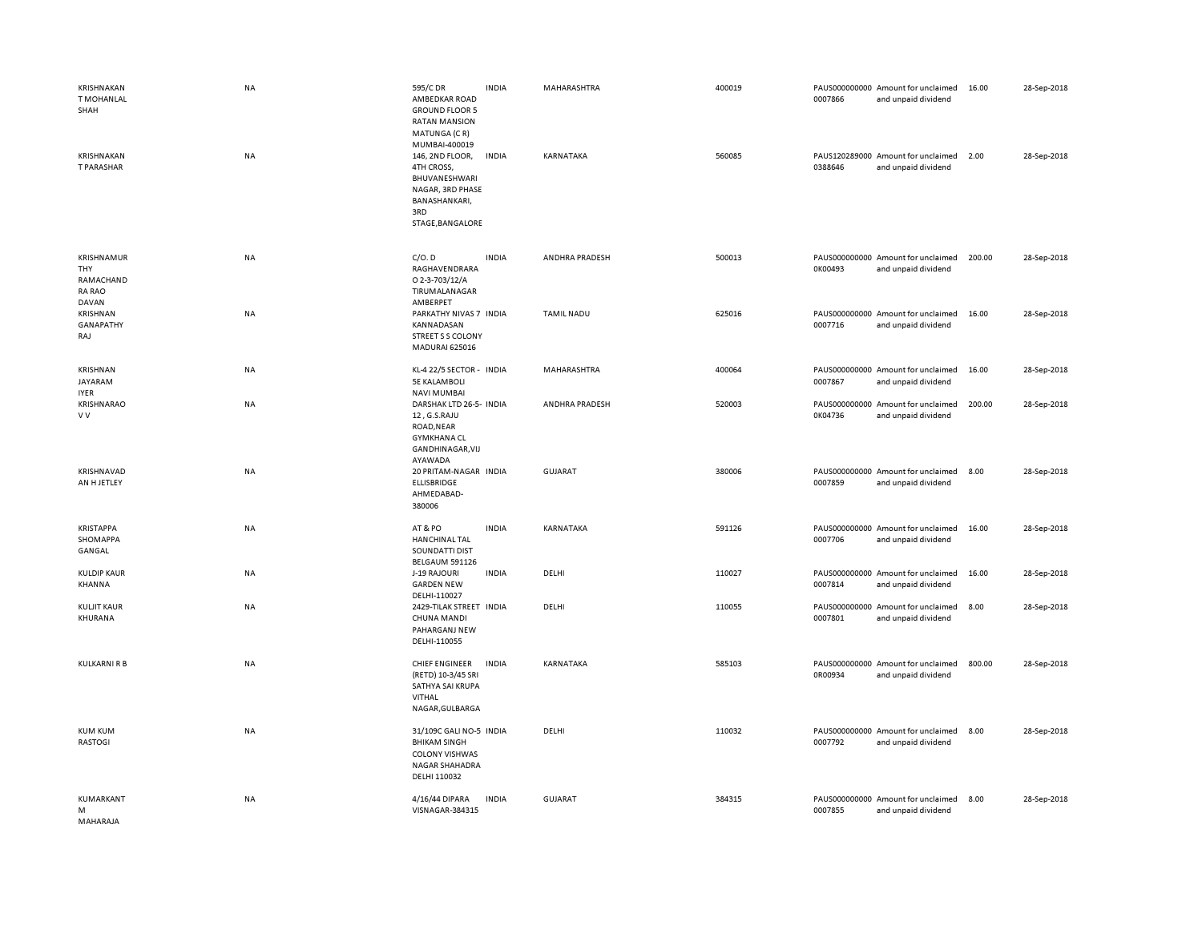| | | | | | | | | | |
|---|---|---|---|---|---|---|---|---|---|
| KRISHNAKANT MOHANLAL SHAH | NA | 595/C DR AMBEDKAR ROAD GROUND FLOOR 5 RATAN MANSION MATUNGA (C R) MUMBAI-400019 | INDIA | MAHARASHTRA | 400019 | PAUS0000000000007866 | Amount for unclaimed and unpaid dividend | 16.00 | 28-Sep-2018 |
| KRISHNAKANT PARASHAR | NA | 146, 2ND FLOOR, 4TH CROSS, BHUVANESHWARI NAGAR, 3RD PHASE BANASHANKARI, 3RD STAGE,BANGALORE | INDIA | KARNATAKA | 560085 | PAUS1202890000388646 | Amount for unclaimed and unpaid dividend | 2.00 | 28-Sep-2018 |
| KRISHNAMURTHY RAMACHANDRA RAO DAVAN | NA | C/O. D RAGHAVENDRARAO 2-3-703/12/A TIRUMALANAGAR AMBERPET | INDIA | ANDHRA PRADESH | 500013 | PAUS0000000000K00493 | Amount for unclaimed and unpaid dividend | 200.00 | 28-Sep-2018 |
| KRISHNAN GANAPATHY RAJ | NA | PARKATHY NIVAS 7 KANNADASAN STREET S S COLONY MADURAI 625016 | INDIA | TAMIL NADU | 625016 | PAUS0000000000007716 | Amount for unclaimed and unpaid dividend | 16.00 | 28-Sep-2018 |
| KRISHNAN JAYARAM IYER | NA | KL-4 22/5 SECTOR - 5E KALAMBOLI NAVI MUMBAI | INDIA | MAHARASHTRA | 400064 | PAUS0000000000007867 | Amount for unclaimed and unpaid dividend | 16.00 | 28-Sep-2018 |
| KRISHNARAO V V | NA | DARSHAK LTD 26-5-12 , G.S.RAJU ROAD,NEAR GYMKHANA CL GANDHINAGAR,VIJAYAWADA | INDIA | ANDHRA PRADESH | 520003 | PAUS0000000000K04736 | Amount for unclaimed and unpaid dividend | 200.00 | 28-Sep-2018 |
| KRISHNAVADAN H JETLEY | NA | 20 PRITAM-NAGAR ELLISBRIDGE AHMEDABAD-380006 | INDIA | GUJARAT | 380006 | PAUS0000000000007859 | Amount for unclaimed and unpaid dividend | 8.00 | 28-Sep-2018 |
| KRISTAPPA SHOMAPPA GANGAL | NA | AT & PO HANCHINAL TAL SOUNDATTI DIST BELGAUM 591126 | INDIA | KARNATAKA | 591126 | PAUS0000000000007706 | Amount for unclaimed and unpaid dividend | 16.00 | 28-Sep-2018 |
| KULDIP KAUR KHANNA | NA | J-19 RAJOURI GARDEN NEW DELHI-110027 | INDIA | DELHI | 110027 | PAUS0000000000007814 | Amount for unclaimed and unpaid dividend | 16.00 | 28-Sep-2018 |
| KULJIT KAUR KHURANA | NA | 2429-TILAK STREET CHUNA MANDI PAHARGANJ NEW DELHI-110055 | INDIA | DELHI | 110055 | PAUS0000000000007801 | Amount for unclaimed and unpaid dividend | 8.00 | 28-Sep-2018 |
| KULKARNI R B | NA | CHIEF ENGINEER (RETD) 10-3/45 SRI SATHYA SAI KRUPA VITHAL NAGAR,GULBARGA | INDIA | KARNATAKA | 585103 | PAUS0000000000R00934 | Amount for unclaimed and unpaid dividend | 800.00 | 28-Sep-2018 |
| KUM KUM RASTOGI | NA | 31/109C GALI NO-5 BHIKAM SINGH COLONY VISHWAS NAGAR SHAHADRA DELHI 110032 | INDIA | DELHI | 110032 | PAUS0000000000007792 | Amount for unclaimed and unpaid dividend | 8.00 | 28-Sep-2018 |
| KUMARKANT M MAHARAJA | NA | 4/16/44 DIPARA VISNAGAR-384315 | INDIA | GUJARAT | 384315 | PAUS0000000000007855 | Amount for unclaimed and unpaid dividend | 8.00 | 28-Sep-2018 |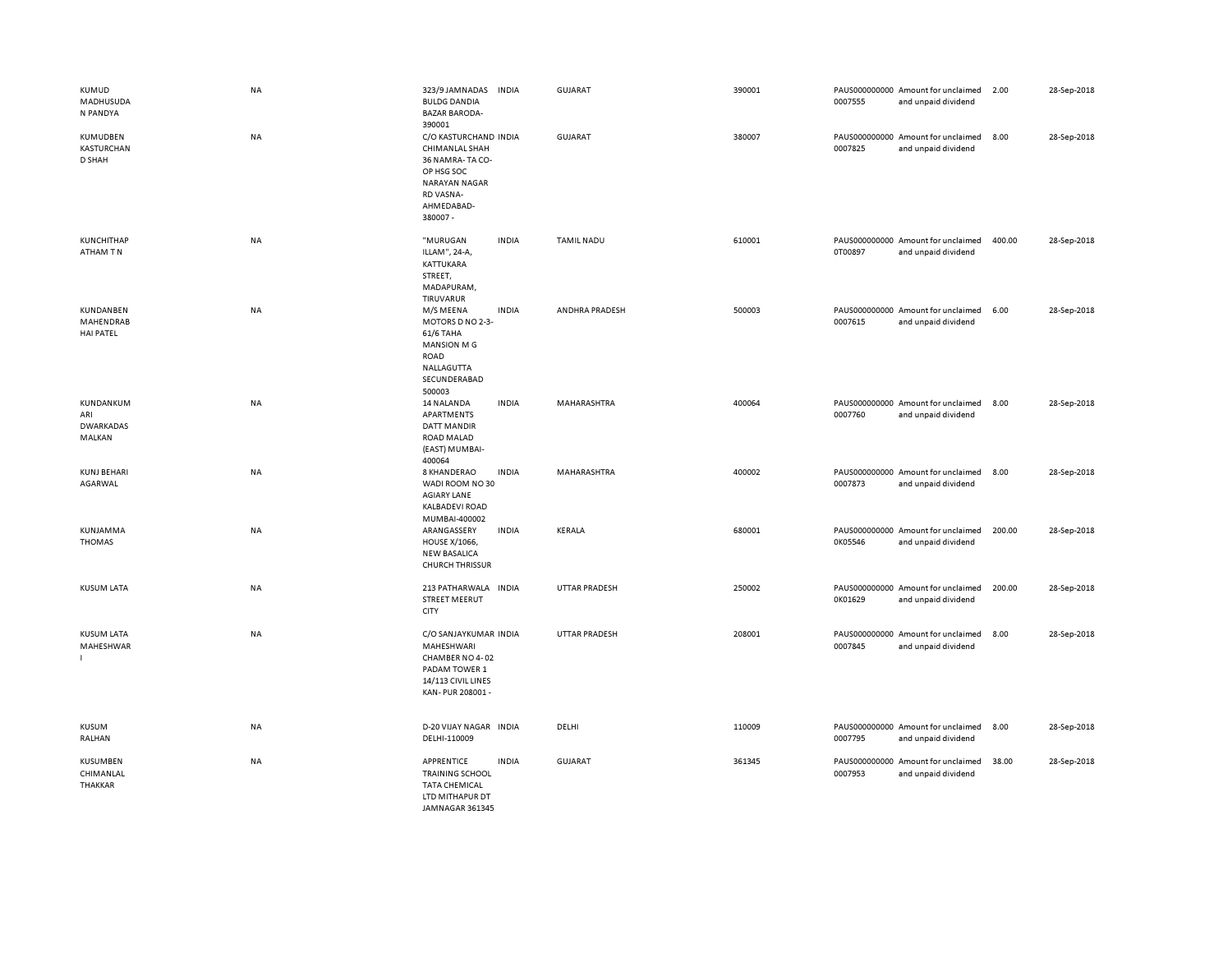| | | | | | | | | | | |
|---|---|---|---|---|---|---|---|---|---|---|
| KUMUD MADHUSUDAN PANDYA | NA | 323/9 JAMNADAS BULDG DANDIA BAZAR BARODA-390001 | INDIA | GUJARAT | 390001 | PAUS0000000000007555 | Amount for unclaimed and unpaid dividend | 2.00 | 28-Sep-2018 |
| KUMUDBEN KASTURCHAND SHAH | NA | C/O KASTURCHAND CHIMANLAL SHAH 36 NAMRA- TA CO-OP HSG SOC NARAYAN NAGAR RD VASNA-AHMEDABAD-380007 - | INDIA | GUJARAT | 380007 | PAUS0000000000007825 | Amount for unclaimed and unpaid dividend | 8.00 | 28-Sep-2018 |
| KUNCHITHAPATHAM T N | NA | "MURUGAN ILLAM", 24-A, KATTUKARA STREET, MADAPURAM, TIRUVARUR | INDIA | TAMIL NADU | 610001 | PAUS0000000000T00897 | Amount for unclaimed and unpaid dividend | 400.00 | 28-Sep-2018 |
| KUNDANBEN MAHENDRABHAI PATEL | NA | M/S MEENA MOTORS D NO 2-3-61/6 TAHA MANSION M G ROAD NALLAGUTTA SECUNDERABAD 500003 | INDIA | ANDHRA PRADESH | 500003 | PAUS0000000000007615 | Amount for unclaimed and unpaid dividend | 6.00 | 28-Sep-2018 |
| KUNDANKUMARI DWARKADAS MALKAN | NA | 14 NALANDA APARTMENTS DATT MANDIR ROAD MALAD (EAST) MUMBAI-400064 | INDIA | MAHARASHTRA | 400064 | PAUS0000000000007760 | Amount for unclaimed and unpaid dividend | 8.00 | 28-Sep-2018 |
| KUNJ BEHARI AGARWAL | NA | 8 KHANDERAO WADI ROOM NO 30 AGIARY LANE KALBADEVI ROAD MUMBAI-400002 | INDIA | MAHARASHTRA | 400002 | PAUS0000000000007873 | Amount for unclaimed and unpaid dividend | 8.00 | 28-Sep-2018 |
| KUNJAMMA THOMAS | NA | ARANGASSERY HOUSE X/1066, NEW BASALICA CHURCH THRISSUR | INDIA | KERALA | 680001 | PAUS0000000000K05546 | Amount for unclaimed and unpaid dividend | 200.00 | 28-Sep-2018 |
| KUSUM LATA | NA | 213 PATHARWALA STREET MEERUT CITY | INDIA | UTTAR PRADESH | 250002 | PAUS0000000000K01629 | Amount for unclaimed and unpaid dividend | 200.00 | 28-Sep-2018 |
| KUSUM LATA MAHESHWARI | NA | C/O SANJAYKUMAR MAHESHWARI CHAMBER NO 4- 02 PADAM TOWER 1 14/113 CIVIL LINES KAN- PUR 208001 - | INDIA | UTTAR PRADESH | 208001 | PAUS0000000000007845 | Amount for unclaimed and unpaid dividend | 8.00 | 28-Sep-2018 |
| KUSUM RALHAN | NA | D-20 VIJAY NAGAR DELHI-110009 | INDIA | DELHI | 110009 | PAUS0000000000007795 | Amount for unclaimed and unpaid dividend | 8.00 | 28-Sep-2018 |
| KUSUMBEN CHIMANLAL THAKKAR | NA | APPRENTICE TRAINING SCHOOL TATA CHEMICAL LTD MITHAPUR DT JAMNAGAR 361345 | INDIA | GUJARAT | 361345 | PAUS0000000000007953 | Amount for unclaimed and unpaid dividend | 38.00 | 28-Sep-2018 |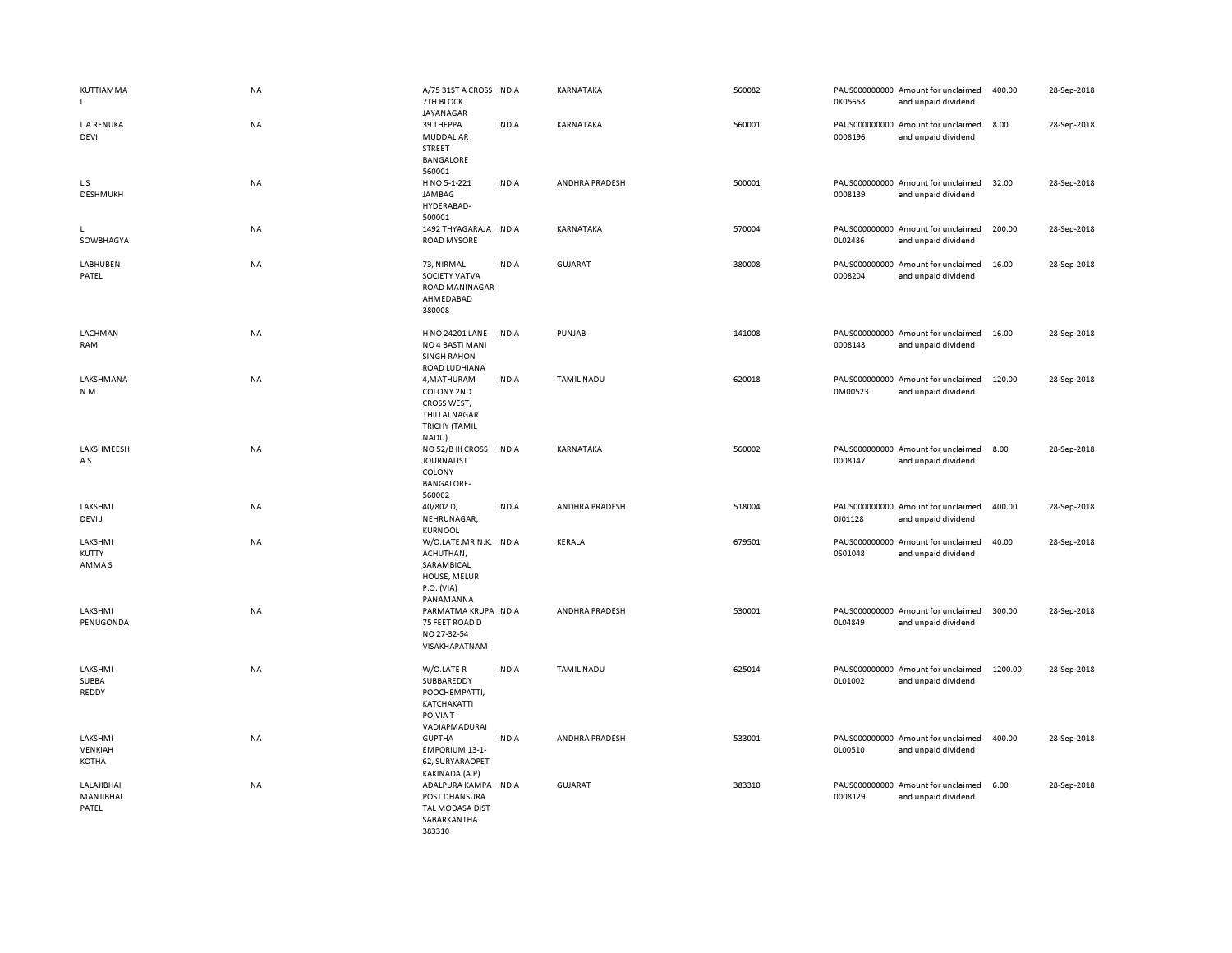| | | | | | | | | | |
|---|---|---|---|---|---|---|---|---|---|
| KUTTIAMMA L | NA | A/75 31ST A CROSS 7TH BLOCK JAYANAGAR | INDIA | KARNATAKA | 560082 | PAUS0000000000K05658 | Amount for unclaimed and unpaid dividend | 400.00 | 28-Sep-2018 |
| L A RENUKA DEVI | NA | 39 THEPPA MUDDALIAR STREET BANGALORE 560001 | INDIA | KARNATAKA | 560001 | PAUS00000000000008196 | Amount for unclaimed and unpaid dividend | 8.00 | 28-Sep-2018 |
| L S DESHMUKH | NA | H NO 5-1-221 JAMBAG HYDERABAD-500001 | INDIA | ANDHRA PRADESH | 500001 | PAUS00000000000008139 | Amount for unclaimed and unpaid dividend | 32.00 | 28-Sep-2018 |
| L SOWBHAGYA | NA | 1492 THYAGARAJA ROAD MYSORE | INDIA | KARNATAKA | 570004 | PAUS0000000000L02486 | Amount for unclaimed and unpaid dividend | 200.00 | 28-Sep-2018 |
| LABHUBEN PATEL | NA | 73, NIRMAL SOCIETY VATVA ROAD MANINAGAR AHMEDABAD 380008 | INDIA | GUJARAT | 380008 | PAUS00000000000008204 | Amount for unclaimed and unpaid dividend | 16.00 | 28-Sep-2018 |
| LACHMAN RAM | NA | H NO 24201 LANE NO 4 BASTI MANI SINGH RAHON ROAD LUDHIANA | INDIA | PUNJAB | 141008 | PAUS00000000000008148 | Amount for unclaimed and unpaid dividend | 16.00 | 28-Sep-2018 |
| LAKSHMANA N M | NA | 4,MATHURAM COLONY 2ND CROSS WEST, THILLAI NAGAR TRICHY (TAMIL NADU) | INDIA | TAMIL NADU | 620018 | PAUS0000000000M00523 | Amount for unclaimed and unpaid dividend | 120.00 | 28-Sep-2018 |
| LAKSHMEESH A S | NA | NO 52/B III CROSS JOURNALIST COLONY BANGALORE-560002 | INDIA | KARNATAKA | 560002 | PAUS00000000000008147 | Amount for unclaimed and unpaid dividend | 8.00 | 28-Sep-2018 |
| LAKSHMI DEVI J | NA | 40/802 D, NEHRUNAGAR, KURNOOL | INDIA | ANDHRA PRADESH | 518004 | PAUS0000000000J01128 | Amount for unclaimed and unpaid dividend | 400.00 | 28-Sep-2018 |
| LAKSHMI KUTTY AMMA S | NA | W/O.LATE.MR.N.K. ACHUTHAN, SARAMBICAL HOUSE, MELUR P.O. (VIA) PANAMANNA | INDIA | KERALA | 679501 | PAUS0000000000S01048 | Amount for unclaimed and unpaid dividend | 40.00 | 28-Sep-2018 |
| LAKSHMI PENUGONDA | NA | PARMATMA KRUPA 75 FEET ROAD D NO 27-32-54 VISAKHAPATNAM | INDIA | ANDHRA PRADESH | 530001 | PAUS0000000000L04849 | Amount for unclaimed and unpaid dividend | 300.00 | 28-Sep-2018 |
| LAKSHMI SUBBA REDDY | NA | W/O.LATE R SUBBAREDDY POOCHEMPATTI, KATCHAKATTI PO,VIA T VADIAPMADURAI | INDIA | TAMIL NADU | 625014 | PAUS0000000000L01002 | Amount for unclaimed and unpaid dividend | 1200.00 | 28-Sep-2018 |
| LAKSHMI VENKIAH KOTHA | NA | GUPTHA EMPORIUM 13-1-62, SURYARAOPET KAKINADA (A.P) | INDIA | ANDHRA PRADESH | 533001 | PAUS0000000000L00510 | Amount for unclaimed and unpaid dividend | 400.00 | 28-Sep-2018 |
| LALAJIBHAI MANJIBHAI PATEL | NA | ADALPURA KAMPA POST DHANSURA TAL MODASA DIST SABARKANTHA 383310 | INDIA | GUJARAT | 383310 | PAUS00000000000008129 | Amount for unclaimed and unpaid dividend | 6.00 | 28-Sep-2018 |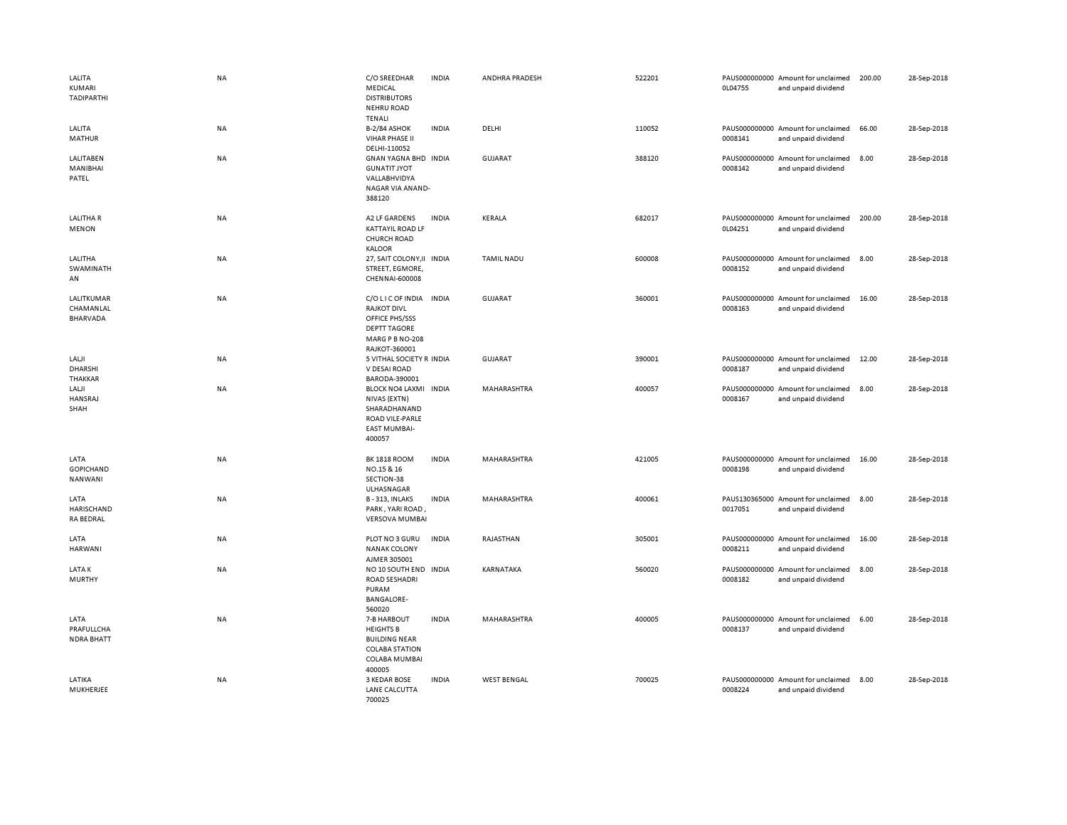| | | | | | | | | | |
|---|---|---|---|---|---|---|---|---|---|
| LALITA KUMARI TADIPARTHI | NA | C/O SREEDHAR MEDICAL DISTRIBUTORS NEHRU ROAD TENALI | INDIA | ANDHRA PRADESH | 522201 | PAUS0000000000L04755 | Amount for unclaimed and unpaid dividend | 200.00 | 28-Sep-2018 |
| LALITA MATHUR | NA | B-2/84 ASHOK VIHAR PHASE II DELHI-110052 | INDIA | DELHI | 110052 | PAUS0000000000008141 | Amount for unclaimed and unpaid dividend | 66.00 | 28-Sep-2018 |
| LALITABEN MANIBHAI PATEL | NA | GNAN YAGNA BHD GUNATIT JYOT VALLABHVIDYA NAGAR VIA ANAND-388120 | INDIA | GUJARAT | 388120 | PAUS0000000000008142 | Amount for unclaimed and unpaid dividend | 8.00 | 28-Sep-2018 |
| LALITHA R MENON | NA | A2 LF GARDENS KATTAYIL ROAD LF CHURCH ROAD KALOOR | INDIA | KERALA | 682017 | PAUS0000000000L04251 | Amount for unclaimed and unpaid dividend | 200.00 | 28-Sep-2018 |
| LALITHA SWAMINATHAN | NA | 27, SAIT COLONY,II STREET, EGMORE, CHENNAI-600008 | INDIA | TAMIL NADU | 600008 | PAUS0000000000008152 | Amount for unclaimed and unpaid dividend | 8.00 | 28-Sep-2018 |
| LALITKUMAR CHAMANLAL BHARVADA | NA | C/O L I C OF INDIA RAJKOT DIVL OFFICE PHS/SSS DEPTT TAGORE MARG P B NO-208 RAJKOT-360001 | INDIA | GUJARAT | 360001 | PAUS0000000000008163 | Amount for unclaimed and unpaid dividend | 16.00 | 28-Sep-2018 |
| LALJI DHARSHI THAKKAR | NA | 5 VITHAL SOCIETY R V DESAI ROAD BARODA-390001 | INDIA | GUJARAT | 390001 | PAUS0000000000008187 | Amount for unclaimed and unpaid dividend | 12.00 | 28-Sep-2018 |
| LALJI HANSRAJ SHAH | NA | BLOCK NO4 LAXMI NIVAS (EXTN) SHARADHANAND ROAD VILE-PARLE EAST MUMBAI-400057 | INDIA | MAHARASHTRA | 400057 | PAUS0000000000008167 | Amount for unclaimed and unpaid dividend | 8.00 | 28-Sep-2018 |
| LATA GOPICHAND NANWANI | NA | BK 1818 ROOM NO.15 & 16 SECTION-38 ULHASNAGAR | INDIA | MAHARASHTRA | 421005 | PAUS0000000000008198 | Amount for unclaimed and unpaid dividend | 16.00 | 28-Sep-2018 |
| LATA HARISCHANDRA BEDRAL | NA | B - 313, INLAKS PARK , YARI ROAD , VERSOVA MUMBAI | INDIA | MAHARASHTRA | 400061 | PAUS1303650000017051 | Amount for unclaimed and unpaid dividend | 8.00 | 28-Sep-2018 |
| LATA HARWANI | NA | PLOT NO 3 GURU NANAK COLONY AJMER 305001 | INDIA | RAJASTHAN | 305001 | PAUS0000000000008211 | Amount for unclaimed and unpaid dividend | 16.00 | 28-Sep-2018 |
| LATA K MURTHY | NA | NO 10 SOUTH END ROAD SESHADRI PURAM BANGALORE-560020 | INDIA | KARNATAKA | 560020 | PAUS0000000000008182 | Amount for unclaimed and unpaid dividend | 8.00 | 28-Sep-2018 |
| LATA PRAFULLCHANDRA BHATT | NA | 7-B HARBOUT HEIGHTS B BUILDING NEAR COLABA STATION COLABA MUMBAI 400005 | INDIA | MAHARASHTRA | 400005 | PAUS0000000000008137 | Amount for unclaimed and unpaid dividend | 6.00 | 28-Sep-2018 |
| LATIKA MUKHERJEE | NA | 3 KEDAR BOSE LANE CALCUTTA 700025 | INDIA | WEST BENGAL | 700025 | PAUS0000000000008224 | Amount for unclaimed and unpaid dividend | 8.00 | 28-Sep-2018 |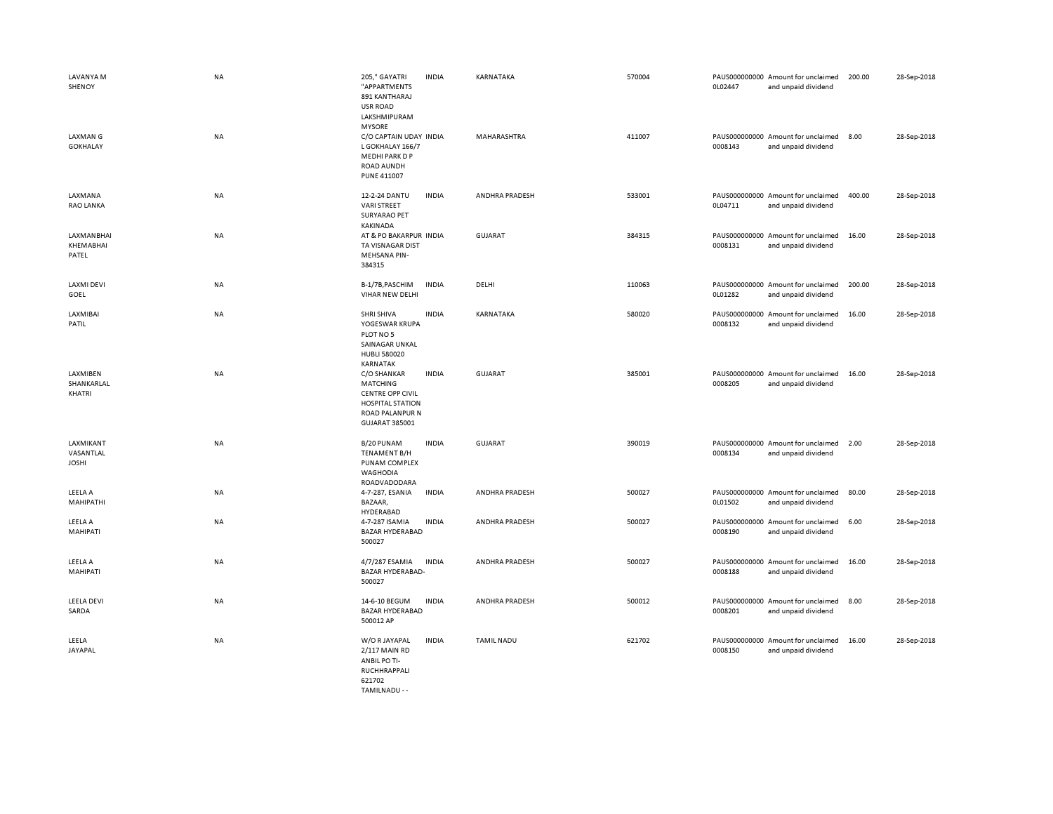| | | | | | | | | | |
|---|---|---|---|---|---|---|---|---|---|
| LAVANYA M SHENOY | NA | 205," GAYATRI "APPARTMENTS 891 KANTHARAJ USR ROAD LAKSHMIPURAM MYSORE | INDIA | KARNATAKA | 570004 | PAUS0000000000L02447 | Amount for unclaimed and unpaid dividend | 200.00 | 28-Sep-2018 |
| LAXMAN G GOKHALAY | NA | C/O CAPTAIN UDAY L GOKHALAY 166/7 MEDHI PARK D P ROAD AUNDH PUNE 411007 | INDIA | MAHARASHTRA | 411007 | PAUS0000000000008143 | Amount for unclaimed and unpaid dividend | 8.00 | 28-Sep-2018 |
| LAXMANA RAO LANKA | NA | 12-2-24 DANTU VARI STREET SURYARAO PET KAKINADA | INDIA | ANDHRA PRADESH | 533001 | PAUS0000000000L04711 | Amount for unclaimed and unpaid dividend | 400.00 | 28-Sep-2018 |
| LAXMANBHAI KHEMABHAI PATEL | NA | AT & PO BAKARPUR TA VISNAGAR DIST MEHSANA PIN-384315 | INDIA | GUJARAT | 384315 | PAUS0000000000008131 | Amount for unclaimed and unpaid dividend | 16.00 | 28-Sep-2018 |
| LAXMI DEVI GOEL | NA | B-1/7B,PASCHIM VIHAR NEW DELHI | INDIA | DELHI | 110063 | PAUS0000000000L01282 | Amount for unclaimed and unpaid dividend | 200.00 | 28-Sep-2018 |
| LAXMIBAI PATIL | NA | SHRI SHIVA YOGESWAR KRUPA PLOT NO 5 SAINAGAR UNKAL HUBLI 580020 KARNATAK | INDIA | KARNATAKA | 580020 | PAUS0000000000008132 | Amount for unclaimed and unpaid dividend | 16.00 | 28-Sep-2018 |
| LAXMIBEN SHANKARLAL KHATRI | NA | C/O SHANKAR MATCHING CENTRE OPP CIVIL HOSPITAL STATION ROAD PALANPUR N GUJARAT 385001 | INDIA | GUJARAT | 385001 | PAUS0000000000008205 | Amount for unclaimed and unpaid dividend | 16.00 | 28-Sep-2018 |
| LAXMIKANT VASANTLAL JOSHI | NA | B/20 PUNAM TENAMENT B/H PUNAM COMPLEX WAGHODIA ROADVADODARA | INDIA | GUJARAT | 390019 | PAUS0000000000008134 | Amount for unclaimed and unpaid dividend | 2.00 | 28-Sep-2018 |
| LEELA A MAHIPATHI | NA | 4-7-287, ESANIA BAZAAR, HYDERABAD | INDIA | ANDHRA PRADESH | 500027 | PAUS0000000000L01502 | Amount for unclaimed and unpaid dividend | 80.00 | 28-Sep-2018 |
| LEELA A MAHIPATI | NA | 4-7-287 ISAMIA BAZAR HYDERABAD 500027 | INDIA | ANDHRA PRADESH | 500027 | PAUS0000000000008190 | Amount for unclaimed and unpaid dividend | 6.00 | 28-Sep-2018 |
| LEELA A MAHIPATI | NA | 4/7/287 ESAMIA BAZAR HYDERABAD-500027 | INDIA | ANDHRA PRADESH | 500027 | PAUS0000000000008188 | Amount for unclaimed and unpaid dividend | 16.00 | 28-Sep-2018 |
| LEELA DEVI SARDA | NA | 14-6-10 BEGUM BAZAR HYDERABAD 500012 AP | INDIA | ANDHRA PRADESH | 500012 | PAUS0000000000008201 | Amount for unclaimed and unpaid dividend | 8.00 | 28-Sep-2018 |
| LEELA JAYAPAL | NA | W/O R JAYAPAL 2/117 MAIN RD ANBIL PO TI-RUCHHRAPPALI 621702 TAMILNADU - - | INDIA | TAMIL NADU | 621702 | PAUS0000000000008150 | Amount for unclaimed and unpaid dividend | 16.00 | 28-Sep-2018 |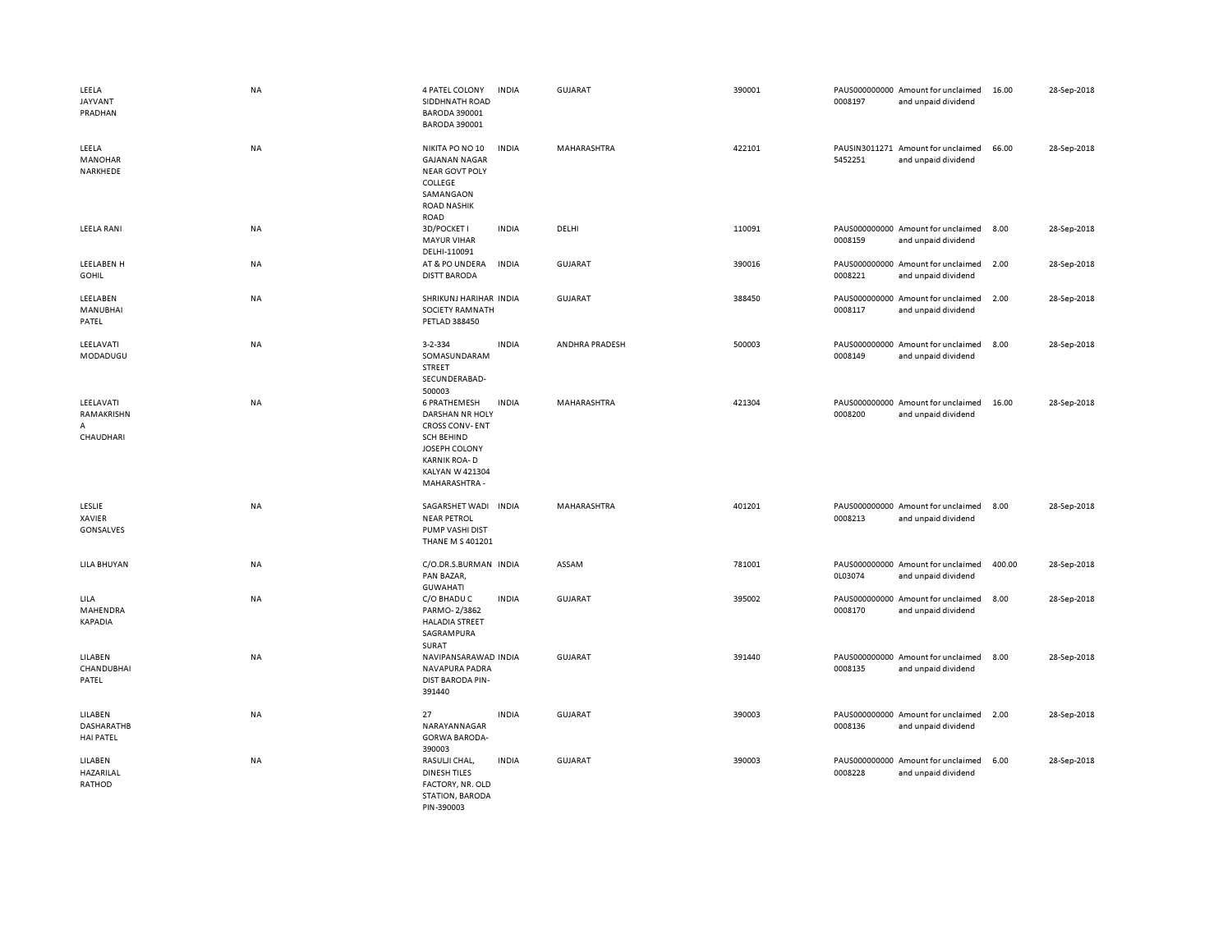| | | | | | | | | | |
|---|---|---|---|---|---|---|---|---|---|
| LEELA JAYVANT PRADHAN | NA | 4 PATEL COLONY SIDDHNATH ROAD BARODA 390001 BARODA 390001 | INDIA | GUJARAT | 390001 | PAUS0000000000008197 | Amount for unclaimed and unpaid dividend | 16.00 | 28-Sep-2018 |
| LEELA MANOHAR NARKHEDE | NA | NIKITA PO NO 10 GAJANAN NAGAR NEAR GOVT POLY COLLEGE SAMANGAON ROAD NASHIK ROAD | INDIA | MAHARASHTRA | 422101 | PAUSIN30112715452251 | Amount for unclaimed and unpaid dividend | 66.00 | 28-Sep-2018 |
| LEELA RANI | NA | 3D/POCKET I MAYUR VIHAR DELHI-110091 | INDIA | DELHI | 110091 | PAUS0000000000008159 | Amount for unclaimed and unpaid dividend | 8.00 | 28-Sep-2018 |
| LEELABEN H GOHIL | NA | AT & PO UNDERA DISTT BARODA | INDIA | GUJARAT | 390016 | PAUS0000000000008221 | Amount for unclaimed and unpaid dividend | 2.00 | 28-Sep-2018 |
| LEELABEN MANUBHAI PATEL | NA | SHRIKUNJ HARIHAR SOCIETY RAMNATH PETLAD 388450 | INDIA | GUJARAT | 388450 | PAUS0000000000008117 | Amount for unclaimed and unpaid dividend | 2.00 | 28-Sep-2018 |
| LEELAVATI MODADUGU | NA | 3-2-334 SOMASUNDARAM STREET SECUNDERABAD-500003 | INDIA | ANDHRA PRADESH | 500003 | PAUS0000000000008149 | Amount for unclaimed and unpaid dividend | 8.00 | 28-Sep-2018 |
| LEELAVATI RAMAKRISHNA CHAUDHARI | NA | 6 PRATHEMESH DARSHAN NR HOLY CROSS CONV- ENT SCH BEHIND JOSEPH COLONY KARNIK ROA- D KALYAN W 421304 MAHARASHTRA - | INDIA | MAHARASHTRA | 421304 | PAUS0000000000008200 | Amount for unclaimed and unpaid dividend | 16.00 | 28-Sep-2018 |
| LESLIE XAVIER GONSALVES | NA | SAGARSHET WADI NEAR PETROL PUMP VASHI DIST THANE M S 401201 | INDIA | MAHARASHTRA | 401201 | PAUS0000000000008213 | Amount for unclaimed and unpaid dividend | 8.00 | 28-Sep-2018 |
| LILA BHUYAN | NA | C/O.DR.S.BURMAN PAN BAZAR, GUWAHATI | INDIA | ASSAM | 781001 | PAUS0000000000L03074 | Amount for unclaimed and unpaid dividend | 400.00 | 28-Sep-2018 |
| LILA MAHENDRA KAPADIA | NA | C/O BHADU C PARMO- 2/3862 HALADIA STREET SAGRAMPURA SURAT | INDIA | GUJARAT | 395002 | PAUS0000000000008170 | Amount for unclaimed and unpaid dividend | 8.00 | 28-Sep-2018 |
| LILABEN CHANDUBHAI PATEL | NA | NAVIPANSARAWAD NAVAPURA PADRA DIST BARODA PIN-391440 | INDIA | GUJARAT | 391440 | PAUS0000000000008135 | Amount for unclaimed and unpaid dividend | 8.00 | 28-Sep-2018 |
| LILABEN DASHARATHBHAI PATEL | NA | 27 NARAYANNAGAR GORWA BARODA-390003 | INDIA | GUJARAT | 390003 | PAUS0000000000008136 | Amount for unclaimed and unpaid dividend | 2.00 | 28-Sep-2018 |
| LILABEN HAZARILAL RATHOD | NA | RASULJI CHAL, DINESH TILES FACTORY, NR. OLD STATION, BARODA PIN-390003 | INDIA | GUJARAT | 390003 | PAUS0000000000008228 | Amount for unclaimed and unpaid dividend | 6.00 | 28-Sep-2018 |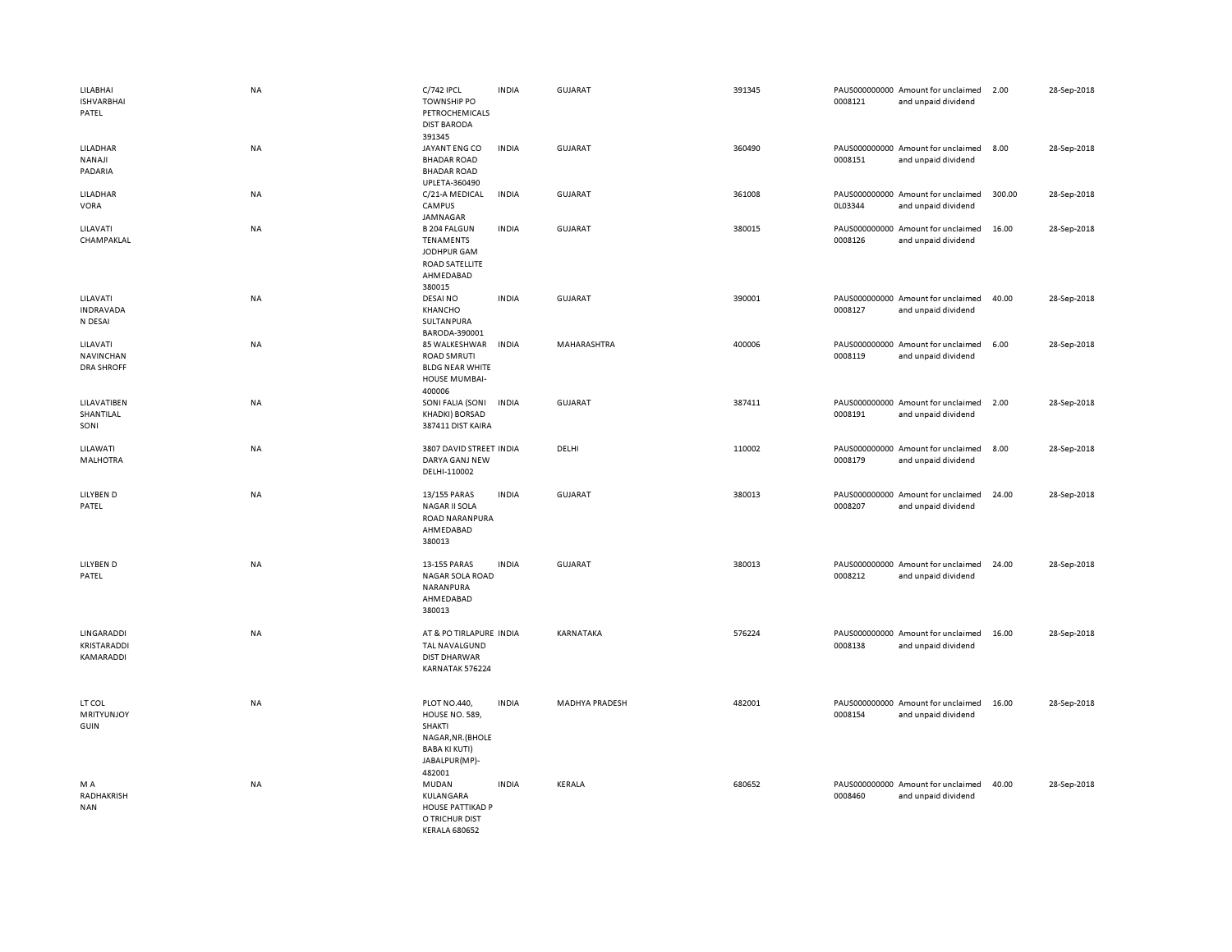| | | | | | | | | | |
|---|---|---|---|---|---|---|---|---|---|
| LILABHAI ISHVARBHAI PATEL | NA | C/742 IPCL TOWNSHIP PO PETROCHEMICALS DIST BARODA 391345 | INDIA | GUJARAT | 391345 | PAUS000000000 0008121 | Amount for unclaimed and unpaid dividend | 2.00 | 28-Sep-2018 |
| LILADHAR NANAJI PADARIA | NA | JAYANT ENG CO BHADAR ROAD BHADAR ROAD UPLETA-360490 | INDIA | GUJARAT | 360490 | PAUS000000000 0008151 | Amount for unclaimed and unpaid dividend | 8.00 | 28-Sep-2018 |
| LILADHAR VORA | NA | C/21-A MEDICAL CAMPUS JAMNAGAR | INDIA | GUJARAT | 361008 | PAUS000000000 0L03344 | Amount for unclaimed and unpaid dividend | 300.00 | 28-Sep-2018 |
| LILAVATI CHAMPAKLAL | NA | B 204 FALGUN TENAMENTS JODHPUR GAM ROAD SATELLITE AHMEDABAD 380015 | INDIA | GUJARAT | 380015 | PAUS000000000 0008126 | Amount for unclaimed and unpaid dividend | 16.00 | 28-Sep-2018 |
| LILAVATI INDRAVADA N DESAI | NA | DESAI NO KHANCHO SULTANPURA BARODA-390001 | INDIA | GUJARAT | 390001 | PAUS000000000 0008127 | Amount for unclaimed and unpaid dividend | 40.00 | 28-Sep-2018 |
| LILAVATI NAVINCHAN DRA SHROFF | NA | 85 WALKESHWAR ROAD SMRUTI BLDG NEAR WHITE HOUSE MUMBAI-400006 | INDIA | MAHARASHTRA | 400006 | PAUS000000000 0008119 | Amount for unclaimed and unpaid dividend | 6.00 | 28-Sep-2018 |
| LILAVATIBEN SHANTILAL SONI | NA | SONI FALIA (SONI KHADKI) BORSAD 387411 DIST KAIRA | INDIA | GUJARAT | 387411 | PAUS000000000 0008191 | Amount for unclaimed and unpaid dividend | 2.00 | 28-Sep-2018 |
| LILAWATI MALHOTRA | NA | 3807 DAVID STREET DARYA GANJ NEW DELHI-110002 | INDIA | DELHI | 110002 | PAUS000000000 0008179 | Amount for unclaimed and unpaid dividend | 8.00 | 28-Sep-2018 |
| LILYBEN D PATEL | NA | 13/155 PARAS NAGAR II SOLA ROAD NARANPURA AHMEDABAD 380013 | INDIA | GUJARAT | 380013 | PAUS000000000 0008207 | Amount for unclaimed and unpaid dividend | 24.00 | 28-Sep-2018 |
| LILYBEN D PATEL | NA | 13-155 PARAS NAGAR SOLA ROAD NARANPURA AHMEDABAD 380013 | INDIA | GUJARAT | 380013 | PAUS000000000 0008212 | Amount for unclaimed and unpaid dividend | 24.00 | 28-Sep-2018 |
| LINGARADDI KRISTARADDI KAMARADDI | NA | AT & PO TIRLAPURE TAL NAVALGUND DIST DHARWAR KARNATAK 576224 | INDIA | KARNATAKA | 576224 | PAUS000000000 0008138 | Amount for unclaimed and unpaid dividend | 16.00 | 28-Sep-2018 |
| LT COL MRITYUNJOY GUIN | NA | PLOT NO.440, HOUSE NO. 589, SHAKTI NAGAR,NR.(BHOLE BABA KI KUTI) JABALPUR(MP)-482001 | INDIA | MADHYA PRADESH | 482001 | PAUS000000000 0008154 | Amount for unclaimed and unpaid dividend | 16.00 | 28-Sep-2018 |
| M A RADHAKRISH NAN | NA | MUDAN KULANGARA HOUSE PATTIKAD P O TRICHUR DIST KERALA 680652 | INDIA | KERALA | 680652 | PAUS000000000 0008460 | Amount for unclaimed and unpaid dividend | 40.00 | 28-Sep-2018 |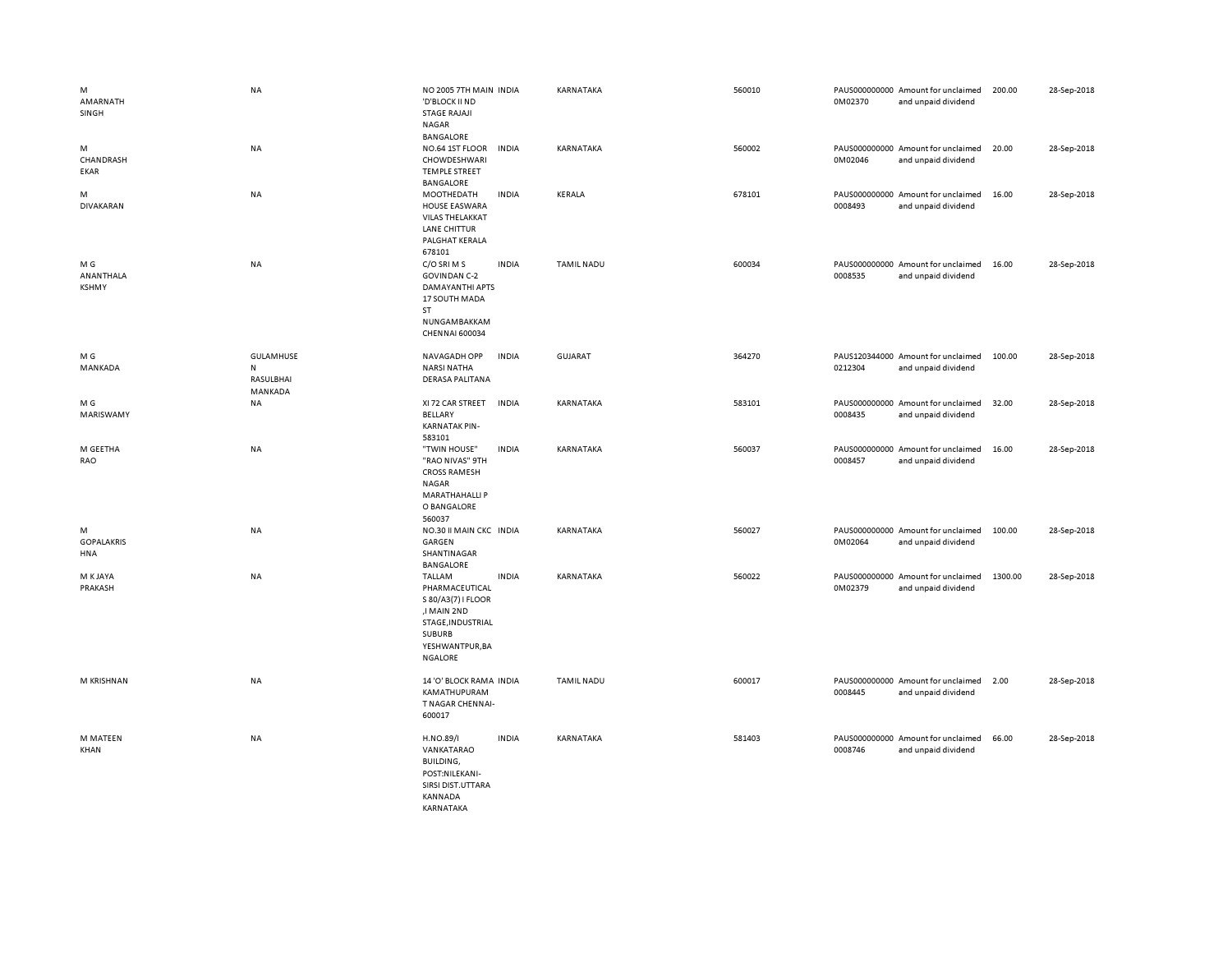| | | | | | | | | | |
|---|---|---|---|---|---|---|---|---|---|
| M AMARNATH SINGH | NA | NO 2005 7TH MAIN 'D'BLOCK II ND STAGE RAJAJI NAGAR BANGALORE | INDIA | KARNATAKA | 560010 | PAUS0000000000M02370 | Amount for unclaimed and unpaid dividend | 200.00 | 28-Sep-2018 |
| M CHANDRASHEKAR | NA | NO.64 1ST FLOOR CHOWDESHWARI TEMPLE STREET BANGALORE | INDIA | KARNATAKA | 560002 | PAUS0000000000M02046 | Amount for unclaimed and unpaid dividend | 20.00 | 28-Sep-2018 |
| M DIVAKARAN | NA | MOOTHEDATH HOUSE EASWARA VILAS THELAKKAT LANE CHITTUR PALGHAT KERALA 678101 | INDIA | KERALA | 678101 | PAUS00000000000008493 | Amount for unclaimed and unpaid dividend | 16.00 | 28-Sep-2018 |
| M G ANANTHALAKSHMY | NA | C/O SRI M S GOVINDAN C-2 DAMAYANTHI APTS 17 SOUTH MADA ST NUNGAMBAKKAM CHENNAI 600034 | INDIA | TAMIL NADU | 600034 | PAUS00000000000008535 | Amount for unclaimed and unpaid dividend | 16.00 | 28-Sep-2018 |
| M G MANKADA | GULAMHUSEN RASULBHAI MANKADA | NAVAGADH OPP NARSI NATHA DERASA PALITANA | INDIA | GUJARAT | 364270 | PAUS1203440000212304 | Amount for unclaimed and unpaid dividend | 100.00 | 28-Sep-2018 |
| M G MARISWAMY | NA | XI 72 CAR STREET BELLARY KARNATAK PIN-583101 | INDIA | KARNATAKA | 583101 | PAUS00000000000008435 | Amount for unclaimed and unpaid dividend | 32.00 | 28-Sep-2018 |
| M GEETHA RAO | NA | "TWIN HOUSE" "RAO NIVAS" 9TH CROSS RAMESH NAGAR MARATHAHALLI P O BANGALORE 560037 | INDIA | KARNATAKA | 560037 | PAUS00000000000008457 | Amount for unclaimed and unpaid dividend | 16.00 | 28-Sep-2018 |
| M GOPALAKRISHNA | NA | NO.30 II MAIN CKC GARGEN SHANTINAGAR BANGALORE | INDIA | KARNATAKA | 560027 | PAUS0000000000M02064 | Amount for unclaimed and unpaid dividend | 100.00 | 28-Sep-2018 |
| M K JAYA PRAKASH | NA | TALLAM PHARMACEUTICALS 80/A3(7) I FLOOR ,I MAIN 2ND STAGE,INDUSTRIAL SUBURB YESHWANTPUR,BANGALORE | INDIA | KARNATAKA | 560022 | PAUS0000000000M02379 | Amount for unclaimed and unpaid dividend | 1300.00 | 28-Sep-2018 |
| M KRISHNAN | NA | 14 'O' BLOCK RAMA KAMATHUPURAM T NAGAR CHENNAI-600017 | INDIA | TAMIL NADU | 600017 | PAUS00000000000008445 | Amount for unclaimed and unpaid dividend | 2.00 | 28-Sep-2018 |
| M MATEEN KHAN | NA | H.NO.89/I VANKATARAO BUILDING, POST:NILEKANI-SIRSI DIST.UTTARA KANNADA KARNATAKA | INDIA | KARNATAKA | 581403 | PAUS00000000000008746 | Amount for unclaimed and unpaid dividend | 66.00 | 28-Sep-2018 |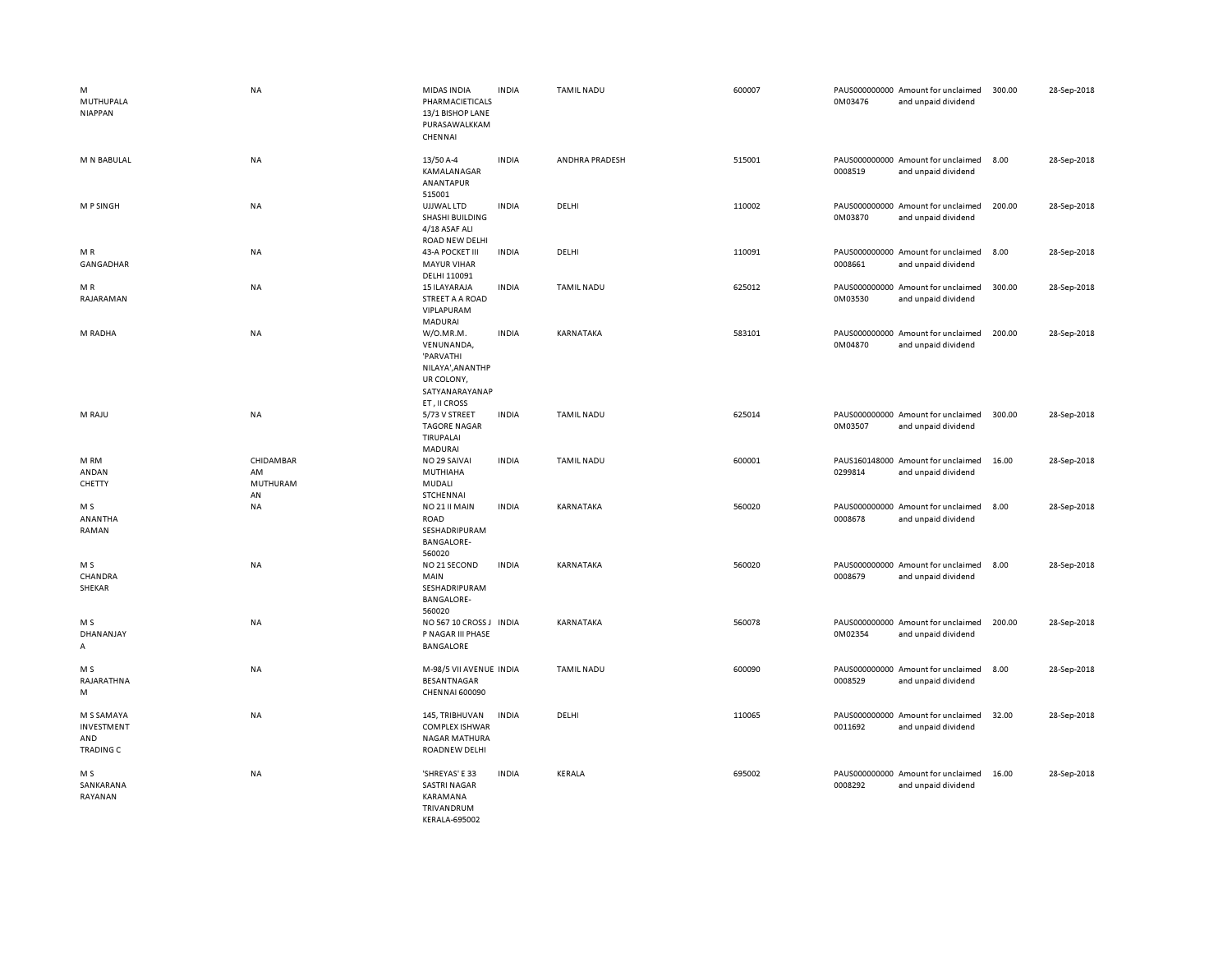| | | | | | | | | | |
|---|---|---|---|---|---|---|---|---|---|
| M MUTHUPALA NIAPPAN | NA | MIDAS INDIA PHARMACIETICALS 13/1 BISHOP LANE PURASAWALKKAM CHENNAI | INDIA | TAMIL NADU | 600007 | PAUS0000000000M03476 | Amount for unclaimed and unpaid dividend | 300.00 | 28-Sep-2018 |
| M N BABULAL | NA | 13/50 A-4 KAMALANAGAR ANANTAPUR 515001 | INDIA | ANDHRA PRADESH | 515001 | PAUS0000000000008519 | Amount for unclaimed and unpaid dividend | 8.00 | 28-Sep-2018 |
| M P SINGH | NA | UJJWAL LTD SHASHI BUILDING 4/18 ASAF ALI ROAD NEW DELHI | INDIA | DELHI | 110002 | PAUS0000000000M03870 | Amount for unclaimed and unpaid dividend | 200.00 | 28-Sep-2018 |
| M R GANGADHAR | NA | 43-A POCKET III MAYUR VIHAR DELHI 110091 | INDIA | DELHI | 110091 | PAUS0000000000008661 | Amount for unclaimed and unpaid dividend | 8.00 | 28-Sep-2018 |
| M R RAJARAMAN | NA | 15 ILAYARAJA STREET A A ROAD VIPLAPURAM MADURAI | INDIA | TAMIL NADU | 625012 | PAUS0000000000M03530 | Amount for unclaimed and unpaid dividend | 300.00 | 28-Sep-2018 |
| M RADHA | NA | W/O.MR.M. VENUNANDA, 'PARVATHI NILAYA',ANANTHPUR COLONY, SATYANARAYANAPET , II CROSS | INDIA | KARNATAKA | 583101 | PAUS0000000000M04870 | Amount for unclaimed and unpaid dividend | 200.00 | 28-Sep-2018 |
| M RAJU | NA | 5/73 V STREET TAGORE NAGAR TIRUPALAI MADURAI | INDIA | TAMIL NADU | 625014 | PAUS0000000000M03507 | Amount for unclaimed and unpaid dividend | 300.00 | 28-Sep-2018 |
| M RM ANDAN CHETTY | CHIDAMBARAM MUTHURAMAN | NO 29 SAIVAI MUTHIAHA MUDALI STCHENNAI | INDIA | TAMIL NADU | 600001 | PAUS1601480000299814 | Amount for unclaimed and unpaid dividend | 16.00 | 28-Sep-2018 |
| M S ANANTHA RAMAN | NA | NO 21 II MAIN ROAD SESHADRIPURAM BANGALORE-560020 | INDIA | KARNATAKA | 560020 | PAUS0000000000008678 | Amount for unclaimed and unpaid dividend | 8.00 | 28-Sep-2018 |
| M S CHANDRA SHEKAR | NA | NO 21 SECOND MAIN SESHADRIPURAM BANGALORE-560020 | INDIA | KARNATAKA | 560020 | PAUS0000000000008679 | Amount for unclaimed and unpaid dividend | 8.00 | 28-Sep-2018 |
| M S DHANANJAYA | NA | NO 567 10 CROSS J P NAGAR III PHASE BANGALORE | INDIA | KARNATAKA | 560078 | PAUS0000000000M02354 | Amount for unclaimed and unpaid dividend | 200.00 | 28-Sep-2018 |
| M S RAJARATHNAM | NA | M-98/5 VII AVENUE BESANTNAGAR CHENNAI 600090 | INDIA | TAMIL NADU | 600090 | PAUS0000000000008529 | Amount for unclaimed and unpaid dividend | 8.00 | 28-Sep-2018 |
| M S SAMAYA INVESTMENT AND TRADING C | NA | 145, TRIBHUVAN COMPLEX ISHWAR NAGAR MATHURA ROADNEW DELHI | INDIA | DELHI | 110065 | PAUS0000000000011692 | Amount for unclaimed and unpaid dividend | 32.00 | 28-Sep-2018 |
| M S SANKARANA RAYANAN | NA | 'SHREYAS' E 33 SASTRI NAGAR KARAMANA TRIVANDRUM KERALA-695002 | INDIA | KERALA | 695002 | PAUS0000000000008292 | Amount for unclaimed and unpaid dividend | 16.00 | 28-Sep-2018 |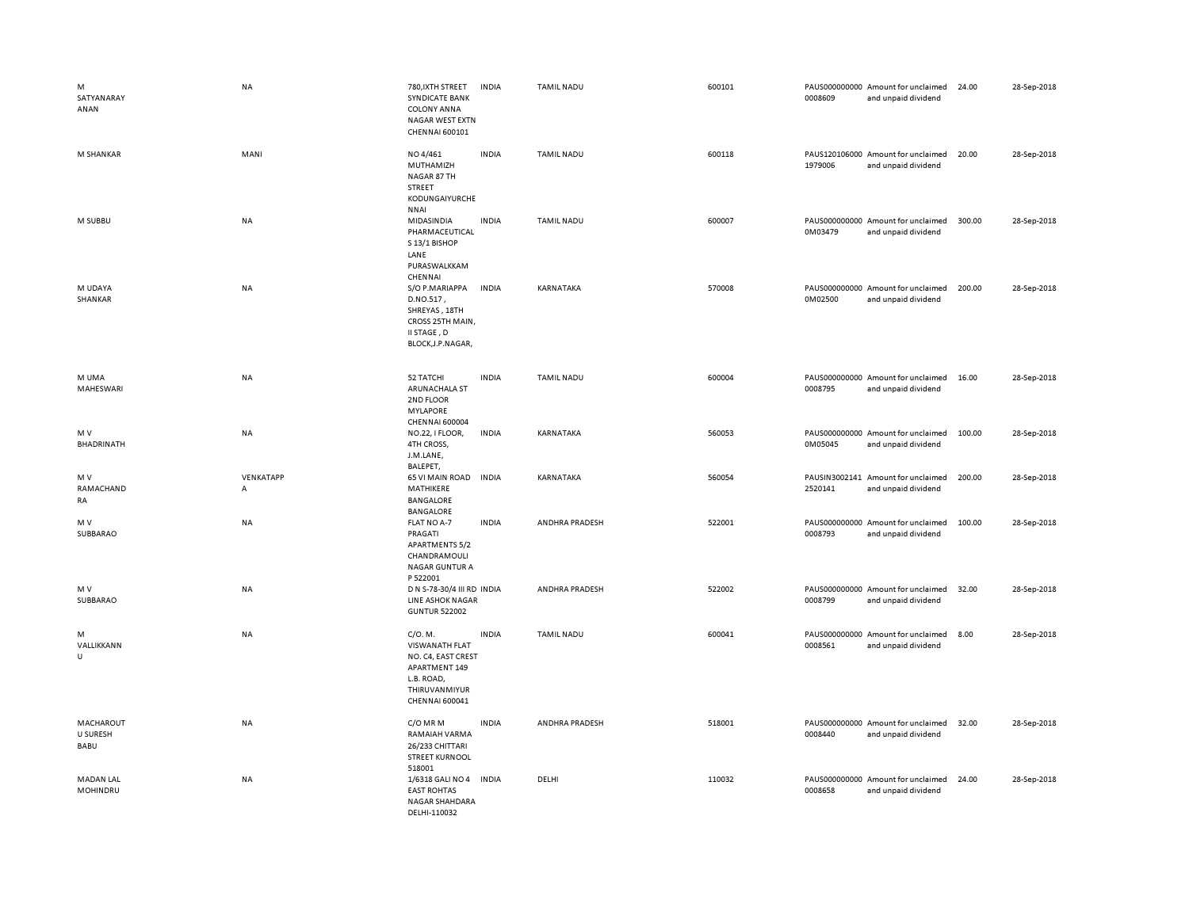| | | | | | | | | | |
|---|---|---|---|---|---|---|---|---|---|
| M SATYANARAYANAN | NA | 780,IXTH STREET SYNDICATE BANK COLONY ANNA NAGAR WEST EXTN CHENNAI 600101 | INDIA | TAMIL NADU | 600101 | PAUS0000000000008609 | Amount for unclaimed and unpaid dividend | 24.00 | 28-Sep-2018 |
| M SHANKAR | MANI | NO 4/461 MUTHAMIZH NAGAR 87 TH STREET KODUNGAIYURCHENNAI | INDIA | TAMIL NADU | 600118 | PAUS1201060001979006 | Amount for unclaimed and unpaid dividend | 20.00 | 28-Sep-2018 |
| M SUBBU | NA | MIDASINDIA PHARMACEUTICALS 13/1 BISHOP LANE PURASWALKKAM CHENNAI | INDIA | TAMIL NADU | 600007 | PAUS0000000000M03479 | Amount for unclaimed and unpaid dividend | 300.00 | 28-Sep-2018 |
| M UDAYA SHANKAR | NA | S/O P.MARIAPPA D.NO.517 , SHREYAS , 18TH CROSS 25TH MAIN, II STAGE , D BLOCK,J.P.NAGAR, | INDIA | KARNATAKA | 570008 | PAUS0000000000M02500 | Amount for unclaimed and unpaid dividend | 200.00 | 28-Sep-2018 |
| M UMA MAHESWARI | NA | 52 TATCHI ARUNACHALA ST 2ND FLOOR MYLAPORE CHENNAI 600004 | INDIA | TAMIL NADU | 600004 | PAUS0000000000008795 | Amount for unclaimed and unpaid dividend | 16.00 | 28-Sep-2018 |
| M V BHADRINATH | NA | NO.22, I FLOOR, 4TH CROSS, J.M.LANE, BALEPET, | INDIA | KARNATAKA | 560053 | PAUS0000000000M05045 | Amount for unclaimed and unpaid dividend | 100.00 | 28-Sep-2018 |
| M V RAMACHANDRA | VENKATAPPA | 65 VI MAIN ROAD MATHIKERE BANGALORE BANGALORE | INDIA | KARNATAKA | 560054 | PAUSIN30021412520141 | Amount for unclaimed and unpaid dividend | 200.00 | 28-Sep-2018 |
| M V SUBBARAO | NA | FLAT NO A-7 PRAGATI APARTMENTS 5/2 CHANDRAMOULI NAGAR GUNTUR A P 522001 | INDIA | ANDHRA PRADESH | 522001 | PAUS0000000000008793 | Amount for unclaimed and unpaid dividend | 100.00 | 28-Sep-2018 |
| M V SUBBARAO | NA | D N S-78-30/4 III RD LINE ASHOK NAGAR GUNTUR 522002 | INDIA | ANDHRA PRADESH | 522002 | PAUS0000000000008799 | Amount for unclaimed and unpaid dividend | 32.00 | 28-Sep-2018 |
| M VALLIKKANNU | NA | C/O. M. VISWANATH FLAT NO. C4, EAST CREST APARTMENT 149 L.B. ROAD, THIRUVANMIYUR CHENNAI 600041 | INDIA | TAMIL NADU | 600041 | PAUS0000000000008561 | Amount for unclaimed and unpaid dividend | 8.00 | 28-Sep-2018 |
| MACHAROUTU SURESH BABU | NA | C/O MR M RAMAIAH VARMA 26/233 CHITTARI STREET KURNOOL 518001 | INDIA | ANDHRA PRADESH | 518001 | PAUS0000000000008440 | Amount for unclaimed and unpaid dividend | 32.00 | 28-Sep-2018 |
| MADAN LAL MOHINDRU | NA | 1/6318 GALI NO 4 EAST ROHTAS NAGAR SHAHDARA DELHI-110032 | INDIA | DELHI | 110032 | PAUS0000000000008658 | Amount for unclaimed and unpaid dividend | 24.00 | 28-Sep-2018 |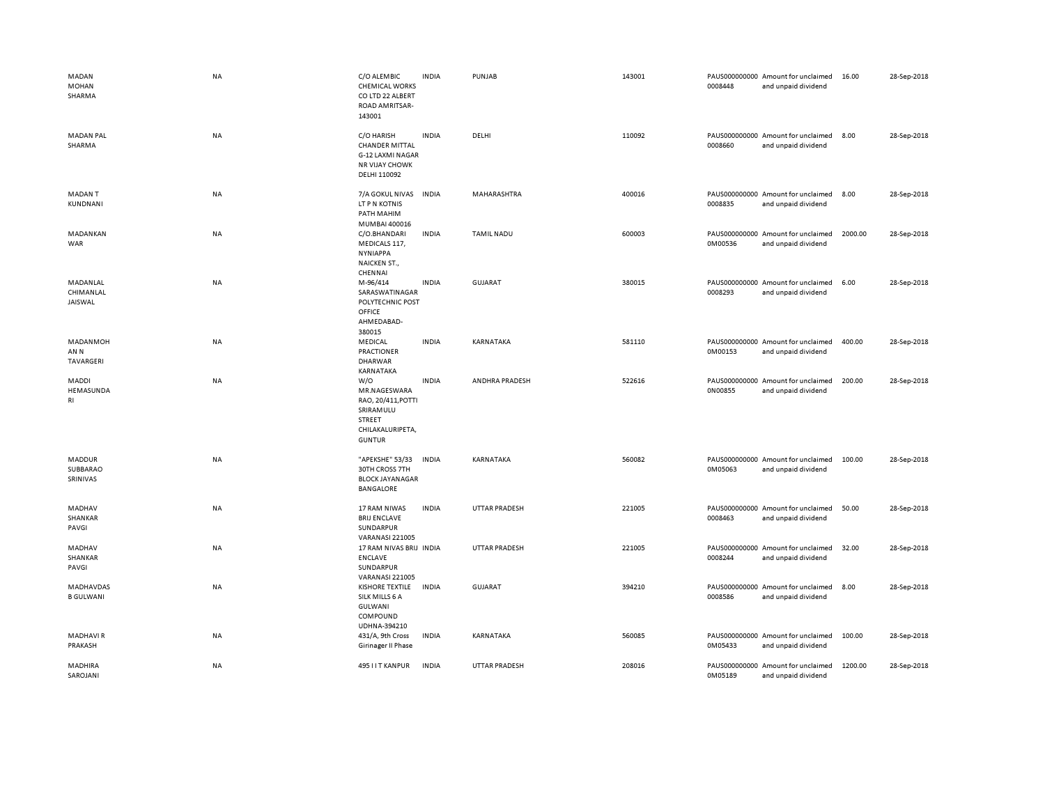| | | | | | | | | | |
|---|---|---|---|---|---|---|---|---|---|
| MADAN MOHAN SHARMA | NA | C/O ALEMBIC CHEMICAL WORKS CO LTD 22 ALBERT ROAD AMRITSAR-143001 | INDIA | PUNJAB | 143001 | PAUS0000000000008448 | Amount for unclaimed and unpaid dividend | 16.00 | 28-Sep-2018 |
| MADAN PAL SHARMA | NA | C/O HARISH CHANDER MITTAL G-12 LAXMI NAGAR NR VIJAY CHOWK DELHI 110092 | INDIA | DELHI | 110092 | PAUS0000000000008660 | Amount for unclaimed and unpaid dividend | 8.00 | 28-Sep-2018 |
| MADAN T KUNDNANI | NA | 7/A GOKUL NIVAS LT P N KOTNIS PATH MAHIM MUMBAI 400016 | INDIA | MAHARASHTRA | 400016 | PAUS0000000000008835 | Amount for unclaimed and unpaid dividend | 8.00 | 28-Sep-2018 |
| MADANKAN WAR | NA | C/O.BHANDARI MEDICALS 117, NYNIAPPA NAICKEN ST., CHENNAI | INDIA | TAMIL NADU | 600003 | PAUS0000000000M00536 | Amount for unclaimed and unpaid dividend | 2000.00 | 28-Sep-2018 |
| MADANLAL CHIMANLAL JAISWAL | NA | M-96/414 SARASWATINAGAR POLYTECHNIC POST OFFICE AHMEDABAD-380015 | INDIA | GUJARAT | 380015 | PAUS0000000000008293 | Amount for unclaimed and unpaid dividend | 6.00 | 28-Sep-2018 |
| MADANMOH AN N TAVARGERI | NA | MEDICAL PRACTIONER DHARWAR KARNATAKA | INDIA | KARNATAKA | 581110 | PAUS0000000000M00153 | Amount for unclaimed and unpaid dividend | 400.00 | 28-Sep-2018 |
| MADDI HEMASUNDA RI | NA | W/O MR.NAGESWARA RAO, 20/411,POTTI SRIRAMULU STREET CHILAKALURIPETA, GUNTUR | INDIA | ANDHRA PRADESH | 522616 | PAUS0000000000N00855 | Amount for unclaimed and unpaid dividend | 200.00 | 28-Sep-2018 |
| MADDUR SUBBARAO SRINIVAS | NA | "APEKSHE" 53/33 30TH CROSS 7TH BLOCK JAYANAGAR BANGALORE | INDIA | KARNATAKA | 560082 | PAUS0000000000M05063 | Amount for unclaimed and unpaid dividend | 100.00 | 28-Sep-2018 |
| MADHAV SHANKAR PAVGI | NA | 17 RAM NIWAS BRIJ ENCLAVE SUNDARPUR VARANASI 221005 | INDIA | UTTAR PRADESH | 221005 | PAUS0000000000008463 | Amount for unclaimed and unpaid dividend | 50.00 | 28-Sep-2018 |
| MADHAV SHANKAR PAVGI | NA | 17 RAM NIVAS BRIJ ENCLAVE SUNDARPUR VARANASI 221005 | INDIA | UTTAR PRADESH | 221005 | PAUS0000000000008244 | Amount for unclaimed and unpaid dividend | 32.00 | 28-Sep-2018 |
| MADHAVDAS B GULWANI | NA | KISHORE TEXTILE SILK MILLS 6 A GULWANI COMPOUND UDHNA-394210 | INDIA | GUJARAT | 394210 | PAUS0000000000008586 | Amount for unclaimed and unpaid dividend | 8.00 | 28-Sep-2018 |
| MADHAVI R PRAKASH | NA | 431/A, 9th Cross Girinager II Phase | INDIA | KARNATAKA | 560085 | PAUS0000000000M05433 | Amount for unclaimed and unpaid dividend | 100.00 | 28-Sep-2018 |
| MADHIRA SAROJANI | NA | 495 I I T KANPUR | INDIA | UTTAR PRADESH | 208016 | PAUS0000000000M05189 | Amount for unclaimed and unpaid dividend | 1200.00 | 28-Sep-2018 |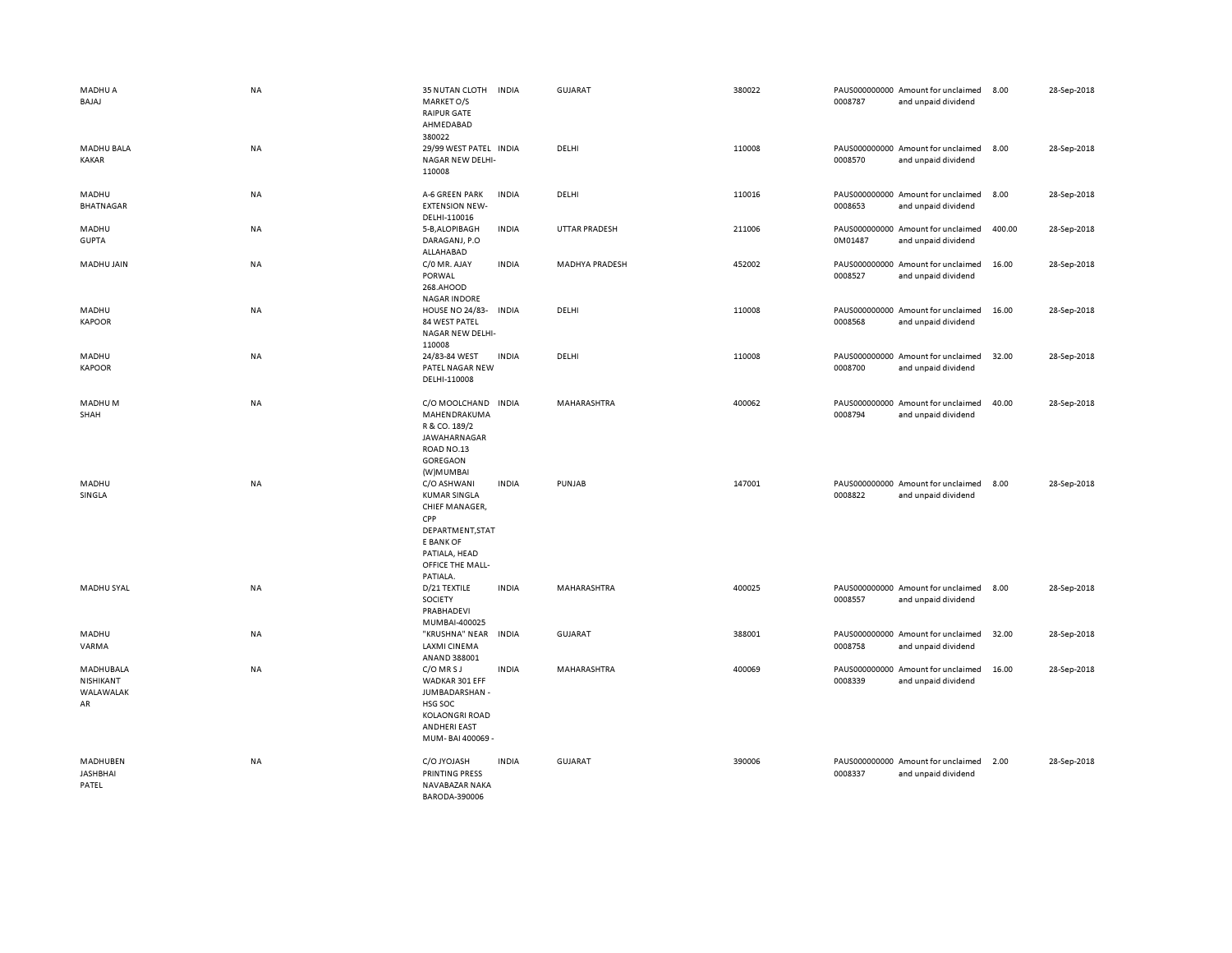| | | | | | | | | | | |
|---|---|---|---|---|---|---|---|---|---|---|
| MADHU A BAJAJ | NA | 35 NUTAN CLOTH MARKET O/S RAIPUR GATE AHMEDABAD 380022 | INDIA | GUJARAT | 380022 | | PAUS0000000000008787 | Amount for unclaimed and unpaid dividend | 8.00 | 28-Sep-2018 |
| MADHU BALA KAKAR | NA | 29/99 WEST PATEL NAGAR NEW DELHI-110008 | INDIA | DELHI | 110008 | | PAUS0000000000008570 | Amount for unclaimed and unpaid dividend | 8.00 | 28-Sep-2018 |
| MADHU BHATNAGAR | NA | A-6 GREEN PARK EXTENSION NEW-DELHI-110016 | INDIA | DELHI | 110016 | | PAUS0000000000008653 | Amount for unclaimed and unpaid dividend | 8.00 | 28-Sep-2018 |
| MADHU GUPTA | NA | 5-B,ALOPIBAGH DARAGANJ, P.O ALLAHABAD | INDIA | UTTAR PRADESH | 211006 | | PAUS0000000000M01487 | Amount for unclaimed and unpaid dividend | 400.00 | 28-Sep-2018 |
| MADHU JAIN | NA | C/O MR. AJAY PORWAL 268.AHOOD NAGAR INDORE | INDIA | MADHYA PRADESH | 452002 | | PAUS0000000000008527 | Amount for unclaimed and unpaid dividend | 16.00 | 28-Sep-2018 |
| MADHU KAPOOR | NA | HOUSE NO 24/83-84 WEST PATEL NAGAR NEW DELHI-110008 | INDIA | DELHI | 110008 | | PAUS0000000000008568 | Amount for unclaimed and unpaid dividend | 16.00 | 28-Sep-2018 |
| MADHU KAPOOR | NA | 24/83-84 WEST PATEL NAGAR NEW DELHI-110008 | INDIA | DELHI | 110008 | | PAUS0000000000008700 | Amount for unclaimed and unpaid dividend | 32.00 | 28-Sep-2018 |
| MADHU M SHAH | NA | C/O MOOLCHAND MAHENDRAKUMAR & CO. 189/2 JAWAHARNAGAR ROAD NO.13 GOREGAON (W)MUMBAI | INDIA | MAHARASHTRA | 400062 | | PAUS0000000000008794 | Amount for unclaimed and unpaid dividend | 40.00 | 28-Sep-2018 |
| MADHU SINGLA | NA | C/O ASHWANI KUMAR SINGLA CHIEF MANAGER, CPP DEPARTMENT,STATE BANK OF PATIALA, HEAD OFFICE THE MALL-PATIALA. | INDIA | PUNJAB | 147001 | | PAUS0000000000008822 | Amount for unclaimed and unpaid dividend | 8.00 | 28-Sep-2018 |
| MADHU SYAL | NA | D/21 TEXTILE SOCIETY PRABHADEVI MUMBAI-400025 | INDIA | MAHARASHTRA | 400025 | | PAUS0000000000008557 | Amount for unclaimed and unpaid dividend | 8.00 | 28-Sep-2018 |
| MADHU VARMA | NA | "KRUSHNA" NEAR LAXMI CINEMA ANAND 388001 | INDIA | GUJARAT | 388001 | | PAUS0000000000008758 | Amount for unclaimed and unpaid dividend | 32.00 | 28-Sep-2018 |
| MADHUBALA NISHIKANT WALAWALAKAR | NA | C/O MR S J WADKAR 301 EFF JUMBADARSHAN - HSG SOC KOLAONGRI ROAD ANDHERI EAST MUM- BAI 400069 - | INDIA | MAHARASHTRA | 400069 | | PAUS0000000000008339 | Amount for unclaimed and unpaid dividend | 16.00 | 28-Sep-2018 |
| MADHUBEN JASHBHAI PATEL | NA | C/O JYOJASH PRINTING PRESS NAVABAZAR NAKA BARODA-390006 | INDIA | GUJARAT | 390006 | | PAUS0000000000008337 | Amount for unclaimed and unpaid dividend | 2.00 | 28-Sep-2018 |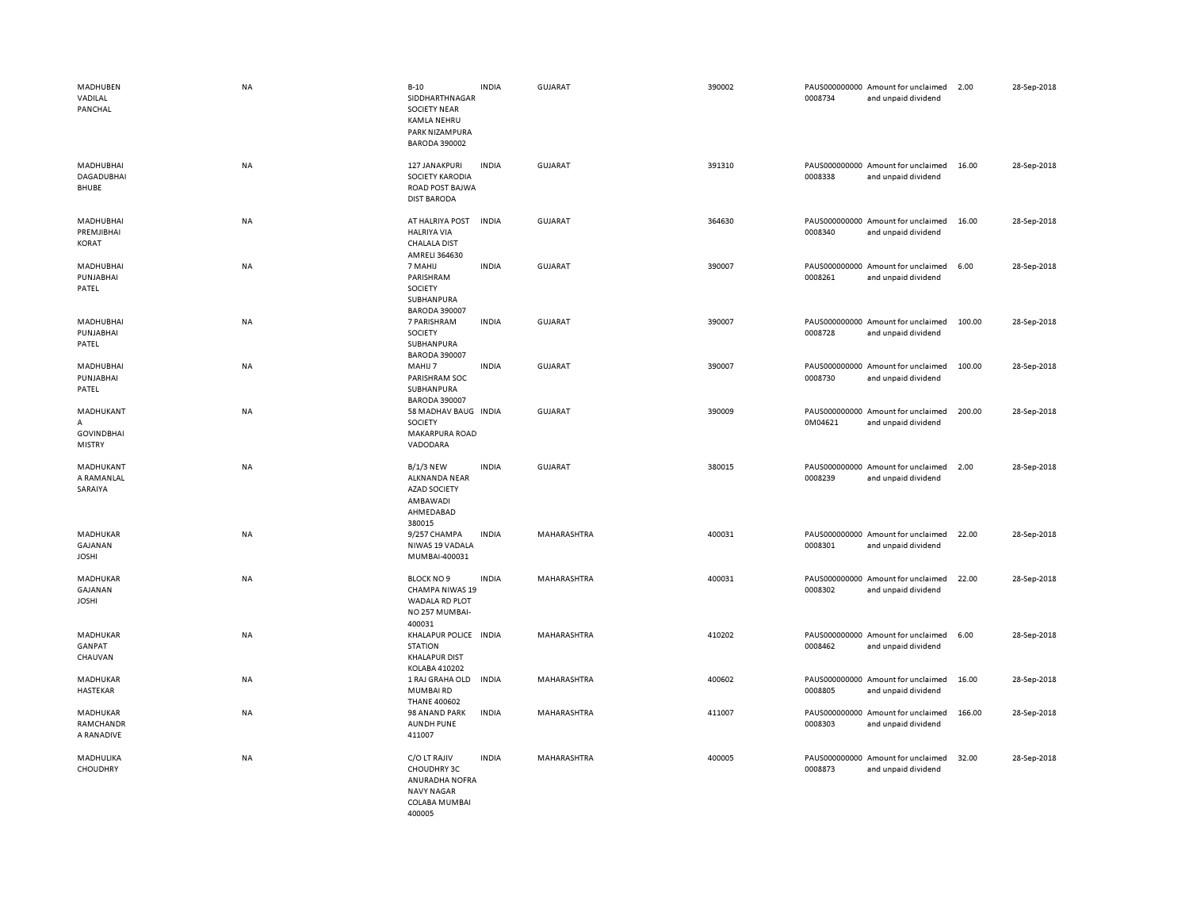| | | | | | | | | | |
|---|---|---|---|---|---|---|---|---|---|
| MADHUBEN VADILAL PANCHAL | NA | B-10 SIDDHARTHNAGAR SOCIETY NEAR KAMLA NEHRU PARK NIZAMPURA BARODA 390002 | INDIA | GUJARAT | 390002 | PAUS0000000000008734 | Amount for unclaimed and unpaid dividend | 2.00 | 28-Sep-2018 |
| MADHUBHAI DAGADUBHAI BHUBE | NA | 127 JANAKPURI SOCIETY KARODIA ROAD POST BAJWA DIST BARODA | INDIA | GUJARAT | 391310 | PAUS0000000000008338 | Amount for unclaimed and unpaid dividend | 16.00 | 28-Sep-2018 |
| MADHUBHAI PREMJIBHAI KORAT | NA | AT HALRIYA POST HALRIYA VIA CHALALA DIST AMRELI 364630 | INDIA | GUJARAT | 364630 | PAUS0000000000008340 | Amount for unclaimed and unpaid dividend | 16.00 | 28-Sep-2018 |
| MADHUBHAI PUNJABHAI PATEL | NA | 7 MAHIJ PARISHRAM SOCIETY SUBHANPURA BARODA 390007 | INDIA | GUJARAT | 390007 | PAUS0000000000008261 | Amount for unclaimed and unpaid dividend | 6.00 | 28-Sep-2018 |
| MADHUBHAI PUNJABHAI PATEL | NA | 7 PARISHRAM SOCIETY SUBHANPURA BARODA 390007 | INDIA | GUJARAT | 390007 | PAUS0000000000008728 | Amount for unclaimed and unpaid dividend | 100.00 | 28-Sep-2018 |
| MADHUBHAI PUNJABHAI PATEL | NA | MAHIJ 7 PARISHRAM SOC SUBHANPURA BARODA 390007 | INDIA | GUJARAT | 390007 | PAUS0000000000008730 | Amount for unclaimed and unpaid dividend | 100.00 | 28-Sep-2018 |
| MADHUKANT A GOVINDBHAI MISTRY | NA | 58 MADHAV BAUG SOCIETY MAKARPURA ROAD VADODARA | INDIA | GUJARAT | 390009 | PAUS0000000000M04621 | Amount for unclaimed and unpaid dividend | 200.00 | 28-Sep-2018 |
| MADHUKANT A RAMANLAL SARAIYA | NA | B/1/3 NEW ALKNANDA NEAR AZAD SOCIETY AMBAWADI AHMEDABAD 380015 | INDIA | GUJARAT | 380015 | PAUS0000000000008239 | Amount for unclaimed and unpaid dividend | 2.00 | 28-Sep-2018 |
| MADHUKAR GAJANAN JOSHI | NA | 9/257 CHAMPA NIWAS 19 VADALA MUMBAI-400031 | INDIA | MAHARASHTRA | 400031 | PAUS0000000000008301 | Amount for unclaimed and unpaid dividend | 22.00 | 28-Sep-2018 |
| MADHUKAR GAJANAN JOSHI | NA | BLOCK NO 9 CHAMPA NIWAS 19 WADALA RD PLOT NO 257 MUMBAI-400031 | INDIA | MAHARASHTRA | 400031 | PAUS0000000000008302 | Amount for unclaimed and unpaid dividend | 22.00 | 28-Sep-2018 |
| MADHUKAR GANPAT CHAUVAN | NA | KHALAPUR POLICE STATION KHALAPUR DIST KOLABA 410202 | INDIA | MAHARASHTRA | 410202 | PAUS0000000000008462 | Amount for unclaimed and unpaid dividend | 6.00 | 28-Sep-2018 |
| MADHUKAR HASTEKAR | NA | 1 RAJ GRAHA OLD MUMBAI RD THANE 400602 | INDIA | MAHARASHTRA | 400602 | PAUS0000000000008805 | Amount for unclaimed and unpaid dividend | 16.00 | 28-Sep-2018 |
| MADHUKAR RAMCHANDR A RANADIVE | NA | 98 ANAND PARK AUNDH PUNE 411007 | INDIA | MAHARASHTRA | 411007 | PAUS0000000000008303 | Amount for unclaimed and unpaid dividend | 166.00 | 28-Sep-2018 |
| MADHULIKA CHOUDHRY | NA | C/O LT RAJIV CHOUDHRY 3C ANURADHA NOFRA NAVY NAGAR COLABA MUMBAI 400005 | INDIA | MAHARASHTRA | 400005 | PAUS0000000000008873 | Amount for unclaimed and unpaid dividend | 32.00 | 28-Sep-2018 |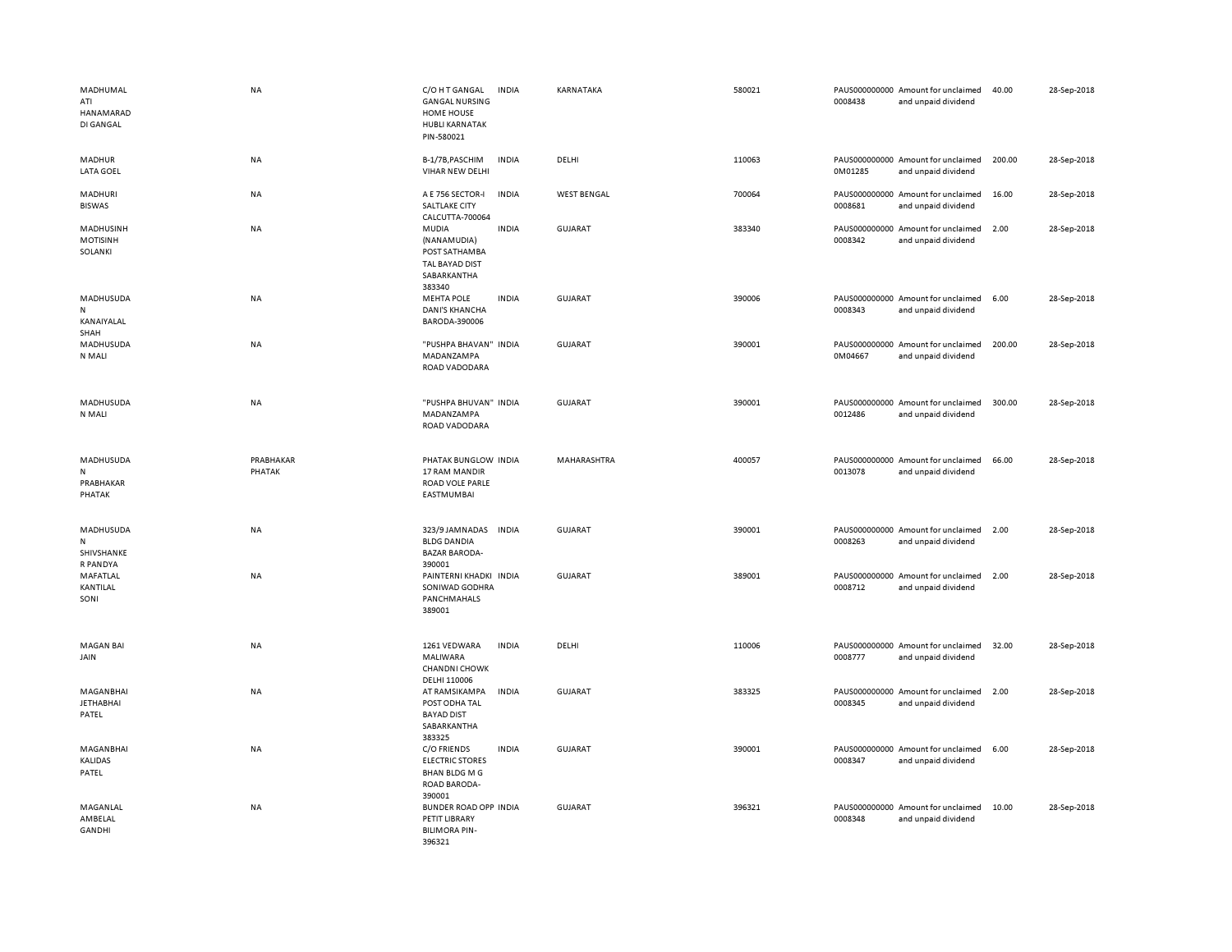| | | | | | | | | | |
|---|---|---|---|---|---|---|---|---|---|
| MADHUMAL ATI HANAMARAD DI GANGAL | NA | C/O H T GANGAL GANGAL NURSING HOME HOUSE HUBLI KARNATAK PIN-580021 | INDIA | KARNATAKA | 580021 | PAUS0000000000008438 | Amount for unclaimed and unpaid dividend | 40.00 | 28-Sep-2018 |
| MADHUR LATA GOEL | NA | B-1/7B,PASCHIM VIHAR NEW DELHI | INDIA | DELHI | 110063 | PAUS0000000000M01285 | Amount for unclaimed and unpaid dividend | 200.00 | 28-Sep-2018 |
| MADHURI BISWAS | NA | A E 756 SECTOR-I SALTLAKE CITY CALCUTTA-700064 | INDIA | WEST BENGAL | 700064 | PAUS0000000000008681 | Amount for unclaimed and unpaid dividend | 16.00 | 28-Sep-2018 |
| MADHUSINH MOTISINH SOLANKI | NA | MUDIA (NANAMUDIA) POST SATHAMBA TAL BAYAD DIST SABARKANTHA 383340 | INDIA | GUJARAT | 383340 | PAUS0000000000008342 | Amount for unclaimed and unpaid dividend | 2.00 | 28-Sep-2018 |
| MADHUSUDAN KANAIYALAL SHAH | NA | MEHTA POLE DANI'S KHANCHA BARODA-390006 | INDIA | GUJARAT | 390006 | PAUS0000000000008343 | Amount for unclaimed and unpaid dividend | 6.00 | 28-Sep-2018 |
| MADHUSUDAN MALI | NA | "PUSHPA BHAVAN" MADANZAMPA ROAD VADODARA | INDIA | GUJARAT | 390001 | PAUS0000000000M04667 | Amount for unclaimed and unpaid dividend | 200.00 | 28-Sep-2018 |
| MADHUSUDAN MALI | NA | "PUSHPA BHUVAN" MADANZAMPA ROAD VADODARA | INDIA | GUJARAT | 390001 | PAUS0000000000012486 | Amount for unclaimed and unpaid dividend | 300.00 | 28-Sep-2018 |
| MADHUSUDAN PRABHAKAR PHATAK | PRABHAKAR PHATAK | PHATAK BUNGLOW 17 RAM MANDIR ROAD VOLE PARLE EASTMUMBAI | INDIA | MAHARASHTRA | 400057 | PAUS0000000000013078 | Amount for unclaimed and unpaid dividend | 66.00 | 28-Sep-2018 |
| MADHUSUDAN SHIVSHANKER PANDYA | NA | 323/9 JAMNADAS BLDG DANDIA BAZAR BARODA-390001 | INDIA | GUJARAT | 390001 | PAUS0000000000008263 | Amount for unclaimed and unpaid dividend | 2.00 | 28-Sep-2018 |
| MAFATLAL KANTILAL SONI | NA | PAINTERNI KHADKI SONIWAD GODHRA PANCHMAHALS 389001 | INDIA | GUJARAT | 389001 | PAUS0000000000008712 | Amount for unclaimed and unpaid dividend | 2.00 | 28-Sep-2018 |
| MAGAN BAI JAIN | NA | 1261 VEDWARA MALIWARA CHANDNI CHOWK DELHI 110006 | INDIA | DELHI | 110006 | PAUS0000000000008777 | Amount for unclaimed and unpaid dividend | 32.00 | 28-Sep-2018 |
| MAGANBHAI JETHABHAI PATEL | NA | AT RAMSIKAMPA POST ODHA TAL BAYAD DIST SABARKANTHA 383325 | INDIA | GUJARAT | 383325 | PAUS0000000000008345 | Amount for unclaimed and unpaid dividend | 2.00 | 28-Sep-2018 |
| MAGANBHAI KALIDAS PATEL | NA | C/O FRIENDS ELECTRIC STORES BHAN BLDG M G ROAD BARODA-390001 | INDIA | GUJARAT | 390001 | PAUS0000000000008347 | Amount for unclaimed and unpaid dividend | 6.00 | 28-Sep-2018 |
| MAGANLAL AMBELAL GANDHI | NA | BUNDER ROAD OPP PETIT LIBRARY BILIMORA PIN-396321 | INDIA | GUJARAT | 396321 | PAUS0000000000008348 | Amount for unclaimed and unpaid dividend | 10.00 | 28-Sep-2018 |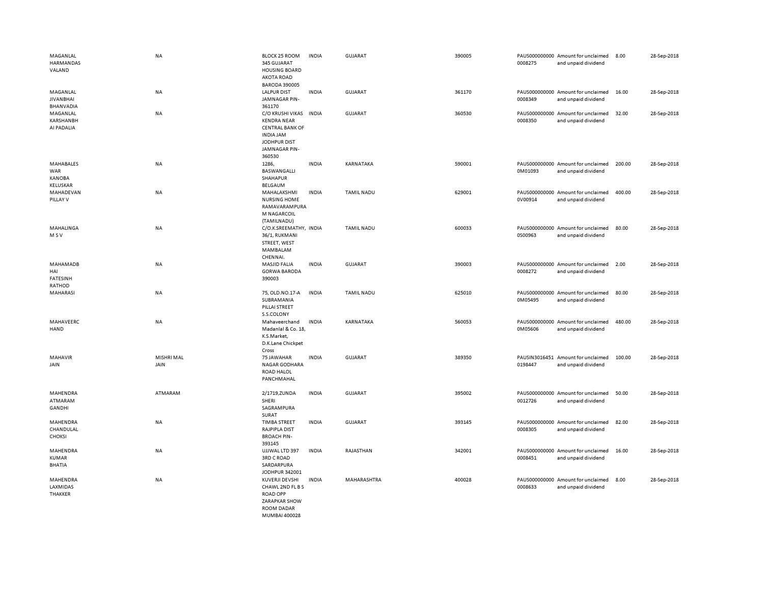| | | | | | | | | | |
|---|---|---|---|---|---|---|---|---|---|
| MAGANLAL HARMANDAS VALAND | NA | BLOCK 25 ROOM 345 GUJARAT HOUSING BOARD AKOTA ROAD BARODA 390005 | INDIA | GUJARAT | 390005 | PAUS0000000000008275 | Amount for unclaimed and unpaid dividend | 8.00 | 28-Sep-2018 |
| MAGANLAL JIVANBHAI BHANVADIA | NA | LALPUR DIST JAMNAGAR PIN-361170 | INDIA | GUJARAT | 361170 | PAUS0000000000008349 | Amount for unclaimed and unpaid dividend | 16.00 | 28-Sep-2018 |
| MAGANLAL KARSHANBHAI PADALIA | NA | C/O KRUSHI VIKAS KENDRA NEAR CENTRAL BANK OF INDIA JAM JODHPUR DIST JAMNAGAR PIN-360530 | INDIA | GUJARAT | 360530 | PAUS0000000000008350 | Amount for unclaimed and unpaid dividend | 32.00 | 28-Sep-2018 |
| MAHABALESWAR KANOBA KELUSKAR | NA | 1286, BASWANGALLI SHAHAPUR BELGAUM | INDIA | KARNATAKA | 590001 | PAUS0000000000M01093 | Amount for unclaimed and unpaid dividend | 200.00 | 28-Sep-2018 |
| MAHADEVAN PILLAY V | NA | MAHALAKSHMI NURSING HOME RAMAVARAMPURAM NAGARCOIL (TAMILNADU) | INDIA | TAMIL NADU | 629001 | PAUS0000000000V00914 | Amount for unclaimed and unpaid dividend | 400.00 | 28-Sep-2018 |
| MAHALINGAM S V | NA | C/O.K.SREEMATHY, 36/1, RUKMANI STREET, WEST MAMBALAM CHENNAI. | INDIA | TAMIL NADU | 600033 | PAUS0000000000S00963 | Amount for unclaimed and unpaid dividend | 80.00 | 28-Sep-2018 |
| MAHAMADBHAI FATESINH RATHOD | NA | MASJID FALIA GORWA BARODA 390003 | INDIA | GUJARAT | 390003 | PAUS0000000000008272 | Amount for unclaimed and unpaid dividend | 2.00 | 28-Sep-2018 |
| MAHARASI | NA | 75, OLD.NO.17-A SUBRAMANIA PILLAI STREET S.S.COLONY | INDIA | TAMIL NADU | 625010 | PAUS0000000000M05495 | Amount for unclaimed and unpaid dividend | 80.00 | 28-Sep-2018 |
| MAHAVEERCHAND | NA | Mahaveerchand Madanlal & Co. 18, K.S.Market, D.K.Lane Chickpet Cross | INDIA | KARNATAKA | 560053 | PAUS0000000000M05606 | Amount for unclaimed and unpaid dividend | 480.00 | 28-Sep-2018 |
| MAHAVIR JAIN | MISHRI MAL JAIN | 75 JAWAHAR NAGAR GODHARA ROAD HALOL PANCHMAHAL | INDIA | GUJARAT | 389350 | PAUSIN30164510198447 | Amount for unclaimed and unpaid dividend | 100.00 | 28-Sep-2018 |
| MAHENDRA ATMARAM GANDHI | ATMARAM | 2/1719,ZUNDA SHERI SAGRAMPURA SURAT | INDIA | GUJARAT | 395002 | PAUS0000000000012726 | Amount for unclaimed and unpaid dividend | 50.00 | 28-Sep-2018 |
| MAHENDRA CHANDULAL CHOKSI | NA | TIMBA STREET RAJPIPLA DIST BROACH PIN-393145 | INDIA | GUJARAT | 393145 | PAUS0000000000008305 | Amount for unclaimed and unpaid dividend | 82.00 | 28-Sep-2018 |
| MAHENDRA KUMAR BHATIA | NA | UJJWAL LTD 397 3RD C ROAD SARDARPURA JODHPUR 342001 | INDIA | RAJASTHAN | 342001 | PAUS0000000000008451 | Amount for unclaimed and unpaid dividend | 16.00 | 28-Sep-2018 |
| MAHENDRA LAXMIDAS THAKKER | NA | KUVERJI DEVSHI CHAWL 2ND FL B S ROAD OPP ZARAPKAR SHOW ROOM DADAR MUMBAI 400028 | INDIA | MAHARASHTRA | 400028 | PAUS0000000000008633 | Amount for unclaimed and unpaid dividend | 8.00 | 28-Sep-2018 |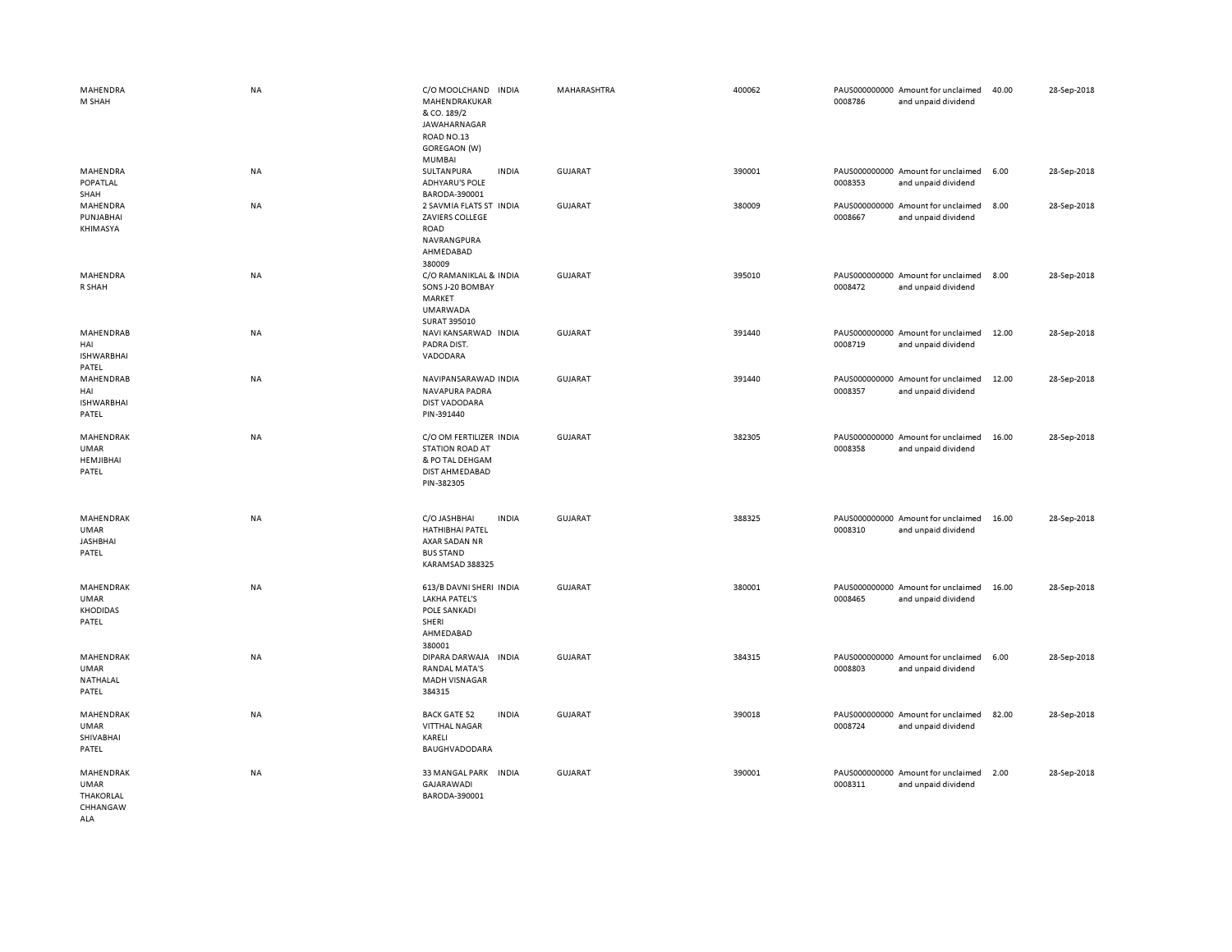| | | | | | | | | | |
|---|---|---|---|---|---|---|---|---|---|
| MAHENDRA M SHAH | NA | C/O MOOLCHAND MAHENDRAKUKAR & CO. 189/2 JAWAHARNAGAR ROAD NO.13 GOREGAON (W) MUMBAI | INDIA | MAHARASHTRA | 400062 | PAUS0000000000008786 | Amount for unclaimed and unpaid dividend | 40.00 | 28-Sep-2018 |
| MAHENDRA POPATLAL SHAH | NA | SULTANPURA ADHYARU'S POLE BARODA-390001 | INDIA | GUJARAT | 390001 | PAUS0000000000008353 | Amount for unclaimed and unpaid dividend | 6.00 | 28-Sep-2018 |
| MAHENDRA PUNJABHAI KHIMASYA | NA | 2 SAVMIA FLATS ST ZAVIERS COLLEGE ROAD NAVRANGPURA AHMEDABAD 380009 | INDIA | GUJARAT | 380009 | PAUS0000000000008667 | Amount for unclaimed and unpaid dividend | 8.00 | 28-Sep-2018 |
| MAHENDRA R SHAH | NA | C/O RAMANIKLAL & SONS J-20 BOMBAY MARKET UMARWADA SURAT 395010 | INDIA | GUJARAT | 395010 | PAUS0000000000008472 | Amount for unclaimed and unpaid dividend | 8.00 | 28-Sep-2018 |
| MAHENDRABHAI ISHWARBHAI PATEL | NA | NAVI KANSARWAD PADRA DIST. VADODARA | INDIA | GUJARAT | 391440 | PAUS0000000000008719 | Amount for unclaimed and unpaid dividend | 12.00 | 28-Sep-2018 |
| MAHENDRABHAI ISHWARBHAI PATEL | NA | NAVIPANSARAWAD NAVAPURA PADRA DIST VADODARA PIN-391440 | INDIA | GUJARAT | 391440 | PAUS0000000000008357 | Amount for unclaimed and unpaid dividend | 12.00 | 28-Sep-2018 |
| MAHENDRAKUMAR HEMJIBHAI PATEL | NA | C/O OM FERTILIZER STATION ROAD AT & PO TAL DEHGAM DIST AHMEDABAD PIN-382305 | INDIA | GUJARAT | 382305 | PAUS0000000000008358 | Amount for unclaimed and unpaid dividend | 16.00 | 28-Sep-2018 |
| MAHENDRAKUMAR JASHBHAI PATEL | NA | C/O JASHBHAI HATHIBHAI PATEL AXAR SADAN NR BUS STAND KARAMSAD 388325 | INDIA | GUJARAT | 388325 | PAUS0000000000008310 | Amount for unclaimed and unpaid dividend | 16.00 | 28-Sep-2018 |
| MAHENDRAKUMAR KHODIDAS PATEL | NA | 613/B DAVNI SHERI LAKHA PATEL'S POLE SANKADI SHERI AHMEDABAD 380001 | INDIA | GUJARAT | 380001 | PAUS0000000000008465 | Amount for unclaimed and unpaid dividend | 16.00 | 28-Sep-2018 |
| MAHENDRAKUMAR NATHALAL PATEL | NA | DIPARA DARWAJA RANDAL MATA'S MADH VISNAGAR 384315 | INDIA | GUJARAT | 384315 | PAUS0000000000008803 | Amount for unclaimed and unpaid dividend | 6.00 | 28-Sep-2018 |
| MAHENDRAKUMAR SHIVABHAI PATEL | NA | BACK GATE 52 VITTHAL NAGAR KARELI BAUGHVADODARA | INDIA | GUJARAT | 390018 | PAUS0000000000008724 | Amount for unclaimed and unpaid dividend | 82.00 | 28-Sep-2018 |
| MAHENDRAKUMAR THAKORLAL CHHANGAWALA | NA | 33 MANGAL PARK GAJARAWADI BARODA-390001 | INDIA | GUJARAT | 390001 | PAUS0000000000008311 | Amount for unclaimed and unpaid dividend | 2.00 | 28-Sep-2018 |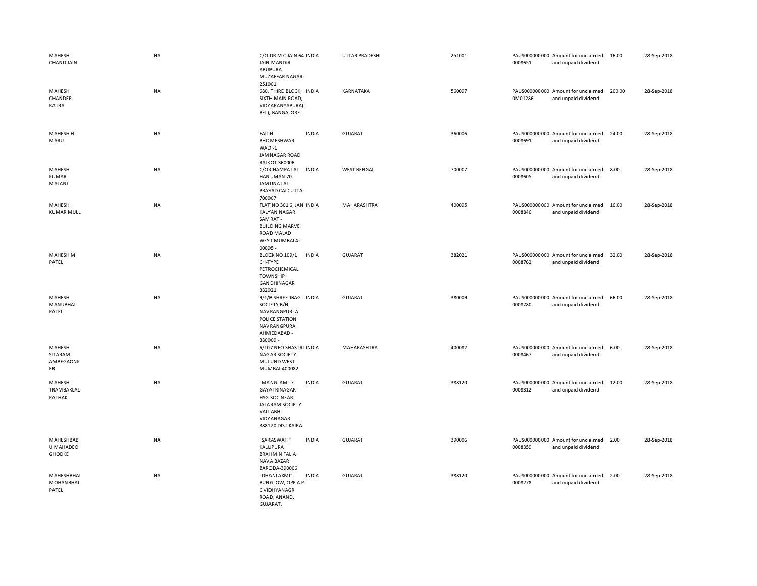| | | | | | | | | | |
|---|---|---|---|---|---|---|---|---|---|
| MAHESH CHAND JAIN | NA | C/O DR M C JAIN 64 JAIN MANDIR ABUPURA MUZAFFAR NAGAR-251001 | INDIA | UTTAR PRADESH | 251001 | PAUS0000000000008651 | Amount for unclaimed and unpaid dividend | 16.00 | 28-Sep-2018 |
| MAHESH CHANDER RATRA | NA | 680, THIRD BLOCK, SIXTH MAIN ROAD, VIDYARANYAPURA( BEL), BANGALORE | INDIA | KARNATAKA | 560097 | PAUS0000000000M01286 | Amount for unclaimed and unpaid dividend | 200.00 | 28-Sep-2018 |
| MAHESH H MARU | NA | FAITH BHOMESHWAR WADI-1 JAMNAGAR ROAD RAJKOT 360006 | INDIA | GUJARAT | 360006 | PAUS0000000000008691 | Amount for unclaimed and unpaid dividend | 24.00 | 28-Sep-2018 |
| MAHESH KUMAR MALANI | NA | C/O CHAMPA LAL HANUMAN 70 JAMUNA LAL PRASAD CALCUTTA-700007 | INDIA | WEST BENGAL | 700007 | PAUS0000000000008605 | Amount for unclaimed and unpaid dividend | 8.00 | 28-Sep-2018 |
| MAHESH KUMAR MULL | NA | FLAT NO 301 6, JAN KALYAN NAGAR SAMRAT - BUILDING MARVE ROAD MALAD WEST MUMBAI 4-00095 - | INDIA | MAHARASHTRA | 400095 | PAUS0000000000008846 | Amount for unclaimed and unpaid dividend | 16.00 | 28-Sep-2018 |
| MAHESH M PATEL | NA | BLOCK NO 109/1 CH-TYPE PETROCHEMICAL TOWNSHIP GANDHINAGAR 382021 | INDIA | GUJARAT | 382021 | PAUS0000000000008762 | Amount for unclaimed and unpaid dividend | 32.00 | 28-Sep-2018 |
| MAHESH MANUBHAI PATEL | NA | 9/1/B SHREEJIBAG SOCIETY B/H NAVRANGPUR- A POLICE STATION NAVRANGPURA AHMEDABAD - 380009 - | INDIA | GUJARAT | 380009 | PAUS0000000000008780 | Amount for unclaimed and unpaid dividend | 66.00 | 28-Sep-2018 |
| MAHESH SITARAM AMBEGAONKER | NA | 6/107 NEO SHASTRI NAGAR SOCIETY MULUND WEST MUMBAI-400082 | INDIA | MAHARASHTRA | 400082 | PAUS0000000000008467 | Amount for unclaimed and unpaid dividend | 6.00 | 28-Sep-2018 |
| MAHESH TRAMBAKLAL PATHAK | NA | "MANGLAM" 7 GAYATRINAGAR HSG SOC NEAR JALARAM SOCIETY VALLABH VIDYANAGAR 388120 DIST KAIRA | INDIA | GUJARAT | 388120 | PAUS0000000000008312 | Amount for unclaimed and unpaid dividend | 12.00 | 28-Sep-2018 |
| MAHESHBABU MAHADEO GHODKE | NA | "SARASWATI" KALUPURA BRAHMIN FALIA NAVA BAZAR BARODA-390006 | INDIA | GUJARAT | 390006 | PAUS0000000000008359 | Amount for unclaimed and unpaid dividend | 2.00 | 28-Sep-2018 |
| MAHESHBHAI MOHANBHAI PATEL | NA | "DHANLAXMI", BUNGLOW, OPP A P C VIDHYANAGR ROAD, ANAND, GUJARAT. | INDIA | GUJARAT | 388120 | PAUS0000000000008278 | Amount for unclaimed and unpaid dividend | 2.00 | 28-Sep-2018 |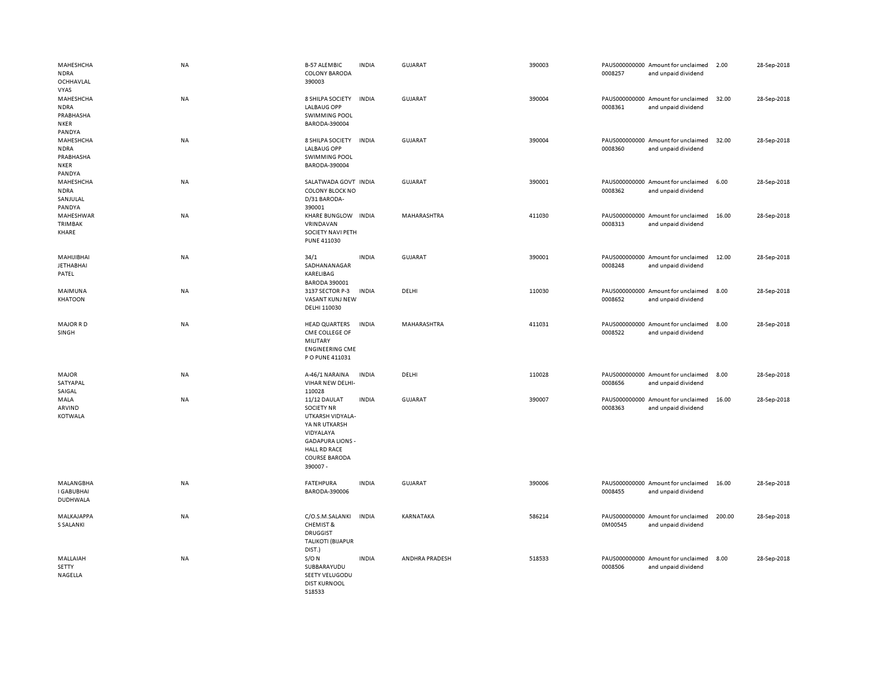| | | | | | | | | | | |
|---|---|---|---|---|---|---|---|---|---|---|
| MAHESHCHANDRA OCHHAVLAL VYAS | NA | B-57 ALEMBIC COLONY BARODA 390003 | INDIA | GUJARAT | 390003 | PAUS0000000000008257 | Amount for unclaimed and unpaid dividend | 2.00 | 28-Sep-2018 |
| MAHESHCHANDRA PRABHASHANKER PANDYA | NA | 8 SHILPA SOCIETY LALBAUG OPP SWIMMING POOL BARODA-390004 | INDIA | GUJARAT | 390004 | PAUS0000000000008361 | Amount for unclaimed and unpaid dividend | 32.00 | 28-Sep-2018 |
| MAHESHCHANDRA PRABHASHANKER PANDYA | NA | 8 SHILPA SOCIETY LALBAUG OPP SWIMMING POOL BARODA-390004 | INDIA | GUJARAT | 390004 | PAUS0000000000008360 | Amount for unclaimed and unpaid dividend | 32.00 | 28-Sep-2018 |
| MAHESHCHANDRA SANJULAL PANDYA | NA | SALATWADA GOVT COLONY BLOCK NO D/31 BARODA-390001 | INDIA | GUJARAT | 390001 | PAUS0000000000008362 | Amount for unclaimed and unpaid dividend | 6.00 | 28-Sep-2018 |
| MAHESHWAR TRIMBAK KHARE | NA | KHARE BUNGLOW VRINDAVAN SOCIETY NAVI PETH PUNE 411030 | INDIA | MAHARASHTRA | 411030 | PAUS0000000000008313 | Amount for unclaimed and unpaid dividend | 16.00 | 28-Sep-2018 |
| MAHIJIBHAI JETHABHAI PATEL | NA | 34/1 SADHANANAGAR KARELIBAG BARODA 390001 | INDIA | GUJARAT | 390001 | PAUS0000000000008248 | Amount for unclaimed and unpaid dividend | 12.00 | 28-Sep-2018 |
| MAIMUNA KHATOON | NA | 3137 SECTOR P-3 VASANT KUNJ NEW DELHI 110030 | INDIA | DELHI | 110030 | PAUS0000000000008652 | Amount for unclaimed and unpaid dividend | 8.00 | 28-Sep-2018 |
| MAJOR R D SINGH | NA | HEAD QUARTERS CME COLLEGE OF MILITARY ENGINEERING CME P O PUNE 411031 | INDIA | MAHARASHTRA | 411031 | PAUS0000000000008522 | Amount for unclaimed and unpaid dividend | 8.00 | 28-Sep-2018 |
| MAJOR SATYAPAL SAIGAL | NA | A-46/1 NARAINA VIHAR NEW DELHI-110028 | INDIA | DELHI | 110028 | PAUS0000000000008656 | Amount for unclaimed and unpaid dividend | 8.00 | 28-Sep-2018 |
| MALA ARVIND KOTWALA | NA | 11/12 DAULAT SOCIETY NR UTKARSH VIDYALA-YA NR UTKARSH VIDYALAYA GADAPURA LIONS -HALL RD RACE COURSE BARODA 390007 - | INDIA | GUJARAT | 390007 | PAUS0000000000008363 | Amount for unclaimed and unpaid dividend | 16.00 | 28-Sep-2018 |
| MALANGBHAI GABUBHAI DUDHWALA | NA | FATEHPURA BARODA-390006 | INDIA | GUJARAT | 390006 | PAUS0000000000008455 | Amount for unclaimed and unpaid dividend | 16.00 | 28-Sep-2018 |
| MALKAJAPPA S SALANKI | NA | C/O.S.M.SALANKI CHEMIST & DRUGGIST TALIKOTI (BIJAPUR DIST.) | INDIA | KARNATAKA | 586214 | PAUS0000000000M00545 | Amount for unclaimed and unpaid dividend | 200.00 | 28-Sep-2018 |
| MALLAIAH SETTY NAGELLA | NA | S/O N SUBBARAYUDU SEETY VELUGODU DIST KURNOOL 518533 | INDIA | ANDHRA PRADESH | 518533 | PAUS0000000000008506 | Amount for unclaimed and unpaid dividend | 8.00 | 28-Sep-2018 |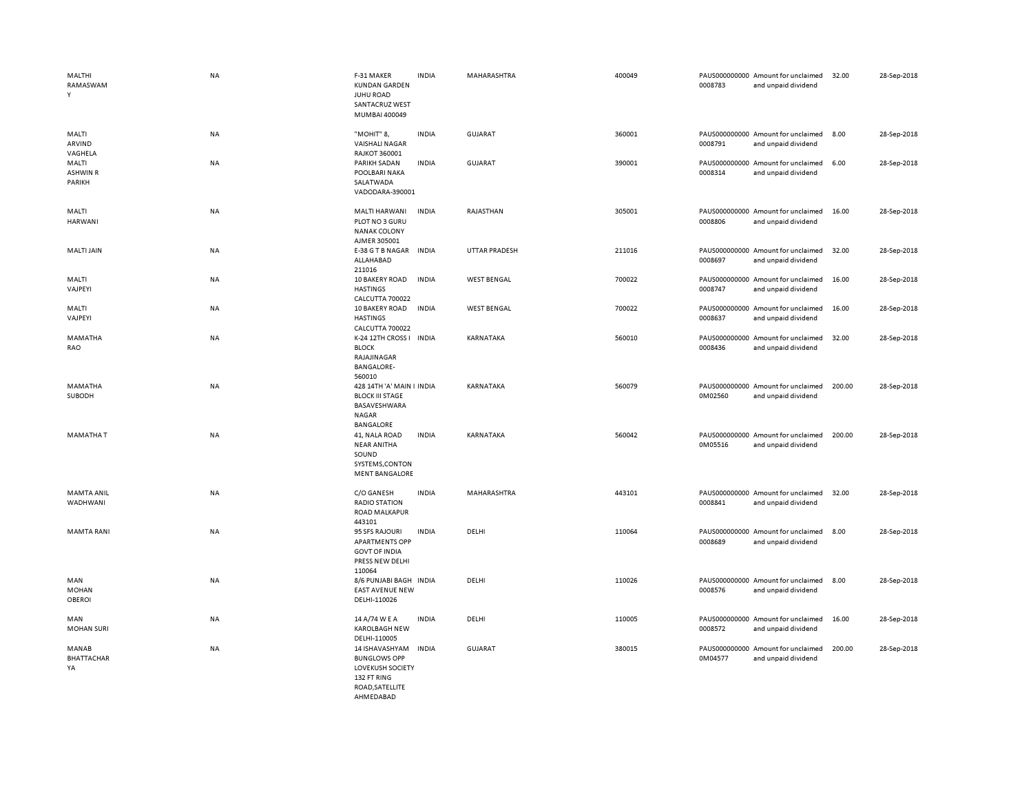| | | | | | | | | | |
|---|---|---|---|---|---|---|---|---|---|
| MALTHI RAMASWAMY | NA | F-31 MAKER KUNDAN GARDEN JUHU ROAD SANTACRUZ WEST MUMBAI 400049 | INDIA | MAHARASHTRA | 400049 | PAUS0000000000008783 | Amount for unclaimed and unpaid dividend | 32.00 | 28-Sep-2018 |
| MALTI ARVIND VAGHELA | NA | "MOHIT" 8, VAISHALI NAGAR RAJKOT 360001 | INDIA | GUJARAT | 360001 | PAUS0000000000008791 | Amount for unclaimed and unpaid dividend | 8.00 | 28-Sep-2018 |
| MALTI ASHWIN R PARIKH | NA | PARIKH SADAN POOLBARI NAKA SALATWADA VADODARA-390001 | INDIA | GUJARAT | 390001 | PAUS0000000000008314 | Amount for unclaimed and unpaid dividend | 6.00 | 28-Sep-2018 |
| MALTI HARWANI | NA | MALTI HARWANI PLOT NO 3 GURU NANAK COLONY AJMER 305001 | INDIA | RAJASTHAN | 305001 | PAUS0000000000008806 | Amount for unclaimed and unpaid dividend | 16.00 | 28-Sep-2018 |
| MALTI JAIN | NA | E-38 G T B NAGAR ALLAHABAD 211016 | INDIA | UTTAR PRADESH | 211016 | PAUS0000000000008697 | Amount for unclaimed and unpaid dividend | 32.00 | 28-Sep-2018 |
| MALTI VAJPEYI | NA | 10 BAKERY ROAD HASTINGS CALCUTTA 700022 | INDIA | WEST BENGAL | 700022 | PAUS0000000000008747 | Amount for unclaimed and unpaid dividend | 16.00 | 28-Sep-2018 |
| MALTI VAJPEYI | NA | 10 BAKERY ROAD HASTINGS CALCUTTA 700022 | INDIA | WEST BENGAL | 700022 | PAUS0000000000008637 | Amount for unclaimed and unpaid dividend | 16.00 | 28-Sep-2018 |
| MAMATHA RAO | NA | K-24 12TH CROSS I BLOCK RAJAJINAGAR BANGALORE-560010 | INDIA | KARNATAKA | 560010 | PAUS0000000000008436 | Amount for unclaimed and unpaid dividend | 32.00 | 28-Sep-2018 |
| MAMATHA SUBODH | NA | 428 14TH 'A' MAIN I BLOCK III STAGE BASAVESHWARA NAGAR BANGALORE | INDIA | KARNATAKA | 560079 | PAUS0000000000M02560 | Amount for unclaimed and unpaid dividend | 200.00 | 28-Sep-2018 |
| MAMATHA T | NA | 41, NALA ROAD NEAR ANITHA SOUND SYSTEMS,CONTONMENT BANGALORE | INDIA | KARNATAKA | 560042 | PAUS0000000000M05516 | Amount for unclaimed and unpaid dividend | 200.00 | 28-Sep-2018 |
| MAMTA ANIL WADHWANI | NA | C/O GANESH RADIO STATION ROAD MALKAPUR 443101 | INDIA | MAHARASHTRA | 443101 | PAUS0000000000008841 | Amount for unclaimed and unpaid dividend | 32.00 | 28-Sep-2018 |
| MAMTA RANI | NA | 95 SFS RAJOURI APARTMENTS OPP GOVT OF INDIA PRESS NEW DELHI 110064 | INDIA | DELHI | 110064 | PAUS0000000000008689 | Amount for unclaimed and unpaid dividend | 8.00 | 28-Sep-2018 |
| MAN MOHAN OBEROI | NA | 8/6 PUNJABI BAGH EAST AVENUE NEW DELHI-110026 | INDIA | DELHI | 110026 | PAUS0000000000008576 | Amount for unclaimed and unpaid dividend | 8.00 | 28-Sep-2018 |
| MAN MOHAN SURI | NA | 14 A/74 W E A KAROLBAGH NEW DELHI-110005 | INDIA | DELHI | 110005 | PAUS0000000000008572 | Amount for unclaimed and unpaid dividend | 16.00 | 28-Sep-2018 |
| MANAB BHATTACHARYA | NA | 14 ISHAVASHYAM BUNGLOWS OPP LOVEKUSH SOCIETY 132 FT RING ROAD,SATELLITE AHMEDABAD | INDIA | GUJARAT | 380015 | PAUS0000000000M04577 | Amount for unclaimed and unpaid dividend | 200.00 | 28-Sep-2018 |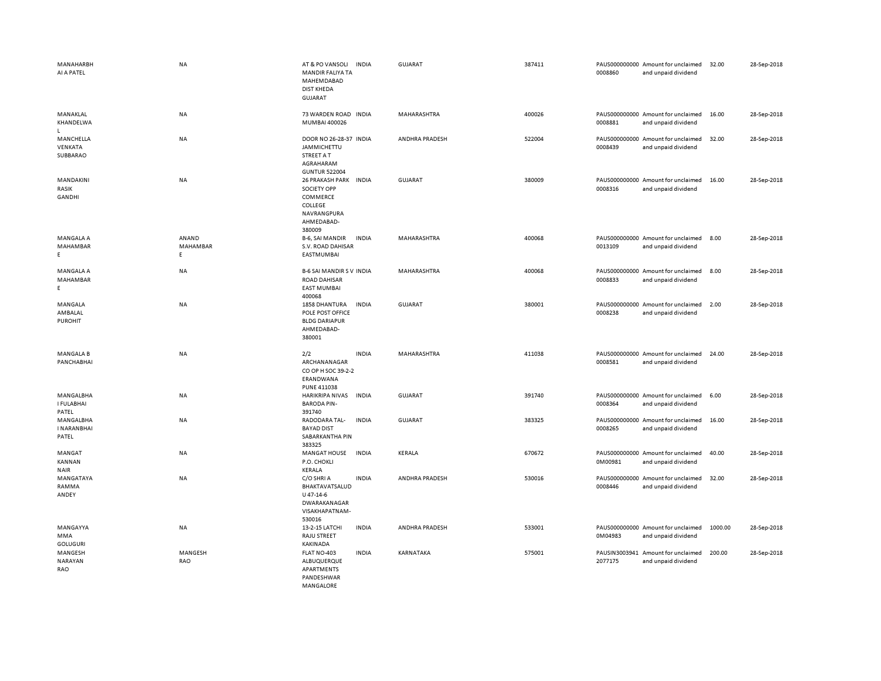| | | | | | | | | | |
|---|---|---|---|---|---|---|---|---|---|
| MANAHARBHAI A PATEL | NA | AT & PO VANSOLI MANDIR FALIYA TA MAHEMDABAD DIST KHEDA GUJARAT | INDIA | GUJARAT | 387411 | PAUS0000000000008860 | Amount for unclaimed and unpaid dividend | 32.00 | 28-Sep-2018 |
| MANAKLAL KHANDELWAL | NA | 73 WARDEN ROAD MUMBAI 400026 | INDIA | MAHARASHTRA | 400026 | PAUS0000000000008881 | Amount for unclaimed and unpaid dividend | 16.00 | 28-Sep-2018 |
| MANCHELLA VENKATA SUBBARAO | NA | DOOR NO 26-28-37 JAMMICHETTU STREET A T AGRAHARAM GUNTUR 522004 | INDIA | ANDHRA PRADESH | 522004 | PAUS0000000000008439 | Amount for unclaimed and unpaid dividend | 32.00 | 28-Sep-2018 |
| MANDAKINI RASIK GANDHI | NA | 26 PRAKASH PARK SOCIETY OPP COMMERCE COLLEGE NAVRANGPURA AHMEDABAD-380009 | INDIA | GUJARAT | 380009 | PAUS0000000000008316 | Amount for unclaimed and unpaid dividend | 16.00 | 28-Sep-2018 |
| MANGALA A MAHAMBARE | ANAND MAHAMBARE | B-6, SAI MANDIR S.V. ROAD DAHISAR EASTMUMBAI | INDIA | MAHARASHTRA | 400068 | PAUS0000000000013109 | Amount for unclaimed and unpaid dividend | 8.00 | 28-Sep-2018 |
| MANGALA A MAHAMBARE | NA | B-6 SAI MANDIR S V ROAD DAHISAR EAST MUMBAI 400068 | INDIA | MAHARASHTRA | 400068 | PAUS0000000000008833 | Amount for unclaimed and unpaid dividend | 8.00 | 28-Sep-2018 |
| MANGALA AMBALAL PUROHIT | NA | 1858 DHANTURA POLE POST OFFICE BLDG DARIAPUR AHMEDABAD-380001 | INDIA | GUJARAT | 380001 | PAUS0000000000008238 | Amount for unclaimed and unpaid dividend | 2.00 | 28-Sep-2018 |
| MANGALA B PANCHABHAI | NA | 2/2 ARCHANANAGAR CO OP H SOC 39-2-2 ERANDWANA PUNE 411038 | INDIA | MAHARASHTRA | 411038 | PAUS0000000000008581 | Amount for unclaimed and unpaid dividend | 24.00 | 28-Sep-2018 |
| MANGALBHAI FULABHAI PATEL | NA | HARIKRIPA NIVAS BARODA PIN-391740 | INDIA | GUJARAT | 391740 | PAUS0000000000008364 | Amount for unclaimed and unpaid dividend | 6.00 | 28-Sep-2018 |
| MANGALBHAI NARANBHAI PATEL | NA | RADODARA TAL-BAYAD DIST SABARKANTHA PIN 383325 | INDIA | GUJARAT | 383325 | PAUS0000000000008265 | Amount for unclaimed and unpaid dividend | 16.00 | 28-Sep-2018 |
| MANGAT KANNAN NAIR | NA | MANGAT HOUSE P.O. CHOKLI KERALA | INDIA | KERALA | 670672 | PAUS00000000000M00981 | Amount for unclaimed and unpaid dividend | 40.00 | 28-Sep-2018 |
| MANGATAYARAMMA ANDEY | NA | C/O SHRI A BHAKTAVATSALUDU 47-14-6 DWARAKANAGAR VISAKHAPATNAM-530016 | INDIA | ANDHRA PRADESH | 530016 | PAUS0000000000008446 | Amount for unclaimed and unpaid dividend | 32.00 | 28-Sep-2018 |
| MANGAYYAMMA GOLUGURI | NA | 13-2-15 LATCHI RAJU STREET KAKINADA | INDIA | ANDHRA PRADESH | 533001 | PAUS00000000000M04983 | Amount for unclaimed and unpaid dividend | 1000.00 | 28-Sep-2018 |
| MANGESH NARAYAN RAO | MANGESH RAO | FLAT NO-403 ALBUQUERQUE APARTMENTS PANDESHWAR MANGALORE | INDIA | KARNATAKA | 575001 | PAUSIN30039412077175 | Amount for unclaimed and unpaid dividend | 200.00 | 28-Sep-2018 |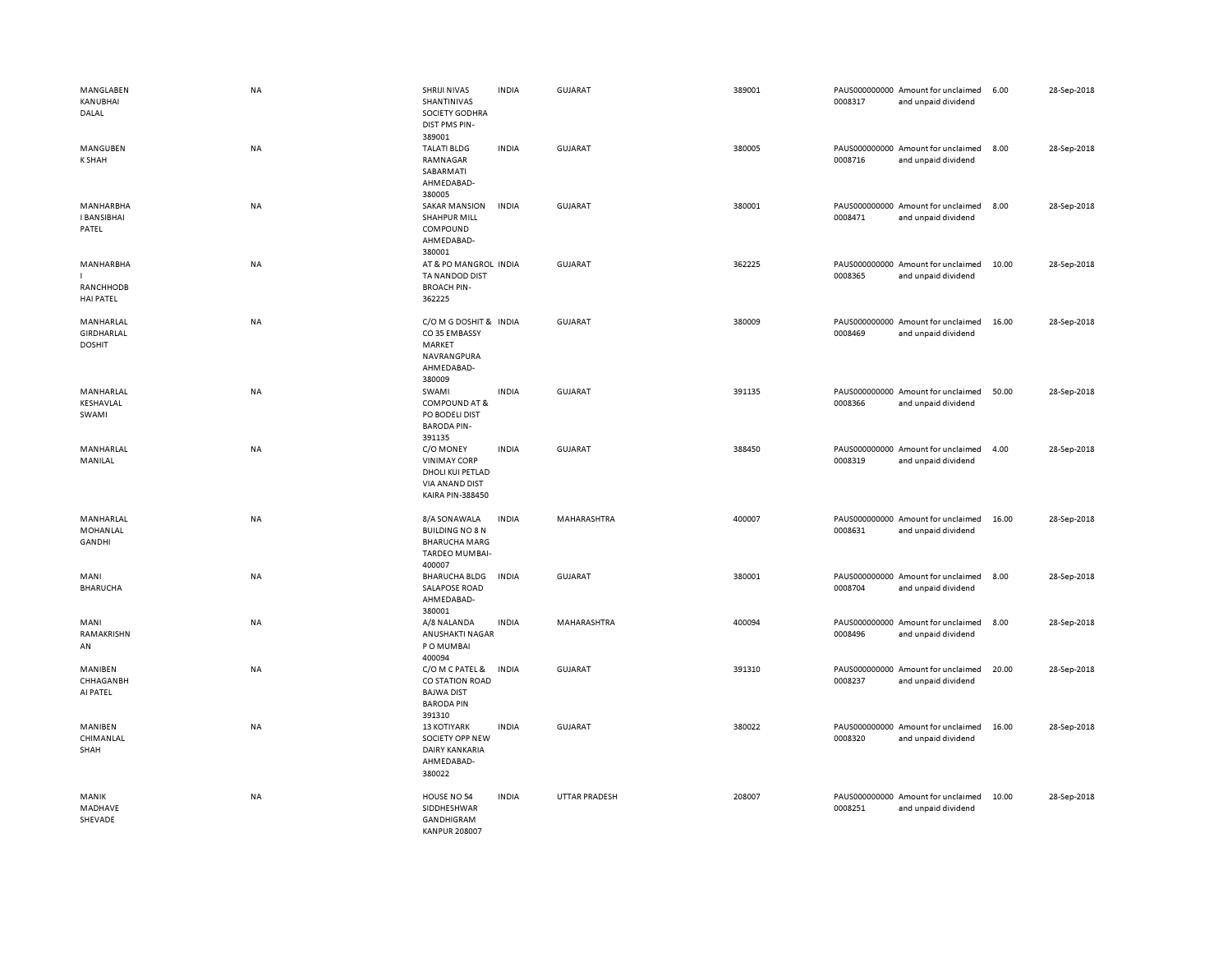| | | | | | | | | | |
|---|---|---|---|---|---|---|---|---|---|
| MANGLABEN KANUBHAI DALAL | NA | SHRIJI NIVAS SHANTINIVAS SOCIETY GODHRA DIST PMS PIN-389001 | INDIA | GUJARAT | 389001 | PAUS0000000000008317 | Amount for unclaimed and unpaid dividend | 6.00 | 28-Sep-2018 |
| MANGUBEN K SHAH | NA | TALATI BLDG RAMNAGAR SABARMATI AHMEDABAD-380005 | INDIA | GUJARAT | 380005 | PAUS0000000000008716 | Amount for unclaimed and unpaid dividend | 8.00 | 28-Sep-2018 |
| MANHARBHAI BANSIBHAI PATEL | NA | SAKAR MANSION SHAHPUR MILL COMPOUND AHMEDABAD-380001 | INDIA | GUJARAT | 380001 | PAUS0000000000008471 | Amount for unclaimed and unpaid dividend | 8.00 | 28-Sep-2018 |
| MANHARBHAI RANCHHODBHAI PATEL | NA | AT & PO MANGROL TA NANDOD DIST BROACH PIN-362225 | INDIA | GUJARAT | 362225 | PAUS0000000000008365 | Amount for unclaimed and unpaid dividend | 10.00 | 28-Sep-2018 |
| MANHARLAL GIRDHARLAL DOSHIT | NA | C/O M G DOSHIT & CO 35 EMBASSY MARKET NAVRANGPURA AHMEDABAD-380009 | INDIA | GUJARAT | 380009 | PAUS0000000000008469 | Amount for unclaimed and unpaid dividend | 16.00 | 28-Sep-2018 |
| MANHARLAL KESHAVLAL SWAMI | NA | SWAMI COMPOUND AT & PO BODELI DIST BARODA PIN-391135 | INDIA | GUJARAT | 391135 | PAUS0000000000008366 | Amount for unclaimed and unpaid dividend | 50.00 | 28-Sep-2018 |
| MANHARLAL MANILAL | NA | C/O MONEY VINIMAY CORP DHOLI KUI PETLAD VIA ANAND DIST KAIRA PIN-388450 | INDIA | GUJARAT | 388450 | PAUS0000000000008319 | Amount for unclaimed and unpaid dividend | 4.00 | 28-Sep-2018 |
| MANHARLAL MOHANLAL GANDHI | NA | 8/A SONAWALA BUILDING NO 8 N BHARUCHA MARG TARDEO MUMBAI-400007 | INDIA | MAHARASHTRA | 400007 | PAUS0000000000008631 | Amount for unclaimed and unpaid dividend | 16.00 | 28-Sep-2018 |
| MANI BHARUCHA | NA | BHARUCHA BLDG SALAPOSE ROAD AHMEDABAD-380001 | INDIA | GUJARAT | 380001 | PAUS0000000000008704 | Amount for unclaimed and unpaid dividend | 8.00 | 28-Sep-2018 |
| MANI RAMAKRISHNAN | NA | A/8 NALANDA ANUSHAKTI NAGAR P O MUMBAI 400094 | INDIA | MAHARASHTRA | 400094 | PAUS0000000000008496 | Amount for unclaimed and unpaid dividend | 8.00 | 28-Sep-2018 |
| MANIBEN CHHAGANBHAI PATEL | NA | C/O M C PATEL & CO STATION ROAD BAJWA DIST BARODA PIN 391310 | INDIA | GUJARAT | 391310 | PAUS0000000000008237 | Amount for unclaimed and unpaid dividend | 20.00 | 28-Sep-2018 |
| MANIBEN CHIMANLAL SHAH | NA | 13 KOTIYARK SOCIETY OPP NEW DAIRY KANKARIA AHMEDABAD-380022 | INDIA | GUJARAT | 380022 | PAUS0000000000008320 | Amount for unclaimed and unpaid dividend | 16.00 | 28-Sep-2018 |
| MANIK MADHAVE SHEVADE | NA | HOUSE NO 54 SIDDHESHWAR GANDHIGRAM KANPUR 208007 | INDIA | UTTAR PRADESH | 208007 | PAUS0000000000008251 | Amount for unclaimed and unpaid dividend | 10.00 | 28-Sep-2018 |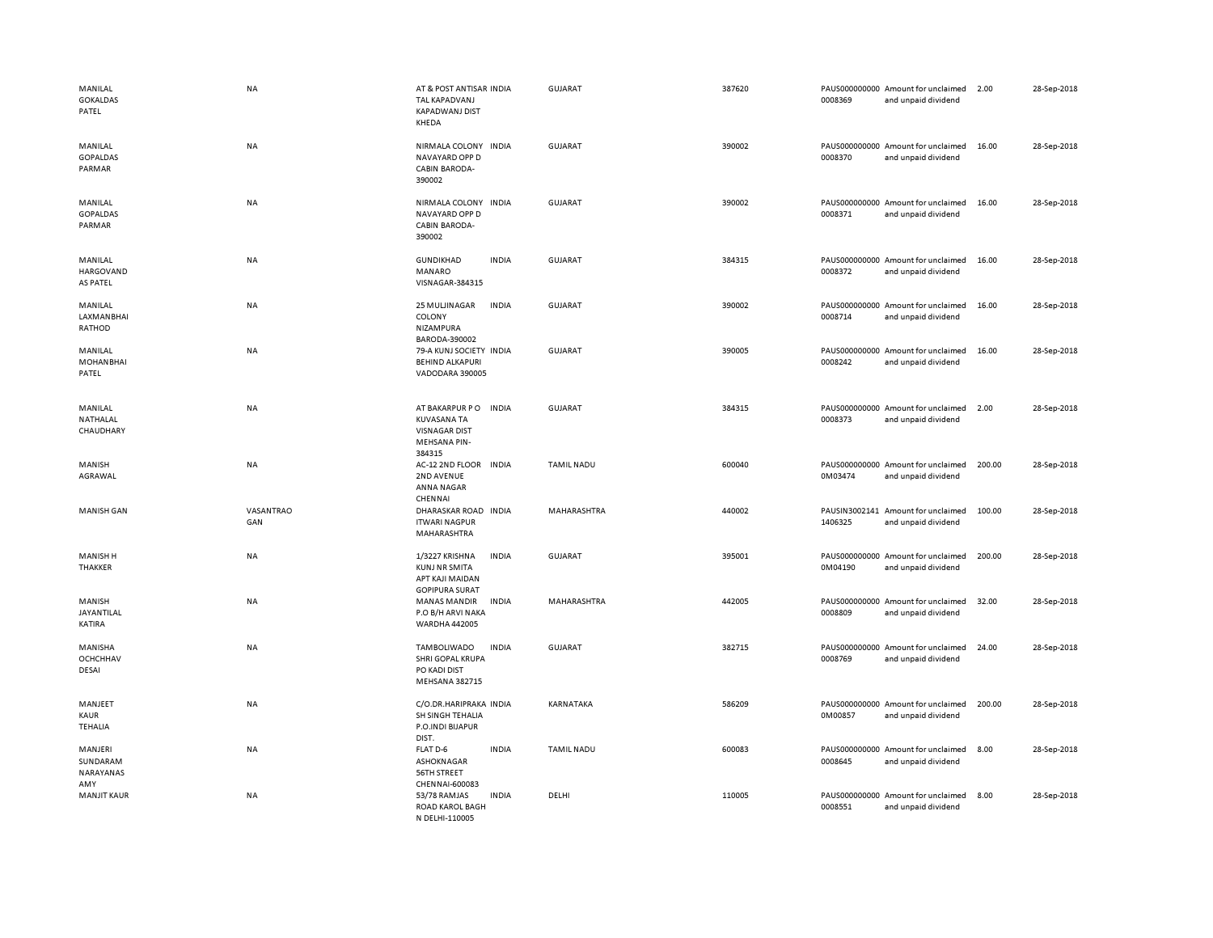| | | | | | | | | | |
|---|---|---|---|---|---|---|---|---|---|
| MANILAL GOKALDAS PATEL | NA | AT & POST ANTISAR TAL KAPADVANJ KAPADWANJ DIST KHEDA | INDIA | GUJARAT | 387620 | PAUS0000000000008369 | Amount for unclaimed and unpaid dividend | 2.00 | 28-Sep-2018 |
| MANILAL GOPALDAS PARMAR | NA | NIRMALA COLONY NAVAYARD OPP D CABIN BARODA-390002 | INDIA | GUJARAT | 390002 | PAUS0000000000008370 | Amount for unclaimed and unpaid dividend | 16.00 | 28-Sep-2018 |
| MANILAL GOPALDAS PARMAR | NA | NIRMALA COLONY NAVAYARD OPP D CABIN BARODA-390002 | INDIA | GUJARAT | 390002 | PAUS0000000000008371 | Amount for unclaimed and unpaid dividend | 16.00 | 28-Sep-2018 |
| MANILAL HARGOVAND AS PATEL | NA | GUNDIKHAD MANARO VISNAGAR-384315 | INDIA | GUJARAT | 384315 | PAUS0000000000008372 | Amount for unclaimed and unpaid dividend | 16.00 | 28-Sep-2018 |
| MANILAL LAXMANBHAI RATHOD | NA | 25 MULJINAGAR COLONY NIZAMPURA BARODA-390002 | INDIA | GUJARAT | 390002 | PAUS0000000000008714 | Amount for unclaimed and unpaid dividend | 16.00 | 28-Sep-2018 |
| MANILAL MOHANBHAI PATEL | NA | 79-A KUNJ SOCIETY BEHIND ALKAPURI VADODARA 390005 | INDIA | GUJARAT | 390005 | PAUS0000000000008242 | Amount for unclaimed and unpaid dividend | 16.00 | 28-Sep-2018 |
| MANILAL NATHALAL CHAUDHARY | NA | AT BAKARPUR P O KUVASANA TA VISNAGAR DIST MEHSANA PIN-384315 | INDIA | GUJARAT | 384315 | PAUS0000000000008373 | Amount for unclaimed and unpaid dividend | 2.00 | 28-Sep-2018 |
| MANISH AGRAWAL | NA | AC-12 2ND FLOOR 2ND AVENUE ANNA NAGAR CHENNAI | INDIA | TAMIL NADU | 600040 | PAUS0000000000M03474 | Amount for unclaimed and unpaid dividend | 200.00 | 28-Sep-2018 |
| MANISH GAN | VASANTRAO GAN | DHARASKAR ROAD ITWARI NAGPUR MAHARASHTRA | INDIA | MAHARASHTRA | 440002 | PAUSIN30021411406325 | Amount for unclaimed and unpaid dividend | 100.00 | 28-Sep-2018 |
| MANISH H THAKKER | NA | 1/3227 KRISHNA KUNJ NR SMITA APT KAJI MAIDAN GOPIPURA SURAT | INDIA | GUJARAT | 395001 | PAUS0000000000M04190 | Amount for unclaimed and unpaid dividend | 200.00 | 28-Sep-2018 |
| MANISH JAYANTILAL KATIRA | NA | MANAS MANDIR P.O B/H ARVI NAKA WARDHA 442005 | INDIA | MAHARASHTRA | 442005 | PAUS0000000000008809 | Amount for unclaimed and unpaid dividend | 32.00 | 28-Sep-2018 |
| MANISHA OCHCHHAV DESAI | NA | TAMBOLIWADO SHRI GOPAL KRUPA PO KADI DIST MEHSANA 382715 | INDIA | GUJARAT | 382715 | PAUS0000000000008769 | Amount for unclaimed and unpaid dividend | 24.00 | 28-Sep-2018 |
| MANJEET KAUR TEHALIA | NA | C/O.DR.HARIPRAKASH SINGH TEHALIA P.O.INDI BIJAPUR DIST. | INDIA | KARNATAKA | 586209 | PAUS0000000000M00857 | Amount for unclaimed and unpaid dividend | 200.00 | 28-Sep-2018 |
| MANJERI SUNDARAM NARAYANASAMY | NA | FLAT D-6 ASHOKNAGAR 56TH STREET CHENNAI-600083 | INDIA | TAMIL NADU | 600083 | PAUS0000000000008645 | Amount for unclaimed and unpaid dividend | 8.00 | 28-Sep-2018 |
| MANJIT KAUR | NA | 53/78 RAMJAS ROAD KAROL BAGH N DELHI-110005 | INDIA | DELHI | 110005 | PAUS0000000000008551 | Amount for unclaimed and unpaid dividend | 8.00 | 28-Sep-2018 |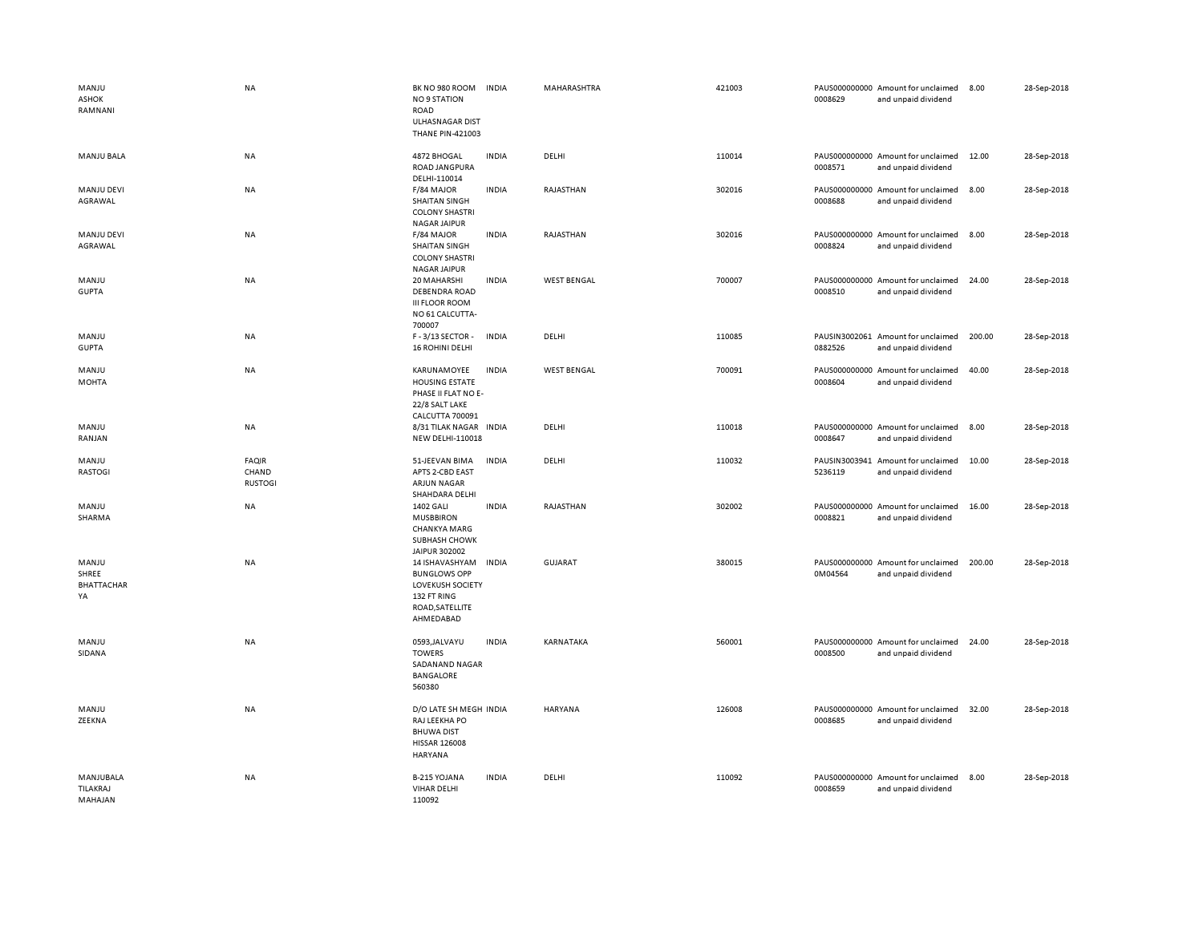| | | | | | | | | | |
|---|---|---|---|---|---|---|---|---|---|
| MANJU ASHOK RAMNANI | NA | BK NO 980 ROOM NO 9 STATION ROAD ULHASNAGAR DIST THANE PIN-421003 | INDIA | MAHARASHTRA | 421003 | PAUS0000000000008629 | Amount for unclaimed and unpaid dividend | 8.00 | 28-Sep-2018 |
| MANJU BALA | NA | 4872 BHOGAL ROAD JANGPURA DELHI-110014 | INDIA | DELHI | 110014 | PAUS0000000000008571 | Amount for unclaimed and unpaid dividend | 12.00 | 28-Sep-2018 |
| MANJU DEVI AGRAWAL | NA | F/84 MAJOR SHAITAN SINGH COLONY SHASTRI NAGAR JAIPUR | INDIA | RAJASTHAN | 302016 | PAUS0000000000008688 | Amount for unclaimed and unpaid dividend | 8.00 | 28-Sep-2018 |
| MANJU DEVI AGRAWAL | NA | F/84 MAJOR SHAITAN SINGH COLONY SHASTRI NAGAR JAIPUR | INDIA | RAJASTHAN | 302016 | PAUS0000000000008824 | Amount for unclaimed and unpaid dividend | 8.00 | 28-Sep-2018 |
| MANJU GUPTA | NA | 20 MAHARSHI DEBENDRA ROAD III FLOOR ROOM NO 61 CALCUTTA-700007 | INDIA | WEST BENGAL | 700007 | PAUS0000000000008510 | Amount for unclaimed and unpaid dividend | 24.00 | 28-Sep-2018 |
| MANJU GUPTA | NA | F - 3/13 SECTOR - 16 ROHINI DELHI | INDIA | DELHI | 110085 | PAUSIN30020610882526 | Amount for unclaimed and unpaid dividend | 200.00 | 28-Sep-2018 |
| MANJU MOHTA | NA | KARUNAMOYEE HOUSING ESTATE PHASE II FLAT NO E-22/8 SALT LAKE CALCUTTA 700091 | INDIA | WEST BENGAL | 700091 | PAUS0000000000008604 | Amount for unclaimed and unpaid dividend | 40.00 | 28-Sep-2018 |
| MANJU RANJAN | NA | 8/31 TILAK NAGAR NEW DELHI-110018 | INDIA | DELHI | 110018 | PAUS0000000000008647 | Amount for unclaimed and unpaid dividend | 8.00 | 28-Sep-2018 |
| MANJU RASTOGI | FAQIR CHAND RUSTOGI | 51-JEEVAN BIMA APTS 2-CBD EAST ARJUN NAGAR SHAHDARA DELHI | INDIA | DELHI | 110032 | PAUSIN30039415236119 | Amount for unclaimed and unpaid dividend | 10.00 | 28-Sep-2018 |
| MANJU SHARMA | NA | 1402 GALI MUSBBIRON CHANKYA MARG SUBHASH CHOWK JAIPUR 302002 | INDIA | RAJASTHAN | 302002 | PAUS0000000000008821 | Amount for unclaimed and unpaid dividend | 16.00 | 28-Sep-2018 |
| MANJU SHREE BHATTACHARYA | NA | 14 ISHAVASHYAM BUNGLOWS OPP LOVEKUSH SOCIETY 132 FT RING ROAD,SATELLITE AHMEDABAD | INDIA | GUJARAT | 380015 | PAUS0000000000M04564 | Amount for unclaimed and unpaid dividend | 200.00 | 28-Sep-2018 |
| MANJU SIDANA | NA | 0593,JALVAYU TOWERS SADANAND NAGAR BANGALORE 560380 | INDIA | KARNATAKA | 560001 | PAUS0000000000008500 | Amount for unclaimed and unpaid dividend | 24.00 | 28-Sep-2018 |
| MANJU ZEEKNA | NA | D/O LATE SH MEGH RAJ LEEKHA PO BHUWA DIST HISSAR 126008 HARYANA | INDIA | HARYANA | 126008 | PAUS0000000000008685 | Amount for unclaimed and unpaid dividend | 32.00 | 28-Sep-2018 |
| MANJUBALA TILAKRAJ MAHAJAN | NA | B-215 YOJANA VIHAR DELHI 110092 | INDIA | DELHI | 110092 | PAUS0000000000008659 | Amount for unclaimed and unpaid dividend | 8.00 | 28-Sep-2018 |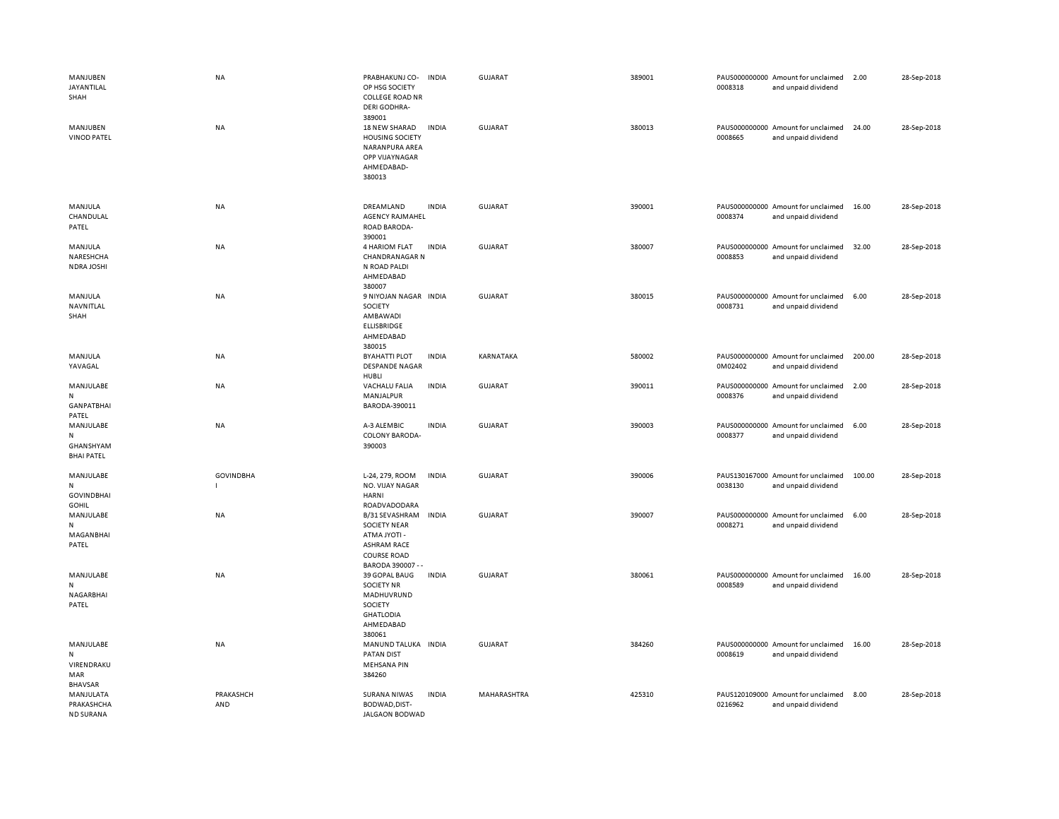| | | | | | | | | | |
|---|---|---|---|---|---|---|---|---|---|
| MANJUBEN JAYANTILAL SHAH | NA | PRABHAKUNJ CO-OP HSG SOCIETY COLLEGE ROAD NR DERI GODHRA-389001 | INDIA | GUJARAT | 389001 | PAUS0000000000008318 | Amount for unclaimed and unpaid dividend | 2.00 | 28-Sep-2018 |
| MANJUBEN VINOD PATEL | NA | 18 NEW SHARAD HOUSING SOCIETY NARANPURA AREA OPP VIJAYNAGAR AHMEDABAD-380013 | INDIA | GUJARAT | 380013 | PAUS0000000000008665 | Amount for unclaimed and unpaid dividend | 24.00 | 28-Sep-2018 |
| MANJULA CHANDULAL PATEL | NA | DREAMLAND AGENCY RAJMAHEL ROAD BARODA-390001 | INDIA | GUJARAT | 390001 | PAUS0000000000008374 | Amount for unclaimed and unpaid dividend | 16.00 | 28-Sep-2018 |
| MANJULA NARESHCHANDRA JOSHI | NA | 4 HARIOM FLAT CHANDRANAGAR N N ROAD PALDI AHMEDABAD 380007 | INDIA | GUJARAT | 380007 | PAUS0000000000008853 | Amount for unclaimed and unpaid dividend | 32.00 | 28-Sep-2018 |
| MANJULA NAVNITLAL SHAH | NA | 9 NIYOJAN NAGAR SOCIETY AMBAWADI ELLISBRIDGE AHMEDABAD 380015 | INDIA | GUJARAT | 380015 | PAUS0000000000008731 | Amount for unclaimed and unpaid dividend | 6.00 | 28-Sep-2018 |
| MANJULA YAVAGAL | NA | BYAHATTI PLOT DESPANDE NAGAR HUBLI | INDIA | KARNATAKA | 580002 | PAUS0000000000M02402 | Amount for unclaimed and unpaid dividend | 200.00 | 28-Sep-2018 |
| MANJULABEN GANPATBHAI PATEL | NA | VACHALU FALIA MANJALPUR BARODA-390011 | INDIA | GUJARAT | 390011 | PAUS0000000000008376 | Amount for unclaimed and unpaid dividend | 2.00 | 28-Sep-2018 |
| MANJULABEN GHANSHYAM BHAI PATEL | NA | A-3 ALEMBIC COLONY BARODA-390003 | INDIA | GUJARAT | 390003 | PAUS0000000000008377 | Amount for unclaimed and unpaid dividend | 6.00 | 28-Sep-2018 |
| MANJULABEN GOVINDBHAI GOHIL | GOVINDBHAI | L-24, 279, ROOM NO. VIJAY NAGAR HARNI ROADVADODARA | INDIA | GUJARAT | 390006 | PAUS1301670000038130 | Amount for unclaimed and unpaid dividend | 100.00 | 28-Sep-2018 |
| MANJULABEN MAGANBHAI PATEL | NA | B/31 SEVASHRAM SOCIETY NEAR ATMA JYOTI - ASHRAM RACE COURSE ROAD BARODA 390007 - - | INDIA | GUJARAT | 390007 | PAUS0000000000008271 | Amount for unclaimed and unpaid dividend | 6.00 | 28-Sep-2018 |
| MANJULABEN NAGARBHAI PATEL | NA | 39 GOPAL BAUG SOCIETY NR MADHUVRUND SOCIETY GHATLODIA AHMEDABAD 380061 | INDIA | GUJARAT | 380061 | PAUS0000000000008589 | Amount for unclaimed and unpaid dividend | 16.00 | 28-Sep-2018 |
| MANJULABEN VIRENDRAKUMAR BHAVSAR | NA | MANUND TALUKA PATAN DIST MEHSANA PIN 384260 | INDIA | GUJARAT | 384260 | PAUS0000000000008619 | Amount for unclaimed and unpaid dividend | 16.00 | 28-Sep-2018 |
| MANJULATA PRAKASHCHAND SURANA | PRAKASHCHAND | SURANA NIWAS BODWAD,DIST-JALGAON BODWAD | INDIA | MAHARASHTRA | 425310 | PAUS1201090000216962 | Amount for unclaimed and unpaid dividend | 8.00 | 28-Sep-2018 |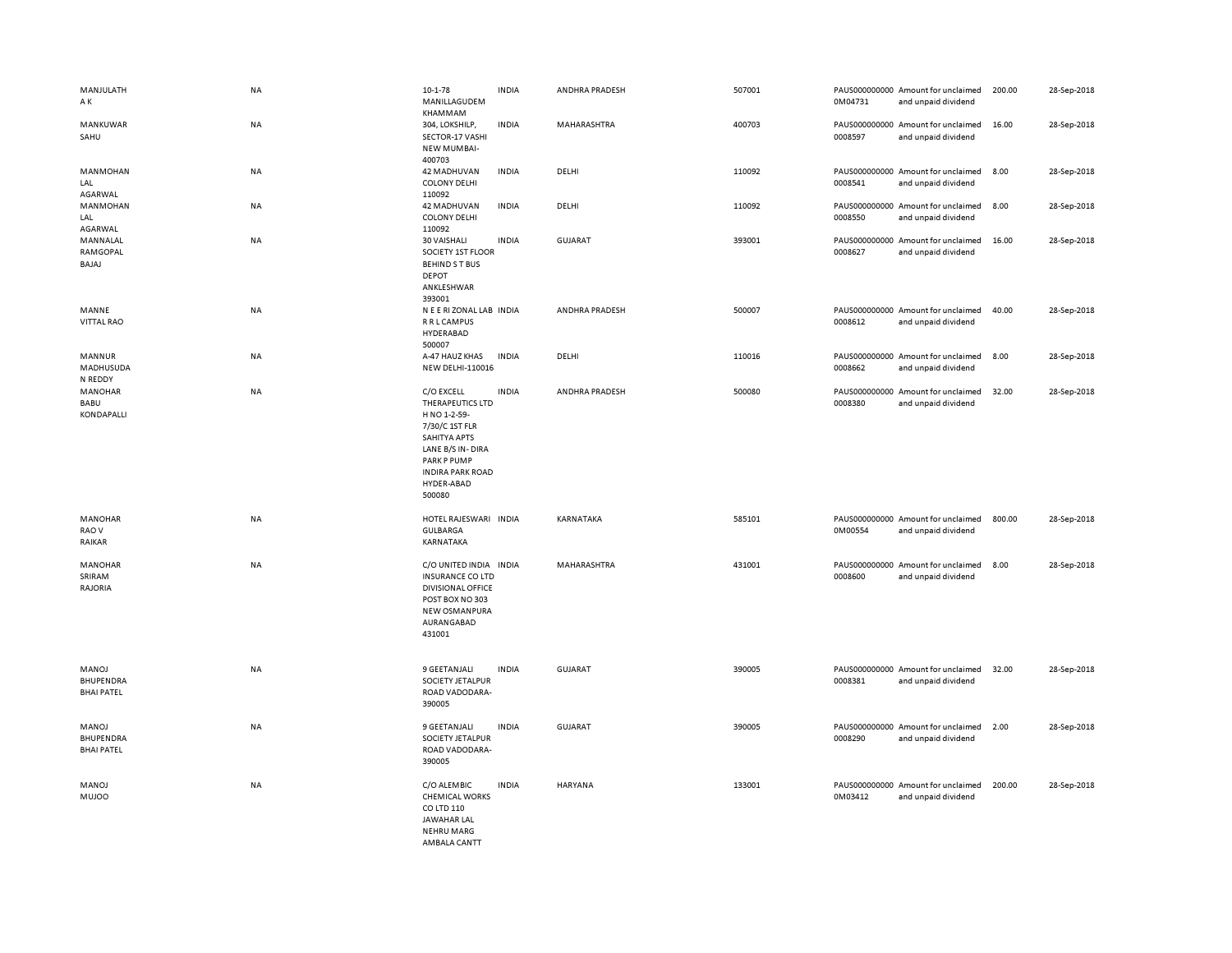| | | | | | | | | | |
|---|---|---|---|---|---|---|---|---|---|
| MANJULATH A K | NA | 10-1-78 MANILLAGUDEM KHAMMAM | INDIA | ANDHRA PRADESH | 507001 | PAUS0000000000M04731 | Amount for unclaimed and unpaid dividend | 200.00 | 28-Sep-2018 |
| MANKUWAR SAHU | NA | 304, LOKSHILP, SECTOR-17 VASHI NEW MUMBAI-400703 | INDIA | MAHARASHTRA | 400703 | PAUS0000000000008597 | Amount for unclaimed and unpaid dividend | 16.00 | 28-Sep-2018 |
| MANMOHAN LAL AGARWAL | NA | 42 MADHUVAN COLONY DELHI 110092 | INDIA | DELHI | 110092 | PAUS0000000000008541 | Amount for unclaimed and unpaid dividend | 8.00 | 28-Sep-2018 |
| MANMOHAN LAL AGARWAL | NA | 42 MADHUVAN COLONY DELHI 110092 | INDIA | DELHI | 110092 | PAUS0000000000008550 | Amount for unclaimed and unpaid dividend | 8.00 | 28-Sep-2018 |
| MANNALAL RAMGOPAL BAJAJ | NA | 30 VAISHALI SOCIETY 1ST FLOOR BEHIND S T BUS DEPOT ANKLESHWAR 393001 | INDIA | GUJARAT | 393001 | PAUS0000000000008627 | Amount for unclaimed and unpaid dividend | 16.00 | 28-Sep-2018 |
| MANNE VITTAL RAO | NA | N E E RI ZONAL LAB R R L CAMPUS HYDERABAD 500007 | INDIA | ANDHRA PRADESH | 500007 | PAUS0000000000008612 | Amount for unclaimed and unpaid dividend | 40.00 | 28-Sep-2018 |
| MANNUR MADHUSUDAN REDDY | NA | A-47 HAUZ KHAS NEW DELHI-110016 | INDIA | DELHI | 110016 | PAUS0000000000008662 | Amount for unclaimed and unpaid dividend | 8.00 | 28-Sep-2018 |
| MANOHAR BABU KONDAPALLI | NA | C/O EXCELL THERAPEUTICS LTD H NO 1-2-59-7/30/C 1ST FLR SAHITYA APTS LANE B/S IN- DIRA PARK P PUMP INDIRA PARK ROAD HYDER-ABAD 500080 | INDIA | ANDHRA PRADESH | 500080 | PAUS0000000000008380 | Amount for unclaimed and unpaid dividend | 32.00 | 28-Sep-2018 |
| MANOHAR RAO V RAIKAR | NA | HOTEL RAJESWARI GULBARGA KARNATAKA | INDIA | KARNATAKA | 585101 | PAUS0000000000M00554 | Amount for unclaimed and unpaid dividend | 800.00 | 28-Sep-2018 |
| MANOHAR SRIRAM RAJORIA | NA | C/O UNITED INDIA INSURANCE CO LTD DIVISIONAL OFFICE POST BOX NO 303 NEW OSMANPURA AURANGABAD 431001 | INDIA | MAHARASHTRA | 431001 | PAUS0000000000008600 | Amount for unclaimed and unpaid dividend | 8.00 | 28-Sep-2018 |
| MANOJ BHUPENDRA BHAI PATEL | NA | 9 GEETANJALI SOCIETY JETALPUR ROAD VADODARA-390005 | INDIA | GUJARAT | 390005 | PAUS0000000000008381 | Amount for unclaimed and unpaid dividend | 32.00 | 28-Sep-2018 |
| MANOJ BHUPENDRA BHAI PATEL | NA | 9 GEETANJALI SOCIETY JETALPUR ROAD VADODARA-390005 | INDIA | GUJARAT | 390005 | PAUS0000000000008290 | Amount for unclaimed and unpaid dividend | 2.00 | 28-Sep-2018 |
| MANOJ MUJOO | NA | C/O ALEMBIC CHEMICAL WORKS CO LTD 110 JAWAHAR LAL NEHRU MARG AMBALA CANTT | INDIA | HARYANA | 133001 | PAUS0000000000M03412 | Amount for unclaimed and unpaid dividend | 200.00 | 28-Sep-2018 |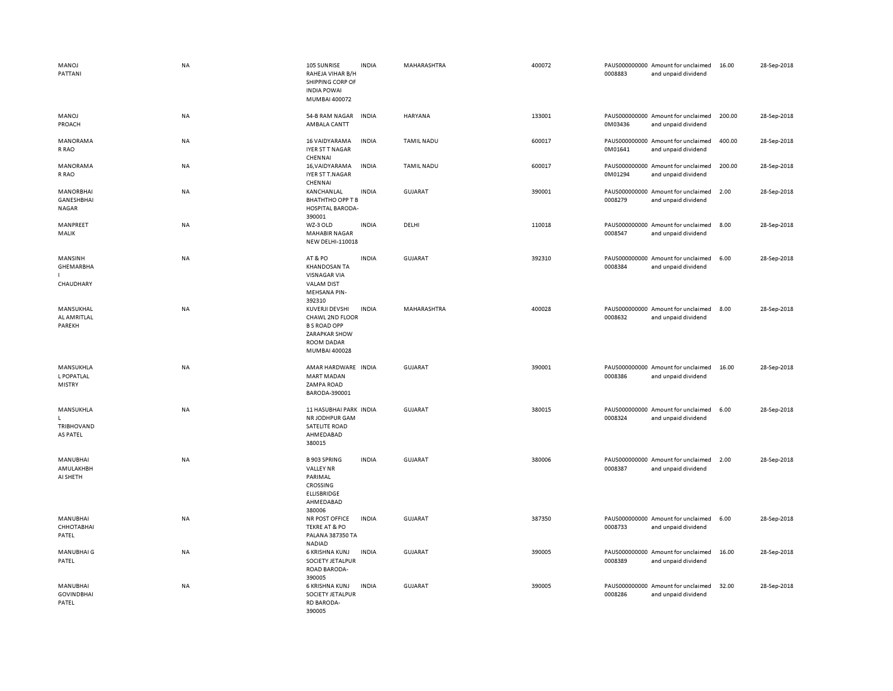| | | | | | | | | | |
|---|---|---|---|---|---|---|---|---|---|
| MANOJ PATTANI | NA | 105 SUNRISE RAHEJA VIHAR B/H SHIPPING CORP OF INDIA POWAI MUMBAI 400072 | INDIA | MAHARASHTRA | 400072 | PAUS0000000000008883 | Amount for unclaimed and unpaid dividend | 16.00 | 28-Sep-2018 |
| MANOJ PROACH | NA | 54-B RAM NAGAR AMBALA CANTT | INDIA | HARYANA | 133001 | PAUS0000000000M03436 | Amount for unclaimed and unpaid dividend | 200.00 | 28-Sep-2018 |
| MANORAMA R RAO | NA | 16 VAIDYARAMA IYER ST T NAGAR CHENNAI | INDIA | TAMIL NADU | 600017 | PAUS0000000000M01641 | Amount for unclaimed and unpaid dividend | 400.00 | 28-Sep-2018 |
| MANORAMA R RAO | NA | 16,VAIDYARAMA IYER ST T.NAGAR CHENNAI | INDIA | TAMIL NADU | 600017 | PAUS0000000000M01294 | Amount for unclaimed and unpaid dividend | 200.00 | 28-Sep-2018 |
| MANORBHAI GANESHBHAI NAGAR | NA | KANCHANLAL BHATHTHO OPP T B HOSPITAL BARODA-390001 | INDIA | GUJARAT | 390001 | PAUS0000000000008279 | Amount for unclaimed and unpaid dividend | 2.00 | 28-Sep-2018 |
| MANPREET MALIK | NA | WZ-3 OLD MAHABIR NAGAR NEW DELHI-110018 | INDIA | DELHI | 110018 | PAUS0000000000008547 | Amount for unclaimed and unpaid dividend | 8.00 | 28-Sep-2018 |
| MANSINH GHEMARBHA I CHAUDHARY | NA | AT & PO KHANDOSAN TA VISNAGAR VIA VALAM DIST MEHSANA PIN-392310 | INDIA | GUJARAT | 392310 | PAUS0000000000008384 | Amount for unclaimed and unpaid dividend | 6.00 | 28-Sep-2018 |
| MANSUKHAL AL AMRITLAL PAREKH | NA | KUVERJI DEVSHI CHAWL 2ND FLOOR B S ROAD OPP ZARAPKAR SHOW ROOM DADAR MUMBAI 400028 | INDIA | MAHARASHTRA | 400028 | PAUS0000000000008632 | Amount for unclaimed and unpaid dividend | 8.00 | 28-Sep-2018 |
| MANSUKHLA L POPATLAL MISTRY | NA | AMAR HARDWARE MART MADAN ZAMPA ROAD BARODA-390001 | INDIA | GUJARAT | 390001 | PAUS0000000000008386 | Amount for unclaimed and unpaid dividend | 16.00 | 28-Sep-2018 |
| MANSUKHLA L TRIBHOVAND AS PATEL | NA | 11 HASUBHAI PARK NR JODHPUR GAM SATELITE ROAD AHMEDABAD 380015 | INDIA | GUJARAT | 380015 | PAUS0000000000008324 | Amount for unclaimed and unpaid dividend | 6.00 | 28-Sep-2018 |
| MANUBHAI AMULAKHBH AI SHETH | NA | B 903 SPRING VALLEY NR PARIMAL CROSSING ELLISBRIDGE AHMEDABAD 380006 | INDIA | GUJARAT | 380006 | PAUS0000000000008387 | Amount for unclaimed and unpaid dividend | 2.00 | 28-Sep-2018 |
| MANUBHAI CHHOTABHAI PATEL | NA | NR POST OFFICE TEKRE AT & PO PALANA 387350 TA NADIAD | INDIA | GUJARAT | 387350 | PAUS0000000000008733 | Amount for unclaimed and unpaid dividend | 6.00 | 28-Sep-2018 |
| MANUBHAI G PATEL | NA | 6 KRISHNA KUNJ SOCIETY JETALPUR ROAD BARODA-390005 | INDIA | GUJARAT | 390005 | PAUS0000000000008389 | Amount for unclaimed and unpaid dividend | 16.00 | 28-Sep-2018 |
| MANUBHAI GOVINDBHAI PATEL | NA | 6 KRISHNA KUNJ SOCIETY JETALPUR RD BARODA-390005 | INDIA | GUJARAT | 390005 | PAUS0000000000008286 | Amount for unclaimed and unpaid dividend | 32.00 | 28-Sep-2018 |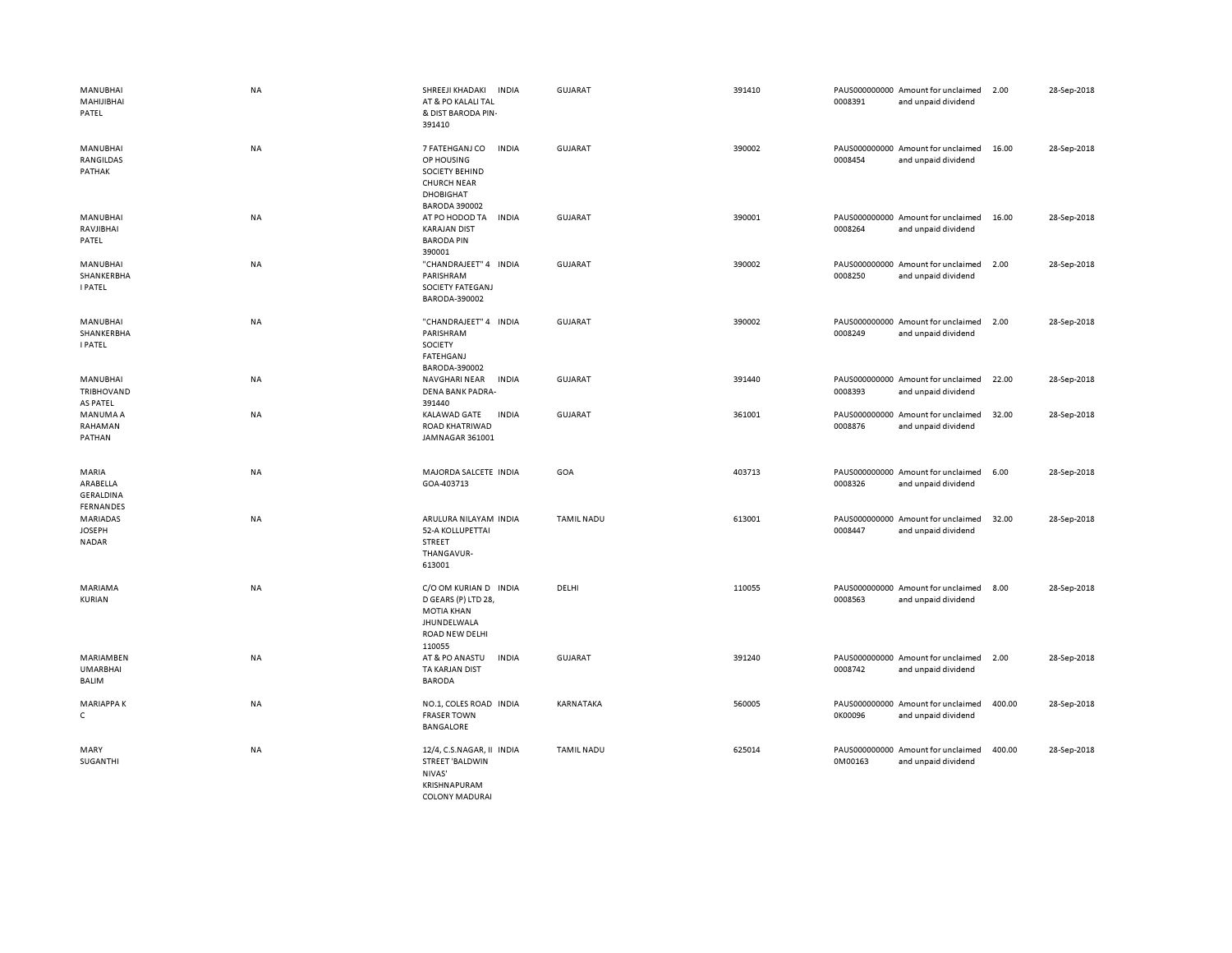| | | | | | | | | | |
|---|---|---|---|---|---|---|---|---|---|
| MANUBHAI MAHIJIBHAI PATEL | NA | SHREEJI KHADAKI AT & PO KALALI TAL & DIST BARODA PIN-391410 | INDIA | GUJARAT | 391410 | PAUS0000000000008391 | Amount for unclaimed and unpaid dividend | 2.00 | 28-Sep-2018 |
| MANUBHAI RANGILDAS PATHAK | NA | 7 FATEHGANJ CO OP HOUSING SOCIETY BEHIND CHURCH NEAR DHOBIGHAT BARODA 390002 | INDIA | GUJARAT | 390002 | PAUS0000000000008454 | Amount for unclaimed and unpaid dividend | 16.00 | 28-Sep-2018 |
| MANUBHAI RAVJIBHAI PATEL | NA | AT PO HODOD TA KARAJAN DIST BARODA PIN 390001 | INDIA | GUJARAT | 390001 | PAUS0000000000008264 | Amount for unclaimed and unpaid dividend | 16.00 | 28-Sep-2018 |
| MANUBHAI SHANKERBHAI PATEL | NA | "CHANDRAJEET" 4 PARISHRAM SOCIETY FATEGANJ BARODA-390002 | INDIA | GUJARAT | 390002 | PAUS0000000000008250 | Amount for unclaimed and unpaid dividend | 2.00 | 28-Sep-2018 |
| MANUBHAI SHANKERBHAI PATEL | NA | "CHANDRAJEET" 4 PARISHRAM SOCIETY FATEHGANJ BARODA-390002 | INDIA | GUJARAT | 390002 | PAUS0000000000008249 | Amount for unclaimed and unpaid dividend | 2.00 | 28-Sep-2018 |
| MANUBHAI TRIBHOVANDAS PATEL | NA | NAVGHARI NEAR DENA BANK PADRA-391440 | INDIA | GUJARAT | 391440 | PAUS0000000000008393 | Amount for unclaimed and unpaid dividend | 22.00 | 28-Sep-2018 |
| MANUMA A RAHAMAN PATHAN | NA | KALAWAD GATE ROAD KHATRIWAD JAMNAGAR 361001 | INDIA | GUJARAT | 361001 | PAUS0000000000008876 | Amount for unclaimed and unpaid dividend | 32.00 | 28-Sep-2018 |
| MARIA ARABELLA GERALDINA FERNANDES | NA | MAJORDA SALCETE GOA-403713 | INDIA | GOA | 403713 | PAUS0000000000008326 | Amount for unclaimed and unpaid dividend | 6.00 | 28-Sep-2018 |
| MARIADAS JOSEPH NADAR | NA | ARULURA NILAYAM 52-A KOLLUPETTAI STREET THANGAVUR-613001 | INDIA | TAMIL NADU | 613001 | PAUS0000000000008447 | Amount for unclaimed and unpaid dividend | 32.00 | 28-Sep-2018 |
| MARIAMA KURIAN | NA | C/O OM KURIAN D D GEARS (P) LTD 28, MOTIA KHAN JHUNDELWALA ROAD NEW DELHI 110055 | INDIA | DELHI | 110055 | PAUS0000000000008563 | Amount for unclaimed and unpaid dividend | 8.00 | 28-Sep-2018 |
| MARIAMBEN UMARBHAI BALIM | NA | AT & PO ANASTU TA KARJAN DIST BARODA | INDIA | GUJARAT | 391240 | PAUS0000000000008742 | Amount for unclaimed and unpaid dividend | 2.00 | 28-Sep-2018 |
| MARIAPPA K C | NA | NO.1, COLES ROAD FRASER TOWN BANGALORE | INDIA | KARNATAKA | 560005 | PAUS0000000000K00096 | Amount for unclaimed and unpaid dividend | 400.00 | 28-Sep-2018 |
| MARY SUGANTHI | NA | 12/4, C.S.NAGAR, II STREET 'BALDWIN NIVAS' KRISHNAPURAM COLONY MADURAI | INDIA | TAMIL NADU | 625014 | PAUS0000000000M00163 | Amount for unclaimed and unpaid dividend | 400.00 | 28-Sep-2018 |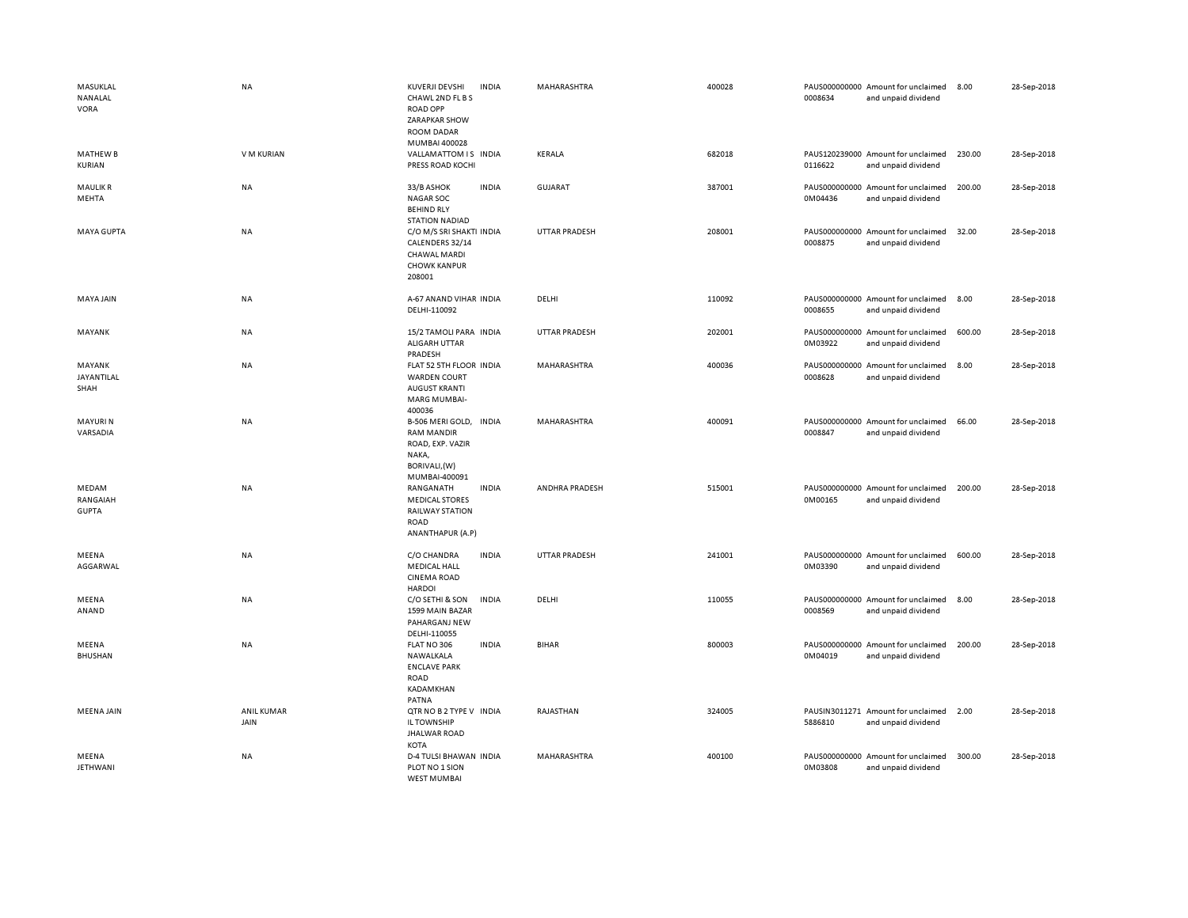| | | | | | | | | | |
|---|---|---|---|---|---|---|---|---|---|
| MASUKLAL NANALAL VORA | NA | KUVERJI DEVSHI CHAWL 2ND FL B S ROAD OPP ZARAPKAR SHOW ROOM DADAR MUMBAI 400028 | INDIA | MAHARASHTRA | 400028 | PAUS0000000000008634 | Amount for unclaimed and unpaid dividend | 8.00 | 28-Sep-2018 |
| MATHEW B KURIAN | V M KURIAN | VALLAMATTOM I S PRESS ROAD KOCHI | INDIA | KERALA | 682018 | PAUS1202390000116622 | Amount for unclaimed and unpaid dividend | 230.00 | 28-Sep-2018 |
| MAULIK R MEHTA | NA | 33/B ASHOK NAGAR SOC BEHIND RLY STATION NADIAD | INDIA | GUJARAT | 387001 | PAUS0000000000M04436 | Amount for unclaimed and unpaid dividend | 200.00 | 28-Sep-2018 |
| MAYA GUPTA | NA | C/O M/S SRI SHAKTI CALENDERS 32/14 CHAWAL MARDI CHOWK KANPUR 208001 | INDIA | UTTAR PRADESH | 208001 | PAUS0000000000008875 | Amount for unclaimed and unpaid dividend | 32.00 | 28-Sep-2018 |
| MAYA JAIN | NA | A-67 ANAND VIHAR DELHI-110092 | INDIA | DELHI | 110092 | PAUS0000000000008655 | Amount for unclaimed and unpaid dividend | 8.00 | 28-Sep-2018 |
| MAYANK | NA | 15/2 TAMOLI PARA ALIGARH UTTAR PRADESH | INDIA | UTTAR PRADESH | 202001 | PAUS0000000000M03922 | Amount for unclaimed and unpaid dividend | 600.00 | 28-Sep-2018 |
| MAYANK JAYANTILAL SHAH | NA | FLAT 52 5TH FLOOR WARDEN COURT AUGUST KRANTI MARG MUMBAI-400036 | INDIA | MAHARASHTRA | 400036 | PAUS0000000000008628 | Amount for unclaimed and unpaid dividend | 8.00 | 28-Sep-2018 |
| MAYURI N VARSADIA | NA | B-506 MERI GOLD, RAM MANDIR ROAD, EXP. VAZIR NAKA, BORIVALI,(W) MUMBAI-400091 | INDIA | MAHARASHTRA | 400091 | PAUS0000000000008847 | Amount for unclaimed and unpaid dividend | 66.00 | 28-Sep-2018 |
| MEDAM RANGAIAH GUPTA | NA | RANGANATH MEDICAL STORES RAILWAY STATION ROAD ANANTHAPUR (A.P) | INDIA | ANDHRA PRADESH | 515001 | PAUS0000000000M00165 | Amount for unclaimed and unpaid dividend | 200.00 | 28-Sep-2018 |
| MEENA AGGARWAL | NA | C/O CHANDRA MEDICAL HALL CINEMA ROAD HARDOI | INDIA | UTTAR PRADESH | 241001 | PAUS0000000000M03390 | Amount for unclaimed and unpaid dividend | 600.00 | 28-Sep-2018 |
| MEENA ANAND | NA | C/O SETHI & SON 1599 MAIN BAZAR PAHARGANJ NEW DELHI-110055 | INDIA | DELHI | 110055 | PAUS0000000000008569 | Amount for unclaimed and unpaid dividend | 8.00 | 28-Sep-2018 |
| MEENA BHUSHAN | NA | FLAT NO 306 NAWALKALA ENCLAVE PARK ROAD KADAMKHAN PATNA | INDIA | BIHAR | 800003 | PAUS0000000000M04019 | Amount for unclaimed and unpaid dividend | 200.00 | 28-Sep-2018 |
| MEENA JAIN | ANIL KUMAR JAIN | QTR NO B 2 TYPE V IL TOWNSHIP JHALWAR ROAD KOTA | INDIA | RAJASTHAN | 324005 | PAUSIN30112715886810 | Amount for unclaimed and unpaid dividend | 2.00 | 28-Sep-2018 |
| MEENA JETHWANI | NA | D-4 TULSI BHAWAN PLOT NO 1 SION WEST MUMBAI | INDIA | MAHARASHTRA | 400100 | PAUS0000000000M03808 | Amount for unclaimed and unpaid dividend | 300.00 | 28-Sep-2018 |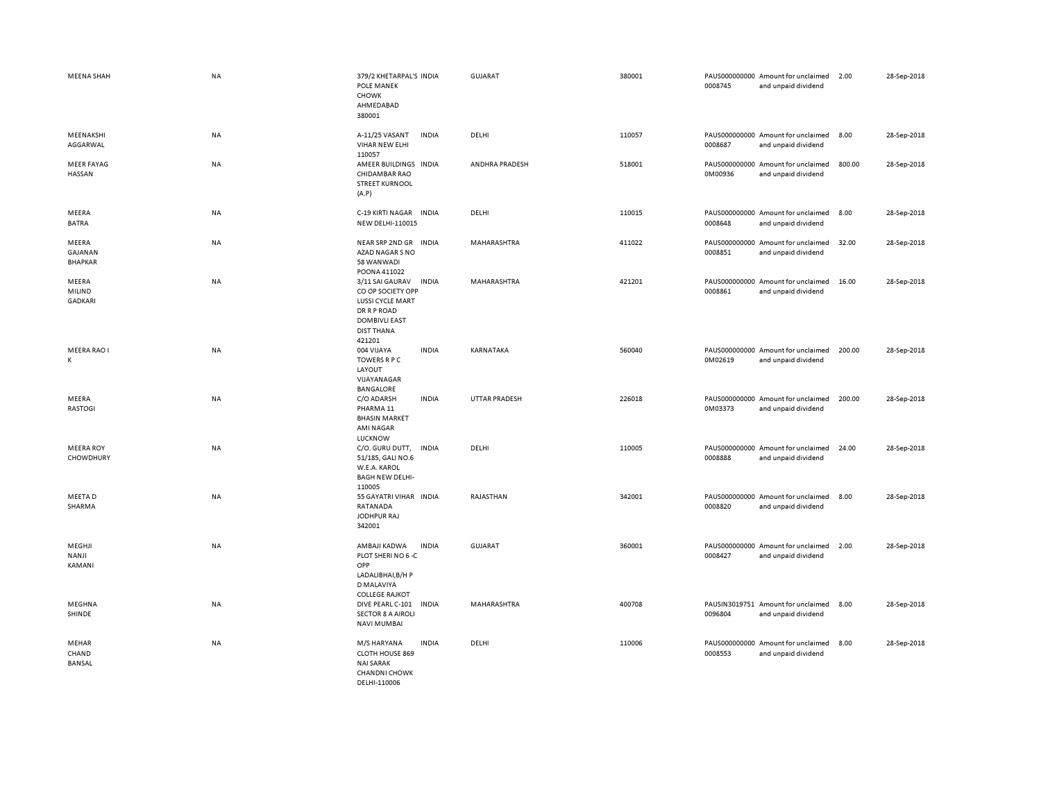| | | | | | | | | | |
|---|---|---|---|---|---|---|---|---|---|
| MEENA SHAH | NA | 379/2 KHETARPAL'S POLE MANEK CHOWK AHMEDABAD 380001 | INDIA | GUJARAT | 380001 | PAUS0000000000008745 | Amount for unclaimed and unpaid dividend | 2.00 | 28-Sep-2018 |
| MEENAKSHI AGGARWAL | NA | A-11/25 VASANT VIHAR NEW ELHI 110057 | INDIA | DELHI | 110057 | PAUS0000000000008687 | Amount for unclaimed and unpaid dividend | 8.00 | 28-Sep-2018 |
| MEER FAYAG HASSAN | NA | AMEER BUILDINGS CHIDAMBAR RAO STREET KURNOOL (A.P) | INDIA | ANDHRA PRADESH | 518001 | PAUS0000000000M00936 | Amount for unclaimed and unpaid dividend | 800.00 | 28-Sep-2018 |
| MEERA BATRA | NA | C-19 KIRTI NAGAR NEW DELHI-110015 | INDIA | DELHI | 110015 | PAUS0000000000008648 | Amount for unclaimed and unpaid dividend | 8.00 | 28-Sep-2018 |
| MEERA GAJANAN BHAPKAR | NA | NEAR SRP 2ND GR AZAD NAGAR S NO 58 WANWADI POONA 411022 | INDIA | MAHARASHTRA | 411022 | PAUS0000000000008851 | Amount for unclaimed and unpaid dividend | 32.00 | 28-Sep-2018 |
| MEERA MILIND GADKARI | NA | 3/11 SAI GAURAV CO OP SOCIETY OPP LUSSI CYCLE MART DR R P ROAD DOMBIVLI EAST DIST THANA 421201 | INDIA | MAHARASHTRA | 421201 | PAUS0000000000008861 | Amount for unclaimed and unpaid dividend | 16.00 | 28-Sep-2018 |
| MEERA RAO I K | NA | 004 VIJAYA TOWERS R P C LAYOUT VIJAYANAGAR BANGALORE | INDIA | KARNATAKA | 560040 | PAUS0000000000M02619 | Amount for unclaimed and unpaid dividend | 200.00 | 28-Sep-2018 |
| MEERA RASTOGI | NA | C/O ADARSH PHARMA 11 BHASIN MARKET AMI NAGAR LUCKNOW | INDIA | UTTAR PRADESH | 226018 | PAUS0000000000M03373 | Amount for unclaimed and unpaid dividend | 200.00 | 28-Sep-2018 |
| MEERA ROY CHOWDHURY | NA | C/O. GURU DUTT, 51/185, GALI NO.6 W.E.A. KAROL BAGH NEW DELHI-110005 | INDIA | DELHI | 110005 | PAUS0000000000008888 | Amount for unclaimed and unpaid dividend | 24.00 | 28-Sep-2018 |
| MEETA D SHARMA | NA | 55 GAYATRI VIHAR RATANADA JODHPUR RAJ 342001 | INDIA | RAJASTHAN | 342001 | PAUS0000000000008820 | Amount for unclaimed and unpaid dividend | 8.00 | 28-Sep-2018 |
| MEGHJI NANJI KAMANI | NA | AMBAJI KADWA PLOT SHERI NO 6 -C OPP LADALIBHAI,B/H P D MALAVIYA COLLEGE RAJKOT | INDIA | GUJARAT | 360001 | PAUS0000000000008427 | Amount for unclaimed and unpaid dividend | 2.00 | 28-Sep-2018 |
| MEGHNA SHINDE | NA | DIVE PEARL C-101 SECTOR 8 A AIROLI NAVI MUMBAI | INDIA | MAHARASHTRA | 400708 | PAUSIN30197510096804 | Amount for unclaimed and unpaid dividend | 8.00 | 28-Sep-2018 |
| MEHAR CHAND BANSAL | NA | M/S HARYANA CLOTH HOUSE 869 NAI SARAK CHANDNI CHOWK DELHI-110006 | INDIA | DELHI | 110006 | PAUS0000000000008553 | Amount for unclaimed and unpaid dividend | 8.00 | 28-Sep-2018 |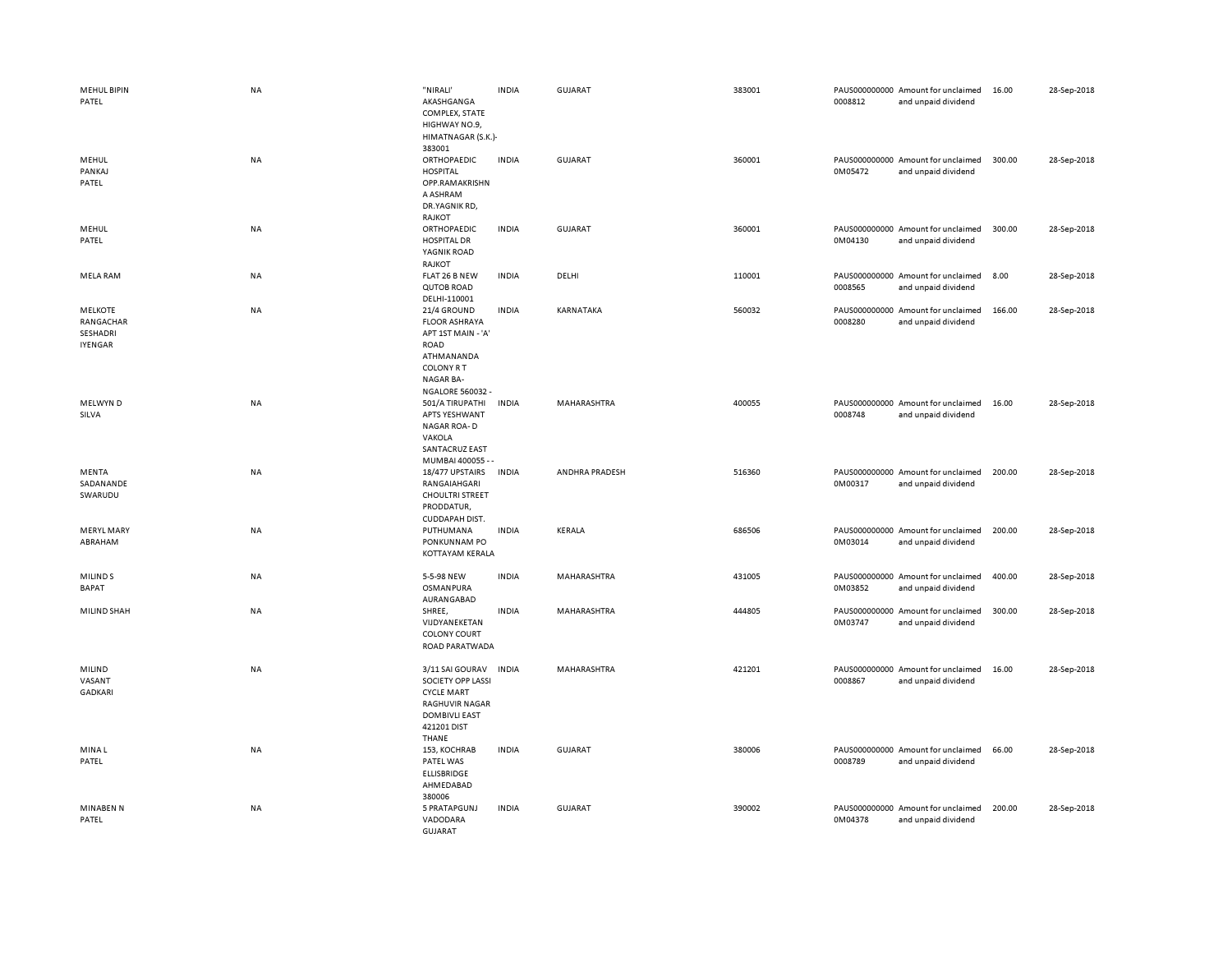| | | | | | | | | | | |
|---|---|---|---|---|---|---|---|---|---|---|
| MEHUL BIPIN PATEL | NA | "NIRALI' AKASHGANGA COMPLEX, STATE HIGHWAY NO.9, HIMATNAGAR (S.K.)- 383001 | INDIA | GUJARAT | 383001 | | PAUS0000000000008812 | Amount for unclaimed and unpaid dividend | 16.00 | 28-Sep-2018 |
| MEHUL PANKAJ PATEL | NA | ORTHOPAEDIC HOSPITAL OPP.RAMAKRISHNA ASHRAM DR.YAGNIK RD, RAJKOT | INDIA | GUJARAT | 360001 | | PAUS0000000000M05472 | Amount for unclaimed and unpaid dividend | 300.00 | 28-Sep-2018 |
| MEHUL PATEL | NA | ORTHOPAEDIC HOSPITAL DR YAGNIK ROAD RAJKOT | INDIA | GUJARAT | 360001 | | PAUS0000000000M04130 | Amount for unclaimed and unpaid dividend | 300.00 | 28-Sep-2018 |
| MELA RAM | NA | FLAT 26 B NEW QUTOB ROAD DELHI-110001 | INDIA | DELHI | 110001 | | PAUS0000000000008565 | Amount for unclaimed and unpaid dividend | 8.00 | 28-Sep-2018 |
| MELKOTE RANGACHAR SESHADRI IYENGAR | NA | 21/4 GROUND FLOOR ASHRAYA APT 1ST MAIN - 'A' ROAD ATHMANANDA COLONY R T NAGAR BA- NGALORE 560032 - | INDIA | KARNATAKA | 560032 | | PAUS0000000000008280 | Amount for unclaimed and unpaid dividend | 166.00 | 28-Sep-2018 |
| MELWYN D SILVA | NA | 501/A TIRUPATHI APTS YESHWANT NAGAR ROA- D VAKOLA SANTACRUZ EAST MUMBAI 400055 - - | INDIA | MAHARASHTRA | 400055 | | PAUS0000000000008748 | Amount for unclaimed and unpaid dividend | 16.00 | 28-Sep-2018 |
| MENTA SADANANDE SWARUDU | NA | 18/477 UPSTAIRS RANGAIAHGARI CHOULTRI STREET PRODDATUR, CUDDAPAH DIST. | INDIA | ANDHRA PRADESH | 516360 | | PAUS0000000000M00317 | Amount for unclaimed and unpaid dividend | 200.00 | 28-Sep-2018 |
| MERYL MARY ABRAHAM | NA | PUTHUMANA PONKUNNAM PO KOTTAYAM KERALA | INDIA | KERALA | 686506 | | PAUS0000000000M03014 | Amount for unclaimed and unpaid dividend | 200.00 | 28-Sep-2018 |
| MILIND S BAPAT | NA | 5-5-98 NEW OSMANPURA AURANGABAD | INDIA | MAHARASHTRA | 431005 | | PAUS0000000000M03852 | Amount for unclaimed and unpaid dividend | 400.00 | 28-Sep-2018 |
| MILIND SHAH | NA | SHREE, VIJDYANEKETAN COLONY COURT ROAD PARATWADA | INDIA | MAHARASHTRA | 444805 | | PAUS0000000000M03747 | Amount for unclaimed and unpaid dividend | 300.00 | 28-Sep-2018 |
| MILIND VASANT GADKARI | NA | 3/11 SAI GOURAV SOCIETY OPP LASSI CYCLE MART RAGHUVIR NAGAR DOMBIVLI EAST 421201 DIST THANE | INDIA | MAHARASHTRA | 421201 | | PAUS0000000000008867 | Amount for unclaimed and unpaid dividend | 16.00 | 28-Sep-2018 |
| MINA L PATEL | NA | 153, KOCHRAB PATEL WAS ELLISBRIDGE AHMEDABAD 380006 | INDIA | GUJARAT | 380006 | | PAUS0000000000008789 | Amount for unclaimed and unpaid dividend | 66.00 | 28-Sep-2018 |
| MINABEN N PATEL | NA | 5 PRATAPGUNJ VADODARA GUJARAT | INDIA | GUJARAT | 390002 | | PAUS0000000000M04378 | Amount for unclaimed and unpaid dividend | 200.00 | 28-Sep-2018 |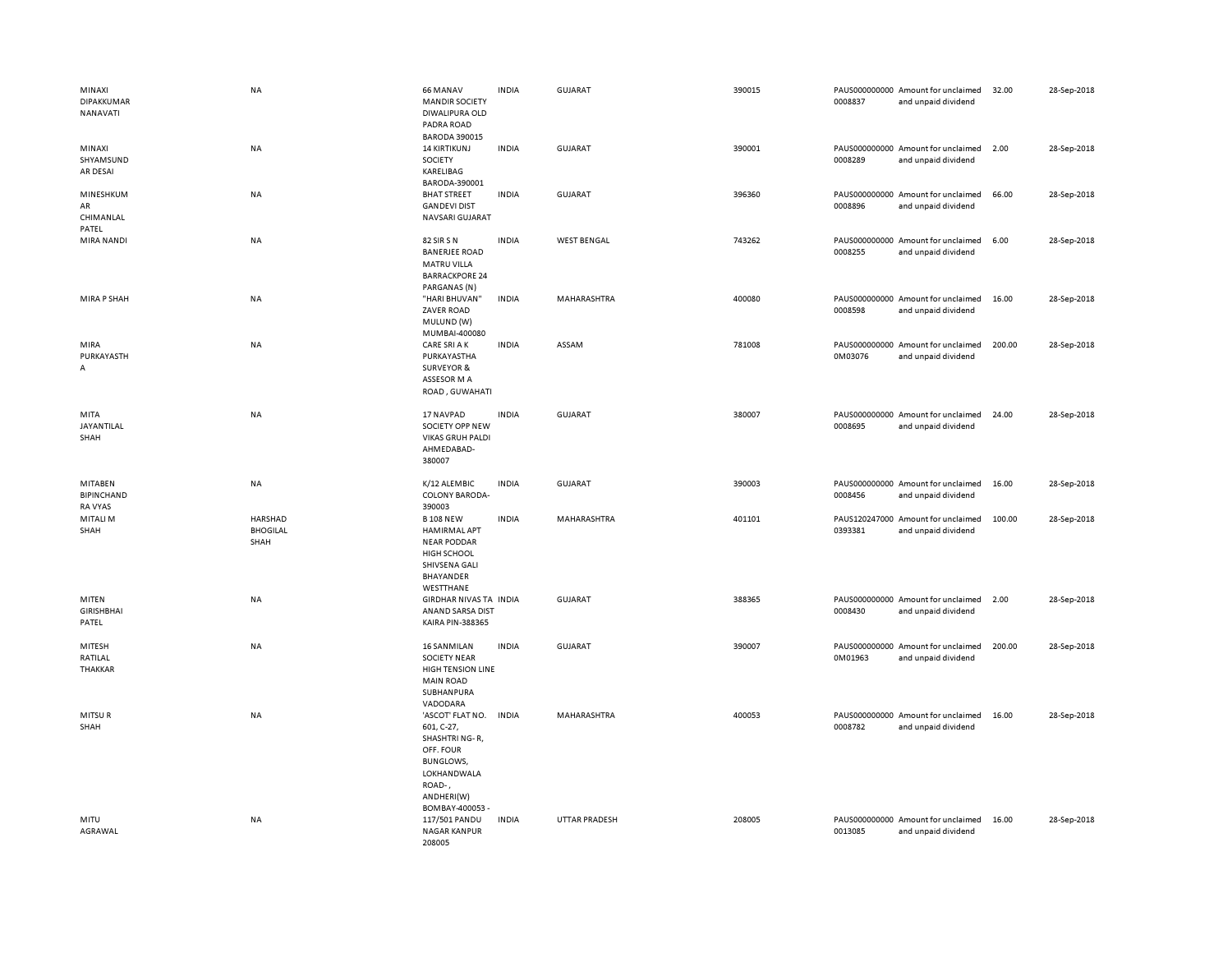| | | | | | | | | | |
|---|---|---|---|---|---|---|---|---|---|
| MINAXI DIPAKKUMAR NANAVATI | NA | 66 MANAV MANDIR SOCIETY DIWALIPURA OLD PADRA ROAD BARODA 390015 | INDIA | GUJARAT | 390015 | PAUS0000000000008837 | Amount for unclaimed and unpaid dividend | 32.00 | 28-Sep-2018 |
| MINAXI SHYAMSUNDAR DESAI | NA | 14 KIRTIKUNJ SOCIETY KARELIBAG BARODA-390001 | INDIA | GUJARAT | 390001 | PAUS0000000000008289 | Amount for unclaimed and unpaid dividend | 2.00 | 28-Sep-2018 |
| MINESHKUMAR CHIMANLAL PATEL | NA | BHAT STREET GANDEVI DIST NAVSARI GUJARAT | INDIA | GUJARAT | 396360 | PAUS0000000000008896 | Amount for unclaimed and unpaid dividend | 66.00 | 28-Sep-2018 |
| MIRA NANDI | NA | 82 SIR S N BANERJEE ROAD MATRU VILLA BARRACKPORE 24 PARGANAS (N) | INDIA | WEST BENGAL | 743262 | PAUS0000000000008255 | Amount for unclaimed and unpaid dividend | 6.00 | 28-Sep-2018 |
| MIRA P SHAH | NA | "HARI BHUVAN" ZAVER ROAD MULUND (W) MUMBAI-400080 | INDIA | MAHARASHTRA | 400080 | PAUS0000000000008598 | Amount for unclaimed and unpaid dividend | 16.00 | 28-Sep-2018 |
| MIRA PURKAYASTHA | NA | CARE SRI A K PURKAYASTHA SURVEYOR & ASSESOR M A ROAD , GUWAHATI | INDIA | ASSAM | 781008 | PAUS0000000000M03076 | Amount for unclaimed and unpaid dividend | 200.00 | 28-Sep-2018 |
| MITA JAYANTILAL SHAH | NA | 17 NAVPAD SOCIETY OPP NEW VIKAS GRUH PALDI AHMEDABAD-380007 | INDIA | GUJARAT | 380007 | PAUS0000000000008695 | Amount for unclaimed and unpaid dividend | 24.00 | 28-Sep-2018 |
| MITABEN BIPINCHANDRA VYAS | NA | K/12 ALEMBIC COLONY BARODA-390003 | INDIA | GUJARAT | 390003 | PAUS0000000000008456 | Amount for unclaimed and unpaid dividend | 16.00 | 28-Sep-2018 |
| MITALI M SHAH | HARSHAD BHOGILAL SHAH | B 108 NEW HAMIRMAL APT NEAR PODDAR HIGH SCHOOL SHIVSENA GALI BHAYANDER WESTTHANE | INDIA | MAHARASHTRA | 401101 | PAUS1202470000393381 | Amount for unclaimed and unpaid dividend | 100.00 | 28-Sep-2018 |
| MITEN GIRISHBHAI PATEL | NA | GIRDHAR NIVAS TA ANAND SARSA DIST KAIRA PIN-388365 | INDIA | GUJARAT | 388365 | PAUS0000000000008430 | Amount for unclaimed and unpaid dividend | 2.00 | 28-Sep-2018 |
| MITESH RATILAL THAKKAR | NA | 16 SANMILAN SOCIETY NEAR HIGH TENSION LINE MAIN ROAD SUBHANPURA VADODARA | INDIA | GUJARAT | 390007 | PAUS0000000000M01963 | Amount for unclaimed and unpaid dividend | 200.00 | 28-Sep-2018 |
| MITSU R SHAH | NA | 'ASCOT' FLAT NO. 601, C-27, SHASHTRI NG- R, OFF. FOUR BUNGLOWS, LOKHANDWALA ROAD- , ANDHERI(W) BOMBAY-400053 - | INDIA | MAHARASHTRA | 400053 | PAUS0000000000008782 | Amount for unclaimed and unpaid dividend | 16.00 | 28-Sep-2018 |
| MITU AGRAWAL | NA | 117/501 PANDU NAGAR KANPUR 208005 | INDIA | UTTAR PRADESH | 208005 | PAUS0000000000013085 | Amount for unclaimed and unpaid dividend | 16.00 | 28-Sep-2018 |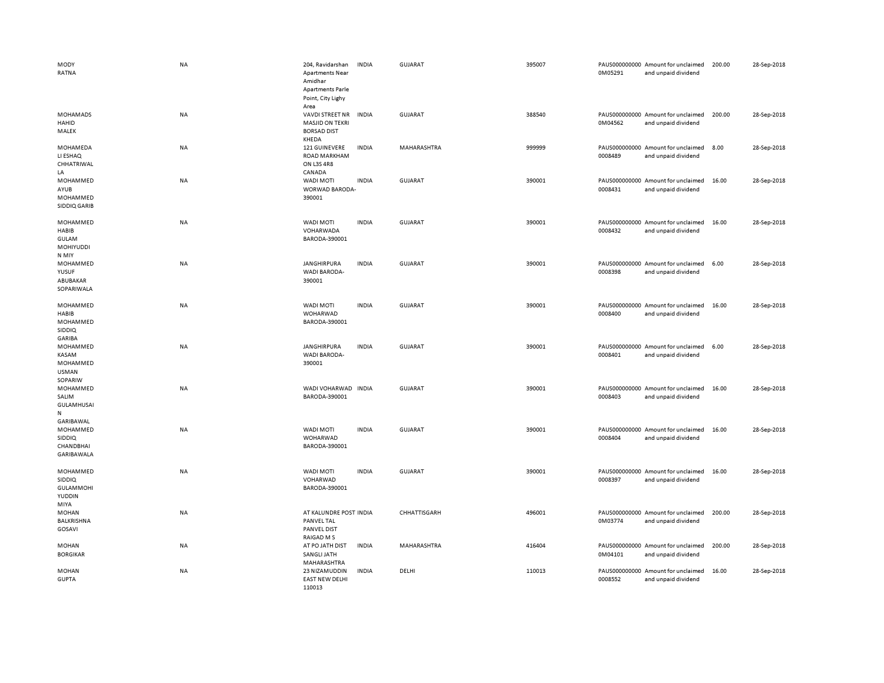| | | | | | | | | | |
|---|---|---|---|---|---|---|---|---|---|
| MODY RATNA | NA | 204, Ravidarshan Apartments Near Amidhar Apartments Parle Point, City Lighy Area | INDIA | GUJARAT | 395007 | PAUS0000000000M05291 | Amount for unclaimed and unpaid dividend | 200.00 | 28-Sep-2018 |
| MOHAMADS HAHID MALEK | NA | VAVDI STREET NR MASJID ON TEKRI BORSAD DIST KHEDA | INDIA | GUJARAT | 388540 | PAUS0000000000M04562 | Amount for unclaimed and unpaid dividend | 200.00 | 28-Sep-2018 |
| MOHAMEDA LI ESHAQ CHHATRIWAL LA | NA | 121 GUINEVERE ROAD MARKHAM ON L3S 4R8 CANADA | INDIA | MAHARASHTRA | 999999 | PAUS0000000000008489 | Amount for unclaimed and unpaid dividend | 8.00 | 28-Sep-2018 |
| MOHAMMED AYUB MOHAMMED SIDDIQ GARIB | NA | WADI MOTI WORWAD BARODA-390001 | INDIA | GUJARAT | 390001 | PAUS0000000000008431 | Amount for unclaimed and unpaid dividend | 16.00 | 28-Sep-2018 |
| MOHAMMED HABIB GULAM MOHIYUDDI N MIY | NA | WADI MOTI VOHARWADA BARODA-390001 | INDIA | GUJARAT | 390001 | PAUS0000000000008432 | Amount for unclaimed and unpaid dividend | 16.00 | 28-Sep-2018 |
| MOHAMMED YUSUF ABUBAKAR SOPARIWALA | NA | JANGHIRPURA WADI BARODA-390001 | INDIA | GUJARAT | 390001 | PAUS0000000000008398 | Amount for unclaimed and unpaid dividend | 6.00 | 28-Sep-2018 |
| MOHAMMED HABIB MOHAMMED SIDDIQ GARIBA | NA | WADI MOTI WOHARWAD BARODA-390001 | INDIA | GUJARAT | 390001 | PAUS0000000000008400 | Amount for unclaimed and unpaid dividend | 16.00 | 28-Sep-2018 |
| MOHAMMED KASAM MOHAMMED USMAN SOPARIW | NA | JANGHIRPURA WADI BARODA-390001 | INDIA | GUJARAT | 390001 | PAUS0000000000008401 | Amount for unclaimed and unpaid dividend | 6.00 | 28-Sep-2018 |
| MOHAMMED SALIM GULAMHUSAI N GARIBAWAL | NA | WADI VOHARWAD BARODA-390001 | INDIA | GUJARAT | 390001 | PAUS0000000000008403 | Amount for unclaimed and unpaid dividend | 16.00 | 28-Sep-2018 |
| MOHAMMED SIDDIQ CHANDBHAI GARIBAWALA | NA | WADI MOTI WOHARWAD BARODA-390001 | INDIA | GUJARAT | 390001 | PAUS0000000000008404 | Amount for unclaimed and unpaid dividend | 16.00 | 28-Sep-2018 |
| MOHAMMED SIDDIQ GULAMMOHI YUDDIN MIYA | NA | WADI MOTI VOHARWAD BARODA-390001 | INDIA | GUJARAT | 390001 | PAUS0000000000008397 | Amount for unclaimed and unpaid dividend | 16.00 | 28-Sep-2018 |
| MOHAN BALKRISHNA GOSAVI | NA | AT KALUNDRE POST PANVEL TAL PANVEL DIST RAIGAD M S | INDIA | CHHATTISGARH | 496001 | PAUS0000000000M03774 | Amount for unclaimed and unpaid dividend | 200.00 | 28-Sep-2018 |
| MOHAN BORGIKAR | NA | AT PO JATH DIST SANGLI JATH MAHARASHTRA | INDIA | MAHARASHTRA | 416404 | PAUS0000000000M04101 | Amount for unclaimed and unpaid dividend | 200.00 | 28-Sep-2018 |
| MOHAN GUPTA | NA | 23 NIZAMUDDIN EAST NEW DELHI 110013 | INDIA | DELHI | 110013 | PAUS0000000000008552 | Amount for unclaimed and unpaid dividend | 16.00 | 28-Sep-2018 |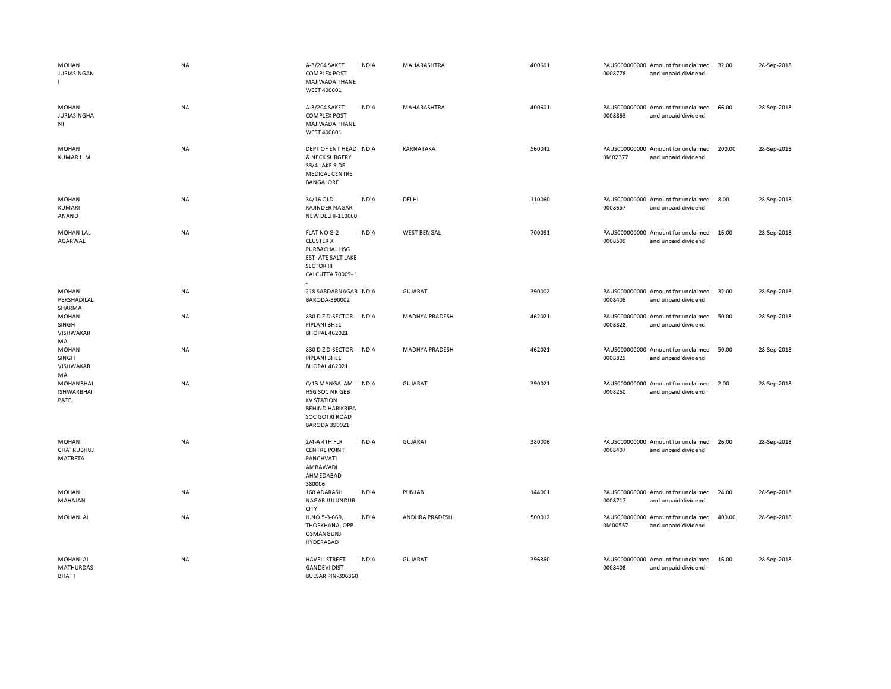| | | | | | | | | | |
|---|---|---|---|---|---|---|---|---|---|
| MOHAN JURIASINGANI | NA | A-3/204 SAKET COMPLEX POST MAJIWADA THANE WEST 400601 | INDIA | MAHARASHTRA | 400601 | PAUS0000000000008778 | Amount for unclaimed and unpaid dividend | 32.00 | 28-Sep-2018 |
| MOHAN JURIASINGHANI | NA | A-3/204 SAKET COMPLEX POST MAJIWADA THANE WEST 400601 | INDIA | MAHARASHTRA | 400601 | PAUS0000000000008863 | Amount for unclaimed and unpaid dividend | 66.00 | 28-Sep-2018 |
| MOHAN KUMAR H M | NA | DEPT OF ENT HEAD & NECK SURGERY 33/4 LAKE SIDE MEDICAL CENTRE BANGALORE | INDIA | KARNATAKA | 560042 | PAUS0000000000M02377 | Amount for unclaimed and unpaid dividend | 200.00 | 28-Sep-2018 |
| MOHAN KUMARI ANAND | NA | 34/16 OLD RAJINDER NAGAR NEW DELHI-110060 | INDIA | DELHI | 110060 | PAUS0000000000008657 | Amount for unclaimed and unpaid dividend | 8.00 | 28-Sep-2018 |
| MOHAN LAL AGARWAL | NA | FLAT NO G-2 CLUSTER X PURBACHAL HSG EST- ATE SALT LAKE SECTOR III CALCUTTA 70009- 1 - | INDIA | WEST BENGAL | 700091 | PAUS0000000000008509 | Amount for unclaimed and unpaid dividend | 16.00 | 28-Sep-2018 |
| MOHAN PERSHADILAL SHARMA | NA | 218 SARDARNAGAR BARODA-390002 | INDIA | GUJARAT | 390002 | PAUS0000000000008406 | Amount for unclaimed and unpaid dividend | 32.00 | 28-Sep-2018 |
| MOHAN SINGH VISHWAKARMA | NA | 830 D Z D-SECTOR PIPLANI BHEL BHOPAL 462021 | INDIA | MADHYA PRADESH | 462021 | PAUS0000000000008828 | Amount for unclaimed and unpaid dividend | 50.00 | 28-Sep-2018 |
| MOHAN SINGH VISHWAKARMA | NA | 830 D Z D-SECTOR PIPLANI BHEL BHOPAL 462021 | INDIA | MADHYA PRADESH | 462021 | PAUS0000000000008829 | Amount for unclaimed and unpaid dividend | 50.00 | 28-Sep-2018 |
| MOHANBHAI ISHWARBHAI PATEL | NA | C/13 MANGALAM HSG SOC NR GEB KV STATION BEHIND HARIKRIPA SOC GOTRI ROAD BARODA 390021 | INDIA | GUJARAT | 390021 | PAUS0000000000008260 | Amount for unclaimed and unpaid dividend | 2.00 | 28-Sep-2018 |
| MOHANI CHATRUBHUJ MATRETA | NA | 2/4-A 4TH FLR CENTRE POINT PANCHVATI AMBAWADI AHMEDABAD 380006 | INDIA | GUJARAT | 380006 | PAUS0000000000008407 | Amount for unclaimed and unpaid dividend | 26.00 | 28-Sep-2018 |
| MOHANI MAHAJAN | NA | 160 ADARASH NAGAR JULUNDUR CITY | INDIA | PUNJAB | 144001 | PAUS0000000000008717 | Amount for unclaimed and unpaid dividend | 24.00 | 28-Sep-2018 |
| MOHANLAL | NA | H.NO.5-3-669, THOPKHANA, OPP. OSMANGUNJ HYDERABAD | INDIA | ANDHRA PRADESH | 500012 | PAUS0000000000M00557 | Amount for unclaimed and unpaid dividend | 400.00 | 28-Sep-2018 |
| MOHANLAL MATHURDAS BHATT | NA | HAVELI STREET GANDEVI DIST BULSAR PIN-396360 | INDIA | GUJARAT | 396360 | PAUS0000000000008408 | Amount for unclaimed and unpaid dividend | 16.00 | 28-Sep-2018 |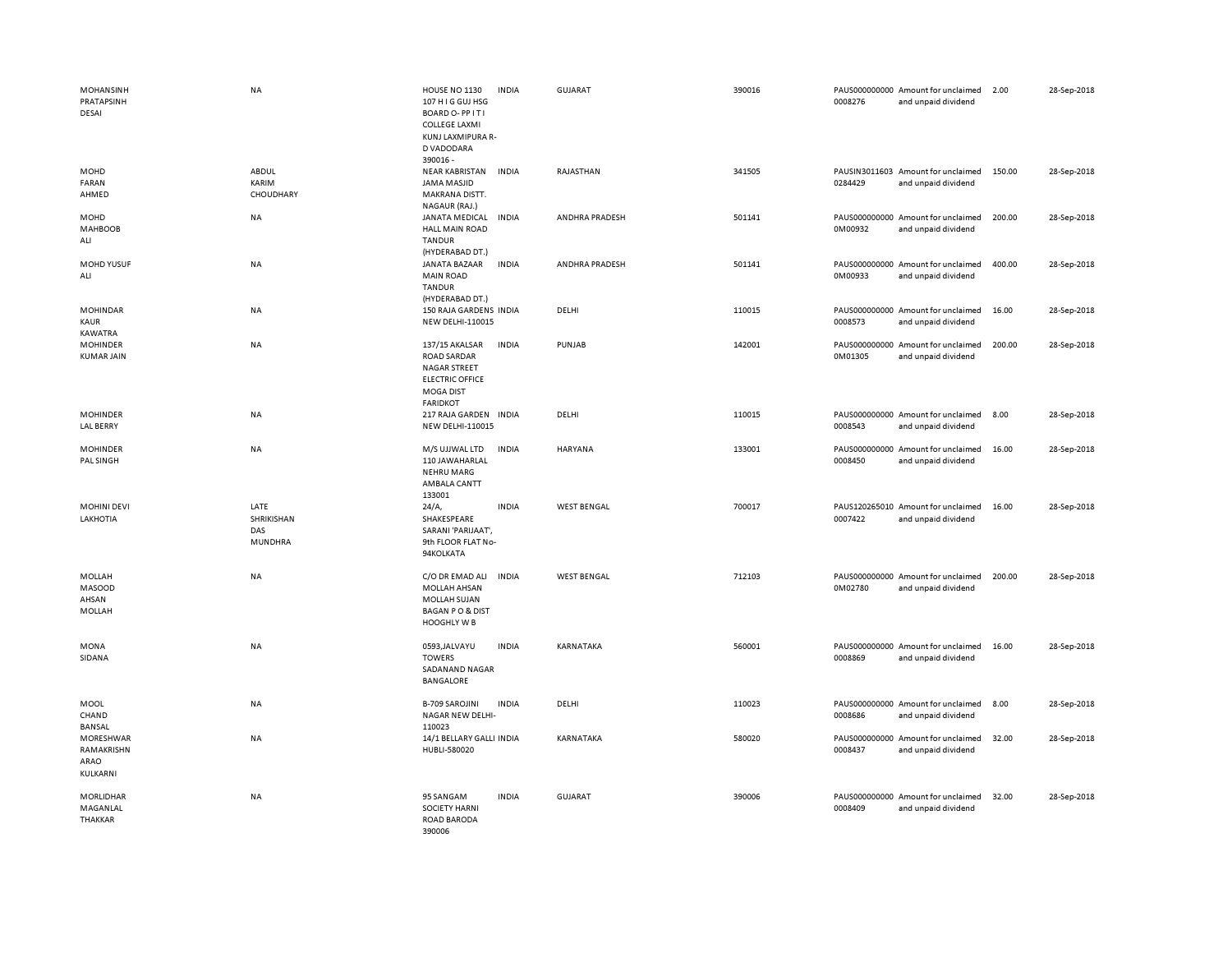| | | | | | | | | | |
|---|---|---|---|---|---|---|---|---|---|
| MOHANSINH PRATAPSINH DESAI | NA | HOUSE NO 1130 107 H I G GUJ HSG BOARD O- PP I T I COLLEGE LAXMI KUNJ LAXMIPURA R-D VADODARA 390016 - | INDIA | GUJARAT | 390016 | PAUS0000000000008276 | Amount for unclaimed and unpaid dividend | 2.00 | 28-Sep-2018 |
| MOHD FARAN AHMED | ABDUL KARIM CHOUDHARY | NEAR KABRISTAN JAMA MASJID MAKRANA DISTT. NAGAUR (RAJ.) | INDIA | RAJASTHAN | 341505 | PAUSIN30116030284429 | Amount for unclaimed and unpaid dividend | 150.00 | 28-Sep-2018 |
| MOHD MAHBOOB ALI | NA | JANATA MEDICAL HALL MAIN ROAD TANDUR (HYDERABAD DT.) | INDIA | ANDHRA PRADESH | 501141 | PAUS0000000000M00932 | Amount for unclaimed and unpaid dividend | 200.00 | 28-Sep-2018 |
| MOHD YUSUF ALI | NA | JANATA BAZAAR MAIN ROAD TANDUR (HYDERABAD DT.) | INDIA | ANDHRA PRADESH | 501141 | PAUS0000000000M00933 | Amount for unclaimed and unpaid dividend | 400.00 | 28-Sep-2018 |
| MOHINDAR KAUR KAWATRA | NA | 150 RAJA GARDENS NEW DELHI-110015 | INDIA | DELHI | 110015 | PAUS0000000000008573 | Amount for unclaimed and unpaid dividend | 16.00 | 28-Sep-2018 |
| MOHINDER KUMAR JAIN | NA | 137/15 AKALSAR ROAD SARDAR NAGAR STREET ELECTRIC OFFICE MOGA DIST FARIDKOT | INDIA | PUNJAB | 142001 | PAUS0000000000M01305 | Amount for unclaimed and unpaid dividend | 200.00 | 28-Sep-2018 |
| MOHINDER LAL BERRY | NA | 217 RAJA GARDEN NEW DELHI-110015 | INDIA | DELHI | 110015 | PAUS0000000000008543 | Amount for unclaimed and unpaid dividend | 8.00 | 28-Sep-2018 |
| MOHINDER PAL SINGH | NA | M/S UJJWAL LTD 110 JAWAHARLAL NEHRU MARG AMBALA CANTT 133001 | INDIA | HARYANA | 133001 | PAUS0000000000008450 | Amount for unclaimed and unpaid dividend | 16.00 | 28-Sep-2018 |
| MOHINI DEVI LAKHOTIA | LATE SHRIKISHAN DAS MUNDHRA | 24/A, SHAKESPEARE SARANI 'PARIJAAT', 9th FLOOR FLAT No-94KOLKATA | INDIA | WEST BENGAL | 700017 | PAUS1202650100007422 | Amount for unclaimed and unpaid dividend | 16.00 | 28-Sep-2018 |
| MOLLAH MASOOD AHSAN MOLLAH | NA | C/O DR EMAD ALI MOLLAH AHSAN MOLLAH SUJAN BAGAN P O & DIST HOOGHLY W B | INDIA | WEST BENGAL | 712103 | PAUS0000000000M02780 | Amount for unclaimed and unpaid dividend | 200.00 | 28-Sep-2018 |
| MONA SIDANA | NA | 0593,JALVAYU TOWERS SADANAND NAGAR BANGALORE | INDIA | KARNATAKA | 560001 | PAUS0000000000008869 | Amount for unclaimed and unpaid dividend | 16.00 | 28-Sep-2018 |
| MOOL CHAND BANSAL | NA | B-709 SAROJINI NAGAR NEW DELHI-110023 | INDIA | DELHI | 110023 | PAUS0000000000008686 | Amount for unclaimed and unpaid dividend | 8.00 | 28-Sep-2018 |
| MORESHWAR RAMAKRISHN ARAO KULKARNI | NA | 14/1 BELLARY GALLI HUBLI-580020 | INDIA | KARNATAKA | 580020 | PAUS0000000000008437 | Amount for unclaimed and unpaid dividend | 32.00 | 28-Sep-2018 |
| MORLIDHAR MAGANLAL THAKKAR | NA | 95 SANGAM SOCIETY HARNI ROAD BARODA 390006 | INDIA | GUJARAT | 390006 | PAUS0000000000008409 | Amount for unclaimed and unpaid dividend | 32.00 | 28-Sep-2018 |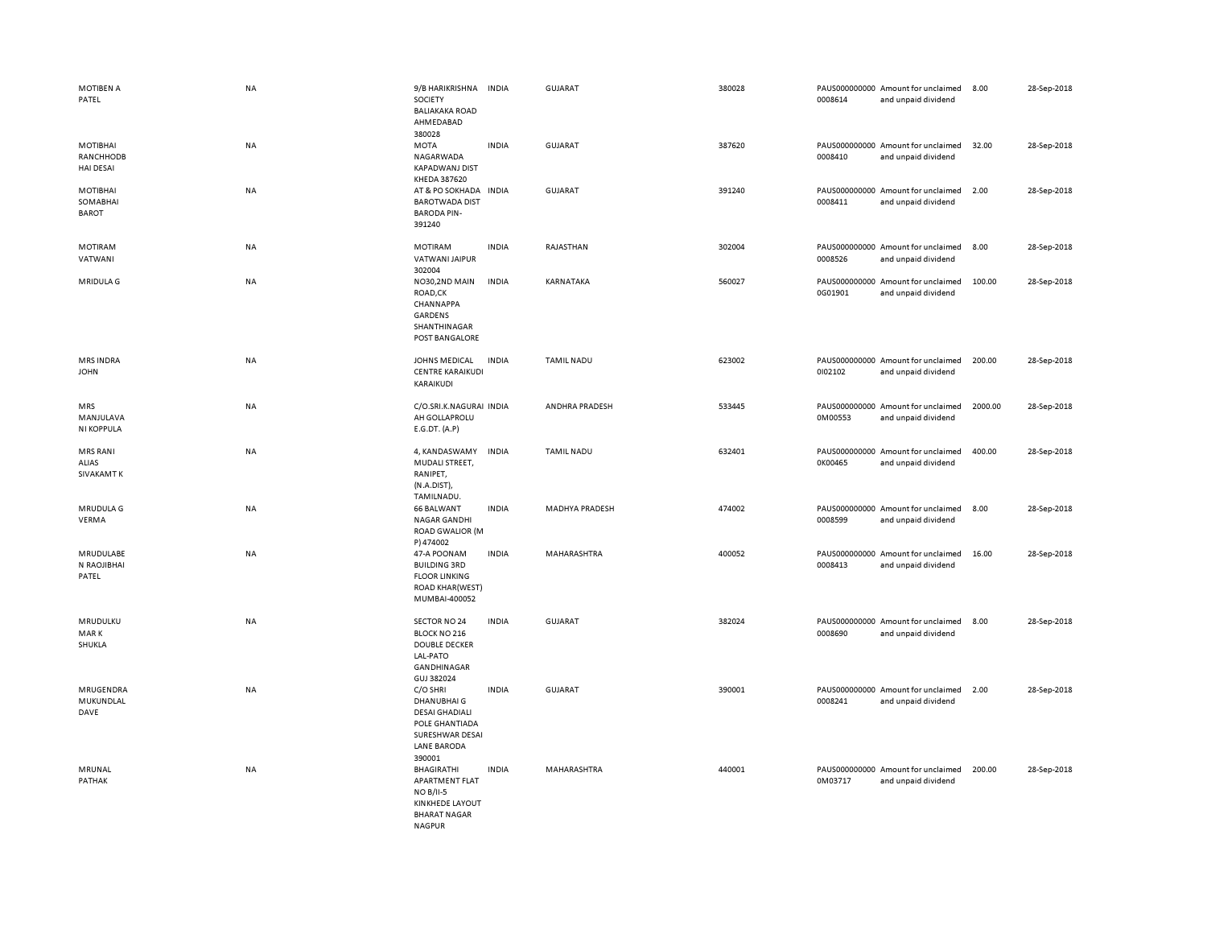| | | | | | | | | | |
|---|---|---|---|---|---|---|---|---|---|
| MOTIBEN A PATEL | NA | 9/B HARIKRISHNA SOCIETY BALIAKAKA ROAD AHMEDABAD 380028 | INDIA | GUJARAT | 380028 | PAUS0000000000008614 | Amount for unclaimed and unpaid dividend | 8.00 | 28-Sep-2018 |
| MOTIBHAI RANCHHODB HAI DESAI | NA | MOTA NAGARWADA KAPADWANJ DIST KHEDA 387620 | INDIA | GUJARAT | 387620 | PAUS0000000000008410 | Amount for unclaimed and unpaid dividend | 32.00 | 28-Sep-2018 |
| MOTIBHAI SOMABHAI BAROT | NA | AT & PO SOKHADA BAROTWADA DIST BARODA PIN-391240 | INDIA | GUJARAT | 391240 | PAUS0000000000008411 | Amount for unclaimed and unpaid dividend | 2.00 | 28-Sep-2018 |
| MOTIRAM VATWANI | NA | MOTIRAM VATWANI JAIPUR 302004 | INDIA | RAJASTHAN | 302004 | PAUS0000000000008526 | Amount for unclaimed and unpaid dividend | 8.00 | 28-Sep-2018 |
| MRIDULA G | NA | NO30,2ND MAIN ROAD,CK CHANNAPPA GARDENS SHANTHINAGAR POST BANGALORE | INDIA | KARNATAKA | 560027 | PAUS0000000000G01901 | Amount for unclaimed and unpaid dividend | 100.00 | 28-Sep-2018 |
| MRS INDRA JOHN | NA | JOHNS MEDICAL CENTRE KARAIKUDI KARAIKUDI | INDIA | TAMIL NADU | 623002 | PAUS0000000000I02102 | Amount for unclaimed and unpaid dividend | 200.00 | 28-Sep-2018 |
| MRS MANJULAVA NI KOPPULA | NA | C/O.SRI.K.NAGURAI AH GOLLAPROLU E.G.DT. (A.P) | INDIA | ANDHRA PRADESH | 533445 | PAUS0000000000M00553 | Amount for unclaimed and unpaid dividend | 2000.00 | 28-Sep-2018 |
| MRS RANI ALIAS SIVAKAMT K | NA | 4, KANDASWAMY MUDALI STREET, RANIPET, (N.A.DIST), TAMILNADU. | INDIA | TAMIL NADU | 632401 | PAUS0000000000K00465 | Amount for unclaimed and unpaid dividend | 400.00 | 28-Sep-2018 |
| MRUDULA G VERMA | NA | 66 BALWANT NAGAR GANDHI ROAD GWALIOR (M P) 474002 | INDIA | MADHYA PRADESH | 474002 | PAUS0000000000008599 | Amount for unclaimed and unpaid dividend | 8.00 | 28-Sep-2018 |
| MRUDULABE N RAOJIBHAI PATEL | NA | 47-A POONAM BUILDING 3RD FLOOR LINKING ROAD KHAR(WEST) MUMBAI-400052 | INDIA | MAHARASHTRA | 400052 | PAUS0000000000008413 | Amount for unclaimed and unpaid dividend | 16.00 | 28-Sep-2018 |
| MRUDULKU MAR K SHUKLA | NA | SECTOR NO 24 BLOCK NO 216 DOUBLE DECKER LAL-PATO GANDHINAGAR GUJ 382024 | INDIA | GUJARAT | 382024 | PAUS0000000000008690 | Amount for unclaimed and unpaid dividend | 8.00 | 28-Sep-2018 |
| MRUGENDRA MUKUNDLAL DAVE | NA | C/O SHRI DHANUBHAI G DESAI GHADIALI POLE GHANTIADA SURESHWAR DESAI LANE BARODA 390001 | INDIA | GUJARAT | 390001 | PAUS0000000000008241 | Amount for unclaimed and unpaid dividend | 2.00 | 28-Sep-2018 |
| MRUNAL PATHAK | NA | BHAGIRATHI APARTMENT FLAT NO B/II-5 KINKHEDE LAYOUT BHARAT NAGAR NAGPUR | INDIA | MAHARASHTRA | 440001 | PAUS0000000000M03717 | Amount for unclaimed and unpaid dividend | 200.00 | 28-Sep-2018 |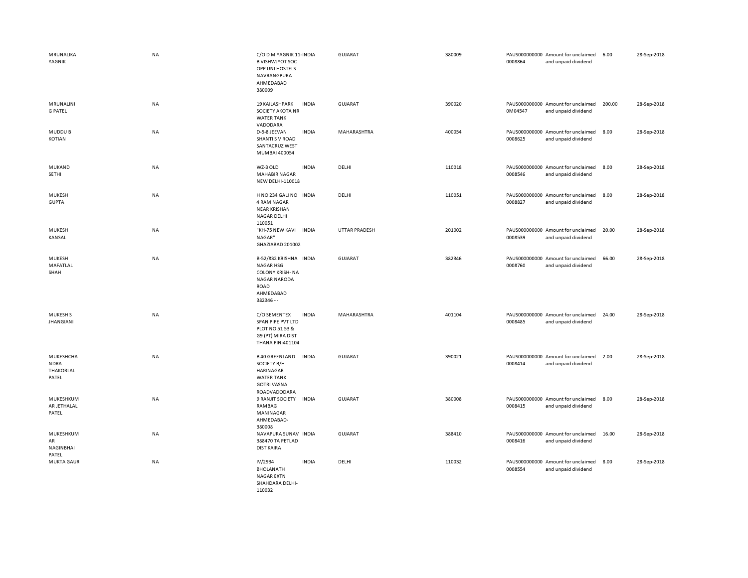| | | | | | | | | | |
|---|---|---|---|---|---|---|---|---|---|
| MRUNALIKA YAGNIK | NA | C/O D M YAGNIK 11-B VISHWJYOT SOC OPP UNI HOSTELS NAVRANGPURA AHMEDABAD 380009 | INDIA | GUJARAT | 380009 | PAUS0000000000008864 | Amount for unclaimed and unpaid dividend | 6.00 | 28-Sep-2018 |
| MRUNALINI G PATEL | NA | 19 KAILASHPARK SOCIETY AKOTA NR WATER TANK VADODARA | INDIA | GUJARAT | 390020 | PAUS0000000000M04547 | Amount for unclaimed and unpaid dividend | 200.00 | 28-Sep-2018 |
| MUDDU B KOTIAN | NA | D-5-8 JEEVAN SHANTI S V ROAD SANTACRUZ WEST MUMBAI 400054 | INDIA | MAHARASHTRA | 400054 | PAUS0000000000008625 | Amount for unclaimed and unpaid dividend | 8.00 | 28-Sep-2018 |
| MUKAND SETHI | NA | WZ-3 OLD MAHABIR NAGAR NEW DELHI-110018 | INDIA | DELHI | 110018 | PAUS0000000000008546 | Amount for unclaimed and unpaid dividend | 8.00 | 28-Sep-2018 |
| MUKESH GUPTA | NA | H NO 234 GALI NO 4 RAM NAGAR NEAR KRISHAN NAGAR DELHI 110051 | INDIA | DELHI | 110051 | PAUS0000000000008827 | Amount for unclaimed and unpaid dividend | 8.00 | 28-Sep-2018 |
| MUKESH KANSAL | NA | "KH-75 NEW KAVI NAGAR" GHAZIABAD 201002 | INDIA | UTTAR PRADESH | 201002 | PAUS0000000000008539 | Amount for unclaimed and unpaid dividend | 20.00 | 28-Sep-2018 |
| MUKESH MAFATLAL SHAH | NA | B-52/832 KRISHNA NAGAR HSG COLONY KRISH- NA NAGAR NARODA ROAD AHMEDABAD 382346 - - | INDIA | GUJARAT | 382346 | PAUS0000000000008760 | Amount for unclaimed and unpaid dividend | 66.00 | 28-Sep-2018 |
| MUKESH S JHANGIANI | NA | C/O SEMENTEX SPAN PIPE PVT LTD PLOT NO 51 53 & G9 (PT) MIRA DIST THANA PIN-401104 | INDIA | MAHARASHTRA | 401104 | PAUS0000000000008485 | Amount for unclaimed and unpaid dividend | 24.00 | 28-Sep-2018 |
| MUKESHCHANDRA THAKORLAL PATEL | NA | B 40 GREENLAND SOCIETY B/H HARINAGAR WATER TANK GOTRI VASNA ROADVADODARA | INDIA | GUJARAT | 390021 | PAUS0000000000008414 | Amount for unclaimed and unpaid dividend | 2.00 | 28-Sep-2018 |
| MUKESHKUMAR JETHALAL PATEL | NA | 9 RANJIT SOCIETY RAMBAG MANINAGAR AHMEDABAD-380008 | INDIA | GUJARAT | 380008 | PAUS0000000000008415 | Amount for unclaimed and unpaid dividend | 8.00 | 28-Sep-2018 |
| MUKESHKUMAR NAGINBHAI PATEL | NA | NAVAPURA SUNAV 388470 TA PETLAD DIST KAIRA | INDIA | GUJARAT | 388410 | PAUS0000000000008416 | Amount for unclaimed and unpaid dividend | 16.00 | 28-Sep-2018 |
| MUKTA GAUR | NA | IV/2934 BHOLANATH NAGAR EXTN SHAHDARA DELHI-110032 | INDIA | DELHI | 110032 | PAUS0000000000008554 | Amount for unclaimed and unpaid dividend | 8.00 | 28-Sep-2018 |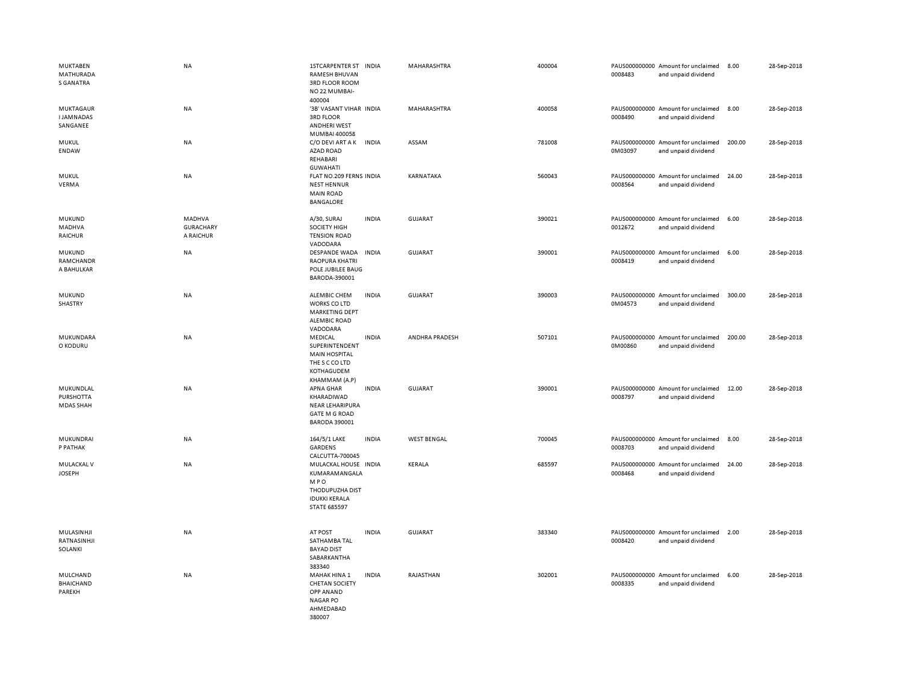| | | | | | | | | | |
|---|---|---|---|---|---|---|---|---|---|
| MUKTABEN MATHURADA S GANATRA | NA | 1STCARPENTER ST RAMESH BHUVAN 3RD FLOOR ROOM NO 22 MUMBAI-400004 | INDIA | MAHARASHTRA | 400004 | PAUS0000000000008483 | Amount for unclaimed and unpaid dividend | 8.00 | 28-Sep-2018 |
| MUKTAGAUR I JAMNADAS SANGANEE | NA | '3B' VASANT VIHAR 3RD FLOOR ANDHERI WEST MUMBAI 400058 | INDIA | MAHARASHTRA | 400058 | PAUS0000000000008490 | Amount for unclaimed and unpaid dividend | 8.00 | 28-Sep-2018 |
| MUKUL ENDAW | NA | C/O DEVI ART A K AZAD ROAD REHABARI GUWAHATI | INDIA | ASSAM | 781008 | PAUS00000000000M03097 | Amount for unclaimed and unpaid dividend | 200.00 | 28-Sep-2018 |
| MUKUL VERMA | NA | FLAT NO.209 FERNS NEST HENNUR MAIN ROAD BANGALORE | INDIA | KARNATAKA | 560043 | PAUS0000000000008564 | Amount for unclaimed and unpaid dividend | 24.00 | 28-Sep-2018 |
| MUKUND MADHVA RAICHUR | MADHVA GURACHARY A RAICHUR | A/30, SURAJ SOCIETY HIGH TENSION ROAD VADODARA | INDIA | GUJARAT | 390021 | PAUS0000000000012672 | Amount for unclaimed and unpaid dividend | 6.00 | 28-Sep-2018 |
| MUKUND RAMCHANDR A BAHULKAR | NA | DESPANDE WADA RAOPURA KHATRI POLE JUBILEE BAUG BARODA-390001 | INDIA | GUJARAT | 390001 | PAUS0000000000008419 | Amount for unclaimed and unpaid dividend | 6.00 | 28-Sep-2018 |
| MUKUND SHASTRY | NA | ALEMBIC CHEM WORKS CO LTD MARKETING DEPT ALEMBIC ROAD VADODARA | INDIA | GUJARAT | 390003 | PAUS00000000000M04573 | Amount for unclaimed and unpaid dividend | 300.00 | 28-Sep-2018 |
| MUKUNDARA O KODURU | NA | MEDICAL SUPERINTENDENT MAIN HOSPITAL THE S C CO LTD KOTHAGUDEM KHAMMAM (A.P) | INDIA | ANDHRA PRADESH | 507101 | PAUS00000000000M00860 | Amount for unclaimed and unpaid dividend | 200.00 | 28-Sep-2018 |
| MUKUNDLAL PURSHOTTA MDAS SHAH | NA | APNA GHAR KHARADIWAD NEAR LEHARIPURA GATE M G ROAD BARODA 390001 | INDIA | GUJARAT | 390001 | PAUS0000000000008797 | Amount for unclaimed and unpaid dividend | 12.00 | 28-Sep-2018 |
| MUKUNDRAI P PATHAK | NA | 164/5/1 LAKE GARDENS CALCUTTA-700045 | INDIA | WEST BENGAL | 700045 | PAUS0000000000008703 | Amount for unclaimed and unpaid dividend | 8.00 | 28-Sep-2018 |
| MULACKAL V JOSEPH | NA | MULACKAL HOUSE KUMARAMANGALA M P O THODUPUZHA DIST IDUKKI KERALA STATE 685597 | INDIA | KERALA | 685597 | PAUS0000000000008468 | Amount for unclaimed and unpaid dividend | 24.00 | 28-Sep-2018 |
| MULASINHJI RATNASINHJI SOLANKI | NA | AT POST SATHAMBA TAL BAYAD DIST SABARKANTHA 383340 | INDIA | GUJARAT | 383340 | PAUS0000000000008420 | Amount for unclaimed and unpaid dividend | 2.00 | 28-Sep-2018 |
| MULCHAND BHAICHAND PAREKH | NA | MAHAK HINA 1 CHETAN SOCIETY OPP ANAND NAGAR PO AHMEDABAD 380007 | INDIA | RAJASTHAN | 302001 | PAUS0000000000008335 | Amount for unclaimed and unpaid dividend | 6.00 | 28-Sep-2018 |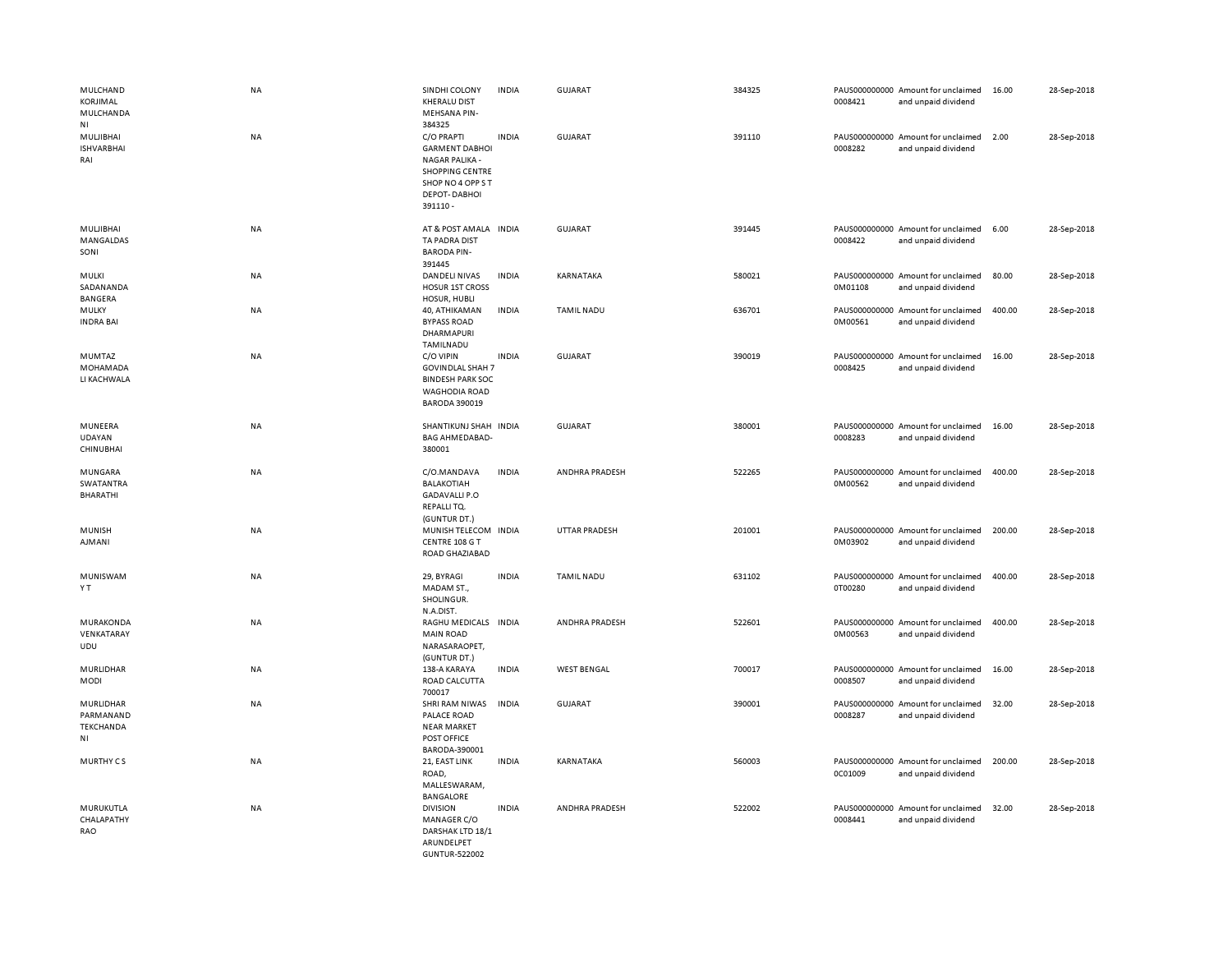| | | | | | | | | | | |
|---|---|---|---|---|---|---|---|---|---|---|
| MULCHAND KORJIMAL MULCHANDANI | NA | SINDHI COLONY KHERALU DIST MEHSANA PIN-384325 | INDIA | GUJARAT | 384325 | PAUS0000000000008421 | Amount for unclaimed and unpaid dividend | 16.00 | 28-Sep-2018 |
| MULJIBHAI ISHVARBHAI RAI | NA | C/O PRAPTI GARMENT DABHOI NAGAR PALIKA - SHOPPING CENTRE SHOP NO 4 OPP S T DEPOT- DABHOI 391110 - | INDIA | GUJARAT | 391110 | PAUS0000000000008282 | Amount for unclaimed and unpaid dividend | 2.00 | 28-Sep-2018 |
| MULJIBHAI MANGALDAS SONI | NA | AT & POST AMALA TA PADRA DIST BARODA PIN-391445 | INDIA | GUJARAT | 391445 | PAUS0000000000008422 | Amount for unclaimed and unpaid dividend | 6.00 | 28-Sep-2018 |
| MULKI SADANANDA BANGERA | NA | DANDELI NIVAS HOSUR 1ST CROSS HOSUR, HUBLI | INDIA | KARNATAKA | 580021 | PAUS0000000000M01108 | Amount for unclaimed and unpaid dividend | 80.00 | 28-Sep-2018 |
| MULKY INDRA BAI | NA | 40, ATHIKAMAN BYPASS ROAD DHARMAPURI TAMILNADU | INDIA | TAMIL NADU | 636701 | PAUS0000000000M00561 | Amount for unclaimed and unpaid dividend | 400.00 | 28-Sep-2018 |
| MUMTAZ MOHAMADALI KACHWALA | NA | C/O VIPIN GOVINDLAL SHAH 7 BINDESH PARK SOC WAGHODIA ROAD BARODA 390019 | INDIA | GUJARAT | 390019 | PAUS0000000000008425 | Amount for unclaimed and unpaid dividend | 16.00 | 28-Sep-2018 |
| MUNEERA UDAYAN CHINUBHAI | NA | SHANTIKUNJ SHAH BAG AHMEDABAD-380001 | INDIA | GUJARAT | 380001 | PAUS0000000000008283 | Amount for unclaimed and unpaid dividend | 16.00 | 28-Sep-2018 |
| MUNGARA SWATANTRA BHARATHI | NA | C/O.MANDAVA BALAKOTIAH GADAVALLI P.O REPALLI TQ. (GUNTUR DT.) | INDIA | ANDHRA PRADESH | 522265 | PAUS0000000000M00562 | Amount for unclaimed and unpaid dividend | 400.00 | 28-Sep-2018 |
| MUNISH AJMANI | NA | MUNISH TELECOM CENTRE 108 G T ROAD GHAZIABAD | INDIA | UTTAR PRADESH | 201001 | PAUS0000000000M03902 | Amount for unclaimed and unpaid dividend | 200.00 | 28-Sep-2018 |
| MUNISWAMY T | NA | 29, BYRAGI MADAM ST., SHOLINGUR. N.A.DIST. | INDIA | TAMIL NADU | 631102 | PAUS0000000000T00280 | Amount for unclaimed and unpaid dividend | 400.00 | 28-Sep-2018 |
| MURAKONDA VENKATARAYUDU | NA | RAGHU MEDICALS MAIN ROAD NARASARAOPET, (GUNTUR DT.) | INDIA | ANDHRA PRADESH | 522601 | PAUS0000000000M00563 | Amount for unclaimed and unpaid dividend | 400.00 | 28-Sep-2018 |
| MURLIDHAR MODI | NA | 138-A KARAYA ROAD CALCUTTA 700017 | INDIA | WEST BENGAL | 700017 | PAUS0000000000008507 | Amount for unclaimed and unpaid dividend | 16.00 | 28-Sep-2018 |
| MURLIDHAR PARMANAND TEKCHANDANI | NA | SHRI RAM NIWAS PALACE ROAD NEAR MARKET POST OFFICE BARODA-390001 | INDIA | GUJARAT | 390001 | PAUS0000000000008287 | Amount for unclaimed and unpaid dividend | 32.00 | 28-Sep-2018 |
| MURTHY C S | NA | 21, EAST LINK ROAD, MALLESWARAM, BANGALORE | INDIA | KARNATAKA | 560003 | PAUS0000000000C01009 | Amount for unclaimed and unpaid dividend | 200.00 | 28-Sep-2018 |
| MURUKUTLA CHALAPATHY RAO | NA | DIVISION MANAGER C/O DARSHAK LTD 18/1 ARUNDELPET GUNTUR-522002 | INDIA | ANDHRA PRADESH | 522002 | PAUS0000000000008441 | Amount for unclaimed and unpaid dividend | 32.00 | 28-Sep-2018 |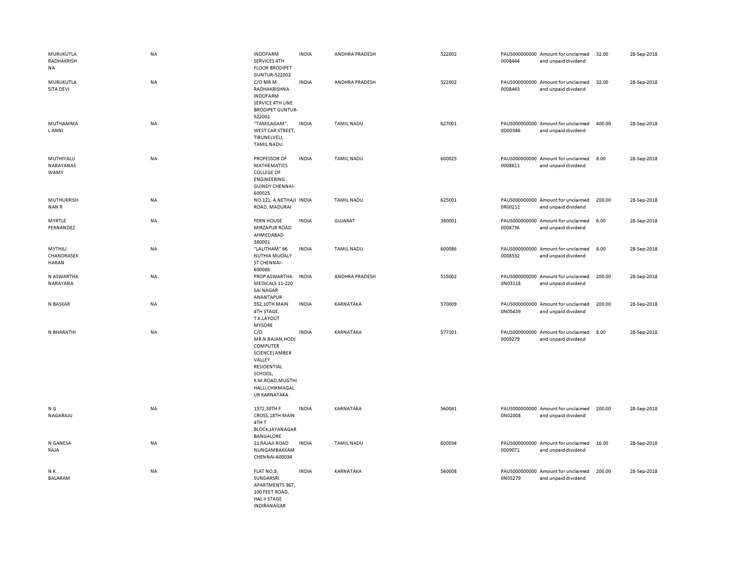| | | | | | | | | | |
|---|---|---|---|---|---|---|---|---|---|
| MURUKUTLA RADHAKRISH NA | NA | INDOFARM SERVICES 4TH FLOOR BRODIPET GUNTUR-522002 | INDIA | ANDHRA PRADESH | 522002 | PAUS0000000000008444 | Amount for unclaimed and unpaid dividend | 32.00 | 28-Sep-2018 |
| MURUKUTLA SITA DEVI | NA | C/O MR M RADHAKRISHNA INDOFARM SERVICE 4TH LINE BRODIPET GUNTUR-522002 | INDIA | ANDHRA PRADESH | 522002 | PAUS0000000000008443 | Amount for unclaimed and unpaid dividend | 32.00 | 28-Sep-2018 |
| MUTHAMMA L ANNI | NA | "TAMILAGAM", WEST CAR STREET, TIRUNELVELI, TAMIL NADU. | INDIA | TAMIL NADU | 627001 | PAUS0000000000D00386 | Amount for unclaimed and unpaid dividend | 400.00 | 28-Sep-2018 |
| MUTHIYALU NARAYANAS WAMY | NA | PROFESSOR OF MATHEMATICS COLLEGE OF ENGINEERING GUINDY CHENNAI-600025 | INDIA | TAMIL NADU | 600025 | PAUS0000000000008611 | Amount for unclaimed and unpaid dividend | 8.00 | 28-Sep-2018 |
| MUTHUKRISH NAN R | NA | NO.121, A.NETHAJI ROAD, MADURAI | INDIA | TAMIL NADU | 625001 | PAUS0000000000R00211 | Amount for unclaimed and unpaid dividend | 200.00 | 28-Sep-2018 |
| MYRTLE FERNANDEZ | NA | FERN HOUSE MIRZAPUR ROAD AHMEDABAD 380001 | INDIA | GUJARAT | 380001 | PAUS0000000000008736 | Amount for unclaimed and unpaid dividend | 6.00 | 28-Sep-2018 |
| MYTHILI CHANDRASEK HARAN | NA | "LALITHAM" 66 NUTHIA MUDALY ST CHENNAI-600086 | INDIA | TAMIL NADU | 600086 | PAUS0000000000008532 | Amount for unclaimed and unpaid dividend | 8.00 | 28-Sep-2018 |
| N ASWARTHA NARAYANA | NA | PROP ASWARTHA MEDICALS 11-220 SAI NAGAR ANANTAPUR | INDIA | ANDHRA PRADESH | 515002 | PAUS0000000000N03118 | Amount for unclaimed and unpaid dividend | 200.00 | 28-Sep-2018 |
| N BASKAR | NA | 552,10TH MAIN 4TH STAGE, T.K.LAYOUT MYSORE | INDIA | KARNATAKA | 570009 | PAUS0000000000N05439 | Amount for unclaimed and unpaid dividend | 200.00 | 28-Sep-2018 |
| N BHARATHI | NA | C/O MR.N.RAJAN,HOD( COMPUTER SCIENCE) AMBER VALLEY RESIDENTIAL SCHOOL, K.M.ROAD,MUGTHI HALLI,CHIKMAGAL UR KARNATAKA | INDIA | KARNATAKA | 577101 | PAUS0000000000009279 | Amount for unclaimed and unpaid dividend | 8.00 | 28-Sep-2018 |
| N G NAGARAJU | NA | 1572,39TH F CROSS,18TH MAIN 4TH T BLOCK,JAYANAGAR BANGALORE | INDIA | KARNATAKA | 560041 | PAUS0000000000N02008 | Amount for unclaimed and unpaid dividend | 200.00 | 28-Sep-2018 |
| N GANESA RAJA | NA | 21 RAJAJI ROAD NUNGAMBAKKAM CHENNAI-600034 | INDIA | TAMIL NADU | 600034 | PAUS0000000000009071 | Amount for unclaimed and unpaid dividend | 16.00 | 28-Sep-2018 |
| N K BALARAM | NA | FLAT NO.9, SUNDARSRI APARTMENTS 367, 100 FEET ROAD, HAL II STAGE INDIRANAGAR | INDIA | KARNATAKA | 560008 | PAUS0000000000N05279 | Amount for unclaimed and unpaid dividend | 200.00 | 28-Sep-2018 |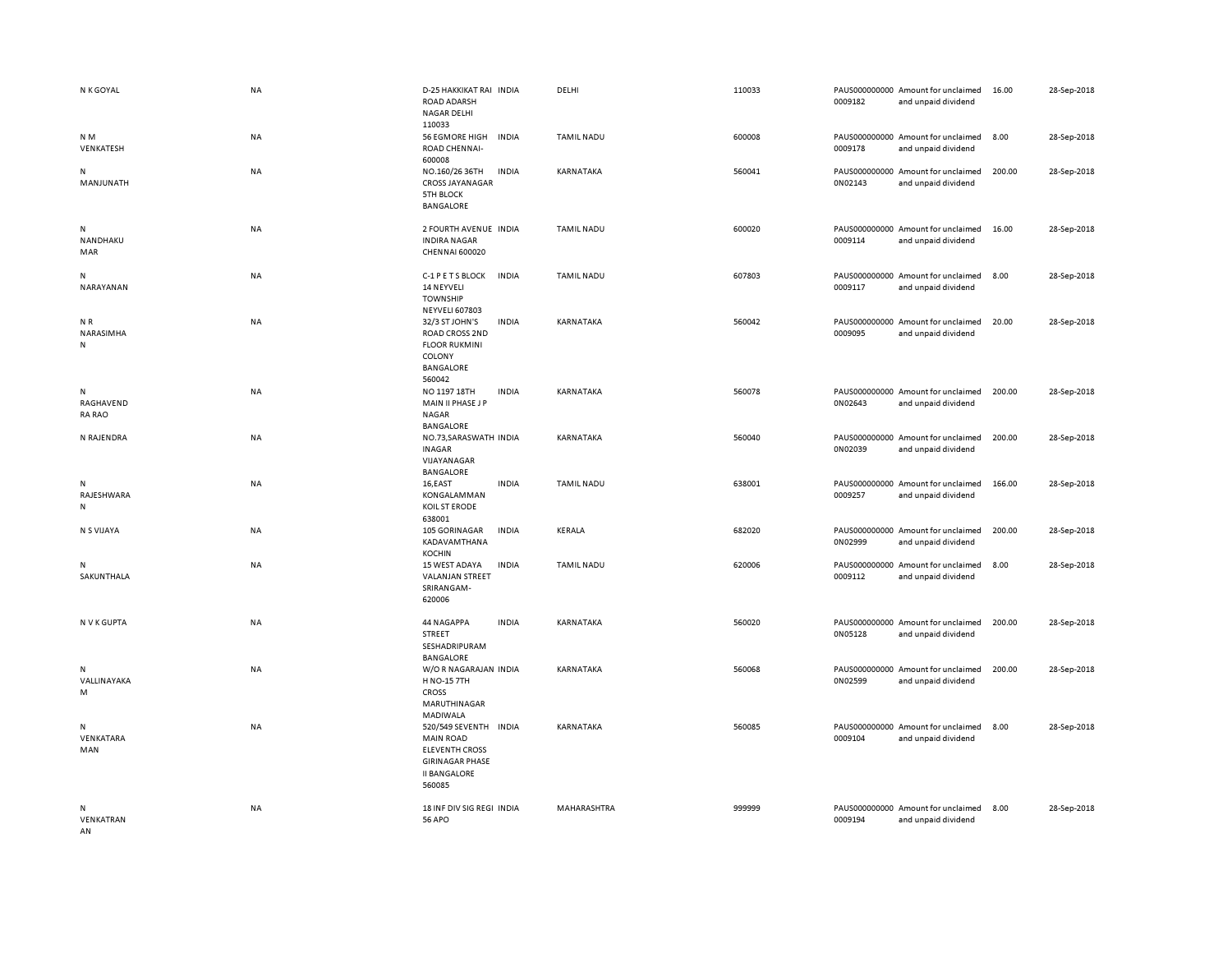| | | | | | | | | | | |
|---|---|---|---|---|---|---|---|---|---|---|
| N K GOYAL | NA | D-25 HAKKIKAT RAI ROAD ADARSH NAGAR DELHI 110033 | INDIA | DELHI | 110033 | PAUS0000000000009182 | Amount for unclaimed and unpaid dividend | 16.00 | 28-Sep-2018 |
| N M VENKATESH | NA | 56 EGMORE HIGH ROAD CHENNAI-600008 | INDIA | TAMIL NADU | 600008 | PAUS0000000000009178 | Amount for unclaimed and unpaid dividend | 8.00 | 28-Sep-2018 |
| N MANJUNATH | NA | NO.160/26 36TH CROSS JAYANAGAR 5TH BLOCK BANGALORE | INDIA | KARNATAKA | 560041 | PAUS0000000000N02143 | Amount for unclaimed and unpaid dividend | 200.00 | 28-Sep-2018 |
| N NANDHAKUMAR | NA | 2 FOURTH AVENUE INDIRA NAGAR CHENNAI 600020 | INDIA | TAMIL NADU | 600020 | PAUS0000000000009114 | Amount for unclaimed and unpaid dividend | 16.00 | 28-Sep-2018 |
| N NARAYANAN | NA | C-1 P E T S BLOCK 14 NEYVELI TOWNSHIP NEYVELI 607803 | INDIA | TAMIL NADU | 607803 | PAUS0000000000009117 | Amount for unclaimed and unpaid dividend | 8.00 | 28-Sep-2018 |
| N R NARASIMHAN | NA | 32/3 ST JOHN'S ROAD CROSS 2ND FLOOR RUKMINI COLONY BANGALORE 560042 | INDIA | KARNATAKA | 560042 | PAUS0000000000009095 | Amount for unclaimed and unpaid dividend | 20.00 | 28-Sep-2018 |
| N RAGHAVENDRA RAO | NA | NO 1197 18TH MAIN II PHASE J P NAGAR BANGALORE | INDIA | KARNATAKA | 560078 | PAUS0000000000N02643 | Amount for unclaimed and unpaid dividend | 200.00 | 28-Sep-2018 |
| N RAJENDRA | NA | NO.73,SARASWATHINAGAR VIJAYANAGAR BANGALORE | INDIA | KARNATAKA | 560040 | PAUS0000000000N02039 | Amount for unclaimed and unpaid dividend | 200.00 | 28-Sep-2018 |
| N RAJESHWARAN | NA | 16,EAST KONGALAMMAN KOIL ST ERODE 638001 | INDIA | TAMIL NADU | 638001 | PAUS0000000000009257 | Amount for unclaimed and unpaid dividend | 166.00 | 28-Sep-2018 |
| N S VIJAYA | NA | 105 GORINAGAR KADAVAMTHANA KOCHIN | INDIA | KERALA | 682020 | PAUS0000000000N02999 | Amount for unclaimed and unpaid dividend | 200.00 | 28-Sep-2018 |
| N SAKUNTHALA | NA | 15 WEST ADAYA VALANJAN STREET SRIRANGAM-620006 | INDIA | TAMIL NADU | 620006 | PAUS0000000000009112 | Amount for unclaimed and unpaid dividend | 8.00 | 28-Sep-2018 |
| N V K GUPTA | NA | 44 NAGAPPA STREET SESHADRIPURAM BANGALORE | INDIA | KARNATAKA | 560020 | PAUS0000000000N05128 | Amount for unclaimed and unpaid dividend | 200.00 | 28-Sep-2018 |
| N VALLINAYAKAM | NA | W/O R NAGARAJAN H NO-15 7TH CROSS MARUTHINAGAR MADIWALA | INDIA | KARNATAKA | 560068 | PAUS0000000000N02599 | Amount for unclaimed and unpaid dividend | 200.00 | 28-Sep-2018 |
| N VENKATARAMAN | NA | 520/549 SEVENTH MAIN ROAD ELEVENTH CROSS GIRINAGAR PHASE II BANGALORE 560085 | INDIA | KARNATAKA | 560085 | PAUS0000000000009104 | Amount for unclaimed and unpaid dividend | 8.00 | 28-Sep-2018 |
| N VENKATRANAN | NA | 18 INF DIV SIG REGI 56 APO | INDIA | MAHARASHTRA | 999999 | PAUS0000000000009194 | Amount for unclaimed and unpaid dividend | 8.00 | 28-Sep-2018 |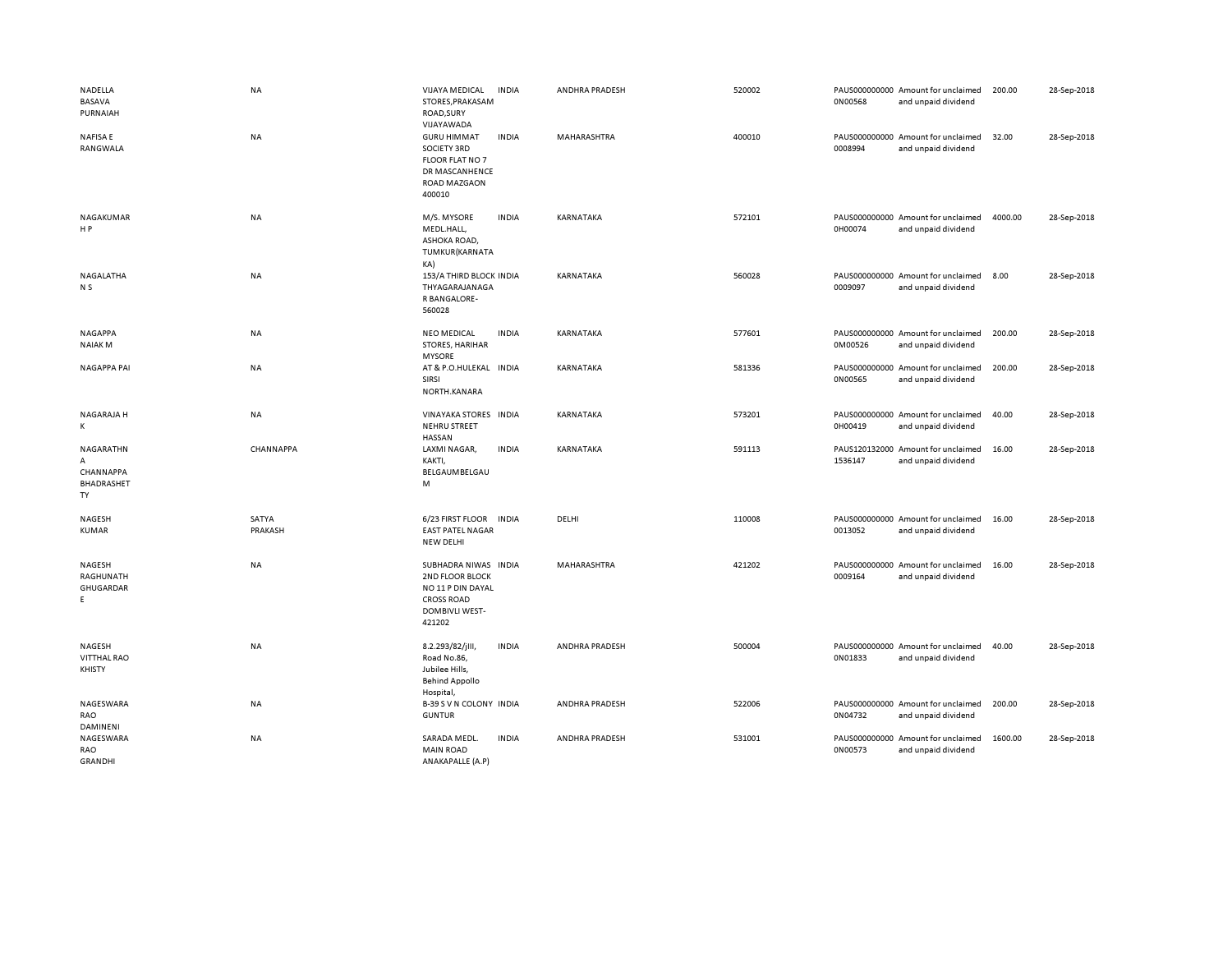| | | | | | | | | | |
|---|---|---|---|---|---|---|---|---|---|
| NADELLA BASAVA PURNAIAH | NA | VIJAYA MEDICAL STORES,PRAKASAM ROAD,SURY VIJAYAWADA | INDIA | ANDHRA PRADESH | 520002 | PAUS0000000000N00568 | Amount for unclaimed and unpaid dividend | 200.00 | 28-Sep-2018 |
| NAFISA E RANGWALA | NA | GURU HIMMAT SOCIETY 3RD FLOOR FLAT NO 7 DR MASCANHENCE ROAD MAZGAON 400010 | INDIA | MAHARASHTRA | 400010 | PAUS0000000000008994 | Amount for unclaimed and unpaid dividend | 32.00 | 28-Sep-2018 |
| NAGAKUMAR H P | NA | M/S. MYSORE MEDL.HALL, ASHOKA ROAD, TUMKUR(KARNATAKA) | INDIA | KARNATAKA | 572101 | PAUS0000000000H00074 | Amount for unclaimed and unpaid dividend | 4000.00 | 28-Sep-2018 |
| NAGALATHA N S | NA | 153/A THIRD BLOCK THYAGARAJANAGAR BANGALORE-560028 | INDIA | KARNATAKA | 560028 | PAUS0000000000009097 | Amount for unclaimed and unpaid dividend | 8.00 | 28-Sep-2018 |
| NAGAPPA NAIAK M | NA | NEO MEDICAL STORES, HARIHAR MYSORE | INDIA | KARNATAKA | 577601 | PAUS0000000000M00526 | Amount for unclaimed and unpaid dividend | 200.00 | 28-Sep-2018 |
| NAGAPPA PAI | NA | AT & P.O.HULEKAL SIRSI NORTH.KANARA | INDIA | KARNATAKA | 581336 | PAUS0000000000N00565 | Amount for unclaimed and unpaid dividend | 200.00 | 28-Sep-2018 |
| NAGARAJA H K | NA | VINAYAKA STORES NEHRU STREET HASSAN | INDIA | KARNATAKA | 573201 | PAUS0000000000H00419 | Amount for unclaimed and unpaid dividend | 40.00 | 28-Sep-2018 |
| NAGARATHNA CHANNAPPA BHADRASHETTY | CHANNAPPA | LAXMI NAGAR, KAKTI, BELGAUMBELGAUM | INDIA | KARNATAKA | 591113 | PAUS1201320001536147 | Amount for unclaimed and unpaid dividend | 16.00 | 28-Sep-2018 |
| NAGESH KUMAR | SATYA PRAKASH | 6/23 FIRST FLOOR EAST PATEL NAGAR NEW DELHI | INDIA | DELHI | 110008 | PAUS0000000000013052 | Amount for unclaimed and unpaid dividend | 16.00 | 28-Sep-2018 |
| NAGESH RAGHUNATH GHUGARDARE | NA | SUBHADRA NIWAS 2ND FLOOR BLOCK NO 11 P DIN DAYAL CROSS ROAD DOMBIVLI WEST-421202 | INDIA | MAHARASHTRA | 421202 | PAUS0000000000009164 | Amount for unclaimed and unpaid dividend | 16.00 | 28-Sep-2018 |
| NAGESH VITTHAL RAO KHISTY | NA | 8.2.293/82/jIII, Road No.86, Jubilee Hills, Behind Appollo Hospital, | INDIA | ANDHRA PRADESH | 500004 | PAUS0000000000N01833 | Amount for unclaimed and unpaid dividend | 40.00 | 28-Sep-2018 |
| NAGESWARA RAO DAMINENI | NA | B-39 S V N COLONY GUNTUR | INDIA | ANDHRA PRADESH | 522006 | PAUS0000000000N04732 | Amount for unclaimed and unpaid dividend | 200.00 | 28-Sep-2018 |
| NAGESWARA RAO GRANDHI | NA | SARADA MEDL. MAIN ROAD ANAKAPALLE (A.P) | INDIA | ANDHRA PRADESH | 531001 | PAUS0000000000N00573 | Amount for unclaimed and unpaid dividend | 1600.00 | 28-Sep-2018 |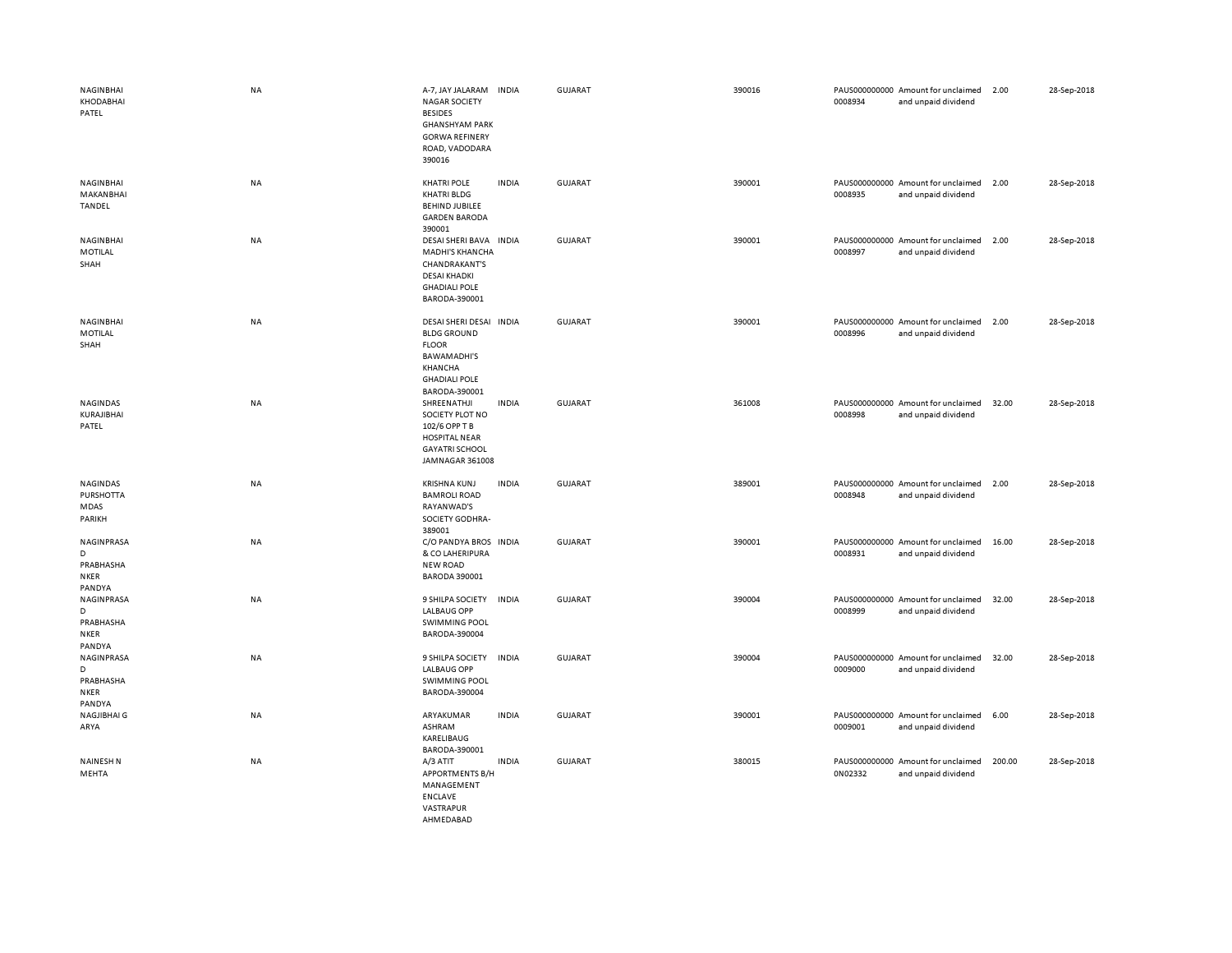| | | | | | | | | | |
|---|---|---|---|---|---|---|---|---|---|
| NAGINBHAI KHODABHAI PATEL | NA | A-7, JAY JALARAM NAGAR SOCIETY BESIDES GHANSHYAM PARK GORWA REFINERY ROAD, VADODARA 390016 | INDIA | GUJARAT | 390016 | PAUS0000000000008934 | Amount for unclaimed and unpaid dividend | 2.00 | 28-Sep-2018 |
| NAGINBHAI MAKANBHAI TANDEL | NA | KHATRI POLE KHATRI BLDG BEHIND JUBILEE GARDEN BARODA 390001 | INDIA | GUJARAT | 390001 | PAUS0000000000008935 | Amount for unclaimed and unpaid dividend | 2.00 | 28-Sep-2018 |
| NAGINBHAI MOTILAL SHAH | NA | DESAI SHERI BAVA MADHI'S KHANCHA CHANDRAKANT'S DESAI KHADKI GHADIALI POLE BARODA-390001 | INDIA | GUJARAT | 390001 | PAUS0000000000008997 | Amount for unclaimed and unpaid dividend | 2.00 | 28-Sep-2018 |
| NAGINBHAI MOTILAL SHAH | NA | DESAI SHERI DESAI BLDG GROUND FLOOR BAWAMADHI'S KHANCHA GHADIALI POLE BARODA-390001 | INDIA | GUJARAT | 390001 | PAUS0000000000008996 | Amount for unclaimed and unpaid dividend | 2.00 | 28-Sep-2018 |
| NAGINDAS KURAJIBHAI PATEL | NA | SHREENATHJI SOCIETY PLOT NO 102/6 OPP T B HOSPITAL NEAR GAYATRI SCHOOL JAMNAGAR 361008 | INDIA | GUJARAT | 361008 | PAUS0000000000008998 | Amount for unclaimed and unpaid dividend | 32.00 | 28-Sep-2018 |
| NAGINDAS PURSHOTTAMDAS PARIKH | NA | KRISHNA KUNJ BAMROLI ROAD RAYANWAD'S SOCIETY GODHRA-389001 | INDIA | GUJARAT | 389001 | PAUS0000000000008948 | Amount for unclaimed and unpaid dividend | 2.00 | 28-Sep-2018 |
| NAGINPRASAD PRABHASHANKER PANDYA | NA | C/O PANDYA BROS & CO LAHERIPURA NEW ROAD BARODA 390001 | INDIA | GUJARAT | 390001 | PAUS0000000000008931 | Amount for unclaimed and unpaid dividend | 16.00 | 28-Sep-2018 |
| NAGINPRASAD PRABHASHANKER PANDYA | NA | 9 SHILPA SOCIETY LALBAUG OPP SWIMMING POOL BARODA-390004 | INDIA | GUJARAT | 390004 | PAUS0000000000008999 | Amount for unclaimed and unpaid dividend | 32.00 | 28-Sep-2018 |
| NAGINPRASAD PRABHASHANKER PANDYA | NA | 9 SHILPA SOCIETY LALBAUG OPP SWIMMING POOL BARODA-390004 | INDIA | GUJARAT | 390004 | PAUS0000000000009000 | Amount for unclaimed and unpaid dividend | 32.00 | 28-Sep-2018 |
| NAGJIBHAI G ARYA | NA | ARYAKUMAR ASHRAM KARELIBAUG BARODA-390001 | INDIA | GUJARAT | 390001 | PAUS0000000000009001 | Amount for unclaimed and unpaid dividend | 6.00 | 28-Sep-2018 |
| NAINESH N MEHTA | NA | A/3 ATIT APPORTMENTS B/H MANAGEMENT ENCLAVE VASTRAPUR AHMEDABAD | INDIA | GUJARAT | 380015 | PAUS0000000000N02332 | Amount for unclaimed and unpaid dividend | 200.00 | 28-Sep-2018 |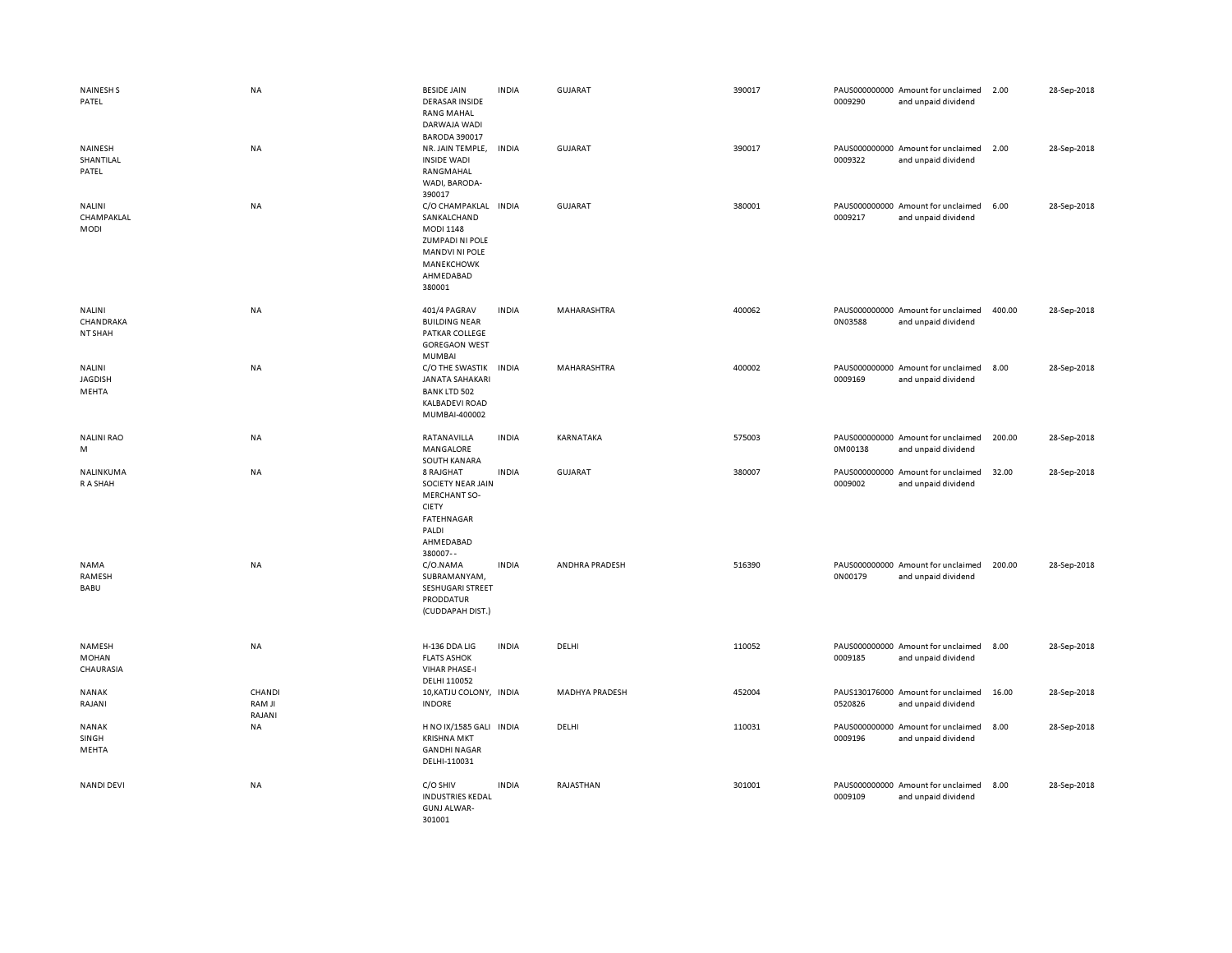| | | | | | | | | | |
|---|---|---|---|---|---|---|---|---|---|
| NAINESH S PATEL | NA | BESIDE JAIN DERASAR INSIDE RANG MAHAL DARWAJA WADI BARODA 390017 | INDIA | GUJARAT | 390017 | PAUS0000000000009290 | Amount for unclaimed and unpaid dividend | 2.00 | 28-Sep-2018 |
| NAINESH SHANTILAL PATEL | NA | NR. JAIN TEMPLE, INSIDE WADI RANGMAHAL WADI, BARODA-390017 | INDIA | GUJARAT | 390017 | PAUS0000000000009322 | Amount for unclaimed and unpaid dividend | 2.00 | 28-Sep-2018 |
| NALINI CHAMPAKLAL MODI | NA | C/O CHAMPAKLAL SANKALCHAND MODI 1148 ZUMPADI NI POLE MANDVI NI POLE MANEKCHOWK AHMEDABAD 380001 | INDIA | GUJARAT | 380001 | PAUS0000000000009217 | Amount for unclaimed and unpaid dividend | 6.00 | 28-Sep-2018 |
| NALINI CHANDRAKANT SHAH | NA | 401/4 PAGRAV BUILDING NEAR PATKAR COLLEGE GOREGAON WEST MUMBAI | INDIA | MAHARASHTRA | 400062 | PAUS0000000000N03588 | Amount for unclaimed and unpaid dividend | 400.00 | 28-Sep-2018 |
| NALINI JAGDISH MEHTA | NA | C/O THE SWASTIK JANATA SAHAKARI BANK LTD 502 KALBADEVI ROAD MUMBAI-400002 | INDIA | MAHARASHTRA | 400002 | PAUS0000000000009169 | Amount for unclaimed and unpaid dividend | 8.00 | 28-Sep-2018 |
| NALINI RAO M | NA | RATANAVILLA MANGALORE SOUTH KANARA | INDIA | KARNATAKA | 575003 | PAUS0000000000M00138 | Amount for unclaimed and unpaid dividend | 200.00 | 28-Sep-2018 |
| NALINKUMAR A SHAH | NA | 8 RAJGHAT SOCIETY NEAR JAIN MERCHANT SO-CIETY FATEHNAGAR PALDI AHMEDABAD 380007-- | INDIA | GUJARAT | 380007 | PAUS0000000000009002 | Amount for unclaimed and unpaid dividend | 32.00 | 28-Sep-2018 |
| NAMA RAMESH BABU | NA | C/O.NAMA SUBRAMANYAM, SESHUGARI STREET PRODDATUR (CUDDAPAH DIST.) | INDIA | ANDHRA PRADESH | 516390 | PAUS0000000000N00179 | Amount for unclaimed and unpaid dividend | 200.00 | 28-Sep-2018 |
| NAMESH MOHAN CHAURASIA | NA | H-136 DDA LIG FLATS ASHOK VIHAR PHASE-I DELHI 110052 | INDIA | DELHI | 110052 | PAUS0000000000009185 | Amount for unclaimed and unpaid dividend | 8.00 | 28-Sep-2018 |
| NANAK RAJANI | CHANDI RAM JI RAJANI | 10,KATJU COLONY, INDORE | INDIA | MADHYA PRADESH | 452004 | PAUS1301760000520826 | Amount for unclaimed and unpaid dividend | 16.00 | 28-Sep-2018 |
| NANAK SINGH MEHTA | NA | H NO IX/1585 GALI KRISHNA MKT GANDHI NAGAR DELHI-110031 | INDIA | DELHI | 110031 | PAUS0000000000009196 | Amount for unclaimed and unpaid dividend | 8.00 | 28-Sep-2018 |
| NANDI DEVI | NA | C/O SHIV INDUSTRIES KEDAL GUNJ ALWAR-301001 | INDIA | RAJASTHAN | 301001 | PAUS0000000000009109 | Amount for unclaimed and unpaid dividend | 8.00 | 28-Sep-2018 |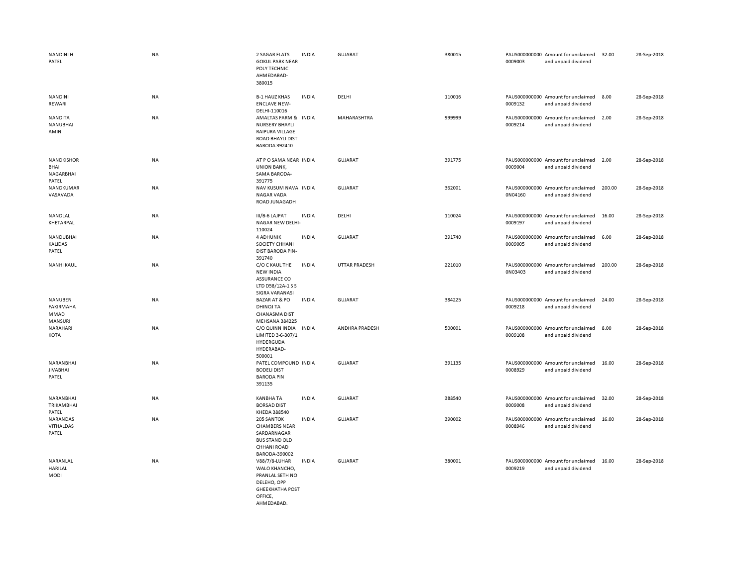| | | | | | | | | | |
|---|---|---|---|---|---|---|---|---|---|
| NANDINI H PATEL | NA | 2 SAGAR FLATS GOKUL PARK NEAR POLY TECHNIC AHMEDABAD-380015 | INDIA | GUJARAT | 380015 | PAUS0000000000009003 | Amount for unclaimed and unpaid dividend | 32.00 | 28-Sep-2018 |
| NANDINI REWARI | NA | B-1 HAUZ KHAS ENCLAVE NEW-DELHI-110016 | INDIA | DELHI | 110016 | PAUS0000000000009132 | Amount for unclaimed and unpaid dividend | 8.00 | 28-Sep-2018 |
| NANDITA NANUBHAI AMIN | NA | AMALTAS FARM & NURSERY BHAYLI RAIPURA VILLAGE ROAD BHAYLI DIST BARODA 392410 | INDIA | MAHARASHTRA | 999999 | PAUS0000000000009214 | Amount for unclaimed and unpaid dividend | 2.00 | 28-Sep-2018 |
| NANDKISHOR BHAI NAGARBHAI PATEL | NA | AT P O SAMA NEAR UNION BANK, SAMA BARODA-391775 | INDIA | GUJARAT | 391775 | PAUS0000000000009004 | Amount for unclaimed and unpaid dividend | 2.00 | 28-Sep-2018 |
| NANDKUMAR VASAVADA | NA | NAV KUSUM NAVA NAGAR VADA ROAD JUNAGADH | INDIA | GUJARAT | 362001 | PAUS0000000000N04160 | Amount for unclaimed and unpaid dividend | 200.00 | 28-Sep-2018 |
| NANDLAL KHETARPAL | NA | III/B-6 LAJPAT NAGAR NEW DELHI-110024 | INDIA | DELHI | 110024 | PAUS0000000000009197 | Amount for unclaimed and unpaid dividend | 16.00 | 28-Sep-2018 |
| NANDUBHAI KALIDAS PATEL | NA | 4 ADHUNIK SOCIETY CHHANI DIST BARODA PIN-391740 | INDIA | GUJARAT | 391740 | PAUS0000000000009005 | Amount for unclaimed and unpaid dividend | 6.00 | 28-Sep-2018 |
| NANHI KAUL | NA | C/O C KAUL THE NEW INDIA ASSURANCE CO LTD D58/12A-1 S S SIGRA VARANASI | INDIA | UTTAR PRADESH | 221010 | PAUS0000000000N03403 | Amount for unclaimed and unpaid dividend | 200.00 | 28-Sep-2018 |
| NANUBEN FAKIRMAHA MMAD MANSURI | NA | BAZAR AT & PO DHINOJ TA CHANASMA DIST MEHSANA 384225 | INDIA | GUJARAT | 384225 | PAUS0000000000009218 | Amount for unclaimed and unpaid dividend | 24.00 | 28-Sep-2018 |
| NARAHARI KOTA | NA | C/O QUINN INDIA LIMITED 3-6-307/1 HYDERGUDA HYDERABAD-500001 | INDIA | ANDHRA PRADESH | 500001 | PAUS0000000000009108 | Amount for unclaimed and unpaid dividend | 8.00 | 28-Sep-2018 |
| NARANBHAI JIVABHAI PATEL | NA | PATEL COMPOUND BODELI DIST BARODA PIN 391135 | INDIA | GUJARAT | 391135 | PAUS0000000000008929 | Amount for unclaimed and unpaid dividend | 16.00 | 28-Sep-2018 |
| NARANBHAI TRIKAMBHAI PATEL | NA | KANBHA TA BORSAD DIST KHEDA 388540 | INDIA | GUJARAT | 388540 | PAUS0000000000009008 | Amount for unclaimed and unpaid dividend | 32.00 | 28-Sep-2018 |
| NARANDAS VITHALDAS PATEL | NA | 205 SANTOK CHAMBERS NEAR SARDARNAGAR BUS STAND OLD CHHANI ROAD BARODA-390002 | INDIA | GUJARAT | 390002 | PAUS0000000000008946 | Amount for unclaimed and unpaid dividend | 16.00 | 28-Sep-2018 |
| NARANLAL HARILAL MODI | NA | V88/7/8-LUHAR WALO KHANCHO, PRANLAL SETH NO DELEHO, OPP GHEEKHATHA POST OFFICE, AHMEDABAD. | INDIA | GUJARAT | 380001 | PAUS0000000000009219 | Amount for unclaimed and unpaid dividend | 16.00 | 28-Sep-2018 |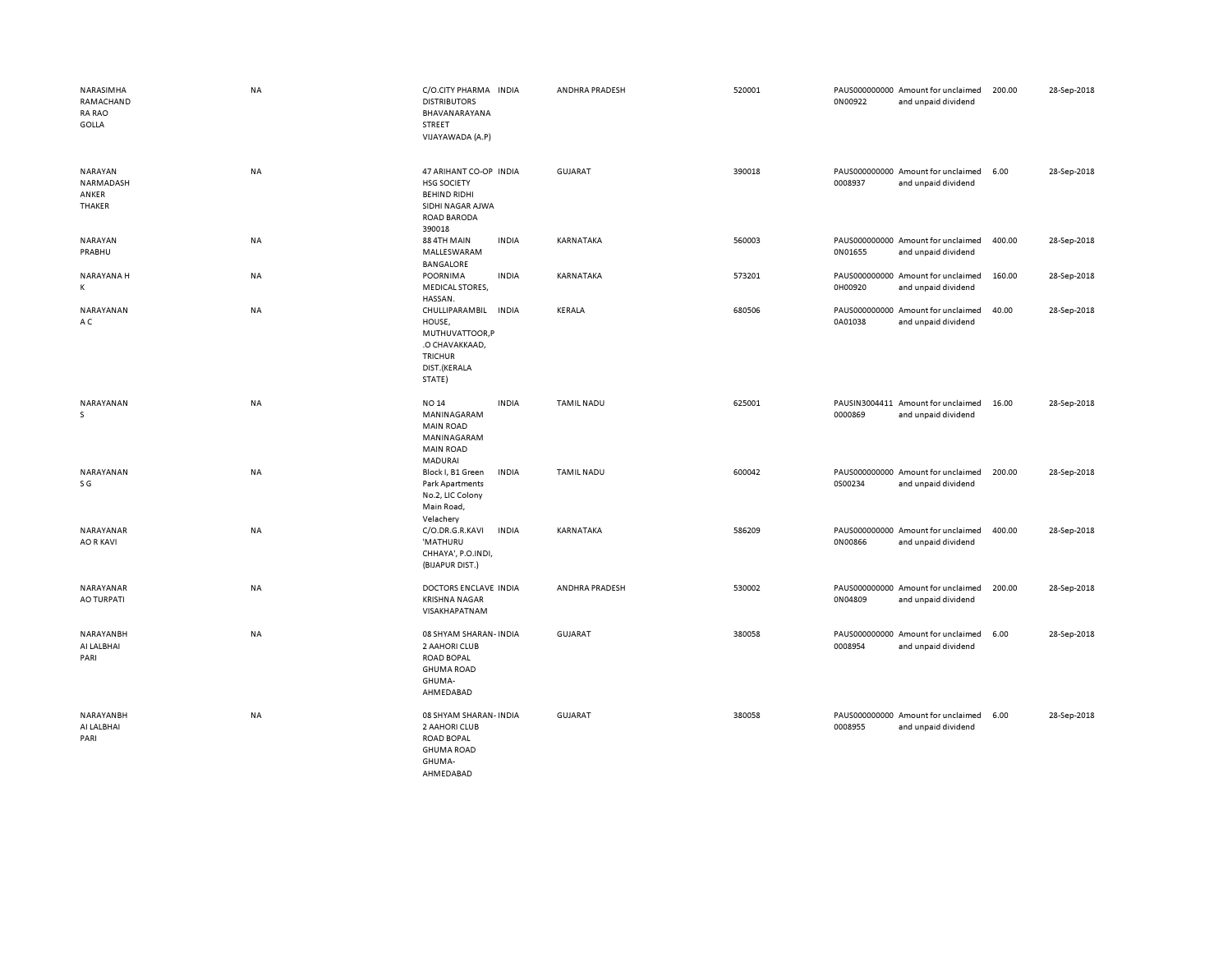| | | | | | | | | | |
|---|---|---|---|---|---|---|---|---|---|
| NARASIMHA RAMACHAND RA RAO GOLLA | NA | C/O.CITY PHARMA DISTRIBUTORS BHAVANARAYANA STREET VIJAYAWADA (A.P) | INDIA | ANDHRA PRADESH | 520001 | PAUS0000000000N00922 | Amount for unclaimed and unpaid dividend | 200.00 | 28-Sep-2018 |
| NARAYAN NARMADASH ANKER THAKER | NA | 47 ARIHANT CO-OP HSG SOCIETY BEHIND RIDHI SIDHI NAGAR AJWA ROAD BARODA 390018 | INDIA | GUJARAT | 390018 | PAUS0000000000008937 | Amount for unclaimed and unpaid dividend | 6.00 | 28-Sep-2018 |
| NARAYAN PRABHU | NA | 88 4TH MAIN MALLESWARAM BANGALORE | INDIA | KARNATAKA | 560003 | PAUS0000000000N01655 | Amount for unclaimed and unpaid dividend | 400.00 | 28-Sep-2018 |
| NARAYANA H K | NA | POORNIMA MEDICAL STORES, HASSAN. | INDIA | KARNATAKA | 573201 | PAUS0000000000H00920 | Amount for unclaimed and unpaid dividend | 160.00 | 28-Sep-2018 |
| NARAYANAN A C | NA | CHULLIPARAMBIL HOUSE, MUTHUVATTOOR,P .O CHAVAKKAAD, TRICHUR DIST.(KERALA STATE) | INDIA | KERALA | 680506 | PAUS0000000000A01038 | Amount for unclaimed and unpaid dividend | 40.00 | 28-Sep-2018 |
| NARAYANAN S | NA | NO 14 MANINAGARAM MAIN ROAD MANINAGARAM MAIN ROAD MADURAI | INDIA | TAMIL NADU | 625001 | PAUSIN30044110000869 | Amount for unclaimed and unpaid dividend | 16.00 | 28-Sep-2018 |
| NARAYANAN S G | NA | Block I, B1 Green Park Apartments No.2, LIC Colony Main Road, Velachery | INDIA | TAMIL NADU | 600042 | PAUS0000000000S00234 | Amount for unclaimed and unpaid dividend | 200.00 | 28-Sep-2018 |
| NARAYANAR AO R KAVI | NA | C/O.DR.G.R.KAVI 'MATHURU CHHAYA', P.O.INDI, (BIJAPUR DIST.) | INDIA | KARNATAKA | 586209 | PAUS0000000000N00866 | Amount for unclaimed and unpaid dividend | 400.00 | 28-Sep-2018 |
| NARAYANAR AO TURPATI | NA | DOCTORS ENCLAVE KRISHNA NAGAR VISAKHAPATNAM | INDIA | ANDHRA PRADESH | 530002 | PAUS0000000000N04809 | Amount for unclaimed and unpaid dividend | 200.00 | 28-Sep-2018 |
| NARAYANBH AI LALBHAI PARI | NA | 08 SHYAM SHARAN-2 AAHORI CLUB ROAD BOPAL GHUMA ROAD GHUMA-AHMEDABAD | INDIA | GUJARAT | 380058 | PAUS0000000000008954 | Amount for unclaimed and unpaid dividend | 6.00 | 28-Sep-2018 |
| NARAYANBH AI LALBHAI PARI | NA | 08 SHYAM SHARAN-2 AAHORI CLUB ROAD BOPAL GHUMA ROAD GHUMA-AHMEDABAD | INDIA | GUJARAT | 380058 | PAUS0000000000008955 | Amount for unclaimed and unpaid dividend | 6.00 | 28-Sep-2018 |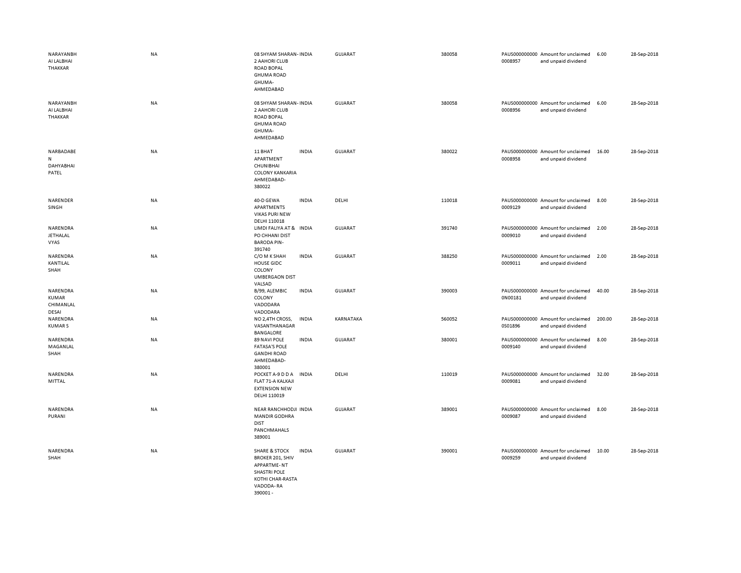| | | | | | | | | | |
|---|---|---|---|---|---|---|---|---|---|
| NARAYANBHAI LALBHAI THAKKAR | NA | 08 SHYAM SHARAN-2 AAHORI CLUB ROAD BOPAL GHUMA ROAD GHUMA-AHMEDABAD | INDIA | GUJARAT | 380058 | PAUS0000000000008957 | Amount for unclaimed and unpaid dividend | 6.00 | 28-Sep-2018 |
| NARAYANBHAI LALBHAI THAKKAR | NA | 08 SHYAM SHARAN-2 AAHORI CLUB ROAD BOPAL GHUMA ROAD GHUMA-AHMEDABAD | INDIA | GUJARAT | 380058 | PAUS0000000000008956 | Amount for unclaimed and unpaid dividend | 6.00 | 28-Sep-2018 |
| NARBADABEN DAHYABHAI PATEL | NA | 11 BHAT APARTMENT CHUNIBHAI COLONY KANKARIA AHMEDABAD-380022 | INDIA | GUJARAT | 380022 | PAUS0000000000008958 | Amount for unclaimed and unpaid dividend | 16.00 | 28-Sep-2018 |
| NARENDER SINGH | NA | 40-D GEWA APARTMENTS VIKAS PURI NEW DELHI 110018 | INDIA | DELHI | 110018 | PAUS0000000000009129 | Amount for unclaimed and unpaid dividend | 8.00 | 28-Sep-2018 |
| NARENDRA JETHALAL VYAS | NA | LIMDI FALIYA AT & PO CHHANI DIST BARODA PIN-391740 | INDIA | GUJARAT | 391740 | PAUS0000000000009010 | Amount for unclaimed and unpaid dividend | 2.00 | 28-Sep-2018 |
| NARENDRA KANTILAL SHAH | NA | C/O M K SHAH HOUSE GIDC COLONY UMBERGAON DIST VALSAD | INDIA | GUJARAT | 388250 | PAUS0000000000009011 | Amount for unclaimed and unpaid dividend | 2.00 | 28-Sep-2018 |
| NARENDRA KUMAR CHIMANLAL DESAI | NA | B/99, ALEMBIC COLONY VADODARA VADODARA | INDIA | GUJARAT | 390003 | PAUS0000000000N00181 | Amount for unclaimed and unpaid dividend | 40.00 | 28-Sep-2018 |
| NARENDRA KUMAR S | NA | NO 2,4TH CROSS, VASANTHANAGAR BANGALORE | INDIA | KARNATAKA | 560052 | PAUS0000000000S01896 | Amount for unclaimed and unpaid dividend | 200.00 | 28-Sep-2018 |
| NARENDRA MAGANLAL SHAH | NA | 89 NAVI POLE FATASA'S POLE GANDHI ROAD AHMEDABAD-380001 | INDIA | GUJARAT | 380001 | PAUS0000000000009140 | Amount for unclaimed and unpaid dividend | 8.00 | 28-Sep-2018 |
| NARENDRA MITTAL | NA | POCKET A-9 D D A FLAT 71-A KALKAJI EXTENSION NEW DELHI 110019 | INDIA | DELHI | 110019 | PAUS0000000000009081 | Amount for unclaimed and unpaid dividend | 32.00 | 28-Sep-2018 |
| NARENDRA PURANI | NA | NEAR RANCHHODJI MANDIR GODHRA DIST PANCHMAHALS 389001 | INDIA | GUJARAT | 389001 | PAUS0000000000009087 | Amount for unclaimed and unpaid dividend | 8.00 | 28-Sep-2018 |
| NARENDRA SHAH | NA | SHARE & STOCK BROKER 201, SHIV APPARTME-NT SHASTRI POLE KOTHI CHAR-RASTA VADODA-RA 390001 - | INDIA | GUJARAT | 390001 | PAUS0000000000009259 | Amount for unclaimed and unpaid dividend | 10.00 | 28-Sep-2018 |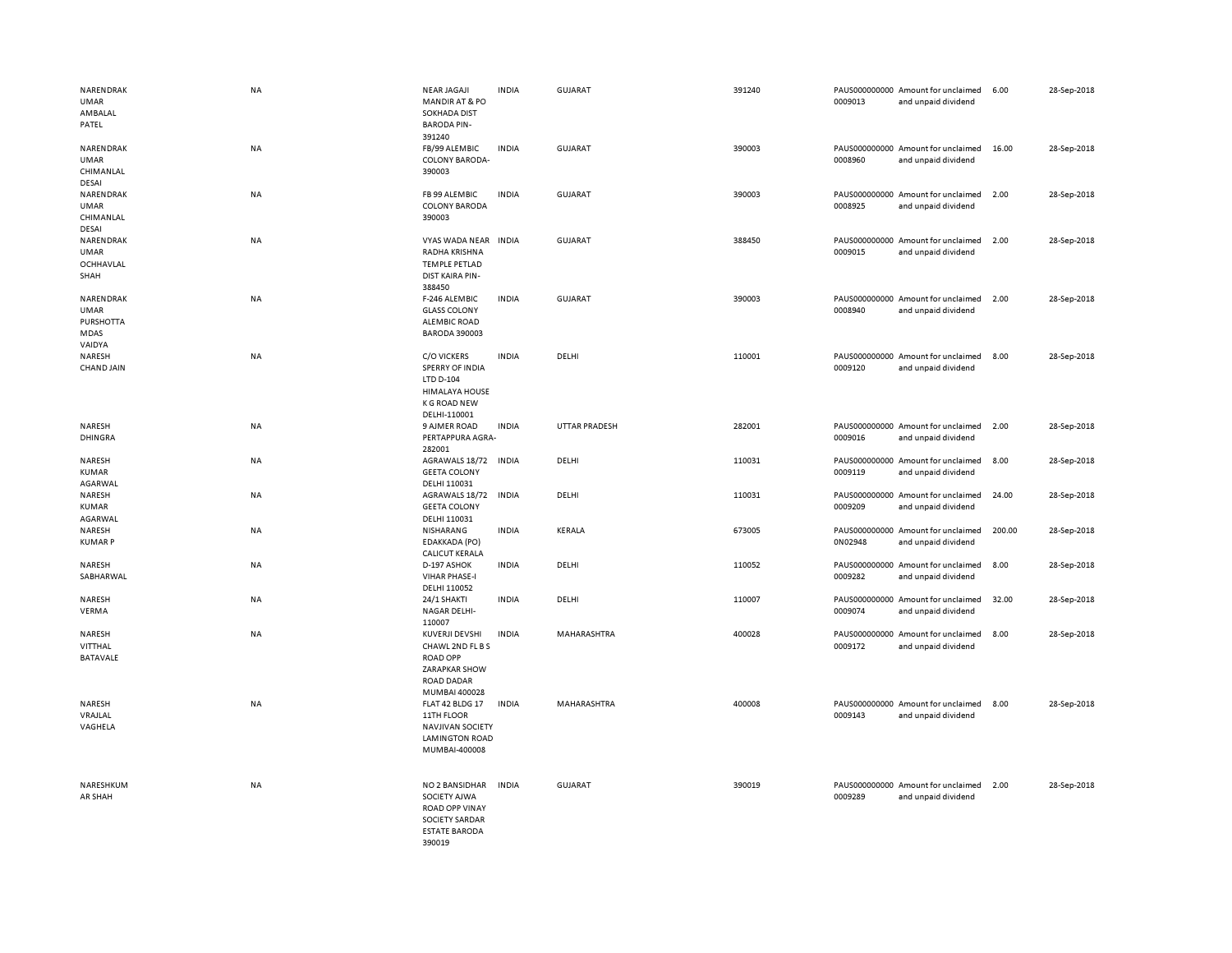| | | | | | | | | | |
|---|---|---|---|---|---|---|---|---|---|
| NARENDRAKUMAR AMBALAL PATEL | NA | NEAR JAGAJI MANDIR AT & PO SOKHADA DIST BARODA PIN-391240 | INDIA | GUJARAT | 391240 | PAUS0000000000009013 | Amount for unclaimed and unpaid dividend | 6.00 | 28-Sep-2018 |
| NARENDRAKUMAR CHIMANLAL DESAI | NA | FB/99 ALEMBIC COLONY BARODA-390003 | INDIA | GUJARAT | 390003 | PAUS0000000000008960 | Amount for unclaimed and unpaid dividend | 16.00 | 28-Sep-2018 |
| NARENDRAKUMAR CHIMANLAL DESAI | NA | FB 99 ALEMBIC COLONY BARODA 390003 | INDIA | GUJARAT | 390003 | PAUS0000000000008925 | Amount for unclaimed and unpaid dividend | 2.00 | 28-Sep-2018 |
| NARENDRAKUMAR OCHHAVLAL SHAH | NA | VYAS WADA NEAR RADHA KRISHNA TEMPLE PETLAD DIST KAIRA PIN-388450 | INDIA | GUJARAT | 388450 | PAUS0000000000009015 | Amount for unclaimed and unpaid dividend | 2.00 | 28-Sep-2018 |
| NARENDRAKUMAR PURSHOTTAMDAS VAIDYA | NA | F-246 ALEMBIC GLASS COLONY ALEMBIC ROAD BARODA 390003 | INDIA | GUJARAT | 390003 | PAUS0000000000008940 | Amount for unclaimed and unpaid dividend | 2.00 | 28-Sep-2018 |
| NARESH CHAND JAIN | NA | C/O VICKERS SPERRY OF INDIA LTD D-104 HIMALAYA HOUSE K G ROAD NEW DELHI-110001 | INDIA | DELHI | 110001 | PAUS0000000000009120 | Amount for unclaimed and unpaid dividend | 8.00 | 28-Sep-2018 |
| NARESH DHINGRA | NA | 9 AJMER ROAD PERTAPPURA AGRA-282001 | INDIA | UTTAR PRADESH | 282001 | PAUS0000000000009016 | Amount for unclaimed and unpaid dividend | 2.00 | 28-Sep-2018 |
| NARESH KUMAR AGARWAL | NA | AGRAWALS 18/72 GEETA COLONY DELHI 110031 | INDIA | DELHI | 110031 | PAUS0000000000009119 | Amount for unclaimed and unpaid dividend | 8.00 | 28-Sep-2018 |
| NARESH KUMAR AGARWAL | NA | AGRAWALS 18/72 GEETA COLONY DELHI 110031 | INDIA | DELHI | 110031 | PAUS0000000000009209 | Amount for unclaimed and unpaid dividend | 24.00 | 28-Sep-2018 |
| NARESH KUMAR P | NA | NISHARANG EDAKKADA (PO) CALICUT KERALA | INDIA | KERALA | 673005 | PAUS0000000000N02948 | Amount for unclaimed and unpaid dividend | 200.00 | 28-Sep-2018 |
| NARESH SABHARWAL | NA | D-197 ASHOK VIHAR PHASE-I DELHI 110052 | INDIA | DELHI | 110052 | PAUS0000000000009282 | Amount for unclaimed and unpaid dividend | 8.00 | 28-Sep-2018 |
| NARESH VERMA | NA | 24/1 SHAKTI NAGAR DELHI-110007 | INDIA | DELHI | 110007 | PAUS0000000000009074 | Amount for unclaimed and unpaid dividend | 32.00 | 28-Sep-2018 |
| NARESH VITTHAL BATAVALE | NA | KUVERJI DEVSHI CHAWL 2ND FL B S ROAD OPP ZARAPKAR SHOW ROAD DADAR MUMBAI 400028 | INDIA | MAHARASHTRA | 400028 | PAUS0000000000009172 | Amount for unclaimed and unpaid dividend | 8.00 | 28-Sep-2018 |
| NARESH VRAJLAL VAGHELA | NA | FLAT 42 BLDG 17 11TH FLOOR NAVJIVAN SOCIETY LAMINGTON ROAD MUMBAI-400008 | INDIA | MAHARASHTRA | 400008 | PAUS0000000000009143 | Amount for unclaimed and unpaid dividend | 8.00 | 28-Sep-2018 |
| NARESHKUMAR SHAH | NA | NO 2 BANSIDHAR SOCIETY AJWA ROAD OPP VINAY SOCIETY SARDAR ESTATE BARODA 390019 | INDIA | GUJARAT | 390019 | PAUS0000000000009289 | Amount for unclaimed and unpaid dividend | 2.00 | 28-Sep-2018 |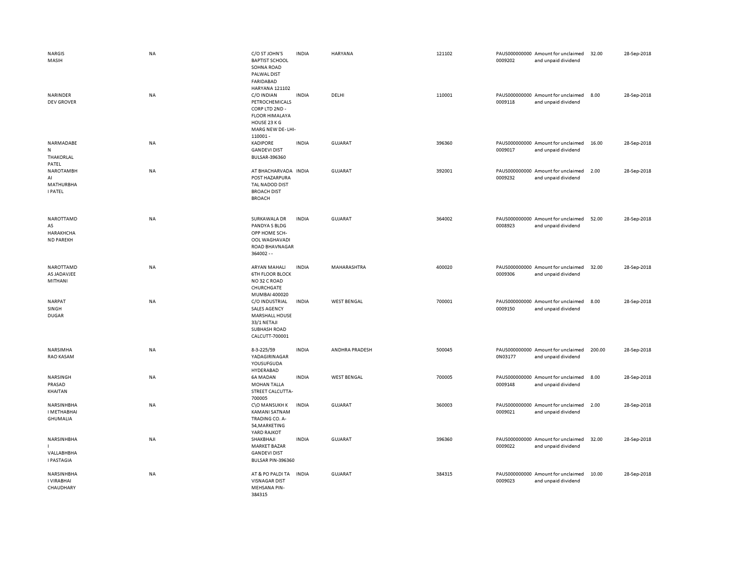| | | | | | | | | | |
|---|---|---|---|---|---|---|---|---|---|
| NARGIS MASIH | NA | C/O ST JOHN'S BAPTIST SCHOOL SOHNA ROAD PALWAL DIST FARIDABAD HARYANA 121102 | INDIA | HARYANA | 121102 | PAUS0000000000009202 | Amount for unclaimed and unpaid dividend | 32.00 | 28-Sep-2018 |
| NARINDER DEV GROVER | NA | C/O INDIAN PETROCHEMICALS CORP LTD 2ND - FLOOR HIMALAYA HOUSE 23 K G MARG NEW DE- LHI-110001 - | INDIA | DELHI | 110001 | PAUS0000000000009118 | Amount for unclaimed and unpaid dividend | 8.00 | 28-Sep-2018 |
| NARMADABEN THAKORLAL PATEL | NA | KADIPORE GANDEVI DIST BULSAR-396360 | INDIA | GUJARAT | 396360 | PAUS0000000000009017 | Amount for unclaimed and unpaid dividend | 16.00 | 28-Sep-2018 |
| NAROTAMBHAI MATHURBHAI PATEL | NA | AT BHACHARVADA POST HAZARPURA TAL NADOD DIST BROACH DIST BROACH | INDIA | GUJARAT | 392001 | PAUS0000000000009232 | Amount for unclaimed and unpaid dividend | 2.00 | 28-Sep-2018 |
| NAROTTAMDAS HARAKHCHAND PAREKH | NA | SURKAWALA DR PANDYA S BLDG OPP HOME SCH- OOL WAGHAVADI ROAD BHAVNAGAR 364002 - - | INDIA | GUJARAT | 364002 | PAUS0000000000008923 | Amount for unclaimed and unpaid dividend | 52.00 | 28-Sep-2018 |
| NAROTTAMDAS JADAVJEE MITHANI | NA | ARYAN MAHALI 6TH FLOOR BLOCK NO 32 C ROAD CHURCHGATE MUMBAI 400020 | INDIA | MAHARASHTRA | 400020 | PAUS0000000000009306 | Amount for unclaimed and unpaid dividend | 32.00 | 28-Sep-2018 |
| NARPAT SINGH DUGAR | NA | C/O INDUSTRIAL SALES AGENCY MARSHALL HOUSE 33/1 NETAJI SUBHASH ROAD CALCUTT-700001 | INDIA | WEST BENGAL | 700001 | PAUS0000000000009150 | Amount for unclaimed and unpaid dividend | 8.00 | 28-Sep-2018 |
| NARSIMHA RAO KASAM | NA | 8-3-225/59 YADAGIRINAGAR YOUSUFGUDA HYDERABAD | INDIA | ANDHRA PRADESH | 500045 | PAUS0000000000N03177 | Amount for unclaimed and unpaid dividend | 200.00 | 28-Sep-2018 |
| NARSINGH PRASAD KHAITAN | NA | 6A MADAN MOHAN TALLA STREET CALCUTTA-700005 | INDIA | WEST BENGAL | 700005 | PAUS0000000000009148 | Amount for unclaimed and unpaid dividend | 8.00 | 28-Sep-2018 |
| NARSINHBHAI METHABHAI GHUMALIA | NA | C\O MANSUKH K KAMANI SATNAM TRADING CO. A-54,MARKETING YARD RAJKOT | INDIA | GUJARAT | 360003 | PAUS0000000000009021 | Amount for unclaimed and unpaid dividend | 2.00 | 28-Sep-2018 |
| NARSINHBHAI VALLABHBHAI PASTAGIA | NA | SHAKBHAJI MARKET BAZAR GANDEVI DIST BULSAR PIN-396360 | INDIA | GUJARAT | 396360 | PAUS0000000000009022 | Amount for unclaimed and unpaid dividend | 32.00 | 28-Sep-2018 |
| NARSINHBHAI VIRABHAI CHAUDHARY | NA | AT & PO PALDI TA VISNAGAR DIST MEHSANA PIN-384315 | INDIA | GUJARAT | 384315 | PAUS0000000000009023 | Amount for unclaimed and unpaid dividend | 10.00 | 28-Sep-2018 |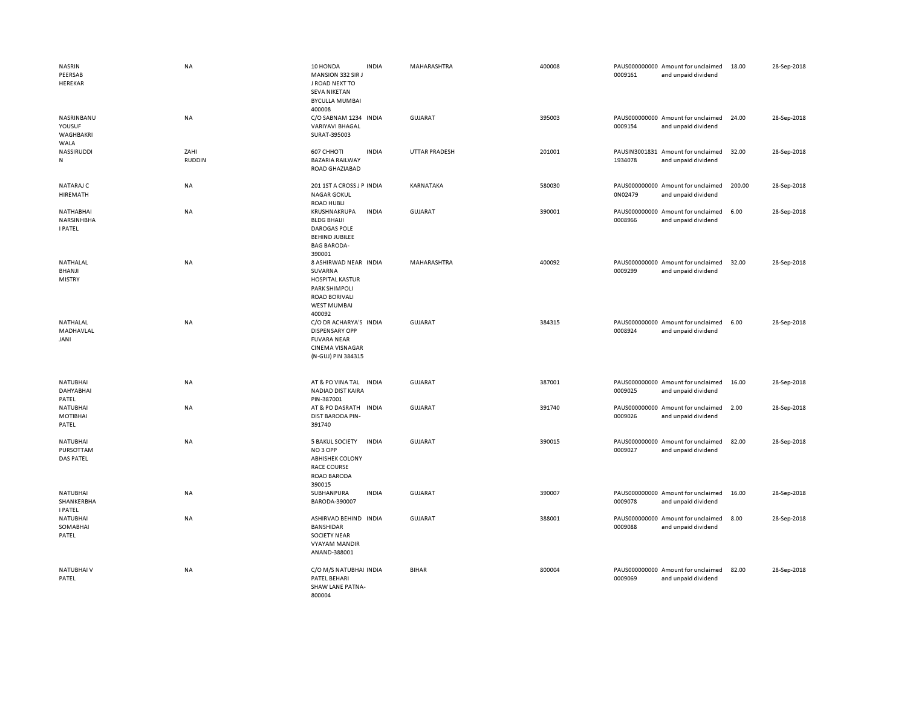| | | | | | | | | | |
|---|---|---|---|---|---|---|---|---|---|
| NASRIN PEERSAB HEREKAR | NA | 10 HONDA MANSION 332 SIR J J ROAD NEXT TO SEVA NIKETAN BYCULLA MUMBAI 400008 | INDIA | MAHARASHTRA | 400008 | PAUS0000000000009161 | Amount for unclaimed and unpaid dividend | 18.00 | 28-Sep-2018 |
| NASRINBANU YOUSUF WAGHBAKRI WALA | NA | C/O SABNAM 1234 VARIYAVI BHAGAL SURAT-395003 | INDIA | GUJARAT | 395003 | PAUS0000000000009154 | Amount for unclaimed and unpaid dividend | 24.00 | 28-Sep-2018 |
| NASSIRUDDIN | ZAHI RUDDIN | 607 CHHOTI BAZARIA RAILWAY ROAD GHAZIABAD | INDIA | UTTAR PRADESH | 201001 | PAUSIN30018311934078 | Amount for unclaimed and unpaid dividend | 32.00 | 28-Sep-2018 |
| NATARAJ C HIREMATH | NA | 201 1ST A CROSS J P NAGAR GOKUL ROAD HUBLI | INDIA | KARNATAKA | 580030 | PAUS0000000000N02479 | Amount for unclaimed and unpaid dividend | 200.00 | 28-Sep-2018 |
| NATHABHAI NARSINHBHAI PATEL | NA | KRUSHNAKRUPA BLDG BHAIJI DAROGAS POLE BEHIND JUBILEE BAG BARODA-390001 | INDIA | GUJARAT | 390001 | PAUS0000000000008966 | Amount for unclaimed and unpaid dividend | 6.00 | 28-Sep-2018 |
| NATHALAL BHANJI MISTRY | NA | 8 ASHIRWAD NEAR SUVARNA HOSPITAL KASTUR PARK SHIMPOLI ROAD BORIVALI WEST MUMBAI 400092 | INDIA | MAHARASHTRA | 400092 | PAUS0000000000009299 | Amount for unclaimed and unpaid dividend | 32.00 | 28-Sep-2018 |
| NATHALAL MADHAVLAL JANI | NA | C/O DR ACHARYA'S DISPENSARY OPP FUVARA NEAR CINEMA VISNAGAR (N-GUJ) PIN 384315 | INDIA | GUJARAT | 384315 | PAUS0000000000008924 | Amount for unclaimed and unpaid dividend | 6.00 | 28-Sep-2018 |
| NATUBHAI DAHYABHAI PATEL | NA | AT & PO VINA TAL NADIAD DIST KAIRA PIN-387001 | INDIA | GUJARAT | 387001 | PAUS0000000000009025 | Amount for unclaimed and unpaid dividend | 16.00 | 28-Sep-2018 |
| NATUBHAI MOTIBHAI PATEL | NA | AT & PO DASRATH DIST BARODA PIN-391740 | INDIA | GUJARAT | 391740 | PAUS0000000000009026 | Amount for unclaimed and unpaid dividend | 2.00 | 28-Sep-2018 |
| NATUBHAI PURSOTTAM DAS PATEL | NA | 5 BAKUL SOCIETY NO 3 OPP ABHISHEK COLONY RACE COURSE ROAD BARODA 390015 | INDIA | GUJARAT | 390015 | PAUS0000000000009027 | Amount for unclaimed and unpaid dividend | 82.00 | 28-Sep-2018 |
| NATUBHAI SHANKERBHAI PATEL | NA | SUBHANPURA BARODA-390007 | INDIA | GUJARAT | 390007 | PAUS0000000000009078 | Amount for unclaimed and unpaid dividend | 16.00 | 28-Sep-2018 |
| NATUBHAI SOMABHAI PATEL | NA | ASHIRVAD BEHIND BANSHIDAR SOCIETY NEAR VYAYAM MANDIR ANAND-388001 | INDIA | GUJARAT | 388001 | PAUS0000000000009088 | Amount for unclaimed and unpaid dividend | 8.00 | 28-Sep-2018 |
| NATUBHAI V PATEL | NA | C/O M/S NATUBHAI PATEL BEHARI SHAW LANE PATNA-800004 | INDIA | BIHAR | 800004 | PAUS0000000000009069 | Amount for unclaimed and unpaid dividend | 82.00 | 28-Sep-2018 |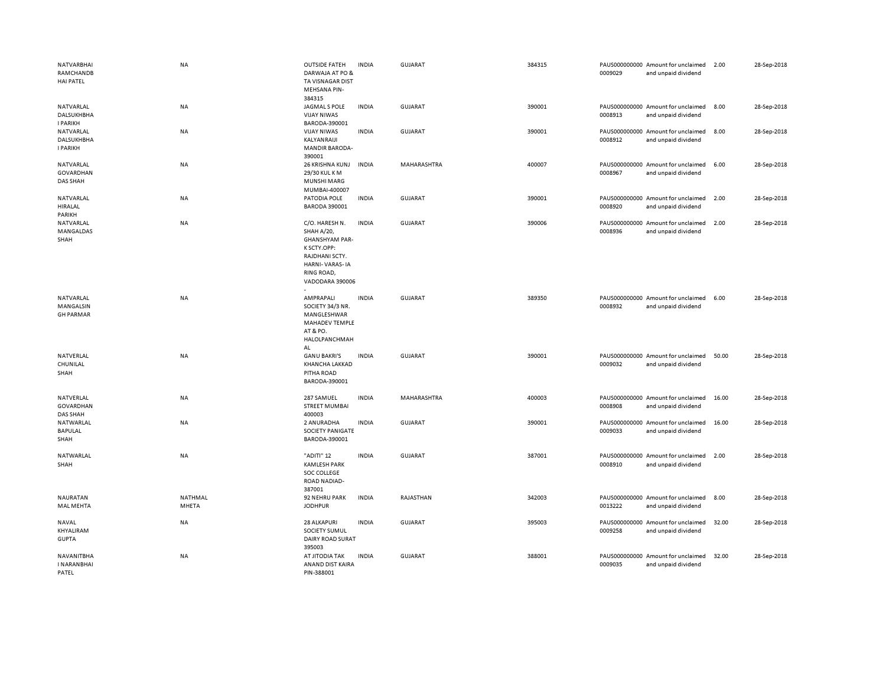| | | | | | | | | | |
|---|---|---|---|---|---|---|---|---|---|
| NATVARBHAI RAMCHANDB HAI PATEL | NA | OUTSIDE FATEH DARWAJA AT PO & TA VISNAGAR DIST MEHSANA PIN-384315 | INDIA | GUJARAT | 384315 | PAUS000000000 0009029 | Amount for unclaimed and unpaid dividend | 2.00 | 28-Sep-2018 |
| NATVARLAL DALSUKHBHA I PARIKH | NA | JAGMAL S POLE VIJAY NIWAS BARODA-390001 | INDIA | GUJARAT | 390001 | PAUS000000000 0008913 | Amount for unclaimed and unpaid dividend | 8.00 | 28-Sep-2018 |
| NATVARLAL DALSUKHBHA I PARIKH | NA | VIJAY NIWAS KALYANRAIJI MANDIR BARODA-390001 | INDIA | GUJARAT | 390001 | PAUS000000000 0008912 | Amount for unclaimed and unpaid dividend | 8.00 | 28-Sep-2018 |
| NATVARLAL GOVARDHAN DAS SHAH | NA | 26 KRISHNA KUNJ 29/30 KUL K M MUNSHI MARG MUMBAI-400007 | INDIA | MAHARASHTRA | 400007 | PAUS000000000 0008967 | Amount for unclaimed and unpaid dividend | 6.00 | 28-Sep-2018 |
| NATVARLAL HIRALAL PARIKH | NA | PATODIA POLE BARODA 390001 | INDIA | GUJARAT | 390001 | PAUS000000000 0008920 | Amount for unclaimed and unpaid dividend | 2.00 | 28-Sep-2018 |
| NATVARLAL MANGALDAS SHAH | NA | C/O. HARESH N. SHAH A/20, GHANSHYAM PAR-K SCTY.OPP: RAJDHANI SCTY. HARNI- VARAS- IA RING ROAD, VADODARA 390006 - | INDIA | GUJARAT | 390006 | PAUS000000000 0008936 | Amount for unclaimed and unpaid dividend | 2.00 | 28-Sep-2018 |
| NATVARLAL MANGALSIN GH PARMAR | NA | AMPRAPALI SOCIETY 34/3 NR. MANGLESHWAR MAHADEV TEMPLE AT & PO. HALOLPANCHMAH AL | INDIA | GUJARAT | 389350 | PAUS000000000 0008932 | Amount for unclaimed and unpaid dividend | 6.00 | 28-Sep-2018 |
| NATVERLAL CHUNILAL SHAH | NA | GANU BAKRI'S KHANCHA LAKKAD PITHA ROAD BARODA-390001 | INDIA | GUJARAT | 390001 | PAUS000000000 0009032 | Amount for unclaimed and unpaid dividend | 50.00 | 28-Sep-2018 |
| NATVERLAL GOVARDHAN DAS SHAH | NA | 287 SAMUEL STREET MUMBAI 400003 | INDIA | MAHARASHTRA | 400003 | PAUS000000000 0008908 | Amount for unclaimed and unpaid dividend | 16.00 | 28-Sep-2018 |
| NATWARLAL BAPULAL SHAH | NA | 2 ANURADHA SOCIETY PANIGATE BARODA-390001 | INDIA | GUJARAT | 390001 | PAUS000000000 0009033 | Amount for unclaimed and unpaid dividend | 16.00 | 28-Sep-2018 |
| NATWARLAL SHAH | NA | "ADITI" 12 KAMLESH PARK SOC COLLEGE ROAD NADIAD-387001 | INDIA | GUJARAT | 387001 | PAUS000000000 0008910 | Amount for unclaimed and unpaid dividend | 2.00 | 28-Sep-2018 |
| NAURATAN MAL MEHTA | NATHMAL MHETA | 92 NEHRU PARK JODHPUR | INDIA | RAJASTHAN | 342003 | PAUS000000000 0013222 | Amount for unclaimed and unpaid dividend | 8.00 | 28-Sep-2018 |
| NAVAL KHYALIRAM GUPTA | NA | 28 ALKAPURI SOCIETY SUMUL DAIRY ROAD SURAT 395003 | INDIA | GUJARAT | 395003 | PAUS000000000 0009258 | Amount for unclaimed and unpaid dividend | 32.00 | 28-Sep-2018 |
| NAVANITBHA I NARANBHAI PATEL | NA | AT JITODIA TAK ANAND DIST KAIRA PIN-388001 | INDIA | GUJARAT | 388001 | PAUS000000000 0009035 | Amount for unclaimed and unpaid dividend | 32.00 | 28-Sep-2018 |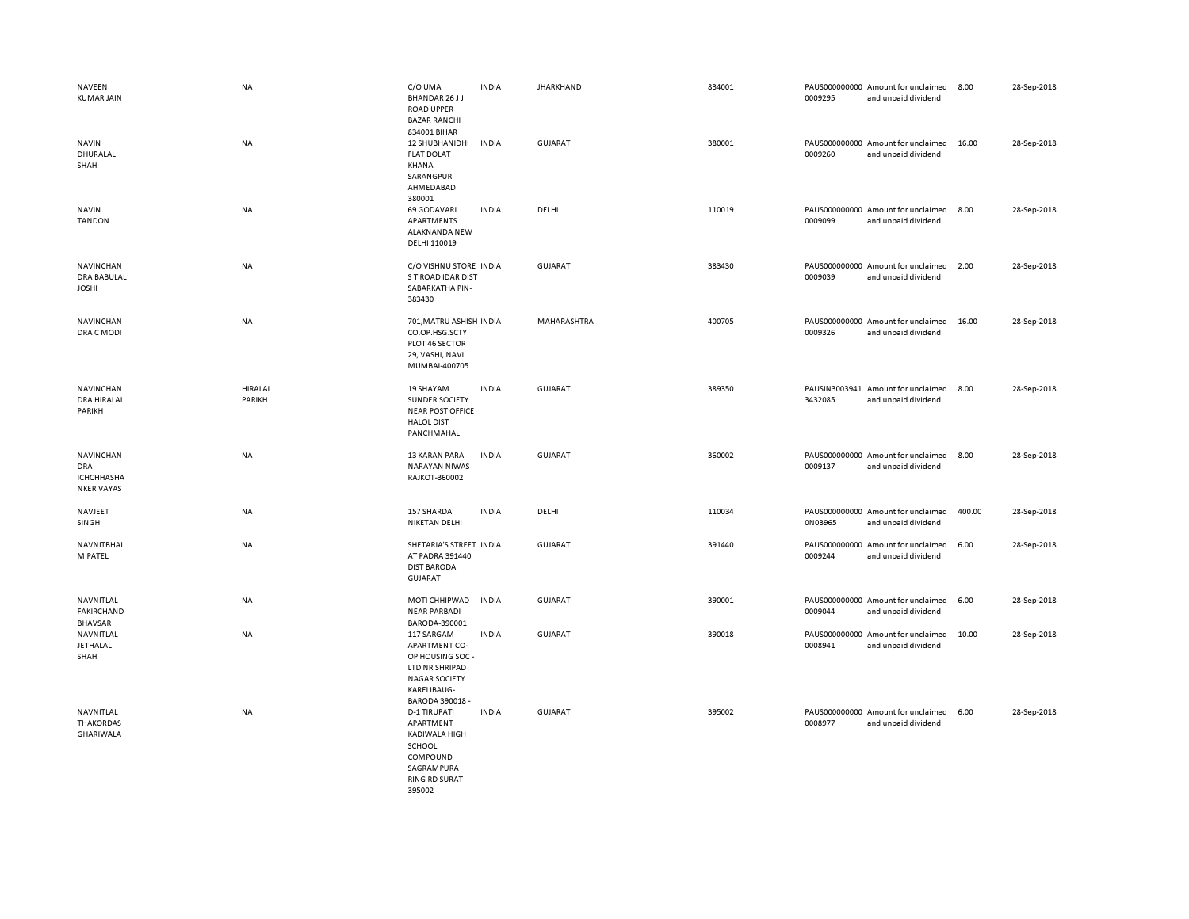| | | | | | | | | | |
|---|---|---|---|---|---|---|---|---|---|
| NAVEEN KUMAR JAIN | NA | C/O UMA BHANDAR 26 J J ROAD UPPER BAZAR RANCHI 834001 BIHAR | INDIA | JHARKHAND | 834001 | PAUS0000000000009295 | Amount for unclaimed and unpaid dividend | 8.00 | 28-Sep-2018 |
| NAVIN DHURALAL SHAH | NA | 12 SHUBHANIDHI FLAT DOLAT KHANA SARANGPUR AHMEDABAD 380001 | INDIA | GUJARAT | 380001 | PAUS0000000000009260 | Amount for unclaimed and unpaid dividend | 16.00 | 28-Sep-2018 |
| NAVIN TANDON | NA | 69 GODAVARI APARTMENTS ALAKNANDA NEW DELHI 110019 | INDIA | DELHI | 110019 | PAUS0000000000009099 | Amount for unclaimed and unpaid dividend | 8.00 | 28-Sep-2018 |
| NAVINCHANDRA BABULAL JOSHI | NA | C/O VISHNU STORE S T ROAD IDAR DIST SABARKATHA PIN-383430 | INDIA | GUJARAT | 383430 | PAUS0000000000009039 | Amount for unclaimed and unpaid dividend | 2.00 | 28-Sep-2018 |
| NAVINCHANDRA C MODI | NA | 701,MATRU ASHISH CO.OP.HSG.SCTY. PLOT 46 SECTOR 29, VASHI, NAVI MUMBAI-400705 | INDIA | MAHARASHTRA | 400705 | PAUS0000000000009326 | Amount for unclaimed and unpaid dividend | 16.00 | 28-Sep-2018 |
| NAVINCHANDRA HIRALAL PARIKH | HIRALAL PARIKH | 19 SHAYAM SUNDER SOCIETY NEAR POST OFFICE HALOL DIST PANCHMAHAL | INDIA | GUJARAT | 389350 | PAUSIN30039413432085 | Amount for unclaimed and unpaid dividend | 8.00 | 28-Sep-2018 |
| NAVINCHANDRA ICHCHHASHANKER VAYAS | NA | 13 KARAN PARA NARAYAN NIWAS RAJKOT-360002 | INDIA | GUJARAT | 360002 | PAUS0000000000009137 | Amount for unclaimed and unpaid dividend | 8.00 | 28-Sep-2018 |
| NAVJEET SINGH | NA | 157 SHARDA NIKETAN DELHI | INDIA | DELHI | 110034 | PAUS0000000000N03965 | Amount for unclaimed and unpaid dividend | 400.00 | 28-Sep-2018 |
| NAVNITBHAI M PATEL | NA | SHETARIA'S STREET AT PADRA 391440 DIST BARODA GUJARAT | INDIA | GUJARAT | 391440 | PAUS0000000000009244 | Amount for unclaimed and unpaid dividend | 6.00 | 28-Sep-2018 |
| NAVNITLAL FAKIRCHAND BHAVSAR | NA | MOTI CHHIPWAD NEAR PARBADI BARODA-390001 | INDIA | GUJARAT | 390001 | PAUS0000000000009044 | Amount for unclaimed and unpaid dividend | 6.00 | 28-Sep-2018 |
| NAVNITLAL JETHALAL SHAH | NA | 117 SARGAM APARTMENT CO-OP HOUSING SOC - LTD NR SHRIPAD NAGAR SOCIETY KARELIBAUG-BARODA 390018 - | INDIA | GUJARAT | 390018 | PAUS0000000000008941 | Amount for unclaimed and unpaid dividend | 10.00 | 28-Sep-2018 |
| NAVNITLAL THAKORDAS GHARIWALA | NA | D-1 TIRUPATI APARTMENT KADIWALA HIGH SCHOOL COMPOUND SAGRAMPURA RING RD SURAT 395002 | INDIA | GUJARAT | 395002 | PAUS0000000000008977 | Amount for unclaimed and unpaid dividend | 6.00 | 28-Sep-2018 |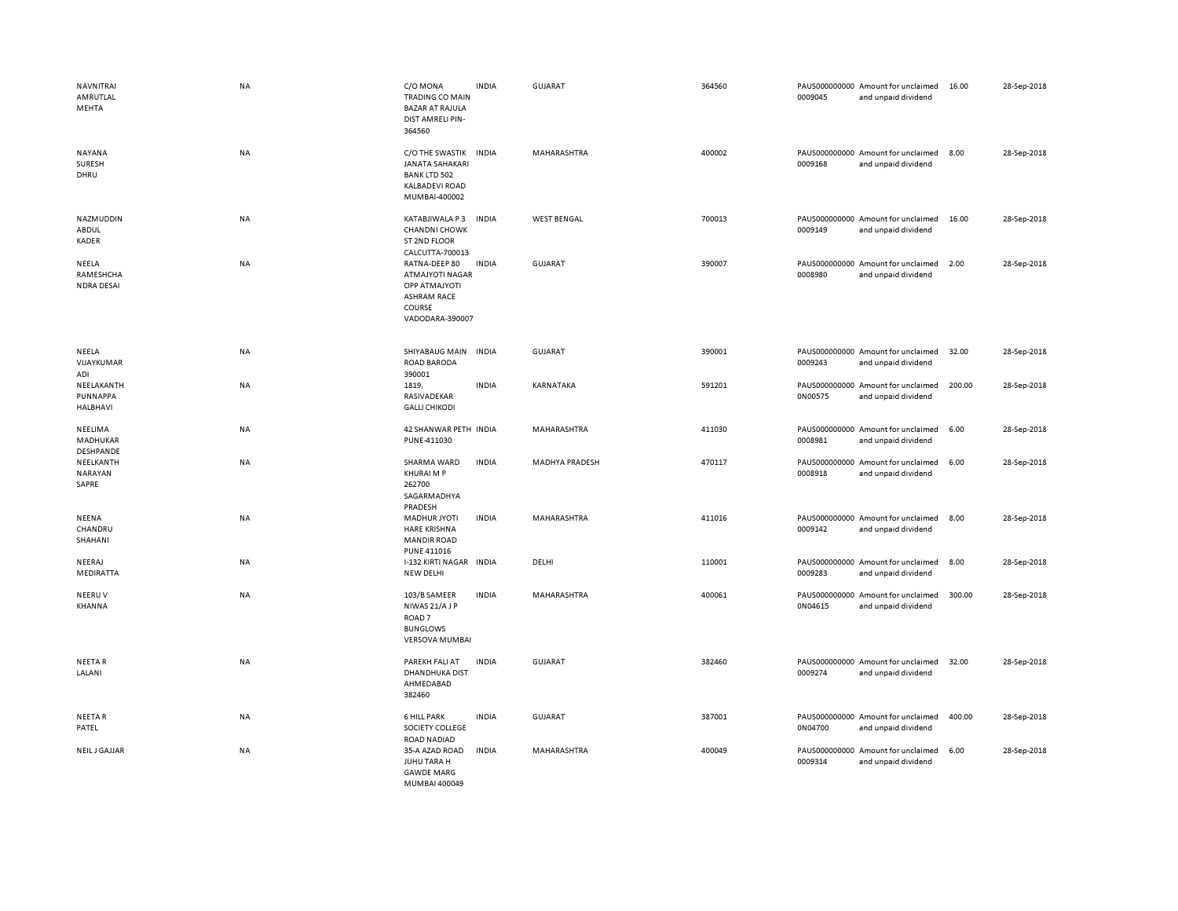| | | | | | | | | | |
|---|---|---|---|---|---|---|---|---|---|
| NAVNITRAI AMRUTLAL MEHTA | NA | C/O MONA TRADING CO MAIN BAZAR AT RAJULA DIST AMRELI PIN-364560 | INDIA | GUJARAT | 364560 | PAUS0000000000 0009045 | Amount for unclaimed and unpaid dividend | 16.00 | 28-Sep-2018 |
| NAYANA SURESH DHRU | NA | C/O THE SWASTIK JANATA SAHAKARI BANK LTD 502 KALBADEVI ROAD MUMBAI-400002 | INDIA | MAHARASHTRA | 400002 | PAUS0000000000 0009168 | Amount for unclaimed and unpaid dividend | 8.00 | 28-Sep-2018 |
| NAZMUDDIN ABDUL KADER | NA | KATABJIWALA P 3 CHANDNI CHOWK ST 2ND FLOOR CALCUTTA-700013 | INDIA | WEST BENGAL | 700013 | PAUS0000000000 0009149 | Amount for unclaimed and unpaid dividend | 16.00 | 28-Sep-2018 |
| NEELA RAMESHCHA NDRA DESAI | NA | RATNA-DEEP 80 ATMAJYOTI NAGAR OPP ATMAJYOTI ASHRAM RACE COURSE VADODARA-390007 | INDIA | GUJARAT | 390007 | PAUS0000000000 0008980 | Amount for unclaimed and unpaid dividend | 2.00 | 28-Sep-2018 |
| NEELA VIJAYKUMAR ADI | NA | SHIYABAUG MAIN ROAD BARODA 390001 | INDIA | GUJARAT | 390001 | PAUS0000000000 0009243 | Amount for unclaimed and unpaid dividend | 32.00 | 28-Sep-2018 |
| NEELAKANTH PUNNAPPA HALBHAVI | NA | 1819, RASIVADEKAR GALLI CHIKODI | INDIA | KARNATAKA | 591201 | PAUS0000000000 0N00575 | Amount for unclaimed and unpaid dividend | 200.00 | 28-Sep-2018 |
| NEELIMA MADHUKAR DESHPANDE | NA | 42 SHANWAR PETH PUNE-411030 | INDIA | MAHARASHTRA | 411030 | PAUS0000000000 0008981 | Amount for unclaimed and unpaid dividend | 6.00 | 28-Sep-2018 |
| NEELKANTH NARAYAN SAPRE | NA | SHARMA WARD KHURAI M P 262700 SAGARMADHYA PRADESH | INDIA | MADHYA PRADESH | 470117 | PAUS0000000000 0008918 | Amount for unclaimed and unpaid dividend | 6.00 | 28-Sep-2018 |
| NEENA CHANDRU SHAHANI | NA | MADHUR JYOTI HARE KRISHNA MANDIR ROAD PUNE 411016 | INDIA | MAHARASHTRA | 411016 | PAUS0000000000 0009142 | Amount for unclaimed and unpaid dividend | 8.00 | 28-Sep-2018 |
| NEERAJ MEDIRATTA | NA | I-132 KIRTI NAGAR NEW DELHI | INDIA | DELHI | 110001 | PAUS0000000000 0009283 | Amount for unclaimed and unpaid dividend | 8.00 | 28-Sep-2018 |
| NEERU V KHANNA | NA | 103/B SAMEER NIWAS 21/A J P ROAD 7 BUNGLOWS VERSOVA MUMBAI | INDIA | MAHARASHTRA | 400061 | PAUS0000000000 0N04615 | Amount for unclaimed and unpaid dividend | 300.00 | 28-Sep-2018 |
| NEETA R LALANI | NA | PAREKH FALI AT DHANDHUKA DIST AHMEDABAD 382460 | INDIA | GUJARAT | 382460 | PAUS0000000000 0009274 | Amount for unclaimed and unpaid dividend | 32.00 | 28-Sep-2018 |
| NEETA R PATEL | NA | 6 HILL PARK SOCIETY COLLEGE ROAD NADIAD | INDIA | GUJARAT | 387001 | PAUS0000000000 0N04700 | Amount for unclaimed and unpaid dividend | 400.00 | 28-Sep-2018 |
| NEIL J GAJJAR | NA | 35-A AZAD ROAD JUHU TARA H GAWDE MARG MUMBAI 400049 | INDIA | MAHARASHTRA | 400049 | PAUS0000000000 0009314 | Amount for unclaimed and unpaid dividend | 6.00 | 28-Sep-2018 |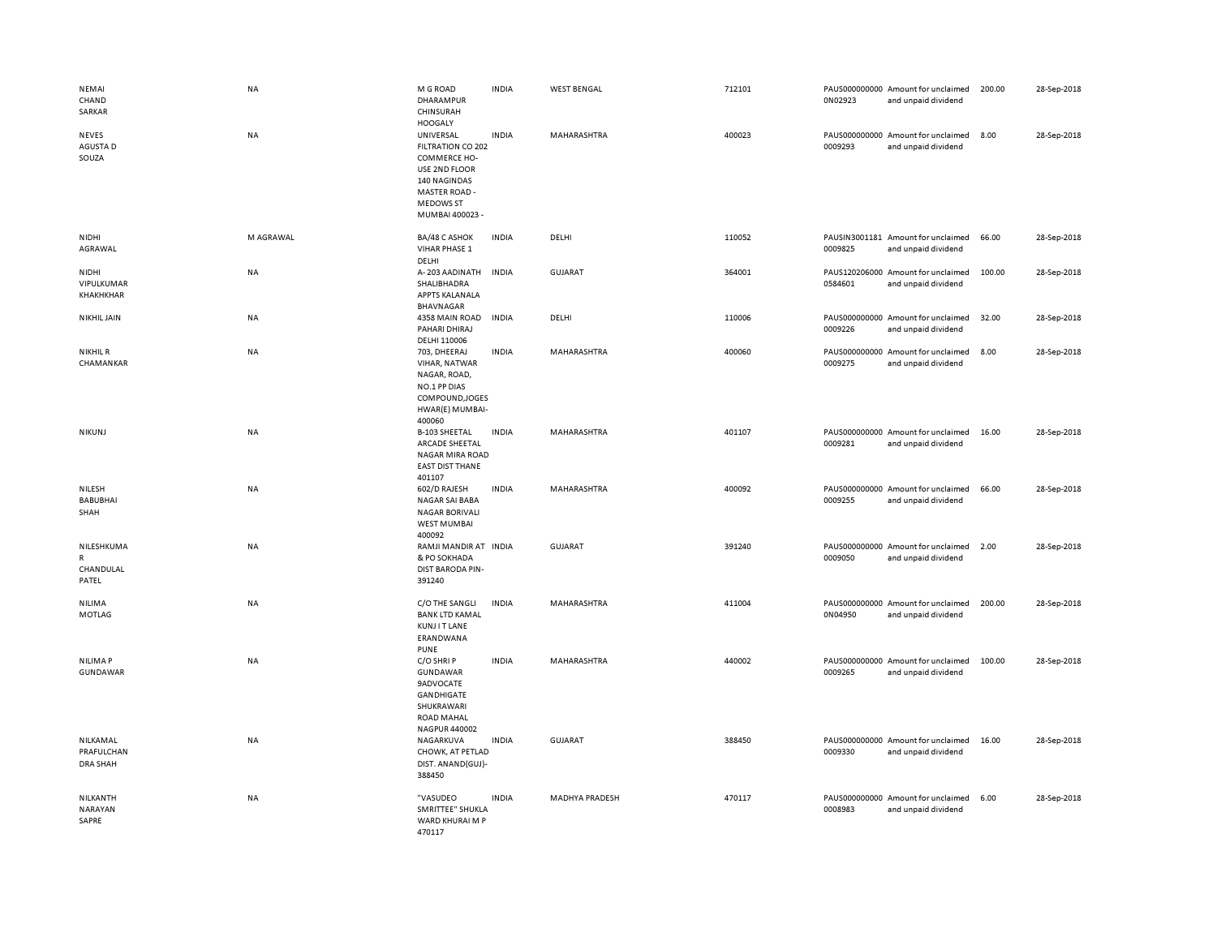| | | | | | | | | | |
|---|---|---|---|---|---|---|---|---|---|
| NEMAI CHAND SARKAR | NA | M G ROAD DHARAMPUR CHINSURAH HOOGALY | INDIA | WEST BENGAL | 712101 | PAUS0000000000N02923 | Amount for unclaimed and unpaid dividend | 200.00 | 28-Sep-2018 |
| NEVES AGUSTA D SOUZA | NA | UNIVERSAL FILTRATION CO 202 COMMERCE HO-USE 2ND FLOOR 140 NAGINDAS MASTER ROAD - MEDOWS ST MUMBAI 400023 - | INDIA | MAHARASHTRA | 400023 | PAUS00000000000009293 | Amount for unclaimed and unpaid dividend | 8.00 | 28-Sep-2018 |
| NIDHI AGRAWAL | M AGRAWAL | BA/48 C ASHOK VIHAR PHASE 1 DELHI | INDIA | DELHI | 110052 | PAUSIN30011810009825 | Amount for unclaimed and unpaid dividend | 66.00 | 28-Sep-2018 |
| NIDHI VIPULKUMAR KHAKHKHAR | NA | A- 203 AADINATH SHALIBHADRA APPTS KALANALA BHAVNAGAR | INDIA | GUJARAT | 364001 | PAUS1202060000584601 | Amount for unclaimed and unpaid dividend | 100.00 | 28-Sep-2018 |
| NIKHIL JAIN | NA | 4358 MAIN ROAD PAHARI DHIRAJ DELHI 110006 | INDIA | DELHI | 110006 | PAUS00000000000009226 | Amount for unclaimed and unpaid dividend | 32.00 | 28-Sep-2018 |
| NIKHIL R CHAMANKAR | NA | 703, DHEERAJ VIHAR, NATWAR NAGAR, ROAD, NO.1 PP DIAS COMPOUND,JOGES HWAR(E) MUMBAI-400060 | INDIA | MAHARASHTRA | 400060 | PAUS00000000000009275 | Amount for unclaimed and unpaid dividend | 8.00 | 28-Sep-2018 |
| NIKUNJ | NA | B-103 SHEETAL ARCADE SHEETAL NAGAR MIRA ROAD EAST DIST THANE 401107 | INDIA | MAHARASHTRA | 401107 | PAUS00000000000009281 | Amount for unclaimed and unpaid dividend | 16.00 | 28-Sep-2018 |
| NILESH BABUBHAI SHAH | NA | 602/D RAJESH NAGAR SAI BABA NAGAR BORIVALI WEST MUMBAI 400092 | INDIA | MAHARASHTRA | 400092 | PAUS00000000000009255 | Amount for unclaimed and unpaid dividend | 66.00 | 28-Sep-2018 |
| NILESHKUMAR CHANDULAL PATEL | NA | RAMJI MANDIR AT & PO SOKHADA DIST BARODA PIN-391240 | INDIA | GUJARAT | 391240 | PAUS00000000000009050 | Amount for unclaimed and unpaid dividend | 2.00 | 28-Sep-2018 |
| NILIMA MOTLAG | NA | C/O THE SANGLI BANK LTD KAMAL KUNJ I T LANE ERANDWANA PUNE | INDIA | MAHARASHTRA | 411004 | PAUS0000000000N04950 | Amount for unclaimed and unpaid dividend | 200.00 | 28-Sep-2018 |
| NILIMA P GUNDAWAR | NA | C/O SHRI P GUNDAWAR 9ADVOCATE GANDHIGATE SHUKRAWARI ROAD MAHAL NAGPUR 440002 | INDIA | MAHARASHTRA | 440002 | PAUS00000000000009265 | Amount for unclaimed and unpaid dividend | 100.00 | 28-Sep-2018 |
| NILKAMAL PRAFULCHANDRA SHAH | NA | NAGARKUVA CHOWK, AT PETLAD DIST. ANAND(GUJ)-388450 | INDIA | GUJARAT | 388450 | PAUS00000000000009330 | Amount for unclaimed and unpaid dividend | 16.00 | 28-Sep-2018 |
| NILKANTH NARAYAN SAPRE | NA | "VASUDEO SMRITTEE" SHUKLA WARD KHURAI M P 470117 | INDIA | MADHYA PRADESH | 470117 | PAUS00000000000008983 | Amount for unclaimed and unpaid dividend | 6.00 | 28-Sep-2018 |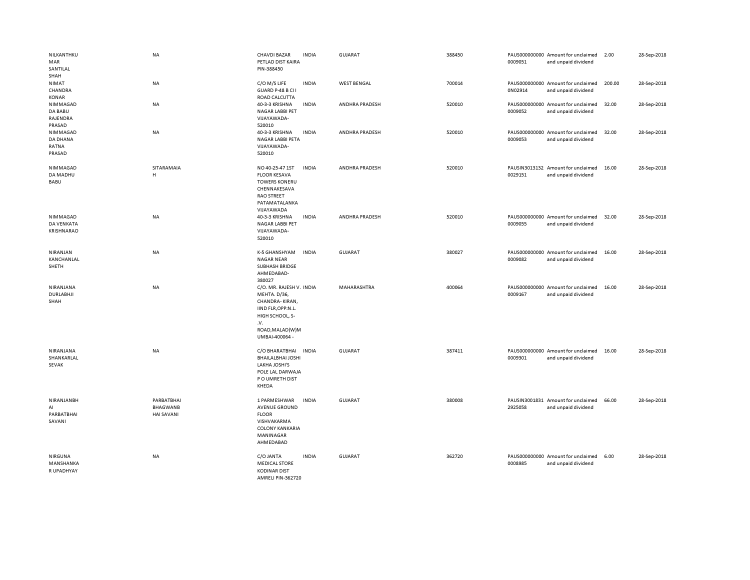| | | | | | | | | | |
|---|---|---|---|---|---|---|---|---|---|
| NILKANTHKUMAR SANTILAL SHAH | NA | CHAVDI BAZAR PETLAD DIST KAIRA PIN-388450 | INDIA | GUJARAT | 388450 | PAUS0000000000009051 | Amount for unclaimed and unpaid dividend | 2.00 | 28-Sep-2018 |
| NIMAT CHANDRA KONAR | NA | C/O M/S LIFE GUARD P-48 B CI I ROAD CALCUTTA | INDIA | WEST BENGAL | 700014 | PAUS0000000000N02914 | Amount for unclaimed and unpaid dividend | 200.00 | 28-Sep-2018 |
| NIMMAGADDA BABU RAJENDRA PRASAD | NA | 40-3-3 KRISHNA NAGAR LABBI PET VIJAYAWADA-520010 | INDIA | ANDHRA PRADESH | 520010 | PAUS0000000000009052 | Amount for unclaimed and unpaid dividend | 32.00 | 28-Sep-2018 |
| NIMMAGADDA DHANA RATNA PRASAD | NA | 40-3-3 KRISHNA NAGAR LABBI PETA VIJAYAWADA-520010 | INDIA | ANDHRA PRADESH | 520010 | PAUS0000000000009053 | Amount for unclaimed and unpaid dividend | 32.00 | 28-Sep-2018 |
| NIMMAGADDA MADHU BABU | SITARAMAIAH | NO 40-25-47 1ST FLOOR KESAVA TOWERS KONERU CHENNAKESAVA RAO STREET PATAMATALANKA VIJAYAWADA | INDIA | ANDHRA PRADESH | 520010 | PAUSIN30131320029151 | Amount for unclaimed and unpaid dividend | 16.00 | 28-Sep-2018 |
| NIMMAGADDA VENKATA KRISHNARAO | NA | 40-3-3 KRISHNA NAGAR LABBI PET VIJAYAWADA-520010 | INDIA | ANDHRA PRADESH | 520010 | PAUS0000000000009055 | Amount for unclaimed and unpaid dividend | 32.00 | 28-Sep-2018 |
| NIRANJAN KANCHANLAL SHETH | NA | K-5 GHANSHYAM NAGAR NEAR SUBHASH BRIDGE AHMEDABAD-380027 | INDIA | GUJARAT | 380027 | PAUS0000000000009082 | Amount for unclaimed and unpaid dividend | 16.00 | 28-Sep-2018 |
| NIRANJANA DURLABHJI SHAH | NA | C/O. MR. RAJESH V. MEHTA. D/36, CHANDRA- KIRAN, IIND FLR,OPP:N.L. HIGH SCHOOL, S-.V. ROAD,MALAD(W)MUMBAI-400064 - | INDIA | MAHARASHTRA | 400064 | PAUS0000000000009167 | Amount for unclaimed and unpaid dividend | 16.00 | 28-Sep-2018 |
| NIRANJANA SHANKARLAL SEVAK | NA | C/O BHARATBHAI BHAILALBHAI JOSHI LAKHA JOSHI'S POLE LAL DARWAJA P O UMRETH DIST KHEDA | INDIA | GUJARAT | 387411 | PAUS0000000000009301 | Amount for unclaimed and unpaid dividend | 16.00 | 28-Sep-2018 |
| NIRANJANBHAI PARBATBHAI SAVANI | PARBATBHAI BHAGWANBHAI SAVANI | 1 PARMESHWAR AVENUE GROUND FLOOR VISHVAKARMA COLONY KANKARIA MANINAGAR AHMEDABAD | INDIA | GUJARAT | 380008 | PAUSIN30018312925058 | Amount for unclaimed and unpaid dividend | 66.00 | 28-Sep-2018 |
| NIRGUNA MANSHANKAR UPADHYAY | NA | C/O JANTA MEDICAL STORE KODINAR DIST AMRELI PIN-362720 | INDIA | GUJARAT | 362720 | PAUS0000000000008985 | Amount for unclaimed and unpaid dividend | 6.00 | 28-Sep-2018 |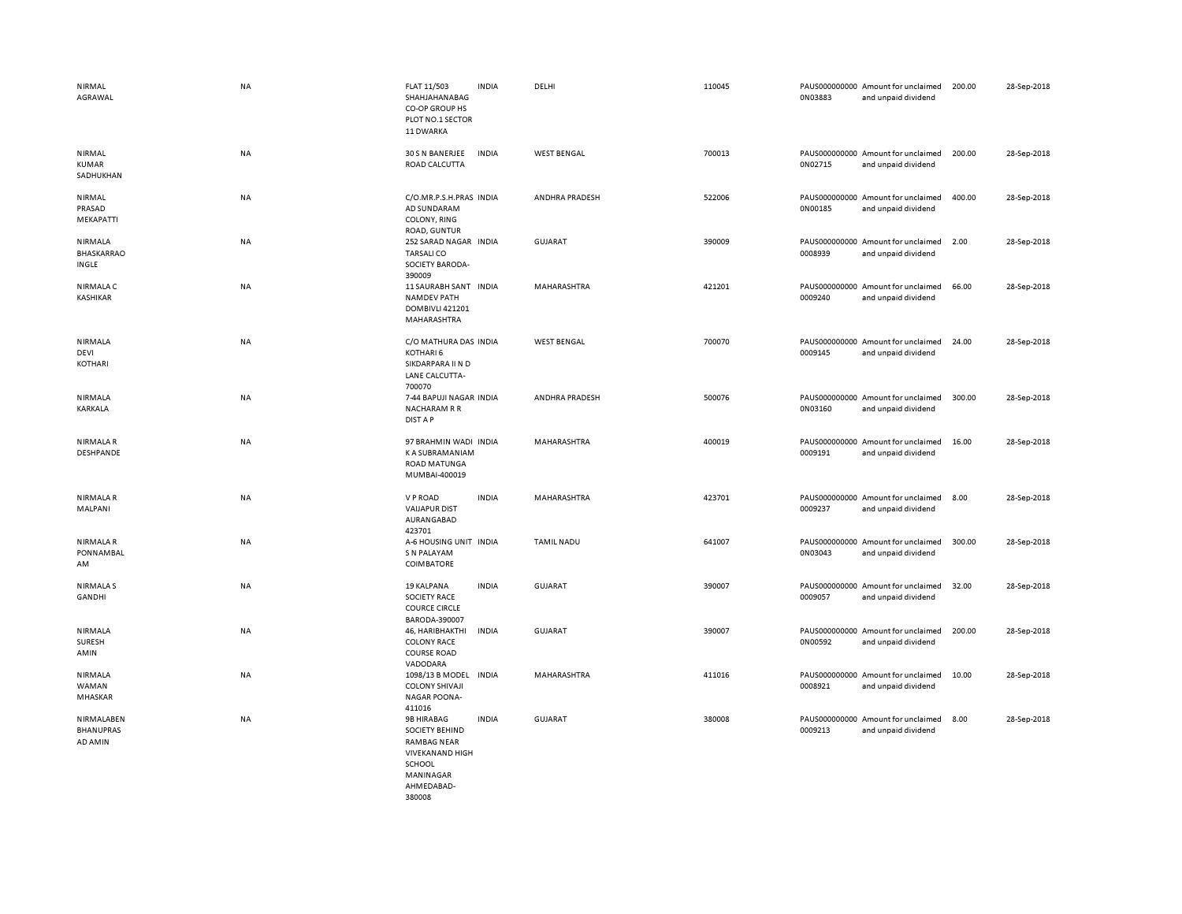| | | | | | | | | | | |
|---|---|---|---|---|---|---|---|---|---|---|
| NIRMAL AGRAWAL | NA | FLAT 11/503 SHAHJAHANABAG CO-OP GROUP HS PLOT NO.1 SECTOR 11 DWARKA | INDIA | DELHI | 110045 | PAUS0000000000N03883 | Amount for unclaimed and unpaid dividend | 200.00 | 28-Sep-2018 |
| NIRMAL KUMAR SADHUKHAN | NA | 30 S N BANERJEE ROAD CALCUTTA | INDIA | WEST BENGAL | 700013 | PAUS0000000000N02715 | Amount for unclaimed and unpaid dividend | 200.00 | 28-Sep-2018 |
| NIRMAL PRASAD MEKAPATTI | NA | C/O.MR.P.S.H.PRASAD SUNDARAM COLONY, RING ROAD, GUNTUR | INDIA | ANDHRA PRADESH | 522006 | PAUS0000000000N00185 | Amount for unclaimed and unpaid dividend | 400.00 | 28-Sep-2018 |
| NIRMALA BHASKARRAO INGLE | NA | 252 SARAD NAGAR TARSALI CO SOCIETY BARODA-390009 | INDIA | GUJARAT | 390009 | PAUS00000000000008939 | Amount for unclaimed and unpaid dividend | 2.00 | 28-Sep-2018 |
| NIRMALA C KASHIKAR | NA | 11 SAURABH SANT NAMDEV PATH DOMBIVLI 421201 MAHARASHTRA | INDIA | MAHARASHTRA | 421201 | PAUS00000000000009240 | Amount for unclaimed and unpaid dividend | 66.00 | 28-Sep-2018 |
| NIRMALA DEVI KOTHARI | NA | C/O MATHURA DAS KOTHARI 6 SIKDARPARA II N D LANE CALCUTTA-700070 | INDIA | WEST BENGAL | 700070 | PAUS00000000000009145 | Amount for unclaimed and unpaid dividend | 24.00 | 28-Sep-2018 |
| NIRMALA KARKALA | NA | 7-44 BAPUJI NAGAR NACHARAM R R DIST A P | INDIA | ANDHRA PRADESH | 500076 | PAUS0000000000N03160 | Amount for unclaimed and unpaid dividend | 300.00 | 28-Sep-2018 |
| NIRMALA R DESHPANDE | NA | 97 BRAHMIN WADI K A SUBRAMANIAM ROAD MATUNGA MUMBAI-400019 | INDIA | MAHARASHTRA | 400019 | PAUS00000000000009191 | Amount for unclaimed and unpaid dividend | 16.00 | 28-Sep-2018 |
| NIRMALA R MALPANI | NA | V P ROAD VAIJAPUR DIST AURANGABAD 423701 | INDIA | MAHARASHTRA | 423701 | PAUS00000000000009237 | Amount for unclaimed and unpaid dividend | 8.00 | 28-Sep-2018 |
| NIRMALA R PONNAMBALAM | NA | A-6 HOUSING UNIT S N PALAYAM COIMBATORE | INDIA | TAMIL NADU | 641007 | PAUS0000000000N03043 | Amount for unclaimed and unpaid dividend | 300.00 | 28-Sep-2018 |
| NIRMALA S GANDHI | NA | 19 KALPANA SOCIETY RACE COURCE CIRCLE BARODA-390007 | INDIA | GUJARAT | 390007 | PAUS00000000000009057 | Amount for unclaimed and unpaid dividend | 32.00 | 28-Sep-2018 |
| NIRMALA SURESH AMIN | NA | 46, HARIBHAKTHI COLONY RACE COURSE ROAD VADODARA | INDIA | GUJARAT | 390007 | PAUS0000000000N00592 | Amount for unclaimed and unpaid dividend | 200.00 | 28-Sep-2018 |
| NIRMALA WAMAN MHASKAR | NA | 1098/13 B MODEL COLONY SHIVAJI NAGAR POONA-411016 | INDIA | MAHARASHTRA | 411016 | PAUS00000000000008921 | Amount for unclaimed and unpaid dividend | 10.00 | 28-Sep-2018 |
| NIRMALABEN BHANUPRASAD AMIN | NA | 9B HIRABAG SOCIETY BEHIND RAMBAG NEAR VIVEKANAND HIGH SCHOOL MANINAGAR AHMEDABAD-380008 | INDIA | GUJARAT | 380008 | PAUS00000000000009213 | Amount for unclaimed and unpaid dividend | 8.00 | 28-Sep-2018 |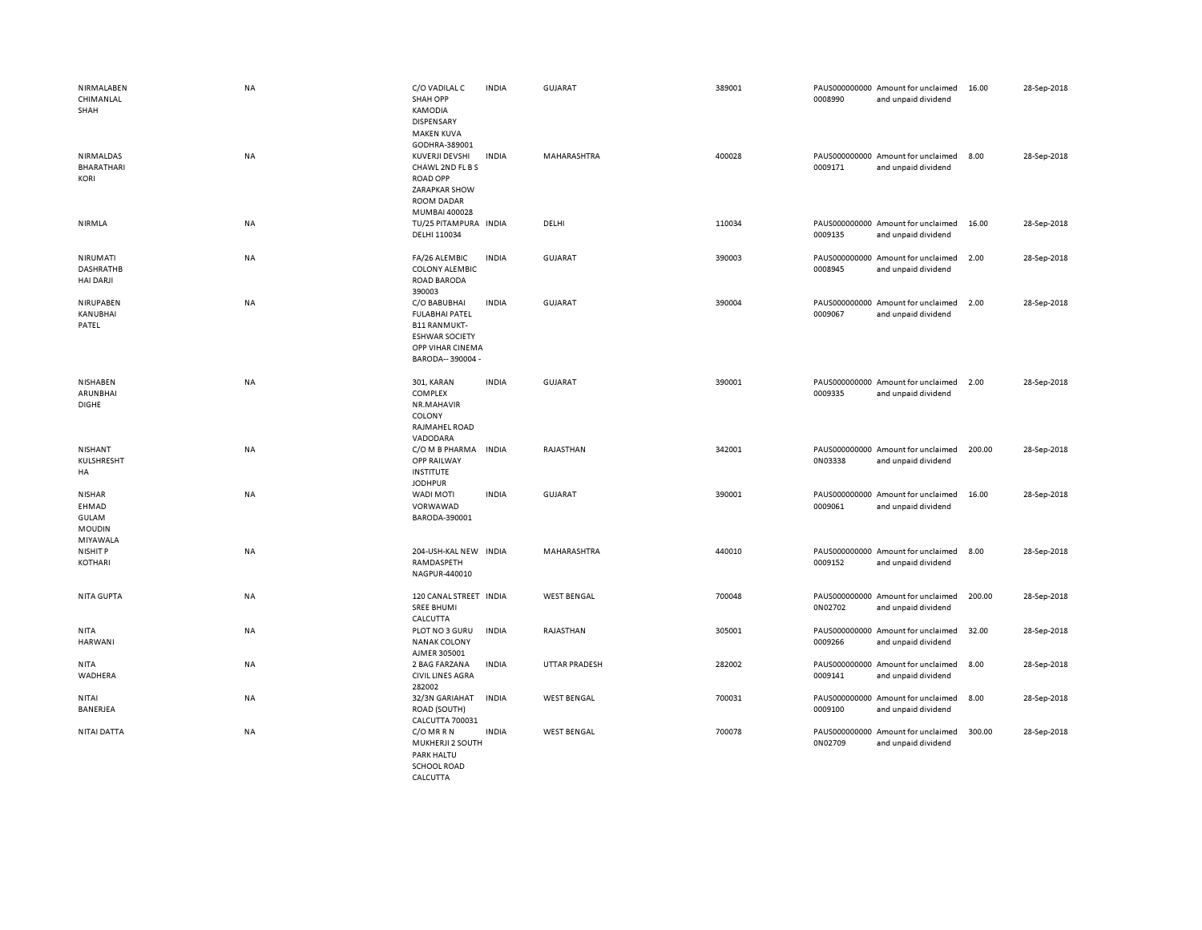| | | | | | | | | | |
|---|---|---|---|---|---|---|---|---|---|
| NIRMALABEN CHIMANLAL SHAH | NA | C/O VADILAL C SHAH OPP KAMODIA DISPENSARY MAKEN KUVA GODHRA-389001 | INDIA | GUJARAT | 389001 | PAUS000000000 0008990 | Amount for unclaimed and unpaid dividend | 16.00 | 28-Sep-2018 |
| NIRMALDAS BHARATHARI KORI | NA | KUVERJI DEVSHI CHAWL 2ND FL B S ROAD OPP ZARAPKAR SHOW ROOM DADAR MUMBAI 400028 | INDIA | MAHARASHTRA | 400028 | PAUS000000000 0009171 | Amount for unclaimed and unpaid dividend | 8.00 | 28-Sep-2018 |
| NIRMLA | NA | TU/25 PITAMPURA DELHI 110034 | INDIA | DELHI | 110034 | PAUS000000000 0009135 | Amount for unclaimed and unpaid dividend | 16.00 | 28-Sep-2018 |
| NIRUMATI DASHRATHB HAI DARJI | NA | FA/26 ALEMBIC COLONY ALEMBIC ROAD BARODA 390003 | INDIA | GUJARAT | 390003 | PAUS000000000 0008945 | Amount for unclaimed and unpaid dividend | 2.00 | 28-Sep-2018 |
| NIRUPABEN KANUBHAI PATEL | NA | C/O BABUBHAI FULABHAI PATEL B11 RANMUKT-ESHWAR SOCIETY OPP VIHAR CINEMA BARODA-- 390004 - | INDIA | GUJARAT | 390004 | PAUS000000000 0009067 | Amount for unclaimed and unpaid dividend | 2.00 | 28-Sep-2018 |
| NISHABEN ARUNBHAI DIGHE | NA | 301, KARAN COMPLEX NR.MAHAVIR COLONY RAJMAHEL ROAD VADODARA | INDIA | GUJARAT | 390001 | PAUS000000000 0009335 | Amount for unclaimed and unpaid dividend | 2.00 | 28-Sep-2018 |
| NISHANT KULSHRESHT HA | NA | C/O M B PHARMA OPP RAILWAY INSTITUTE JODHPUR | INDIA | RAJASTHAN | 342001 | PAUS000000000 0N03338 | Amount for unclaimed and unpaid dividend | 200.00 | 28-Sep-2018 |
| NISHAR EHMAD GULAM MOUDIN MIYAWALA | NA | WADI MOTI VORWAWAD BARODA-390001 | INDIA | GUJARAT | 390001 | PAUS000000000 0009061 | Amount for unclaimed and unpaid dividend | 16.00 | 28-Sep-2018 |
| NISHIT P KOTHARI | NA | 204-USH-KAL NEW RAMDASPETH NAGPUR-440010 | INDIA | MAHARASHTRA | 440010 | PAUS000000000 0009152 | Amount for unclaimed and unpaid dividend | 8.00 | 28-Sep-2018 |
| NITA GUPTA | NA | 120 CANAL STREET SREE BHUMI CALCUTTA | INDIA | WEST BENGAL | 700048 | PAUS000000000 0N02702 | Amount for unclaimed and unpaid dividend | 200.00 | 28-Sep-2018 |
| NITA HARWANI | NA | PLOT NO 3 GURU NANAK COLONY AJMER 305001 | INDIA | RAJASTHAN | 305001 | PAUS000000000 0009266 | Amount for unclaimed and unpaid dividend | 32.00 | 28-Sep-2018 |
| NITA WADHERA | NA | 2 BAG FARZANA CIVIL LINES AGRA 282002 | INDIA | UTTAR PRADESH | 282002 | PAUS000000000 0009141 | Amount for unclaimed and unpaid dividend | 8.00 | 28-Sep-2018 |
| NITAI BANERJEA | NA | 32/3N GARIAHAT ROAD (SOUTH) CALCUTTA 700031 | INDIA | WEST BENGAL | 700031 | PAUS000000000 0009100 | Amount for unclaimed and unpaid dividend | 8.00 | 28-Sep-2018 |
| NITAI DATTA | NA | C/O MR R N MUKHERJI 2 SOUTH PARK HALTU SCHOOL ROAD CALCUTTA | INDIA | WEST BENGAL | 700078 | PAUS000000000 0N02709 | Amount for unclaimed and unpaid dividend | 300.00 | 28-Sep-2018 |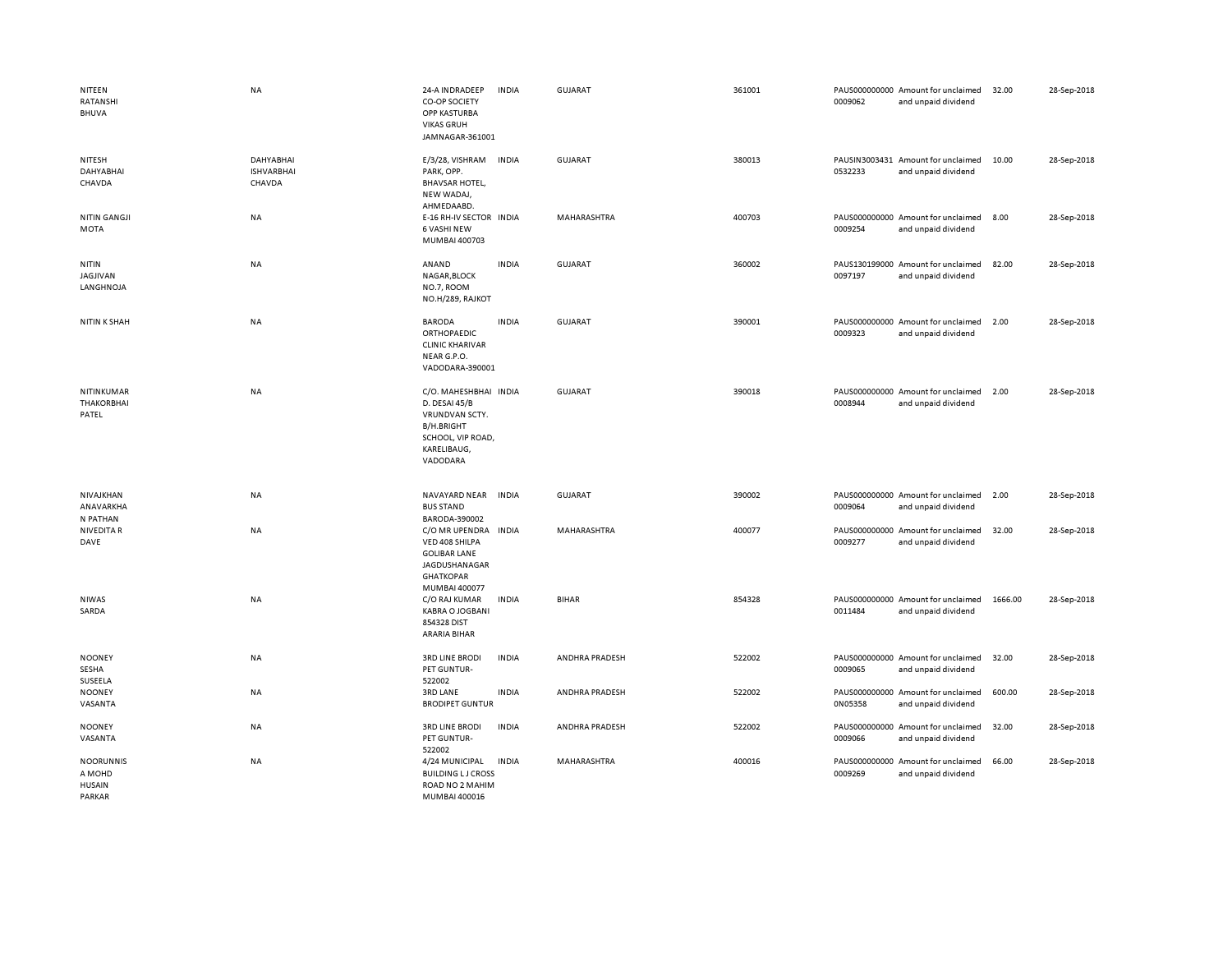| | | | | | | | | | |
|---|---|---|---|---|---|---|---|---|---|
| NITEEN RATANSHI BHUVA | NA | 24-A INDRADEEP CO-OP SOCIETY OPP KASTURBA VIKAS GRUH JAMNAGAR-361001 | INDIA | GUJARAT | 361001 | PAUS0000000000009062 | Amount for unclaimed and unpaid dividend | 32.00 | 28-Sep-2018 |
| NITESH DAHYABHAI CHAVDA | DAHYABHAI ISHVARBHAI CHAVDA | E/3/28, VISHRAM PARK, OPP. BHAVSAR HOTEL, NEW WADAJ, AHMEDAABD. | INDIA | GUJARAT | 380013 | PAUSIN30034310532233 | Amount for unclaimed and unpaid dividend | 10.00 | 28-Sep-2018 |
| NITIN GANGJI MOTA | NA | E-16 RH-IV SECTOR 6 VASHI NEW MUMBAI 400703 | INDIA | MAHARASHTRA | 400703 | PAUS0000000000009254 | Amount for unclaimed and unpaid dividend | 8.00 | 28-Sep-2018 |
| NITIN JAGJIVAN LANGHNOJA | NA | ANAND NAGAR,BLOCK NO.7, ROOM NO.H/289, RAJKOT | INDIA | GUJARAT | 360002 | PAUS1301990000097197 | Amount for unclaimed and unpaid dividend | 82.00 | 28-Sep-2018 |
| NITIN K SHAH | NA | BARODA ORTHOPAEDIC CLINIC KHARIVAR NEAR G.P.O. VADODARA-390001 | INDIA | GUJARAT | 390001 | PAUS0000000000009323 | Amount for unclaimed and unpaid dividend | 2.00 | 28-Sep-2018 |
| NITINKUMAR THAKORBHAI PATEL | NA | C/O. MAHESHBHAI D. DESAI 45/B VRUNDVAN SCTY. B/H.BRIGHT SCHOOL, VIP ROAD, KARELIBAUG, VADODARA | INDIA | GUJARAT | 390018 | PAUS0000000000008944 | Amount for unclaimed and unpaid dividend | 2.00 | 28-Sep-2018 |
| NIVAJKHAN ANAVARKHA N PATHAN | NA | NAVAYARD NEAR BUS STAND BARODA-390002 | INDIA | GUJARAT | 390002 | PAUS0000000000009064 | Amount for unclaimed and unpaid dividend | 2.00 | 28-Sep-2018 |
| NIVEDITA R DAVE | NA | C/O MR UPENDRA VED 408 SHILPA GOLIBAR LANE JAGDUSHANAGAR GHATKOPAR MUMBAI 400077 | INDIA | MAHARASHTRA | 400077 | PAUS0000000000009277 | Amount for unclaimed and unpaid dividend | 32.00 | 28-Sep-2018 |
| NIWAS SARDA | NA | C/O RAJ KUMAR KABRA O JOGBANI 854328 DIST ARARIA BIHAR | INDIA | BIHAR | 854328 | PAUS0000000000011484 | Amount for unclaimed and unpaid dividend | 1666.00 | 28-Sep-2018 |
| NOONEY SESHA SUSEELA | NA | 3RD LINE BRODI PET GUNTUR-522002 | INDIA | ANDHRA PRADESH | 522002 | PAUS0000000000009065 | Amount for unclaimed and unpaid dividend | 32.00 | 28-Sep-2018 |
| NOONEY VASANTA | NA | 3RD LANE BRODIPET GUNTUR | INDIA | ANDHRA PRADESH | 522002 | PAUS0000000000N05358 | Amount for unclaimed and unpaid dividend | 600.00 | 28-Sep-2018 |
| NOONEY VASANTA | NA | 3RD LINE BRODI PET GUNTUR-522002 | INDIA | ANDHRA PRADESH | 522002 | PAUS0000000000009066 | Amount for unclaimed and unpaid dividend | 32.00 | 28-Sep-2018 |
| NOORUNNISA MOHD HUSAIN PARKAR | NA | 4/24 MUNICIPAL BUILDING L J CROSS ROAD NO 2 MAHIM MUMBAI 400016 | INDIA | MAHARASHTRA | 400016 | PAUS0000000000009269 | Amount for unclaimed and unpaid dividend | 66.00 | 28-Sep-2018 |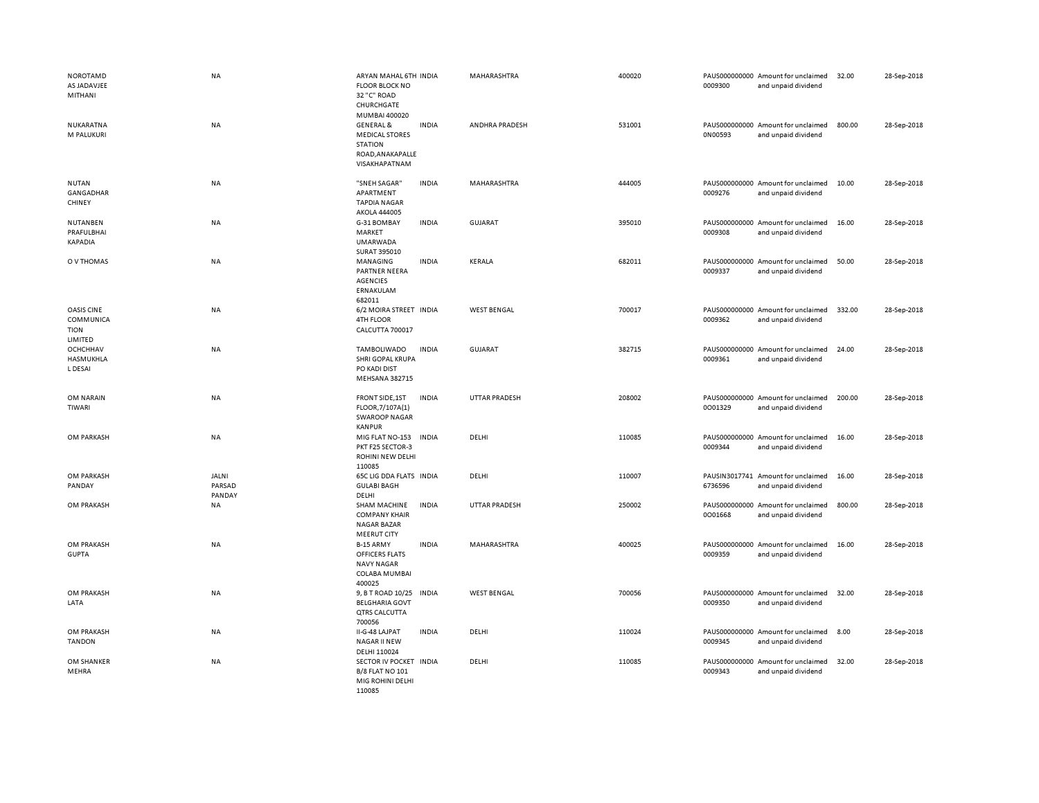| | | | | | | | | | |
|---|---|---|---|---|---|---|---|---|---|
| NOROTAMD AS JADAVJEE MITHANI | NA | ARYAN MAHAL 6TH FLOOR BLOCK NO 32 "C" ROAD CHURCHGATE MUMBAI 400020 | INDIA | MAHARASHTRA | 400020 | PAUS0000000000009300 | Amount for unclaimed and unpaid dividend | 32.00 | 28-Sep-2018 |
| NUKARATNA M PALUKURI | NA | GENERAL & MEDICAL STORES STATION ROAD,ANAKAPALLE VISAKHAPATNAM | INDIA | ANDHRA PRADESH | 531001 | PAUS0000000000N00593 | Amount for unclaimed and unpaid dividend | 800.00 | 28-Sep-2018 |
| NUTAN GANGADHAR CHINEY | NA | "SNEH SAGAR" APARTMENT TAPDIA NAGAR AKOLA 444005 | INDIA | MAHARASHTRA | 444005 | PAUS0000000000009276 | Amount for unclaimed and unpaid dividend | 10.00 | 28-Sep-2018 |
| NUTANBEN PRAFULBHAI KAPADIA | NA | G-31 BOMBAY MARKET UMARWADA SURAT 395010 | INDIA | GUJARAT | 395010 | PAUS0000000000009308 | Amount for unclaimed and unpaid dividend | 16.00 | 28-Sep-2018 |
| O V THOMAS | NA | MANAGING PARTNER NEERA AGENCIES ERNAKULAM 682011 | INDIA | KERALA | 682011 | PAUS0000000000009337 | Amount for unclaimed and unpaid dividend | 50.00 | 28-Sep-2018 |
| OASIS CINE COMMUNICATION LIMITED | NA | 6/2 MOIRA STREET 4TH FLOOR CALCUTTA 700017 | INDIA | WEST BENGAL | 700017 | PAUS0000000000009362 | Amount for unclaimed and unpaid dividend | 332.00 | 28-Sep-2018 |
| OCHCHHAV HASMUKHLAL DESAI | NA | TAMBOLIWADO SHRI GOPAL KRUPA PO KADI DIST MEHSANA 382715 | INDIA | GUJARAT | 382715 | PAUS0000000000009361 | Amount for unclaimed and unpaid dividend | 24.00 | 28-Sep-2018 |
| OM NARAIN TIWARI | NA | FRONT SIDE,1ST FLOOR,7/107A(1) SWAROOP NAGAR KANPUR | INDIA | UTTAR PRADESH | 208002 | PAUS0000000000O01329 | Amount for unclaimed and unpaid dividend | 200.00 | 28-Sep-2018 |
| OM PARKASH | NA | MIG FLAT NO-153 PKT F25 SECTOR-3 ROHINI NEW DELHI 110085 | INDIA | DELHI | 110085 | PAUS0000000000009344 | Amount for unclaimed and unpaid dividend | 16.00 | 28-Sep-2018 |
| OM PARKASH PANDAY | JALNI PARSAD PANDAY | 65C LIG DDA FLATS GULABI BAGH DELHI | INDIA | DELHI | 110007 | PAUSIN30177416736596 | Amount for unclaimed and unpaid dividend | 16.00 | 28-Sep-2018 |
| OM PRAKASH | NA | SHAM MACHINE COMPANY KHAIR NAGAR BAZAR MEERUT CITY | INDIA | UTTAR PRADESH | 250002 | PAUS0000000000O01668 | Amount for unclaimed and unpaid dividend | 800.00 | 28-Sep-2018 |
| OM PRAKASH GUPTA | NA | B-15 ARMY OFFICERS FLATS NAVY NAGAR COLABA MUMBAI 400025 | INDIA | MAHARASHTRA | 400025 | PAUS0000000000009359 | Amount for unclaimed and unpaid dividend | 16.00 | 28-Sep-2018 |
| OM PRAKASH LATA | NA | 9, B T ROAD 10/25 BELGHARIA GOVT QTRS CALCUTTA 700056 | INDIA | WEST BENGAL | 700056 | PAUS0000000000009350 | Amount for unclaimed and unpaid dividend | 32.00 | 28-Sep-2018 |
| OM PRAKASH TANDON | NA | II-G-48 LAJPAT NAGAR II NEW DELHI 110024 | INDIA | DELHI | 110024 | PAUS0000000000009345 | Amount for unclaimed and unpaid dividend | 8.00 | 28-Sep-2018 |
| OM SHANKER MEHRA | NA | SECTOR IV POCKET B/8 FLAT NO 101 MIG ROHINI DELHI 110085 | INDIA | DELHI | 110085 | PAUS0000000000009343 | Amount for unclaimed and unpaid dividend | 32.00 | 28-Sep-2018 |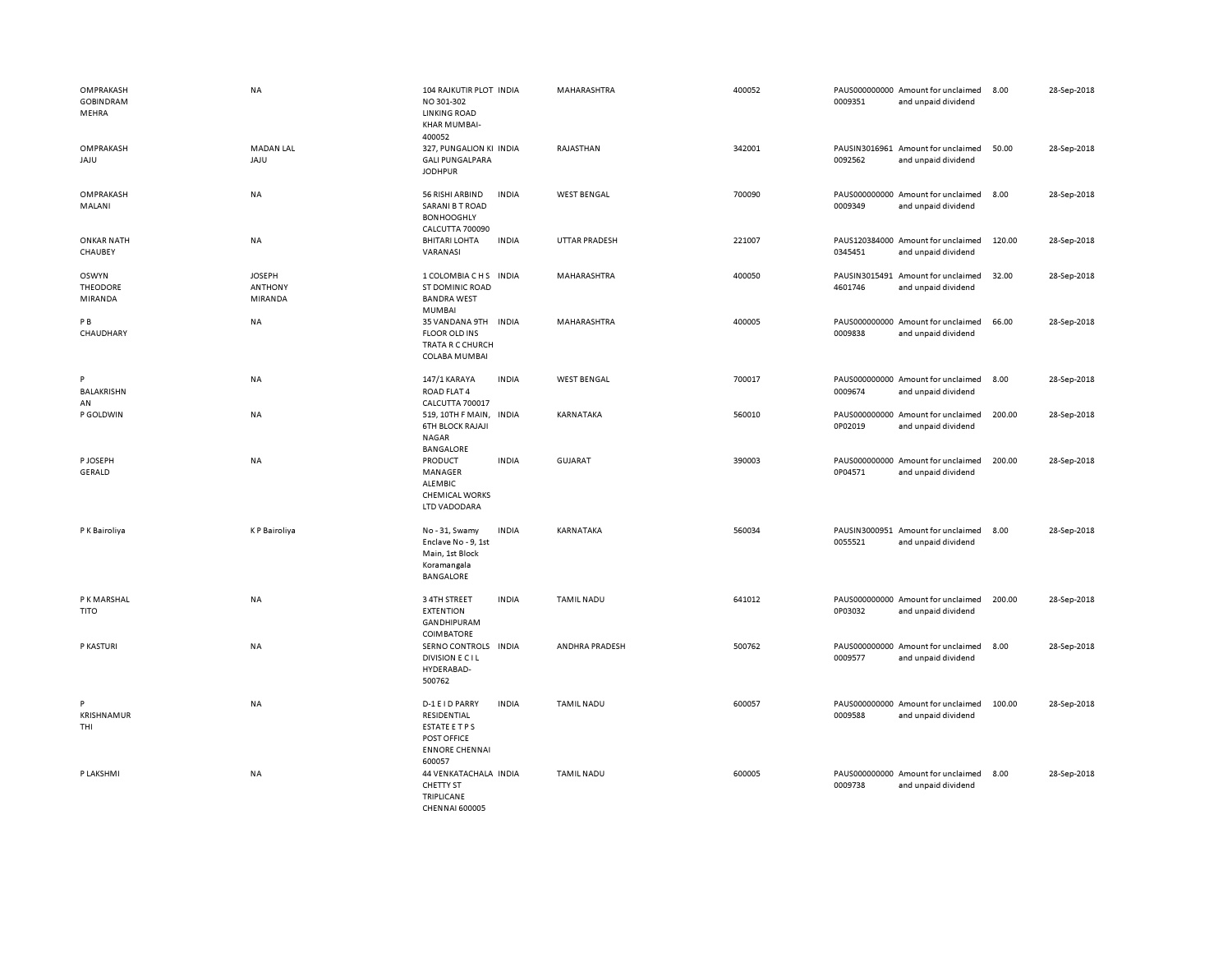| | | | | | | | | | |
|---|---|---|---|---|---|---|---|---|---|
| OMPRAKASH GOBINDRAM MEHRA | NA | 104 RAJKUTIR PLOT NO 301-302 LINKING ROAD KHAR MUMBAI-400052 | INDIA | MAHARASHTRA | 400052 | PAUS0000000000009351 | Amount for unclaimed and unpaid dividend | 8.00 | 28-Sep-2018 |
| OMPRAKASH JAJU | MADAN LAL JAJU | 327, PUNGALION KI GALI PUNGALPARA JODHPUR | INDIA | RAJASTHAN | 342001 | PAUSIN30169610092562 | Amount for unclaimed and unpaid dividend | 50.00 | 28-Sep-2018 |
| OMPRAKASH MALANI | NA | 56 RISHI ARBIND SARANI B T ROAD BONHOOGHLY CALCUTTA 700090 | INDIA | WEST BENGAL | 700090 | PAUS0000000000009349 | Amount for unclaimed and unpaid dividend | 8.00 | 28-Sep-2018 |
| ONKAR NATH CHAUBEY | NA | BHITARI LOHTA VARANASI | INDIA | UTTAR PRADESH | 221007 | PAUS1203840000345451 | Amount for unclaimed and unpaid dividend | 120.00 | 28-Sep-2018 |
| OSWYN THEODORE MIRANDA | JOSEPH ANTHONY MIRANDA | 1 COLOMBIA C H S ST DOMINIC ROAD BANDRA WEST MUMBAI | INDIA | MAHARASHTRA | 400050 | PAUSIN30154914601746 | Amount for unclaimed and unpaid dividend | 32.00 | 28-Sep-2018 |
| P B CHAUDHARY | NA | 35 VANDANA 9TH FLOOR OLD INS TRATA R C CHURCH COLABA MUMBAI | INDIA | MAHARASHTRA | 400005 | PAUS0000000000009838 | Amount for unclaimed and unpaid dividend | 66.00 | 28-Sep-2018 |
| P BALAKRISHNAN | NA | 147/1 KARAYA ROAD FLAT 4 CALCUTTA 700017 | INDIA | WEST BENGAL | 700017 | PAUS0000000000009674 | Amount for unclaimed and unpaid dividend | 8.00 | 28-Sep-2018 |
| P GOLDWIN | NA | 519, 10TH F MAIN, 6TH BLOCK RAJAJI NAGAR BANGALORE | INDIA | KARNATAKA | 560010 | PAUS0000000000P02019 | Amount for unclaimed and unpaid dividend | 200.00 | 28-Sep-2018 |
| P JOSEPH GERALD | NA | PRODUCT MANAGER ALEMBIC CHEMICAL WORKS LTD VADODARA | INDIA | GUJARAT | 390003 | PAUS0000000000P04571 | Amount for unclaimed and unpaid dividend | 200.00 | 28-Sep-2018 |
| P K Bairoliya | K P Bairoliya | No - 31, Swamy Enclave No - 9, 1st Main, 1st Block Koramangala BANGALORE | INDIA | KARNATAKA | 560034 | PAUSIN30009510055521 | Amount for unclaimed and unpaid dividend | 8.00 | 28-Sep-2018 |
| P K MARSHAL TITO | NA | 3 4TH STREET EXTENTION GANDHIPURAM COIMBATORE | INDIA | TAMIL NADU | 641012 | PAUS0000000000P03032 | Amount for unclaimed and unpaid dividend | 200.00 | 28-Sep-2018 |
| P KASTURI | NA | SERNO CONTROLS DIVISION E C I L HYDERABAD-500762 | INDIA | ANDHRA PRADESH | 500762 | PAUS0000000000009577 | Amount for unclaimed and unpaid dividend | 8.00 | 28-Sep-2018 |
| P KRISHNAMURTHI | NA | D-1 E I D PARRY RESIDENTIAL ESTATE E T P S POST OFFICE ENNORE CHENNAI 600057 | INDIA | TAMIL NADU | 600057 | PAUS0000000000009588 | Amount for unclaimed and unpaid dividend | 100.00 | 28-Sep-2018 |
| P LAKSHMI | NA | 44 VENKATACHALA CHETTY ST TRIPLICANE CHENNAI 600005 | INDIA | TAMIL NADU | 600005 | PAUS0000000000009738 | Amount for unclaimed and unpaid dividend | 8.00 | 28-Sep-2018 |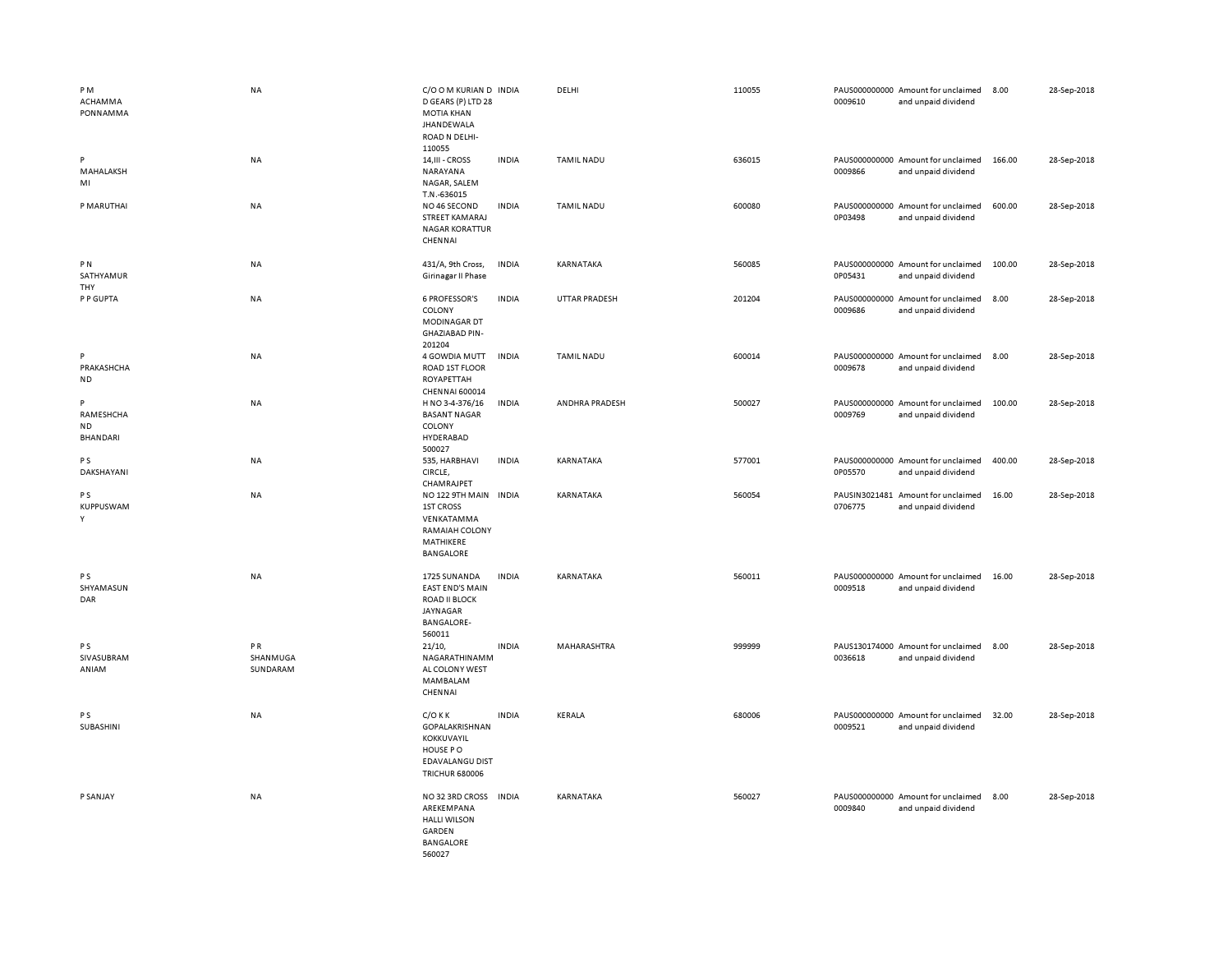| | | | | | | | | | |
|---|---|---|---|---|---|---|---|---|---|
| P M ACHAMMA PONNAMMA | NA | C/O O M KURIAN D D GEARS (P) LTD 28 MOTIA KHAN JHANDEWALA ROAD N DELHI-110055 | INDIA | DELHI | 110055 | PAUS0000000000009610 | Amount for unclaimed and unpaid dividend | 8.00 | 28-Sep-2018 |
| P MAHALAKSHMI | NA | 14,III - CROSS NARAYANA NAGAR, SALEM T.N.-636015 | INDIA | TAMIL NADU | 636015 | PAUS0000000000009866 | Amount for unclaimed and unpaid dividend | 166.00 | 28-Sep-2018 |
| P MARUTHAI | NA | NO 46 SECOND STREET KAMARAJ NAGAR KORATTUR CHENNAI | INDIA | TAMIL NADU | 600080 | PAUS0000000000P03498 | Amount for unclaimed and unpaid dividend | 600.00 | 28-Sep-2018 |
| P N SATHYAMURTHY | NA | 431/A, 9th Cross, Girinagar II Phase | INDIA | KARNATAKA | 560085 | PAUS0000000000P05431 | Amount for unclaimed and unpaid dividend | 100.00 | 28-Sep-2018 |
| P P GUPTA | NA | 6 PROFESSOR'S COLONY MODINAGAR DT GHAZIABAD PIN-201204 | INDIA | UTTAR PRADESH | 201204 | PAUS0000000000009686 | Amount for unclaimed and unpaid dividend | 8.00 | 28-Sep-2018 |
| P PRAKASHCHAND | NA | 4 GOWDIA MUTT ROAD 1ST FLOOR ROYAPETTAH CHENNAI 600014 | INDIA | TAMIL NADU | 600014 | PAUS0000000000009678 | Amount for unclaimed and unpaid dividend | 8.00 | 28-Sep-2018 |
| P RAMESHCHAND BHANDARI | NA | H NO 3-4-376/16 BASANT NAGAR COLONY HYDERABAD 500027 | INDIA | ANDHRA PRADESH | 500027 | PAUS0000000000009769 | Amount for unclaimed and unpaid dividend | 100.00 | 28-Sep-2018 |
| P S DAKSHAYANI | NA | 535, HARBHAVI CIRCLE, CHAMRAJPET | INDIA | KARNATAKA | 577001 | PAUS0000000000P05570 | Amount for unclaimed and unpaid dividend | 400.00 | 28-Sep-2018 |
| P S KUPPUSWAMY | NA | NO 122 9TH MAIN 1ST CROSS VENKATAMMA RAMAIAH COLONY MATHIKERE BANGALORE | INDIA | KARNATAKA | 560054 | PAUSIN30214810706775 | Amount for unclaimed and unpaid dividend | 16.00 | 28-Sep-2018 |
| P S SHYAMASUNDAR | NA | 1725 SUNANDA EAST END'S MAIN ROAD II BLOCK JAYNAGAR BANGALORE-560011 | INDIA | KARNATAKA | 560011 | PAUS0000000000009518 | Amount for unclaimed and unpaid dividend | 16.00 | 28-Sep-2018 |
| P S SIVASUBRAMANIAM | P R SHANMUGA SUNDARAM | 21/10, NAGARATHINAMMAL COLONY WEST MAMBALAM CHENNAI | INDIA | MAHARASHTRA | 999999 | PAUS1301740000036618 | Amount for unclaimed and unpaid dividend | 8.00 | 28-Sep-2018 |
| P S SUBASHINI | NA | C/O K K GOPALAKRISHNAN KOKKUVAYIL HOUSE P O EDAVALANGU DIST TRICHUR 680006 | INDIA | KERALA | 680006 | PAUS0000000000009521 | Amount for unclaimed and unpaid dividend | 32.00 | 28-Sep-2018 |
| P SANJAY | NA | NO 32 3RD CROSS AREKEMPANA HALLI WILSON GARDEN BANGALORE 560027 | INDIA | KARNATAKA | 560027 | PAUS0000000000009840 | Amount for unclaimed and unpaid dividend | 8.00 | 28-Sep-2018 |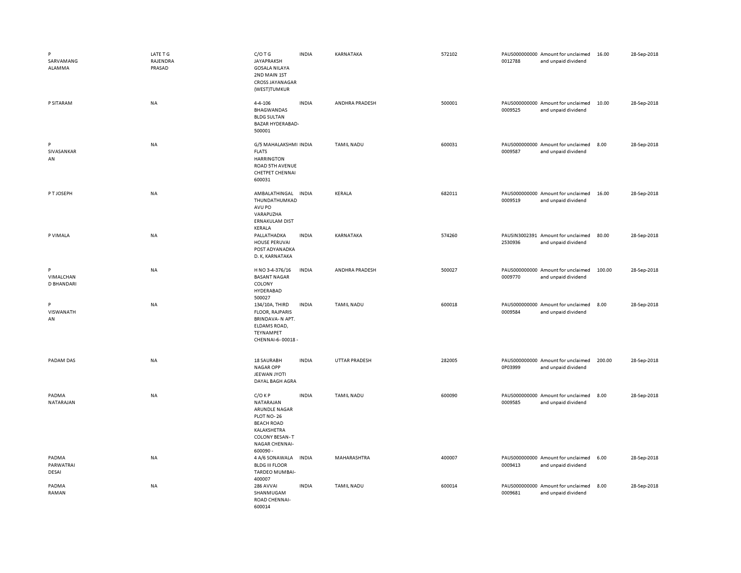| | | | | | | | | | |
|---|---|---|---|---|---|---|---|---|---|
| P SARVAMANGALAMMA | LATE T G RAJENDRA PRASAD | C/O T G JAYAPRAKSH GOSALA NILAYA 2ND MAIN 1ST CROSS JAYANAGAR (WEST)TUMKUR | INDIA | KARNATAKA | 572102 | PAUS0000000000012788 | Amount for unclaimed and unpaid dividend | 16.00 | 28-Sep-2018 |
| P SITARAM | NA | 4-4-106 BHAGWANDAS BLDG SULTAN BAZAR HYDERABAD-500001 | INDIA | ANDHRA PRADESH | 500001 | PAUS0000000000009525 | Amount for unclaimed and unpaid dividend | 10.00 | 28-Sep-2018 |
| P SIVASANKARAN | NA | G/5 MAHALAKSHMI FLATS HARRINGTON ROAD 5TH AVENUE CHETPET CHENNAI 600031 | INDIA | TAMIL NADU | 600031 | PAUS0000000000009587 | Amount for unclaimed and unpaid dividend | 8.00 | 28-Sep-2018 |
| P T JOSEPH | NA | AMBALATHINGAL THUNDATHUMKADAVU PO VARAPUZHA ERNAKULAM DIST KERALA | INDIA | KERALA | 682011 | PAUS0000000000009519 | Amount for unclaimed and unpaid dividend | 16.00 | 28-Sep-2018 |
| P VIMALA | NA | PALLATHADKA HOUSE PERUVAI POST ADYANADKA D. K, KARNATAKA | INDIA | KARNATAKA | 574260 | PAUSIN30023912530936 | Amount for unclaimed and unpaid dividend | 80.00 | 28-Sep-2018 |
| P VIMALCHAND BHANDARI | NA | H NO 3-4-376/16 BASANT NAGAR COLONY HYDERABAD 500027 | INDIA | ANDHRA PRADESH | 500027 | PAUS0000000000009770 | Amount for unclaimed and unpaid dividend | 100.00 | 28-Sep-2018 |
| P VISWANATHAN | NA | 134/10A, THIRD FLOOR, RAJPARIS BRINDAVA- N APT. ELDAMS ROAD, TEYNAMPET CHENNAI-6- 00018 - | INDIA | TAMIL NADU | 600018 | PAUS0000000000009584 | Amount for unclaimed and unpaid dividend | 8.00 | 28-Sep-2018 |
| PADAM DAS | NA | 18 SAURABH NAGAR OPP JEEWAN JYOTI DAYAL BAGH AGRA | INDIA | UTTAR PRADESH | 282005 | PAUS0000000000P03999 | Amount for unclaimed and unpaid dividend | 200.00 | 28-Sep-2018 |
| PADMA NATARAJAN | NA | C/O K P NATARAJAN ARUNDLE NAGAR PLOT NO- 26 BEACH ROAD KALAKSHETRA COLONY BESAN- T NAGAR CHENNAI-600090 - | INDIA | TAMIL NADU | 600090 | PAUS0000000000009585 | Amount for unclaimed and unpaid dividend | 8.00 | 28-Sep-2018 |
| PADMA PARWATRAI DESAI | NA | 4 A/6 SONAWALA BLDG III FLOOR TARDEO MUMBAI-400007 | INDIA | MAHARASHTRA | 400007 | PAUS0000000000009413 | Amount for unclaimed and unpaid dividend | 6.00 | 28-Sep-2018 |
| PADMA RAMAN | NA | 286 AVVAI SHANMUGAM ROAD CHENNAI-600014 | INDIA | TAMIL NADU | 600014 | PAUS0000000000009681 | Amount for unclaimed and unpaid dividend | 8.00 | 28-Sep-2018 |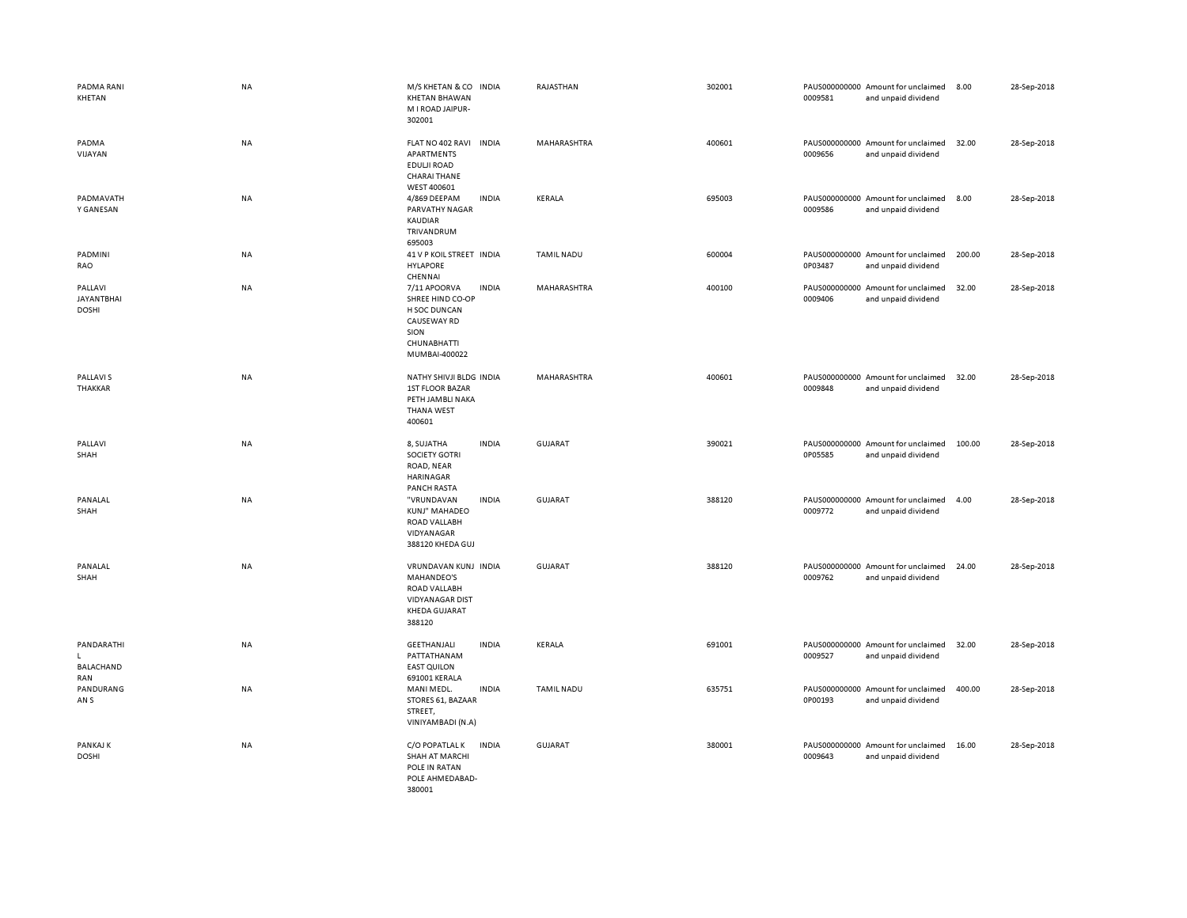| | | | | | | | | | |
|---|---|---|---|---|---|---|---|---|---|
| PADMA RANI KHETAN | NA | M/S KHETAN & CO KHETAN BHAWAN M I ROAD JAIPUR-302001 | INDIA | RAJASTHAN | 302001 | PAUS0000000000009581 | Amount for unclaimed and unpaid dividend | 8.00 | 28-Sep-2018 |
| PADMA VIJAYAN | NA | FLAT NO 402 RAVI APARTMENTS EDULJI ROAD CHARAI THANE WEST 400601 | INDIA | MAHARASHTRA | 400601 | PAUS0000000000009656 | Amount for unclaimed and unpaid dividend | 32.00 | 28-Sep-2018 |
| PADMAVATHY GANESAN | NA | 4/869 DEEPAM PARVATHY NAGAR KAUDIAR TRIVANDRUM 695003 | INDIA | KERALA | 695003 | PAUS0000000000009586 | Amount for unclaimed and unpaid dividend | 8.00 | 28-Sep-2018 |
| PADMINI RAO | NA | 41 V P KOIL STREET HYLAPORE CHENNAI | INDIA | TAMIL NADU | 600004 | PAUS0000000000P03487 | Amount for unclaimed and unpaid dividend | 200.00 | 28-Sep-2018 |
| PALLAVI JAYANTBHAI DOSHI | NA | 7/11 APOORVA SHREE HIND CO-OP H SOC DUNCAN CAUSEWAY RD SION CHUNABHATTI MUMBAI-400022 | INDIA | MAHARASHTRA | 400100 | PAUS0000000000009406 | Amount for unclaimed and unpaid dividend | 32.00 | 28-Sep-2018 |
| PALLAVI S THAKKAR | NA | NATHY SHIVJI BLDG 1ST FLOOR BAZAR PETH JAMBLI NAKA THANA WEST 400601 | INDIA | MAHARASHTRA | 400601 | PAUS0000000000009848 | Amount for unclaimed and unpaid dividend | 32.00 | 28-Sep-2018 |
| PALLAVI SHAH | NA | 8, SUJATHA SOCIETY GOTRI ROAD, NEAR HARINAGAR PANCH RASTA | INDIA | GUJARAT | 390021 | PAUS0000000000P05585 | Amount for unclaimed and unpaid dividend | 100.00 | 28-Sep-2018 |
| PANALAL SHAH | NA | "VRUNDAVAN KUNJ" MAHADEO ROAD VALLABH VIDYANAGAR 388120 KHEDA GUJ | INDIA | GUJARAT | 388120 | PAUS0000000000009772 | Amount for unclaimed and unpaid dividend | 4.00 | 28-Sep-2018 |
| PANALAL SHAH | NA | VRUNDAVAN KUNJ MAHANDEO'S ROAD VALLABH VIDYANAGAR DIST KHEDA GUJARAT 388120 | INDIA | GUJARAT | 388120 | PAUS0000000000009762 | Amount for unclaimed and unpaid dividend | 24.00 | 28-Sep-2018 |
| PANDARATHIL BALACHANDRAN | NA | GEETHANJALI PATTATHANAM EAST QUILON 691001 KERALA | INDIA | KERALA | 691001 | PAUS0000000000009527 | Amount for unclaimed and unpaid dividend | 32.00 | 28-Sep-2018 |
| PANDURANGAN S | NA | MANI MEDL. STORES 61, BAZAAR STREET, VINIYAMBADI (N.A) | INDIA | TAMIL NADU | 635751 | PAUS0000000000P00193 | Amount for unclaimed and unpaid dividend | 400.00 | 28-Sep-2018 |
| PANKAJ K DOSHI | NA | C/O POPATLAL K SHAH AT MARCHI POLE IN RATAN POLE AHMEDABAD-380001 | INDIA | GUJARAT | 380001 | PAUS0000000000009643 | Amount for unclaimed and unpaid dividend | 16.00 | 28-Sep-2018 |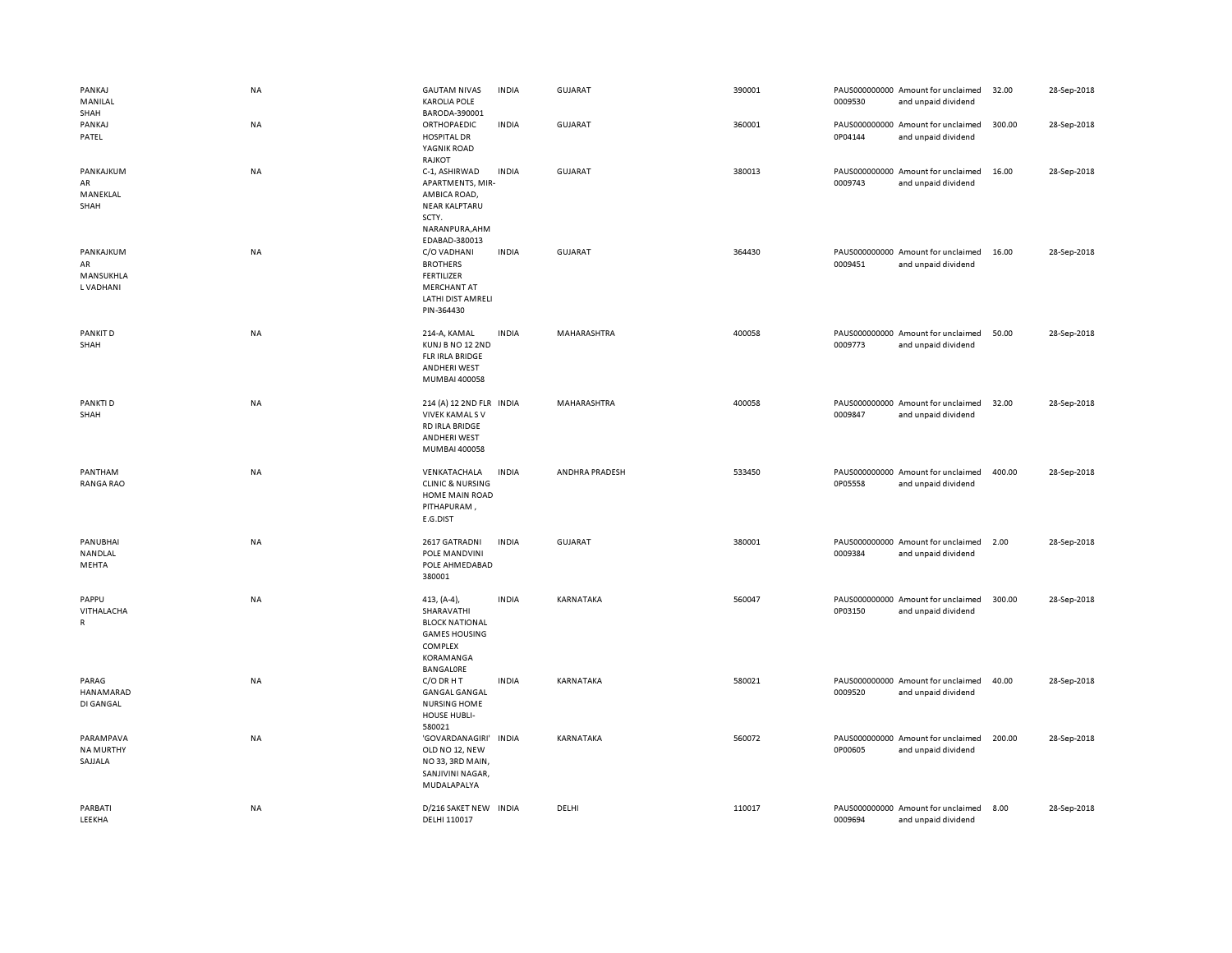| | | | | | | | | | |
|---|---|---|---|---|---|---|---|---|---|
| PANKAJ MANILAL SHAH | NA | GAUTAM NIVAS KAROLIA POLE BARODA-390001 | INDIA | GUJARAT | 390001 | PAUS0000000000009530 | Amount for unclaimed and unpaid dividend | 32.00 | 28-Sep-2018 |
| PANKAJ PATEL | NA | ORTHOPAEDIC HOSPITAL DR YAGNIK ROAD RAJKOT | INDIA | GUJARAT | 360001 | PAUS0000000000P04144 | Amount for unclaimed and unpaid dividend | 300.00 | 28-Sep-2018 |
| PANKAJKUMAR MANEKLAL SHAH | NA | C-1, ASHIRWAD APARTMENTS, MIR-AMBICA ROAD, NEAR KALPTARU SCTY. NARANPURA,AHMEDABAD-380013 | INDIA | GUJARAT | 380013 | PAUS0000000000009743 | Amount for unclaimed and unpaid dividend | 16.00 | 28-Sep-2018 |
| PANKAJKUMAR MANSUKHLAL VADHANI | NA | C/O VADHANI BROTHERS FERTILIZER MERCHANT AT LATHI DIST AMRELI PIN-364430 | INDIA | GUJARAT | 364430 | PAUS0000000000009451 | Amount for unclaimed and unpaid dividend | 16.00 | 28-Sep-2018 |
| PANKIT D SHAH | NA | 214-A, KAMAL KUNJ B NO 12 2ND FLR IRLA BRIDGE ANDHERI WEST MUMBAI 400058 | INDIA | MAHARASHTRA | 400058 | PAUS0000000000009773 | Amount for unclaimed and unpaid dividend | 50.00 | 28-Sep-2018 |
| PANKTI D SHAH | NA | 214 (A) 12 2ND FLR VIVEK KAMAL S V RD IRLA BRIDGE ANDHERI WEST MUMBAI 400058 | INDIA | MAHARASHTRA | 400058 | PAUS0000000000009847 | Amount for unclaimed and unpaid dividend | 32.00 | 28-Sep-2018 |
| PANTHAM RANGA RAO | NA | VENKATACHALA CLINIC & NURSING HOME MAIN ROAD PITHAPURAM , E.G.DIST | INDIA | ANDHRA PRADESH | 533450 | PAUS0000000000P05558 | Amount for unclaimed and unpaid dividend | 400.00 | 28-Sep-2018 |
| PANUBHAI NANDLAL MEHTA | NA | 2617 GATRADNI POLE MANDVINI POLE AHMEDABAD 380001 | INDIA | GUJARAT | 380001 | PAUS0000000000009384 | Amount for unclaimed and unpaid dividend | 2.00 | 28-Sep-2018 |
| PAPPU VITHALACHAR | NA | 413, (A-4), SHARAVATHI BLOCK NATIONAL GAMES HOUSING COMPLEX KORAMANGA BANGAL0RE | INDIA | KARNATAKA | 560047 | PAUS0000000000P03150 | Amount for unclaimed and unpaid dividend | 300.00 | 28-Sep-2018 |
| PARAG HANAMARADDI GANGAL | NA | C/O DR H T GANGAL GANGAL NURSING HOME HOUSE HUBLI-580021 | INDIA | KARNATAKA | 580021 | PAUS0000000000009520 | Amount for unclaimed and unpaid dividend | 40.00 | 28-Sep-2018 |
| PARAMPAVANA MURTHY SAJJALA | NA | 'GOVARDANAGIRI' OLD NO 12, NEW NO 33, 3RD MAIN, SANJIVINI NAGAR, MUDALAPALYA | INDIA | KARNATAKA | 560072 | PAUS0000000000P00605 | Amount for unclaimed and unpaid dividend | 200.00 | 28-Sep-2018 |
| PARBATI LEEKHA | NA | D/216 SAKET NEW DELHI 110017 | INDIA | DELHI | 110017 | PAUS0000000000009694 | Amount for unclaimed and unpaid dividend | 8.00 | 28-Sep-2018 |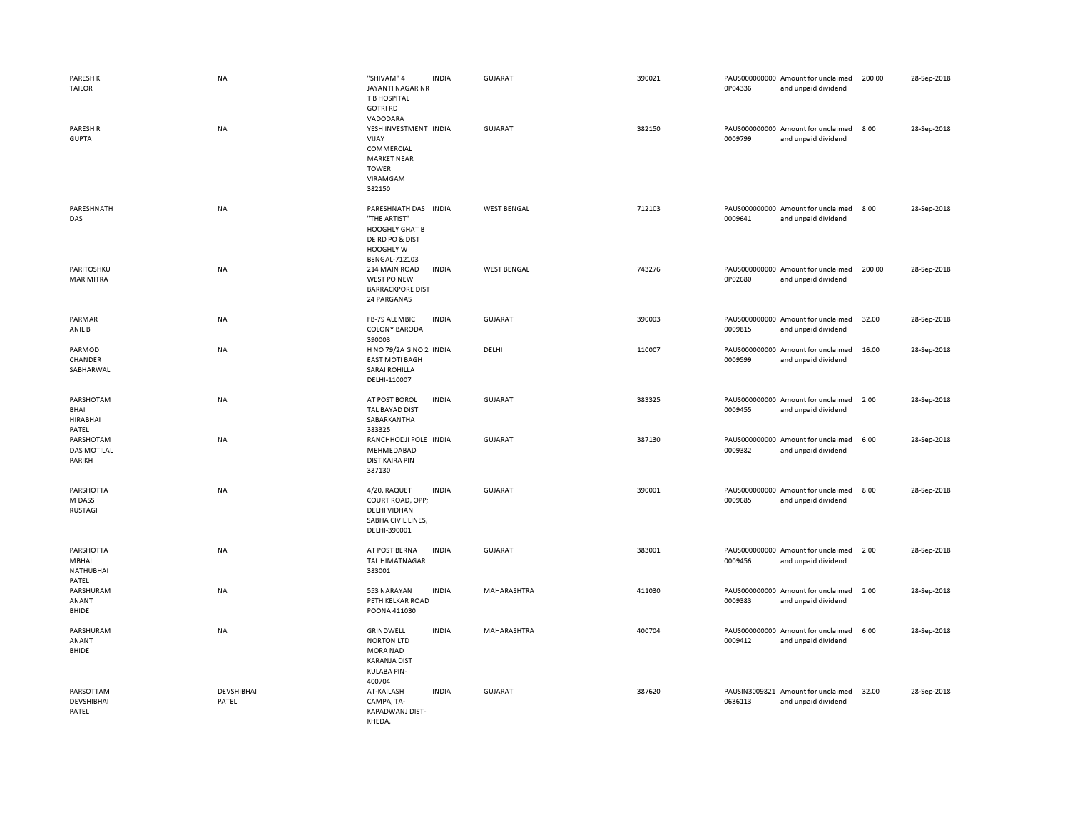| | | | | | | | | | |
|---|---|---|---|---|---|---|---|---|---|
| PARESH K TAILOR | NA | "SHIVAM" 4 JAYANTI NAGAR NR T B HOSPITAL GOTRI RD VADODARA | INDIA | GUJARAT | 390021 | PAUS0000000000P04336 | Amount for unclaimed and unpaid dividend | 200.00 | 28-Sep-2018 |
| PARESH R GUPTA | NA | YESH INVESTMENT VIJAY COMMERCIAL MARKET NEAR TOWER VIRAMGAM 382150 | INDIA | GUJARAT | 382150 | PAUS0000000000009799 | Amount for unclaimed and unpaid dividend | 8.00 | 28-Sep-2018 |
| PARESHNATH DAS | NA | PARESHNATH DAS "THE ARTIST" HOOGHLY GHAT B DE RD PO & DIST HOOGHLY W BENGAL-712103 | INDIA | WEST BENGAL | 712103 | PAUS0000000000009641 | Amount for unclaimed and unpaid dividend | 8.00 | 28-Sep-2018 |
| PARITOSHKUMAR MITRA | NA | 214 MAIN ROAD WEST PO NEW BARRACKPORE DIST 24 PARGANAS | INDIA | WEST BENGAL | 743276 | PAUS0000000000P02680 | Amount for unclaimed and unpaid dividend | 200.00 | 28-Sep-2018 |
| PARMAR ANIL B | NA | FB-79 ALEMBIC COLONY BARODA 390003 | INDIA | GUJARAT | 390003 | PAUS0000000000009815 | Amount for unclaimed and unpaid dividend | 32.00 | 28-Sep-2018 |
| PARMOD CHANDER SABHARWAL | NA | H NO 79/2A G NO 2 EAST MOTI BAGH SARAI ROHILLA DELHI-110007 | INDIA | DELHI | 110007 | PAUS0000000000009599 | Amount for unclaimed and unpaid dividend | 16.00 | 28-Sep-2018 |
| PARSHOTAM BHAI HIRABHAI PATEL | NA | AT POST BOROL TAL BAYAD DIST SABARKANTHA 383325 | INDIA | GUJARAT | 383325 | PAUS0000000000009455 | Amount for unclaimed and unpaid dividend | 2.00 | 28-Sep-2018 |
| PARSHOTAM DAS MOTILAL PARIKH | NA | RANCHHODJI POLE MEHMEDABAD DIST KAIRA PIN 387130 | INDIA | GUJARAT | 387130 | PAUS0000000000009382 | Amount for unclaimed and unpaid dividend | 6.00 | 28-Sep-2018 |
| PARSHOTTAM DASS RUSTAGI | NA | 4/20, RAQUET COURT ROAD, OPP; DELHI VIDHAN SABHA CIVIL LINES, DELHI-390001 | INDIA | GUJARAT | 390001 | PAUS0000000000009685 | Amount for unclaimed and unpaid dividend | 8.00 | 28-Sep-2018 |
| PARSHOTTAMBHAI NATHUBHAI PATEL | NA | AT POST BERNA TAL HIMATNAGAR 383001 | INDIA | GUJARAT | 383001 | PAUS0000000000009456 | Amount for unclaimed and unpaid dividend | 2.00 | 28-Sep-2018 |
| PARSHURAM ANANT BHIDE | NA | 553 NARAYAN PETH KELKAR ROAD POONA 411030 | INDIA | MAHARASHTRA | 411030 | PAUS0000000000009383 | Amount for unclaimed and unpaid dividend | 2.00 | 28-Sep-2018 |
| PARSHURAM ANANT BHIDE | NA | GRINDWELL NORTON LTD MORA NAD KARANJA DIST KULABA PIN-400704 | INDIA | MAHARASHTRA | 400704 | PAUS0000000000009412 | Amount for unclaimed and unpaid dividend | 6.00 | 28-Sep-2018 |
| PARSOTTAM DEVSHIBHAI PATEL | DEVSHIBHAI PATEL | AT-KAILASH CAMPA, TA-KAPADWANJ DIST-KHEDA, | INDIA | GUJARAT | 387620 | PAUSIN30098210636113 | Amount for unclaimed and unpaid dividend | 32.00 | 28-Sep-2018 |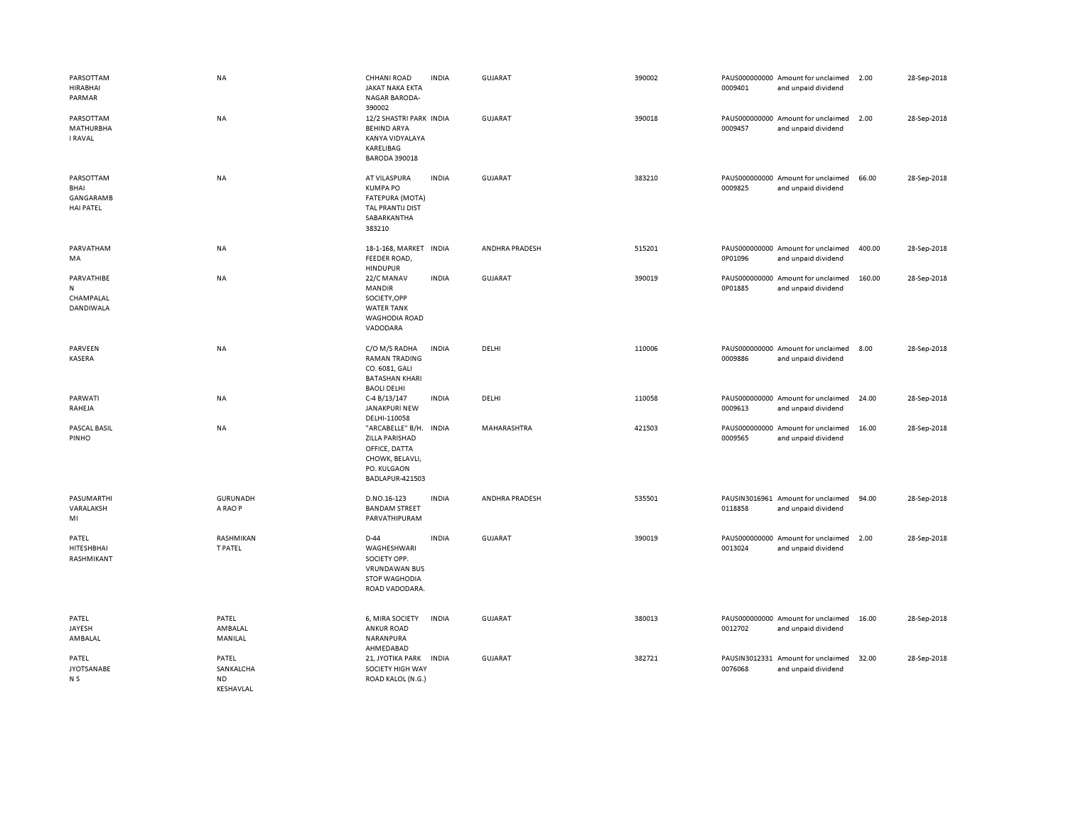| | | | | | | | | | |
|---|---|---|---|---|---|---|---|---|---|
| PARSOTTAM HIRABHAI PARMAR | NA | CHHANI ROAD JAKAT NAKA EKTA NAGAR BARODA-390002 | INDIA | GUJARAT | 390002 | PAUS0000000000009401 | Amount for unclaimed and unpaid dividend | 2.00 | 28-Sep-2018 |
| PARSOTTAM MATHURBHAI RAVAL | NA | 12/2 SHASTRI PARK BEHIND ARYA KANYA VIDYALAYA KARELIBAG BARODA 390018 | INDIA | GUJARAT | 390018 | PAUS0000000000009457 | Amount for unclaimed and unpaid dividend | 2.00 | 28-Sep-2018 |
| PARSOTTAM BHAI GANGARAMBHAI PATEL | NA | AT VILASPURA KUMPA PO FATEPURA (MOTA) TAL PRANTIJ DIST SABARKANTHA 383210 | INDIA | GUJARAT | 383210 | PAUS0000000000009825 | Amount for unclaimed and unpaid dividend | 66.00 | 28-Sep-2018 |
| PARVATHAMMA | NA | 18-1-168, MARKET FEEDER ROAD, HINDUPUR | INDIA | ANDHRA PRADESH | 515201 | PAUS0000000000P01096 | Amount for unclaimed and unpaid dividend | 400.00 | 28-Sep-2018 |
| PARVATHIBEN CHAMPALAL DANDIWALA | NA | 22/C MANAV MANDIR SOCIETY,OPP WATER TANK WAGHODIA ROAD VADODARA | INDIA | GUJARAT | 390019 | PAUS0000000000P01885 | Amount for unclaimed and unpaid dividend | 160.00 | 28-Sep-2018 |
| PARVEEN KASERA | NA | C/O M/S RADHA RAMAN TRADING CO. 6081, GALI BATASHAN KHARI BAOLI DELHI | INDIA | DELHI | 110006 | PAUS0000000000009886 | Amount for unclaimed and unpaid dividend | 8.00 | 28-Sep-2018 |
| PARWATI RAHEJA | NA | C-4 B/13/147 JANAKPURI NEW DELHI-110058 | INDIA | DELHI | 110058 | PAUS0000000000009613 | Amount for unclaimed and unpaid dividend | 24.00 | 28-Sep-2018 |
| PASCAL BASIL PINHO | NA | "ARCABELLE" B/H. ZILLA PARISHAD OFFICE, DATTA CHOWK, BELAVLI, PO. KULGAON BADLAPUR-421503 | INDIA | MAHARASHTRA | 421503 | PAUS0000000000009565 | Amount for unclaimed and unpaid dividend | 16.00 | 28-Sep-2018 |
| PASUMARTHI VARALAKSHMI | GURUNADHA RAO P | D.NO.16-123 BANDAM STREET PARVATHIPURAM | INDIA | ANDHRA PRADESH | 535501 | PAUSIN30169610118858 | Amount for unclaimed and unpaid dividend | 94.00 | 28-Sep-2018 |
| PATEL HITESHBHAI RASHMIKANT | RASHMIKANT PATEL | D-44 WAGHESHWARI SOCIETY OPP. VRUNDAWAN BUS STOP WAGHODIA ROAD VADODARA. | INDIA | GUJARAT | 390019 | PAUS0000000000013024 | Amount for unclaimed and unpaid dividend | 2.00 | 28-Sep-2018 |
| PATEL JAYESH AMBALAL | PATEL AMBALAL MANILAL | 6, MIRA SOCIETY ANKUR ROAD NARANPURA AHMEDABAD | INDIA | GUJARAT | 380013 | PAUS0000000000012702 | Amount for unclaimed and unpaid dividend | 16.00 | 28-Sep-2018 |
| PATEL JYOTSANABEN S | PATEL SANKALCHAND KESHAVLAL | 21, JYOTIKA PARK SOCIETY HIGH WAY ROAD KALOL (N.G.) | INDIA | GUJARAT | 382721 | PAUSIN30123310076068 | Amount for unclaimed and unpaid dividend | 32.00 | 28-Sep-2018 |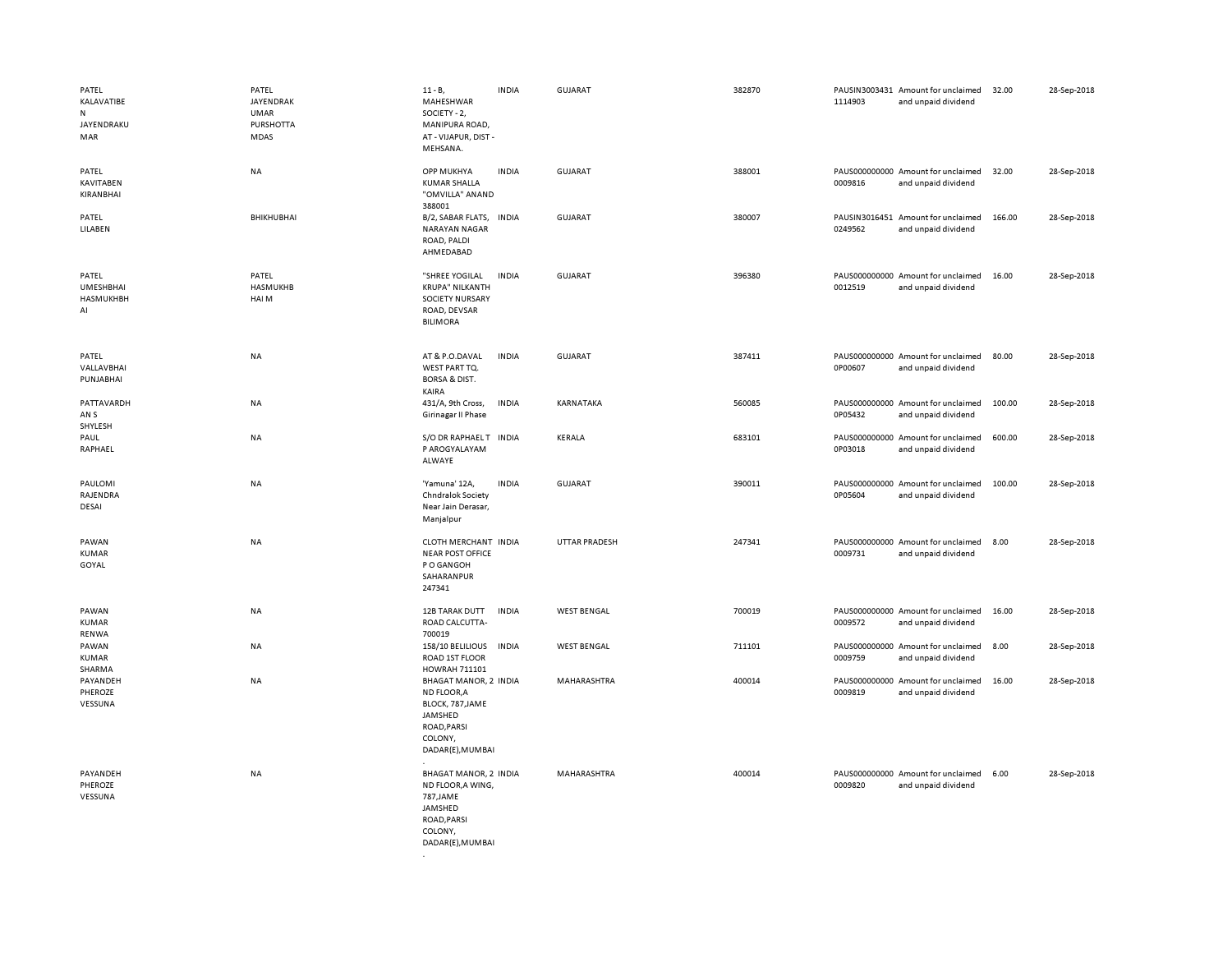| | | | | | | | | | |
|---|---|---|---|---|---|---|---|---|---|
| PATEL KALAVATIBEN JAYENDRAKUMAR | PATEL JAYENDRAKUMAR PURSHOTTAMDAS | 11 - B, MAHESHWAR SOCIETY - 2, MANIPURA ROAD, AT - VIJAPUR, DIST - MEHSANA. | INDIA | GUJARAT | 382870 | PAUSIN30034311114903 | Amount for unclaimed and unpaid dividend | 32.00 | 28-Sep-2018 |
| PATEL KAVITABEN KIRANBHAI | NA | OPP MUKHYA KUMAR SHALLA "OMVILLA" ANAND 388001 | INDIA | GUJARAT | 388001 | PAUS0000000000009816 | Amount for unclaimed and unpaid dividend | 32.00 | 28-Sep-2018 |
| PATEL LILABEN | BHIKHUBHAI | B/2, SABAR FLATS, NARAYAN NAGAR ROAD, PALDI AHMEDABAD | INDIA | GUJARAT | 380007 | PAUSIN30164510249562 | Amount for unclaimed and unpaid dividend | 166.00 | 28-Sep-2018 |
| PATEL UMESHBHAI HASMUKHBHAI | PATEL HASMUKHBHAI M | "SHREE YOGILAL KRUPA" NILKANTH SOCIETY NURSARY ROAD, DEVSAR BILIMORA | INDIA | GUJARAT | 396380 | PAUS0000000000012519 | Amount for unclaimed and unpaid dividend | 16.00 | 28-Sep-2018 |
| PATEL VALLAVBHAI PUNJABHAI | NA | AT & P.O.DAVAL WEST PART TQ. BORSA & DIST. KAIRA | INDIA | GUJARAT | 387411 | PAUS0000000000P00607 | Amount for unclaimed and unpaid dividend | 80.00 | 28-Sep-2018 |
| PATTAVARDHAN S SHYLESH | NA | 431/A, 9th Cross, Girinagar II Phase | INDIA | KARNATAKA | 560085 | PAUS0000000000P05432 | Amount for unclaimed and unpaid dividend | 100.00 | 28-Sep-2018 |
| PAUL RAPHAEL | NA | S/O DR RAPHAEL T P AROGYALAYAM ALWAYE | INDIA | KERALA | 683101 | PAUS0000000000P03018 | Amount for unclaimed and unpaid dividend | 600.00 | 28-Sep-2018 |
| PAULOMI RAJENDRA DESAI | NA | 'Yamuna' 12A, Chndralok Society Near Jain Derasar, Manjalpur | INDIA | GUJARAT | 390011 | PAUS0000000000P05604 | Amount for unclaimed and unpaid dividend | 100.00 | 28-Sep-2018 |
| PAWAN KUMAR GOYAL | NA | CLOTH MERCHANT NEAR POST OFFICE P O GANGOH SAHARANPUR 247341 | INDIA | UTTAR PRADESH | 247341 | PAUS0000000000009731 | Amount for unclaimed and unpaid dividend | 8.00 | 28-Sep-2018 |
| PAWAN KUMAR RENWA | NA | 12B TARAK DUTT ROAD CALCUTTA-700019 | INDIA | WEST BENGAL | 700019 | PAUS0000000000009572 | Amount for unclaimed and unpaid dividend | 16.00 | 28-Sep-2018 |
| PAWAN KUMAR SHARMA | NA | 158/10 BELILIOUS ROAD 1ST FLOOR HOWRAH 711101 | INDIA | WEST BENGAL | 711101 | PAUS0000000000009759 | Amount for unclaimed and unpaid dividend | 8.00 | 28-Sep-2018 |
| PAYANDEH PHEROZE VESSUNA | NA | BHAGAT MANOR, 2 ND FLOOR,A BLOCK, 787,JAME JAMSHED ROAD,PARSI COLONY, DADAR(E),MUMBAI . | INDIA | MAHARASHTRA | 400014 | PAUS0000000000009819 | Amount for unclaimed and unpaid dividend | 16.00 | 28-Sep-2018 |
| PAYANDEH PHEROZE VESSUNA | NA | BHAGAT MANOR, 2 ND FLOOR,A WING, 787,JAME JAMSHED ROAD,PARSI COLONY, DADAR(E),MUMBAI . | INDIA | MAHARASHTRA | 400014 | PAUS0000000000009820 | Amount for unclaimed and unpaid dividend | 6.00 | 28-Sep-2018 |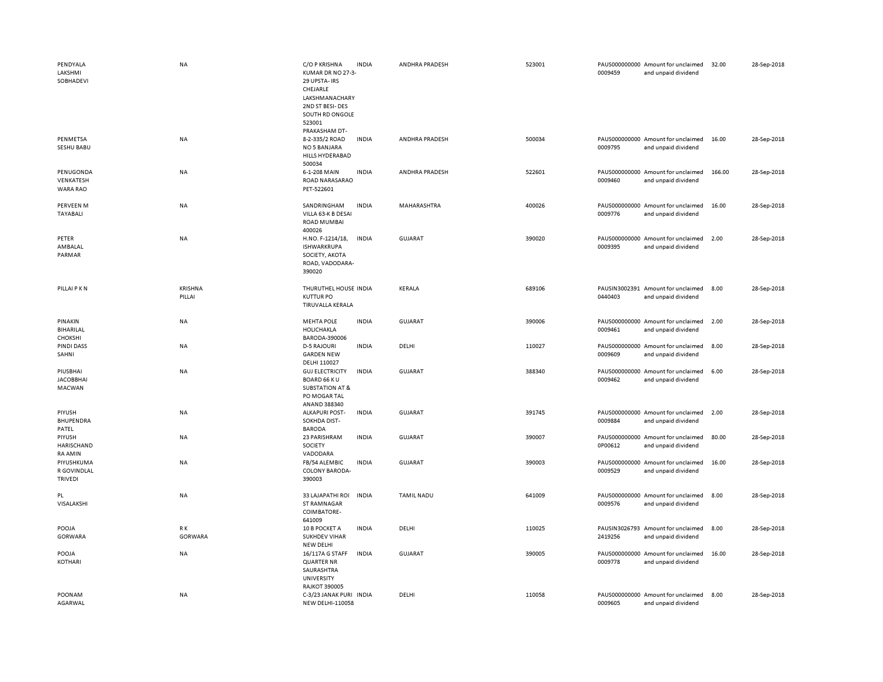| | | | | | | | | | |
|---|---|---|---|---|---|---|---|---|---|
| PENDYALA LAKSHMI SOBHADEVI | NA | C/O P KRISHNA KUMAR DR NO 27-3-29 UPSTA- IRS CHEJARLE LAKSHMANACHARY 2ND ST BESI- DES SOUTH RD ONGOLE 523001 PRAKASHAM DT- | INDIA | ANDHRA PRADESH | 523001 | PAUS000000000 0009459 | Amount for unclaimed and unpaid dividend | 32.00 | 28-Sep-2018 |
| PENMETSA SESHU BABU | NA | 8-2-335/2 ROAD NO 5 BANJARA HILLS HYDERABAD 500034 | INDIA | ANDHRA PRADESH | 500034 | PAUS000000000 0009795 | Amount for unclaimed and unpaid dividend | 16.00 | 28-Sep-2018 |
| PENUGONDA VENKATESH WARA RAO | NA | 6-1-208 MAIN ROAD NARASARAO PET-522601 | INDIA | ANDHRA PRADESH | 522601 | PAUS000000000 0009460 | Amount for unclaimed and unpaid dividend | 166.00 | 28-Sep-2018 |
| PERVEEN M TAYABALI | NA | SANDRINGHAM VILLA 63-K B DESAI ROAD MUMBAI 400026 | INDIA | MAHARASHTRA | 400026 | PAUS000000000 0009776 | Amount for unclaimed and unpaid dividend | 16.00 | 28-Sep-2018 |
| PETER AMBALAL PARMAR | NA | H.NO. F-1214/18, ISHWARKRUPA SOCIETY, AKOTA ROAD, VADODARA-390020 | INDIA | GUJARAT | 390020 | PAUS000000000 0009395 | Amount for unclaimed and unpaid dividend | 2.00 | 28-Sep-2018 |
| PILLAI P K N | KRISHNA PILLAI | THURUTHEL HOUSE KUTTUR PO TIRUVALLA KERALA | INDIA | KERALA | 689106 | PAUSIN3002391 0440403 | Amount for unclaimed and unpaid dividend | 8.00 | 28-Sep-2018 |
| PINAKIN BIHARILAL CHOKSHI | NA | MEHTA POLE HOLICHAKLA BARODA-390006 | INDIA | GUJARAT | 390006 | PAUS000000000 0009461 | Amount for unclaimed and unpaid dividend | 2.00 | 28-Sep-2018 |
| PINDI DASS SAHNI | NA | D-5 RAJOURI GARDEN NEW DELHI 110027 | INDIA | DELHI | 110027 | PAUS000000000 0009609 | Amount for unclaimed and unpaid dividend | 8.00 | 28-Sep-2018 |
| PIUSBHAI JACOBBHAI MACWAN | NA | GUJ ELECTRICITY BOARD 66 K U SUBSTATION AT & PO MOGAR TAL ANAND 388340 | INDIA | GUJARAT | 388340 | PAUS000000000 0009462 | Amount for unclaimed and unpaid dividend | 6.00 | 28-Sep-2018 |
| PIYUSH BHUPENDRA PATEL | NA | ALKAPURI POST-SOKHDA DIST-BARODA | INDIA | GUJARAT | 391745 | PAUS000000000 0009884 | Amount for unclaimed and unpaid dividend | 2.00 | 28-Sep-2018 |
| PIYUSH HARISCHAND RA AMIN | NA | 23 PARISHRAM SOCIETY VADODARA | INDIA | GUJARAT | 390007 | PAUS000000000 0P00612 | Amount for unclaimed and unpaid dividend | 80.00 | 28-Sep-2018 |
| PIYUSHKUMA R GOVINDLAL TRIVEDI | NA | FB/54 ALEMBIC COLONY BARODA-390003 | INDIA | GUJARAT | 390003 | PAUS000000000 0009529 | Amount for unclaimed and unpaid dividend | 16.00 | 28-Sep-2018 |
| PL VISALAKSHI | NA | 33 LAJAPATHI ROI ST RAMNAGAR COIMBATORE-641009 | INDIA | TAMIL NADU | 641009 | PAUS000000000 0009576 | Amount for unclaimed and unpaid dividend | 8.00 | 28-Sep-2018 |
| POOJA GORWARA | R K GORWARA | 10 B POCKET A SUKHDEV VIHAR NEW DELHI | INDIA | DELHI | 110025 | PAUSIN3026793 2419256 | Amount for unclaimed and unpaid dividend | 8.00 | 28-Sep-2018 |
| POOJA KOTHARI | NA | 16/117A G STAFF QUARTER NR SAURASHTRA UNIVERSITY RAJKOT 390005 | INDIA | GUJARAT | 390005 | PAUS000000000 0009778 | Amount for unclaimed and unpaid dividend | 16.00 | 28-Sep-2018 |
| POONAM AGARWAL | NA | C-3/23 JANAK PURI NEW DELHI-110058 | INDIA | DELHI | 110058 | PAUS000000000 0009605 | Amount for unclaimed and unpaid dividend | 8.00 | 28-Sep-2018 |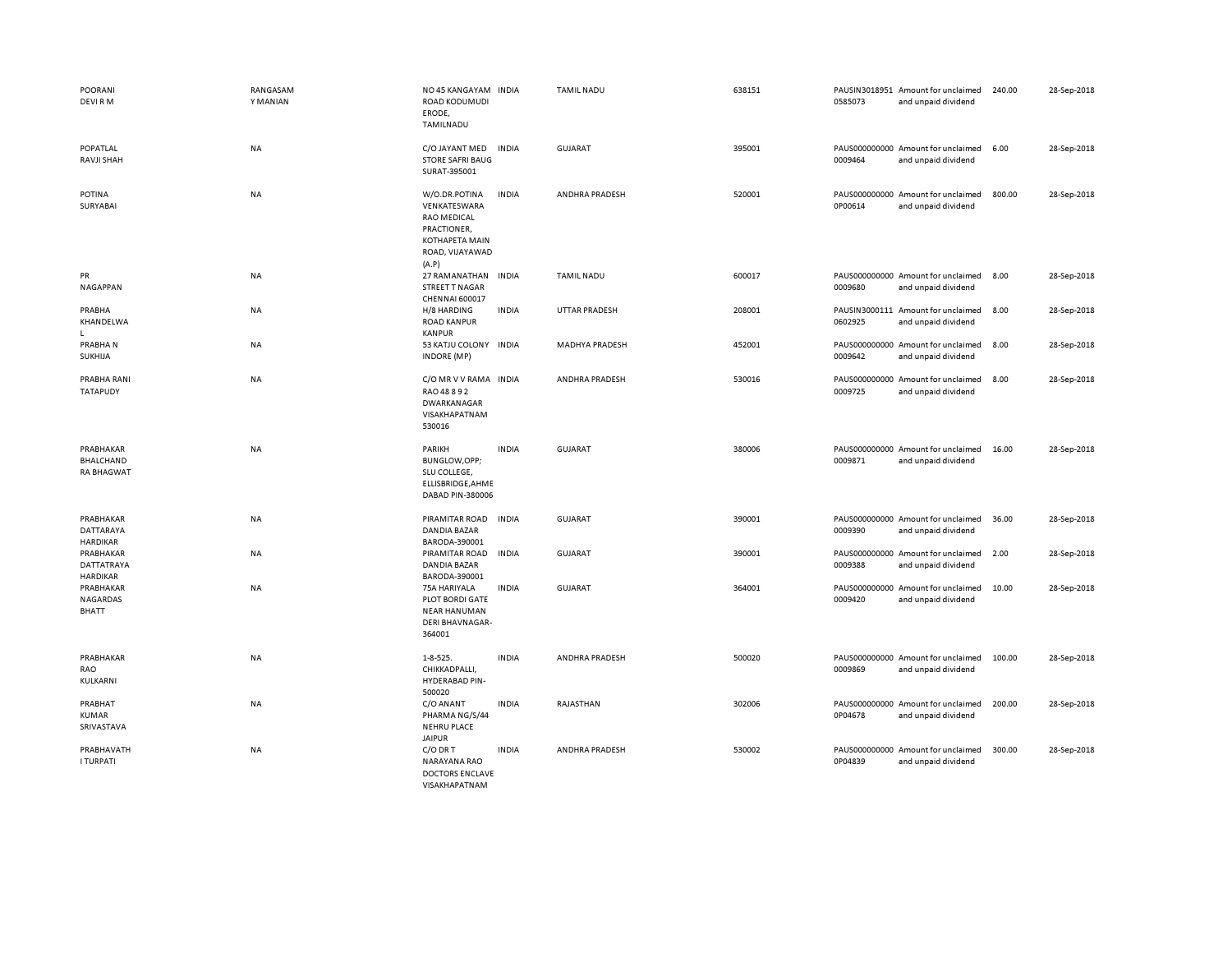| | | | | | | | | | |
|---|---|---|---|---|---|---|---|---|---|
| POORANI DEVI R M | RANGASAMY MANIAN | NO 45 KANGAYAM ROAD KODUMUDI ERODE, TAMILNADU | INDIA | TAMIL NADU | 638151 | PAUSIN30189510585073 | Amount for unclaimed and unpaid dividend | 240.00 | 28-Sep-2018 |
| POPATLAL RAVJI SHAH | NA | C/O JAYANT MED STORE SAFRI BAUG SURAT-395001 | INDIA | GUJARAT | 395001 | PAUS0000000000009464 | Amount for unclaimed and unpaid dividend | 6.00 | 28-Sep-2018 |
| POTINA SURYABAI | NA | W/O.DR.POTINA VENKATESWARA RAO MEDICAL PRACTIONER, KOTHAPETA MAIN ROAD, VIJAYAWAD (A.P) | INDIA | ANDHRA PRADESH | 520001 | PAUS0000000000P00614 | Amount for unclaimed and unpaid dividend | 800.00 | 28-Sep-2018 |
| PR NAGAPPAN | NA | 27 RAMANATHAN STREET T NAGAR CHENNAI 600017 | INDIA | TAMIL NADU | 600017 | PAUS0000000000009680 | Amount for unclaimed and unpaid dividend | 8.00 | 28-Sep-2018 |
| PRABHA KHANDELWAL | NA | H/8 HARDING ROAD KANPUR KANPUR | INDIA | UTTAR PRADESH | 208001 | PAUSIN30001110602925 | Amount for unclaimed and unpaid dividend | 8.00 | 28-Sep-2018 |
| PRABHA N SUKHIJA | NA | 53 KATJU COLONY INDORE (MP) | INDIA | MADHYA PRADESH | 452001 | PAUS0000000000009642 | Amount for unclaimed and unpaid dividend | 8.00 | 28-Sep-2018 |
| PRABHA RANI TATAPUDY | NA | C/O MR V V RAMA RAO 48 8 9 2 DWARKANAGAR VISAKHAPATNAM 530016 | INDIA | ANDHRA PRADESH | 530016 | PAUS0000000000009725 | Amount for unclaimed and unpaid dividend | 8.00 | 28-Sep-2018 |
| PRABHAKAR BHALCHANDRA BHAGWAT | NA | PARIKH BUNGLOW,OPP; SLU COLLEGE, ELLISBRIDGE,AHMEDABAD PIN-380006 | INDIA | GUJARAT | 380006 | PAUS0000000000009871 | Amount for unclaimed and unpaid dividend | 16.00 | 28-Sep-2018 |
| PRABHAKAR DATTARAYA HARDIKAR | NA | PIRAMITAR ROAD DANDIA BAZAR BARODA-390001 | INDIA | GUJARAT | 390001 | PAUS0000000000009390 | Amount for unclaimed and unpaid dividend | 36.00 | 28-Sep-2018 |
| PRABHAKAR DATTATRAYA HARDIKAR | NA | PIRAMITAR ROAD DANDIA BAZAR BARODA-390001 | INDIA | GUJARAT | 390001 | PAUS0000000000009388 | Amount for unclaimed and unpaid dividend | 2.00 | 28-Sep-2018 |
| PRABHAKAR NAGARDAS BHATT | NA | 75A HARIYALA PLOT BORDI GATE NEAR HANUMAN DERI BHAVNAGAR-364001 | INDIA | GUJARAT | 364001 | PAUS0000000000009420 | Amount for unclaimed and unpaid dividend | 10.00 | 28-Sep-2018 |
| PRABHAKAR RAO KULKARNI | NA | 1-8-525. CHIKKADPALLI, HYDERABAD PIN-500020 | INDIA | ANDHRA PRADESH | 500020 | PAUS0000000000009869 | Amount for unclaimed and unpaid dividend | 100.00 | 28-Sep-2018 |
| PRABHAT KUMAR SRIVASTAVA | NA | C/O ANANT PHARMA NG/S/44 NEHRU PLACE JAIPUR | INDIA | RAJASTHAN | 302006 | PAUS0000000000P04678 | Amount for unclaimed and unpaid dividend | 200.00 | 28-Sep-2018 |
| PRABHAVATHI TURPATI | NA | C/O DR T NARAYANA RAO DOCTORS ENCLAVE VISAKHAPATNAM | INDIA | ANDHRA PRADESH | 530002 | PAUS0000000000P04839 | Amount for unclaimed and unpaid dividend | 300.00 | 28-Sep-2018 |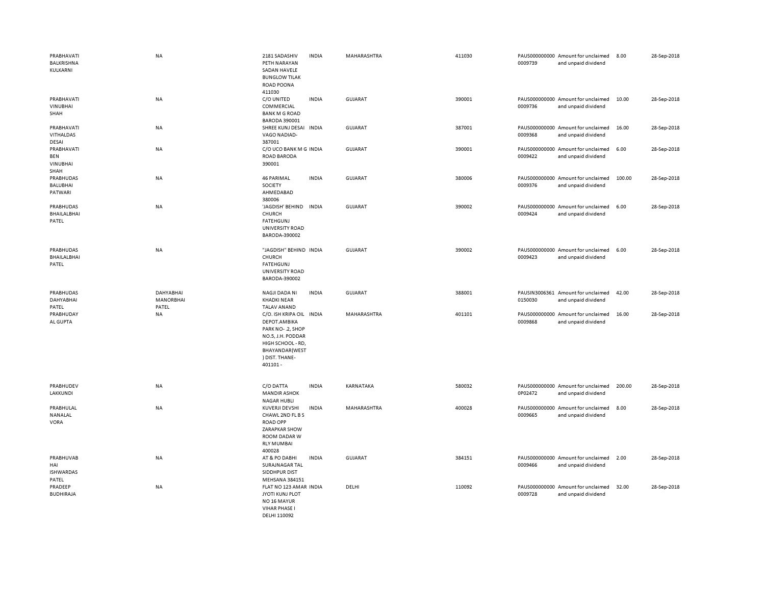| | | | | | | | | | |
|---|---|---|---|---|---|---|---|---|---|
| PRABHAVATI BALKRISHNA KULKARNI | NA | 2181 SADASHIV PETH NARAYAN SADAN HAVELE BUNGLOW TILAK ROAD POONA 411030 | INDIA | MAHARASHTRA | 411030 | PAUS0000000000009739 | Amount for unclaimed and unpaid dividend | 8.00 | 28-Sep-2018 |
| PRABHAVATI VINUBHAI SHAH | NA | C/O UNITED COMMERCIAL BANK M G ROAD BARODA 390001 | INDIA | GUJARAT | 390001 | PAUS0000000000009736 | Amount for unclaimed and unpaid dividend | 10.00 | 28-Sep-2018 |
| PRABHAVATI VITHALDAS DESAI | NA | SHREE KUNJ DESAI VAGO NADIAD-387001 | INDIA | GUJARAT | 387001 | PAUS0000000000009368 | Amount for unclaimed and unpaid dividend | 16.00 | 28-Sep-2018 |
| PRABHAVATI BEN VINUBHAI SHAH | NA | C/O UCO BANK M G ROAD BARODA 390001 | INDIA | GUJARAT | 390001 | PAUS0000000000009422 | Amount for unclaimed and unpaid dividend | 6.00 | 28-Sep-2018 |
| PRABHUDAS BALUBHAI PATWARI | NA | 46 PARIMAL SOCIETY AHMEDABAD 380006 | INDIA | GUJARAT | 380006 | PAUS0000000000009376 | Amount for unclaimed and unpaid dividend | 100.00 | 28-Sep-2018 |
| PRABHUDAS BHAILALBHAI PATEL | NA | 'JAGDISH' BEHIND CHURCH FATEHGUNJ UNIVERSITY ROAD BARODA-390002 | INDIA | GUJARAT | 390002 | PAUS0000000000009424 | Amount for unclaimed and unpaid dividend | 6.00 | 28-Sep-2018 |
| PRABHUDAS BHAILALBHAI PATEL | NA | "JAGDISH" BEHIND CHURCH FATEHGUNJ UNIVERSITY ROAD BARODA-390002 | INDIA | GUJARAT | 390002 | PAUS0000000000009423 | Amount for unclaimed and unpaid dividend | 6.00 | 28-Sep-2018 |
| PRABHUDAS DAHYABHAI PATEL | DAHYABHAI MANORBHAI PATEL | NAGJI DADA NI KHADKI NEAR TALAV ANAND | INDIA | GUJARAT | 388001 | PAUSIN30063610150030 | Amount for unclaimed and unpaid dividend | 42.00 | 28-Sep-2018 |
| PRABHUDAY AL GUPTA | NA | C/O. ISH KRIPA OIL DEPOT.AMBIKA PARK NO-.2, SHOP NO.5, J.H. PODDAR HIGH SCHOOL - RD, BHAYANDAR(WEST ) DIST. THANE-401101 - | INDIA | MAHARASHTRA | 401101 | PAUS0000000000009868 | Amount for unclaimed and unpaid dividend | 16.00 | 28-Sep-2018 |
| PRABHUDEV LAKKUNDI | NA | C/O DATTA MANDIR ASHOK NAGAR HUBLI | INDIA | KARNATAKA | 580032 | PAUS0000000000P02472 | Amount for unclaimed and unpaid dividend | 200.00 | 28-Sep-2018 |
| PRABHULAL NANALAL VORA | NA | KUVERJI DEVSHI CHAWL 2ND FL B S ROAD OPP ZARAPKAR SHOW ROOM DADAR W RLY MUMBAI 400028 | INDIA | MAHARASHTRA | 400028 | PAUS0000000000009665 | Amount for unclaimed and unpaid dividend | 8.00 | 28-Sep-2018 |
| PRABHUVAB HAI ISHWARDAS PATEL | NA | AT & PO DABHI SURAJNAGAR TAL SIDDHPUR DIST MEHSANA 384151 | INDIA | GUJARAT | 384151 | PAUS0000000000009466 | Amount for unclaimed and unpaid dividend | 2.00 | 28-Sep-2018 |
| PRADEEP BUDHIRAJA | NA | FLAT NO 123 AMAR JYOTI KUNJ PLOT NO 16 MAYUR VIHAR PHASE I DELHI 110092 | INDIA | DELHI | 110092 | PAUS0000000000009728 | Amount for unclaimed and unpaid dividend | 32.00 | 28-Sep-2018 |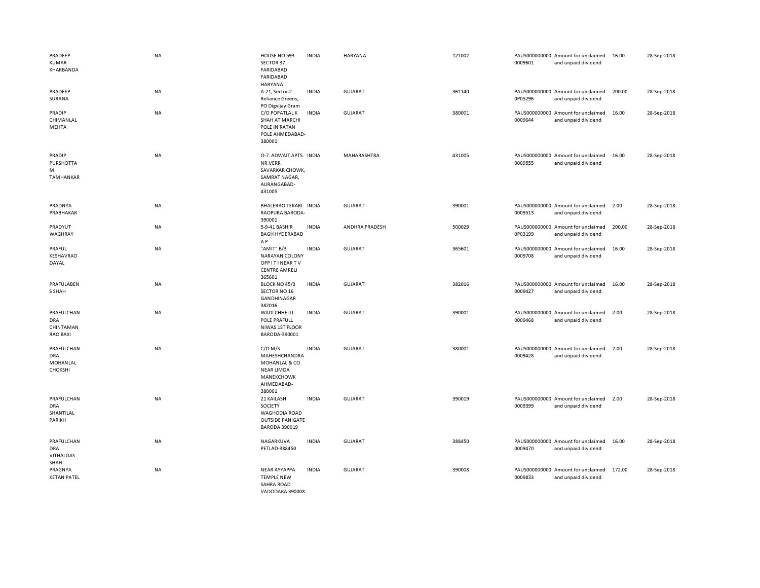| | | | | | | | | | |
|---|---|---|---|---|---|---|---|---|---|
| PRADEEP KUMAR KHARBANDA | NA | HOUSE NO 593 SECTOR 37 FARIDABAD FARIDABAD HARYANA | INDIA | HARYANA | 121002 | PAUS0000000000009601 | Amount for unclaimed and unpaid dividend | 16.00 | 28-Sep-2018 |
| PRADEEP SURANA | NA | A-21, Sector.2 Reliance Greens, PO Digvijay Gram | INDIA | GUJARAT | 361140 | PAUS0000000000P05296 | Amount for unclaimed and unpaid dividend | 200.00 | 28-Sep-2018 |
| PRADIP CHIMANLAL MEHTA | NA | C/O POPATLAL K SHAH AT MARCHI POLE IN RATAN POLE AHMEDABAD-380001 | INDIA | GUJARAT | 380001 | PAUS0000000000009644 | Amount for unclaimed and unpaid dividend | 16.00 | 28-Sep-2018 |
| PRADIP PURSHOTTA M TAMHANKAR | NA | O-7. ADWAIT APTS. NR.VERR SAVARKAR CHOWK, SAMRAT NAGAR, AURANGABAD-431005 | INDIA | MAHARASHTRA | 431005 | PAUS0000000000009555 | Amount for unclaimed and unpaid dividend | 16.00 | 28-Sep-2018 |
| PRADNYA PRABHAKAR | NA | BHALERAO TEKARI RAOPURA BARODA-390001 | INDIA | GUJARAT | 390001 | PAUS0000000000009513 | Amount for unclaimed and unpaid dividend | 2.00 | 28-Sep-2018 |
| PRADYUT WAGHRAY | NA | 5-9-41 BASHIR BAGH HYDERABAD A P | INDIA | ANDHRA PRADESH | 500029 | PAUS0000000000P03199 | Amount for unclaimed and unpaid dividend | 200.00 | 28-Sep-2018 |
| PRAFUL KESHAVRAO DAYAL | NA | "AMIT" B/3 NARAYAN COLONY OPP I T I NEAR T V CENTRE AMRELI 365601 | INDIA | GUJARAT | 365601 | PAUS0000000000009708 | Amount for unclaimed and unpaid dividend | 16.00 | 28-Sep-2018 |
| PRAFULABEN S SHAH | NA | BLOCK NO 45/3 SECTOR NO 16 GANDHINAGAR 382016 | INDIA | GUJARAT | 382016 | PAUS0000000000009427 | Amount for unclaimed and unpaid dividend | 16.00 | 28-Sep-2018 |
| PRAFULCHAN DRA CHINTAMAN RAO BAXI | NA | WADI CHHELLI POLE PRAFULL NIWAS 1ST FLOOR BARODA-390001 | INDIA | GUJARAT | 390001 | PAUS0000000000009468 | Amount for unclaimed and unpaid dividend | 2.00 | 28-Sep-2018 |
| PRAFULCHAN DRA MOHANLAL CHOKSHI | NA | C/O M/S MAHESHCHANDRA MOHANLAL & CO NEAR LIMDA MANEKCHOWK AHMEDABAD-380001 | INDIA | GUJARAT | 380001 | PAUS0000000000009428 | Amount for unclaimed and unpaid dividend | 2.00 | 28-Sep-2018 |
| PRAFULCHAN DRA SHANTILAL PARIKH | NA | 21 KAILASH SOCIETY WAGHODIA ROAD OUTSIDE PANIGATE BARODA 390019 | INDIA | GUJARAT | 390019 | PAUS0000000000009399 | Amount for unclaimed and unpaid dividend | 2.00 | 28-Sep-2018 |
| PRAFULCHAN DRA VITHALDAS SHAH | NA | NAGARKUVA PETLAD-388450 | INDIA | GUJARAT | 388450 | PAUS0000000000009470 | Amount for unclaimed and unpaid dividend | 16.00 | 28-Sep-2018 |
| PRAGNYA KETAN PATEL | NA | NEAR AYYAPPA TEMPLE NEW SAHRA ROAD VADODARA 390008 | INDIA | GUJARAT | 390008 | PAUS0000000000009833 | Amount for unclaimed and unpaid dividend | 172.00 | 28-Sep-2018 |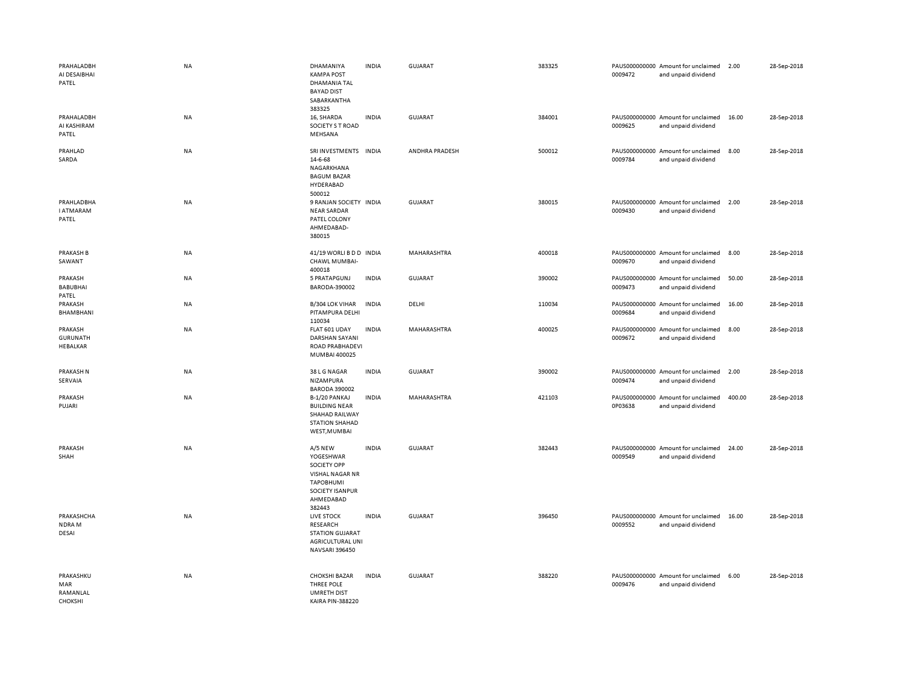| | | | | | | | | | |
|---|---|---|---|---|---|---|---|---|---|
| PRAHALADBHAI DESAIBHAI PATEL | NA | DHAMANIYA KAMPA POST DHAMANIA TAL BAYAD DIST SABARKANTHA 383325 | INDIA | GUJARAT | 383325 | PAUS0000000000009472 | Amount for unclaimed and unpaid dividend | 2.00 | 28-Sep-2018 |
| PRAHALADBHAI KASHIRAM PATEL | NA | 16, SHARDA SOCIETY S T ROAD MEHSANA | INDIA | GUJARAT | 384001 | PAUS0000000000009625 | Amount for unclaimed and unpaid dividend | 16.00 | 28-Sep-2018 |
| PRAHLAD SARDA | NA | SRI INVESTMENTS 14-6-68 NAGARKHANA BAGUM BAZAR HYDERABAD 500012 | INDIA | ANDHRA PRADESH | 500012 | PAUS0000000000009784 | Amount for unclaimed and unpaid dividend | 8.00 | 28-Sep-2018 |
| PRAHLADBHAI ATMARAM PATEL | NA | 9 RANJAN SOCIETY NEAR SARDAR PATEL COLONY AHMEDABAD-380015 | INDIA | GUJARAT | 380015 | PAUS0000000000009430 | Amount for unclaimed and unpaid dividend | 2.00 | 28-Sep-2018 |
| PRAKASH B SAWANT | NA | 41/19 WORLI B D D CHAWL MUMBAI-400018 | INDIA | MAHARASHTRA | 400018 | PAUS0000000000009670 | Amount for unclaimed and unpaid dividend | 8.00 | 28-Sep-2018 |
| PRAKASH BABUBHAI PATEL | NA | 5 PRATAPGUNJ BARODA-390002 | INDIA | GUJARAT | 390002 | PAUS0000000000009473 | Amount for unclaimed and unpaid dividend | 50.00 | 28-Sep-2018 |
| PRAKASH BHAMBHANI | NA | B/304 LOK VIHAR PITAMPURA DELHI 110034 | INDIA | DELHI | 110034 | PAUS0000000000009684 | Amount for unclaimed and unpaid dividend | 16.00 | 28-Sep-2018 |
| PRAKASH GURUNATH HEBALKAR | NA | FLAT 601 UDAY DARSHAN SAYANI ROAD PRABHADEVI MUMBAI 400025 | INDIA | MAHARASHTRA | 400025 | PAUS0000000000009672 | Amount for unclaimed and unpaid dividend | 8.00 | 28-Sep-2018 |
| PRAKASH N SERVAIA | NA | 38 L G NAGAR NIZAMPURA BARODA 390002 | INDIA | GUJARAT | 390002 | PAUS0000000000009474 | Amount for unclaimed and unpaid dividend | 2.00 | 28-Sep-2018 |
| PRAKASH PUJARI | NA | B-1/20 PANKAJ BUILDING NEAR SHAHAD RAILWAY STATION SHAHAD WEST,MUMBAI | INDIA | MAHARASHTRA | 421103 | PAUS0000000000P03638 | Amount for unclaimed and unpaid dividend | 400.00 | 28-Sep-2018 |
| PRAKASH SHAH | NA | A/5 NEW YOGESHWAR SOCIETY OPP VISHAL NAGAR NR TAPOBHUMI SOCIETY ISANPUR AHMEDABAD 382443 | INDIA | GUJARAT | 382443 | PAUS0000000000009549 | Amount for unclaimed and unpaid dividend | 24.00 | 28-Sep-2018 |
| PRAKASHCHANDRA M DESAI | NA | LIVE STOCK RESEARCH STATION GUJARAT AGRICULTURAL UNI NAVSARI 396450 | INDIA | GUJARAT | 396450 | PAUS0000000000009552 | Amount for unclaimed and unpaid dividend | 16.00 | 28-Sep-2018 |
| PRAKASHKUMAR RAMANLAL CHOKSHI | NA | CHOKSHI BAZAR THREE POLE UMRETH DIST KAIRA PIN-388220 | INDIA | GUJARAT | 388220 | PAUS0000000000009476 | Amount for unclaimed and unpaid dividend | 6.00 | 28-Sep-2018 |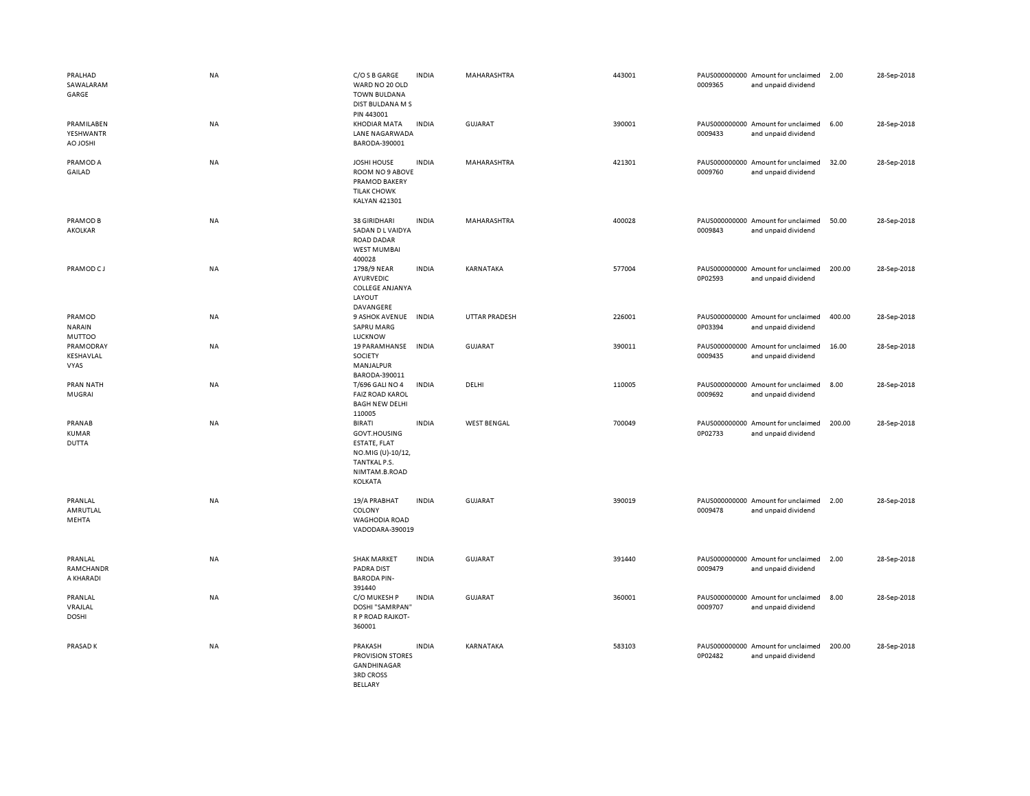| | | | | | | | | | |
|---|---|---|---|---|---|---|---|---|---|
| PRALHAD SAWALARAM GARGE | NA | C/O S B GARGE WARD NO 20 OLD TOWN BULDANA DIST BULDANA M S PIN 443001 | INDIA | MAHARASHTRA | 443001 | PAUS0000000000009365 | Amount for unclaimed and unpaid dividend | 2.00 | 28-Sep-2018 |
| PRAMILABEN YESHWANTRAO JOSHI | NA | KHODIAR MATA LANE NAGARWADA BARODA-390001 | INDIA | GUJARAT | 390001 | PAUS0000000000009433 | Amount for unclaimed and unpaid dividend | 6.00 | 28-Sep-2018 |
| PRAMOD A GAILAD | NA | JOSHI HOUSE ROOM NO 9 ABOVE PRAMOD BAKERY TILAK CHOWK KALYAN 421301 | INDIA | MAHARASHTRA | 421301 | PAUS0000000000009760 | Amount for unclaimed and unpaid dividend | 32.00 | 28-Sep-2018 |
| PRAMOD B AKOLKAR | NA | 38 GIRIDHARI SADAN D L VAIDYA ROAD DADAR WEST MUMBAI 400028 | INDIA | MAHARASHTRA | 400028 | PAUS0000000000009843 | Amount for unclaimed and unpaid dividend | 50.00 | 28-Sep-2018 |
| PRAMOD C J | NA | 1798/9 NEAR AYURVEDIC COLLEGE ANJANYA LAYOUT DAVANGERE | INDIA | KARNATAKA | 577004 | PAUS0000000000P02593 | Amount for unclaimed and unpaid dividend | 200.00 | 28-Sep-2018 |
| PRAMOD NARAIN MUTTOO | NA | 9 ASHOK AVENUE SAPRU MARG LUCKNOW | INDIA | UTTAR PRADESH | 226001 | PAUS0000000000P03394 | Amount for unclaimed and unpaid dividend | 400.00 | 28-Sep-2018 |
| PRAMODRAY KESHAVLAL VYAS | NA | 19 PARAMHANSE SOCIETY MANJALPUR BARODA-390011 | INDIA | GUJARAT | 390011 | PAUS0000000000009435 | Amount for unclaimed and unpaid dividend | 16.00 | 28-Sep-2018 |
| PRAN NATH MUGRAI | NA | T/696 GALI NO 4 FAIZ ROAD KAROL BAGH NEW DELHI 110005 | INDIA | DELHI | 110005 | PAUS0000000000009692 | Amount for unclaimed and unpaid dividend | 8.00 | 28-Sep-2018 |
| PRANAB KUMAR DUTTA | NA | BIRATI GOVT.HOUSING ESTATE, FLAT NO.MIG (U)-10/12, TANTKAL P.S. NIMTAM.B.ROAD KOLKATA | INDIA | WEST BENGAL | 700049 | PAUS0000000000P02733 | Amount for unclaimed and unpaid dividend | 200.00 | 28-Sep-2018 |
| PRANLAL AMRUTLAL MEHTA | NA | 19/A PRABHAT COLONY WAGHODIA ROAD VADODARA-390019 | INDIA | GUJARAT | 390019 | PAUS0000000000009478 | Amount for unclaimed and unpaid dividend | 2.00 | 28-Sep-2018 |
| PRANLAL RAMCHANDRA KHARADI | NA | SHAK MARKET PADRA DIST BARODA PIN-391440 | INDIA | GUJARAT | 391440 | PAUS0000000000009479 | Amount for unclaimed and unpaid dividend | 2.00 | 28-Sep-2018 |
| PRANLAL VRAJLAL DOSHI | NA | C/O MUKESH P DOSHI "SAMRPAN" R P ROAD RAJKOT-360001 | INDIA | GUJARAT | 360001 | PAUS0000000000009707 | Amount for unclaimed and unpaid dividend | 8.00 | 28-Sep-2018 |
| PRASAD K | NA | PRAKASH PROVISION STORES GANDHINAGAR 3RD CROSS BELLARY | INDIA | KARNATAKA | 583103 | PAUS0000000000P02482 | Amount for unclaimed and unpaid dividend | 200.00 | 28-Sep-2018 |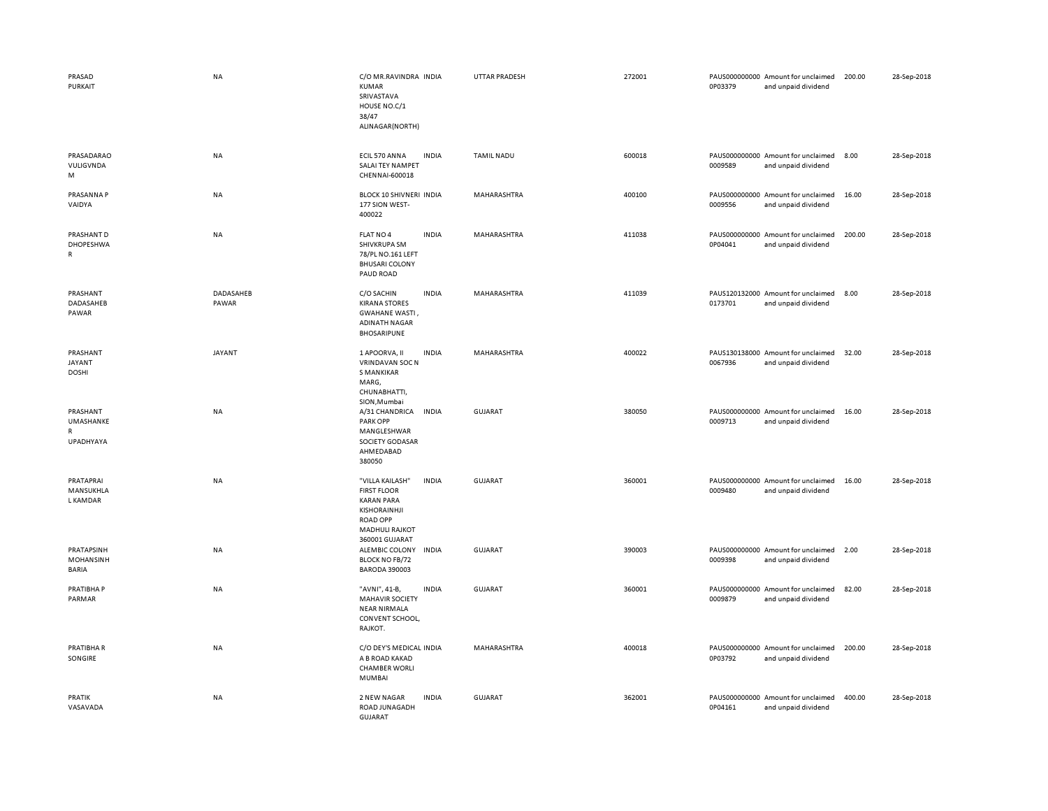| | | | | | | | | | |
|---|---|---|---|---|---|---|---|---|---|
| PRASAD PURKAIT | NA | C/O MR.RAVINDRA KUMAR SRIVASTAVA HOUSE NO.C/1 38/47 ALINAGAR(NORTH) | INDIA | UTTAR PRADESH | 272001 | PAUS0000000000P03379 | Amount for unclaimed and unpaid dividend | 200.00 | 28-Sep-2018 |
| PRASADARAO VULIGVNDA M | NA | ECIL 570 ANNA SALAI TEY NAMPET CHENNAI-600018 | INDIA | TAMIL NADU | 600018 | PAUS0000000000009589 | Amount for unclaimed and unpaid dividend | 8.00 | 28-Sep-2018 |
| PRASANNA P VAIDYA | NA | BLOCK 10 SHIVNERI 177 SION WEST-400022 | INDIA | MAHARASHTRA | 400100 | PAUS0000000000009556 | Amount for unclaimed and unpaid dividend | 16.00 | 28-Sep-2018 |
| PRASHANT D DHOPESHWA R | NA | FLAT NO 4 SHIVKRUPA SM 78/PL NO.161 LEFT BHUSARI COLONY PAUD ROAD | INDIA | MAHARASHTRA | 411038 | PAUS0000000000P04041 | Amount for unclaimed and unpaid dividend | 200.00 | 28-Sep-2018 |
| PRASHANT DADASAHEB PAWAR | DADASAHEB PAWAR | C/O SACHIN KIRANA STORES GWAHANE WASTI , ADINATH NAGAR BHOSARIPUNE | INDIA | MAHARASHTRA | 411039 | PAUS1201320000173701 | Amount for unclaimed and unpaid dividend | 8.00 | 28-Sep-2018 |
| PRASHANT JAYANT DOSHI | JAYANT | 1 APOORVA, II VRINDAVAN SOC N S MANKIKAR MARG, CHUNABHATTI, SION,Mumbai | INDIA | MAHARASHTRA | 400022 | PAUS1301380000067936 | Amount for unclaimed and unpaid dividend | 32.00 | 28-Sep-2018 |
| PRASHANT UMASHANKE R UPADHYAYA | NA | A/31 CHANDRICA PARK OPP MANGLESHWAR SOCIETY GODASAR AHMEDABAD 380050 | INDIA | GUJARAT | 380050 | PAUS0000000000009713 | Amount for unclaimed and unpaid dividend | 16.00 | 28-Sep-2018 |
| PRATAPRAI MANSUKHLA L KAMDAR | NA | "VILLA KAILASH" FIRST FLOOR KARAN PARA KISHORAINHJI ROAD OPP MADHULI RAJKOT 360001 GUJARAT | INDIA | GUJARAT | 360001 | PAUS0000000000009480 | Amount for unclaimed and unpaid dividend | 16.00 | 28-Sep-2018 |
| PRATAPSINH MOHANSINH BARIA | NA | ALEMBIC COLONY BLOCK NO FB/72 BARODA 390003 | INDIA | GUJARAT | 390003 | PAUS0000000000009398 | Amount for unclaimed and unpaid dividend | 2.00 | 28-Sep-2018 |
| PRATIBHA P PARMAR | NA | "AVNI", 41-B, MAHAVIR SOCIETY NEAR NIRMALA CONVENT SCHOOL, RAJKOT. | INDIA | GUJARAT | 360001 | PAUS0000000000009879 | Amount for unclaimed and unpaid dividend | 82.00 | 28-Sep-2018 |
| PRATIBHA R SONGIRE | NA | C/O DEY'S MEDICAL A B ROAD KAKAD CHAMBER WORLI MUMBAI | INDIA | MAHARASHTRA | 400018 | PAUS0000000000P03792 | Amount for unclaimed and unpaid dividend | 200.00 | 28-Sep-2018 |
| PRATIK VASAVADA | NA | 2 NEW NAGAR ROAD JUNAGADH GUJARAT | INDIA | GUJARAT | 362001 | PAUS0000000000P04161 | Amount for unclaimed and unpaid dividend | 400.00 | 28-Sep-2018 |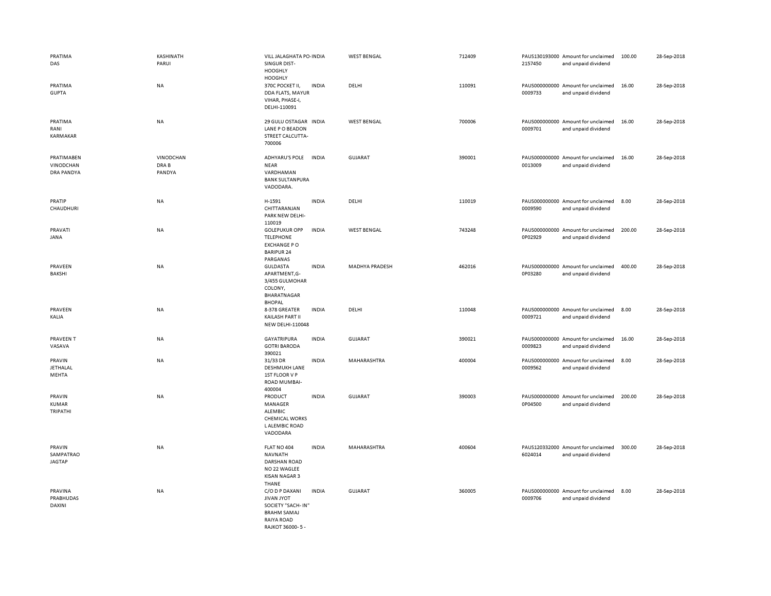| | | | | | | | | | |
|---|---|---|---|---|---|---|---|---|---|
| PRATIMA DAS | KASHINATH PARUI | VILL JALAGHATA PO-SINGUR DIST-HOOGHLY HOOGHLY | INDIA | WEST BENGAL | 712409 | PAUS1301930002157450 | Amount for unclaimed and unpaid dividend | 100.00 | 28-Sep-2018 |
| PRATIMA GUPTA | NA | 370C POCKET II, DDA FLATS, MAYUR VIHAR, PHASE-I, DELHI-110091 | INDIA | DELHI | 110091 | PAUS0000000000009733 | Amount for unclaimed and unpaid dividend | 16.00 | 28-Sep-2018 |
| PRATIMA RANI KARMAKAR | NA | 29 GULU OSTAGAR LANE P O BEADON STREET CALCUTTA-700006 | INDIA | WEST BENGAL | 700006 | PAUS0000000000009701 | Amount for unclaimed and unpaid dividend | 16.00 | 28-Sep-2018 |
| PRATIMABEN VINODCHAN DRA PANDYA | VINODCHAN DRA B PANDYA | ADHYARU'S POLE NEAR VARDHAMAN BANK SULTANPURA VADODARA. | INDIA | GUJARAT | 390001 | PAUS0000000000013009 | Amount for unclaimed and unpaid dividend | 16.00 | 28-Sep-2018 |
| PRATIP CHAUDHURI | NA | H-1591 CHITTARANJAN PARK NEW DELHI-110019 | INDIA | DELHI | 110019 | PAUS0000000000009590 | Amount for unclaimed and unpaid dividend | 8.00 | 28-Sep-2018 |
| PRAVATI JANA | NA | GOLEPUKUR OPP TELEPHONE EXCHANGE P O BARIPUR 24 PARGANAS | INDIA | WEST BENGAL | 743248 | PAUS0000000000P02929 | Amount for unclaimed and unpaid dividend | 200.00 | 28-Sep-2018 |
| PRAVEEN BAKSHI | NA | GULDASTA APARTMENT,G-3/455 GULMOHAR COLONY, BHARATNAGAR BHOPAL | INDIA | MADHYA PRADESH | 462016 | PAUS0000000000P03280 | Amount for unclaimed and unpaid dividend | 400.00 | 28-Sep-2018 |
| PRAVEEN KALIA | NA | 8-378 GREATER KAILASH PART II NEW DELHI-110048 | INDIA | DELHI | 110048 | PAUS0000000000009721 | Amount for unclaimed and unpaid dividend | 8.00 | 28-Sep-2018 |
| PRAVEEN T VASAVA | NA | GAYATRIPURA GOTRI BARODA 390021 | INDIA | GUJARAT | 390021 | PAUS0000000000009823 | Amount for unclaimed and unpaid dividend | 16.00 | 28-Sep-2018 |
| PRAVIN JETHALAL MEHTA | NA | 31/33 DR DESHMUKH LANE 1ST FLOOR V P ROAD MUMBAI-400004 | INDIA | MAHARASHTRA | 400004 | PAUS0000000000009562 | Amount for unclaimed and unpaid dividend | 8.00 | 28-Sep-2018 |
| PRAVIN KUMAR TRIPATHI | NA | PRODUCT MANAGER ALEMBIC CHEMICAL WORKS L ALEMBIC ROAD VADODARA | INDIA | GUJARAT | 390003 | PAUS0000000000P04500 | Amount for unclaimed and unpaid dividend | 200.00 | 28-Sep-2018 |
| PRAVIN SAMPATRAO JAGTAP | NA | FLAT NO 404 NAVNATH DARSHAN ROAD NO 22 WAGLEE KISAN NAGAR 3 THANE | INDIA | MAHARASHTRA | 400604 | PAUS1203320006024014 | Amount for unclaimed and unpaid dividend | 300.00 | 28-Sep-2018 |
| PRAVINA PRABHUDAS DAXINI | NA | C/O D P DAXANI JIVAN JYOT SOCIETY "SACH- IN" BRAHM SAMAJ RAIYA ROAD RAJKOT 36000- 5 - | INDIA | GUJARAT | 360005 | PAUS0000000000009706 | Amount for unclaimed and unpaid dividend | 8.00 | 28-Sep-2018 |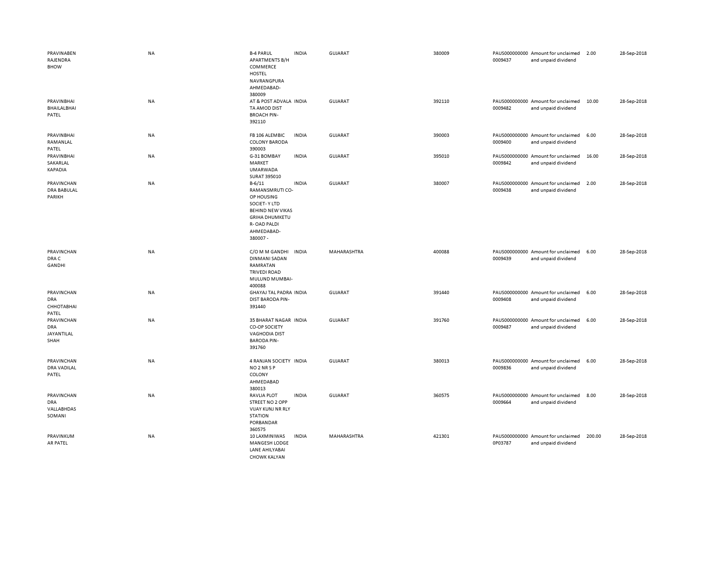| | | | | | | | | | |
|---|---|---|---|---|---|---|---|---|---|
| PRAVINABEN RAJENDRA BHOW | NA | B-4 PARUL APARTMENTS B/H COMMERCE HOSTEL NAVRANGPURA AHMEDABAD-380009 | INDIA | GUJARAT | 380009 | PAUS0000000000009437 | Amount for unclaimed and unpaid dividend | 2.00 | 28-Sep-2018 |
| PRAVINBHAI BHAILALBHAI PATEL | NA | AT & POST ADVALA TA AMOD DIST BROACH PIN-392110 | INDIA | GUJARAT | 392110 | PAUS0000000000009482 | Amount for unclaimed and unpaid dividend | 10.00 | 28-Sep-2018 |
| PRAVINBHAI RAMANLAL PATEL | NA | FB 106 ALEMBIC COLONY BARODA 390003 | INDIA | GUJARAT | 390003 | PAUS0000000000009400 | Amount for unclaimed and unpaid dividend | 6.00 | 28-Sep-2018 |
| PRAVINBHAI SAKARLAL KAPADIA | NA | G-31 BOMBAY MARKET UMARWADA SURAT 395010 | INDIA | GUJARAT | 395010 | PAUS0000000000009842 | Amount for unclaimed and unpaid dividend | 16.00 | 28-Sep-2018 |
| PRAVINCHANDRA BABULAL PARIKH | NA | B-6/11 RAMANSMRUTI CO-OP HOUSING SOCIET- Y LTD BEHIND NEW VIKAS GRIHA DHUMKETU R- OAD PALDI AHMEDABAD-380007 - | INDIA | GUJARAT | 380007 | PAUS0000000000009438 | Amount for unclaimed and unpaid dividend | 2.00 | 28-Sep-2018 |
| PRAVINCHANDRA C GANDHI | NA | C/O M M GANDHI DINMANI SADAN RAMRATAN TRIVEDI ROAD MULUND MUMBAI-400088 | INDIA | MAHARASHTRA | 400088 | PAUS0000000000009439 | Amount for unclaimed and unpaid dividend | 6.00 | 28-Sep-2018 |
| PRAVINCHANDRA CHHOTABHAI PATEL | NA | GHAYAJ TAL PADRA DIST BARODA PIN-391440 | INDIA | GUJARAT | 391440 | PAUS0000000000009408 | Amount for unclaimed and unpaid dividend | 6.00 | 28-Sep-2018 |
| PRAVINCHANDRA JAYANTILAL SHAH | NA | 35 BHARAT NAGAR CO-OP SOCIETY VAGHODIA DIST BARODA PIN-391760 | INDIA | GUJARAT | 391760 | PAUS0000000000009487 | Amount for unclaimed and unpaid dividend | 6.00 | 28-Sep-2018 |
| PRAVINCHANDRA VADILAL PATEL | NA | 4 RANJAN SOCIETY NO 2 NR S P COLONY AHMEDABAD 380013 | INDIA | GUJARAT | 380013 | PAUS0000000000009836 | Amount for unclaimed and unpaid dividend | 6.00 | 28-Sep-2018 |
| PRAVINCHANDRA VALLABHDAS SOMANI | NA | RAVLIA PLOT STREET NO 2 OPP VIJAY KUNJ NR RLY STATION PORBANDAR 360575 | INDIA | GUJARAT | 360575 | PAUS0000000000009664 | Amount for unclaimed and unpaid dividend | 8.00 | 28-Sep-2018 |
| PRAVINKUMAR PATEL | NA | 10 LAXMINIWAS MANGESH LODGE LANE AHILYABAI CHOWK KALYAN | INDIA | MAHARASHTRA | 421301 | PAUS0000000000P03787 | Amount for unclaimed and unpaid dividend | 200.00 | 28-Sep-2018 |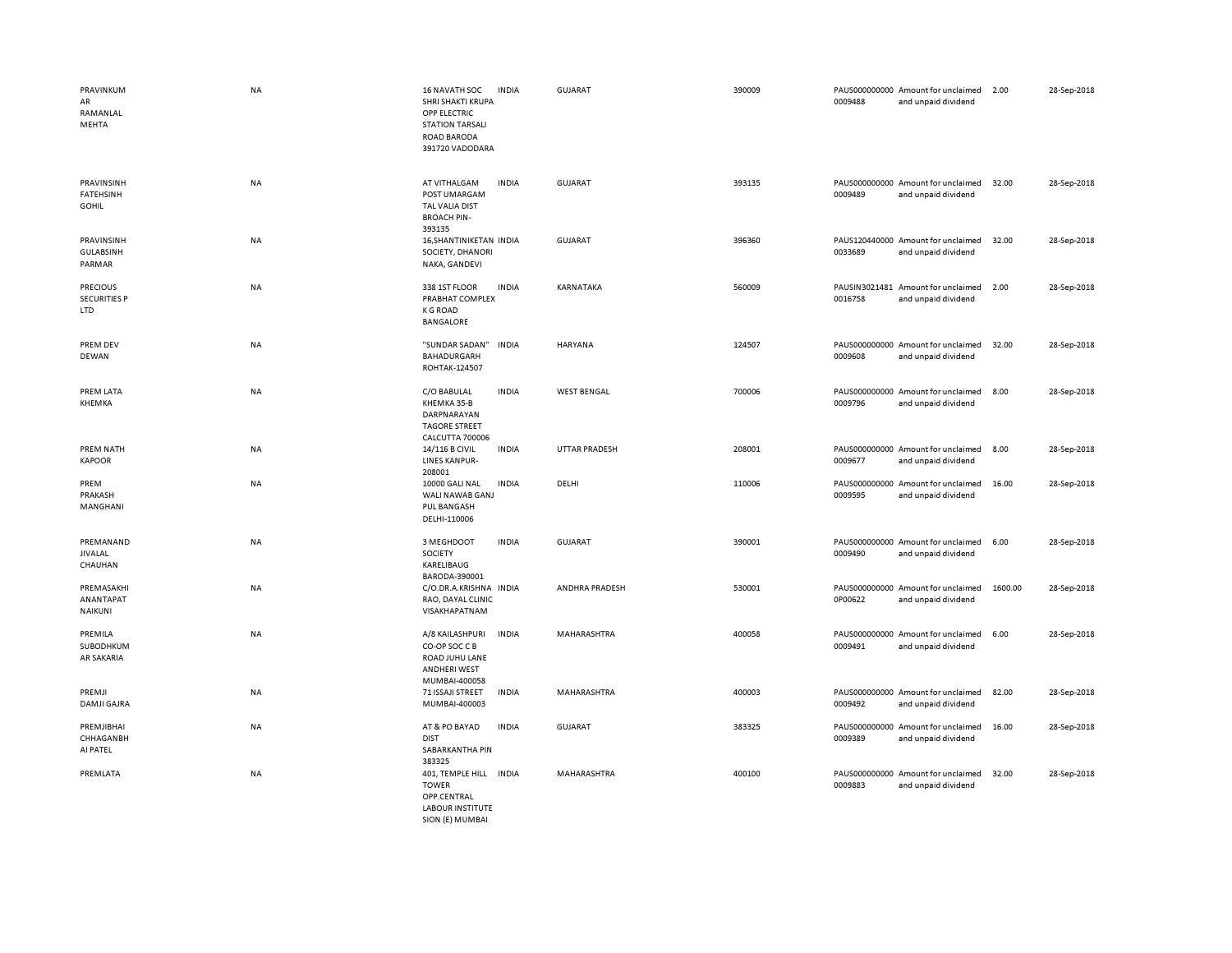| | | | | | | | | | |
|---|---|---|---|---|---|---|---|---|---|
| PRAVINKUMAR RAMANLAL MEHTA | NA | 16 NAVATH SOC SHRI SHAKTI KRUPA OPP ELECTRIC STATION TARSALI ROAD BARODA 391720 VADODARA | INDIA | GUJARAT | 390009 | PAUS0000000000009488 | Amount for unclaimed and unpaid dividend | 2.00 | 28-Sep-2018 |
| PRAVINSINH FATEHSINH GOHIL | NA | AT VITHALGAM POST UMARGAM TAL VALIA DIST BROACH PIN-393135 | INDIA | GUJARAT | 393135 | PAUS0000000000009489 | Amount for unclaimed and unpaid dividend | 32.00 | 28-Sep-2018 |
| PRAVINSINH GULABSINH PARMAR | NA | 16,SHANTINIKETAN SOCIETY, DHANORI NAKA, GANDEVI | INDIA | GUJARAT | 396360 | PAUS1204400000033689 | Amount for unclaimed and unpaid dividend | 32.00 | 28-Sep-2018 |
| PRECIOUS SECURITIES P LTD | NA | 338 1ST FLOOR PRABHAT COMPLEX K G ROAD BANGALORE | INDIA | KARNATAKA | 560009 | PAUSIN30214810016758 | Amount for unclaimed and unpaid dividend | 2.00 | 28-Sep-2018 |
| PREM DEV DEWAN | NA | "SUNDAR SADAN" BAHADURGARH ROHTAK-124507 | INDIA | HARYANA | 124507 | PAUS0000000000009608 | Amount for unclaimed and unpaid dividend | 32.00 | 28-Sep-2018 |
| PREM LATA KHEMKA | NA | C/O BABULAL KHEMKA 35-B DARPNARAYAN TAGORE STREET CALCUTTA 700006 | INDIA | WEST BENGAL | 700006 | PAUS0000000000009796 | Amount for unclaimed and unpaid dividend | 8.00 | 28-Sep-2018 |
| PREM NATH KAPOOR | NA | 14/116 B CIVIL LINES KANPUR-208001 | INDIA | UTTAR PRADESH | 208001 | PAUS0000000000009677 | Amount for unclaimed and unpaid dividend | 8.00 | 28-Sep-2018 |
| PREM PRAKASH MANGHANI | NA | 10000 GALI NAL WALI NAWAB GANJ PUL BANGASH DELHI-110006 | INDIA | DELHI | 110006 | PAUS0000000000009595 | Amount for unclaimed and unpaid dividend | 16.00 | 28-Sep-2018 |
| PREMANAND JIVALAL CHAUHAN | NA | 3 MEGHDOOT SOCIETY KARELIBAUG BARODA-390001 | INDIA | GUJARAT | 390001 | PAUS0000000000009490 | Amount for unclaimed and unpaid dividend | 6.00 | 28-Sep-2018 |
| PREMASAKHI ANANTAPAT NAIKUNI | NA | C/O.DR.A.KRISHNA RAO, DAYAL CLINIC VISAKHAPATNAM | INDIA | ANDHRA PRADESH | 530001 | PAUS0000000000P00622 | Amount for unclaimed and unpaid dividend | 1600.00 | 28-Sep-2018 |
| PREMILA SUBODHKUMAR SAKARIA | NA | A/8 KAILASHPURI CO-OP SOC C B ROAD JUHU LANE ANDHERI WEST MUMBAI-400058 | INDIA | MAHARASHTRA | 400058 | PAUS0000000000009491 | Amount for unclaimed and unpaid dividend | 6.00 | 28-Sep-2018 |
| PREMJI DAMJI GAJRA | NA | 71 ISSAJI STREET MUMBAI-400003 | INDIA | MAHARASHTRA | 400003 | PAUS0000000000009492 | Amount for unclaimed and unpaid dividend | 82.00 | 28-Sep-2018 |
| PREMJIBHAI CHHAGANBHAI PATEL | NA | AT & PO BAYAD DIST SABARKANTHA PIN 383325 | INDIA | GUJARAT | 383325 | PAUS0000000000009389 | Amount for unclaimed and unpaid dividend | 16.00 | 28-Sep-2018 |
| PREMLATA | NA | 401, TEMPLE HILL TOWER OPP.CENTRAL LABOUR INSTITUTE SION (E) MUMBAI | INDIA | MAHARASHTRA | 400100 | PAUS0000000000009883 | Amount for unclaimed and unpaid dividend | 32.00 | 28-Sep-2018 |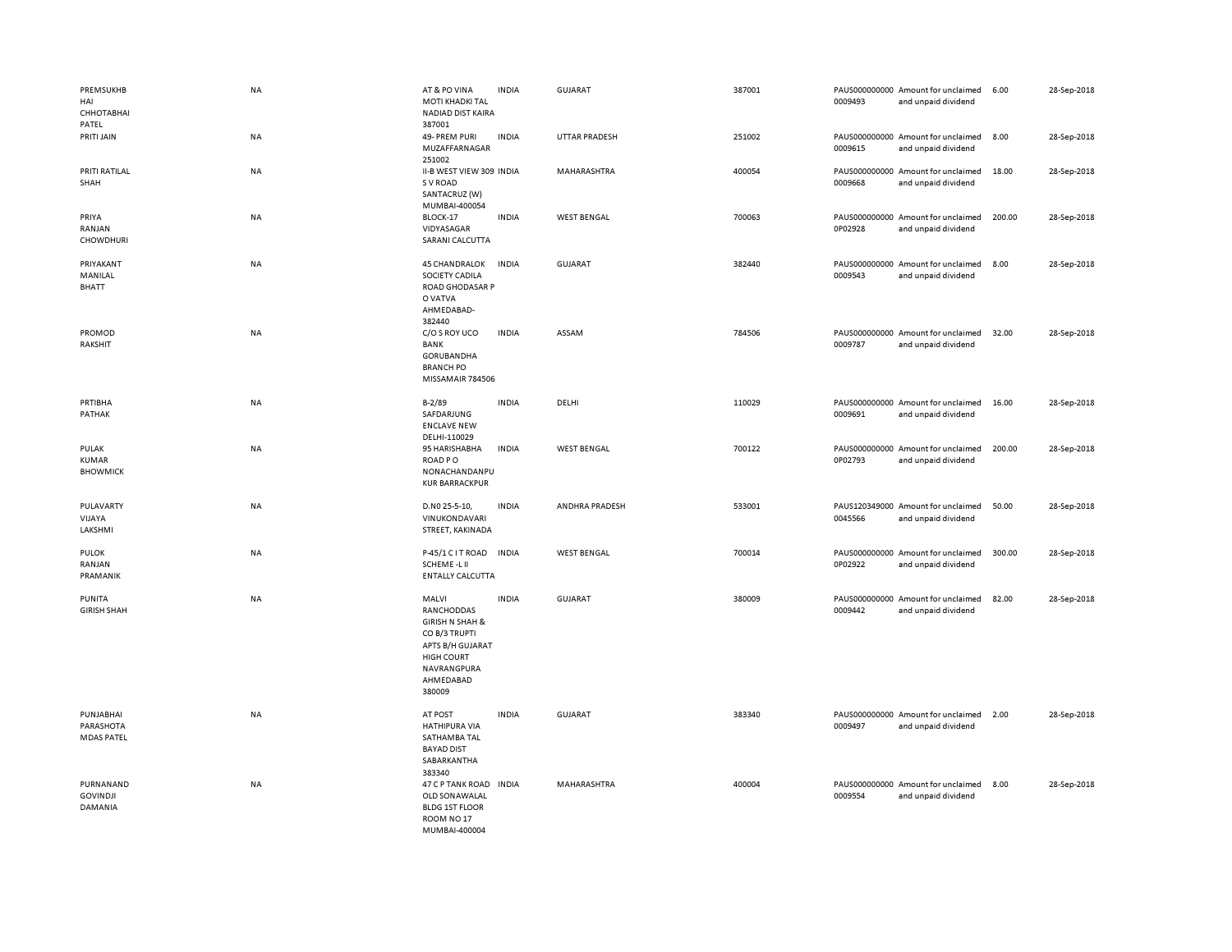| | | | | | | | | | |
|---|---|---|---|---|---|---|---|---|---|
| PREMSUKHB HAI CHHOTABHAI PATEL | NA | AT & PO VINA MOTI KHADKI TAL NADIAD DIST KAIRA 387001 | INDIA | GUJARAT | 387001 | PAUS0000000000009493 | Amount for unclaimed and unpaid dividend | 6.00 | 28-Sep-2018 |
| PRITI JAIN | NA | 49- PREM PURI MUZAFFARNAGAR 251002 | INDIA | UTTAR PRADESH | 251002 | PAUS0000000000009615 | Amount for unclaimed and unpaid dividend | 8.00 | 28-Sep-2018 |
| PRITI RATILAL SHAH | NA | II-B WEST VIEW 309 S V ROAD SANTACRUZ (W) MUMBAI-400054 | INDIA | MAHARASHTRA | 400054 | PAUS0000000000009668 | Amount for unclaimed and unpaid dividend | 18.00 | 28-Sep-2018 |
| PRIYA RANJAN CHOWDHURI | NA | BLOCK-17 VIDYASAGAR SARANI CALCUTTA | INDIA | WEST BENGAL | 700063 | PAUS0000000000P02928 | Amount for unclaimed and unpaid dividend | 200.00 | 28-Sep-2018 |
| PRIYAKANT MANILAL BHATT | NA | 45 CHANDRALOK SOCIETY CADILA ROAD GHODASAR P O VATVA AHMEDABAD-382440 | INDIA | GUJARAT | 382440 | PAUS0000000000009543 | Amount for unclaimed and unpaid dividend | 8.00 | 28-Sep-2018 |
| PROMOD RAKSHIT | NA | C/O S ROY UCO BANK GORUBANDHA BRANCH PO MISSAMAIR 784506 | INDIA | ASSAM | 784506 | PAUS0000000000009787 | Amount for unclaimed and unpaid dividend | 32.00 | 28-Sep-2018 |
| PRTIBHA PATHAK | NA | B-2/89 SAFDARJUNG ENCLAVE NEW DELHI-110029 | INDIA | DELHI | 110029 | PAUS0000000000009691 | Amount for unclaimed and unpaid dividend | 16.00 | 28-Sep-2018 |
| PULAK KUMAR BHOWMICK | NA | 95 HARISHABHA ROAD P O NONACHANDANPUKUR BARRACKPUR | INDIA | WEST BENGAL | 700122 | PAUS0000000000P02793 | Amount for unclaimed and unpaid dividend | 200.00 | 28-Sep-2018 |
| PULAVARTY VIJAYA LAKSHMI | NA | D.N0 25-5-10, VINUKONDAVARI STREET, KAKINADA | INDIA | ANDHRA PRADESH | 533001 | PAUS1203490000045566 | Amount for unclaimed and unpaid dividend | 50.00 | 28-Sep-2018 |
| PULOK RANJAN PRAMANIK | NA | P-45/1 C I T ROAD SCHEME -L II ENTALLY CALCUTTA | INDIA | WEST BENGAL | 700014 | PAUS0000000000P02922 | Amount for unclaimed and unpaid dividend | 300.00 | 28-Sep-2018 |
| PUNITA GIRISH SHAH | NA | MALVI RANCHODDAS GIRISH N SHAH & CO B/3 TRUPTI APTS B/H GUJARAT HIGH COURT NAVRANGPURA AHMEDABAD 380009 | INDIA | GUJARAT | 380009 | PAUS0000000000009442 | Amount for unclaimed and unpaid dividend | 82.00 | 28-Sep-2018 |
| PUNJABHAI PARASHOTA MDAS PATEL | NA | AT POST HATHIPURA VIA SATHAMBA TAL BAYAD DIST SABARKANTHA 383340 | INDIA | GUJARAT | 383340 | PAUS0000000000009497 | Amount for unclaimed and unpaid dividend | 2.00 | 28-Sep-2018 |
| PURNANAND GOVINDJI DAMANIA | NA | 47 C P TANK ROAD OLD SONAWALAL BLDG 1ST FLOOR ROOM NO 17 MUMBAI-400004 | INDIA | MAHARASHTRA | 400004 | PAUS0000000000009554 | Amount for unclaimed and unpaid dividend | 8.00 | 28-Sep-2018 |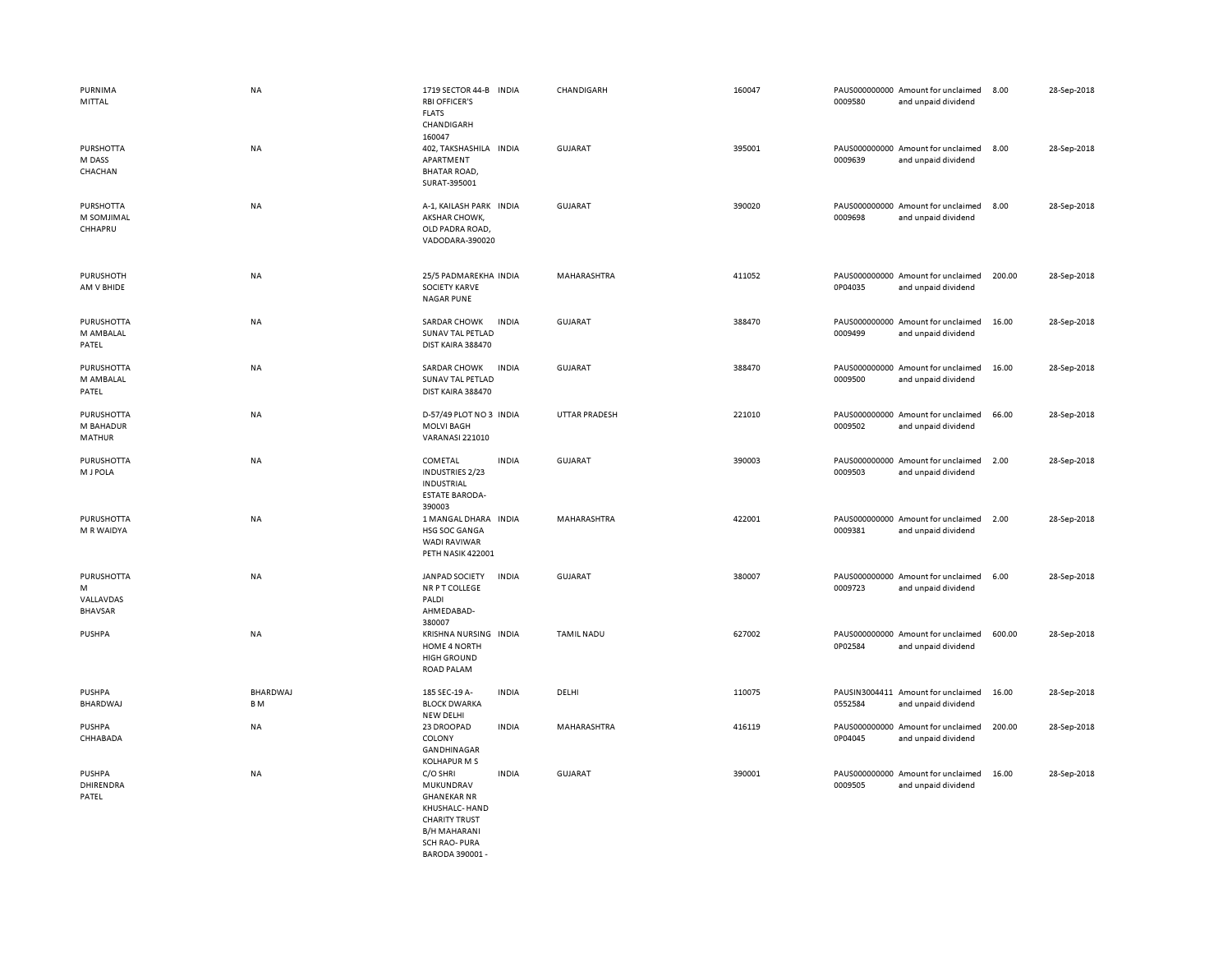| | | | | | | | | | |
|---|---|---|---|---|---|---|---|---|---|
| PURNIMA MITTAL | NA | 1719 SECTOR 44-B RBI OFFICER'S FLATS CHANDIGARH 160047 | INDIA | CHANDIGARH | 160047 | PAUS0000000000009580 | Amount for unclaimed and unpaid dividend | 8.00 | 28-Sep-2018 |
| PURSHOTTAM DASS CHACHAN | NA | 402, TAKSHASHILA APARTMENT BHATAR ROAD, SURAT-395001 | INDIA | GUJARAT | 395001 | PAUS0000000000009639 | Amount for unclaimed and unpaid dividend | 8.00 | 28-Sep-2018 |
| PURSHOTTAM SOMJIMAL CHHAPRU | NA | A-1, KAILASH PARK AKSHAR CHOWK, OLD PADRA ROAD, VADODARA-390020 | INDIA | GUJARAT | 390020 | PAUS0000000000009698 | Amount for unclaimed and unpaid dividend | 8.00 | 28-Sep-2018 |
| PURUSHOTHAM V BHIDE | NA | 25/5 PADMAREKHA SOCIETY KARVE NAGAR PUNE | INDIA | MAHARASHTRA | 411052 | PAUS00000000000P04035 | Amount for unclaimed and unpaid dividend | 200.00 | 28-Sep-2018 |
| PURUSHOTTAM AMBALAL PATEL | NA | SARDAR CHOWK SUNAV TAL PETLAD DIST KAIRA 388470 | INDIA | GUJARAT | 388470 | PAUS0000000000009499 | Amount for unclaimed and unpaid dividend | 16.00 | 28-Sep-2018 |
| PURUSHOTTAM AMBALAL PATEL | NA | SARDAR CHOWK SUNAV TAL PETLAD DIST KAIRA 388470 | INDIA | GUJARAT | 388470 | PAUS0000000000009500 | Amount for unclaimed and unpaid dividend | 16.00 | 28-Sep-2018 |
| PURUSHOTTAM BAHADUR MATHUR | NA | D-57/49 PLOT NO 3 MOLVI BAGH VARANASI 221010 | INDIA | UTTAR PRADESH | 221010 | PAUS0000000000009502 | Amount for unclaimed and unpaid dividend | 66.00 | 28-Sep-2018 |
| PURUSHOTTAM J POLA | NA | COMETAL INDUSTRIES 2/23 INDUSTRIAL ESTATE BARODA-390003 | INDIA | GUJARAT | 390003 | PAUS0000000000009503 | Amount for unclaimed and unpaid dividend | 2.00 | 28-Sep-2018 |
| PURUSHOTTAM R WAIDYA | NA | 1 MANGAL DHARA HSG SOC GANGA WADI RAVIWAR PETH NASIK 422001 | INDIA | MAHARASHTRA | 422001 | PAUS0000000000009381 | Amount for unclaimed and unpaid dividend | 2.00 | 28-Sep-2018 |
| PURUSHOTTAM VALLAVDAS BHAVSAR | NA | JANPAD SOCIETY NR P T COLLEGE PALDI AHMEDABAD-380007 | INDIA | GUJARAT | 380007 | PAUS0000000000009723 | Amount for unclaimed and unpaid dividend | 6.00 | 28-Sep-2018 |
| PUSHPA | NA | KRISHNA NURSING HOME 4 NORTH HIGH GROUND ROAD PALAM | INDIA | TAMIL NADU | 627002 | PAUS00000000000P02584 | Amount for unclaimed and unpaid dividend | 600.00 | 28-Sep-2018 |
| PUSHPA BHARDWAJ | BHARDWAJ B M | 185 SEC-19 A-BLOCK DWARKA NEW DELHI | INDIA | DELHI | 110075 | PAUSIN30044110552584 | Amount for unclaimed and unpaid dividend | 16.00 | 28-Sep-2018 |
| PUSHPA CHHABADA | NA | 23 DROOPAD COLONY GANDHINAGAR KOLHAPUR M S | INDIA | MAHARASHTRA | 416119 | PAUS00000000000P04045 | Amount for unclaimed and unpaid dividend | 200.00 | 28-Sep-2018 |
| PUSHPA DHIRENDRA PATEL | NA | C/O SHRI MUKUNDRAV GHANEKAR NR KHUSHALC- HAND CHARITY TRUST B/H MAHARANI SCH RAO- PURA BARODA 390001 - | INDIA | GUJARAT | 390001 | PAUS0000000000009505 | Amount for unclaimed and unpaid dividend | 16.00 | 28-Sep-2018 |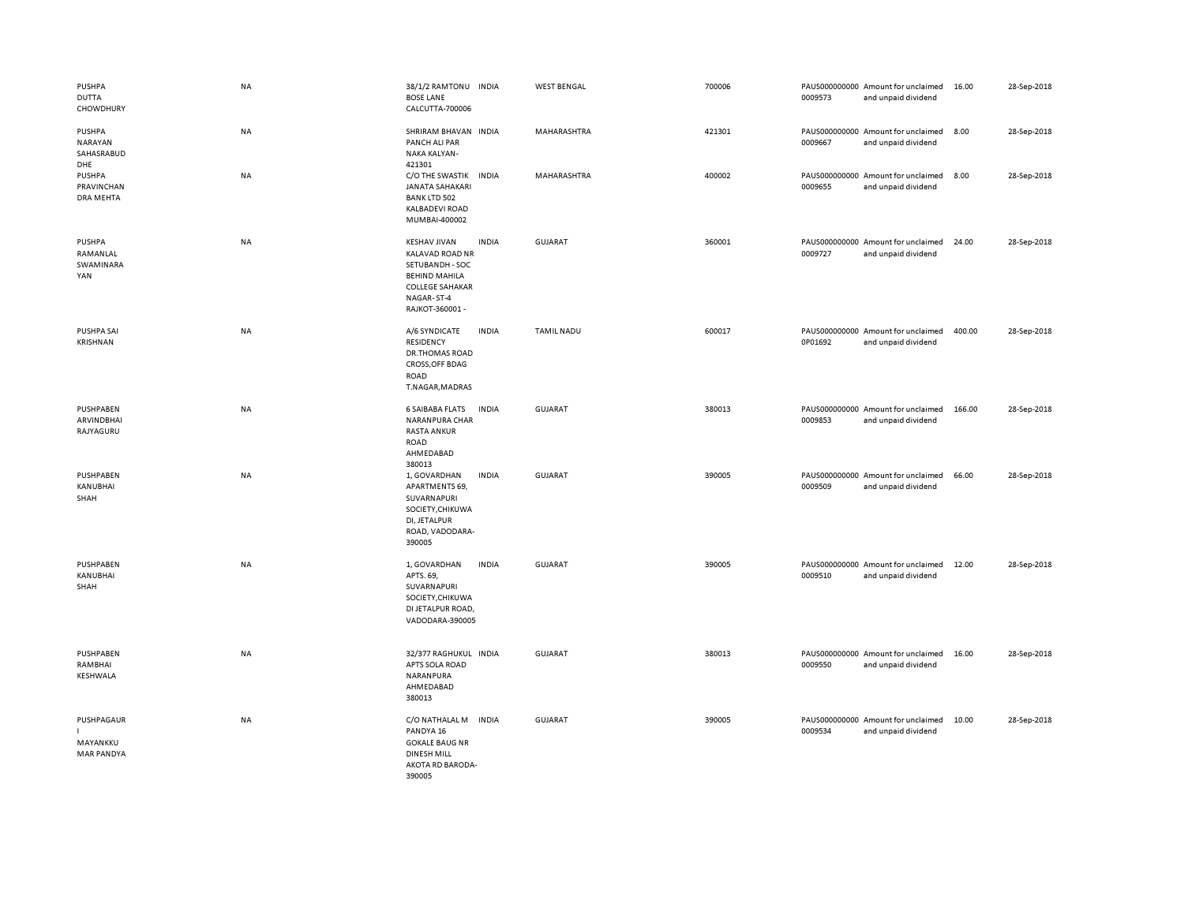| | | | | | | | | | |
|---|---|---|---|---|---|---|---|---|---|
| PUSHPA DUTTA CHOWDHURY | NA | 38/1/2 RAMTONU BOSE LANE CALCUTTA-700006 | INDIA | WEST BENGAL | 700006 | PAUS0000000000009573 | Amount for unclaimed and unpaid dividend | 16.00 | 28-Sep-2018 |
| PUSHPA NARAYAN SAHASRABUDDHE | NA | SHRIRAM BHAVAN PANCH ALI PAR NAKA KALYAN-421301 | INDIA | MAHARASHTRA | 421301 | PAUS0000000000009667 | Amount for unclaimed and unpaid dividend | 8.00 | 28-Sep-2018 |
| PUSHPA PRAVINCHANDRA MEHTA | NA | C/O THE SWASTIK JANATA SAHAKARI BANK LTD 502 KALBADEVI ROAD MUMBAI-400002 | INDIA | MAHARASHTRA | 400002 | PAUS0000000000009655 | Amount for unclaimed and unpaid dividend | 8.00 | 28-Sep-2018 |
| PUSHPA RAMANLAL SWAMINARAYAN | NA | KESHAV JIVAN KALAVAD ROAD NR SETUBANDH - SOC BEHIND MAHILA COLLEGE SAHAKAR NAGAR- ST-4 RAJKOT-360001 - | INDIA | GUJARAT | 360001 | PAUS0000000000009727 | Amount for unclaimed and unpaid dividend | 24.00 | 28-Sep-2018 |
| PUSHPA SAI KRISHNAN | NA | A/6 SYNDICATE RESIDENCY DR.THOMAS ROAD CROSS,OFF BDAG ROAD T.NAGAR,MADRAS | INDIA | TAMIL NADU | 600017 | PAUS00000000000P01692 | Amount for unclaimed and unpaid dividend | 400.00 | 28-Sep-2018 |
| PUSHPABEN ARVINDBHAI RAJYAGURU | NA | 6 SAIBABA FLATS NARANPURA CHAR RASTA ANKUR ROAD AHMEDABAD 380013 | INDIA | GUJARAT | 380013 | PAUS0000000000009853 | Amount for unclaimed and unpaid dividend | 166.00 | 28-Sep-2018 |
| PUSHPABEN KANUBHAI SHAH | NA | 1, GOVARDHAN APARTMENTS 69, SUVARNAPURI SOCIETY,CHIKUWADI, JETALPUR ROAD, VADODARA-390005 | INDIA | GUJARAT | 390005 | PAUS0000000000009509 | Amount for unclaimed and unpaid dividend | 66.00 | 28-Sep-2018 |
| PUSHPABEN KANUBHAI SHAH | NA | 1, GOVARDHAN APTS. 69, SUVARNAPURI SOCIETY,CHIKUWADI JETALPUR ROAD, VADODARA-390005 | INDIA | GUJARAT | 390005 | PAUS0000000000009510 | Amount for unclaimed and unpaid dividend | 12.00 | 28-Sep-2018 |
| PUSHPABEN RAMBHAI KESHWALA | NA | 32/377 RAGHUKUL APTS SOLA ROAD NARANPURA AHMEDABAD 380013 | INDIA | GUJARAT | 380013 | PAUS0000000000009550 | Amount for unclaimed and unpaid dividend | 16.00 | 28-Sep-2018 |
| PUSHPAGAURI MAYANKKUMAR PANDYA | NA | C/O NATHALAL M PANDYA 16 GOKALE BAUG NR DINESH MILL AKOTA RD BARODA-390005 | INDIA | GUJARAT | 390005 | PAUS0000000000009534 | Amount for unclaimed and unpaid dividend | 10.00 | 28-Sep-2018 |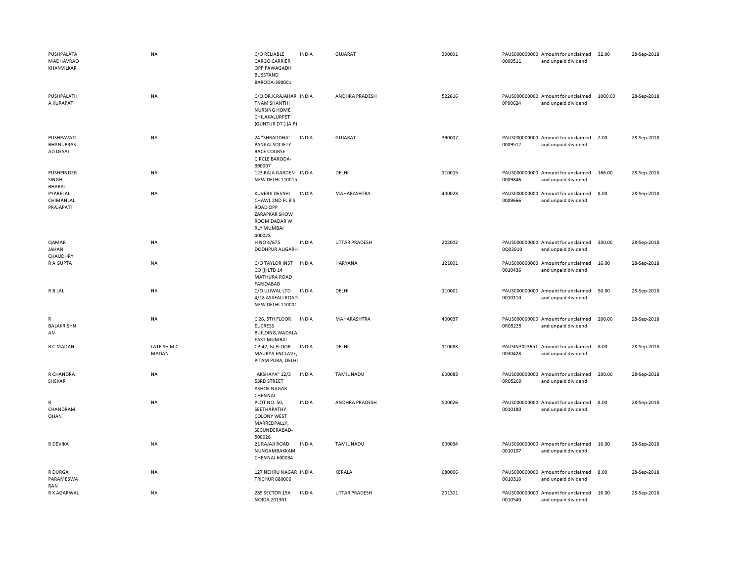| | | | | | | | | | |
|---|---|---|---|---|---|---|---|---|---|
| PUSHPALATA MADHAVRAO KHANVILKAR | NA | C/O RELIABLE CARGO CARRIER OPP PAWAGADH BUSSTAND BARODA-390001 | INDIA | GUJARAT | 390001 | PAUS0000000000009511 | Amount for unclaimed and unpaid dividend | 32.00 | 28-Sep-2018 |
| PUSHPALATHA KURAPATI | NA | C/O.DR.K.RAJAHARTNAM SHANTHI NURSING HOME CHILAKALURPET (GUNTUR DT.) (A.P) | INDIA | ANDHRA PRADESH | 522616 | PAUS0000000000P00624 | Amount for unclaimed and unpaid dividend | 1000.00 | 28-Sep-2018 |
| PUSHPAVATI BHANUPRASAD DESAI | NA | 24 "SHRADDHA" PANKAJ SOCIETY RACE COURSE CIRCLE BARODA-390007 | INDIA | GUJARAT | 390007 | PAUS0000000000009512 | Amount for unclaimed and unpaid dividend | 2.00 | 28-Sep-2018 |
| PUSHPINDER SINGH BHARAJ | NA | 123 RAJA GARDEN NEW DELHI 110015 | INDIA | DELHI | 110015 | PAUS0000000000009846 | Amount for unclaimed and unpaid dividend | 166.00 | 28-Sep-2018 |
| PYARELAL CHIMANLAL PRAJAPATI | NA | KUVERJI DEVSHI CHAWL 2ND FL B S ROAD OPP ZARAPKAR SHOW ROOM DADAR W RLY MUMBAI 400028 | INDIA | MAHARASHTRA | 400028 | PAUS0000000000009666 | Amount for unclaimed and unpaid dividend | 8.00 | 28-Sep-2018 |
| QAMAR JAHAN CHAUDHRY | NA | H NO 4/675 DODHPUR ALIGARH | INDIA | UTTAR PRADESH | 202002 | PAUS0000000000Q03910 | Amount for unclaimed and unpaid dividend | 300.00 | 28-Sep-2018 |
| R A GUPTA | NA | C/O TAYLOR INST CO (I) LTD 14 MATHURA ROAD FARIDABAD | INDIA | HARYANA | 121001 | PAUS0000000000010436 | Amount for unclaimed and unpaid dividend | 16.00 | 28-Sep-2018 |
| R B LAL | NA | C/O UJJWAL LTD 4/18 ASAFALI ROAD NEW DELHI 110001 | INDIA | DELHI | 110001 | PAUS0000000000010110 | Amount for unclaimed and unpaid dividend | 50.00 | 28-Sep-2018 |
| R BALAKRISHNAN | NA | C 26, 5TH FLOOR EUCRESS BUILDING,WADALA EAST MUMBAI | INDIA | MAHARASHTRA | 400037 | PAUS0000000000R05235 | Amount for unclaimed and unpaid dividend | 200.00 | 28-Sep-2018 |
| R C MADAN | LATE SH M C MADAN | CP-42, Ist FLOOR MAURYA ENCLAVE, PITAM PURA, DELHI | INDIA | DELHI | 110088 | PAUSIN30236510030428 | Amount for unclaimed and unpaid dividend | 8.00 | 28-Sep-2018 |
| R CHANDRA SHEKAR | NA | "AKSHAYA" 12/3 53RD STREET ASHOK NAGAR CHENNAI | INDIA | TAMIL NADU | 600083 | PAUS0000000000R05209 | Amount for unclaimed and unpaid dividend | 200.00 | 28-Sep-2018 |
| R CHANDRAMOHAN | NA | PLOT NO. 50, SEETHAPATHY COLONY WEST MARREDPALLY, SECUNDERABAD-500026 | INDIA | ANDHRA PRADESH | 500026 | PAUS0000000000010180 | Amount for unclaimed and unpaid dividend | 8.00 | 28-Sep-2018 |
| R DEVIKA | NA | 21 RAJAJI ROAD NUNGAMBAKKAM CHENNAI-600034 | INDIA | TAMIL NADU | 600034 | PAUS0000000000010107 | Amount for unclaimed and unpaid dividend | 16.00 | 28-Sep-2018 |
| R DURGA PARAMESWARAN | NA | 127 NEHRU NAGAR TRICHUR 680006 | INDIA | KERALA | 680006 | PAUS0000000000010316 | Amount for unclaimed and unpaid dividend | 8.00 | 28-Sep-2018 |
| R K AGARWAL | NA | 235 SECTOR 15A NOIDA 201301 | INDIA | UTTAR PRADESH | 201301 | PAUS0000000000010540 | Amount for unclaimed and unpaid dividend | 16.00 | 28-Sep-2018 |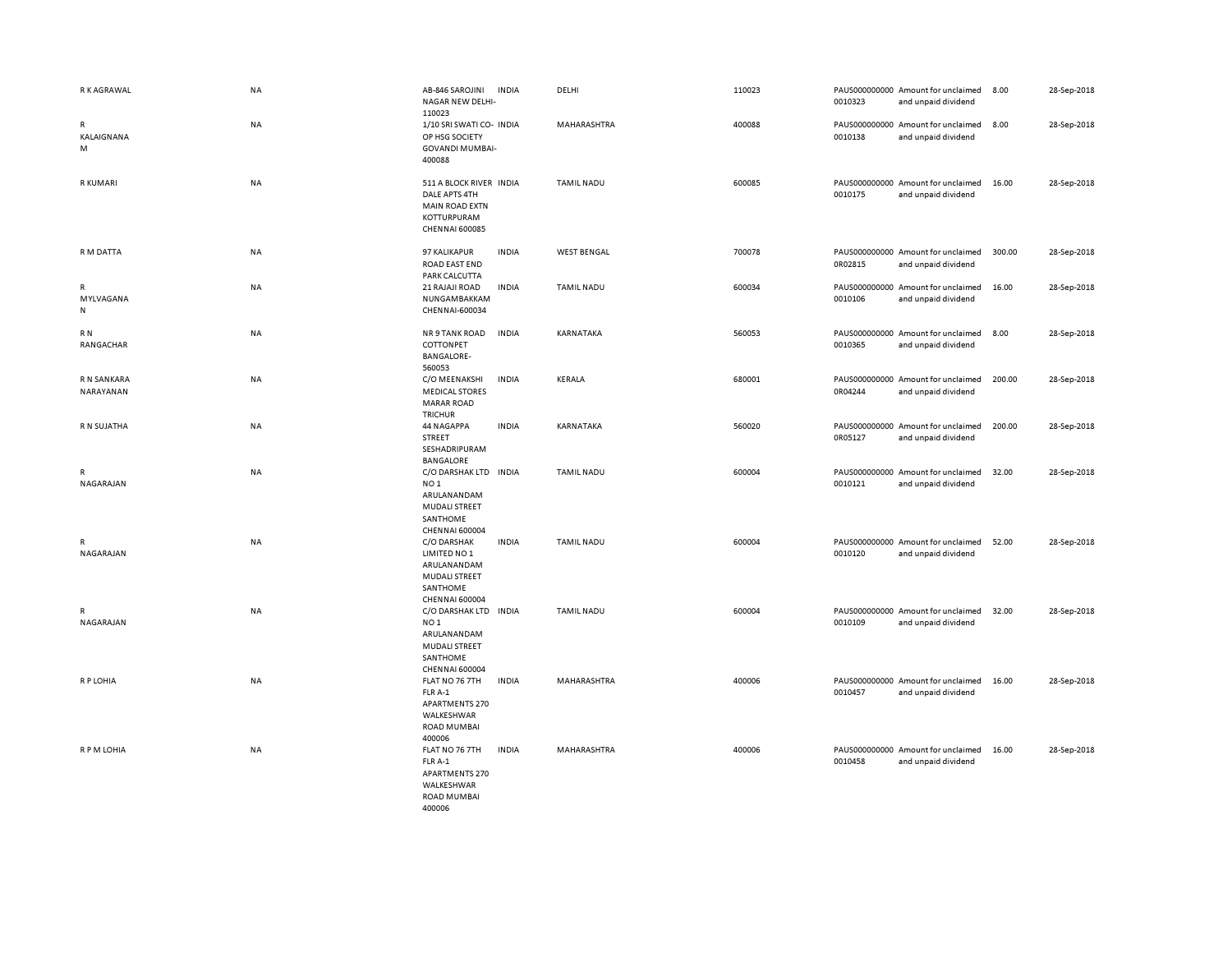| | | | | | | | | | |
|---|---|---|---|---|---|---|---|---|---|
| R K AGRAWAL | NA | AB-846 SAROJINI NAGAR NEW DELHI-110023 | INDIA | DELHI | 110023 | PAUS000000000 0010323 | Amount for unclaimed and unpaid dividend | 8.00 | 28-Sep-2018 |
| R KALAIGNANAM | NA | 1/10 SRI SWATI CO-OP HSG SOCIETY GOVANDI MUMBAI-400088 | INDIA | MAHARASHTRA | 400088 | PAUS000000000 0010138 | Amount for unclaimed and unpaid dividend | 8.00 | 28-Sep-2018 |
| R KUMARI | NA | 511 A BLOCK RIVER DALE APTS 4TH MAIN ROAD EXTN KOTTURPURAM CHENNAI 600085 | INDIA | TAMIL NADU | 600085 | PAUS000000000 0010175 | Amount for unclaimed and unpaid dividend | 16.00 | 28-Sep-2018 |
| R M DATTA | NA | 97 KALIKAPUR ROAD EAST END PARK CALCUTTA | INDIA | WEST BENGAL | 700078 | PAUS000000000 0R02815 | Amount for unclaimed and unpaid dividend | 300.00 | 28-Sep-2018 |
| R MYLVAGANAN | NA | 21 RAJAJI ROAD NUNGAMBAKKAM CHENNAI-600034 | INDIA | TAMIL NADU | 600034 | PAUS000000000 0010106 | Amount for unclaimed and unpaid dividend | 16.00 | 28-Sep-2018 |
| R N RANGACHAR | NA | NR 9 TANK ROAD COTTONPET BANGALORE-560053 | INDIA | KARNATAKA | 560053 | PAUS000000000 0010365 | Amount for unclaimed and unpaid dividend | 8.00 | 28-Sep-2018 |
| R N SANKARA NARAYANAN | NA | C/O MEENAKSHI MEDICAL STORES MARAR ROAD TRICHUR | INDIA | KERALA | 680001 | PAUS000000000 0R04244 | Amount for unclaimed and unpaid dividend | 200.00 | 28-Sep-2018 |
| R N SUJATHA | NA | 44 NAGAPPA STREET SESHADRIPURAM BANGALORE | INDIA | KARNATAKA | 560020 | PAUS000000000 0R05127 | Amount for unclaimed and unpaid dividend | 200.00 | 28-Sep-2018 |
| R NAGARAJAN | NA | C/O DARSHAK LTD NO 1 ARULANANDAM MUDALI STREET SANTHOME CHENNAI 600004 | INDIA | TAMIL NADU | 600004 | PAUS000000000 0010121 | Amount for unclaimed and unpaid dividend | 32.00 | 28-Sep-2018 |
| R NAGARAJAN | NA | C/O DARSHAK LIMITED NO 1 ARULANANDAM MUDALI STREET SANTHOME CHENNAI 600004 | INDIA | TAMIL NADU | 600004 | PAUS000000000 0010120 | Amount for unclaimed and unpaid dividend | 52.00 | 28-Sep-2018 |
| R NAGARAJAN | NA | C/O DARSHAK LTD NO 1 ARULANANDAM MUDALI STREET SANTHOME CHENNAI 600004 | INDIA | TAMIL NADU | 600004 | PAUS000000000 0010109 | Amount for unclaimed and unpaid dividend | 32.00 | 28-Sep-2018 |
| R P LOHIA | NA | FLAT NO 76 7TH FLR A-1 APARTMENTS 270 WALKESHWAR ROAD MUMBAI 400006 | INDIA | MAHARASHTRA | 400006 | PAUS000000000 0010457 | Amount for unclaimed and unpaid dividend | 16.00 | 28-Sep-2018 |
| R P M LOHIA | NA | FLAT NO 76 7TH FLR A-1 APARTMENTS 270 WALKESHWAR ROAD MUMBAI 400006 | INDIA | MAHARASHTRA | 400006 | PAUS000000000 0010458 | Amount for unclaimed and unpaid dividend | 16.00 | 28-Sep-2018 |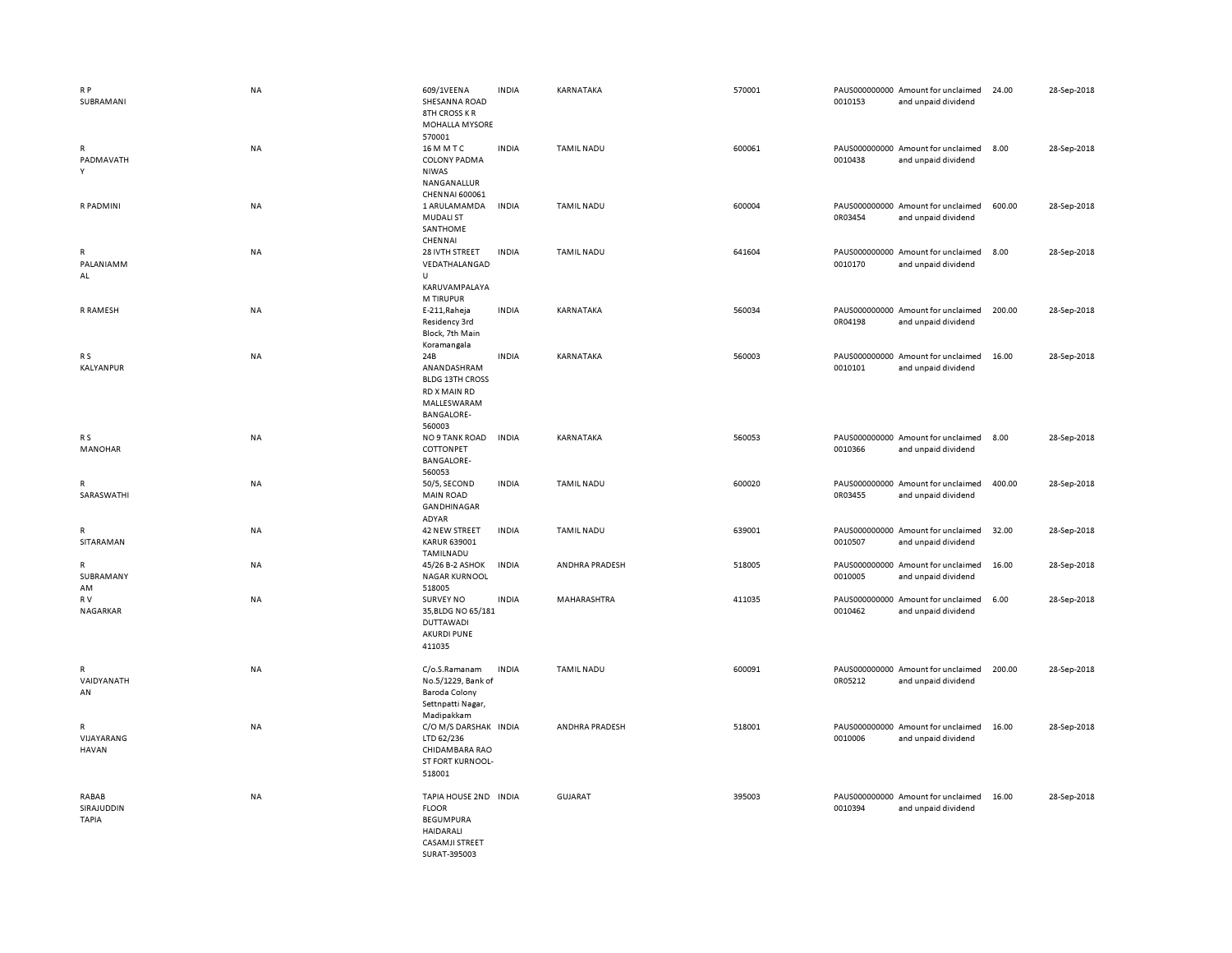| | | | | | | | | | |
|---|---|---|---|---|---|---|---|---|---|
| R P SUBRAMANI | NA | 609/1VEENA SHESANNA ROAD 8TH CROSS K R MOHALLA MYSORE 570001 | INDIA | KARNATAKA | 570001 | PAUS0000000000010153 | Amount for unclaimed and unpaid dividend | 24.00 | 28-Sep-2018 |
| R PADMAVATHY | NA | 16 M M T C COLONY PADMA NIWAS NANGANALLUR CHENNAI 600061 | INDIA | TAMIL NADU | 600061 | PAUS0000000000010438 | Amount for unclaimed and unpaid dividend | 8.00 | 28-Sep-2018 |
| R PADMINI | NA | 1 ARULAMAMDA MUDALI ST SANTHOME CHENNAI | INDIA | TAMIL NADU | 600004 | PAUS0000000000R03454 | Amount for unclaimed and unpaid dividend | 600.00 | 28-Sep-2018 |
| R PALANIAMMAL | NA | 28 IVTH STREET VEDATHALANGADU KARUVAMPALAYAM TIRUPUR | INDIA | TAMIL NADU | 641604 | PAUS0000000000010170 | Amount for unclaimed and unpaid dividend | 8.00 | 28-Sep-2018 |
| R RAMESH | NA | E-211,Raheja Residency 3rd Block, 7th Main Koramangala | INDIA | KARNATAKA | 560034 | PAUS0000000000R04198 | Amount for unclaimed and unpaid dividend | 200.00 | 28-Sep-2018 |
| R S KALYANPUR | NA | 24B ANANDASHRAM BLDG 13TH CROSS RD X MAIN RD MALLESWARAM BANGALORE-560003 | INDIA | KARNATAKA | 560003 | PAUS0000000000010101 | Amount for unclaimed and unpaid dividend | 16.00 | 28-Sep-2018 |
| R S MANOHAR | NA | NO 9 TANK ROAD COTTONPET BANGALORE-560053 | INDIA | KARNATAKA | 560053 | PAUS0000000000010366 | Amount for unclaimed and unpaid dividend | 8.00 | 28-Sep-2018 |
| R SARASWATHI | NA | 50/5, SECOND MAIN ROAD GANDHINAGAR ADYAR | INDIA | TAMIL NADU | 600020 | PAUS0000000000R03455 | Amount for unclaimed and unpaid dividend | 400.00 | 28-Sep-2018 |
| R SITARAMAN | NA | 42 NEW STREET KARUR 639001 TAMILNADU | INDIA | TAMIL NADU | 639001 | PAUS0000000000010507 | Amount for unclaimed and unpaid dividend | 32.00 | 28-Sep-2018 |
| R SUBRAMANYAM | NA | 45/26 B-2 ASHOK NAGAR KURNOOL 518005 | INDIA | ANDHRA PRADESH | 518005 | PAUS0000000000010005 | Amount for unclaimed and unpaid dividend | 16.00 | 28-Sep-2018 |
| R V NAGARKAR | NA | SURVEY NO 35,BLDG NO 65/181 DUTTAWADI AKURDI PUNE 411035 | INDIA | MAHARASHTRA | 411035 | PAUS0000000000010462 | Amount for unclaimed and unpaid dividend | 6.00 | 28-Sep-2018 |
| R VAIDYANATHAN | NA | C/o.S.Ramanam No.5/1229, Bank of Baroda Colony Settnpatti Nagar, Madipakkam | INDIA | TAMIL NADU | 600091 | PAUS0000000000R05212 | Amount for unclaimed and unpaid dividend | 200.00 | 28-Sep-2018 |
| R VIJAYARANGHAVAN | NA | C/O M/S DARSHAK LTD 62/236 CHIDAMBARA RAO ST FORT KURNOOL-518001 | INDIA | ANDHRA PRADESH | 518001 | PAUS0000000000010006 | Amount for unclaimed and unpaid dividend | 16.00 | 28-Sep-2018 |
| RABAB SIRAJUDDIN TAPIA | NA | TAPIA HOUSE 2ND FLOOR BEGUMPURA HAIDARALI CASAMJI STREET SURAT-395003 | INDIA | GUJARAT | 395003 | PAUS0000000000010394 | Amount for unclaimed and unpaid dividend | 16.00 | 28-Sep-2018 |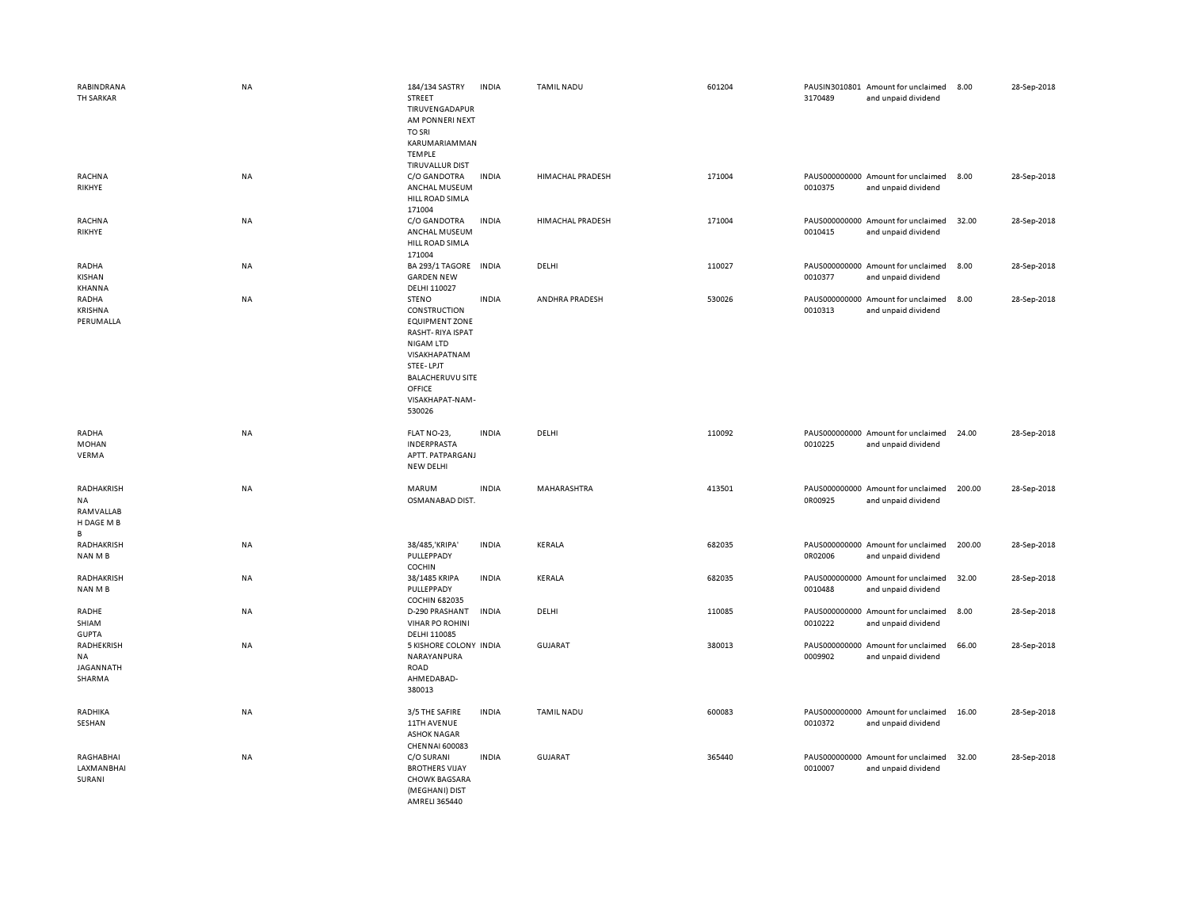| | | | | | | | | | |
|---|---|---|---|---|---|---|---|---|---|
| RABINDRANATH SARKAR | NA | 184/134 SASTRY STREET TIRUVENGADAPURAM PONNERI NEXT TO SRI KARUMARIAMMAN TEMPLE TIRUVALLUR DIST | INDIA | TAMIL NADU | 601204 | PAUSIN30108013170489 | Amount for unclaimed and unpaid dividend | 8.00 | 28-Sep-2018 |
| RACHNA RIKHYE | NA | C/O GANDOTRA ANCHAL MUSEUM HILL ROAD SIMLA 171004 | INDIA | HIMACHAL PRADESH | 171004 | PAUS0000000000010375 | Amount for unclaimed and unpaid dividend | 8.00 | 28-Sep-2018 |
| RACHNA RIKHYE | NA | C/O GANDOTRA ANCHAL MUSEUM HILL ROAD SIMLA 171004 | INDIA | HIMACHAL PRADESH | 171004 | PAUS0000000000010415 | Amount for unclaimed and unpaid dividend | 32.00 | 28-Sep-2018 |
| RADHA KISHAN KHANNA | NA | BA 293/1 TAGORE GARDEN NEW DELHI 110027 | INDIA | DELHI | 110027 | PAUS0000000000010377 | Amount for unclaimed and unpaid dividend | 8.00 | 28-Sep-2018 |
| RADHA KRISHNA PERUMALLA | NA | STENO CONSTRUCTION EQUIPMENT ZONE RASHT- RIYA ISPAT NIGAM LTD VISAKHAPATNAM STEE- LPJT BALACHERUVU SITE OFFICE VISAKHAPAT-NAM-530026 | INDIA | ANDHRA PRADESH | 530026 | PAUS0000000000010313 | Amount for unclaimed and unpaid dividend | 8.00 | 28-Sep-2018 |
| RADHA MOHAN VERMA | NA | FLAT NO-23, INDERPRASTA APTT. PATPARGANJ NEW DELHI | INDIA | DELHI | 110092 | PAUS0000000000010225 | Amount for unclaimed and unpaid dividend | 24.00 | 28-Sep-2018 |
| RADHAKRISHNA RAMVALLABH DAGE M B B | NA | MARUM OSMANABAD DIST. | INDIA | MAHARASHTRA | 413501 | PAUS0000000000R00925 | Amount for unclaimed and unpaid dividend | 200.00 | 28-Sep-2018 |
| RADHAKRISHNAN M B | NA | 38/485,'KRIPA' PULLEPPADY COCHIN | INDIA | KERALA | 682035 | PAUS0000000000R02006 | Amount for unclaimed and unpaid dividend | 200.00 | 28-Sep-2018 |
| RADHAKRISHNAN M B | NA | 38/1485 KRIPA PULLEPPADY COCHIN 682035 | INDIA | KERALA | 682035 | PAUS0000000000010488 | Amount for unclaimed and unpaid dividend | 32.00 | 28-Sep-2018 |
| RADHE SHIAM GUPTA | NA | D-290 PRASHANT VIHAR PO ROHINI DELHI 110085 | INDIA | DELHI | 110085 | PAUS0000000000010222 | Amount for unclaimed and unpaid dividend | 8.00 | 28-Sep-2018 |
| RADHEKRISHNA JAGANNATH SHARMA | NA | 5 KISHORE COLONY NARAYANPURA ROAD AHMEDABAD-380013 | INDIA | GUJARAT | 380013 | PAUS0000000000009902 | Amount for unclaimed and unpaid dividend | 66.00 | 28-Sep-2018 |
| RADHIKA SESHAN | NA | 3/5 THE SAFIRE 11TH AVENUE ASHOK NAGAR CHENNAI 600083 | INDIA | TAMIL NADU | 600083 | PAUS0000000000010372 | Amount for unclaimed and unpaid dividend | 16.00 | 28-Sep-2018 |
| RAGHABHAI LAXMANBHAI SURANI | NA | C/O SURANI BROTHERS VIJAY CHOWK BAGSARA (MEGHANI) DIST AMRELI 365440 | INDIA | GUJARAT | 365440 | PAUS0000000000010007 | Amount for unclaimed and unpaid dividend | 32.00 | 28-Sep-2018 |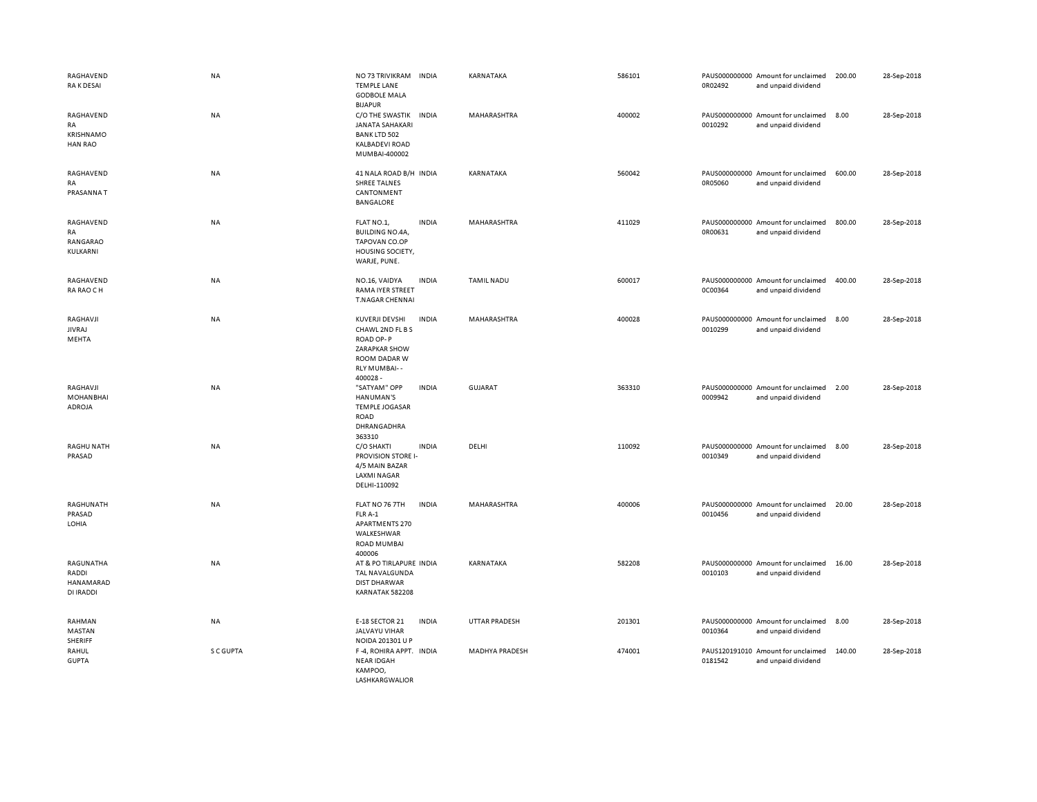| | | | | | | | | | |
|---|---|---|---|---|---|---|---|---|---|
| RAGHAVEND RA K DESAI | NA | NO 73 TRIVIKRAM TEMPLE LANE GODBOLE MALA BIJAPUR | INDIA | KARNATAKA | 586101 | PAUS0000000000R02492 | Amount for unclaimed and unpaid dividend | 200.00 | 28-Sep-2018 |
| RAGHAVEND RA KRISHNAMO HAN RAO | NA | C/O THE SWASTIK JANATA SAHAKARI BANK LTD 502 KALBADEVI ROAD MUMBAI-400002 | INDIA | MAHARASHTRA | 400002 | PAUS0000000000010292 | Amount for unclaimed and unpaid dividend | 8.00 | 28-Sep-2018 |
| RAGHAVEND RA PRASANNA T | NA | 41 NALA ROAD B/H SHREE TALNES CANTONMENT BANGALORE | INDIA | KARNATAKA | 560042 | PAUS0000000000R05060 | Amount for unclaimed and unpaid dividend | 600.00 | 28-Sep-2018 |
| RAGHAVEND RA RANGARAO KULKARNI | NA | FLAT NO.1, BUILDING NO.4A, TAPOVAN CO.OP HOUSING SOCIETY, WARJE, PUNE. | INDIA | MAHARASHTRA | 411029 | PAUS0000000000R00631 | Amount for unclaimed and unpaid dividend | 800.00 | 28-Sep-2018 |
| RAGHAVEND RA RAO C H | NA | NO.16, VAIDYA RAMA IYER STREET T.NAGAR CHENNAI | INDIA | TAMIL NADU | 600017 | PAUS0000000000C00364 | Amount for unclaimed and unpaid dividend | 400.00 | 28-Sep-2018 |
| RAGHAVJI JIVRAJ MEHTA | NA | KUVERJI DEVSHI CHAWL 2ND FL B S ROAD OP- P ZARAPKAR SHOW ROOM DADAR W RLY MUMBAI- - 400028 - | INDIA | MAHARASHTRA | 400028 | PAUS0000000000010299 | Amount for unclaimed and unpaid dividend | 8.00 | 28-Sep-2018 |
| RAGHAVJI MOHANBHAI ADROJA | NA | "SATYAM" OPP HANUMAN'S TEMPLE JOGASAR ROAD DHRANGADHRA 363310 | INDIA | GUJARAT | 363310 | PAUS0000000000009942 | Amount for unclaimed and unpaid dividend | 2.00 | 28-Sep-2018 |
| RAGHU NATH PRASAD | NA | C/O SHAKTI PROVISION STORE I-4/5 MAIN BAZAR LAXMI NAGAR DELHI-110092 | INDIA | DELHI | 110092 | PAUS0000000000010349 | Amount for unclaimed and unpaid dividend | 8.00 | 28-Sep-2018 |
| RAGHUNATH PRASAD LOHIA | NA | FLAT NO 76 7TH FLR A-1 APARTMENTS 270 WALKESHWAR ROAD MUMBAI 400006 | INDIA | MAHARASHTRA | 400006 | PAUS0000000000010456 | Amount for unclaimed and unpaid dividend | 20.00 | 28-Sep-2018 |
| RAGUNATHA RADDI HANAMARAD DI IRADDI | NA | AT & PO TIRLAPURE TAL NAVALGUNDA DIST DHARWAR KARNATAK 582208 | INDIA | KARNATAKA | 582208 | PAUS0000000000010103 | Amount for unclaimed and unpaid dividend | 16.00 | 28-Sep-2018 |
| RAHMAN MASTAN SHERIFF | NA | E-18 SECTOR 21 JALVAYU VIHAR NOIDA 201301 U P | INDIA | UTTAR PRADESH | 201301 | PAUS0000000000010364 | Amount for unclaimed and unpaid dividend | 8.00 | 28-Sep-2018 |
| RAHUL GUPTA | S C GUPTA | F -4, ROHIRA APPT. NEAR IDGAH KAMPOO, LASHKARGWALIOR | INDIA | MADHYA PRADESH | 474001 | PAUS1201910100181542 | Amount for unclaimed and unpaid dividend | 140.00 | 28-Sep-2018 |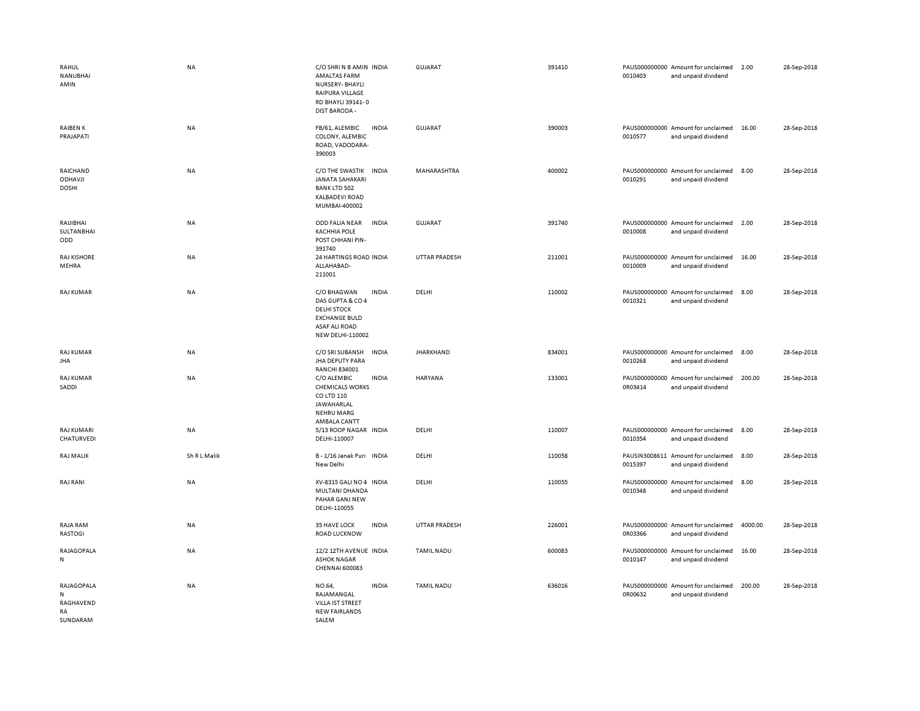| | | | | | | | | | |
|---|---|---|---|---|---|---|---|---|---|
| RAHUL NANUBHAI AMIN | NA | C/O SHRI N B AMIN AMALTAS FARM NURSERY- BHAYLI RAIPURA VILLAGE RD BHAYLI 39141- 0 DIST BARODA - | INDIA | GUJARAT | 391410 | PAUS0000000000010403 | Amount for unclaimed and unpaid dividend | 2.00 | 28-Sep-2018 |
| RAIBEN K PRAJAPATI | NA | FB/61, ALEMBIC COLONY, ALEMBIC ROAD, VADODARA-390003 | INDIA | GUJARAT | 390003 | PAUS0000000000010577 | Amount for unclaimed and unpaid dividend | 16.00 | 28-Sep-2018 |
| RAICHAND ODHAVJI DOSHI | NA | C/O THE SWASTIK JANATA SAHAKARI BANK LTD 502 KALBADEVI ROAD MUMBAI-400002 | INDIA | MAHARASHTRA | 400002 | PAUS0000000000010291 | Amount for unclaimed and unpaid dividend | 8.00 | 28-Sep-2018 |
| RAIJIBHAI SULTANBHAI ODD | NA | ODD FALIA NEAR KACHHIA POLE POST CHHANI PIN-391740 | INDIA | GUJARAT | 391740 | PAUS0000000000010008 | Amount for unclaimed and unpaid dividend | 2.00 | 28-Sep-2018 |
| RAJ KISHORE MEHRA | NA | 24 HARTINGS ROAD ALLAHABAD-211001 | INDIA | UTTAR PRADESH | 211001 | PAUS0000000000010009 | Amount for unclaimed and unpaid dividend | 16.00 | 28-Sep-2018 |
| RAJ KUMAR | NA | C/O BHAGWAN DAS GUPTA & CO 4 DELHI STOCK EXCHANGE BULD ASAF ALI ROAD NEW DELHI-110002 | INDIA | DELHI | 110002 | PAUS0000000000010321 | Amount for unclaimed and unpaid dividend | 8.00 | 28-Sep-2018 |
| RAJ KUMAR JHA | NA | C/O SRI SUBANSH JHA DEPUTY PARA RANCHI 834001 | INDIA | JHARKHAND | 834001 | PAUS0000000000010268 | Amount for unclaimed and unpaid dividend | 8.00 | 28-Sep-2018 |
| RAJ KUMAR SADDI | NA | C/O ALEMBIC CHEMICALS WORKS CO LTD 110 JAWAHARLAL NEHRU MARG AMBALA CANTT | INDIA | HARYANA | 133001 | PAUS00000000000R03414 | Amount for unclaimed and unpaid dividend | 200.00 | 28-Sep-2018 |
| RAJ KUMARI CHATURVEDI | NA | 5/13 ROOP NAGAR DELHI-110007 | INDIA | DELHI | 110007 | PAUS0000000000010354 | Amount for unclaimed and unpaid dividend | 8.00 | 28-Sep-2018 |
| RAJ MALIK | Sh R L Malik | B - 1/16 Janak Puri New Delhi | INDIA | DELHI | 110058 | PAUSIN30086110015397 | Amount for unclaimed and unpaid dividend | 8.00 | 28-Sep-2018 |
| RAJ RANI | NA | XV-8315 GALI NO 4 MULTANI DHANDA PAHAR GANJ NEW DELHI-110055 | INDIA | DELHI | 110055 | PAUS0000000000010348 | Amount for unclaimed and unpaid dividend | 8.00 | 28-Sep-2018 |
| RAJA RAM RASTOGI | NA | 35 HAVE LOCK ROAD LUCKNOW | INDIA | UTTAR PRADESH | 226001 | PAUS00000000000R03366 | Amount for unclaimed and unpaid dividend | 4000.00 | 28-Sep-2018 |
| RAJAGOPALA N | NA | 12/2 12TH AVENUE ASHOK NAGAR CHENNAI 600083 | INDIA | TAMIL NADU | 600083 | PAUS0000000000010147 | Amount for unclaimed and unpaid dividend | 16.00 | 28-Sep-2018 |
| RAJAGOPALA N RAGHAVEND RA SUNDARAM | NA | NO.64, RAJAMANGAL VILLA IST STREET NEW FAIRLANDS SALEM | INDIA | TAMIL NADU | 636016 | PAUS00000000000R00632 | Amount for unclaimed and unpaid dividend | 200.00 | 28-Sep-2018 |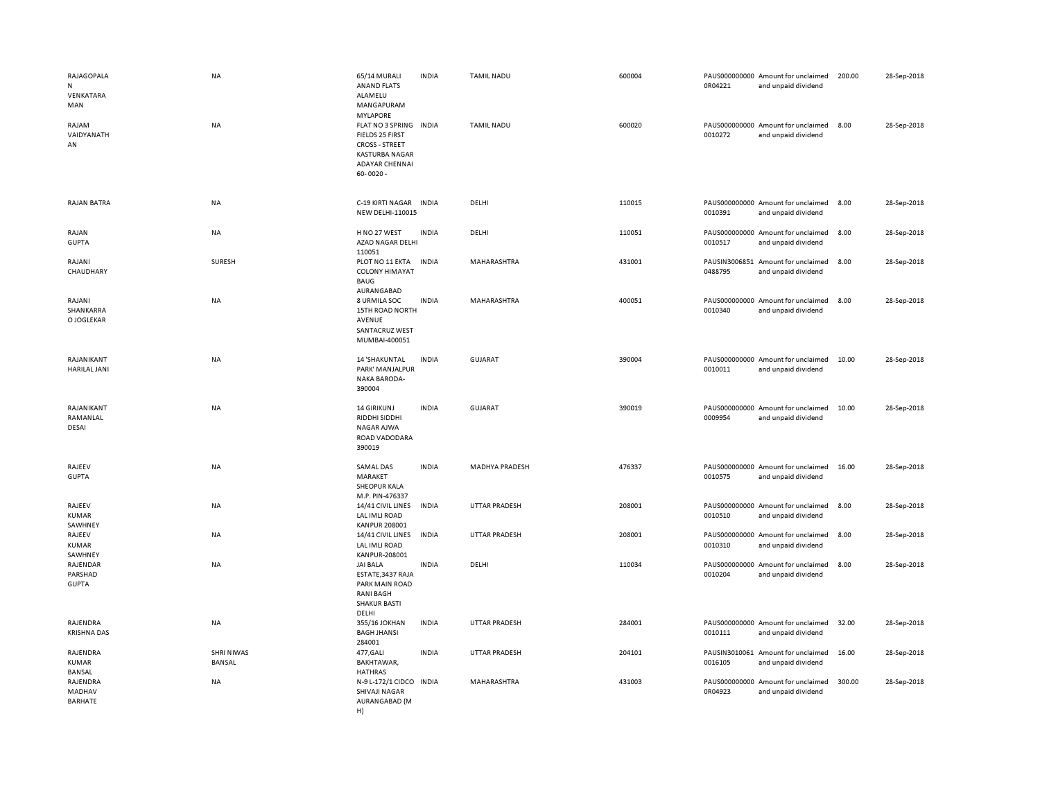| | | | | | | | | | |
|---|---|---|---|---|---|---|---|---|---|
| RAJAGOPALAN VENKATARAMAN | NA | 65/14 MURALI ANAND FLATS ALAMELU MANGAPURAM MYLAPORE | INDIA | TAMIL NADU | 600004 | PAUS0000000000R04221 | Amount for unclaimed and unpaid dividend | 200.00 | 28-Sep-2018 |
| RAJAM VAIDYANATHAN | NA | FLAT NO 3 SPRING FIELDS 25 FIRST CROSS - STREET KASTURBA NAGAR ADAYAR CHENNAI 60- 0020 - | INDIA | TAMIL NADU | 600020 | PAUS00000000000010272 | Amount for unclaimed and unpaid dividend | 8.00 | 28-Sep-2018 |
| RAJAN BATRA | NA | C-19 KIRTI NAGAR NEW DELHI-110015 | INDIA | DELHI | 110015 | PAUS00000000000010391 | Amount for unclaimed and unpaid dividend | 8.00 | 28-Sep-2018 |
| RAJAN GUPTA | NA | H NO 27 WEST AZAD NAGAR DELHI 110051 | INDIA | DELHI | 110051 | PAUS00000000000010517 | Amount for unclaimed and unpaid dividend | 8.00 | 28-Sep-2018 |
| RAJANI CHAUDHARY | SURESH | PLOT NO 11 EKTA COLONY HIMAYAT BAUG AURANGABAD | INDIA | MAHARASHTRA | 431001 | PAUSIN30068510488795 | Amount for unclaimed and unpaid dividend | 8.00 | 28-Sep-2018 |
| RAJANI SHANKARRAO JOGLEKAR | NA | 8 URMILA SOC 15TH ROAD NORTH AVENUE SANTACRUZ WEST MUMBAI-400051 | INDIA | MAHARASHTRA | 400051 | PAUS00000000000010340 | Amount for unclaimed and unpaid dividend | 8.00 | 28-Sep-2018 |
| RAJANIKANT HARILAL JANI | NA | 14 'SHAKUNTAL PARK' MANJALPUR NAKA BARODA-390004 | INDIA | GUJARAT | 390004 | PAUS00000000000010011 | Amount for unclaimed and unpaid dividend | 10.00 | 28-Sep-2018 |
| RAJANIKANT RAMANLAL DESAI | NA | 14 GIRIKUNJ RIDDHI SIDDHI NAGAR AJWA ROAD VADODARA 390019 | INDIA | GUJARAT | 390019 | PAUS00000000000009954 | Amount for unclaimed and unpaid dividend | 10.00 | 28-Sep-2018 |
| RAJEEV GUPTA | NA | SAMAL DAS MARAKET SHEOPUR KALA M.P. PIN-476337 | INDIA | MADHYA PRADESH | 476337 | PAUS00000000000010575 | Amount for unclaimed and unpaid dividend | 16.00 | 28-Sep-2018 |
| RAJEEV KUMAR SAWHNEY | NA | 14/41 CIVIL LINES LAL IMLI ROAD KANPUR 208001 | INDIA | UTTAR PRADESH | 208001 | PAUS00000000000010510 | Amount for unclaimed and unpaid dividend | 8.00 | 28-Sep-2018 |
| RAJEEV KUMAR SAWHNEY | NA | 14/41 CIVIL LINES LAL IMLI ROAD KANPUR-208001 | INDIA | UTTAR PRADESH | 208001 | PAUS00000000000010310 | Amount for unclaimed and unpaid dividend | 8.00 | 28-Sep-2018 |
| RAJENDAR PARSHAD GUPTA | NA | JAI BALA ESTATE,3437 RAJA PARK MAIN ROAD RANI BAGH SHAKUR BASTI DELHI | INDIA | DELHI | 110034 | PAUS00000000000010204 | Amount for unclaimed and unpaid dividend | 8.00 | 28-Sep-2018 |
| RAJENDRA KRISHNA DAS | NA | 355/16 JOKHAN BAGH JHANSI 284001 | INDIA | UTTAR PRADESH | 284001 | PAUS00000000000010111 | Amount for unclaimed and unpaid dividend | 32.00 | 28-Sep-2018 |
| RAJENDRA KUMAR BANSAL | SHRI NIWAS BANSAL | 477,GALI BAKHTAWAR, HATHRAS | INDIA | UTTAR PRADESH | 204101 | PAUSIN30100610016105 | Amount for unclaimed and unpaid dividend | 16.00 | 28-Sep-2018 |
| RAJENDRA MADHAV BARHATE | NA | N-9 L-172/1 CIDCO SHIVAJI NAGAR AURANGABAD (M H) | INDIA | MAHARASHTRA | 431003 | PAUS0000000000R04923 | Amount for unclaimed and unpaid dividend | 300.00 | 28-Sep-2018 |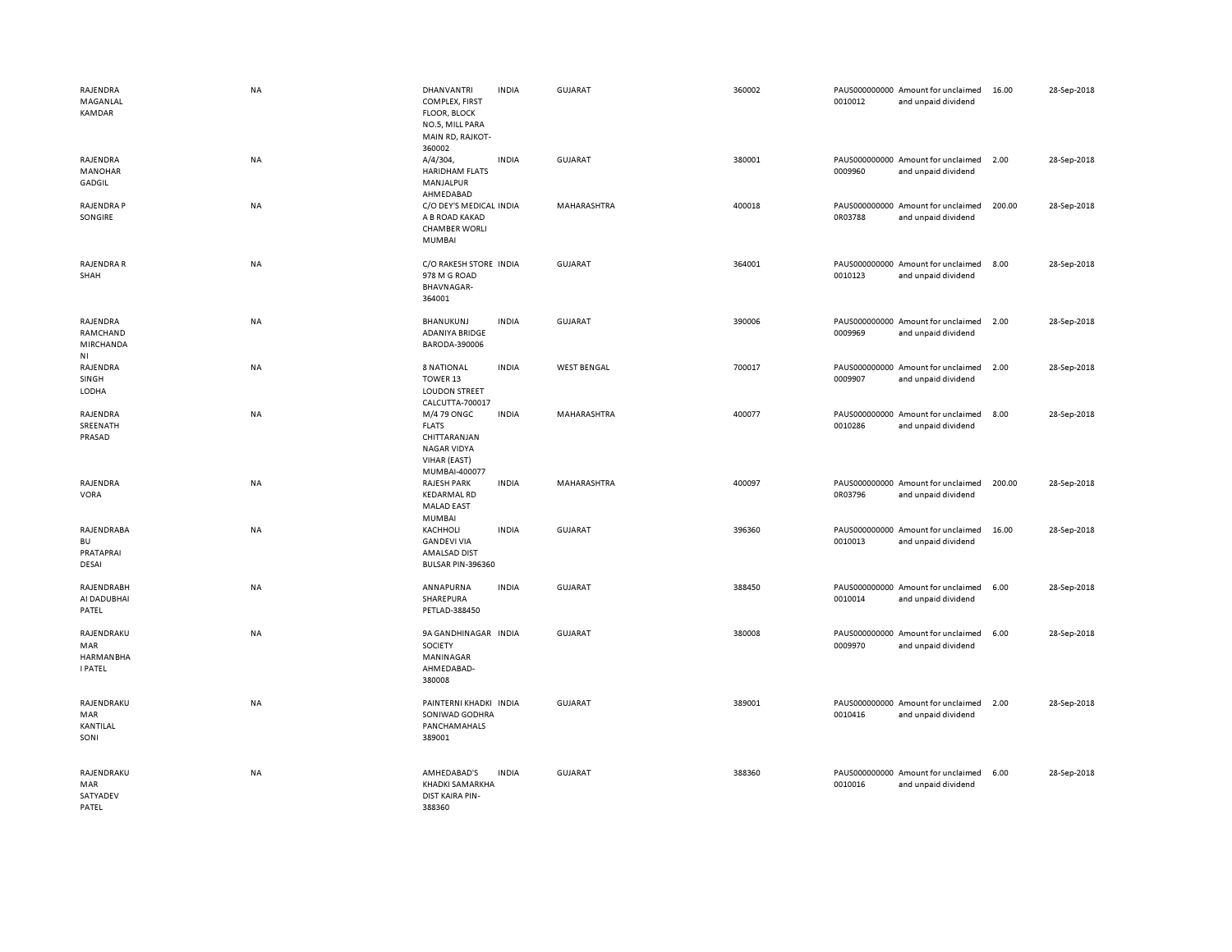| | | | | | | | | | |
|---|---|---|---|---|---|---|---|---|---|
| RAJENDRA MAGANLAL KAMDAR | NA | DHANVANTRI COMPLEX, FIRST FLOOR, BLOCK NO.5, MILL PARA MAIN RD, RAJKOT-360002 | INDIA | GUJARAT | 360002 | PAUS0000000000010012 | Amount for unclaimed and unpaid dividend | 16.00 | 28-Sep-2018 |
| RAJENDRA MANOHAR GADGIL | NA | A/4/304, HARIDHAM FLATS MANJALPUR AHMEDABAD | INDIA | GUJARAT | 380001 | PAUS0000000000009960 | Amount for unclaimed and unpaid dividend | 2.00 | 28-Sep-2018 |
| RAJENDRA P SONGIRE | NA | C/O DEY'S MEDICAL A B ROAD KAKAD CHAMBER WORLI MUMBAI | INDIA | MAHARASHTRA | 400018 | PAUS0000000000R03788 | Amount for unclaimed and unpaid dividend | 200.00 | 28-Sep-2018 |
| RAJENDRA R SHAH | NA | C/O RAKESH STORE 978 M G ROAD BHAVNAGAR-364001 | INDIA | GUJARAT | 364001 | PAUS0000000000010123 | Amount for unclaimed and unpaid dividend | 8.00 | 28-Sep-2018 |
| RAJENDRA RAMCHAND MIRCHANDANI | NA | BHANUKUNJ ADANIYA BRIDGE BARODA-390006 | INDIA | GUJARAT | 390006 | PAUS0000000000009969 | Amount for unclaimed and unpaid dividend | 2.00 | 28-Sep-2018 |
| RAJENDRA SINGH LODHA | NA | 8 NATIONAL TOWER 13 LOUDON STREET CALCUTTA-700017 | INDIA | WEST BENGAL | 700017 | PAUS0000000000009907 | Amount for unclaimed and unpaid dividend | 2.00 | 28-Sep-2018 |
| RAJENDRA SREENATH PRASAD | NA | M/4 79 ONGC FLATS CHITTARANJAN NAGAR VIDYA VIHAR (EAST) MUMBAI-400077 | INDIA | MAHARASHTRA | 400077 | PAUS0000000000010286 | Amount for unclaimed and unpaid dividend | 8.00 | 28-Sep-2018 |
| RAJENDRA VORA | NA | RAJESH PARK KEDARMAL RD MALAD EAST MUMBAI | INDIA | MAHARASHTRA | 400097 | PAUS0000000000R03796 | Amount for unclaimed and unpaid dividend | 200.00 | 28-Sep-2018 |
| RAJENDRABABU PRATAPRAI DESAI | NA | KACHHOLI GANDEVI VIA AMALSAD DIST BULSAR PIN-396360 | INDIA | GUJARAT | 396360 | PAUS0000000000010013 | Amount for unclaimed and unpaid dividend | 16.00 | 28-Sep-2018 |
| RAJENDRABHAI DADUBHAI PATEL | NA | ANNAPURNA SHAREPURA PETLAD-388450 | INDIA | GUJARAT | 388450 | PAUS0000000000010014 | Amount for unclaimed and unpaid dividend | 6.00 | 28-Sep-2018 |
| RAJENDRAKUMAR HARMANBHAI PATEL | NA | 9A GANDHINAGAR SOCIETY MANINAGAR AHMEDABAD-380008 | INDIA | GUJARAT | 380008 | PAUS0000000000009970 | Amount for unclaimed and unpaid dividend | 6.00 | 28-Sep-2018 |
| RAJENDRAKUMAR KANTILAL SONI | NA | PAINTERNI KHADKI SONIWAD GODHRA PANCHAMAHALS 389001 | INDIA | GUJARAT | 389001 | PAUS0000000000010416 | Amount for unclaimed and unpaid dividend | 2.00 | 28-Sep-2018 |
| RAJENDRAKUMAR SATYADEV PATEL | NA | AMHEDABAD'S KHADKI SAMARKHA DIST KAIRA PIN-388360 | INDIA | GUJARAT | 388360 | PAUS0000000000010016 | Amount for unclaimed and unpaid dividend | 6.00 | 28-Sep-2018 |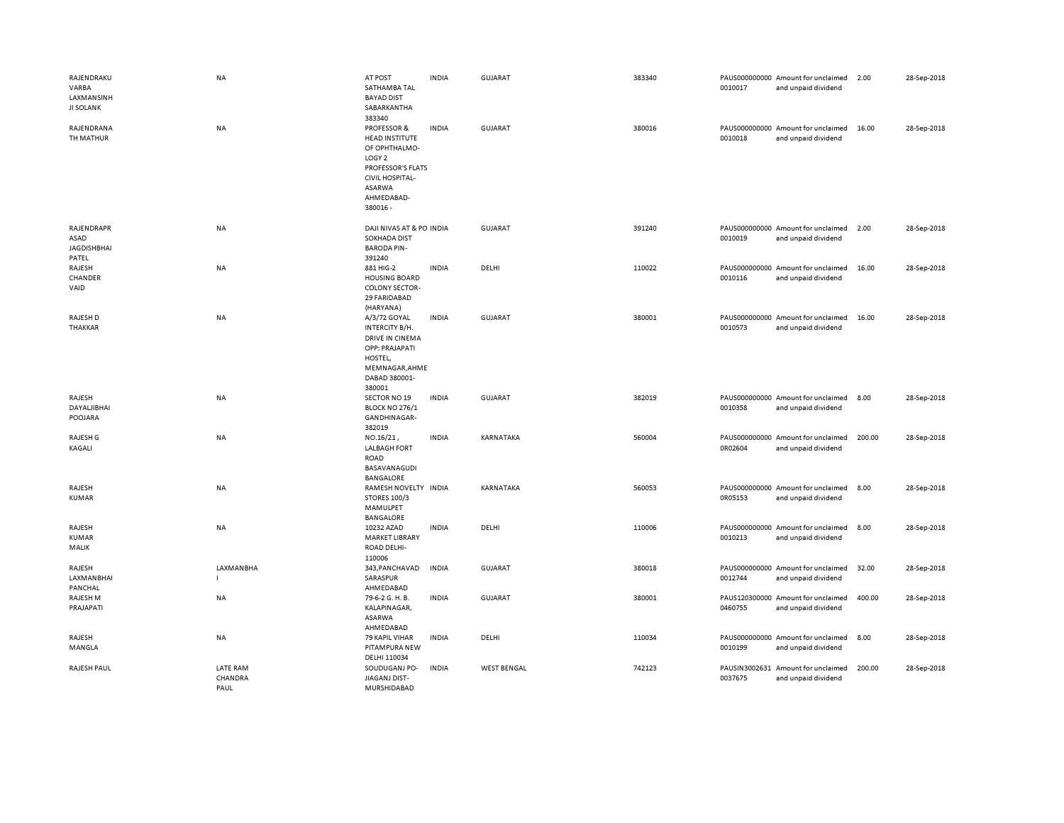| | | | | | | | | | |
|---|---|---|---|---|---|---|---|---|---|
| RAJENDRAKU VARBA LAXMANSINH JI SOLANK | NA | AT POST SATHAMBA TAL BAYAD DIST SABARKANTHA 383340 | INDIA | GUJARAT | 383340 | PAUS0000000000010017 | Amount for unclaimed and unpaid dividend | 2.00 | 28-Sep-2018 |
| RAJENDRANA TH MATHUR | NA | PROFESSOR & HEAD INSTITUTE OF OPHTHALMO-LOGY 2 PROFESSOR'S FLATS CIVIL HOSPITAL-ASARWA AHMEDABAD-380016 - | INDIA | GUJARAT | 380016 | PAUS0000000000010018 | Amount for unclaimed and unpaid dividend | 16.00 | 28-Sep-2018 |
| RAJENDRAPR ASAD JAGDISHBHAI PATEL | NA | DAJI NIVAS AT & PO SOKHADA DIST BARODA PIN-391240 | INDIA | GUJARAT | 391240 | PAUS0000000000010019 | Amount for unclaimed and unpaid dividend | 2.00 | 28-Sep-2018 |
| RAJESH CHANDER VAID | NA | 881 HIG-2 HOUSING BOARD COLONY SECTOR-29 FARIDABAD (HARYANA) | INDIA | DELHI | 110022 | PAUS0000000000010116 | Amount for unclaimed and unpaid dividend | 16.00 | 28-Sep-2018 |
| RAJESH D THAKKAR | NA | A/3/72 GOYAL INTERCITY B/H. DRIVE IN CINEMA OPP: PRAJAPATI HOSTEL, MEMNAGAR,AHME DABAD 380001-380001 | INDIA | GUJARAT | 380001 | PAUS0000000000010573 | Amount for unclaimed and unpaid dividend | 16.00 | 28-Sep-2018 |
| RAJESH DAYALJIBHAI POOJARA | NA | SECTOR NO 19 BLOCK NO 276/1 GANDHINAGAR-382019 | INDIA | GUJARAT | 382019 | PAUS0000000000010358 | Amount for unclaimed and unpaid dividend | 8.00 | 28-Sep-2018 |
| RAJESH G KAGALI | NA | NO.16/21 , LALBAGH FORT ROAD BASAVANAGUDI BANGALORE | INDIA | KARNATAKA | 560004 | PAUS0000000000R02604 | Amount for unclaimed and unpaid dividend | 200.00 | 28-Sep-2018 |
| RAJESH KUMAR | NA | RAMESH NOVELTY STORES 100/3 MAMULPET BANGALORE | INDIA | KARNATAKA | 560053 | PAUS0000000000R05153 | Amount for unclaimed and unpaid dividend | 8.00 | 28-Sep-2018 |
| RAJESH KUMAR MALIK | NA | 10232 AZAD MARKET LIBRARY ROAD DELHI-110006 | INDIA | DELHI | 110006 | PAUS0000000000010213 | Amount for unclaimed and unpaid dividend | 8.00 | 28-Sep-2018 |
| RAJESH LAXMANBHAI PANCHAL | LAXMANBHA I | 343,PANCHAVAD SARASPUR AHMEDABAD | INDIA | GUJARAT | 380018 | PAUS0000000000012744 | Amount for unclaimed and unpaid dividend | 32.00 | 28-Sep-2018 |
| RAJESH M PRAJAPATI | NA | 79-6-2 G. H. B. KALAPINAGAR, ASARWA AHMEDABAD | INDIA | GUJARAT | 380001 | PAUS1203000000460755 | Amount for unclaimed and unpaid dividend | 400.00 | 28-Sep-2018 |
| RAJESH MANGLA | NA | 79 KAPIL VIHAR PITAMPURA NEW DELHI 110034 | INDIA | DELHI | 110034 | PAUS0000000000010199 | Amount for unclaimed and unpaid dividend | 8.00 | 28-Sep-2018 |
| RAJESH PAUL | LATE RAM CHANDRA PAUL | SOUDUGANJ PO-JIAGANJ DIST-MURSHIDABAD | INDIA | WEST BENGAL | 742123 | PAUSIN30026310037675 | Amount for unclaimed and unpaid dividend | 200.00 | 28-Sep-2018 |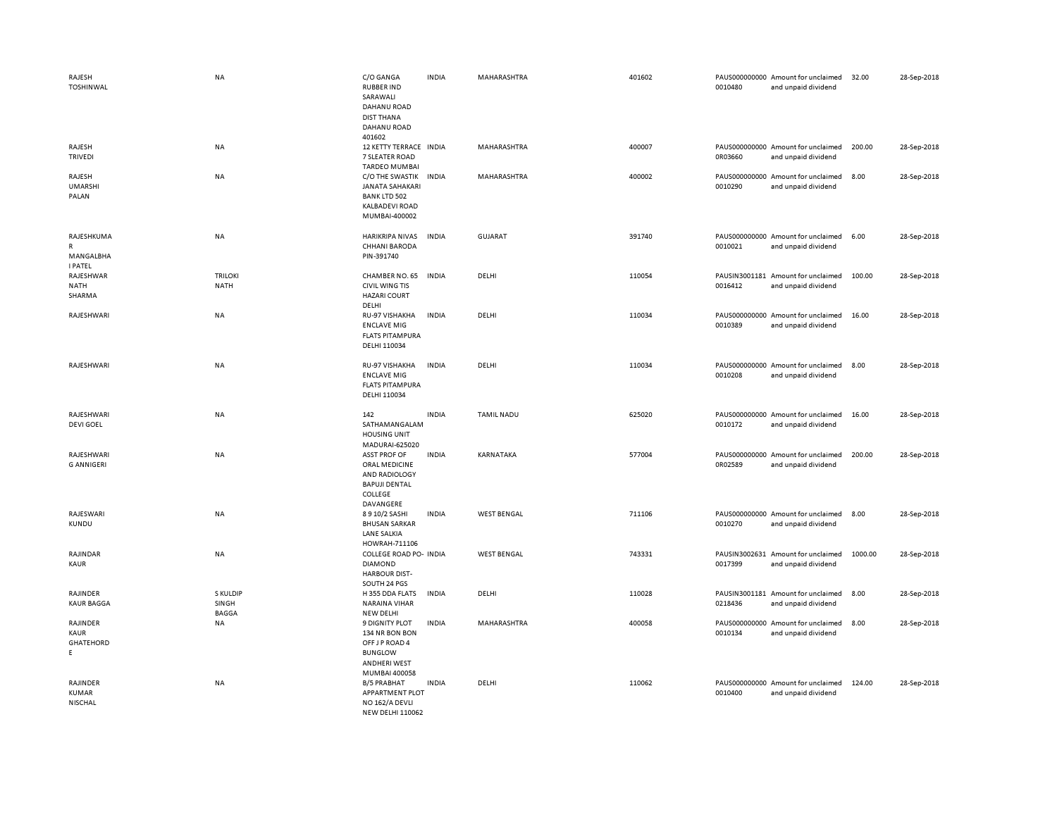| | | | | | | | | | |
|---|---|---|---|---|---|---|---|---|---|
| RAJESH TOSHINWAL | NA | C/O GANGA RUBBER IND SARAWALI DAHANU ROAD DIST THANA DAHANU ROAD 401602 | INDIA | MAHARASHTRA | 401602 | PAUS0000000000010480 | Amount for unclaimed and unpaid dividend | 32.00 | 28-Sep-2018 |
| RAJESH TRIVEDI | NA | 12 KETTY TERRACE 7 SLEATER ROAD TARDEO MUMBAI | INDIA | MAHARASHTRA | 400007 | PAUS0000000000R03660 | Amount for unclaimed and unpaid dividend | 200.00 | 28-Sep-2018 |
| RAJESH UMARSHI PALAN | NA | C/O THE SWASTIK JANATA SAHAKARI BANK LTD 502 KALBADEVI ROAD MUMBAI-400002 | INDIA | MAHARASHTRA | 400002 | PAUS0000000000010290 | Amount for unclaimed and unpaid dividend | 8.00 | 28-Sep-2018 |
| RAJESHKUMAR MANGALBHAI PATEL | NA | HARIKRIPA NIVAS CHHANI BARODA PIN-391740 | INDIA | GUJARAT | 391740 | PAUS0000000000010021 | Amount for unclaimed and unpaid dividend | 6.00 | 28-Sep-2018 |
| RAJESHWAR NATH SHARMA | TRILOKI NATH | CHAMBER NO. 65 CIVIL WING TIS HAZARI COURT DELHI | INDIA | DELHI | 110054 | PAUSIN30011810016412 | Amount for unclaimed and unpaid dividend | 100.00 | 28-Sep-2018 |
| RAJESHWARI | NA | RU-97 VISHAKHA ENCLAVE MIG FLATS PITAMPURA DELHI 110034 | INDIA | DELHI | 110034 | PAUS0000000000010389 | Amount for unclaimed and unpaid dividend | 16.00 | 28-Sep-2018 |
| RAJESHWARI | NA | RU-97 VISHAKHA ENCLAVE MIG FLATS PITAMPURA DELHI 110034 | INDIA | DELHI | 110034 | PAUS0000000000010208 | Amount for unclaimed and unpaid dividend | 8.00 | 28-Sep-2018 |
| RAJESHWARI DEVI GOEL | NA | 142 SATHAMANGALAM HOUSING UNIT MADURAI-625020 | INDIA | TAMIL NADU | 625020 | PAUS0000000000010172 | Amount for unclaimed and unpaid dividend | 16.00 | 28-Sep-2018 |
| RAJESHWARI G ANNIGERI | NA | ASST PROF OF ORAL MEDICINE AND RADIOLOGY BAPUJI DENTAL COLLEGE DAVANGERE | INDIA | KARNATAKA | 577004 | PAUS0000000000R02589 | Amount for unclaimed and unpaid dividend | 200.00 | 28-Sep-2018 |
| RAJESWARI KUNDU | NA | 8 9 10/2 SASHI BHUSAN SARKAR LANE SALKIA HOWRAH-711106 | INDIA | WEST BENGAL | 711106 | PAUS0000000000010270 | Amount for unclaimed and unpaid dividend | 8.00 | 28-Sep-2018 |
| RAJINDAR KAUR | NA | COLLEGE ROAD PO- DIAMOND HARBOUR DIST- SOUTH 24 PGS | INDIA | WEST BENGAL | 743331 | PAUSIN30026310017399 | Amount for unclaimed and unpaid dividend | 1000.00 | 28-Sep-2018 |
| RAJINDER KAUR BAGGA | S KULDIP SINGH BAGGA | H 355 DDA FLATS NARAINA VIHAR NEW DELHI | INDIA | DELHI | 110028 | PAUSIN30011810218436 | Amount for unclaimed and unpaid dividend | 8.00 | 28-Sep-2018 |
| RAJINDER KAUR GHATEHORDE | NA | 9 DIGNITY PLOT 134 NR BON BON OFF J P ROAD 4 BUNGLOW ANDHERI WEST MUMBAI 400058 | INDIA | MAHARASHTRA | 400058 | PAUS0000000000010134 | Amount for unclaimed and unpaid dividend | 8.00 | 28-Sep-2018 |
| RAJINDER KUMAR NISCHAL | NA | B/5 PRABHAT APPARTMENT PLOT NO 162/A DEVLI NEW DELHI 110062 | INDIA | DELHI | 110062 | PAUS0000000000010400 | Amount for unclaimed and unpaid dividend | 124.00 | 28-Sep-2018 |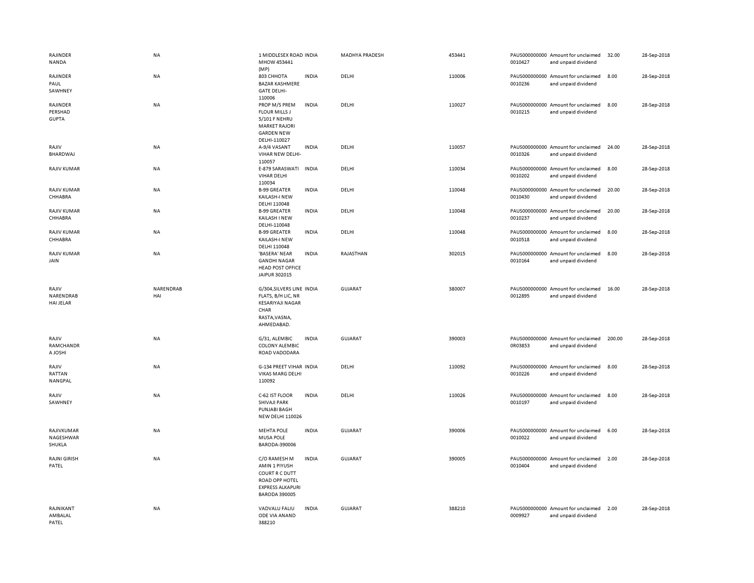| | | | | | | | | | |
|---|---|---|---|---|---|---|---|---|---|
| RAJINDER NANDA | NA | 1 MIDDLESEX ROAD MHOW 453441 (MP) | INDIA | MADHYA PRADESH | 453441 | PAUS0000000000010427 | Amount for unclaimed and unpaid dividend | 32.00 | 28-Sep-2018 |
| RAJINDER PAUL SAWHNEY | NA | 803 CHHOTA BAZAR KASHMERE GATE DELHI-110006 | INDIA | DELHI | 110006 | PAUS0000000000010236 | Amount for unclaimed and unpaid dividend | 8.00 | 28-Sep-2018 |
| RAJINDER PERSHAD GUPTA | NA | PROP M/S PREM FLOUR MILLS J 5/101 F NEHRU MARKET RAJORI GARDEN NEW DELHI-110027 | INDIA | DELHI | 110027 | PAUS0000000000010215 | Amount for unclaimed and unpaid dividend | 8.00 | 28-Sep-2018 |
| RAJIV BHARDWAJ | NA | A-9/4 VASANT VIHAR NEW DELHI-110057 | INDIA | DELHI | 110057 | PAUS0000000000010326 | Amount for unclaimed and unpaid dividend | 24.00 | 28-Sep-2018 |
| RAJIV KUMAR | NA | E-879 SARASWATI VIHAR DELHI 110034 | INDIA | DELHI | 110034 | PAUS0000000000010202 | Amount for unclaimed and unpaid dividend | 8.00 | 28-Sep-2018 |
| RAJIV KUMAR CHHABRA | NA | B-99 GREATER KAILASH-I NEW DELHI 110048 | INDIA | DELHI | 110048 | PAUS0000000000010430 | Amount for unclaimed and unpaid dividend | 20.00 | 28-Sep-2018 |
| RAJIV KUMAR CHHABRA | NA | B-99 GREATER KAILASH I NEW DELHI-110048 | INDIA | DELHI | 110048 | PAUS0000000000010237 | Amount for unclaimed and unpaid dividend | 20.00 | 28-Sep-2018 |
| RAJIV KUMAR CHHABRA | NA | B-99 GREATER KAILASH-I NEW DELHI 110048 | INDIA | DELHI | 110048 | PAUS0000000000010518 | Amount for unclaimed and unpaid dividend | 8.00 | 28-Sep-2018 |
| RAJIV KUMAR JAIN | NA | 'BASERA' NEAR GANDHI NAGAR HEAD POST OFFICE JAIPUR 302015 | INDIA | RAJASTHAN | 302015 | PAUS0000000000010164 | Amount for unclaimed and unpaid dividend | 8.00 | 28-Sep-2018 |
| RAJIV NARENDRAB HAI JELAR | NARENDRAB HAI | G/304,SILVERS LINE FLATS, B/H LIC, NR KESARIYAJI NAGAR CHAR RASTA,VASNA, AHMEDABAD. | INDIA | GUJARAT | 380007 | PAUS0000000000012895 | Amount for unclaimed and unpaid dividend | 16.00 | 28-Sep-2018 |
| RAJIV RAMCHANDR A JOSHI | NA | G/31, ALEMBIC COLONY ALEMBIC ROAD VADODARA | INDIA | GUJARAT | 390003 | PAUS0000000000R03853 | Amount for unclaimed and unpaid dividend | 200.00 | 28-Sep-2018 |
| RAJIV RATTAN NANGPAL | NA | G-134 PREET VIHAR VIKAS MARG DELHI 110092 | INDIA | DELHI | 110092 | PAUS0000000000010226 | Amount for unclaimed and unpaid dividend | 8.00 | 28-Sep-2018 |
| RAJIV SAWHNEY | NA | C-62 IST FLOOR SHIVAJI PARK PUNJABI BAGH NEW DELHI 110026 | INDIA | DELHI | 110026 | PAUS0000000000010197 | Amount for unclaimed and unpaid dividend | 8.00 | 28-Sep-2018 |
| RAJIVKUMAR NAGESHWAR SHUKLA | NA | MEHTA POLE MUSA POLE BARODA-390006 | INDIA | GUJARAT | 390006 | PAUS0000000000010022 | Amount for unclaimed and unpaid dividend | 6.00 | 28-Sep-2018 |
| RAJNI GIRISH PATEL | NA | C/O RAMESH M AMIN 1 PIYUSH COURT R C DUTT ROAD OPP HOTEL EXPRESS ALKAPURI BARODA 390005 | INDIA | GUJARAT | 390005 | PAUS0000000000010404 | Amount for unclaimed and unpaid dividend | 2.00 | 28-Sep-2018 |
| RAJNIKANT AMBALAL PATEL | NA | VADVALU FALIU ODE VIA ANAND 388210 | INDIA | GUJARAT | 388210 | PAUS0000000000009927 | Amount for unclaimed and unpaid dividend | 2.00 | 28-Sep-2018 |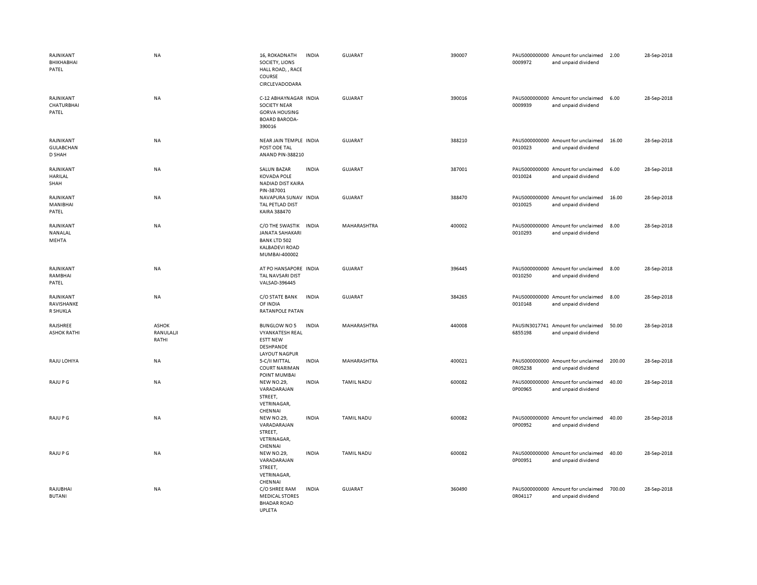| | | | | | | | | | |
|---|---|---|---|---|---|---|---|---|---|
| RAJNIKANT BHIKHABHAI PATEL | NA | 16, ROKADNATH SOCIETY, LIONS HALL ROAD, , RACE COURSE CIRCLEVADODARA | INDIA | GUJARAT | 390007 | PAUS0000000000009972 | Amount for unclaimed and unpaid dividend | 2.00 | 28-Sep-2018 |
| RAJNIKANT CHATURBHAI PATEL | NA | C-12 ABHAYNAGAR SOCIETY NEAR GORVA HOUSING BOARD BARODA-390016 | INDIA | GUJARAT | 390016 | PAUS0000000000009939 | Amount for unclaimed and unpaid dividend | 6.00 | 28-Sep-2018 |
| RAJNIKANT GULABCHAN D SHAH | NA | NEAR JAIN TEMPLE POST ODE TAL ANAND PIN-388210 | INDIA | GUJARAT | 388210 | PAUS0000000000010023 | Amount for unclaimed and unpaid dividend | 16.00 | 28-Sep-2018 |
| RAJNIKANT HARILAL SHAH | NA | SALUN BAZAR KOVADA POLE NADIAD DIST KAIRA PIN-387001 | INDIA | GUJARAT | 387001 | PAUS0000000000010024 | Amount for unclaimed and unpaid dividend | 6.00 | 28-Sep-2018 |
| RAJNIKANT MANIBHAI PATEL | NA | NAVAPURA SUNAV TAL PETLAD DIST KAIRA 388470 | INDIA | GUJARAT | 388470 | PAUS0000000000010025 | Amount for unclaimed and unpaid dividend | 16.00 | 28-Sep-2018 |
| RAJNIKANT NANALAL MEHTA | NA | C/O THE SWASTIK JANATA SAHAKARI BANK LTD 502 KALBADEVI ROAD MUMBAI-400002 | INDIA | MAHARASHTRA | 400002 | PAUS0000000000010293 | Amount for unclaimed and unpaid dividend | 8.00 | 28-Sep-2018 |
| RAJNIKANT RAMBHAI PATEL | NA | AT PO HANSAPORE TAL NAVSARI DIST VALSAD-396445 | INDIA | GUJARAT | 396445 | PAUS0000000000010250 | Amount for unclaimed and unpaid dividend | 8.00 | 28-Sep-2018 |
| RAJNIKANT RAVISHANKE R SHUKLA | NA | C/O STATE BANK OF INDIA RATANPOLE PATAN | INDIA | GUJARAT | 384265 | PAUS0000000000010148 | Amount for unclaimed and unpaid dividend | 8.00 | 28-Sep-2018 |
| RAJSHREE ASHOK RATHI | ASHOK RANULALJI RATHI | BUNGLOW NO 5 VYANKATESH REAL ESTT NEW DESHPANDE LAYOUT NAGPUR | INDIA | MAHARASHTRA | 440008 | PAUSIN30177416855198 | Amount for unclaimed and unpaid dividend | 50.00 | 28-Sep-2018 |
| RAJU LOHIYA | NA | 5-C/II MITTAL COURT NARIMAN POINT MUMBAI | INDIA | MAHARASHTRA | 400021 | PAUS0000000000 0R05238 | Amount for unclaimed and unpaid dividend | 200.00 | 28-Sep-2018 |
| RAJU P G | NA | NEW NO.29, VARADARAJAN STREET, VETRINAGAR, CHENNAI | INDIA | TAMIL NADU | 600082 | PAUS0000000000 0P00965 | Amount for unclaimed and unpaid dividend | 40.00 | 28-Sep-2018 |
| RAJU P G | NA | NEW NO.29, VARADARAJAN STREET, VETRINAGAR, CHENNAI | INDIA | TAMIL NADU | 600082 | PAUS0000000000 0P00952 | Amount for unclaimed and unpaid dividend | 40.00 | 28-Sep-2018 |
| RAJU P G | NA | NEW NO.29, VARADARAJAN STREET, VETRINAGAR, CHENNAI | INDIA | TAMIL NADU | 600082 | PAUS0000000000 0P00951 | Amount for unclaimed and unpaid dividend | 40.00 | 28-Sep-2018 |
| RAJUBHAI BUTANI | NA | C/O SHREE RAM MEDICAL STORES BHADAR ROAD UPLETA | INDIA | GUJARAT | 360490 | PAUS0000000000 0R04117 | Amount for unclaimed and unpaid dividend | 700.00 | 28-Sep-2018 |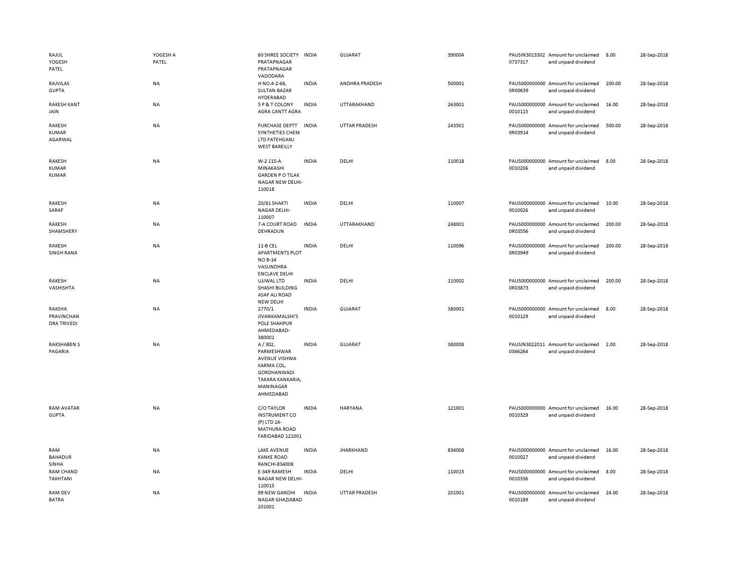| | | | | | | | | | |
|---|---|---|---|---|---|---|---|---|---|
| RAJUL YOGESH PATEL | YOGESH A PATEL | 60 SHREE SOCIETY PRATAPNAGAR PRATAPNAGAR VADODARA | INDIA | GUJARAT | 390004 | PAUSIN3013302 0737317 | Amount for unclaimed and unpaid dividend | 8.00 | 28-Sep-2018 |
| RAJVILAS GUPTA | NA | H NO.4-2-66, SULTAN BAZAR HYDERABAD | INDIA | ANDHRA PRADESH | 500001 | PAUS000000000 0R00639 | Amount for unclaimed and unpaid dividend | 200.00 | 28-Sep-2018 |
| RAKESH KANT JAIN | NA | 5 P & T COLONY AGRA CANTT AGRA | INDIA | UTTARAKHAND | 263001 | PAUS000000000 0010115 | Amount for unclaimed and unpaid dividend | 16.00 | 28-Sep-2018 |
| RAKESH KUMAR AGARWAL | NA | PURCHASE DEPTT SYNTHETIES CHEM LTD FATEHGANJ WEST BAREILLY | INDIA | UTTAR PRADESH | 243501 | PAUS000000000 0R03914 | Amount for unclaimed and unpaid dividend | 500.00 | 28-Sep-2018 |
| RAKESH KUMAR KUMAR | NA | W-2 115-A MINAKASHI GARDEN P O TILAK NAGAR NEW DELHI-110018 | INDIA | DELHI | 110018 | PAUS000000000 0010206 | Amount for unclaimed and unpaid dividend | 8.00 | 28-Sep-2018 |
| RAKESH SARAF | NA | 20/81 SHAKTI NAGAR DELHI-110007 | INDIA | DELHI | 110007 | PAUS000000000 0010026 | Amount for unclaimed and unpaid dividend | 10.00 | 28-Sep-2018 |
| RAKESH SHAMSHERY | NA | 7-A COURT ROAD DEHRADUN | INDIA | UTTARAKHAND | 248001 | PAUS000000000 0R03556 | Amount for unclaimed and unpaid dividend | 200.00 | 28-Sep-2018 |
| RAKESH SINGH RANA | NA | 11-B CEL APARTMENTS PLOT NO B-14 VASUNDHRA ENCLAVE DELHI | INDIA | DELHI | 110096 | PAUS000000000 0R03949 | Amount for unclaimed and unpaid dividend | 200.00 | 28-Sep-2018 |
| RAKESH VASHISHTA | NA | UJJWAL LTD SHASHI BUILDING ASAF ALI ROAD NEW DELHI | INDIA | DELHI | 110002 | PAUS000000000 0R03873 | Amount for unclaimed and unpaid dividend | 200.00 | 28-Sep-2018 |
| RAKSHA PRAVINCHAN DRA TRIVEDI | NA | 2770/1 JIVANKAMALSHI'S POLE SHAHPUR AHMEDABAD-380001 | INDIA | GUJARAT | 380001 | PAUS000000000 0010129 | Amount for unclaimed and unpaid dividend | 8.00 | 28-Sep-2018 |
| RAKSHABEN S PAGARIA | NA | A / 302, PARMESHWAR AVENUE VISHWA KARMA COL, GORDHANWADI TAKARA KANKARIA, MANINAGAR AHMEDABAD | INDIA | GUJARAT | 380008 | PAUSIN3022011 0346264 | Amount for unclaimed and unpaid dividend | 2.00 | 28-Sep-2018 |
| RAM AVATAR GUPTA | NA | C/O TAYLOR INSTRUMENT CO (P) LTD 14-MATHURA ROAD FARIDABAD 121001 | INDIA | HARYANA | 121001 | PAUS000000000 0010329 | Amount for unclaimed and unpaid dividend | 16.00 | 28-Sep-2018 |
| RAM BAHADUR SINHA | NA | LAKE AVENUE KANKE ROAD RANCHI-834008 | INDIA | JHARKHAND | 834008 | PAUS000000000 0010027 | Amount for unclaimed and unpaid dividend | 16.00 | 28-Sep-2018 |
| RAM CHAND TAKHTANI | NA | E-349 RAMESH NAGAR NEW DELHI-110015 | INDIA | DELHI | 110015 | PAUS000000000 0010336 | Amount for unclaimed and unpaid dividend | 8.00 | 28-Sep-2018 |
| RAM DEV BATRA | NA | 99 NEW GANDHI NAGAR GHAZIABAD 201001 | INDIA | UTTAR PRADESH | 201001 | PAUS000000000 0010189 | Amount for unclaimed and unpaid dividend | 24.00 | 28-Sep-2018 |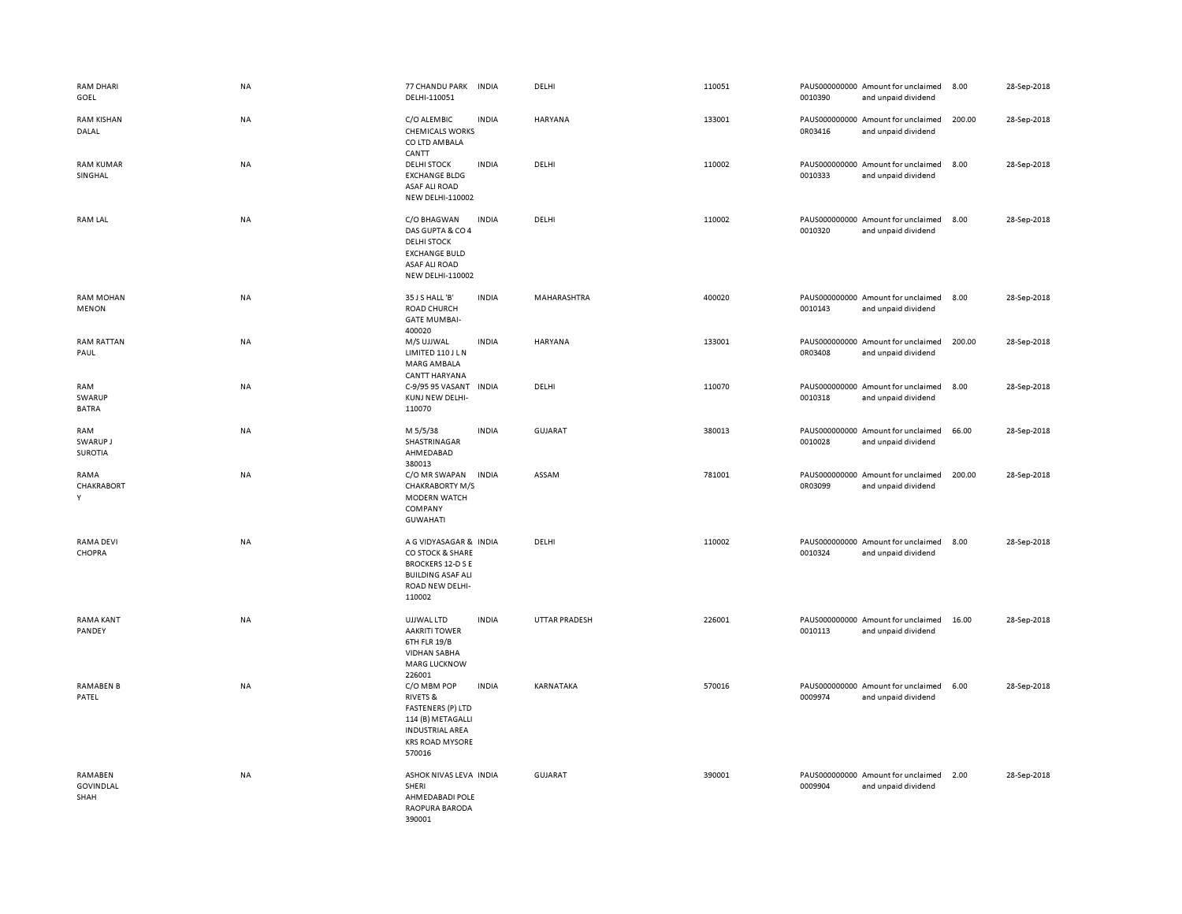| | | | | | | | | | |
|---|---|---|---|---|---|---|---|---|---|
| RAM DHARI GOEL | NA | 77 CHANDU PARK DELHI-110051 | INDIA | DELHI | 110051 | PAUS0000000000010390 | Amount for unclaimed and unpaid dividend | 8.00 | 28-Sep-2018 |
| RAM KISHAN DALAL | NA | C/O ALEMBIC CHEMICALS WORKS CO LTD AMBALA CANTT | INDIA | HARYANA | 133001 | PAUS0000000000R03416 | Amount for unclaimed and unpaid dividend | 200.00 | 28-Sep-2018 |
| RAM KUMAR SINGHAL | NA | DELHI STOCK EXCHANGE BLDG ASAF ALI ROAD NEW DELHI-110002 | INDIA | DELHI | 110002 | PAUS0000000000010333 | Amount for unclaimed and unpaid dividend | 8.00 | 28-Sep-2018 |
| RAM LAL | NA | C/O BHAGWAN DAS GUPTA & CO 4 DELHI STOCK EXCHANGE BULD ASAF ALI ROAD NEW DELHI-110002 | INDIA | DELHI | 110002 | PAUS0000000000010320 | Amount for unclaimed and unpaid dividend | 8.00 | 28-Sep-2018 |
| RAM MOHAN MENON | NA | 35 J S HALL 'B' ROAD CHURCH GATE MUMBAI-400020 | INDIA | MAHARASHTRA | 400020 | PAUS0000000000010143 | Amount for unclaimed and unpaid dividend | 8.00 | 28-Sep-2018 |
| RAM RATTAN PAUL | NA | M/S UJJWAL LIMITED 110 J L N MARG AMBALA CANTT HARYANA | INDIA | HARYANA | 133001 | PAUS0000000000R03408 | Amount for unclaimed and unpaid dividend | 200.00 | 28-Sep-2018 |
| RAM SWARUP BATRA | NA | C-9/95 95 VASANT KUNJ NEW DELHI-110070 | INDIA | DELHI | 110070 | PAUS0000000000010318 | Amount for unclaimed and unpaid dividend | 8.00 | 28-Sep-2018 |
| RAM SWARUP J SUROTIA | NA | M 5/5/38 SHASTRINAGAR AHMEDABAD 380013 | INDIA | GUJARAT | 380013 | PAUS0000000000010028 | Amount for unclaimed and unpaid dividend | 66.00 | 28-Sep-2018 |
| RAMA CHAKRABORTY | NA | C/O MR SWAPAN CHAKRABORTY M/S MODERN WATCH COMPANY GUWAHATI | INDIA | ASSAM | 781001 | PAUS0000000000R03099 | Amount for unclaimed and unpaid dividend | 200.00 | 28-Sep-2018 |
| RAMA DEVI CHOPRA | NA | A G VIDYASAGAR & CO STOCK & SHARE BROCKERS 12-D S E BUILDING ASAF ALI ROAD NEW DELHI-110002 | INDIA | DELHI | 110002 | PAUS0000000000010324 | Amount for unclaimed and unpaid dividend | 8.00 | 28-Sep-2018 |
| RAMA KANT PANDEY | NA | UJJWAL LTD AAKRITI TOWER 6TH FLR 19/B VIDHAN SABHA MARG LUCKNOW 226001 | INDIA | UTTAR PRADESH | 226001 | PAUS0000000000010113 | Amount for unclaimed and unpaid dividend | 16.00 | 28-Sep-2018 |
| RAMABEN B PATEL | NA | C/O MBM POP RIVETS & FASTENERS (P) LTD 114 (B) METAGALLI INDUSTRIAL AREA KRS ROAD MYSORE 570016 | INDIA | KARNATAKA | 570016 | PAUS0000000000009974 | Amount for unclaimed and unpaid dividend | 6.00 | 28-Sep-2018 |
| RAMABEN GOVINDLAL SHAH | NA | ASHOK NIVAS LEVA SHERI AHMEDABADI POLE RAOPURA BARODA 390001 | INDIA | GUJARAT | 390001 | PAUS0000000000009904 | Amount for unclaimed and unpaid dividend | 2.00 | 28-Sep-2018 |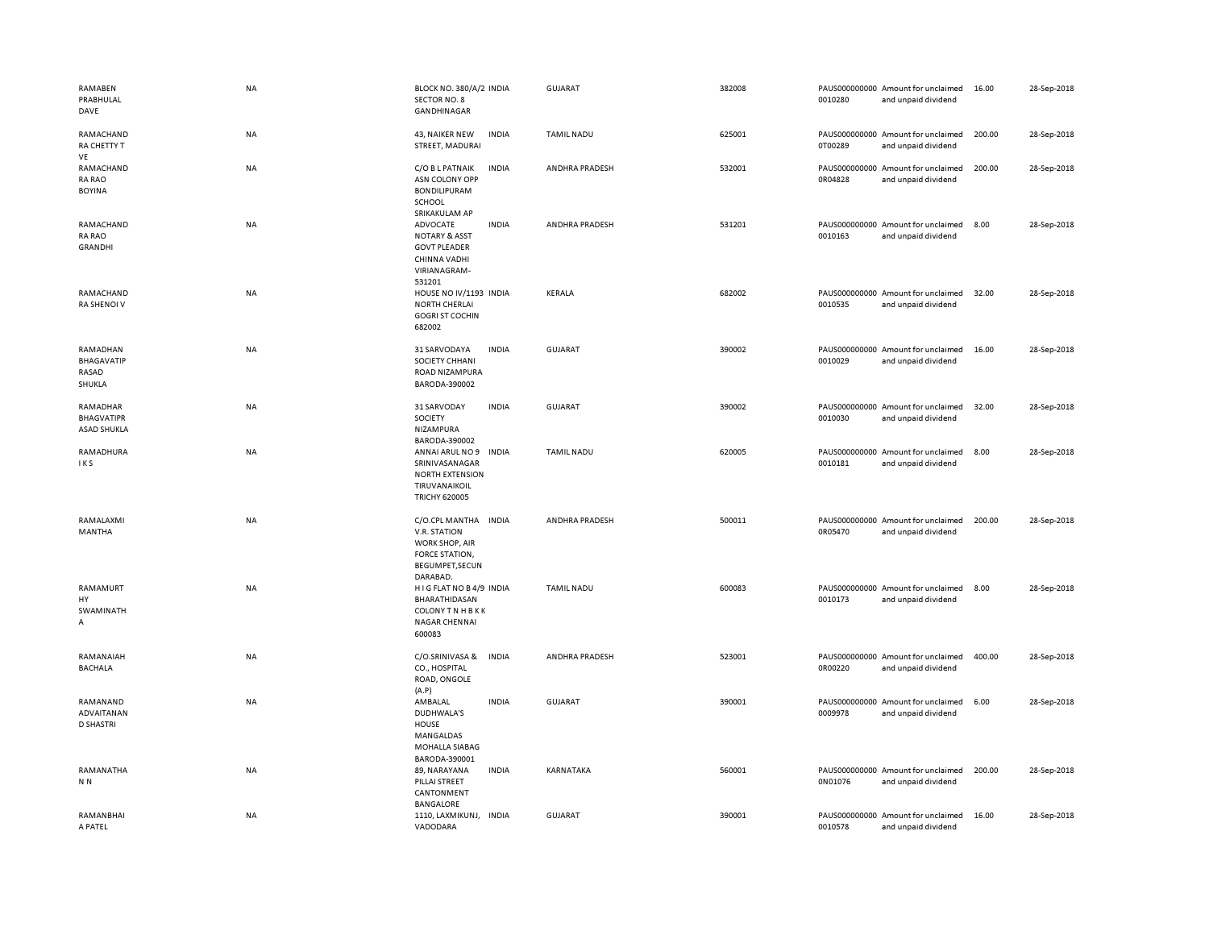| | | | | | | | | | |
|---|---|---|---|---|---|---|---|---|---|
| RAMABEN PRABHULAL DAVE | NA | BLOCK NO. 380/A/2 SECTOR NO. 8 GANDHINAGAR | INDIA | GUJARAT | 382008 | PAUS000000000 0010280 | Amount for unclaimed and unpaid dividend | 16.00 | 28-Sep-2018 |
| RAMACHAND RA CHETTY T VE | NA | 43, NAIKER NEW STREET, MADURAI | INDIA | TAMIL NADU | 625001 | PAUS000000000 0T00289 | Amount for unclaimed and unpaid dividend | 200.00 | 28-Sep-2018 |
| RAMACHAND RA RAO BOYINA | NA | C/O B L PATNAIK ASN COLONY OPP BONDILIPURAM SCHOOL SRIKAKULAM AP | INDIA | ANDHRA PRADESH | 532001 | PAUS000000000 0R04828 | Amount for unclaimed and unpaid dividend | 200.00 | 28-Sep-2018 |
| RAMACHAND RA RAO GRANDHI | NA | ADVOCATE NOTARY & ASST GOVT PLEADER CHINNA VADHI VIRIANAGRAM-531201 | INDIA | ANDHRA PRADESH | 531201 | PAUS000000000 0010163 | Amount for unclaimed and unpaid dividend | 8.00 | 28-Sep-2018 |
| RAMACHAND RA SHENOI V | NA | HOUSE NO IV/1193 NORTH CHERLAI GOGRI ST COCHIN 682002 | INDIA | KERALA | 682002 | PAUS000000000 0010535 | Amount for unclaimed and unpaid dividend | 32.00 | 28-Sep-2018 |
| RAMADHAN BHAGAVATIP RASAD SHUKLA | NA | 31 SARVODAYA SOCIETY CHHANI ROAD NIZAMPURA BARODA-390002 | INDIA | GUJARAT | 390002 | PAUS000000000 0010029 | Amount for unclaimed and unpaid dividend | 16.00 | 28-Sep-2018 |
| RAMADHAR BHGVATIPR ASAD SHUKLA | NA | 31 SARVODAY SOCIETY NIZAMPURA BARODA-390002 | INDIA | GUJARAT | 390002 | PAUS000000000 0010030 | Amount for unclaimed and unpaid dividend | 32.00 | 28-Sep-2018 |
| RAMADHURA I K S | NA | ANNAI ARUL NO 9 SRINIVASANAGAR NORTH EXTENSION TIRUVANAIKOIL TRICHY 620005 | INDIA | TAMIL NADU | 620005 | PAUS000000000 0010181 | Amount for unclaimed and unpaid dividend | 8.00 | 28-Sep-2018 |
| RAMALAXMI MANTHA | NA | C/O.CPL MANTHA V.R. STATION WORK SHOP, AIR FORCE STATION, BEGUMPET,SECUN DARABAD. | INDIA | ANDHRA PRADESH | 500011 | PAUS000000000 0R05470 | Amount for unclaimed and unpaid dividend | 200.00 | 28-Sep-2018 |
| RAMAMURT HY SWAMINATH A | NA | H I G FLAT NO B 4/9 BHARATHIDASAN COLONY T N H B K K NAGAR CHENNAI 600083 | INDIA | TAMIL NADU | 600083 | PAUS000000000 0010173 | Amount for unclaimed and unpaid dividend | 8.00 | 28-Sep-2018 |
| RAMANAIAH BACHALA | NA | C/O.SRINIVASA & CO., HOSPITAL ROAD, ONGOLE (A.P) | INDIA | ANDHRA PRADESH | 523001 | PAUS000000000 0R00220 | Amount for unclaimed and unpaid dividend | 400.00 | 28-Sep-2018 |
| RAMANAND ADVAITANAN D SHASTRI | NA | AMBALAL DUDHWALA'S HOUSE MANGALDAS MOHALLA SIABAG BARODA-390001 | INDIA | GUJARAT | 390001 | PAUS000000000 0009978 | Amount for unclaimed and unpaid dividend | 6.00 | 28-Sep-2018 |
| RAMANATHA N N | NA | 89, NARAYANA PILLAI STREET CANTONMENT BANGALORE | INDIA | KARNATAKA | 560001 | PAUS000000000 0N01076 | Amount for unclaimed and unpaid dividend | 200.00 | 28-Sep-2018 |
| RAMANBHAI A PATEL | NA | 1110, LAXMIKUNJ, VADODARA | INDIA | GUJARAT | 390001 | PAUS000000000 0010578 | Amount for unclaimed and unpaid dividend | 16.00 | 28-Sep-2018 |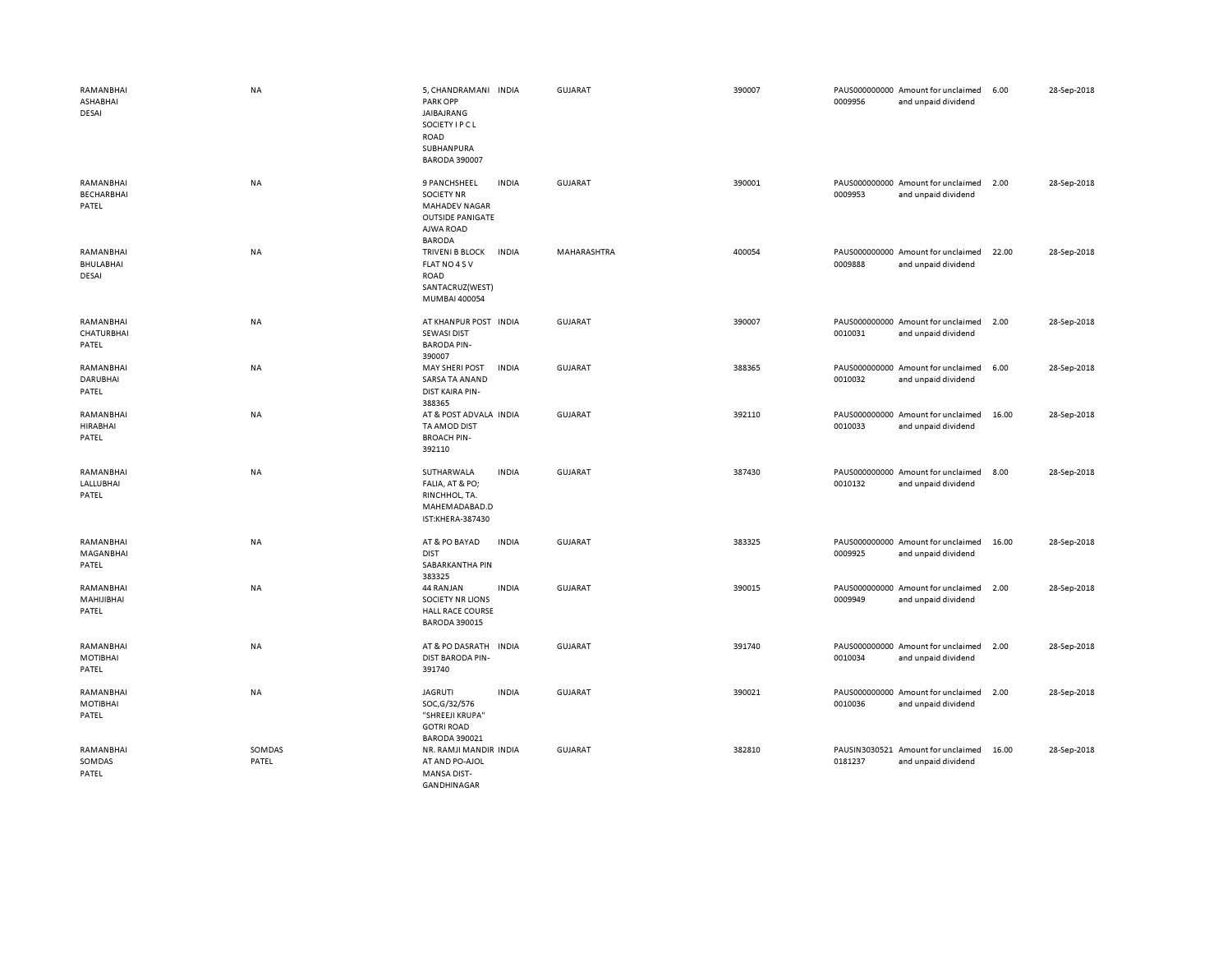| | | | | | | | | | |
|---|---|---|---|---|---|---|---|---|---|
| RAMANBHAI ASHABHAI DESAI | NA | 5, CHANDRAMANI PARK OPP JAIBAJRANG SOCIETY I P C L ROAD SUBHANPURA BARODA 390007 | INDIA | GUJARAT | 390007 | PAUS0000000000009956 | Amount for unclaimed and unpaid dividend | 6.00 | 28-Sep-2018 |
| RAMANBHAI BECHARBHAI PATEL | NA | 9 PANCHSHEEL SOCIETY NR MAHADEV NAGAR OUTSIDE PANIGATE AJWA ROAD BARODA | INDIA | GUJARAT | 390001 | PAUS0000000000009953 | Amount for unclaimed and unpaid dividend | 2.00 | 28-Sep-2018 |
| RAMANBHAI BHULABHAI DESAI | NA | TRIVENI B BLOCK FLAT NO 4 S V ROAD SANTACRUZ(WEST) MUMBAI 400054 | INDIA | MAHARASHTRA | 400054 | PAUS0000000000009888 | Amount for unclaimed and unpaid dividend | 22.00 | 28-Sep-2018 |
| RAMANBHAI CHATURBHAI PATEL | NA | AT KHANPUR POST SEWASI DIST BARODA PIN-390007 | INDIA | GUJARAT | 390007 | PAUS0000000000010031 | Amount for unclaimed and unpaid dividend | 2.00 | 28-Sep-2018 |
| RAMANBHAI DARUBHAI PATEL | NA | MAY SHERI POST SARSA TA ANAND DIST KAIRA PIN-388365 | INDIA | GUJARAT | 388365 | PAUS0000000000010032 | Amount for unclaimed and unpaid dividend | 6.00 | 28-Sep-2018 |
| RAMANBHAI HIRABHAI PATEL | NA | AT & POST ADVALA TA AMOD DIST BROACH PIN-392110 | INDIA | GUJARAT | 392110 | PAUS0000000000010033 | Amount for unclaimed and unpaid dividend | 16.00 | 28-Sep-2018 |
| RAMANBHAI LALLUBHAI PATEL | NA | SUTHARWALA FALIA, AT & PO; RINCHHOL, TA. MAHEMADABAD.DIST:KHERA-387430 | INDIA | GUJARAT | 387430 | PAUS0000000000010132 | Amount for unclaimed and unpaid dividend | 8.00 | 28-Sep-2018 |
| RAMANBHAI MAGANBHAI PATEL | NA | AT & PO BAYAD DIST SABARKANTHA PIN 383325 | INDIA | GUJARAT | 383325 | PAUS0000000000009925 | Amount for unclaimed and unpaid dividend | 16.00 | 28-Sep-2018 |
| RAMANBHAI MAHIJIBHAI PATEL | NA | 44 RANJAN SOCIETY NR LIONS HALL RACE COURSE BARODA 390015 | INDIA | GUJARAT | 390015 | PAUS0000000000009949 | Amount for unclaimed and unpaid dividend | 2.00 | 28-Sep-2018 |
| RAMANBHAI MOTIBHAI PATEL | NA | AT & PO DASRATH DIST BARODA PIN-391740 | INDIA | GUJARAT | 391740 | PAUS0000000000010034 | Amount for unclaimed and unpaid dividend | 2.00 | 28-Sep-2018 |
| RAMANBHAI MOTIBHAI PATEL | NA | JAGRUTI SOC,G/32/576 "SHREEJI KRUPA" GOTRI ROAD BARODA 390021 | INDIA | GUJARAT | 390021 | PAUS0000000000010036 | Amount for unclaimed and unpaid dividend | 2.00 | 28-Sep-2018 |
| RAMANBHAI SOMDAS PATEL | SOMDAS PATEL | NR. RAMJI MANDIR AT AND PO-AJOL MANSA DIST-GANDHINAGAR | INDIA | GUJARAT | 382810 | PAUSIN30305210181237 | Amount for unclaimed and unpaid dividend | 16.00 | 28-Sep-2018 |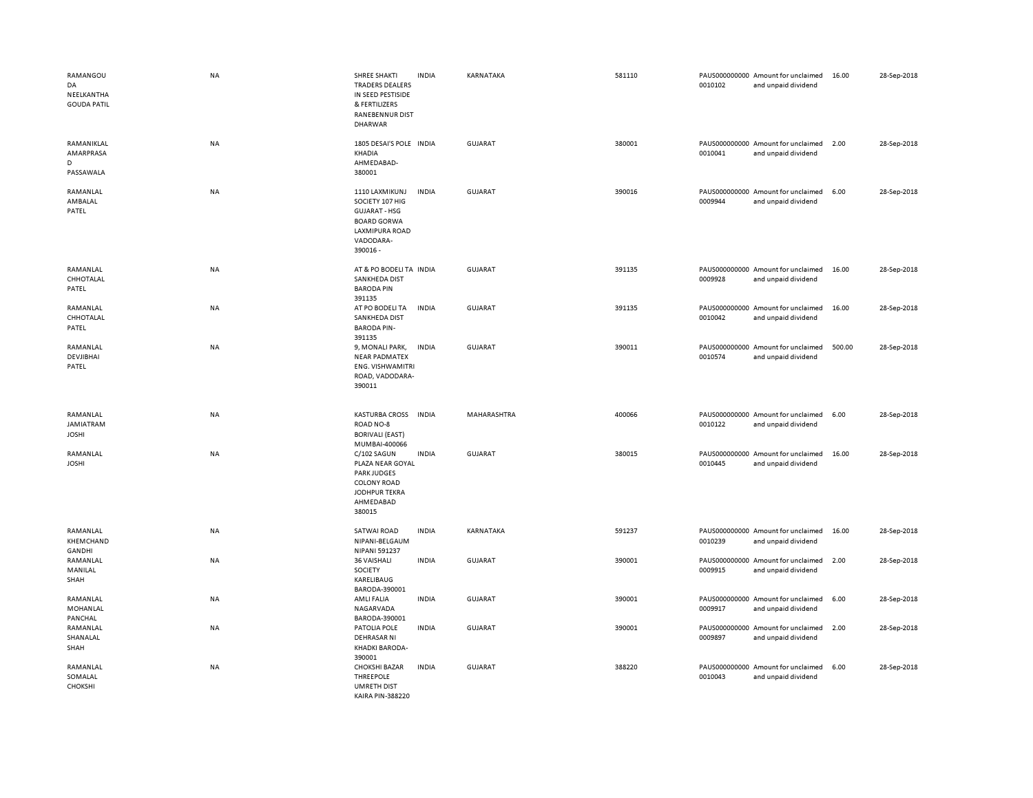| | | | | | | | | | |
|---|---|---|---|---|---|---|---|---|---|
| RAMANGOUDA NEELKANTHA GOUDA PATIL | NA | SHREE SHAKTI TRADERS DEALERS IN SEED PESTISIDE & FERTILIZERS RANEBENNUR DIST DHARWAR | INDIA | KARNATAKA | 581110 | PAUS0000000000010102 | Amount for unclaimed and unpaid dividend | 16.00 | 28-Sep-2018 |
| RAMANIKLAL AMARPRASAD PASSAWALA | NA | 1805 DESAI'S POLE KHADIA AHMEDABAD-380001 | INDIA | GUJARAT | 380001 | PAUS0000000000010041 | Amount for unclaimed and unpaid dividend | 2.00 | 28-Sep-2018 |
| RAMANLAL AMBALAL PATEL | NA | 1110 LAXMIKUNJ SOCIETY 107 HIG GUJARAT - HSG BOARD GORWA LAXMIPURA ROAD VADODARA-390016 - | INDIA | GUJARAT | 390016 | PAUS0000000000009944 | Amount for unclaimed and unpaid dividend | 6.00 | 28-Sep-2018 |
| RAMANLAL CHHOTALAL PATEL | NA | AT & PO BODELI TA SANKHEDA DIST BARODA PIN 391135 | INDIA | GUJARAT | 391135 | PAUS0000000000009928 | Amount for unclaimed and unpaid dividend | 16.00 | 28-Sep-2018 |
| RAMANLAL CHHOTALAL PATEL | NA | AT PO BODELI TA SANKHEDA DIST BARODA PIN-391135 | INDIA | GUJARAT | 391135 | PAUS0000000000010042 | Amount for unclaimed and unpaid dividend | 16.00 | 28-Sep-2018 |
| RAMANLAL DEVJIBHAI PATEL | NA | 9, MONALI PARK, NEAR PADMATEX ENG. VISHWAMITRI ROAD, VADODARA-390011 | INDIA | GUJARAT | 390011 | PAUS0000000000010574 | Amount for unclaimed and unpaid dividend | 500.00 | 28-Sep-2018 |
| RAMANLAL JAMIATRAM JOSHI | NA | KASTURBA CROSS ROAD NO-8 BORIVALI (EAST) MUMBAI-400066 | INDIA | MAHARASHTRA | 400066 | PAUS0000000000010122 | Amount for unclaimed and unpaid dividend | 6.00 | 28-Sep-2018 |
| RAMANLAL JOSHI | NA | C/102 SAGUN PLAZA NEAR GOYAL PARK JUDGES COLONY ROAD JODHPUR TEKRA AHMEDABAD 380015 | INDIA | GUJARAT | 380015 | PAUS0000000000010445 | Amount for unclaimed and unpaid dividend | 16.00 | 28-Sep-2018 |
| RAMANLAL KHEMCHAND GANDHI | NA | SATWAI ROAD NIPANI-BELGAUM NIPANI 591237 | INDIA | KARNATAKA | 591237 | PAUS0000000000010239 | Amount for unclaimed and unpaid dividend | 16.00 | 28-Sep-2018 |
| RAMANLAL MANILAL SHAH | NA | 36 VAISHALI SOCIETY KARELIBAUG BARODA-390001 | INDIA | GUJARAT | 390001 | PAUS0000000000009915 | Amount for unclaimed and unpaid dividend | 2.00 | 28-Sep-2018 |
| RAMANLAL MOHANLAL PANCHAL | NA | AMLI FALIA NAGARVADA BARODA-390001 | INDIA | GUJARAT | 390001 | PAUS0000000000009917 | Amount for unclaimed and unpaid dividend | 6.00 | 28-Sep-2018 |
| RAMANLAL SHANALAL SHAH | NA | PATOLIA POLE DEHRASAR NI KHADKI BARODA-390001 | INDIA | GUJARAT | 390001 | PAUS0000000000009897 | Amount for unclaimed and unpaid dividend | 2.00 | 28-Sep-2018 |
| RAMANLAL SOMALAL CHOKSHI | NA | CHOKSHI BAZAR THREEPOLE UMRETH DIST KAIRA PIN-388220 | INDIA | GUJARAT | 388220 | PAUS0000000000010043 | Amount for unclaimed and unpaid dividend | 6.00 | 28-Sep-2018 |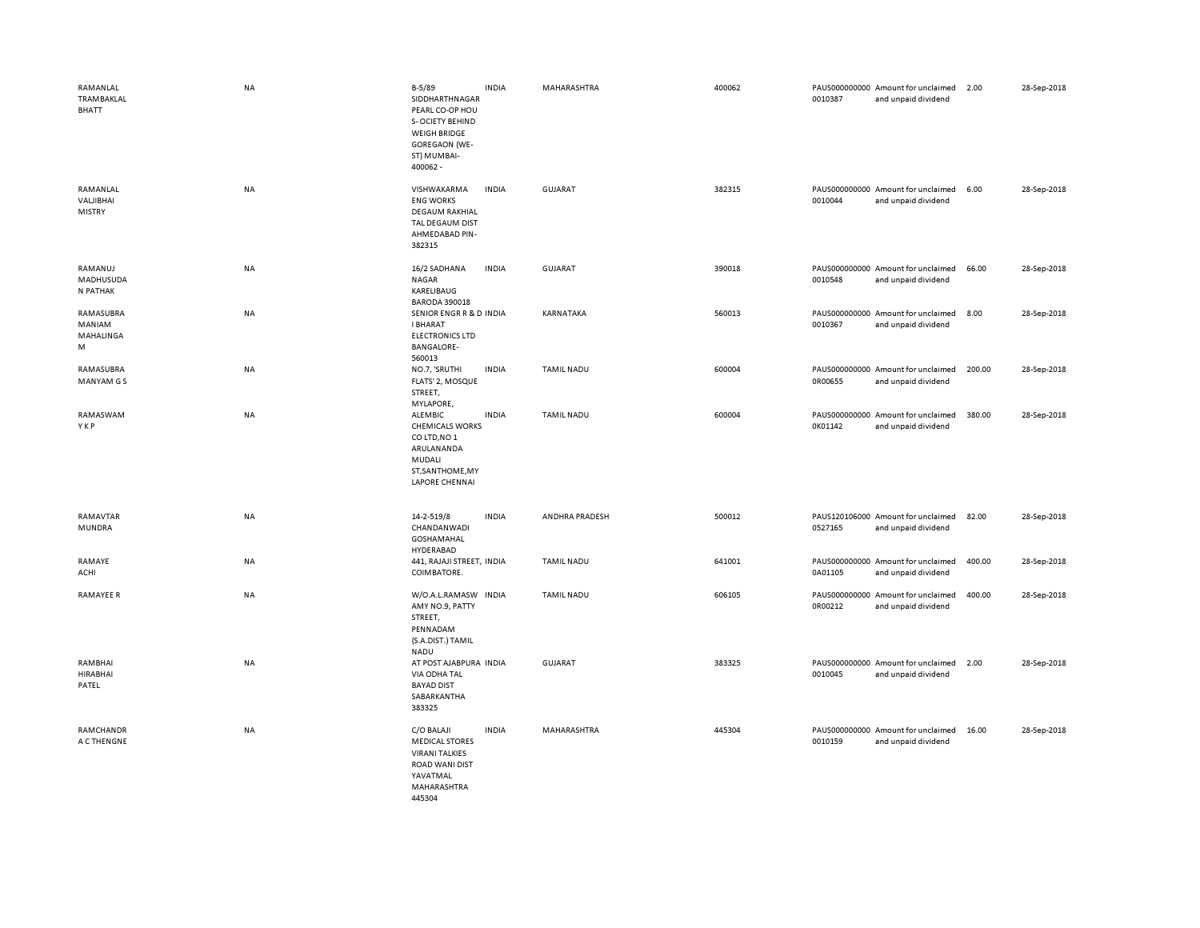| | | | | | | | | | |
|---|---|---|---|---|---|---|---|---|---|
| RAMANLAL TRAMBAKLAL BHATT | NA | B-5/89 SIDDHARTHNAGAR PEARL CO-OP HOU S- OCIETY BEHIND WEIGH BRIDGE GOREGAON (WE- ST) MUMBAI- 400062 - | INDIA | MAHARASHTRA | 400062 | PAUS0000000000010387 | Amount for unclaimed and unpaid dividend | 2.00 | 28-Sep-2018 |
| RAMANLAL VALJIBHAI MISTRY | NA | VISHWAKARMA ENG WORKS DEGAUM RAKHIAL TAL DEGAUM DIST AHMEDABAD PIN- 382315 | INDIA | GUJARAT | 382315 | PAUS0000000000010044 | Amount for unclaimed and unpaid dividend | 6.00 | 28-Sep-2018 |
| RAMANUJ MADHUSUDAN PATHAK | NA | 16/2 SADHANA NAGAR KARELIBAUG BARODA 390018 | INDIA | GUJARAT | 390018 | PAUS0000000000010548 | Amount for unclaimed and unpaid dividend | 66.00 | 28-Sep-2018 |
| RAMASUBRAMANIAM MAHALINGAM | NA | SENIOR ENGR R & D I BHARAT ELECTRONICS LTD BANGALORE- 560013 | INDIA | KARNATAKA | 560013 | PAUS0000000000010367 | Amount for unclaimed and unpaid dividend | 8.00 | 28-Sep-2018 |
| RAMASUBRAMANYAM G S | NA | NO.7, 'SRUTHI FLATS' 2, MOSQUE STREET, MYLAPORE, | INDIA | TAMIL NADU | 600004 | PAUS0000000000R00655 | Amount for unclaimed and unpaid dividend | 200.00 | 28-Sep-2018 |
| RAMASWAMY K P | NA | ALEMBIC CHEMICALS WORKS CO LTD,NO 1 ARULANANDA MUDALI ST,SANTHOME,MYLAPORE CHENNAI | INDIA | TAMIL NADU | 600004 | PAUS0000000000K01142 | Amount for unclaimed and unpaid dividend | 380.00 | 28-Sep-2018 |
| RAMAVTAR MUNDRA | NA | 14-2-519/8 CHANDANWADI GOSHAMAHAL HYDERABAD | INDIA | ANDHRA PRADESH | 500012 | PAUS1201060000527165 | Amount for unclaimed and unpaid dividend | 82.00 | 28-Sep-2018 |
| RAMAYE ACHI | NA | 441, RAJAJI STREET, COIMBATORE. | INDIA | TAMIL NADU | 641001 | PAUS0000000000A01105 | Amount for unclaimed and unpaid dividend | 400.00 | 28-Sep-2018 |
| RAMAYEE R | NA | W/O.A.L.RAMASWAMY NO.9, PATTY STREET, PENNADAM (S.A.DIST.) TAMIL NADU | INDIA | TAMIL NADU | 606105 | PAUS0000000000R00212 | Amount for unclaimed and unpaid dividend | 400.00 | 28-Sep-2018 |
| RAMBHAI HIRABHAI PATEL | NA | AT POST AJABPURA VIA ODHA TAL BAYAD DIST SABARKANTHA 383325 | INDIA | GUJARAT | 383325 | PAUS0000000000010045 | Amount for unclaimed and unpaid dividend | 2.00 | 28-Sep-2018 |
| RAMCHANDRA C THENGNE | NA | C/O BALAJI MEDICAL STORES VIRANI TALKIES ROAD WANI DIST YAVATMAL MAHARASHTRA 445304 | INDIA | MAHARASHTRA | 445304 | PAUS0000000000010159 | Amount for unclaimed and unpaid dividend | 16.00 | 28-Sep-2018 |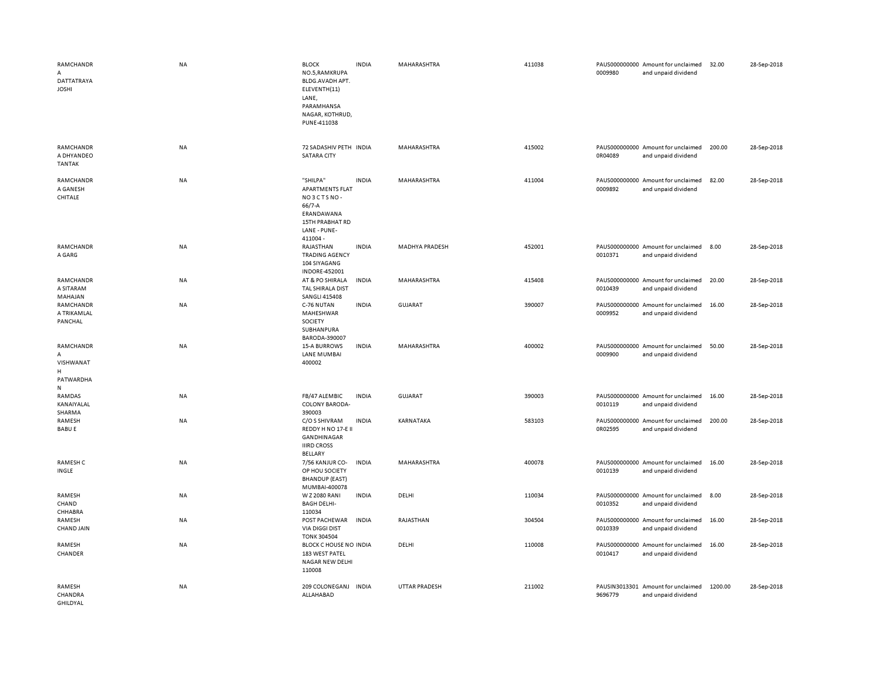| | | | | | | | | | | |
|---|---|---|---|---|---|---|---|---|---|---|
| RAMCHANDRA DATTATRAYA JOSHI | NA | BLOCK NO.5,RAMKRUPA BLDG.AVADH APT. ELEVENTH(11) LANE, PARAMHANSA NAGAR, KOTHRUD, PUNE-411038 | INDIA | MAHARASHTRA | 411038 | PAUS0000000000009980 | Amount for unclaimed and unpaid dividend | 32.00 | 28-Sep-2018 |
| RAMCHANDRA DHYANDEO TANTAK | NA | 72 SADASHIV PETH SATARA CITY | INDIA | MAHARASHTRA | 415002 | PAUS0000000000R04089 | Amount for unclaimed and unpaid dividend | 200.00 | 28-Sep-2018 |
| RAMCHANDRA GANESH CHITALE | NA | "SHILPA" APARTMENTS FLAT NO 3 C T S NO - 66/7-A ERANDAWANA 15TH PRABHAT RD LANE - PUNE-411004 - | INDIA | MAHARASHTRA | 411004 | PAUS0000000000009892 | Amount for unclaimed and unpaid dividend | 82.00 | 28-Sep-2018 |
| RAMCHANDRA GARG | NA | RAJASTHAN TRADING AGENCY 104 SIYAGANG INDORE-452001 | INDIA | MADHYA PRADESH | 452001 | PAUS0000000000010371 | Amount for unclaimed and unpaid dividend | 8.00 | 28-Sep-2018 |
| RAMCHANDRA SITARAM MAHAJAN | NA | AT & PO SHIRALA TAL SHIRALA DIST SANGLI 415408 | INDIA | MAHARASHTRA | 415408 | PAUS0000000000010439 | Amount for unclaimed and unpaid dividend | 20.00 | 28-Sep-2018 |
| RAMCHANDRA TRIKAMLAL PANCHAL | NA | C-76 NUTAN MAHESHWAR SOCIETY SUBHANPURA BARODA-390007 | INDIA | GUJARAT | 390007 | PAUS0000000000009952 | Amount for unclaimed and unpaid dividend | 16.00 | 28-Sep-2018 |
| RAMCHANDRA VISHWANATH PATWARDHAN | NA | 15-A BURROWS LANE MUMBAI 400002 | INDIA | MAHARASHTRA | 400002 | PAUS0000000000009900 | Amount for unclaimed and unpaid dividend | 50.00 | 28-Sep-2018 |
| RAMDAS KANAIYALAL SHARMA | NA | FB/47 ALEMBIC COLONY BARODA-390003 | INDIA | GUJARAT | 390003 | PAUS0000000000010119 | Amount for unclaimed and unpaid dividend | 16.00 | 28-Sep-2018 |
| RAMESH BABU E | NA | C/O S SHIVRAM REDDY H NO 17-E II GANDHINAGAR IIIRD CROSS BELLARY | INDIA | KARNATAKA | 583103 | PAUS0000000000R02595 | Amount for unclaimed and unpaid dividend | 200.00 | 28-Sep-2018 |
| RAMESH C INGLE | NA | 7/56 KANJUR CO-OP HOU SOCIETY BHANDUP (EAST) MUMBAI-400078 | INDIA | MAHARASHTRA | 400078 | PAUS0000000000010139 | Amount for unclaimed and unpaid dividend | 16.00 | 28-Sep-2018 |
| RAMESH CHAND CHHABRA | NA | W Z 2080 RANI BAGH DELHI-110034 | INDIA | DELHI | 110034 | PAUS0000000000010352 | Amount for unclaimed and unpaid dividend | 8.00 | 28-Sep-2018 |
| RAMESH CHAND JAIN | NA | POST PACHEWAR VIA DIGGI DIST TONK 304504 | INDIA | RAJASTHAN | 304504 | PAUS0000000000010339 | Amount for unclaimed and unpaid dividend | 16.00 | 28-Sep-2018 |
| RAMESH CHANDER | NA | BLOCK C HOUSE NO 183 WEST PATEL NAGAR NEW DELHI 110008 | INDIA | DELHI | 110008 | PAUS0000000000010417 | Amount for unclaimed and unpaid dividend | 16.00 | 28-Sep-2018 |
| RAMESH CHANDRA GHILDYAL | NA | 209 COLONEGANJ ALLAHABAD | INDIA | UTTAR PRADESH | 211002 | PAUSIN30133019696779 | Amount for unclaimed and unpaid dividend | 1200.00 | 28-Sep-2018 |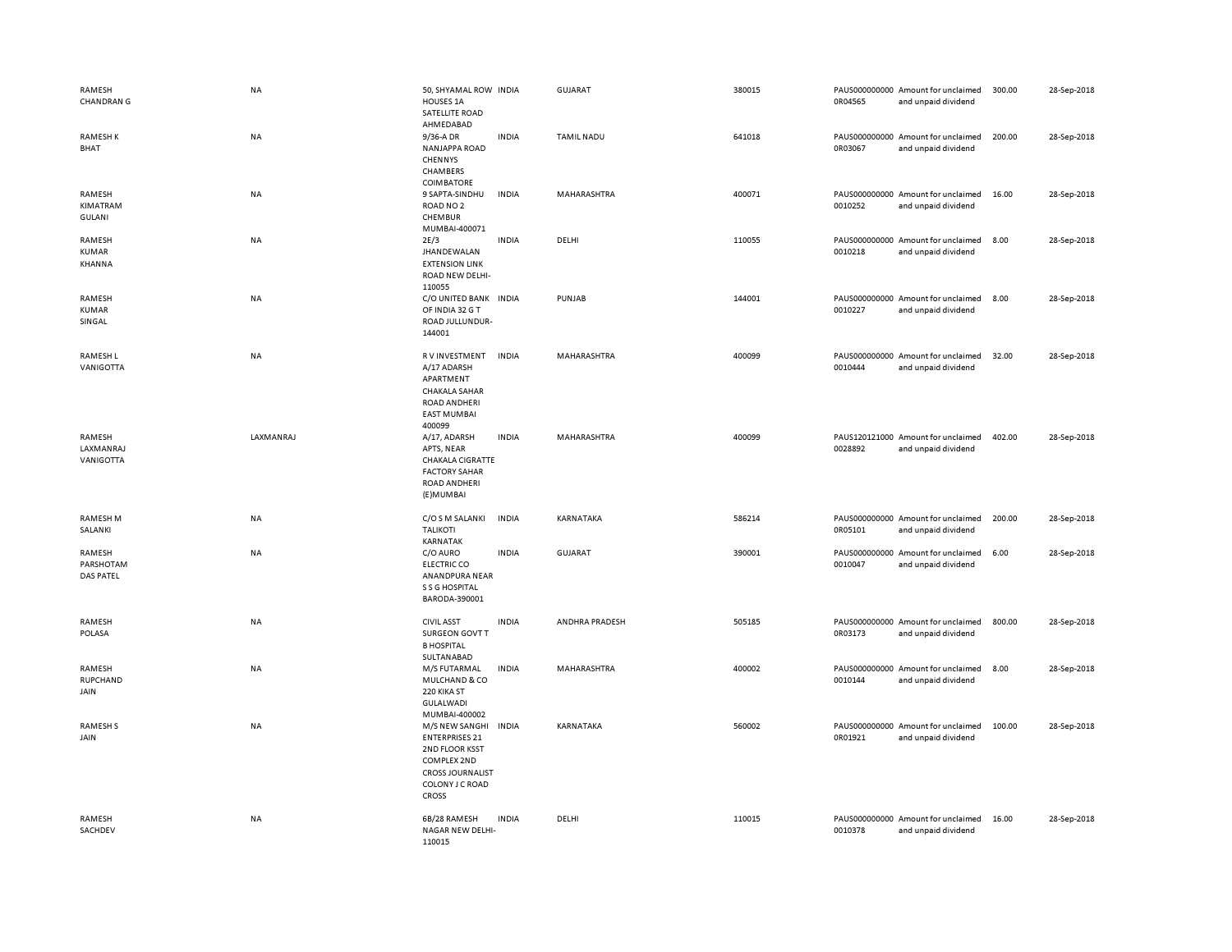| | | | | | | | | | |
|---|---|---|---|---|---|---|---|---|---|
| RAMESH CHANDRAN G | NA | 50, SHYAMAL ROW HOUSES 1A SATELLITE ROAD AHMEDABAD | INDIA | GUJARAT | 380015 | PAUS0000000000R04565 | Amount for unclaimed and unpaid dividend | 300.00 | 28-Sep-2018 |
| RAMESH K BHAT | NA | 9/36-A DR NANJAPPA ROAD CHENNYS CHAMBERS COIMBATORE | INDIA | TAMIL NADU | 641018 | PAUS0000000000R03067 | Amount for unclaimed and unpaid dividend | 200.00 | 28-Sep-2018 |
| RAMESH KIMATRAM GULANI | NA | 9 SAPTA-SINDHU ROAD NO 2 CHEMBUR MUMBAI-400071 | INDIA | MAHARASHTRA | 400071 | PAUS00000000000010252 | Amount for unclaimed and unpaid dividend | 16.00 | 28-Sep-2018 |
| RAMESH KUMAR KHANNA | NA | 2E/3 JHANDEWALAN EXTENSION LINK ROAD NEW DELHI-110055 | INDIA | DELHI | 110055 | PAUS00000000000010218 | Amount for unclaimed and unpaid dividend | 8.00 | 28-Sep-2018 |
| RAMESH KUMAR SINGAL | NA | C/O UNITED BANK OF INDIA 32 G T ROAD JULLUNDUR-144001 | INDIA | PUNJAB | 144001 | PAUS00000000000010227 | Amount for unclaimed and unpaid dividend | 8.00 | 28-Sep-2018 |
| RAMESH L VANIGOTTA | NA | R V INVESTMENT A/17 ADARSH APARTMENT CHAKALA SAHAR ROAD ANDHERI EAST MUMBAI 400099 | INDIA | MAHARASHTRA | 400099 | PAUS00000000000010444 | Amount for unclaimed and unpaid dividend | 32.00 | 28-Sep-2018 |
| RAMESH LAXMANRAJ VANIGOTTA | LAXMANRAJ | A/17, ADARSH APTS, NEAR CHAKALA CIGRATTE FACTORY SAHAR ROAD ANDHERI (E)MUMBAI | INDIA | MAHARASHTRA | 400099 | PAUS1201210000028892 | Amount for unclaimed and unpaid dividend | 402.00 | 28-Sep-2018 |
| RAMESH M SALANKI | NA | C/O S M SALANKI TALIKOTI KARNATAK | INDIA | KARNATAKA | 586214 | PAUS0000000000R05101 | Amount for unclaimed and unpaid dividend | 200.00 | 28-Sep-2018 |
| RAMESH PARSHOTAM DAS PATEL | NA | C/O AURO ELECTRIC CO ANANDPURA NEAR S S G HOSPITAL BARODA-390001 | INDIA | GUJARAT | 390001 | PAUS00000000000010047 | Amount for unclaimed and unpaid dividend | 6.00 | 28-Sep-2018 |
| RAMESH POLASA | NA | CIVIL ASST SURGEON GOVT T B HOSPITAL SULTANABAD | INDIA | ANDHRA PRADESH | 505185 | PAUS0000000000R03173 | Amount for unclaimed and unpaid dividend | 800.00 | 28-Sep-2018 |
| RAMESH RUPCHAND JAIN | NA | M/S FUTARMAL MULCHAND & CO 220 KIKA ST GULALWADI MUMBAI-400002 | INDIA | MAHARASHTRA | 400002 | PAUS00000000000010144 | Amount for unclaimed and unpaid dividend | 8.00 | 28-Sep-2018 |
| RAMESH S JAIN | NA | M/S NEW SANGHI ENTERPRISES 21 2ND FLOOR KSST COMPLEX 2ND CROSS JOURNALIST COLONY J C ROAD CROSS | INDIA | KARNATAKA | 560002 | PAUS0000000000R01921 | Amount for unclaimed and unpaid dividend | 100.00 | 28-Sep-2018 |
| RAMESH SACHDEV | NA | 6B/28 RAMESH NAGAR NEW DELHI-110015 | INDIA | DELHI | 110015 | PAUS00000000000010378 | Amount for unclaimed and unpaid dividend | 16.00 | 28-Sep-2018 |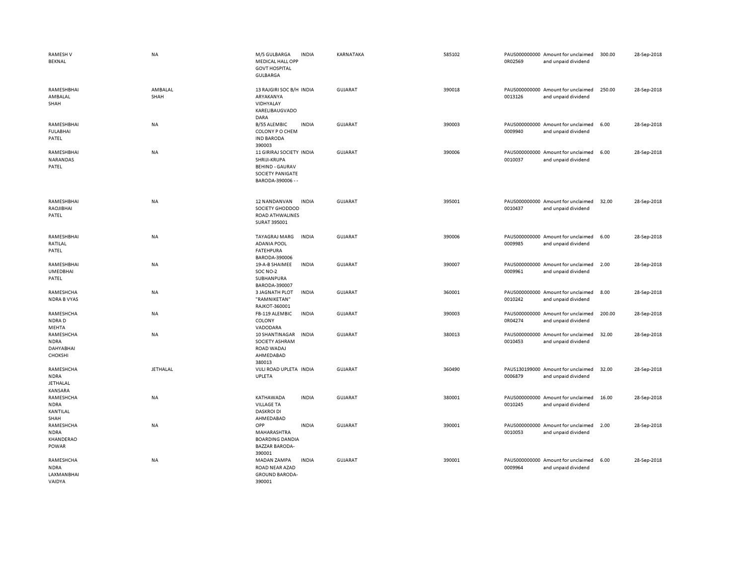| | | | | | | | | | |
|---|---|---|---|---|---|---|---|---|---|
| RAMESH V BEKNAL | NA | M/S GULBARGA MEDICAL HALL OPP GOVT HOSPITAL GULBARGA | INDIA | KARNATAKA | 585102 | PAUS000000000 0R02569 | Amount for unclaimed and unpaid dividend | 300.00 | 28-Sep-2018 |
| RAMESHBHAI AMBALAL SHAH | AMBALAL SHAH | 13 RAJGIRI SOC B/H ARYAKANYA VIDHYALAY KARELIBAUGVADO DARA | INDIA | GUJARAT | 390018 | PAUS000000000 0013126 | Amount for unclaimed and unpaid dividend | 250.00 | 28-Sep-2018 |
| RAMESHBHAI FULABHAI PATEL | NA | B/55 ALEMBIC COLONY P O CHEM IND BARODA 390003 | INDIA | GUJARAT | 390003 | PAUS000000000 0009940 | Amount for unclaimed and unpaid dividend | 6.00 | 28-Sep-2018 |
| RAMESHBHAI NARANDAS PATEL | NA | 11 GIRIRAJ SOCIETY SHRIJI-KRUPA BEHIND - GAURAV SOCIETY PANIGATE BARODA-390006 - - | INDIA | GUJARAT | 390006 | PAUS000000000 0010037 | Amount for unclaimed and unpaid dividend | 6.00 | 28-Sep-2018 |
| RAMESHBHAI RAOJIBHAI PATEL | NA | 12 NANDANVAN SOCIETY GHODDOD ROAD ATHWALINES SURAT 395001 | INDIA | GUJARAT | 395001 | PAUS000000000 0010437 | Amount for unclaimed and unpaid dividend | 32.00 | 28-Sep-2018 |
| RAMESHBHAI RATILAL PATEL | NA | TAYAGRAJ MARG ADANIA POOL FATEHPURA BARODA-390006 | INDIA | GUJARAT | 390006 | PAUS000000000 0009985 | Amount for unclaimed and unpaid dividend | 6.00 | 28-Sep-2018 |
| RAMESHBHAI UMEDBHAI PATEL | NA | 19-A-B SHAIMEE SOC NO-2 SUBHANPURA BARODA-390007 | INDIA | GUJARAT | 390007 | PAUS000000000 0009961 | Amount for unclaimed and unpaid dividend | 2.00 | 28-Sep-2018 |
| RAMESHCHA NDRA B VYAS | NA | 3 JAGNATH PLOT "RAMNIKETAN" RAJKOT-360001 | INDIA | GUJARAT | 360001 | PAUS000000000 0010242 | Amount for unclaimed and unpaid dividend | 8.00 | 28-Sep-2018 |
| RAMESHCHA NDRA D MEHTA | NA | FB-119 ALEMBIC COLONY VADODARA | INDIA | GUJARAT | 390003 | PAUS000000000 0R04274 | Amount for unclaimed and unpaid dividend | 200.00 | 28-Sep-2018 |
| RAMESHCHA NDRA DAHYABHAI CHOKSHI | NA | 10 SHANTINAGAR SOCIETY ASHRAM ROAD WADAJ AHMEDABAD 380013 | INDIA | GUJARAT | 380013 | PAUS000000000 0010453 | Amount for unclaimed and unpaid dividend | 32.00 | 28-Sep-2018 |
| RAMESHCHA NDRA JETHALAL KANSARA | JETHALAL | VIJLI ROAD UPLETA UPLETA | INDIA | GUJARAT | 360490 | PAUS130199000 0006879 | Amount for unclaimed and unpaid dividend | 32.00 | 28-Sep-2018 |
| RAMESHCHA NDRA KANTILAL SHAH | NA | KATHAWADA VILLAGE TA DASKROI DI AHMEDABAD | INDIA | GUJARAT | 380001 | PAUS000000000 0010245 | Amount for unclaimed and unpaid dividend | 16.00 | 28-Sep-2018 |
| RAMESHCHA NDRA KHANDERAO POWAR | NA | OPP MAHARASHTRA BOARDING DANDIA BAZZAR BARODA-390001 | INDIA | GUJARAT | 390001 | PAUS000000000 0010053 | Amount for unclaimed and unpaid dividend | 2.00 | 28-Sep-2018 |
| RAMESHCHA NDRA LAXMANBHAI VAIDYA | NA | MADAN ZAMPA ROAD NEAR AZAD GROUND BARODA-390001 | INDIA | GUJARAT | 390001 | PAUS000000000 0009964 | Amount for unclaimed and unpaid dividend | 6.00 | 28-Sep-2018 |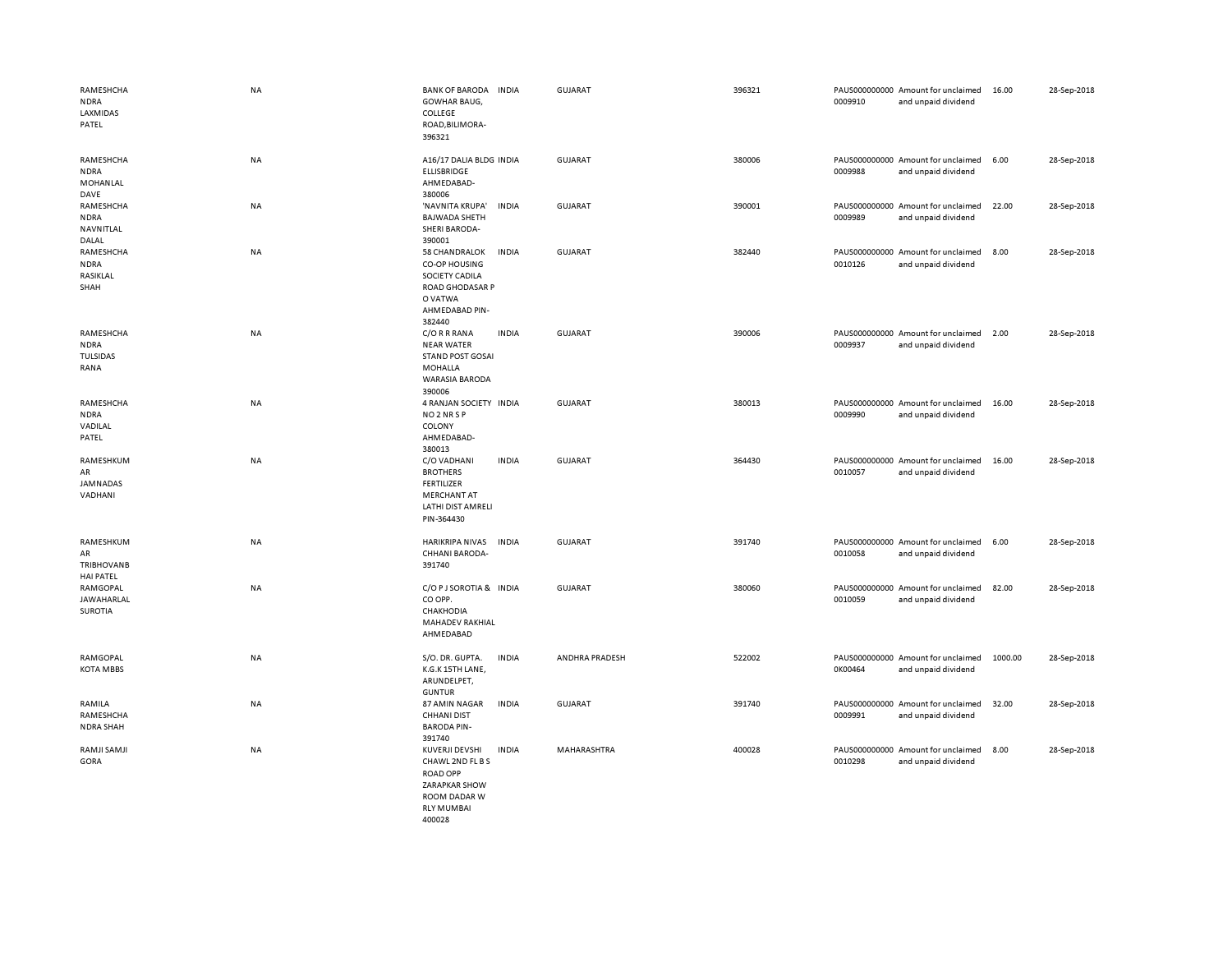| | | | | | | | | | |
|---|---|---|---|---|---|---|---|---|---|
| RAMESHCHANDRA LAXMIDAS PATEL | NA | BANK OF BARODA GOWHAR BAUG, COLLEGE ROAD,BILIMORA-396321 | INDIA | GUJARAT | 396321 | PAUS0000000000009910 | Amount for unclaimed and unpaid dividend | 16.00 | 28-Sep-2018 |
| RAMESHCHANDRA MOHANLAL DAVE | NA | A16/17 DALIA BLDG ELLISBRIDGE AHMEDABAD-380006 | INDIA | GUJARAT | 380006 | PAUS0000000000009988 | Amount for unclaimed and unpaid dividend | 6.00 | 28-Sep-2018 |
| RAMESHCHANDRA NAVNITLAL DALAL | NA | 'NAVNITA KRUPA' BAJWADA SHETH SHERI BARODA-390001 | INDIA | GUJARAT | 390001 | PAUS0000000000009989 | Amount for unclaimed and unpaid dividend | 22.00 | 28-Sep-2018 |
| RAMESHCHANDRA RASIKLAL SHAH | NA | 58 CHANDRALOK CO-OP HOUSING SOCIETY CADILA ROAD GHODASAR P O VATWA AHMEDABAD PIN-382440 | INDIA | GUJARAT | 382440 | PAUS0000000000010126 | Amount for unclaimed and unpaid dividend | 8.00 | 28-Sep-2018 |
| RAMESHCHANDRA TULSIDAS RANA | NA | C/O R R RANA NEAR WATER STAND POST GOSAI MOHALLA WARASIA BARODA 390006 | INDIA | GUJARAT | 390006 | PAUS0000000000009937 | Amount for unclaimed and unpaid dividend | 2.00 | 28-Sep-2018 |
| RAMESHCHANDRA VADILAL PATEL | NA | 4 RANJAN SOCIETY NO 2 NR S P COLONY AHMEDABAD-380013 | INDIA | GUJARAT | 380013 | PAUS0000000000009990 | Amount for unclaimed and unpaid dividend | 16.00 | 28-Sep-2018 |
| RAMESHKUMAR JAMNADAS VADHANI | NA | C/O VADHANI BROTHERS FERTILIZER MERCHANT AT LATHI DIST AMRELI PIN-364430 | INDIA | GUJARAT | 364430 | PAUS0000000000010057 | Amount for unclaimed and unpaid dividend | 16.00 | 28-Sep-2018 |
| RAMESHKUMAR TRIBHOVANBHAI PATEL | NA | HARIKRIPA NIVAS CHHANI BARODA-391740 | INDIA | GUJARAT | 391740 | PAUS0000000000010058 | Amount for unclaimed and unpaid dividend | 6.00 | 28-Sep-2018 |
| RAMGOPAL JAWAHARLAL SUROTIA | NA | C/O P J SOROTIA & CO OPP. CHAKHODIA MAHADEV RAKHIAL AHMEDABAD | INDIA | GUJARAT | 380060 | PAUS0000000000010059 | Amount for unclaimed and unpaid dividend | 82.00 | 28-Sep-2018 |
| RAMGOPAL KOTA MBBS | NA | S/O. DR. GUPTA. K.G.K 15TH LANE, ARUNDELPET, GUNTUR | INDIA | ANDHRA PRADESH | 522002 | PAUS0000000000K00464 | Amount for unclaimed and unpaid dividend | 1000.00 | 28-Sep-2018 |
| RAMILA RAMESHCHANDRA SHAH | NA | 87 AMIN NAGAR CHHANI DIST BARODA PIN-391740 | INDIA | GUJARAT | 391740 | PAUS0000000000009991 | Amount for unclaimed and unpaid dividend | 32.00 | 28-Sep-2018 |
| RAMJI SAMJI GORA | NA | KUVERJI DEVSHI CHAWL 2ND FL B S ROAD OPP ZARAPKAR SHOW ROOM DADAR W RLY MUMBAI 400028 | INDIA | MAHARASHTRA | 400028 | PAUS0000000000010298 | Amount for unclaimed and unpaid dividend | 8.00 | 28-Sep-2018 |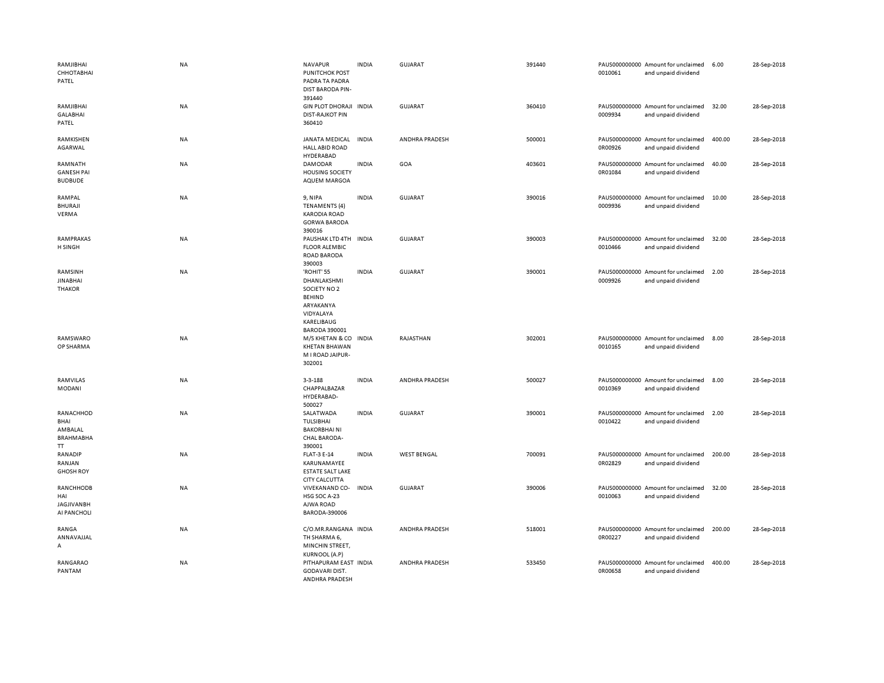| | | | | | | | | | |
|---|---|---|---|---|---|---|---|---|---|
| RAMJIBHAI CHHOTABHAI PATEL | NA | NAVAPUR PUNITCHOK POST PADRA TA PADRA DIST BARODA PIN-391440 | INDIA | GUJARAT | 391440 | PAUS0000000000010061 | Amount for unclaimed and unpaid dividend | 6.00 | 28-Sep-2018 |
| RAMJIBHAI GALABHAI PATEL | NA | GIN PLOT DHORAJI DIST-RAJKOT PIN 360410 | INDIA | GUJARAT | 360410 | PAUS0000000000009934 | Amount for unclaimed and unpaid dividend | 32.00 | 28-Sep-2018 |
| RAMKISHEN AGARWAL | NA | JANATA MEDICAL HALL ABID ROAD HYDERABAD | INDIA | ANDHRA PRADESH | 500001 | PAUS0000000000R00926 | Amount for unclaimed and unpaid dividend | 400.00 | 28-Sep-2018 |
| RAMNATH GANESH PAI BUDBUDE | NA | DAMODAR HOUSING SOCIETY AQUEM MARGOA | INDIA | GOA | 403601 | PAUS0000000000R01084 | Amount for unclaimed and unpaid dividend | 40.00 | 28-Sep-2018 |
| RAMPAL BHURAJI VERMA | NA | 9, NIPA TENAMENTS (4) KARODIA ROAD GORWA BARODA 390016 | INDIA | GUJARAT | 390016 | PAUS0000000000009936 | Amount for unclaimed and unpaid dividend | 10.00 | 28-Sep-2018 |
| RAMPRAKASH SINGH | NA | PAUSHAK LTD 4TH FLOOR ALEMBIC ROAD BARODA 390003 | INDIA | GUJARAT | 390003 | PAUS0000000000010466 | Amount for unclaimed and unpaid dividend | 32.00 | 28-Sep-2018 |
| RAMSINH JINABHAI THAKOR | NA | 'ROHIT' 55 DHANLAKSHMI SOCIETY NO 2 BEHIND ARYAKANYA VIDYALAYA KARELIBAUG BARODA 390001 | INDIA | GUJARAT | 390001 | PAUS0000000000009926 | Amount for unclaimed and unpaid dividend | 2.00 | 28-Sep-2018 |
| RAMSWAROOP SHARMA | NA | M/S KHETAN & CO KHETAN BHAWAN M I ROAD JAIPUR-302001 | INDIA | RAJASTHAN | 302001 | PAUS0000000000010165 | Amount for unclaimed and unpaid dividend | 8.00 | 28-Sep-2018 |
| RAMVILAS MODANI | NA | 3-3-188 CHAPPALBAZAR HYDERABAD-500027 | INDIA | ANDHRA PRADESH | 500027 | PAUS0000000000010369 | Amount for unclaimed and unpaid dividend | 8.00 | 28-Sep-2018 |
| RANACHHOD BHAI AMBALAL BRAHMABHATT | NA | SALATWADA TULSIBHAI BAKORBHAI NI CHAL BARODA-390001 | INDIA | GUJARAT | 390001 | PAUS0000000000010422 | Amount for unclaimed and unpaid dividend | 2.00 | 28-Sep-2018 |
| RANADIP RANJAN GHOSH ROY | NA | FLAT-3 E-14 KARUNAMAYEE ESTATE SALT LAKE CITY CALCUTTA | INDIA | WEST BENGAL | 700091 | PAUS0000000000R02829 | Amount for unclaimed and unpaid dividend | 200.00 | 28-Sep-2018 |
| RANCHHODBHAI JAGJIVANBHAI PANCHOLI | NA | VIVEKANAND CO-HSG SOC A-23 AJWA ROAD BARODA-390006 | INDIA | GUJARAT | 390006 | PAUS0000000000010063 | Amount for unclaimed and unpaid dividend | 32.00 | 28-Sep-2018 |
| RANGA ANNAVAJJALA | NA | C/O.MR.RANGANATH SHARMA 6, MINCHIN STREET, KURNOOL (A.P) | INDIA | ANDHRA PRADESH | 518001 | PAUS0000000000R00227 | Amount for unclaimed and unpaid dividend | 200.00 | 28-Sep-2018 |
| RANGARAO PANTAM | NA | PITHAPURAM EAST GODAVARI DIST. ANDHRA PRADESH | INDIA | ANDHRA PRADESH | 533450 | PAUS0000000000R00658 | Amount for unclaimed and unpaid dividend | 400.00 | 28-Sep-2018 |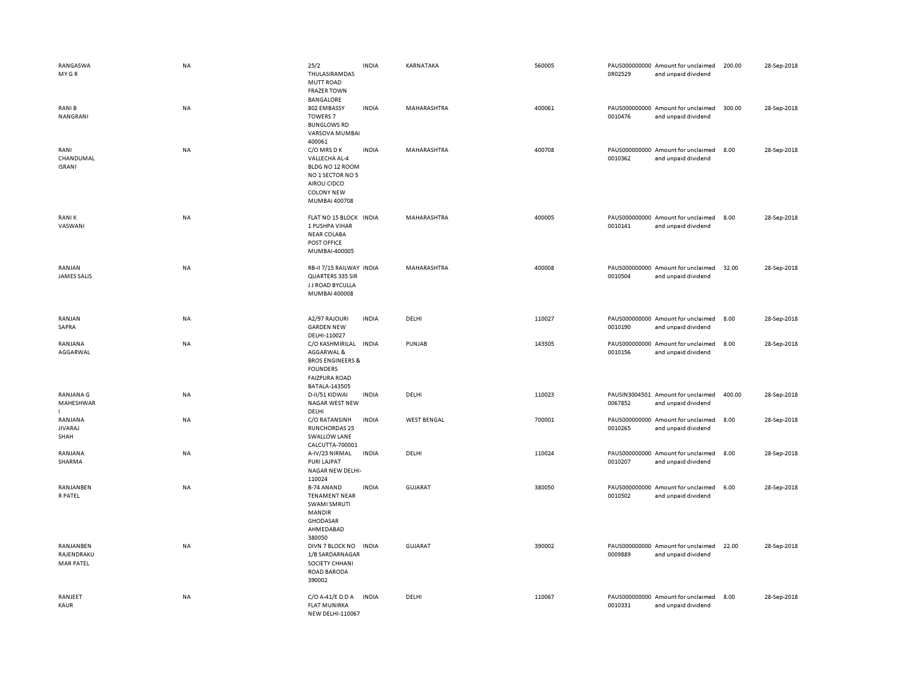| | | | | | | | | | |
|---|---|---|---|---|---|---|---|---|---|
| RANGASWAMY G R | NA | 25/2 THULASIRAMDAS MUTT ROAD FRAZER TOWN BANGALORE | INDIA | KARNATAKA | 560005 | PAUS0000000000R02529 | Amount for unclaimed and unpaid dividend | 200.00 | 28-Sep-2018 |
| RANI B NANGRANI | NA | 802 EMBASSY TOWERS 7 BUNGLOWS RD VARSOVA MUMBAI 400061 | INDIA | MAHARASHTRA | 400061 | PAUS0000000000010476 | Amount for unclaimed and unpaid dividend | 300.00 | 28-Sep-2018 |
| RANI CHANDUMAL ISRANI | NA | C/O MRS D K VALLECHA AL-4 BLDG NO 12 ROOM NO 1 SECTOR NO 5 AIROLI CIDCO COLONY NEW MUMBAI 400708 | INDIA | MAHARASHTRA | 400708 | PAUS0000000000010362 | Amount for unclaimed and unpaid dividend | 8.00 | 28-Sep-2018 |
| RANI K VASWANI | NA | FLAT NO 15 BLOCK 1 PUSHPA VIHAR NEAR COLABA POST OFFICE MUMBAI-400005 | INDIA | MAHARASHTRA | 400005 | PAUS0000000000010141 | Amount for unclaimed and unpaid dividend | 8.00 | 28-Sep-2018 |
| RANJAN JAMES SALIS | NA | RB-II 7/15 RAILWAY QUARTERS 335 SIR J J ROAD BYCULLA MUMBAI 400008 | INDIA | MAHARASHTRA | 400008 | PAUS0000000000010504 | Amount for unclaimed and unpaid dividend | 32.00 | 28-Sep-2018 |
| RANJAN SAPRA | NA | A2/97 RAJOURI GARDEN NEW DELHI-110027 | INDIA | DELHI | 110027 | PAUS0000000000010190 | Amount for unclaimed and unpaid dividend | 8.00 | 28-Sep-2018 |
| RANJANA AGGARWAL | NA | C/O KASHMIRILAL AGGARWAL & BROS ENGINEERS & FOUNDERS FAIZPURA ROAD BATALA-143505 | INDIA | PUNJAB | 143505 | PAUS0000000000010156 | Amount for unclaimed and unpaid dividend | 8.00 | 28-Sep-2018 |
| RANJANA G MAHESHWARI | NA | D-II/51 KIDWAI NAGAR WEST NEW DELHI | INDIA | DELHI | 110023 | PAUSIN30045010067852 | Amount for unclaimed and unpaid dividend | 400.00 | 28-Sep-2018 |
| RANJANA JIVARAJ SHAH | NA | C/O RATANSINH RUNCHORDAS 25 SWALLOW LANE CALCUTTA-700001 | INDIA | WEST BENGAL | 700001 | PAUS0000000000010265 | Amount for unclaimed and unpaid dividend | 8.00 | 28-Sep-2018 |
| RANJANA SHARMA | NA | A-IV/23 NIRMAL PURI LAJPAT NAGAR NEW DELHI-110024 | INDIA | DELHI | 110024 | PAUS0000000000010207 | Amount for unclaimed and unpaid dividend | 8.00 | 28-Sep-2018 |
| RANJANBEN R PATEL | NA | B-74 ANAND TENAMENT NEAR SWAMI SMRUTI MANDIR GHODASAR AHMEDABAD 380050 | INDIA | GUJARAT | 380050 | PAUS0000000000010502 | Amount for unclaimed and unpaid dividend | 6.00 | 28-Sep-2018 |
| RANJANBEN RAJENDRAKUMAR PATEL | NA | DIVN 7 BLOCK NO 1/B SARDARNAGAR SOCIETY CHHANI ROAD BARODA 390002 | INDIA | GUJARAT | 390002 | PAUS0000000000009889 | Amount for unclaimed and unpaid dividend | 22.00 | 28-Sep-2018 |
| RANJEET KAUR | NA | C/O A-41/E D D A FLAT MUNIRKA NEW DELHI-110067 | INDIA | DELHI | 110067 | PAUS0000000000010331 | Amount for unclaimed and unpaid dividend | 8.00 | 28-Sep-2018 |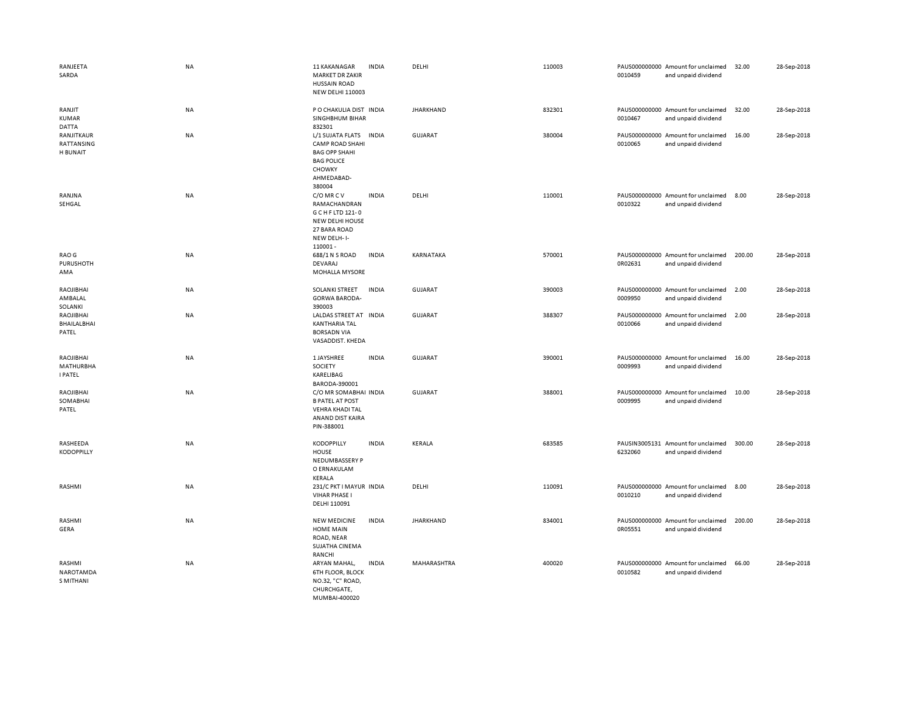| | | | | | | | | | |
|---|---|---|---|---|---|---|---|---|---|
| RANJEETA SARDA | NA | 11 KAKANAGAR MARKET DR ZAKIR HUSSAIN ROAD NEW DELHI 110003 | INDIA | DELHI | 110003 | PAUS0000000000010459 | Amount for unclaimed and unpaid dividend | 32.00 | 28-Sep-2018 |
| RANJIT KUMAR DATTA | NA | P O CHAKULIA DIST SINGHBHUM BIHAR 832301 | INDIA | JHARKHAND | 832301 | PAUS0000000000010467 | Amount for unclaimed and unpaid dividend | 32.00 | 28-Sep-2018 |
| RANJITKAUR RATTANSINGH BUNAIT | NA | L/1 SUJATA FLATS CAMP ROAD SHAHI BAG OPP SHAHI BAG POLICE CHOWKY AHMEDABAD-380004 | INDIA | GUJARAT | 380004 | PAUS0000000000010065 | Amount for unclaimed and unpaid dividend | 16.00 | 28-Sep-2018 |
| RANJNA SEHGAL | NA | C/O MR C V RAMACHANDRAN G C H F LTD 121-0 NEW DELHI HOUSE 27 BARA ROAD NEW DELH-I-110001 - | INDIA | DELHI | 110001 | PAUS0000000000010322 | Amount for unclaimed and unpaid dividend | 8.00 | 28-Sep-2018 |
| RAO G PURUSHOTHAMA | NA | 688/1 N S ROAD DEVARAJ MOHALLA MYSORE | INDIA | KARNATAKA | 570001 | PAUS0000000000R02631 | Amount for unclaimed and unpaid dividend | 200.00 | 28-Sep-2018 |
| RAOJIBHAI AMBALAL SOLANKI | NA | SOLANKI STREET GORWA BARODA-390003 | INDIA | GUJARAT | 390003 | PAUS0000000000009950 | Amount for unclaimed and unpaid dividend | 2.00 | 28-Sep-2018 |
| RAOJIBHAI BHAILALBHAI PATEL | NA | LALDAS STREET AT KANTHARIA TAL BORSADN VIA VASADDIST. KHEDA | INDIA | GUJARAT | 388307 | PAUS0000000000010066 | Amount for unclaimed and unpaid dividend | 2.00 | 28-Sep-2018 |
| RAOJIBHAI MATHURBHAI PATEL | NA | 1 JAYSHREE SOCIETY KARELIBAG BARODA-390001 | INDIA | GUJARAT | 390001 | PAUS0000000000009993 | Amount for unclaimed and unpaid dividend | 16.00 | 28-Sep-2018 |
| RAOJIBHAI SOMABHAI PATEL | NA | C/O MR SOMABHAI B PATEL AT POST VEHRA KHADI TAL ANAND DIST KAIRA PIN-388001 | INDIA | GUJARAT | 388001 | PAUS0000000000009995 | Amount for unclaimed and unpaid dividend | 10.00 | 28-Sep-2018 |
| RASHEEDA KODOPPILLY | NA | KODOPPILLY HOUSE NEDUMBASSERY P O ERNAKULAM KERALA | INDIA | KERALA | 683585 | PAUSIN30051316232060 | Amount for unclaimed and unpaid dividend | 300.00 | 28-Sep-2018 |
| RASHMI | NA | 231/C PKT I MAYUR VIHAR PHASE I DELHI 110091 | INDIA | DELHI | 110091 | PAUS0000000000010210 | Amount for unclaimed and unpaid dividend | 8.00 | 28-Sep-2018 |
| RASHMI GERA | NA | NEW MEDICINE HOME MAIN ROAD, NEAR SUJATHA CINEMA RANCHI | INDIA | JHARKHAND | 834001 | PAUS0000000000R05551 | Amount for unclaimed and unpaid dividend | 200.00 | 28-Sep-2018 |
| RASHMI NAROTAMDAS MITHANI | NA | ARYAN MAHAL, 6TH FLOOR, BLOCK NO.32, "C" ROAD, CHURCHGATE, MUMBAI-400020 | INDIA | MAHARASHTRA | 400020 | PAUS0000000000010582 | Amount for unclaimed and unpaid dividend | 66.00 | 28-Sep-2018 |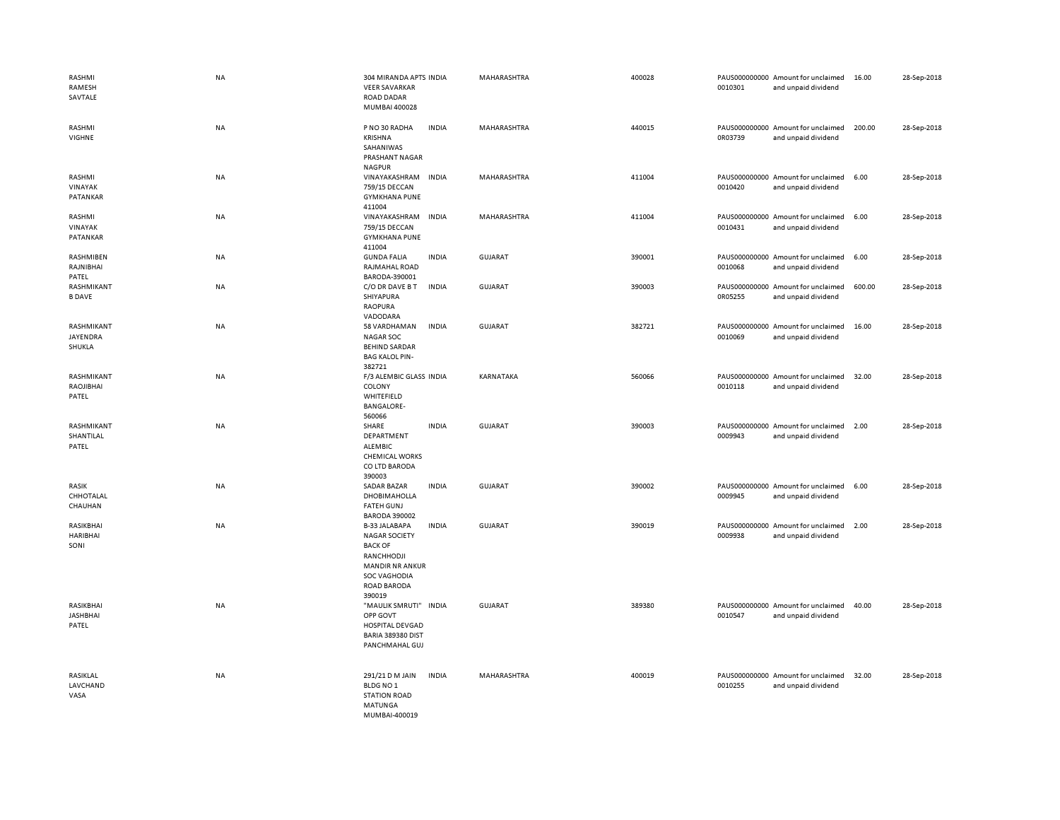| | | | | | | | | | |
|---|---|---|---|---|---|---|---|---|---|
| RASHMI RAMESH SAVTALE | NA | 304 MIRANDA APTS VEER SAVARKAR ROAD DADAR MUMBAI 400028 | INDIA | MAHARASHTRA | 400028 | PAUS0000000000010301 | Amount for unclaimed and unpaid dividend | 16.00 | 28-Sep-2018 |
| RASHMI VIGHNE | NA | P NO 30 RADHA KRISHNA SAHANIWAS PRASHANT NAGAR NAGPUR | INDIA | MAHARASHTRA | 440015 | PAUS0000000000R03739 | Amount for unclaimed and unpaid dividend | 200.00 | 28-Sep-2018 |
| RASHMI VINAYAK PATANKAR | NA | VINAYAKASHRAM 759/15 DECCAN GYMKHANA PUNE 411004 | INDIA | MAHARASHTRA | 411004 | PAUS0000000000010420 | Amount for unclaimed and unpaid dividend | 6.00 | 28-Sep-2018 |
| RASHMI VINAYAK PATANKAR | NA | VINAYAKASHRAM 759/15 DECCAN GYMKHANA PUNE 411004 | INDIA | MAHARASHTRA | 411004 | PAUS0000000000010431 | Amount for unclaimed and unpaid dividend | 6.00 | 28-Sep-2018 |
| RASHMIBEN RAJNIBHAI PATEL | NA | GUNDA FALIA RAJMAHAL ROAD BARODA-390001 | INDIA | GUJARAT | 390001 | PAUS0000000000010068 | Amount for unclaimed and unpaid dividend | 6.00 | 28-Sep-2018 |
| RASHMIKANT B DAVE | NA | C/O DR DAVE B T SHIYAPURA RAOPURA VADODARA | INDIA | GUJARAT | 390003 | PAUS0000000000R05255 | Amount for unclaimed and unpaid dividend | 600.00 | 28-Sep-2018 |
| RASHMIKANT JAYENDRA SHUKLA | NA | 58 VARDHAMAN NAGAR SOC BEHIND SARDAR BAG KALOL PIN-382721 | INDIA | GUJARAT | 382721 | PAUS0000000000010069 | Amount for unclaimed and unpaid dividend | 16.00 | 28-Sep-2018 |
| RASHMIKANT RAOJIBHAI PATEL | NA | F/3 ALEMBIC GLASS COLONY WHITEFIELD BANGALORE-560066 | INDIA | KARNATAKA | 560066 | PAUS0000000000010118 | Amount for unclaimed and unpaid dividend | 32.00 | 28-Sep-2018 |
| RASHMIKANT SHANTILAL PATEL | NA | SHARE DEPARTMENT ALEMBIC CHEMICAL WORKS CO LTD BARODA 390003 | INDIA | GUJARAT | 390003 | PAUS0000000000009943 | Amount for unclaimed and unpaid dividend | 2.00 | 28-Sep-2018 |
| RASIK CHHOTALAL CHAUHAN | NA | SADAR BAZAR DHOBIMAHOLLA FATEH GUNJ BARODA 390002 | INDIA | GUJARAT | 390002 | PAUS0000000000009945 | Amount for unclaimed and unpaid dividend | 6.00 | 28-Sep-2018 |
| RASIKBHAI HARIBHAI SONI | NA | B-33 JALABAPA NAGAR SOCIETY BACK OF RANCHHODJI MANDIR NR ANKUR SOC VAGHODIA ROAD BARODA 390019 | INDIA | GUJARAT | 390019 | PAUS0000000000009938 | Amount for unclaimed and unpaid dividend | 2.00 | 28-Sep-2018 |
| RASIKBHAI JASHBHAI PATEL | NA | "MAULIK SMRUTI" OPP GOVT HOSPITAL DEVGAD BARIA 389380 DIST PANCHMAHAL GUJ | INDIA | GUJARAT | 389380 | PAUS0000000000010547 | Amount for unclaimed and unpaid dividend | 40.00 | 28-Sep-2018 |
| RASIKLAL LAVCHAND VASA | NA | 291/21 D M JAIN BLDG NO 1 STATION ROAD MATUNGA MUMBAI-400019 | INDIA | MAHARASHTRA | 400019 | PAUS0000000000010255 | Amount for unclaimed and unpaid dividend | 32.00 | 28-Sep-2018 |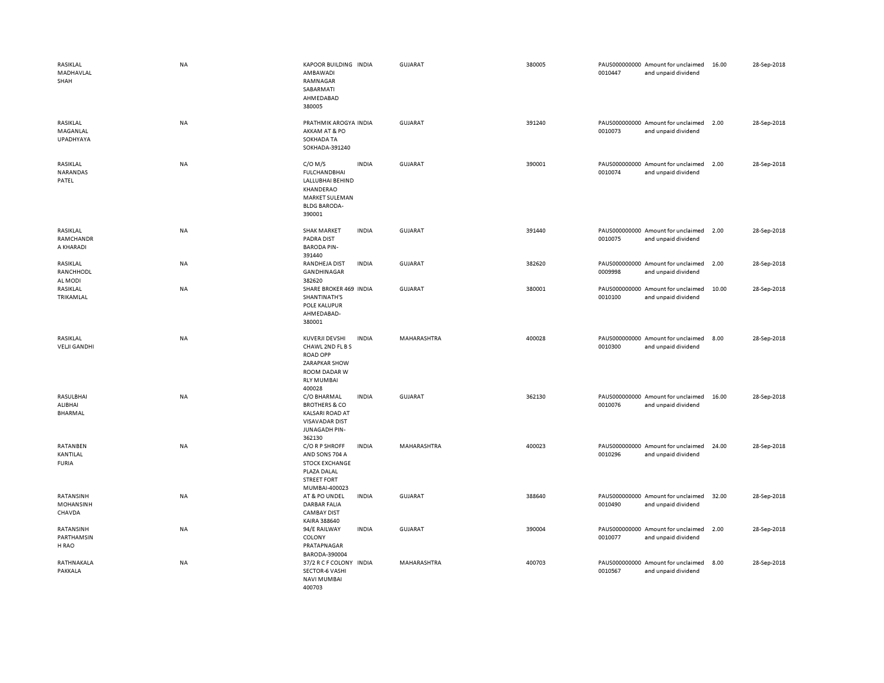| | | | | | | | | | |
|---|---|---|---|---|---|---|---|---|---|
| RASIKLAL MADHAVLAL SHAH | NA | KAPOOR BUILDING AMBAWADI RAMNAGAR SABARMATI AHMEDABAD 380005 | INDIA | GUJARAT | 380005 | PAUS0000000000010447 | Amount for unclaimed and unpaid dividend | 16.00 | 28-Sep-2018 |
| RASIKLAL MAGANLAL UPADHYAYA | NA | PRATHMIK AROGYA AKKAM AT & PO SOKHADA TA SOKHADA-391240 | INDIA | GUJARAT | 391240 | PAUS0000000000010073 | Amount for unclaimed and unpaid dividend | 2.00 | 28-Sep-2018 |
| RASIKLAL NARANDAS PATEL | NA | C/O M/S FULCHANDBHAI LALLUBHAI BEHIND KHANDERAO MARKET SULEMAN BLDG BARODA-390001 | INDIA | GUJARAT | 390001 | PAUS0000000000010074 | Amount for unclaimed and unpaid dividend | 2.00 | 28-Sep-2018 |
| RASIKLAL RAMCHANDRA KHARADI | NA | SHAK MARKET PADRA DIST BARODA PIN-391440 | INDIA | GUJARAT | 391440 | PAUS0000000000010075 | Amount for unclaimed and unpaid dividend | 2.00 | 28-Sep-2018 |
| RASIKLAL RANCHHODLAL MODI | NA | RANDHEJA DIST GANDHINAGAR 382620 | INDIA | GUJARAT | 382620 | PAUS0000000000009998 | Amount for unclaimed and unpaid dividend | 2.00 | 28-Sep-2018 |
| RASIKLAL TRIKAMLAL | NA | SHARE BROKER 469 SHANTINATH'S POLE KALUPUR AHMEDABAD-380001 | INDIA | GUJARAT | 380001 | PAUS0000000000010100 | Amount for unclaimed and unpaid dividend | 10.00 | 28-Sep-2018 |
| RASIKLAL VELJI GANDHI | NA | KUVERJI DEVSHI CHAWL 2ND FL B S ROAD OPP ZARAPKAR SHOW ROOM DADAR W RLY MUMBAI 400028 | INDIA | MAHARASHTRA | 400028 | PAUS0000000000010300 | Amount for unclaimed and unpaid dividend | 8.00 | 28-Sep-2018 |
| RASULBHAI ALIBHAI BHARMAL | NA | C/O BHARMAL BROTHERS & CO KALSARI ROAD AT VISAVADAR DIST JUNAGADH PIN-362130 | INDIA | GUJARAT | 362130 | PAUS0000000000010076 | Amount for unclaimed and unpaid dividend | 16.00 | 28-Sep-2018 |
| RATANBEN KANTILAL FURIA | NA | C/O R P SHROFF AND SONS 704 A STOCK EXCHANGE PLAZA DALAL STREET FORT MUMBAI-400023 | INDIA | MAHARASHTRA | 400023 | PAUS0000000000010296 | Amount for unclaimed and unpaid dividend | 24.00 | 28-Sep-2018 |
| RATANSINH MOHANSINH CHAVDA | NA | AT & PO UNDEL DARBAR FALIA CAMBAY DIST KAIRA 388640 | INDIA | GUJARAT | 388640 | PAUS0000000000010490 | Amount for unclaimed and unpaid dividend | 32.00 | 28-Sep-2018 |
| RATANSINH PARTHAMSINH RAO | NA | 94/E RAILWAY COLONY PRATAPNAGAR BARODA-390004 | INDIA | GUJARAT | 390004 | PAUS0000000000010077 | Amount for unclaimed and unpaid dividend | 2.00 | 28-Sep-2018 |
| RATHNAKALA PAKKALA | NA | 37/2 R C F COLONY SECTOR-6 VASHI NAVI MUMBAI 400703 | INDIA | MAHARASHTRA | 400703 | PAUS0000000000010567 | Amount for unclaimed and unpaid dividend | 8.00 | 28-Sep-2018 |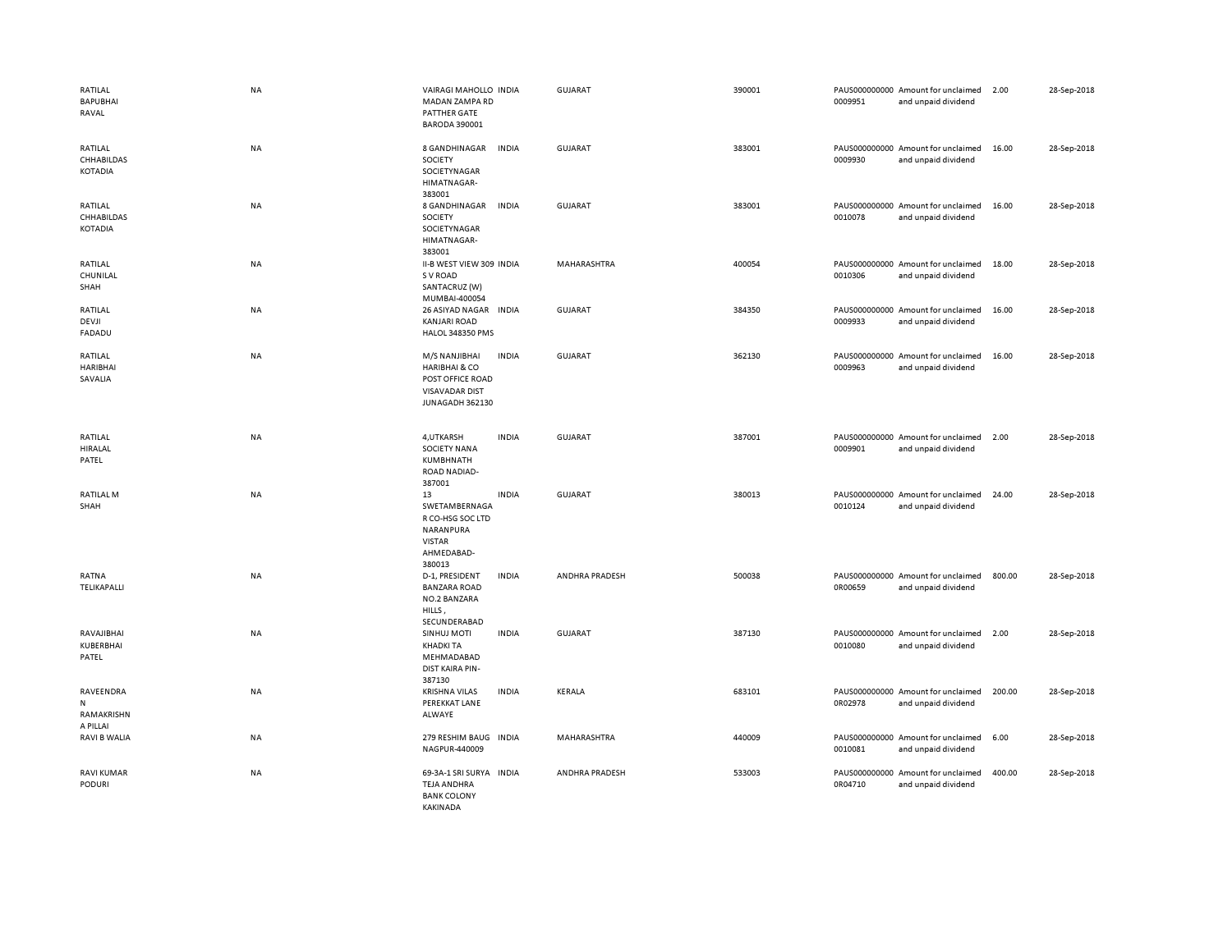| | | | | | | | | | |
|---|---|---|---|---|---|---|---|---|---|
| RATILAL BAPUBHAI RAVAL | NA | VAIRAGI MAHOLLO MADAN ZAMPA RD PATTHER GATE BARODA 390001 | INDIA | GUJARAT | 390001 | PAUS0000000000009951 | Amount for unclaimed and unpaid dividend | 2.00 | 28-Sep-2018 |
| RATILAL CHHABILDAS KOTADIA | NA | 8 GANDHINAGAR SOCIETY SOCIETYNAGAR HIMATNAGAR-383001 | INDIA | GUJARAT | 383001 | PAUS0000000000009930 | Amount for unclaimed and unpaid dividend | 16.00 | 28-Sep-2018 |
| RATILAL CHHABILDAS KOTADIA | NA | 8 GANDHINAGAR SOCIETY SOCIETYNAGAR HIMATNAGAR-383001 | INDIA | GUJARAT | 383001 | PAUS0000000000010078 | Amount for unclaimed and unpaid dividend | 16.00 | 28-Sep-2018 |
| RATILAL CHUNILAL SHAH | NA | II-B WEST VIEW 309 S V ROAD SANTACRUZ (W) MUMBAI-400054 | INDIA | MAHARASHTRA | 400054 | PAUS0000000000010306 | Amount for unclaimed and unpaid dividend | 18.00 | 28-Sep-2018 |
| RATILAL DEVJI FADADU | NA | 26 ASIYAD NAGAR KANJARI ROAD HALOL 348350 PMS | INDIA | GUJARAT | 384350 | PAUS0000000000009933 | Amount for unclaimed and unpaid dividend | 16.00 | 28-Sep-2018 |
| RATILAL HARIBHAI SAVALIA | NA | M/S NANJIBHAI HARIBHAI & CO POST OFFICE ROAD VISAVADAR DIST JUNAGADH 362130 | INDIA | GUJARAT | 362130 | PAUS0000000000009963 | Amount for unclaimed and unpaid dividend | 16.00 | 28-Sep-2018 |
| RATILAL HIRALAL PATEL | NA | 4,UTKARSH SOCIETY NANA KUMBHNATH ROAD NADIAD-387001 | INDIA | GUJARAT | 387001 | PAUS0000000000009901 | Amount for unclaimed and unpaid dividend | 2.00 | 28-Sep-2018 |
| RATILAL M SHAH | NA | 13 SWETAMBERNAGAR CO-HSG SOC LTD NARANPURA VISTAR AHMEDABAD-380013 | INDIA | GUJARAT | 380013 | PAUS0000000000010124 | Amount for unclaimed and unpaid dividend | 24.00 | 28-Sep-2018 |
| RATNA TELIKAPALLI | NA | D-1, PRESIDENT BANZARA ROAD NO.2 BANZARA HILLS , SECUNDERABAD | INDIA | ANDHRA PRADESH | 500038 | PAUS0000000000R00659 | Amount for unclaimed and unpaid dividend | 800.00 | 28-Sep-2018 |
| RAVAJIBHAI KUBERBHAI PATEL | NA | SINHUJ MOTI KHADKI TA MEHMADABAD DIST KAIRA PIN-387130 | INDIA | GUJARAT | 387130 | PAUS0000000000010080 | Amount for unclaimed and unpaid dividend | 2.00 | 28-Sep-2018 |
| RAVEENDRA N RAMAKRISHN A PILLAI | NA | KRISHNA VILAS PEREKKAT LANE ALWAYE | INDIA | KERALA | 683101 | PAUS0000000000R02978 | Amount for unclaimed and unpaid dividend | 200.00 | 28-Sep-2018 |
| RAVI B WALIA | NA | 279 RESHIM BAUG NAGPUR-440009 | INDIA | MAHARASHTRA | 440009 | PAUS0000000000010081 | Amount for unclaimed and unpaid dividend | 6.00 | 28-Sep-2018 |
| RAVI KUMAR PODURI | NA | 69-3A-1 SRI SURYA TEJA ANDHRA BANK COLONY KAKINADA | INDIA | ANDHRA PRADESH | 533003 | PAUS0000000000R04710 | Amount for unclaimed and unpaid dividend | 400.00 | 28-Sep-2018 |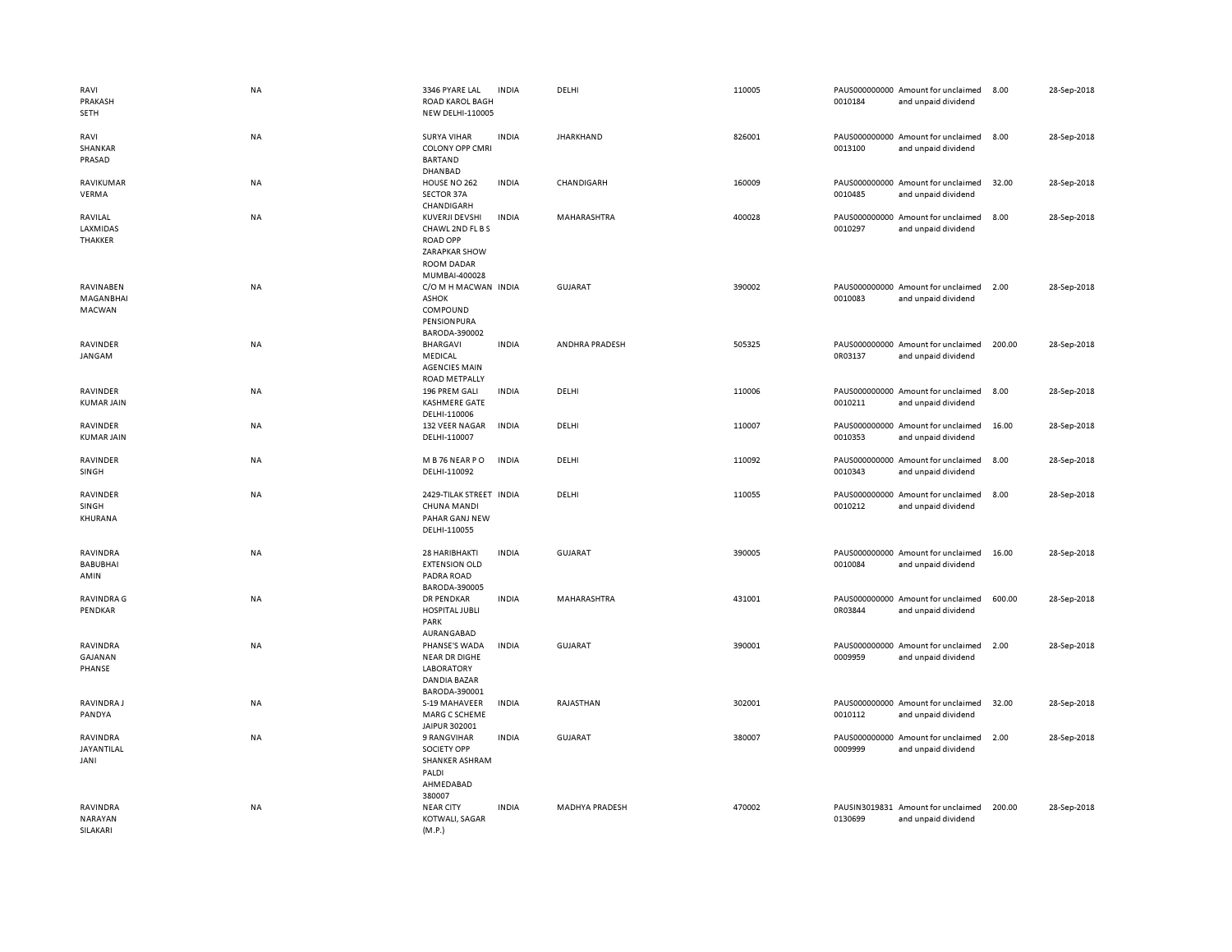| | | | | | | | | | |
|---|---|---|---|---|---|---|---|---|---|
| RAVI PRAKASH SETH | NA | 3346 PYARE LAL ROAD KAROL BAGH NEW DELHI-110005 | INDIA | DELHI | 110005 | PAUS0000000000010184 | Amount for unclaimed and unpaid dividend | 8.00 | 28-Sep-2018 |
| RAVI SHANKAR PRASAD | NA | SURYA VIHAR COLONY OPP CMRI BARTAND DHANBAD | INDIA | JHARKHAND | 826001 | PAUS0000000000013100 | Amount for unclaimed and unpaid dividend | 8.00 | 28-Sep-2018 |
| RAVIKUMAR VERMA | NA | HOUSE NO 262 SECTOR 37A CHANDIGARH | INDIA | CHANDIGARH | 160009 | PAUS0000000000010485 | Amount for unclaimed and unpaid dividend | 32.00 | 28-Sep-2018 |
| RAVILAL LAXMIDAS THAKKER | NA | KUVERJI DEVSHI CHAWL 2ND FL B S ROAD OPP ZARAPKAR SHOW ROOM DADAR MUMBAI-400028 | INDIA | MAHARASHTRA | 400028 | PAUS0000000000010297 | Amount for unclaimed and unpaid dividend | 8.00 | 28-Sep-2018 |
| RAVINABEN MAGANBHAI MACWAN | NA | C/O M H MACWAN ASHOK COMPOUND PENSIONPURA BARODA-390002 | INDIA | GUJARAT | 390002 | PAUS0000000000010083 | Amount for unclaimed and unpaid dividend | 2.00 | 28-Sep-2018 |
| RAVINDER JANGAM | NA | BHARGAVI MEDICAL AGENCIES MAIN ROAD METPALLY | INDIA | ANDHRA PRADESH | 505325 | PAUS0000000000R03137 | Amount for unclaimed and unpaid dividend | 200.00 | 28-Sep-2018 |
| RAVINDER KUMAR JAIN | NA | 196 PREM GALI KASHMERE GATE DELHI-110006 | INDIA | DELHI | 110006 | PAUS0000000000010211 | Amount for unclaimed and unpaid dividend | 8.00 | 28-Sep-2018 |
| RAVINDER KUMAR JAIN | NA | 132 VEER NAGAR DELHI-110007 | INDIA | DELHI | 110007 | PAUS0000000000010353 | Amount for unclaimed and unpaid dividend | 16.00 | 28-Sep-2018 |
| RAVINDER SINGH | NA | M B 76 NEAR P O DELHI-110092 | INDIA | DELHI | 110092 | PAUS0000000000010343 | Amount for unclaimed and unpaid dividend | 8.00 | 28-Sep-2018 |
| RAVINDER SINGH KHURANA | NA | 2429-TILAK STREET CHUNA MANDI PAHAR GANJ NEW DELHI-110055 | INDIA | DELHI | 110055 | PAUS0000000000010212 | Amount for unclaimed and unpaid dividend | 8.00 | 28-Sep-2018 |
| RAVINDRA BABUBHAI AMIN | NA | 28 HARIBHAKTI EXTENSION OLD PADRA ROAD BARODA-390005 | INDIA | GUJARAT | 390005 | PAUS0000000000010084 | Amount for unclaimed and unpaid dividend | 16.00 | 28-Sep-2018 |
| RAVINDRA G PENDKAR | NA | DR PENDKAR HOSPITAL JUBLI PARK AURANGABAD | INDIA | MAHARASHTRA | 431001 | PAUS0000000000R03844 | Amount for unclaimed and unpaid dividend | 600.00 | 28-Sep-2018 |
| RAVINDRA GAJANAN PHANSE | NA | PHANSE'S WADA NEAR DR DIGHE LABORATORY DANDIA BAZAR BARODA-390001 | INDIA | GUJARAT | 390001 | PAUS0000000000009959 | Amount for unclaimed and unpaid dividend | 2.00 | 28-Sep-2018 |
| RAVINDRA J PANDYA | NA | S-19 MAHAVEER MARG C SCHEME JAIPUR 302001 | INDIA | RAJASTHAN | 302001 | PAUS0000000000010112 | Amount for unclaimed and unpaid dividend | 32.00 | 28-Sep-2018 |
| RAVINDRA JAYANTILAL JANI | NA | 9 RANGVIHAR SOCIETY OPP SHANKER ASHRAM PALDI AHMEDABAD 380007 | INDIA | GUJARAT | 380007 | PAUS0000000000009999 | Amount for unclaimed and unpaid dividend | 2.00 | 28-Sep-2018 |
| RAVINDRA NARAYAN SILAKARI | NA | NEAR CITY KOTWALI, SAGAR (M.P.) | INDIA | MADHYA PRADESH | 470002 | PAUSIN30198310130699 | Amount for unclaimed and unpaid dividend | 200.00 | 28-Sep-2018 |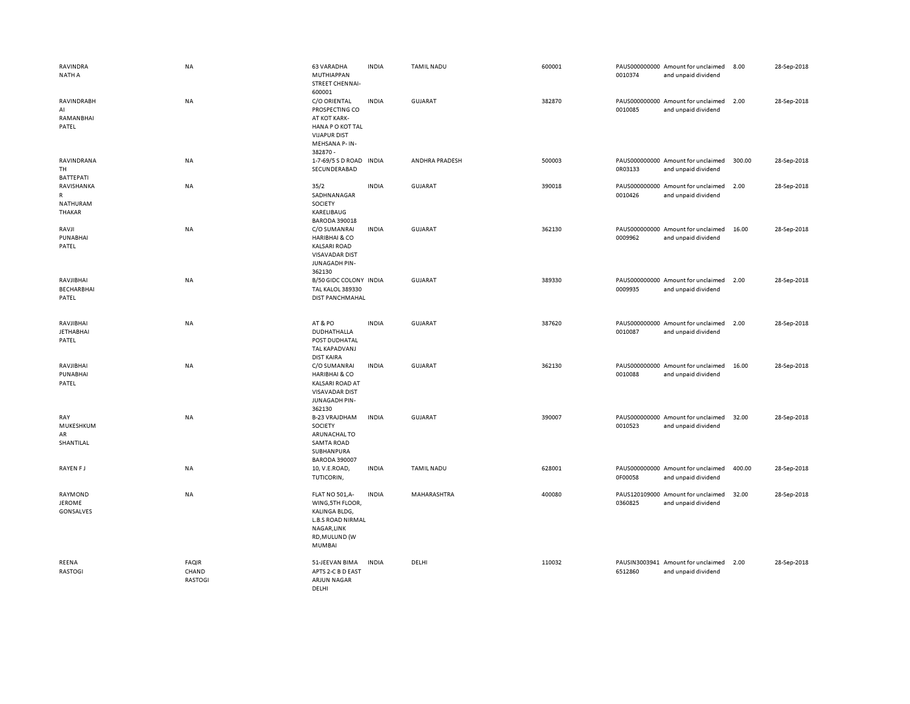| | | | | | | | | | |
|---|---|---|---|---|---|---|---|---|---|
| RAVINDRA NATH A | NA | 63 VARADHA MUTHIAPPAN STREET CHENNAI-600001 | INDIA | TAMIL NADU | 600001 | PAUS0000000000010374 | Amount for unclaimed and unpaid dividend | 8.00 | 28-Sep-2018 |
| RAVINDRABHAI RAMANBHAI PATEL | NA | C/O ORIENTAL PROSPECTING CO AT KOT KARK-HANA P O KOT TAL VIJAPUR DIST MEHSANA P- IN-382870 - | INDIA | GUJARAT | 382870 | PAUS0000000000010085 | Amount for unclaimed and unpaid dividend | 2.00 | 28-Sep-2018 |
| RAVINDRANATH BATTEPATI | NA | 1-7-69/5 S D ROAD SECUNDERABAD | INDIA | ANDHRA PRADESH | 500003 | PAUS0000000000R03133 | Amount for unclaimed and unpaid dividend | 300.00 | 28-Sep-2018 |
| RAVISHANKAR NATHURAM THAKAR | NA | 35/2 SADHNANAGAR SOCIETY KARELIBAUG BARODA 390018 | INDIA | GUJARAT | 390018 | PAUS0000000000010426 | Amount for unclaimed and unpaid dividend | 2.00 | 28-Sep-2018 |
| RAVJI PUNABHAI PATEL | NA | C/O SUMANRAI HARIBHAI & CO KALSARI ROAD VISAVADAR DIST JUNAGADH PIN-362130 | INDIA | GUJARAT | 362130 | PAUS0000000000009962 | Amount for unclaimed and unpaid dividend | 16.00 | 28-Sep-2018 |
| RAVJIBHAI BECHARBHAI PATEL | NA | B/50 GIDC COLONY TAL KALOL 389330 DIST PANCHMAHAL | INDIA | GUJARAT | 389330 | PAUS0000000000009935 | Amount for unclaimed and unpaid dividend | 2.00 | 28-Sep-2018 |
| RAVJIBHAI JETHABHAI PATEL | NA | AT & PO DUDHATHALLA POST DUDHATAL TAL KAPADVANJ DIST KAIRA | INDIA | GUJARAT | 387620 | PAUS0000000000010087 | Amount for unclaimed and unpaid dividend | 2.00 | 28-Sep-2018 |
| RAVJIBHAI PUNABHAI PATEL | NA | C/O SUMANRAI HARIBHAI & CO KALSARI ROAD AT VISAVADAR DIST JUNAGADH PIN-362130 | INDIA | GUJARAT | 362130 | PAUS0000000000010088 | Amount for unclaimed and unpaid dividend | 16.00 | 28-Sep-2018 |
| RAY MUKESHKUMAR SHANTILAL | NA | B-23 VRAJDHAM SOCIETY ARUNACHAL TO SAMTA ROAD SUBHANPURA BARODA 390007 | INDIA | GUJARAT | 390007 | PAUS0000000000010523 | Amount for unclaimed and unpaid dividend | 32.00 | 28-Sep-2018 |
| RAYEN F J | NA | 10, V.E.ROAD, TUTICORIN, | INDIA | TAMIL NADU | 628001 | PAUS0000000000F00058 | Amount for unclaimed and unpaid dividend | 400.00 | 28-Sep-2018 |
| RAYMOND JEROME GONSALVES | NA | FLAT NO 501,A-WING,5TH FLOOR, KALINGA BLDG, L.B.S ROAD NIRMAL NAGAR,LINK RD,MULUND (W MUMBAI | INDIA | MAHARASHTRA | 400080 | PAUS1201090000360825 | Amount for unclaimed and unpaid dividend | 32.00 | 28-Sep-2018 |
| REENA RASTOGI | FAQIR CHAND RASTOGI | 51-JEEVAN BIMA APTS 2-C B D EAST ARJUN NAGAR DELHI | INDIA | DELHI | 110032 | PAUSIN30039416512860 | Amount for unclaimed and unpaid dividend | 2.00 | 28-Sep-2018 |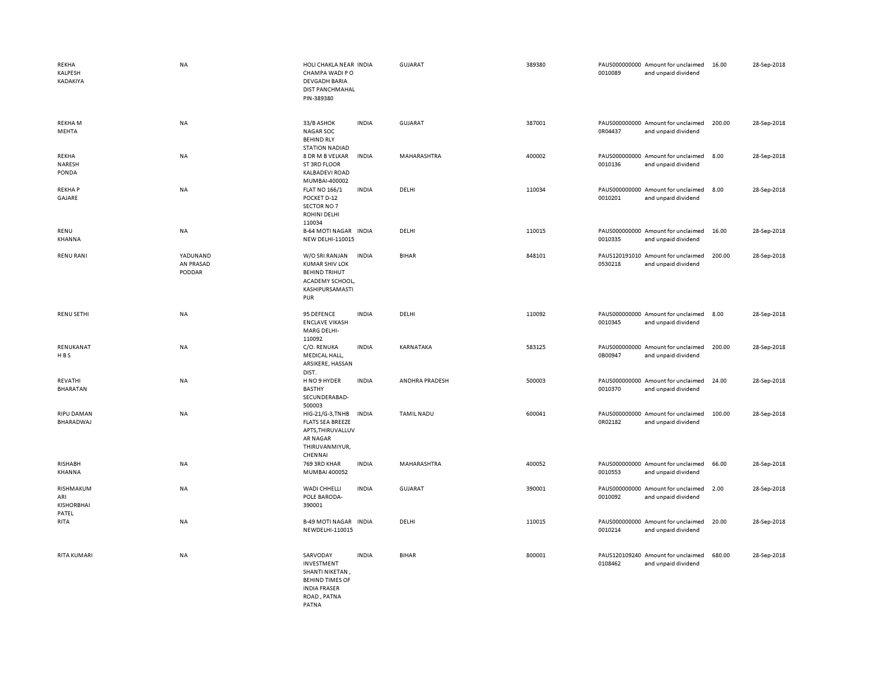| | | | | | | | | | |
|---|---|---|---|---|---|---|---|---|---|
| REKHA KALPESH KADAKIYA | NA | HOLI CHAKLA NEAR CHAMPA WADI P O DEVGADH BARIA DIST PANCHMAHAL PIN-389380 | INDIA | GUJARAT | 389380 | PAUS0000000000010089 | Amount for unclaimed and unpaid dividend | 16.00 | 28-Sep-2018 |
| REKHA M MEHTA | NA | 33/B ASHOK NAGAR SOC BEHIND RLY STATION NADIAD | INDIA | GUJARAT | 387001 | PAUS0000000000R04437 | Amount for unclaimed and unpaid dividend | 200.00 | 28-Sep-2018 |
| REKHA NARESH PONDA | NA | 8 DR M B VELKAR ST 3RD FLOOR KALBADEVI ROAD MUMBAI-400002 | INDIA | MAHARASHTRA | 400002 | PAUS0000000000010136 | Amount for unclaimed and unpaid dividend | 8.00 | 28-Sep-2018 |
| REKHA P GAJARE | NA | FLAT NO 166/1 POCKET D-12 SECTOR NO 7 ROHINI DELHI 110034 | INDIA | DELHI | 110034 | PAUS0000000000010201 | Amount for unclaimed and unpaid dividend | 8.00 | 28-Sep-2018 |
| RENU KHANNA | NA | B-64 MOTI NAGAR NEW DELHI-110015 | INDIA | DELHI | 110015 | PAUS0000000000010335 | Amount for unclaimed and unpaid dividend | 16.00 | 28-Sep-2018 |
| RENU RANI | YADUNANDAN PRASAD PODDAR | W/O SRI RANJAN KUMAR SHIV LOK BEHIND TRIHUT ACADEMY SCHOOL, KASHIPURSAMASTIPUR | INDIA | BIHAR | 848101 | PAUS1201910100530218 | Amount for unclaimed and unpaid dividend | 200.00 | 28-Sep-2018 |
| RENU SETHI | NA | 95 DEFENCE ENCLAVE VIKASH MARG DELHI-110092 | INDIA | DELHI | 110092 | PAUS0000000000010345 | Amount for unclaimed and unpaid dividend | 8.00 | 28-Sep-2018 |
| RENUKANATH B S | NA | C/O. RENUKA MEDICAL HALL, ARSIKERE, HASSAN DIST. | INDIA | KARNATAKA | 583125 | PAUS00000000000B00947 | Amount for unclaimed and unpaid dividend | 200.00 | 28-Sep-2018 |
| REVATHI BHARATAN | NA | H NO 9 HYDER BASTHY SECUNDERABAD-500003 | INDIA | ANDHRA PRADESH | 500003 | PAUS0000000000010370 | Amount for unclaimed and unpaid dividend | 24.00 | 28-Sep-2018 |
| RIPU DAMAN BHARADWAJ | NA | HIG-21/G-3,TNHB FLATS SEA BREEZE APTS,THIRUVALLUVAR NAGAR THIRUVANMIYUR, CHENNAI | INDIA | TAMIL NADU | 600041 | PAUS0000000000R02182 | Amount for unclaimed and unpaid dividend | 100.00 | 28-Sep-2018 |
| RISHABH KHANNA | NA | 769 3RD KHAR MUMBAI 400052 | INDIA | MAHARASHTRA | 400052 | PAUS0000000000010553 | Amount for unclaimed and unpaid dividend | 66.00 | 28-Sep-2018 |
| RISHMAKUMARI KISHORBHAI PATEL | NA | WADI CHHELLI POLE BARODA-390001 | INDIA | GUJARAT | 390001 | PAUS0000000000010092 | Amount for unclaimed and unpaid dividend | 2.00 | 28-Sep-2018 |
| RITA | NA | B-49 MOTI NAGAR NEWDELHI-110015 | INDIA | DELHI | 110015 | PAUS0000000000010214 | Amount for unclaimed and unpaid dividend | 20.00 | 28-Sep-2018 |
| RITA KUMARI | NA | SARVODAY INVESTMENT SHANTI NIKETAN , BEHIND TIMES OF INDIA FRASER ROAD , PATNA PATNA | INDIA | BIHAR | 800001 | PAUS1201092400108462 | Amount for unclaimed and unpaid dividend | 680.00 | 28-Sep-2018 |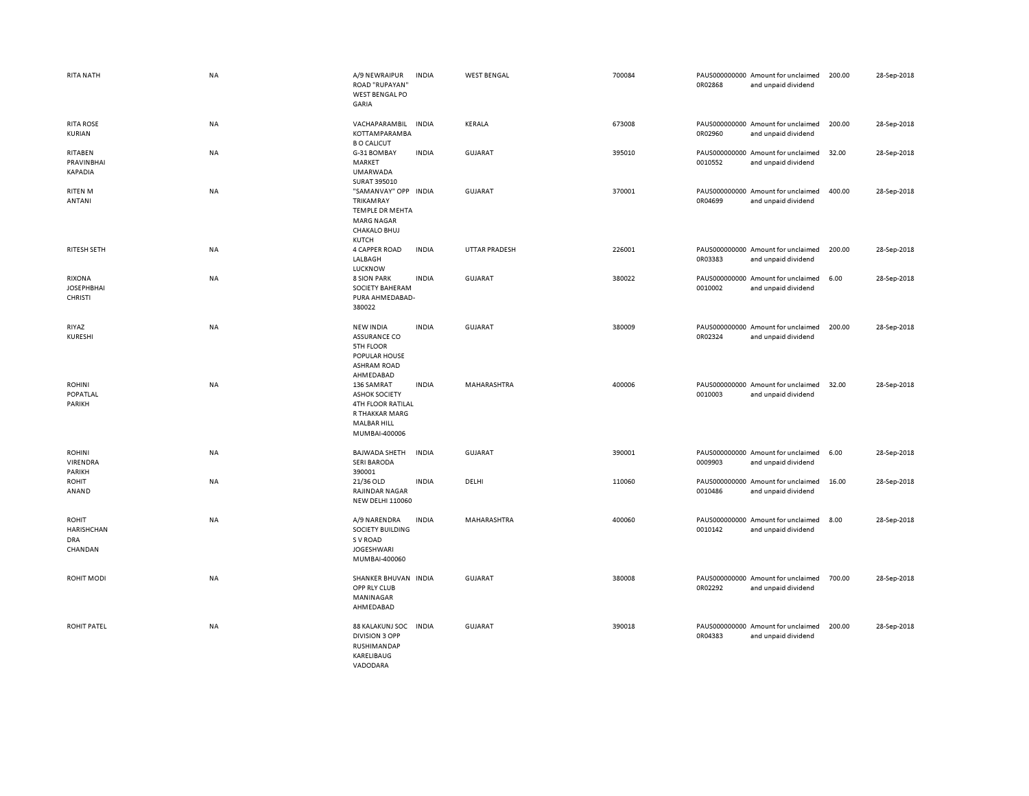| | | | | | | | | | |
|---|---|---|---|---|---|---|---|---|---|
| RITA NATH | NA | A/9 NEWRAIPUR ROAD "RUPAYAN" WEST BENGAL PO GARIA | INDIA | WEST BENGAL | 700084 | PAUS0000000000R02868 | Amount for unclaimed and unpaid dividend | 200.00 | 28-Sep-2018 |
| RITA ROSE KURIAN | NA | VACHAPARAMBIL KOTTAMPARAMBA B O CALICUT | INDIA | KERALA | 673008 | PAUS0000000000R02960 | Amount for unclaimed and unpaid dividend | 200.00 | 28-Sep-2018 |
| RITABEN PRAVINBHAI KAPADIA | NA | G-31 BOMBAY MARKET UMARWADA SURAT 395010 | INDIA | GUJARAT | 395010 | PAUS0000000000010552 | Amount for unclaimed and unpaid dividend | 32.00 | 28-Sep-2018 |
| RITEN M ANTANI | NA | "SAMANVAY" OPP TRIKAMRAY TEMPLE DR MEHTA MARG NAGAR CHAKALO BHUJ KUTCH | INDIA | GUJARAT | 370001 | PAUS0000000000R04699 | Amount for unclaimed and unpaid dividend | 400.00 | 28-Sep-2018 |
| RITESH SETH | NA | 4 CAPPER ROAD LALBAGH LUCKNOW | INDIA | UTTAR PRADESH | 226001 | PAUS0000000000R03383 | Amount for unclaimed and unpaid dividend | 200.00 | 28-Sep-2018 |
| RIXONA JOSEPHBHAI CHRISTI | NA | 8 SION PARK SOCIETY BAHERAM PURA AHMEDABAD-380022 | INDIA | GUJARAT | 380022 | PAUS0000000000010002 | Amount for unclaimed and unpaid dividend | 6.00 | 28-Sep-2018 |
| RIYAZ KURESHI | NA | NEW INDIA ASSURANCE CO 5TH FLOOR POPULAR HOUSE ASHRAM ROAD AHMEDABAD | INDIA | GUJARAT | 380009 | PAUS0000000000R02324 | Amount for unclaimed and unpaid dividend | 200.00 | 28-Sep-2018 |
| ROHINI POPATLAL PARIKH | NA | 136 SAMRAT ASHOK SOCIETY 4TH FLOOR RATILAL R THAKKAR MARG MALBAR HILL MUMBAI-400006 | INDIA | MAHARASHTRA | 400006 | PAUS0000000000010003 | Amount for unclaimed and unpaid dividend | 32.00 | 28-Sep-2018 |
| ROHINI VIRENDRA PARIKH | NA | BAJWADA SHETH SERI BARODA 390001 | INDIA | GUJARAT | 390001 | PAUS0000000000009903 | Amount for unclaimed and unpaid dividend | 6.00 | 28-Sep-2018 |
| ROHIT ANAND | NA | 21/36 OLD RAJINDAR NAGAR NEW DELHI 110060 | INDIA | DELHI | 110060 | PAUS0000000000010486 | Amount for unclaimed and unpaid dividend | 16.00 | 28-Sep-2018 |
| ROHIT HARISHCHAN DRA CHANDAN | NA | A/9 NARENDRA SOCIETY BUILDING S V ROAD JOGESHWARI MUMBAI-400060 | INDIA | MAHARASHTRA | 400060 | PAUS0000000000010142 | Amount for unclaimed and unpaid dividend | 8.00 | 28-Sep-2018 |
| ROHIT MODI | NA | SHANKER BHUVAN OPP RLY CLUB MANINAGAR AHMEDABAD | INDIA | GUJARAT | 380008 | PAUS0000000000R02292 | Amount for unclaimed and unpaid dividend | 700.00 | 28-Sep-2018 |
| ROHIT PATEL | NA | 88 KALAKUNJ SOC DIVISION 3 OPP RUSHIMANDAP KARELIBAUG VADODARA | INDIA | GUJARAT | 390018 | PAUS0000000000R04383 | Amount for unclaimed and unpaid dividend | 200.00 | 28-Sep-2018 |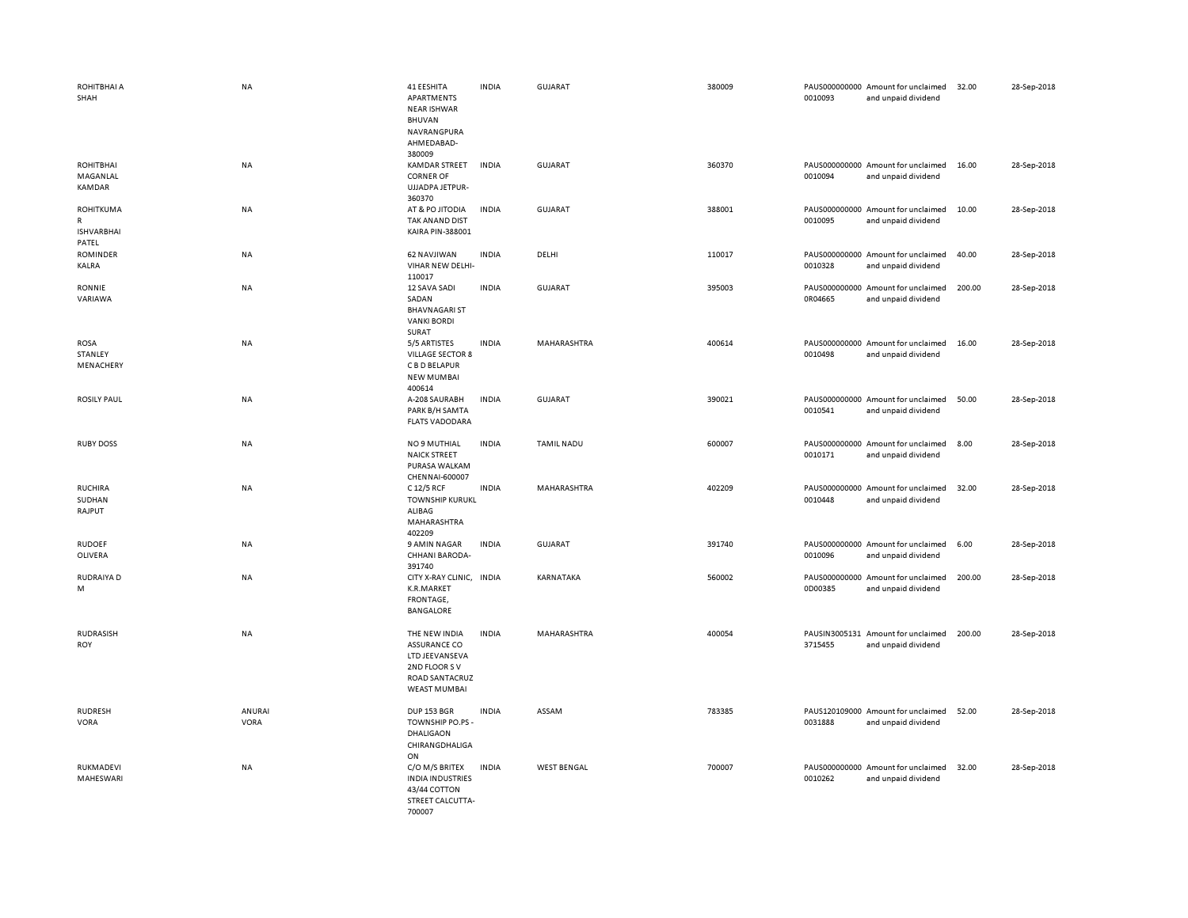| | | | | | | | | | |
|---|---|---|---|---|---|---|---|---|---|
| ROHITBHAI A SHAH | NA | 41 EESHITA APARTMENTS NEAR ISHWAR BHUVAN NAVRANGPURA AHMEDABAD-380009 | INDIA | GUJARAT | 380009 | PAUS0000000000010093 | Amount for unclaimed and unpaid dividend | 32.00 | 28-Sep-2018 |
| ROHITBHAI MAGANLAL KAMDAR | NA | KAMDAR STREET CORNER OF UJJADPA JETPUR-360370 | INDIA | GUJARAT | 360370 | PAUS0000000000010094 | Amount for unclaimed and unpaid dividend | 16.00 | 28-Sep-2018 |
| ROHITKUMA R ISHVARBHAI PATEL | NA | AT & PO JITODIA TAK ANAND DIST KAIRA PIN-388001 | INDIA | GUJARAT | 388001 | PAUS0000000000010095 | Amount for unclaimed and unpaid dividend | 10.00 | 28-Sep-2018 |
| ROMINDER KALRA | NA | 62 NAVJIWAN VIHAR NEW DELHI-110017 | INDIA | DELHI | 110017 | PAUS0000000000010328 | Amount for unclaimed and unpaid dividend | 40.00 | 28-Sep-2018 |
| RONNIE VARIAWA | NA | 12 SAVA SADI SADAN BHAVNAGARI ST VANKI BORDI SURAT | INDIA | GUJARAT | 395003 | PAUS0000000000R04665 | Amount for unclaimed and unpaid dividend | 200.00 | 28-Sep-2018 |
| ROSA STANLEY MENACHERY | NA | 5/5 ARTISTES VILLAGE SECTOR 8 C B D BELAPUR NEW MUMBAI 400614 | INDIA | MAHARASHTRA | 400614 | PAUS0000000000010498 | Amount for unclaimed and unpaid dividend | 16.00 | 28-Sep-2018 |
| ROSILY PAUL | NA | A-208 SAURABH PARK B/H SAMTA FLATS VADODARA | INDIA | GUJARAT | 390021 | PAUS0000000000010541 | Amount for unclaimed and unpaid dividend | 50.00 | 28-Sep-2018 |
| RUBY DOSS | NA | NO 9 MUTHIAL NAICK STREET PURASA WALKAM CHENNAI-600007 | INDIA | TAMIL NADU | 600007 | PAUS0000000000010171 | Amount for unclaimed and unpaid dividend | 8.00 | 28-Sep-2018 |
| RUCHIRA SUDHAN RAJPUT | NA | C 12/5 RCF TOWNSHIP KURUKL ALIBAG MAHARASHTRA 402209 | INDIA | MAHARASHTRA | 402209 | PAUS0000000000010448 | Amount for unclaimed and unpaid dividend | 32.00 | 28-Sep-2018 |
| RUDOEF OLIVERA | NA | 9 AMIN NAGAR CHHANI BARODA-391740 | INDIA | GUJARAT | 391740 | PAUS0000000000010096 | Amount for unclaimed and unpaid dividend | 6.00 | 28-Sep-2018 |
| RUDRAIYA D M | NA | CITY X-RAY CLINIC, K.R.MARKET FRONTAGE, BANGALORE | INDIA | KARNATAKA | 560002 | PAUS00000000000D00385 | Amount for unclaimed and unpaid dividend | 200.00 | 28-Sep-2018 |
| RUDRASISH ROY | NA | THE NEW INDIA ASSURANCE CO LTD JEEVANSEVA 2ND FLOOR S V ROAD SANTACRUZ WEAST MUMBAI | INDIA | MAHARASHTRA | 400054 | PAUSIN30051313715455 | Amount for unclaimed and unpaid dividend | 200.00 | 28-Sep-2018 |
| RUDRESH VORA | ANURAI VORA | DUP 153 BGR TOWNSHIP PO.PS - DHALIGAON CHIRANGDHALIGA ON | INDIA | ASSAM | 783385 | PAUS1201090000031888 | Amount for unclaimed and unpaid dividend | 52.00 | 28-Sep-2018 |
| RUKMADEVI MAHESWARI | NA | C/O M/S BRITEX INDIA INDUSTRIES 43/44 COTTON STREET CALCUTTA-700007 | INDIA | WEST BENGAL | 700007 | PAUS0000000000010262 | Amount for unclaimed and unpaid dividend | 32.00 | 28-Sep-2018 |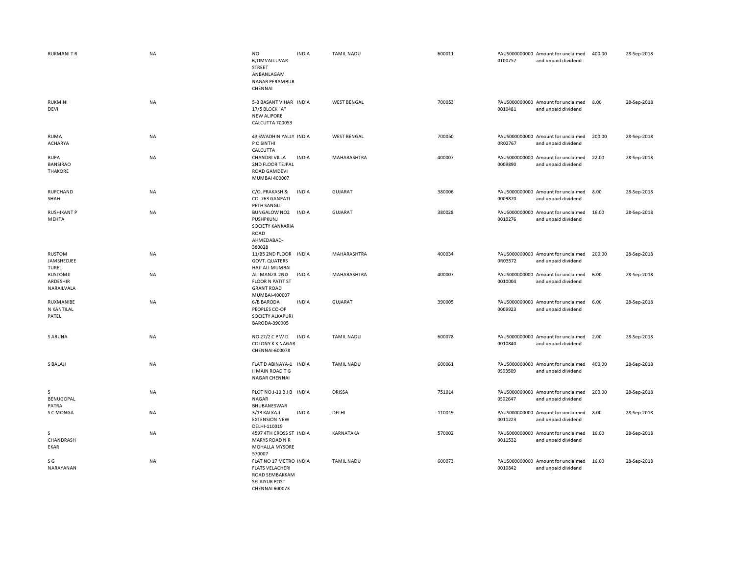| | | | | | | | | | |
|---|---|---|---|---|---|---|---|---|---|
| RUKMANI T R | NA | NO 6,TIMVALLUVAR STREET ANBANLAGAM NAGAR PERAMBUR CHENNAI | INDIA | TAMIL NADU | 600011 | PAUS0000000000T00757 | Amount for unclaimed and unpaid dividend | 400.00 | 28-Sep-2018 |
| RUKMINI DEVI | NA | 5-B BASANT VIHAR 17/5 BLOCK "A" NEW ALIPORE CALCUTTA 700053 | INDIA | WEST BENGAL | 700053 | PAUS00000000000010481 | Amount for unclaimed and unpaid dividend | 8.00 | 28-Sep-2018 |
| RUMA ACHARYA | NA | 43 SWADHIN YALLY P O SINTHI CALCUTTA | INDIA | WEST BENGAL | 700050 | PAUS0000000000R02767 | Amount for unclaimed and unpaid dividend | 200.00 | 28-Sep-2018 |
| RUPA BANSIRAO THAKORE | NA | CHANDRI VILLA 2ND FLOOR TEJPAL ROAD GAMDEVI MUMBAI 400007 | INDIA | MAHARASHTRA | 400007 | PAUS00000000000009890 | Amount for unclaimed and unpaid dividend | 22.00 | 28-Sep-2018 |
| RUPCHAND SHAH | NA | C/O. PRAKASH & CO. 763 GANPATI PETH SANGLI | INDIA | GUJARAT | 380006 | PAUS00000000000009870 | Amount for unclaimed and unpaid dividend | 8.00 | 28-Sep-2018 |
| RUSHIKANT P MEHTA | NA | BUNGALOW NO2 PUSHPKUNJ SOCIETY KANKARIA ROAD AHMEDABAD-380028 | INDIA | GUJARAT | 380028 | PAUS00000000000010276 | Amount for unclaimed and unpaid dividend | 16.00 | 28-Sep-2018 |
| RUSTOM JAMSHEDJEE TUREL | NA | 11/B5 2ND FLOOR GOVT. QUATERS HAJI ALI MUMBAI | INDIA | MAHARASHTRA | 400034 | PAUS0000000000R03572 | Amount for unclaimed and unpaid dividend | 200.00 | 28-Sep-2018 |
| RUSTOMJI ARDESHIR NARAILVALA | NA | ALI MANZIL 2ND FLOOR N PATIT ST GRANT ROAD MUMBAI-400007 | INDIA | MAHARASHTRA | 400007 | PAUS00000000000010004 | Amount for unclaimed and unpaid dividend | 6.00 | 28-Sep-2018 |
| RUXMANIBEN KANTILAL PATEL | NA | 6/B BARODA PEOPLES CO-OP SOCIETY ALKAPURI BARODA-390005 | INDIA | GUJARAT | 390005 | PAUS00000000000009923 | Amount for unclaimed and unpaid dividend | 6.00 | 28-Sep-2018 |
| S ARUNA | NA | NO 27/2 C P W D COLONY K K NAGAR CHENNAI-600078 | INDIA | TAMIL NADU | 600078 | PAUS00000000000010840 | Amount for unclaimed and unpaid dividend | 2.00 | 28-Sep-2018 |
| S BALAJI | NA | FLAT D ABINAYA-1 II MAIN ROAD T G NAGAR CHENNAI | INDIA | TAMIL NADU | 600061 | PAUS0000000000S03509 | Amount for unclaimed and unpaid dividend | 400.00 | 28-Sep-2018 |
| S BENUGOPAL PATRA | NA | PLOT NO J-10 B J B NAGAR BHUBANESWAR | INDIA | ORISSA | 751014 | PAUS0000000000S02647 | Amount for unclaimed and unpaid dividend | 200.00 | 28-Sep-2018 |
| S C MONGA | NA | 3/13 KALKAJI EXTENSION NEW DELHI-110019 | INDIA | DELHI | 110019 | PAUS00000000000011223 | Amount for unclaimed and unpaid dividend | 8.00 | 28-Sep-2018 |
| S CHANDRASHEKAR | NA | 4597 4TH CROSS ST MARYS ROAD N R MOHALLA MYSORE 570007 | INDIA | KARNATAKA | 570002 | PAUS00000000000011532 | Amount for unclaimed and unpaid dividend | 16.00 | 28-Sep-2018 |
| S G NARAYANAN | NA | FLAT NO 17 METRO FLATS VELACHERI ROAD SEMBAKKAM SELAIYUR POST CHENNAI 600073 | INDIA | TAMIL NADU | 600073 | PAUS00000000000010842 | Amount for unclaimed and unpaid dividend | 16.00 | 28-Sep-2018 |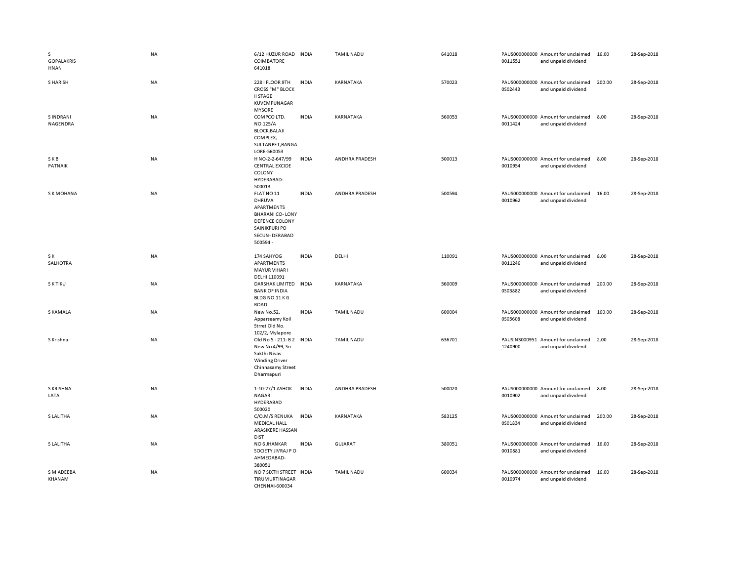| | | | | | | | | | |
|---|---|---|---|---|---|---|---|---|---|
| S GOPALAKRISHNAN | NA | 6/12 HUZUR ROAD COIMBATORE 641018 | INDIA | TAMIL NADU | 641018 | PAUS0000000000011551 | Amount for unclaimed and unpaid dividend | 16.00 | 28-Sep-2018 |
| S HARISH | NA | 228 I FLOOR 9TH CROSS "M" BLOCK II STAGE KUVEMPUNAGAR MYSORE | INDIA | KARNATAKA | 570023 | PAUS0000000000S02443 | Amount for unclaimed and unpaid dividend | 200.00 | 28-Sep-2018 |
| S INDRANI NAGENDRA | NA | COMPCO LTD. NO.125/A BLOCK,BALAJI COMPLEX, SULTANPET,BANGALORE-560053 | INDIA | KARNATAKA | 560053 | PAUS0000000000011424 | Amount for unclaimed and unpaid dividend | 8.00 | 28-Sep-2018 |
| S K B PATNAIK | NA | H NO-2-2-647/99 CENTRAL EXCIDE COLONY HYDERABAD-500013 | INDIA | ANDHRA PRADESH | 500013 | PAUS0000000000010954 | Amount for unclaimed and unpaid dividend | 8.00 | 28-Sep-2018 |
| S K MOHANA | NA | FLAT NO 11 DHRUVA APARTMENTS BHARANI CO- LONY DEFENCE COLONY SAINIKPURI PO SECUN- DERABAD 500594 - | INDIA | ANDHRA PRADESH | 500594 | PAUS0000000000010962 | Amount for unclaimed and unpaid dividend | 16.00 | 28-Sep-2018 |
| S K SALHOTRA | NA | 174 SAHYOG APARTMENTS MAYUR VIHAR I DELHI 110091 | INDIA | DELHI | 110091 | PAUS0000000000011246 | Amount for unclaimed and unpaid dividend | 8.00 | 28-Sep-2018 |
| S K TIKU | NA | DARSHAK LIMITED BANK OF INDIA BLDG NO.11 K G ROAD | INDIA | KARNATAKA | 560009 | PAUS0000000000S03882 | Amount for unclaimed and unpaid dividend | 200.00 | 28-Sep-2018 |
| S KAMALA | NA | New No.52, Apparseamy Koil Strret Old No. 102/2, Mylapore | INDIA | TAMIL NADU | 600004 | PAUS0000000000S05608 | Amount for unclaimed and unpaid dividend | 160.00 | 28-Sep-2018 |
| S Krishna | NA | Old No 5 - 211- B 2 New No 4/99, Sri Sakthi Nivas Winding Driver Chinnasamy Street Dharmapuri | INDIA | TAMIL NADU | 636701 | PAUSIN30009511240900 | Amount for unclaimed and unpaid dividend | 2.00 | 28-Sep-2018 |
| S KRISHNA LATA | NA | 1-10-27/1 ASHOK NAGAR HYDERABAD 500020 | INDIA | ANDHRA PRADESH | 500020 | PAUS0000000000010902 | Amount for unclaimed and unpaid dividend | 8.00 | 28-Sep-2018 |
| S LALITHA | NA | C/O.M/S RENUKA MEDICAL HALL ARASIKERE HASSAN DIST | INDIA | KARNATAKA | 583125 | PAUS0000000000S01834 | Amount for unclaimed and unpaid dividend | 200.00 | 28-Sep-2018 |
| S LALITHA | NA | NO 6 JHANKAR SOCIETY JIVRAJ P O AHMEDABAD-380051 | INDIA | GUJARAT | 380051 | PAUS0000000000010881 | Amount for unclaimed and unpaid dividend | 16.00 | 28-Sep-2018 |
| S M ADEEBA KHANAM | NA | NO 7 SIXTH STREET TIRUMURTINAGAR CHENNAI-600034 | INDIA | TAMIL NADU | 600034 | PAUS0000000000010974 | Amount for unclaimed and unpaid dividend | 16.00 | 28-Sep-2018 |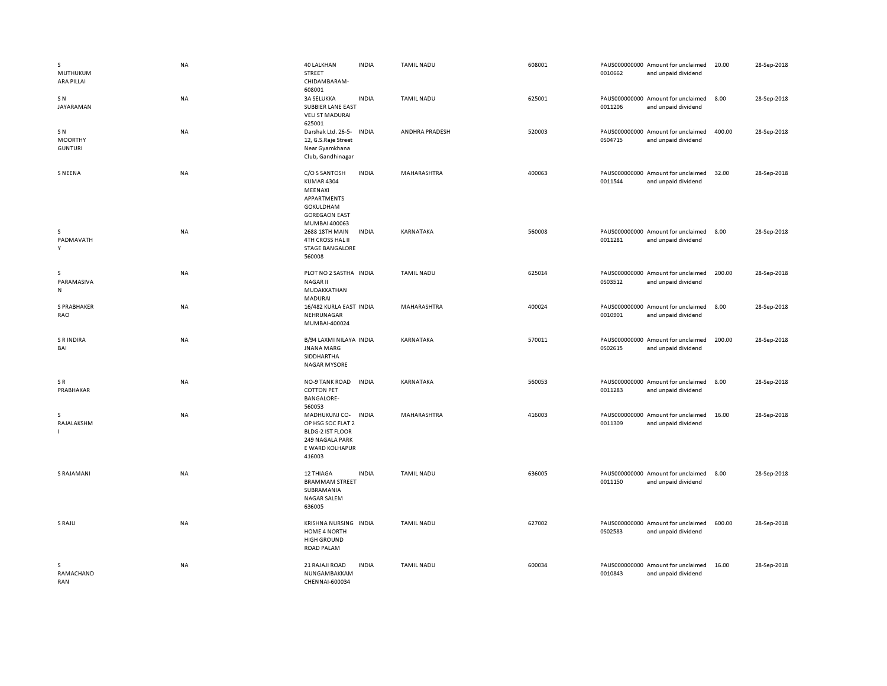| | | | | | | | | | |
|---|---|---|---|---|---|---|---|---|---|
| S MUTHUKUMARA PILLAI | NA | 40 LALKHAN STREET CHIDAMBARAM-608001 | INDIA | TAMIL NADU | 608001 | PAUS0000000000010662 | Amount for unclaimed and unpaid dividend | 20.00 | 28-Sep-2018 |
| S N JAYARAMAN | NA | 3A SELUKKA SUBBIER LANE EAST VELI ST MADURAI 625001 | INDIA | TAMIL NADU | 625001 | PAUS0000000000011206 | Amount for unclaimed and unpaid dividend | 8.00 | 28-Sep-2018 |
| S N MOORTHY GUNTURI | NA | Darshak Ltd. 26-5-12, G.S.Raje Street Near Gyamkhana Club, Gandhinagar | INDIA | ANDHRA PRADESH | 520003 | PAUS0000000000S04715 | Amount for unclaimed and unpaid dividend | 400.00 | 28-Sep-2018 |
| S NEENA | NA | C/O S SANTOSH KUMAR 4304 MEENAXI APPARTMENTS GOKULDHAM GOREGAON EAST MUMBAI 400063 | INDIA | MAHARASHTRA | 400063 | PAUS0000000000011544 | Amount for unclaimed and unpaid dividend | 32.00 | 28-Sep-2018 |
| S PADMAVATHY | NA | 2688 18TH MAIN 4TH CROSS HAL II STAGE BANGALORE 560008 | INDIA | KARNATAKA | 560008 | PAUS0000000000011281 | Amount for unclaimed and unpaid dividend | 8.00 | 28-Sep-2018 |
| S PARAMASIVAN | NA | PLOT NO 2 SASTHA NAGAR II MUDAKKATHAN MADURAI | INDIA | TAMIL NADU | 625014 | PAUS0000000000S03512 | Amount for unclaimed and unpaid dividend | 200.00 | 28-Sep-2018 |
| S PRABHAKER RAO | NA | 16/482 KURLA EAST NEHRUNAGAR MUMBAI-400024 | INDIA | MAHARASHTRA | 400024 | PAUS0000000000010901 | Amount for unclaimed and unpaid dividend | 8.00 | 28-Sep-2018 |
| S R INDIRA BAI | NA | B/94 LAXMI NILAYA JNANA MARG SIDDHARTHA NAGAR MYSORE | INDIA | KARNATAKA | 570011 | PAUS0000000000S02615 | Amount for unclaimed and unpaid dividend | 200.00 | 28-Sep-2018 |
| S R PRABHAKAR | NA | NO-9 TANK ROAD COTTON PET BANGALORE-560053 | INDIA | KARNATAKA | 560053 | PAUS0000000000011283 | Amount for unclaimed and unpaid dividend | 8.00 | 28-Sep-2018 |
| S RAJALAKSHMI | NA | MADHUKUNJ CO-OP HSG SOC FLAT 2 BLDG-2 IST FLOOR 249 NAGALA PARK E WARD KOLHAPUR 416003 | INDIA | MAHARASHTRA | 416003 | PAUS0000000000011309 | Amount for unclaimed and unpaid dividend | 16.00 | 28-Sep-2018 |
| S RAJAMANI | NA | 12 THIAGA BRAMMAM STREET SUBRAMANIA NAGAR SALEM 636005 | INDIA | TAMIL NADU | 636005 | PAUS0000000000011150 | Amount for unclaimed and unpaid dividend | 8.00 | 28-Sep-2018 |
| S RAJU | NA | KRISHNA NURSING HOME 4 NORTH HIGH GROUND ROAD PALAM | INDIA | TAMIL NADU | 627002 | PAUS0000000000S02583 | Amount for unclaimed and unpaid dividend | 600.00 | 28-Sep-2018 |
| S RAMACHANDRAN | NA | 21 RAJAJI ROAD NUNGAMBAKKAM CHENNAI-600034 | INDIA | TAMIL NADU | 600034 | PAUS0000000000010843 | Amount for unclaimed and unpaid dividend | 16.00 | 28-Sep-2018 |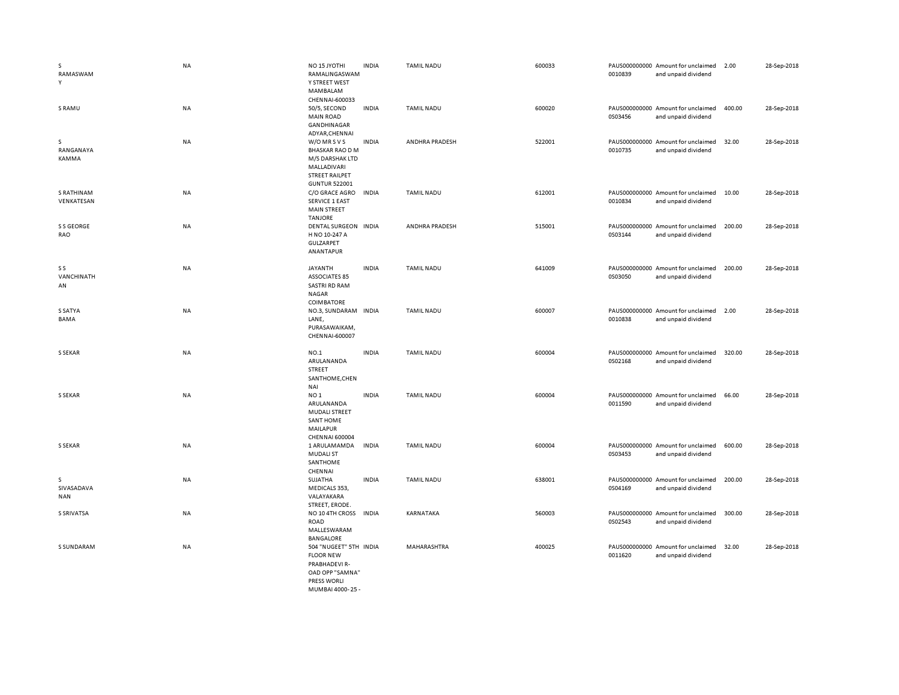| | | | | | | | | | |
|---|---|---|---|---|---|---|---|---|---|
| S RAMASWAMY | NA | NO 15 JYOTHI RAMALINGASWAMY STREET WEST MAMBALAM CHENNAI-600033 | INDIA | TAMIL NADU | 600033 | PAUS0000000000010839 | Amount for unclaimed and unpaid dividend | 2.00 | 28-Sep-2018 |
| S RAMU | NA | 50/5, SECOND MAIN ROAD GANDHINAGAR ADYAR,CHENNAI | INDIA | TAMIL NADU | 600020 | PAUS0000000000S03456 | Amount for unclaimed and unpaid dividend | 400.00 | 28-Sep-2018 |
| S RANGANAYAKAMMA | NA | W/O MR S V S BHASKAR RAO D M M/S DARSHAK LTD MALLADIVARI STREET RAILPET GUNTUR 522001 | INDIA | ANDHRA PRADESH | 522001 | PAUS0000000000010735 | Amount for unclaimed and unpaid dividend | 32.00 | 28-Sep-2018 |
| S RATHINAM VENKATESAN | NA | C/O GRACE AGRO SERVICE 1 EAST MAIN STREET TANJORE | INDIA | TAMIL NADU | 612001 | PAUS0000000000010834 | Amount for unclaimed and unpaid dividend | 10.00 | 28-Sep-2018 |
| S S GEORGE RAO | NA | DENTAL SURGEON H NO 10-247 A GULZARPET ANANTAPUR | INDIA | ANDHRA PRADESH | 515001 | PAUS0000000000S03144 | Amount for unclaimed and unpaid dividend | 200.00 | 28-Sep-2018 |
| S S VANCHINATHAN | NA | JAYANTH ASSOCIATES 85 SASTRI RD RAM NAGAR COIMBATORE | INDIA | TAMIL NADU | 641009 | PAUS0000000000S03050 | Amount for unclaimed and unpaid dividend | 200.00 | 28-Sep-2018 |
| S SATYA BAMA | NA | NO.3, SUNDARAM LANE, PURASAWAIKAM, CHENNAI-600007 | INDIA | TAMIL NADU | 600007 | PAUS0000000000010838 | Amount for unclaimed and unpaid dividend | 2.00 | 28-Sep-2018 |
| S SEKAR | NA | NO.1 ARULANANDA STREET SANTHOME,CHENNAI | INDIA | TAMIL NADU | 600004 | PAUS0000000000S02168 | Amount for unclaimed and unpaid dividend | 320.00 | 28-Sep-2018 |
| S SEKAR | NA | NO 1 ARULANANDA MUDALI STREET SANT HOME MAILAPUR CHENNAI 600004 | INDIA | TAMIL NADU | 600004 | PAUS0000000000011590 | Amount for unclaimed and unpaid dividend | 66.00 | 28-Sep-2018 |
| S SEKAR | NA | 1 ARULAMAMDA MUDALI ST SANTHOME CHENNAI | INDIA | TAMIL NADU | 600004 | PAUS0000000000S03453 | Amount for unclaimed and unpaid dividend | 600.00 | 28-Sep-2018 |
| S SIVASADAVANAN | NA | SUJATHA MEDICALS 353, VALAYAKARA STREET, ERODE. | INDIA | TAMIL NADU | 638001 | PAUS0000000000S04169 | Amount for unclaimed and unpaid dividend | 200.00 | 28-Sep-2018 |
| S SRIVATSA | NA | NO 10 4TH CROSS ROAD MALLESWARAM BANGALORE | INDIA | KARNATAKA | 560003 | PAUS0000000000S02543 | Amount for unclaimed and unpaid dividend | 300.00 | 28-Sep-2018 |
| S SUNDARAM | NA | 504 "NUGEET" 5TH FLOOR NEW PRABHADEVI R-OAD OPP "SAMNA" PRESS WORLI MUMBAI 4000- 25 - | INDIA | MAHARASHTRA | 400025 | PAUS0000000000011620 | Amount for unclaimed and unpaid dividend | 32.00 | 28-Sep-2018 |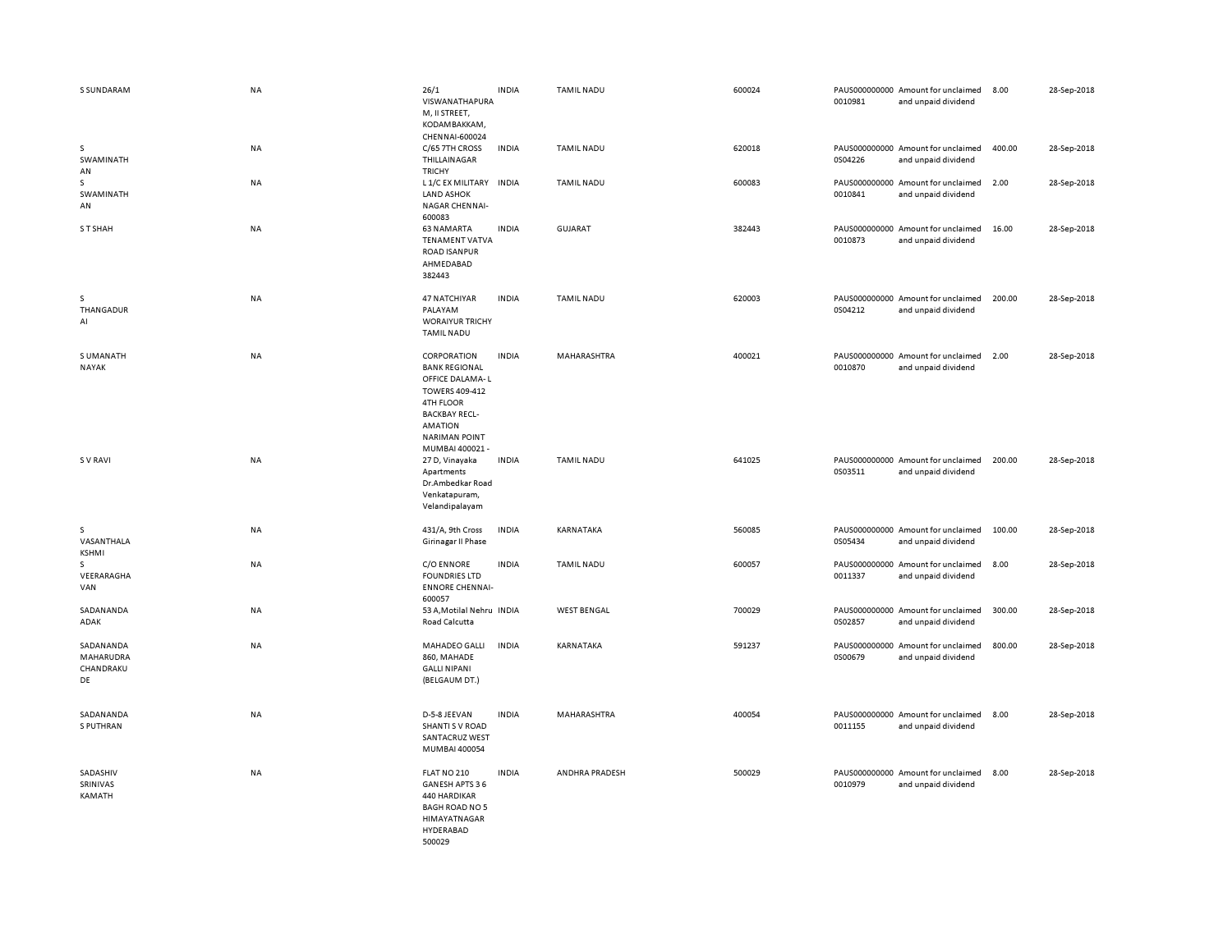| | | | | | | | | | |
|---|---|---|---|---|---|---|---|---|---|
| S SUNDARAM | NA | 26/1 VISWANATHAPURAM, II STREET, KODAMBAKKAM, CHENNAI-600024 | INDIA | TAMIL NADU | 600024 | PAUS0000000000010981 | Amount for unclaimed and unpaid dividend | 8.00 | 28-Sep-2018 |
| S SWAMINATHAN | NA | C/65 7TH CROSS THILLAINAGAR TRICHY | INDIA | TAMIL NADU | 620018 | PAUS0000000000S04226 | Amount for unclaimed and unpaid dividend | 400.00 | 28-Sep-2018 |
| S SWAMINATHAN | NA | L 1/C EX MILITARY LAND ASHOK NAGAR CHENNAI-600083 | INDIA | TAMIL NADU | 600083 | PAUS0000000000010841 | Amount for unclaimed and unpaid dividend | 2.00 | 28-Sep-2018 |
| S T SHAH | NA | 63 NAMARTA TENAMENT VATVA ROAD ISANPUR AHMEDABAD 382443 | INDIA | GUJARAT | 382443 | PAUS0000000000010873 | Amount for unclaimed and unpaid dividend | 16.00 | 28-Sep-2018 |
| S THANGADURAI | NA | 47 NATCHIYAR PALAYAM WORAIYUR TRICHY TAMIL NADU | INDIA | TAMIL NADU | 620003 | PAUS0000000000S04212 | Amount for unclaimed and unpaid dividend | 200.00 | 28-Sep-2018 |
| S UMANATH NAYAK | NA | CORPORATION BANK REGIONAL OFFICE DALAMA- L TOWERS 409-412 4TH FLOOR BACKBAY RECL-AMATION NARIMAN POINT MUMBAI 400021 - | INDIA | MAHARASHTRA | 400021 | PAUS0000000000010870 | Amount for unclaimed and unpaid dividend | 2.00 | 28-Sep-2018 |
| S V RAVI | NA | 27 D, Vinayaka Apartments Dr.Ambedkar Road Venkatapuram, Velandipalayam | INDIA | TAMIL NADU | 641025 | PAUS0000000000S03511 | Amount for unclaimed and unpaid dividend | 200.00 | 28-Sep-2018 |
| S VASANTHALAKSHMI | NA | 431/A, 9th Cross Girinagar II Phase | INDIA | KARNATAKA | 560085 | PAUS0000000000S05434 | Amount for unclaimed and unpaid dividend | 100.00 | 28-Sep-2018 |
| S VEERARAGHAVAN | NA | C/O ENNORE FOUNDRIES LTD ENNORE CHENNAI-600057 | INDIA | TAMIL NADU | 600057 | PAUS0000000000011337 | Amount for unclaimed and unpaid dividend | 8.00 | 28-Sep-2018 |
| SADANANDA ADAK | NA | 53 A,Motilal Nehru Road Calcutta | INDIA | WEST BENGAL | 700029 | PAUS0000000000S02857 | Amount for unclaimed and unpaid dividend | 300.00 | 28-Sep-2018 |
| SADANANDA MAHARUDRA CHANDRAKUDE | NA | MAHADEO GALLI 860, MAHADE GALLI NIPANI (BELGAUM DT.) | INDIA | KARNATAKA | 591237 | PAUS0000000000S00679 | Amount for unclaimed and unpaid dividend | 800.00 | 28-Sep-2018 |
| SADANANDA S PUTHRAN | NA | D-5-8 JEEVAN SHANTI S V ROAD SANTACRUZ WEST MUMBAI 400054 | INDIA | MAHARASHTRA | 400054 | PAUS0000000000011155 | Amount for unclaimed and unpaid dividend | 8.00 | 28-Sep-2018 |
| SADASHIV SRINIVAS KAMATH | NA | FLAT NO 210 GANESH APTS 3 6 440 HARDIKAR BAGH ROAD NO 5 HIMAYATNAGAR HYDERABAD 500029 | INDIA | ANDHRA PRADESH | 500029 | PAUS0000000000010979 | Amount for unclaimed and unpaid dividend | 8.00 | 28-Sep-2018 |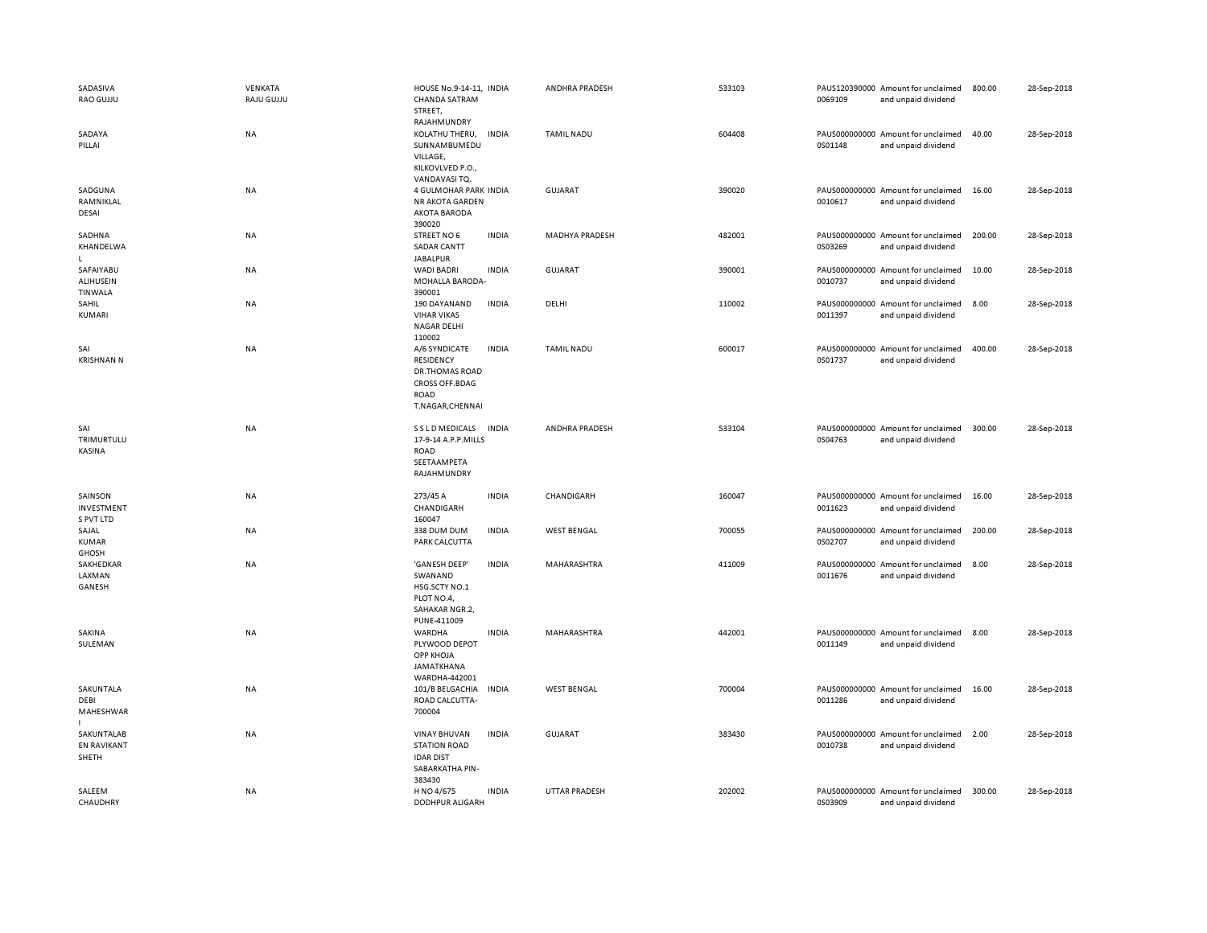| | | | | | | | | | | |
|---|---|---|---|---|---|---|---|---|---|---|
| SADASIVA RAO GUJJU | VENKATA RAJU GUJJU | HOUSE No.9-14-11, CHANDA SATRAM STREET, RAJAHMUNDRY | INDIA | ANDHRA PRADESH | 533103 | PAUS1203900000069109 | Amount for unclaimed and unpaid dividend | 800.00 | 28-Sep-2018 |
| SADAYA PILLAI | NA | KOLATHU THERU, SUNNAMBUMEDU VILLAGE, KILKOVLVED P.O., VANDAVASI TQ. | INDIA | TAMIL NADU | 604408 | PAUS0000000000S01148 | Amount for unclaimed and unpaid dividend | 40.00 | 28-Sep-2018 |
| SADGUNA RAMNIKLAL DESAI | NA | 4 GULMOHAR PARK NR AKOTA GARDEN AKOTA BARODA 390020 | INDIA | GUJARAT | 390020 | PAUS0000000000010617 | Amount for unclaimed and unpaid dividend | 16.00 | 28-Sep-2018 |
| SADHNA KHANDELWAL | NA | STREET NO 6 SADAR CANTT JABALPUR | INDIA | MADHYA PRADESH | 482001 | PAUS0000000000S03269 | Amount for unclaimed and unpaid dividend | 200.00 | 28-Sep-2018 |
| SAFAIYABU ALIHUSEIN TINWALA | NA | WADI BADRI MOHALLA BARODA-390001 | INDIA | GUJARAT | 390001 | PAUS0000000000010737 | Amount for unclaimed and unpaid dividend | 10.00 | 28-Sep-2018 |
| SAHIL KUMARI | NA | 190 DAYANAND VIHAR VIKAS NAGAR DELHI 110002 | INDIA | DELHI | 110002 | PAUS0000000000011397 | Amount for unclaimed and unpaid dividend | 8.00 | 28-Sep-2018 |
| SAI KRISHNAN N | NA | A/6 SYNDICATE RESIDENCY DR.THOMAS ROAD CROSS OFF.BDAG ROAD T.NAGAR,CHENNAI | INDIA | TAMIL NADU | 600017 | PAUS0000000000S01737 | Amount for unclaimed and unpaid dividend | 400.00 | 28-Sep-2018 |
| SAI TRIMURTULU KASINA | NA | S S L D MEDICALS 17-9-14 A.P.P.MILLS ROAD SEETAAMPETA RAJAHMUNDRY | INDIA | ANDHRA PRADESH | 533104 | PAUS0000000000S04763 | Amount for unclaimed and unpaid dividend | 300.00 | 28-Sep-2018 |
| SAINSON INVESTMENT S PVT LTD | NA | 273/45 A CHANDIGARH 160047 | INDIA | CHANDIGARH | 160047 | PAUS0000000000011623 | Amount for unclaimed and unpaid dividend | 16.00 | 28-Sep-2018 |
| SAJAL KUMAR GHOSH | NA | 338 DUM DUM PARK CALCUTTA | INDIA | WEST BENGAL | 700055 | PAUS0000000000S02707 | Amount for unclaimed and unpaid dividend | 200.00 | 28-Sep-2018 |
| SAKHEDKAR LAXMAN GANESH | NA | 'GANESH DEEP' SWANAND HSG.SCTY NO.1 PLOT NO.4, SAHAKAR NGR.2, PUNE-411009 | INDIA | MAHARASHTRA | 411009 | PAUS0000000000011676 | Amount for unclaimed and unpaid dividend | 8.00 | 28-Sep-2018 |
| SAKINA SULEMAN | NA | WARDHA PLYWOOD DEPOT OPP KHOJA JAMATKHANA WARDHA-442001 | INDIA | MAHARASHTRA | 442001 | PAUS0000000000011149 | Amount for unclaimed and unpaid dividend | 8.00 | 28-Sep-2018 |
| SAKUNTALA DEBI MAHESHWARI | NA | 101/B BELGACHIA ROAD CALCUTTA-700004 | INDIA | WEST BENGAL | 700004 | PAUS0000000000011286 | Amount for unclaimed and unpaid dividend | 16.00 | 28-Sep-2018 |
| SAKUNTALABEN RAVIKANT SHETH | NA | VINAY BHUVAN STATION ROAD IDAR DIST SABARKATHA PIN-383430 | INDIA | GUJARAT | 383430 | PAUS0000000000010738 | Amount for unclaimed and unpaid dividend | 2.00 | 28-Sep-2018 |
| SALEEM CHAUDHRY | NA | H NO 4/675 DODHPUR ALIGARH | INDIA | UTTAR PRADESH | 202002 | PAUS0000000000S03909 | Amount for unclaimed and unpaid dividend | 300.00 | 28-Sep-2018 |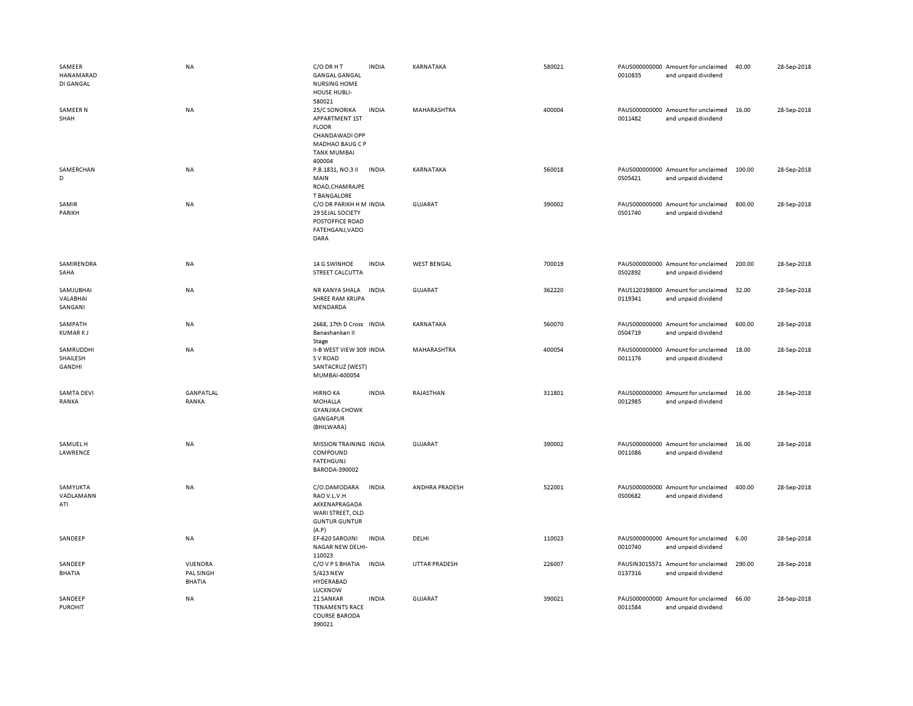| | | | | | | | | | |
|---|---|---|---|---|---|---|---|---|---|
| SAMEER HANAMARAD DI GANGAL | NA | C/O DR H T GANGAL GANGAL NURSING HOME HOUSE HUBLI-580021 | INDIA | KARNATAKA | 580021 | PAUS0000000000010835 | Amount for unclaimed and unpaid dividend | 40.00 | 28-Sep-2018 |
| SAMEER N SHAH | NA | 25/C SONORIKA APPARTMENT 1ST FLOOR CHANDAWADI OPP MADHAO BAUG C P TANK MUMBAI 400004 | INDIA | MAHARASHTRA | 400004 | PAUS0000000000011482 | Amount for unclaimed and unpaid dividend | 16.00 | 28-Sep-2018 |
| SAMERCHAN D | NA | P.B.1831, NO.3 II MAIN ROAD,CHAMRAJPE T BANGALORE | INDIA | KARNATAKA | 560018 | PAUS0000000000S05421 | Amount for unclaimed and unpaid dividend | 100.00 | 28-Sep-2018 |
| SAMIR PARIKH | NA | C/O DR PARIKH H M 29 SEJAL SOCIETY POSTOFFICE ROAD FATEHGANJ,VADO DARA | INDIA | GUJARAT | 390002 | PAUS0000000000S01740 | Amount for unclaimed and unpaid dividend | 800.00 | 28-Sep-2018 |
| SAMIRENDRA SAHA | NA | 14 G SWINHOE STREET CALCUTTA | INDIA | WEST BENGAL | 700019 | PAUS0000000000S02892 | Amount for unclaimed and unpaid dividend | 200.00 | 28-Sep-2018 |
| SAMJUBHAI VALABHAI SANGANI | NA | NR KANYA SHALA SHREE RAM KRUPA MENDARDA | INDIA | GUJARAT | 362220 | PAUS1201980000119341 | Amount for unclaimed and unpaid dividend | 32.00 | 28-Sep-2018 |
| SAMPATH KUMAR K J | NA | 2668, 17th D Cross Banashankari II Stage | INDIA | KARNATAKA | 560070 | PAUS0000000000S04719 | Amount for unclaimed and unpaid dividend | 600.00 | 28-Sep-2018 |
| SAMRUDDHI SHAILESH GANDHI | NA | II-B WEST VIEW 309 S V ROAD SANTACRUZ (WEST) MUMBAI-400054 | INDIA | MAHARASHTRA | 400054 | PAUS0000000000011176 | Amount for unclaimed and unpaid dividend | 18.00 | 28-Sep-2018 |
| SAMTA DEVI RANKA | GANPATLAL RANKA | HIRNO KA MOHALLA GYANJIKA CHOWK GANGAPUR (BHILWARA) | INDIA | RAJASTHAN | 311801 | PAUS0000000000012985 | Amount for unclaimed and unpaid dividend | 16.00 | 28-Sep-2018 |
| SAMUEL H LAWRENCE | NA | MISSION TRAINING COMPOUND FATEHGUNJ BARODA-390002 | INDIA | GUJARAT | 390002 | PAUS0000000000011086 | Amount for unclaimed and unpaid dividend | 16.00 | 28-Sep-2018 |
| SAMYUKTA VADLAMANN ATI | NA | C/O.DAMODARA RAO V.L.V.H AKKENAPRAGADA WARI STREET, OLD GUNTUR GUNTUR (A.P) | INDIA | ANDHRA PRADESH | 522001 | PAUS0000000000S00682 | Amount for unclaimed and unpaid dividend | 400.00 | 28-Sep-2018 |
| SANDEEP | NA | EF-620 SAROJINI NAGAR NEW DELHI-110023 | INDIA | DELHI | 110023 | PAUS0000000000010740 | Amount for unclaimed and unpaid dividend | 6.00 | 28-Sep-2018 |
| SANDEEP BHATIA | VIJENDRA PAL SINGH BHATIA | C/O V P S BHATIA 5/423 NEW HYDERABAD LUCKNOW | INDIA | UTTAR PRADESH | 226007 | PAUSIN30155710137316 | Amount for unclaimed and unpaid dividend | 290.00 | 28-Sep-2018 |
| SANDEEP PUROHIT | NA | 21 SANKAR TENAMENTS RACE COURSE BARODA 390021 | INDIA | GUJARAT | 390021 | PAUS0000000000011584 | Amount for unclaimed and unpaid dividend | 66.00 | 28-Sep-2018 |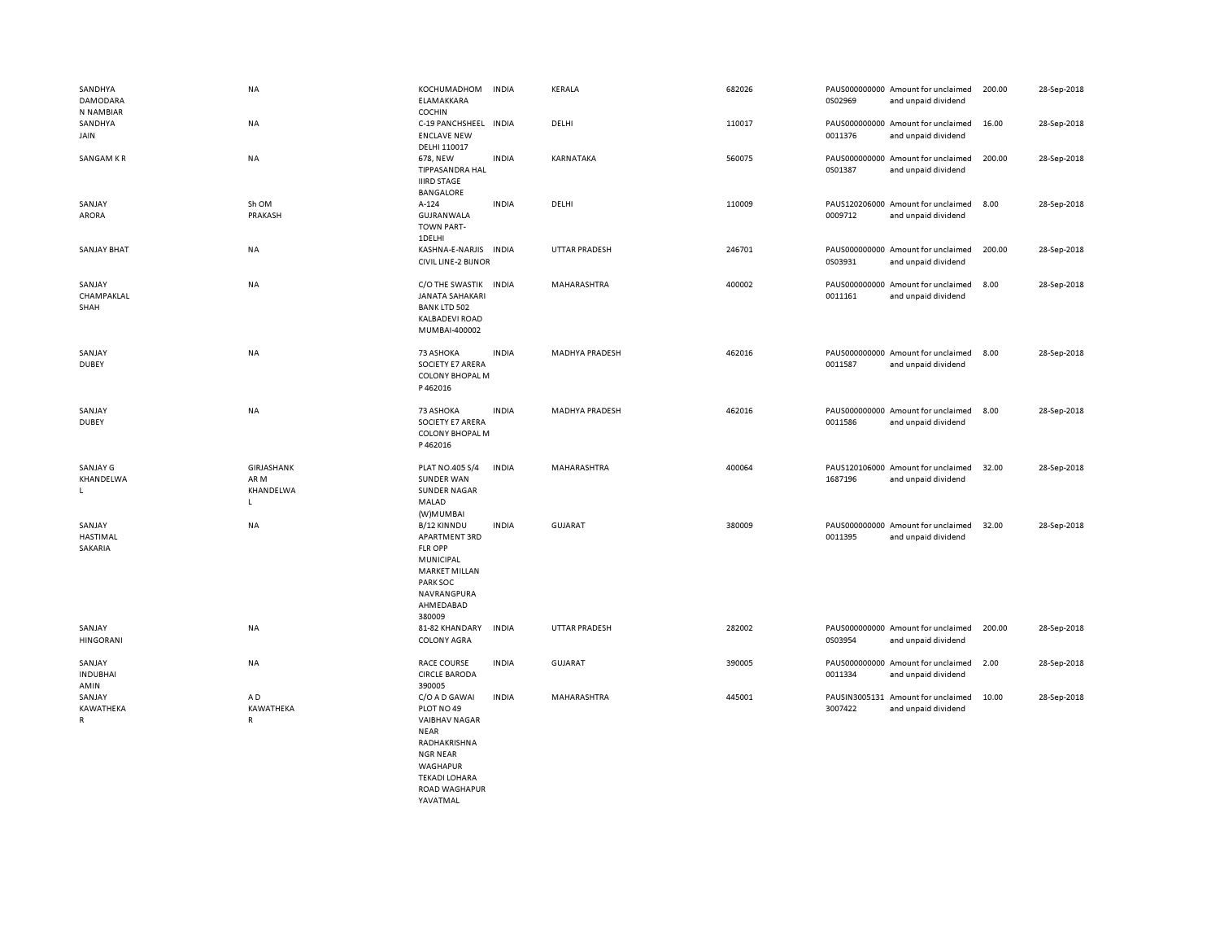| | | | | | | | | | |
|---|---|---|---|---|---|---|---|---|---|
| SANDHYA DAMODARA N NAMBIAR | NA | KOCHUMADHOM ELAMAKKARA COCHIN | INDIA | KERALA | 682026 | PAUS0000000000S02969 | Amount for unclaimed and unpaid dividend | 200.00 | 28-Sep-2018 |
| SANDHYA JAIN | NA | C-19 PANCHSHEEL ENCLAVE NEW DELHI 110017 | INDIA | DELHI | 110017 | PAUS00000000000011376 | Amount for unclaimed and unpaid dividend | 16.00 | 28-Sep-2018 |
| SANGAM K R | NA | 678, NEW TIPPASANDRA HAL IIIRD STAGE BANGALORE | INDIA | KARNATAKA | 560075 | PAUS0000000000S01387 | Amount for unclaimed and unpaid dividend | 200.00 | 28-Sep-2018 |
| SANJAY ARORA | Sh OM PRAKASH | A-124 GUJRANWALA TOWN PART-1DELHI | INDIA | DELHI | 110009 | PAUS1202060000009712 | Amount for unclaimed and unpaid dividend | 8.00 | 28-Sep-2018 |
| SANJAY BHAT | NA | KASHNA-E-NARJIS CIVIL LINE-2 BIJNOR | INDIA | UTTAR PRADESH | 246701 | PAUS0000000000S03931 | Amount for unclaimed and unpaid dividend | 200.00 | 28-Sep-2018 |
| SANJAY CHAMPAKLAL SHAH | NA | C/O THE SWASTIK JANATA SAHAKARI BANK LTD 502 KALBADEVI ROAD MUMBAI-400002 | INDIA | MAHARASHTRA | 400002 | PAUS00000000000011161 | Amount for unclaimed and unpaid dividend | 8.00 | 28-Sep-2018 |
| SANJAY DUBEY | NA | 73 ASHOKA SOCIETY E7 ARERA COLONY BHOPAL M P 462016 | INDIA | MADHYA PRADESH | 462016 | PAUS00000000000011587 | Amount for unclaimed and unpaid dividend | 8.00 | 28-Sep-2018 |
| SANJAY DUBEY | NA | 73 ASHOKA SOCIETY E7 ARERA COLONY BHOPAL M P 462016 | INDIA | MADHYA PRADESH | 462016 | PAUS00000000000011586 | Amount for unclaimed and unpaid dividend | 8.00 | 28-Sep-2018 |
| SANJAY G KHANDELWAL | GIRJASHANKAR M KHANDELWAL | PLAT NO.405 S/4 SUNDER WAN SUNDER NAGAR MALAD (W)MUMBAI | INDIA | MAHARASHTRA | 400064 | PAUS1201060001687196 | Amount for unclaimed and unpaid dividend | 32.00 | 28-Sep-2018 |
| SANJAY HASTIMAL SAKARIA | NA | B/12 KINNDU APARTMENT 3RD FLR OPP MUNICIPAL MARKET MILLAN PARK SOC NAVRANGPURA AHMEDABAD 380009 | INDIA | GUJARAT | 380009 | PAUS00000000000011395 | Amount for unclaimed and unpaid dividend | 32.00 | 28-Sep-2018 |
| SANJAY HINGORANI | NA | 81-82 KHANDARY COLONY AGRA | INDIA | UTTAR PRADESH | 282002 | PAUS0000000000S03954 | Amount for unclaimed and unpaid dividend | 200.00 | 28-Sep-2018 |
| SANJAY INDUBHAI AMIN | NA | RACE COURSE CIRCLE BARODA 390005 | INDIA | GUJARAT | 390005 | PAUS00000000000011334 | Amount for unclaimed and unpaid dividend | 2.00 | 28-Sep-2018 |
| SANJAY KAWATHEKAR | A D KAWATHEKAR | C/O A D GAWAI PLOT NO 49 VAIBHAV NAGAR NEAR RADHAKRISHNA NGR NEAR WAGHAPUR TEKADI LOHARA ROAD WAGHAPUR YAVATMAL | INDIA | MAHARASHTRA | 445001 | PAUSIN30051313007422 | Amount for unclaimed and unpaid dividend | 10.00 | 28-Sep-2018 |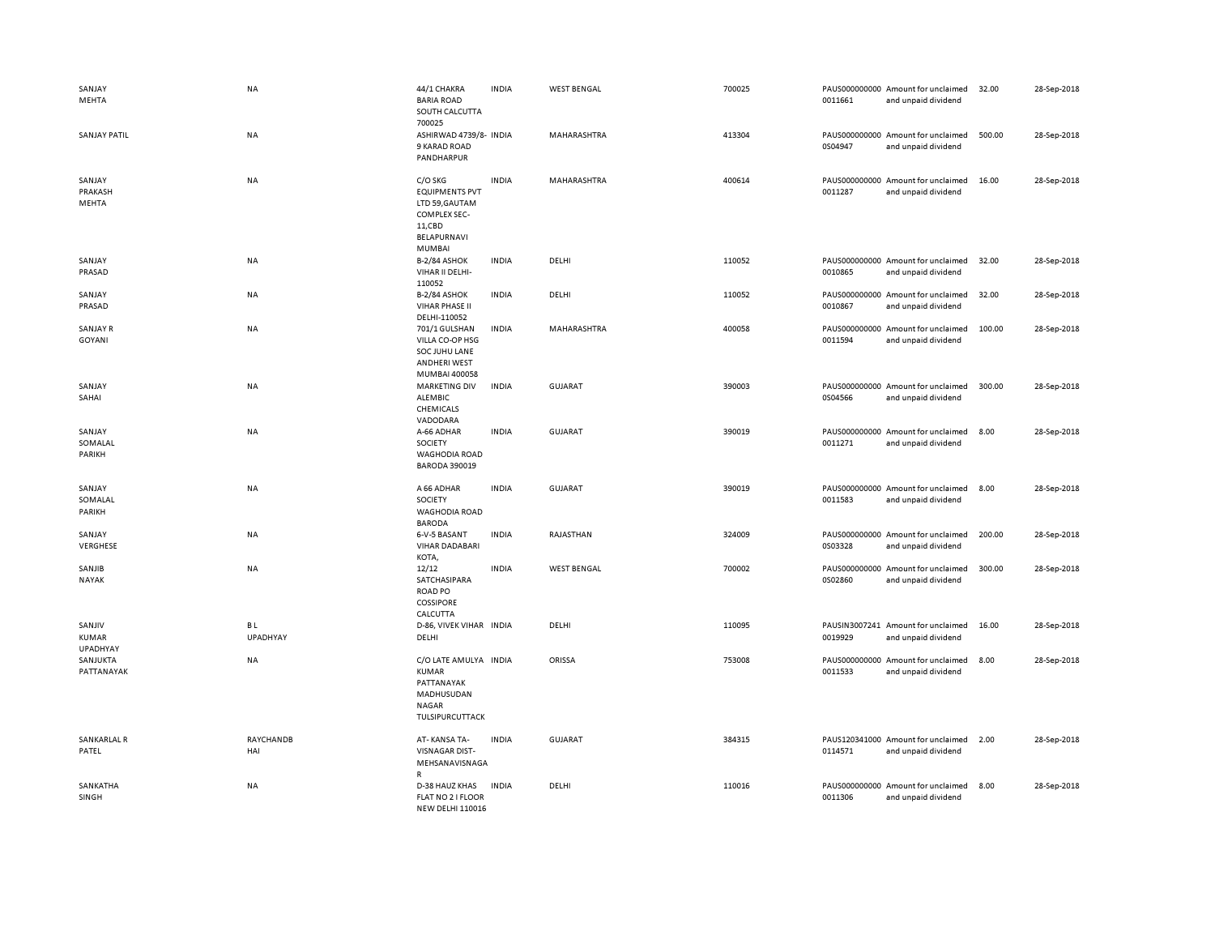| | | | | | | | | | |
|---|---|---|---|---|---|---|---|---|---|
| SANJAY MEHTA | NA | 44/1 CHAKRA BARIA ROAD SOUTH CALCUTTA 700025 | INDIA | WEST BENGAL | 700025 | PAUS000000000 0011661 | Amount for unclaimed and unpaid dividend | 32.00 | 28-Sep-2018 |
| SANJAY PATIL | NA | ASHIRWAD 4739/8-9 KARAD ROAD PANDHARPUR | INDIA | MAHARASHTRA | 413304 | PAUS000000000 0S04947 | Amount for unclaimed and unpaid dividend | 500.00 | 28-Sep-2018 |
| SANJAY PRAKASH MEHTA | NA | C/O SKG EQUIPMENTS PVT LTD 59,GAUTAM COMPLEX SEC-11,CBD BELAPURNAVI MUMBAI | INDIA | MAHARASHTRA | 400614 | PAUS000000000 0011287 | Amount for unclaimed and unpaid dividend | 16.00 | 28-Sep-2018 |
| SANJAY PRASAD | NA | B-2/84 ASHOK VIHAR II DELHI-110052 | INDIA | DELHI | 110052 | PAUS000000000 0010865 | Amount for unclaimed and unpaid dividend | 32.00 | 28-Sep-2018 |
| SANJAY PRASAD | NA | B-2/84 ASHOK VIHAR PHASE II DELHI-110052 | INDIA | DELHI | 110052 | PAUS000000000 0010867 | Amount for unclaimed and unpaid dividend | 32.00 | 28-Sep-2018 |
| SANJAY R GOYANI | NA | 701/1 GULSHAN VILLA CO-OP HSG SOC JUHU LANE ANDHERI WEST MUMBAI 400058 | INDIA | MAHARASHTRA | 400058 | PAUS000000000 0011594 | Amount for unclaimed and unpaid dividend | 100.00 | 28-Sep-2018 |
| SANJAY SAHAI | NA | MARKETING DIV ALEMBIC CHEMICALS VADODARA | INDIA | GUJARAT | 390003 | PAUS000000000 0S04566 | Amount for unclaimed and unpaid dividend | 300.00 | 28-Sep-2018 |
| SANJAY SOMALAL PARIKH | NA | A-66 ADHAR SOCIETY WAGHODIA ROAD BARODA 390019 | INDIA | GUJARAT | 390019 | PAUS000000000 0011271 | Amount for unclaimed and unpaid dividend | 8.00 | 28-Sep-2018 |
| SANJAY SOMALAL PARIKH | NA | A 66 ADHAR SOCIETY WAGHODIA ROAD BARODA | INDIA | GUJARAT | 390019 | PAUS000000000 0011583 | Amount for unclaimed and unpaid dividend | 8.00 | 28-Sep-2018 |
| SANJAY VERGHESE | NA | 6-V-5 BASANT VIHAR DADABARI KOTA, | INDIA | RAJASTHAN | 324009 | PAUS000000000 0S03328 | Amount for unclaimed and unpaid dividend | 200.00 | 28-Sep-2018 |
| SANJIB NAYAK | NA | 12/12 SATCHASIPARA ROAD PO COSSIPORE CALCUTTA | INDIA | WEST BENGAL | 700002 | PAUS000000000 0S02860 | Amount for unclaimed and unpaid dividend | 300.00 | 28-Sep-2018 |
| SANJIV KUMAR UPADHYAY | B L UPADHYAY | D-86, VIVEK VIHAR DELHI | INDIA | DELHI | 110095 | PAUSIN3007241 0019929 | Amount for unclaimed and unpaid dividend | 16.00 | 28-Sep-2018 |
| SANJUKTA PATTANAYAK | NA | C/O LATE AMULYA KUMAR PATTANAYAK MADHUSUDAN NAGAR TULSIPURCUTTACK | INDIA | ORISSA | 753008 | PAUS000000000 0011533 | Amount for unclaimed and unpaid dividend | 8.00 | 28-Sep-2018 |
| SANKARLAL R PATEL | RAYCHANDB HAI | AT- KANSA TA-VISNAGAR DIST-MEHSANAVISNAGA R | INDIA | GUJARAT | 384315 | PAUS120341000 0114571 | Amount for unclaimed and unpaid dividend | 2.00 | 28-Sep-2018 |
| SANKATHA SINGH | NA | D-38 HAUZ KHAS FLAT NO 2 I FLOOR NEW DELHI 110016 | INDIA | DELHI | 110016 | PAUS000000000 0011306 | Amount for unclaimed and unpaid dividend | 8.00 | 28-Sep-2018 |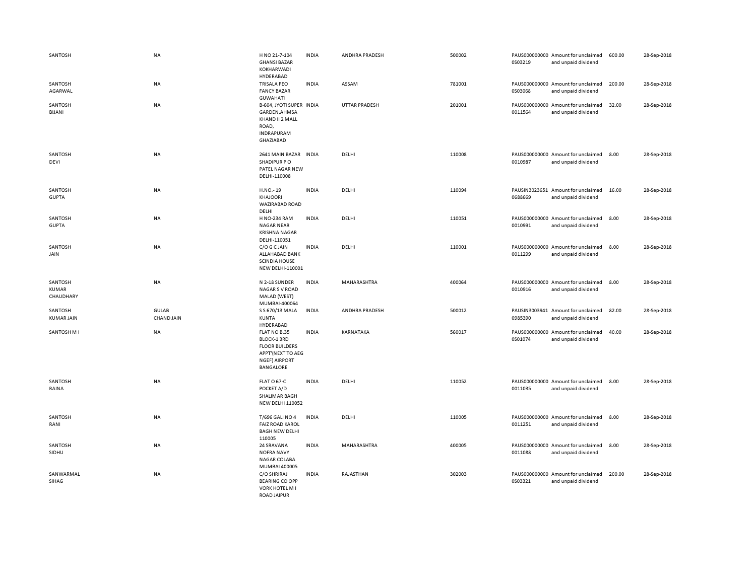| | | | | | | | | | |
|---|---|---|---|---|---|---|---|---|---|
| SANTOSH | NA | H NO 21-7-104 GHANSI BAZAR KOKHARWADI HYDERABAD | INDIA | ANDHRA PRADESH | 500002 | PAUS0000000000S03219 | Amount for unclaimed and unpaid dividend | 600.00 | 28-Sep-2018 |
| SANTOSH AGARWAL | NA | TRISALA PEO FANCY BAZAR GUWAHATI | INDIA | ASSAM | 781001 | PAUS0000000000S03068 | Amount for unclaimed and unpaid dividend | 200.00 | 28-Sep-2018 |
| SANTOSH BIJANI | NA | B-604, JYOTI SUPER GARDEN,AHMSA KHAND II 2 MALL ROAD, INDRAPURAM GHAZIABAD | INDIA | UTTAR PRADESH | 201001 | PAUS0000000000011564 | Amount for unclaimed and unpaid dividend | 32.00 | 28-Sep-2018 |
| SANTOSH DEVI | NA | 2641 MAIN BAZAR SHADIPUR P O PATEL NAGAR NEW DELHI-110008 | INDIA | DELHI | 110008 | PAUS0000000000010987 | Amount for unclaimed and unpaid dividend | 8.00 | 28-Sep-2018 |
| SANTOSH GUPTA | NA | H.NO.- 19 KHAJOORI WAZIRABAD ROAD DELHI | INDIA | DELHI | 110094 | PAUSIN30236510688669 | Amount for unclaimed and unpaid dividend | 16.00 | 28-Sep-2018 |
| SANTOSH GUPTA | NA | H NO-234 RAM NAGAR NEAR KRISHNA NAGAR DELHI-110051 | INDIA | DELHI | 110051 | PAUS0000000000010991 | Amount for unclaimed and unpaid dividend | 8.00 | 28-Sep-2018 |
| SANTOSH JAIN | NA | C/O G C JAIN ALLAHABAD BANK SCINDIA HOUSE NEW DELHI-110001 | INDIA | DELHI | 110001 | PAUS0000000000011299 | Amount for unclaimed and unpaid dividend | 8.00 | 28-Sep-2018 |
| SANTOSH KUMAR CHAUDHARY | NA | N 2-18 SUNDER NAGAR S V ROAD MALAD (WEST) MUMBAI-400064 | INDIA | MAHARASHTRA | 400064 | PAUS0000000000010916 | Amount for unclaimed and unpaid dividend | 8.00 | 28-Sep-2018 |
| SANTOSH KUMAR JAIN | GULAB CHAND JAIN | S S 670/13 MALA KUNTA HYDERABAD | INDIA | ANDHRA PRADESH | 500012 | PAUSIN30039410985390 | Amount for unclaimed and unpaid dividend | 82.00 | 28-Sep-2018 |
| SANTOSH M I | NA | FLAT NO B.35 BLOCK-1 3RD FLOOR BUILDERS APPT'(NEXT TO AEG NGEF) AIRPORT BANGALORE | INDIA | KARNATAKA | 560017 | PAUS0000000000S01074 | Amount for unclaimed and unpaid dividend | 40.00 | 28-Sep-2018 |
| SANTOSH RAINA | NA | FLAT O 67-C POCKET A/D SHALIMAR BAGH NEW DELHI 110052 | INDIA | DELHI | 110052 | PAUS0000000000011035 | Amount for unclaimed and unpaid dividend | 8.00 | 28-Sep-2018 |
| SANTOSH RANI | NA | T/696 GALI NO 4 FAIZ ROAD KAROL BAGH NEW DELHI 110005 | INDIA | DELHI | 110005 | PAUS0000000000011251 | Amount for unclaimed and unpaid dividend | 8.00 | 28-Sep-2018 |
| SANTOSH SIDHU | NA | 24 SRAVANA NOFRA NAVY NAGAR COLABA MUMBAI 400005 | INDIA | MAHARASHTRA | 400005 | PAUS0000000000011088 | Amount for unclaimed and unpaid dividend | 8.00 | 28-Sep-2018 |
| SANWARMAL SIHAG | NA | C/O SHRIRAJ BEARING CO OPP VORK HOTEL M I ROAD JAIPUR | INDIA | RAJASTHAN | 302003 | PAUS0000000000S03321 | Amount for unclaimed and unpaid dividend | 200.00 | 28-Sep-2018 |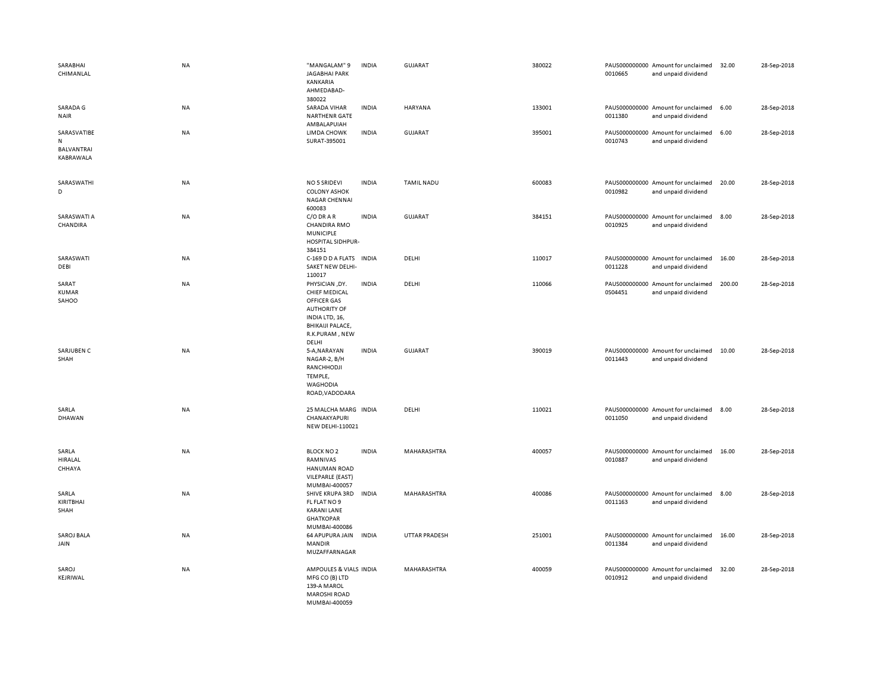| | | | | | | | | | |
|---|---|---|---|---|---|---|---|---|---|
| SARABHAI CHIMANLAL | NA | "MANGALAM" 9 JAGABHAI PARK KANKARIA AHMEDABAD-380022 | INDIA | GUJARAT | 380022 | PAUS0000000000010665 | Amount for unclaimed and unpaid dividend | 32.00 | 28-Sep-2018 |
| SARADA G NAIR | NA | SARADA VIHAR NARTHENR GATE AMBALAPUIAH | INDIA | HARYANA | 133001 | PAUS0000000000011380 | Amount for unclaimed and unpaid dividend | 6.00 | 28-Sep-2018 |
| SARASVATIBEN BALVANTRAI KABRAWALA | NA | LIMDA CHOWK SURAT-395001 | INDIA | GUJARAT | 395001 | PAUS0000000000010743 | Amount for unclaimed and unpaid dividend | 6.00 | 28-Sep-2018 |
| SARASWATHI D | NA | NO 5 SRIDEVI COLONY ASHOK NAGAR CHENNAI 600083 | INDIA | TAMIL NADU | 600083 | PAUS0000000000010982 | Amount for unclaimed and unpaid dividend | 20.00 | 28-Sep-2018 |
| SARASWATI A CHANDIRA | NA | C/O DR A R CHANDIRA RMO MUNICIPLE HOSPITAL SIDHPUR-384151 | INDIA | GUJARAT | 384151 | PAUS0000000000010925 | Amount for unclaimed and unpaid dividend | 8.00 | 28-Sep-2018 |
| SARASWATI DEBI | NA | C-169 D D A FLATS SAKET NEW DELHI-110017 | INDIA | DELHI | 110017 | PAUS0000000000011228 | Amount for unclaimed and unpaid dividend | 16.00 | 28-Sep-2018 |
| SARAT KUMAR SAHOO | NA | PHYSICIAN ,DY. CHIEF MEDICAL OFFICER GAS AUTHORITY OF INDIA LTD, 16, BHIKAIJI PALACE, R.K.PURAM , NEW DELHI | INDIA | DELHI | 110066 | PAUS0000000000S04451 | Amount for unclaimed and unpaid dividend | 200.00 | 28-Sep-2018 |
| SARJUBEN C SHAH | NA | 5-A,NARAYAN NAGAR-2, B/H RANCHHODJI TEMPLE, WAGHODIA ROAD,VADODARA | INDIA | GUJARAT | 390019 | PAUS0000000000011443 | Amount for unclaimed and unpaid dividend | 10.00 | 28-Sep-2018 |
| SARLA DHAWAN | NA | 25 MALCHA MARG CHANAKYAPURI NEW DELHI-110021 | INDIA | DELHI | 110021 | PAUS0000000000011050 | Amount for unclaimed and unpaid dividend | 8.00 | 28-Sep-2018 |
| SARLA HIRALAL CHHAYA | NA | BLOCK NO 2 RAMNIVAS HANUMAN ROAD VILEPARLE (EAST) MUMBAI-400057 | INDIA | MAHARASHTRA | 400057 | PAUS0000000000010887 | Amount for unclaimed and unpaid dividend | 16.00 | 28-Sep-2018 |
| SARLA KIRITBHAI SHAH | NA | SHIVE KRUPA 3RD FL FLAT NO 9 KARANI LANE GHATKOPAR MUMBAI-400086 | INDIA | MAHARASHTRA | 400086 | PAUS0000000000011163 | Amount for unclaimed and unpaid dividend | 8.00 | 28-Sep-2018 |
| SAROJ BALA JAIN | NA | 64 APUPURA JAIN MANDIR MUZAFFARNAGAR | INDIA | UTTAR PRADESH | 251001 | PAUS0000000000011384 | Amount for unclaimed and unpaid dividend | 16.00 | 28-Sep-2018 |
| SAROJ KEJRIWAL | NA | AMPOULES & VIALS MFG CO (B) LTD 139-A MAROL MAROSHI ROAD MUMBAI-400059 | INDIA | MAHARASHTRA | 400059 | PAUS0000000000010912 | Amount for unclaimed and unpaid dividend | 32.00 | 28-Sep-2018 |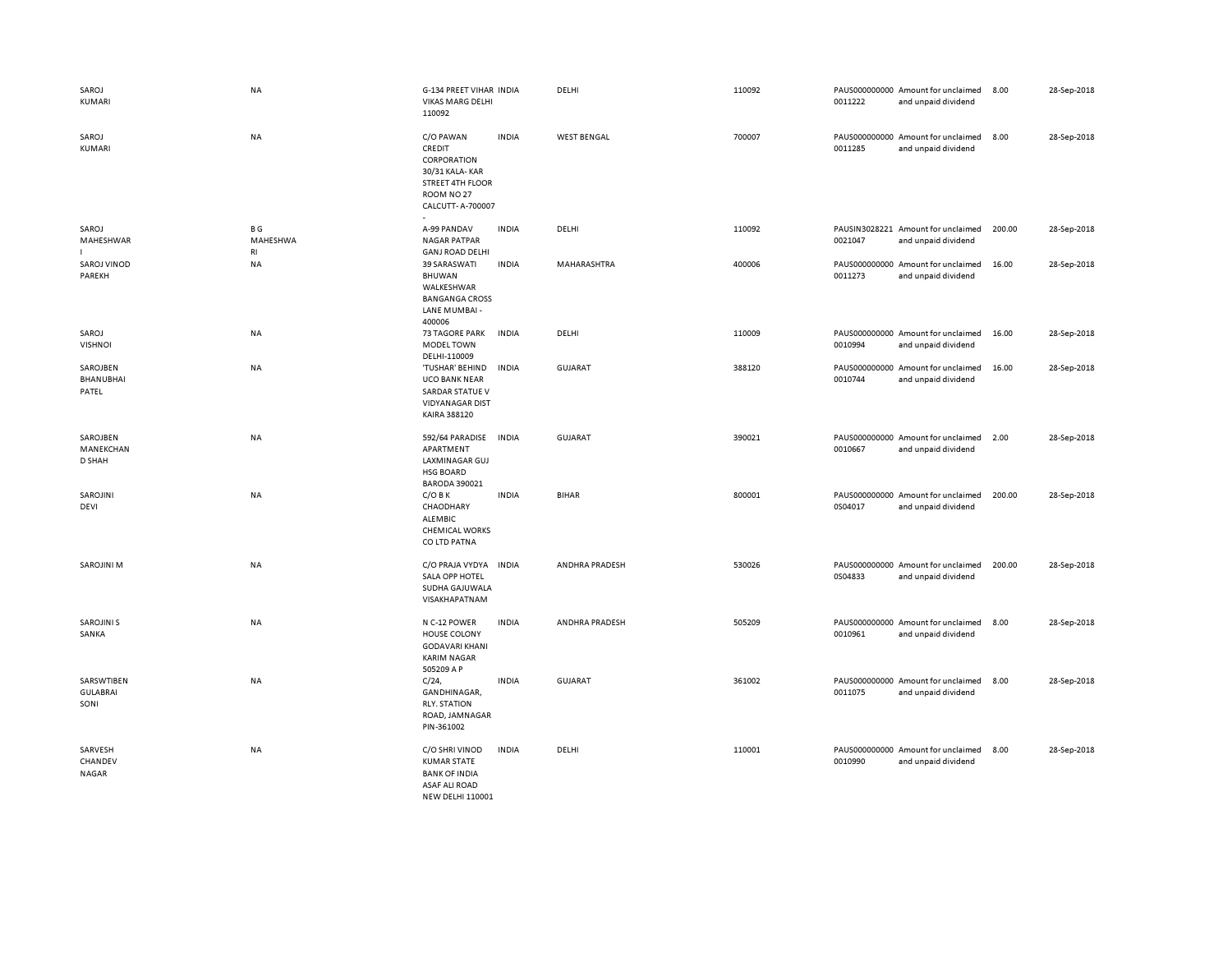| | | | | | | | | | |
|---|---|---|---|---|---|---|---|---|---|
| SAROJ KUMARI | NA | G-134 PREET VIHAR VIKAS MARG DELHI 110092 | INDIA | DELHI | 110092 | PAUS0000000000011222 | Amount for unclaimed and unpaid dividend | 8.00 | 28-Sep-2018 |
| SAROJ KUMARI | NA | C/O PAWAN CREDIT CORPORATION 30/31 KALA- KAR STREET 4TH FLOOR ROOM NO 27 CALCUTT- A-700007 - | INDIA | WEST BENGAL | 700007 | PAUS0000000000011285 | Amount for unclaimed and unpaid dividend | 8.00 | 28-Sep-2018 |
| SAROJ MAHESHWARI | B G MAHESHWARI | A-99 PANDAV NAGAR PATPAR GANJ ROAD DELHI | INDIA | DELHI | 110092 | PAUSIN30282210021047 | Amount for unclaimed and unpaid dividend | 200.00 | 28-Sep-2018 |
| SAROJ VINOD PAREKH | NA | 39 SARASWATI BHUWAN WALKESHWAR BANGANGA CROSS LANE MUMBAI - 400006 | INDIA | MAHARASHTRA | 400006 | PAUS0000000000011273 | Amount for unclaimed and unpaid dividend | 16.00 | 28-Sep-2018 |
| SAROJ VISHNOI | NA | 73 TAGORE PARK MODEL TOWN DELHI-110009 | INDIA | DELHI | 110009 | PAUS0000000000010994 | Amount for unclaimed and unpaid dividend | 16.00 | 28-Sep-2018 |
| SAROJBEN BHANUBHAI PATEL | NA | 'TUSHAR' BEHIND UCO BANK NEAR SARDAR STATUE V VIDYANAGAR DIST KAIRA 388120 | INDIA | GUJARAT | 388120 | PAUS0000000000010744 | Amount for unclaimed and unpaid dividend | 16.00 | 28-Sep-2018 |
| SAROJBEN MANEKCHAND SHAH | NA | 592/64 PARADISE APARTMENT LAXMINAGAR GUJ HSG BOARD BARODA 390021 | INDIA | GUJARAT | 390021 | PAUS0000000000010667 | Amount for unclaimed and unpaid dividend | 2.00 | 28-Sep-2018 |
| SAROJINI DEVI | NA | C/O B K CHAODHARY ALEMBIC CHEMICAL WORKS CO LTD PATNA | INDIA | BIHAR | 800001 | PAUS0000000000S04017 | Amount for unclaimed and unpaid dividend | 200.00 | 28-Sep-2018 |
| SAROJINI M | NA | C/O PRAJA VYDYA SALA OPP HOTEL SUDHA GAJUWALA VISAKHAPATNAM | INDIA | ANDHRA PRADESH | 530026 | PAUS0000000000S04833 | Amount for unclaimed and unpaid dividend | 200.00 | 28-Sep-2018 |
| SAROJINI S SANKA | NA | N C-12 POWER HOUSE COLONY GODAVARI KHANI KARIM NAGAR 505209 A P | INDIA | ANDHRA PRADESH | 505209 | PAUS0000000000010961 | Amount for unclaimed and unpaid dividend | 8.00 | 28-Sep-2018 |
| SARSWTIBEN GULABRAI SONI | NA | C/24, GANDHINAGAR, RLY. STATION ROAD, JAMNAGAR PIN-361002 | INDIA | GUJARAT | 361002 | PAUS0000000000011075 | Amount for unclaimed and unpaid dividend | 8.00 | 28-Sep-2018 |
| SARVESH CHANDEV NAGAR | NA | C/O SHRI VINOD KUMAR STATE BANK OF INDIA ASAF ALI ROAD NEW DELHI 110001 | INDIA | DELHI | 110001 | PAUS0000000000010990 | Amount for unclaimed and unpaid dividend | 8.00 | 28-Sep-2018 |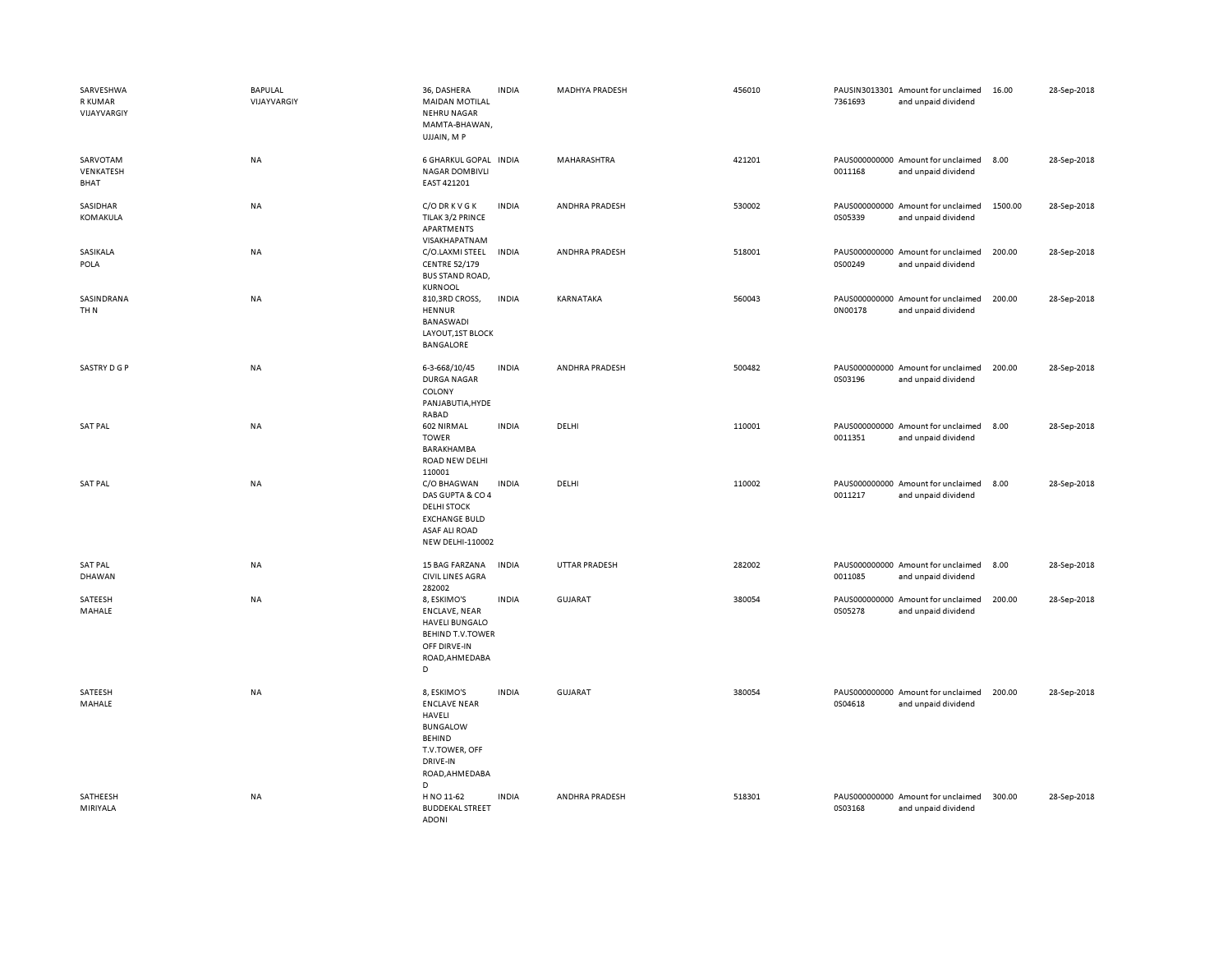| | | | | | | | | | |
|---|---|---|---|---|---|---|---|---|---|
| SARVESHWAR KUMAR VIJAYVARGIY | BAPULAL VIJAYVARGIY | 36, DASHERA MAIDAN MOTILAL NEHRU NAGAR MAMTA-BHAWAN, UJJAIN, M P | INDIA | MADHYA PRADESH | 456010 | PAUSIN30133017361693 | Amount for unclaimed and unpaid dividend | 16.00 | 28-Sep-2018 |
| SARVOTAM VENKATESH BHAT | NA | 6 GHARKUL GOPAL NAGAR DOMBIVLI EAST 421201 | INDIA | MAHARASHTRA | 421201 | PAUS0000000000011168 | Amount for unclaimed and unpaid dividend | 8.00 | 28-Sep-2018 |
| SASIDHAR KOMAKULA | NA | C/O DR K V G K TILAK 3/2 PRINCE APARTMENTS VISAKHAPATNAM | INDIA | ANDHRA PRADESH | 530002 | PAUS0000000000S05339 | Amount for unclaimed and unpaid dividend | 1500.00 | 28-Sep-2018 |
| SASIKALA POLA | NA | C/O.LAXMI STEEL CENTRE 52/179 BUS STAND ROAD, KURNOOL | INDIA | ANDHRA PRADESH | 518001 | PAUS0000000000S00249 | Amount for unclaimed and unpaid dividend | 200.00 | 28-Sep-2018 |
| SASINDRANATH N | NA | 810,3RD CROSS, HENNUR BANASWADI LAYOUT,1ST BLOCK BANGALORE | INDIA | KARNATAKA | 560043 | PAUS0000000000N00178 | Amount for unclaimed and unpaid dividend | 200.00 | 28-Sep-2018 |
| SASTRY D G P | NA | 6-3-668/10/45 DURGA NAGAR COLONY PANJABUTIA,HYDERABAD | INDIA | ANDHRA PRADESH | 500482 | PAUS0000000000S03196 | Amount for unclaimed and unpaid dividend | 200.00 | 28-Sep-2018 |
| SAT PAL | NA | 602 NIRMAL TOWER BARAKHAMBA ROAD NEW DELHI 110001 | INDIA | DELHI | 110001 | PAUS0000000000011351 | Amount for unclaimed and unpaid dividend | 8.00 | 28-Sep-2018 |
| SAT PAL | NA | C/O BHAGWAN DAS GUPTA & CO 4 DELHI STOCK EXCHANGE BULD ASAF ALI ROAD NEW DELHI-110002 | INDIA | DELHI | 110002 | PAUS0000000000011217 | Amount for unclaimed and unpaid dividend | 8.00 | 28-Sep-2018 |
| SAT PAL DHAWAN | NA | 15 BAG FARZANA CIVIL LINES AGRA 282002 | INDIA | UTTAR PRADESH | 282002 | PAUS0000000000011085 | Amount for unclaimed and unpaid dividend | 8.00 | 28-Sep-2018 |
| SATEESH MAHALE | NA | 8, ESKIMO'S ENCLAVE, NEAR HAVELI BUNGALO BEHIND T.V.TOWER OFF DIRVE-IN ROAD,AHMEDABAD | INDIA | GUJARAT | 380054 | PAUS0000000000S05278 | Amount for unclaimed and unpaid dividend | 200.00 | 28-Sep-2018 |
| SATEESH MAHALE | NA | 8, ESKIMO'S ENCLAVE NEAR HAVELI BUNGALOW BEHIND T.V.TOWER, OFF DRIVE-IN ROAD,AHMEDABAD | INDIA | GUJARAT | 380054 | PAUS0000000000S04618 | Amount for unclaimed and unpaid dividend | 200.00 | 28-Sep-2018 |
| SATHEESH MIRIYALA | NA | H NO 11-62 BUDDEKAL STREET ADONI | INDIA | ANDHRA PRADESH | 518301 | PAUS0000000000S03168 | Amount for unclaimed and unpaid dividend | 300.00 | 28-Sep-2018 |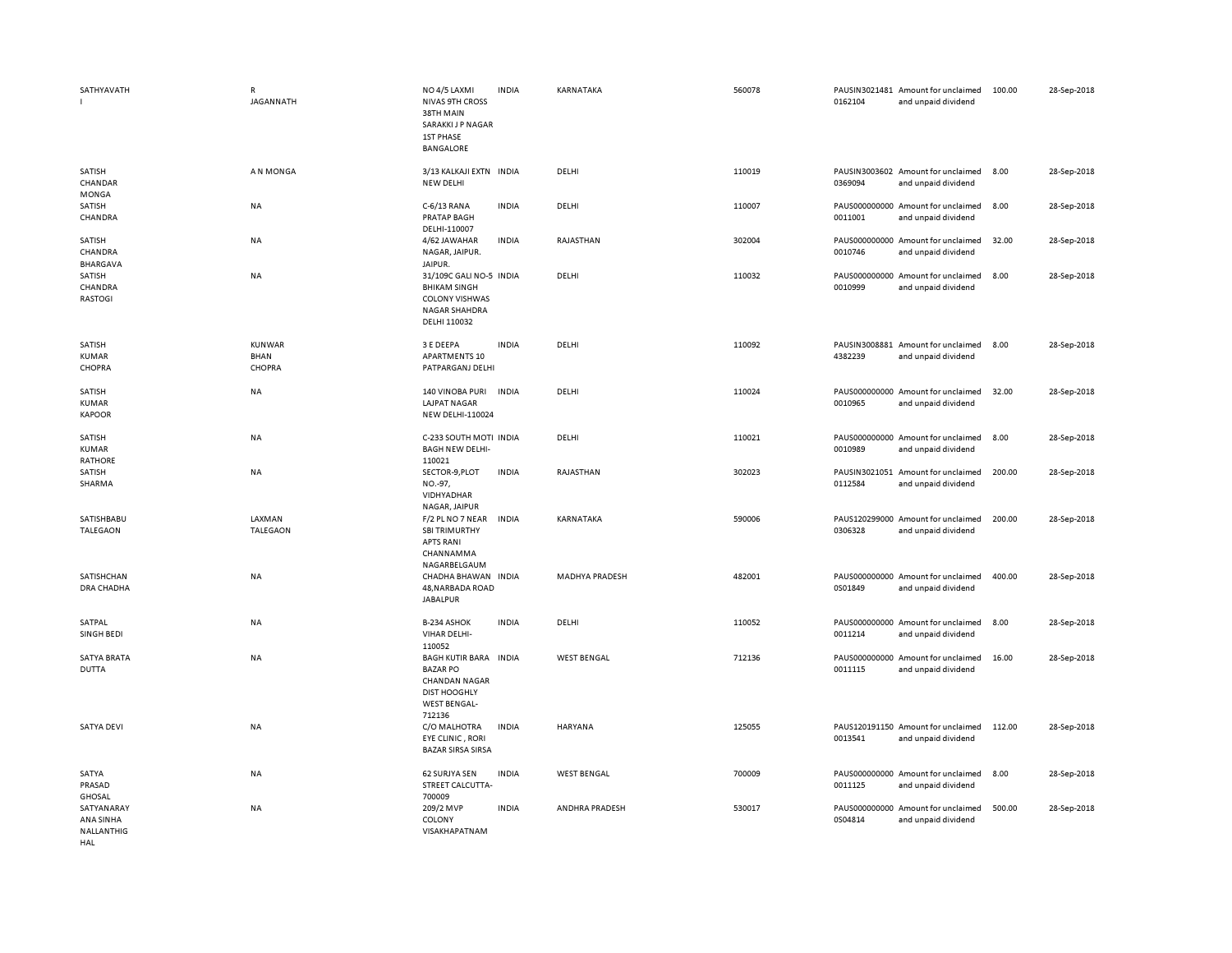| | | | | | | | | | |
|---|---|---|---|---|---|---|---|---|---|
| SATHYAVATH I | R JAGANNATH | NO 4/5 LAXMI NIVAS 9TH CROSS 38TH MAIN SARAKKI J P NAGAR 1ST PHASE BANGALORE | INDIA | KARNATAKA | 560078 | PAUSIN3021481 0162104 | Amount for unclaimed and unpaid dividend | 100.00 | 28-Sep-2018 |
| SATISH CHANDAR MONGA | A N MONGA | 3/13 KALKAJI EXTN NEW DELHI | INDIA | DELHI | 110019 | PAUSIN3003602 0369094 | Amount for unclaimed and unpaid dividend | 8.00 | 28-Sep-2018 |
| SATISH CHANDRA | NA | C-6/13 RANA PRATAP BAGH DELHI-110007 | INDIA | DELHI | 110007 | PAUS000000000 0011001 | Amount for unclaimed and unpaid dividend | 8.00 | 28-Sep-2018 |
| SATISH CHANDRA BHARGAVA | NA | 4/62 JAWAHAR NAGAR, JAIPUR. JAIPUR. | INDIA | RAJASTHAN | 302004 | PAUS000000000 0010746 | Amount for unclaimed and unpaid dividend | 32.00 | 28-Sep-2018 |
| SATISH CHANDRA RASTOGI | NA | 31/109C GALI NO-5 BHIKAM SINGH COLONY VISHWAS NAGAR SHAHDRA DELHI 110032 | INDIA | DELHI | 110032 | PAUS000000000 0010999 | Amount for unclaimed and unpaid dividend | 8.00 | 28-Sep-2018 |
| SATISH KUMAR CHOPRA | KUNWAR BHAN CHOPRA | 3 E DEEPA APARTMENTS 10 PATPARGANJ DELHI | INDIA | DELHI | 110092 | PAUSIN3008881 4382239 | Amount for unclaimed and unpaid dividend | 8.00 | 28-Sep-2018 |
| SATISH KUMAR KAPOOR | NA | 140 VINOBA PURI LAJPAT NAGAR NEW DELHI-110024 | INDIA | DELHI | 110024 | PAUS000000000 0010965 | Amount for unclaimed and unpaid dividend | 32.00 | 28-Sep-2018 |
| SATISH KUMAR RATHORE | NA | C-233 SOUTH MOTI BAGH NEW DELHI-110021 | INDIA | DELHI | 110021 | PAUS000000000 0010989 | Amount for unclaimed and unpaid dividend | 8.00 | 28-Sep-2018 |
| SATISH SHARMA | NA | SECTOR-9,PLOT NO.-97, VIDHYADHAR NAGAR, JAIPUR | INDIA | RAJASTHAN | 302023 | PAUSIN3021051 0112584 | Amount for unclaimed and unpaid dividend | 200.00 | 28-Sep-2018 |
| SATISHBABU TALEGAON | LAXMAN TALEGAON | F/2 PL NO 7 NEAR SBI TRIMURTHY APTS RANI CHANNAMMA NAGARBELGAUM | INDIA | KARNATAKA | 590006 | PAUS120299000 0306328 | Amount for unclaimed and unpaid dividend | 200.00 | 28-Sep-2018 |
| SATISHCHAN DRA CHADHA | NA | CHADHA BHAWAN 48,NARBADA ROAD JABALPUR | INDIA | MADHYA PRADESH | 482001 | PAUS000000000 0S01849 | Amount for unclaimed and unpaid dividend | 400.00 | 28-Sep-2018 |
| SATPAL SINGH BEDI | NA | B-234 ASHOK VIHAR DELHI-110052 | INDIA | DELHI | 110052 | PAUS000000000 0011214 | Amount for unclaimed and unpaid dividend | 8.00 | 28-Sep-2018 |
| SATYA BRATA DUTTA | NA | BAGH KUTIR BARA BAZAR PO CHANDAN NAGAR DIST HOOGHLY WEST BENGAL-712136 | INDIA | WEST BENGAL | 712136 | PAUS000000000 0011115 | Amount for unclaimed and unpaid dividend | 16.00 | 28-Sep-2018 |
| SATYA DEVI | NA | C/O MALHOTRA EYE CLINIC , RORI BAZAR SIRSA SIRSA | INDIA | HARYANA | 125055 | PAUS120191150 0013541 | Amount for unclaimed and unpaid dividend | 112.00 | 28-Sep-2018 |
| SATYA PRASAD GHOSAL | NA | 62 SURJYA SEN STREET CALCUTTA-700009 | INDIA | WEST BENGAL | 700009 | PAUS000000000 0011125 | Amount for unclaimed and unpaid dividend | 8.00 | 28-Sep-2018 |
| SATYANARAY ANA SINHA NALLANTHIG HAL | NA | 209/2 MVP COLONY VISAKHAPATNAM | INDIA | ANDHRA PRADESH | 530017 | PAUS000000000 0S04814 | Amount for unclaimed and unpaid dividend | 500.00 | 28-Sep-2018 |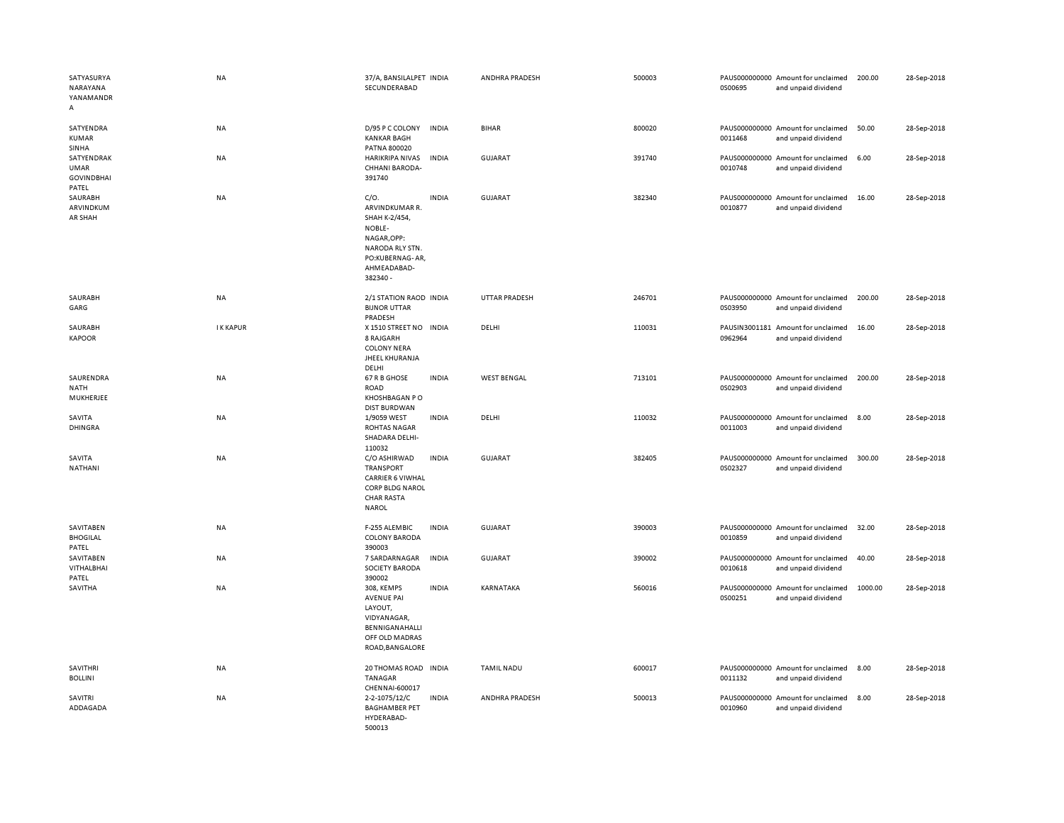| | | | | | | | | | |
|---|---|---|---|---|---|---|---|---|---|
| SATYASURYA NARAYANA YANAMANDRA | NA | 37/A, BANSILALPET SECUNDERABAD | INDIA | ANDHRA PRADESH | 500003 | PAUS0000000000S00695 | Amount for unclaimed and unpaid dividend | 200.00 | 28-Sep-2018 |
| SATYENDRA KUMAR SINHA | NA | D/95 P C COLONY KANKAR BAGH PATNA 800020 | INDIA | BIHAR | 800020 | PAUS0000000000011468 | Amount for unclaimed and unpaid dividend | 50.00 | 28-Sep-2018 |
| SATYENDRAKUMAR GOVINDBHAI PATEL | NA | HARIKRIPA NIVAS CHHANI BARODA-391740 | INDIA | GUJARAT | 391740 | PAUS0000000000010748 | Amount for unclaimed and unpaid dividend | 6.00 | 28-Sep-2018 |
| SAURABH ARVINDKUMAR SHAH | NA | C/O. ARVINDKUMAR R. SHAH K-2/454, NOBLE-NAGAR,OPP: NARODA RLY STN. PO:KUBERNAG- AR, AHMEADABAD-382340 - | INDIA | GUJARAT | 382340 | PAUS0000000000010877 | Amount for unclaimed and unpaid dividend | 16.00 | 28-Sep-2018 |
| SAURABH GARG | NA | 2/1 STATION RAOD BIJNOR UTTAR PRADESH | INDIA | UTTAR PRADESH | 246701 | PAUS0000000000S03950 | Amount for unclaimed and unpaid dividend | 200.00 | 28-Sep-2018 |
| SAURABH KAPOOR | I K KAPUR | X 1510 STREET NO 8 RAJGARH COLONY NERA JHEEL KHURANJA DELHI | INDIA | DELHI | 110031 | PAUSIN30011810962964 | Amount for unclaimed and unpaid dividend | 16.00 | 28-Sep-2018 |
| SAURENDRA NATH MUKHERJEE | NA | 67 R B GHOSE ROAD KHOSHBAGAN P O DIST BURDWAN | INDIA | WEST BENGAL | 713101 | PAUS0000000000S02903 | Amount for unclaimed and unpaid dividend | 200.00 | 28-Sep-2018 |
| SAVITA DHINGRA | NA | 1/9059 WEST ROHTAS NAGAR SHADARA DELHI-110032 | INDIA | DELHI | 110032 | PAUS0000000000011003 | Amount for unclaimed and unpaid dividend | 8.00 | 28-Sep-2018 |
| SAVITA NATHANI | NA | C/O ASHIRWAD TRANSPORT CARRIER 6 VIWHAL CORP BLDG NAROL CHAR RASTA NAROL | INDIA | GUJARAT | 382405 | PAUS0000000000S02327 | Amount for unclaimed and unpaid dividend | 300.00 | 28-Sep-2018 |
| SAVITABEN BHOGILAL PATEL | NA | F-255 ALEMBIC COLONY BARODA 390003 | INDIA | GUJARAT | 390003 | PAUS0000000000010859 | Amount for unclaimed and unpaid dividend | 32.00 | 28-Sep-2018 |
| SAVITABEN VITHALBHAI PATEL | NA | 7 SARDARNAGAR SOCIETY BARODA 390002 | INDIA | GUJARAT | 390002 | PAUS0000000000010618 | Amount for unclaimed and unpaid dividend | 40.00 | 28-Sep-2018 |
| SAVITHA | NA | 308, KEMPS AVENUE PAI LAYOUT, VIDYANAGAR, BENNIGANAHALLI OFF OLD MADRAS ROAD,BANGALORE | INDIA | KARNATAKA | 560016 | PAUS0000000000S00251 | Amount for unclaimed and unpaid dividend | 1000.00 | 28-Sep-2018 |
| SAVITHRI BOLLINI | NA | 20 THOMAS ROAD TANAGAR CHENNAI-600017 | INDIA | TAMIL NADU | 600017 | PAUS0000000000011132 | Amount for unclaimed and unpaid dividend | 8.00 | 28-Sep-2018 |
| SAVITRI ADDAGADA | NA | 2-2-1075/12/C BAGHAMBER PET HYDERABAD-500013 | INDIA | ANDHRA PRADESH | 500013 | PAUS0000000000010960 | Amount for unclaimed and unpaid dividend | 8.00 | 28-Sep-2018 |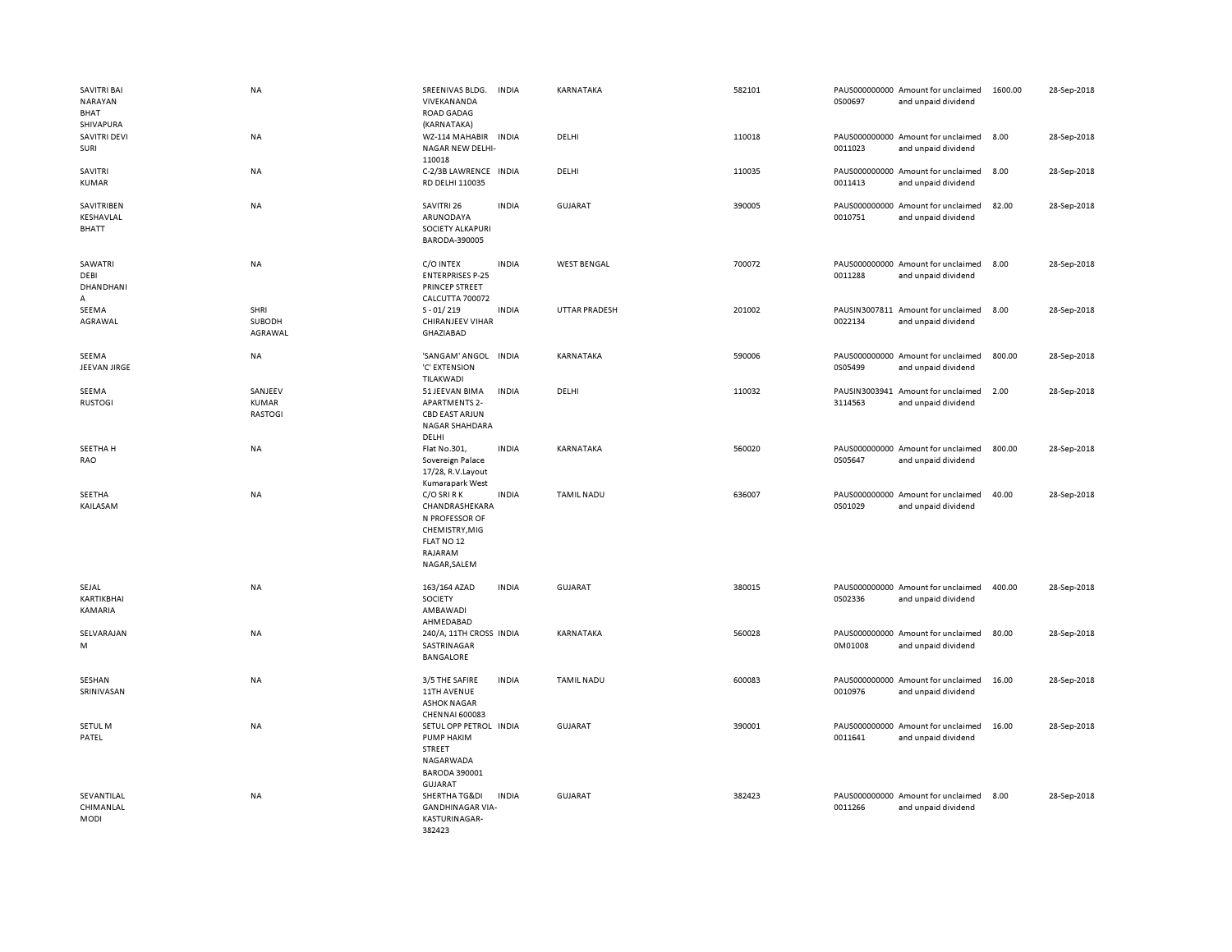| | | | | | | | | | |
|---|---|---|---|---|---|---|---|---|---|
| SAVITRI BAI NARAYAN BHAT SHIVAPURA | NA | SREENIVAS BLDG. VIVEKANANDA ROAD GADAG (KARNATAKA) | INDIA | KARNATAKA | 582101 | PAUS0000000000S00697 | Amount for unclaimed and unpaid dividend | 1600.00 | 28-Sep-2018 |
| SAVITRI DEVI SURI | NA | WZ-114 MAHABIR NAGAR NEW DELHI-110018 | INDIA | DELHI | 110018 | PAUS00000000000011023 | Amount for unclaimed and unpaid dividend | 8.00 | 28-Sep-2018 |
| SAVITRI KUMAR | NA | C-2/3B LAWRENCE RD DELHI 110035 | INDIA | DELHI | 110035 | PAUS00000000000011413 | Amount for unclaimed and unpaid dividend | 8.00 | 28-Sep-2018 |
| SAVITRIBEN KESHAVLAL BHATT | NA | SAVITRI 26 ARUNODAYA SOCIETY ALKAPURI BARODA-390005 | INDIA | GUJARAT | 390005 | PAUS00000000000010751 | Amount for unclaimed and unpaid dividend | 82.00 | 28-Sep-2018 |
| SAWATRI DEBI DHANDHANI A | NA | C/O INTEX ENTERPRISES P-25 PRINCEP STREET CALCUTTA 700072 | INDIA | WEST BENGAL | 700072 | PAUS00000000000011288 | Amount for unclaimed and unpaid dividend | 8.00 | 28-Sep-2018 |
| SEEMA AGRAWAL | SHRI SUBODH AGRAWAL | S - 01/ 219 CHIRANJEEV VIHAR GHAZIABAD | INDIA | UTTAR PRADESH | 201002 | PAUSIN30078110022134 | Amount for unclaimed and unpaid dividend | 8.00 | 28-Sep-2018 |
| SEEMA JEEVAN JIRGE | NA | 'SANGAM' ANGOL 'C' EXTENSION TILAKWADI | INDIA | KARNATAKA | 590006 | PAUS0000000000S05499 | Amount for unclaimed and unpaid dividend | 800.00 | 28-Sep-2018 |
| SEEMA RUSTOGI | SANJEEV KUMAR RASTOGI | 51 JEEVAN BIMA APARTMENTS 2-CBD EAST ARJUN NAGAR SHAHDARA DELHI | INDIA | DELHI | 110032 | PAUSIN30039413114563 | Amount for unclaimed and unpaid dividend | 2.00 | 28-Sep-2018 |
| SEETHA H RAO | NA | Flat No.301, Sovereign Palace 17/28, R.V.Layout Kumarapark West | INDIA | KARNATAKA | 560020 | PAUS0000000000S05647 | Amount for unclaimed and unpaid dividend | 800.00 | 28-Sep-2018 |
| SEETHA KAILASAM | NA | C/O SRI R K CHANDRASHEKARAN PROFESSOR OF CHEMISTRY,MIG FLAT NO 12 RAJARAM NAGAR,SALEM | INDIA | TAMIL NADU | 636007 | PAUS0000000000S01029 | Amount for unclaimed and unpaid dividend | 40.00 | 28-Sep-2018 |
| SEJAL KARTIKBHAI KAMARIA | NA | 163/164 AZAD SOCIETY AMBAWADI AHMEDABAD | INDIA | GUJARAT | 380015 | PAUS0000000000S02336 | Amount for unclaimed and unpaid dividend | 400.00 | 28-Sep-2018 |
| SELVARAJAN M | NA | 240/A, 11TH CROSS SASTRINAGAR BANGALORE | INDIA | KARNATAKA | 560028 | PAUS0000000000M01008 | Amount for unclaimed and unpaid dividend | 80.00 | 28-Sep-2018 |
| SESHAN SRINIVASAN | NA | 3/5 THE SAFIRE 11TH AVENUE ASHOK NAGAR CHENNAI 600083 | INDIA | TAMIL NADU | 600083 | PAUS00000000000010976 | Amount for unclaimed and unpaid dividend | 16.00 | 28-Sep-2018 |
| SETUL M PATEL | NA | SETUL OPP PETROL PUMP HAKIM STREET NAGARWADA BARODA 390001 GUJARAT | INDIA | GUJARAT | 390001 | PAUS00000000000011641 | Amount for unclaimed and unpaid dividend | 16.00 | 28-Sep-2018 |
| SEVANTILAL CHIMANLAL MODI | NA | SHERTHA TG&DI GANDHINAGAR VIA-KASTURINAGAR-382423 | INDIA | GUJARAT | 382423 | PAUS00000000000011266 | Amount for unclaimed and unpaid dividend | 8.00 | 28-Sep-2018 |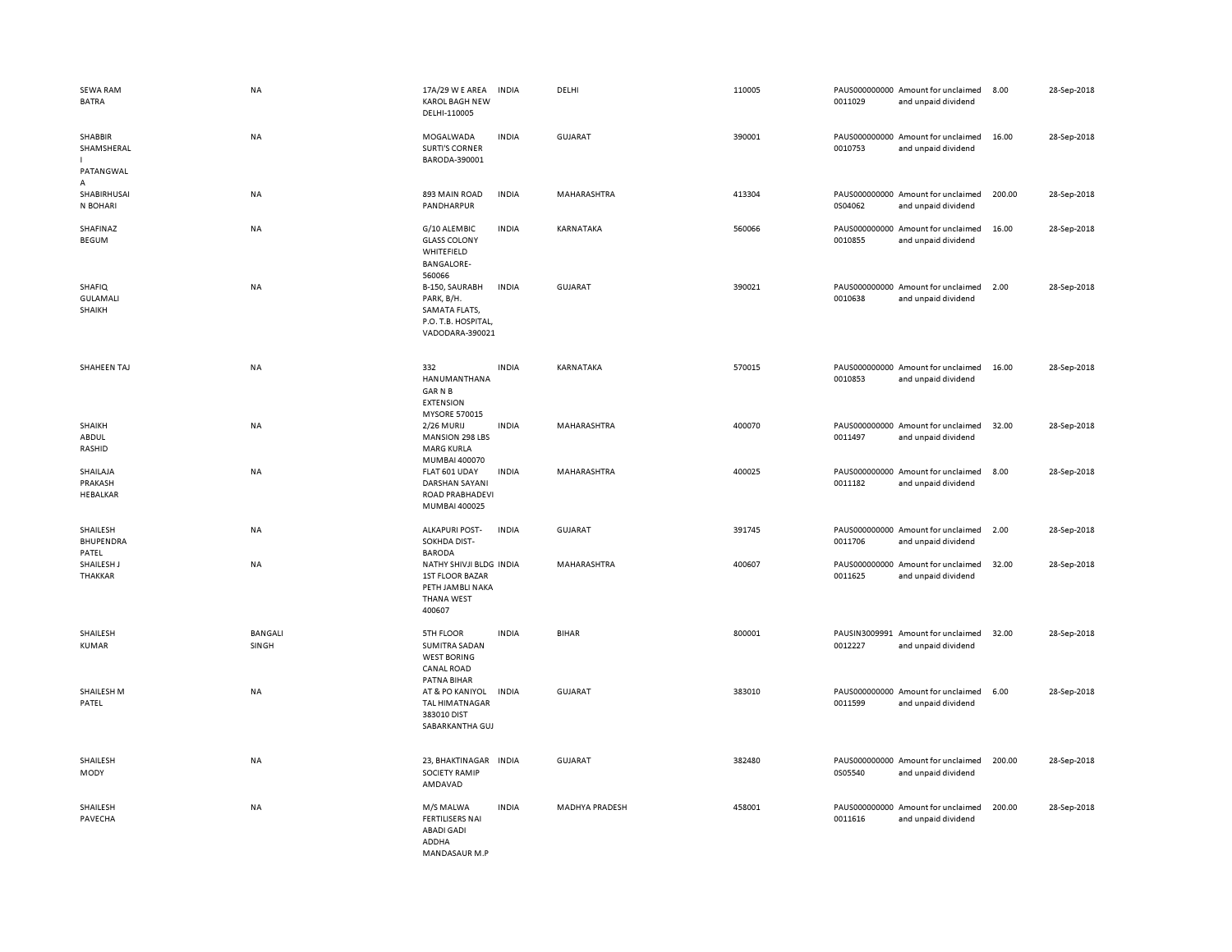| | | | | | | | | | |
|---|---|---|---|---|---|---|---|---|---|
| SEWA RAM BATRA | NA | 17A/29 W E AREA KAROL BAGH NEW DELHI-110005 | INDIA | DELHI | 110005 | PAUS000000000 0011029 | Amount for unclaimed and unpaid dividend | 8.00 | 28-Sep-2018 |
| SHABBIR SHAMSHERAL I PATANGWAL A | NA | MOGALWADA SURTI'S CORNER BARODA-390001 | INDIA | GUJARAT | 390001 | PAUS000000000 0010753 | Amount for unclaimed and unpaid dividend | 16.00 | 28-Sep-2018 |
| SHABIRHUSAI N BOHARI | NA | 893 MAIN ROAD PANDHARPUR | INDIA | MAHARASHTRA | 413304 | PAUS000000000 0S04062 | Amount for unclaimed and unpaid dividend | 200.00 | 28-Sep-2018 |
| SHAFINAZ BEGUM | NA | G/10 ALEMBIC GLASS COLONY WHITEFIELD BANGALORE-560066 | INDIA | KARNATAKA | 560066 | PAUS000000000 0010855 | Amount for unclaimed and unpaid dividend | 16.00 | 28-Sep-2018 |
| SHAFIQ GULAMALI SHAIKH | NA | B-150, SAURABH PARK, B/H. SAMATA FLATS, P.O. T.B. HOSPITAL, VADODARA-390021 | INDIA | GUJARAT | 390021 | PAUS000000000 0010638 | Amount for unclaimed and unpaid dividend | 2.00 | 28-Sep-2018 |
| SHAHEEN TAJ | NA | 332 HANUMANTHANA GAR N B EXTENSION MYSORE 570015 | INDIA | KARNATAKA | 570015 | PAUS000000000 0010853 | Amount for unclaimed and unpaid dividend | 16.00 | 28-Sep-2018 |
| SHAIKH ABDUL RASHID | NA | 2/26 MURIJ MANSION 298 LBS MARG KURLA MUMBAI 400070 | INDIA | MAHARASHTRA | 400070 | PAUS000000000 0011497 | Amount for unclaimed and unpaid dividend | 32.00 | 28-Sep-2018 |
| SHAILAJA PRAKASH HEBALKAR | NA | FLAT 601 UDAY DARSHAN SAYANI ROAD PRABHADEVI MUMBAI 400025 | INDIA | MAHARASHTRA | 400025 | PAUS000000000 0011182 | Amount for unclaimed and unpaid dividend | 8.00 | 28-Sep-2018 |
| SHAILESH BHUPENDRA PATEL | NA | ALKAPURI POST-SOKHDA DIST-BARODA | INDIA | GUJARAT | 391745 | PAUS000000000 0011706 | Amount for unclaimed and unpaid dividend | 2.00 | 28-Sep-2018 |
| SHAILESH J THAKKAR | NA | NATHY SHIVJI BLDG 1ST FLOOR BAZAR PETH JAMBLI NAKA THANA WEST 400607 | INDIA | MAHARASHTRA | 400607 | PAUS000000000 0011625 | Amount for unclaimed and unpaid dividend | 32.00 | 28-Sep-2018 |
| SHAILESH KUMAR | BANGALI SINGH | 5TH FLOOR SUMITRA SADAN WEST BORING CANAL ROAD PATNA BIHAR | INDIA | BIHAR | 800001 | PAUSIN3009991 0012227 | Amount for unclaimed and unpaid dividend | 32.00 | 28-Sep-2018 |
| SHAILESH M PATEL | NA | AT & PO KANIYOL TAL HIMATNAGAR 383010 DIST SABARKANTHA GUJ | INDIA | GUJARAT | 383010 | PAUS000000000 0011599 | Amount for unclaimed and unpaid dividend | 6.00 | 28-Sep-2018 |
| SHAILESH MODY | NA | 23, BHAKTINAGAR SOCIETY RAMIP AMDAVAD | INDIA | GUJARAT | 382480 | PAUS000000000 0S05540 | Amount for unclaimed and unpaid dividend | 200.00 | 28-Sep-2018 |
| SHAILESH PAVECHA | NA | M/S MALWA FERTILISERS NAI ABADI GADI ADDHA MANDASAUR M.P | INDIA | MADHYA PRADESH | 458001 | PAUS000000000 0011616 | Amount for unclaimed and unpaid dividend | 200.00 | 28-Sep-2018 |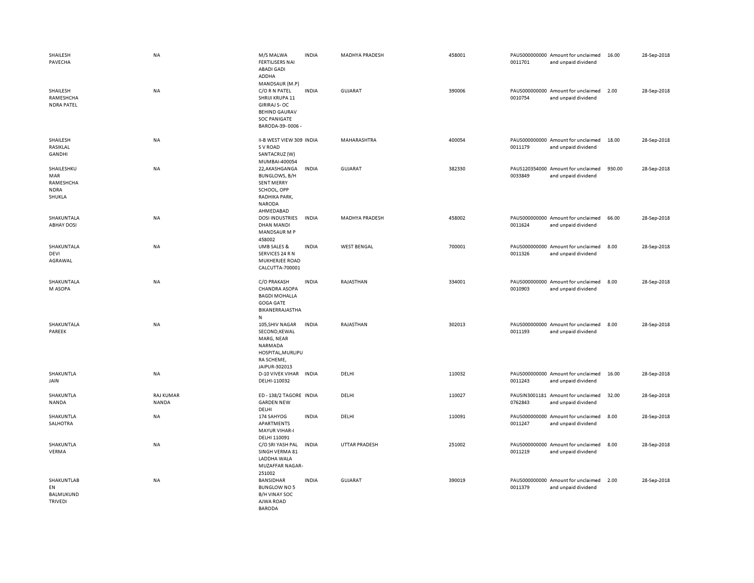| | | | | | | | | | |
|---|---|---|---|---|---|---|---|---|---|
| SHAILESH PAVECHA | NA | M/S MALWA FERTILISERS NAI ABADI GADI ADDHA MANDSAUR (M.P) | INDIA | MADHYA PRADESH | 458001 | PAUS000000000 0011701 | Amount for unclaimed and unpaid dividend | 16.00 | 28-Sep-2018 |
| SHAILESH RAMESHCHA NDRA PATEL | NA | C/O R N PATEL SHRIJI KRUPA 11 GIRIRAJ S- OC BEHIND GAURAV SOC PANIGATE BARODA-39- 0006 - | INDIA | GUJARAT | 390006 | PAUS000000000 0010754 | Amount for unclaimed and unpaid dividend | 2.00 | 28-Sep-2018 |
| SHAILESH RASIKLAL GANDHI | NA | II-B WEST VIEW 309 S V ROAD SANTACRUZ (W) MUMBAI-400054 | INDIA | MAHARASHTRA | 400054 | PAUS000000000 0011179 | Amount for unclaimed and unpaid dividend | 18.00 | 28-Sep-2018 |
| SHAILESHKU MAR RAMESHCHA NDRA SHUKLA | NA | 22,AKASHGANGA BUNGLOWS, B/H SENT MERRY SCHOOL, OPP RADHIKA PARK, NARODA AHMEDABAD | INDIA | GUJARAT | 382330 | PAUS120354000 0033849 | Amount for unclaimed and unpaid dividend | 930.00 | 28-Sep-2018 |
| SHAKUNTALA ABHAY DOSI | NA | DOSI INDUSTRIES DHAN MANDI MANDSAUR M P 458002 | INDIA | MADHYA PRADESH | 458002 | PAUS000000000 0011624 | Amount for unclaimed and unpaid dividend | 66.00 | 28-Sep-2018 |
| SHAKUNTALA DEVI AGRAWAL | NA | UMB SALES & SERVICES 24 R N MUKHERJEE ROAD CALCUTTA-700001 | INDIA | WEST BENGAL | 700001 | PAUS000000000 0011326 | Amount for unclaimed and unpaid dividend | 8.00 | 28-Sep-2018 |
| SHAKUNTALA M ASOPA | NA | C/O PRAKASH CHANDRA ASOPA BAGDI MOHALLA GOGA GATE BIKANERRAJASTHA N | INDIA | RAJASTHAN | 334001 | PAUS000000000 0010903 | Amount for unclaimed and unpaid dividend | 8.00 | 28-Sep-2018 |
| SHAKUNTALA PAREEK | NA | 105,SHIV NAGAR SECOND,KEWAL MARG, NEAR NARMADA HOSPITAL,MURLIPU RA SCHEME, JAIPUR-302013 | INDIA | RAJASTHAN | 302013 | PAUS000000000 0011193 | Amount for unclaimed and unpaid dividend | 8.00 | 28-Sep-2018 |
| SHAKUNTLA JAIN | NA | D-10 VIVEK VIHAR DELHI-110032 | INDIA | DELHI | 110032 | PAUS000000000 0011243 | Amount for unclaimed and unpaid dividend | 16.00 | 28-Sep-2018 |
| SHAKUNTLA NANDA | RAJ KUMAR NANDA | ED - 138/2 TAGORE GARDEN NEW DELHI | INDIA | DELHI | 110027 | PAUSIN3001181 0762843 | Amount for unclaimed and unpaid dividend | 32.00 | 28-Sep-2018 |
| SHAKUNTLA SALHOTRA | NA | 174 SAHYOG APARTMENTS MAYUR VIHAR-I DELHI 110091 | INDIA | DELHI | 110091 | PAUS000000000 0011247 | Amount for unclaimed and unpaid dividend | 8.00 | 28-Sep-2018 |
| SHAKUNTLA VERMA | NA | C/O SRI YASH PAL SINGH VERMA 81 LADDHA WALA MUZAFFAR NAGAR- 251002 | INDIA | UTTAR PRADESH | 251002 | PAUS000000000 0011219 | Amount for unclaimed and unpaid dividend | 8.00 | 28-Sep-2018 |
| SHAKUNTLAB EN BALMUKUND TRIVEDI | NA | BANSIDHAR BUNGLOW NO 5 B/H VINAY SOC AJWA ROAD BARODA | INDIA | GUJARAT | 390019 | PAUS000000000 0011379 | Amount for unclaimed and unpaid dividend | 2.00 | 28-Sep-2018 |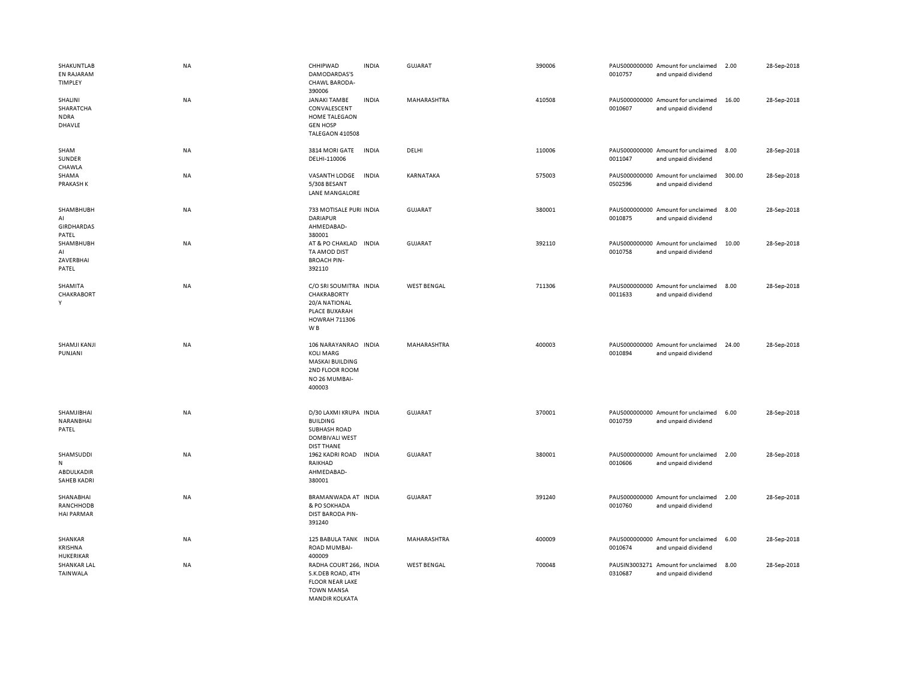| | | | | | | | | | |
|---|---|---|---|---|---|---|---|---|---|
| SHAKUNTLABEN RAJARAM TIMPLEY | NA | CHHIPWAD DAMODARDAS'S CHAWL BARODA-390006 | INDIA | GUJARAT | 390006 | PAUS0000000000010757 | Amount for unclaimed and unpaid dividend | 2.00 | 28-Sep-2018 |
| SHALINI SHARATCHANDRA DHAVLE | NA | JANAKI TAMBE CONVALESCENT HOME TALEGAON GEN HOSP TALEGAON 410508 | INDIA | MAHARASHTRA | 410508 | PAUS0000000000010607 | Amount for unclaimed and unpaid dividend | 16.00 | 28-Sep-2018 |
| SHAM SUNDER CHAWLA | NA | 3814 MORI GATE DELHI-110006 | INDIA | DELHI | 110006 | PAUS0000000000011047 | Amount for unclaimed and unpaid dividend | 8.00 | 28-Sep-2018 |
| SHAMA PRAKASH K | NA | VASANTH LODGE 5/308 BESANT LANE MANGALORE | INDIA | KARNATAKA | 575003 | PAUS0000000000S02596 | Amount for unclaimed and unpaid dividend | 300.00 | 28-Sep-2018 |
| SHAMBHUBHAI GIRDHARDAS PATEL | NA | 733 MOTISALE PURI DARIAPUR AHMEDABAD-380001 | INDIA | GUJARAT | 380001 | PAUS0000000000010875 | Amount for unclaimed and unpaid dividend | 8.00 | 28-Sep-2018 |
| SHAMBHUBHAI ZAVERBHAI PATEL | NA | AT & PO CHAKLAD TA AMOD DIST BROACH PIN-392110 | INDIA | GUJARAT | 392110 | PAUS0000000000010758 | Amount for unclaimed and unpaid dividend | 10.00 | 28-Sep-2018 |
| SHAMITA CHAKRABORTY | NA | C/O SRI SOUMITRA CHAKRABORTY 20/A NATIONAL PLACE BUXARAH HOWRAH 711306 W B | INDIA | WEST BENGAL | 711306 | PAUS0000000000011633 | Amount for unclaimed and unpaid dividend | 8.00 | 28-Sep-2018 |
| SHAMJI KANJI PUNJANI | NA | 106 NARAYANRAO KOLI MARG MASKAI BUILDING 2ND FLOOR ROOM NO 26 MUMBAI-400003 | INDIA | MAHARASHTRA | 400003 | PAUS0000000000010894 | Amount for unclaimed and unpaid dividend | 24.00 | 28-Sep-2018 |
| SHAMJIBHAI NARANBHAI PATEL | NA | D/30 LAXMI KRUPA BUILDING SUBHASH ROAD DOMBIVALI WEST DIST THANE | INDIA | GUJARAT | 370001 | PAUS0000000000010759 | Amount for unclaimed and unpaid dividend | 6.00 | 28-Sep-2018 |
| SHAMSUDDIN ABDULKADIR SAHEB KADRI | NA | 1962 KADRI ROAD RAIKHAD AHMEDABAD-380001 | INDIA | GUJARAT | 380001 | PAUS0000000000010606 | Amount for unclaimed and unpaid dividend | 2.00 | 28-Sep-2018 |
| SHANABHAI RANCHHODBHAI PARMAR | NA | BRAMANWADA AT & PO SOKHADA DIST BARODA PIN-391240 | INDIA | GUJARAT | 391240 | PAUS0000000000010760 | Amount for unclaimed and unpaid dividend | 2.00 | 28-Sep-2018 |
| SHANKAR KRISHNA HUKERIKAR | NA | 125 BABULA TANK ROAD MUMBAI-400009 | INDIA | MAHARASHTRA | 400009 | PAUS0000000000010674 | Amount for unclaimed and unpaid dividend | 6.00 | 28-Sep-2018 |
| SHANKAR LAL TAINWALA | NA | RADHA COURT 266, S.K.DEB ROAD, 4TH FLOOR NEAR LAKE TOWN MANSA MANDIR KOLKATA | INDIA | WEST BENGAL | 700048 | PAUSIN30032710310687 | Amount for unclaimed and unpaid dividend | 8.00 | 28-Sep-2018 |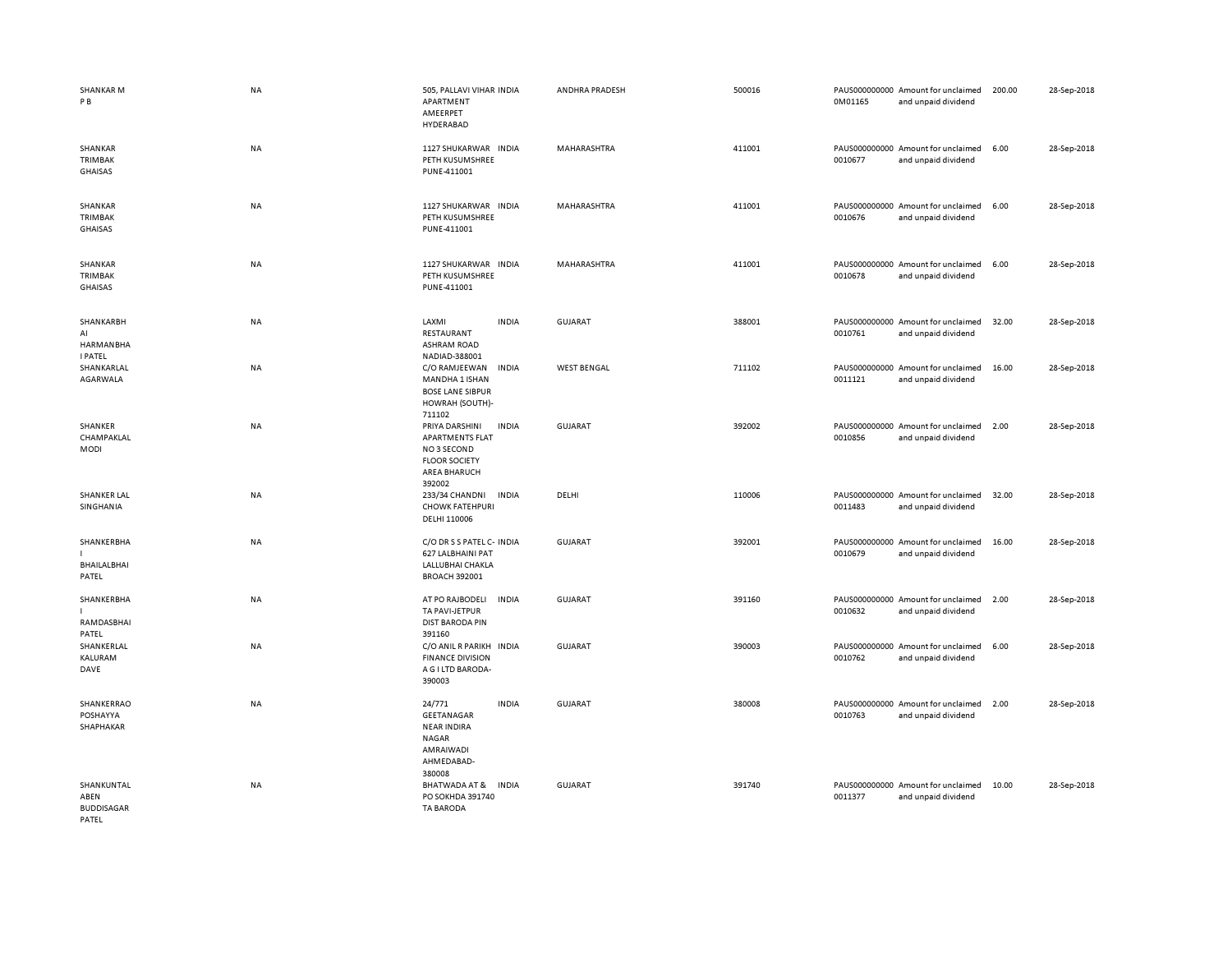| | | | | | | | | | |
|---|---|---|---|---|---|---|---|---|---|
| SHANKAR M P B | NA | 505, PALLAVI VIHAR APARTMENT AMEERPET HYDERABAD | INDIA | ANDHRA PRADESH | 500016 | PAUS0000000000M01165 | Amount for unclaimed and unpaid dividend | 200.00 | 28-Sep-2018 |
| SHANKAR TRIMBAK GHAISAS | NA | 1127 SHUKARWAR PETH KUSUMSHREE PUNE-411001 | INDIA | MAHARASHTRA | 411001 | PAUS0000000000010677 | Amount for unclaimed and unpaid dividend | 6.00 | 28-Sep-2018 |
| SHANKAR TRIMBAK GHAISAS | NA | 1127 SHUKARWAR PETH KUSUMSHREE PUNE-411001 | INDIA | MAHARASHTRA | 411001 | PAUS0000000000010676 | Amount for unclaimed and unpaid dividend | 6.00 | 28-Sep-2018 |
| SHANKAR TRIMBAK GHAISAS | NA | 1127 SHUKARWAR PETH KUSUMSHREE PUNE-411001 | INDIA | MAHARASHTRA | 411001 | PAUS0000000000010678 | Amount for unclaimed and unpaid dividend | 6.00 | 28-Sep-2018 |
| SHANKARBHAI HARMANBHAI PATEL | NA | LAXMI RESTAURANT ASHRAM ROAD NADIAD-388001 | INDIA | GUJARAT | 388001 | PAUS0000000000010761 | Amount for unclaimed and unpaid dividend | 32.00 | 28-Sep-2018 |
| SHANKARLAL AGARWALA | NA | C/O RAMJEEWAN MANDHA 1 ISHAN BOSE LANE SIBPUR HOWRAH (SOUTH)-711102 | INDIA | WEST BENGAL | 711102 | PAUS0000000000011121 | Amount for unclaimed and unpaid dividend | 16.00 | 28-Sep-2018 |
| SHANKER CHAMPAKLAL MODI | NA | PRIYA DARSHINI APARTMENTS FLAT NO 3 SECOND FLOOR SOCIETY AREA BHARUCH 392002 | INDIA | GUJARAT | 392002 | PAUS0000000000010856 | Amount for unclaimed and unpaid dividend | 2.00 | 28-Sep-2018 |
| SHANKER LAL SINGHANIA | NA | 233/34 CHANDNI CHOWK FATEHPURI DELHI 110006 | INDIA | DELHI | 110006 | PAUS0000000000011483 | Amount for unclaimed and unpaid dividend | 32.00 | 28-Sep-2018 |
| SHANKERBHAI BHAILALBHAI PATEL | NA | C/O DR S S PATEL C-627 LALBHAINI PAT LALLUBHAI CHAKLA BROACH 392001 | INDIA | GUJARAT | 392001 | PAUS0000000000010679 | Amount for unclaimed and unpaid dividend | 16.00 | 28-Sep-2018 |
| SHANKERBHAI RAMDASBHAI PATEL | NA | AT PO RAJBODELI TA PAVI-JETPUR DIST BARODA PIN 391160 | INDIA | GUJARAT | 391160 | PAUS0000000000010632 | Amount for unclaimed and unpaid dividend | 2.00 | 28-Sep-2018 |
| SHANKERLAL KALURAM DAVE | NA | C/O ANIL R PARIKH FINANCE DIVISION A G I LTD BARODA-390003 | INDIA | GUJARAT | 390003 | PAUS0000000000010762 | Amount for unclaimed and unpaid dividend | 6.00 | 28-Sep-2018 |
| SHANKERRAO POSHAYYA SHAPHAKAR | NA | 24/771 GEETANAGAR NEAR INDIRA NAGAR AMRAIWADI AHMEDABAD-380008 | INDIA | GUJARAT | 380008 | PAUS0000000000010763 | Amount for unclaimed and unpaid dividend | 2.00 | 28-Sep-2018 |
| SHANKUNTALABEN BUDDISAGAR PATEL | NA | BHATWADA AT & PO SOKHDA 391740 TA BARODA | INDIA | GUJARAT | 391740 | PAUS0000000000011377 | Amount for unclaimed and unpaid dividend | 10.00 | 28-Sep-2018 |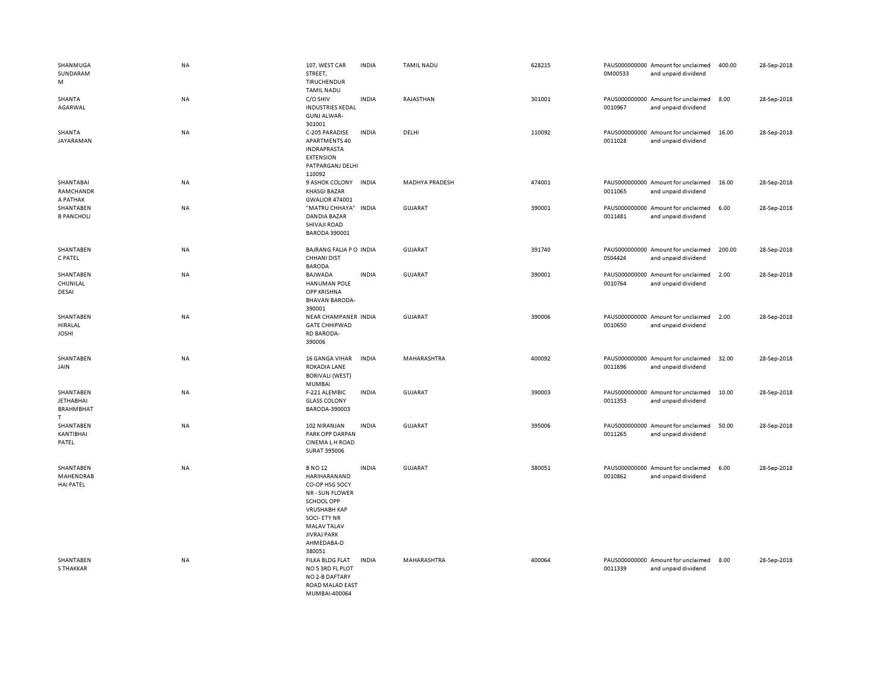| | | | | | | | | | |
|---|---|---|---|---|---|---|---|---|---|
| SHANMUGA SUNDARAM M | NA | 107, WEST CAR STREET, TIRUCHENDUR TAMIL NADU | INDIA | TAMIL NADU | 628215 | PAUS0000000000M00533 | Amount for unclaimed and unpaid dividend | 400.00 | 28-Sep-2018 |
| SHANTA AGARWAL | NA | C/O SHIV INDUSTRIES KEDAL GUNJ ALWAR-301001 | INDIA | RAJASTHAN | 301001 | PAUS0000000000010967 | Amount for unclaimed and unpaid dividend | 8.00 | 28-Sep-2018 |
| SHANTA JAYARAMAN | NA | C-205 PARADISE APARTMENTS 40 INDRAPRASTA EXTENSION PATPARGANJ DELHI 110092 | INDIA | DELHI | 110092 | PAUS0000000000011028 | Amount for unclaimed and unpaid dividend | 16.00 | 28-Sep-2018 |
| SHANTABAI RAMCHANDRA PATHAK | NA | 9 ASHOK COLONY KHASGI BAZAR GWALIOR 474001 | INDIA | MADHYA PRADESH | 474001 | PAUS0000000000011065 | Amount for unclaimed and unpaid dividend | 16.00 | 28-Sep-2018 |
| SHANTABEN B PANCHOLI | NA | "MATRU CHHAYA" DANDIA BAZAR SHIVAJI ROAD BARODA 390001 | INDIA | GUJARAT | 390001 | PAUS0000000000011481 | Amount for unclaimed and unpaid dividend | 6.00 | 28-Sep-2018 |
| SHANTABEN C PATEL | NA | BAJRANG FALIA P O CHHANI DIST BARODA | INDIA | GUJARAT | 391740 | PAUS0000000000S04424 | Amount for unclaimed and unpaid dividend | 200.00 | 28-Sep-2018 |
| SHANTABEN CHUNILAL DESAI | NA | BAJWADA HANUMAN POLE OPP KRISHNA BHAVAN BARODA-390001 | INDIA | GUJARAT | 390001 | PAUS0000000000010764 | Amount for unclaimed and unpaid dividend | 2.00 | 28-Sep-2018 |
| SHANTABEN HIRALAL JOSHI | NA | NEAR CHAMPANER GATE CHHIPWAD RD BARODA-390006 | INDIA | GUJARAT | 390006 | PAUS0000000000010650 | Amount for unclaimed and unpaid dividend | 2.00 | 28-Sep-2018 |
| SHANTABEN JAIN | NA | 16 GANGA VIHAR ROKADIA LANE BORIVALI (WEST) MUMBAI | INDIA | MAHARASHTRA | 400092 | PAUS0000000000011696 | Amount for unclaimed and unpaid dividend | 32.00 | 28-Sep-2018 |
| SHANTABEN JETHABHAI BRAHMBHATT | NA | F-221 ALEMBIC GLASS COLONY BARODA-390003 | INDIA | GUJARAT | 390003 | PAUS0000000000011353 | Amount for unclaimed and unpaid dividend | 10.00 | 28-Sep-2018 |
| SHANTABEN KANTIBHAI PATEL | NA | 102 NIRANJAN PARK OPP DARPAN CINEMA L H ROAD SURAT 395006 | INDIA | GUJARAT | 395006 | PAUS0000000000011265 | Amount for unclaimed and unpaid dividend | 50.00 | 28-Sep-2018 |
| SHANTABEN MAHENDRABHAI PATEL | NA | B NO 12 HARIHARANAND CO-OP HSG SOCY NR - SUN FLOWER SCHOOL OPP VRUSHABH KAP SOCI- ETY NR MALAV TALAV JIVRAJ PARK AHMEDABA-D 380051 | INDIA | GUJARAT | 380051 | PAUS0000000000010862 | Amount for unclaimed and unpaid dividend | 6.00 | 28-Sep-2018 |
| SHANTABEN S THAKKAR | NA | FILKA BLDG FLAT NO 5 3RD FL PLOT NO 2-B DAFTARY ROAD MALAD EAST MUMBAI-400064 | INDIA | MAHARASHTRA | 400064 | PAUS0000000000011339 | Amount for unclaimed and unpaid dividend | 8.00 | 28-Sep-2018 |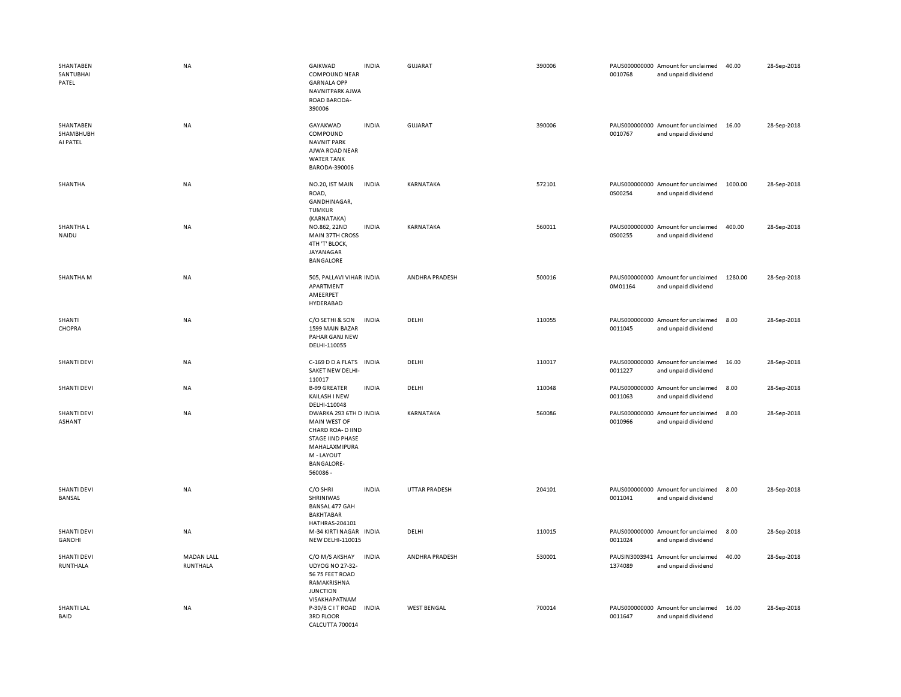| | | | | | | | | | |
|---|---|---|---|---|---|---|---|---|---|
| SHANTABEN SANTUBHAI PATEL | NA | GAIKWAD COMPOUND NEAR GARNALA OPP NAVNITPARK AJWA ROAD BARODA-390006 | INDIA | GUJARAT | 390006 | PAUS0000000000010768 | Amount for unclaimed and unpaid dividend | 40.00 | 28-Sep-2018 |
| SHANTABEN SHAMBHUBH AI PATEL | NA | GAYAKWAD COMPOUND NAVNIT PARK AJWA ROAD NEAR WATER TANK BARODA-390006 | INDIA | GUJARAT | 390006 | PAUS0000000000010767 | Amount for unclaimed and unpaid dividend | 16.00 | 28-Sep-2018 |
| SHANTHA | NA | NO.20, IST MAIN ROAD, GANDHINAGAR, TUMKUR (KARNATAKA) | INDIA | KARNATAKA | 572101 | PAUS0000000000S00254 | Amount for unclaimed and unpaid dividend | 1000.00 | 28-Sep-2018 |
| SHANTHA L NAIDU | NA | NO.862, 22ND MAIN 37TH CROSS 4TH 'T' BLOCK, JAYANAGAR BANGALORE | INDIA | KARNATAKA | 560011 | PAUS0000000000S00255 | Amount for unclaimed and unpaid dividend | 400.00 | 28-Sep-2018 |
| SHANTHA M | NA | 505, PALLAVI VIHAR APARTMENT AMEERPET HYDERABAD | INDIA | ANDHRA PRADESH | 500016 | PAUS0000000000M01164 | Amount for unclaimed and unpaid dividend | 1280.00 | 28-Sep-2018 |
| SHANTI CHOPRA | NA | C/O SETHI & SON 1599 MAIN BAZAR PAHAR GANJ NEW DELHI-110055 | INDIA | DELHI | 110055 | PAUS0000000000011045 | Amount for unclaimed and unpaid dividend | 8.00 | 28-Sep-2018 |
| SHANTI DEVI | NA | C-169 D D A FLATS SAKET NEW DELHI-110017 | INDIA | DELHI | 110017 | PAUS0000000000011227 | Amount for unclaimed and unpaid dividend | 16.00 | 28-Sep-2018 |
| SHANTI DEVI | NA | B-99 GREATER KAILASH I NEW DELHI-110048 | INDIA | DELHI | 110048 | PAUS0000000000011063 | Amount for unclaimed and unpaid dividend | 8.00 | 28-Sep-2018 |
| SHANTI DEVI ASHANT | NA | DWARKA 293 6TH D MAIN WEST OF CHARD ROA- D IIND STAGE IIND PHASE MAHALAXMIPURA M - LAYOUT BANGALORE-560086 - | INDIA | KARNATAKA | 560086 | PAUS0000000000010966 | Amount for unclaimed and unpaid dividend | 8.00 | 28-Sep-2018 |
| SHANTI DEVI BANSAL | NA | C/O SHRI SHRINIWAS BANSAL 477 GAH BAKHTABAR HATHRAS-204101 | INDIA | UTTAR PRADESH | 204101 | PAUS0000000000011041 | Amount for unclaimed and unpaid dividend | 8.00 | 28-Sep-2018 |
| SHANTI DEVI GANDHI | NA | M-34 KIRTI NAGAR NEW DELHI-110015 | INDIA | DELHI | 110015 | PAUS0000000000011024 | Amount for unclaimed and unpaid dividend | 8.00 | 28-Sep-2018 |
| SHANTI DEVI RUNTHALA | MADAN LALL RUNTHALA | C/O M/S AKSHAY UDYOG NO 27-32-56 75 FEET ROAD RAMAKRISHNA JUNCTION VISAKHAPATNAM | INDIA | ANDHRA PRADESH | 530001 | PAUSIN30039411374089 | Amount for unclaimed and unpaid dividend | 40.00 | 28-Sep-2018 |
| SHANTI LAL BAID | NA | P-30/B C I T ROAD 3RD FLOOR CALCUTTA 700014 | INDIA | WEST BENGAL | 700014 | PAUS0000000000011647 | Amount for unclaimed and unpaid dividend | 16.00 | 28-Sep-2018 |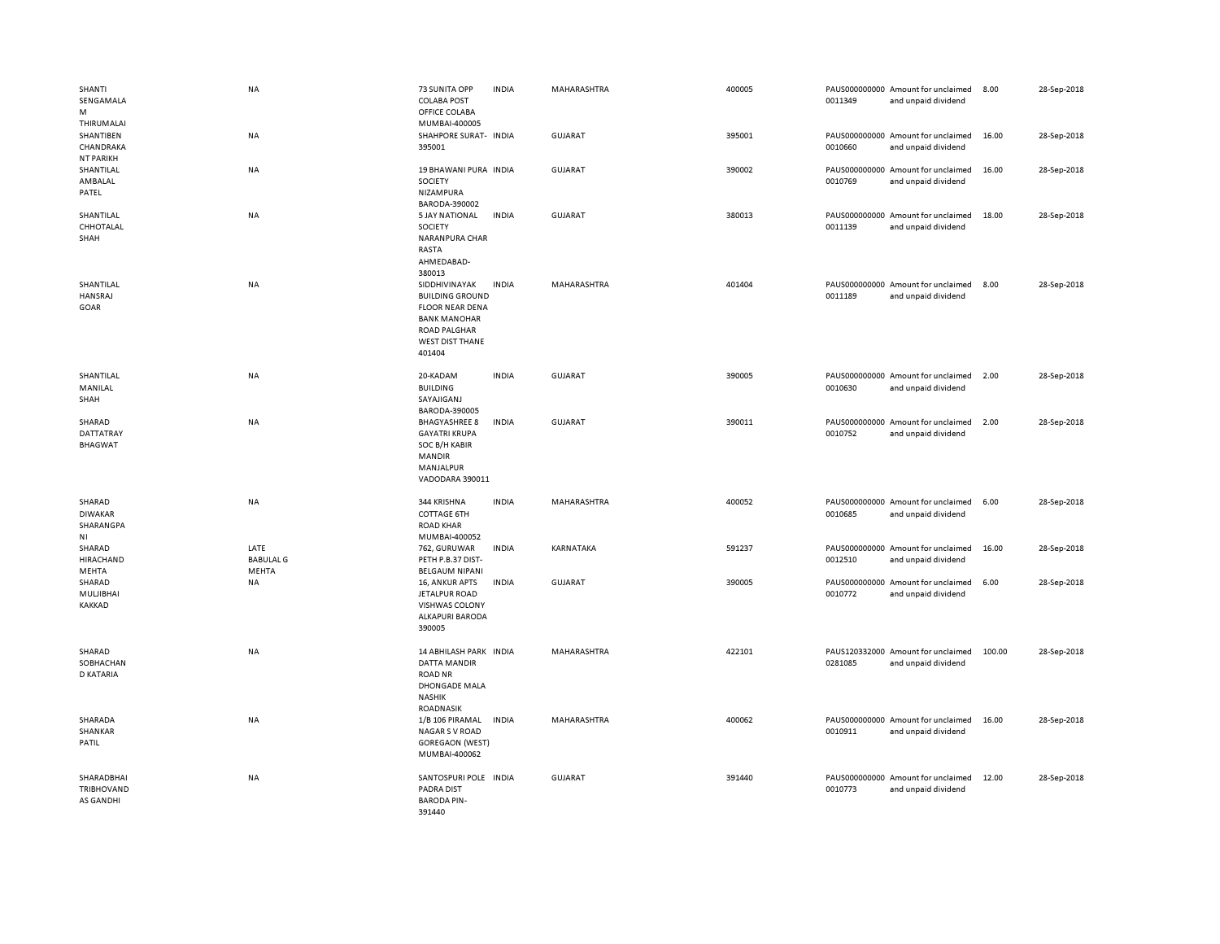| | | | | | | | | | |
|---|---|---|---|---|---|---|---|---|---|
| SHANTI SENGAMALA M THIRUMALAI | NA | 73 SUNITA OPP COLABA POST OFFICE COLABA MUMBAI-400005 | INDIA | MAHARASHTRA | 400005 | PAUS0000000000011349 | Amount for unclaimed and unpaid dividend | 8.00 | 28-Sep-2018 |
| SHANTIBEN CHANDRAKANT PARIKH | NA | SHAHPORE SURAT-395001 | INDIA | GUJARAT | 395001 | PAUS0000000000010660 | Amount for unclaimed and unpaid dividend | 16.00 | 28-Sep-2018 |
| SHANTILAL AMBALAL PATEL | NA | 19 BHAWANI PURA SOCIETY NIZAMPURA BARODA-390002 | INDIA | GUJARAT | 390002 | PAUS0000000000010769 | Amount for unclaimed and unpaid dividend | 16.00 | 28-Sep-2018 |
| SHANTILAL CHHOTALAL SHAH | NA | 5 JAY NATIONAL SOCIETY NARANPURA CHAR RASTA AHMEDABAD-380013 | INDIA | GUJARAT | 380013 | PAUS0000000000011139 | Amount for unclaimed and unpaid dividend | 18.00 | 28-Sep-2018 |
| SHANTILAL HANSRAJ GOAR | NA | SIDDHIVINAYAK BUILDING GROUND FLOOR NEAR DENA BANK MANOHAR ROAD PALGHAR WEST DIST THANE 401404 | INDIA | MAHARASHTRA | 401404 | PAUS0000000000011189 | Amount for unclaimed and unpaid dividend | 8.00 | 28-Sep-2018 |
| SHANTILAL MANILAL SHAH | NA | 20-KADAM BUILDING SAYAJIGANJ BARODA-390005 | INDIA | GUJARAT | 390005 | PAUS0000000000010630 | Amount for unclaimed and unpaid dividend | 2.00 | 28-Sep-2018 |
| SHARAD DATTATRAY BHAGWAT | NA | BHAGYASHREE 8 GAYATRI KRUPA SOC B/H KABIR MANDIR MANJALPUR VADODARA 390011 | INDIA | GUJARAT | 390011 | PAUS0000000000010752 | Amount for unclaimed and unpaid dividend | 2.00 | 28-Sep-2018 |
| SHARAD DIWAKAR SHARANGPANI | NA | 344 KRISHNA COTTAGE 6TH ROAD KHAR MUMBAI-400052 | INDIA | MAHARASHTRA | 400052 | PAUS0000000000010685 | Amount for unclaimed and unpaid dividend | 6.00 | 28-Sep-2018 |
| SHARAD HIRACHAND MEHTA | LATE BABULAL G MEHTA | 762, GURUWAR PETH P.B.37 DIST-BELGAUM NIPANI | INDIA | KARNATAKA | 591237 | PAUS0000000000012510 | Amount for unclaimed and unpaid dividend | 16.00 | 28-Sep-2018 |
| SHARAD MULJIBHAI KAKKAD | NA | 16, ANKUR APTS JETALPUR ROAD VISHWAS COLONY ALKAPURI BARODA 390005 | INDIA | GUJARAT | 390005 | PAUS0000000000010772 | Amount for unclaimed and unpaid dividend | 6.00 | 28-Sep-2018 |
| SHARAD SOBHACHAND KATARIA | NA | 14 ABHILASH PARK DATTA MANDIR ROAD NR DHONGADE MALA NASHIK ROADNASIK | INDIA | MAHARASHTRA | 422101 | PAUS1203320000281085 | Amount for unclaimed and unpaid dividend | 100.00 | 28-Sep-2018 |
| SHARADA SHANKAR PATIL | NA | 1/B 106 PIRAMAL NAGAR S V ROAD GOREGAON (WEST) MUMBAI-400062 | INDIA | MAHARASHTRA | 400062 | PAUS0000000000010911 | Amount for unclaimed and unpaid dividend | 16.00 | 28-Sep-2018 |
| SHARADBHAI TRIBHOVANDAS GANDHI | NA | SANTOSPURI POLE PADRA DIST BARODA PIN-391440 | INDIA | GUJARAT | 391440 | PAUS0000000000010773 | Amount for unclaimed and unpaid dividend | 12.00 | 28-Sep-2018 |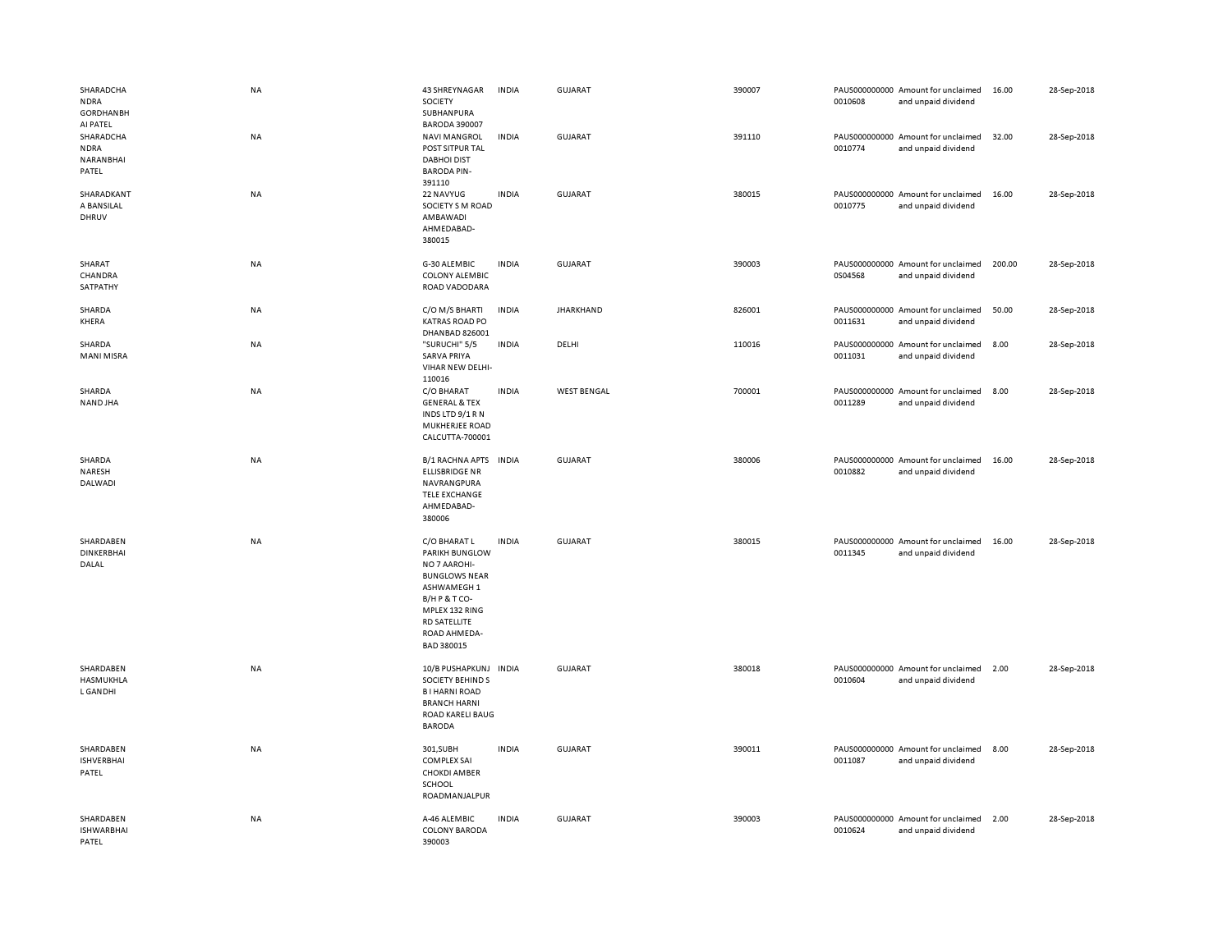| | | | | | | | | | |
|---|---|---|---|---|---|---|---|---|---|
| SHARADCHANDRA GORDHANBHAI PATEL | NA | 43 SHREYNAGAR SOCIETY SUBHANPURA BARODA 390007 | INDIA | GUJARAT | 390007 | PAUS0000000000010608 | Amount for unclaimed and unpaid dividend | 16.00 | 28-Sep-2018 |
| SHARADCHANDRA NARANBHAI PATEL | NA | NAVI MANGROL POST SITPUR TAL DABHOI DIST BARODA PIN-391110 | INDIA | GUJARAT | 391110 | PAUS0000000000010774 | Amount for unclaimed and unpaid dividend | 32.00 | 28-Sep-2018 |
| SHARADKANTA BANSILAL DHRUV | NA | 22 NAVYUG SOCIETY S M ROAD AMBAWADI AHMEDABAD-380015 | INDIA | GUJARAT | 380015 | PAUS0000000000010775 | Amount for unclaimed and unpaid dividend | 16.00 | 28-Sep-2018 |
| SHARAT CHANDRA SATPATHY | NA | G-30 ALEMBIC COLONY ALEMBIC ROAD VADODARA | INDIA | GUJARAT | 390003 | PAUS0000000000S04568 | Amount for unclaimed and unpaid dividend | 200.00 | 28-Sep-2018 |
| SHARDA KHERA | NA | C/O M/S BHARTI KATRAS ROAD PO DHANBAD 826001 | INDIA | JHARKHAND | 826001 | PAUS0000000000011631 | Amount for unclaimed and unpaid dividend | 50.00 | 28-Sep-2018 |
| SHARDA MANI MISRA | NA | "SURUCHI" 5/5 SARVA PRIYA VIHAR NEW DELHI-110016 | INDIA | DELHI | 110016 | PAUS0000000000011031 | Amount for unclaimed and unpaid dividend | 8.00 | 28-Sep-2018 |
| SHARDA NAND JHA | NA | C/O BHARAT GENERAL & TEX INDS LTD 9/1 R N MUKHERJEE ROAD CALCUTTA-700001 | INDIA | WEST BENGAL | 700001 | PAUS0000000000011289 | Amount for unclaimed and unpaid dividend | 8.00 | 28-Sep-2018 |
| SHARDA NARESH DALWADI | NA | B/1 RACHNA APTS ELLISBRIDGE NR NAVRANGPURA TELE EXCHANGE AHMEDABAD-380006 | INDIA | GUJARAT | 380006 | PAUS0000000000010882 | Amount for unclaimed and unpaid dividend | 16.00 | 28-Sep-2018 |
| SHARDABEN DINKERBHAI DALAL | NA | C/O BHARAT L PARIKH BUNGLOW NO 7 AAROHI-BUNGLOWS NEAR ASHWAMEGH 1 B/H P & T CO-MPLEX 132 RING RD SATELLITE ROAD AHMEDA-BAD 380015 | INDIA | GUJARAT | 380015 | PAUS0000000000011345 | Amount for unclaimed and unpaid dividend | 16.00 | 28-Sep-2018 |
| SHARDABEN HASMUKHLAL GANDHI | NA | 10/B PUSHAPKUNJ SOCIETY BEHIND S B I HARNI ROAD BRANCH HARNI ROAD KARELI BAUG BARODA | INDIA | GUJARAT | 380018 | PAUS0000000000010604 | Amount for unclaimed and unpaid dividend | 2.00 | 28-Sep-2018 |
| SHARDABEN ISHVERBHAI PATEL | NA | 301,SUBH COMPLEX SAI CHOKDI AMBER SCHOOL ROADMANJALPUR | INDIA | GUJARAT | 390011 | PAUS0000000000011087 | Amount for unclaimed and unpaid dividend | 8.00 | 28-Sep-2018 |
| SHARDABEN ISHWARBHAI PATEL | NA | A-46 ALEMBIC COLONY BARODA 390003 | INDIA | GUJARAT | 390003 | PAUS0000000000010624 | Amount for unclaimed and unpaid dividend | 2.00 | 28-Sep-2018 |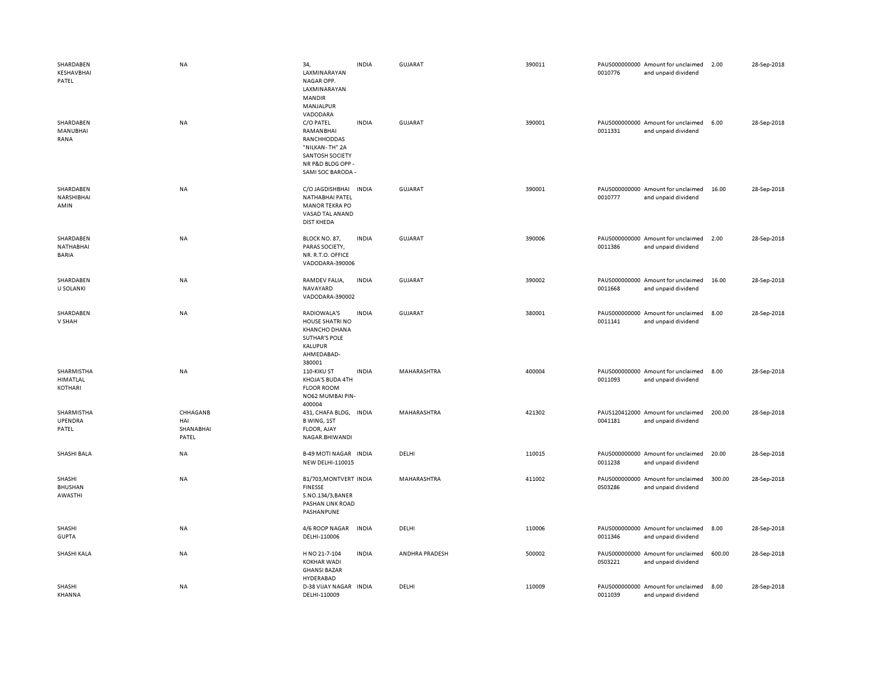| | | | | | | | | | |
|---|---|---|---|---|---|---|---|---|---|
| SHARDABEN KESHAVBHAI PATEL | NA | 34, LAXMINARAYAN NAGAR OPP. LAXMINARAYAN MANDIR MANJALPUR VADODARA | INDIA | GUJARAT | 390011 | PAUS0000000000010776 | Amount for unclaimed and unpaid dividend | 2.00 | 28-Sep-2018 |
| SHARDABEN MANUBHAI RANA | NA | C/O PATEL RAMANBHAI RANCHHODDAS "NILKAN- TH" 2A SANTOSH SOCIETY NR P&D BLDG OPP - SAMI SOC BARODA - | INDIA | GUJARAT | 390001 | PAUS0000000000011331 | Amount for unclaimed and unpaid dividend | 6.00 | 28-Sep-2018 |
| SHARDABEN NARSHIBHAI AMIN | NA | C/O JAGDISHBHAI NATHABHAI PATEL MANOR TEKRA PO VASAD TAL ANAND DIST KHEDA | INDIA | GUJARAT | 390001 | PAUS0000000000010777 | Amount for unclaimed and unpaid dividend | 16.00 | 28-Sep-2018 |
| SHARDABEN NATHABHAI BARIA | NA | BLOCK NO. 87, PARAS SOCIETY, NR. R.T.O. OFFICE VADODARA-390006 | INDIA | GUJARAT | 390006 | PAUS0000000000011386 | Amount for unclaimed and unpaid dividend | 2.00 | 28-Sep-2018 |
| SHARDABEN U SOLANKI | NA | RAMDEV FALIA, NAVAYARD VADODARA-390002 | INDIA | GUJARAT | 390002 | PAUS0000000000011668 | Amount for unclaimed and unpaid dividend | 16.00 | 28-Sep-2018 |
| SHARDABEN V SHAH | NA | RADIOWALA'S HOUSE SHATRI NO KHANCHO DHANA SUTHAR'S POLE KALUPUR AHMEDABAD-380001 | INDIA | GUJARAT | 380001 | PAUS0000000000011141 | Amount for unclaimed and unpaid dividend | 8.00 | 28-Sep-2018 |
| SHARMISTHA HIMATLAL KOTHARI | NA | 110-KIKU ST KHOJA'S BUDA 4TH FLOOR ROOM NO62 MUMBAI PIN-400004 | INDIA | MAHARASHTRA | 400004 | PAUS0000000000011093 | Amount for unclaimed and unpaid dividend | 8.00 | 28-Sep-2018 |
| SHARMISTHA UPENDRA PATEL | CHHAGANBHAI SHANABHAI PATEL | 431, CHAFA BLDG, B WING, 1ST FLOOR, AJAY NAGAR.BHIWANDI | INDIA | MAHARASHTRA | 421302 | PAUS1204120000041181 | Amount for unclaimed and unpaid dividend | 200.00 | 28-Sep-2018 |
| SHASHI BALA | NA | B-49 MOTI NAGAR NEW DELHI-110015 | INDIA | DELHI | 110015 | PAUS0000000000011238 | Amount for unclaimed and unpaid dividend | 20.00 | 28-Sep-2018 |
| SHASHI BHUSHAN AWASTHI | NA | B1/703,MONTVERT FINESSE S.NO.134/3,BANER PASHAN LINK ROAD PASHANPUNE | INDIA | MAHARASHTRA | 411002 | PAUS0000000000S03286 | Amount for unclaimed and unpaid dividend | 300.00 | 28-Sep-2018 |
| SHASHI GUPTA | NA | 4/6 ROOP NAGAR DELHI-110006 | INDIA | DELHI | 110006 | PAUS0000000000011346 | Amount for unclaimed and unpaid dividend | 8.00 | 28-Sep-2018 |
| SHASHI KALA | NA | H NO 21-7-104 KOKHAR WADI GHANSI BAZAR HYDERABAD | INDIA | ANDHRA PRADESH | 500002 | PAUS0000000000S03221 | Amount for unclaimed and unpaid dividend | 600.00 | 28-Sep-2018 |
| SHASHI KHANNA | NA | D-38 VIJAY NAGAR DELHI-110009 | INDIA | DELHI | 110009 | PAUS0000000000011039 | Amount for unclaimed and unpaid dividend | 8.00 | 28-Sep-2018 |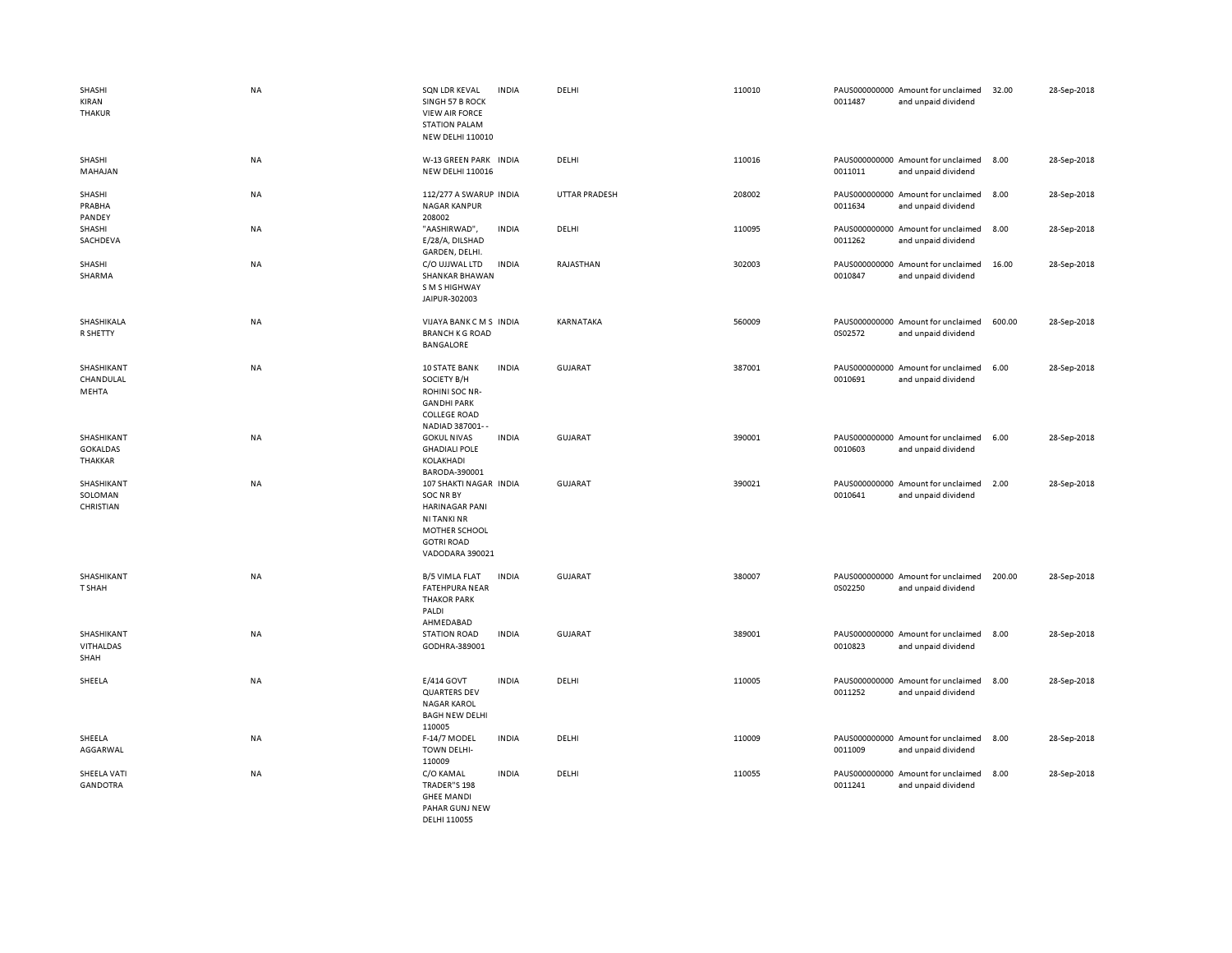| | | | | | | | | | |
|---|---|---|---|---|---|---|---|---|---|
| SHASHI KIRAN THAKUR | NA | SQN LDR KEVAL SINGH 57 B ROCK VIEW AIR FORCE STATION PALAM NEW DELHI 110010 | INDIA | DELHI | 110010 | PAUS0000000000011487 | Amount for unclaimed and unpaid dividend | 32.00 | 28-Sep-2018 |
| SHASHI MAHAJAN | NA | W-13 GREEN PARK NEW DELHI 110016 | INDIA | DELHI | 110016 | PAUS0000000000011011 | Amount for unclaimed and unpaid dividend | 8.00 | 28-Sep-2018 |
| SHASHI PRABHA PANDEY | NA | 112/277 A SWARUP NAGAR KANPUR 208002 | INDIA | UTTAR PRADESH | 208002 | PAUS0000000000011634 | Amount for unclaimed and unpaid dividend | 8.00 | 28-Sep-2018 |
| SHASHI SACHDEVA | NA | "AASHIRWAD", E/28/A, DILSHAD GARDEN, DELHI. | INDIA | DELHI | 110095 | PAUS0000000000011262 | Amount for unclaimed and unpaid dividend | 8.00 | 28-Sep-2018 |
| SHASHI SHARMA | NA | C/O UJJWAL LTD SHANKAR BHAWAN S M S HIGHWAY JAIPUR-302003 | INDIA | RAJASTHAN | 302003 | PAUS0000000000010847 | Amount for unclaimed and unpaid dividend | 16.00 | 28-Sep-2018 |
| SHASHIKALA R SHETTY | NA | VIJAYA BANK C M S BRANCH K G ROAD BANGALORE | INDIA | KARNATAKA | 560009 | PAUS0000000000S02572 | Amount for unclaimed and unpaid dividend | 600.00 | 28-Sep-2018 |
| SHASHIKANT CHANDULAL MEHTA | NA | 10 STATE BANK SOCIETY B/H ROHINI SOC NR-GANDHI PARK COLLEGE ROAD NADIAD 387001- - | INDIA | GUJARAT | 387001 | PAUS0000000000010691 | Amount for unclaimed and unpaid dividend | 6.00 | 28-Sep-2018 |
| SHASHIKANT GOKALDAS THAKKAR | NA | GOKUL NIVAS GHADIALI POLE KOLAKHADI BARODA-390001 | INDIA | GUJARAT | 390001 | PAUS0000000000010603 | Amount for unclaimed and unpaid dividend | 6.00 | 28-Sep-2018 |
| SHASHIKANT SOLOMAN CHRISTIAN | NA | 107 SHAKTI NAGAR SOC NR BY HARINAGAR PANI NI TANKI NR MOTHER SCHOOL GOTRI ROAD VADODARA 390021 | INDIA | GUJARAT | 390021 | PAUS0000000000010641 | Amount for unclaimed and unpaid dividend | 2.00 | 28-Sep-2018 |
| SHASHIKANT T SHAH | NA | B/5 VIMLA FLAT FATEHPURA NEAR THAKOR PARK PALDI AHMEDABAD | INDIA | GUJARAT | 380007 | PAUS0000000000S02250 | Amount for unclaimed and unpaid dividend | 200.00 | 28-Sep-2018 |
| SHASHIKANT VITHALDAS SHAH | NA | STATION ROAD GODHRA-389001 | INDIA | GUJARAT | 389001 | PAUS0000000000010823 | Amount for unclaimed and unpaid dividend | 8.00 | 28-Sep-2018 |
| SHEELA | NA | E/414 GOVT QUARTERS DEV NAGAR KAROL BAGH NEW DELHI 110005 | INDIA | DELHI | 110005 | PAUS0000000000011252 | Amount for unclaimed and unpaid dividend | 8.00 | 28-Sep-2018 |
| SHEELA AGGARWAL | NA | F-14/7 MODEL TOWN DELHI-110009 | INDIA | DELHI | 110009 | PAUS0000000000011009 | Amount for unclaimed and unpaid dividend | 8.00 | 28-Sep-2018 |
| SHEELA VATI GANDOTRA | NA | C/O KAMAL TRADER"S 198 GHEE MANDI PAHAR GUNJ NEW DELHI 110055 | INDIA | DELHI | 110055 | PAUS0000000000011241 | Amount for unclaimed and unpaid dividend | 8.00 | 28-Sep-2018 |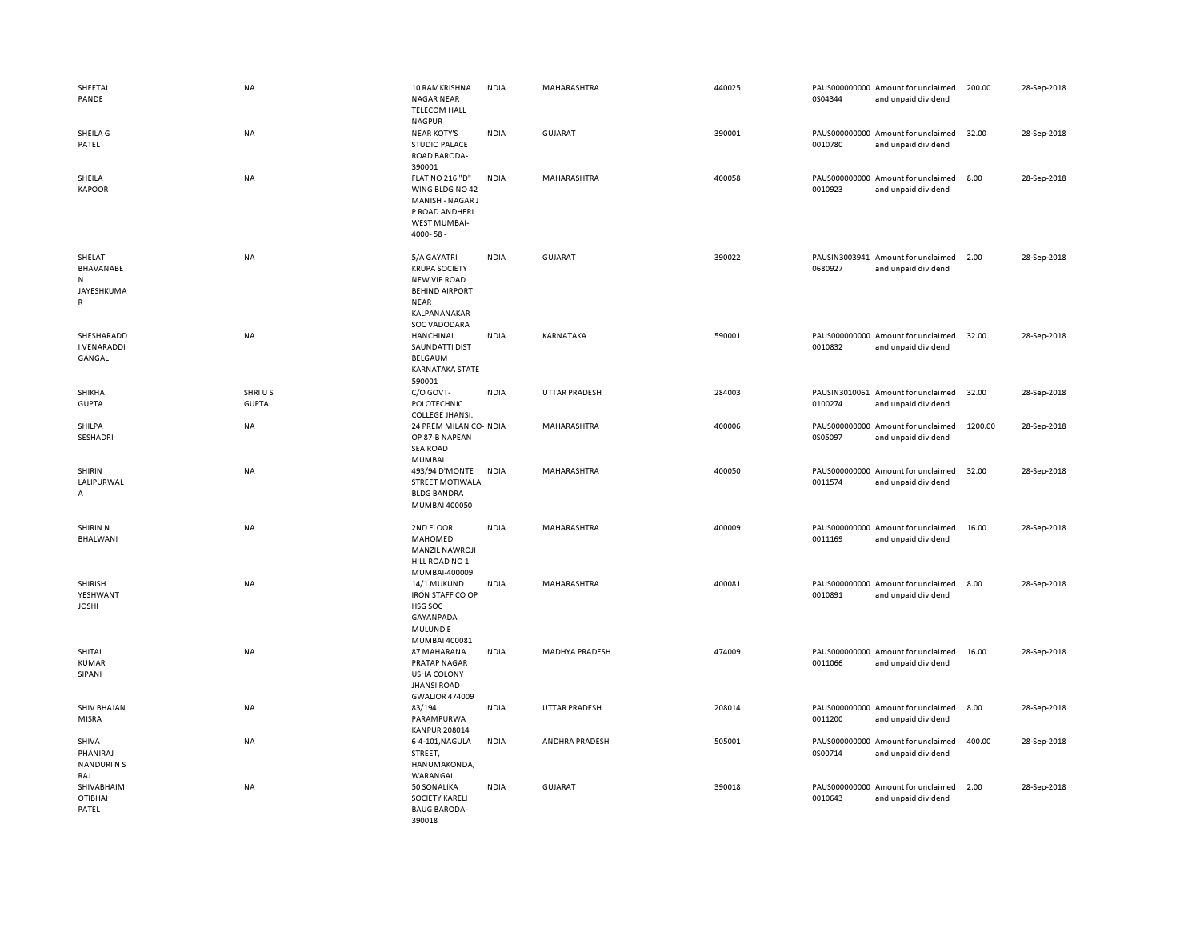| | | | | | | | | | |
|---|---|---|---|---|---|---|---|---|---|
| SHEETAL PANDE | NA | 10 RAMKRISHNA NAGAR NEAR TELECOM HALL NAGPUR | INDIA | MAHARASHTRA | 440025 | PAUS0000000000S04344 | Amount for unclaimed and unpaid dividend | 200.00 | 28-Sep-2018 |
| SHEILA G PATEL | NA | NEAR KOTY'S STUDIO PALACE ROAD BARODA-390001 | INDIA | GUJARAT | 390001 | PAUS0000000000010780 | Amount for unclaimed and unpaid dividend | 32.00 | 28-Sep-2018 |
| SHEILA KAPOOR | NA | FLAT NO 216 "D" WING BLDG NO 42 MANISH - NAGAR J P ROAD ANDHERI WEST MUMBAI-4000- 58 - | INDIA | MAHARASHTRA | 400058 | PAUS0000000000010923 | Amount for unclaimed and unpaid dividend | 8.00 | 28-Sep-2018 |
| SHELAT BHAVANABEN JAYESHKUMAR | NA | 5/A GAYATRI KRUPA SOCIETY NEW VIP ROAD BEHIND AIRPORT NEAR KALPANANAKAR SOC VADODARA | INDIA | GUJARAT | 390022 | PAUSIN30039410680927 | Amount for unclaimed and unpaid dividend | 2.00 | 28-Sep-2018 |
| SHESHARADDI VENARADDI GANGAL | NA | HANCHINAL SAUNDATTI DIST BELGAUM KARNATAKA STATE 590001 | INDIA | KARNATAKA | 590001 | PAUS0000000000010832 | Amount for unclaimed and unpaid dividend | 32.00 | 28-Sep-2018 |
| SHIKHA GUPTA | SHRI U S GUPTA | C/O GOVT-POLOTECHNIC COLLEGE JHANSI. | INDIA | UTTAR PRADESH | 284003 | PAUSIN30100610100274 | Amount for unclaimed and unpaid dividend | 32.00 | 28-Sep-2018 |
| SHILPA SESHADRI | NA | 24 PREM MILAN CO-OP 87-B NAPEAN SEA ROAD MUMBAI | INDIA | MAHARASHTRA | 400006 | PAUS0000000000S05097 | Amount for unclaimed and unpaid dividend | 1200.00 | 28-Sep-2018 |
| SHIRIN LALIPURWALA | NA | 493/94 D'MONTE STREET MOTIWALA BLDG BANDRA MUMBAI 400050 | INDIA | MAHARASHTRA | 400050 | PAUS0000000000011574 | Amount for unclaimed and unpaid dividend | 32.00 | 28-Sep-2018 |
| SHIRIN N BHALWANI | NA | 2ND FLOOR MAHOMED MANZIL NAWROJI HILL ROAD NO 1 MUMBAI-400009 | INDIA | MAHARASHTRA | 400009 | PAUS0000000000011169 | Amount for unclaimed and unpaid dividend | 16.00 | 28-Sep-2018 |
| SHIRISH YESHWANT JOSHI | NA | 14/1 MUKUND IRON STAFF CO OP HSG SOC GAYANPADA MULUND E MUMBAI 400081 | INDIA | MAHARASHTRA | 400081 | PAUS0000000000010891 | Amount for unclaimed and unpaid dividend | 8.00 | 28-Sep-2018 |
| SHITAL KUMAR SIPANI | NA | 87 MAHARANA PRATAP NAGAR USHA COLONY JHANSI ROAD GWALIOR 474009 | INDIA | MADHYA PRADESH | 474009 | PAUS0000000000011066 | Amount for unclaimed and unpaid dividend | 16.00 | 28-Sep-2018 |
| SHIV BHAJAN MISRA | NA | 83/194 PARAMPURWA KANPUR 208014 | INDIA | UTTAR PRADESH | 208014 | PAUS0000000000011200 | Amount for unclaimed and unpaid dividend | 8.00 | 28-Sep-2018 |
| SHIVA PHANIRAJ NANDURI N S RAJ | NA | 6-4-101,NAGULA STREET, HANUMAKONDA, WARANGAL | INDIA | ANDHRA PRADESH | 505001 | PAUS0000000000S00714 | Amount for unclaimed and unpaid dividend | 400.00 | 28-Sep-2018 |
| SHIVABHAIMOTIBHAI PATEL | NA | 50 SONALIKA SOCIETY KARELI BAUG BARODA-390018 | INDIA | GUJARAT | 390018 | PAUS0000000000010643 | Amount for unclaimed and unpaid dividend | 2.00 | 28-Sep-2018 |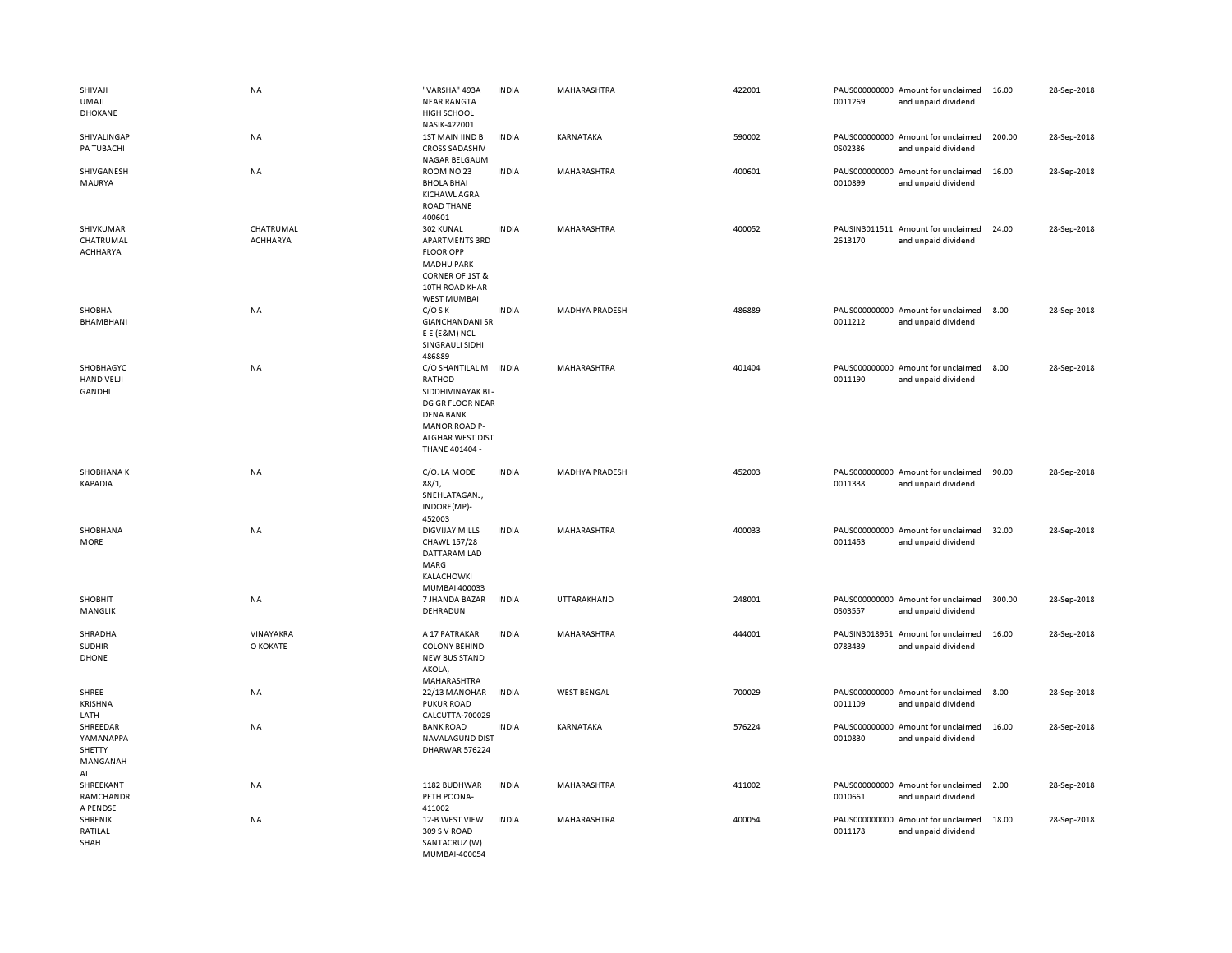| | | | | | | | | | |
|---|---|---|---|---|---|---|---|---|---|
| SHIVAJI UMAJI DHOKANE | NA | "VARSHA" 493A NEAR RANGTA HIGH SCHOOL NASIK-422001 | INDIA | MAHARASHTRA | 422001 | PAUS0000000000011269 | Amount for unclaimed and unpaid dividend | 16.00 | 28-Sep-2018 |
| SHIVALINGAPPA TUBACHI | NA | 1ST MAIN IIND B CROSS SADASHIV NAGAR BELGAUM | INDIA | KARNATAKA | 590002 | PAUS0000000000S02386 | Amount for unclaimed and unpaid dividend | 200.00 | 28-Sep-2018 |
| SHIVGANESH MAURYA | NA | ROOM NO 23 BHOLA BHAI KICHAWL AGRA ROAD THANE 400601 | INDIA | MAHARASHTRA | 400601 | PAUS0000000000010899 | Amount for unclaimed and unpaid dividend | 16.00 | 28-Sep-2018 |
| SHIVKUMAR CHATRUMAL ACHHARYA | CHATRUMAL ACHHARYA | 302 KUNAL APARTMENTS 3RD FLOOR OPP MADHU PARK CORNER OF 1ST & 10TH ROAD KHAR WEST MUMBAI | INDIA | MAHARASHTRA | 400052 | PAUSIN30115112613170 | Amount for unclaimed and unpaid dividend | 24.00 | 28-Sep-2018 |
| SHOBHA BHAMBHANI | NA | C/O S K GIANCHANDANI SR E E (E&M) NCL SINGRAULI SIDHI 486889 | INDIA | MADHYA PRADESH | 486889 | PAUS0000000000011212 | Amount for unclaimed and unpaid dividend | 8.00 | 28-Sep-2018 |
| SHOBHAGYCHAND VELJI GANDHI | NA | C/O SHANTILAL M RATHOD SIDDHIVINAYAK BL-DG GR FLOOR NEAR DENA BANK MANOR ROAD P-ALGHAR WEST DIST THANE 401404 - | INDIA | MAHARASHTRA | 401404 | PAUS0000000000011190 | Amount for unclaimed and unpaid dividend | 8.00 | 28-Sep-2018 |
| SHOBHANA K KAPADIA | NA | C/O. LA MODE 88/1, SNEHLATAGANJ, INDORE(MP)-452003 | INDIA | MADHYA PRADESH | 452003 | PAUS0000000000011338 | Amount for unclaimed and unpaid dividend | 90.00 | 28-Sep-2018 |
| SHOBHANA MORE | NA | DIGVIJAY MILLS CHAWL 157/28 DATTARAM LAD MARG KALACHOWKI MUMBAI 400033 | INDIA | MAHARASHTRA | 400033 | PAUS0000000000011453 | Amount for unclaimed and unpaid dividend | 32.00 | 28-Sep-2018 |
| SHOBHIT MANGLIK | NA | 7 JHANDA BAZAR DEHRADUN | INDIA | UTTARAKHAND | 248001 | PAUS0000000000S03557 | Amount for unclaimed and unpaid dividend | 300.00 | 28-Sep-2018 |
| SHRADHA SUDHIR DHONE | VINAYAKRAO KOKATE | A 17 PATRAKAR COLONY BEHIND NEW BUS STAND AKOLA, MAHARASHTRA | INDIA | MAHARASHTRA | 444001 | PAUSIN30189510783439 | Amount for unclaimed and unpaid dividend | 16.00 | 28-Sep-2018 |
| SHREE KRISHNA LATH | NA | 22/13 MANOHAR PUKUR ROAD CALCUTTA-700029 | INDIA | WEST BENGAL | 700029 | PAUS0000000000011109 | Amount for unclaimed and unpaid dividend | 8.00 | 28-Sep-2018 |
| SHREEDAR YAMANAPPA SHETTY MANGANAHAL | NA | BANK ROAD NAVALAGUND DIST DHARWAR 576224 | INDIA | KARNATAKA | 576224 | PAUS0000000000010830 | Amount for unclaimed and unpaid dividend | 16.00 | 28-Sep-2018 |
| SHREEKANT RAMCHANDRA PENDSE | NA | 1182 BUDHWAR PETH POONA-411002 | INDIA | MAHARASHTRA | 411002 | PAUS0000000000010661 | Amount for unclaimed and unpaid dividend | 2.00 | 28-Sep-2018 |
| SHRENIK RATILAL SHAH | NA | 12-B WEST VIEW 309 S V ROAD SANTACRUZ (W) MUMBAI-400054 | INDIA | MAHARASHTRA | 400054 | PAUS0000000000011178 | Amount for unclaimed and unpaid dividend | 18.00 | 28-Sep-2018 |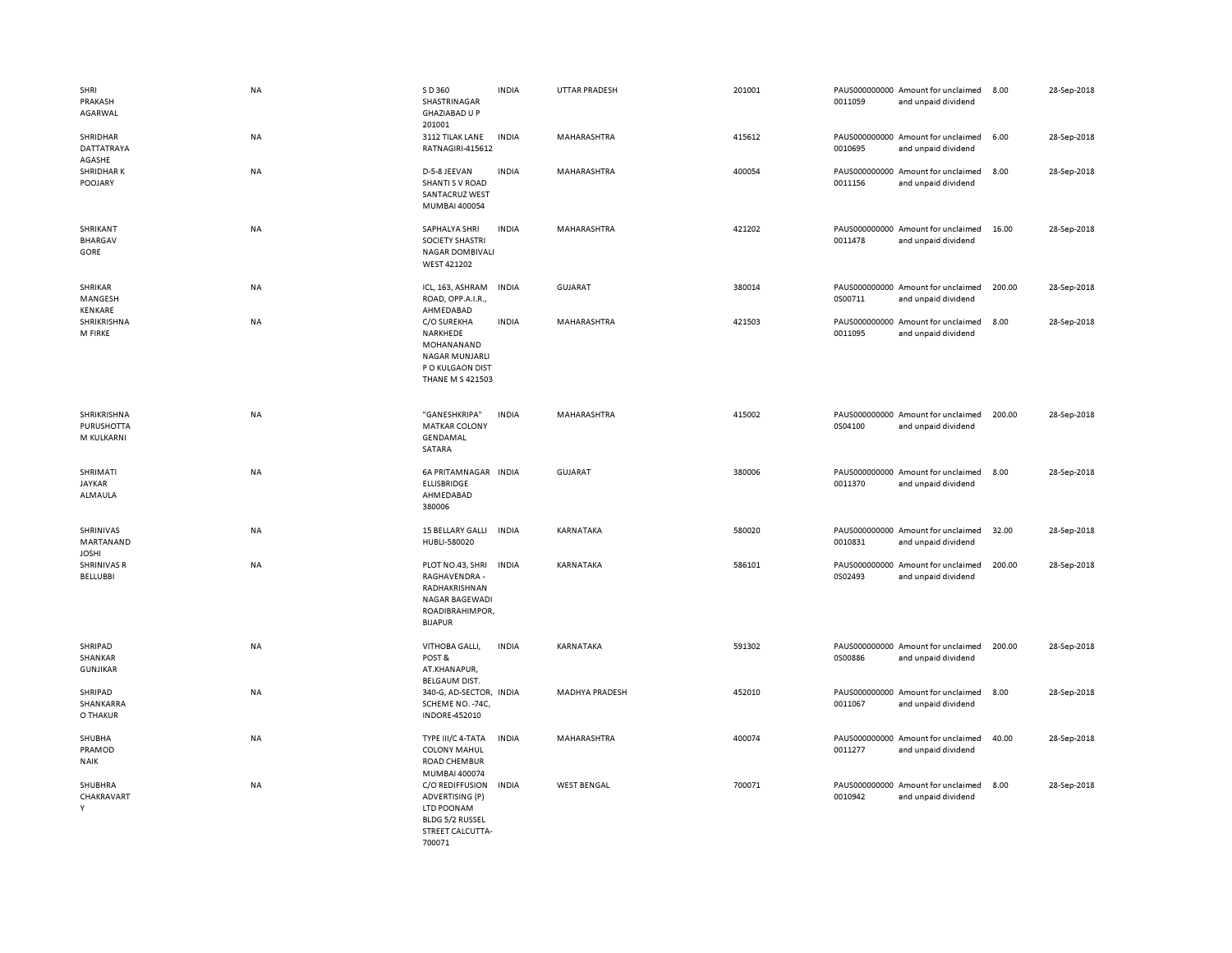| | | | | | | | | | |
|---|---|---|---|---|---|---|---|---|---|
| SHRI PRAKASH AGARWAL | NA | S D 360 SHASTRINAGAR GHAZIABAD U P 201001 | INDIA | UTTAR PRADESH | 201001 | PAUS0000000000011059 | Amount for unclaimed and unpaid dividend | 8.00 | 28-Sep-2018 |
| SHRIDHAR DATTATRAYA AGASHE | NA | 3112 TILAK LANE RATNAGIRI-415612 | INDIA | MAHARASHTRA | 415612 | PAUS0000000000010695 | Amount for unclaimed and unpaid dividend | 6.00 | 28-Sep-2018 |
| SHRIDHAR K POOJARY | NA | D-5-8 JEEVAN SHANTI S V ROAD SANTACRUZ WEST MUMBAI 400054 | INDIA | MAHARASHTRA | 400054 | PAUS0000000000011156 | Amount for unclaimed and unpaid dividend | 8.00 | 28-Sep-2018 |
| SHRIKANT BHARGAV GORE | NA | SAPHALYA SHRI SOCIETY SHASTRI NAGAR DOMBIVALI WEST 421202 | INDIA | MAHARASHTRA | 421202 | PAUS0000000000011478 | Amount for unclaimed and unpaid dividend | 16.00 | 28-Sep-2018 |
| SHRIKAR MANGESH KENKARE | NA | ICL, 163, ASHRAM ROAD, OPP.A.I.R., AHMEDABAD | INDIA | GUJARAT | 380014 | PAUS0000000000S00711 | Amount for unclaimed and unpaid dividend | 200.00 | 28-Sep-2018 |
| SHRIKRISHNA M FIRKE | NA | C/O SUREKHA NARKHEDE MOHANANAND NAGAR MUNJARLI P O KULGAON DIST THANE M S 421503 | INDIA | MAHARASHTRA | 421503 | PAUS0000000000011095 | Amount for unclaimed and unpaid dividend | 8.00 | 28-Sep-2018 |
| SHRIKRISHNA PURUSHOTTAM KULKARNI | NA | "GANESHKRIPA" MATKAR COLONY GENDAMAL SATARA | INDIA | MAHARASHTRA | 415002 | PAUS0000000000S04100 | Amount for unclaimed and unpaid dividend | 200.00 | 28-Sep-2018 |
| SHRIMATI JAYKAR ALMAULA | NA | 6A PRITAMNAGAR ELLISBRIDGE AHMEDABAD 380006 | INDIA | GUJARAT | 380006 | PAUS0000000000011370 | Amount for unclaimed and unpaid dividend | 8.00 | 28-Sep-2018 |
| SHRINIVAS MARTANAND JOSHI | NA | 15 BELLARY GALLI HUBLI-580020 | INDIA | KARNATAKA | 580020 | PAUS0000000000010831 | Amount for unclaimed and unpaid dividend | 32.00 | 28-Sep-2018 |
| SHRINIVAS R BELLUBBI | NA | PLOT NO.43, SHRI RAGHAVENDRA - RADHAKRISHNAN NAGAR BAGEWADI ROADIBRAHIMPOR, BIJAPUR | INDIA | KARNATAKA | 586101 | PAUS0000000000S02493 | Amount for unclaimed and unpaid dividend | 200.00 | 28-Sep-2018 |
| SHRIPAD SHANKAR GUNJIKAR | NA | VITHOBA GALLI, POST & AT.KHANAPUR, BELGAUM DIST. | INDIA | KARNATAKA | 591302 | PAUS0000000000S00886 | Amount for unclaimed and unpaid dividend | 200.00 | 28-Sep-2018 |
| SHRIPAD SHANKARRAO THAKUR | NA | 340-G, AD-SECTOR, SCHEME NO. -74C, INDORE-452010 | INDIA | MADHYA PRADESH | 452010 | PAUS0000000000011067 | Amount for unclaimed and unpaid dividend | 8.00 | 28-Sep-2018 |
| SHUBHA PRAMOD NAIK | NA | TYPE III/C 4-TATA COLONY MAHUL ROAD CHEMBUR MUMBAI 400074 | INDIA | MAHARASHTRA | 400074 | PAUS0000000000011277 | Amount for unclaimed and unpaid dividend | 40.00 | 28-Sep-2018 |
| SHUBHRA CHAKRAVARTY | NA | C/O REDIFFUSION ADVERTISING (P) LTD POONAM BLDG 5/2 RUSSEL STREET CALCUTTA-700071 | INDIA | WEST BENGAL | 700071 | PAUS0000000000010942 | Amount for unclaimed and unpaid dividend | 8.00 | 28-Sep-2018 |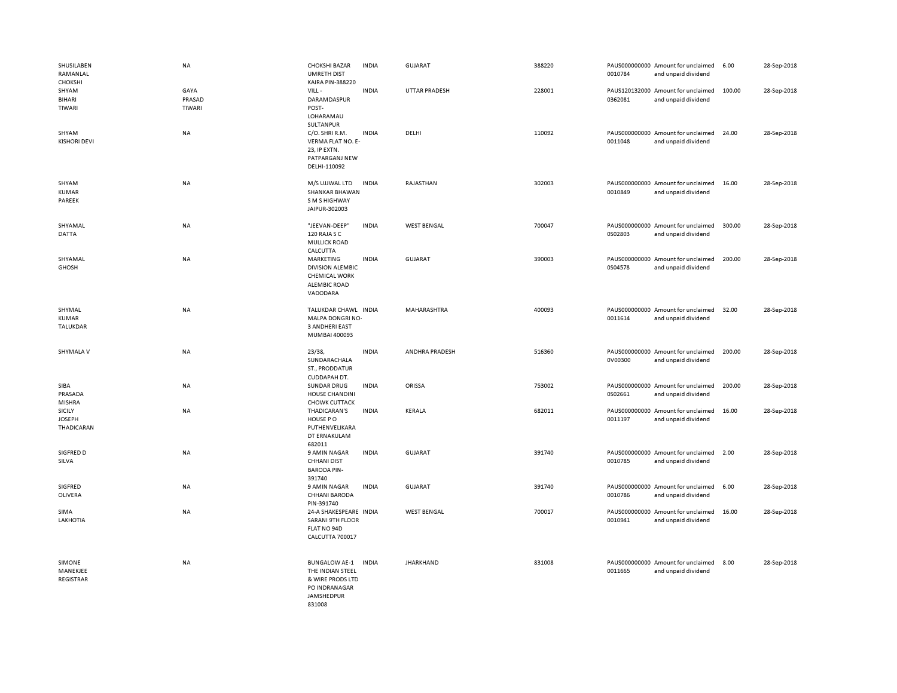| | | | | | | | | | |
|---|---|---|---|---|---|---|---|---|---|
| SHUSILABEN RAMANLAL CHOKSHI | NA | CHOKSHI BAZAR UMRETH DIST KAIRA PIN-388220 | INDIA | GUJARAT | 388220 | PAUS0000000000010784 | Amount for unclaimed and unpaid dividend | 6.00 | 28-Sep-2018 |
| SHYAM BIHARI TIWARI | GAYA PRASAD TIWARI | VILL - DARAMDASPUR POST- LOHARAMAU SULTANPUR | INDIA | UTTAR PRADESH | 228001 | PAUS1201320000362081 | Amount for unclaimed and unpaid dividend | 100.00 | 28-Sep-2018 |
| SHYAM KISHORI DEVI | NA | C/O. SHRI R.M. VERMA FLAT NO. E-23, IP EXTN. PATPARGANJ NEW DELHI-110092 | INDIA | DELHI | 110092 | PAUS0000000000011048 | Amount for unclaimed and unpaid dividend | 24.00 | 28-Sep-2018 |
| SHYAM KUMAR PAREEK | NA | M/S UJJWAL LTD SHANKAR BHAWAN S M S HIGHWAY JAIPUR-302003 | INDIA | RAJASTHAN | 302003 | PAUS0000000000010849 | Amount for unclaimed and unpaid dividend | 16.00 | 28-Sep-2018 |
| SHYAMAL DATTA | NA | "JEEVAN-DEEP" 120 RAJA S C MULLICK ROAD CALCUTTA | INDIA | WEST BENGAL | 700047 | PAUS0000000000S02803 | Amount for unclaimed and unpaid dividend | 300.00 | 28-Sep-2018 |
| SHYAMAL GHOSH | NA | MARKETING DIVISION ALEMBIC CHEMICAL WORK ALEMBIC ROAD VADODARA | INDIA | GUJARAT | 390003 | PAUS0000000000S04578 | Amount for unclaimed and unpaid dividend | 200.00 | 28-Sep-2018 |
| SHYMAL KUMAR TALUKDAR | NA | TALUKDAR CHAWL MALPA DONGRI NO-3 ANDHERI EAST MUMBAI 400093 | INDIA | MAHARASHTRA | 400093 | PAUS0000000000011614 | Amount for unclaimed and unpaid dividend | 32.00 | 28-Sep-2018 |
| SHYMALA V | NA | 23/38, SUNDARACHALA ST., PRODDATUR CUDDAPAH DT. | INDIA | ANDHRA PRADESH | 516360 | PAUS0000000000V00300 | Amount for unclaimed and unpaid dividend | 200.00 | 28-Sep-2018 |
| SIBA PRASADA MISHRA | NA | SUNDAR DRUG HOUSE CHANDINI CHOWK CUTTACK | INDIA | ORISSA | 753002 | PAUS0000000000S02661 | Amount for unclaimed and unpaid dividend | 200.00 | 28-Sep-2018 |
| SICILY JOSEPH THADICARAN | NA | THADICARAN'S HOUSE P O PUTHENVELIKARA DT ERNAKULAM 682011 | INDIA | KERALA | 682011 | PAUS0000000000011197 | Amount for unclaimed and unpaid dividend | 16.00 | 28-Sep-2018 |
| SIGFRED D SILVA | NA | 9 AMIN NAGAR CHHANI DIST BARODA PIN-391740 | INDIA | GUJARAT | 391740 | PAUS0000000000010785 | Amount for unclaimed and unpaid dividend | 2.00 | 28-Sep-2018 |
| SIGFRED OLIVERA | NA | 9 AMIN NAGAR CHHANI BARODA PIN-391740 | INDIA | GUJARAT | 391740 | PAUS0000000000010786 | Amount for unclaimed and unpaid dividend | 6.00 | 28-Sep-2018 |
| SIMA LAKHOTIA | NA | 24-A SHAKESPEARE SARANI 9TH FLOOR FLAT NO 94D CALCUTTA 700017 | INDIA | WEST BENGAL | 700017 | PAUS0000000000010941 | Amount for unclaimed and unpaid dividend | 16.00 | 28-Sep-2018 |
| SIMONE MANEKJEE REGISTRAR | NA | BUNGALOW AE-1 THE INDIAN STEEL & WIRE PRODS LTD PO INDRANAGAR JAMSHEDPUR 831008 | INDIA | JHARKHAND | 831008 | PAUS0000000000011665 | Amount for unclaimed and unpaid dividend | 8.00 | 28-Sep-2018 |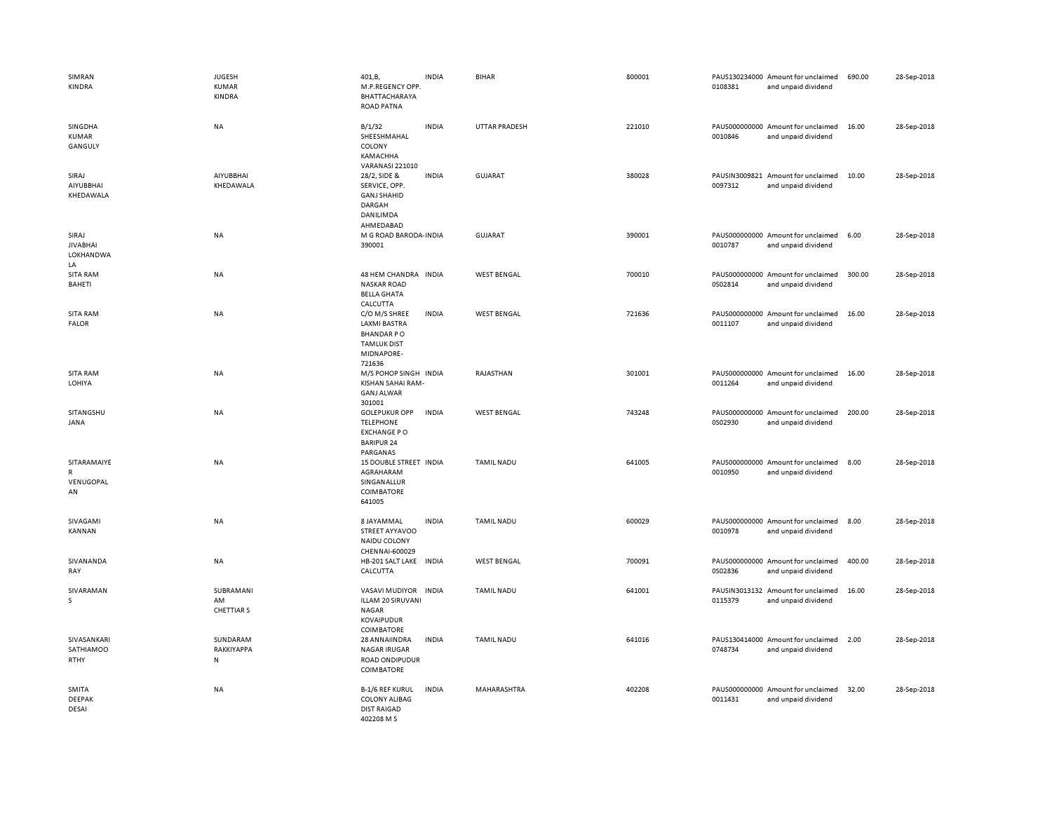| | | | | | | | | | |
|---|---|---|---|---|---|---|---|---|---|
| SIMRAN KINDRA | JUGESH KUMAR KINDRA | 401,B, M.P.REGENCY OPP. BHATTACHARAYA ROAD PATNA | INDIA | BIHAR | 800001 | PAUS130234000 0108381 | Amount for unclaimed and unpaid dividend | 690.00 | 28-Sep-2018 |
| SINGDHA KUMAR GANGULY | NA | B/1/32 SHEESHMAHAL COLONY KAMACHHA VARANASI 221010 | INDIA | UTTAR PRADESH | 221010 | PAUS000000000 0010846 | Amount for unclaimed and unpaid dividend | 16.00 | 28-Sep-2018 |
| SIRAJ AIYUBBHAI KHEDAWALA | AIYUBBHAI KHEDAWALA | 28/2, SIDE & SERVICE, OPP. GANJ SHAHID DARGAH DANILIMDA AHMEDABAD | INDIA | GUJARAT | 380028 | PAUSIN3009821 0097312 | Amount for unclaimed and unpaid dividend | 10.00 | 28-Sep-2018 |
| SIRAJ JIVABHAI LOKHANDWA LA | NA | M G ROAD BARODA-390001 | INDIA | GUJARAT | 390001 | PAUS000000000 0010787 | Amount for unclaimed and unpaid dividend | 6.00 | 28-Sep-2018 |
| SITA RAM BAHETI | NA | 48 HEM CHANDRA NASKAR ROAD BELLA GHATA CALCUTTA | INDIA | WEST BENGAL | 700010 | PAUS000000000 0S02814 | Amount for unclaimed and unpaid dividend | 300.00 | 28-Sep-2018 |
| SITA RAM FALOR | NA | C/O M/S SHREE LAXMI BASTRA BHANDAR P O TAMLUK DIST MIDNAPORE-721636 | INDIA | WEST BENGAL | 721636 | PAUS000000000 0011107 | Amount for unclaimed and unpaid dividend | 16.00 | 28-Sep-2018 |
| SITA RAM LOHIYA | NA | M/S POHOP SINGH KISHAN SAHAI RAM-GANJ ALWAR 301001 | INDIA | RAJASTHAN | 301001 | PAUS000000000 0011264 | Amount for unclaimed and unpaid dividend | 16.00 | 28-Sep-2018 |
| SITANGSHU JANA | NA | GOLEPUKUR OPP TELEPHONE EXCHANGE P O BARIPUR 24 PARGANAS | INDIA | WEST BENGAL | 743248 | PAUS000000000 0S02930 | Amount for unclaimed and unpaid dividend | 200.00 | 28-Sep-2018 |
| SITARAMAIYE R VENUGOPAL AN | NA | 15 DOUBLE STREET AGRAHARAM SINGANALLUR COIMBATORE 641005 | INDIA | TAMIL NADU | 641005 | PAUS000000000 0010950 | Amount for unclaimed and unpaid dividend | 8.00 | 28-Sep-2018 |
| SIVAGAMI KANNAN | NA | 8 JAYAMMAL STREET AYYAVOO NAIDU COLONY CHENNAI-600029 | INDIA | TAMIL NADU | 600029 | PAUS000000000 0010978 | Amount for unclaimed and unpaid dividend | 8.00 | 28-Sep-2018 |
| SIVANANDA RAY | NA | HB-201 SALT LAKE CALCUTTA | INDIA | WEST BENGAL | 700091 | PAUS000000000 0S02836 | Amount for unclaimed and unpaid dividend | 400.00 | 28-Sep-2018 |
| SIVARAMAN S | SUBRAMANI AM CHETTIAR S | VASAVI MUDIYOR ILLAM 20 SIRUVANI NAGAR KOVAIPUDUR COIMBATORE | INDIA | TAMIL NADU | 641001 | PAUSIN3013132 0115379 | Amount for unclaimed and unpaid dividend | 16.00 | 28-Sep-2018 |
| SIVASANKARI SATHIAMOO RTHY | SUNDARAM RAKKIYAPPA N | 28 ANNAIINDRA NAGAR IRUGAR ROAD ONDIPUDUR COIMBATORE | INDIA | TAMIL NADU | 641016 | PAUS130414000 0748734 | Amount for unclaimed and unpaid dividend | 2.00 | 28-Sep-2018 |
| SMITA DEEPAK DESAI | NA | B-1/6 REF KURUL COLONY ALIBAG DIST RAIGAD 402208 M S | INDIA | MAHARASHTRA | 402208 | PAUS000000000 0011431 | Amount for unclaimed and unpaid dividend | 32.00 | 28-Sep-2018 |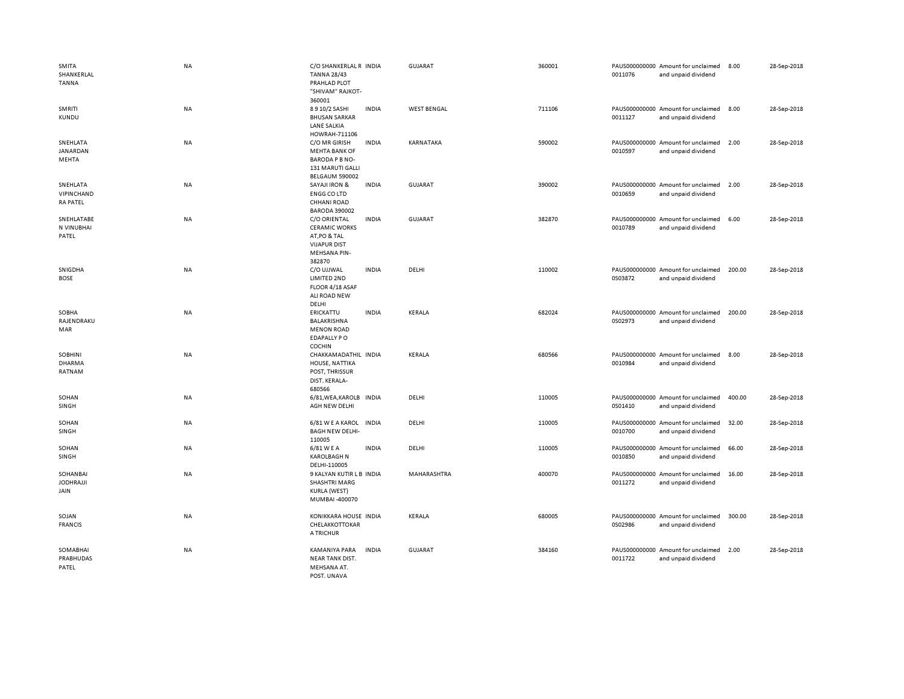| | | | | | | | | | |
|---|---|---|---|---|---|---|---|---|---|
| SMITA SHANKERLAL TANNA | NA | C/O SHANKERLAL R TANNA 28/43 PRAHLAD PLOT "SHIVAM" RAJKOT-360001 | INDIA | GUJARAT | 360001 | PAUS0000000000011076 | Amount for unclaimed and unpaid dividend | 8.00 | 28-Sep-2018 |
| SMRITI KUNDU | NA | 8 9 10/2 SASHI BHUSAN SARKAR LANE SALKIA HOWRAH-711106 | INDIA | WEST BENGAL | 711106 | PAUS0000000000011127 | Amount for unclaimed and unpaid dividend | 8.00 | 28-Sep-2018 |
| SNEHLATA JANARDAN MEHTA | NA | C/O MR GIRISH MEHTA BANK OF BARODA P B NO-131 MARUTI GALLI BELGAUM 590002 | INDIA | KARNATAKA | 590002 | PAUS0000000000010597 | Amount for unclaimed and unpaid dividend | 2.00 | 28-Sep-2018 |
| SNEHLATA VIPINCHANDRA PATEL | NA | SAYAJI IRON & ENGG CO LTD CHHANI ROAD BARODA 390002 | INDIA | GUJARAT | 390002 | PAUS0000000000010659 | Amount for unclaimed and unpaid dividend | 2.00 | 28-Sep-2018 |
| SNEHLATABEN VINUBHAI PATEL | NA | C/O ORIENTAL CERAMIC WORKS AT,PO & TAL VIJAPUR DIST MEHSANA PIN-382870 | INDIA | GUJARAT | 382870 | PAUS0000000000010789 | Amount for unclaimed and unpaid dividend | 6.00 | 28-Sep-2018 |
| SNIGDHA BOSE | NA | C/O UJJWAL LIMITED 2ND FLOOR 4/18 ASAF ALI ROAD NEW DELHI | INDIA | DELHI | 110002 | PAUS0000000000S03872 | Amount for unclaimed and unpaid dividend | 200.00 | 28-Sep-2018 |
| SOBHA RAJENDRAKUMAR | NA | ERICKATTU BALAKRISHNA MENON ROAD EDAPALLY P O COCHIN | INDIA | KERALA | 682024 | PAUS0000000000S02973 | Amount for unclaimed and unpaid dividend | 200.00 | 28-Sep-2018 |
| SOBHINI DHARMA RATNAM | NA | CHAKKAMADATHIL HOUSE, NATTIKA POST, THRISSUR DIST. KERALA-680566 | INDIA | KERALA | 680566 | PAUS0000000000010984 | Amount for unclaimed and unpaid dividend | 8.00 | 28-Sep-2018 |
| SOHAN SINGH | NA | 6/81,WEA,KAROLB AGH NEW DELHI | INDIA | DELHI | 110005 | PAUS0000000000S01410 | Amount for unclaimed and unpaid dividend | 400.00 | 28-Sep-2018 |
| SOHAN SINGH | NA | 6/81 W E A KAROL BAGH NEW DELHI-110005 | INDIA | DELHI | 110005 | PAUS0000000000010700 | Amount for unclaimed and unpaid dividend | 32.00 | 28-Sep-2018 |
| SOHAN SINGH | NA | 6/81 W E A KAROLBAGH N DELHI-110005 | INDIA | DELHI | 110005 | PAUS0000000000010850 | Amount for unclaimed and unpaid dividend | 66.00 | 28-Sep-2018 |
| SOHANBAI JODHRAJJI JAIN | NA | 9 KALYAN KUTIR L B SHASHTRI MARG KURLA (WEST) MUMBAI -400070 | INDIA | MAHARASHTRA | 400070 | PAUS0000000000011272 | Amount for unclaimed and unpaid dividend | 16.00 | 28-Sep-2018 |
| SOJAN FRANCIS | NA | KONIKKARA HOUSE CHELAKKOTTOKARA TRICHUR | INDIA | KERALA | 680005 | PAUS0000000000S02986 | Amount for unclaimed and unpaid dividend | 300.00 | 28-Sep-2018 |
| SOMABHAI PRABHUDAS PATEL | NA | KAMANIYA PARA NEAR TANK DIST. MEHSANA AT. POST. UNAVA | INDIA | GUJARAT | 384160 | PAUS0000000000011722 | Amount for unclaimed and unpaid dividend | 2.00 | 28-Sep-2018 |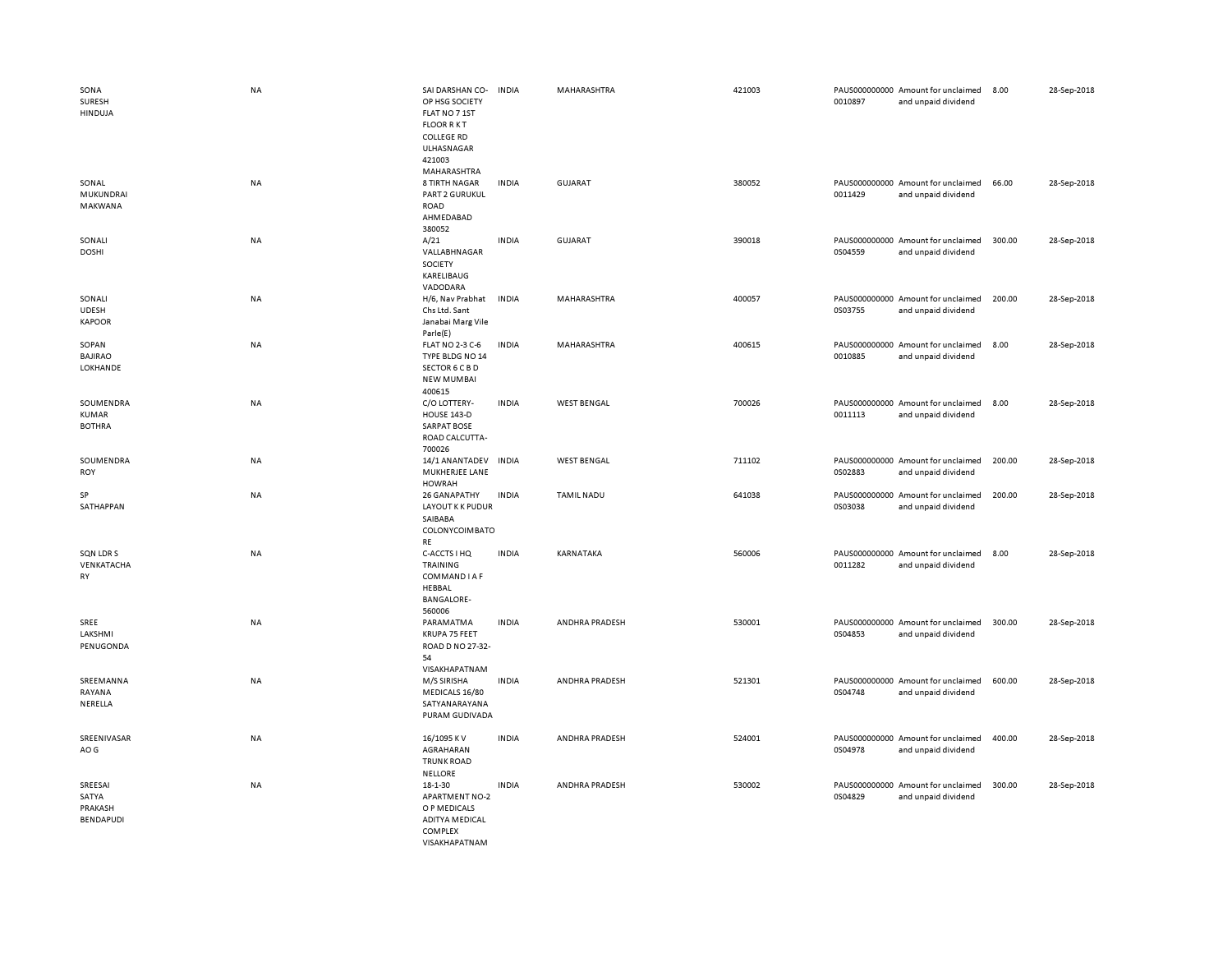| | | | | | | | | | |
|---|---|---|---|---|---|---|---|---|---|
| SONA SURESH HINDUJA | NA | SAI DARSHAN CO-OP HSG SOCIETY FLAT NO 7 1ST FLOOR R K T COLLEGE RD ULHASNAGAR 421003 MAHARASHTRA | INDIA | MAHARASHTRA | 421003 | PAUS0000000000010897 | Amount for unclaimed and unpaid dividend | 8.00 | 28-Sep-2018 |
| SONAL MUKUNDRAI MAKWANA | NA | 8 TIRTH NAGAR PART 2 GURUKUL ROAD AHMEDABAD 380052 | INDIA | GUJARAT | 380052 | PAUS0000000000011429 | Amount for unclaimed and unpaid dividend | 66.00 | 28-Sep-2018 |
| SONALI DOSHI | NA | A/21 VALLABHNAGAR SOCIETY KARELIBAUG VADODARA | INDIA | GUJARAT | 390018 | PAUS0000000000S04559 | Amount for unclaimed and unpaid dividend | 300.00 | 28-Sep-2018 |
| SONALI UDESH KAPOOR | NA | H/6, Nav Prabhat Chs Ltd. Sant Janabai Marg Vile Parle(E) | INDIA | MAHARASHTRA | 400057 | PAUS0000000000S03755 | Amount for unclaimed and unpaid dividend | 200.00 | 28-Sep-2018 |
| SOPAN BAJIRAO LOKHANDE | NA | FLAT NO 2-3 C-6 TYPE BLDG NO 14 SECTOR 6 C B D NEW MUMBAI 400615 | INDIA | MAHARASHTRA | 400615 | PAUS0000000000010885 | Amount for unclaimed and unpaid dividend | 8.00 | 28-Sep-2018 |
| SOUMENDRA KUMAR BOTHRA | NA | C/O LOTTERY-HOUSE 143-D SARPAT BOSE ROAD CALCUTTA-700026 | INDIA | WEST BENGAL | 700026 | PAUS0000000000011113 | Amount for unclaimed and unpaid dividend | 8.00 | 28-Sep-2018 |
| SOUMENDRA ROY | NA | 14/1 ANANTADEV MUKHERJEE LANE HOWRAH | INDIA | WEST BENGAL | 711102 | PAUS0000000000S02883 | Amount for unclaimed and unpaid dividend | 200.00 | 28-Sep-2018 |
| SP SATHAPPAN | NA | 26 GANAPATHY LAYOUT K K PUDUR SAIBABA COLONYCOIMBATORE | INDIA | TAMIL NADU | 641038 | PAUS0000000000S03038 | Amount for unclaimed and unpaid dividend | 200.00 | 28-Sep-2018 |
| SQN LDR S VENKATACHARY | NA | C-ACCTS I HQ TRAINING COMMAND I A F HEBBAL BANGALORE-560006 | INDIA | KARNATAKA | 560006 | PAUS0000000000011282 | Amount for unclaimed and unpaid dividend | 8.00 | 28-Sep-2018 |
| SREE LAKSHMI PENUGONDA | NA | PARAMATMA KRUPA 75 FEET ROAD D NO 27-32-54 VISAKHAPATNAM | INDIA | ANDHRA PRADESH | 530001 | PAUS0000000000S04853 | Amount for unclaimed and unpaid dividend | 300.00 | 28-Sep-2018 |
| SREEMANNA RAYANA NERELLA | NA | M/S SIRISHA MEDICALS 16/80 SATYANARAYANA PURAM GUDIVADA | INDIA | ANDHRA PRADESH | 521301 | PAUS0000000000S04748 | Amount for unclaimed and unpaid dividend | 600.00 | 28-Sep-2018 |
| SREENIVASARAO G | NA | 16/1095 K V AGRAHARAN TRUNK ROAD NELLORE | INDIA | ANDHRA PRADESH | 524001 | PAUS0000000000S04978 | Amount for unclaimed and unpaid dividend | 400.00 | 28-Sep-2018 |
| SREESAI SATYA PRAKASH BENDAPUDI | NA | 18-1-30 APARTMENT NO-2 O P MEDICALS ADITYA MEDICAL COMPLEX VISAKHAPATNAM | INDIA | ANDHRA PRADESH | 530002 | PAUS0000000000S04829 | Amount for unclaimed and unpaid dividend | 300.00 | 28-Sep-2018 |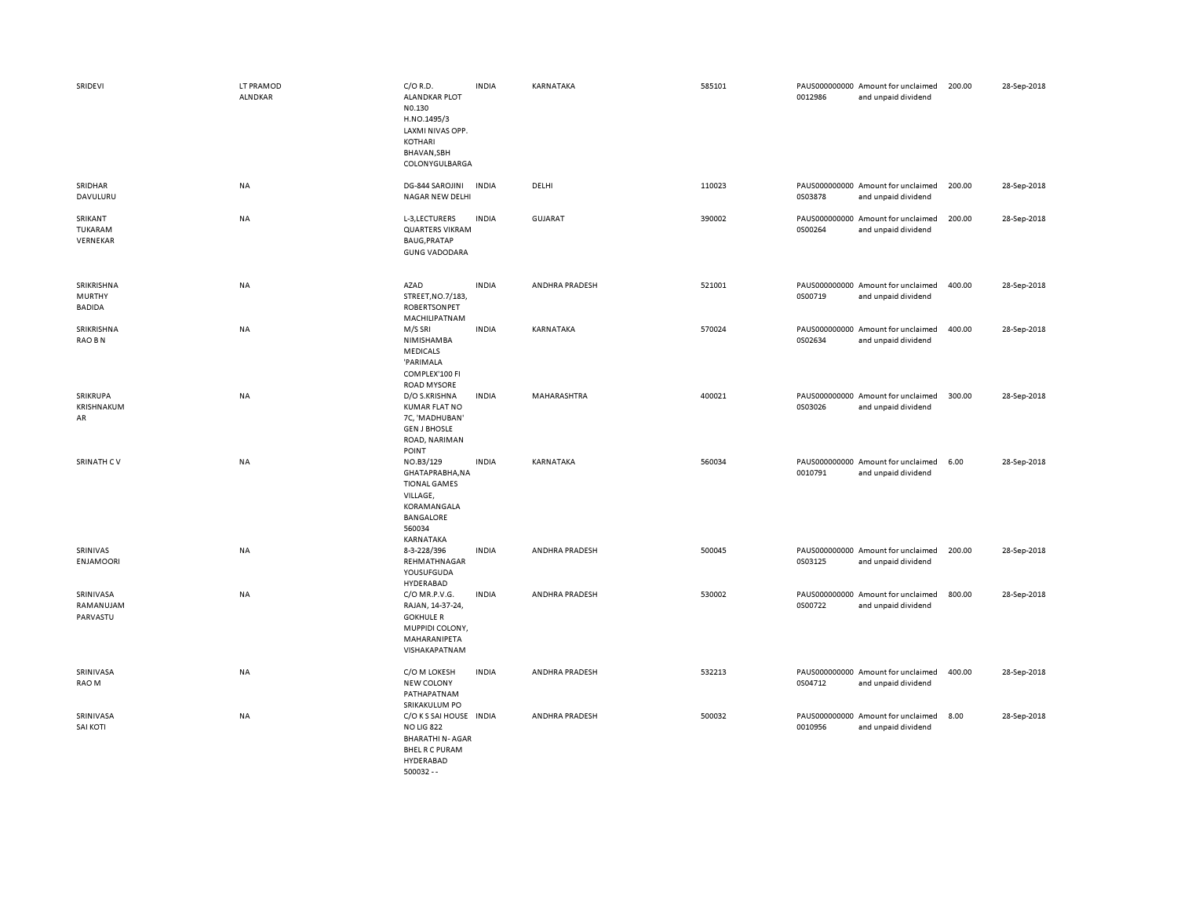| | | | | | | | | | |
|---|---|---|---|---|---|---|---|---|---|
| SRIDEVI | LT PRAMOD ALNDKAR | C/O R.D. ALANDKAR PLOT N0.130 H.NO.1495/3 LAXMI NIVAS OPP. KOTHARI BHAVAN,SBH COLONYGULBARGA | INDIA | KARNATAKA | 585101 | PAUS0000000000012986 | Amount for unclaimed and unpaid dividend | 200.00 | 28-Sep-2018 |
| SRIDHAR DAVULURU | NA | DG-844 SAROJINI NAGAR NEW DELHI | INDIA | DELHI | 110023 | PAUS0000000000S03878 | Amount for unclaimed and unpaid dividend | 200.00 | 28-Sep-2018 |
| SRIKANT TUKARAM VERNEKAR | NA | L-3,LECTURERS QUARTERS VIKRAM BAUG,PRATAP GUNG VADODARA | INDIA | GUJARAT | 390002 | PAUS0000000000S00264 | Amount for unclaimed and unpaid dividend | 200.00 | 28-Sep-2018 |
| SRIKRISHNA MURTHY BADIDA | NA | AZAD STREET,NO.7/183, ROBERTSONPET MACHILIPATNAM | INDIA | ANDHRA PRADESH | 521001 | PAUS0000000000S00719 | Amount for unclaimed and unpaid dividend | 400.00 | 28-Sep-2018 |
| SRIKRISHNA RAO B N | NA | M/S SRI NIMISHAMBA MEDICALS 'PARIMALA COMPLEX'100 FI ROAD MYSORE | INDIA | KARNATAKA | 570024 | PAUS0000000000S02634 | Amount for unclaimed and unpaid dividend | 400.00 | 28-Sep-2018 |
| SRIKRUPA KRISHNAKUMAR | NA | D/O S.KRISHNA KUMAR FLAT NO 7C, 'MADHUBAN' GEN J BHOSLE ROAD, NARIMAN POINT | INDIA | MAHARASHTRA | 400021 | PAUS0000000000S03026 | Amount for unclaimed and unpaid dividend | 300.00 | 28-Sep-2018 |
| SRINATH C V | NA | NO.B3/129 GHATAPRABHA,NATIONAL GAMES VILLAGE, KORAMANGALA BANGALORE 560034 KARNATAKA | INDIA | KARNATAKA | 560034 | PAUS0000000000010791 | Amount for unclaimed and unpaid dividend | 6.00 | 28-Sep-2018 |
| SRINIVAS ENJAMOORI | NA | 8-3-228/396 REHMATHNAGAR YOUSUFGUDA HYDERABAD | INDIA | ANDHRA PRADESH | 500045 | PAUS0000000000S03125 | Amount for unclaimed and unpaid dividend | 200.00 | 28-Sep-2018 |
| SRINIVASA RAMANUJAM PARVASTU | NA | C/O MR.P.V.G. RAJAN, 14-37-24, GOKHULE R MUPPIDI COLONY, MAHARANIPETA VISHAKAPATNAM | INDIA | ANDHRA PRADESH | 530002 | PAUS0000000000S00722 | Amount for unclaimed and unpaid dividend | 800.00 | 28-Sep-2018 |
| SRINIVASA RAO M | NA | C/O M LOKESH NEW COLONY PATHAPATNAM SRIKAKULUM PO | INDIA | ANDHRA PRADESH | 532213 | PAUS0000000000S04712 | Amount for unclaimed and unpaid dividend | 400.00 | 28-Sep-2018 |
| SRINIVASA SAI KOTI | NA | C/O K S SAI HOUSE NO LIG 822 BHARATHI N- AGAR BHEL R C PURAM HYDERABAD 500032 - - | INDIA | ANDHRA PRADESH | 500032 | PAUS0000000000010956 | Amount for unclaimed and unpaid dividend | 8.00 | 28-Sep-2018 |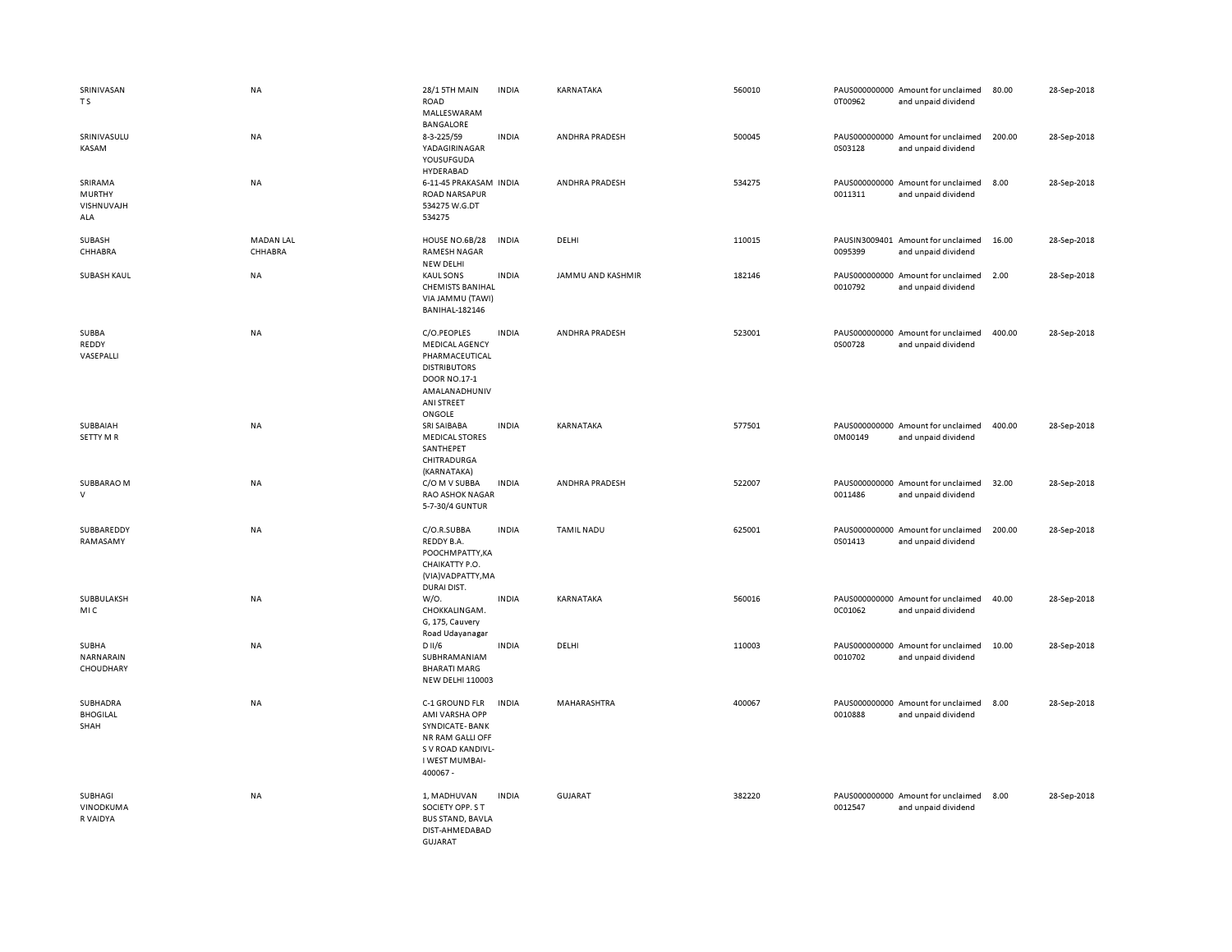| | | | | | | | | | |
|---|---|---|---|---|---|---|---|---|---|
| SRINIVASAN T S | NA | 28/1 5TH MAIN ROAD MALLESWARAM BANGALORE | INDIA | KARNATAKA | 560010 | PAUS0000000000T00962 | Amount for unclaimed and unpaid dividend | 80.00 | 28-Sep-2018 |
| SRINIVASULU KASAM | NA | 8-3-225/59 YADAGIRINAGAR YOUSUFGUDA HYDERABAD | INDIA | ANDHRA PRADESH | 500045 | PAUS0000000000S03128 | Amount for unclaimed and unpaid dividend | 200.00 | 28-Sep-2018 |
| SRIRAMA MURTHY VISHNUVAJH ALA | NA | 6-11-45 PRAKASAM ROAD NARSAPUR 534275 W.G.DT 534275 | INDIA | ANDHRA PRADESH | 534275 | PAUS0000000000011311 | Amount for unclaimed and unpaid dividend | 8.00 | 28-Sep-2018 |
| SUBASH CHHABRA | MADAN LAL CHHABRA | HOUSE NO.6B/28 RAMESH NAGAR NEW DELHI | INDIA | DELHI | 110015 | PAUSIN30094010095399 | Amount for unclaimed and unpaid dividend | 16.00 | 28-Sep-2018 |
| SUBASH KAUL | NA | KAUL SONS CHEMISTS BANIHAL VIA JAMMU (TAWI) BANIHAL-182146 | INDIA | JAMMU AND KASHMIR | 182146 | PAUS0000000000010792 | Amount for unclaimed and unpaid dividend | 2.00 | 28-Sep-2018 |
| SUBBA REDDY VASEPALLI | NA | C/O.PEOPLES MEDICAL AGENCY PHARMACEUTICAL DISTRIBUTORS DOOR NO.17-1 AMALANADHUNIV ANI STREET ONGOLE | INDIA | ANDHRA PRADESH | 523001 | PAUS0000000000S00728 | Amount for unclaimed and unpaid dividend | 400.00 | 28-Sep-2018 |
| SUBBAIAH SETTY M R | NA | SRI SAIBABA MEDICAL STORES SANTHEPET CHITRADURGA (KARNATAKA) | INDIA | KARNATAKA | 577501 | PAUS0000000000M00149 | Amount for unclaimed and unpaid dividend | 400.00 | 28-Sep-2018 |
| SUBBARAO M V | NA | C/O M V SUBBA RAO ASHOK NAGAR 5-7-30/4 GUNTUR | INDIA | ANDHRA PRADESH | 522007 | PAUS0000000000011486 | Amount for unclaimed and unpaid dividend | 32.00 | 28-Sep-2018 |
| SUBBAREDDY RAMASAMY | NA | C/O.R.SUBBA REDDY B.A. POOCHMPATTY,KA CHAIKATTY P.O. (VIA)VADPATTY,MA DURAI DIST. | INDIA | TAMIL NADU | 625001 | PAUS0000000000S01413 | Amount for unclaimed and unpaid dividend | 200.00 | 28-Sep-2018 |
| SUBBULAKSH MI C | NA | W/O. CHOKKALINGAM. G, 175, Cauvery Road Udayanagar | INDIA | KARNATAKA | 560016 | PAUS0000000000C01062 | Amount for unclaimed and unpaid dividend | 40.00 | 28-Sep-2018 |
| SUBHA NARNARAIN CHOUDHARY | NA | D II/6 SUBHRAMANIAM BHARATI MARG NEW DELHI 110003 | INDIA | DELHI | 110003 | PAUS0000000000010702 | Amount for unclaimed and unpaid dividend | 10.00 | 28-Sep-2018 |
| SUBHADRA BHOGILAL SHAH | NA | C-1 GROUND FLR AMI VARSHA OPP SYNDICATE- BANK NR RAM GALLI OFF S V ROAD KANDIVL-I WEST MUMBAI-400067 - | INDIA | MAHARASHTRA | 400067 | PAUS0000000000010888 | Amount for unclaimed and unpaid dividend | 8.00 | 28-Sep-2018 |
| SUBHAGI VINODKUMA R VAIDYA | NA | 1, MADHUVAN SOCIETY OPP. S T BUS STAND, BAVLA DIST-AHMEDABAD GUJARAT | INDIA | GUJARAT | 382220 | PAUS0000000000012547 | Amount for unclaimed and unpaid dividend | 8.00 | 28-Sep-2018 |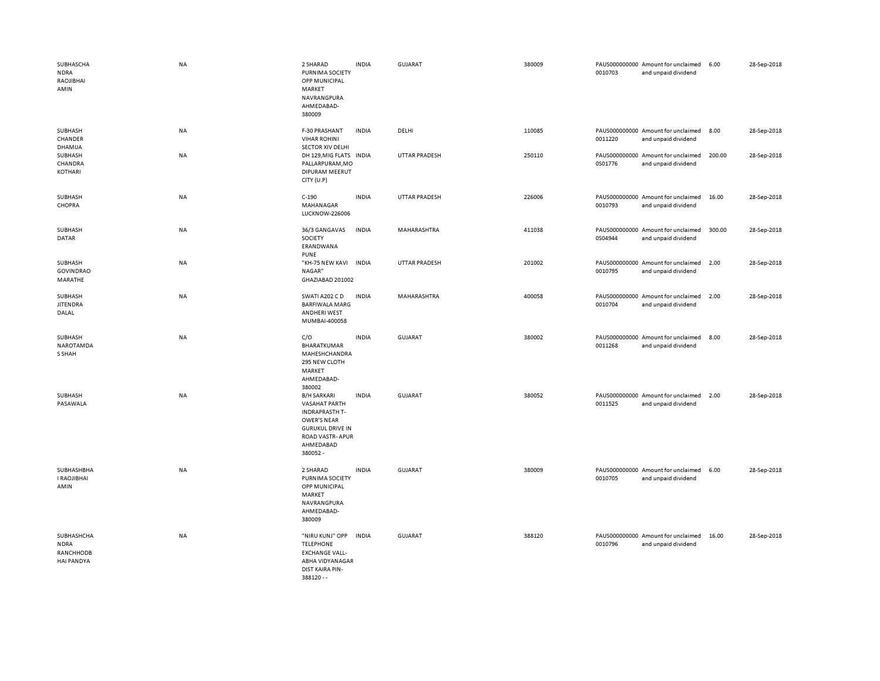| | | | | | | | | | | |
|---|---|---|---|---|---|---|---|---|---|---|
| SUBHASCHANDRA RAOJIBHAI AMIN | NA | 2 SHARAD PURNIMA SOCIETY OPP MUNICIPAL MARKET NAVRANGPURA AHMEDABAD-380009 | INDIA | GUJARAT | 380009 | PAUS0000000000010703 | Amount for unclaimed and unpaid dividend | 6.00 | 28-Sep-2018 |
| SUBHASH CHANDER DHAMIJA | NA | F-30 PRASHANT VIHAR ROHINI SECTOR XIV DELHI | INDIA | DELHI | 110085 | PAUS0000000000011220 | Amount for unclaimed and unpaid dividend | 8.00 | 28-Sep-2018 |
| SUBHASH CHANDRA KOTHARI | NA | DH 129,MIG FLATS PALLARPURAM,MODIPURAM MEERUT CITY (U.P) | INDIA | UTTAR PRADESH | 250110 | PAUS0000000000S01776 | Amount for unclaimed and unpaid dividend | 200.00 | 28-Sep-2018 |
| SUBHASH CHOPRA | NA | C-190 MAHANAGAR LUCKNOW-226006 | INDIA | UTTAR PRADESH | 226006 | PAUS0000000000010793 | Amount for unclaimed and unpaid dividend | 16.00 | 28-Sep-2018 |
| SUBHASH DATAR | NA | 36/3 GANGAVAS SOCIETY ERANDWANA PUNE | INDIA | MAHARASHTRA | 411038 | PAUS0000000000S04944 | Amount for unclaimed and unpaid dividend | 300.00 | 28-Sep-2018 |
| SUBHASH GOVINDRAO MARATHE | NA | "KH-75 NEW KAVI NAGAR" GHAZIABAD 201002 | INDIA | UTTAR PRADESH | 201002 | PAUS0000000000010795 | Amount for unclaimed and unpaid dividend | 2.00 | 28-Sep-2018 |
| SUBHASH JITENDRA DALAL | NA | SWATI A202 C D BARFIWALA MARG ANDHERI WEST MUMBAI-400058 | INDIA | MAHARASHTRA | 400058 | PAUS0000000000010704 | Amount for unclaimed and unpaid dividend | 2.00 | 28-Sep-2018 |
| SUBHASH NAROTAMDAS SHAH | NA | C/O BHARATKUMAR MAHESHCHANDRA 295 NEW CLOTH MARKET AHMEDABAD-380002 | INDIA | GUJARAT | 380002 | PAUS0000000000011268 | Amount for unclaimed and unpaid dividend | 8.00 | 28-Sep-2018 |
| SUBHASH PASAWALA | NA | B/H SARKARI VASAHAT PARTH INDRAPRASTH T-OWER'S NEAR GURUKUL DRIVE IN ROAD VASTR- APUR AHMEDABAD 380052 - | INDIA | GUJARAT | 380052 | PAUS0000000000011525 | Amount for unclaimed and unpaid dividend | 2.00 | 28-Sep-2018 |
| SUBHASHBHAI RAOJIBHAI AMIN | NA | 2 SHARAD PURNIMA SOCIETY OPP MUNICIPAL MARKET NAVRANGPURA AHMEDABAD-380009 | INDIA | GUJARAT | 380009 | PAUS0000000000010705 | Amount for unclaimed and unpaid dividend | 6.00 | 28-Sep-2018 |
| SUBHASHCHANDRA RANCHHODBHAI PANDYA | NA | "NIRU KUNJ" OPP TELEPHONE EXCHANGE VALL-ABHA VIDYANAGAR DIST KAIRA PIN-388120 - - | INDIA | GUJARAT | 388120 | PAUS0000000000010796 | Amount for unclaimed and unpaid dividend | 16.00 | 28-Sep-2018 |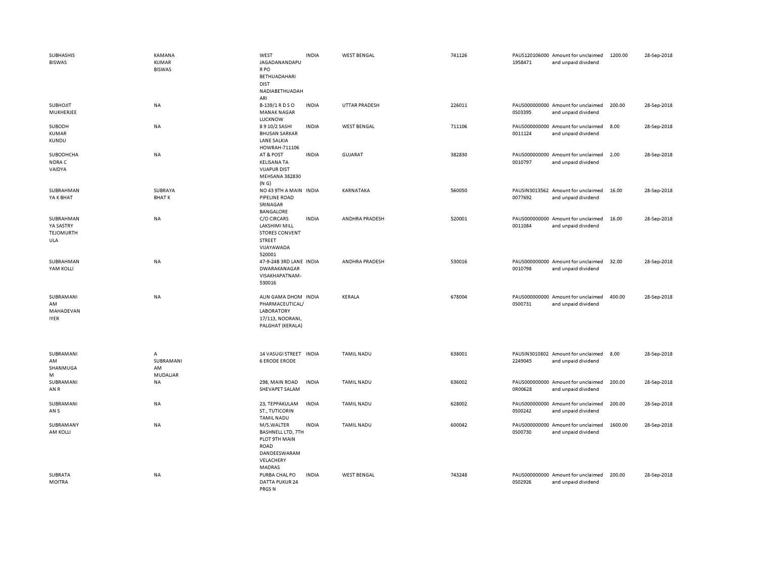| | | | | | | | | | |
|---|---|---|---|---|---|---|---|---|---|
| SUBHASHIS BISWAS | KAMANA KUMAR BISWAS | WEST JAGADANANDAPUR PO BETHUADAHARI DIST NADIABETHUADAHARI | INDIA | WEST BENGAL | 741126 | PAUS1201060001958471 | Amount for unclaimed and unpaid dividend | 1200.00 | 28-Sep-2018 |
| SUBHOJIT MUKHERJEE | NA | B-139/1 R D S O MANAK NAGAR LUCKNOW | INDIA | UTTAR PRADESH | 226011 | PAUS0000000000S03395 | Amount for unclaimed and unpaid dividend | 200.00 | 28-Sep-2018 |
| SUBODH KUMAR KUNDU | NA | 8 9 10/2 SASHI BHUSAN SARKAR LANE SALKIA HOWRAH-711106 | INDIA | WEST BENGAL | 711106 | PAUS00000000000011124 | Amount for unclaimed and unpaid dividend | 8.00 | 28-Sep-2018 |
| SUBODHCHANDRA C VAIDYA | NA | AT & POST KELISANA TA VIJAPUR DIST MEHSANA 382830 (N G) | INDIA | GUJARAT | 382830 | PAUS00000000000010797 | Amount for unclaimed and unpaid dividend | 2.00 | 28-Sep-2018 |
| SUBRAHMANYA K BHAT | SUBRAYA BHAT K | NO 43 9TH A MAIN PIPELINE ROAD SRINAGAR BANGALORE | INDIA | KARNATAKA | 560050 | PAUSIN30135620077692 | Amount for unclaimed and unpaid dividend | 16.00 | 28-Sep-2018 |
| SUBRAHMANYA SASTRY TEJOMURTHULA | NA | C/O CIRCARS LAKSHIMI MILL STORES CONVENT STREET VIJAYAWADA 520001 | INDIA | ANDHRA PRADESH | 520001 | PAUS00000000000011084 | Amount for unclaimed and unpaid dividend | 16.00 | 28-Sep-2018 |
| SUBRAHMANYAM KOLLI | NA | 47-9-24B 3RD LANE DWARAKANAGAR VISAKHAPATNAM-530016 | INDIA | ANDHRA PRADESH | 530016 | PAUS00000000000010798 | Amount for unclaimed and unpaid dividend | 32.00 | 28-Sep-2018 |
| SUBRAMANIAM MAHADEVAN IYER | NA | ALIN GAMA DHOM PHARMACEUTICAL/ LABORATORY 17/113, NOORANI, PALGHAT (KERALA) | INDIA | KERALA | 678004 | PAUS0000000000S00731 | Amount for unclaimed and unpaid dividend | 400.00 | 28-Sep-2018 |
| SUBRAMANIAM SHANMUGAM | A SUBRAMANIAM MUDALIAR | 14 VASUGI STREET 6 ERODE ERODE | INDIA | TAMIL NADU | 638001 | PAUSIN30108022249045 | Amount for unclaimed and unpaid dividend | 8.00 | 28-Sep-2018 |
| SUBRAMANIAN R | NA | 298, MAIN ROAD SHEVAPET SALAM | INDIA | TAMIL NADU | 636002 | PAUS0000000000R00628 | Amount for unclaimed and unpaid dividend | 200.00 | 28-Sep-2018 |
| SUBRAMANIAN S | NA | 23, TEPPAKULAM ST., TUTICORIN TAMIL NADU | INDIA | TAMIL NADU | 628002 | PAUS0000000000S00242 | Amount for unclaimed and unpaid dividend | 200.00 | 28-Sep-2018 |
| SUBRAMANYAM KOLLI | NA | M/S.WALTER BASHNELL LTD, 7TH PLOT 9TH MAIN ROAD DANDEESWARAM VELACHERY MADRAS | INDIA | TAMIL NADU | 600042 | PAUS0000000000S00730 | Amount for unclaimed and unpaid dividend | 1600.00 | 28-Sep-2018 |
| SUBRATA MOITRA | NA | PURBA CHAL PO DATTA PUKUR 24 PRGS N | INDIA | WEST BENGAL | 743248 | PAUS0000000000S02926 | Amount for unclaimed and unpaid dividend | 200.00 | 28-Sep-2018 |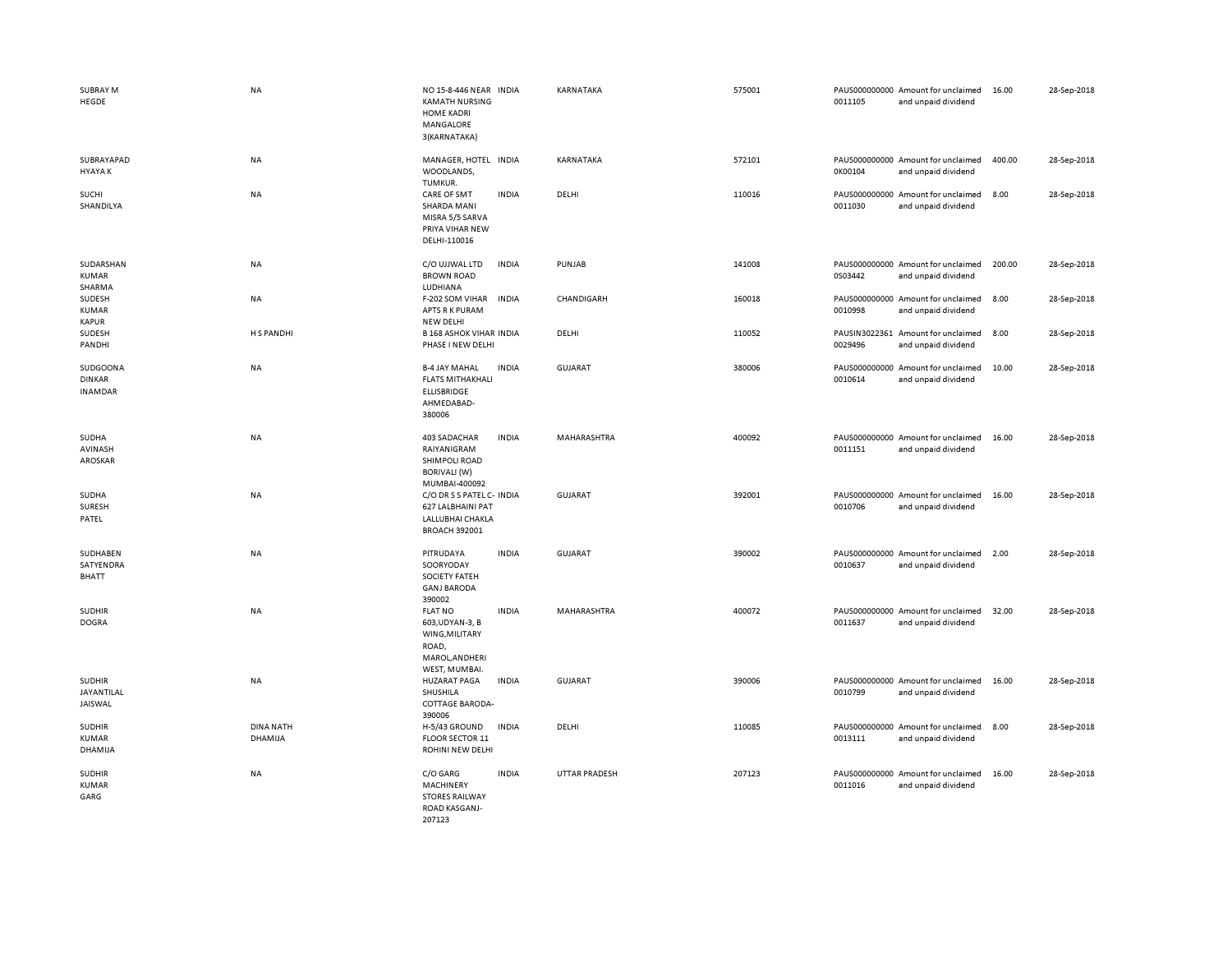| | | | | | | | | | |
|---|---|---|---|---|---|---|---|---|---|
| SUBRAY M HEGDE | NA | NO 15-8-446 NEAR KAMATH NURSING HOME KADRI MANGALORE 3(KARNATAKA) | INDIA | KARNATAKA | 575001 | PAUS000000000 0011105 | Amount for unclaimed and unpaid dividend | 16.00 | 28-Sep-2018 |
| SUBRAYAPAD HYAYA K | NA | MANAGER, HOTEL WOODLANDS, TUMKUR. | INDIA | KARNATAKA | 572101 | PAUS000000000 0K00104 | Amount for unclaimed and unpaid dividend | 400.00 | 28-Sep-2018 |
| SUCHI SHANDILYA | NA | CARE OF SMT SHARDA MANI MISRA 5/5 SARVA PRIYA VIHAR NEW DELHI-110016 | INDIA | DELHI | 110016 | PAUS000000000 0011030 | Amount for unclaimed and unpaid dividend | 8.00 | 28-Sep-2018 |
| SUDARSHAN KUMAR SHARMA | NA | C/O UJJWAL LTD BROWN ROAD LUDHIANA | INDIA | PUNJAB | 141008 | PAUS000000000 0S03442 | Amount for unclaimed and unpaid dividend | 200.00 | 28-Sep-2018 |
| SUDESH KUMAR KAPUR | NA | F-202 SOM VIHAR APTS R K PURAM NEW DELHI | INDIA | CHANDIGARH | 160018 | PAUS000000000 0010998 | Amount for unclaimed and unpaid dividend | 8.00 | 28-Sep-2018 |
| SUDESH PANDHI | H S PANDHI | B 168 ASHOK VIHAR PHASE I NEW DELHI | INDIA | DELHI | 110052 | PAUSIN3022361 0029496 | Amount for unclaimed and unpaid dividend | 8.00 | 28-Sep-2018 |
| SUDGOONA DINKAR INAMDAR | NA | B-4 JAY MAHAL FLATS MITHAKHALI ELLISBRIDGE AHMEDABAD-380006 | INDIA | GUJARAT | 380006 | PAUS000000000 0010614 | Amount for unclaimed and unpaid dividend | 10.00 | 28-Sep-2018 |
| SUDHA AVINASH AROSKAR | NA | 403 SADACHAR RAIYANIGRAM SHIMPOLI ROAD BORIVALI (W) MUMBAI-400092 | INDIA | MAHARASHTRA | 400092 | PAUS000000000 0011151 | Amount for unclaimed and unpaid dividend | 16.00 | 28-Sep-2018 |
| SUDHA SURESH PATEL | NA | C/O DR S S PATEL C-627 LALBHAINI PAT LALLUBHAI CHAKLA BROACH 392001 | INDIA | GUJARAT | 392001 | PAUS000000000 0010706 | Amount for unclaimed and unpaid dividend | 16.00 | 28-Sep-2018 |
| SUDHABEN SATYENDRA BHATT | NA | PITRUDAYA SOORYODAY SOCIETY FATEH GANJ BARODA 390002 | INDIA | GUJARAT | 390002 | PAUS000000000 0010637 | Amount for unclaimed and unpaid dividend | 2.00 | 28-Sep-2018 |
| SUDHIR DOGRA | NA | FLAT NO 603,UDYAN-3, B WING,MILITARY ROAD, MAROL,ANDHERI WEST, MUMBAI. | INDIA | MAHARASHTRA | 400072 | PAUS000000000 0011637 | Amount for unclaimed and unpaid dividend | 32.00 | 28-Sep-2018 |
| SUDHIR JAYANTILAL JAISWAL | NA | HUZARAT PAGA SHUSHILA COTTAGE BARODA-390006 | INDIA | GUJARAT | 390006 | PAUS000000000 0010799 | Amount for unclaimed and unpaid dividend | 16.00 | 28-Sep-2018 |
| SUDHIR KUMAR DHAMIJA | DINA NATH DHAMIJA | H-5/43 GROUND FLOOR SECTOR 11 ROHINI NEW DELHI | INDIA | DELHI | 110085 | PAUS000000000 0013111 | Amount for unclaimed and unpaid dividend | 8.00 | 28-Sep-2018 |
| SUDHIR KUMAR GARG | NA | C/O GARG MACHINERY STORES RAILWAY ROAD KASGANJ-207123 | INDIA | UTTAR PRADESH | 207123 | PAUS000000000 0011016 | Amount for unclaimed and unpaid dividend | 16.00 | 28-Sep-2018 |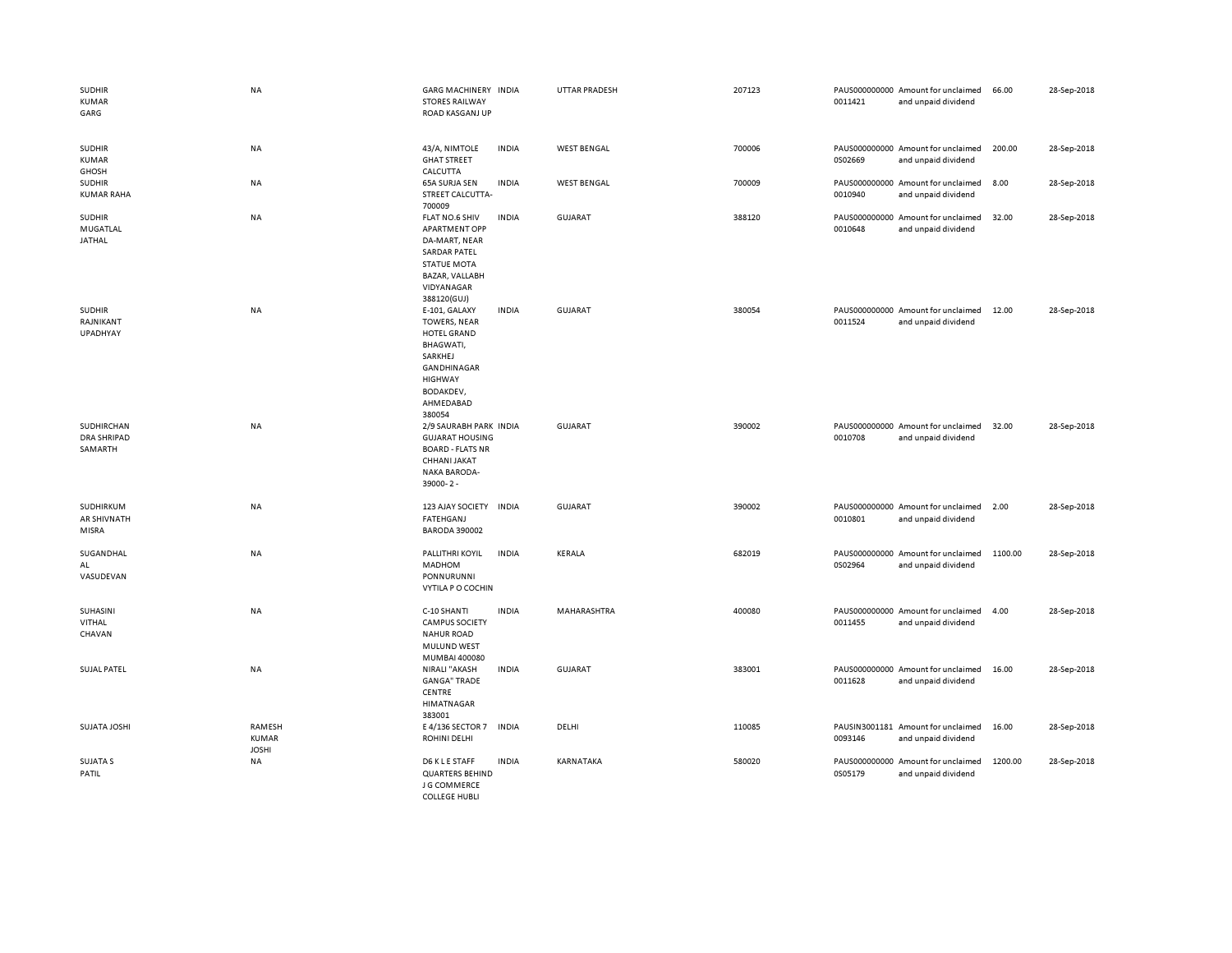| | | | | | | | | | |
|---|---|---|---|---|---|---|---|---|---|
| SUDHIR KUMAR GARG | NA | GARG MACHINERY STORES RAILWAY ROAD KASGANJ UP | INDIA | UTTAR PRADESH | 207123 | PAUS000000000 0011421 | Amount for unclaimed and unpaid dividend | 66.00 | 28-Sep-2018 |
| SUDHIR KUMAR GHOSH | NA | 43/A, NIMTOLE GHAT STREET CALCUTTA | INDIA | WEST BENGAL | 700006 | PAUS000000000 0S02669 | Amount for unclaimed and unpaid dividend | 200.00 | 28-Sep-2018 |
| SUDHIR KUMAR RAHA | NA | 65A SURJA SEN STREET CALCUTTA-700009 | INDIA | WEST BENGAL | 700009 | PAUS000000000 0010940 | Amount for unclaimed and unpaid dividend | 8.00 | 28-Sep-2018 |
| SUDHIR MUGATLAL JATHAL | NA | FLAT NO.6 SHIV APARTMENT OPP DA-MART, NEAR SARDAR PATEL STATUE MOTA BAZAR, VALLABH VIDYANAGAR 388120(GUJ) | INDIA | GUJARAT | 388120 | PAUS000000000 0010648 | Amount for unclaimed and unpaid dividend | 32.00 | 28-Sep-2018 |
| SUDHIR RAJNIKANT UPADHYAY | NA | E-101, GALAXY TOWERS, NEAR HOTEL GRAND BHAGWATI, SARKHEJ GANDHINAGAR HIGHWAY BODAKDEV, AHMEDABAD 380054 | INDIA | GUJARAT | 380054 | PAUS000000000 0011524 | Amount for unclaimed and unpaid dividend | 12.00 | 28-Sep-2018 |
| SUDHIRCHAN DRA SHRIPAD SAMARTH | NA | 2/9 SAURABH PARK GUJARAT HOUSING BOARD - FLATS NR CHHANI JAKAT NAKA BARODA-39000- 2 - | INDIA | GUJARAT | 390002 | PAUS000000000 0010708 | Amount for unclaimed and unpaid dividend | 32.00 | 28-Sep-2018 |
| SUDHIRKUM AR SHIVNATH MISRA | NA | 123 AJAY SOCIETY FATEHGANJ BARODA 390002 | INDIA | GUJARAT | 390002 | PAUS000000000 0010801 | Amount for unclaimed and unpaid dividend | 2.00 | 28-Sep-2018 |
| SUGANDHAL AL VASUDEVAN | NA | PALLITHRI KOYIL MADHOM PONNURUNNI VYTILA P O COCHIN | INDIA | KERALA | 682019 | PAUS000000000 0S02964 | Amount for unclaimed and unpaid dividend | 1100.00 | 28-Sep-2018 |
| SUHASINI VITHAL CHAVAN | NA | C-10 SHANTI CAMPUS SOCIETY NAHUR ROAD MULUND WEST MUMBAI 400080 | INDIA | MAHARASHTRA | 400080 | PAUS000000000 0011455 | Amount for unclaimed and unpaid dividend | 4.00 | 28-Sep-2018 |
| SUJAL PATEL | NA | NIRALI "AKASH GANGA" TRADE CENTRE HIMATNAGAR 383001 | INDIA | GUJARAT | 383001 | PAUS000000000 0011628 | Amount for unclaimed and unpaid dividend | 16.00 | 28-Sep-2018 |
| SUJATA JOSHI | RAMESH KUMAR JOSHI | E 4/136 SECTOR 7 ROHINI DELHI | INDIA | DELHI | 110085 | PAUSIN3001181 0093146 | Amount for unclaimed and unpaid dividend | 16.00 | 28-Sep-2018 |
| SUJATA S PATIL | NA | D6 K L E STAFF QUARTERS BEHIND J G COMMERCE COLLEGE HUBLI | INDIA | KARNATAKA | 580020 | PAUS000000000 0S05179 | Amount for unclaimed and unpaid dividend | 1200.00 | 28-Sep-2018 |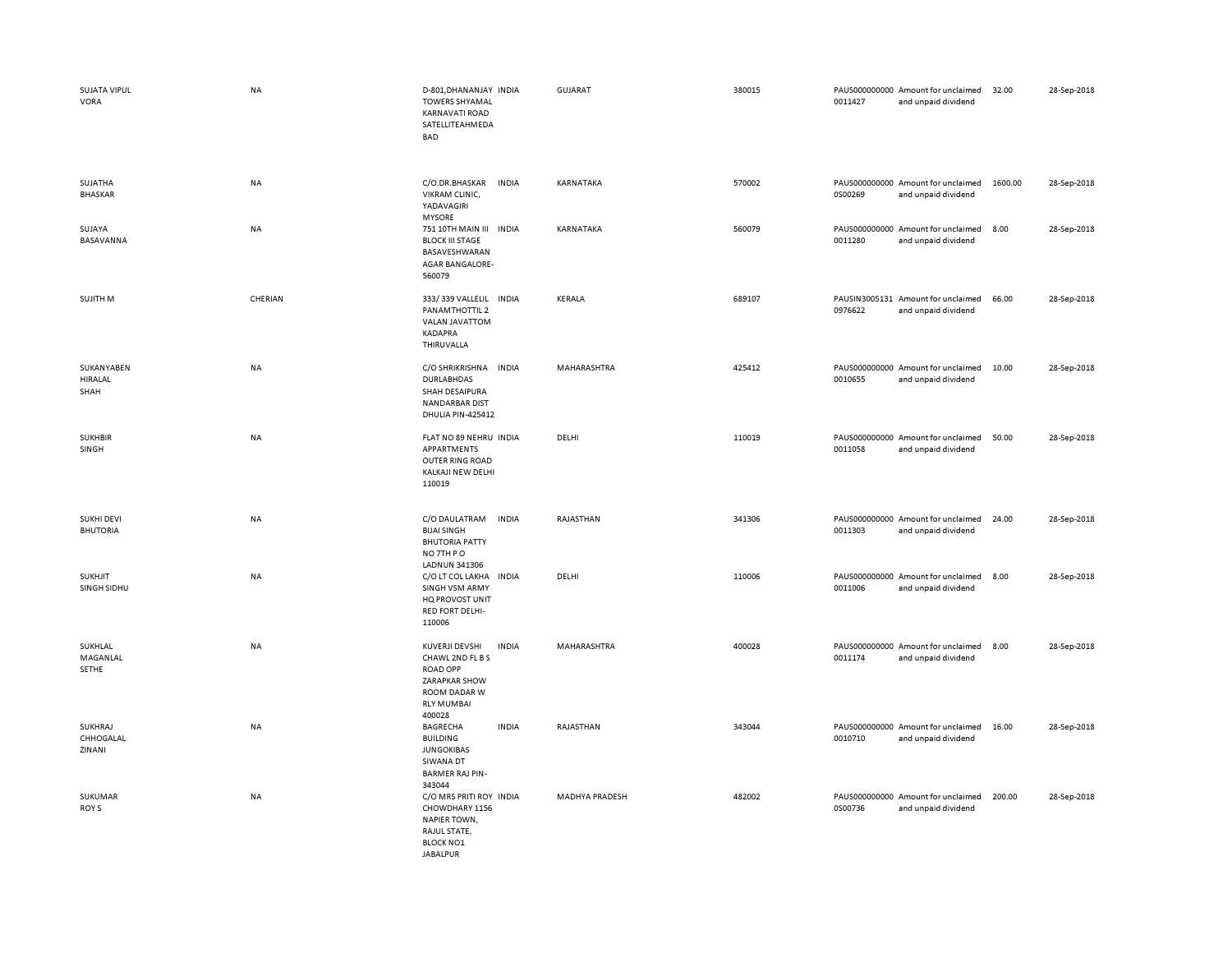| | | | | | | | | | |
|---|---|---|---|---|---|---|---|---|---|
| SUJATA VIPUL VORA | NA | D-801,DHANANJAY TOWERS SHYAMAL KARNAVATI ROAD SATELLITEAHMEDA BAD | INDIA | GUJARAT | 380015 | PAUS000000000 0011427 | Amount for unclaimed and unpaid dividend | 32.00 | 28-Sep-2018 |
| SUJATHA BHASKAR | NA | C/O.DR.BHASKAR VIKRAM CLINIC, YADAVAGIRI MYSORE | INDIA | KARNATAKA | 570002 | PAUS000000000 0S00269 | Amount for unclaimed and unpaid dividend | 1600.00 | 28-Sep-2018 |
| SUJAYA BASAVANNA | NA | 751 10TH MAIN III BLOCK III STAGE BASAVESHWARAN AGAR BANGALORE-560079 | INDIA | KARNATAKA | 560079 | PAUS000000000 0011280 | Amount for unclaimed and unpaid dividend | 8.00 | 28-Sep-2018 |
| SUJITH M | CHERIAN | 333/ 339 VALLELIL PANAMTHOTTIL 2 VALAN JAVATTOM KADAPRA THIRUVALLA | INDIA | KERALA | 689107 | PAUSIN3005131 0976622 | Amount for unclaimed and unpaid dividend | 66.00 | 28-Sep-2018 |
| SUKANYABEN HIRALAL SHAH | NA | C/O SHRIKRISHNA DURLABHDAS SHAH DESAIPURA NANDARBAR DIST DHULIA PIN-425412 | INDIA | MAHARASHTRA | 425412 | PAUS000000000 0010655 | Amount for unclaimed and unpaid dividend | 10.00 | 28-Sep-2018 |
| SUKHBIR SINGH | NA | FLAT NO 89 NEHRU APPARTMENTS OUTER RING ROAD KALKAJI NEW DELHI 110019 | INDIA | DELHI | 110019 | PAUS000000000 0011058 | Amount for unclaimed and unpaid dividend | 50.00 | 28-Sep-2018 |
| SUKHI DEVI BHUTORIA | NA | C/O DAULATRAM BIJAI SINGH BHUTORIA PATTY NO 7TH P O LADNUN 341306 | INDIA | RAJASTHAN | 341306 | PAUS000000000 0011303 | Amount for unclaimed and unpaid dividend | 24.00 | 28-Sep-2018 |
| SUKHJIT SINGH SIDHU | NA | C/O LT COL LAKHA SINGH VSM ARMY HQ PROVOST UNIT RED FORT DELHI-110006 | INDIA | DELHI | 110006 | PAUS000000000 0011006 | Amount for unclaimed and unpaid dividend | 8.00 | 28-Sep-2018 |
| SUKHLAL MAGANLAL SETHE | NA | KUVERJI DEVSHI CHAWL 2ND FL B S ROAD OPP ZARAPKAR SHOW ROOM DADAR W RLY MUMBAI 400028 | INDIA | MAHARASHTRA | 400028 | PAUS000000000 0011174 | Amount for unclaimed and unpaid dividend | 8.00 | 28-Sep-2018 |
| SUKHRAJ CHHOGALAL ZINANI | NA | BAGRECHA BUILDING JUNGOKIBAS SIWANA DT BARMER RAJ PIN-343044 | INDIA | RAJASTHAN | 343044 | PAUS000000000 0010710 | Amount for unclaimed and unpaid dividend | 16.00 | 28-Sep-2018 |
| SUKUMAR ROY S | NA | C/O MRS PRITI ROY CHOWDHARY 1156 NAPIER TOWN, RAJUL STATE, BLOCK NO1 JABALPUR | INDIA | MADHYA PRADESH | 482002 | PAUS000000000 0S00736 | Amount for unclaimed and unpaid dividend | 200.00 | 28-Sep-2018 |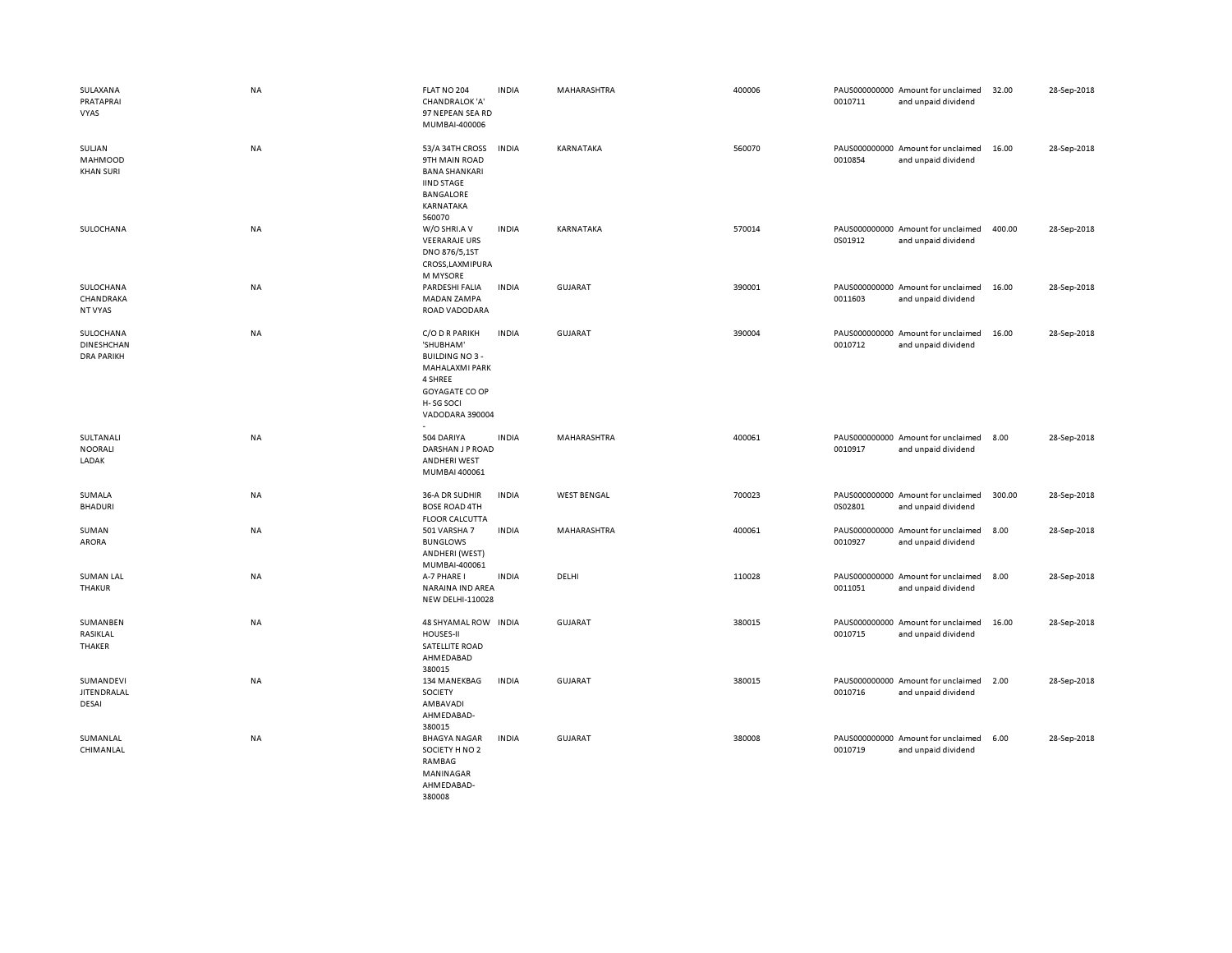| | | | | | | | | | |
|---|---|---|---|---|---|---|---|---|---|
| SULAXANA PRATAPRAI VYAS | NA | FLAT NO 204 CHANDRALOK 'A' 97 NEPEAN SEA RD MUMBAI-400006 | INDIA | MAHARASHTRA | 400006 | PAUS000000000 0010711 | Amount for unclaimed and unpaid dividend | 32.00 | 28-Sep-2018 |
| SULJAN MAHMOOD KHAN SURI | NA | 53/A 34TH CROSS 9TH MAIN ROAD BANA SHANKARI IIND STAGE BANGALORE KARNATAKA 560070 | INDIA | KARNATAKA | 560070 | PAUS000000000 0010854 | Amount for unclaimed and unpaid dividend | 16.00 | 28-Sep-2018 |
| SULOCHANA | NA | W/O SHRI.A V VEERARAJE URS DNO 876/5,1ST CROSS,LAXMIPURA M MYSORE | INDIA | KARNATAKA | 570014 | PAUS000000000 0S01912 | Amount for unclaimed and unpaid dividend | 400.00 | 28-Sep-2018 |
| SULOCHANA CHANDRAKA NT VYAS | NA | PARDESHI FALIA MADAN ZAMPA ROAD VADODARA | INDIA | GUJARAT | 390001 | PAUS000000000 0011603 | Amount for unclaimed and unpaid dividend | 16.00 | 28-Sep-2018 |
| SULOCHANA DINESHCHAN DRA PARIKH | NA | C/O D R PARIKH 'SHUBHAM' BUILDING NO 3 - MAHALAXMI PARK 4 SHREE GOYAGATE CO OP H- SG SOCI VADODARA 390004 - | INDIA | GUJARAT | 390004 | PAUS000000000 0010712 | Amount for unclaimed and unpaid dividend | 16.00 | 28-Sep-2018 |
| SULTANALI NOORALI LADAK | NA | 504 DARIYA DARSHAN J P ROAD ANDHERI WEST MUMBAI 400061 | INDIA | MAHARASHTRA | 400061 | PAUS000000000 0010917 | Amount for unclaimed and unpaid dividend | 8.00 | 28-Sep-2018 |
| SUMALA BHADURI | NA | 36-A DR SUDHIR BOSE ROAD 4TH FLOOR CALCUTTA | INDIA | WEST BENGAL | 700023 | PAUS000000000 0S02801 | Amount for unclaimed and unpaid dividend | 300.00 | 28-Sep-2018 |
| SUMAN ARORA | NA | 501 VARSHA 7 BUNGLOWS ANDHERI (WEST) MUMBAI-400061 | INDIA | MAHARASHTRA | 400061 | PAUS000000000 0010927 | Amount for unclaimed and unpaid dividend | 8.00 | 28-Sep-2018 |
| SUMAN LAL THAKUR | NA | A-7 PHARE I NARAINA IND AREA NEW DELHI-110028 | INDIA | DELHI | 110028 | PAUS000000000 0011051 | Amount for unclaimed and unpaid dividend | 8.00 | 28-Sep-2018 |
| SUMANBEN RASIKLAL THAKER | NA | 48 SHYAMAL ROW HOUSES-II SATELLITE ROAD AHMEDABAD 380015 | INDIA | GUJARAT | 380015 | PAUS000000000 0010715 | Amount for unclaimed and unpaid dividend | 16.00 | 28-Sep-2018 |
| SUMANDEVI JITENDRALAL DESAI | NA | 134 MANEKBAG SOCIETY AMBAVADI AHMEDABAD-380015 | INDIA | GUJARAT | 380015 | PAUS000000000 0010716 | Amount for unclaimed and unpaid dividend | 2.00 | 28-Sep-2018 |
| SUMANLAL CHIMANLAL | NA | BHAGYA NAGAR SOCIETY H NO 2 RAMBAG MANINAGAR AHMEDABAD-380008 | INDIA | GUJARAT | 380008 | PAUS000000000 0010719 | Amount for unclaimed and unpaid dividend | 6.00 | 28-Sep-2018 |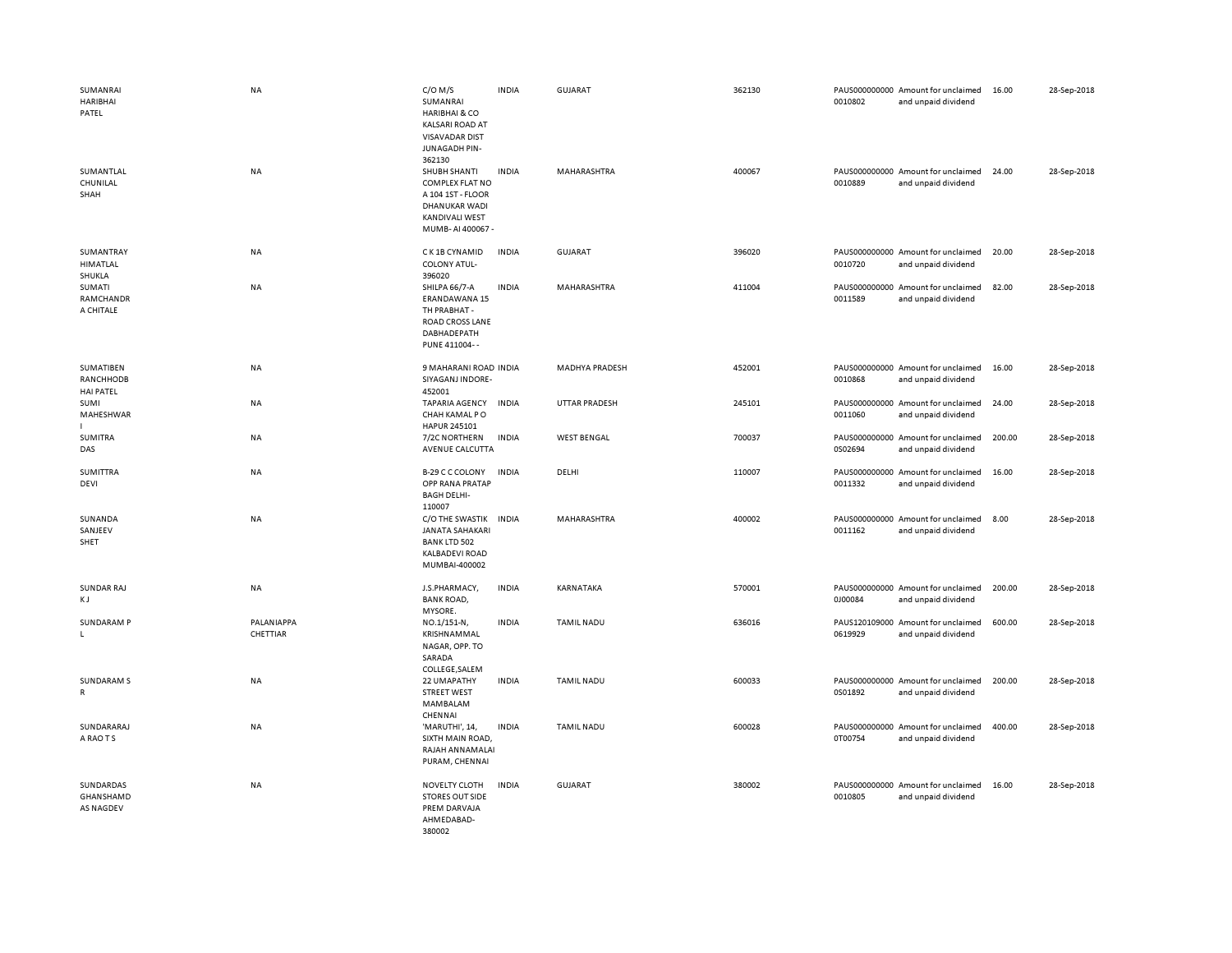| | | | | | | | | | |
|---|---|---|---|---|---|---|---|---|---|
| SUMANRAI HARIBHAI PATEL | NA | C/O M/S SUMANRAI HARIBHAI & CO KALSARI ROAD AT VISAVADAR DIST JUNAGADH PIN-362130 | INDIA | GUJARAT | 362130 | PAUS0000000000010802 | Amount for unclaimed and unpaid dividend | 16.00 | 28-Sep-2018 |
| SUMANTLAL CHUNILAL SHAH | NA | SHUBH SHANTI COMPLEX FLAT NO A 104 1ST - FLOOR DHANUKAR WADI KANDIVALI WEST MUMB- AI 400067 - | INDIA | MAHARASHTRA | 400067 | PAUS0000000000010889 | Amount for unclaimed and unpaid dividend | 24.00 | 28-Sep-2018 |
| SUMANTRAY HIMATLAL SHUKLA | NA | C K 1B CYNAMID COLONY ATUL-396020 | INDIA | GUJARAT | 396020 | PAUS0000000000010720 | Amount for unclaimed and unpaid dividend | 20.00 | 28-Sep-2018 |
| SUMATI RAMCHANDR A CHITALE | NA | SHILPA 66/7-A ERANDAWANA 15 TH PRABHAT - ROAD CROSS LANE DABHADEPATH PUNE 411004- - | INDIA | MAHARASHTRA | 411004 | PAUS0000000000011589 | Amount for unclaimed and unpaid dividend | 82.00 | 28-Sep-2018 |
| SUMATIBEN RANCHHODB HAI PATEL | NA | 9 MAHARANI ROAD SIYAGANJ INDORE-452001 | INDIA | MADHYA PRADESH | 452001 | PAUS0000000000010868 | Amount for unclaimed and unpaid dividend | 16.00 | 28-Sep-2018 |
| SUMI MAHESHWAR I | NA | TAPARIA AGENCY CHAH KAMAL P O HAPUR 245101 | INDIA | UTTAR PRADESH | 245101 | PAUS0000000000011060 | Amount for unclaimed and unpaid dividend | 24.00 | 28-Sep-2018 |
| SUMITRA DAS | NA | 7/2C NORTHERN AVENUE CALCUTTA | INDIA | WEST BENGAL | 700037 | PAUS0000000000S02694 | Amount for unclaimed and unpaid dividend | 200.00 | 28-Sep-2018 |
| SUMITTRA DEVI | NA | B-29 C C COLONY OPP RANA PRATAP BAGH DELHI-110007 | INDIA | DELHI | 110007 | PAUS0000000000011332 | Amount for unclaimed and unpaid dividend | 16.00 | 28-Sep-2018 |
| SUNANDA SANJEEV SHET | NA | C/O THE SWASTIK JANATA SAHAKARI BANK LTD 502 KALBADEVI ROAD MUMBAI-400002 | INDIA | MAHARASHTRA | 400002 | PAUS0000000000011162 | Amount for unclaimed and unpaid dividend | 8.00 | 28-Sep-2018 |
| SUNDAR RAJ K J | NA | J.S.PHARMACY, BANK ROAD, MYSORE. | INDIA | KARNATAKA | 570001 | PAUS0000000000J00084 | Amount for unclaimed and unpaid dividend | 200.00 | 28-Sep-2018 |
| SUNDARAM P L | PALANIAPPA CHETTIAR | NO.1/151-N, KRISHNAMMAL NAGAR, OPP. TO SARADA COLLEGE,SALEM | INDIA | TAMIL NADU | 636016 | PAUS1201090000619929 | Amount for unclaimed and unpaid dividend | 600.00 | 28-Sep-2018 |
| SUNDARAM S R | NA | 22 UMAPATHY STREET WEST MAMBALAM CHENNAI | INDIA | TAMIL NADU | 600033 | PAUS0000000000S01892 | Amount for unclaimed and unpaid dividend | 200.00 | 28-Sep-2018 |
| SUNDARARAJ A RAO T S | NA | 'MARUTHI', 14, SIXTH MAIN ROAD, RAJAH ANNAMALAI PURAM, CHENNAI | INDIA | TAMIL NADU | 600028 | PAUS0000000000T00754 | Amount for unclaimed and unpaid dividend | 400.00 | 28-Sep-2018 |
| SUNDARDAS GHANSHAMD AS NAGDEV | NA | NOVELTY CLOTH STORES OUT SIDE PREM DARVAJA AHMEDABAD-380002 | INDIA | GUJARAT | 380002 | PAUS0000000000010805 | Amount for unclaimed and unpaid dividend | 16.00 | 28-Sep-2018 |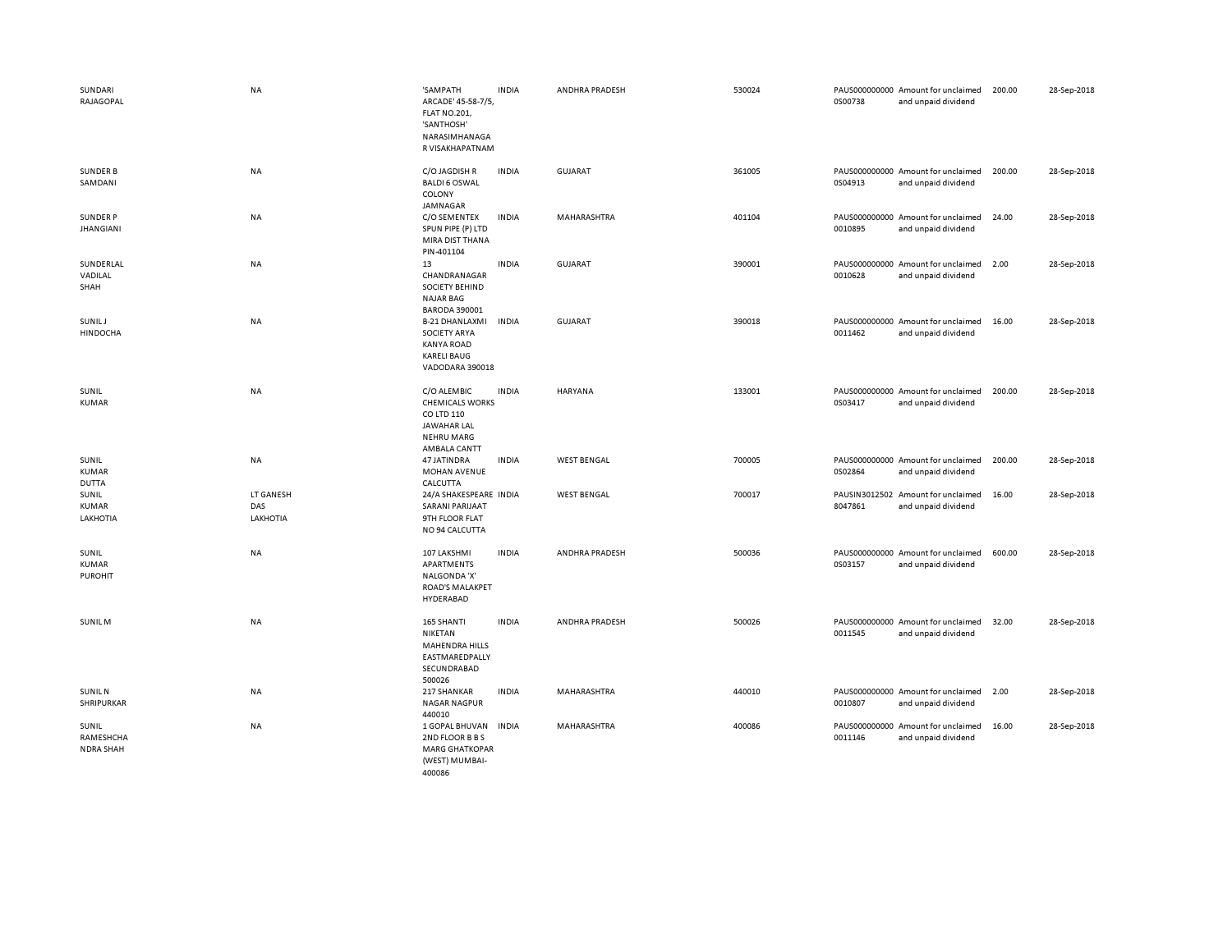| | | | | | | | | | |
|---|---|---|---|---|---|---|---|---|---|
| SUNDARI RAJAGOPAL | NA | 'SAMPATH ARCADE' 45-58-7/5, FLAT NO.201, 'SANTHOSH' NARASIMHANAGAR VISAKHAPATNAM | INDIA | ANDHRA PRADESH | 530024 | PAUS0000000000S00738 | Amount for unclaimed and unpaid dividend | 200.00 | 28-Sep-2018 |
| SUNDER B SAMDANI | NA | C/O JAGDISH R BALDI 6 OSWAL COLONY JAMNAGAR | INDIA | GUJARAT | 361005 | PAUS0000000000S04913 | Amount for unclaimed and unpaid dividend | 200.00 | 28-Sep-2018 |
| SUNDER P JHANGIANI | NA | C/O SEMENTEX SPUN PIPE (P) LTD MIRA DIST THANA PIN-401104 | INDIA | MAHARASHTRA | 401104 | PAUS00000000000010895 | Amount for unclaimed and unpaid dividend | 24.00 | 28-Sep-2018 |
| SUNDERLAL VADILAL SHAH | NA | 13 CHANDRANAGAR SOCIETY BEHIND NAJAR BAG BARODA 390001 | INDIA | GUJARAT | 390001 | PAUS00000000000010628 | Amount for unclaimed and unpaid dividend | 2.00 | 28-Sep-2018 |
| SUNIL J HINDOCHA | NA | B-21 DHANLAXMI SOCIETY ARYA KANYA ROAD KARELI BAUG VADODARA 390018 | INDIA | GUJARAT | 390018 | PAUS00000000000011462 | Amount for unclaimed and unpaid dividend | 16.00 | 28-Sep-2018 |
| SUNIL KUMAR | NA | C/O ALEMBIC CHEMICALS WORKS CO LTD 110 JAWAHAR LAL NEHRU MARG AMBALA CANTT | INDIA | HARYANA | 133001 | PAUS0000000000S03417 | Amount for unclaimed and unpaid dividend | 200.00 | 28-Sep-2018 |
| SUNIL KUMAR DUTTA | NA | 47 JATINDRA MOHAN AVENUE CALCUTTA | INDIA | WEST BENGAL | 700005 | PAUS0000000000S02864 | Amount for unclaimed and unpaid dividend | 200.00 | 28-Sep-2018 |
| SUNIL KUMAR LAKHOTIA | LT GANESH DAS LAKHOTIA | 24/A SHAKESPEARE SARANI PARIJAAT 9TH FLOOR FLAT NO 94 CALCUTTA | INDIA | WEST BENGAL | 700017 | PAUSIN30125028047861 | Amount for unclaimed and unpaid dividend | 16.00 | 28-Sep-2018 |
| SUNIL KUMAR PUROHIT | NA | 107 LAKSHMI APARTMENTS NALGONDA 'X' ROAD'S MALAKPET HYDERABAD | INDIA | ANDHRA PRADESH | 500036 | PAUS0000000000S03157 | Amount for unclaimed and unpaid dividend | 600.00 | 28-Sep-2018 |
| SUNIL M | NA | 165 SHANTI NIKETAN MAHENDRA HILLS EASTMAREDPALLY SECUNDRABAD 500026 | INDIA | ANDHRA PRADESH | 500026 | PAUS00000000000011545 | Amount for unclaimed and unpaid dividend | 32.00 | 28-Sep-2018 |
| SUNIL N SHRIPURKAR | NA | 217 SHANKAR NAGAR NAGPUR 440010 | INDIA | MAHARASHTRA | 440010 | PAUS00000000000010807 | Amount for unclaimed and unpaid dividend | 2.00 | 28-Sep-2018 |
| SUNIL RAMESHCHANDRA SHAH | NA | 1 GOPAL BHUVAN 2ND FLOOR B B S MARG GHATKOPAR (WEST) MUMBAI-400086 | INDIA | MAHARASHTRA | 400086 | PAUS00000000000011146 | Amount for unclaimed and unpaid dividend | 16.00 | 28-Sep-2018 |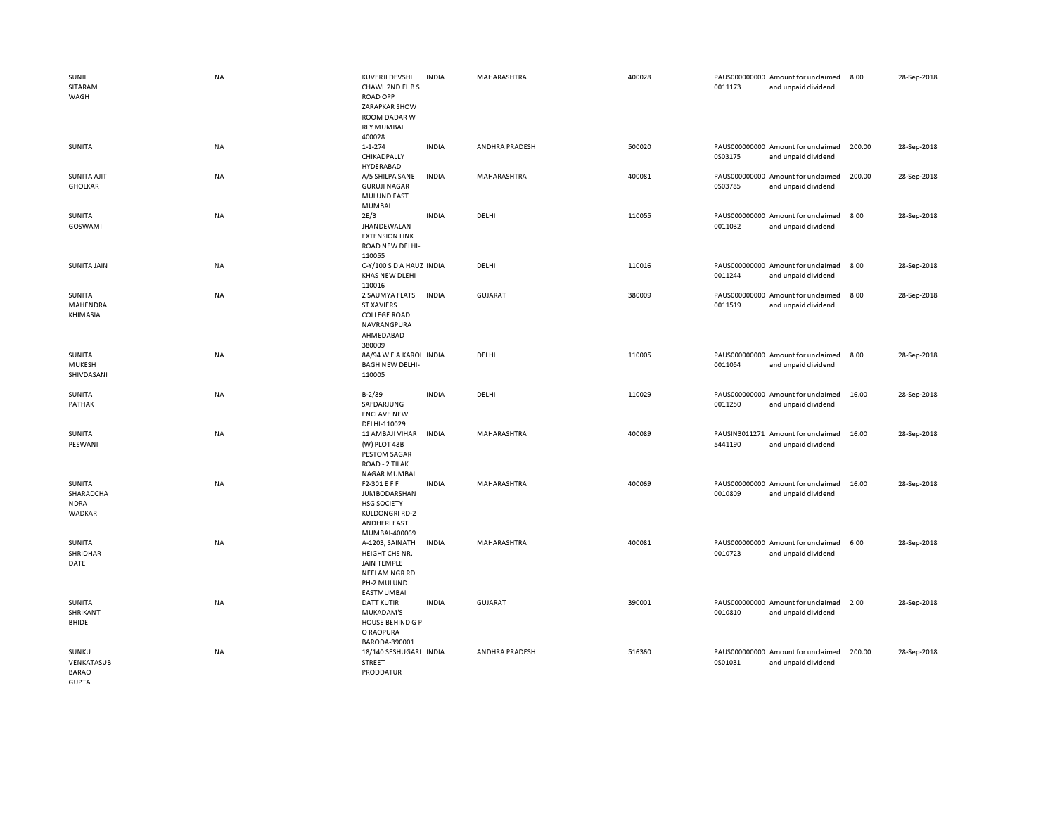| | | | | | | | | | |
|---|---|---|---|---|---|---|---|---|---|
| SUNIL SITARAM WAGH | NA | KUVERJI DEVSHI CHAWL 2ND FL B S ROAD OPP ZARAPKAR SHOW ROOM DADAR W RLY MUMBAI 400028 | INDIA | MAHARASHTRA | 400028 | PAUS000000000 0011173 | Amount for unclaimed and unpaid dividend | 8.00 | 28-Sep-2018 |
| SUNITA | NA | 1-1-274 CHIKADPALLY HYDERABAD | INDIA | ANDHRA PRADESH | 500020 | PAUS000000000 0S03175 | Amount for unclaimed and unpaid dividend | 200.00 | 28-Sep-2018 |
| SUNITA AJIT GHOLKAR | NA | A/5 SHILPA SANE GURUJI NAGAR MULUND EAST MUMBAI | INDIA | MAHARASHTRA | 400081 | PAUS000000000 0S03785 | Amount for unclaimed and unpaid dividend | 200.00 | 28-Sep-2018 |
| SUNITA GOSWAMI | NA | 2E/3 JHANDEWALAN EXTENSION LINK ROAD NEW DELHI-110055 | INDIA | DELHI | 110055 | PAUS000000000 0011032 | Amount for unclaimed and unpaid dividend | 8.00 | 28-Sep-2018 |
| SUNITA JAIN | NA | C-Y/100 S D A HAUZ KHAS NEW DLEHI 110016 | INDIA | DELHI | 110016 | PAUS000000000 0011244 | Amount for unclaimed and unpaid dividend | 8.00 | 28-Sep-2018 |
| SUNITA MAHENDRA KHIMASIA | NA | 2 SAUMYA FLATS ST XAVIERS COLLEGE ROAD NAVRANGPURA AHMEDABAD 380009 | INDIA | GUJARAT | 380009 | PAUS000000000 0011519 | Amount for unclaimed and unpaid dividend | 8.00 | 28-Sep-2018 |
| SUNITA MUKESH SHIVDASANI | NA | 8A/94 W E A KAROL BAGH NEW DELHI-110005 | INDIA | DELHI | 110005 | PAUS000000000 0011054 | Amount for unclaimed and unpaid dividend | 8.00 | 28-Sep-2018 |
| SUNITA PATHAK | NA | B-2/89 SAFDARJUNG ENCLAVE NEW DELHI-110029 | INDIA | DELHI | 110029 | PAUS000000000 0011250 | Amount for unclaimed and unpaid dividend | 16.00 | 28-Sep-2018 |
| SUNITA PESWANI | NA | 11 AMBAJI VIHAR (W) PLOT 48B PESTOM SAGAR ROAD - 2 TILAK NAGAR MUMBAI | INDIA | MAHARASHTRA | 400089 | PAUSIN3011271 5441190 | Amount for unclaimed and unpaid dividend | 16.00 | 28-Sep-2018 |
| SUNITA SHARADCHA NDRA WADKAR | NA | F2-301 E F F JUMBODARSHAN HSG SOCIETY KULDONGRI RD-2 ANDHERI EAST MUMBAI-400069 | INDIA | MAHARASHTRA | 400069 | PAUS000000000 0010809 | Amount for unclaimed and unpaid dividend | 16.00 | 28-Sep-2018 |
| SUNITA SHRIDHAR DATE | NA | A-1203, SAINATH HEIGHT CHS NR. JAIN TEMPLE NEELAM NGR RD PH-2 MULUND EASTMUMBAI | INDIA | MAHARASHTRA | 400081 | PAUS000000000 0010723 | Amount for unclaimed and unpaid dividend | 6.00 | 28-Sep-2018 |
| SUNITA SHRIKANT BHIDE | NA | DATT KUTIR MUKADAM'S HOUSE BEHIND G P O RAOPURA BARODA-390001 | INDIA | GUJARAT | 390001 | PAUS000000000 0010810 | Amount for unclaimed and unpaid dividend | 2.00 | 28-Sep-2018 |
| SUNKU VENKATASUB BARAO GUPTA | NA | 18/140 SESHUGARI STREET PRODDATUR | INDIA | ANDHRA PRADESH | 516360 | PAUS000000000 0S01031 | Amount for unclaimed and unpaid dividend | 200.00 | 28-Sep-2018 |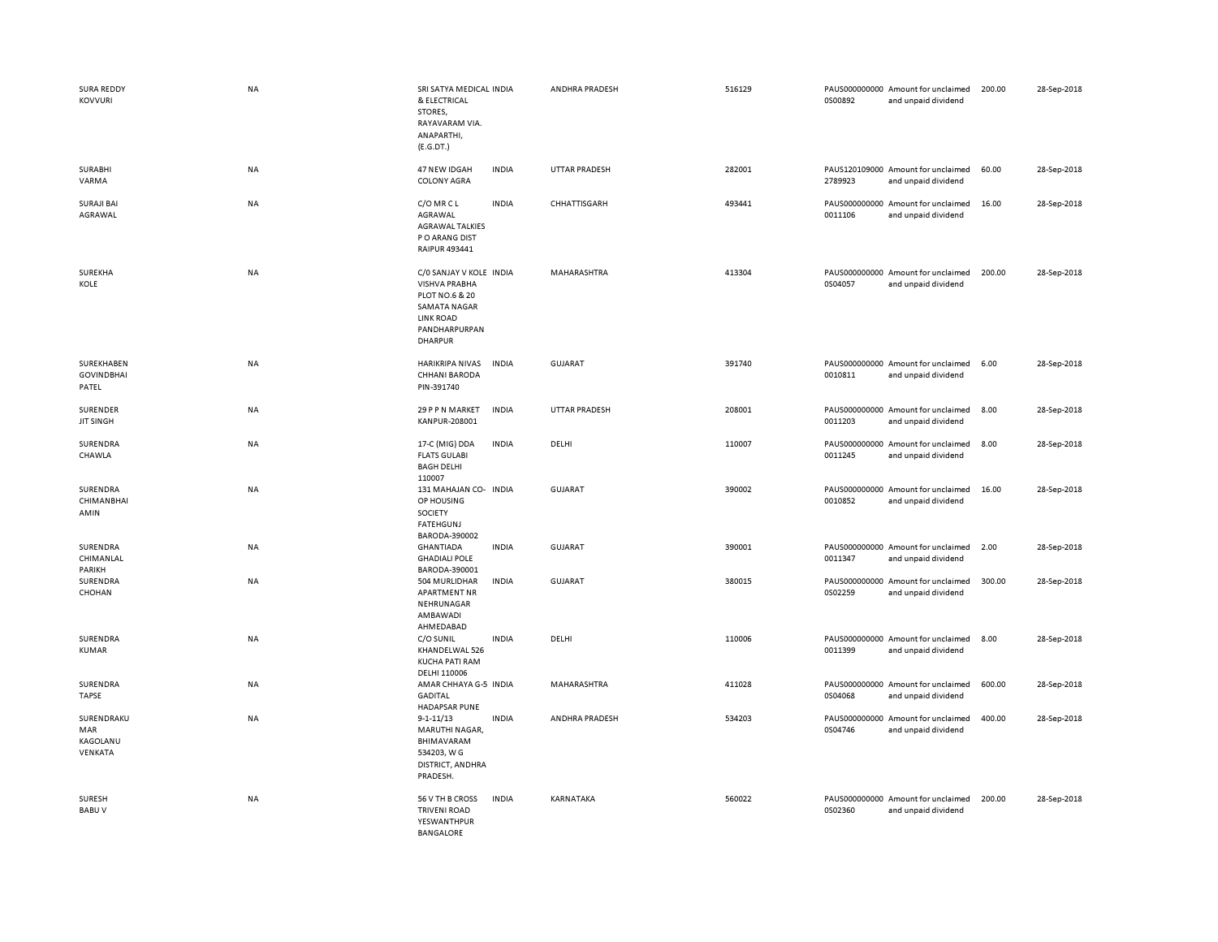| | | | | | | | | | |
|---|---|---|---|---|---|---|---|---|---|
| SURA REDDY KOVVURI | NA | SRI SATYA MEDICAL & ELECTRICAL STORES, RAYAVARAM VIA. ANAPARTHI, (E.G.DT.) | INDIA | ANDHRA PRADESH | 516129 | PAUS0000000000S00892 | Amount for unclaimed and unpaid dividend | 200.00 | 28-Sep-2018 |
| SURABHI VARMA | NA | 47 NEW IDGAH COLONY AGRA | INDIA | UTTAR PRADESH | 282001 | PAUS1201090002789923 | Amount for unclaimed and unpaid dividend | 60.00 | 28-Sep-2018 |
| SURAJI BAI AGRAWAL | NA | C/O MR C L AGRAWAL AGRAWAL TALKIES P O ARANG DIST RAIPUR 493441 | INDIA | CHHATTISGARH | 493441 | PAUS0000000000011106 | Amount for unclaimed and unpaid dividend | 16.00 | 28-Sep-2018 |
| SUREKHA KOLE | NA | C/0 SANJAY V KOLE VISHVA PRABHA PLOT NO.6 & 20 SAMATA NAGAR LINK ROAD PANDHARPURPAN DHARPUR | INDIA | MAHARASHTRA | 413304 | PAUS0000000000S04057 | Amount for unclaimed and unpaid dividend | 200.00 | 28-Sep-2018 |
| SUREKHABEN GOVINDBHAI PATEL | NA | HARIKRIPA NIVAS CHHANI BARODA PIN-391740 | INDIA | GUJARAT | 391740 | PAUS0000000000010811 | Amount for unclaimed and unpaid dividend | 6.00 | 28-Sep-2018 |
| SURENDER JIT SINGH | NA | 29 P P N MARKET KANPUR-208001 | INDIA | UTTAR PRADESH | 208001 | PAUS0000000000011203 | Amount for unclaimed and unpaid dividend | 8.00 | 28-Sep-2018 |
| SURENDRA CHAWLA | NA | 17-C (MIG) DDA FLATS GULABI BAGH DELHI 110007 | INDIA | DELHI | 110007 | PAUS0000000000011245 | Amount for unclaimed and unpaid dividend | 8.00 | 28-Sep-2018 |
| SURENDRA CHIMANBHAI AMIN | NA | 131 MAHAJAN CO-OP HOUSING SOCIETY FATEHGUNJ BARODA-390002 | INDIA | GUJARAT | 390002 | PAUS0000000000010852 | Amount for unclaimed and unpaid dividend | 16.00 | 28-Sep-2018 |
| SURENDRA CHIMANLAL PARIKH | NA | GHANTIADA GHADIALI POLE BARODA-390001 | INDIA | GUJARAT | 390001 | PAUS0000000000011347 | Amount for unclaimed and unpaid dividend | 2.00 | 28-Sep-2018 |
| SURENDRA CHOHAN | NA | 504 MURLIDHAR APARTMENT NR NEHRUNAGAR AMBAWADI AHMEDABAD | INDIA | GUJARAT | 380015 | PAUS0000000000S02259 | Amount for unclaimed and unpaid dividend | 300.00 | 28-Sep-2018 |
| SURENDRA KUMAR | NA | C/O SUNIL KHANDELWAL 526 KUCHA PATI RAM DELHI 110006 | INDIA | DELHI | 110006 | PAUS0000000000011399 | Amount for unclaimed and unpaid dividend | 8.00 | 28-Sep-2018 |
| SURENDRA TAPSE | NA | AMAR CHHAYA G-5 GADITAL HADAPSAR PUNE | INDIA | MAHARASHTRA | 411028 | PAUS0000000000S04068 | Amount for unclaimed and unpaid dividend | 600.00 | 28-Sep-2018 |
| SURENDRAKUMAR KAGOLANU VENKATA | NA | 9-1-11/13 MARUTHI NAGAR, BHIMAVARAM 534203, W G DISTRICT, ANDHRA PRADESH. | INDIA | ANDHRA PRADESH | 534203 | PAUS0000000000S04746 | Amount for unclaimed and unpaid dividend | 400.00 | 28-Sep-2018 |
| SURESH BABU V | NA | 56 V TH B CROSS TRIVENI ROAD YESWANTHPUR BANGALORE | INDIA | KARNATAKA | 560022 | PAUS0000000000S02360 | Amount for unclaimed and unpaid dividend | 200.00 | 28-Sep-2018 |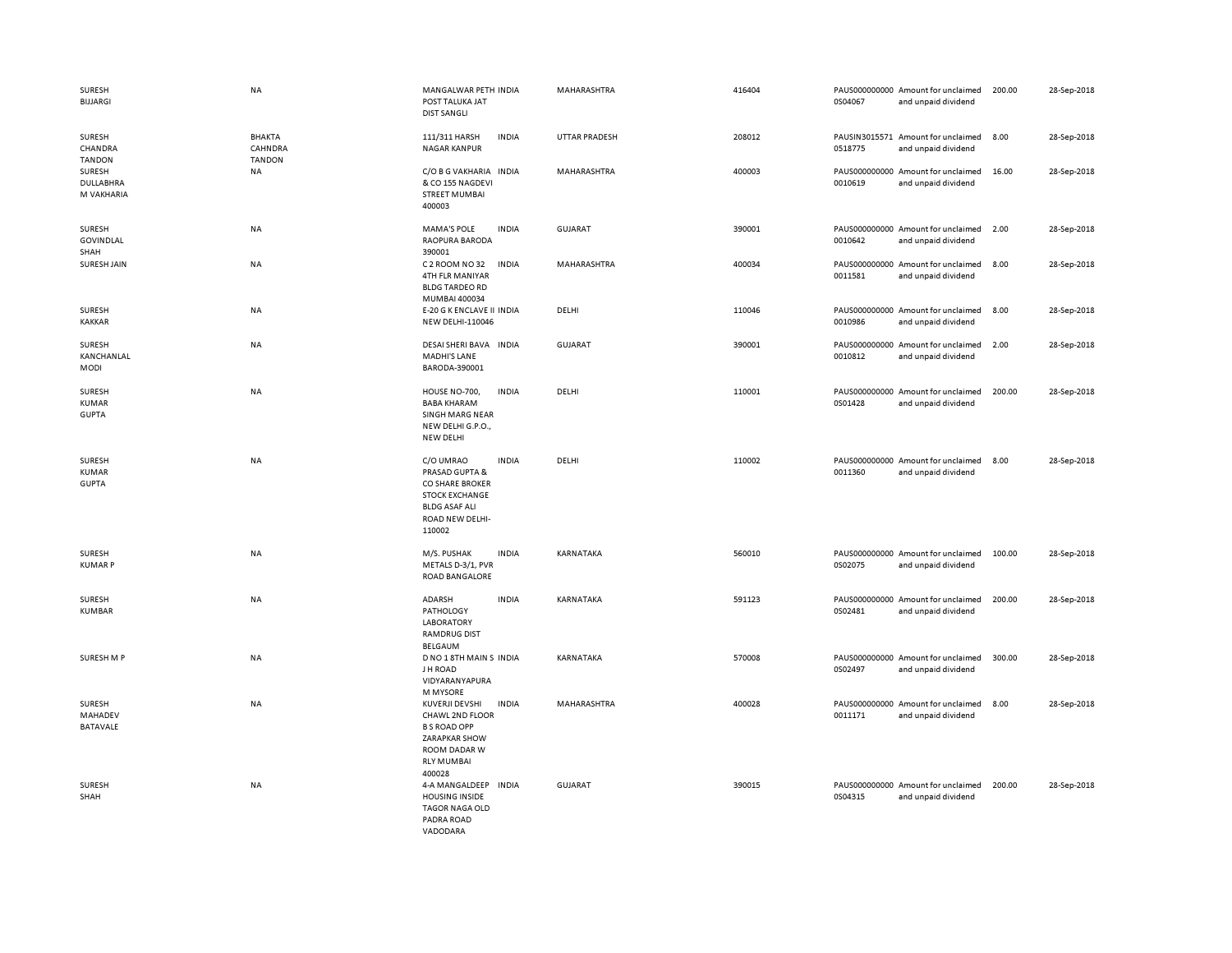| | | | | | | | | | |
|---|---|---|---|---|---|---|---|---|---|
| SURESH BIJJARGI | NA | MANGALWAR PETH POST TALUKA JAT DIST SANGLI | INDIA | MAHARASHTRA | 416404 | PAUS000000000 0S04067 | Amount for unclaimed and unpaid dividend | 200.00 | 28-Sep-2018 |
| SURESH CHANDRA TANDON | BHAKTA CAHNDRA TANDON | 111/311 HARSH NAGAR KANPUR | INDIA | UTTAR PRADESH | 208012 | PAUSIN3015571 0518775 | Amount for unclaimed and unpaid dividend | 8.00 | 28-Sep-2018 |
| SURESH DULLABHRA M VAKHARIA | NA | C/O B G VAKHARIA & CO 155 NAGDEVI STREET MUMBAI 400003 | INDIA | MAHARASHTRA | 400003 | PAUS000000000 0010619 | Amount for unclaimed and unpaid dividend | 16.00 | 28-Sep-2018 |
| SURESH GOVINDLAL SHAH | NA | MAMA'S POLE RAOPURA BARODA 390001 | INDIA | GUJARAT | 390001 | PAUS000000000 0010642 | Amount for unclaimed and unpaid dividend | 2.00 | 28-Sep-2018 |
| SURESH JAIN | NA | C 2 ROOM NO 32 4TH FLR MANIYAR BLDG TARDEO RD MUMBAI 400034 | INDIA | MAHARASHTRA | 400034 | PAUS000000000 0011581 | Amount for unclaimed and unpaid dividend | 8.00 | 28-Sep-2018 |
| SURESH KAKKAR | NA | E-20 G K ENCLAVE II NEW DELHI-110046 | INDIA | DELHI | 110046 | PAUS000000000 0010986 | Amount for unclaimed and unpaid dividend | 8.00 | 28-Sep-2018 |
| SURESH KANCHANLAL MODI | NA | DESAI SHERI BAVA MADHI'S LANE BARODA-390001 | INDIA | GUJARAT | 390001 | PAUS000000000 0010812 | Amount for unclaimed and unpaid dividend | 2.00 | 28-Sep-2018 |
| SURESH KUMAR GUPTA | NA | HOUSE NO-700, BABA KHARAM SINGH MARG NEAR NEW DELHI G.P.O., NEW DELHI | INDIA | DELHI | 110001 | PAUS000000000 0S01428 | Amount for unclaimed and unpaid dividend | 200.00 | 28-Sep-2018 |
| SURESH KUMAR GUPTA | NA | C/O UMRAO PRASAD GUPTA & CO SHARE BROKER STOCK EXCHANGE BLDG ASAF ALI ROAD NEW DELHI-110002 | INDIA | DELHI | 110002 | PAUS000000000 0011360 | Amount for unclaimed and unpaid dividend | 8.00 | 28-Sep-2018 |
| SURESH KUMAR P | NA | M/S. PUSHAK METALS D-3/1, PVR ROAD BANGALORE | INDIA | KARNATAKA | 560010 | PAUS000000000 0S02075 | Amount for unclaimed and unpaid dividend | 100.00 | 28-Sep-2018 |
| SURESH KUMBAR | NA | ADARSH PATHOLOGY LABORATORY RAMDRUG DIST BELGAUM | INDIA | KARNATAKA | 591123 | PAUS000000000 0S02481 | Amount for unclaimed and unpaid dividend | 200.00 | 28-Sep-2018 |
| SURESH M P | NA | D NO 1 8TH MAIN S J H ROAD VIDYARANYAPURA M MYSORE | INDIA | KARNATAKA | 570008 | PAUS000000000 0S02497 | Amount for unclaimed and unpaid dividend | 300.00 | 28-Sep-2018 |
| SURESH MAHADEV BATAVALE | NA | KUVERJI DEVSHI CHAWL 2ND FLOOR B S ROAD OPP ZARAPKAR SHOW ROOM DADAR W RLY MUMBAI 400028 | INDIA | MAHARASHTRA | 400028 | PAUS000000000 0011171 | Amount for unclaimed and unpaid dividend | 8.00 | 28-Sep-2018 |
| SURESH SHAH | NA | 4-A MANGALDEEP HOUSING INSIDE TAGOR NAGA OLD PADRA ROAD VADODARA | INDIA | GUJARAT | 390015 | PAUS000000000 0S04315 | Amount for unclaimed and unpaid dividend | 200.00 | 28-Sep-2018 |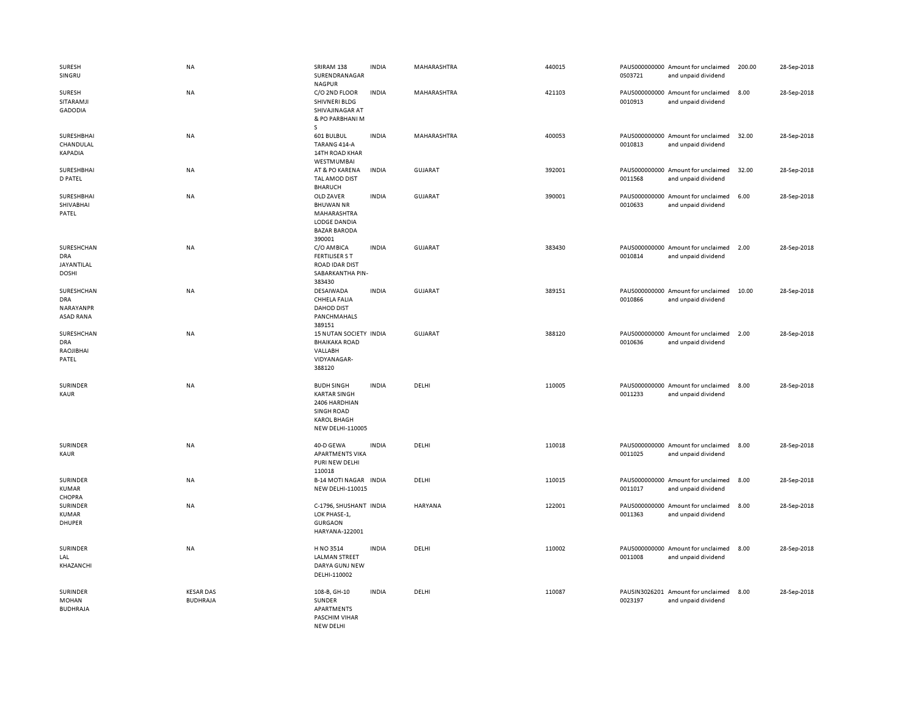| | | | | | | | | | |
|---|---|---|---|---|---|---|---|---|---|
| SURESH SINGRU | NA | SRIRAM 138 SURENDRANAGAR NAGPUR | INDIA | MAHARASHTRA | 440015 | PAUS000000000 0S03721 | Amount for unclaimed and unpaid dividend | 200.00 | 28-Sep-2018 |
| SURESH SITARAMJI GADODIA | NA | C/O 2ND FLOOR SHIVNERI BLDG SHIVAJINAGAR AT & PO PARBHANI M S | INDIA | MAHARASHTRA | 421103 | PAUS000000000 0010913 | Amount for unclaimed and unpaid dividend | 8.00 | 28-Sep-2018 |
| SURESHBHAI CHANDULAL KAPADIA | NA | 601 BULBUL TARANG 414-A 14TH ROAD KHAR WESTMUMBAI | INDIA | MAHARASHTRA | 400053 | PAUS000000000 0010813 | Amount for unclaimed and unpaid dividend | 32.00 | 28-Sep-2018 |
| SURESHBHAI D PATEL | NA | AT & PO KARENA TAL AMOD DIST BHARUCH | INDIA | GUJARAT | 392001 | PAUS000000000 0011568 | Amount for unclaimed and unpaid dividend | 32.00 | 28-Sep-2018 |
| SURESHBHAI SHIVABHAI PATEL | NA | OLD ZAVER BHUWAN NR MAHARASHTRA LODGE DANDIA BAZAR BARODA 390001 | INDIA | GUJARAT | 390001 | PAUS000000000 0010633 | Amount for unclaimed and unpaid dividend | 6.00 | 28-Sep-2018 |
| SURESHCHANDRA JAYANTILAL DOSHI | NA | C/O AMBICA FERTILISER S T ROAD IDAR DIST SABARKANTHA PIN-383430 | INDIA | GUJARAT | 383430 | PAUS000000000 0010814 | Amount for unclaimed and unpaid dividend | 2.00 | 28-Sep-2018 |
| SURESHCHANDRA NARAYANPRASAD RANA | NA | DESAIWADA CHHELA FALIA DAHOD DIST PANCHMAHALS 389151 | INDIA | GUJARAT | 389151 | PAUS000000000 0010866 | Amount for unclaimed and unpaid dividend | 10.00 | 28-Sep-2018 |
| SURESHCHANDRA RAOJIBHAI PATEL | NA | 15 NUTAN SOCIETY BHAIKAKA ROAD VALLABH VIDYANAGAR-388120 | INDIA | GUJARAT | 388120 | PAUS000000000 0010636 | Amount for unclaimed and unpaid dividend | 2.00 | 28-Sep-2018 |
| SURINDER KAUR | NA | BUDH SINGH KARTAR SINGH 2406 HARDHIAN SINGH ROAD KAROL BHAGH NEW DELHI-110005 | INDIA | DELHI | 110005 | PAUS000000000 0011233 | Amount for unclaimed and unpaid dividend | 8.00 | 28-Sep-2018 |
| SURINDER KAUR | NA | 40-D GEWA APARTMENTS VIKA PURI NEW DELHI 110018 | INDIA | DELHI | 110018 | PAUS000000000 0011025 | Amount for unclaimed and unpaid dividend | 8.00 | 28-Sep-2018 |
| SURINDER KUMAR CHOPRA | NA | B-14 MOTI NAGAR NEW DELHI-110015 | INDIA | DELHI | 110015 | PAUS000000000 0011017 | Amount for unclaimed and unpaid dividend | 8.00 | 28-Sep-2018 |
| SURINDER KUMAR DHUPER | NA | C-1796, SHUSHANT LOK PHASE-1, GURGAON HARYANA-122001 | INDIA | HARYANA | 122001 | PAUS000000000 0011363 | Amount for unclaimed and unpaid dividend | 8.00 | 28-Sep-2018 |
| SURINDER LAL KHAZANCHI | NA | H NO 3514 LALMAN STREET DARYA GUNJ NEW DELHI-110002 | INDIA | DELHI | 110002 | PAUS000000000 0011008 | Amount for unclaimed and unpaid dividend | 8.00 | 28-Sep-2018 |
| SURINDER MOHAN BUDHRAJA | KESAR DAS BUDHRAJA | 108-B, GH-10 SUNDER APARTMENTS PASCHIM VIHAR NEW DELHI | INDIA | DELHI | 110087 | PAUSIN3026201 0023197 | Amount for unclaimed and unpaid dividend | 8.00 | 28-Sep-2018 |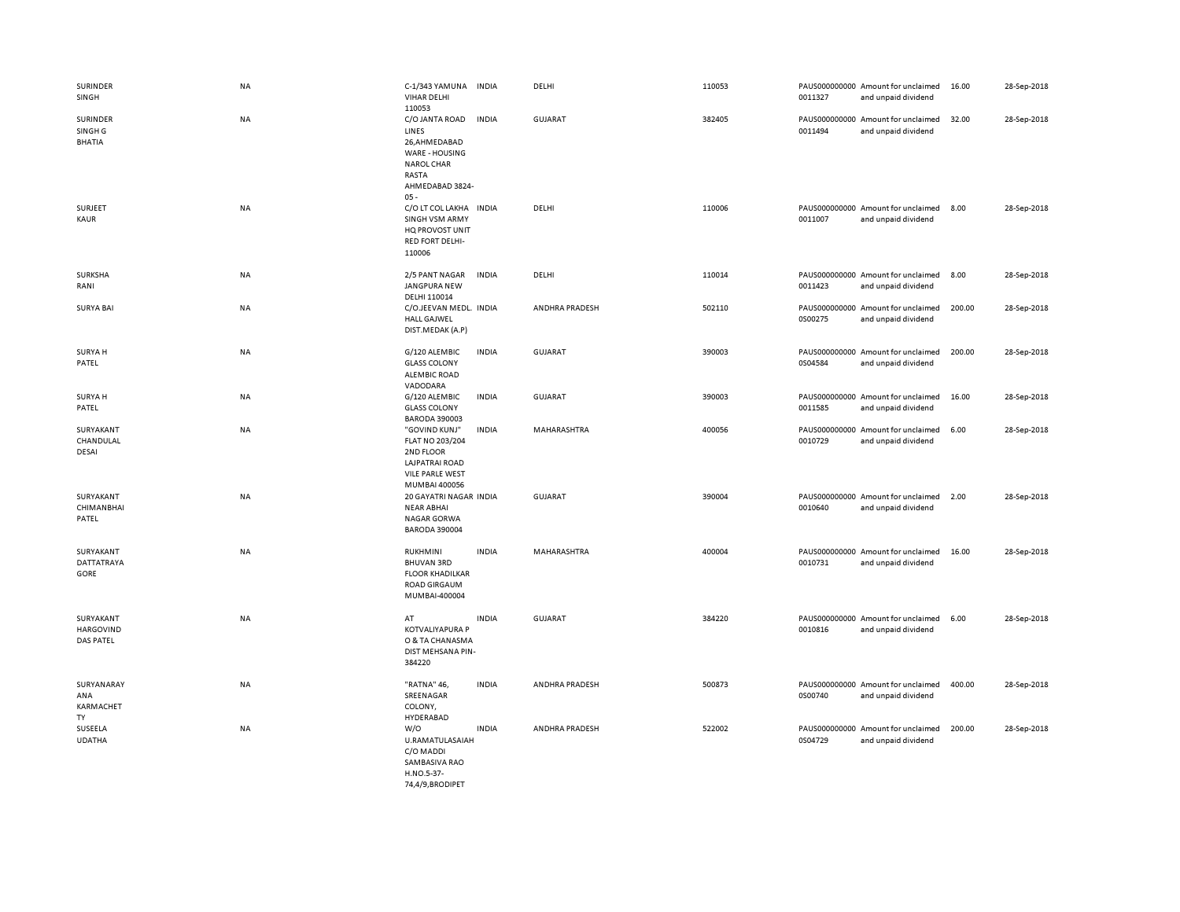| | | | | | | | | | |
|---|---|---|---|---|---|---|---|---|---|
| SURINDER SINGH | NA | C-1/343 YAMUNA VIHAR DELHI 110053 | INDIA | DELHI | 110053 | PAUS0000000000011327 | Amount for unclaimed and unpaid dividend | 16.00 | 28-Sep-2018 |
| SURINDER SINGH G BHATIA | NA | C/O JANTA ROAD LINES 26,AHMEDABAD WARE - HOUSING NAROL CHAR RASTA AHMEDABAD 3824-05 - | INDIA | GUJARAT | 382405 | PAUS0000000000011494 | Amount for unclaimed and unpaid dividend | 32.00 | 28-Sep-2018 |
| SURJEET KAUR | NA | C/O LT COL LAKHA SINGH VSM ARMY HQ PROVOST UNIT RED FORT DELHI-110006 | INDIA | DELHI | 110006 | PAUS0000000000011007 | Amount for unclaimed and unpaid dividend | 8.00 | 28-Sep-2018 |
| SURKSHA RANI | NA | 2/5 PANT NAGAR JANGPURA NEW DELHI 110014 | INDIA | DELHI | 110014 | PAUS0000000000011423 | Amount for unclaimed and unpaid dividend | 8.00 | 28-Sep-2018 |
| SURYA BAI | NA | C/O.JEEVAN MEDL. HALL GAJWEL DIST.MEDAK (A.P) | INDIA | ANDHRA PRADESH | 502110 | PAUS0000000000S00275 | Amount for unclaimed and unpaid dividend | 200.00 | 28-Sep-2018 |
| SURYA H PATEL | NA | G/120 ALEMBIC GLASS COLONY ALEMBIC ROAD VADODARA | INDIA | GUJARAT | 390003 | PAUS0000000000S04584 | Amount for unclaimed and unpaid dividend | 200.00 | 28-Sep-2018 |
| SURYA H PATEL | NA | G/120 ALEMBIC GLASS COLONY BARODA 390003 | INDIA | GUJARAT | 390003 | PAUS0000000000011585 | Amount for unclaimed and unpaid dividend | 16.00 | 28-Sep-2018 |
| SURYAKANT CHANDULAL DESAI | NA | "GOVIND KUNJ" FLAT NO 203/204 2ND FLOOR LAJPATRAI ROAD VILE PARLE WEST MUMBAI 400056 | INDIA | MAHARASHTRA | 400056 | PAUS0000000000010729 | Amount for unclaimed and unpaid dividend | 6.00 | 28-Sep-2018 |
| SURYAKANT CHIMANBHAI PATEL | NA | 20 GAYATRI NAGAR NEAR ABHAI NAGAR GORWA BARODA 390004 | INDIA | GUJARAT | 390004 | PAUS0000000000010640 | Amount for unclaimed and unpaid dividend | 2.00 | 28-Sep-2018 |
| SURYAKANT DATTATRAYA GORE | NA | RUKHMINI BHUVAN 3RD FLOOR KHADILKAR ROAD GIRGAUM MUMBAI-400004 | INDIA | MAHARASHTRA | 400004 | PAUS0000000000010731 | Amount for unclaimed and unpaid dividend | 16.00 | 28-Sep-2018 |
| SURYAKANT HARGOVIND DAS PATEL | NA | AT KOTVALIYAPURA P O & TA CHANASMA DIST MEHSANA PIN-384220 | INDIA | GUJARAT | 384220 | PAUS0000000000010816 | Amount for unclaimed and unpaid dividend | 6.00 | 28-Sep-2018 |
| SURYANARAYANA KARMACHETTY | NA | "RATNA" 46, SREENAGAR COLONY, HYDERABAD | INDIA | ANDHRA PRADESH | 500873 | PAUS0000000000S00740 | Amount for unclaimed and unpaid dividend | 400.00 | 28-Sep-2018 |
| SUSEELA UDATHA | NA | W/O U.RAMATULASAIAH C/O MADDI SAMBASIVA RAO H.NO.5-37-74,4/9,BRODIPET | INDIA | ANDHRA PRADESH | 522002 | PAUS0000000000S04729 | Amount for unclaimed and unpaid dividend | 200.00 | 28-Sep-2018 |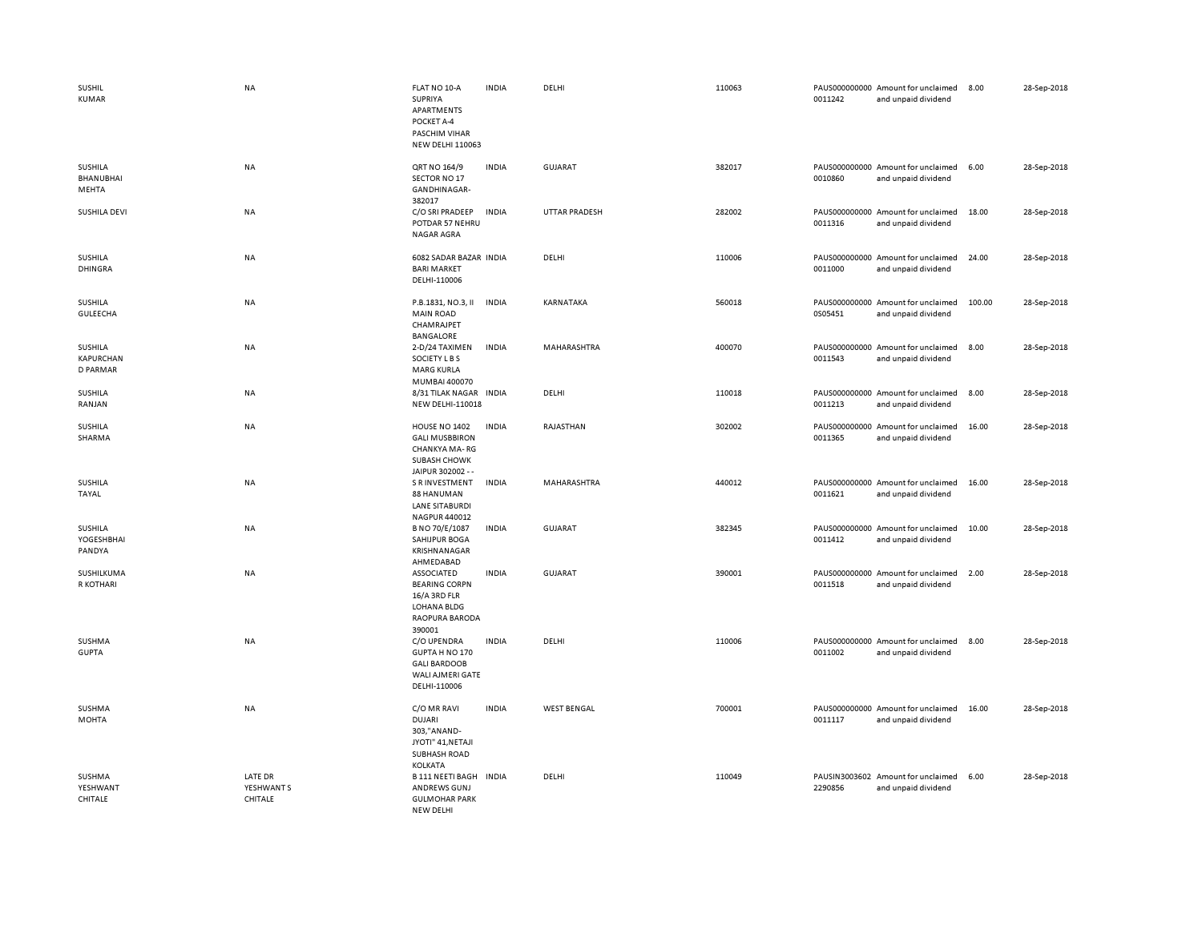| | | | | | | | | | | |
|---|---|---|---|---|---|---|---|---|---|---|
| SUSHIL KUMAR | NA | FLAT NO 10-A SUPRIYA APARTMENTS POCKET A-4 PASCHIM VIHAR NEW DELHI 110063 | INDIA | DELHI | 110063 | PAUS0000000000011242 | Amount for unclaimed and unpaid dividend | 8.00 | 28-Sep-2018 |
| SUSHILA BHANUBHAI MEHTA | NA | QRT NO 164/9 SECTOR NO 17 GANDHINAGAR-382017 | INDIA | GUJARAT | 382017 | PAUS0000000000010860 | Amount for unclaimed and unpaid dividend | 6.00 | 28-Sep-2018 |
| SUSHILA DEVI | NA | C/O SRI PRADEEP POTDAR 57 NEHRU NAGAR AGRA | INDIA | UTTAR PRADESH | 282002 | PAUS0000000000011316 | Amount for unclaimed and unpaid dividend | 18.00 | 28-Sep-2018 |
| SUSHILA DHINGRA | NA | 6082 SADAR BAZAR BARI MARKET DELHI-110006 | INDIA | DELHI | 110006 | PAUS0000000000011000 | Amount for unclaimed and unpaid dividend | 24.00 | 28-Sep-2018 |
| SUSHILA GULEECHA | NA | P.B.1831, NO.3, II MAIN ROAD CHAMRAJPET BANGALORE | INDIA | KARNATAKA | 560018 | PAUS0000000000S05451 | Amount for unclaimed and unpaid dividend | 100.00 | 28-Sep-2018 |
| SUSHILA KAPURCHAN D PARMAR | NA | 2-D/24 TAXIMEN SOCIETY L B S MARG KURLA MUMBAI 400070 | INDIA | MAHARASHTRA | 400070 | PAUS0000000000011543 | Amount for unclaimed and unpaid dividend | 8.00 | 28-Sep-2018 |
| SUSHILA RANJAN | NA | 8/31 TILAK NAGAR NEW DELHI-110018 | INDIA | DELHI | 110018 | PAUS0000000000011213 | Amount for unclaimed and unpaid dividend | 8.00 | 28-Sep-2018 |
| SUSHILA SHARMA | NA | HOUSE NO 1402 GALI MUSBBIRON CHANKYA MA- RG SUBASH CHOWK JAIPUR 302002 - - | INDIA | RAJASTHAN | 302002 | PAUS0000000000011365 | Amount for unclaimed and unpaid dividend | 16.00 | 28-Sep-2018 |
| SUSHILA TAYAL | NA | S R INVESTMENT 88 HANUMAN LANE SITABURDI NAGPUR 440012 | INDIA | MAHARASHTRA | 440012 | PAUS0000000000011621 | Amount for unclaimed and unpaid dividend | 16.00 | 28-Sep-2018 |
| SUSHILA YOGESHBHAI PANDYA | NA | B NO 70/E/1087 SAHIJPUR BOGA KRISHNANAGAR AHMEDABAD | INDIA | GUJARAT | 382345 | PAUS0000000000011412 | Amount for unclaimed and unpaid dividend | 10.00 | 28-Sep-2018 |
| SUSHILKUMA R KOTHARI | NA | ASSOCIATED BEARING CORPN 16/A 3RD FLR LOHANA BLDG RAOPURA BARODA 390001 | INDIA | GUJARAT | 390001 | PAUS0000000000011518 | Amount for unclaimed and unpaid dividend | 2.00 | 28-Sep-2018 |
| SUSHMA GUPTA | NA | C/O UPENDRA GUPTA H NO 170 GALI BARDOOB WALI AJMERI GATE DELHI-110006 | INDIA | DELHI | 110006 | PAUS0000000000011002 | Amount for unclaimed and unpaid dividend | 8.00 | 28-Sep-2018 |
| SUSHMA MOHTA | NA | C/O MR RAVI DUJARI 303,"ANAND-JYOTI" 41,NETAJI SUBHASH ROAD KOLKATA | INDIA | WEST BENGAL | 700001 | PAUS0000000000011117 | Amount for unclaimed and unpaid dividend | 16.00 | 28-Sep-2018 |
| SUSHMA YESHWANT CHITALE | LATE DR YESHWANT S CHITALE | B 111 NEETI BAGH ANDREWS GUNJ GULMOHAR PARK NEW DELHI | INDIA | DELHI | 110049 | PAUSIN30036022290856 | Amount for unclaimed and unpaid dividend | 6.00 | 28-Sep-2018 |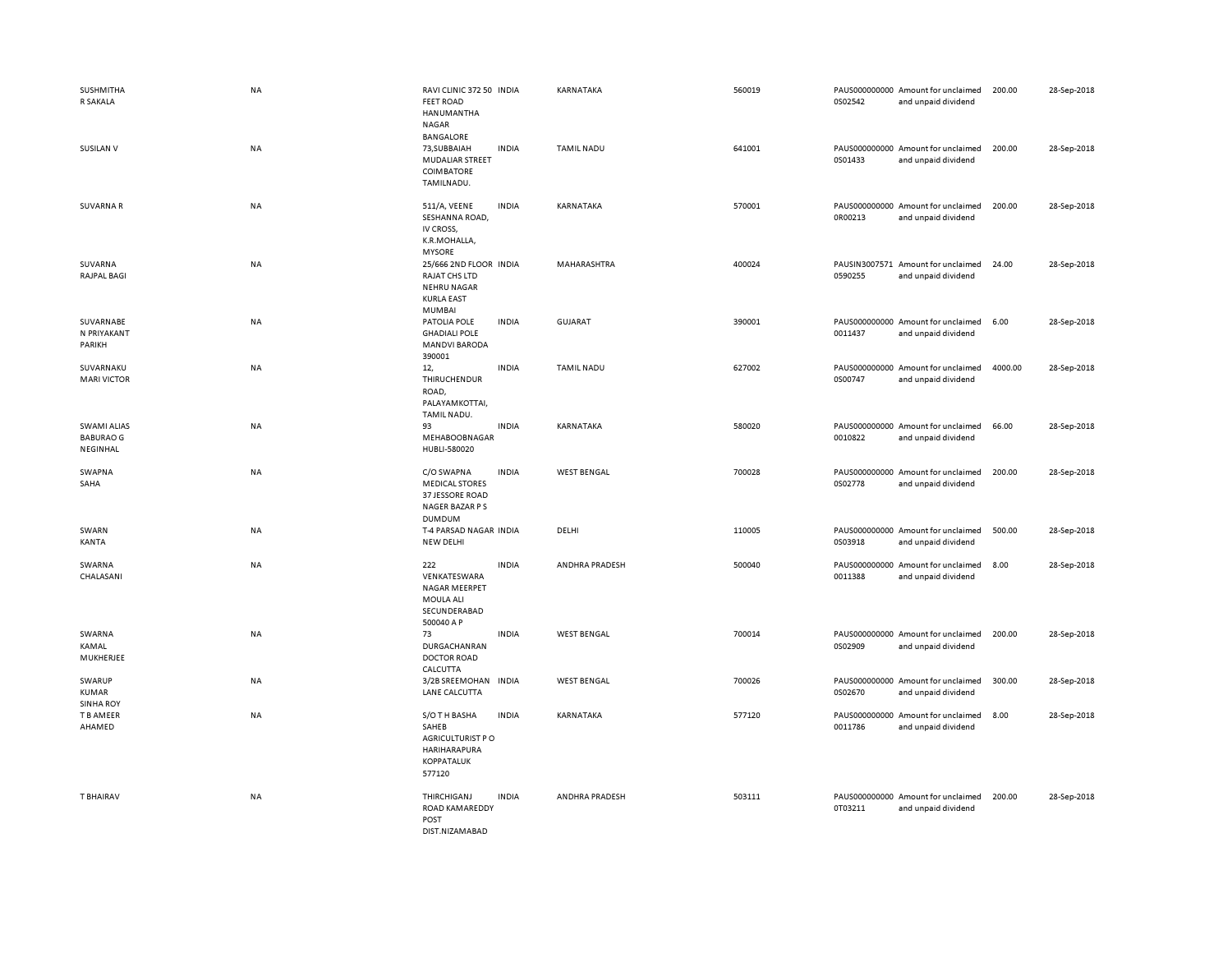| | | | | | | | | | |
|---|---|---|---|---|---|---|---|---|---|
| SUSHMITHA R SAKALA | NA | RAVI CLINIC 372 50 FEET ROAD HANUMANTHA NAGAR BANGALORE | INDIA | KARNATAKA | 560019 | PAUS0000000000S02542 | Amount for unclaimed and unpaid dividend | 200.00 | 28-Sep-2018 |
| SUSILAN V | NA | 73,SUBBAIAH MUDALIAR STREET COIMBATORE TAMILNADU. | INDIA | TAMIL NADU | 641001 | PAUS0000000000S01433 | Amount for unclaimed and unpaid dividend | 200.00 | 28-Sep-2018 |
| SUVARNA R | NA | 511/A, VEENE SESHANNA ROAD, IV CROSS, K.R.MOHALLA, MYSORE | INDIA | KARNATAKA | 570001 | PAUS0000000000R00213 | Amount for unclaimed and unpaid dividend | 200.00 | 28-Sep-2018 |
| SUVARNA RAJPAL BAGI | NA | 25/666 2ND FLOOR RAJAT CHS LTD NEHRU NAGAR KURLA EAST MUMBAI | INDIA | MAHARASHTRA | 400024 | PAUSIN30075710590255 | Amount for unclaimed and unpaid dividend | 24.00 | 28-Sep-2018 |
| SUVARNABEN PRIYAKANT PARIKH | NA | PATOLIA POLE GHADIALI POLE MANDVI BARODA 390001 | INDIA | GUJARAT | 390001 | PAUS00000000000011437 | Amount for unclaimed and unpaid dividend | 6.00 | 28-Sep-2018 |
| SUVARNAKUMARI VICTOR | NA | 12, THIRUCHENDUR ROAD, PALAYAMKOTTAI, TAMIL NADU. | INDIA | TAMIL NADU | 627002 | PAUS0000000000S00747 | Amount for unclaimed and unpaid dividend | 4000.00 | 28-Sep-2018 |
| SWAMI ALIAS BABURAO G NEGINHAL | NA | 93 MEHABOOBNAGAR HUBLI-580020 | INDIA | KARNATAKA | 580020 | PAUS00000000000010822 | Amount for unclaimed and unpaid dividend | 66.00 | 28-Sep-2018 |
| SWAPNA SAHA | NA | C/O SWAPNA MEDICAL STORES 37 JESSORE ROAD NAGER BAZAR P S DUMDUM | INDIA | WEST BENGAL | 700028 | PAUS0000000000S02778 | Amount for unclaimed and unpaid dividend | 200.00 | 28-Sep-2018 |
| SWARN KANTA | NA | T-4 PARSAD NAGAR NEW DELHI | INDIA | DELHI | 110005 | PAUS0000000000S03918 | Amount for unclaimed and unpaid dividend | 500.00 | 28-Sep-2018 |
| SWARNA CHALASANI | NA | 222 VENKATESWARA NAGAR MEERPET MOULA ALI SECUNDERABAD 500040 A P | INDIA | ANDHRA PRADESH | 500040 | PAUS00000000000011388 | Amount for unclaimed and unpaid dividend | 8.00 | 28-Sep-2018 |
| SWARNA KAMAL MUKHERJEE | NA | 73 DURGACHANRAN DOCTOR ROAD CALCUTTA | INDIA | WEST BENGAL | 700014 | PAUS0000000000S02909 | Amount for unclaimed and unpaid dividend | 200.00 | 28-Sep-2018 |
| SWARUP KUMAR SINHA ROY | NA | 3/2B SREEMOHAN LANE CALCUTTA | INDIA | WEST BENGAL | 700026 | PAUS0000000000S02670 | Amount for unclaimed and unpaid dividend | 300.00 | 28-Sep-2018 |
| T B AMEER AHAMED | NA | S/O T H BASHA SAHEB AGRICULTURIST P O HARIHARAPURA KOPPATALUK 577120 | INDIA | KARNATAKA | 577120 | PAUS00000000000011786 | Amount for unclaimed and unpaid dividend | 8.00 | 28-Sep-2018 |
| T BHAIRAV | NA | THIRCHIGANJ ROAD KAMAREDDY POST DIST.NIZAMABAD | INDIA | ANDHRA PRADESH | 503111 | PAUS0000000000T03211 | Amount for unclaimed and unpaid dividend | 200.00 | 28-Sep-2018 |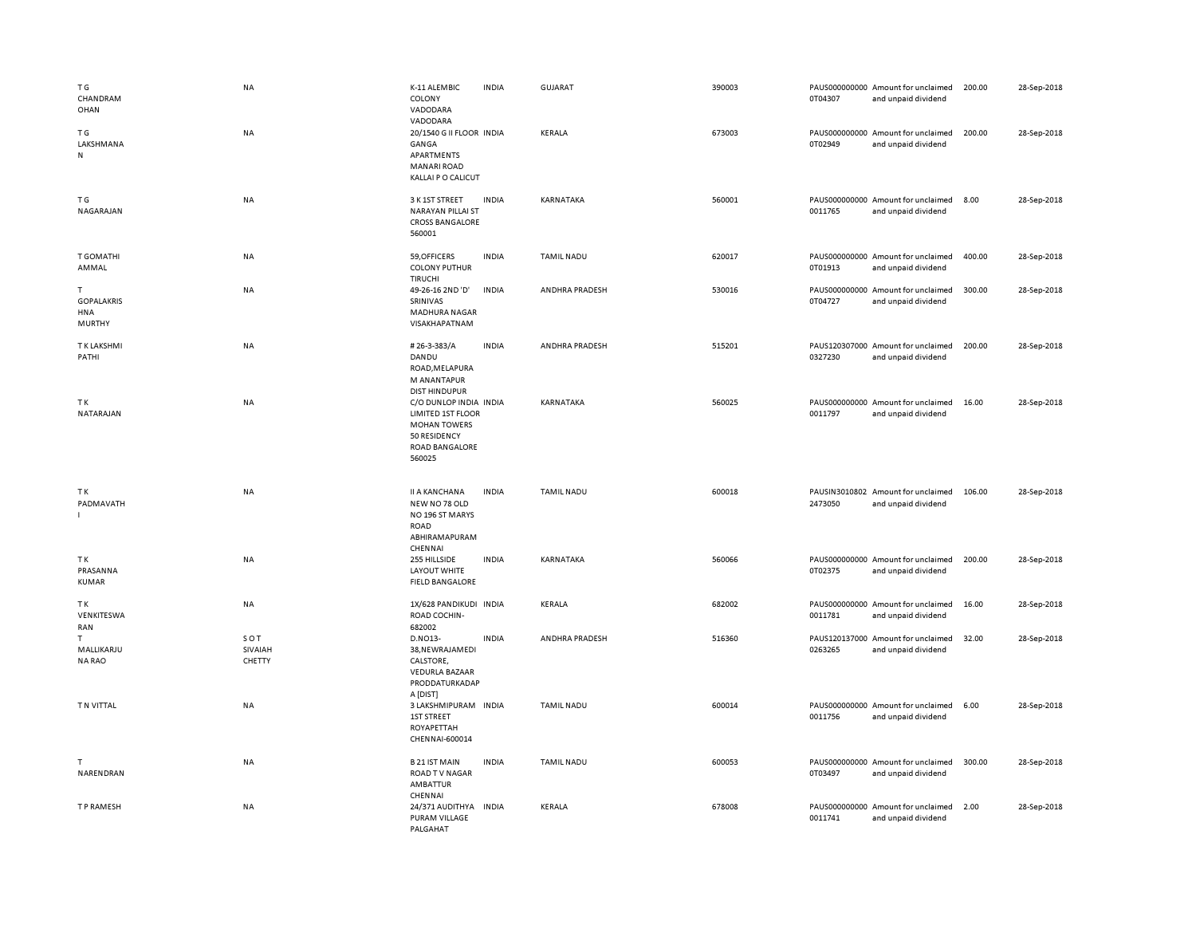| | | | | | | | | | |
|---|---|---|---|---|---|---|---|---|---|
| T G CHANDRAM OHAN | NA | K-11 ALEMBIC COLONY VADODARA VADODARA | INDIA | GUJARAT | 390003 | PAUS0000000000T04307 | Amount for unclaimed and unpaid dividend | 200.00 | 28-Sep-2018 |
| T G LAKSHMANA N | NA | 20/1540 G II FLOOR GANGA APARTMENTS MANARI ROAD KALLAI P O CALICUT | INDIA | KERALA | 673003 | PAUS0000000000T02949 | Amount for unclaimed and unpaid dividend | 200.00 | 28-Sep-2018 |
| T G NAGARAJAN | NA | 3 K 1ST STREET NARAYAN PILLAI ST CROSS BANGALORE 560001 | INDIA | KARNATAKA | 560001 | PAUS0000000000011765 | Amount for unclaimed and unpaid dividend | 8.00 | 28-Sep-2018 |
| T GOMATHI AMMAL | NA | 59,OFFICERS COLONY PUTHUR TIRUCHI | INDIA | TAMIL NADU | 620017 | PAUS0000000000T01913 | Amount for unclaimed and unpaid dividend | 400.00 | 28-Sep-2018 |
| T GOPALAKRIS HNA MURTHY | NA | 49-26-16 2ND 'D' SRINIVAS MADHURA NAGAR VISAKHAPATNAM | INDIA | ANDHRA PRADESH | 530016 | PAUS0000000000T04727 | Amount for unclaimed and unpaid dividend | 300.00 | 28-Sep-2018 |
| T K LAKSHMI PATHI | NA | # 26-3-383/A DANDU ROAD,MELAPURA M ANANTAPUR DIST HINDUPUR | INDIA | ANDHRA PRADESH | 515201 | PAUS1203070000327230 | Amount for unclaimed and unpaid dividend | 200.00 | 28-Sep-2018 |
| T K NATARAJAN | NA | C/O DUNLOP INDIA LIMITED 1ST FLOOR MOHAN TOWERS 50 RESIDENCY ROAD BANGALORE 560025 | INDIA | KARNATAKA | 560025 | PAUS0000000000011797 | Amount for unclaimed and unpaid dividend | 16.00 | 28-Sep-2018 |
| T K PADMAVATH I | NA | II A KANCHANA NEW NO 78 OLD NO 196 ST MARYS ROAD ABHIRAMAPURAM CHENNAI | INDIA | TAMIL NADU | 600018 | PAUSIN30108022473050 | Amount for unclaimed and unpaid dividend | 106.00 | 28-Sep-2018 |
| T K PRASANNA KUMAR | NA | 255 HILLSIDE LAYOUT WHITE FIELD BANGALORE | INDIA | KARNATAKA | 560066 | PAUS0000000000T02375 | Amount for unclaimed and unpaid dividend | 200.00 | 28-Sep-2018 |
| T K VENKITESWA RAN | NA | 1X/628 PANDIKUDI ROAD COCHIN-682002 | INDIA | KERALA | 682002 | PAUS0000000000011781 | Amount for unclaimed and unpaid dividend | 16.00 | 28-Sep-2018 |
| T MALLIKARJU NA RAO | S O T SIVAIAH CHETTY | D.NO13-38,NEWRAJAMEDI CALSTORE, VEDURLA BAZAAR PRODDATURKADAP A [DIST] | INDIA | ANDHRA PRADESH | 516360 | PAUS1201370000263265 | Amount for unclaimed and unpaid dividend | 32.00 | 28-Sep-2018 |
| T N VITTAL | NA | 3 LAKSHMIPURAM 1ST STREET ROYAPETTAH CHENNAI-600014 | INDIA | TAMIL NADU | 600014 | PAUS0000000000011756 | Amount for unclaimed and unpaid dividend | 6.00 | 28-Sep-2018 |
| T NARENDRAN | NA | B 21 IST MAIN ROAD T V NAGAR AMBATTUR CHENNAI | INDIA | TAMIL NADU | 600053 | PAUS0000000000T03497 | Amount for unclaimed and unpaid dividend | 300.00 | 28-Sep-2018 |
| T P RAMESH | NA | 24/371 AUDITHYA PURAM VILLAGE PALGAHAT | INDIA | KERALA | 678008 | PAUS0000000000011741 | Amount for unclaimed and unpaid dividend | 2.00 | 28-Sep-2018 |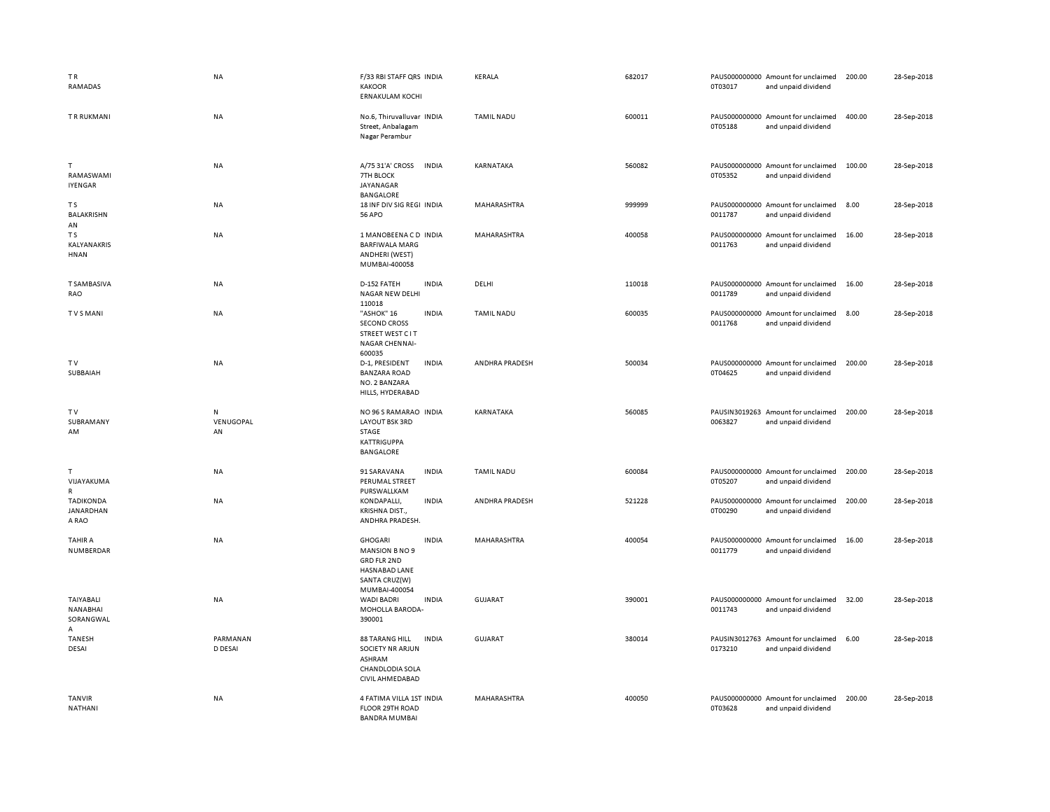| | | | | | | | | | |
|---|---|---|---|---|---|---|---|---|---|
| T R RAMADAS | NA | F/33 RBI STAFF QRS KAKOOR ERNAKULAM KOCHI | INDIA | KERALA | 682017 | PAUS0000000000T03017 | Amount for unclaimed and unpaid dividend | 200.00 | 28-Sep-2018 |
| T R RUKMANI | NA | No.6, Thiruvalluvar Street, Anbalagam Nagar Perambur | INDIA | TAMIL NADU | 600011 | PAUS0000000000T05188 | Amount for unclaimed and unpaid dividend | 400.00 | 28-Sep-2018 |
| T RAMASWAMI IYENGAR | NA | A/75 31'A' CROSS 7TH BLOCK JAYANAGAR BANGALORE | INDIA | KARNATAKA | 560082 | PAUS0000000000T05352 | Amount for unclaimed and unpaid dividend | 100.00 | 28-Sep-2018 |
| T S BALAKRISHNAN | NA | 18 INF DIV SIG REGI 56 APO | INDIA | MAHARASHTRA | 999999 | PAUS00000000000011787 | Amount for unclaimed and unpaid dividend | 8.00 | 28-Sep-2018 |
| T S KALYANAKRISHNAN | NA | 1 MANOBEENA C D BARFIWALA MARG ANDHERI (WEST) MUMBAI-400058 | INDIA | MAHARASHTRA | 400058 | PAUS00000000000011763 | Amount for unclaimed and unpaid dividend | 16.00 | 28-Sep-2018 |
| T SAMBASIVA RAO | NA | D-152 FATEH NAGAR NEW DELHI 110018 | INDIA | DELHI | 110018 | PAUS00000000000011789 | Amount for unclaimed and unpaid dividend | 16.00 | 28-Sep-2018 |
| T V S MANI | NA | "ASHOK" 16 SECOND CROSS STREET WEST C I T NAGAR CHENNAI-600035 | INDIA | TAMIL NADU | 600035 | PAUS00000000000011768 | Amount for unclaimed and unpaid dividend | 8.00 | 28-Sep-2018 |
| T V SUBBAIAH | NA | D-1, PRESIDENT BANZARA ROAD NO. 2 BANZARA HILLS, HYDERABAD | INDIA | ANDHRA PRADESH | 500034 | PAUS0000000000T04625 | Amount for unclaimed and unpaid dividend | 200.00 | 28-Sep-2018 |
| T V SUBRAMANYAM | N VENUGOPALAN | NO 96 S RAMARAO LAYOUT BSK 3RD STAGE KATTRIGUPPA BANGALORE | INDIA | KARNATAKA | 560085 | PAUSIN30192630063827 | Amount for unclaimed and unpaid dividend | 200.00 | 28-Sep-2018 |
| T VIJAYAKUMAR | NA | 91 SARAVANA PERUMAL STREET PURSWALLKAM | INDIA | TAMIL NADU | 600084 | PAUS0000000000T05207 | Amount for unclaimed and unpaid dividend | 200.00 | 28-Sep-2018 |
| TADIKONDA JANARDHANA RAO | NA | KONDAPALLI, KRISHNA DIST., ANDHRA PRADESH. | INDIA | ANDHRA PRADESH | 521228 | PAUS0000000000T00290 | Amount for unclaimed and unpaid dividend | 200.00 | 28-Sep-2018 |
| TAHIR A NUMBERDAR | NA | GHOGARI MANSION B NO 9 GRD FLR 2ND HASNABAD LANE SANTA CRUZ(W) MUMBAI-400054 | INDIA | MAHARASHTRA | 400054 | PAUS00000000000011779 | Amount for unclaimed and unpaid dividend | 16.00 | 28-Sep-2018 |
| TAIYABALI NANABHAI SORANGWALA | NA | WADI BADRI MOHOLLA BARODA-390001 | INDIA | GUJARAT | 390001 | PAUS00000000000011743 | Amount for unclaimed and unpaid dividend | 32.00 | 28-Sep-2018 |
| TANESH DESAI | PARMANAND DESAI | 88 TARANG HILL SOCIETY NR ARJUN ASHRAM CHANDLODIA SOLA CIVIL AHMEDABAD | INDIA | GUJARAT | 380014 | PAUSIN30127630173210 | Amount for unclaimed and unpaid dividend | 6.00 | 28-Sep-2018 |
| TANVIR NATHANI | NA | 4 FATIMA VILLA 1ST FLOOR 29TH ROAD BANDRA MUMBAI | INDIA | MAHARASHTRA | 400050 | PAUS0000000000T03628 | Amount for unclaimed and unpaid dividend | 200.00 | 28-Sep-2018 |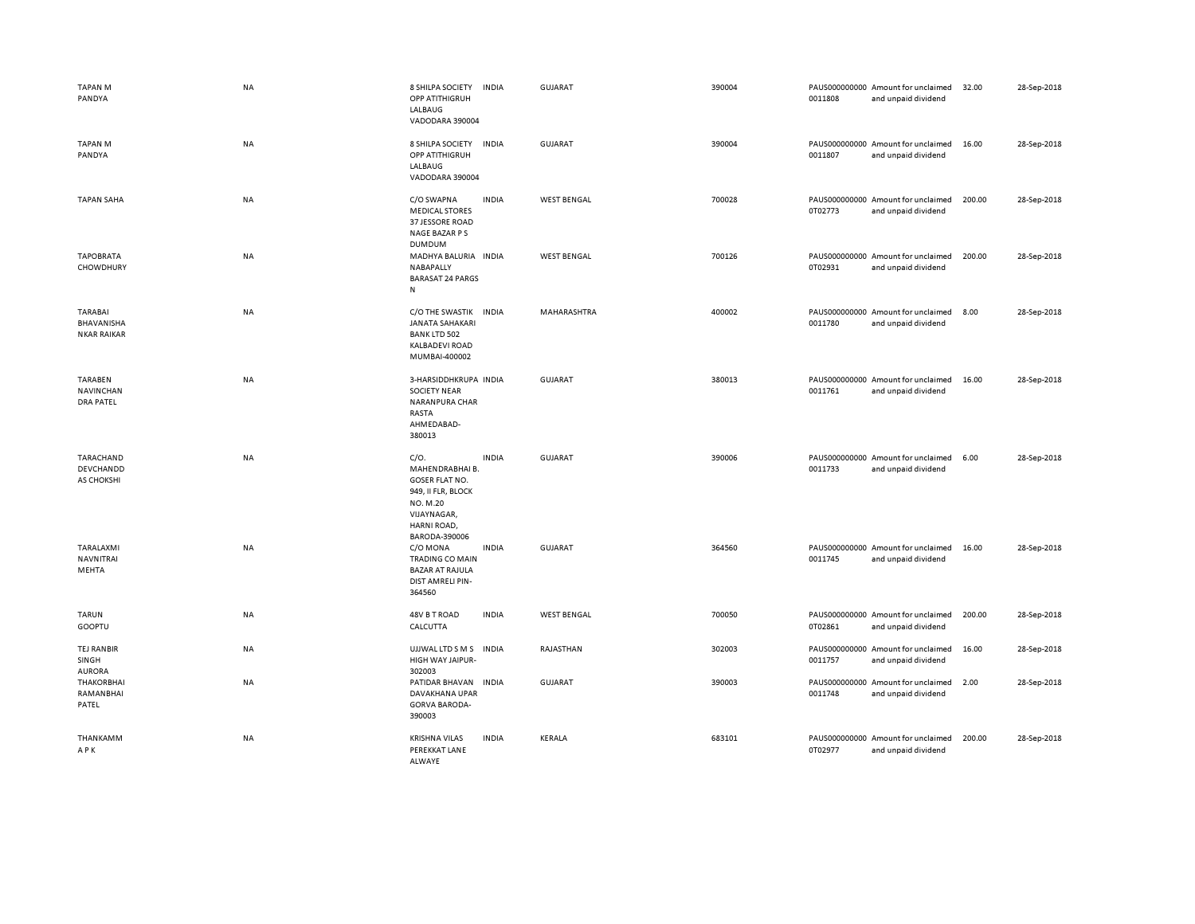| | | | | | | | | | |
|---|---|---|---|---|---|---|---|---|---|
| TAPAN M PANDYA | NA | 8 SHILPA SOCIETY OPP ATITHIGRUH LALBAUG VADODARA 390004 | INDIA | GUJARAT | 390004 | PAUS0000000000011808 | Amount for unclaimed and unpaid dividend | 32.00 | 28-Sep-2018 |
| TAPAN M PANDYA | NA | 8 SHILPA SOCIETY OPP ATITHIGRUH LALBAUG VADODARA 390004 | INDIA | GUJARAT | 390004 | PAUS0000000000011807 | Amount for unclaimed and unpaid dividend | 16.00 | 28-Sep-2018 |
| TAPAN SAHA | NA | C/O SWAPNA MEDICAL STORES 37 JESSORE ROAD NAGE BAZAR P S DUMDUM | INDIA | WEST BENGAL | 700028 | PAUS0000000000T02773 | Amount for unclaimed and unpaid dividend | 200.00 | 28-Sep-2018 |
| TAPOBRATA CHOWDHURY | NA | MADHYA BALURIA NABAPALLY BARASAT 24 PARGS N | INDIA | WEST BENGAL | 700126 | PAUS0000000000T02931 | Amount for unclaimed and unpaid dividend | 200.00 | 28-Sep-2018 |
| TARABAI BHAVANISHA NKAR RAIKAR | NA | C/O THE SWASTIK JANATA SAHAKARI BANK LTD 502 KALBADEVI ROAD MUMBAI-400002 | INDIA | MAHARASHTRA | 400002 | PAUS0000000000011780 | Amount for unclaimed and unpaid dividend | 8.00 | 28-Sep-2018 |
| TARABEN NAVINCHAN DRA PATEL | NA | 3-HARSIDDHKRUPA SOCIETY NEAR NARANPURA CHAR RASTA AHMEDABAD-380013 | INDIA | GUJARAT | 380013 | PAUS0000000000011761 | Amount for unclaimed and unpaid dividend | 16.00 | 28-Sep-2018 |
| TARACHAND DEVCHANDD AS CHOKSHI | NA | C/O. MAHENDRABHAI B. GOSER FLAT NO. 949, II FLR, BLOCK NO. M.20 VIJAYNAGAR, HARNI ROAD, BARODA-390006 | INDIA | GUJARAT | 390006 | PAUS0000000000011733 | Amount for unclaimed and unpaid dividend | 6.00 | 28-Sep-2018 |
| TARALAXMI NAVNITRAI MEHTA | NA | C/O MONA TRADING CO MAIN BAZAR AT RAJULA DIST AMRELI PIN-364560 | INDIA | GUJARAT | 364560 | PAUS0000000000011745 | Amount for unclaimed and unpaid dividend | 16.00 | 28-Sep-2018 |
| TARUN GOOPTU | NA | 48V B T ROAD CALCUTTA | INDIA | WEST BENGAL | 700050 | PAUS0000000000T02861 | Amount for unclaimed and unpaid dividend | 200.00 | 28-Sep-2018 |
| TEJ RANBIR SINGH AURORA | NA | UJJWAL LTD S M S HIGH WAY JAIPUR-302003 | INDIA | RAJASTHAN | 302003 | PAUS0000000000011757 | Amount for unclaimed and unpaid dividend | 16.00 | 28-Sep-2018 |
| THAKORBHAI RAMANBHAI PATEL | NA | PATIDAR BHAVAN DAVAKHANA UPAR GORVA BARODA-390003 | INDIA | GUJARAT | 390003 | PAUS0000000000011748 | Amount for unclaimed and unpaid dividend | 2.00 | 28-Sep-2018 |
| THANKAMM A P K | NA | KRISHNA VILAS PEREKKAT LANE ALWAYE | INDIA | KERALA | 683101 | PAUS0000000000T02977 | Amount for unclaimed and unpaid dividend | 200.00 | 28-Sep-2018 |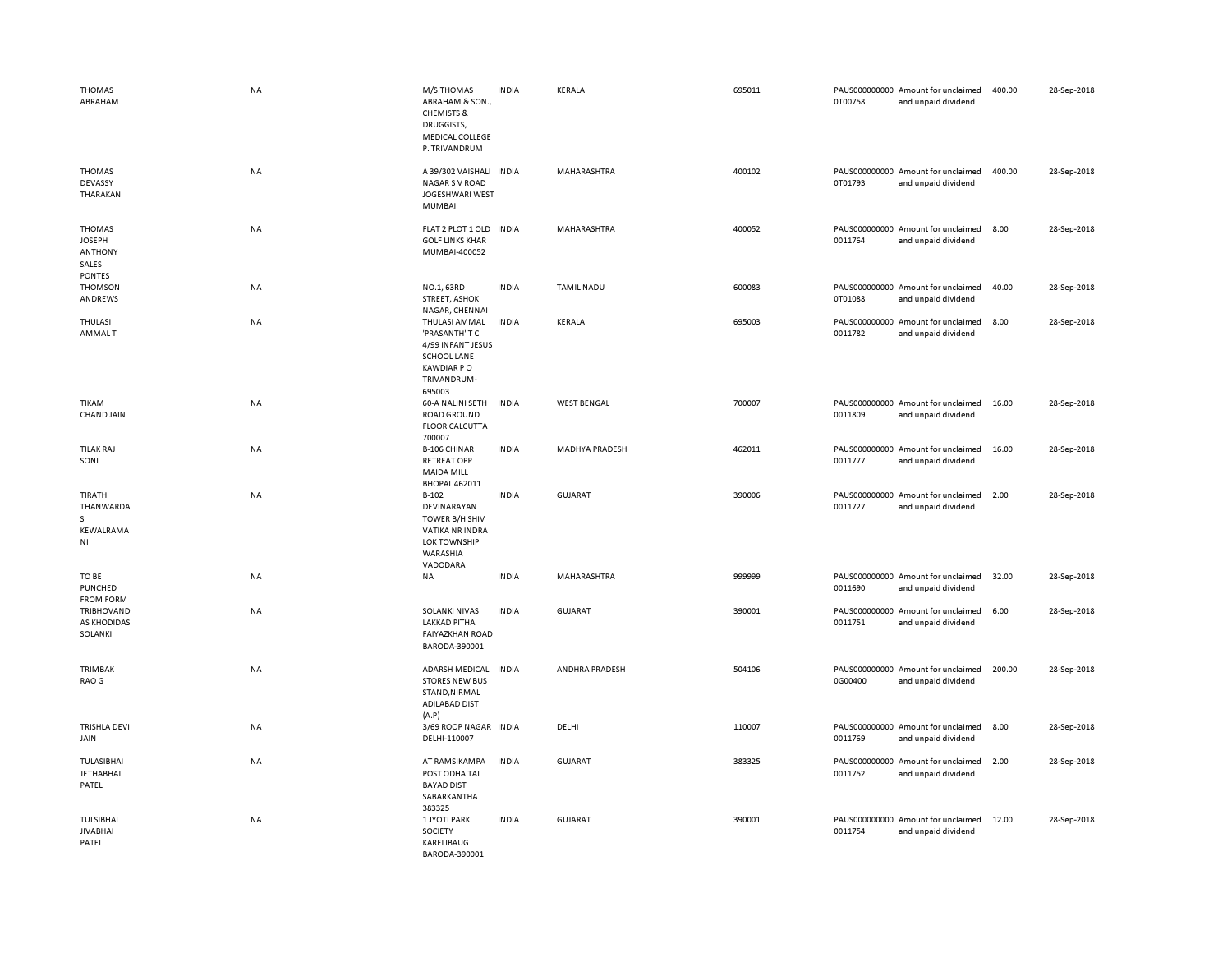| | | | | | | | | | |
|---|---|---|---|---|---|---|---|---|---|
| THOMAS ABRAHAM | NA | M/S.THOMAS ABRAHAM & SON., CHEMISTS & DRUGGISTS, MEDICAL COLLEGE P. TRIVANDRUM | INDIA | KERALA | 695011 | PAUS0000000000T00758 | Amount for unclaimed and unpaid dividend | 400.00 | 28-Sep-2018 |
| THOMAS DEVASSY THARAKAN | NA | A 39/302 VAISHALI NAGAR S V ROAD JOGESHWARI WEST MUMBAI | INDIA | MAHARASHTRA | 400102 | PAUS0000000000T01793 | Amount for unclaimed and unpaid dividend | 400.00 | 28-Sep-2018 |
| THOMAS JOSEPH ANTHONY SALES PONTES | NA | FLAT 2 PLOT 1 OLD GOLF LINKS KHAR MUMBAI-400052 | INDIA | MAHARASHTRA | 400052 | PAUS00000000000011764 | Amount for unclaimed and unpaid dividend | 8.00 | 28-Sep-2018 |
| THOMSON ANDREWS | NA | NO.1, 63RD STREET, ASHOK NAGAR, CHENNAI | INDIA | TAMIL NADU | 600083 | PAUS0000000000T01088 | Amount for unclaimed and unpaid dividend | 40.00 | 28-Sep-2018 |
| THULASI AMMAL T | NA | THULASI AMMAL 'PRASANTH' T C 4/99 INFANT JESUS SCHOOL LANE KAWDIAR P O TRIVANDRUM-695003 | INDIA | KERALA | 695003 | PAUS00000000000011782 | Amount for unclaimed and unpaid dividend | 8.00 | 28-Sep-2018 |
| TIKAM CHAND JAIN | NA | 60-A NALINI SETH ROAD GROUND FLOOR CALCUTTA 700007 | INDIA | WEST BENGAL | 700007 | PAUS00000000000011809 | Amount for unclaimed and unpaid dividend | 16.00 | 28-Sep-2018 |
| TILAK RAJ SONI | NA | B-106 CHINAR RETREAT OPP MAIDA MILL BHOPAL 462011 | INDIA | MADHYA PRADESH | 462011 | PAUS00000000000011777 | Amount for unclaimed and unpaid dividend | 16.00 | 28-Sep-2018 |
| TIRATH THANWARDAS KEWALRAMANI | NA | B-102 DEVINARAYAN TOWER B/H SHIV VATIKA NR INDRA LOK TOWNSHIP WARASHIA VADODARA | INDIA | GUJARAT | 390006 | PAUS00000000000011727 | Amount for unclaimed and unpaid dividend | 2.00 | 28-Sep-2018 |
| TO BE PUNCHED FROM FORM | NA | NA | INDIA | MAHARASHTRA | 999999 | PAUS00000000000011690 | Amount for unclaimed and unpaid dividend | 32.00 | 28-Sep-2018 |
| TRIBHOVANDAS KHODIDAS SOLANKI | NA | SOLANKI NIVAS LAKKAD PITHA FAIYAZKHAN ROAD BARODA-390001 | INDIA | GUJARAT | 390001 | PAUS00000000000011751 | Amount for unclaimed and unpaid dividend | 6.00 | 28-Sep-2018 |
| TRIMBAK RAO G | NA | ADARSH MEDICAL STORES NEW BUS STAND,NIRMAL ADILABAD DIST (A.P) | INDIA | ANDHRA PRADESH | 504106 | PAUS0000000000G00400 | Amount for unclaimed and unpaid dividend | 200.00 | 28-Sep-2018 |
| TRISHLA DEVI JAIN | NA | 3/69 ROOP NAGAR DELHI-110007 | INDIA | DELHI | 110007 | PAUS00000000000011769 | Amount for unclaimed and unpaid dividend | 8.00 | 28-Sep-2018 |
| TULASIBHAI JETHABHAI PATEL | NA | AT RAMSIKAMPA POST ODHA TAL BAYAD DIST SABARKANTHA 383325 | INDIA | GUJARAT | 383325 | PAUS00000000000011752 | Amount for unclaimed and unpaid dividend | 2.00 | 28-Sep-2018 |
| TULSIBHAI JIVABHAI PATEL | NA | 1 JYOTI PARK SOCIETY KARELIBAUG BARODA-390001 | INDIA | GUJARAT | 390001 | PAUS00000000000011754 | Amount for unclaimed and unpaid dividend | 12.00 | 28-Sep-2018 |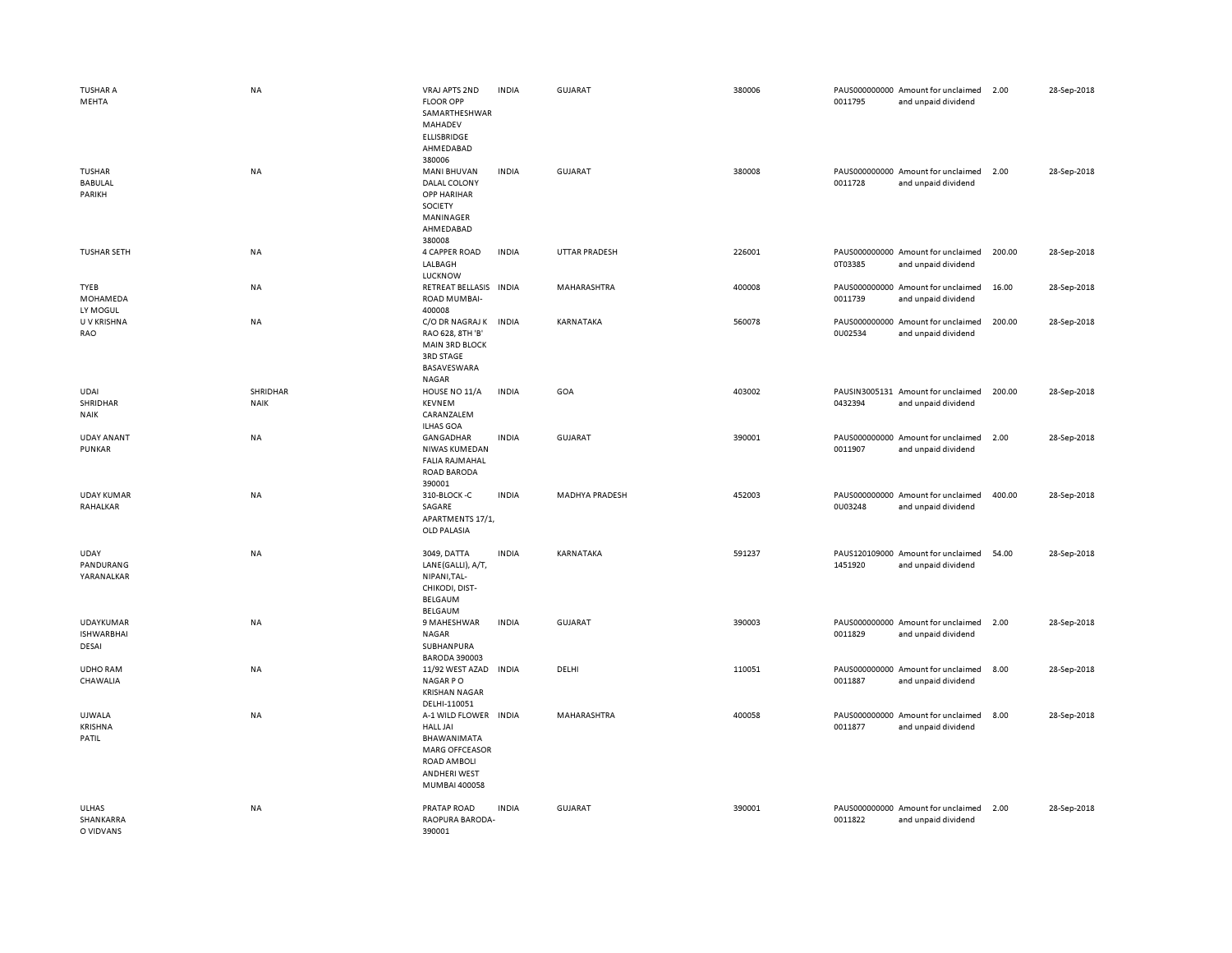| | | | | | | | | | |
|---|---|---|---|---|---|---|---|---|---|
| TUSHAR A MEHTA | NA | VRAJ APTS 2ND FLOOR OPP SAMARTHESHWAR MAHADEV ELLISBRIDGE AHMEDABAD 380006 | INDIA | GUJARAT | 380006 | PAUS0000000000011795 | Amount for unclaimed and unpaid dividend | 2.00 | 28-Sep-2018 |
| TUSHAR BABULAL PARIKH | NA | MANI BHUVAN DALAL COLONY OPP HARIHAR SOCIETY MANINAGER AHMEDABAD 380008 | INDIA | GUJARAT | 380008 | PAUS0000000000011728 | Amount for unclaimed and unpaid dividend | 2.00 | 28-Sep-2018 |
| TUSHAR SETH | NA | 4 CAPPER ROAD LALBAGH LUCKNOW | INDIA | UTTAR PRADESH | 226001 | PAUS0000000000T03385 | Amount for unclaimed and unpaid dividend | 200.00 | 28-Sep-2018 |
| TYEB MOHAMEDA LY MOGUL | NA | RETREAT BELLASIS ROAD MUMBAI-400008 | INDIA | MAHARASHTRA | 400008 | PAUS0000000000011739 | Amount for unclaimed and unpaid dividend | 16.00 | 28-Sep-2018 |
| U V KRISHNA RAO | NA | C/O DR NAGRAJ K RAO 628, 8TH 'B' MAIN 3RD BLOCK 3RD STAGE BASAVESWARA NAGAR | INDIA | KARNATAKA | 560078 | PAUS0000000000U02534 | Amount for unclaimed and unpaid dividend | 200.00 | 28-Sep-2018 |
| UDAI SHRIDHAR NAIK | SHRIDHAR NAIK | HOUSE NO 11/A KEVNEM CARANZALEM ILHAS GOA | INDIA | GOA | 403002 | PAUSIN30051310432394 | Amount for unclaimed and unpaid dividend | 200.00 | 28-Sep-2018 |
| UDAY ANANT PUNKAR | NA | GANGADHAR NIWAS KUMEDAN FALIA RAJMAHAL ROAD BARODA 390001 | INDIA | GUJARAT | 390001 | PAUS0000000000011907 | Amount for unclaimed and unpaid dividend | 2.00 | 28-Sep-2018 |
| UDAY KUMAR RAHALKAR | NA | 310-BLOCK -C SAGARE APARTMENTS 17/1, OLD PALASIA | INDIA | MADHYA PRADESH | 452003 | PAUS0000000000U03248 | Amount for unclaimed and unpaid dividend | 400.00 | 28-Sep-2018 |
| UDAY PANDURANG YARANALKAR | NA | 3049, DATTA LANE(GALLI), A/T, NIPANI,TAL-CHIKODI, DIST-BELGAUM BELGAUM | INDIA | KARNATAKA | 591237 | PAUS1201090001451920 | Amount for unclaimed and unpaid dividend | 54.00 | 28-Sep-2018 |
| UDAYKUMAR ISHWARBHAI DESAI | NA | 9 MAHESHWAR NAGAR SUBHANPURA BARODA 390003 | INDIA | GUJARAT | 390003 | PAUS0000000000011829 | Amount for unclaimed and unpaid dividend | 2.00 | 28-Sep-2018 |
| UDHO RAM CHAWALIA | NA | 11/92 WEST AZAD NAGAR P O KRISHAN NAGAR DELHI-110051 | INDIA | DELHI | 110051 | PAUS0000000000011887 | Amount for unclaimed and unpaid dividend | 8.00 | 28-Sep-2018 |
| UJWALA KRISHNA PATIL | NA | A-1 WILD FLOWER HALL JAI BHAWANIMATA MARG OFFCEASOR ROAD AMBOLI ANDHERI WEST MUMBAI 400058 | INDIA | MAHARASHTRA | 400058 | PAUS0000000000011877 | Amount for unclaimed and unpaid dividend | 8.00 | 28-Sep-2018 |
| ULHAS SHANKARRA O VIDVANS | NA | PRATAP ROAD RAOPURA BARODA-390001 | INDIA | GUJARAT | 390001 | PAUS0000000000011822 | Amount for unclaimed and unpaid dividend | 2.00 | 28-Sep-2018 |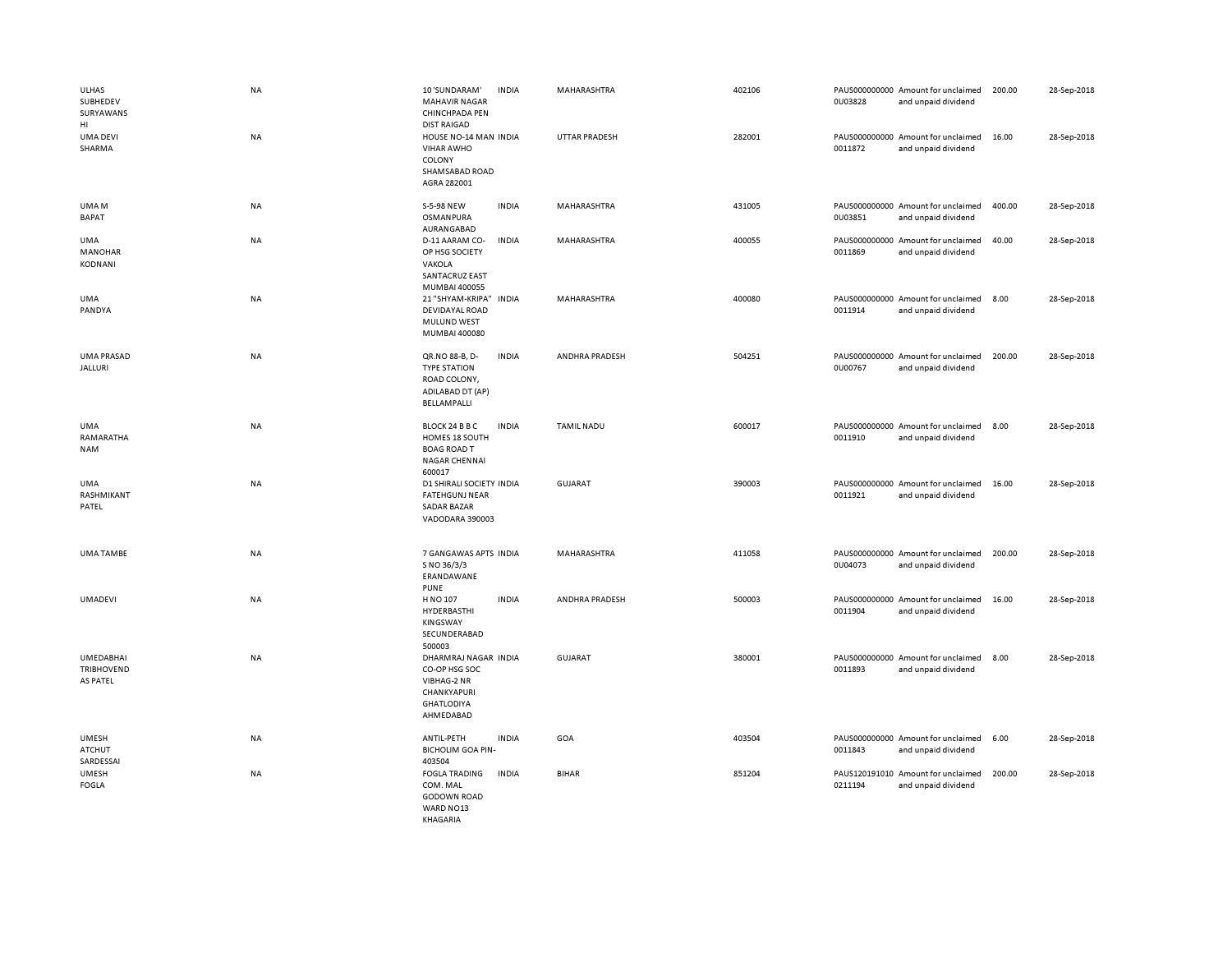| | | | | | | | | | |
|---|---|---|---|---|---|---|---|---|---|
| ULHAS SUBHEDEV SURYAWANSHI | NA | 10 'SUNDARAM' MAHAVIR NAGAR CHINCHPADA PEN DIST RAIGAD | INDIA | MAHARASHTRA | 402106 | PAUS0000000000U03828 | Amount for unclaimed and unpaid dividend | 200.00 | 28-Sep-2018 |
| UMA DEVI SHARMA | NA | HOUSE NO-14 MAN VIHAR AWHO COLONY SHAMSABAD ROAD AGRA 282001 | INDIA | UTTAR PRADESH | 282001 | PAUS0000000000011872 | Amount for unclaimed and unpaid dividend | 16.00 | 28-Sep-2018 |
| UMA M BAPAT | NA | S-5-98 NEW OSMANPURA AURANGABAD | INDIA | MAHARASHTRA | 431005 | PAUS0000000000U03851 | Amount for unclaimed and unpaid dividend | 400.00 | 28-Sep-2018 |
| UMA MANOHAR KODNANI | NA | D-11 AARAM CO-OP HSG SOCIETY VAKOLA SANTACRUZ EAST MUMBAI 400055 | INDIA | MAHARASHTRA | 400055 | PAUS0000000000011869 | Amount for unclaimed and unpaid dividend | 40.00 | 28-Sep-2018 |
| UMA PANDYA | NA | 21 "SHYAM-KRIPA" DEVIDAYAL ROAD MULUND WEST MUMBAI 400080 | INDIA | MAHARASHTRA | 400080 | PAUS0000000000011914 | Amount for unclaimed and unpaid dividend | 8.00 | 28-Sep-2018 |
| UMA PRASAD JALLURI | NA | QR.NO 88-B, D-TYPE STATION ROAD COLONY, ADILABAD DT (AP) BELLAMPALLI | INDIA | ANDHRA PRADESH | 504251 | PAUS0000000000U00767 | Amount for unclaimed and unpaid dividend | 200.00 | 28-Sep-2018 |
| UMA RAMARATHANAM | NA | BLOCK 24 B B C HOMES 18 SOUTH BOAG ROAD T NAGAR CHENNAI 600017 | INDIA | TAMIL NADU | 600017 | PAUS0000000000011910 | Amount for unclaimed and unpaid dividend | 8.00 | 28-Sep-2018 |
| UMA RASHMIKANT PATEL | NA | D1 SHIRALI SOCIETY FATEHGUNJ NEAR SADAR BAZAR VADODARA 390003 | INDIA | GUJARAT | 390003 | PAUS0000000000011921 | Amount for unclaimed and unpaid dividend | 16.00 | 28-Sep-2018 |
| UMA TAMBE | NA | 7 GANGAWAS APTS S NO 36/3/3 ERANDAWANE PUNE | INDIA | MAHARASHTRA | 411058 | PAUS0000000000U04073 | Amount for unclaimed and unpaid dividend | 200.00 | 28-Sep-2018 |
| UMADEVI | NA | H NO 107 HYDERBASTHI KINGSWAY SECUNDERABAD 500003 | INDIA | ANDHRA PRADESH | 500003 | PAUS0000000000011904 | Amount for unclaimed and unpaid dividend | 16.00 | 28-Sep-2018 |
| UMEDABHAI TRIBHOVENDAS PATEL | NA | DHARMRAJ NAGAR CO-OP HSG SOC VIBHAG-2 NR CHANKYAPURI GHATLODIYA AHMEDABAD | INDIA | GUJARAT | 380001 | PAUS0000000000011893 | Amount for unclaimed and unpaid dividend | 8.00 | 28-Sep-2018 |
| UMESH ATCHUT SARDESSAI | NA | ANTIL-PETH BICHOLIM GOA PIN-403504 | INDIA | GOA | 403504 | PAUS0000000000011843 | Amount for unclaimed and unpaid dividend | 6.00 | 28-Sep-2018 |
| UMESH FOGLA | NA | FOGLA TRADING COM. MAL GODOWN ROAD WARD NO13 KHAGARIA | INDIA | BIHAR | 851204 | PAUS1201910100211194 | Amount for unclaimed and unpaid dividend | 200.00 | 28-Sep-2018 |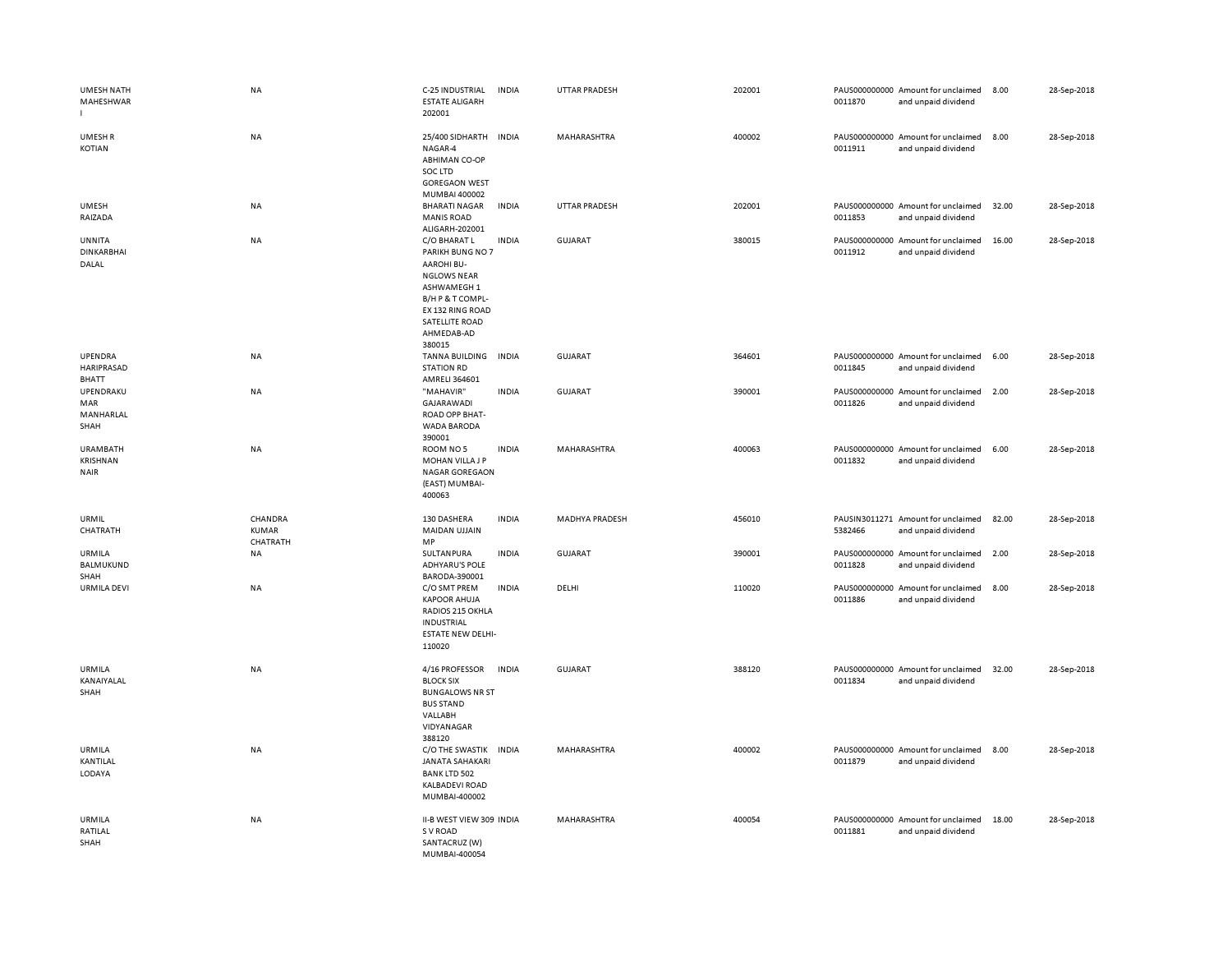| | | | | | | | | | | |
|---|---|---|---|---|---|---|---|---|---|---|
| UMESH NATH MAHESHWARI | NA | C-25 INDUSTRIAL ESTATE ALIGARH 202001 | INDIA | UTTAR PRADESH | 202001 | | PAUS0000000000011870 | Amount for unclaimed and unpaid dividend | 8.00 | 28-Sep-2018 |
| UMESH R KOTIAN | NA | 25/400 SIDHARTH NAGAR-4 ABHIMAN CO-OP SOC LTD GOREGAON WEST MUMBAI 400002 | INDIA | MAHARASHTRA | 400002 | | PAUS0000000000011911 | Amount for unclaimed and unpaid dividend | 8.00 | 28-Sep-2018 |
| UMESH RAIZADA | NA | BHARATI NAGAR MANIS ROAD ALIGARH-202001 | INDIA | UTTAR PRADESH | 202001 | | PAUS0000000000011853 | Amount for unclaimed and unpaid dividend | 32.00 | 28-Sep-2018 |
| UNNITA DINKARBHAI DALAL | NA | C/O BHARAT L PARIKH BUNG NO 7 AAROHI BU-NGLOWS NEAR ASHWAMEGH 1 B/H P & T COMPL-EX 132 RING ROAD SATELLITE ROAD AHMEDAB-AD 380015 | INDIA | GUJARAT | 380015 | | PAUS0000000000011912 | Amount for unclaimed and unpaid dividend | 16.00 | 28-Sep-2018 |
| UPENDRA HARIPRASAD BHATT | NA | TANNA BUILDING STATION RD AMRELI 364601 | INDIA | GUJARAT | 364601 | | PAUS0000000000011845 | Amount for unclaimed and unpaid dividend | 6.00 | 28-Sep-2018 |
| UPENDRAKUMAR MANHARLAL SHAH | NA | "MAHAVIR" GAJARAWADI ROAD OPP BHAT-WADA BARODA 390001 | INDIA | GUJARAT | 390001 | | PAUS0000000000011826 | Amount for unclaimed and unpaid dividend | 2.00 | 28-Sep-2018 |
| URAMBATH KRISHNAN NAIR | NA | ROOM NO 5 MOHAN VILLA J P NAGAR GOREGAON (EAST) MUMBAI-400063 | INDIA | MAHARASHTRA | 400063 | | PAUS0000000000011832 | Amount for unclaimed and unpaid dividend | 6.00 | 28-Sep-2018 |
| URMIL CHATRATH | CHANDRA KUMAR CHATRATH | 130 DASHERA MAIDAN UJJAIN MP | INDIA | MADHYA PRADESH | 456010 | | PAUSIN30112715382466 | Amount for unclaimed and unpaid dividend | 82.00 | 28-Sep-2018 |
| URMILA BALMUKUND SHAH | NA | SULTANPURA ADHYARU'S POLE BARODA-390001 | INDIA | GUJARAT | 390001 | | PAUS0000000000011828 | Amount for unclaimed and unpaid dividend | 2.00 | 28-Sep-2018 |
| URMILA DEVI | NA | C/O SMT PREM KAPOOR AHUJA RADIOS 215 OKHLA INDUSTRIAL ESTATE NEW DELHI-110020 | INDIA | DELHI | 110020 | | PAUS0000000000011886 | Amount for unclaimed and unpaid dividend | 8.00 | 28-Sep-2018 |
| URMILA KANAIYALAL SHAH | NA | 4/16 PROFESSOR BLOCK SIX BUNGALOWS NR ST BUS STAND VALLABH VIDYANAGAR 388120 | INDIA | GUJARAT | 388120 | | PAUS0000000000011834 | Amount for unclaimed and unpaid dividend | 32.00 | 28-Sep-2018 |
| URMILA KANTILAL LODAYA | NA | C/O THE SWASTIK JANATA SAHAKARI BANK LTD 502 KALBADEVI ROAD MUMBAI-400002 | INDIA | MAHARASHTRA | 400002 | | PAUS0000000000011879 | Amount for unclaimed and unpaid dividend | 8.00 | 28-Sep-2018 |
| URMILA RATILAL SHAH | NA | II-B WEST VIEW 309 S V ROAD SANTACRUZ (W) MUMBAI-400054 | INDIA | MAHARASHTRA | 400054 | | PAUS0000000000011881 | Amount for unclaimed and unpaid dividend | 18.00 | 28-Sep-2018 |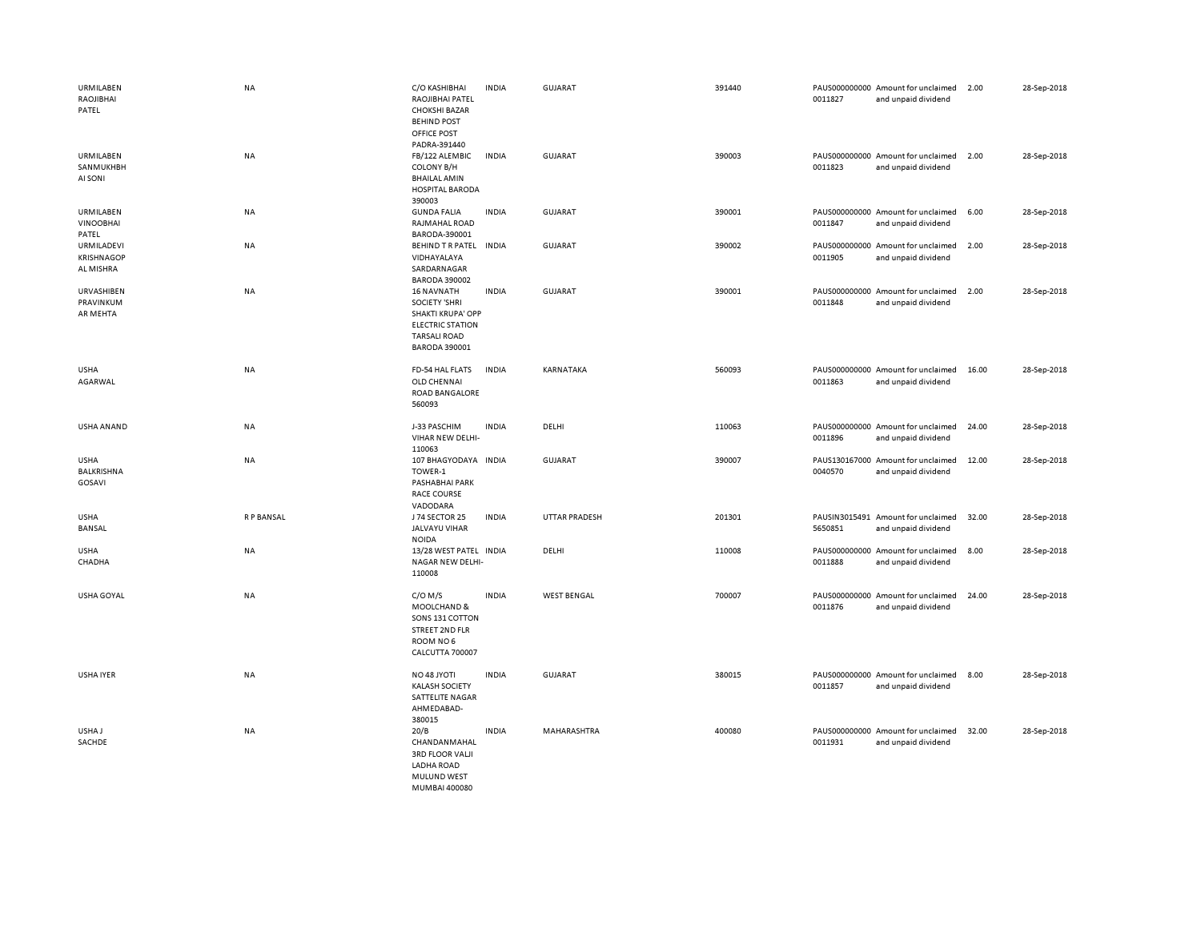| | | | | | | | | | |
|---|---|---|---|---|---|---|---|---|---|
| URMILABEN RAOJIBHAI PATEL | NA | C/O KASHIBHAI RAOJIBHAI PATEL CHOKSHI BAZAR BEHIND POST OFFICE POST PADRA-391440 | INDIA | GUJARAT | 391440 | PAUS0000000000011827 | Amount for unclaimed and unpaid dividend | 2.00 | 28-Sep-2018 |
| URMILABEN SANMUKHBHAI SONI | NA | FB/122 ALEMBIC COLONY B/H BHAILAL AMIN HOSPITAL BARODA 390003 | INDIA | GUJARAT | 390003 | PAUS0000000000011823 | Amount for unclaimed and unpaid dividend | 2.00 | 28-Sep-2018 |
| URMILABEN VINOOBHAI PATEL | NA | GUNDA FALIA RAJMAHAL ROAD BARODA-390001 | INDIA | GUJARAT | 390001 | PAUS0000000000011847 | Amount for unclaimed and unpaid dividend | 6.00 | 28-Sep-2018 |
| URMILADEVI KRISHNAGOPAL MISHRA | NA | BEHIND T R PATEL VIDHAYALAYA SARDARNAGAR BARODA 390002 | INDIA | GUJARAT | 390002 | PAUS0000000000011905 | Amount for unclaimed and unpaid dividend | 2.00 | 28-Sep-2018 |
| URVASHIBEN PRAVINKUMAR MEHTA | NA | 16 NAVNATH SOCIETY 'SHRI SHAKTI KRUPA' OPP ELECTRIC STATION TARSALI ROAD BARODA 390001 | INDIA | GUJARAT | 390001 | PAUS0000000000011848 | Amount for unclaimed and unpaid dividend | 2.00 | 28-Sep-2018 |
| USHA AGARWAL | NA | FD-54 HAL FLATS OLD CHENNAI ROAD BANGALORE 560093 | INDIA | KARNATAKA | 560093 | PAUS0000000000011863 | Amount for unclaimed and unpaid dividend | 16.00 | 28-Sep-2018 |
| USHA ANAND | NA | J-33 PASCHIM VIHAR NEW DELHI-110063 | INDIA | DELHI | 110063 | PAUS0000000000011896 | Amount for unclaimed and unpaid dividend | 24.00 | 28-Sep-2018 |
| USHA BALKRISHNA GOSAVI | NA | 107 BHAGYODAYA TOWER-1 PASHABHAI PARK RACE COURSE VADODARA | INDIA | GUJARAT | 390007 | PAUS1301670000040570 | Amount for unclaimed and unpaid dividend | 12.00 | 28-Sep-2018 |
| USHA BANSAL | R P BANSAL | J 74 SECTOR 25 JALVAYU VIHAR NOIDA | INDIA | UTTAR PRADESH | 201301 | PAUSIN30154915650851 | Amount for unclaimed and unpaid dividend | 32.00 | 28-Sep-2018 |
| USHA CHADHA | NA | 13/28 WEST PATEL NAGAR NEW DELHI-110008 | INDIA | DELHI | 110008 | PAUS0000000000011888 | Amount for unclaimed and unpaid dividend | 8.00 | 28-Sep-2018 |
| USHA GOYAL | NA | C/O M/S MOOLCHAND & SONS 131 COTTON STREET 2ND FLR ROOM NO 6 CALCUTTA 700007 | INDIA | WEST BENGAL | 700007 | PAUS0000000000011876 | Amount for unclaimed and unpaid dividend | 24.00 | 28-Sep-2018 |
| USHA IYER | NA | NO 48 JYOTI KALASH SOCIETY SATTELITE NAGAR AHMEDABAD-380015 | INDIA | GUJARAT | 380015 | PAUS0000000000011857 | Amount for unclaimed and unpaid dividend | 8.00 | 28-Sep-2018 |
| USHA J SACHDE | NA | 20/B CHANDANMAHAL 3RD FLOOR VALJI LADHA ROAD MULUND WEST MUMBAI 400080 | INDIA | MAHARASHTRA | 400080 | PAUS0000000000011931 | Amount for unclaimed and unpaid dividend | 32.00 | 28-Sep-2018 |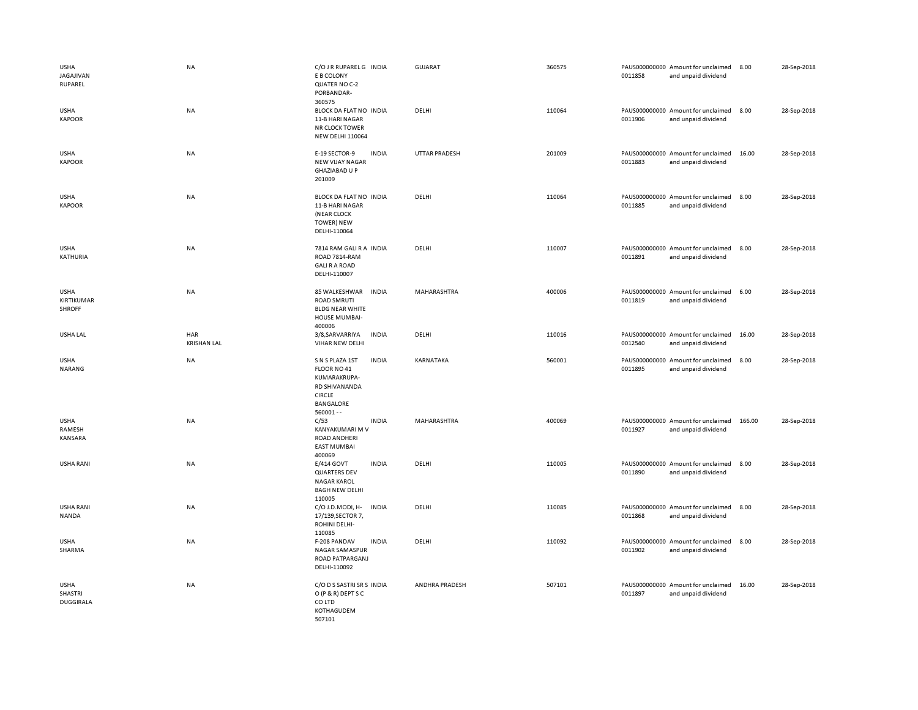| | | | | | | | | | |
|---|---|---|---|---|---|---|---|---|---|
| USHA JAGAJIVAN RUPAREL | NA | C/O J R RUPAREL G E B COLONY QUATER NO C-2 PORBANDAR-360575 | INDIA | GUJARAT | 360575 | PAUS0000000000 0011858 | Amount for unclaimed and unpaid dividend | 8.00 | 28-Sep-2018 |
| USHA KAPOOR | NA | BLOCK DA FLAT NO 11-B HARI NAGAR NR CLOCK TOWER NEW DELHI 110064 | INDIA | DELHI | 110064 | PAUS0000000000 0011906 | Amount for unclaimed and unpaid dividend | 8.00 | 28-Sep-2018 |
| USHA KAPOOR | NA | E-19 SECTOR-9 NEW VIJAY NAGAR GHAZIABAD U P 201009 | INDIA | UTTAR PRADESH | 201009 | PAUS0000000000 0011883 | Amount for unclaimed and unpaid dividend | 16.00 | 28-Sep-2018 |
| USHA KAPOOR | NA | BLOCK DA FLAT NO 11-B HARI NAGAR (NEAR CLOCK TOWER) NEW DELHI-110064 | INDIA | DELHI | 110064 | PAUS0000000000 0011885 | Amount for unclaimed and unpaid dividend | 8.00 | 28-Sep-2018 |
| USHA KATHURIA | NA | 7814 RAM GALI R A ROAD 7814-RAM GALI R A ROAD DELHI-110007 | INDIA | DELHI | 110007 | PAUS0000000000 0011891 | Amount for unclaimed and unpaid dividend | 8.00 | 28-Sep-2018 |
| USHA KIRTIKUMAR SHROFF | NA | 85 WALKESHWAR ROAD SMRUTI BLDG NEAR WHITE HOUSE MUMBAI-400006 | INDIA | MAHARASHTRA | 400006 | PAUS0000000000 0011819 | Amount for unclaimed and unpaid dividend | 6.00 | 28-Sep-2018 |
| USHA LAL | HAR KRISHAN LAL | 3/8,SARVARRIYA VIHAR NEW DELHI | INDIA | DELHI | 110016 | PAUS0000000000 0012540 | Amount for unclaimed and unpaid dividend | 16.00 | 28-Sep-2018 |
| USHA NARANG | NA | S N S PLAZA 1ST FLOOR NO 41 KUMARAKRUPA-RD SHIVANANDA CIRCLE BANGALORE 560001 - - | INDIA | KARNATAKA | 560001 | PAUS0000000000 0011895 | Amount for unclaimed and unpaid dividend | 8.00 | 28-Sep-2018 |
| USHA RAMESH KANSARA | NA | C/53 KANYAKUMARI M V ROAD ANDHERI EAST MUMBAI 400069 | INDIA | MAHARASHTRA | 400069 | PAUS0000000000 0011927 | Amount for unclaimed and unpaid dividend | 166.00 | 28-Sep-2018 |
| USHA RANI | NA | E/414 GOVT QUARTERS DEV NAGAR KAROL BAGH NEW DELHI 110005 | INDIA | DELHI | 110005 | PAUS0000000000 0011890 | Amount for unclaimed and unpaid dividend | 8.00 | 28-Sep-2018 |
| USHA RANI NANDA | NA | C/O J.D.MODI, H-17/139,SECTOR 7, ROHINI DELHI-110085 | INDIA | DELHI | 110085 | PAUS0000000000 0011868 | Amount for unclaimed and unpaid dividend | 8.00 | 28-Sep-2018 |
| USHA SHARMA | NA | F-208 PANDAV NAGAR SAMASPUR ROAD PATPARGANJ DELHI-110092 | INDIA | DELHI | 110092 | PAUS0000000000 0011902 | Amount for unclaimed and unpaid dividend | 8.00 | 28-Sep-2018 |
| USHA SHASTRI DUGGIRALA | NA | C/O D S SASTRI SR S O (P & R) DEPT S C CO LTD KOTHAGUDEM 507101 | INDIA | ANDHRA PRADESH | 507101 | PAUS0000000000 0011897 | Amount for unclaimed and unpaid dividend | 16.00 | 28-Sep-2018 |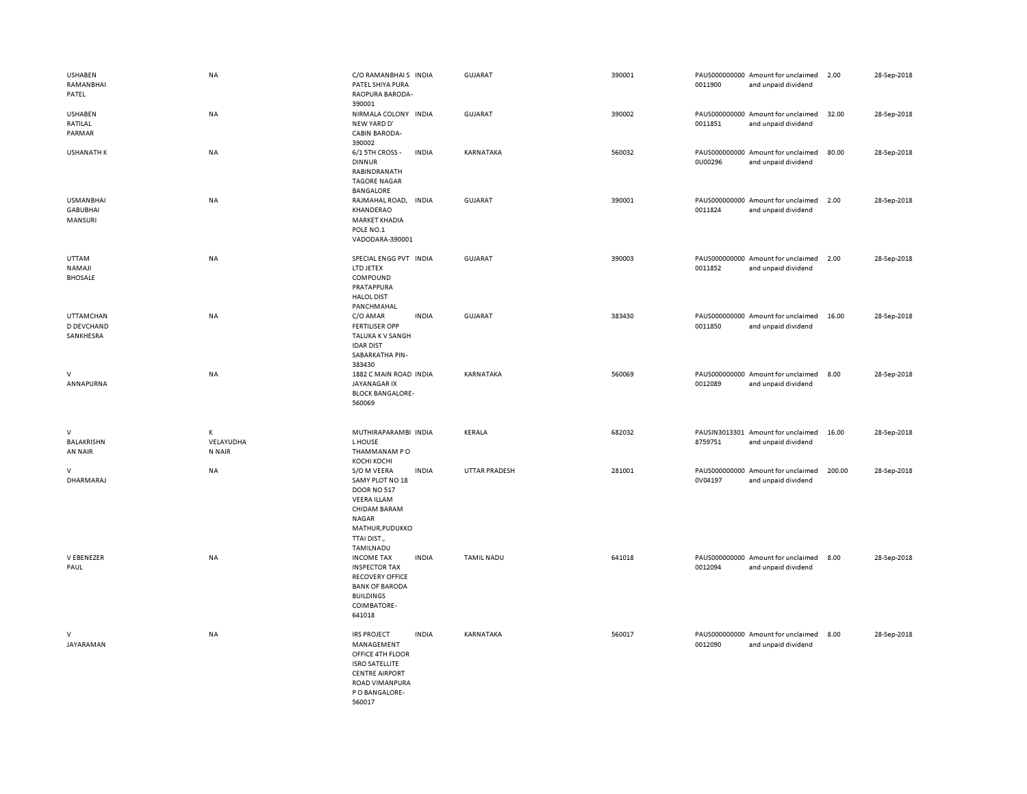| | | | | | | | | | |
|---|---|---|---|---|---|---|---|---|---|
| USHABEN RAMANBHAI PATEL | NA | C/O RAMANBHAI S PATEL SHIYA PURA RAOPURA BARODA-390001 | INDIA | GUJARAT | 390001 | PAUS0000000000011900 | Amount for unclaimed and unpaid dividend | 2.00 | 28-Sep-2018 |
| USHABEN RATILAL PARMAR | NA | NIRMALA COLONY NEW YARD D' CABIN BARODA-390002 | INDIA | GUJARAT | 390002 | PAUS0000000000011851 | Amount for unclaimed and unpaid dividend | 32.00 | 28-Sep-2018 |
| USHANATH K | NA | 6/1 5TH CROSS - DINNUR RABINDRANATH TAGORE NAGAR BANGALORE | INDIA | KARNATAKA | 560032 | PAUS0000000000U00296 | Amount for unclaimed and unpaid dividend | 80.00 | 28-Sep-2018 |
| USMANBHAI GABUBHAI MANSURI | NA | RAJMAHAL ROAD, KHANDERAO MARKET KHADIA POLE NO.1 VADODARA-390001 | INDIA | GUJARAT | 390001 | PAUS0000000000011824 | Amount for unclaimed and unpaid dividend | 2.00 | 28-Sep-2018 |
| UTTAM NAMAJI BHOSALE | NA | SPECIAL ENGG PVT LTD JETEX COMPOUND PRATAPPURA HALOL DIST PANCHMAHAL | INDIA | GUJARAT | 390003 | PAUS0000000000011852 | Amount for unclaimed and unpaid dividend | 2.00 | 28-Sep-2018 |
| UTTAMCHAN D DEVCHAND SANKHESRA | NA | C/O AMAR FERTILISER OPP TALUKA K V SANGH IDAR DIST SABARKATHA PIN-383430 | INDIA | GUJARAT | 383430 | PAUS0000000000011850 | Amount for unclaimed and unpaid dividend | 16.00 | 28-Sep-2018 |
| V ANNAPURNA | NA | 1882 C MAIN ROAD JAYANAGAR IX BLOCK BANGALORE-560069 | INDIA | KARNATAKA | 560069 | PAUS0000000000012089 | Amount for unclaimed and unpaid dividend | 8.00 | 28-Sep-2018 |
| V BALAKRISHN AN NAIR | K VELAYUDHA N NAIR | MUTHIRAPARAMBI L HOUSE THAMMANAM P O KOCHI KOCHI | INDIA | KERALA | 682032 | PAUSIN30133018759751 | Amount for unclaimed and unpaid dividend | 16.00 | 28-Sep-2018 |
| V DHARMARAJ | NA | S/O M VEERA SAMY PLOT NO 18 DOOR NO 517 VEERA ILLAM CHIDAM BARAM NAGAR MATHUR,PUDUKKO TTAI DIST., TAMILNADU | INDIA | UTTAR PRADESH | 281001 | PAUS00000000000V04197 | Amount for unclaimed and unpaid dividend | 200.00 | 28-Sep-2018 |
| V EBENEZER PAUL | NA | INCOME TAX INSPECTOR TAX RECOVERY OFFICE BANK OF BARODA BUILDINGS COIMBATORE-641018 | INDIA | TAMIL NADU | 641018 | PAUS0000000000012094 | Amount for unclaimed and unpaid dividend | 8.00 | 28-Sep-2018 |
| V JAYARAMAN | NA | IRS PROJECT MANAGEMENT OFFICE 4TH FLOOR ISRO SATELLITE CENTRE AIRPORT ROAD VIMANPURA P O BANGALORE-560017 | INDIA | KARNATAKA | 560017 | PAUS0000000000012090 | Amount for unclaimed and unpaid dividend | 8.00 | 28-Sep-2018 |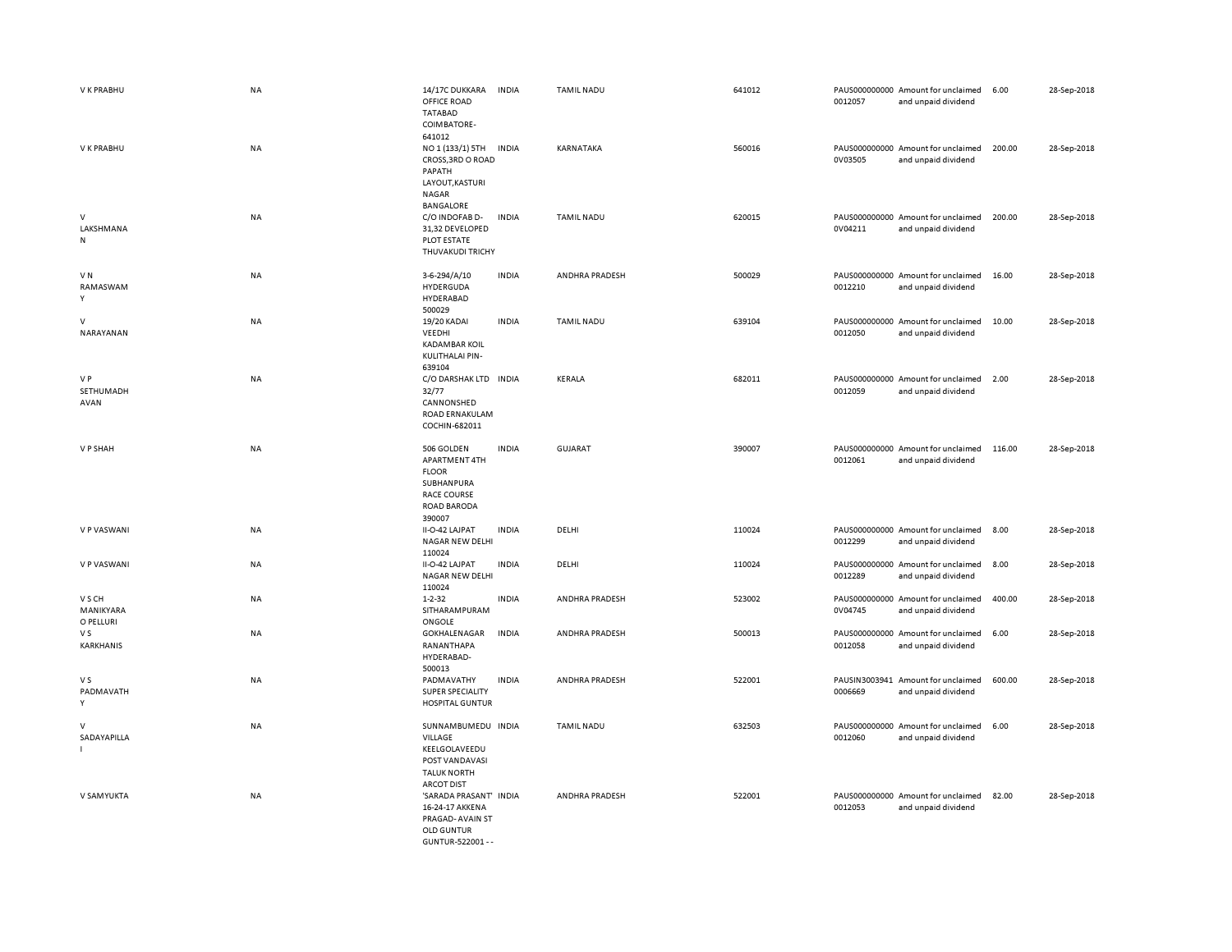| | | | | | | | | | |
|---|---|---|---|---|---|---|---|---|---|
| V K PRABHU | NA | 14/17C DUKKARA OFFICE ROAD TATABAD COIMBATORE-641012 | INDIA | TAMIL NADU | 641012 | PAUS0000000000012057 | Amount for unclaimed and unpaid dividend | 6.00 | 28-Sep-2018 |
| V K PRABHU | NA | NO 1 (133/1) 5TH CROSS,3RD O ROAD PAPATH LAYOUT,KASTURI NAGAR BANGALORE | INDIA | KARNATAKA | 560016 | PAUS0000000000V03505 | Amount for unclaimed and unpaid dividend | 200.00 | 28-Sep-2018 |
| V LAKSHMANAN | NA | C/O INDOFAB D-31,32 DEVELOPED PLOT ESTATE THUVAKUDI TRICHY | INDIA | TAMIL NADU | 620015 | PAUS0000000000V04211 | Amount for unclaimed and unpaid dividend | 200.00 | 28-Sep-2018 |
| V N RAMASWAMY | NA | 3-6-294/A/10 HYDERGUDA HYDERABAD 500029 | INDIA | ANDHRA PRADESH | 500029 | PAUS0000000000012210 | Amount for unclaimed and unpaid dividend | 16.00 | 28-Sep-2018 |
| V NARAYANAN | NA | 19/20 KADAI VEEDHI KADAMBAR KOIL KULITHALAI PIN-639104 | INDIA | TAMIL NADU | 639104 | PAUS0000000000012050 | Amount for unclaimed and unpaid dividend | 10.00 | 28-Sep-2018 |
| V P SETHUMADHAVAN | NA | C/O DARSHAK LTD 32/77 CANNONSHED ROAD ERNAKULAM COCHIN-682011 | INDIA | KERALA | 682011 | PAUS0000000000012059 | Amount for unclaimed and unpaid dividend | 2.00 | 28-Sep-2018 |
| V P SHAH | NA | 506 GOLDEN APARTMENT 4TH FLOOR SUBHANPURA RACE COURSE ROAD BARODA 390007 | INDIA | GUJARAT | 390007 | PAUS0000000000012061 | Amount for unclaimed and unpaid dividend | 116.00 | 28-Sep-2018 |
| V P VASWANI | NA | II-O-42 LAJPAT NAGAR NEW DELHI 110024 | INDIA | DELHI | 110024 | PAUS0000000000012299 | Amount for unclaimed and unpaid dividend | 8.00 | 28-Sep-2018 |
| V P VASWANI | NA | II-O-42 LAJPAT NAGAR NEW DELHI 110024 | INDIA | DELHI | 110024 | PAUS0000000000012289 | Amount for unclaimed and unpaid dividend | 8.00 | 28-Sep-2018 |
| V S CH MANIKYARAO PELLURI | NA | 1-2-32 SITHARAMPURAM ONGOLE | INDIA | ANDHRA PRADESH | 523002 | PAUS0000000000V04745 | Amount for unclaimed and unpaid dividend | 400.00 | 28-Sep-2018 |
| V S KARKHANIS | NA | GOKHALENAGAR RANANTHAPA HYDERABAD-500013 | INDIA | ANDHRA PRADESH | 500013 | PAUS0000000000012058 | Amount for unclaimed and unpaid dividend | 6.00 | 28-Sep-2018 |
| V S PADMAVATHY | NA | PADMAVATHY SUPER SPECIALITY HOSPITAL GUNTUR | INDIA | ANDHRA PRADESH | 522001 | PAUSIN30039410006669 | Amount for unclaimed and unpaid dividend | 600.00 | 28-Sep-2018 |
| V SADAYAPILLAI | NA | SUNNAMBUMEDU VILLAGE KEELGOLAVEEDU POST VANDAVASI TALUK NORTH ARCOT DIST | INDIA | TAMIL NADU | 632503 | PAUS0000000000012060 | Amount for unclaimed and unpaid dividend | 6.00 | 28-Sep-2018 |
| V SAMYUKTA | NA | 'SARADA PRASANT' 16-24-17 AKKENA PRAGAD- AVAIN ST OLD GUNTUR GUNTUR-522001 - - | INDIA | ANDHRA PRADESH | 522001 | PAUS0000000000012053 | Amount for unclaimed and unpaid dividend | 82.00 | 28-Sep-2018 |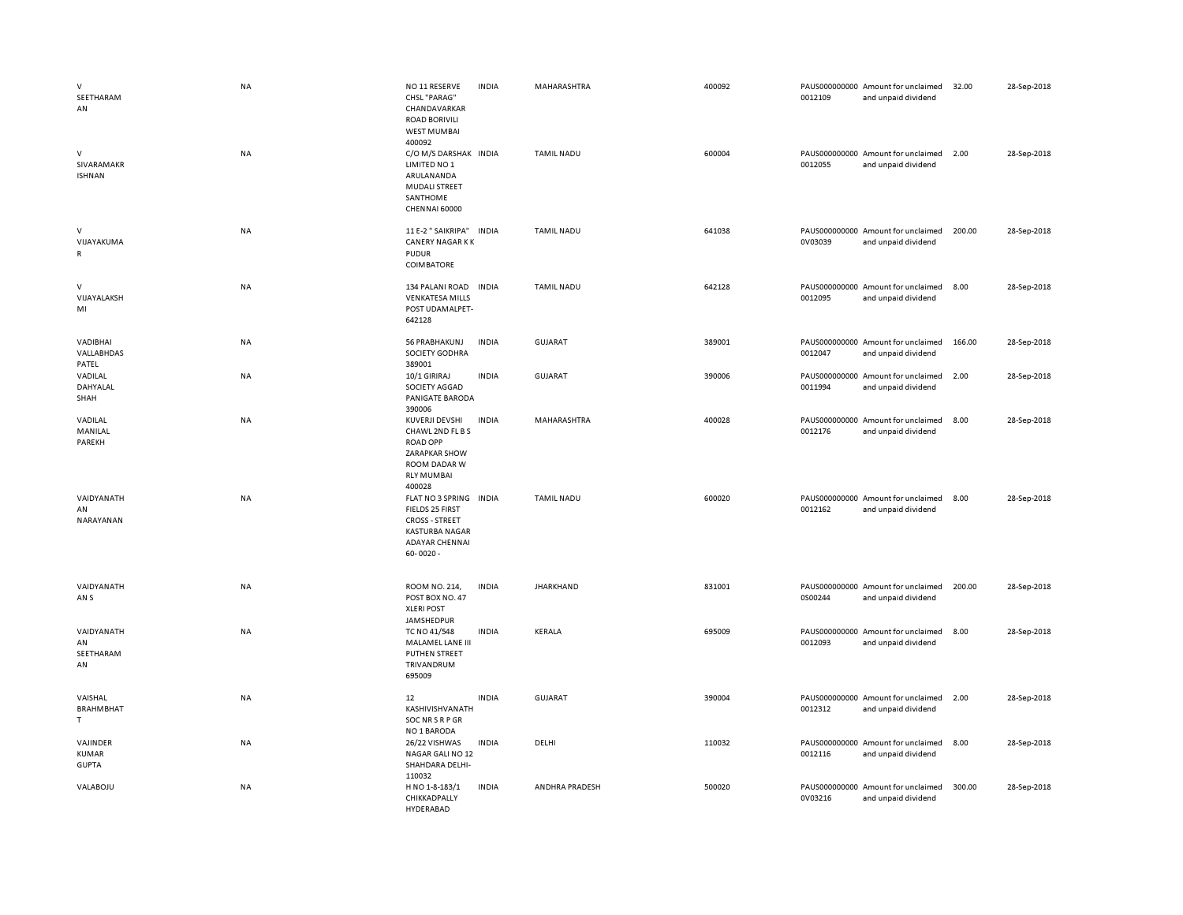| | | | | | | | | | |
|---|---|---|---|---|---|---|---|---|---|
| V SEETHARAMAN | NA | NO 11 RESERVE CHSL "PARAG" CHANDAVARKAR ROAD BORIVILI WEST MUMBAI 400092 | INDIA | MAHARASHTRA | 400092 | PAUS0000000000012109 | Amount for unclaimed and unpaid dividend | 32.00 | 28-Sep-2018 |
| V SIVARAMAKRISHNAN | NA | C/O M/S DARSHAK LIMITED NO 1 ARULANANDA MUDALI STREET SANTHOME CHENNAI 60000 | INDIA | TAMIL NADU | 600004 | PAUS0000000000012055 | Amount for unclaimed and unpaid dividend | 2.00 | 28-Sep-2018 |
| V VIJAYAKUMAR | NA | 11 E-2 " SAIKRIPA" CANERY NAGAR K K PUDUR COIMBATORE | INDIA | TAMIL NADU | 641038 | PAUS0000000000V03039 | Amount for unclaimed and unpaid dividend | 200.00 | 28-Sep-2018 |
| V VIJAYALAKSHMI | NA | 134 PALANI ROAD VENKATESA MILLS POST UDAMALPET-642128 | INDIA | TAMIL NADU | 642128 | PAUS0000000000012095 | Amount for unclaimed and unpaid dividend | 8.00 | 28-Sep-2018 |
| VADIBHAI VALLABHDAS PATEL | NA | 56 PRABHAKUNJ SOCIETY GODHRA 389001 | INDIA | GUJARAT | 389001 | PAUS0000000000012047 | Amount for unclaimed and unpaid dividend | 166.00 | 28-Sep-2018 |
| VADILAL DAHYALAL SHAH | NA | 10/1 GIRIRAJ SOCIETY AGGAD PANIGATE BARODA 390006 | INDIA | GUJARAT | 390006 | PAUS0000000000011994 | Amount for unclaimed and unpaid dividend | 2.00 | 28-Sep-2018 |
| VADILAL MANILAL PAREKH | NA | KUVERJI DEVSHI CHAWL 2ND FL B S ROAD OPP ZARAPKAR SHOW ROOM DADAR W RLY MUMBAI 400028 | INDIA | MAHARASHTRA | 400028 | PAUS0000000000012176 | Amount for unclaimed and unpaid dividend | 8.00 | 28-Sep-2018 |
| VAIDYANATHAN NARAYANAN | NA | FLAT NO 3 SPRING FIELDS 25 FIRST CROSS - STREET KASTURBA NAGAR ADAYAR CHENNAI 60- 0020 - | INDIA | TAMIL NADU | 600020 | PAUS0000000000012162 | Amount for unclaimed and unpaid dividend | 8.00 | 28-Sep-2018 |
| VAIDYANATHAN S | NA | ROOM NO. 214, POST BOX NO. 47 XLERI POST JAMSHEDPUR | INDIA | JHARKHAND | 831001 | PAUS00000000000S00244 | Amount for unclaimed and unpaid dividend | 200.00 | 28-Sep-2018 |
| VAIDYANATHAN SEETHARAMAN | NA | TC NO 41/548 MALAMEL LANE III PUTHEN STREET TRIVANDRUM 695009 | INDIA | KERALA | 695009 | PAUS0000000000012093 | Amount for unclaimed and unpaid dividend | 8.00 | 28-Sep-2018 |
| VAISHAL BRAHMBHATT | NA | 12 KASHIVISHVANATH SOC NR S R P GR NO 1 BARODA | INDIA | GUJARAT | 390004 | PAUS0000000000012312 | Amount for unclaimed and unpaid dividend | 2.00 | 28-Sep-2018 |
| VAJINDER KUMAR GUPTA | NA | 26/22 VISHWAS NAGAR GALI NO 12 SHAHDARA DELHI-110032 | INDIA | DELHI | 110032 | PAUS0000000000012116 | Amount for unclaimed and unpaid dividend | 8.00 | 28-Sep-2018 |
| VALABOJU | NA | H NO 1-8-183/1 CHIKKADPALLY HYDERABAD | INDIA | ANDHRA PRADESH | 500020 | PAUS0000000000V03216 | Amount for unclaimed and unpaid dividend | 300.00 | 28-Sep-2018 |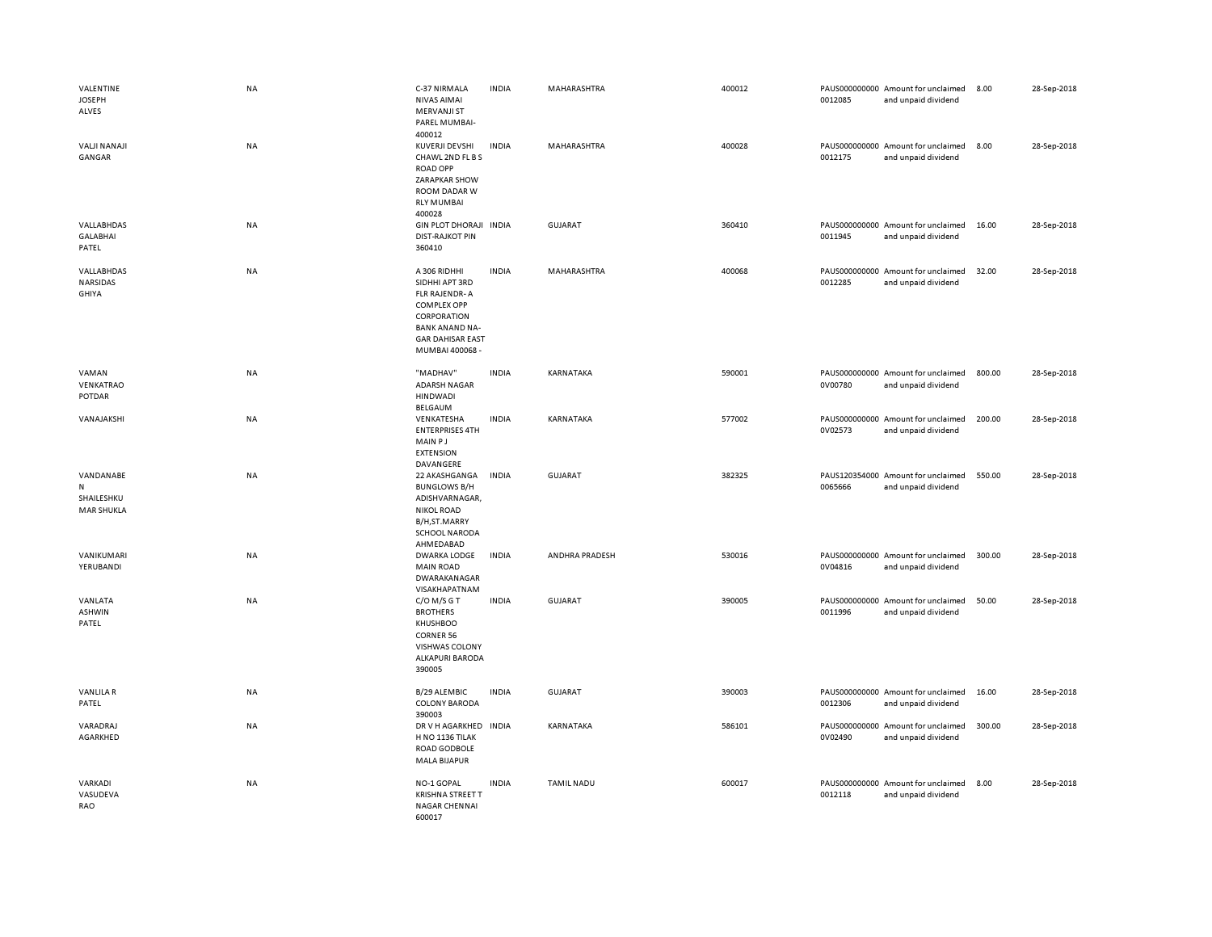| | | | | | | | | | |
|---|---|---|---|---|---|---|---|---|---|
| VALENTINE JOSEPH ALVES | NA | C-37 NIRMALA NIVAS AIMAI MERVANJI ST PAREL MUMBAI-400012 | INDIA | MAHARASHTRA | 400012 | PAUS0000000000012085 | Amount for unclaimed and unpaid dividend | 8.00 | 28-Sep-2018 |
| VALJI NANAJI GANGAR | NA | KUVERJI DEVSHI CHAWL 2ND FL B S ROAD OPP ZARAPKAR SHOW ROOM DADAR W RLY MUMBAI 400028 | INDIA | MAHARASHTRA | 400028 | PAUS0000000000012175 | Amount for unclaimed and unpaid dividend | 8.00 | 28-Sep-2018 |
| VALLABHDAS GALABHAI PATEL | NA | GIN PLOT DHORAJI DIST-RAJKOT PIN 360410 | INDIA | GUJARAT | 360410 | PAUS0000000000011945 | Amount for unclaimed and unpaid dividend | 16.00 | 28-Sep-2018 |
| VALLABHDAS NARSIDAS GHIYA | NA | A 306 RIDHHI SIDHHI APT 3RD FLR RAJENDR- A COMPLEX OPP CORPORATION BANK ANAND NA-GAR DAHISAR EAST MUMBAI 400068 - | INDIA | MAHARASHTRA | 400068 | PAUS0000000000012285 | Amount for unclaimed and unpaid dividend | 32.00 | 28-Sep-2018 |
| VAMAN VENKATRAO POTDAR | NA | "MADHAV" ADARSH NAGAR HINDWADI BELGAUM | INDIA | KARNATAKA | 590001 | PAUS0000000000V00780 | Amount for unclaimed and unpaid dividend | 800.00 | 28-Sep-2018 |
| VANAJAKSHI | NA | VENKATESHA ENTERPRISES 4TH MAIN P J EXTENSION DAVANGERE | INDIA | KARNATAKA | 577002 | PAUS0000000000V02573 | Amount for unclaimed and unpaid dividend | 200.00 | 28-Sep-2018 |
| VANDANABEN SHAILESHKUMAR SHUKLA | NA | 22 AKASHGANGA BUNGLOWS B/H ADISHVARNAGAR, NIKOL ROAD B/H,ST.MARRY SCHOOL NARODA AHMEDABAD | INDIA | GUJARAT | 382325 | PAUS1203540000065666 | Amount for unclaimed and unpaid dividend | 550.00 | 28-Sep-2018 |
| VANIKUMARI YERUBANDI | NA | DWARKA LODGE MAIN ROAD DWARAKANAGAR VISAKHAPATNAM | INDIA | ANDHRA PRADESH | 530016 | PAUS0000000000V04816 | Amount for unclaimed and unpaid dividend | 300.00 | 28-Sep-2018 |
| VANLATA ASHWIN PATEL | NA | C/O M/S G T BROTHERS KHUSHBOO CORNER 56 VISHWAS COLONY ALKAPURI BARODA 390005 | INDIA | GUJARAT | 390005 | PAUS0000000000011996 | Amount for unclaimed and unpaid dividend | 50.00 | 28-Sep-2018 |
| VANLILA R PATEL | NA | B/29 ALEMBIC COLONY BARODA 390003 | INDIA | GUJARAT | 390003 | PAUS0000000000012306 | Amount for unclaimed and unpaid dividend | 16.00 | 28-Sep-2018 |
| VARADRAJ AGARKHED | NA | DR V H AGARKHED H NO 1136 TILAK ROAD GODBOLE MALA BIJAPUR | INDIA | KARNATAKA | 586101 | PAUS0000000000V02490 | Amount for unclaimed and unpaid dividend | 300.00 | 28-Sep-2018 |
| VARKADI VASUDEVA RAO | NA | NO-1 GOPAL KRISHNA STREET T NAGAR CHENNAI 600017 | INDIA | TAMIL NADU | 600017 | PAUS0000000000012118 | Amount for unclaimed and unpaid dividend | 8.00 | 28-Sep-2018 |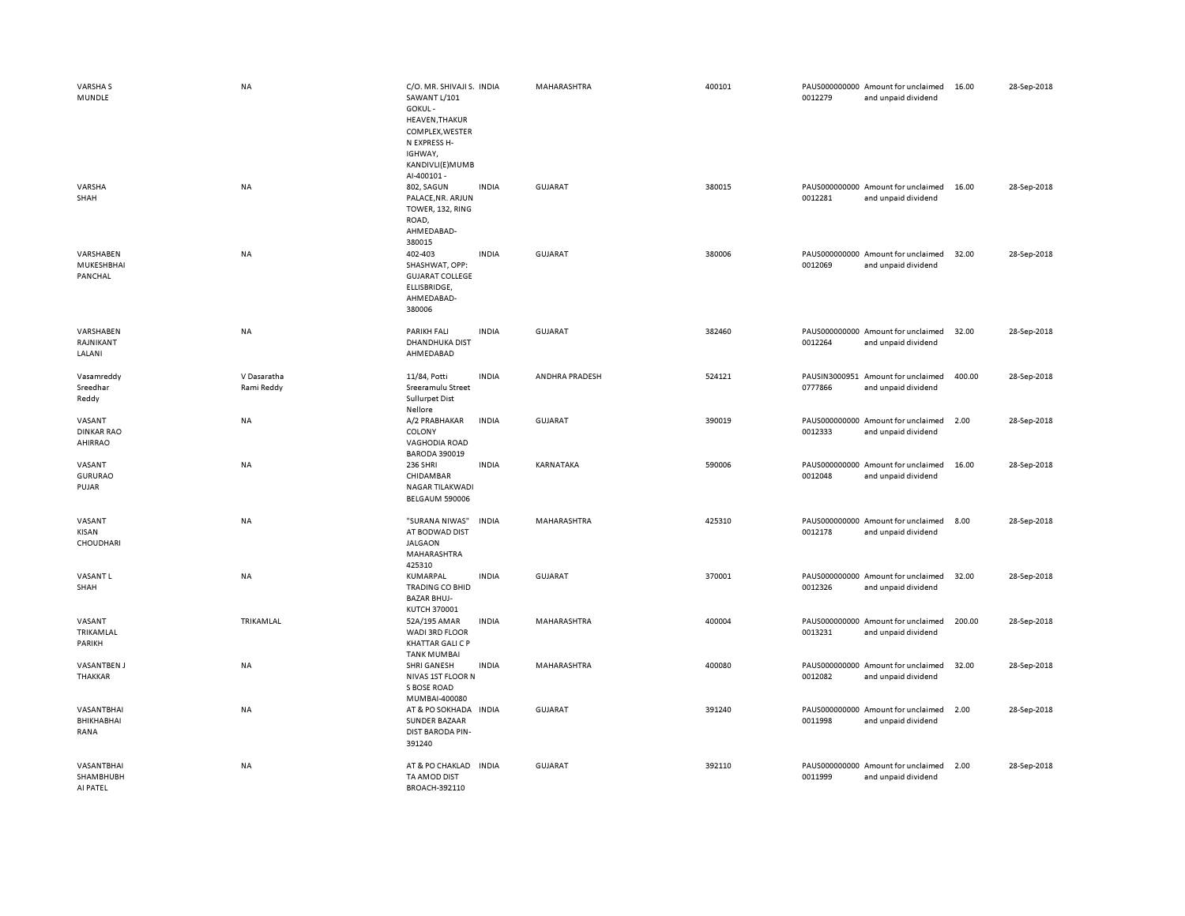| | | | | | | | | | |
|---|---|---|---|---|---|---|---|---|---|
| VARSHA S MUNDLE | NA | C/O. MR. SHIVAJI S. SAWANT L/101 GOKUL - HEAVEN,THAKUR COMPLEX,WESTER N EXPRESS H-IGHWAY, KANDIVLI(E)MUMB AI-400101 - | INDIA | MAHARASHTRA | 400101 | PAUS000000000 0012279 | Amount for unclaimed and unpaid dividend | 16.00 | 28-Sep-2018 |
| VARSHA SHAH | NA | 802, SAGUN PALACE,NR. ARJUN TOWER, 132, RING ROAD, AHMEDABAD-380015 | INDIA | GUJARAT | 380015 | PAUS000000000 0012281 | Amount for unclaimed and unpaid dividend | 16.00 | 28-Sep-2018 |
| VARSHABEN MUKESHBHAI PANCHAL | NA | 402-403 SHASHWAT, OPP: GUJARAT COLLEGE ELLISBRIDGE, AHMEDABAD-380006 | INDIA | GUJARAT | 380006 | PAUS000000000 0012069 | Amount for unclaimed and unpaid dividend | 32.00 | 28-Sep-2018 |
| VARSHABEN RAJNIKANT LALANI | NA | PARIKH FALI DHANDHUKA DIST AHMEDABAD | INDIA | GUJARAT | 382460 | PAUS000000000 0012264 | Amount for unclaimed and unpaid dividend | 32.00 | 28-Sep-2018 |
| Vasamreddy Sreedhar Reddy | V Dasaratha Rami Reddy | 11/84, Potti Sreeramulu Street Sullurpet Dist Nellore | INDIA | ANDHRA PRADESH | 524121 | PAUSIN3000951 0777866 | Amount for unclaimed and unpaid dividend | 400.00 | 28-Sep-2018 |
| VASANT DINKAR RAO AHIRRAO | NA | A/2 PRABHAKAR COLONY VAGHODIA ROAD BARODA 390019 | INDIA | GUJARAT | 390019 | PAUS000000000 0012333 | Amount for unclaimed and unpaid dividend | 2.00 | 28-Sep-2018 |
| VASANT GURURAO PUJAR | NA | 236 SHRI CHIDAMBAR NAGAR TILAKWADI BELGAUM 590006 | INDIA | KARNATAKA | 590006 | PAUS000000000 0012048 | Amount for unclaimed and unpaid dividend | 16.00 | 28-Sep-2018 |
| VASANT KISAN CHOUDHARI | NA | "SURANA NIWAS" AT BODWAD DIST JALGAON MAHARASHTRA 425310 | INDIA | MAHARASHTRA | 425310 | PAUS000000000 0012178 | Amount for unclaimed and unpaid dividend | 8.00 | 28-Sep-2018 |
| VASANT L SHAH | NA | KUMARPAL TRADING CO BHID BAZAR BHUJ-KUTCH 370001 | INDIA | GUJARAT | 370001 | PAUS000000000 0012326 | Amount for unclaimed and unpaid dividend | 32.00 | 28-Sep-2018 |
| VASANT TRIKAMLAL PARIKH | TRIKAMLAL | 52A/195 AMAR WADI 3RD FLOOR KHATTAR GALI C P TANK MUMBAI | INDIA | MAHARASHTRA | 400004 | PAUS000000000 0013231 | Amount for unclaimed and unpaid dividend | 200.00 | 28-Sep-2018 |
| VASANTBEN J THAKKAR | NA | SHRI GANESH NIVAS 1ST FLOOR N S BOSE ROAD MUMBAI-400080 | INDIA | MAHARASHTRA | 400080 | PAUS000000000 0012082 | Amount for unclaimed and unpaid dividend | 32.00 | 28-Sep-2018 |
| VASANTBHAI BHIKHABHAI RANA | NA | AT & PO SOKHADA SUNDER BAZAAR DIST BARODA PIN-391240 | INDIA | GUJARAT | 391240 | PAUS000000000 0011998 | Amount for unclaimed and unpaid dividend | 2.00 | 28-Sep-2018 |
| VASANTBHAI SHAMBHUBH AI PATEL | NA | AT & PO CHAKLAD TA AMOD DIST BROACH-392110 | INDIA | GUJARAT | 392110 | PAUS000000000 0011999 | Amount for unclaimed and unpaid dividend | 2.00 | 28-Sep-2018 |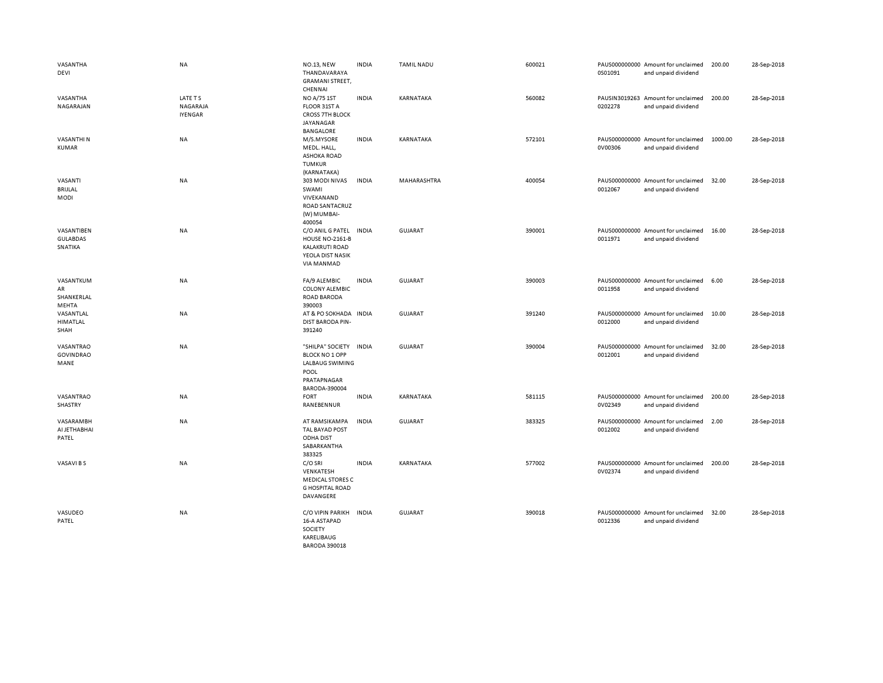| | | | | | | | | | |
|---|---|---|---|---|---|---|---|---|---|
| VASANTHA DEVI | NA | NO.13, NEW THANDAVARAYA GRAMANI STREET, CHENNAI | INDIA | TAMIL NADU | 600021 | PAUS0000000000S01091 | Amount for unclaimed and unpaid dividend | 200.00 | 28-Sep-2018 |
| VASANTHA NAGARAJAN | LATE T S NAGARAJA IYENGAR | NO A/75 1ST FLOOR 31ST A CROSS 7TH BLOCK JAYANAGAR BANGALORE | INDIA | KARNATAKA | 560082 | PAUSIN30192630202278 | Amount for unclaimed and unpaid dividend | 200.00 | 28-Sep-2018 |
| VASANTHI N KUMAR | NA | M/S.MYSORE MEDL. HALL, ASHOKA ROAD TUMKUR (KARNATAKA) | INDIA | KARNATAKA | 572101 | PAUS0000000000V00306 | Amount for unclaimed and unpaid dividend | 1000.00 | 28-Sep-2018 |
| VASANTI BRIJLAL MODI | NA | 303 MODI NIVAS SWAMI VIVEKANAND ROAD SANTACRUZ (W) MUMBAI-400054 | INDIA | MAHARASHTRA | 400054 | PAUS00000000000012067 | Amount for unclaimed and unpaid dividend | 32.00 | 28-Sep-2018 |
| VASANTIBEN GULABDAS SNATIKA | NA | C/O ANIL G PATEL HOUSE NO-2161-B KALAKRUTI ROAD YEOLA DIST NASIK VIA MANMAD | INDIA | GUJARAT | 390001 | PAUS00000000000011971 | Amount for unclaimed and unpaid dividend | 16.00 | 28-Sep-2018 |
| VASANTKUMAR SHANKERLAL MEHTA | NA | FA/9 ALEMBIC COLONY ALEMBIC ROAD BARODA 390003 | INDIA | GUJARAT | 390003 | PAUS00000000000011958 | Amount for unclaimed and unpaid dividend | 6.00 | 28-Sep-2018 |
| VASANTLAL HIMATLAL SHAH | NA | AT & PO SOKHADA DIST BARODA PIN-391240 | INDIA | GUJARAT | 391240 | PAUS00000000000012000 | Amount for unclaimed and unpaid dividend | 10.00 | 28-Sep-2018 |
| VASANTRAO GOVINDRAO MANE | NA | "SHILPA" SOCIETY BLOCK NO 1 OPP LALBAUG SWIMING POOL PRATAPNAGAR BARODA-390004 | INDIA | GUJARAT | 390004 | PAUS00000000000012001 | Amount for unclaimed and unpaid dividend | 32.00 | 28-Sep-2018 |
| VASANTRAO SHASTRY | NA | FORT RANEBENNUR | INDIA | KARNATAKA | 581115 | PAUS0000000000V02349 | Amount for unclaimed and unpaid dividend | 200.00 | 28-Sep-2018 |
| VASARAMBHAI JETHABHAI PATEL | NA | AT RAMSIKAMPA TAL BAYAD POST ODHA DIST SABARKANTHA 383325 | INDIA | GUJARAT | 383325 | PAUS00000000000012002 | Amount for unclaimed and unpaid dividend | 2.00 | 28-Sep-2018 |
| VASAVI B S | NA | C/O SRI VENKATESH MEDICAL STORES C G HOSPITAL ROAD DAVANGERE | INDIA | KARNATAKA | 577002 | PAUS0000000000V02374 | Amount for unclaimed and unpaid dividend | 200.00 | 28-Sep-2018 |
| VASUDEO PATEL | NA | C/O VIPIN PARIKH 16-A ASTAPAD SOCIETY KARELIBAUG BARODA 390018 | INDIA | GUJARAT | 390018 | PAUS00000000000012336 | Amount for unclaimed and unpaid dividend | 32.00 | 28-Sep-2018 |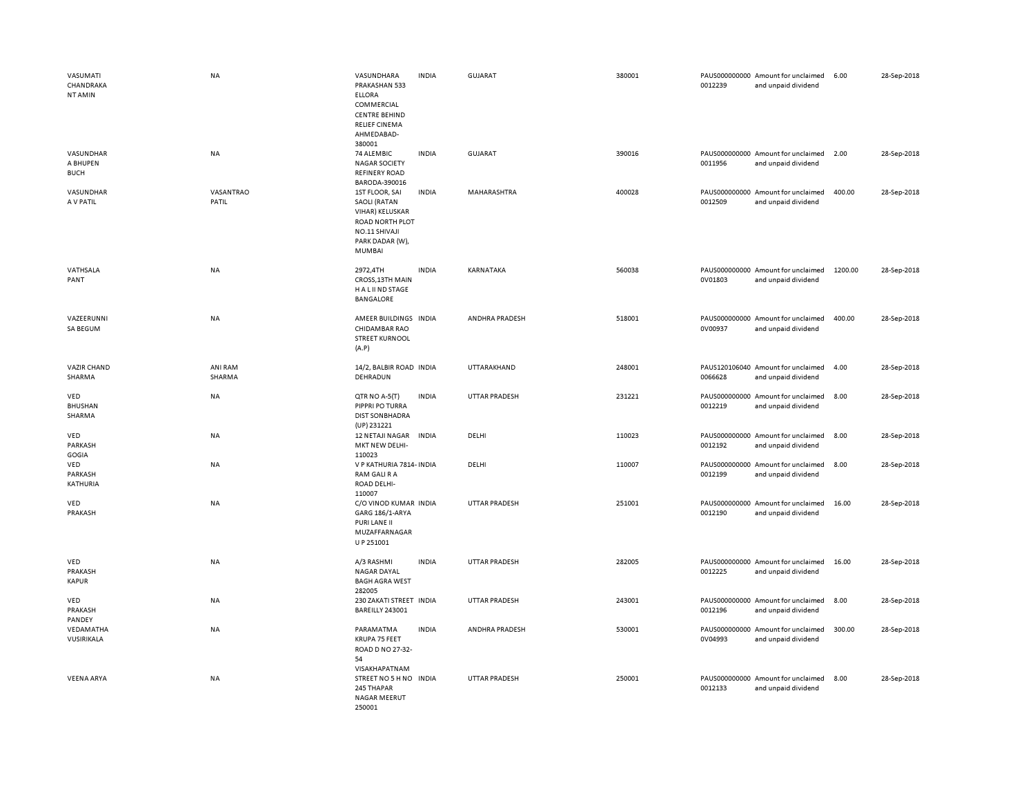| | | | | | | | | | |
|---|---|---|---|---|---|---|---|---|---|
| VASUMATI CHANDRAKANT AMIN | NA | VASUNDHARA PRAKASHAN 533 ELLORA COMMERCIAL CENTRE BEHIND RELIEF CINEMA AHMEDABAD-380001 | INDIA | GUJARAT | 380001 | PAUS0000000000012239 | Amount for unclaimed and unpaid dividend | 6.00 | 28-Sep-2018 |
| VASUNDHARA BHUPEN BUCH | NA | 74 ALEMBIC NAGAR SOCIETY REFINERY ROAD BARODA-390016 | INDIA | GUJARAT | 390016 | PAUS0000000000011956 | Amount for unclaimed and unpaid dividend | 2.00 | 28-Sep-2018 |
| VASUNDHARA V PATIL | VASANTRAO PATIL | 1ST FLOOR, SAI SAOLI (RATAN VIHAR) KELUSKAR ROAD NORTH PLOT NO.11 SHIVAJI PARK DADAR (W), MUMBAI | INDIA | MAHARASHTRA | 400028 | PAUS0000000000012509 | Amount for unclaimed and unpaid dividend | 400.00 | 28-Sep-2018 |
| VATHSALA PANT | NA | 2972,4TH CROSS,13TH MAIN H A L II ND STAGE BANGALORE | INDIA | KARNATAKA | 560038 | PAUS0000000000V01803 | Amount for unclaimed and unpaid dividend | 1200.00 | 28-Sep-2018 |
| VAZEERUNNISA BEGUM | NA | AMEER BUILDINGS CHIDAMBAR RAO STREET KURNOOL (A.P) | INDIA | ANDHRA PRADESH | 518001 | PAUS0000000000V00937 | Amount for unclaimed and unpaid dividend | 400.00 | 28-Sep-2018 |
| VAZIR CHAND SHARMA | ANI RAM SHARMA | 14/2, BALBIR ROAD DEHRADUN | INDIA | UTTARAKHAND | 248001 | PAUS1201060400066628 | Amount for unclaimed and unpaid dividend | 4.00 | 28-Sep-2018 |
| VED BHUSHAN SHARMA | NA | QTR NO A-5(T) PIPPRI PO TURRA DIST SONBHADRA (UP) 231221 | INDIA | UTTAR PRADESH | 231221 | PAUS0000000000012219 | Amount for unclaimed and unpaid dividend | 8.00 | 28-Sep-2018 |
| VED PARKASH GOGIA | NA | 12 NETAJI NAGAR MKT NEW DELHI-110023 | INDIA | DELHI | 110023 | PAUS0000000000012192 | Amount for unclaimed and unpaid dividend | 8.00 | 28-Sep-2018 |
| VED PARKASH KATHURIA | NA | V P KATHURIA 7814-RAM GALI R A ROAD DELHI-110007 | INDIA | DELHI | 110007 | PAUS0000000000012199 | Amount for unclaimed and unpaid dividend | 8.00 | 28-Sep-2018 |
| VED PRAKASH | NA | C/O VINOD KUMAR GARG 186/1-ARYA PURI LANE II MUZAFFARNAGAR U P 251001 | INDIA | UTTAR PRADESH | 251001 | PAUS0000000000012190 | Amount for unclaimed and unpaid dividend | 16.00 | 28-Sep-2018 |
| VED PRAKASH KAPUR | NA | A/3 RASHMI NAGAR DAYAL BAGH AGRA WEST 282005 | INDIA | UTTAR PRADESH | 282005 | PAUS0000000000012225 | Amount for unclaimed and unpaid dividend | 16.00 | 28-Sep-2018 |
| VED PRAKASH PANDEY | NA | 230 ZAKATI STREET BAREILLY 243001 | INDIA | UTTAR PRADESH | 243001 | PAUS0000000000012196 | Amount for unclaimed and unpaid dividend | 8.00 | 28-Sep-2018 |
| VEDAMATHA VUSIRIKALA | NA | PARAMATMA KRUPA 75 FEET ROAD D NO 27-32-54 VISAKHAPATNAM | INDIA | ANDHRA PRADESH | 530001 | PAUS0000000000V04993 | Amount for unclaimed and unpaid dividend | 300.00 | 28-Sep-2018 |
| VEENA ARYA | NA | STREET NO 5 H NO 245 THAPAR NAGAR MEERUT 250001 | INDIA | UTTAR PRADESH | 250001 | PAUS0000000000012133 | Amount for unclaimed and unpaid dividend | 8.00 | 28-Sep-2018 |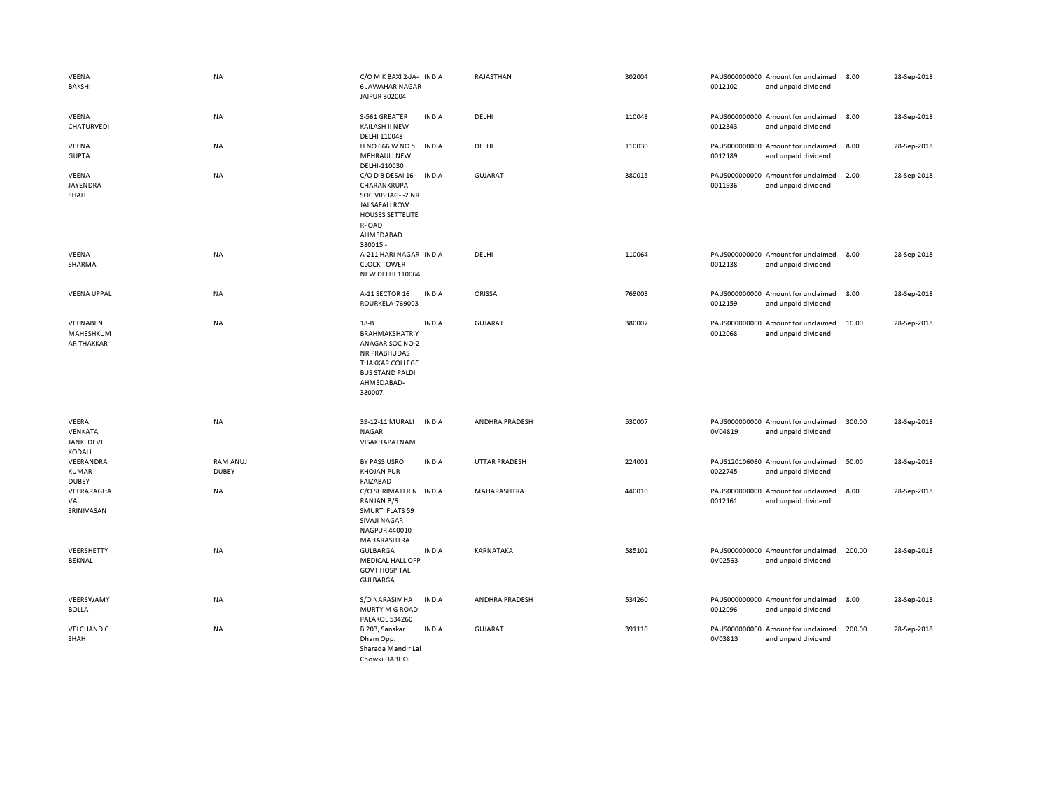| | | | | | | | | | |
|---|---|---|---|---|---|---|---|---|---|
| VEENA BAKSHI | NA | C/O M K BAXI 2-JA-6 JAWAHAR NAGAR JAIPUR 302004 | INDIA | RAJASTHAN | 302004 | PAUS0000000000012102 | Amount for unclaimed and unpaid dividend | 8.00 | 28-Sep-2018 |
| VEENA CHATURVEDI | NA | S-561 GREATER KAILASH II NEW DELHI 110048 | INDIA | DELHI | 110048 | PAUS0000000000012343 | Amount for unclaimed and unpaid dividend | 8.00 | 28-Sep-2018 |
| VEENA GUPTA | NA | H NO 666 W NO 5 MEHRAULI NEW DELHI-110030 | INDIA | DELHI | 110030 | PAUS0000000000012189 | Amount for unclaimed and unpaid dividend | 8.00 | 28-Sep-2018 |
| VEENA JAYENDRA SHAH | NA | C/O D B DESAI 16-CHARANKRUPA SOC VIBHAG- -2 NR JAI SAFALI ROW HOUSES SETTELITE R- OAD AHMEDABAD 380015 - | INDIA | GUJARAT | 380015 | PAUS0000000000011936 | Amount for unclaimed and unpaid dividend | 2.00 | 28-Sep-2018 |
| VEENA SHARMA | NA | A-211 HARI NAGAR CLOCK TOWER NEW DELHI 110064 | INDIA | DELHI | 110064 | PAUS0000000000012138 | Amount for unclaimed and unpaid dividend | 8.00 | 28-Sep-2018 |
| VEENA UPPAL | NA | A-11 SECTOR 16 ROURKELA-769003 | INDIA | ORISSA | 769003 | PAUS0000000000012159 | Amount for unclaimed and unpaid dividend | 8.00 | 28-Sep-2018 |
| VEENABEN MAHESHKUMAR THAKKAR | NA | 18-B BRAHMAKSHATRIYANAGAR SOC NO-2 NR PRABHUDAS THAKKAR COLLEGE BUS STAND PALDI AHMEDABAD-380007 | INDIA | GUJARAT | 380007 | PAUS0000000000012068 | Amount for unclaimed and unpaid dividend | 16.00 | 28-Sep-2018 |
| VEERA VENKATA JANKI DEVI KODALI | NA | 39-12-11 MURALI NAGAR VISAKHAPATNAM | INDIA | ANDHRA PRADESH | 530007 | PAUS0000000000V04819 | Amount for unclaimed and unpaid dividend | 300.00 | 28-Sep-2018 |
| VEERANDRA KUMAR DUBEY | RAM ANUJ DUBEY | BY PASS USRO KHOJAN PUR FAIZABAD | INDIA | UTTAR PRADESH | 224001 | PAUS1201060600022745 | Amount for unclaimed and unpaid dividend | 50.00 | 28-Sep-2018 |
| VEERARAGHAVA SRINIVASAN | NA | C/O SHRIMATI R N RANJAN B/6 SMURTI FLATS 59 SIVAJI NAGAR NAGPUR 440010 MAHARASHTRA | INDIA | MAHARASHTRA | 440010 | PAUS0000000000012161 | Amount for unclaimed and unpaid dividend | 8.00 | 28-Sep-2018 |
| VEERSHETTY BEKNAL | NA | GULBARGA MEDICAL HALL OPP GOVT HOSPITAL GULBARGA | INDIA | KARNATAKA | 585102 | PAUS0000000000V02563 | Amount for unclaimed and unpaid dividend | 200.00 | 28-Sep-2018 |
| VEERSWAMY BOLLA | NA | S/O NARASIMHA MURTY M G ROAD PALAKOL 534260 | INDIA | ANDHRA PRADESH | 534260 | PAUS0000000000012096 | Amount for unclaimed and unpaid dividend | 8.00 | 28-Sep-2018 |
| VELCHAND C SHAH | NA | B.203, Sanskar Dham Opp. Sharada Mandir Lal Chowki DABHOI | INDIA | GUJARAT | 391110 | PAUS0000000000V03813 | Amount for unclaimed and unpaid dividend | 200.00 | 28-Sep-2018 |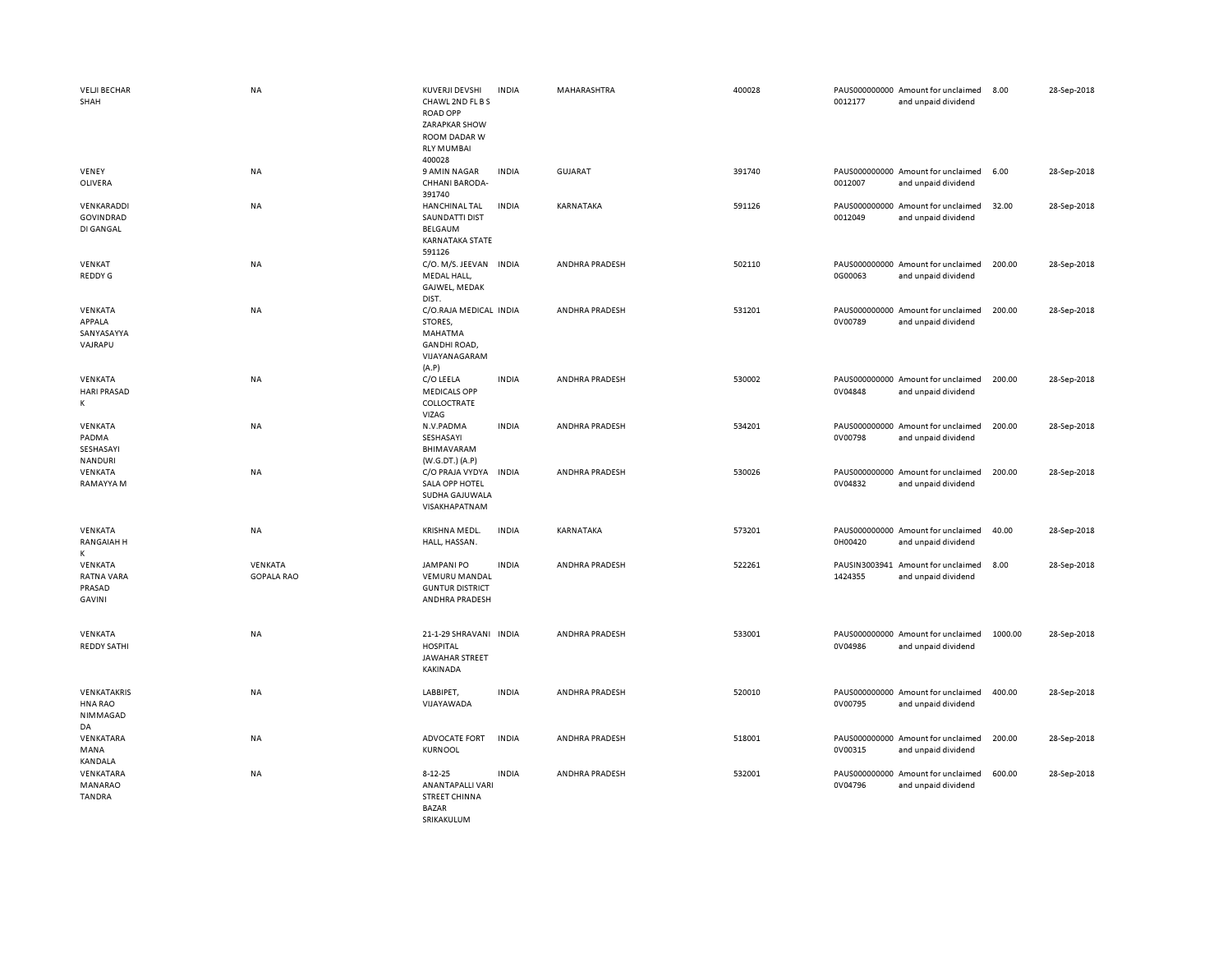| | | | | | | | | | |
|---|---|---|---|---|---|---|---|---|---|
| VELJI BECHAR SHAH | NA | KUVERJI DEVSHI CHAWL 2ND FL B S ROAD OPP ZARAPKAR SHOW ROOM DADAR W RLY MUMBAI 400028 | INDIA | MAHARASHTRA | 400028 | PAUS0000000000012177 | Amount for unclaimed and unpaid dividend | 8.00 | 28-Sep-2018 |
| VENEY OLIVERA | NA | 9 AMIN NAGAR CHHANI BARODA-391740 | INDIA | GUJARAT | 391740 | PAUS0000000000012007 | Amount for unclaimed and unpaid dividend | 6.00 | 28-Sep-2018 |
| VENKARADDI GOVINDRAD DI GANGAL | NA | HANCHINAL TAL SAUNDATTI DIST BELGAUM KARNATAKA STATE 591126 | INDIA | KARNATAKA | 591126 | PAUS0000000000012049 | Amount for unclaimed and unpaid dividend | 32.00 | 28-Sep-2018 |
| VENKAT REDDY G | NA | C/O. M/S. JEEVAN MEDAL HALL, GAJWEL, MEDAK DIST. | INDIA | ANDHRA PRADESH | 502110 | PAUS0000000000G00063 | Amount for unclaimed and unpaid dividend | 200.00 | 28-Sep-2018 |
| VENKATA APPALA SANYASAYYA VAJRAPU | NA | C/O.RAJA MEDICAL STORES, MAHATMA GANDHI ROAD, VIJAYANAGARAM (A.P) | INDIA | ANDHRA PRADESH | 531201 | PAUS0000000000V00789 | Amount for unclaimed and unpaid dividend | 200.00 | 28-Sep-2018 |
| VENKATA HARI PRASAD K | NA | C/O LEELA MEDICALS OPP COLLOCTRATE VIZAG | INDIA | ANDHRA PRADESH | 530002 | PAUS0000000000V04848 | Amount for unclaimed and unpaid dividend | 200.00 | 28-Sep-2018 |
| VENKATA PADMA SESHASAYI NANDURI | NA | N.V.PADMA SESHASAYI BHIMAVARAM (W.G.DT.) (A.P) | INDIA | ANDHRA PRADESH | 534201 | PAUS0000000000V00798 | Amount for unclaimed and unpaid dividend | 200.00 | 28-Sep-2018 |
| VENKATA RAMAYYA M | NA | C/O PRAJA VYDYA SALA OPP HOTEL SUDHA GAJUWALA VISAKHAPATNAM | INDIA | ANDHRA PRADESH | 530026 | PAUS0000000000V04832 | Amount for unclaimed and unpaid dividend | 200.00 | 28-Sep-2018 |
| VENKATA RANGAIAH H K | NA | KRISHNA MEDL. HALL, HASSAN. | INDIA | KARNATAKA | 573201 | PAUS0000000000H00420 | Amount for unclaimed and unpaid dividend | 40.00 | 28-Sep-2018 |
| VENKATA RATNA VARA PRASAD GAVINI | VENKATA GOPALA RAO | JAMPANI PO VEMURU MANDAL GUNTUR DISTRICT ANDHRA PRADESH | INDIA | ANDHRA PRADESH | 522261 | PAUSIN30039411424355 | Amount for unclaimed and unpaid dividend | 8.00 | 28-Sep-2018 |
| VENKATA REDDY SATHI | NA | 21-1-29 SHRAVANI HOSPITAL JAWAHAR STREET KAKINADA | INDIA | ANDHRA PRADESH | 533001 | PAUS0000000000V04986 | Amount for unclaimed and unpaid dividend | 1000.00 | 28-Sep-2018 |
| VENKATAKRISHNA RAO NIMMAGADDA | NA | LABBIPET, VIJAYAWADA | INDIA | ANDHRA PRADESH | 520010 | PAUS0000000000V00795 | Amount for unclaimed and unpaid dividend | 400.00 | 28-Sep-2018 |
| VENKATARAMANA KANDALA | NA | ADVOCATE FORT KURNOOL | INDIA | ANDHRA PRADESH | 518001 | PAUS0000000000V00315 | Amount for unclaimed and unpaid dividend | 200.00 | 28-Sep-2018 |
| VENKATARAMANARAO TANDRA | NA | 8-12-25 ANANTAPALLI VARI STREET CHINNA BAZAR SRIKAKULUM | INDIA | ANDHRA PRADESH | 532001 | PAUS0000000000V04796 | Amount for unclaimed and unpaid dividend | 600.00 | 28-Sep-2018 |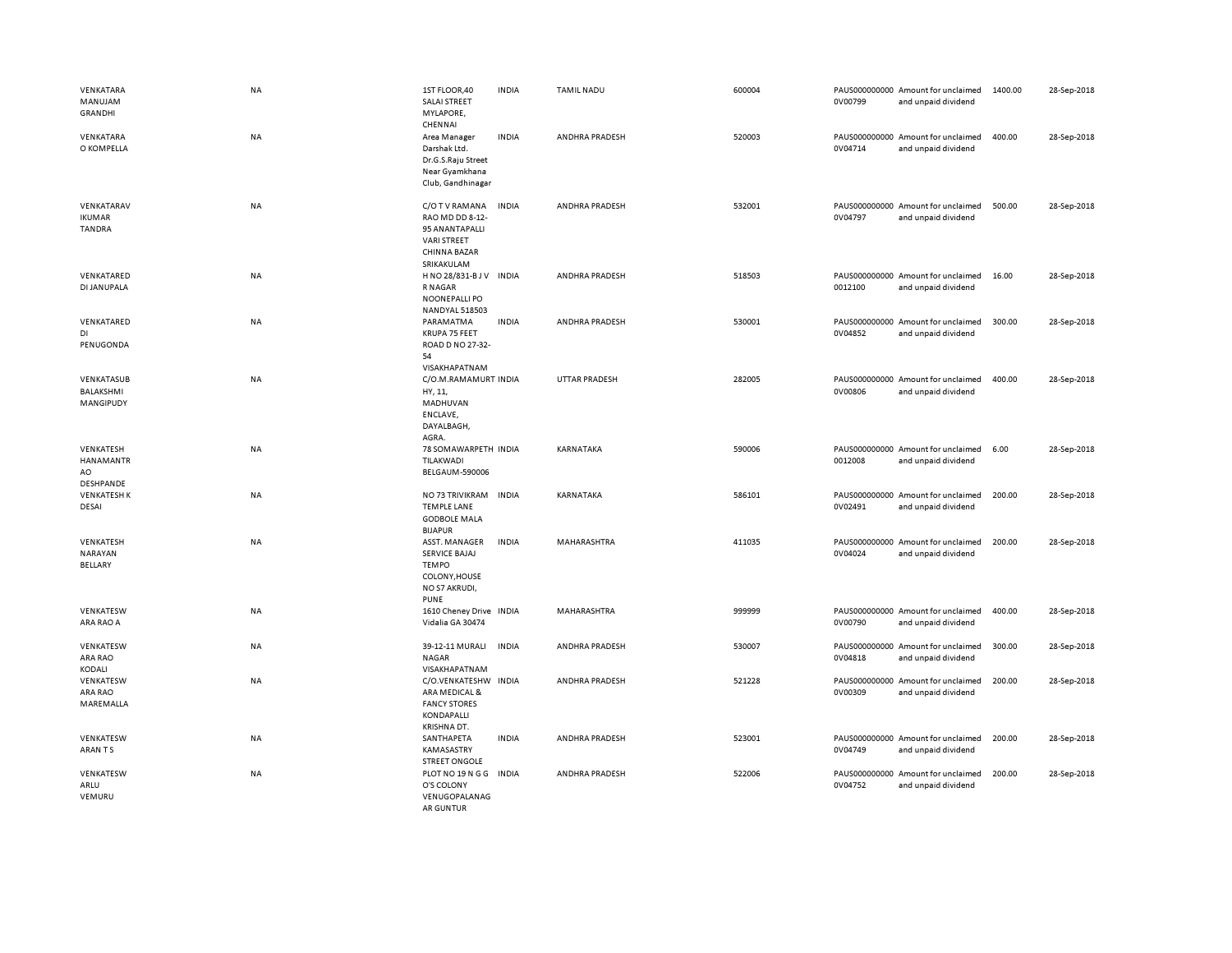| | | | | | | | | | |
|---|---|---|---|---|---|---|---|---|---|
| VENKATARAMANUJAM GRANDHI | NA | 1ST FLOOR,40 SALAI STREET MYLAPORE, CHENNAI | INDIA | TAMIL NADU | 600004 | PAUS0000000000V00799 | Amount for unclaimed and unpaid dividend | 1400.00 | 28-Sep-2018 |
| VENKATARAO KOMPELLA | NA | Area Manager Darshak Ltd. Dr.G.S.Raju Street Near Gyamkhana Club, Gandhinagar | INDIA | ANDHRA PRADESH | 520003 | PAUS0000000000V04714 | Amount for unclaimed and unpaid dividend | 400.00 | 28-Sep-2018 |
| VENKATARAVIKUMAR TANDRA | NA | C/O T V RAMANA RAO MD DD 8-12-95 ANANTAPALLI VARI STREET CHINNA BAZAR SRIKAKULAM | INDIA | ANDHRA PRADESH | 532001 | PAUS0000000000V04797 | Amount for unclaimed and unpaid dividend | 500.00 | 28-Sep-2018 |
| VENKATAREDDI JANUPALA | NA | H NO 28/831-B J V R NAGAR NOONEPALLI PO NANDYAL 518503 | INDIA | ANDHRA PRADESH | 518503 | PAUS00000000000012100 | Amount for unclaimed and unpaid dividend | 16.00 | 28-Sep-2018 |
| VENKATAREDDI PENUGONDA | NA | PARAMATMA KRUPA 75 FEET ROAD D NO 27-32-54 VISAKHAPATNAM | INDIA | ANDHRA PRADESH | 530001 | PAUS0000000000V04852 | Amount for unclaimed and unpaid dividend | 300.00 | 28-Sep-2018 |
| VENKATASUBBALAKSHMI MANGIPUDY | NA | C/O.M.RAMAMURTHY, 11, MADHUVAN ENCLAVE, DAYALBAGH, AGRA. | INDIA | UTTAR PRADESH | 282005 | PAUS0000000000V00806 | Amount for unclaimed and unpaid dividend | 400.00 | 28-Sep-2018 |
| VENKATESH HANAMANTRAO DESHPANDE | NA | 78 SOMAWARPETH TILAKWADI BELGAUM-590006 | INDIA | KARNATAKA | 590006 | PAUS00000000000012008 | Amount for unclaimed and unpaid dividend | 6.00 | 28-Sep-2018 |
| VENKATESH K DESAI | NA | NO 73 TRIVIKRAM TEMPLE LANE GODBOLE MALA BIJAPUR | INDIA | KARNATAKA | 586101 | PAUS0000000000V02491 | Amount for unclaimed and unpaid dividend | 200.00 | 28-Sep-2018 |
| VENKATESH NARAYAN BELLARY | NA | ASST. MANAGER SERVICE BAJAJ TEMPO COLONY,HOUSE NO 57 AKRUDI, PUNE | INDIA | MAHARASHTRA | 411035 | PAUS0000000000V04024 | Amount for unclaimed and unpaid dividend | 200.00 | 28-Sep-2018 |
| VENKATESWARA RAO A | NA | 1610 Cheney Drive Vidalia GA 30474 | INDIA | MAHARASHTRA | 999999 | PAUS0000000000V00790 | Amount for unclaimed and unpaid dividend | 400.00 | 28-Sep-2018 |
| VENKATESWARA RAO KODALI | NA | 39-12-11 MURALI NAGAR VISAKHAPATNAM | INDIA | ANDHRA PRADESH | 530007 | PAUS0000000000V04818 | Amount for unclaimed and unpaid dividend | 300.00 | 28-Sep-2018 |
| VENKATESWARA RAO MAREMALLA | NA | C/O.VENKATESHWARA MEDICAL & FANCY STORES KONDAPALLI KRISHNA DT. | INDIA | ANDHRA PRADESH | 521228 | PAUS0000000000V00309 | Amount for unclaimed and unpaid dividend | 200.00 | 28-Sep-2018 |
| VENKATESWARAN T S | NA | SANTHAPETA KAMASASTRY STREET ONGOLE | INDIA | ANDHRA PRADESH | 523001 | PAUS0000000000V04749 | Amount for unclaimed and unpaid dividend | 200.00 | 28-Sep-2018 |
| VENKATESWARLU VEMURU | NA | PLOT NO 19 N G G O'S COLONY VENUGOPALANAGAR GUNTUR | INDIA | ANDHRA PRADESH | 522006 | PAUS0000000000V04752 | Amount for unclaimed and unpaid dividend | 200.00 | 28-Sep-2018 |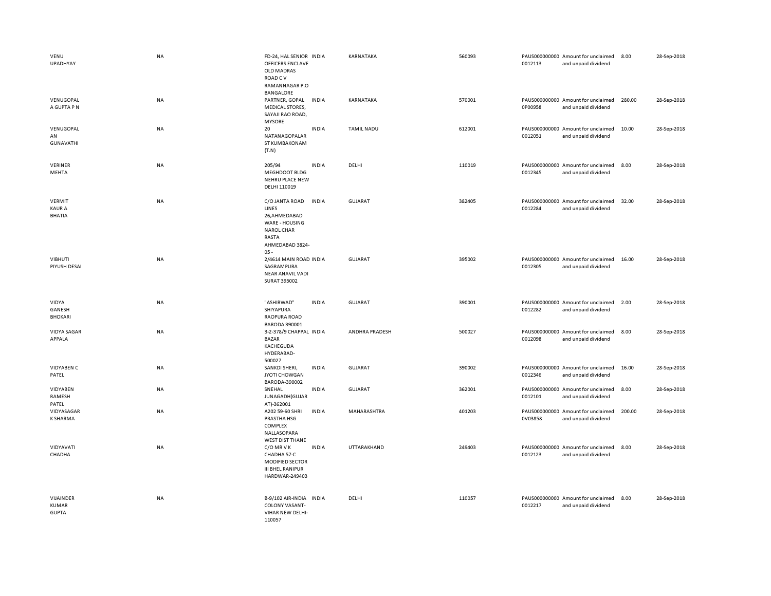| | | | | | | | | | |
|---|---|---|---|---|---|---|---|---|---|
| VENU UPADHYAY | NA | FD-24, HAL SENIOR OFFICERS ENCLAVE OLD MADRAS ROAD C V RAMANNAGAR P.O BANGALORE | INDIA | KARNATAKA | 560093 | PAUS000000000 0012113 | Amount for unclaimed and unpaid dividend | 8.00 | 28-Sep-2018 |
| VENUGOPAL A GUPTA P N | NA | PARTNER, GOPAL MEDICAL STORES, SAYAJI RAO ROAD, MYSORE | INDIA | KARNATAKA | 570001 | PAUS000000000 0P00958 | Amount for unclaimed and unpaid dividend | 280.00 | 28-Sep-2018 |
| VENUGOPAL AN GUNAVATHI | NA | 20 NATANAGOPALAR ST KUMBAKONAM (T.N) | INDIA | TAMIL NADU | 612001 | PAUS000000000 0012051 | Amount for unclaimed and unpaid dividend | 10.00 | 28-Sep-2018 |
| VERINER MEHTA | NA | 205/94 MEGHDOOT BLDG NEHRU PLACE NEW DELHI 110019 | INDIA | DELHI | 110019 | PAUS000000000 0012345 | Amount for unclaimed and unpaid dividend | 8.00 | 28-Sep-2018 |
| VERMIT KAUR A BHATIA | NA | C/O JANTA ROAD LINES 26,AHMEDABAD WARE - HOUSING NAROL CHAR RASTA AHMEDABAD 3824-05 - | INDIA | GUJARAT | 382405 | PAUS000000000 0012284 | Amount for unclaimed and unpaid dividend | 32.00 | 28-Sep-2018 |
| VIBHUTI PIYUSH DESAI | NA | 2/4614 MAIN ROAD SAGRAMPURA NEAR ANAVIL VADI SURAT 395002 | INDIA | GUJARAT | 395002 | PAUS000000000 0012305 | Amount for unclaimed and unpaid dividend | 16.00 | 28-Sep-2018 |
| VIDYA GANESH BHOKARI | NA | "ASHIRWAD" SHIYAPURA RAOPURA ROAD BARODA 390001 | INDIA | GUJARAT | 390001 | PAUS000000000 0012282 | Amount for unclaimed and unpaid dividend | 2.00 | 28-Sep-2018 |
| VIDYA SAGAR APPALA | NA | 3-2-378/9 CHAPPAL BAZAR KACHEGUDA HYDERABAD-500027 | INDIA | ANDHRA PRADESH | 500027 | PAUS000000000 0012098 | Amount for unclaimed and unpaid dividend | 8.00 | 28-Sep-2018 |
| VIDYABEN C PATEL | NA | SANKDI SHERI, JYOTI CHOWGAN BARODA-390002 | INDIA | GUJARAT | 390002 | PAUS000000000 0012346 | Amount for unclaimed and unpaid dividend | 16.00 | 28-Sep-2018 |
| VIDYABEN RAMESH PATEL | NA | SNEHAL JUNAGADH(GUJARAT)-362001 | INDIA | GUJARAT | 362001 | PAUS000000000 0012101 | Amount for unclaimed and unpaid dividend | 8.00 | 28-Sep-2018 |
| VIDYASAGAR K SHARMA | NA | A202 59-60 SHRI PRASTHA HSG COMPLEX NALLASOPARA WEST DIST THANE | INDIA | MAHARASHTRA | 401203 | PAUS000000000 0V03858 | Amount for unclaimed and unpaid dividend | 200.00 | 28-Sep-2018 |
| VIDYAVATI CHADHA | NA | C/O MR V K CHADHA 57-C MODIFIED SECTOR III BHEL RANIPUR HARDWAR-249403 | INDIA | UTTARAKHAND | 249403 | PAUS000000000 0012123 | Amount for unclaimed and unpaid dividend | 8.00 | 28-Sep-2018 |
| VIJAINDER KUMAR GUPTA | NA | B-9/102 AIR-INDIA COLONY VASANT-VIHAR NEW DELHI-110057 | INDIA | DELHI | 110057 | PAUS000000000 0012217 | Amount for unclaimed and unpaid dividend | 8.00 | 28-Sep-2018 |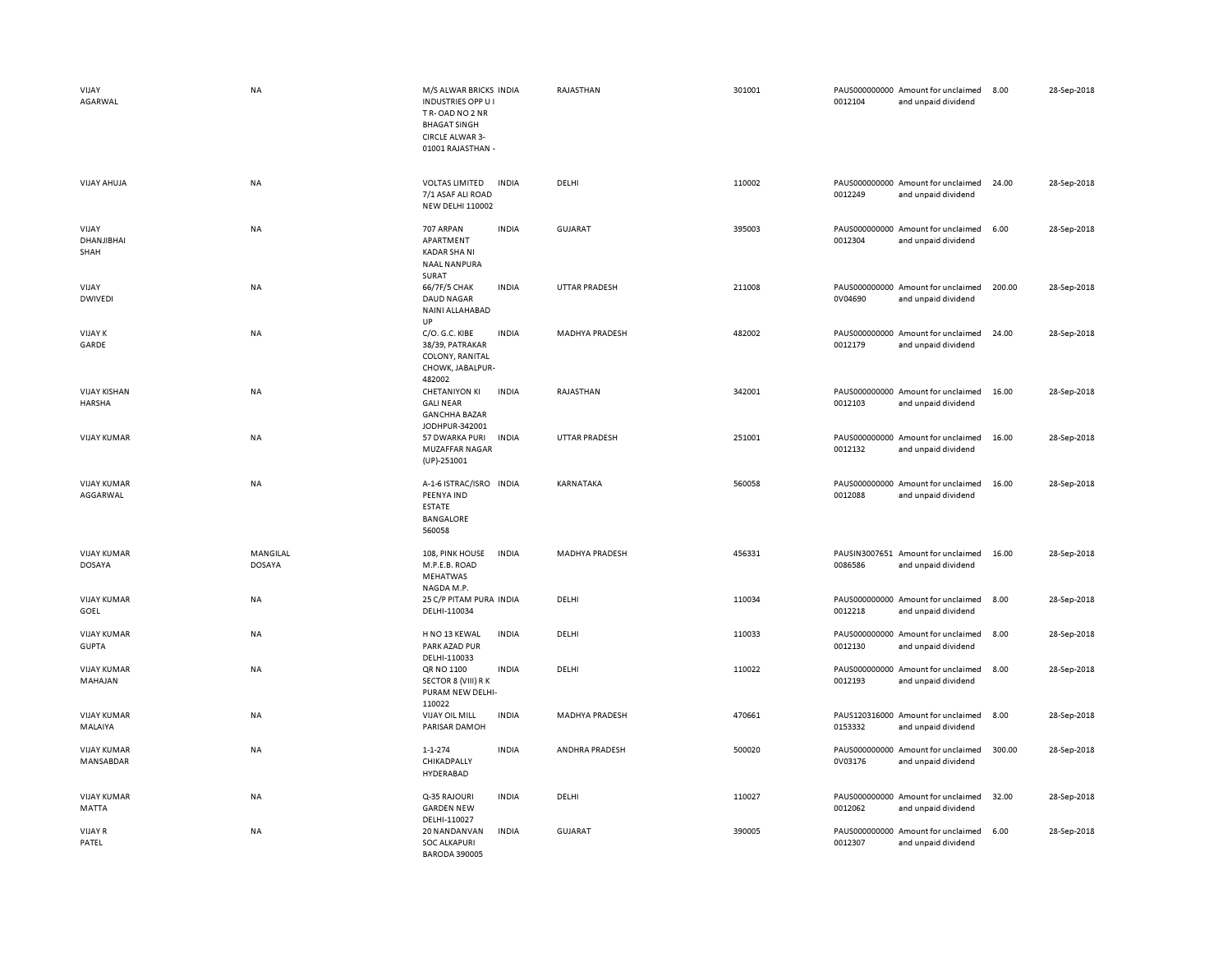| | | | | | | | | | |
|---|---|---|---|---|---|---|---|---|---|
| VIJAY AGARWAL | NA | M/S ALWAR BRICKS INDUSTRIES OPP U I T R- OAD NO 2 NR BHAGAT SINGH CIRCLE ALWAR 3-01001 RAJASTHAN - | INDIA | RAJASTHAN | 301001 | PAUS0000000000012104 | Amount for unclaimed and unpaid dividend | 8.00 | 28-Sep-2018 |
| VIJAY AHUJA | NA | VOLTAS LIMITED 7/1 ASAF ALI ROAD NEW DELHI 110002 | INDIA | DELHI | 110002 | PAUS0000000000012249 | Amount for unclaimed and unpaid dividend | 24.00 | 28-Sep-2018 |
| VIJAY DHANJIBHAI SHAH | NA | 707 ARPAN APARTMENT KADAR SHA NI NAAL NANPURA SURAT | INDIA | GUJARAT | 395003 | PAUS0000000000012304 | Amount for unclaimed and unpaid dividend | 6.00 | 28-Sep-2018 |
| VIJAY DWIVEDI | NA | 66/7F/5 CHAK DAUD NAGAR NAINI ALLAHABAD UP | INDIA | UTTAR PRADESH | 211008 | PAUS0000000000V04690 | Amount for unclaimed and unpaid dividend | 200.00 | 28-Sep-2018 |
| VIJAY K GARDE | NA | C/O. G.C. KIBE 38/39, PATRAKAR COLONY, RANITAL CHOWK, JABALPUR-482002 | INDIA | MADHYA PRADESH | 482002 | PAUS0000000000012179 | Amount for unclaimed and unpaid dividend | 24.00 | 28-Sep-2018 |
| VIJAY KISHAN HARSHA | NA | CHETANIYON KI GALI NEAR GANCHHA BAZAR JODHPUR-342001 | INDIA | RAJASTHAN | 342001 | PAUS0000000000012103 | Amount for unclaimed and unpaid dividend | 16.00 | 28-Sep-2018 |
| VIJAY KUMAR | NA | 57 DWARKA PURI MUZAFFAR NAGAR (UP)-251001 | INDIA | UTTAR PRADESH | 251001 | PAUS0000000000012132 | Amount for unclaimed and unpaid dividend | 16.00 | 28-Sep-2018 |
| VIJAY KUMAR AGGARWAL | NA | A-1-6 ISTRAC/ISRO PEENYA IND ESTATE BANGALORE 560058 | INDIA | KARNATAKA | 560058 | PAUS0000000000012088 | Amount for unclaimed and unpaid dividend | 16.00 | 28-Sep-2018 |
| VIJAY KUMAR DOSAYA | MANGILAL DOSAYA | 108, PINK HOUSE M.P.E.B. ROAD MEHATWAS NAGDA M.P. | INDIA | MADHYA PRADESH | 456331 | PAUSIN30076510086586 | Amount for unclaimed and unpaid dividend | 16.00 | 28-Sep-2018 |
| VIJAY KUMAR GOEL | NA | 25 C/P PITAM PURA DELHI-110034 | INDIA | DELHI | 110034 | PAUS0000000000012218 | Amount for unclaimed and unpaid dividend | 8.00 | 28-Sep-2018 |
| VIJAY KUMAR GUPTA | NA | H NO 13 KEWAL PARK AZAD PUR DELHI-110033 | INDIA | DELHI | 110033 | PAUS0000000000012130 | Amount for unclaimed and unpaid dividend | 8.00 | 28-Sep-2018 |
| VIJAY KUMAR MAHAJAN | NA | QR NO 1100 SECTOR 8 (VIII) R K PURAM NEW DELHI-110022 | INDIA | DELHI | 110022 | PAUS0000000000012193 | Amount for unclaimed and unpaid dividend | 8.00 | 28-Sep-2018 |
| VIJAY KUMAR MALAIYA | NA | VIJAY OIL MILL PARISAR DAMOH | INDIA | MADHYA PRADESH | 470661 | PAUS1203160000153332 | Amount for unclaimed and unpaid dividend | 8.00 | 28-Sep-2018 |
| VIJAY KUMAR MANSABDAR | NA | 1-1-274 CHIKADPALLY HYDERABAD | INDIA | ANDHRA PRADESH | 500020 | PAUS0000000000V03176 | Amount for unclaimed and unpaid dividend | 300.00 | 28-Sep-2018 |
| VIJAY KUMAR MATTA | NA | Q-35 RAJOURI GARDEN NEW DELHI-110027 | INDIA | DELHI | 110027 | PAUS0000000000012062 | Amount for unclaimed and unpaid dividend | 32.00 | 28-Sep-2018 |
| VIJAY R PATEL | NA | 20 NANDANVAN SOC ALKAPURI BARODA 390005 | INDIA | GUJARAT | 390005 | PAUS0000000000012307 | Amount for unclaimed and unpaid dividend | 6.00 | 28-Sep-2018 |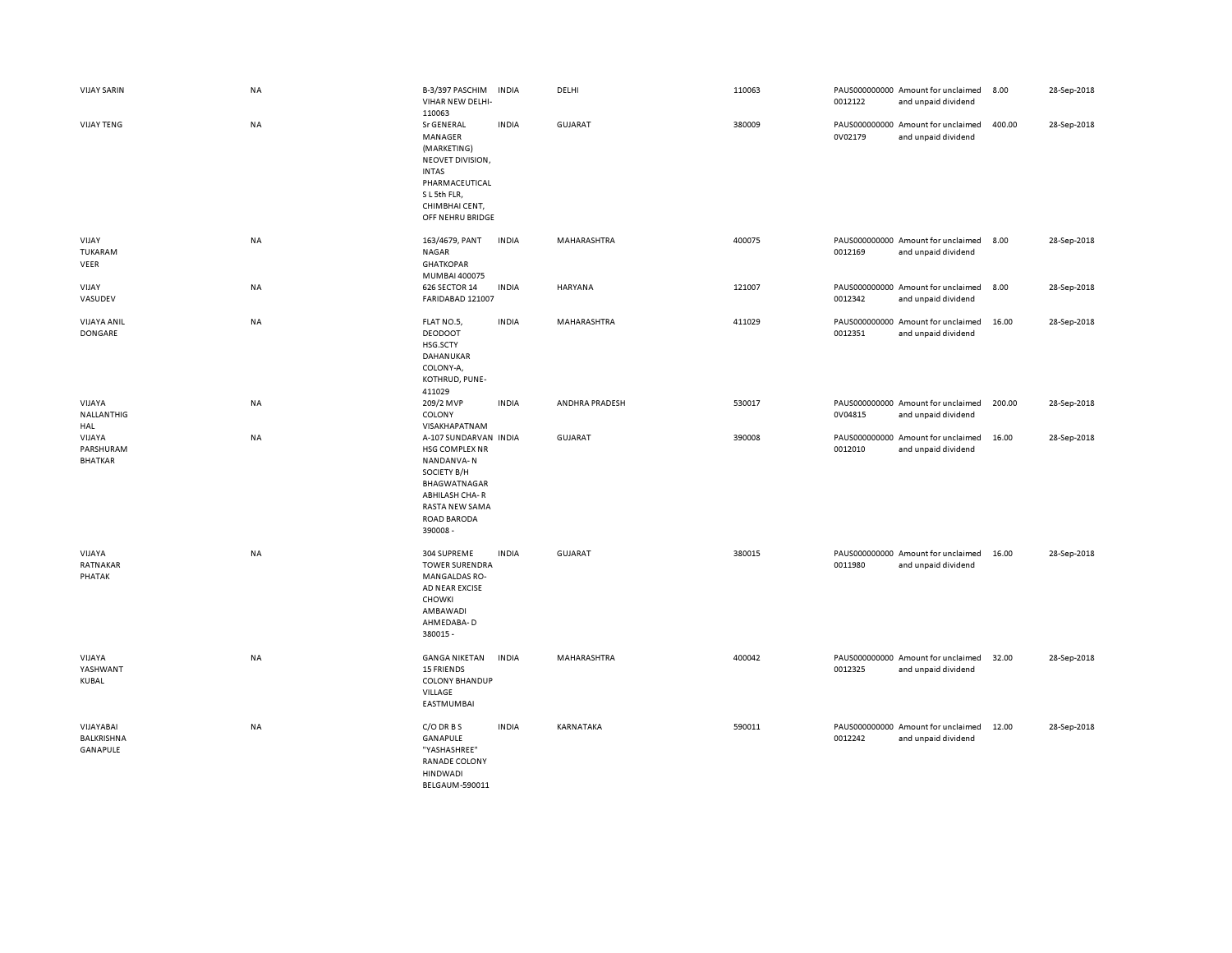| | | | | | | | | | |
|---|---|---|---|---|---|---|---|---|---|
| VIJAY SARIN | NA | B-3/397 PASCHIM VIHAR NEW DELHI-110063 | INDIA | DELHI | 110063 | PAUS0000000000012122 | Amount for unclaimed and unpaid dividend | 8.00 | 28-Sep-2018 |
| VIJAY TENG | NA | Sr GENERAL MANAGER (MARKETING) NEOVET DIVISION, INTAS PHARMACEUTICAL S L 5th FLR, CHIMBHAI CENT, OFF NEHRU BRIDGE | INDIA | GUJARAT | 380009 | PAUS0000000000V02179 | Amount for unclaimed and unpaid dividend | 400.00 | 28-Sep-2018 |
| VIJAY TUKARAM VEER | NA | 163/4679, PANT NAGAR GHATKOPAR MUMBAI 400075 | INDIA | MAHARASHTRA | 400075 | PAUS0000000000012169 | Amount for unclaimed and unpaid dividend | 8.00 | 28-Sep-2018 |
| VIJAY VASUDEV | NA | 626 SECTOR 14 FARIDABAD 121007 | INDIA | HARYANA | 121007 | PAUS0000000000012342 | Amount for unclaimed and unpaid dividend | 8.00 | 28-Sep-2018 |
| VIJAYA ANIL DONGARE | NA | FLAT NO.5, DEODOOT HSG.SCTY DAHANUKAR COLONY-A, KOTHRUD, PUNE-411029 | INDIA | MAHARASHTRA | 411029 | PAUS0000000000012351 | Amount for unclaimed and unpaid dividend | 16.00 | 28-Sep-2018 |
| VIJAYA NALLANTHIG HAL | NA | 209/2 MVP COLONY VISAKHAPATNAM | INDIA | ANDHRA PRADESH | 530017 | PAUS0000000000V04815 | Amount for unclaimed and unpaid dividend | 200.00 | 28-Sep-2018 |
| VIJAYA PARSHURAM BHATKAR | NA | A-107 SUNDARVAN HSG COMPLEX NR NANDANVA- N SOCIETY B/H BHAGWATNAGAR ABHILASH CHA- R RASTA NEW SAMA ROAD BARODA 390008 - | INDIA | GUJARAT | 390008 | PAUS0000000000012010 | Amount for unclaimed and unpaid dividend | 16.00 | 28-Sep-2018 |
| VIJAYA RATNAKAR PHATAK | NA | 304 SUPREME TOWER SURENDRA MANGALDAS RO- AD NEAR EXCISE CHOWKI AMBAWADI AHMEDABA- D 380015 - | INDIA | GUJARAT | 380015 | PAUS0000000000011980 | Amount for unclaimed and unpaid dividend | 16.00 | 28-Sep-2018 |
| VIJAYA YASHWANT KUBAL | NA | GANGA NIKETAN 15 FRIENDS COLONY BHANDUP VILLAGE EASTMUMBAI | INDIA | MAHARASHTRA | 400042 | PAUS0000000000012325 | Amount for unclaimed and unpaid dividend | 32.00 | 28-Sep-2018 |
| VIJAYABAI BALKRISHNA GANAPULE | NA | C/O DR B S GANAPULE "YASHASHREE" RANADE COLONY HINDWADI BELGAUM-590011 | INDIA | KARNATAKA | 590011 | PAUS0000000000012242 | Amount for unclaimed and unpaid dividend | 12.00 | 28-Sep-2018 |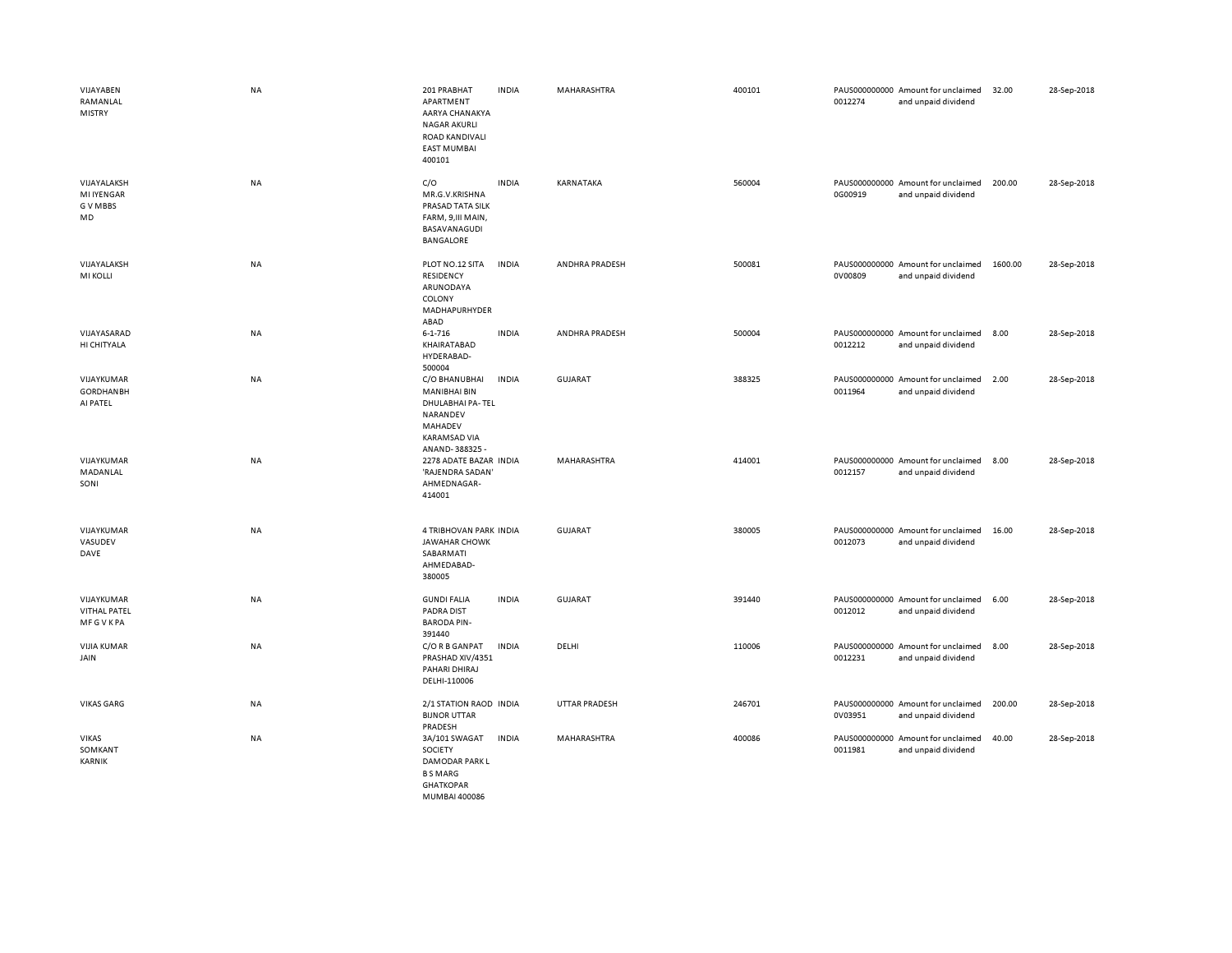| | | | | | | | | | |
|---|---|---|---|---|---|---|---|---|---|
| VIJAYABEN RAMANLAL MISTRY | NA | 201 PRABHAT APARTMENT AARYA CHANAKYA NAGAR AKURLI ROAD KANDIVALI EAST MUMBAI 400101 | INDIA | MAHARASHTRA | 400101 | PAUS0000000000012274 | Amount for unclaimed and unpaid dividend | 32.00 | 28-Sep-2018 |
| VIJAYALAKSHMI IYENGAR G V MBBS MD | NA | C/O MR.G.V.KRISHNA PRASAD TATA SILK FARM, 9,III MAIN, BASAVANAGUDI BANGALORE | INDIA | KARNATAKA | 560004 | PAUS0000000000G00919 | Amount for unclaimed and unpaid dividend | 200.00 | 28-Sep-2018 |
| VIJAYALAKSHMI KOLLI | NA | PLOT NO.12 SITA RESIDENCY ARUNODAYA COLONY MADHAPURHYDERABAD | INDIA | ANDHRA PRADESH | 500081 | PAUS0000000000V00809 | Amount for unclaimed and unpaid dividend | 1600.00 | 28-Sep-2018 |
| VIJAYASARADHI CHITYALA | NA | 6-1-716 KHAIRATABAD HYDERABAD-500004 | INDIA | ANDHRA PRADESH | 500004 | PAUS0000000000012212 | Amount for unclaimed and unpaid dividend | 8.00 | 28-Sep-2018 |
| VIJAYKUMAR GORDHANBHAI PATEL | NA | C/O BHANUBHAI MANIBHAI BIN DHULABHAI PA- TEL NARANDEV MAHADEV KARAMSAD VIA ANAND- 388325 - | INDIA | GUJARAT | 388325 | PAUS0000000000011964 | Amount for unclaimed and unpaid dividend | 2.00 | 28-Sep-2018 |
| VIJAYKUMAR MADANLAL SONI | NA | 2278 ADATE BAZAR 'RAJENDRA SADAN' AHMEDNAGAR-414001 | INDIA | MAHARASHTRA | 414001 | PAUS0000000000012157 | Amount for unclaimed and unpaid dividend | 8.00 | 28-Sep-2018 |
| VIJAYKUMAR VASUDEV DAVE | NA | 4 TRIBHOVAN PARK JAWAHAR CHOWK SABARMATI AHMEDABAD-380005 | INDIA | GUJARAT | 380005 | PAUS0000000000012073 | Amount for unclaimed and unpaid dividend | 16.00 | 28-Sep-2018 |
| VIJAYKUMAR VITHAL PATEL MF G V K PA | NA | GUNDI FALIA PADRA DIST BARODA PIN-391440 | INDIA | GUJARAT | 391440 | PAUS0000000000012012 | Amount for unclaimed and unpaid dividend | 6.00 | 28-Sep-2018 |
| VIJIA KUMAR JAIN | NA | C/O R B GANPAT PRASHAD XIV/4351 PAHARI DHIRAJ DELHI-110006 | INDIA | DELHI | 110006 | PAUS0000000000012231 | Amount for unclaimed and unpaid dividend | 8.00 | 28-Sep-2018 |
| VIKAS GARG | NA | 2/1 STATION RAOD BIJNOR UTTAR PRADESH | INDIA | UTTAR PRADESH | 246701 | PAUS0000000000V03951 | Amount for unclaimed and unpaid dividend | 200.00 | 28-Sep-2018 |
| VIKAS SOMKANT KARNIK | NA | 3A/101 SWAGAT SOCIETY DAMODAR PARK L B S MARG GHATKOPAR MUMBAI 400086 | INDIA | MAHARASHTRA | 400086 | PAUS0000000000011981 | Amount for unclaimed and unpaid dividend | 40.00 | 28-Sep-2018 |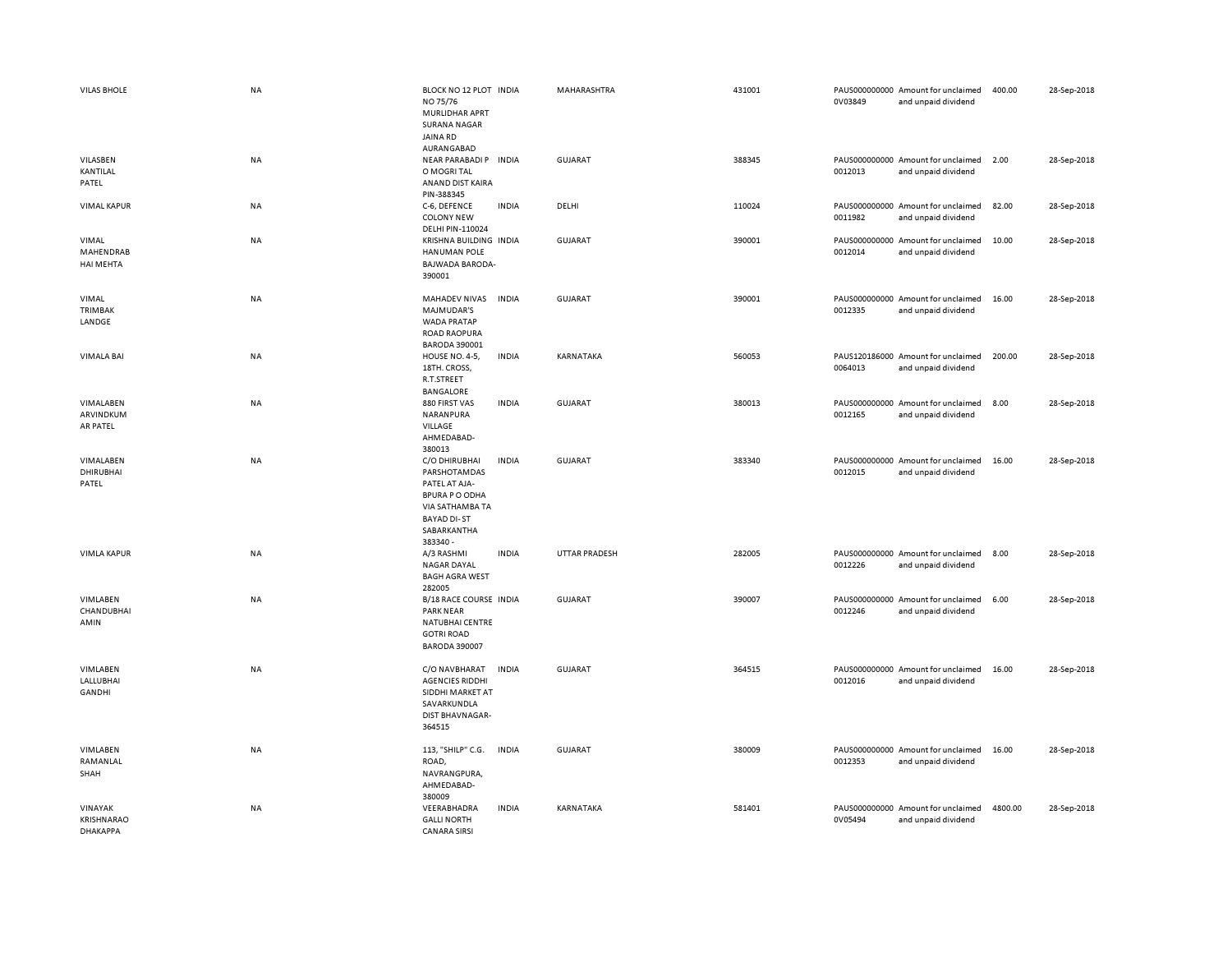| | | | | | | | | | |
|---|---|---|---|---|---|---|---|---|---|
| VILAS BHOLE | NA | BLOCK NO 12 PLOT NO 75/76 MURLIDHAR APRT SURANA NAGAR JAINA RD AURANGABAD | INDIA | MAHARASHTRA | 431001 | PAUS0000000000V03849 | Amount for unclaimed and unpaid dividend | 400.00 | 28-Sep-2018 |
| VILASBEN KANTILAL PATEL | NA | NEAR PARABADI P O MOGRI TAL ANAND DIST KAIRA PIN-388345 | INDIA | GUJARAT | 388345 | PAUS00000000000012013 | Amount for unclaimed and unpaid dividend | 2.00 | 28-Sep-2018 |
| VIMAL KAPUR | NA | C-6, DEFENCE COLONY NEW DELHI PIN-110024 | INDIA | DELHI | 110024 | PAUS00000000000011982 | Amount for unclaimed and unpaid dividend | 82.00 | 28-Sep-2018 |
| VIMAL MAHENDRAB HAI MEHTA | NA | KRISHNA BUILDING HANUMAN POLE BAJWADA BARODA-390001 | INDIA | GUJARAT | 390001 | PAUS00000000000012014 | Amount for unclaimed and unpaid dividend | 10.00 | 28-Sep-2018 |
| VIMAL TRIMBAK LANDGE | NA | MAHADEV NIVAS MAJMUDAR'S WADA PRATAP ROAD RAOPURA BARODA 390001 | INDIA | GUJARAT | 390001 | PAUS00000000000012335 | Amount for unclaimed and unpaid dividend | 16.00 | 28-Sep-2018 |
| VIMALA BAI | NA | HOUSE NO. 4-5, 18TH. CROSS, R.T.STREET BANGALORE | INDIA | KARNATAKA | 560053 | PAUS1201860000064013 | Amount for unclaimed and unpaid dividend | 200.00 | 28-Sep-2018 |
| VIMALABEN ARVINDKUM AR PATEL | NA | 880 FIRST VAS NARANPURA VILLAGE AHMEDABAD-380013 | INDIA | GUJARAT | 380013 | PAUS00000000000012165 | Amount for unclaimed and unpaid dividend | 8.00 | 28-Sep-2018 |
| VIMALABEN DHIRUBHAI PATEL | NA | C/O DHIRUBHAI PARSHOTAMDAS PATEL AT AJA-BPURA P O ODHA VIA SATHAMBA TA BAYAD DI- ST SABARKANTHA 383340 - | INDIA | GUJARAT | 383340 | PAUS00000000000012015 | Amount for unclaimed and unpaid dividend | 16.00 | 28-Sep-2018 |
| VIMLA KAPUR | NA | A/3 RASHMI NAGAR DAYAL BAGH AGRA WEST 282005 | INDIA | UTTAR PRADESH | 282005 | PAUS00000000000012226 | Amount for unclaimed and unpaid dividend | 8.00 | 28-Sep-2018 |
| VIMLABEN CHANDUBHAI AMIN | NA | B/18 RACE COURSE PARK NEAR NATUBHAI CENTRE GOTRI ROAD BARODA 390007 | INDIA | GUJARAT | 390007 | PAUS00000000000012246 | Amount for unclaimed and unpaid dividend | 6.00 | 28-Sep-2018 |
| VIMLABEN LALLUBHAI GANDHI | NA | C/O NAVBHARAT AGENCIES RIDDHI SIDDHI MARKET AT SAVARKUNDLA DIST BHAVNAGAR-364515 | INDIA | GUJARAT | 364515 | PAUS00000000000012016 | Amount for unclaimed and unpaid dividend | 16.00 | 28-Sep-2018 |
| VIMLABEN RAMANLAL SHAH | NA | 113, "SHILP" C.G. ROAD, NAVRANGPURA, AHMEDABAD-380009 | INDIA | GUJARAT | 380009 | PAUS00000000000012353 | Amount for unclaimed and unpaid dividend | 16.00 | 28-Sep-2018 |
| VINAYAK KRISHNARAO DHAKAPPA | NA | VEERABHADRA GALLI NORTH CANARA SIRSI | INDIA | KARNATAKA | 581401 | PAUS0000000000V05494 | Amount for unclaimed and unpaid dividend | 4800.00 | 28-Sep-2018 |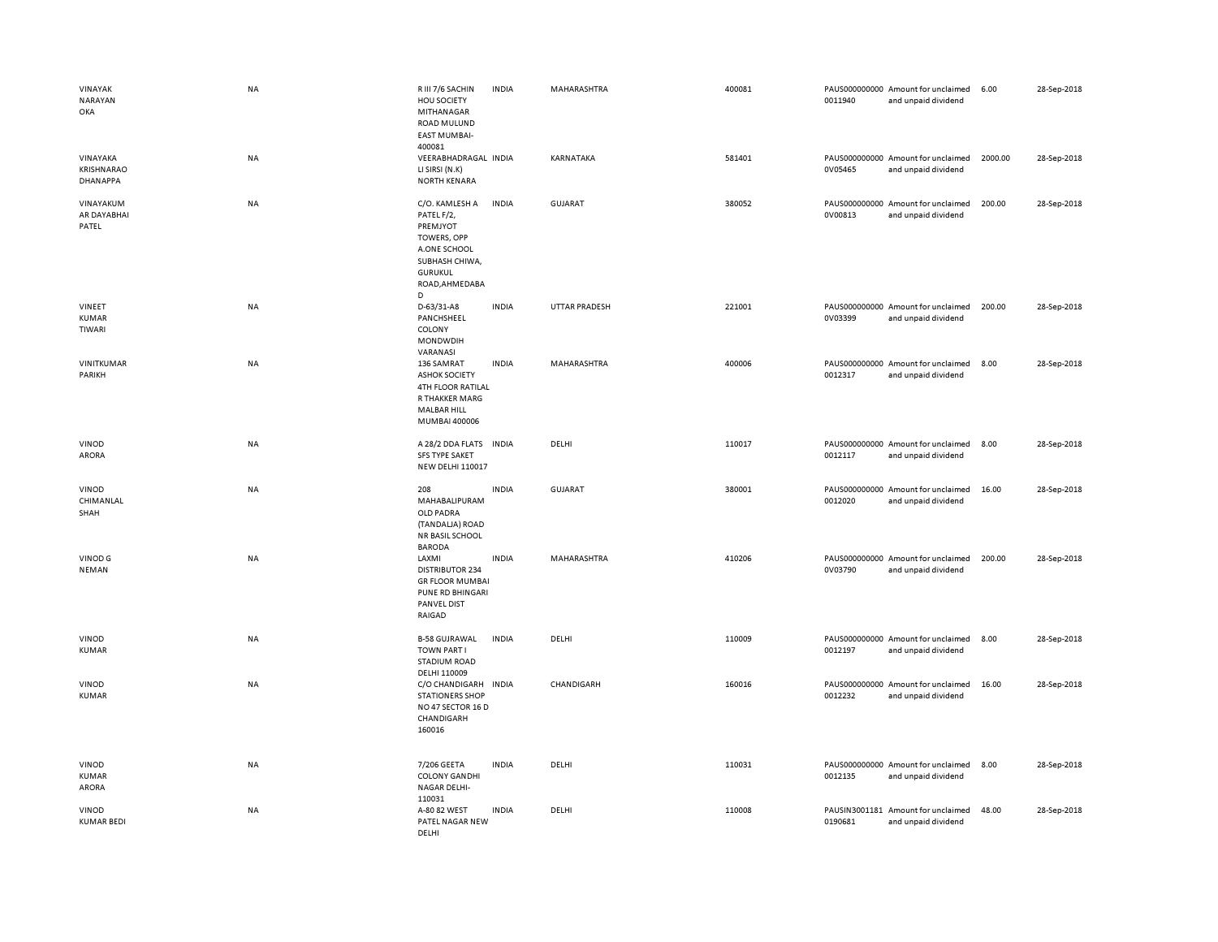| | | | | | | | | | |
|---|---|---|---|---|---|---|---|---|---|
| VINAYAK NARAYAN OKA | NA | R III 7/6 SACHIN HOU SOCIETY MITHANAGAR ROAD MULUND EAST MUMBAI-400081 | INDIA | MAHARASHTRA | 400081 | PAUS0000000000011940 | Amount for unclaimed and unpaid dividend | 6.00 | 28-Sep-2018 |
| VINAYAKA KRISHNARAO DHANAPPA | NA | VEERABHADRAGALLI SIRSI (N.K) NORTH KENARA | INDIA | KARNATAKA | 581401 | PAUS0000000000V05465 | Amount for unclaimed and unpaid dividend | 2000.00 | 28-Sep-2018 |
| VINAYAKUMAR DAYABHAI PATEL | NA | C/O. KAMLESH A PATEL F/2, PREMJYOT TOWERS, OPP A.ONE SCHOOL SUBHASH CHIWA, GURUKUL ROAD,AHMEDABAD | INDIA | GUJARAT | 380052 | PAUS0000000000V00813 | Amount for unclaimed and unpaid dividend | 200.00 | 28-Sep-2018 |
| VINEET KUMAR TIWARI | NA | D-63/31-A8 PANCHSHEEL COLONY MONDWDIH VARANASI | INDIA | UTTAR PRADESH | 221001 | PAUS0000000000V03399 | Amount for unclaimed and unpaid dividend | 200.00 | 28-Sep-2018 |
| VINITKUMAR PARIKH | NA | 136 SAMRAT ASHOK SOCIETY 4TH FLOOR RATILAL R THAKKER MARG MALBAR HILL MUMBAI 400006 | INDIA | MAHARASHTRA | 400006 | PAUS0000000000012317 | Amount for unclaimed and unpaid dividend | 8.00 | 28-Sep-2018 |
| VINOD ARORA | NA | A 28/2 DDA FLATS SFS TYPE SAKET NEW DELHI 110017 | INDIA | DELHI | 110017 | PAUS0000000000012117 | Amount for unclaimed and unpaid dividend | 8.00 | 28-Sep-2018 |
| VINOD CHIMANLAL SHAH | NA | 208 MAHABALIPURAM OLD PADRA (TANDALJA) ROAD NR BASIL SCHOOL BARODA | INDIA | GUJARAT | 380001 | PAUS0000000000012020 | Amount for unclaimed and unpaid dividend | 16.00 | 28-Sep-2018 |
| VINOD G NEMAN | NA | LAXMI DISTRIBUTOR 234 GR FLOOR MUMBAI PUNE RD BHINGARI PANVEL DIST RAIGAD | INDIA | MAHARASHTRA | 410206 | PAUS0000000000V03790 | Amount for unclaimed and unpaid dividend | 200.00 | 28-Sep-2018 |
| VINOD KUMAR | NA | B-58 GUJRAWAL TOWN PART I STADIUM ROAD DELHI 110009 | INDIA | DELHI | 110009 | PAUS0000000000012197 | Amount for unclaimed and unpaid dividend | 8.00 | 28-Sep-2018 |
| VINOD KUMAR | NA | C/O CHANDIGARH STATIONERS SHOP NO 47 SECTOR 16 D CHANDIGARH 160016 | INDIA | CHANDIGARH | 160016 | PAUS0000000000012232 | Amount for unclaimed and unpaid dividend | 16.00 | 28-Sep-2018 |
| VINOD KUMAR ARORA | NA | 7/206 GEETA COLONY GANDHI NAGAR DELHI-110031 | INDIA | DELHI | 110031 | PAUS0000000000012135 | Amount for unclaimed and unpaid dividend | 8.00 | 28-Sep-2018 |
| VINOD KUMAR BEDI | NA | A-80 82 WEST PATEL NAGAR NEW DELHI | INDIA | DELHI | 110008 | PAUSIN30011810190681 | Amount for unclaimed and unpaid dividend | 48.00 | 28-Sep-2018 |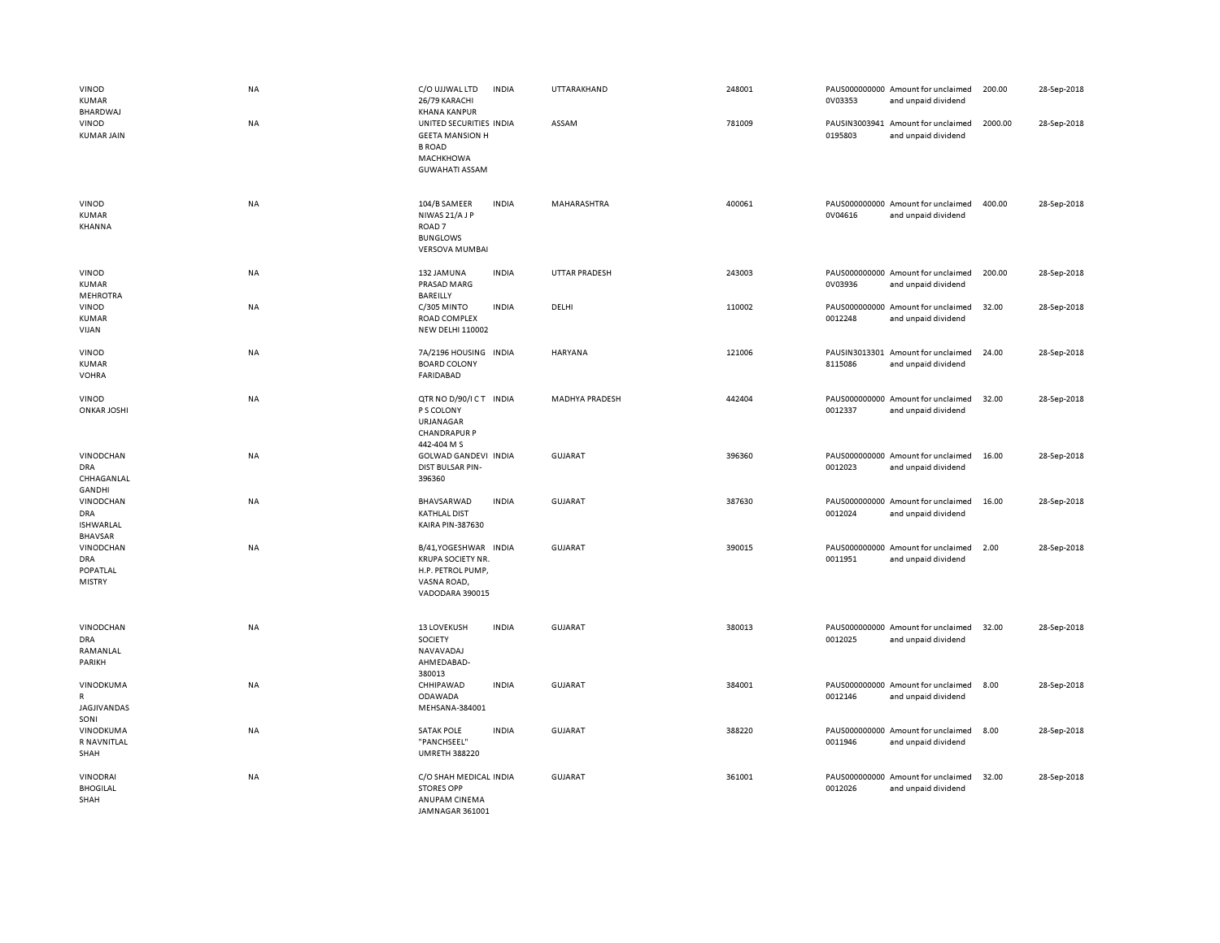| | | | | | | | | | |
|---|---|---|---|---|---|---|---|---|---|
| VINOD KUMAR BHARDWAJ | NA | C/O UJJWAL LTD 26/79 KARACHI KHANA KANPUR | INDIA | UTTARAKHAND | 248001 | PAUS0000000000V03353 | Amount for unclaimed and unpaid dividend | 200.00 | 28-Sep-2018 |
| VINOD KUMAR JAIN | NA | UNITED SECURITIES GEETA MANSION H B ROAD MACHKHOWA GUWAHATI ASSAM | INDIA | ASSAM | 781009 | PAUSIN30039410195803 | Amount for unclaimed and unpaid dividend | 2000.00 | 28-Sep-2018 |
| VINOD KUMAR KHANNA | NA | 104/B SAMEER NIWAS 21/A J P ROAD 7 BUNGLOWS VERSOVA MUMBAI | INDIA | MAHARASHTRA | 400061 | PAUS0000000000V04616 | Amount for unclaimed and unpaid dividend | 400.00 | 28-Sep-2018 |
| VINOD KUMAR MEHROTRA | NA | 132 JAMUNA PRASAD MARG BAREILLY | INDIA | UTTAR PRADESH | 243003 | PAUS0000000000V03936 | Amount for unclaimed and unpaid dividend | 200.00 | 28-Sep-2018 |
| VINOD KUMAR VIJAN | NA | C/305 MINTO ROAD COMPLEX NEW DELHI 110002 | INDIA | DELHI | 110002 | PAUS0000000000012248 | Amount for unclaimed and unpaid dividend | 32.00 | 28-Sep-2018 |
| VINOD KUMAR VOHRA | NA | 7A/2196 HOUSING BOARD COLONY FARIDABAD | INDIA | HARYANA | 121006 | PAUSIN30133018115086 | Amount for unclaimed and unpaid dividend | 24.00 | 28-Sep-2018 |
| VINOD ONKAR JOSHI | NA | QTR NO D/90/I C T P S COLONY URJANAGAR CHANDRAPUR P 442-404 M S | INDIA | MADHYA PRADESH | 442404 | PAUS0000000000012337 | Amount for unclaimed and unpaid dividend | 32.00 | 28-Sep-2018 |
| VINODCHANDRA CHHAGANLAL GANDHI | NA | GOLWAD GANDEVI DIST BULSAR PIN-396360 | INDIA | GUJARAT | 396360 | PAUS0000000000012023 | Amount for unclaimed and unpaid dividend | 16.00 | 28-Sep-2018 |
| VINODCHANDRA ISHWARLAL BHAVSAR | NA | BHAVSARWAD KATHLAL DIST KAIRA PIN-387630 | INDIA | GUJARAT | 387630 | PAUS0000000000012024 | Amount for unclaimed and unpaid dividend | 16.00 | 28-Sep-2018 |
| VINODCHANDRA POPATLAL MISTRY | NA | B/41,YOGESHWAR KRUPA SOCIETY NR. H.P. PETROL PUMP, VASNA ROAD, VADODARA 390015 | INDIA | GUJARAT | 390015 | PAUS0000000000011951 | Amount for unclaimed and unpaid dividend | 2.00 | 28-Sep-2018 |
| VINODCHANDRA RAMANLAL PARIKH | NA | 13 LOVEKUSH SOCIETY NAVAVADAJ AHMEDABAD-380013 | INDIA | GUJARAT | 380013 | PAUS0000000000012025 | Amount for unclaimed and unpaid dividend | 32.00 | 28-Sep-2018 |
| VINODKUMAR JAGJIVANDAS SONI | NA | CHHIPAWAD ODAWADA MEHSANA-384001 | INDIA | GUJARAT | 384001 | PAUS0000000000012146 | Amount for unclaimed and unpaid dividend | 8.00 | 28-Sep-2018 |
| VINODKUMAR NAVNITLAL SHAH | NA | SATAK POLE "PANCHSEEL" UMRETH 388220 | INDIA | GUJARAT | 388220 | PAUS0000000000011946 | Amount for unclaimed and unpaid dividend | 8.00 | 28-Sep-2018 |
| VINODRAI BHOGILAL SHAH | NA | C/O SHAH MEDICAL STORES OPP ANUPAM CINEMA JAMNAGAR 361001 | INDIA | GUJARAT | 361001 | PAUS0000000000012026 | Amount for unclaimed and unpaid dividend | 32.00 | 28-Sep-2018 |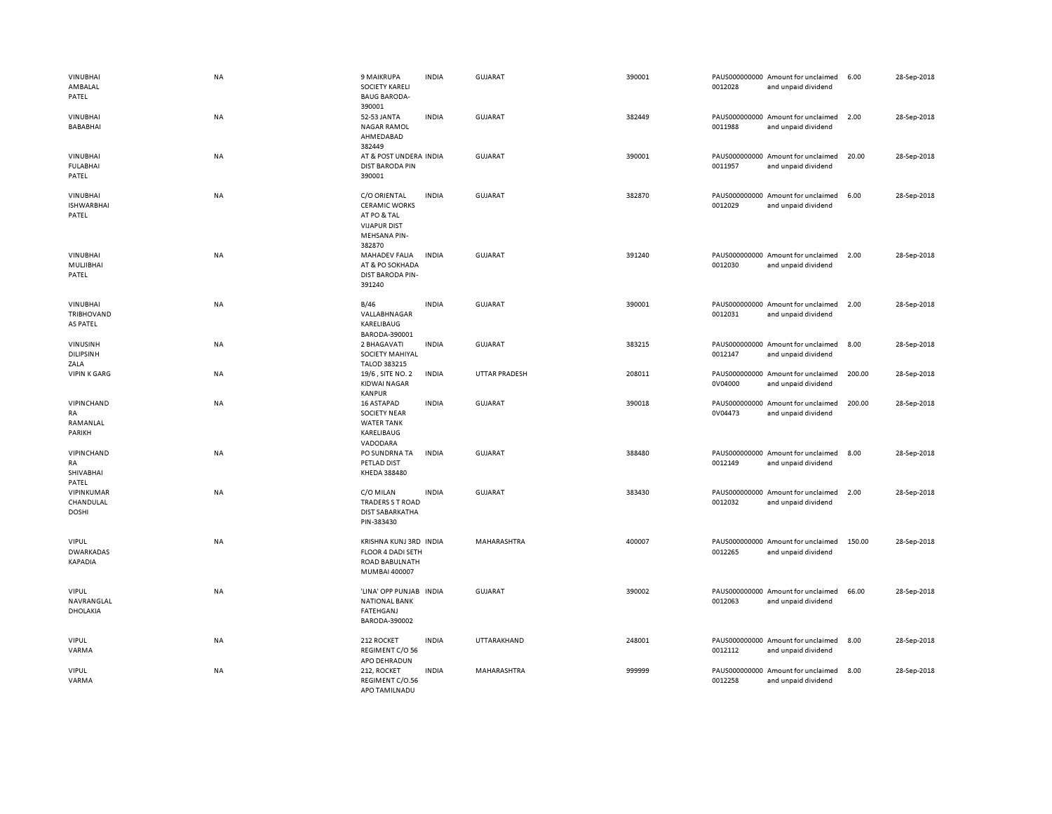| | | | | | | | | | |
|---|---|---|---|---|---|---|---|---|---|
| VINUBHAI AMBALAL PATEL | NA | 9 MAIKRUPA SOCIETY KARELI BAUG BARODA-390001 | INDIA | GUJARAT | 390001 | PAUS000000000 0012028 | Amount for unclaimed and unpaid dividend | 6.00 | 28-Sep-2018 |
| VINUBHAI BABABHAI | NA | 52-53 JANTA NAGAR RAMOL AHMEDABAD 382449 | INDIA | GUJARAT | 382449 | PAUS000000000 0011988 | Amount for unclaimed and unpaid dividend | 2.00 | 28-Sep-2018 |
| VINUBHAI FULABHAI PATEL | NA | AT & POST UNDERA DIST BARODA PIN 390001 | INDIA | GUJARAT | 390001 | PAUS000000000 0011957 | Amount for unclaimed and unpaid dividend | 20.00 | 28-Sep-2018 |
| VINUBHAI ISHWARBHAI PATEL | NA | C/O ORIENTAL CERAMIC WORKS AT PO & TAL VIJAPUR DIST MEHSANA PIN-382870 | INDIA | GUJARAT | 382870 | PAUS000000000 0012029 | Amount for unclaimed and unpaid dividend | 6.00 | 28-Sep-2018 |
| VINUBHAI MULJIBHAI PATEL | NA | MAHADEV FALIA AT & PO SOKHADA DIST BARODA PIN-391240 | INDIA | GUJARAT | 391240 | PAUS000000000 0012030 | Amount for unclaimed and unpaid dividend | 2.00 | 28-Sep-2018 |
| VINUBHAI TRIBHOVAND AS PATEL | NA | B/46 VALLABHNAGAR KARELIBAUG BARODA-390001 | INDIA | GUJARAT | 390001 | PAUS000000000 0012031 | Amount for unclaimed and unpaid dividend | 2.00 | 28-Sep-2018 |
| VINUSINH DILIPSINH ZALA | NA | 2 BHAGAVATI SOCIETY MAHIYAL TALOD 383215 | INDIA | GUJARAT | 383215 | PAUS000000000 0012147 | Amount for unclaimed and unpaid dividend | 8.00 | 28-Sep-2018 |
| VIPIN K GARG | NA | 19/6 , SITE NO. 2 KIDWAI NAGAR KANPUR | INDIA | UTTAR PRADESH | 208011 | PAUS000000000 0V04000 | Amount for unclaimed and unpaid dividend | 200.00 | 28-Sep-2018 |
| VIPINCHAND RA RAMANLAL PARIKH | NA | 16 ASTAPAD SOCIETY NEAR WATER TANK KARELIBAUG VADODARA | INDIA | GUJARAT | 390018 | PAUS000000000 0V04473 | Amount for unclaimed and unpaid dividend | 200.00 | 28-Sep-2018 |
| VIPINCHAND RA SHIVABHAI PATEL | NA | PO SUNDRNA TA PETLAD DIST KHEDA 388480 | INDIA | GUJARAT | 388480 | PAUS000000000 0012149 | Amount for unclaimed and unpaid dividend | 8.00 | 28-Sep-2018 |
| VIPINKUMAR CHANDULAL DOSHI | NA | C/O MILAN TRADERS S T ROAD DIST SABARKATHA PIN-383430 | INDIA | GUJARAT | 383430 | PAUS000000000 0012032 | Amount for unclaimed and unpaid dividend | 2.00 | 28-Sep-2018 |
| VIPUL DWARKADAS KAPADIA | NA | KRISHNA KUNJ 3RD FLOOR 4 DADI SETH ROAD BABULNATH MUMBAI 400007 | INDIA | MAHARASHTRA | 400007 | PAUS000000000 0012265 | Amount for unclaimed and unpaid dividend | 150.00 | 28-Sep-2018 |
| VIPUL NAVRANGLAL DHOLAKIA | NA | 'LINA' OPP PUNJAB NATIONAL BANK FATEHGANJ BARODA-390002 | INDIA | GUJARAT | 390002 | PAUS000000000 0012063 | Amount for unclaimed and unpaid dividend | 66.00 | 28-Sep-2018 |
| VIPUL VARMA | NA | 212 ROCKET REGIMENT C/O 56 APO DEHRADUN | INDIA | UTTARAKHAND | 248001 | PAUS000000000 0012112 | Amount for unclaimed and unpaid dividend | 8.00 | 28-Sep-2018 |
| VIPUL VARMA | NA | 212, ROCKET REGIMENT C/O.56 APO TAMILNADU | INDIA | MAHARASHTRA | 999999 | PAUS000000000 0012258 | Amount for unclaimed and unpaid dividend | 8.00 | 28-Sep-2018 |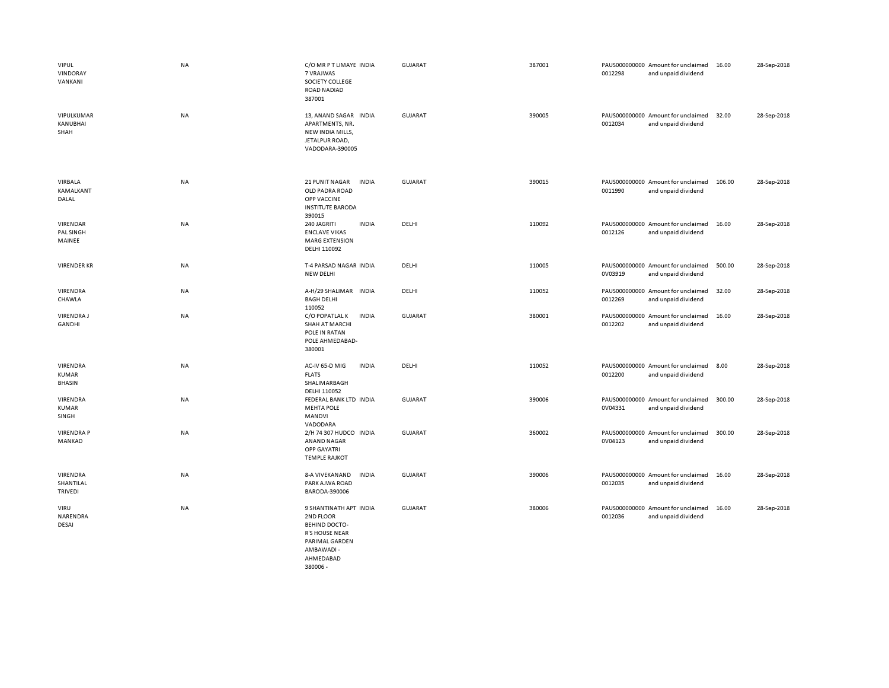| | | | | | | | | | |
|---|---|---|---|---|---|---|---|---|---|
| VIPUL VINDORAY VANKANI | NA | C/O MR P T LIMAYE 7 VRAJWAS SOCIETY COLLEGE ROAD NADIAD 387001 | INDIA | GUJARAT | 387001 | PAUS0000000000012298 | Amount for unclaimed and unpaid dividend | 16.00 | 28-Sep-2018 |
| VIPULKUMAR KANUBHAI SHAH | NA | 13, ANAND SAGAR APARTMENTS, NR. NEW INDIA MILLS, JETALPUR ROAD, VADODARA-390005 | INDIA | GUJARAT | 390005 | PAUS0000000000012034 | Amount for unclaimed and unpaid dividend | 32.00 | 28-Sep-2018 |
| VIRBALA KAMALKANT DALAL | NA | 21 PUNIT NAGAR OLD PADRA ROAD OPP VACCINE INSTITUTE BARODA 390015 | INDIA | GUJARAT | 390015 | PAUS0000000000011990 | Amount for unclaimed and unpaid dividend | 106.00 | 28-Sep-2018 |
| VIRENDAR PAL SINGH MAINEE | NA | 240 JAGRITI ENCLAVE VIKAS MARG EXTENSION DELHI 110092 | INDIA | DELHI | 110092 | PAUS0000000000012126 | Amount for unclaimed and unpaid dividend | 16.00 | 28-Sep-2018 |
| VIRENDER KR | NA | T-4 PARSAD NAGAR NEW DELHI | INDIA | DELHI | 110005 | PAUS00000000000V03919 | Amount for unclaimed and unpaid dividend | 500.00 | 28-Sep-2018 |
| VIRENDRA CHAWLA | NA | A-H/29 SHALIMAR BAGH DELHI 110052 | INDIA | DELHI | 110052 | PAUS0000000000012269 | Amount for unclaimed and unpaid dividend | 32.00 | 28-Sep-2018 |
| VIRENDRA J GANDHI | NA | C/O POPATLAL K SHAH AT MARCHI POLE IN RATAN POLE AHMEDABAD-380001 | INDIA | GUJARAT | 380001 | PAUS0000000000012202 | Amount for unclaimed and unpaid dividend | 16.00 | 28-Sep-2018 |
| VIRENDRA KUMAR BHASIN | NA | AC-IV 65-D MIG FLATS SHALIMARBAGH DELHI 110052 | INDIA | DELHI | 110052 | PAUS0000000000012200 | Amount for unclaimed and unpaid dividend | 8.00 | 28-Sep-2018 |
| VIRENDRA KUMAR SINGH | NA | FEDERAL BANK LTD MEHTA POLE MANDVI VADODARA | INDIA | GUJARAT | 390006 | PAUS00000000000V04331 | Amount for unclaimed and unpaid dividend | 300.00 | 28-Sep-2018 |
| VIRENDRA P MANKAD | NA | 2/H 74 307 HUDCO ANAND NAGAR OPP GAYATRI TEMPLE RAJKOT | INDIA | GUJARAT | 360002 | PAUS00000000000V04123 | Amount for unclaimed and unpaid dividend | 300.00 | 28-Sep-2018 |
| VIRENDRA SHANTILAL TRIVEDI | NA | 8-A VIVEKANAND PARK AJWA ROAD BARODA-390006 | INDIA | GUJARAT | 390006 | PAUS0000000000012035 | Amount for unclaimed and unpaid dividend | 16.00 | 28-Sep-2018 |
| VIRU NARENDRA DESAI | NA | 9 SHANTINATH APT 2ND FLOOR BEHIND DOCTO-R'S HOUSE NEAR PARIMAL GARDEN AMBAWADI - AHMEDABAD 380006 - | INDIA | GUJARAT | 380006 | PAUS0000000000012036 | Amount for unclaimed and unpaid dividend | 16.00 | 28-Sep-2018 |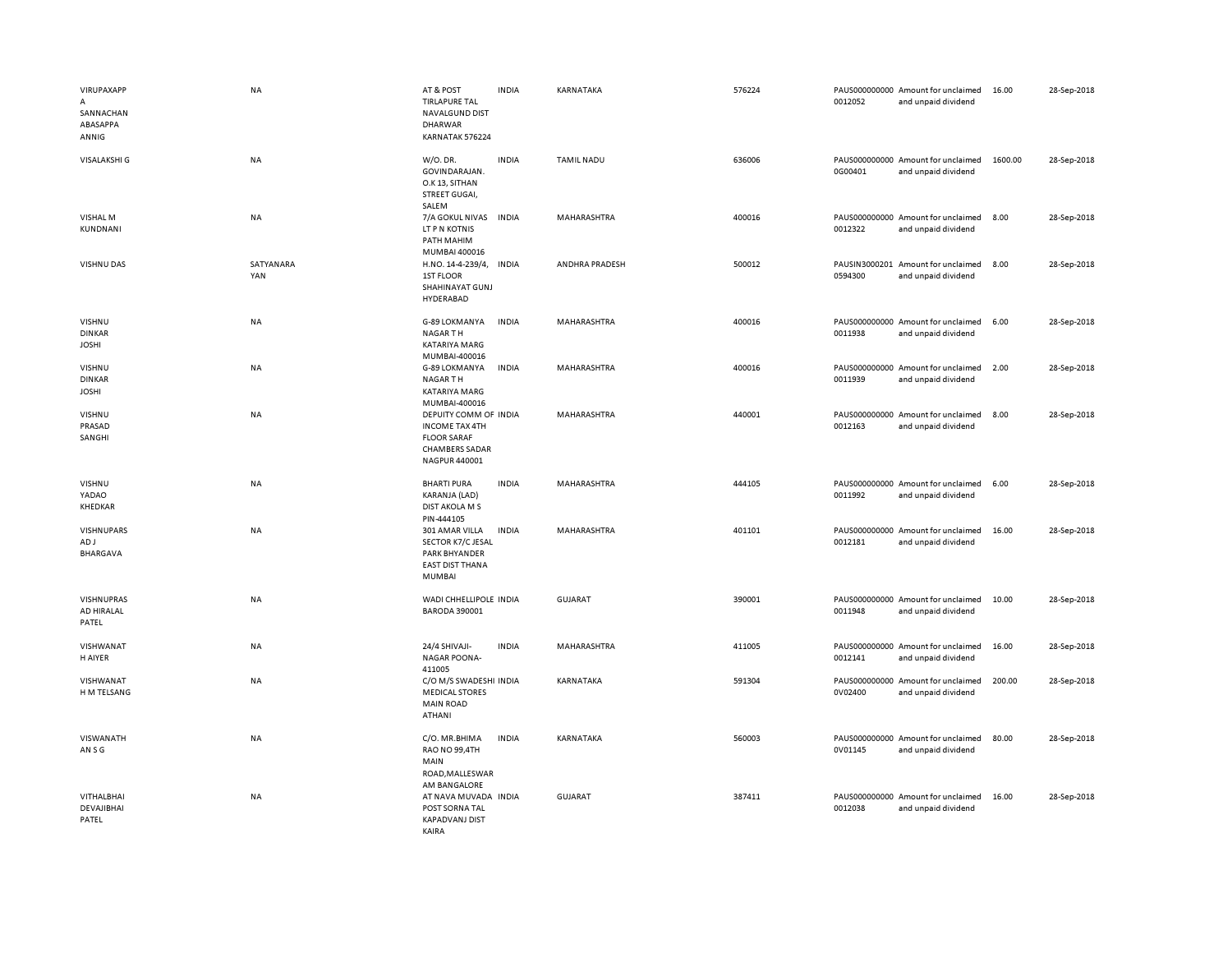| | | | | | | | | | |
|---|---|---|---|---|---|---|---|---|---|
| VIRUPAXAPPA SANNACHANABASAPPA ANNIG | NA | AT & POST TIRLAPURE TAL NAVALGUND DIST DHARWAR KARNATAK 576224 | INDIA | KARNATAKA | 576224 | PAUS0000000000012052 | Amount for unclaimed and unpaid dividend | 16.00 | 28-Sep-2018 |
| VISALAKSHI G | NA | W/O. DR. GOVINDARAJAN. O.K 13, SITHAN STREET GUGAI, SALEM | INDIA | TAMIL NADU | 636006 | PAUS0000000000G00401 | Amount for unclaimed and unpaid dividend | 1600.00 | 28-Sep-2018 |
| VISHAL M KUNDNANI | NA | 7/A GOKUL NIVAS LT P N KOTNIS PATH MAHIM MUMBAI 400016 | INDIA | MAHARASHTRA | 400016 | PAUS0000000000012322 | Amount for unclaimed and unpaid dividend | 8.00 | 28-Sep-2018 |
| VISHNU DAS | SATYANARAYAN | H.NO. 14-4-239/4, 1ST FLOOR SHAHINAYAT GUNJ HYDERABAD | INDIA | ANDHRA PRADESH | 500012 | PAUSIN30002010594300 | Amount for unclaimed and unpaid dividend | 8.00 | 28-Sep-2018 |
| VISHNU DINKAR JOSHI | NA | G-89 LOKMANYA NAGAR T H KATARIYA MARG MUMBAI-400016 | INDIA | MAHARASHTRA | 400016 | PAUS0000000000011938 | Amount for unclaimed and unpaid dividend | 6.00 | 28-Sep-2018 |
| VISHNU DINKAR JOSHI | NA | G-89 LOKMANYA NAGAR T H KATARIYA MARG MUMBAI-400016 | INDIA | MAHARASHTRA | 400016 | PAUS0000000000011939 | Amount for unclaimed and unpaid dividend | 2.00 | 28-Sep-2018 |
| VISHNU PRASAD SANGHI | NA | DEPUITY COMM OF INCOME TAX 4TH FLOOR SARAF CHAMBERS SADAR NAGPUR 440001 | INDIA | MAHARASHTRA | 440001 | PAUS0000000000012163 | Amount for unclaimed and unpaid dividend | 8.00 | 28-Sep-2018 |
| VISHNU YADAO KHEDKAR | NA | BHARTI PURA KARANJA (LAD) DIST AKOLA M S PIN-444105 | INDIA | MAHARASHTRA | 444105 | PAUS0000000000011992 | Amount for unclaimed and unpaid dividend | 6.00 | 28-Sep-2018 |
| VISHNUPARSAD J BHARGAVA | NA | 301 AMAR VILLA SECTOR K7/C JESAL PARK BHYANDER EAST DIST THANA MUMBAI | INDIA | MAHARASHTRA | 401101 | PAUS0000000000012181 | Amount for unclaimed and unpaid dividend | 16.00 | 28-Sep-2018 |
| VISHNUPRASAD HIRALAL PATEL | NA | WADI CHHELLIPOLE BARODA 390001 | INDIA | GUJARAT | 390001 | PAUS0000000000011948 | Amount for unclaimed and unpaid dividend | 10.00 | 28-Sep-2018 |
| VISHWANATH AIYER | NA | 24/4 SHIVAJI-NAGAR POONA-411005 | INDIA | MAHARASHTRA | 411005 | PAUS0000000000012141 | Amount for unclaimed and unpaid dividend | 16.00 | 28-Sep-2018 |
| VISHWANATH M TELSANG | NA | C/O M/S SWADESHI MEDICAL STORES MAIN ROAD ATHANI | INDIA | KARNATAKA | 591304 | PAUS00000000000V02400 | Amount for unclaimed and unpaid dividend | 200.00 | 28-Sep-2018 |
| VISWANATHAN S G | NA | C/O. MR.BHIMA RAO NO 99,4TH MAIN ROAD,MALLESWARAM BANGALORE | INDIA | KARNATAKA | 560003 | PAUS00000000000V01145 | Amount for unclaimed and unpaid dividend | 80.00 | 28-Sep-2018 |
| VITHALBHAI DEVAJIBHAI PATEL | NA | AT NAVA MUVADA POST SORNA TAL KAPADVANJ DIST KAIRA | INDIA | GUJARAT | 387411 | PAUS0000000000012038 | Amount for unclaimed and unpaid dividend | 16.00 | 28-Sep-2018 |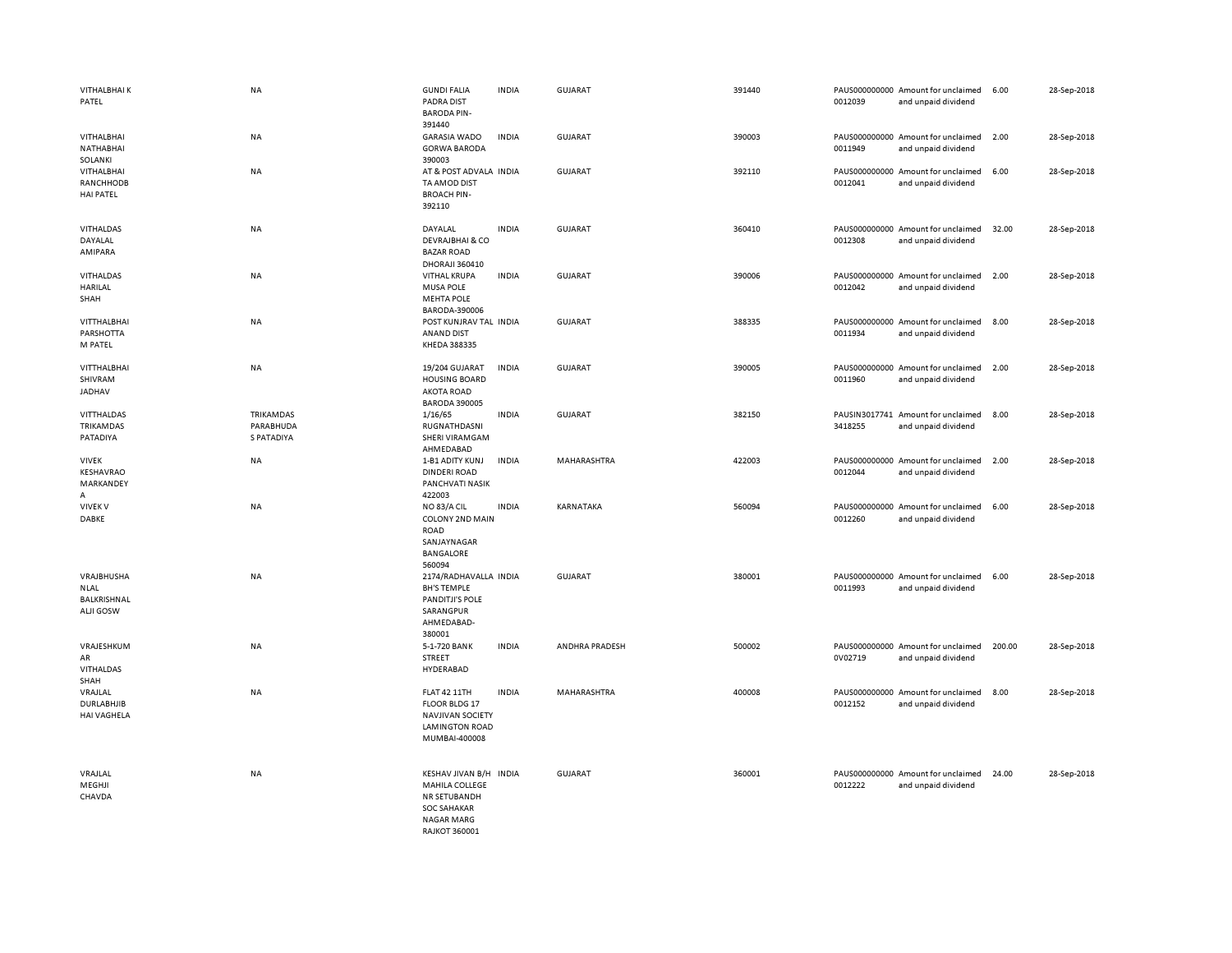| | | | | | | | | | |
|---|---|---|---|---|---|---|---|---|---|
| VITHALBHAI K PATEL | NA | GUNDI FALIA PADRA DIST BARODA PIN-391440 | INDIA | GUJARAT | 391440 | PAUS0000000000012039 | Amount for unclaimed and unpaid dividend | 6.00 | 28-Sep-2018 |
| VITHALBHAI NATHABHAI SOLANKI | NA | GARASIA WADO GORWA BARODA 390003 | INDIA | GUJARAT | 390003 | PAUS0000000000011949 | Amount for unclaimed and unpaid dividend | 2.00 | 28-Sep-2018 |
| VITHALBHAI RANCHHODBHAI PATEL | NA | AT & POST ADVALA TA AMOD DIST BROACH PIN-392110 | INDIA | GUJARAT | 392110 | PAUS0000000000012041 | Amount for unclaimed and unpaid dividend | 6.00 | 28-Sep-2018 |
| VITHALDAS DAYALAL AMIPARA | NA | DAYALAL DEVRAJBHAI & CO BAZAR ROAD DHORAJI 360410 | INDIA | GUJARAT | 360410 | PAUS0000000000012308 | Amount for unclaimed and unpaid dividend | 32.00 | 28-Sep-2018 |
| VITHALDAS HARILAL SHAH | NA | VITHAL KRUPA MUSA POLE MEHTA POLE BARODA-390006 | INDIA | GUJARAT | 390006 | PAUS0000000000012042 | Amount for unclaimed and unpaid dividend | 2.00 | 28-Sep-2018 |
| VITTHALBHAI PARSHOTTAM PATEL | NA | POST KUNJRAV TAL ANAND DIST KHEDA 388335 | INDIA | GUJARAT | 388335 | PAUS0000000000011934 | Amount for unclaimed and unpaid dividend | 8.00 | 28-Sep-2018 |
| VITTHALBHAI SHIVRAM JADHAV | NA | 19/204 GUJARAT HOUSING BOARD AKOTA ROAD BARODA 390005 | INDIA | GUJARAT | 390005 | PAUS0000000000011960 | Amount for unclaimed and unpaid dividend | 2.00 | 28-Sep-2018 |
| VITTHALDAS TRIKAMDAS PATADIYA | TRIKAMDAS PARABHUDAS PATADIYA | 1/16/65 RUGNATHDASNI SHERI VIRAMGAM AHMEDABAD | INDIA | GUJARAT | 382150 | PAUSIN30177413418255 | Amount for unclaimed and unpaid dividend | 8.00 | 28-Sep-2018 |
| VIVEK KESHAVRAO MARKANDEYA | NA | 1-B1 ADITY KUNJ DINDERI ROAD PANCHVATI NASIK 422003 | INDIA | MAHARASHTRA | 422003 | PAUS0000000000012044 | Amount for unclaimed and unpaid dividend | 2.00 | 28-Sep-2018 |
| VIVEK V DABKE | NA | NO 83/A CIL COLONY 2ND MAIN ROAD SANJAYNAGAR BANGALORE 560094 | INDIA | KARNATAKA | 560094 | PAUS0000000000012260 | Amount for unclaimed and unpaid dividend | 6.00 | 28-Sep-2018 |
| VRAJBHUSHANLAL BALKRISHNALJI GOSW | NA | 2174/RADHAVALLABH'S TEMPLE PANDITJI'S POLE SARANGPUR AHMEDABAD-380001 | INDIA | GUJARAT | 380001 | PAUS0000000000011993 | Amount for unclaimed and unpaid dividend | 6.00 | 28-Sep-2018 |
| VRAJESHKUMAR VITHALDAS SHAH | NA | 5-1-720 BANK STREET HYDERABAD | INDIA | ANDHRA PRADESH | 500002 | PAUS00000000000V02719 | Amount for unclaimed and unpaid dividend | 200.00 | 28-Sep-2018 |
| VRAJLAL DURLABHJIBHAI VAGHELA | NA | FLAT 42 11TH FLOOR BLDG 17 NAVJIVAN SOCIETY LAMINGTON ROAD MUMBAI-400008 | INDIA | MAHARASHTRA | 400008 | PAUS0000000000012152 | Amount for unclaimed and unpaid dividend | 8.00 | 28-Sep-2018 |
| VRAJLAL MEGHJI CHAVDA | NA | KESHAV JIVAN B/H MAHILA COLLEGE NR SETUBANDH SOC SAHAKAR NAGAR MARG RAJKOT 360001 | INDIA | GUJARAT | 360001 | PAUS0000000000012222 | Amount for unclaimed and unpaid dividend | 24.00 | 28-Sep-2018 |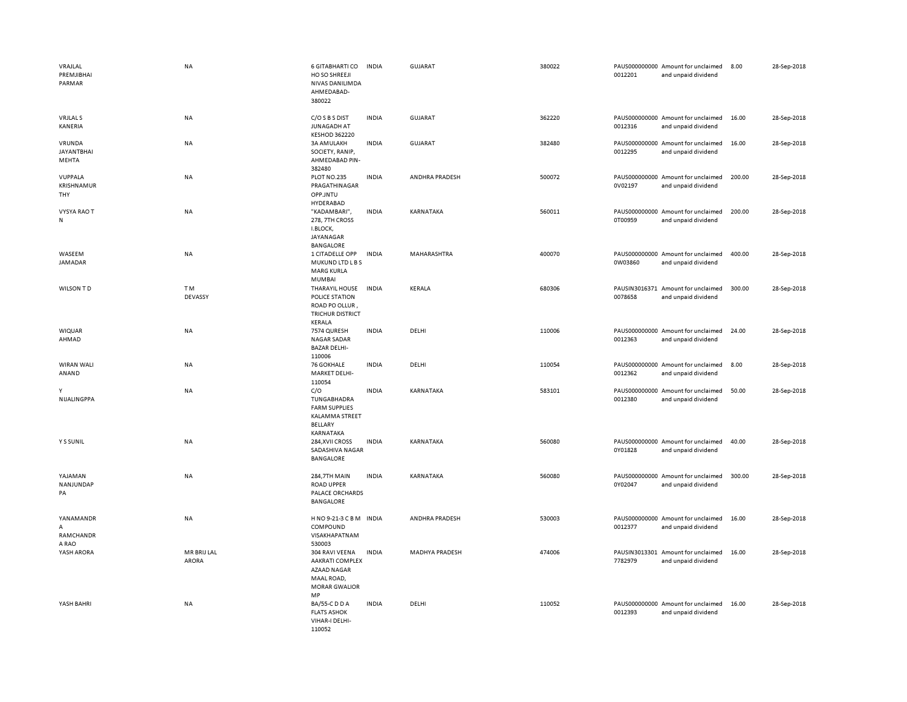| | | | | | | | | | |
|---|---|---|---|---|---|---|---|---|---|
| VRAJLAL PREMJIBHAI PARMAR | NA | 6 GITABHARTI CO HO SO SHREEJI NIVAS DANILIMDA AHMEDABAD-380022 | INDIA | GUJARAT | 380022 | PAUS000000000 0012201 | Amount for unclaimed and unpaid dividend | 8.00 | 28-Sep-2018 |
| VRJLAL S KANERIA | NA | C/O S B S DIST JUNAGADH AT KESHOD 362220 | INDIA | GUJARAT | 362220 | PAUS000000000 0012316 | Amount for unclaimed and unpaid dividend | 16.00 | 28-Sep-2018 |
| VRUNDA JAYANTBHAI MEHTA | NA | 3A AMULAKH SOCIETY, RANIP, AHMEDABAD PIN-382480 | INDIA | GUJARAT | 382480 | PAUS000000000 0012295 | Amount for unclaimed and unpaid dividend | 16.00 | 28-Sep-2018 |
| VUPPALA KRISHNAMUR THY | NA | PLOT NO.235 PRAGATHINAGAR OPP.JNTU HYDERABAD | INDIA | ANDHRA PRADESH | 500072 | PAUS000000000 0V02197 | Amount for unclaimed and unpaid dividend | 200.00 | 28-Sep-2018 |
| VYSYA RAO T N | NA | "KADAMBARI", 278, 7TH CROSS I.BLOCK, JAYANAGAR BANGALORE | INDIA | KARNATAKA | 560011 | PAUS000000000 0T00959 | Amount for unclaimed and unpaid dividend | 200.00 | 28-Sep-2018 |
| WASEEM JAMADAR | NA | 1 CITADELLE OPP MUKUND LTD L B S MARG KURLA MUMBAI | INDIA | MAHARASHTRA | 400070 | PAUS000000000 0W03860 | Amount for unclaimed and unpaid dividend | 400.00 | 28-Sep-2018 |
| WILSON T D | T M DEVASSY | THARAYIL HOUSE POLICE STATION ROAD PO OLLUR , TRICHUR DISTRICT KERALA | INDIA | KERALA | 680306 | PAUSIN3016371 0078658 | Amount for unclaimed and unpaid dividend | 300.00 | 28-Sep-2018 |
| WIQUAR AHMAD | NA | 7574 QURESH NAGAR SADAR BAZAR DELHI-110006 | INDIA | DELHI | 110006 | PAUS000000000 0012363 | Amount for unclaimed and unpaid dividend | 24.00 | 28-Sep-2018 |
| WIRAN WALI ANAND | NA | 76 GOKHALE MARKET DELHI-110054 | INDIA | DELHI | 110054 | PAUS000000000 0012362 | Amount for unclaimed and unpaid dividend | 8.00 | 28-Sep-2018 |
| Y NIJALINGPPA | NA | C/O TUNGABHADRA FARM SUPPLIES KALAMMA STREET BELLARY KARNATAKA | INDIA | KARNATAKA | 583101 | PAUS000000000 0012380 | Amount for unclaimed and unpaid dividend | 50.00 | 28-Sep-2018 |
| Y S SUNIL | NA | 284,XVII CROSS SADASHIVA NAGAR BANGALORE | INDIA | KARNATAKA | 560080 | PAUS000000000 0Y01828 | Amount for unclaimed and unpaid dividend | 40.00 | 28-Sep-2018 |
| YAJAMAN NANJUNDAP PA | NA | 284,7TH MAIN ROAD UPPER PALACE ORCHARDS BANGALORE | INDIA | KARNATAKA | 560080 | PAUS000000000 0Y02047 | Amount for unclaimed and unpaid dividend | 300.00 | 28-Sep-2018 |
| YANAMANDR A RAMCHANDR A RAO | NA | H NO 9-21-3 C B M COMPOUND VISAKHAPATNAM 530003 | INDIA | ANDHRA PRADESH | 530003 | PAUS000000000 0012377 | Amount for unclaimed and unpaid dividend | 16.00 | 28-Sep-2018 |
| YASH ARORA | MR BRIJ LAL ARORA | 304 RAVI VEENA AAKRATI COMPLEX AZAAD NAGAR MAAL ROAD, MORAR GWALIOR MP | INDIA | MADHYA PRADESH | 474006 | PAUSIN3013301 7782979 | Amount for unclaimed and unpaid dividend | 16.00 | 28-Sep-2018 |
| YASH BAHRI | NA | BA/55-C D D A FLATS ASHOK VIHAR-I DELHI-110052 | INDIA | DELHI | 110052 | PAUS000000000 0012393 | Amount for unclaimed and unpaid dividend | 16.00 | 28-Sep-2018 |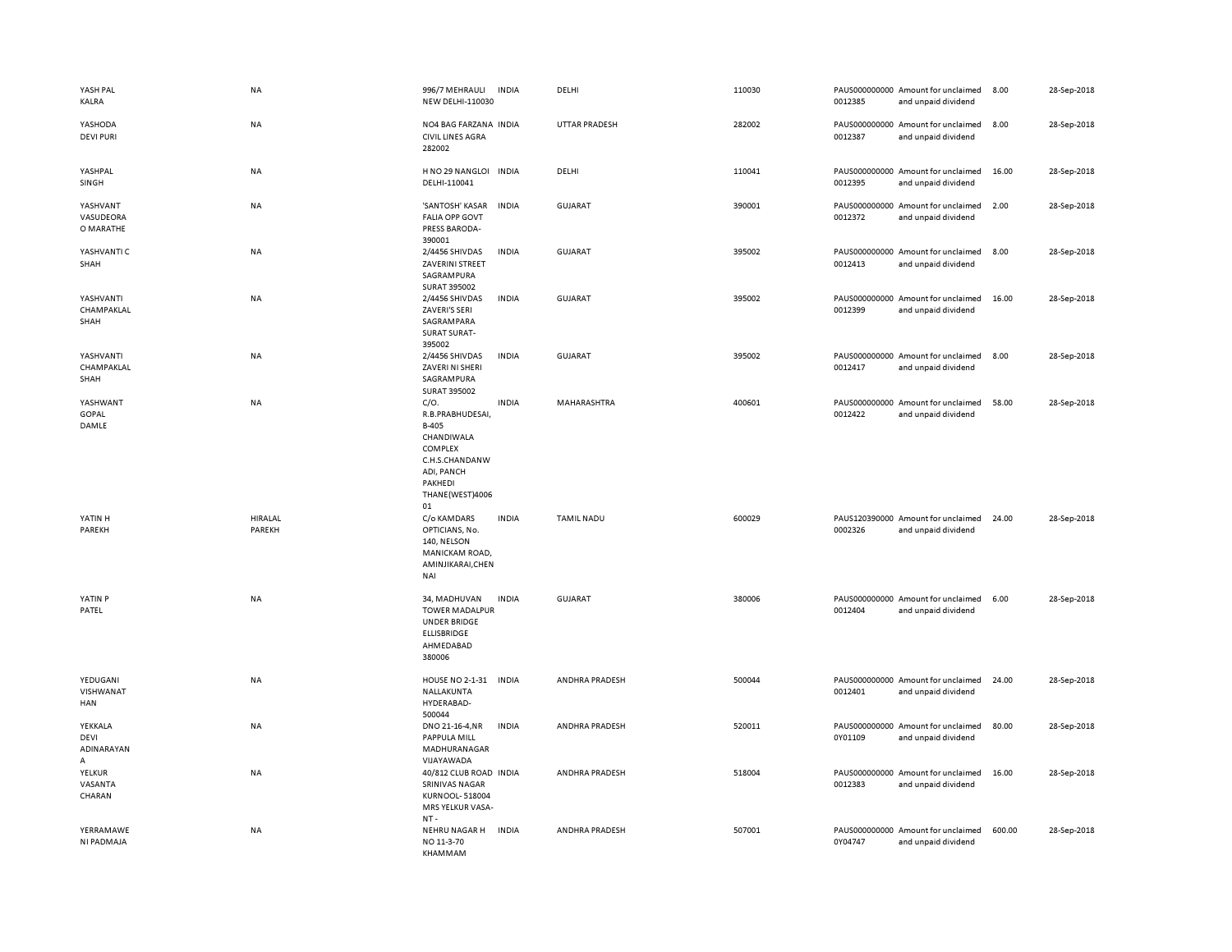| | | | | | | | | | |
|---|---|---|---|---|---|---|---|---|---|
| YASH PAL KALRA | NA | 996/7 MEHRAULI NEW DELHI-110030 | INDIA | DELHI | 110030 | PAUS000000000 0012385 | Amount for unclaimed and unpaid dividend | 8.00 | 28-Sep-2018 |
| YASHODA DEVI PURI | NA | NO4 BAG FARZANA CIVIL LINES AGRA 282002 | INDIA | UTTAR PRADESH | 282002 | PAUS000000000 0012387 | Amount for unclaimed and unpaid dividend | 8.00 | 28-Sep-2018 |
| YASHPAL SINGH | NA | H NO 29 NANGLOI DELHI-110041 | INDIA | DELHI | 110041 | PAUS000000000 0012395 | Amount for unclaimed and unpaid dividend | 16.00 | 28-Sep-2018 |
| YASHVANT VASUDEORA O MARATHE | NA | 'SANTOSH' KASAR FALIA OPP GOVT PRESS BARODA-390001 | INDIA | GUJARAT | 390001 | PAUS000000000 0012372 | Amount for unclaimed and unpaid dividend | 2.00 | 28-Sep-2018 |
| YASHVANTI C SHAH | NA | 2/4456 SHIVDAS ZAVERINI STREET SAGRAMPURA SURAT 395002 | INDIA | GUJARAT | 395002 | PAUS000000000 0012413 | Amount for unclaimed and unpaid dividend | 8.00 | 28-Sep-2018 |
| YASHVANTI CHAMPAKLAL SHAH | NA | 2/4456 SHIVDAS ZAVERI'S SERI SAGRAMPARA SURAT SURAT-395002 | INDIA | GUJARAT | 395002 | PAUS000000000 0012399 | Amount for unclaimed and unpaid dividend | 16.00 | 28-Sep-2018 |
| YASHVANTI CHAMPAKLAL SHAH | NA | 2/4456 SHIVDAS ZAVERI NI SHERI SAGRAMPURA SURAT 395002 | INDIA | GUJARAT | 395002 | PAUS000000000 0012417 | Amount for unclaimed and unpaid dividend | 8.00 | 28-Sep-2018 |
| YASHWANT GOPAL DAMLE | NA | C/O. R.B.PRABHUDESAI, B-405 CHANDIWALA COMPLEX C.H.S.CHANDANW ADI, PANCH PAKHEDI THANE(WEST)4006 01 | INDIA | MAHARASHTRA | 400601 | PAUS000000000 0012422 | Amount for unclaimed and unpaid dividend | 58.00 | 28-Sep-2018 |
| YATIN H PAREKH | HIRALAL PAREKH | C/o KAMDARS OPTICIANS, No. 140, NELSON MANICKAM ROAD, AMINJIKARAI,CHEN NAI | INDIA | TAMIL NADU | 600029 | PAUS120390000 0002326 | Amount for unclaimed and unpaid dividend | 24.00 | 28-Sep-2018 |
| YATIN P PATEL | NA | 34, MADHUVAN TOWER MADALPUR UNDER BRIDGE ELLISBRIDGE AHMEDABAD 380006 | INDIA | GUJARAT | 380006 | PAUS000000000 0012404 | Amount for unclaimed and unpaid dividend | 6.00 | 28-Sep-2018 |
| YEDUGANI VISHWANAT HAN | NA | HOUSE NO 2-1-31 NALLAKUNTA HYDERABAD-500044 | INDIA | ANDHRA PRADESH | 500044 | PAUS000000000 0012401 | Amount for unclaimed and unpaid dividend | 24.00 | 28-Sep-2018 |
| YEKKALA DEVI ADINARAYAN A | NA | DNO 21-16-4,NR PAPPULA MILL MADHURANAGAR VIJAYAWADA | INDIA | ANDHRA PRADESH | 520011 | PAUS000000000 0Y01109 | Amount for unclaimed and unpaid dividend | 80.00 | 28-Sep-2018 |
| YELKUR VASANTA CHARAN | NA | 40/812 CLUB ROAD SRINIVAS NAGAR KURNOOL- 518004 MRS YELKUR VASA-NT - | INDIA | ANDHRA PRADESH | 518004 | PAUS000000000 0012383 | Amount for unclaimed and unpaid dividend | 16.00 | 28-Sep-2018 |
| YERRAMAWE NI PADMAJA | NA | NEHRU NAGAR H NO 11-3-70 KHAMMAM | INDIA | ANDHRA PRADESH | 507001 | PAUS000000000 0Y04747 | Amount for unclaimed and unpaid dividend | 600.00 | 28-Sep-2018 |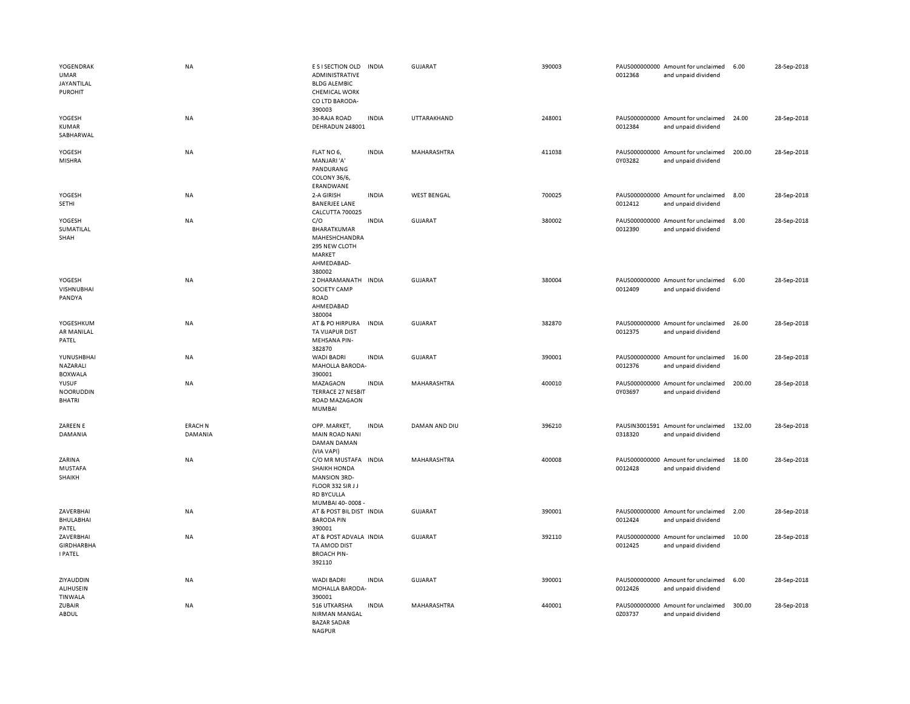| | | | | | | | | | |
|---|---|---|---|---|---|---|---|---|---|
| YOGENDRAKUMAR JAYANTILAL PUROHIT | NA | E S I SECTION OLD ADMINISTRATIVE BLDG ALEMBIC CHEMICAL WORK CO LTD BARODA-390003 | INDIA | GUJARAT | 390003 | PAUS0000000000012368 | Amount for unclaimed and unpaid dividend | 6.00 | 28-Sep-2018 |
| YOGESH KUMAR SABHARWAL | NA | 30-RAJA ROAD DEHRADUN 248001 | INDIA | UTTARAKHAND | 248001 | PAUS0000000000012384 | Amount for unclaimed and unpaid dividend | 24.00 | 28-Sep-2018 |
| YOGESH MISHRA | NA | FLAT NO 6, MANJARI 'A' PANDURANG COLONY 36/6, ERANDWANE | INDIA | MAHARASHTRA | 411038 | PAUS0000000000Y03282 | Amount for unclaimed and unpaid dividend | 200.00 | 28-Sep-2018 |
| YOGESH SETHI | NA | 2-A GIRISH BANERJEE LANE CALCUTTA 700025 | INDIA | WEST BENGAL | 700025 | PAUS0000000000012412 | Amount for unclaimed and unpaid dividend | 8.00 | 28-Sep-2018 |
| YOGESH SUMATILAL SHAH | NA | C/O BHARATKUMAR MAHESHCHANDRA 295 NEW CLOTH MARKET AHMEDABAD-380002 | INDIA | GUJARAT | 380002 | PAUS0000000000012390 | Amount for unclaimed and unpaid dividend | 8.00 | 28-Sep-2018 |
| YOGESH VISHNUBHAI PANDYA | NA | 2 DHARAMANATH SOCIETY CAMP ROAD AHMEDABAD 380004 | INDIA | GUJARAT | 380004 | PAUS0000000000012409 | Amount for unclaimed and unpaid dividend | 6.00 | 28-Sep-2018 |
| YOGESHKUMAR MANILAL PATEL | NA | AT & PO HIRPURA TA VIJAPUR DIST MEHSANA PIN-382870 | INDIA | GUJARAT | 382870 | PAUS0000000000012375 | Amount for unclaimed and unpaid dividend | 26.00 | 28-Sep-2018 |
| YUNUSHBHAI NAZARALI BOXWALA | NA | WADI BADRI MAHOLLA BARODA-390001 | INDIA | GUJARAT | 390001 | PAUS0000000000012376 | Amount for unclaimed and unpaid dividend | 16.00 | 28-Sep-2018 |
| YUSUF NOORUDDIN BHATRI | NA | MAZAGAON TERRACE 27 NESBIT ROAD MAZAGAON MUMBAI | INDIA | MAHARASHTRA | 400010 | PAUS0000000000Y03697 | Amount for unclaimed and unpaid dividend | 200.00 | 28-Sep-2018 |
| ZAREEN E DAMANIA | ERACH N DAMANIA | OPP. MARKET, MAIN ROAD NANI DAMAN DAMAN (VIA VAPI) | INDIA | DAMAN AND DIU | 396210 | PAUSIN30015910318320 | Amount for unclaimed and unpaid dividend | 132.00 | 28-Sep-2018 |
| ZARINA MUSTAFA SHAIKH | NA | C/O MR MUSTAFA SHAIKH HONDA MANSION 3RD-FLOOR 332 SIR J J RD BYCULLA MUMBAI 40- 0008 - | INDIA | MAHARASHTRA | 400008 | PAUS0000000000012428 | Amount for unclaimed and unpaid dividend | 18.00 | 28-Sep-2018 |
| ZAVERBHAI BHULABHAI PATEL | NA | AT & POST BIL DIST BARODA PIN 390001 | INDIA | GUJARAT | 390001 | PAUS0000000000012424 | Amount for unclaimed and unpaid dividend | 2.00 | 28-Sep-2018 |
| ZAVERBHAI GIRDHARBHAI PATEL | NA | AT & POST ADVALA TA AMOD DIST BROACH PIN-392110 | INDIA | GUJARAT | 392110 | PAUS0000000000012425 | Amount for unclaimed and unpaid dividend | 10.00 | 28-Sep-2018 |
| ZIYAUDDIN ALIHUSEIN TINWALA | NA | WADI BADRI MOHALLA BARODA-390001 | INDIA | GUJARAT | 390001 | PAUS0000000000012426 | Amount for unclaimed and unpaid dividend | 6.00 | 28-Sep-2018 |
| ZUBAIR ABDUL | NA | 516 UTKARSHA NIRMAN MANGAL BAZAR SADAR NAGPUR | INDIA | MAHARASHTRA | 440001 | PAUS0000000000Z03737 | Amount for unclaimed and unpaid dividend | 300.00 | 28-Sep-2018 |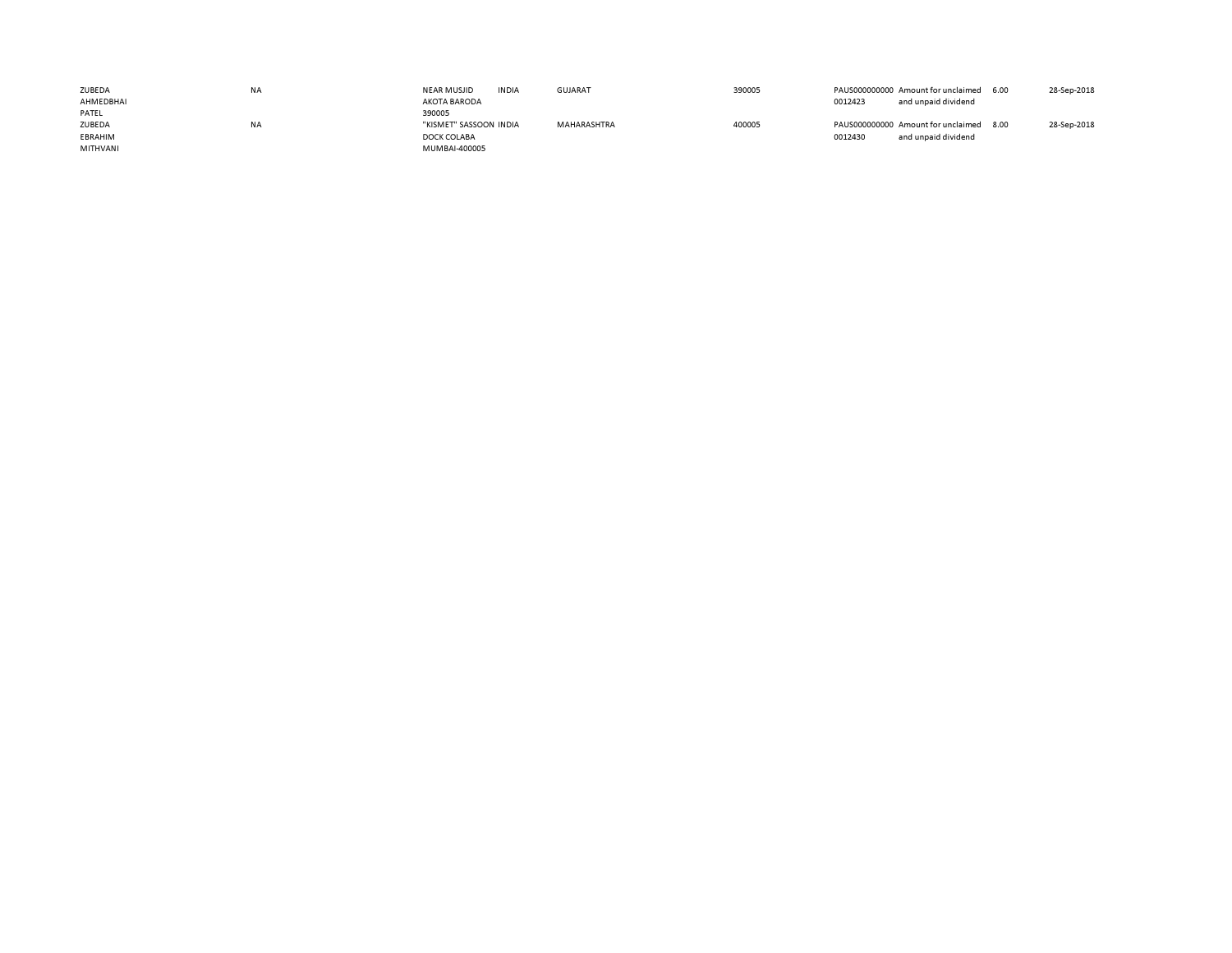| | | | | | | | | | |
|---|---|---|---|---|---|---|---|---|---|
| ZUBEDA AHMEDBHAI PATEL | NA | NEAR MUSJID AKOTA BARODA 390005 | INDIA | GUJARAT | 390005 | PAUS0000000000012423 | Amount for unclaimed and unpaid dividend | 6.00 | 28-Sep-2018 |
| ZUBEDA EBRAHIM MITHVANI | NA | "KISMET" SASSOON DOCK COLABA MUMBAI-400005 | INDIA | MAHARASHTRA | 400005 | PAUS0000000000012430 | Amount for unclaimed and unpaid dividend | 8.00 | 28-Sep-2018 |